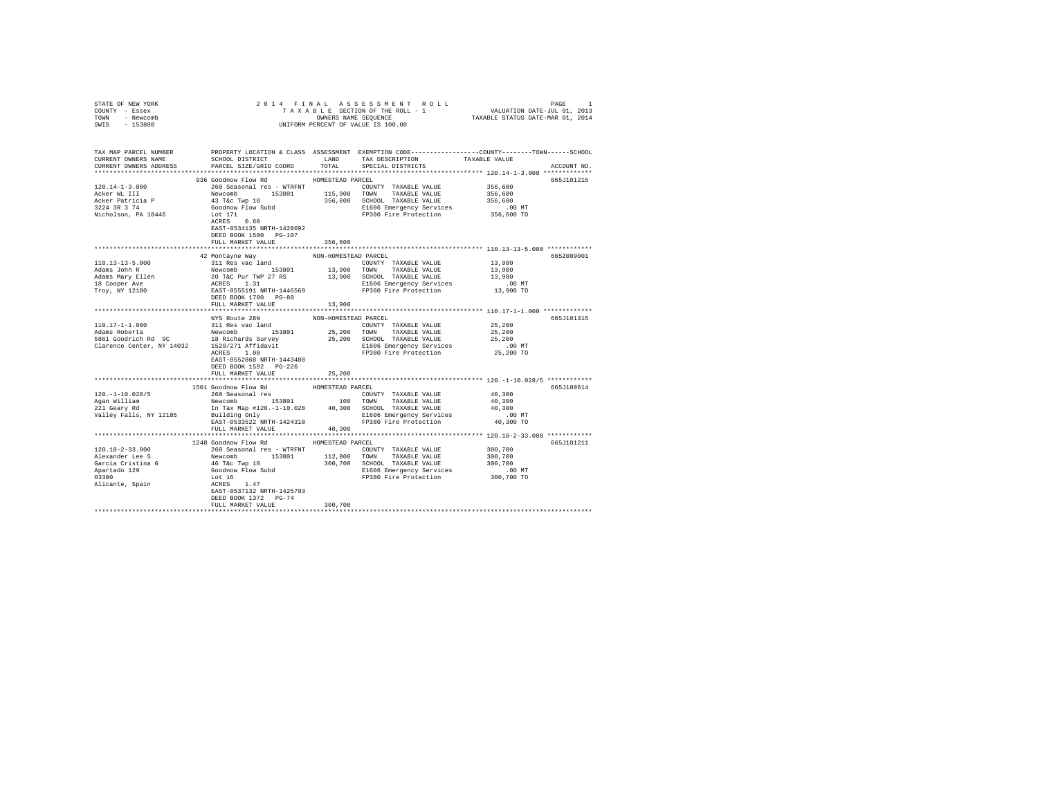STATE OF NEW YORK
COUNTY - Essex
TOWN - Newcomb
SWIS - 153800

2014 FINAL ASSESSMENT ROLL
TAXABLE SECTION OF THE ROLL - 1
OWNERS NAME SEQUENCE
UNIFORM PERCENT OF VALUE IS 100.00

VALUATION DATE-JUL 01, 2013
TAXABLE STATUS DATE-MAR 01, 2014

```
TAX MAP PARCEL NUMBER          PROPERTY LOCATION & CLASS  ASSESSMENT  EXEMPTION CODE-----------------COUNTY--------TOWN------SCHOOL
CURRENT OWNERS NAME            SCHOOL DISTRICT              LAND      TAX DESCRIPTION            TAXABLE VALUE
CURRENT OWNERS ADDRESS         PARCEL SIZE/GRID COORD       TOTAL     SPECIAL DISTRICTS                                      ACCOUNT NO.
******************************************************************************************************* 120.14-1-3.000 *************
                               936 Goodnow Flow Rd          HOMESTEAD PARCEL                                                  665J101215
120.14-1-3.000                 260 Seasonal res - WTRFNT              COUNTY  TAXABLE VALUE           356,600
Acker WL III                   Newcomb        153801       115,900    TOWN    TAXABLE VALUE           356,600
Acker Patricia P               43 T&c Twp 18               356,600    SCHOOL  TAXABLE VALUE           356,600
3224 3R 3 74                   Goodnow Flow Subd                      E1606 Emergency Services            .00 MT
Nicholson, PA 18446            Lot 171                                FP380 Fire Protection           356,600 TO
                               ACRES    0.60
                               EAST-0534135 NRTH-1428692
                               DEED BOOK 1500   PG-107
                               FULL MARKET VALUE           356,600
******************************************************************************************************* 110.13-13-5.000 ************
                               42 Montayne Way              NON-HOMESTEAD PARCEL                                              665Z009001
110.13-13-5.000                311 Res vac land                       COUNTY  TAXABLE VALUE            13,900
Adams John R                   Newcomb        153801        13,900    TOWN    TAXABLE VALUE            13,900
Adams Mary Ellen               20 T&C Pur TWP 27 RS         13,900    SCHOOL  TAXABLE VALUE            13,900
18 Cooper Ave                  ACRES    1.31                          E1606 Emergency Services            .00 MT
Troy, NY 12180                 EAST-0555191 NRTH-1446569              FP380 Fire Protection            13,900 TO
                               DEED BOOK 1700   PG-80
                               FULL MARKET VALUE            13,900
******************************************************************************************************* 110.17-1-1.000 *************
                               NYS Route 28N                NON-HOMESTEAD PARCEL                                              665J101315
110.17-1-1.000                 311 Res vac land                       COUNTY  TAXABLE VALUE            25,200
Adams Roberta                  Newcomb        153801        25,200    TOWN    TAXABLE VALUE            25,200
5861 Goodrich Rd  9C           18 Richards Survey           25,200    SCHOOL  TAXABLE VALUE            25,200
Clarence Center, NY 14032      1529/271 Affidavit                     E1606 Emergency Services            .00 MT
                               ACRES    1.00                          FP380 Fire Protection            25,200 TO
                               EAST-0552868 NRTH-1443480
                               DEED BOOK 1592   PG-226
                               FULL MARKET VALUE            25,200
******************************************************************************************************* 120.-1-10.028/5 ************
                               1501 Goodnow Flow Rd         HOMESTEAD PARCEL                                                  665J100614
120.-1-10.028/5                260 Seasonal res                       COUNTY  TAXABLE VALUE            40,300
Agan William                   Newcomb        153801           100    TOWN    TAXABLE VALUE            40,300
221 Geary Rd                   In Tax Map #120.-1-10.028    40,300    SCHOOL  TAXABLE VALUE            40,300
Valley Falls, NY 12185         Building Only                          E1606 Emergency Services            .00 MT
                               EAST-0533522 NRTH-1424310              FP380 Fire Protection            40,300 TO
                               FULL MARKET VALUE            40,300
******************************************************************************************************* 120.18-2-33.000 ************
                               1248 Goodnow Flow Rd         HOMESTEAD PARCEL                                                  665J101211
120.18-2-33.000                260 Seasonal res - WTRFNT              COUNTY  TAXABLE VALUE           300,700
Alexander Lee S                Newcomb        153801       112,800    TOWN    TAXABLE VALUE           300,700
Garcia Cristina G              46 T&c Twp 18               300,700    SCHOOL  TAXABLE VALUE           300,700
Apartado 129                   Goodnow Flow Subd                      E1606 Emergency Services            .00 MT
03300                          Lot 16                                 FP380 Fire Protection           300,700 TO
Alicante, Spain                ACRES    1.47
                               EAST-0537132 NRTH-1425793
                               DEED BOOK 1372   PG-74
                               FULL MARKET VALUE           300,700
************************************************************************************************************************************
```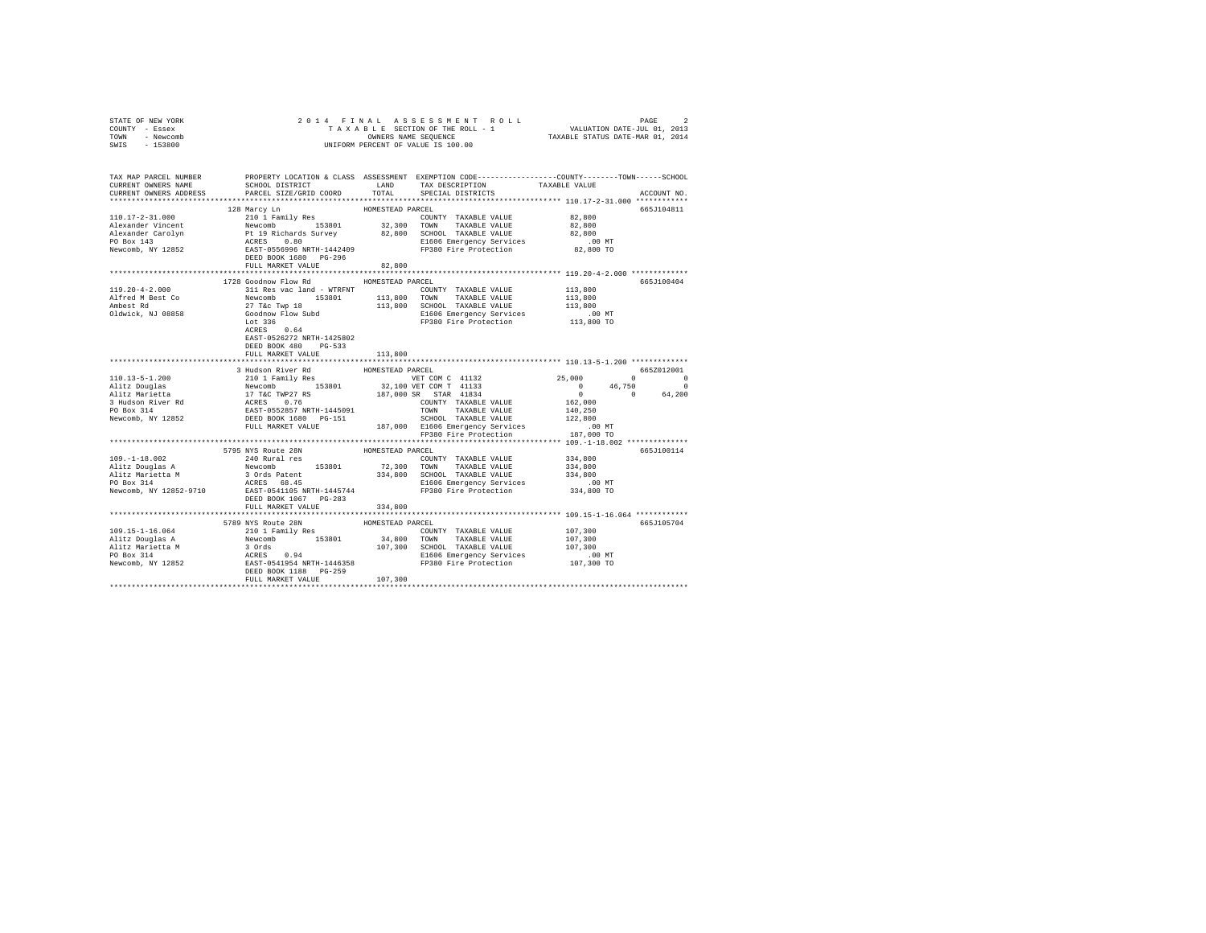STATE OF NEW YORK
COUNTY - Essex
TOWN - Newcomb
SWIS - 153800

2014 FINAL ASSESSMENT ROLL
TAXABLE SECTION OF THE ROLL - 1
OWNERS NAME SEQUENCE
UNIFORM PERCENT OF VALUE IS 100.00

VALUATION DATE-JUL 01, 2013
TAXABLE STATUS DATE-MAR 01, 2014

```
TAX MAP PARCEL NUMBER          PROPERTY LOCATION & CLASS  ASSESSMENT  EXEMPTION CODE-----------------COUNTY--------TOWN------SCHOOL
CURRENT OWNERS NAME            SCHOOL DISTRICT              LAND      TAX DESCRIPTION           TAXABLE VALUE
CURRENT OWNERS ADDRESS         PARCEL SIZE/GRID COORD       TOTAL     SPECIAL DISTRICTS                                   ACCOUNT NO.
******************************************************************************************************* 110.17-2-31.000 ************
                              128 Marcy Ln                  HOMESTEAD PARCEL                                               665J104811
110.17-2-31.000               210 1 Family Res                        COUNTY  TAXABLE VALUE           82,800
Alexander Vincent             Newcomb      153801       32,300        TOWN    TAXABLE VALUE           82,800
Alexander Carolyn             Pt 19 Richards Survey     82,800        SCHOOL  TAXABLE VALUE           82,800
PO Box 143                    ACRES    0.80                           E1606 Emergency Services           .00 MT
Newcomb, NY 12852             EAST-0556996 NRTH-1442409               FP380 Fire Protection           82,800 TO
                              DEED BOOK 1680   PG-296
                              FULL MARKET VALUE          82,800
******************************************************************************************************* 119.20-4-2.000 *************
                              1728 Goodnow Flow Rd          HOMESTEAD PARCEL                                               665J100404
119.20-4-2.000                311 Res vac land - WTRFNT               COUNTY  TAXABLE VALUE          113,800
Alfred M Best Co              Newcomb      153801      113,800        TOWN    TAXABLE VALUE          113,800
Ambest Rd                     27 T&c Twp 18            113,800        SCHOOL  TAXABLE VALUE          113,800
Oldwick, NJ 08858             Goodnow Flow Subd                       E1606 Emergency Services           .00 MT
                              Lot 336                                 FP380 Fire Protection          113,800 TO
                              ACRES    0.64
                              EAST-0526272 NRTH-1425802
                              DEED BOOK 480    PG-533
                              FULL MARKET VALUE         113,800
******************************************************************************************************* 110.13-5-1.200 *************
                              3 Hudson River Rd             HOMESTEAD PARCEL                                               665Z012001
110.13-5-1.200                210 1 Family Res                        VET COM C 41132          25,000           0           0
Alitz Douglas                 Newcomb      153801       32,100        VET COM T 41133               0      46,750           0
Alitz Marietta                17 T&C TWP27 RS          187,000        SR  STAR  41834               0           0      64,200
3 Hudson River Rd             ACRES    0.76                           COUNTY  TAXABLE VALUE          162,000
PO Box 314                    EAST-0552857 NRTH-1445091               TOWN    TAXABLE VALUE          140,250
Newcomb, NY 12852             DEED BOOK 1680   PG-151                 SCHOOL  TAXABLE VALUE          122,800
                              FULL MARKET VALUE         187,000       E1606 Emergency Services           .00 MT
                                                                      FP380 Fire Protection          187,000 TO
******************************************************************************************************* 109.-1-18.002 **************
                              5795 NYS Route 28N            HOMESTEAD PARCEL                                               665J100114
109.-1-18.002                 240 Rural res                           COUNTY  TAXABLE VALUE          334,800
Alitz Douglas A               Newcomb      153801       72,300        TOWN    TAXABLE VALUE          334,800
Alitz Marietta M              3 Ords Patent            334,800        SCHOOL  TAXABLE VALUE          334,800
PO Box 314                    ACRES   68.45                           E1606 Emergency Services           .00 MT
Newcomb, NY 12852-9710        EAST-0541105 NRTH-1445744               FP380 Fire Protection          334,800 TO
                              DEED BOOK 1067   PG-283
                              FULL MARKET VALUE         334,800
******************************************************************************************************* 109.15-1-16.064 ************
                              5789 NYS Route 28N            HOMESTEAD PARCEL                                               665J105704
109.15-1-16.064               210 1 Family Res                        COUNTY  TAXABLE VALUE          107,300
Alitz Douglas A               Newcomb      153801       34,800        TOWN    TAXABLE VALUE          107,300
Alitz Marietta M              3 Ords                   107,300        SCHOOL  TAXABLE VALUE          107,300
PO Box 314                    ACRES    0.94                           E1606 Emergency Services           .00 MT
Newcomb, NY 12852             EAST-0541954 NRTH-1446358               FP380 Fire Protection          107,300 TO
                              DEED BOOK 1188   PG-259
                              FULL MARKET VALUE         107,300
************************************************************************************************************************************
```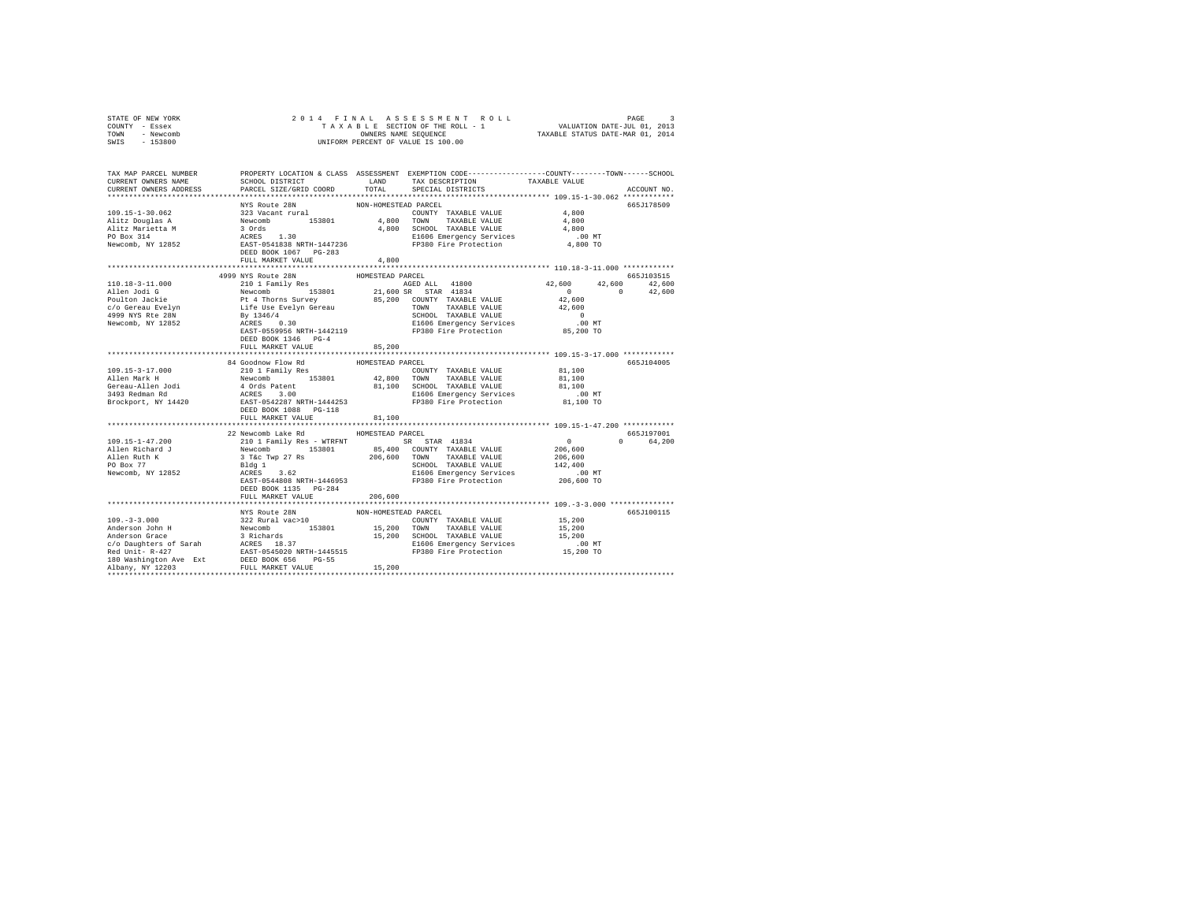STATE OF NEW YORK — 2014 FINAL ASSESSMENT ROLL
COUNTY - Essex — TAXABLE SECTION OF THE ROLL - 1 — VALUATION DATE-JUL 01, 2013
TOWN - Newcomb — OWNERS NAME SEQUENCE — TAXABLE STATUS DATE-MAR 01, 2014
SWIS - 153800 — UNIFORM PERCENT OF VALUE IS 100.00

```
TAX MAP PARCEL NUMBER          PROPERTY LOCATION & CLASS  ASSESSMENT  EXEMPTION CODE-----------------COUNTY--------TOWN------SCHOOL
CURRENT OWNERS NAME            SCHOOL DISTRICT               LAND      TAX DESCRIPTION            TAXABLE VALUE
CURRENT OWNERS ADDRESS         PARCEL SIZE/GRID COORD        TOTAL     SPECIAL DISTRICTS                                      ACCOUNT NO.
*********************************************************************************************** 109.15-1-30.062 ************
                               NYS Route 28N              NON-HOMESTEAD PARCEL                                              665J178509
109.15-1-30.062                323 Vacant rural                         COUNTY  TAXABLE VALUE             4,800
Alitz Douglas A                Newcomb         153801        4,800   TOWN    TAXABLE VALUE             4,800
Alitz Marietta M               3 Ords                        4,800   SCHOOL  TAXABLE VALUE             4,800
PO Box 314                     ACRES    1.30                         E1606 Emergency Services            .00 MT
Newcomb, NY 12852              EAST-0541838 NRTH-1447236             FP380 Fire Protection             4,800 TO
                               DEED BOOK 1067   PG-283
                               FULL MARKET VALUE             4,800
*********************************************************************************************** 110.18-3-11.000 ************
                               4999 NYS Route 28N         HOMESTEAD PARCEL                                                  665J103515
110.18-3-11.000                210 1 Family Res                       AGED ALL  41800              42,600     42,600     42,600
Allen Jodi G                   Newcomb         153801       21,600 SR   STAR  41834                    0          0     42,600
Poulton Jackie                 Pt 4 Thorns Survey           85,200   COUNTY  TAXABLE VALUE            42,600
c/o Gereau Evelyn              Life Use Evelyn Gereau                TOWN    TAXABLE VALUE            42,600
4999 NYS Rte 28N               By 1346/4                             SCHOOL  TAXABLE VALUE                 0
Newcomb, NY 12852              ACRES    0.30                         E1606 Emergency Services            .00 MT
                               EAST-0559956 NRTH-1442119             FP380 Fire Protection            85,200 TO
                               DEED BOOK 1346   PG-4
                               FULL MARKET VALUE            85,200
*********************************************************************************************** 109.15-3-17.000 ************
                               84 Goodnow Flow Rd         HOMESTEAD PARCEL                                                  665J104005
109.15-3-17.000                210 1 Family Res                       COUNTY  TAXABLE VALUE            81,100
Allen Mark H                   Newcomb         153801       42,800   TOWN    TAXABLE VALUE            81,100
Gereau-Allen Jodi              4 Ords Patent                81,100   SCHOOL  TAXABLE VALUE            81,100
3493 Redman Rd                 ACRES    3.00                         E1606 Emergency Services            .00 MT
Brockport, NY 14420            EAST-0542287 NRTH-1444253             FP380 Fire Protection            81,100 TO
                               DEED BOOK 1088   PG-118
                               FULL MARKET VALUE            81,100
*********************************************************************************************** 109.15-1-47.200 ************
                               22 Newcomb Lake Rd         HOMESTEAD PARCEL                                                  665J197001
109.15-1-47.200                210 1 Family Res - WTRFNT              SR   STAR  41834                    0          0     64,200
Allen Richard J                Newcomb         153801       85,400   COUNTY  TAXABLE VALUE           206,600
Allen Ruth K                   3 T&c Twp 27 Rs             206,600   TOWN    TAXABLE VALUE           206,600
PO Box 77                      Bldg 1                                SCHOOL  TAXABLE VALUE           142,400
Newcomb, NY 12852              ACRES    3.62                         E1606 Emergency Services            .00 MT
                               EAST-0544808 NRTH-1446953             FP380 Fire Protection           206,600 TO
                               DEED BOOK 1135   PG-284
                               FULL MARKET VALUE           206,600
*********************************************************************************************** 109.-3-3.000 ***************
                               NYS Route 28N              NON-HOMESTEAD PARCEL                                              665J100115
109.-3-3.000                   322 Rural vac>10                       COUNTY  TAXABLE VALUE            15,200
Anderson John H                Newcomb         153801       15,200   TOWN    TAXABLE VALUE            15,200
Anderson Grace                 3 Richards                   15,200   SCHOOL  TAXABLE VALUE            15,200
c/o Daughters of Sarah         ACRES   18.37                         E1606 Emergency Services            .00 MT
Red Unit- R-427                EAST-0545020 NRTH-1445515             FP380 Fire Protection            15,200 TO
180 Washington Ave  Ext        DEED BOOK 656    PG-55
Albany, NY 12203               FULL MARKET VALUE            15,200
****************************************************************************************************************************
```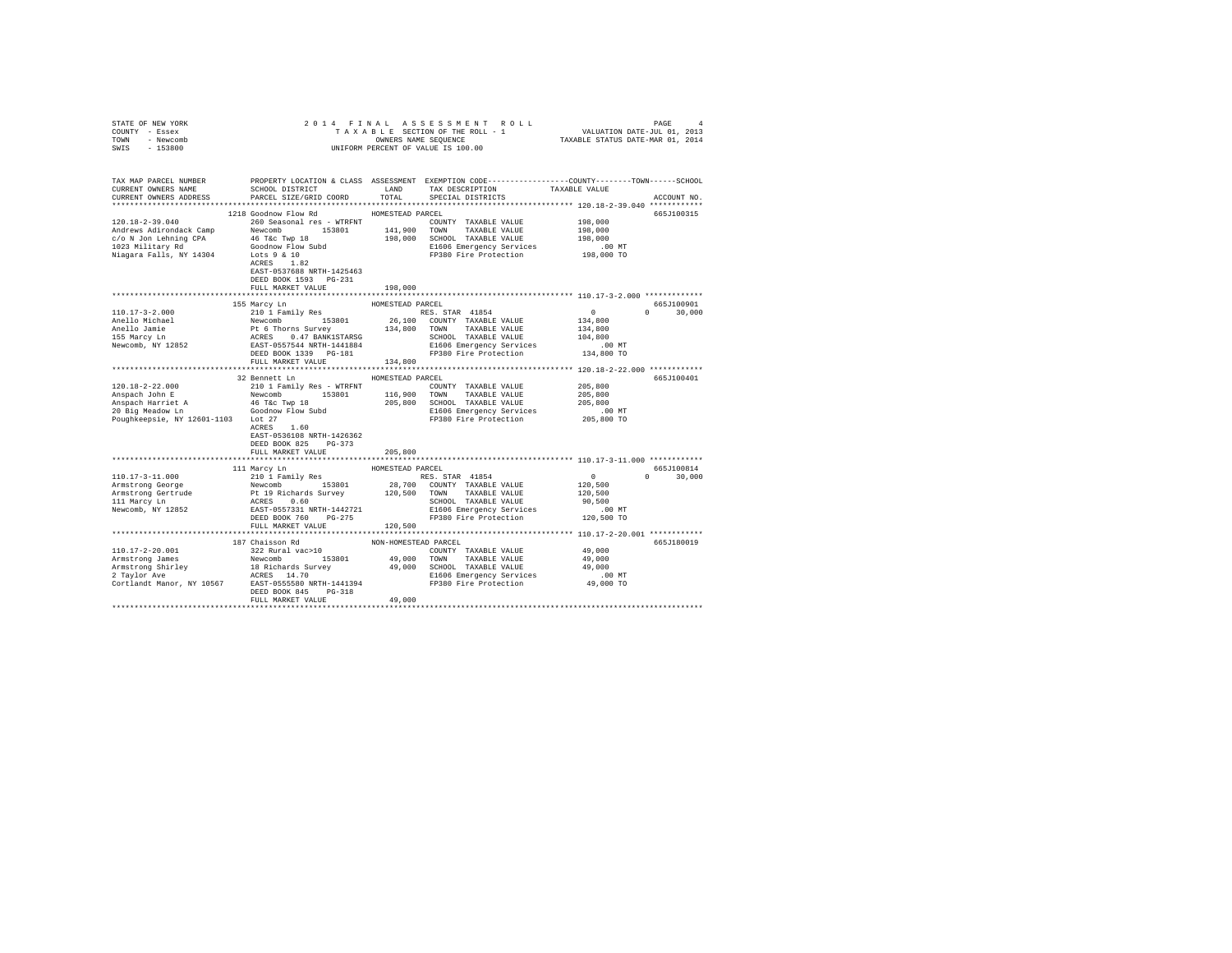STATE OF NEW YORK                2 0 1 4   F I N A L   A S S E S S M E N T   R O L L
COUNTY - Essex                   T A X A B L E  SECTION OF THE ROLL - 1                VALUATION DATE-JUL 01, 2013
TOWN   - Newcomb                 OWNERS NAME SEQUENCE                                  TAXABLE STATUS DATE-MAR 01, 2014
SWIS   - 153800                  UNIFORM PERCENT OF VALUE IS 100.00

```
TAX MAP PARCEL NUMBER          PROPERTY LOCATION & CLASS  ASSESSMENT  EXEMPTION CODE-----------------COUNTY--------TOWN------SCHOOL
CURRENT OWNERS NAME            SCHOOL DISTRICT              LAND      TAX DESCRIPTION              TAXABLE VALUE
CURRENT OWNERS ADDRESS         PARCEL SIZE/GRID COORD       TOTAL     SPECIAL DISTRICTS                                 ACCOUNT NO.
*********************************************************************************************** 120.18-2-39.040 ************
                               1218 Goodnow Flow Rd          HOMESTEAD PARCEL                                            665J100315
120.18-2-39.040                260 Seasonal res - WTRFNT             COUNTY  TAXABLE VALUE          198,000
Andrews Adirondack Camp        Newcomb         153801     141,900    TOWN    TAXABLE VALUE          198,000
c/o N Jon Lehning CPA          46 T&c Twp 18              198,000    SCHOOL  TAXABLE VALUE          198,000
1023 Military Rd               Goodnow Flow Subd                     E1606 Emergency Services           .00 MT
Niagara Falls, NY 14304        Lots 9 & 10                           FP380 Fire Protection          198,000 TO
                               ACRES    1.82
                               EAST-0537688 NRTH-1425463
                               DEED BOOK 1593   PG-231
                               FULL MARKET VALUE          198,000
*********************************************************************************************** 110.17-3-2.000 *************
                               155 Marcy Ln                  HOMESTEAD PARCEL                                            665J100901
110.17-3-2.000                 210 1 Family Res                      RES. STAR 41854                     0             0     30,000
Anello Michael                 Newcomb         153801      26,100    COUNTY  TAXABLE VALUE          134,800
Anello Jamie                   Pt 6 Thorns Survey         134,800    TOWN    TAXABLE VALUE          134,800
155 Marcy Ln                   ACRES    0.47 BANK1STARSG             SCHOOL  TAXABLE VALUE          104,800
Newcomb, NY 12852              EAST-0557544 NRTH-1441884             E1606 Emergency Services           .00 MT
                               DEED BOOK 1339   PG-181               FP380 Fire Protection          134,800 TO
                               FULL MARKET VALUE          134,800
*********************************************************************************************** 120.18-2-22.000 ************
                               32 Bennett Ln                 HOMESTEAD PARCEL                                            665J100401
120.18-2-22.000                210 1 Family Res - WTRFNT             COUNTY  TAXABLE VALUE          205,800
Anspach John E                 Newcomb         153801     116,900    TOWN    TAXABLE VALUE          205,800
Anspach Harriet A              46 T&c Twp 18              205,800    SCHOOL  TAXABLE VALUE          205,800
20 Big Meadow Ln               Goodnow Flow Subd                     E1606 Emergency Services           .00 MT
Poughkeepsie, NY 12601-1103    Lot 27                                FP380 Fire Protection          205,800 TO
                               ACRES    1.60
                               EAST-0536108 NRTH-1426362
                               DEED BOOK 825    PG-373
                               FULL MARKET VALUE          205,800
*********************************************************************************************** 110.17-3-11.000 ************
                               111 Marcy Ln                  HOMESTEAD PARCEL                                            665J100814
110.17-3-11.000                210 1 Family Res                      RES. STAR 41854                     0             0     30,000
Armstrong George               Newcomb         153801      28,700    COUNTY  TAXABLE VALUE          120,500
Armstrong Gertrude             Pt 19 Richards Survey      120,500    TOWN    TAXABLE VALUE          120,500
111 Marcy Ln                   ACRES    0.60                         SCHOOL  TAXABLE VALUE           90,500
Newcomb, NY 12852              EAST-0557331 NRTH-1442721             E1606 Emergency Services           .00 MT
                               DEED BOOK 760    PG-275               FP380 Fire Protection          120,500 TO
                               FULL MARKET VALUE          120,500
*********************************************************************************************** 110.17-2-20.001 ************
                               187 Chaisson Rd               NON-HOMESTEAD PARCEL                                        665J180019
110.17-2-20.001                322 Rural vac>10                      COUNTY  TAXABLE VALUE           49,000
Armstrong James                Newcomb         153801      49,000    TOWN    TAXABLE VALUE           49,000
Armstrong Shirley              18 Richards Survey          49,000    SCHOOL  TAXABLE VALUE           49,000
2 Taylor Ave                   ACRES   14.70                         E1606 Emergency Services           .00 MT
Cortlandt Manor, NY 10567      EAST-0555580 NRTH-1441394             FP380 Fire Protection           49,000 TO
                               DEED BOOK 845    PG-318
                               FULL MARKET VALUE           49,000
******************************************************************************************************************************
```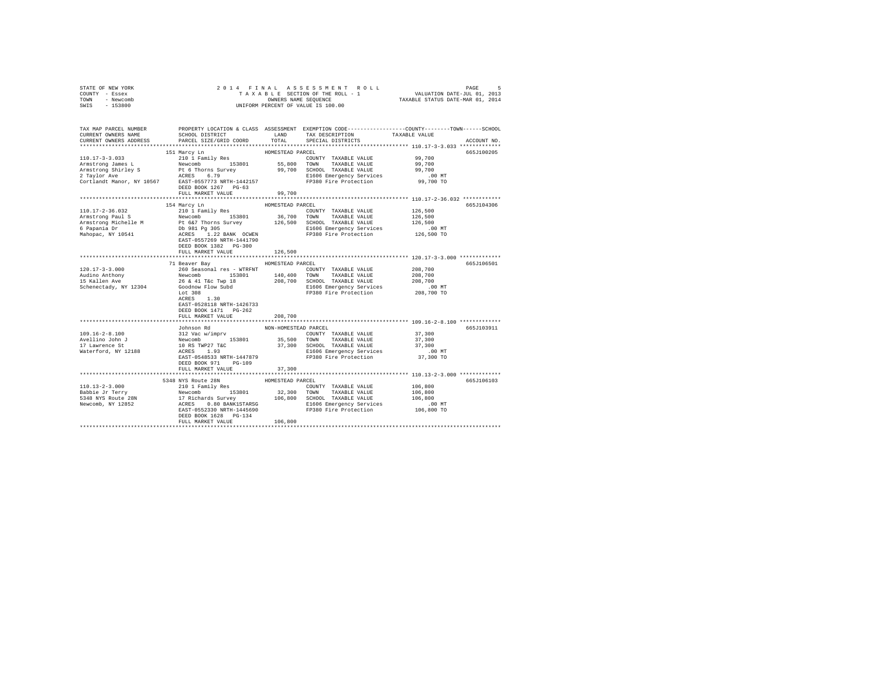STATE OF NEW YORK
COUNTY - Essex
TOWN - Newcomb
SWIS - 153800

2014 FINAL ASSESSMENT ROLL
TAXABLE SECTION OF THE ROLL - 1
OWNERS NAME SEQUENCE
UNIFORM PERCENT OF VALUE IS 100.00

VALUATION DATE-JUL 01, 2013
TAXABLE STATUS DATE-MAR 01, 2014

| TAX MAP PARCEL NUMBER / CURRENT OWNERS NAME / CURRENT OWNERS ADDRESS | PROPERTY LOCATION & CLASS / SCHOOL DISTRICT / PARCEL SIZE/GRID COORD | ASSESSMENT LAND / TOTAL | EXEMPTION CODE / TAX DESCRIPTION / SPECIAL DISTRICTS | COUNTY / TOWN / SCHOOL TAXABLE VALUE | ACCOUNT NO. |
|---|---|---|---|---|---|
| **110.17-3-3.033** | 151 Marcy Ln | | HOMESTEAD PARCEL | | 665J100205 |
| 110.17-3-3.033 | 210 1 Family Res | | COUNTY TAXABLE VALUE | 99,700 | |
| Armstrong James L | Newcomb 153801 | 55,800 | TOWN TAXABLE VALUE | 99,700 | |
| Armstrong Shirley S | Pt 6 Thorns Survey | 99,700 | SCHOOL TAXABLE VALUE | 99,700 | |
| 2 Taylor Ave | ACRES 6.79 | | E1606 Emergency Services | .00 MT | |
| Cortlandt Manor, NY 10567 | EAST-0557773 NRTH-1442157 | | FP380 Fire Protection | 99,700 TO | |
| | DEED BOOK 1267 PG-63 | | | | |
| | FULL MARKET VALUE | 99,700 | | | |
| **110.17-2-36.032** | 154 Marcy Ln | | HOMESTEAD PARCEL | | 665J104306 |
| 110.17-2-36.032 | 210 1 Family Res | | COUNTY TAXABLE VALUE | 126,500 | |
| Armstrong Paul S | Newcomb 153801 | 36,700 | TOWN TAXABLE VALUE | 126,500 | |
| Armstrong Michelle M | Pt 6&7 Thorns Survey | 126,500 | SCHOOL TAXABLE VALUE | 126,500 | |
| 6 Papania Dr | Db 981 Pg 305 | | E1606 Emergency Services | .00 MT | |
| Mahopac, NY 10541 | ACRES 1.22 BANK OCWEN | | FP380 Fire Protection | 126,500 TO | |
| | EAST-0557269 NRTH-1441790 | | | | |
| | DEED BOOK 1382 PG-300 | | | | |
| | FULL MARKET VALUE | 126,500 | | | |
| **120.17-3-3.000** | 71 Beaver Bay | | HOMESTEAD PARCEL | | 665J106501 |
| 120.17-3-3.000 | 260 Seasonal res - WTRFNT | | COUNTY TAXABLE VALUE | 208,700 | |
| Audino Anthony | Newcomb 153801 | 140,400 | TOWN TAXABLE VALUE | 208,700 | |
| 15 Kallen Ave | 26 & 41 T&c Twp 18 | 208,700 | SCHOOL TAXABLE VALUE | 208,700 | |
| Schenectady, NY 12304 | Goodnow Flow Subd | | E1606 Emergency Services | .00 MT | |
| | Lot 308 | | FP380 Fire Protection | 208,700 TO | |
| | ACRES 1.30 | | | | |
| | EAST-0528118 NRTH-1426733 | | | | |
| | DEED BOOK 1471 PG-262 | | | | |
| | FULL MARKET VALUE | 208,700 | | | |
| **109.16-2-8.100** | Johnson Rd | | NON-HOMESTEAD PARCEL | | 665J103911 |
| 109.16-2-8.100 | 312 Vac w/imprv | | COUNTY TAXABLE VALUE | 37,300 | |
| Avellino John J | Newcomb 153801 | 35,500 | TOWN TAXABLE VALUE | 37,300 | |
| 17 Lawrence St | 10 RS TWP27 T&C | 37,300 | SCHOOL TAXABLE VALUE | 37,300 | |
| Waterford, NY 12188 | ACRES 1.93 | | E1606 Emergency Services | .00 MT | |
| | EAST-0548533 NRTH-1447879 | | FP380 Fire Protection | 37,300 TO | |
| | DEED BOOK 971 PG-109 | | | | |
| | FULL MARKET VALUE | 37,300 | | | |
| **110.13-2-3.000** | 5348 NYS Route 28N | | HOMESTEAD PARCEL | | 665J106103 |
| 110.13-2-3.000 | 210 1 Family Res | | COUNTY TAXABLE VALUE | 106,800 | |
| Babbie Jr Terry | Newcomb 153801 | 32,300 | TOWN TAXABLE VALUE | 106,800 | |
| 5348 NYS Route 28N | 17 Richards Survey | 106,800 | SCHOOL TAXABLE VALUE | 106,800 | |
| Newcomb, NY 12852 | ACRES 0.80 BANK1STARSG | | E1606 Emergency Services | .00 MT | |
| | EAST-0552330 NRTH-1445690 | | FP380 Fire Protection | 106,800 TO | |
| | DEED BOOK 1628 PG-134 | | | | |
| | FULL MARKET VALUE | 106,800 | | | |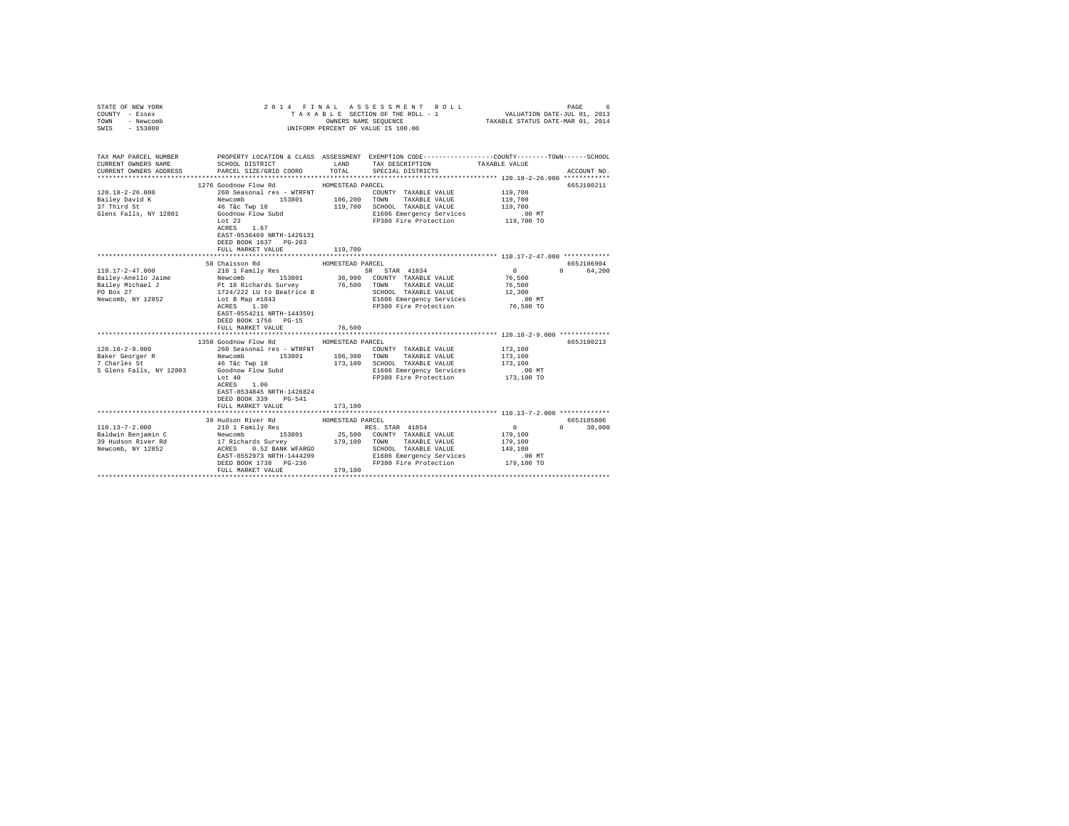STATE OF NEW YORK — 2014 FINAL ASSESSMENT ROLL — PAGE 6
COUNTY - Essex — TAXABLE SECTION OF THE ROLL - 1 — VALUATION DATE-JUL 01, 2013
TOWN - Newcomb — OWNERS NAME SEQUENCE — TAXABLE STATUS DATE-MAR 01, 2014
SWIS - 153800 — UNIFORM PERCENT OF VALUE IS 100.00

| TAX MAP PARCEL NUMBER / CURRENT OWNERS NAME / CURRENT OWNERS ADDRESS | PROPERTY LOCATION & CLASS / SCHOOL DISTRICT / PARCEL SIZE/GRID COORD | ASSESSMENT LAND / TOTAL | EXEMPTION CODE / TAX DESCRIPTION / SPECIAL DISTRICTS | COUNTY / TOWN / SCHOOL TAXABLE VALUE | ACCOUNT NO. |
|---|---|---|---|---|---|
| 120.18-2-26.000 | 1276 Goodnow Flow Rd | HOMESTEAD PARCEL | | | 665J100211 |
| Bailey David K | 260 Seasonal res - WTRFNT | | COUNTY TAXABLE VALUE | 119,700 | |
| 37 Third St | Newcomb 153801 | 106,200 | TOWN TAXABLE VALUE | 119,700 | |
| Glens Falls, NY 12801 | 46 T&c Twp 18 | 119,700 | SCHOOL TAXABLE VALUE | 119,700 | |
| | Goodnow Flow Subd | | E1606 Emergency Services | .00 MT | |
| | Lot 23 | | FP380 Fire Protection | 119,700 TO | |
| | ACRES 1.67 | | | | |
| | EAST-0536469 NRTH-1426131 | | | | |
| | DEED BOOK 1637 PG-203 | | | | |
| | FULL MARKET VALUE | 119,700 | | | |
| 110.17-2-47.000 | 58 Chaisson Rd | HOMESTEAD PARCEL | | | 665J106904 |
| Bailey-Anello Jaime | 210 1 Family Res | | SR STAR 41834 | 0 0 64,200 | |
| Bailey Michael J | Newcomb 153801 | 36,900 | COUNTY TAXABLE VALUE | 76,500 | |
| PO Box 27 | Pt 18 Richards Survey | 76,500 | TOWN TAXABLE VALUE | 76,500 | |
| Newcomb, NY 12852 | 1724/222 LU to Beatrice B | | SCHOOL TAXABLE VALUE | 12,300 | |
| | Lot B Map #1843 | | E1606 Emergency Services | .00 MT | |
| | ACRES 1.30 | | FP380 Fire Protection | 76,500 TO | |
| | EAST-0554211 NRTH-1443591 | | | | |
| | DEED BOOK 1756 PG-15 | | | | |
| | FULL MARKET VALUE | 76,500 | | | |
| 120.18-2-9.000 | 1350 Goodnow Flow Rd | HOMESTEAD PARCEL | | | 665J100213 |
| Baker Georger R | 260 Seasonal res - WTRFNT | | COUNTY TAXABLE VALUE | 173,100 | |
| 7 Charles St | Newcomb 153801 | 106,300 | TOWN TAXABLE VALUE | 173,100 | |
| S Glens Falls, NY 12803 | 46 T&c Twp 18 | 173,100 | SCHOOL TAXABLE VALUE | 173,100 | |
| | Goodnow Flow Subd | | E1606 Emergency Services | .00 MT | |
| | Lot 40 | | FP380 Fire Protection | 173,100 TO | |
| | ACRES 1.06 | | | | |
| | EAST-0534845 NRTH-1426824 | | | | |
| | DEED BOOK 339 PG-541 | | | | |
| | FULL MARKET VALUE | 173,100 | | | |
| 110.13-7-2.000 | 39 Hudson River Rd | HOMESTEAD PARCEL | | | 665J105806 |
| Baldwin Benjamin C | 210 1 Family Res | | RES. STAR 41854 | 0 0 30,000 | |
| 39 Hudson River Rd | Newcomb 153801 | 25,500 | COUNTY TAXABLE VALUE | 179,100 | |
| Newcomb, NY 12852 | 17 Richards Survey | 179,100 | TOWN TAXABLE VALUE | 179,100 | |
| | ACRES 0.52 BANK WFARGO | | SCHOOL TAXABLE VALUE | 149,100 | |
| | EAST-0552973 NRTH-1444299 | | E1606 Emergency Services | .00 MT | |
| | DEED BOOK 1738 PG-236 | | FP380 Fire Protection | 179,100 TO | |
| | FULL MARKET VALUE | 179,100 | | | |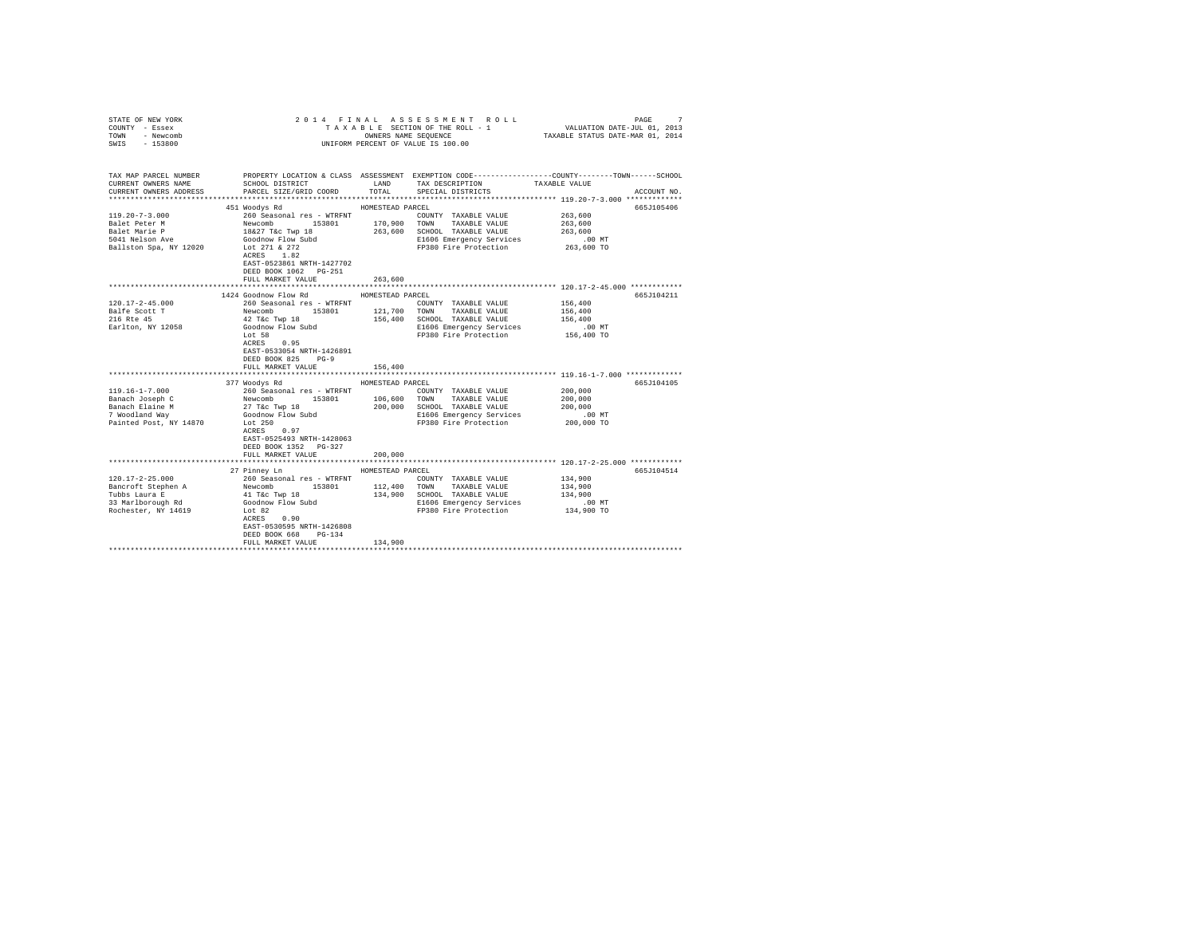STATE OF NEW YORK
COUNTY - Essex
TOWN - Newcomb
SWIS - 153800

2014 FINAL ASSESSMENT ROLL
TAXABLE SECTION OF THE ROLL - 1
OWNERS NAME SEQUENCE
UNIFORM PERCENT OF VALUE IS 100.00

VALUATION DATE-JUL 01, 2013
TAXABLE STATUS DATE-MAR 01, 2014

| TAX MAP PARCEL NUMBER / CURRENT OWNERS NAME / CURRENT OWNERS ADDRESS | PROPERTY LOCATION & CLASS / SCHOOL DISTRICT / PARCEL SIZE/GRID COORD | ASSESSMENT LAND / TOTAL | EXEMPTION CODE / TAX DESCRIPTION / SPECIAL DISTRICTS | COUNTY / TOWN / SCHOOL TAXABLE VALUE | ACCOUNT NO. |
|---|---|---|---|---|---|
| 119.20-7-3.000 | 451 Woodys Rd | HOMESTEAD PARCEL | | | 665J105406 |
| Balet Peter M | 260 Seasonal res - WTRFNT | | COUNTY TAXABLE VALUE | 263,600 | |
| Balet Marie P | Newcomb 153801 | 170,900 | TOWN TAXABLE VALUE | 263,600 | |
| 5041 Nelson Ave | 18&27 T&c Twp 18 | 263,600 | SCHOOL TAXABLE VALUE | 263,600 | |
| Ballston Spa, NY 12020 | Goodnow Flow Subd | | E1606 Emergency Services | .00 MT | |
| | Lot 271 & 272 | | FP380 Fire Protection | 263,600 TO | |
| | ACRES 1.82 | | | | |
| | EAST-0523861 NRTH-1427702 | | | | |
| | DEED BOOK 1062 PG-251 | | | | |
| | FULL MARKET VALUE | 263,600 | | | |
| 120.17-2-45.000 | 1424 Goodnow Flow Rd | HOMESTEAD PARCEL | | | 665J104211 |
| Balfe Scott T | 260 Seasonal res - WTRFNT | | COUNTY TAXABLE VALUE | 156,400 | |
| 216 Rte 45 | Newcomb 153801 | 121,700 | TOWN TAXABLE VALUE | 156,400 | |
| Earlton, NY 12058 | 42 T&c Twp 18 | 156,400 | SCHOOL TAXABLE VALUE | 156,400 | |
| | Goodnow Flow Subd | | E1606 Emergency Services | .00 MT | |
| | Lot 58 | | FP380 Fire Protection | 156,400 TO | |
| | ACRES 0.95 | | | | |
| | EAST-0533054 NRTH-1426891 | | | | |
| | DEED BOOK 825 PG-9 | | | | |
| | FULL MARKET VALUE | 156,400 | | | |
| 119.16-1-7.000 | 377 Woodys Rd | HOMESTEAD PARCEL | | | 665J104105 |
| Banach Joseph C | 260 Seasonal res - WTRFNT | | COUNTY TAXABLE VALUE | 200,000 | |
| Banach Elaine M | Newcomb 153801 | 106,600 | TOWN TAXABLE VALUE | 200,000 | |
| 7 Woodland Way | 27 T&c Twp 18 | 200,000 | SCHOOL TAXABLE VALUE | 200,000 | |
| Painted Post, NY 14870 | Goodnow Flow Subd | | E1606 Emergency Services | .00 MT | |
| | Lot 250 | | FP380 Fire Protection | 200,000 TO | |
| | ACRES 0.97 | | | | |
| | EAST-0525493 NRTH-1428063 | | | | |
| | DEED BOOK 1352 PG-327 | | | | |
| | FULL MARKET VALUE | 200,000 | | | |
| 120.17-2-25.000 | 27 Pinney Ln | HOMESTEAD PARCEL | | | 665J104514 |
| Bancroft Stephen A | 260 Seasonal res - WTRFNT | | COUNTY TAXABLE VALUE | 134,900 | |
| Tubbs Laura E | Newcomb 153801 | 112,400 | TOWN TAXABLE VALUE | 134,900 | |
| 33 Marlborough Rd | 41 T&c Twp 18 | 134,900 | SCHOOL TAXABLE VALUE | 134,900 | |
| Rochester, NY 14619 | Goodnow Flow Subd | | E1606 Emergency Services | .00 MT | |
| | Lot 82 | | FP380 Fire Protection | 134,900 TO | |
| | ACRES 0.90 | | | | |
| | EAST-0530595 NRTH-1426808 | | | | |
| | DEED BOOK 668 PG-134 | | | | |
| | FULL MARKET VALUE | 134,900 | | | |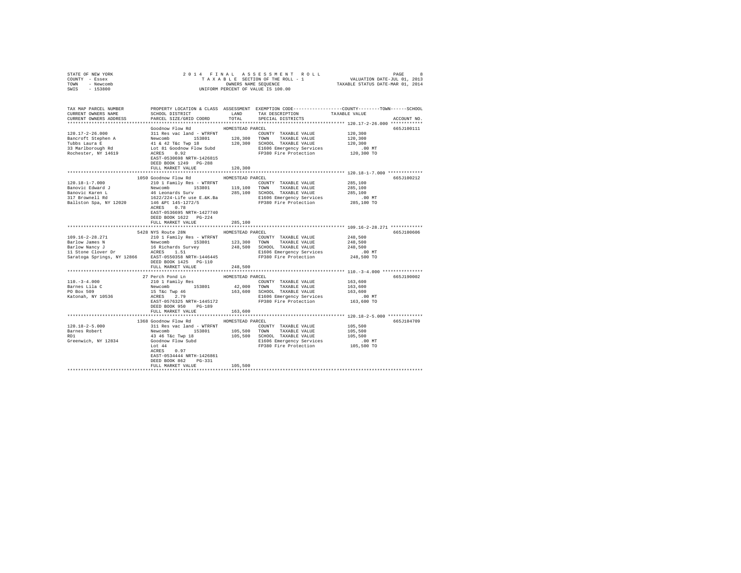STATE OF NEW YORK — COUNTY - Essex — TOWN - Newcomb — SWIS - 153800

2014 FINAL ASSESSMENT ROLL — TAXABLE SECTION OF THE ROLL - 1 — OWNERS NAME SEQUENCE — UNIFORM PERCENT OF VALUE IS 100.00

VALUATION DATE-JUL 01, 2013 — TAXABLE STATUS DATE-MAR 01, 2014

| TAX MAP PARCEL NUMBER / CURRENT OWNERS NAME / CURRENT OWNERS ADDRESS | PROPERTY LOCATION & CLASS / SCHOOL DISTRICT / PARCEL SIZE/GRID COORD | ASSESSMENT LAND / TOTAL | EXEMPTION CODE / TAX DESCRIPTION / SPECIAL DISTRICTS | COUNTY / TOWN / SCHOOL TAXABLE VALUE | ACCOUNT NO. |
|---|---|---|---|---|---|
| **120.17-2-26.000** | Goodnow Flow Rd | HOMESTEAD PARCEL | | | 665J100111 |
| 120.17-2-26.000 | 311 Res vac land - WTRFNT | | COUNTY TAXABLE VALUE | 120,300 | |
| Bancroft Stephen A | Newcomb 153801 | 120,300 | TOWN TAXABLE VALUE | 120,300 | |
| Tubbs Laura E | 41 & 42 T&c Twp 18 | 120,300 | SCHOOL TAXABLE VALUE | 120,300 | |
| 33 Marlborough Rd | Lot 81 Goodnow Flow Subd | | E1606 Emergency Services | .00 MT | |
| Rochester, NY 14619 | ACRES 0.92 | | FP380 Fire Protection | 120,300 TO | |
| | EAST-0530698 NRTH-1426815 | | | | |
| | DEED BOOK 1249 PG-288 | | | | |
| | FULL MARKET VALUE | 120,300 | | | |
| **120.18-1-7.000** | 1050 Goodnow Flow Rd | HOMESTEAD PARCEL | | | 665J100212 |
| 120.18-1-7.000 | 210 1 Family Res - WTRFNT | | COUNTY TAXABLE VALUE | 285,100 | |
| Banovic Edward J | Newcomb 153801 | 119,100 | TOWN TAXABLE VALUE | 285,100 | |
| Banovic Karen L | 46 Leonards Surv | 285,100 | SCHOOL TAXABLE VALUE | 285,100 | |
| 317 Brownell Rd | 1622/224-Life use E.&K.Ba | | E1606 Emergency Services | .00 MT | |
| Ballston Spa, NY 12020 | 146 &Pt 145-1272/5 | | FP380 Fire Protection | 285,100 TO | |
| | ACRES 0.78 | | | | |
| | EAST-0536695 NRTH-1427740 | | | | |
| | DEED BOOK 1622 PG-224 | | | | |
| | FULL MARKET VALUE | 285,100 | | | |
| **109.16-2-28.271** | 5428 NYS Route 28N | HOMESTEAD PARCEL | | | 665J100606 |
| 109.16-2-28.271 | 210 1 Family Res - WTRFNT | | COUNTY TAXABLE VALUE | 248,500 | |
| Barlow James N | Newcomb 153801 | 123,300 | TOWN TAXABLE VALUE | 248,500 | |
| Barlow Nancy J | 16 Richards Survey | 248,500 | SCHOOL TAXABLE VALUE | 248,500 | |
| 11 Stone Clover Dr | ACRES 1.51 | | E1606 Emergency Services | .00 MT | |
| Saratoga Springs, NY 12866 | EAST-0550358 NRTH-1446445 | | FP380 Fire Protection | 248,500 TO | |
| | DEED BOOK 1425 PG-110 | | | | |
| | FULL MARKET VALUE | 248,500 | | | |
| **110.-3-4.000** | 27 Perch Pond Ln | HOMESTEAD PARCEL | | | 665J190002 |
| 110.-3-4.000 | 210 1 Family Res | | COUNTY TAXABLE VALUE | 163,600 | |
| Barnes Lila C | Newcomb 153801 | 42,000 | TOWN TAXABLE VALUE | 163,600 | |
| PO Box 509 | 15 T&c Twp 46 | 163,600 | SCHOOL TAXABLE VALUE | 163,600 | |
| Katonah, NY 10536 | ACRES 2.79 | | E1606 Emergency Services | .00 MT | |
| | EAST-0576325 NRTH-1445172 | | FP380 Fire Protection | 163,600 TO | |
| | DEED BOOK 950 PG-189 | | | | |
| | FULL MARKET VALUE | 163,600 | | | |
| **120.18-2-5.000** | 1368 Goodnow Flow Rd | HOMESTEAD PARCEL | | | 665J104709 |
| 120.18-2-5.000 | 311 Res vac land - WTRFNT | | COUNTY TAXABLE VALUE | 105,500 | |
| Barnes Robert | Newcomb 153801 | 105,500 | TOWN TAXABLE VALUE | 105,500 | |
| RD1 | 43 46 T&c Twp 18 | 105,500 | SCHOOL TAXABLE VALUE | 105,500 | |
| Greenwich, NY 12834 | Goodnow Flow Subd | | E1606 Emergency Services | .00 MT | |
| | Lot 44 | | FP380 Fire Protection | 105,500 TO | |
| | ACRES 0.97 | | | | |
| | EAST-0534444 NRTH-1426861 | | | | |
| | DEED BOOK 862 PG-331 | | | | |
| | FULL MARKET VALUE | 105,500 | | | |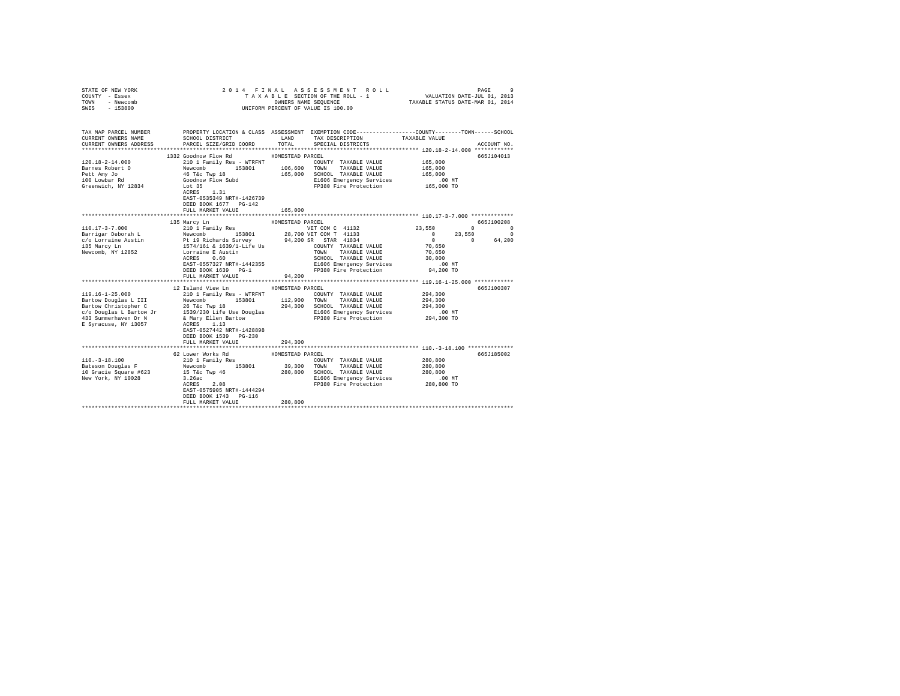STATE OF NEW YORK
COUNTY - Essex
TOWN - Newcomb
SWIS - 153800

2014 FINAL ASSESSMENT ROLL
TAXABLE SECTION OF THE ROLL - 1
OWNERS NAME SEQUENCE
UNIFORM PERCENT OF VALUE IS 100.00

VALUATION DATE-JUL 01, 2013
TAXABLE STATUS DATE-MAR 01, 2014

```
TAX MAP PARCEL NUMBER     PROPERTY LOCATION & CLASS  ASSESSMENT  EXEMPTION CODE-----------------COUNTY--------TOWN------SCHOOL
CURRENT OWNERS NAME       SCHOOL DISTRICT              LAND      TAX DESCRIPTION           TAXABLE VALUE
CURRENT OWNERS ADDRESS    PARCEL SIZE/GRID COORD       TOTAL     SPECIAL DISTRICTS                                     ACCOUNT NO.
******************************************************************************************** 120.18-2-14.000 ************
                        1332 Goodnow Flow Rd          HOMESTEAD PARCEL                                                 665J104013
120.18-2-14.000          210 1 Family Res - WTRFNT            COUNTY  TAXABLE VALUE          165,000
Barnes Robert O          Newcomb        153801     106,600   TOWN    TAXABLE VALUE          165,000
Pett Amy Jo              46 T&c Twp 18              165,000   SCHOOL  TAXABLE VALUE          165,000
100 Lowbar Rd            Goodnow Flow Subd                    E1606 Emergency Services          .00 MT
Greenwich, NY 12834      Lot 35                               FP380 Fire Protection          165,000 TO
                         ACRES    1.31
                         EAST-0535349 NRTH-1426739
                         DEED BOOK 1677   PG-142
                         FULL MARKET VALUE          165,000
******************************************************************************************** 110.17-3-7.000 *************
                        135 Marcy Ln                  HOMESTEAD PARCEL                                                 665J100208
110.17-3-7.000           210 1 Family Res                     VET COM C  41132            23,550          0          0
Barrigar Deborah L       Newcomb        153801      28,700 VET COM T  41133                 0     23,550          0
c/o Lorraine Austin      Pt 19 Richards Survey       94,200 SR  STAR 41834                  0          0     64,200
135 Marcy Ln             1574/161 & 1639/1-Life Us            COUNTY  TAXABLE VALUE           70,650
Newcomb, NY 12852        Lorraine E Austin                    TOWN    TAXABLE VALUE           70,650
                         ACRES    0.60                        SCHOOL  TAXABLE VALUE           30,000
                         EAST-0557327 NRTH-1442355            E1606 Emergency Services          .00 MT
                         DEED BOOK 1639   PG-1                FP380 Fire Protection           94,200 TO
                         FULL MARKET VALUE           94,200
******************************************************************************************** 119.16-1-25.000 ************
                        12 Island View Ln             HOMESTEAD PARCEL                                                 665J100307
119.16-1-25.000          210 1 Family Res - WTRFNT            COUNTY  TAXABLE VALUE          294,300
Bartow Douglas L III     Newcomb        153801     112,900   TOWN    TAXABLE VALUE          294,300
Bartow Christopher C     26 T&c Twp 18              294,300   SCHOOL  TAXABLE VALUE          294,300
c/o Douglas L Bartow Jr  1539/230 Life Use Douglas            E1606 Emergency Services          .00 MT
433 Summerhaven Dr N     & Mary Ellen Bartow                  FP380 Fire Protection          294,300 TO
E Syracuse, NY 13057     ACRES    1.13
                         EAST-0527442 NRTH-1428898
                         DEED BOOK 1539   PG-230
                         FULL MARKET VALUE          294,300
******************************************************************************************** 110.-3-18.100 **************
                        62 Lower Works Rd             HOMESTEAD PARCEL                                                 665J185002
110.-3-18.100            210 1 Family Res                     COUNTY  TAXABLE VALUE          280,800
Bateson Douglas F        Newcomb        153801      39,300   TOWN    TAXABLE VALUE          280,800
10 Gracie Square #623    15 T&c Twp 46              280,800   SCHOOL  TAXABLE VALUE          280,800
New York, NY 10028       3.26ac                               E1606 Emergency Services          .00 MT
                         ACRES    2.08                        FP380 Fire Protection          280,800 TO
                         EAST-0575905 NRTH-1444294
                         DEED BOOK 1743   PG-116
                         FULL MARKET VALUE          280,800
************************************************************************************************************************
```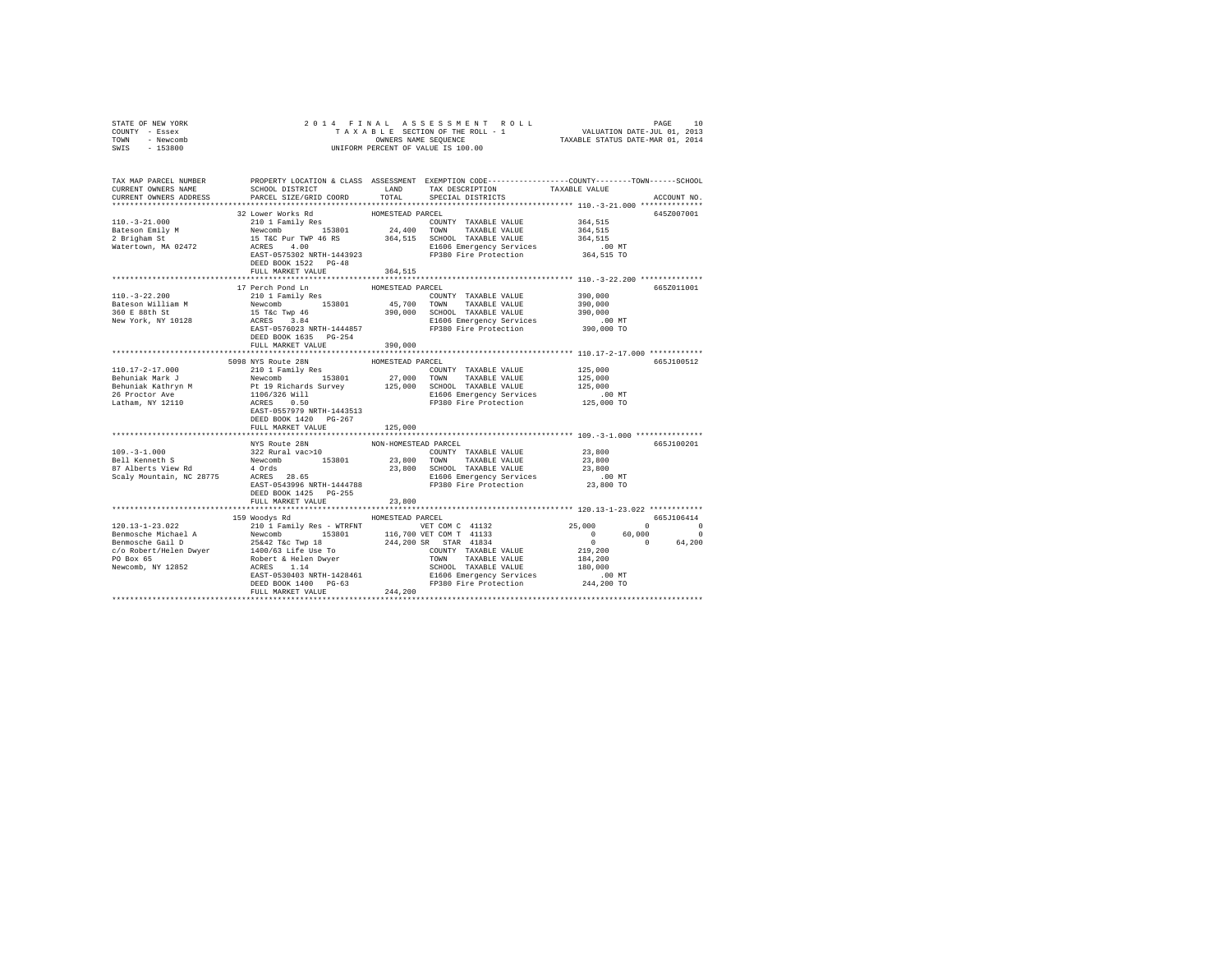STATE OF NEW YORK
COUNTY - Essex
TOWN - Newcomb
SWIS - 153800

# 2014 FINAL ASSESSMENT ROLL

TAXABLE SECTION OF THE ROLL - 1
OWNERS NAME SEQUENCE
UNIFORM PERCENT OF VALUE IS 100.00

VALUATION DATE-JUL 01, 2013
TAXABLE STATUS DATE-MAR 01, 2014

| TAX MAP PARCEL NUMBER / CURRENT OWNERS NAME / CURRENT OWNERS ADDRESS | PROPERTY LOCATION & CLASS / SCHOOL DISTRICT / PARCEL SIZE/GRID COORD | ASSESSMENT LAND / TOTAL | EXEMPTION CODE / TAX DESCRIPTION / SPECIAL DISTRICTS | COUNTY TAXABLE VALUE | TOWN | SCHOOL | ACCOUNT NO. |
|---|---|---|---|---|---|---|---|
| **110.-3-21.000** | 32 Lower Works Rd | HOMESTEAD PARCEL | | | | | 645Z007001 |
| 110.-3-21.000 | 210 1 Family Res | | COUNTY TAXABLE VALUE | 364,515 | | | |
| Bateson Emily M | Newcomb 153801 | 24,400 | TOWN TAXABLE VALUE | 364,515 | | | |
| 2 Brigham St | 15 T&C Pur TWP 46 RS | 364,515 | SCHOOL TAXABLE VALUE | 364,515 | | | |
| Watertown, MA 02472 | ACRES 4.00 | | E1606 Emergency Services | .00 MT | | | |
| | EAST-0575302 NRTH-1443923 | | FP380 Fire Protection | 364,515 TO | | | |
| | DEED BOOK 1522 PG-48 | | | | | | |
| | FULL MARKET VALUE | 364,515 | | | | | |
| **110.-3-22.200** | 17 Perch Pond Ln | HOMESTEAD PARCEL | | | | | 665Z011001 |
| 110.-3-22.200 | 210 1 Family Res | | COUNTY TAXABLE VALUE | 390,000 | | | |
| Bateson William M | Newcomb 153801 | 45,700 | TOWN TAXABLE VALUE | 390,000 | | | |
| 360 E 88th St | 15 T&c Twp 46 | 390,000 | SCHOOL TAXABLE VALUE | 390,000 | | | |
| New York, NY 10128 | ACRES 3.84 | | E1606 Emergency Services | .00 MT | | | |
| | EAST-0576023 NRTH-1444857 | | FP380 Fire Protection | 390,000 TO | | | |
| | DEED BOOK 1635 PG-254 | | | | | | |
| | FULL MARKET VALUE | 390,000 | | | | | |
| **110.17-2-17.000** | 5098 NYS Route 28N | HOMESTEAD PARCEL | | | | | 665J100512 |
| 110.17-2-17.000 | 210 1 Family Res | | COUNTY TAXABLE VALUE | 125,000 | | | |
| Behuniak Mark J | Newcomb 153801 | 27,000 | TOWN TAXABLE VALUE | 125,000 | | | |
| Behuniak Kathryn M | Pt 19 Richards Survey | 125,000 | SCHOOL TAXABLE VALUE | 125,000 | | | |
| 26 Proctor Ave | 1106/326 Will | | E1606 Emergency Services | .00 MT | | | |
| Latham, NY 12110 | ACRES 0.50 | | FP380 Fire Protection | 125,000 TO | | | |
| | EAST-0557979 NRTH-1443513 | | | | | | |
| | DEED BOOK 1420 PG-267 | | | | | | |
| | FULL MARKET VALUE | 125,000 | | | | | |
| **109.-3-1.000** | NYS Route 28N | NON-HOMESTEAD PARCEL | | | | | 665J100201 |
| 109.-3-1.000 | 322 Rural vac>10 | | COUNTY TAXABLE VALUE | 23,800 | | | |
| Bell Kenneth S | Newcomb 153801 | 23,800 | TOWN TAXABLE VALUE | 23,800 | | | |
| 87 Alberts View Rd | 4 Ords | 23,800 | SCHOOL TAXABLE VALUE | 23,800 | | | |
| Scaly Mountain, NC 28775 | ACRES 28.65 | | E1606 Emergency Services | .00 MT | | | |
| | EAST-0543996 NRTH-1444788 | | FP380 Fire Protection | 23,800 TO | | | |
| | DEED BOOK 1425 PG-255 | | | | | | |
| | FULL MARKET VALUE | 23,800 | | | | | |
| **120.13-1-23.022** | 159 Woodys Rd | HOMESTEAD PARCEL | | | | | 665J106414 |
| 120.13-1-23.022 | 210 1 Family Res - WTRFNT | | VET COM C 41132 | 25,000 | 0 | 0 | |
| Benmosche Michael A | Newcomb 153801 | 116,700 | VET COM T 41133 | 0 | 60,000 | 0 | |
| Benmosche Gail D | 25&42 T&c Twp 18 | 244,200 | SR STAR 41834 | 0 | 0 | 64,200 | |
| c/o Robert/Helen Dwyer | 1400/63 Life Use To | | COUNTY TAXABLE VALUE | 219,200 | | | |
| PO Box 65 | Robert & Helen Dwyer | | TOWN TAXABLE VALUE | 184,200 | | | |
| Newcomb, NY 12852 | ACRES 1.14 | | SCHOOL TAXABLE VALUE | 180,000 | | | |
| | EAST-0530403 NRTH-1428461 | | E1606 Emergency Services | .00 MT | | | |
| | DEED BOOK 1400 PG-63 | | FP380 Fire Protection | 244,200 TO | | | |
| | FULL MARKET VALUE | 244,200 | | | | | |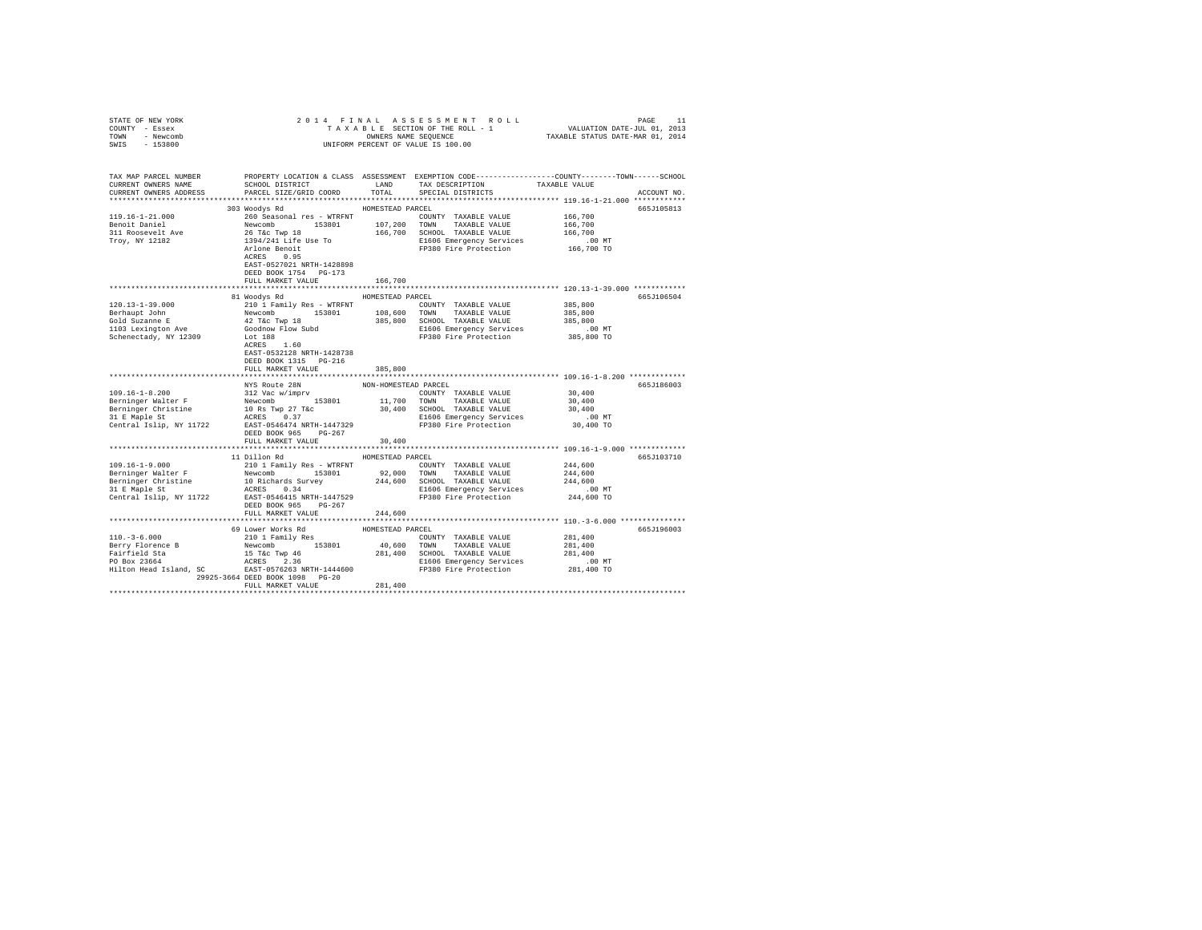STATE OF NEW YORK                    2 0 1 4   F I N A L   A S S E S S M E N T   R O L L                    PAGE 11
COUNTY - Essex                       T A X A B L E SECTION OF THE ROLL - 1                    VALUATION DATE-JUL 01, 2013
TOWN - Newcomb                       OWNERS NAME SEQUENCE                    TAXABLE STATUS DATE-MAR 01, 2014
SWIS - 153800                        UNIFORM PERCENT OF VALUE IS 100.00

```
TAX MAP PARCEL NUMBER        PROPERTY LOCATION & CLASS  ASSESSMENT  EXEMPTION CODE-----------------COUNTY--------TOWN------SCHOOL
CURRENT OWNERS NAME          SCHOOL DISTRICT             LAND       TAX DESCRIPTION             TAXABLE VALUE
CURRENT OWNERS ADDRESS       PARCEL SIZE/GRID COORD      TOTAL      SPECIAL DISTRICTS                                   ACCOUNT NO.
*********************************************************************************************** 119.16-1-21.000 ************
                             303 Woodys Rd               HOMESTEAD PARCEL                                              665J105813
119.16-1-21.000              260 Seasonal res - WTRFNT             COUNTY  TAXABLE VALUE          166,700
Benoit Daniel                Newcomb        153801      107,200    TOWN    TAXABLE VALUE          166,700
311 Roosevelt Ave            26 T&c Twp 18              166,700    SCHOOL  TAXABLE VALUE          166,700
Troy, NY 12182               1394/241 Life Use To                  E1606 Emergency Services          .00 MT
                             Arlone Benoit                         FP380 Fire Protection          166,700 TO
                             ACRES    0.95
                             EAST-0527021 NRTH-1428898
                             DEED BOOK 1754   PG-173
                             FULL MARKET VALUE          166,700
*********************************************************************************************** 120.13-1-39.000 ************
                             81 Woodys Rd                HOMESTEAD PARCEL                                              665J106504
120.13-1-39.000              210 1 Family Res - WTRFNT             COUNTY  TAXABLE VALUE          385,800
Berhaupt John                Newcomb        153801      108,600    TOWN    TAXABLE VALUE          385,800
Gold Suzanne E               42 T&c Twp 18              385,800    SCHOOL  TAXABLE VALUE          385,800
1103 Lexington Ave           Goodnow Flow Subd                     E1606 Emergency Services          .00 MT
Schenectady, NY 12309        Lot 188                               FP380 Fire Protection          385,800 TO
                             ACRES    1.60
                             EAST-0532128 NRTH-1428738
                             DEED BOOK 1315   PG-216
                             FULL MARKET VALUE          385,800
*********************************************************************************************** 109.16-1-8.200 *************
                             NYS Route 28N               NON-HOMESTEAD PARCEL                                          665J186003
109.16-1-8.200               312 Vac w/imprv                       COUNTY  TAXABLE VALUE           30,400
Berninger Walter F           Newcomb        153801       11,700    TOWN    TAXABLE VALUE           30,400
Berninger Christine          10 Rs Twp 27 T&c            30,400    SCHOOL  TAXABLE VALUE           30,400
31 E Maple St                ACRES    0.37                         E1606 Emergency Services          .00 MT
Central Islip, NY 11722      EAST-0546474 NRTH-1447329             FP380 Fire Protection           30,400 TO
                             DEED BOOK 965    PG-267
                             FULL MARKET VALUE           30,400
*********************************************************************************************** 109.16-1-9.000 *************
                             11 Dillon Rd                HOMESTEAD PARCEL                                              665J103710
109.16-1-9.000               210 1 Family Res - WTRFNT             COUNTY  TAXABLE VALUE          244,600
Berninger Walter F           Newcomb        153801       92,000    TOWN    TAXABLE VALUE          244,600
Berninger Christine          10 Richards Survey         244,600    SCHOOL  TAXABLE VALUE          244,600
31 E Maple St                ACRES    0.34                         E1606 Emergency Services          .00 MT
Central Islip, NY 11722      EAST-0546415 NRTH-1447529             FP380 Fire Protection          244,600 TO
                             DEED BOOK 965    PG-267
                             FULL MARKET VALUE          244,600
*********************************************************************************************** 110.-3-6.000 ***************
                             69 Lower Works Rd           HOMESTEAD PARCEL                                              665J196003
110.-3-6.000                 210 1 Family Res                      COUNTY  TAXABLE VALUE          281,400
Berry Florence B             Newcomb        153801       40,600    TOWN    TAXABLE VALUE          281,400
Fairfield Sta                15 T&c Twp 46              281,400    SCHOOL  TAXABLE VALUE          281,400
PO Box 23664                 ACRES    2.36                         E1606 Emergency Services          .00 MT
Hilton Head Island, SC       EAST-0576263 NRTH-1444600             FP380 Fire Protection          281,400 TO
                  29925-3664 DEED BOOK 1098   PG-20
                             FULL MARKET VALUE          281,400
******************************************************************************************************************************
```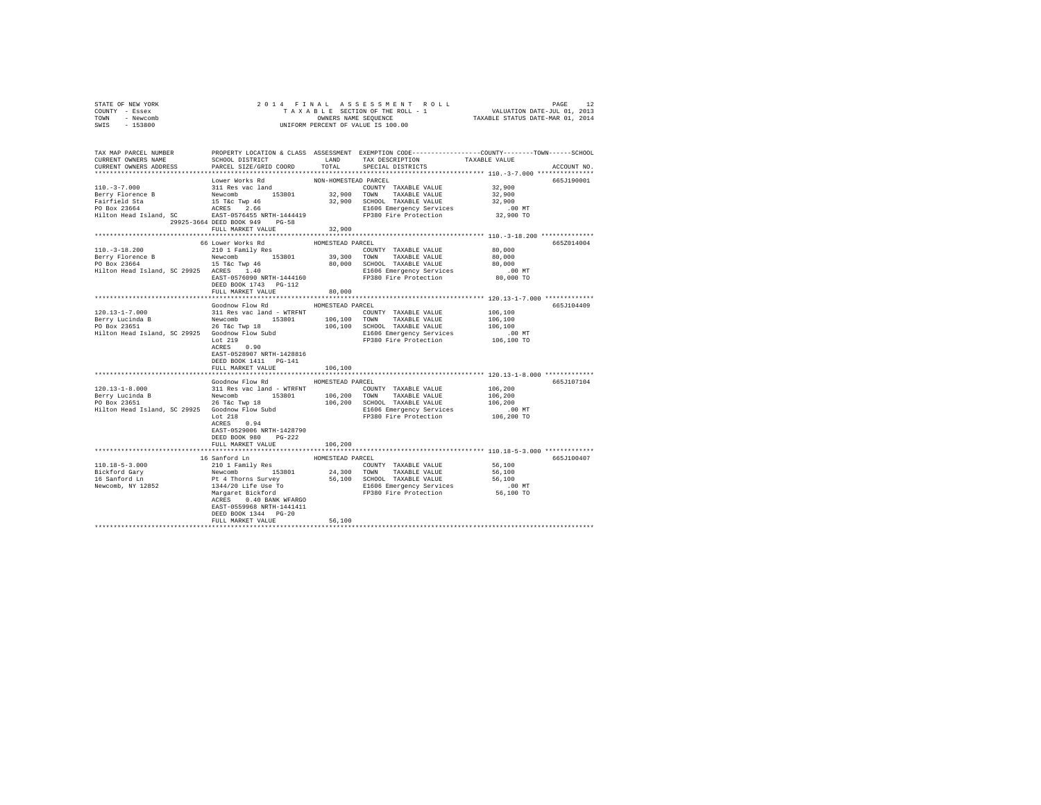STATE OF NEW YORK
COUNTY - Essex
TOWN - Newcomb
SWIS - 153800

2014 FINAL ASSESSMENT ROLL
TAXABLE SECTION OF THE ROLL - 1
OWNERS NAME SEQUENCE
UNIFORM PERCENT OF VALUE IS 100.00

VALUATION DATE-JUL 01, 2013
TAXABLE STATUS DATE-MAR 01, 2014

| TAX MAP PARCEL NUMBER / CURRENT OWNERS NAME / CURRENT OWNERS ADDRESS | PROPERTY LOCATION & CLASS / SCHOOL DISTRICT / PARCEL SIZE/GRID COORD | ASSESSMENT LAND / TOTAL | EXEMPTION CODE / TAX DESCRIPTION / SPECIAL DISTRICTS | COUNTY / TOWN / SCHOOL TAXABLE VALUE | ACCOUNT NO. |
|---|---|---|---|---|---|
| **110.-3-7.000** | Lower Works Rd | NON-HOMESTEAD PARCEL | | | 665J190001 |
| 110.-3-7.000 | 311 Res vac land | | COUNTY TAXABLE VALUE | 32,900 | |
| Berry Florence B | Newcomb 153801 | 32,900 | TOWN TAXABLE VALUE | 32,900 | |
| Fairfield Sta | 15 T&c Twp 46 | 32,900 | SCHOOL TAXABLE VALUE | 32,900 | |
| PO Box 23664 | ACRES 2.66 | | E1606 Emergency Services | .00 MT | |
| Hilton Head Island, SC 29925-3664 | EAST-0576455 NRTH-1444419 | | FP380 Fire Protection | 32,900 TO | |
| | DEED BOOK 949 PG-58 | | | | |
| | FULL MARKET VALUE | 32,900 | | | |
| **110.-3-18.200** | 66 Lower Works Rd | HOMESTEAD PARCEL | | | 665Z014004 |
| 110.-3-18.200 | 210 1 Family Res | | COUNTY TAXABLE VALUE | 80,000 | |
| Berry Florence B | Newcomb 153801 | 39,300 | TOWN TAXABLE VALUE | 80,000 | |
| PO Box 23664 | 15 T&c Twp 46 | 80,000 | SCHOOL TAXABLE VALUE | 80,000 | |
| Hilton Head Island, SC 29925 | ACRES 1.40 | | E1606 Emergency Services | .00 MT | |
| | EAST-0576090 NRTH-1444160 | | FP380 Fire Protection | 80,000 TO | |
| | DEED BOOK 1743 PG-112 | | | | |
| | FULL MARKET VALUE | 80,000 | | | |
| **120.13-1-7.000** | Goodnow Flow Rd | HOMESTEAD PARCEL | | | 665J104409 |
| 120.13-1-7.000 | 311 Res vac land - WTRFNT | | COUNTY TAXABLE VALUE | 106,100 | |
| Berry Lucinda B | Newcomb 153801 | 106,100 | TOWN TAXABLE VALUE | 106,100 | |
| PO Box 23651 | 26 T&c Twp 18 | 106,100 | SCHOOL TAXABLE VALUE | 106,100 | |
| Hilton Head Island, SC 29925 | Goodnow Flow Subd | | E1606 Emergency Services | .00 MT | |
| | Lot 219 | | FP380 Fire Protection | 106,100 TO | |
| | ACRES 0.90 | | | | |
| | EAST-0528907 NRTH-1428816 | | | | |
| | DEED BOOK 1411 PG-141 | | | | |
| | FULL MARKET VALUE | 106,100 | | | |
| **120.13-1-8.000** | Goodnow Flow Rd | HOMESTEAD PARCEL | | | 665J107104 |
| 120.13-1-8.000 | 311 Res vac land - WTRFNT | | COUNTY TAXABLE VALUE | 106,200 | |
| Berry Lucinda B | Newcomb 153801 | 106,200 | TOWN TAXABLE VALUE | 106,200 | |
| PO Box 23651 | 26 T&c Twp 18 | 106,200 | SCHOOL TAXABLE VALUE | 106,200 | |
| Hilton Head Island, SC 29925 | Goodnow Flow Subd | | E1606 Emergency Services | .00 MT | |
| | Lot 218 | | FP380 Fire Protection | 106,200 TO | |
| | ACRES 0.94 | | | | |
| | EAST-0529006 NRTH-1428790 | | | | |
| | DEED BOOK 980 PG-222 | | | | |
| | FULL MARKET VALUE | 106,200 | | | |
| **110.18-5-3.000** | 16 Sanford Ln | HOMESTEAD PARCEL | | | 665J100407 |
| 110.18-5-3.000 | 210 1 Family Res | | COUNTY TAXABLE VALUE | 56,100 | |
| Bickford Gary | Newcomb 153801 | 24,300 | TOWN TAXABLE VALUE | 56,100 | |
| 16 Sanford Ln | Pt 4 Thorns Survey | 56,100 | SCHOOL TAXABLE VALUE | 56,100 | |
| Newcomb, NY 12852 | 1344/20 Life Use To | | E1606 Emergency Services | .00 MT | |
| | Margaret Bickford | | FP380 Fire Protection | 56,100 TO | |
| | ACRES 0.40 BANK WFARGO | | | | |
| | EAST-0559968 NRTH-1441411 | | | | |
| | DEED BOOK 1344 PG-20 | | | | |
| | FULL MARKET VALUE | 56,100 | | | |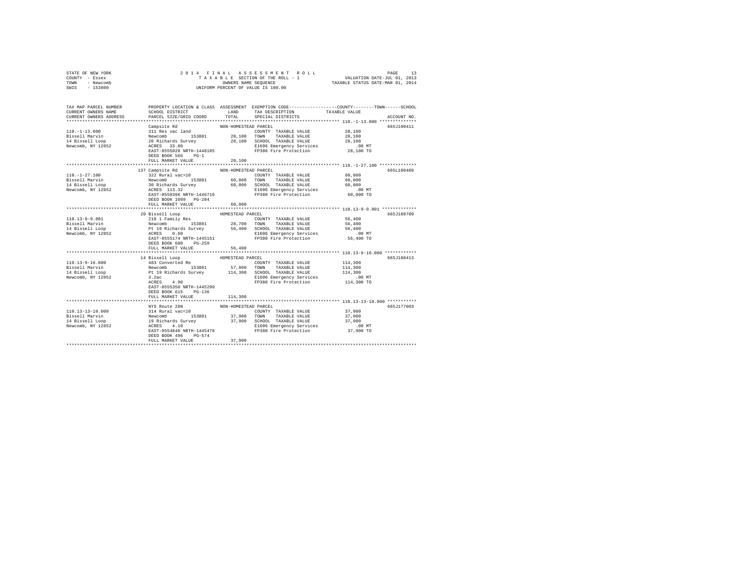STATE OF NEW YORK
COUNTY - Essex
TOWN - Newcomb
SWIS - 153800

2014 FINAL ASSESSMENT ROLL
TAXABLE SECTION OF THE ROLL - 1
OWNERS NAME SEQUENCE
UNIFORM PERCENT OF VALUE IS 100.00

VALUATION DATE-JUL 01, 2013
TAXABLE STATUS DATE-MAR 01, 2014

| TAX MAP PARCEL NUMBER / CURRENT OWNERS NAME / CURRENT OWNERS ADDRESS | PROPERTY LOCATION & CLASS / SCHOOL DISTRICT / PARCEL SIZE/GRID COORD | ASSESSMENT LAND / TOTAL | EXEMPTION CODE / TAX DESCRIPTION / SPECIAL DISTRICTS | TAXABLE VALUE (COUNTY / TOWN / SCHOOL) | ACCOUNT NO. |
|---|---|---|---|---|---|
| **110.-1-13.000** | Campsite Rd | NON-HOMESTEAD PARCEL | | | 665J100411 |
| 110.-1-13.000 | 311 Res vac land | | COUNTY TAXABLE VALUE | 28,100 | |
| Bissell Marvin | Newcomb 153801 | 28,100 | TOWN TAXABLE VALUE | 28,100 | |
| 14 Bissell Loop | 20 Richards Survey | 28,100 | SCHOOL TAXABLE VALUE | 28,100 | |
| Newcomb, NY 12852 | ACRES 33.80 | | E1606 Emergency Services | .00 MT | |
| | EAST-0555028 NRTH-1448185 | | FP380 Fire Protection | 28,100 TO | |
| | DEED BOOK 565 PG-1 | | | | |
| | FULL MARKET VALUE | 28,100 | | | |
| **110.-1-27.100** | 137 Campsite Rd | NON-HOMESTEAD PARCEL | | | 665L100409 |
| 110.-1-27.100 | 322 Rural vac>10 | | COUNTY TAXABLE VALUE | 60,000 | |
| Bissell Marvin | Newcomb 153801 | 60,000 | TOWN TAXABLE VALUE | 60,000 | |
| 14 Bissell Loop | 30 Richards Survey | 60,000 | SCHOOL TAXABLE VALUE | 60,000 | |
| Newcomb, NY 12852 | ACRES 113.32 | | E1606 Emergency Services | .00 MT | |
| | EAST-0558396 NRTH-1446716 | | FP380 Fire Protection | 60,000 TO | |
| | DEED BOOK 1099 PG-284 | | | | |
| | FULL MARKET VALUE | 60,000 | | | |
| **110.13-9-9.001** | 20 Bissell Loop | HOMESTEAD PARCEL | | | 665J100709 |
| 110.13-9-9.001 | 210 1 Family Res | | COUNTY TAXABLE VALUE | 56,400 | |
| Bissell Marvin | Newcomb 153801 | 28,700 | TOWN TAXABLE VALUE | 56,400 | |
| 14 Bissell Loop | Pt 19 Richards Survey | 56,400 | SCHOOL TAXABLE VALUE | 56,400 | |
| Newcomb, NY 12852 | ACRES 0.60 | | E1606 Emergency Services | .00 MT | |
| | EAST-0555174 NRTH-1445151 | | FP380 Fire Protection | 56,400 TO | |
| | DEED BOOK 688 PG-259 | | | | |
| | FULL MARKET VALUE | 56,400 | | | |
| **110.13-9-16.000** | 14 Bissell Loop | HOMESTEAD PARCEL | | | 665J100413 |
| 110.13-9-16.000 | 483 Converted Re | | COUNTY TAXABLE VALUE | 114,300 | |
| Bissell Marvin | Newcomb 153801 | 57,000 | TOWN TAXABLE VALUE | 114,300 | |
| 14 Bissell Loop | Pt 19 Richards Survey | 114,300 | SCHOOL TAXABLE VALUE | 114,300 | |
| Newcomb, NY 12852 | 3.2ac | | E1606 Emergency Services | .00 MT | |
| | ACRES 4.90 | | FP380 Fire Protection | 114,300 TO | |
| | EAST-0555350 NRTH-1445299 | | | | |
| | DEED BOOK 615 PG-136 | | | | |
| | FULL MARKET VALUE | 114,300 | | | |
| **110.13-13-10.000** | NYS Route 28N | NON-HOMESTEAD PARCEL | | | 665J177003 |
| 110.13-13-10.000 | 314 Rural vac<10 | | COUNTY TAXABLE VALUE | 37,900 | |
| Bissell Marvin | Newcomb 153801 | 37,900 | TOWN TAXABLE VALUE | 37,900 | |
| 14 Bissell Loop | 19 Richards Survey | 37,900 | SCHOOL TAXABLE VALUE | 37,900 | |
| Newcomb, NY 12852 | ACRES 4.10 | | E1606 Emergency Services | .00 MT | |
| | EAST-0554840 NRTH-1445478 | | FP380 Fire Protection | 37,900 TO | |
| | DEED BOOK 496 PG-574 | | | | |
| | FULL MARKET VALUE | 37,900 | | | |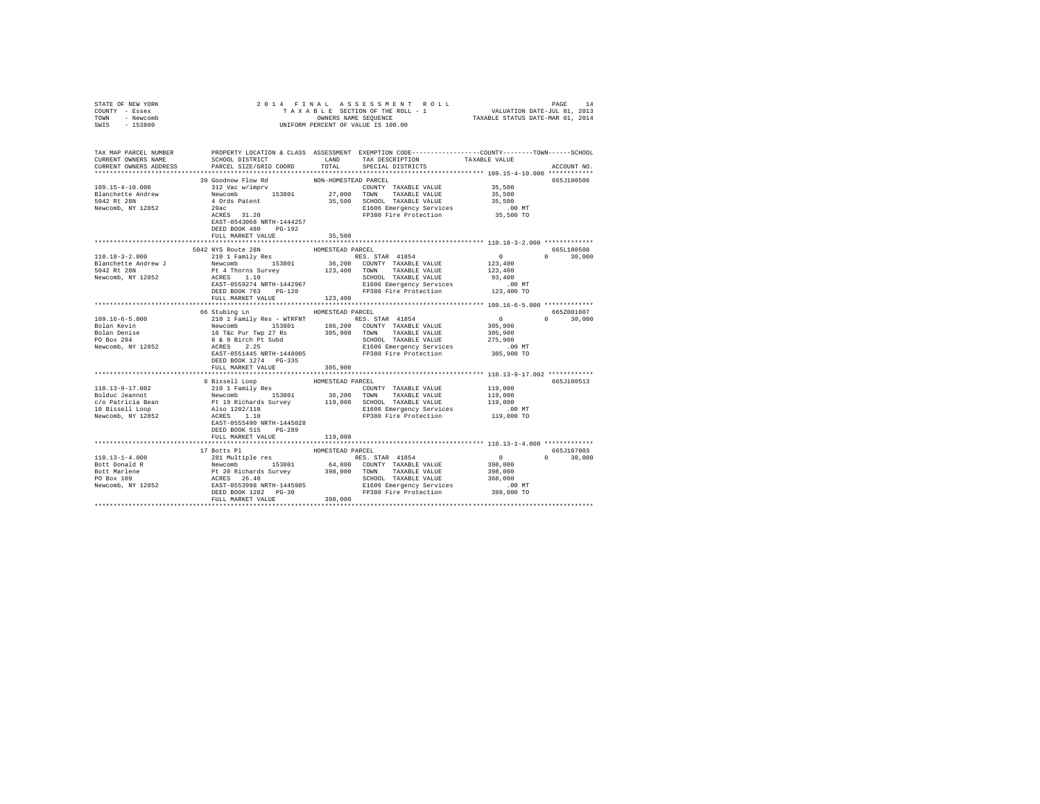STATE OF NEW YORK                    2014 FINAL ASSESSMENT ROLL
COUNTY - Essex                       TAXABLE SECTION OF THE ROLL - 1          VALUATION DATE-JUL 01, 2013
TOWN - Newcomb                       OWNERS NAME SEQUENCE                     TAXABLE STATUS DATE-MAR 01, 2014
SWIS - 153800                        UNIFORM PERCENT OF VALUE IS 100.00

```
TAX MAP PARCEL NUMBER     PROPERTY LOCATION & CLASS  ASSESSMENT  EXEMPTION CODE-----------------COUNTY--------TOWN------SCHOOL
CURRENT OWNERS NAME       SCHOOL DISTRICT             LAND       TAX DESCRIPTION            TAXABLE VALUE
CURRENT OWNERS ADDRESS    PARCEL SIZE/GRID COORD      TOTAL      SPECIAL DISTRICTS                                  ACCOUNT NO.
******************************************************************************************* 109.15-4-10.000 ************
                          39 Goodnow Flow Rd          NON-HOMESTEAD PARCEL                                           665J100506
109.15-4-10.000           312 Vac w/imprv                        COUNTY  TAXABLE VALUE          35,500
Blanchette Andrew         Newcomb       153801        27,000     TOWN    TAXABLE VALUE          35,500
5042 Rt 28N               4 Ords Patent               35,500     SCHOOL  TAXABLE VALUE          35,500
Newcomb, NY 12852         29ac                                   E1606 Emergency Services          .00 MT
                          ACRES  31.20                           FP380 Fire Protection          35,500 TO
                          EAST-0543068 NRTH-1444257
                          DEED BOOK 480   PG-192
                          FULL MARKET VALUE           35,500
******************************************************************************************* 110.18-3-2.000 *************
                          5042 NYS Route 28N          HOMESTEAD PARCEL                                               665L100508
110.18-3-2.000            210 1 Family Res                      RES. STAR 41854             0          0      30,000
Blanchette Andrew J       Newcomb       153801        36,200     COUNTY  TAXABLE VALUE         123,400
5042 Rt 28N               Pt 4 Thorns Survey          123,400    TOWN    TAXABLE VALUE         123,400
Newcomb, NY 12852         ACRES   1.10                           SCHOOL  TAXABLE VALUE          93,400
                          EAST-0559274 NRTH-1442967              E1606 Emergency Services          .00 MT
                          DEED BOOK 763   PG-120                 FP380 Fire Protection         123,400 TO
                          FULL MARKET VALUE          123,400
******************************************************************************************* 109.16-6-5.000 *************
                          66 Stubing Ln               HOMESTEAD PARCEL                                               665Z001007
109.16-6-5.000            210 1 Family Res - WTRFNT             RES. STAR 41854             0          0      30,000
Bolan Kevin               Newcomb       153801       186,200     COUNTY  TAXABLE VALUE         305,900
Bolan Denise              16 T&c Pur Twp 27 Rs       305,900     TOWN    TAXABLE VALUE         305,900
PO Box 294                8 & 9 Birch Pt Subd                    SCHOOL  TAXABLE VALUE         275,900
Newcomb, NY 12852         ACRES   2.25                           E1606 Emergency Services          .00 MT
                          EAST-0551445 NRTH-1448005              FP380 Fire Protection         305,900 TO
                          DEED BOOK 1274  PG-335
                          FULL MARKET VALUE          305,900
******************************************************************************************* 110.13-9-17.002 ************
                          8 Bissell Loop              HOMESTEAD PARCEL                                               665J100513
110.13-9-17.002           210 1 Family Res                       COUNTY  TAXABLE VALUE         119,000
Bolduc Jeannot            Newcomb       153801        36,200     TOWN    TAXABLE VALUE         119,000
c/o Patricia Bean         Pt 19 Richards Survey      119,000     SCHOOL  TAXABLE VALUE         119,000
10 Bissell Loop           Also 1202/118                          E1606 Emergency Services          .00 MT
Newcomb, NY 12852         ACRES   1.10                           FP380 Fire Protection         119,000 TO
                          EAST-0555490 NRTH-1445028
                          DEED BOOK 515   PG-289
                          FULL MARKET VALUE          119,000
******************************************************************************************* 110.13-1-4.000 *************
                          17 Botts Pl                 HOMESTEAD PARCEL                                               665J107003
110.13-1-4.000            281 Multiple res                      RES. STAR 41854             0          0      30,000
Bott Donald R             Newcomb       153801        64,800     COUNTY  TAXABLE VALUE         398,000
Bott Marlene              Pt 20 Richards Survey      398,000     TOWN    TAXABLE VALUE         398,000
PO Box 109                ACRES  26.40                           SCHOOL  TAXABLE VALUE         368,000
Newcomb, NY 12852         EAST-0553998 NRTH-1445985              E1606 Emergency Services          .00 MT
                          DEED BOOK 1282  PG-30                  FP380 Fire Protection         398,000 TO
                          FULL MARKET VALUE          398,000
************************************************************************************************************************
```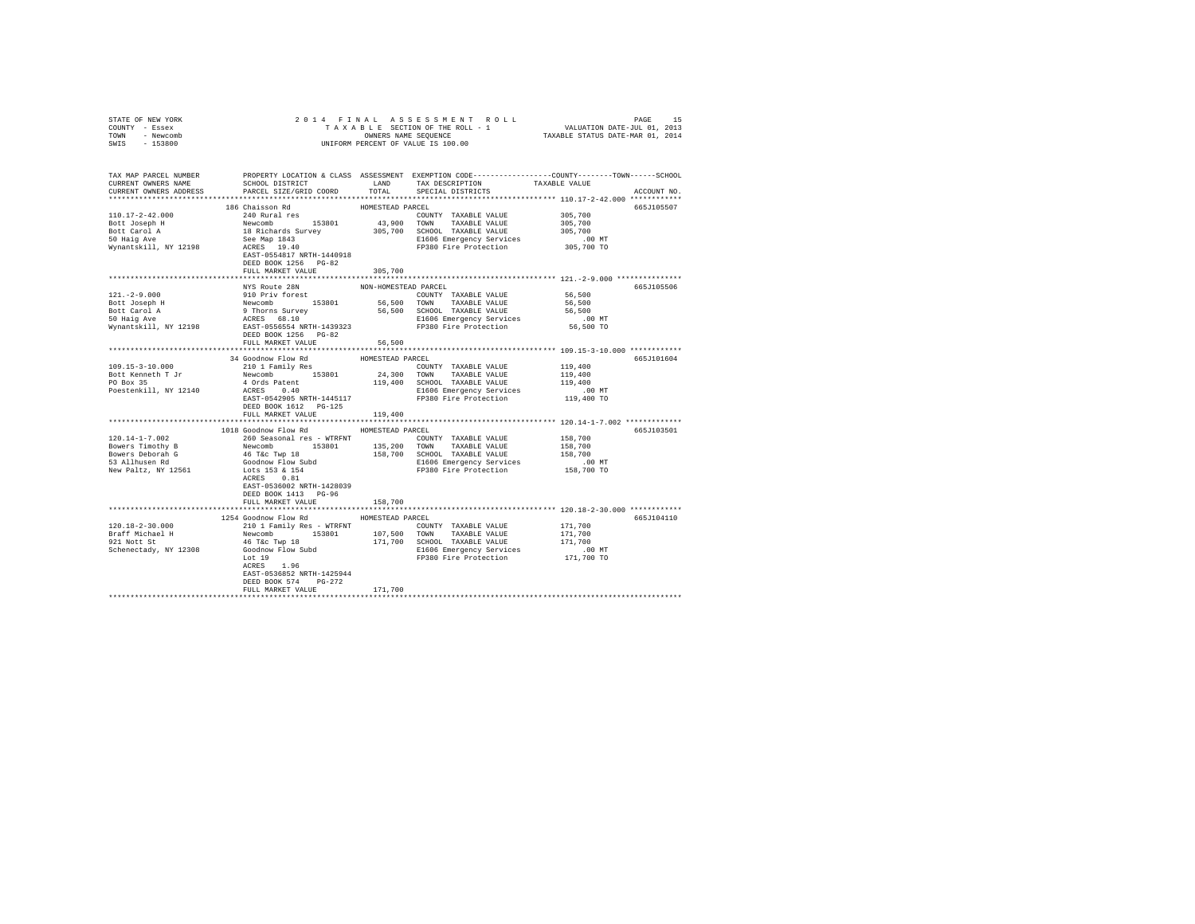STATE OF NEW YORK 2014 FINAL ASSESSMENT ROLL
COUNTY - Essex TAXABLE SECTION OF THE ROLL - 1 VALUATION DATE-JUL 01, 2013
TOWN - Newcomb OWNERS NAME SEQUENCE TAXABLE STATUS DATE-MAR 01, 2014
SWIS - 153800 UNIFORM PERCENT OF VALUE IS 100.00

```
TAX MAP PARCEL NUMBER          PROPERTY LOCATION & CLASS  ASSESSMENT  EXEMPTION CODE-----------------COUNTY--------TOWN------SCHOOL
CURRENT OWNERS NAME            SCHOOL DISTRICT              LAND      TAX DESCRIPTION            TAXABLE VALUE
CURRENT OWNERS ADDRESS         PARCEL SIZE/GRID COORD       TOTAL     SPECIAL DISTRICTS                                  ACCOUNT NO.
******************************************************************************************************* 110.17-2-42.000 ************
                               186 Chaisson Rd               HOMESTEAD PARCEL                                          665J105507
110.17-2-42.000                240 Rural res                          COUNTY  TAXABLE VALUE           305,700
Bott Joseph H                  Newcomb      153801         43,900     TOWN    TAXABLE VALUE           305,700
Bott Carol A                   18 Richards Survey         305,700     SCHOOL  TAXABLE VALUE           305,700
50 Haig Ave                    See Map 1843                           E1606 Emergency Services            .00 MT
Wynantskill, NY 12198          ACRES  19.40                           FP380 Fire Protection           305,700 TO
                               EAST-0554817 NRTH-1440918
                               DEED BOOK 1256   PG-82
                               FULL MARKET VALUE          305,700
******************************************************************************************************* 121.-2-9.000 ***************
                               NYS Route 28N                 NON-HOMESTEAD PARCEL                                      665J105506
121.-2-9.000                   910 Priv forest                        COUNTY  TAXABLE VALUE            56,500
Bott Joseph H                  Newcomb      153801         56,500     TOWN    TAXABLE VALUE            56,500
Bott Carol A                   9 Thorns Survey             56,500     SCHOOL  TAXABLE VALUE            56,500
50 Haig Ave                    ACRES  68.10                           E1606 Emergency Services            .00 MT
Wynantskill, NY 12198          EAST-0556554 NRTH-1439323              FP380 Fire Protection            56,500 TO
                               DEED BOOK 1256   PG-82
                               FULL MARKET VALUE           56,500
******************************************************************************************************* 109.15-3-10.000 ************
                               34 Goodnow Flow Rd            HOMESTEAD PARCEL                                          665J101604
109.15-3-10.000                210 1 Family Res                       COUNTY  TAXABLE VALUE           119,400
Bott Kenneth T Jr              Newcomb      153801         24,300     TOWN    TAXABLE VALUE           119,400
PO Box 35                      4 Ords Patent              119,400     SCHOOL  TAXABLE VALUE           119,400
Poestenkill, NY 12140          ACRES   0.40                           E1606 Emergency Services            .00 MT
                               EAST-0542905 NRTH-1445117              FP380 Fire Protection           119,400 TO
                               DEED BOOK 1612   PG-125
                               FULL MARKET VALUE          119,400
******************************************************************************************************* 120.14-1-7.002 *************
                               1018 Goodnow Flow Rd          HOMESTEAD PARCEL                                          665J103501
120.14-1-7.002                 260 Seasonal res - WTRFNT              COUNTY  TAXABLE VALUE           158,700
Bowers Timothy B               Newcomb      153801        135,200     TOWN    TAXABLE VALUE           158,700
Bowers Deborah G               46 T&c Twp 18              158,700     SCHOOL  TAXABLE VALUE           158,700
53 Allhusen Rd                 Goodnow Flow Subd                      E1606 Emergency Services            .00 MT
New Paltz, NY 12561            Lots 153 & 154                         FP380 Fire Protection           158,700 TO
                               ACRES   0.81
                               EAST-0536002 NRTH-1428039
                               DEED BOOK 1413   PG-96
                               FULL MARKET VALUE          158,700
******************************************************************************************************* 120.18-2-30.000 ************
                               1254 Goodnow Flow Rd          HOMESTEAD PARCEL                                          665J104110
120.18-2-30.000                210 1 Family Res - WTRFNT              COUNTY  TAXABLE VALUE           171,700
Braff Michael H                Newcomb      153801        107,500     TOWN    TAXABLE VALUE           171,700
921 Nott St                    46 T&c Twp 18              171,700     SCHOOL  TAXABLE VALUE           171,700
Schenectady, NY 12308          Goodnow Flow Subd                      E1606 Emergency Services            .00 MT
                               Lot 19                                 FP380 Fire Protection           171,700 TO
                               ACRES   1.96
                               EAST-0536852 NRTH-1425944
                               DEED BOOK 574    PG-272
                               FULL MARKET VALUE          171,700
************************************************************************************************************************************
```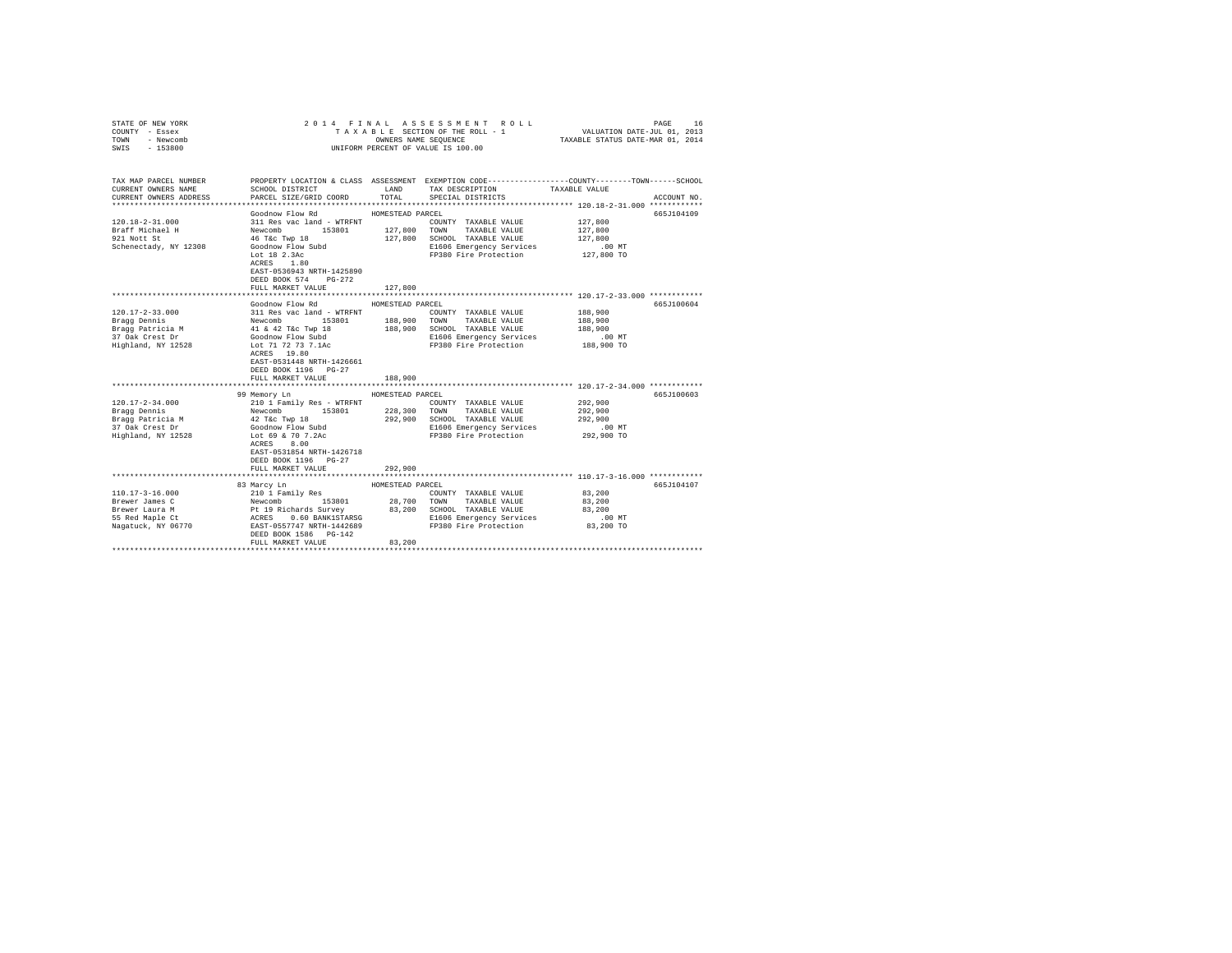STATE OF NEW YORK
COUNTY - Essex
TOWN - Newcomb
SWIS - 153800

2014 FINAL ASSESSMENT ROLL
TAXABLE SECTION OF THE ROLL - 1
OWNERS NAME SEQUENCE
UNIFORM PERCENT OF VALUE IS 100.00

VALUATION DATE-JUL 01, 2013
TAXABLE STATUS DATE-MAR 01, 2014

| TAX MAP PARCEL NUMBER / CURRENT OWNERS NAME / CURRENT OWNERS ADDRESS | PROPERTY LOCATION & CLASS / SCHOOL DISTRICT / PARCEL SIZE/GRID COORD | ASSESSMENT LAND / TOTAL | EXEMPTION CODE / TAX DESCRIPTION / SPECIAL DISTRICTS | COUNTY / TOWN / SCHOOL TAXABLE VALUE | ACCOUNT NO. |
|---|---|---|---|---|---|
| **120.18-2-31.000** | Goodnow Flow Rd | HOMESTEAD PARCEL | | | 665J104109 |
| 120.18-2-31.000 | 311 Res vac land - WTRFNT | | COUNTY TAXABLE VALUE | 127,800 | |
| Braff Michael H | Newcomb 153801 | 127,800 | TOWN TAXABLE VALUE | 127,800 | |
| 921 Nott St | 46 T&c Twp 18 | 127,800 | SCHOOL TAXABLE VALUE | 127,800 | |
| Schenectady, NY 12308 | Goodnow Flow Subd | | E1606 Emergency Services | .00 MT | |
| | Lot 18 2.3Ac | | FP380 Fire Protection | 127,800 TO | |
| | ACRES 1.80 | | | | |
| | EAST-0536943 NRTH-1425890 | | | | |
| | DEED BOOK 574 PG-272 | | | | |
| | FULL MARKET VALUE | 127,800 | | | |
| **120.17-2-33.000** | Goodnow Flow Rd | HOMESTEAD PARCEL | | | 665J100604 |
| 120.17-2-33.000 | 311 Res vac land - WTRFNT | | COUNTY TAXABLE VALUE | 188,900 | |
| Bragg Dennis | Newcomb 153801 | 188,900 | TOWN TAXABLE VALUE | 188,900 | |
| Bragg Patricia M | 41 & 42 T&c Twp 18 | 188,900 | SCHOOL TAXABLE VALUE | 188,900 | |
| 37 Oak Crest Dr | Goodnow Flow Subd | | E1606 Emergency Services | .00 MT | |
| Highland, NY 12528 | Lot 71 72 73 7.1Ac | | FP380 Fire Protection | 188,900 TO | |
| | ACRES 19.80 | | | | |
| | EAST-0531448 NRTH-1426661 | | | | |
| | DEED BOOK 1196 PG-27 | | | | |
| | FULL MARKET VALUE | 188,900 | | | |
| **120.17-2-34.000** | 99 Memory Ln | HOMESTEAD PARCEL | | | 665J100603 |
| 120.17-2-34.000 | 210 1 Family Res - WTRFNT | | COUNTY TAXABLE VALUE | 292,900 | |
| Bragg Dennis | Newcomb 153801 | 228,300 | TOWN TAXABLE VALUE | 292,900 | |
| Bragg Patricia M | 42 T&c Twp 18 | 292,900 | SCHOOL TAXABLE VALUE | 292,900 | |
| 37 Oak Crest Dr | Goodnow Flow Subd | | E1606 Emergency Services | .00 MT | |
| Highland, NY 12528 | Lot 69 & 70 7.2Ac | | FP380 Fire Protection | 292,900 TO | |
| | ACRES 8.00 | | | | |
| | EAST-0531854 NRTH-1426718 | | | | |
| | DEED BOOK 1196 PG-27 | | | | |
| | FULL MARKET VALUE | 292,900 | | | |
| **110.17-3-16.000** | 83 Marcy Ln | HOMESTEAD PARCEL | | | 665J104107 |
| 110.17-3-16.000 | 210 1 Family Res | | COUNTY TAXABLE VALUE | 83,200 | |
| Brewer James C | Newcomb 153801 | 28,700 | TOWN TAXABLE VALUE | 83,200 | |
| Brewer Laura M | Pt 19 Richards Survey | 83,200 | SCHOOL TAXABLE VALUE | 83,200 | |
| 55 Red Maple Ct | ACRES 0.60 BANK1STARSG | | E1606 Emergency Services | .00 MT | |
| Nagatuck, NY 06770 | EAST-0557747 NRTH-1442689 | | FP380 Fire Protection | 83,200 TO | |
| | DEED BOOK 1586 PG-142 | | | | |
| | FULL MARKET VALUE | 83,200 | | | |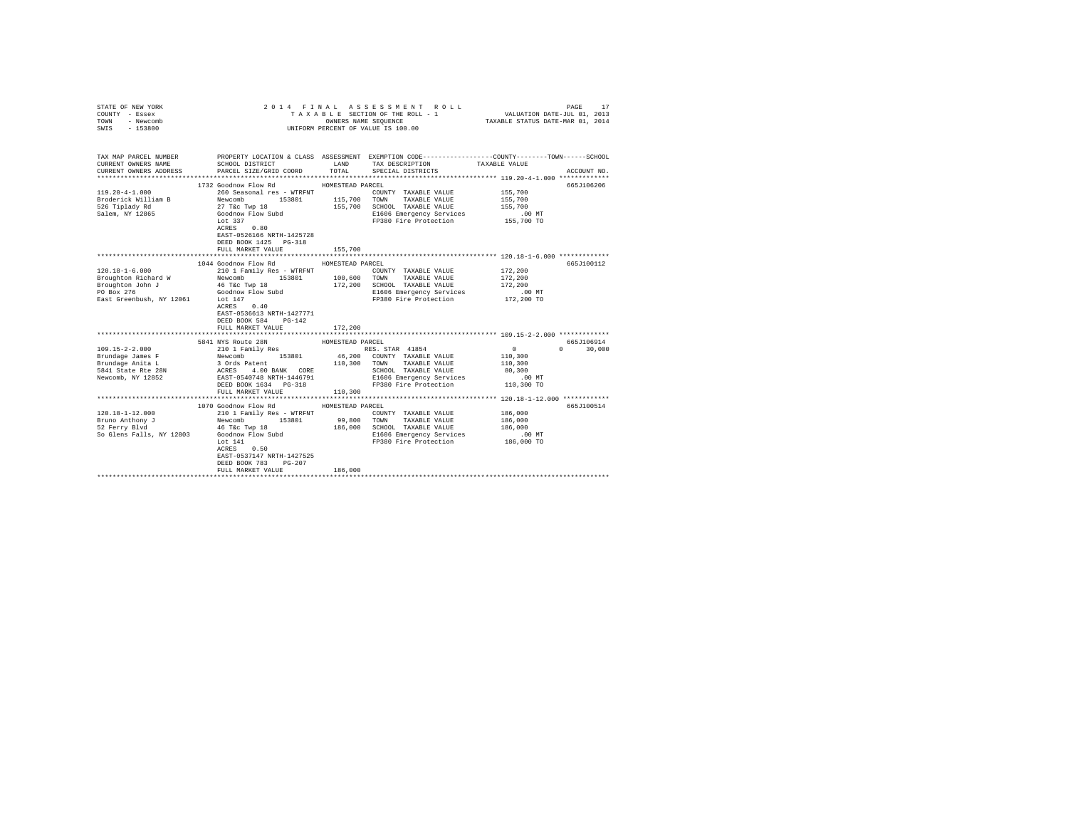STATE OF NEW YORK
COUNTY - Essex
TOWN - Newcomb
SWIS - 153800

2014 FINAL ASSESSMENT ROLL
TAXABLE SECTION OF THE ROLL - 1
OWNERS NAME SEQUENCE
UNIFORM PERCENT OF VALUE IS 100.00

VALUATION DATE-JUL 01, 2013
TAXABLE STATUS DATE-MAR 01, 2014

| TAX MAP PARCEL NUMBER / CURRENT OWNERS NAME / CURRENT OWNERS ADDRESS | PROPERTY LOCATION & CLASS / SCHOOL DISTRICT / PARCEL SIZE/GRID COORD | ASSESSMENT LAND | TOTAL | EXEMPTION CODE / TAX DESCRIPTION / SPECIAL DISTRICTS | COUNTY | TOWN | SCHOOL TAXABLE VALUE | ACCOUNT NO. |
|---|---|---|---|---|---|---|---|---|
| **119.20-4-1.000** | 1732 Goodnow Flow Rd | HOMESTEAD PARCEL | | | | | | 665J106206 |
| 119.20-4-1.000 | 260 Seasonal res - WTRFNT | | | COUNTY TAXABLE VALUE | 155,700 | | | |
| Broderick William B | Newcomb 153801 | 115,700 | | TOWN TAXABLE VALUE | 155,700 | | | |
| 526 Tiplady Rd | 27 T&c Twp 18 | | 155,700 | SCHOOL TAXABLE VALUE | 155,700 | | | |
| Salem, NY 12865 | Goodnow Flow Subd | | | E1606 Emergency Services | .00 MT | | | |
| | Lot 337 | | | FP380 Fire Protection | 155,700 TO | | | |
| | ACRES 0.80 | | | | | | | |
| | EAST-0526166 NRTH-1425728 | | | | | | | |
| | DEED BOOK 1425 PG-318 | | | | | | | |
| | FULL MARKET VALUE | | 155,700 | | | | | |
| **120.18-1-6.000** | 1044 Goodnow Flow Rd | HOMESTEAD PARCEL | | | | | | 665J100112 |
| 120.18-1-6.000 | 210 1 Family Res - WTRFNT | | | COUNTY TAXABLE VALUE | 172,200 | | | |
| Broughton Richard W | Newcomb 153801 | 100,600 | | TOWN TAXABLE VALUE | 172,200 | | | |
| Broughton John J | 46 T&c Twp 18 | | 172,200 | SCHOOL TAXABLE VALUE | 172,200 | | | |
| PO Box 276 | Goodnow Flow Subd | | | E1606 Emergency Services | .00 MT | | | |
| East Greenbush, NY 12061 | Lot 147 | | | FP380 Fire Protection | 172,200 TO | | | |
| | ACRES 0.40 | | | | | | | |
| | EAST-0536613 NRTH-1427771 | | | | | | | |
| | DEED BOOK 584 PG-142 | | | | | | | |
| | FULL MARKET VALUE | | 172,200 | | | | | |
| **109.15-2-2.000** | 5841 NYS Route 28N | HOMESTEAD PARCEL | | | | | | 665J106914 |
| 109.15-2-2.000 | 210 1 Family Res | | | RES. STAR 41854 | 0 | 0 | 30,000 | |
| Brundage James F | Newcomb 153801 | 46,200 | | COUNTY TAXABLE VALUE | 110,300 | | | |
| Brundage Anita L | 3 Ords Patent | | 110,300 | TOWN TAXABLE VALUE | 110,300 | | | |
| 5841 State Rte 28N | ACRES 4.00 BANK CORE | | | SCHOOL TAXABLE VALUE | 80,300 | | | |
| Newcomb, NY 12852 | EAST-0540748 NRTH-1446791 | | | E1606 Emergency Services | .00 MT | | | |
| | DEED BOOK 1634 PG-318 | | | FP380 Fire Protection | 110,300 TO | | | |
| | FULL MARKET VALUE | | 110,300 | | | | | |
| **120.18-1-12.000** | 1070 Goodnow Flow Rd | HOMESTEAD PARCEL | | | | | | 665J100514 |
| 120.18-1-12.000 | 210 1 Family Res - WTRFNT | | | COUNTY TAXABLE VALUE | 186,000 | | | |
| Bruno Anthony J | Newcomb 153801 | 99,800 | | TOWN TAXABLE VALUE | 186,000 | | | |
| 52 Ferry Blvd | 46 T&c Twp 18 | | 186,000 | SCHOOL TAXABLE VALUE | 186,000 | | | |
| So Glens Falls, NY 12803 | Goodnow Flow Subd | | | E1606 Emergency Services | .00 MT | | | |
| | Lot 141 | | | FP380 Fire Protection | 186,000 TO | | | |
| | ACRES 0.50 | | | | | | | |
| | EAST-0537147 NRTH-1427525 | | | | | | | |
| | DEED BOOK 783 PG-207 | | | | | | | |
| | FULL MARKET VALUE | | 186,000 | | | | | |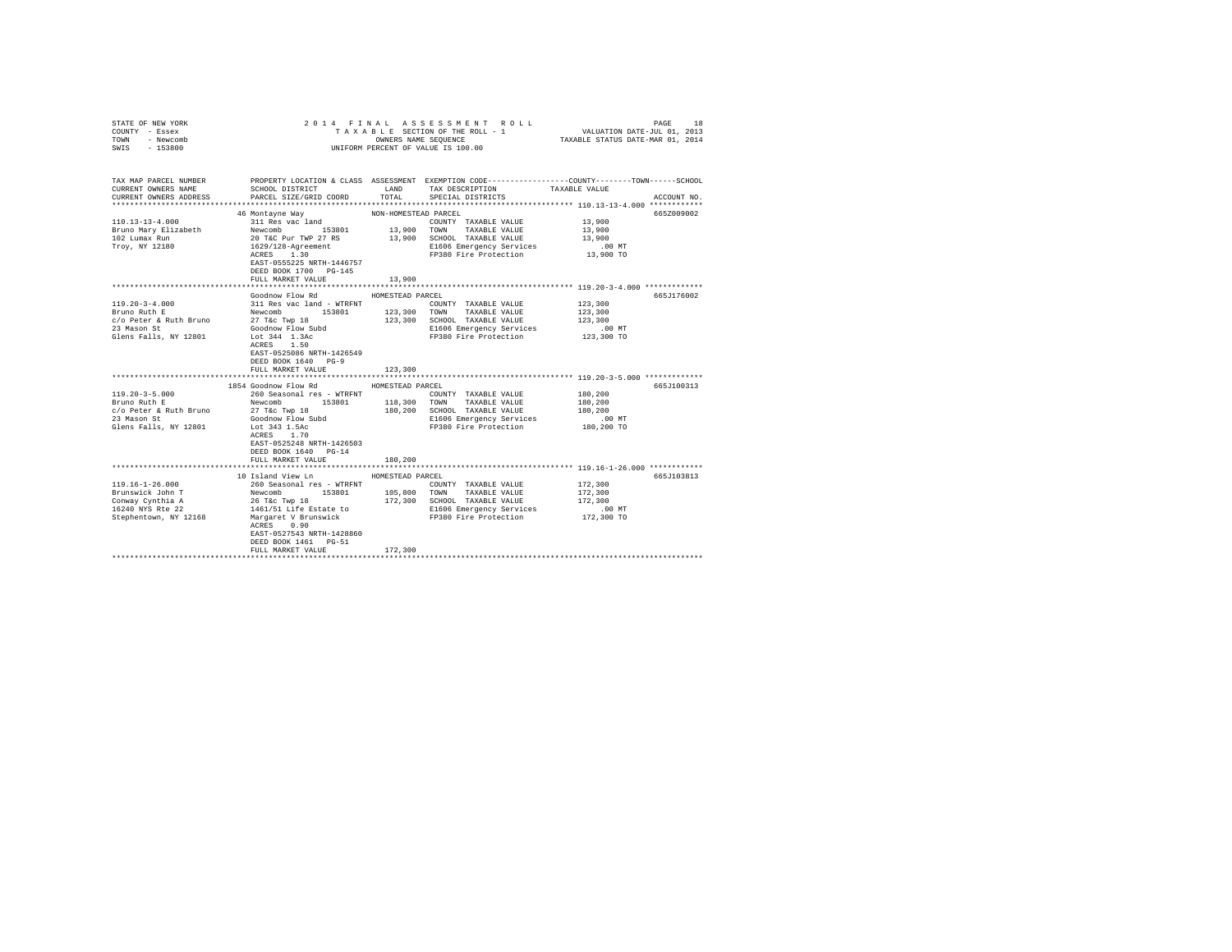STATE OF NEW YORK — 2014 FINAL ASSESSMENT ROLL
COUNTY - Essex — TAXABLE SECTION OF THE ROLL - 1 — VALUATION DATE-JUL 01, 2013
TOWN - Newcomb — OWNERS NAME SEQUENCE — TAXABLE STATUS DATE-MAR 01, 2014
SWIS - 153800 — UNIFORM PERCENT OF VALUE IS 100.00

| TAX MAP PARCEL NUMBER / CURRENT OWNERS NAME / CURRENT OWNERS ADDRESS | PROPERTY LOCATION & CLASS / SCHOOL DISTRICT / PARCEL SIZE/GRID COORD | ASSESSMENT LAND / TOTAL | EXEMPTION CODE / TAX DESCRIPTION / SPECIAL DISTRICTS | TAXABLE VALUE (COUNTY / TOWN / SCHOOL) | ACCOUNT NO. |
|---|---|---|---|---|---|
| **110.13-13-4.000** | 46 Montayne Way — NON-HOMESTEAD PARCEL | | | | 665Z009002 |
| 110.13-13-4.000 | 311 Res vac land | | COUNTY TAXABLE VALUE | 13,900 | |
| Bruno Mary Elizabeth | Newcomb 153801 | 13,900 | TOWN TAXABLE VALUE | 13,900 | |
| 102 Lumax Run | 20 T&C Pur TWP 27 RS | 13,900 | SCHOOL TAXABLE VALUE | 13,900 | |
| Troy, NY 12180 | 1629/128-Agreement | | E1606 Emergency Services | .00 MT | |
| | ACRES 1.30 | | FP380 Fire Protection | 13,900 TO | |
| | EAST-0555225 NRTH-1446757 | | | | |
| | DEED BOOK 1700 PG-145 | | | | |
| | FULL MARKET VALUE | 13,900 | | | |
| **119.20-3-4.000** | Goodnow Flow Rd — HOMESTEAD PARCEL | | | | 665J176002 |
| 119.20-3-4.000 | 311 Res vac land - WTRFNT | | COUNTY TAXABLE VALUE | 123,300 | |
| Bruno Ruth E | Newcomb 153801 | 123,300 | TOWN TAXABLE VALUE | 123,300 | |
| c/o Peter & Ruth Bruno | 27 T&c Twp 18 | 123,300 | SCHOOL TAXABLE VALUE | 123,300 | |
| 23 Mason St | Goodnow Flow Subd | | E1606 Emergency Services | .00 MT | |
| Glens Falls, NY 12801 | Lot 344 1.3Ac | | FP380 Fire Protection | 123,300 TO | |
| | ACRES 1.50 | | | | |
| | EAST-0525086 NRTH-1426549 | | | | |
| | DEED BOOK 1640 PG-9 | | | | |
| | FULL MARKET VALUE | 123,300 | | | |
| **119.20-3-5.000** | 1854 Goodnow Flow Rd — HOMESTEAD PARCEL | | | | 665J100313 |
| 119.20-3-5.000 | 260 Seasonal res - WTRFNT | | COUNTY TAXABLE VALUE | 180,200 | |
| Bruno Ruth E | Newcomb 153801 | 118,300 | TOWN TAXABLE VALUE | 180,200 | |
| c/o Peter & Ruth Bruno | 27 T&c Twp 18 | 180,200 | SCHOOL TAXABLE VALUE | 180,200 | |
| 23 Mason St | Goodnow Flow Subd | | E1606 Emergency Services | .00 MT | |
| Glens Falls, NY 12801 | Lot 343 1.5Ac | | FP380 Fire Protection | 180,200 TO | |
| | ACRES 1.70 | | | | |
| | EAST-0525248 NRTH-1426503 | | | | |
| | DEED BOOK 1640 PG-14 | | | | |
| | FULL MARKET VALUE | 180,200 | | | |
| **119.16-1-26.000** | 10 Island View Ln — HOMESTEAD PARCEL | | | | 665J103813 |
| 119.16-1-26.000 | 260 Seasonal res - WTRFNT | | COUNTY TAXABLE VALUE | 172,300 | |
| Brunswick John T | Newcomb 153801 | 105,800 | TOWN TAXABLE VALUE | 172,300 | |
| Conway Cynthia A | 26 T&c Twp 18 | 172,300 | SCHOOL TAXABLE VALUE | 172,300 | |
| 16240 NYS Rte 22 | 1461/51 Life Estate to | | E1606 Emergency Services | .00 MT | |
| Stephentown, NY 12168 | Margaret V Brunswick | | FP380 Fire Protection | 172,300 TO | |
| | ACRES 0.90 | | | | |
| | EAST-0527543 NRTH-1428860 | | | | |
| | DEED BOOK 1461 PG-51 | | | | |
| | FULL MARKET VALUE | 172,300 | | | |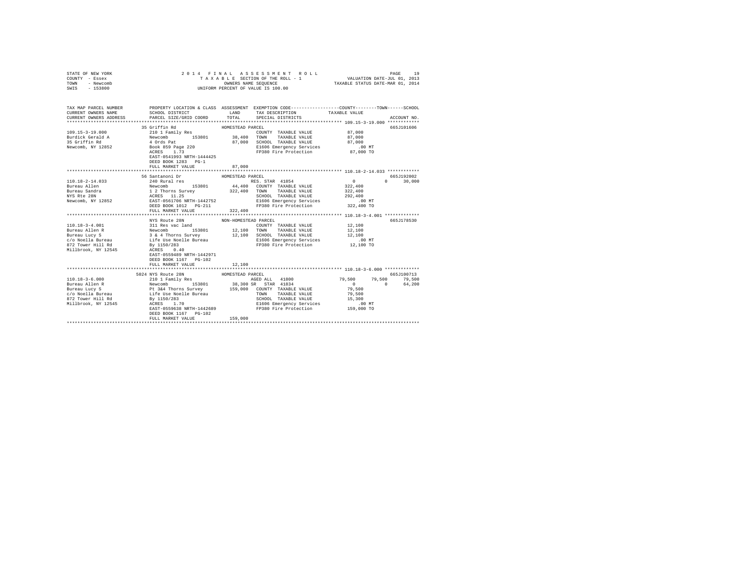STATE OF NEW YORK
COUNTY - Essex
TOWN - Newcomb
SWIS - 153800

2014 FINAL ASSESSMENT ROLL
TAXABLE SECTION OF THE ROLL - 1
OWNERS NAME SEQUENCE
UNIFORM PERCENT OF VALUE IS 100.00

VALUATION DATE-JUL 01, 2013
TAXABLE STATUS DATE-MAR 01, 2014

```
TAX MAP PARCEL NUMBER          PROPERTY LOCATION & CLASS  ASSESSMENT  EXEMPTION CODE------------------COUNTY--------TOWN------SCHOOL
CURRENT OWNERS NAME            SCHOOL DISTRICT             LAND       TAX DESCRIPTION            TAXABLE VALUE
CURRENT OWNERS ADDRESS         PARCEL SIZE/GRID COORD      TOTAL      SPECIAL DISTRICTS                                   ACCOUNT NO.
******************************************************************************************************* 109.15-3-19.000 ************
                               35 Griffin Rd               HOMESTEAD PARCEL                                               665J101606
109.15-3-19.000                210 1 Family Res                        COUNTY  TAXABLE VALUE          87,000
Burdick Gerald A               Newcomb       153801        38,400      TOWN    TAXABLE VALUE          87,000
35 Griffin Rd                  4 Ords Pat                  87,000      SCHOOL  TAXABLE VALUE          87,000
Newcomb, NY 12852              Book 859 Page 220                       E1606 Emergency Services          .00 MT
                               ACRES    1.73                           FP380 Fire Protection          87,000 TO
                               EAST-0541993 NRTH-1444425
                               DEED BOOK 1283   PG-1
                               FULL MARKET VALUE           87,000
******************************************************************************************************* 110.18-2-14.033 ************
                               56 Santanoni Dr             HOMESTEAD PARCEL                                               665J192002
110.18-2-14.033                240 Rural res                           RES. STAR 41854                0           0       30,000
Bureau Allen                   Newcomb       153801        44,400      COUNTY  TAXABLE VALUE         322,400
Bureau Sandra                  1 2 Thorns Survey          322,400      TOWN    TAXABLE VALUE         322,400
NYS Rte 28N                    ACRES   11.25                           SCHOOL  TAXABLE VALUE         292,400
Newcomb, NY 12852              EAST-0561706 NRTH-1442752               E1606 Emergency Services          .00 MT
                               DEED BOOK 1012   PG-211                 FP380 Fire Protection         322,400 TO
                               FULL MARKET VALUE          322,400
******************************************************************************************************* 110.18-3-4.001 *************
                               NYS Route 28N               NON-HOMESTEAD PARCEL                                           665J178530
110.18-3-4.001                 311 Res vac land                        COUNTY  TAXABLE VALUE          12,100
Bureau Allen R                 Newcomb       153801        12,100      TOWN    TAXABLE VALUE          12,100
Bureau Lucy S                  3 & 4 Thorns Survey         12,100      SCHOOL  TAXABLE VALUE          12,100
c/o Noella Bureau              Life Use Noelle Bureau                  E1606 Emergency Services          .00 MT
872 Tower Hill Rd              By 1150/283                             FP380 Fire Protection          12,100 TO
Millbrook, NY 12545            ACRES    0.40
                               EAST-0559489 NRTH-1442971
                               DEED BOOK 1167   PG-102
                               FULL MARKET VALUE           12,100
******************************************************************************************************* 110.18-3-6.000 *************
                               5024 NYS Route 28N          HOMESTEAD PARCEL                                               665J100713
110.18-3-6.000                 210 1 Family Res                        AGED ALL  41800            79,500      79,500      79,500
Bureau Allen R                 Newcomb       153801        38,300 SR   STAR  41834                    0           0       64,200
Bureau Lucy S                  Pt 3&4 Thorns Survey       159,000      COUNTY  TAXABLE VALUE          79,500
c/o Noella Bureau              Life Use Noelle Bureau                  TOWN    TAXABLE VALUE          79,500
872 Tower Hill Rd              By 1150/283                             SCHOOL  TAXABLE VALUE          15,300
Millbrook, NY 12545            ACRES    1.70                           E1606 Emergency Services          .00 MT
                               EAST-0559638 NRTH-1442689               FP380 Fire Protection         159,000 TO
                               DEED BOOK 1167   PG-102
                               FULL MARKET VALUE          159,000
************************************************************************************************************************************
```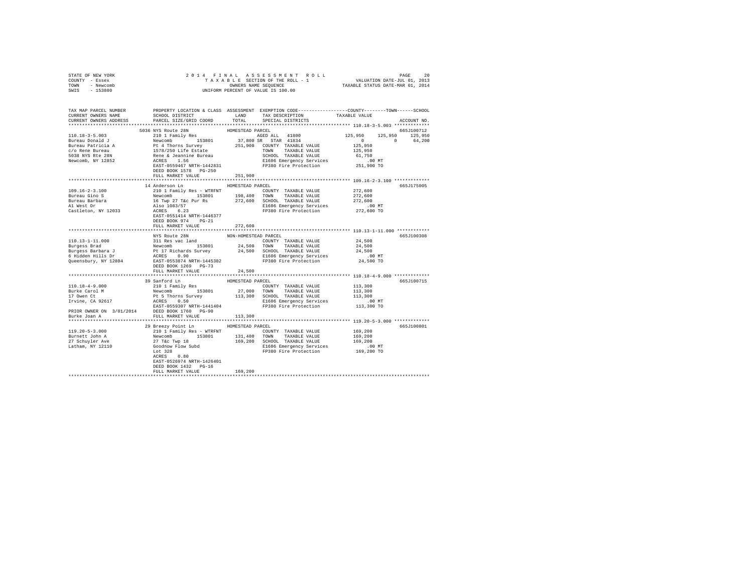STATE OF NEW YORK
COUNTY - Essex
TOWN - Newcomb
SWIS - 153800

2014 FINAL ASSESSMENT ROLL
TAXABLE SECTION OF THE ROLL - 1
OWNERS NAME SEQUENCE
UNIFORM PERCENT OF VALUE IS 100.00

VALUATION DATE-JUL 01, 2013
TAXABLE STATUS DATE-MAR 01, 2014

```
TAX MAP PARCEL NUMBER       PROPERTY LOCATION & CLASS  ASSESSMENT  EXEMPTION CODE------------------COUNTY--------TOWN------SCHOOL
CURRENT OWNERS NAME         SCHOOL DISTRICT               LAND      TAX DESCRIPTION            TAXABLE VALUE
CURRENT OWNERS ADDRESS      PARCEL SIZE/GRID COORD       TOTAL      SPECIAL DISTRICTS                                    ACCOUNT NO.
******************************************************************************************************* 110.18-3-5.003 *************
                          5036 NYS Route 28N              HOMESTEAD PARCEL                                                665J100712
110.18-3-5.003              210 1 Family Res                        AGED ALL  41800              125,950    125,950    125,950
Bureau Donald J             Newcomb        153801        37,800 SR  STAR  41834                        0          0     64,200
Bureau Patricia A           Pt 4 Thorns Survey          251,900   COUNTY  TAXABLE VALUE          125,950
c/o Rene Bureau             1578/250 Life Estate                  TOWN    TAXABLE VALUE          125,950
5038 NYS Rte 28N            Rene & Jeannine Bureau                SCHOOL  TAXABLE VALUE           61,750
Newcomb, NY 12852           ACRES    1.56                         E1606 Emergency Services           .00 MT
                            EAST-0559467 NRTH-1442831             FP380 Fire Protection          251,900 TO
                            DEED BOOK 1578   PG-250
                            FULL MARKET VALUE           251,900
******************************************************************************************************* 109.16-2-3.100 *************
                            14 Anderson Ln                HOMESTEAD PARCEL                                                665J175005
109.16-2-3.100              210 1 Family Res - WTRFNT             COUNTY  TAXABLE VALUE          272,600
Bureau Gino S               Newcomb        153801       198,400   TOWN    TAXABLE VALUE          272,600
Bureau Barbara              16 Twp 27 T&c Pur Rs        272,600   SCHOOL  TAXABLE VALUE          272,600
A1 West Dr                  Also 1083/57                          E1606 Emergency Services           .00 MT
Castleton, NY 12033         ACRES    6.23                         FP380 Fire Protection          272,600 TO
                            EAST-0551414 NRTH-1446377
                            DEED BOOK 974    PG-21
                            FULL MARKET VALUE           272,600
******************************************************************************************************* 110.13-1-11.000 ************
                            NYS Route 28N                 NON-HOMESTEAD PARCEL                                            665J100308
110.13-1-11.000             311 Res vac land                      COUNTY  TAXABLE VALUE           24,500
Burgess Brad                Newcomb        153801        24,500   TOWN    TAXABLE VALUE           24,500
Burgess Barbara J           Pt 17 Richards Survey        24,500   SCHOOL  TAXABLE VALUE           24,500
6 Hidden Hills Dr           ACRES    0.90                         E1606 Emergency Services           .00 MT
Queensbury, NY 12804        EAST-0553874 NRTH-1445382             FP380 Fire Protection           24,500 TO
                            DEED BOOK 1269   PG-73
                            FULL MARKET VALUE            24,500
******************************************************************************************************* 110.18-4-9.000 *************
                            39 Sanford Ln                 HOMESTEAD PARCEL                                                665J100715
110.18-4-9.000              210 1 Family Res                      COUNTY  TAXABLE VALUE          113,300
Burke Carol M               Newcomb        153801        27,000   TOWN    TAXABLE VALUE          113,300
17 Owen Ct                  Pt 5 Thorns Survey          113,300   SCHOOL  TAXABLE VALUE          113,300
Irvine, CA 92617            ACRES    0.50                         E1606 Emergency Services           .00 MT
                            EAST-0559307 NRTH-1441404             FP380 Fire Protection          113,300 TO
PRIOR OWNER ON 3/01/2014    DEED BOOK 1760   PG-90
Burke Joan A                FULL MARKET VALUE           113,300
******************************************************************************************************* 119.20-5-3.000 *************
                            29 Breezy Point Ln            HOMESTEAD PARCEL                                                665J100801
119.20-5-3.000              210 1 Family Res - WTRFNT             COUNTY  TAXABLE VALUE          169,200
Burnett John A              Newcomb        153801       131,400   TOWN    TAXABLE VALUE          169,200
27 Schuyler Ave             27 T&c Twp 18               169,200   SCHOOL  TAXABLE VALUE          169,200
Latham, NY 12110            Goodnow Flow Subd                     E1606 Emergency Services           .00 MT
                            Lot 328                               FP380 Fire Protection          169,200 TO
                            ACRES    0.80
                            EAST-0526974 NRTH-1426401
                            DEED BOOK 1432   PG-16
                            FULL MARKET VALUE           169,200
************************************************************************************************************************************
```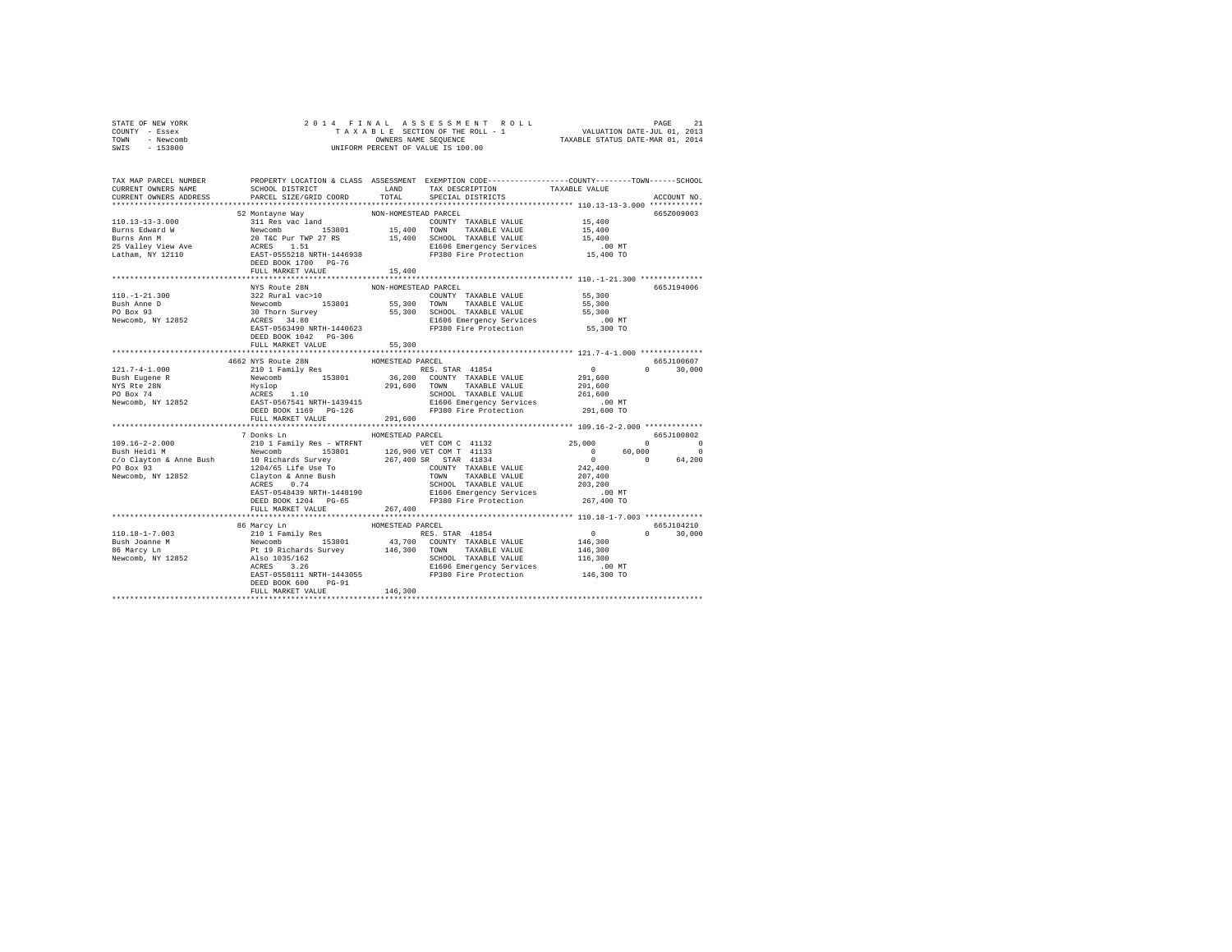STATE OF NEW YORK — 2014 FINAL ASSESSMENT ROLL
COUNTY - Essex — TAXABLE SECTION OF THE ROLL - 1 — VALUATION DATE-JUL 01, 2013
TOWN - Newcomb — OWNERS NAME SEQUENCE — TAXABLE STATUS DATE-MAR 01, 2014
SWIS - 153800 — UNIFORM PERCENT OF VALUE IS 100.00

```
TAX MAP PARCEL NUMBER          PROPERTY LOCATION & CLASS  ASSESSMENT  EXEMPTION CODE------------------COUNTY--------TOWN------SCHOOL
CURRENT OWNERS NAME            SCHOOL DISTRICT               LAND      TAX DESCRIPTION            TAXABLE VALUE
CURRENT OWNERS ADDRESS         PARCEL SIZE/GRID COORD        TOTAL     SPECIAL DISTRICTS                                   ACCOUNT NO.
******************************************************************************************************* 110.13-13-3.000 ************
                               52 Montayne Way               NON-HOMESTEAD PARCEL                                         665Z009003
110.13-13-3.000                311 Res vac land                           COUNTY  TAXABLE VALUE           15,400
Burns Edward W                 Newcomb       153801         15,400        TOWN    TAXABLE VALUE           15,400
Burns Ann M                    20 T&C Pur TWP 27 RS         15,400        SCHOOL  TAXABLE VALUE           15,400
25 Valley View Ave             ACRES    1.51                              E1606 Emergency Services           .00 MT
Latham, NY 12110               EAST-0555218 NRTH-1446938                  FP380 Fire Protection           15,400 TO
                               DEED BOOK 1700   PG-76
                               FULL MARKET VALUE            15,400
******************************************************************************************************* 110.-1-21.300 **************
                               NYS Route 28N                 NON-HOMESTEAD PARCEL                                         665J194006
110.-1-21.300                  322 Rural vac>10                           COUNTY  TAXABLE VALUE           55,300
Bush Anne D                    Newcomb       153801         55,300        TOWN    TAXABLE VALUE           55,300
PO Box 93                      30 Thorn Survey              55,300        SCHOOL  TAXABLE VALUE           55,300
Newcomb, NY 12852              ACRES   34.80                              E1606 Emergency Services           .00 MT
                               EAST-0563490 NRTH-1440623                  FP380 Fire Protection           55,300 TO
                               DEED BOOK 1042   PG-306
                               FULL MARKET VALUE            55,300
******************************************************************************************************* 121.7-4-1.000 **************
                               4662 NYS Route 28N            HOMESTEAD PARCEL                                             665J100607
121.7-4-1.000                  210 1 Family Res                           RES. STAR  41854                   0             0      30,000
Bush Eugene R                  Newcomb       153801         36,200        COUNTY  TAXABLE VALUE          291,600
NYS Rte 28N                    Hyslop                      291,600        TOWN    TAXABLE VALUE          291,600
PO Box 74                      ACRES    1.10                              SCHOOL  TAXABLE VALUE          261,600
Newcomb, NY 12852              EAST-0567541 NRTH-1439415                  E1606 Emergency Services           .00 MT
                               DEED BOOK 1169   PG-126                    FP380 Fire Protection          291,600 TO
                               FULL MARKET VALUE           291,600
******************************************************************************************************* 109.16-2-2.000 *************
                               7 Donks Ln                    HOMESTEAD PARCEL                                             665J100802
109.16-2-2.000                 210 1 Family Res - WTRFNT                  VET COM C  41132              25,000             0           0
Bush Heidi M                   Newcomb       153801        126,900        VET COM T  41133                   0        60,000           0
c/o Clayton & Anne Bush        10 Richards Survey          267,400        SR   STAR  41834                   0             0      64,200
PO Box 93                      1204/65 Life Use To                        COUNTY  TAXABLE VALUE          242,400
Newcomb, NY 12852              Clayton & Anne Bush                        TOWN    TAXABLE VALUE          207,400
                               ACRES    0.74                              SCHOOL  TAXABLE VALUE          203,200
                               EAST-0548439 NRTH-1448190                  E1606 Emergency Services           .00 MT
                               DEED BOOK 1204   PG-65                     FP380 Fire Protection          267,400 TO
                               FULL MARKET VALUE           267,400
******************************************************************************************************* 110.18-1-7.003 *************
                               86 Marcy Ln                   HOMESTEAD PARCEL                                             665J104210
110.18-1-7.003                 210 1 Family Res                           RES. STAR  41854                   0             0      30,000
Bush Joanne M                  Newcomb       153801         43,700        COUNTY  TAXABLE VALUE          146,300
86 Marcy Ln                    Pt 19 Richards Survey       146,300        TOWN    TAXABLE VALUE          146,300
Newcomb, NY 12852              Also 1035/162                              SCHOOL  TAXABLE VALUE          116,300
                               ACRES    3.26                              E1606 Emergency Services           .00 MT
                               EAST-0558111 NRTH-1443055                  FP380 Fire Protection          146,300 TO
                               DEED BOOK 600    PG-91
                               FULL MARKET VALUE           146,300
************************************************************************************************************************************
```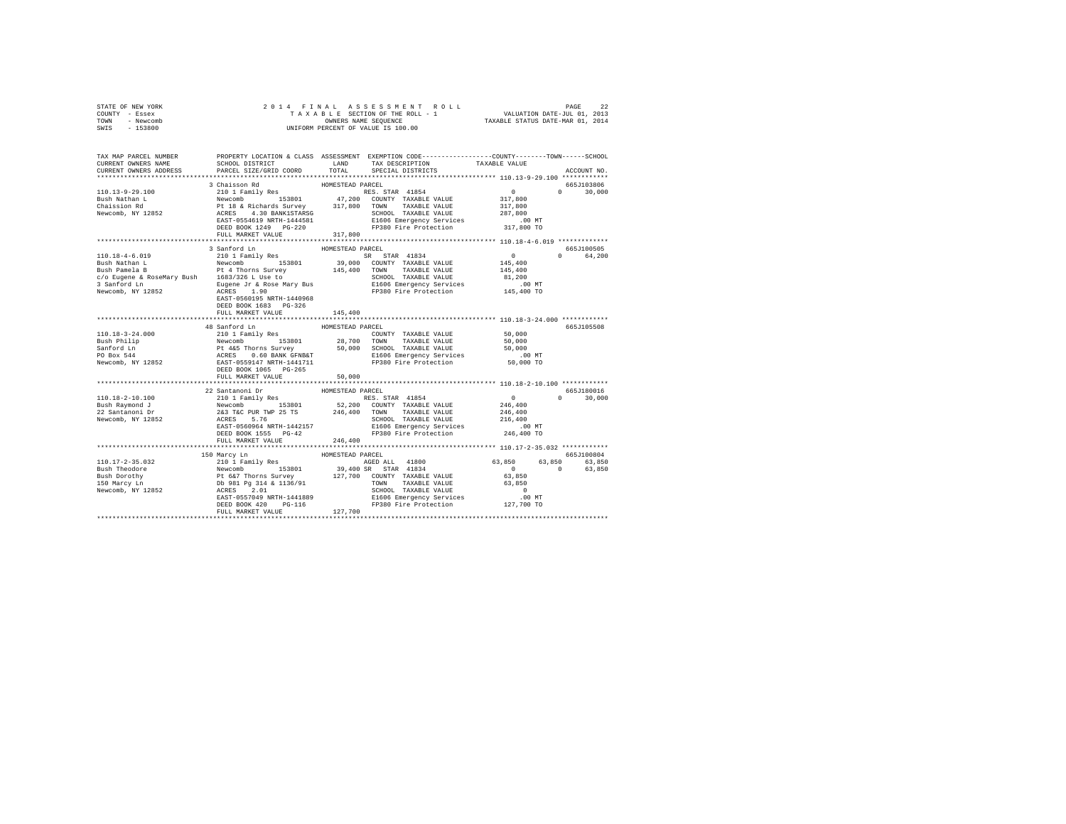STATE OF NEW YORK
COUNTY - Essex
TOWN - Newcomb
SWIS - 153800

2014 FINAL ASSESSMENT ROLL
TAXABLE SECTION OF THE ROLL - 1
OWNERS NAME SEQUENCE
UNIFORM PERCENT OF VALUE IS 100.00

VALUATION DATE-JUL 01, 2013
TAXABLE STATUS DATE-MAR 01, 2014

```
TAX MAP PARCEL NUMBER          PROPERTY LOCATION & CLASS  ASSESSMENT  EXEMPTION CODE-----------------COUNTY--------TOWN------SCHOOL
CURRENT OWNERS NAME            SCHOOL DISTRICT               LAND      TAX DESCRIPTION              TAXABLE VALUE
CURRENT OWNERS ADDRESS         PARCEL SIZE/GRID COORD        TOTAL     SPECIAL DISTRICTS                                  ACCOUNT NO.
*********************************************************************************************** 110.13-9-29.100 ************
                             3 Chaisson Rd              HOMESTEAD PARCEL                                               665J103806
110.13-9-29.100              210 1 Family Res                     RES. STAR 41854              0            0       30,000
Bush Nathan L                Newcomb      153801         47,200   COUNTY  TAXABLE VALUE         317,800
Chaission Rd                 Pt 18 & Richards Survey    317,800   TOWN    TAXABLE VALUE         317,800
Newcomb, NY 12852            ACRES    4.30 BANK1STARSG             SCHOOL  TAXABLE VALUE         287,800
                             EAST-0554619 NRTH-1444581             E1606 Emergency Services          .00 MT
                             DEED BOOK 1249   PG-220               FP380 Fire Protection         317,800 TO
                             FULL MARKET VALUE          317,800
*********************************************************************************************** 110.18-4-6.019 *************
                             3 Sanford Ln               HOMESTEAD PARCEL                                               665J100505
110.18-4-6.019               210 1 Family Res                     SR  STAR 41834               0            0       64,200
Bush Nathan L                Newcomb      153801         39,000   COUNTY  TAXABLE VALUE         145,400
Bush Pamela B                Pt 4 Thorns Survey         145,400   TOWN    TAXABLE VALUE         145,400
c/o Eugene & RoseMary Bush   1683/326 L Use to                    SCHOOL  TAXABLE VALUE          81,200
3 Sanford Ln                 Eugene Jr & Rose Mary Bus             E1606 Emergency Services          .00 MT
Newcomb, NY 12852            ACRES    1.90                         FP380 Fire Protection         145,400 TO
                             EAST-0560195 NRTH-1440968
                             DEED BOOK 1683   PG-326
                             FULL MARKET VALUE          145,400
*********************************************************************************************** 110.18-3-24.000 ************
                             48 Sanford Ln              HOMESTEAD PARCEL                                               665J105508
110.18-3-24.000              210 1 Family Res                     COUNTY  TAXABLE VALUE          50,000
Bush Philip                  Newcomb      153801         28,700   TOWN    TAXABLE VALUE          50,000
Sanford Ln                   Pt 4&5 Thorns Survey        50,000   SCHOOL  TAXABLE VALUE          50,000
PO Box 544                   ACRES    0.60 BANK GFNB&T             E1606 Emergency Services          .00 MT
Newcomb, NY 12852            EAST-0559147 NRTH-1441711             FP380 Fire Protection          50,000 TO
                             DEED BOOK 1065   PG-265
                             FULL MARKET VALUE           50,000
*********************************************************************************************** 110.18-2-10.100 ************
                             22 Santanoni Dr            HOMESTEAD PARCEL                                               665J180016
110.18-2-10.100              210 1 Family Res                     RES. STAR 41854              0            0       30,000
Bush Raymond J               Newcomb      153801         52,200   COUNTY  TAXABLE VALUE         246,400
22 Santanoni Dr              2&3 T&C PUR TWP 25 TS      246,400   TOWN    TAXABLE VALUE         246,400
Newcomb, NY 12852            ACRES    5.76                         SCHOOL  TAXABLE VALUE         216,400
                             EAST-0560964 NRTH-1442157             E1606 Emergency Services          .00 MT
                             DEED BOOK 1555   PG-42                FP380 Fire Protection         246,400 TO
                             FULL MARKET VALUE          246,400
*********************************************************************************************** 110.17-2-35.032 ************
                             150 Marcy Ln               HOMESTEAD PARCEL                                               665J100804
110.17-2-35.032              210 1 Family Res                     AGED ALL  41800          63,850       63,850      63,850
Bush Theodore                Newcomb      153801         39,400 SR  STAR 41834                 0            0       63,850
Bush Dorothy                 Pt 6&7 Thorns Survey       127,700   COUNTY  TAXABLE VALUE          63,850
150 Marcy Ln                 Db 981 Pg 314 & 1136/91               TOWN    TAXABLE VALUE          63,850
Newcomb, NY 12852            ACRES    2.01                         SCHOOL  TAXABLE VALUE               0
                             EAST-0557049 NRTH-1441889             E1606 Emergency Services          .00 MT
                             DEED BOOK 420    PG-116               FP380 Fire Protection         127,700 TO
                             FULL MARKET VALUE          127,700
******************************************************************************************************************************
```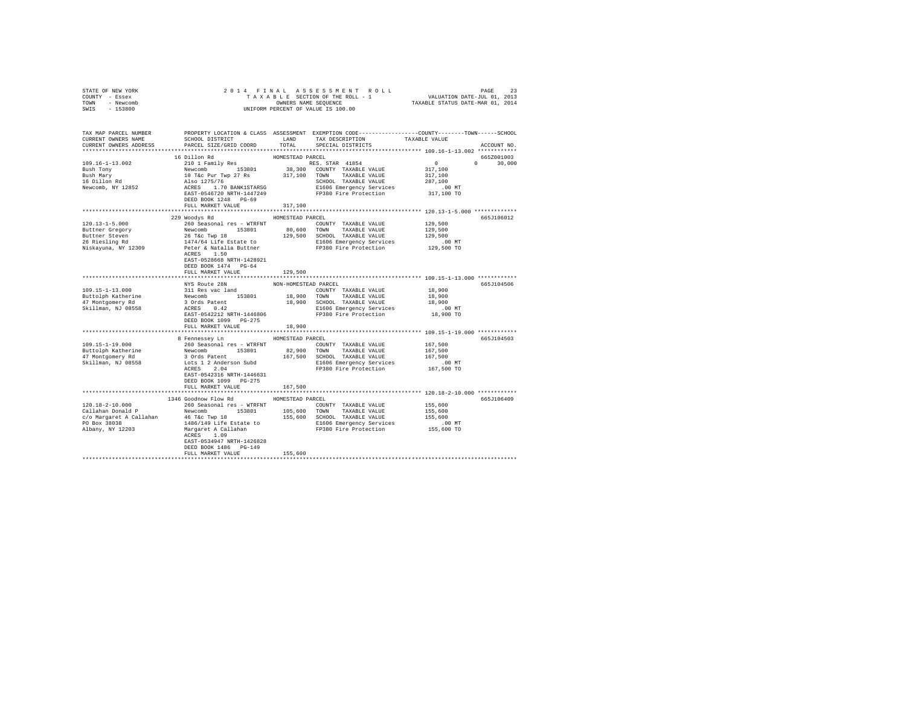STATE OF NEW YORK
COUNTY - Essex
TOWN - Newcomb
SWIS - 153800

2014 FINAL ASSESSMENT ROLL
TAXABLE SECTION OF THE ROLL - 1
OWNERS NAME SEQUENCE
UNIFORM PERCENT OF VALUE IS 100.00

VALUATION DATE-JUL 01, 2013
TAXABLE STATUS DATE-MAR 01, 2014

```
TAX MAP PARCEL NUMBER    PROPERTY LOCATION & CLASS  ASSESSMENT  EXEMPTION CODE-----------------COUNTY--------TOWN------SCHOOL
CURRENT OWNERS NAME      SCHOOL DISTRICT             LAND       TAX DESCRIPTION            TAXABLE VALUE
CURRENT OWNERS ADDRESS   PARCEL SIZE/GRID COORD      TOTAL      SPECIAL DISTRICTS                                    ACCOUNT NO.
******************************************************************************************** 109.16-1-13.002 ************
                         16 Dillon Rd                HOMESTEAD PARCEL                                                   665Z001003
109.16-1-13.002          210 1 Family Res                       RES. STAR  41854               0           0     30,000
Bush Tony                Newcomb       153801        38,300    COUNTY  TAXABLE VALUE       317,100
Bush Mary                10 T&c Pur Twp 27 Rs       317,100    TOWN    TAXABLE VALUE       317,100
16 Dillon Rd             Also 1275/76                          SCHOOL  TAXABLE VALUE       287,100
Newcomb, NY 12852        ACRES    1.70 BANK1STARSG             E1606 Emergency Services        .00 MT
                         EAST-0546720 NRTH-1447249             FP380 Fire Protection       317,100 TO
                         DEED BOOK 1248   PG-69
                         FULL MARKET VALUE          317,100
******************************************************************************************** 120.13-1-5.000 *************
                         229 Woodys Rd               HOMESTEAD PARCEL                                                   665J106012
120.13-1-5.000           260 Seasonal res - WTRFNT             COUNTY  TAXABLE VALUE       129,500
Buttner Gregory          Newcomb       153801        80,600    TOWN    TAXABLE VALUE       129,500
Buttner Steven           26 T&c Twp 18              129,500    SCHOOL  TAXABLE VALUE       129,500
26 Riesling Rd           1474/64 Life Estate to                E1606 Emergency Services        .00 MT
Niskayuna, NY 12309      Peter & Natalia Buttner               FP380 Fire Protection       129,500 TO
                         ACRES    1.50
                         EAST-0528668 NRTH-1428921
                         DEED BOOK 1474   PG-64
                         FULL MARKET VALUE          129,500
******************************************************************************************** 109.15-1-13.000 ************
                         NYS Route 28N               NON-HOMESTEAD PARCEL                                               665J104506
109.15-1-13.000          311 Res vac land                      COUNTY  TAXABLE VALUE        18,900
Buttolph Katherine       Newcomb       153801        18,900    TOWN    TAXABLE VALUE        18,900
47 Montgomery Rd         3 Ords Patent               18,900    SCHOOL  TAXABLE VALUE        18,900
Skillman, NJ 08558       ACRES    0.42                         E1606 Emergency Services        .00 MT
                         EAST-0542212 NRTH-1446806             FP380 Fire Protection        18,900 TO
                         DEED BOOK 1099   PG-275
                         FULL MARKET VALUE           18,900
******************************************************************************************** 109.15-1-19.000 ************
                         8 Fennessey Ln              HOMESTEAD PARCEL                                                   665J104503
109.15-1-19.000          260 Seasonal res - WTRFNT             COUNTY  TAXABLE VALUE       167,500
Buttolph Katherine       Newcomb       153801        82,900    TOWN    TAXABLE VALUE       167,500
47 Montgomery Rd         3 Ords Patent              167,500    SCHOOL  TAXABLE VALUE       167,500
Skillman, NJ 08558       Lots 1 2 Anderson Subd                E1606 Emergency Services        .00 MT
                         ACRES    2.04                         FP380 Fire Protection       167,500 TO
                         EAST-0542316 NRTH-1446631
                         DEED BOOK 1099   PG-275
                         FULL MARKET VALUE          167,500
******************************************************************************************** 120.18-2-10.000 ************
                         1346 Goodnow Flow Rd        HOMESTEAD PARCEL                                                   665J106409
120.18-2-10.000          260 Seasonal res - WTRFNT             COUNTY  TAXABLE VALUE       155,600
Callahan Donald P        Newcomb       153801       105,600    TOWN    TAXABLE VALUE       155,600
c/o Margaret A Callahan  46 T&c Twp 18              155,600    SCHOOL  TAXABLE VALUE       155,600
PO Box 38038             1486/149 Life Estate to               E1606 Emergency Services        .00 MT
Albany, NY 12203         Margaret A Callahan                   FP380 Fire Protection       155,600 TO
                         ACRES    1.09
                         EAST-0534947 NRTH-1426828
                         DEED BOOK 1486   PG-149
                         FULL MARKET VALUE          155,600
****************************************************************************************************************************
```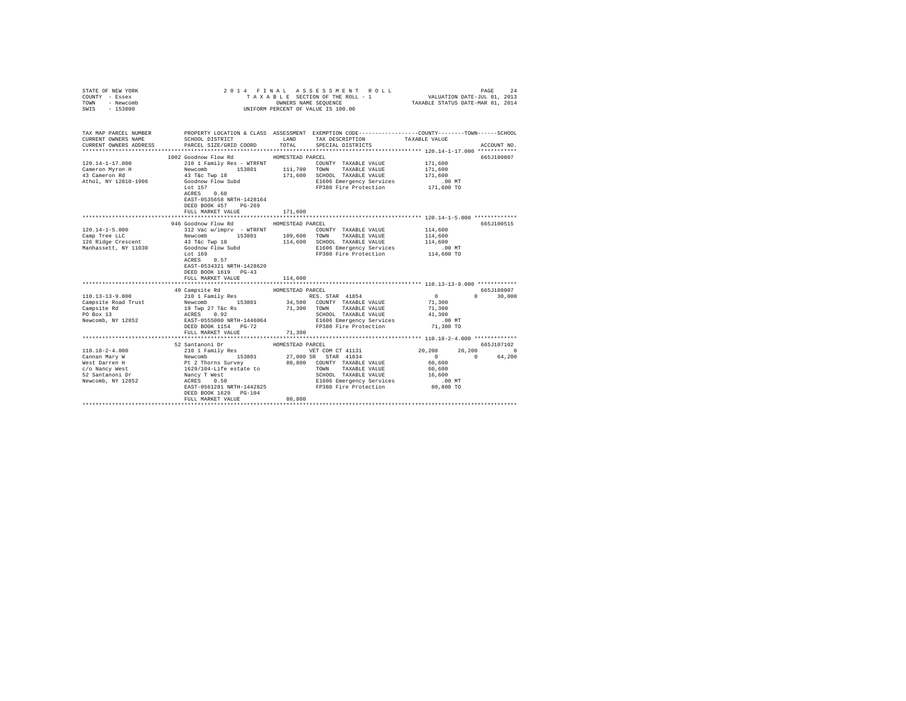STATE OF NEW YORK
COUNTY - Essex
TOWN - Newcomb
SWIS - 153800

2014 FINAL ASSESSMENT ROLL
TAXABLE SECTION OF THE ROLL - 1
OWNERS NAME SEQUENCE
UNIFORM PERCENT OF VALUE IS 100.00

VALUATION DATE-JUL 01, 2013
TAXABLE STATUS DATE-MAR 01, 2014

```
TAX MAP PARCEL NUMBER     PROPERTY LOCATION & CLASS  ASSESSMENT  EXEMPTION CODE------------------COUNTY--------TOWN------SCHOOL
CURRENT OWNERS NAME       SCHOOL DISTRICT               LAND      TAX DESCRIPTION            TAXABLE VALUE
CURRENT OWNERS ADDRESS    PARCEL SIZE/GRID COORD        TOTAL     SPECIAL DISTRICTS                                      ACCOUNT NO.
******************************************************************************************************* 120.14-1-17.000 ************
                          1002 Goodnow Flow Rd           HOMESTEAD PARCEL                                                  665J100807
120.14-1-17.000           210 1 Family Res - WTRFNT              COUNTY  TAXABLE VALUE            171,600
Cameron Myron H           Newcomb        153801       111,700    TOWN    TAXABLE VALUE            171,600
43 Cameron Rd             43 T&c Twp 18               171,600    SCHOOL  TAXABLE VALUE            171,600
Athol, NY 12810-1906      Goodnow Flow Subd                      E1606 Emergency Services             .00 MT
                          Lot 157                                FP380 Fire Protection            171,600 TO
                          ACRES    0.60
                          EAST-0535658 NRTH-1428164
                          DEED BOOK 457    PG-269
                          FULL MARKET VALUE           171,600
******************************************************************************************************* 120.14-1-5.000 *************
                          946 Goodnow Flow Rd            HOMESTEAD PARCEL                                                  665J100515
120.14-1-5.000            312 Vac w/imprv  - WTRFNT              COUNTY  TAXABLE VALUE            114,600
Camp Tree LLC             Newcomb        153801       109,600    TOWN    TAXABLE VALUE            114,600
126 Ridge Crescent        43 T&c Twp 18               114,600    SCHOOL  TAXABLE VALUE            114,600
Manhassett, NY 11030      Goodnow Flow Subd                      E1606 Emergency Services             .00 MT
                          Lot 169                                FP380 Fire Protection            114,600 TO
                          ACRES    0.57
                          EAST-0534321 NRTH-1428620
                          DEED BOOK 1619   PG-43
                          FULL MARKET VALUE           114,600
******************************************************************************************************* 110.13-13-9.000 ************
                          49 Campsite Rd                 HOMESTEAD PARCEL                                                  665J188007
110.13-13-9.000           210 1 Family Res                       RES. STAR 41854                        0            0      30,000
Campsite Road Trust       Newcomb        153801        34,500    COUNTY  TAXABLE VALUE             71,300
Campsite Rd               19 Twp 27 T&c Rs             71,300    TOWN    TAXABLE VALUE             71,300
PO Box 13                 ACRES    0.92                          SCHOOL  TAXABLE VALUE             41,300
Newcomb, NY 12852         EAST-0555000 NRTH-1446064              E1606 Emergency Services             .00 MT
                          DEED BOOK 1154   PG-72                 FP380 Fire Protection             71,300 TO
                          FULL MARKET VALUE            71,300
******************************************************************************************************* 110.18-2-4.000 *************
                          52 Santanoni Dr                HOMESTEAD PARCEL                                                  665J107102
110.18-2-4.000            210 1 Family Res                       VET COM CT 41131                  20,200       20,200          0
Cannan Mary W             Newcomb        153801        27,000 SR  STAR 41834                            0            0      64,200
West Darren H             Pt 2 Thorns Survey           80,800    COUNTY  TAXABLE VALUE             60,600
c/o Nancy West            1629/104-Life estate to                TOWN    TAXABLE VALUE             60,600
52 Santanoni Dr           Nancy T West                           SCHOOL  TAXABLE VALUE             16,600
Newcomb, NY 12852         ACRES    0.50                          E1606 Emergency Services             .00 MT
                          EAST-0561281 NRTH-1442825              FP380 Fire Protection             80,800 TO
                          DEED BOOK 1629   PG-104
                          FULL MARKET VALUE            80,800
************************************************************************************************************************************
```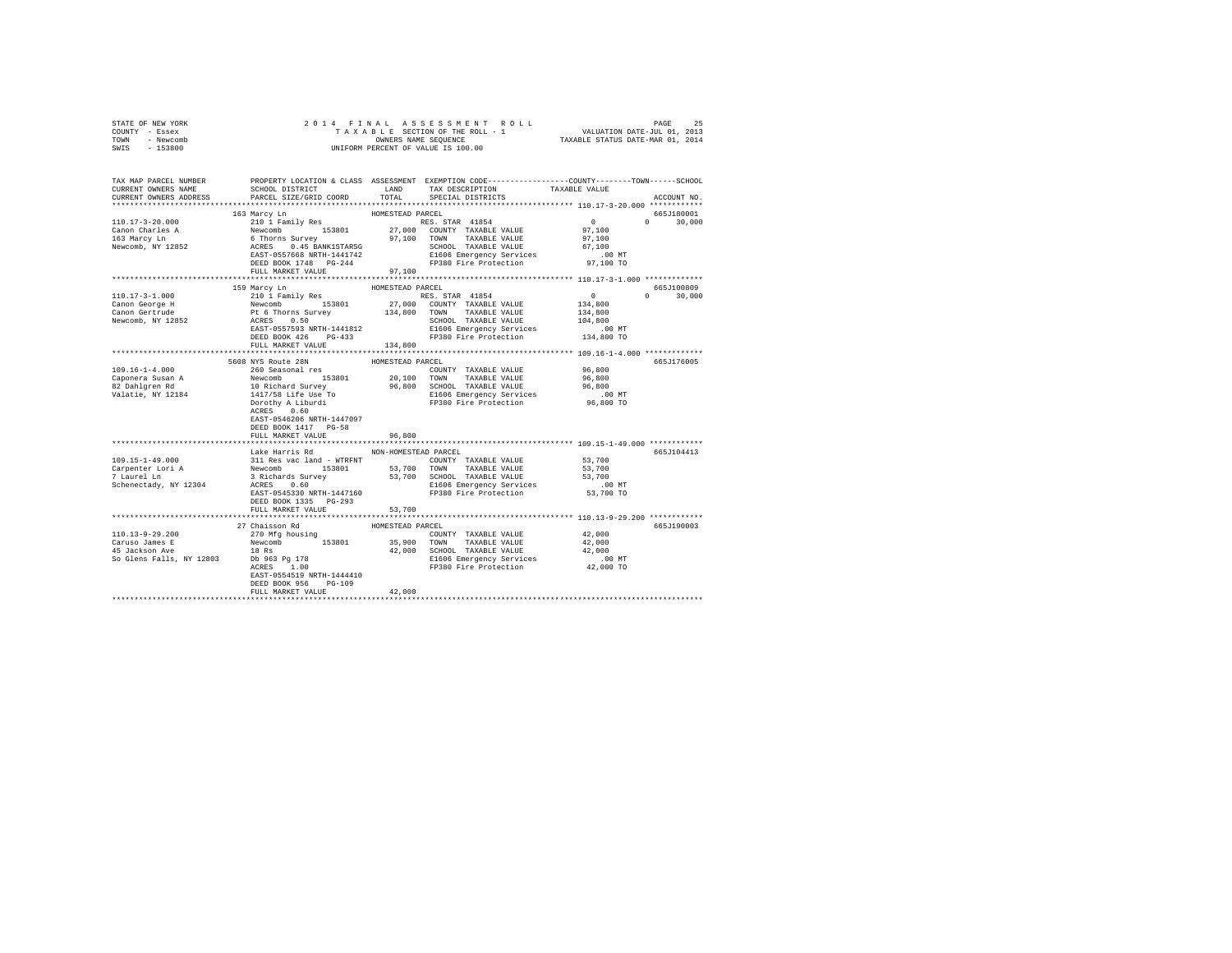STATE OF NEW YORK
COUNTY - Essex
TOWN - Newcomb
SWIS - 153800

2014 FINAL ASSESSMENT ROLL
TAXABLE SECTION OF THE ROLL - 1
OWNERS NAME SEQUENCE
UNIFORM PERCENT OF VALUE IS 100.00

VALUATION DATE-JUL 01, 2013
TAXABLE STATUS DATE-MAR 01, 2014

```
TAX MAP PARCEL NUMBER     PROPERTY LOCATION & CLASS  ASSESSMENT  EXEMPTION CODE-----------------COUNTY--------TOWN------SCHOOL
CURRENT OWNERS NAME       SCHOOL DISTRICT             LAND       TAX DESCRIPTION            TAXABLE VALUE
CURRENT OWNERS ADDRESS    PARCEL SIZE/GRID COORD      TOTAL      SPECIAL DISTRICTS                                    ACCOUNT NO.
******************************************************************************************* 110.17-3-20.000 ************
                    163 Marcy Ln                  HOMESTEAD PARCEL                                                    665J180001
110.17-3-20.000          210 1 Family Res                    RES. STAR 41854              0           0      30,000
Canon Charles A          Newcomb       153801        27,000  COUNTY  TAXABLE VALUE         97,100
163 Marcy Ln             6 Thorns Survey             97,100  TOWN    TAXABLE VALUE         97,100
Newcomb, NY 12852        ACRES    0.45 BANK1STARSG           SCHOOL  TAXABLE VALUE         67,100
                         EAST-0557668 NRTH-1441742           E1606 Emergency Services         .00 MT
                         DEED BOOK 1748   PG-244             FP380 Fire Protection         97,100 TO
                         FULL MARKET VALUE           97,100
******************************************************************************************* 110.17-3-1.000 *************
                    159 Marcy Ln                  HOMESTEAD PARCEL                                                    665J100809
110.17-3-1.000           210 1 Family Res                    RES. STAR 41854              0           0      30,000
Canon George H           Newcomb       153801        27,000  COUNTY  TAXABLE VALUE        134,800
Canon Gertrude           Pt 6 Thorns Survey         134,800  TOWN    TAXABLE VALUE        134,800
Newcomb, NY 12852        ACRES    0.50                       SCHOOL  TAXABLE VALUE        104,800
                         EAST-0557593 NRTH-1441812           E1606 Emergency Services         .00 MT
                         DEED BOOK 426    PG-433             FP380 Fire Protection        134,800 TO
                         FULL MARKET VALUE          134,800
******************************************************************************************* 109.16-1-4.000 *************
                    5608 NYS Route 28N            HOMESTEAD PARCEL                                                    665J176005
109.16-1-4.000           260 Seasonal res                    COUNTY  TAXABLE VALUE         96,800
Caponera Susan A         Newcomb       153801        20,100  TOWN    TAXABLE VALUE         96,800
82 Dahlgren Rd           10 Richard Survey           96,800  SCHOOL  TAXABLE VALUE         96,800
Valatie, NY 12184        1417/58 Life Use To                 E1606 Emergency Services         .00 MT
                         Dorothy A Liburdi                   FP380 Fire Protection         96,800 TO
                         ACRES    0.60
                         EAST-0546206 NRTH-1447097
                         DEED BOOK 1417   PG-58
                         FULL MARKET VALUE           96,800
******************************************************************************************* 109.15-1-49.000 ************
                    Lake Harris Rd                NON-HOMESTEAD PARCEL                                                665J104413
109.15-1-49.000          311 Res vac land - WTRFNT           COUNTY  TAXABLE VALUE         53,700
Carpenter Lori A         Newcomb       153801        53,700  TOWN    TAXABLE VALUE         53,700
7 Laurel Ln              3 Richards Survey           53,700  SCHOOL  TAXABLE VALUE         53,700
Schenectady, NY 12304    ACRES    0.60                       E1606 Emergency Services         .00 MT
                         EAST-0545330 NRTH-1447160           FP380 Fire Protection         53,700 TO
                         DEED BOOK 1335   PG-293
                         FULL MARKET VALUE           53,700
******************************************************************************************* 110.13-9-29.200 ************
                    27 Chaisson Rd                HOMESTEAD PARCEL                                                    665J190003
110.13-9-29.200          270 Mfg housing                     COUNTY  TAXABLE VALUE         42,000
Caruso James E           Newcomb       153801        35,900  TOWN    TAXABLE VALUE         42,000
45 Jackson Ave           18 Rs                       42,000  SCHOOL  TAXABLE VALUE         42,000
So Glens Falls, NY 12803 Db 963 Pg 178                       E1606 Emergency Services         .00 MT
                         ACRES    1.00                       FP380 Fire Protection         42,000 TO
                         EAST-0554519 NRTH-1444410
                         DEED BOOK 956    PG-109
                         FULL MARKET VALUE           42,000
************************************************************************************************************************
```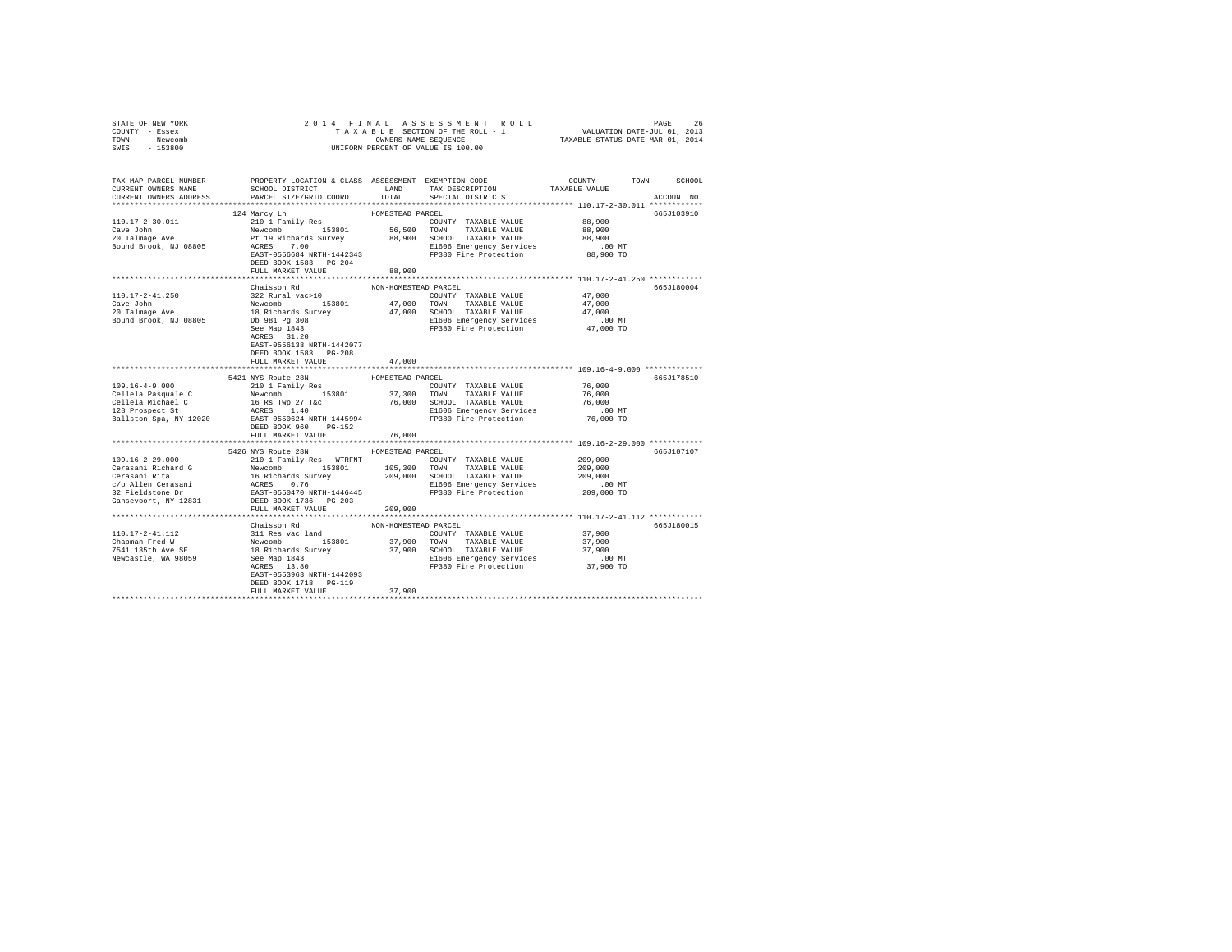STATE OF NEW YORK
COUNTY - Essex
TOWN - Newcomb
SWIS - 153800

2 0 1 4 F I N A L A S S E S S M E N T R O L L
T A X A B L E SECTION OF THE ROLL - 1
OWNERS NAME SEQUENCE
UNIFORM PERCENT OF VALUE IS 100.00

VALUATION DATE-JUL 01, 2013
TAXABLE STATUS DATE-MAR 01, 2014

```
TAX MAP PARCEL NUMBER          PROPERTY LOCATION & CLASS  ASSESSMENT  EXEMPTION CODE-----------------COUNTY--------TOWN------SCHOOL
CURRENT OWNERS NAME            SCHOOL DISTRICT              LAND      TAX DESCRIPTION            TAXABLE VALUE
CURRENT OWNERS ADDRESS         PARCEL SIZE/GRID COORD       TOTAL     SPECIAL DISTRICTS                                    ACCOUNT NO.
******************************************************************************************************* 110.17-2-30.011 ************
                       124 Marcy Ln                      HOMESTEAD PARCEL                                                  665J103910
110.17-2-30.011        210 1 Family Res                            COUNTY  TAXABLE VALUE             88,900
Cave John              Newcomb         153801        56,500        TOWN    TAXABLE VALUE             88,900
20 Talmage Ave         Pt 19 Richards Survey         88,900        SCHOOL  TAXABLE VALUE             88,900
Bound Brook, NJ 08805  ACRES    7.00                               E1606 Emergency Services            .00 MT
                       EAST-0556684 NRTH-1442343                   FP380 Fire Protection             88,900 TO
                       DEED BOOK 1583   PG-204
                       FULL MARKET VALUE             88,900
******************************************************************************************************* 110.17-2-41.250 ************
                       Chaisson Rd                       NON-HOMESTEAD PARCEL                                              665J180004
110.17-2-41.250        322 Rural vac>10                            COUNTY  TAXABLE VALUE             47,000
Cave John              Newcomb         153801        47,000        TOWN    TAXABLE VALUE             47,000
20 Talmage Ave         18 Richards Survey            47,000        SCHOOL  TAXABLE VALUE             47,000
Bound Brook, NJ 08805  Db 981 Pg 308                               E1606 Emergency Services            .00 MT
                       See Map 1843                                FP380 Fire Protection             47,000 TO
                       ACRES   31.20
                       EAST-0556138 NRTH-1442077
                       DEED BOOK 1583   PG-208
                       FULL MARKET VALUE             47,000
******************************************************************************************************* 109.16-4-9.000 *************
                       5421 NYS Route 28N                HOMESTEAD PARCEL                                                  665J178510
109.16-4-9.000         210 1 Family Res                            COUNTY  TAXABLE VALUE             76,000
Cellela Pasquale C     Newcomb         153801        37,300        TOWN    TAXABLE VALUE             76,000
Cellela Michael C      16 Rs Twp 27 T&c              76,000        SCHOOL  TAXABLE VALUE             76,000
128 Prospect St        ACRES    1.40                               E1606 Emergency Services            .00 MT
Ballston Spa, NY 12020 EAST-0550624 NRTH-1445994                   FP380 Fire Protection             76,000 TO
                       DEED BOOK 960    PG-152
                       FULL MARKET VALUE             76,000
******************************************************************************************************* 109.16-2-29.000 ************
                       5426 NYS Route 28N                HOMESTEAD PARCEL                                                  665J107107
109.16-2-29.000        210 1 Family Res - WTRFNT                   COUNTY  TAXABLE VALUE            209,000
Cerasani Richard G     Newcomb         153801       105,300        TOWN    TAXABLE VALUE            209,000
Cerasani Rita          16 Richards Survey           209,000        SCHOOL  TAXABLE VALUE            209,000
c/o Allen Cerasani     ACRES    0.76                               E1606 Emergency Services            .00 MT
32 Fieldstone Dr       EAST-0550470 NRTH-1446445                   FP380 Fire Protection            209,000 TO
Gansevoort, NY 12831   DEED BOOK 1736   PG-203
                       FULL MARKET VALUE            209,000
******************************************************************************************************* 110.17-2-41.112 ************
                       Chaisson Rd                       NON-HOMESTEAD PARCEL                                              665J180015
110.17-2-41.112        311 Res vac land                            COUNTY  TAXABLE VALUE             37,900
Chapman Fred W         Newcomb         153801        37,900        TOWN    TAXABLE VALUE             37,900
7541 135th Ave SE      18 Richards Survey            37,900        SCHOOL  TAXABLE VALUE             37,900
Newcastle, WA 98059    See Map 1843                                E1606 Emergency Services            .00 MT
                       ACRES   13.80                               FP380 Fire Protection             37,900 TO
                       EAST-0553963 NRTH-1442093
                       DEED BOOK 1718   PG-119
                       FULL MARKET VALUE             37,900
************************************************************************************************************************************
```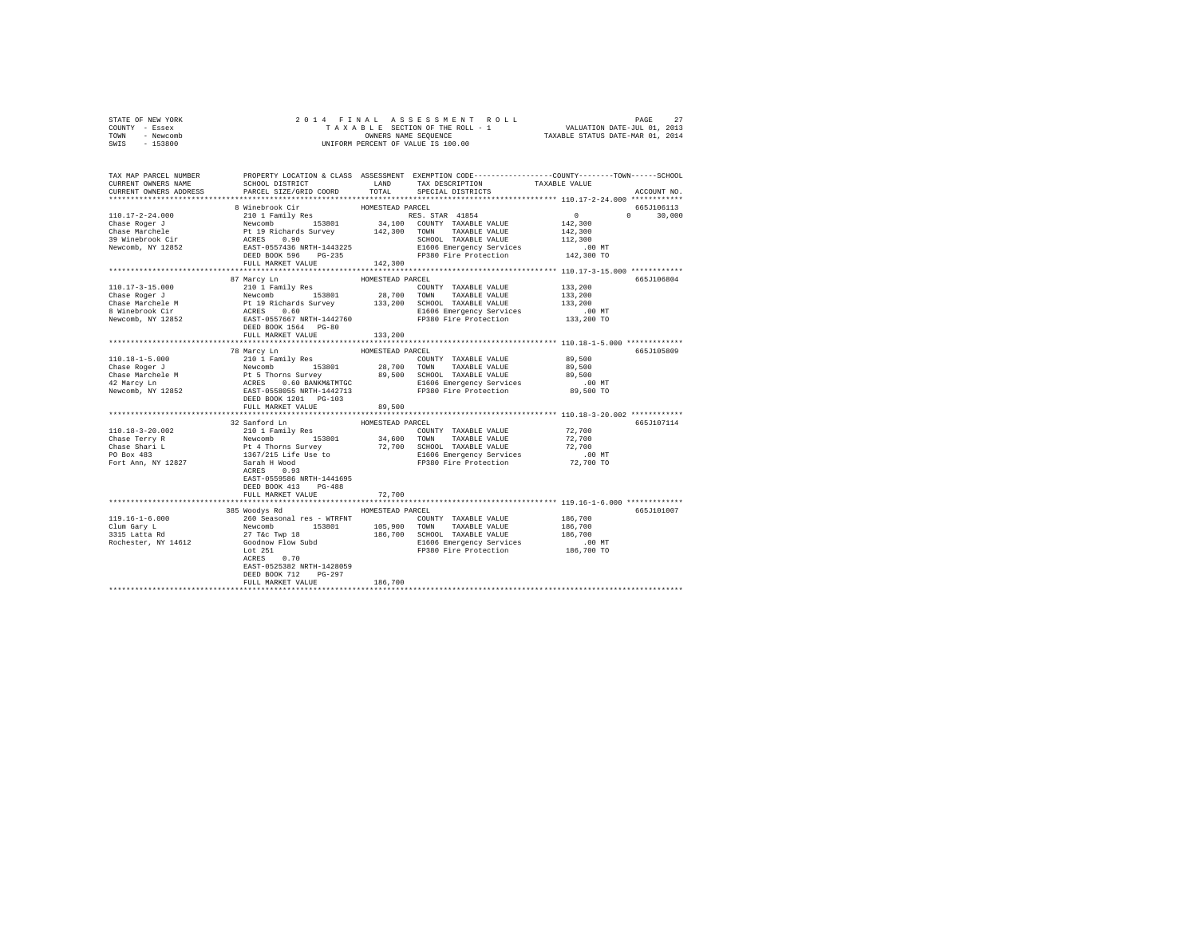STATE OF NEW YORK
COUNTY - Essex
TOWN - Newcomb
SWIS - 153800

2 0 1 4 F I N A L A S S E S S M E N T R O L L
T A X A B L E SECTION OF THE ROLL - 1
OWNERS NAME SEQUENCE
UNIFORM PERCENT OF VALUE IS 100.00

VALUATION DATE-JUL 01, 2013
TAXABLE STATUS DATE-MAR 01, 2014

| TAX MAP PARCEL NUMBER / CURRENT OWNERS NAME / CURRENT OWNERS ADDRESS | PROPERTY LOCATION & CLASS / SCHOOL DISTRICT / PARCEL SIZE/GRID COORD | ASSESSMENT LAND | TOTAL | EXEMPTION CODE / TAX DESCRIPTION / SPECIAL DISTRICTS | COUNTY TAXABLE VALUE | TOWN | SCHOOL | ACCOUNT NO. |
|---|---|---|---|---|---|---|---|---|
| 110.17-2-24.000 | 8 Winebrook Cir | HOMESTEAD PARCEL | | | | | | 665J106113 |
| Chase Roger J | 210 1 Family Res | | | RES. STAR 41854 | 0 | 0 | 30,000 | |
| Chase Marchele | Newcomb 153801 | 34,100 | | COUNTY TAXABLE VALUE | 142,300 | | | |
| 39 Winebrook Cir | Pt 19 Richards Survey | | 142,300 | TOWN TAXABLE VALUE | 142,300 | | | |
| Newcomb, NY 12852 | ACRES 0.90 | | | SCHOOL TAXABLE VALUE | 112,300 | | | |
| | EAST-0557436 NRTH-1443225 | | | E1606 Emergency Services | .00 MT | | | |
| | DEED BOOK 596 PG-235 | | | FP380 Fire Protection | 142,300 TO | | | |
| | FULL MARKET VALUE | | 142,300 | | | | | |
| 110.17-3-15.000 | 87 Marcy Ln | HOMESTEAD PARCEL | | | | | | 665J106804 |
| Chase Roger J | 210 1 Family Res | | | COUNTY TAXABLE VALUE | 133,200 | | | |
| Chase Marchele M | Newcomb 153801 | 28,700 | | TOWN TAXABLE VALUE | 133,200 | | | |
| 8 Winebrook Cir | Pt 19 Richards Survey | | 133,200 | SCHOOL TAXABLE VALUE | 133,200 | | | |
| Newcomb, NY 12852 | ACRES 0.60 | | | E1606 Emergency Services | .00 MT | | | |
| | EAST-0557667 NRTH-1442760 | | | FP380 Fire Protection | 133,200 TO | | | |
| | DEED BOOK 1564 PG-80 | | | | | | | |
| | FULL MARKET VALUE | | 133,200 | | | | | |
| 110.18-1-5.000 | 78 Marcy Ln | HOMESTEAD PARCEL | | | | | | 665J105809 |
| Chase Roger J | 210 1 Family Res | | | COUNTY TAXABLE VALUE | 89,500 | | | |
| Chase Marchele M | Newcomb 153801 | 28,700 | | TOWN TAXABLE VALUE | 89,500 | | | |
| 42 Marcy Ln | Pt 5 Thorns Survey | | 89,500 | SCHOOL TAXABLE VALUE | 89,500 | | | |
| Newcomb, NY 12852 | ACRES 0.60 BANKM&TMTGC | | | E1606 Emergency Services | .00 MT | | | |
| | EAST-0558055 NRTH-1442713 | | | FP380 Fire Protection | 89,500 TO | | | |
| | DEED BOOK 1201 PG-103 | | | | | | | |
| | FULL MARKET VALUE | | 89,500 | | | | | |
| 110.18-3-20.002 | 32 Sanford Ln | HOMESTEAD PARCEL | | | | | | 665J107114 |
| Chase Terry R | 210 1 Family Res | | | COUNTY TAXABLE VALUE | 72,700 | | | |
| Chase Shari L | Newcomb 153801 | 34,600 | | TOWN TAXABLE VALUE | 72,700 | | | |
| PO Box 483 | Pt 4 Thorns Survey | | 72,700 | SCHOOL TAXABLE VALUE | 72,700 | | | |
| Fort Ann, NY 12827 | 1367/215 Life Use to | | | E1606 Emergency Services | .00 MT | | | |
| | Sarah H Wood | | | FP380 Fire Protection | 72,700 TO | | | |
| | ACRES 0.93 | | | | | | | |
| | EAST-0559586 NRTH-1441695 | | | | | | | |
| | DEED BOOK 413 PG-488 | | | | | | | |
| | FULL MARKET VALUE | | 72,700 | | | | | |
| 119.16-1-6.000 | 385 Woodys Rd | HOMESTEAD PARCEL | | | | | | 665J101007 |
| Clum Gary L | 260 Seasonal res - WTRFNT | | | COUNTY TAXABLE VALUE | 186,700 | | | |
| 3315 Latta Rd | Newcomb 153801 | 105,900 | | TOWN TAXABLE VALUE | 186,700 | | | |
| Rochester, NY 14612 | 27 T&c Twp 18 | | 186,700 | SCHOOL TAXABLE VALUE | 186,700 | | | |
| | Goodnow Flow Subd | | | E1606 Emergency Services | .00 MT | | | |
| | Lot 251 | | | FP380 Fire Protection | 186,700 TO | | | |
| | ACRES 0.70 | | | | | | | |
| | EAST-0525382 NRTH-1428059 | | | | | | | |
| | DEED BOOK 712 PG-297 | | | | | | | |
| | FULL MARKET VALUE | | 186,700 | | | | | |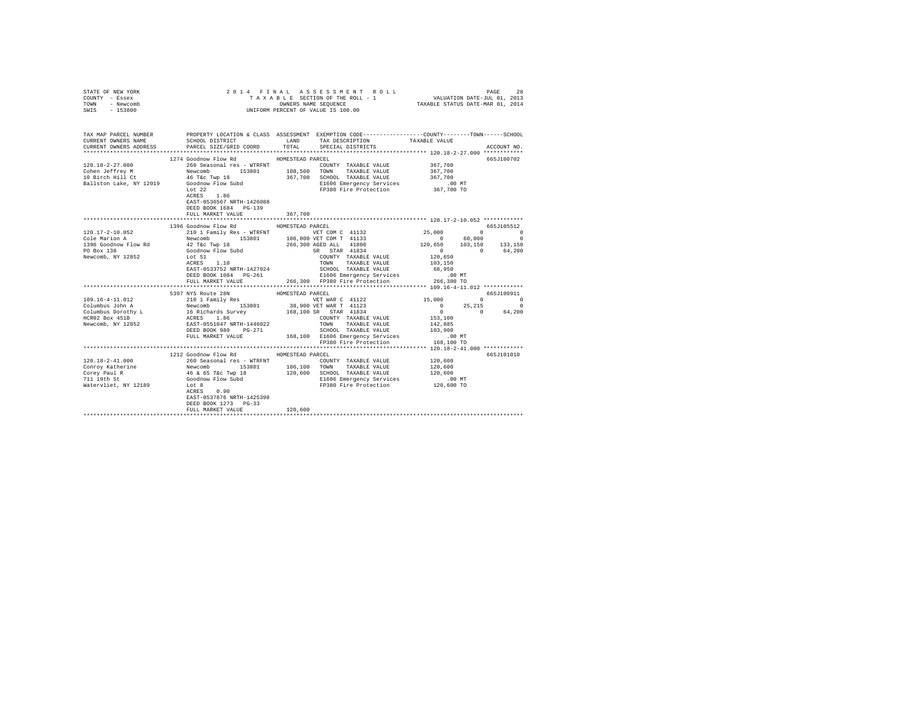STATE OF NEW YORK
COUNTY - Essex
TOWN - Newcomb
SWIS - 153800

2 0 1 4 F I N A L A S S E S S M E N T R O L L
T A X A B L E SECTION OF THE ROLL - 1
OWNERS NAME SEQUENCE
UNIFORM PERCENT OF VALUE IS 100.00

VALUATION DATE-JUL 01, 2013
TAXABLE STATUS DATE-MAR 01, 2014

```
TAX MAP PARCEL NUMBER    PROPERTY LOCATION & CLASS  ASSESSMENT  EXEMPTION CODE-----------------COUNTY--------TOWN------SCHOOL
CURRENT OWNERS NAME      SCHOOL DISTRICT               LAND      TAX DESCRIPTION            TAXABLE VALUE
CURRENT OWNERS ADDRESS   PARCEL SIZE/GRID COORD        TOTAL     SPECIAL DISTRICTS                                     ACCOUNT NO.
******************************************************************************************************* 120.18-2-27.000 ************
                        1274 Goodnow Flow Rd          HOMESTEAD PARCEL                                                  665J100702
120.18-2-27.000          260 Seasonal res - WTRFNT              COUNTY  TAXABLE VALUE             367,700
Cohen Jeffrey M          Newcomb          153801       108,500   TOWN    TAXABLE VALUE             367,700
10 Birch Hill Ct         46 T&c Twp 18                 367,700   SCHOOL  TAXABLE VALUE             367,700
Ballston Lake, NY 12019  Goodnow Flow Subd                        E1606 Emergency Services              .00 MT
                         Lot 22                                   FP380 Fire Protection             367,700 TO
                         ACRES    1.86
                         EAST-0536567 NRTH-1426088
                         DEED BOOK 1684   PG-139
                         FULL MARKET VALUE             367,700
******************************************************************************************************* 120.17-2-10.052 ************
                        1396 Goodnow Flow Rd          HOMESTEAD PARCEL                                                  665J105512
120.17-2-10.052          210 1 Family Res - WTRFNT              VET COM C 41132             25,000          0            0
Cole Marion A            Newcomb          153801       106,000 VET COM T 41133                  0     60,000            0
1396 Goodnow Flow Rd     42 T&c Twp 18                 266,300 AGED ALL  41800            120,650    103,150      133,150
PO Box 138               Goodnow Flow Subd                       SR  STAR  41834                  0          0       64,200
Newcomb, NY 12852        Lot 51                                   COUNTY  TAXABLE VALUE             120,650
                         ACRES    1.10                            TOWN    TAXABLE VALUE             103,150
                         EAST-0533752 NRTH-1427024                SCHOOL  TAXABLE VALUE              68,950
                         DEED BOOK 1084   PG-261                  E1606 Emergency Services              .00 MT
                         FULL MARKET VALUE             266,300   FP380 Fire Protection             266,300 TO
******************************************************************************************************* 109.16-4-11.012 ************
                        5397 NYS Route 28N            HOMESTEAD PARCEL                                                  665J100911
109.16-4-11.012          210 1 Family Res                        VET WAR C 41122             15,000          0            0
Columbus John A          Newcomb          153801        38,900 VET WAR T 41123                  0     25,215            0
Columbus Dorothy L       16 Richards Survey            168,100 SR  STAR  41834                  0          0       64,200
HCR02 Box 451B           ACRES    1.86                            COUNTY  TAXABLE VALUE             153,100
Newcomb, NY 12852        EAST-0551047 NRTH-1446022                TOWN    TAXABLE VALUE             142,885
                         DEED BOOK 989    PG-271                  SCHOOL  TAXABLE VALUE             103,900
                         FULL MARKET VALUE             168,100   E1606 Emergency Services              .00 MT
                                                                  FP380 Fire Protection             168,100 TO
******************************************************************************************************* 120.18-2-41.000 ************
                        1212 Goodnow Flow Rd          HOMESTEAD PARCEL                                                  665J101010
120.18-2-41.000          260 Seasonal res - WTRFNT              COUNTY  TAXABLE VALUE             120,600
Conroy Katherine         Newcomb          153801       106,100   TOWN    TAXABLE VALUE             120,600
Corey Paul R             46 & 65 T&c Twp 18            120,600   SCHOOL  TAXABLE VALUE             120,600
711 19th St              Goodnow Flow Subd                        E1606 Emergency Services              .00 MT
Watervliet, NY 12189     Lot 8                                    FP380 Fire Protection             120,600 TO
                         ACRES    0.90
                         EAST-0537876 NRTH-1425398
                         DEED BOOK 1273   PG-33
                         FULL MARKET VALUE             120,600
************************************************************************************************************************************
```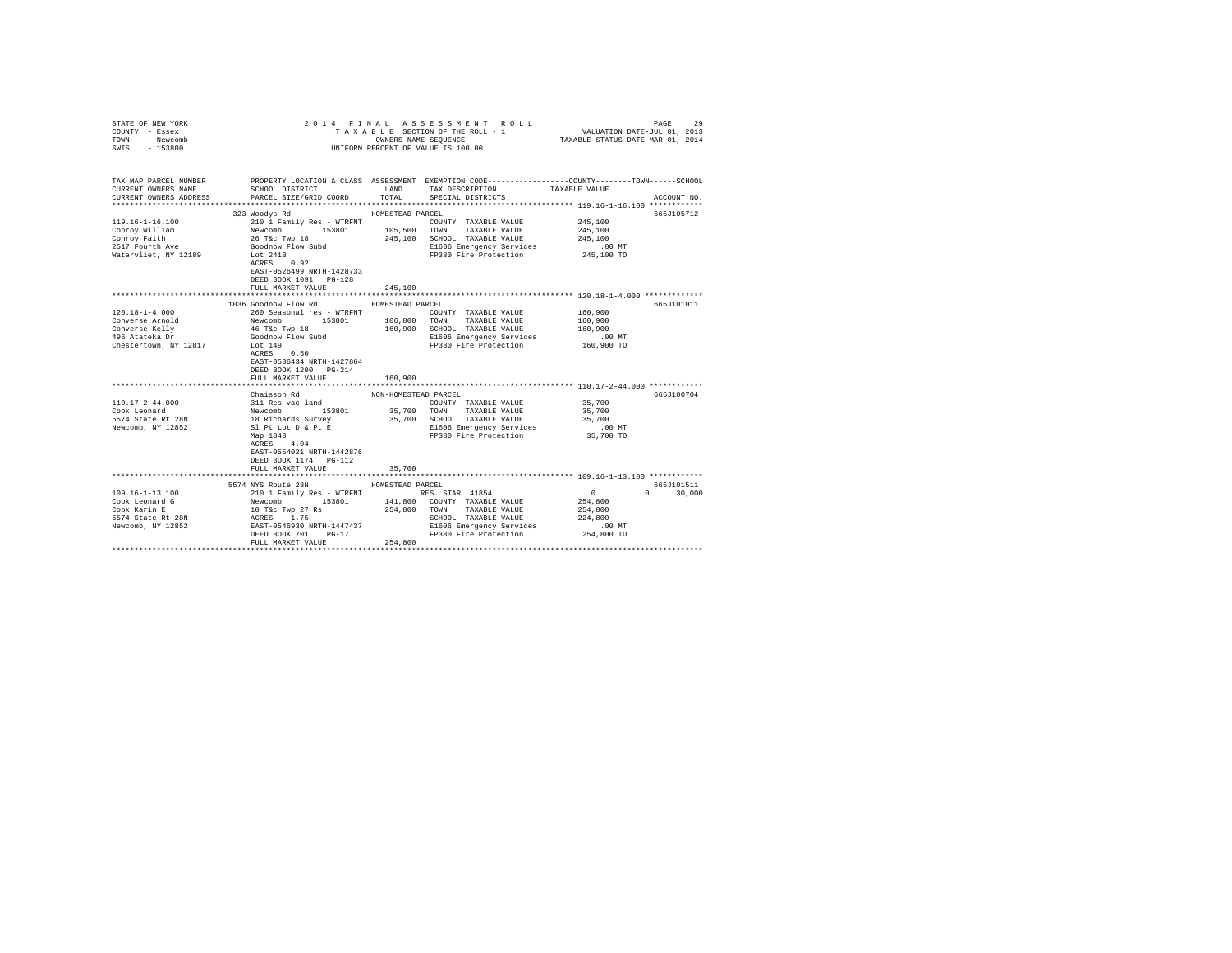STATE OF NEW YORK — 2014 FINAL ASSESSMENT ROLL — TAXABLE SECTION OF THE ROLL - 1 — VALUATION DATE-JUL 01, 2013
COUNTY - Essex — OWNERS NAME SEQUENCE — TAXABLE STATUS DATE-MAR 01, 2014
TOWN - Newcomb — UNIFORM PERCENT OF VALUE IS 100.00
SWIS - 153800

| TAX MAP PARCEL NUMBER / CURRENT OWNERS NAME / CURRENT OWNERS ADDRESS | PROPERTY LOCATION & CLASS / SCHOOL DISTRICT / PARCEL SIZE/GRID COORD | ASSESSMENT LAND / TOTAL | EXEMPTION CODE / TAX DESCRIPTION / SPECIAL DISTRICTS | COUNTY / TOWN / SCHOOL TAXABLE VALUE | ACCOUNT NO. |
|---|---|---|---|---|---|
| **119.16-1-16.100** | 323 Woodys Rd | HOMESTEAD PARCEL | | | 665J105712 |
| Conroy William | 210 1 Family Res - WTRFNT | | COUNTY TAXABLE VALUE | 245,100 | |
| Conroy Faith | Newcomb 153801 | 105,500 | TOWN TAXABLE VALUE | 245,100 | |
| 2517 Fourth Ave | 26 T&c Twp 18 | 245,100 | SCHOOL TAXABLE VALUE | 245,100 | |
| Watervliet, NY 12189 | Goodnow Flow Subd | | E1606 Emergency Services | .00 MT | |
| | Lot 241B | | FP380 Fire Protection | 245,100 TO | |
| | ACRES 0.92 | | | | |
| | EAST-0526499 NRTH-1428733 | | | | |
| | DEED BOOK 1091 PG-128 | | | | |
| | FULL MARKET VALUE | 245,100 | | | |
| **120.18-1-4.000** | 1036 Goodnow Flow Rd | HOMESTEAD PARCEL | | | 665J101011 |
| Converse Arnold | 260 Seasonal res - WTRFNT | | COUNTY TAXABLE VALUE | 160,900 | |
| Converse Kelly | Newcomb 153801 | 106,800 | TOWN TAXABLE VALUE | 160,900 | |
| 496 Atateka Dr | 46 T&c Twp 18 | 160,900 | SCHOOL TAXABLE VALUE | 160,900 | |
| Chestertown, NY 12817 | Goodnow Flow Subd | | E1606 Emergency Services | .00 MT | |
| | Lot 149 | | FP380 Fire Protection | 160,900 TO | |
| | ACRES 0.50 | | | | |
| | EAST-0536434 NRTH-1427864 | | | | |
| | DEED BOOK 1200 PG-214 | | | | |
| | FULL MARKET VALUE | 160,900 | | | |
| **110.17-2-44.000** | Chaisson Rd | NON-HOMESTEAD PARCEL | | | 665J100704 |
| Cook Leonard | 311 Res vac land | | COUNTY TAXABLE VALUE | 35,700 | |
| 5574 State Rt 28N | Newcomb 153801 | 35,700 | TOWN TAXABLE VALUE | 35,700 | |
| Newcomb, NY 12852 | 18 Richards Survey | 35,700 | SCHOOL TAXABLE VALUE | 35,700 | |
| | Sl Pt Lot D & Pt E | | E1606 Emergency Services | .00 MT | |
| | Map 1843 | | FP380 Fire Protection | 35,700 TO | |
| | ACRES 4.04 | | | | |
| | EAST-0554021 NRTH-1442876 | | | | |
| | DEED BOOK 1174 PG-112 | | | | |
| | FULL MARKET VALUE | 35,700 | | | |
| **109.16-1-13.100** | 5574 NYS Route 28N | HOMESTEAD PARCEL | | | 665J101511 |
| Cook Leonard G | 210 1 Family Res - WTRFNT | | RES. STAR 41854 | 0 / 0 / 30,000 | |
| Cook Karin E | Newcomb 153801 | 141,800 | COUNTY TAXABLE VALUE | 254,800 | |
| 5574 State Rt 28N | 10 T&c Twp 27 Rs | 254,800 | TOWN TAXABLE VALUE | 254,800 | |
| Newcomb, NY 12852 | ACRES 1.75 | | SCHOOL TAXABLE VALUE | 224,800 | |
| | EAST-0546930 NRTH-1447437 | | E1606 Emergency Services | .00 MT | |
| | DEED BOOK 701 PG-17 | | FP380 Fire Protection | 254,800 TO | |
| | FULL MARKET VALUE | 254,800 | | | |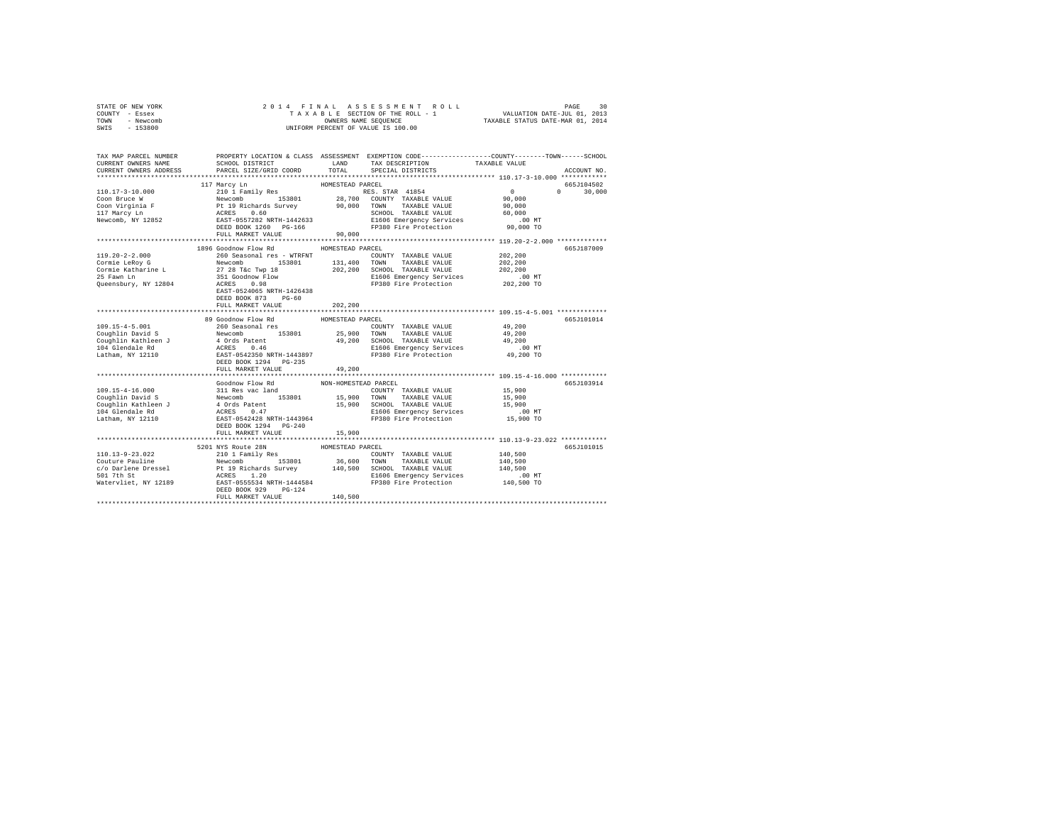STATE OF NEW YORK
COUNTY - Essex
TOWN - Newcomb
SWIS - 153800

2014 FINAL ASSESSMENT ROLL
TAXABLE SECTION OF THE ROLL - 1
OWNERS NAME SEQUENCE
UNIFORM PERCENT OF VALUE IS 100.00

VALUATION DATE-JUL 01, 2013
TAXABLE STATUS DATE-MAR 01, 2014

```
TAX MAP PARCEL NUMBER          PROPERTY LOCATION & CLASS  ASSESSMENT  EXEMPTION CODE-----------------COUNTY--------TOWN------SCHOOL
CURRENT OWNERS NAME            SCHOOL DISTRICT               LAND      TAX DESCRIPTION           TAXABLE VALUE
CURRENT OWNERS ADDRESS         PARCEL SIZE/GRID COORD        TOTAL     SPECIAL DISTRICTS                                   ACCOUNT NO.
******************************************************************************************************* 110.17-3-10.000 ************
                               117 Marcy Ln                 HOMESTEAD PARCEL                                                665J104502
110.17-3-10.000                210 1 Family Res                         RES. STAR 41854               0           0      30,000
Coon Bruce W                   Newcomb        153801         28,700     COUNTY  TAXABLE VALUE        90,000
Coon Virginia F                Pt 19 Richards Survey         90,000     TOWN    TAXABLE VALUE        90,000
117 Marcy Ln                   ACRES    0.60                            SCHOOL  TAXABLE VALUE        60,000
Newcomb, NY 12852              EAST-0557282 NRTH-1442633                E1606 Emergency Services       .00 MT
                               DEED BOOK 1260   PG-166                  FP380 Fire Protection        90,000 TO
                               FULL MARKET VALUE             90,000
******************************************************************************************************* 119.20-2-2.000 *************
                               1896 Goodnow Flow Rd         HOMESTEAD PARCEL                                                665J187009
119.20-2-2.000                 260 Seasonal res - WTRFNT                COUNTY  TAXABLE VALUE       202,200
Cormie LeRoy G                 Newcomb        153801        131,400     TOWN    TAXABLE VALUE       202,200
Cormie Katharine L             27 28 T&c Twp 18             202,200     SCHOOL  TAXABLE VALUE       202,200
25 Fawn Ln                     351 Goodnow Flow                         E1606 Emergency Services       .00 MT
Queensbury, NY 12804           ACRES    0.98                            FP380 Fire Protection       202,200 TO
                               EAST-0524065 NRTH-1426438
                               DEED BOOK 873    PG-60
                               FULL MARKET VALUE            202,200
******************************************************************************************************* 109.15-4-5.001 *************
                               89 Goodnow Flow Rd           HOMESTEAD PARCEL                                                665J101014
109.15-4-5.001                 260 Seasonal res                         COUNTY  TAXABLE VALUE        49,200
Coughlin David S               Newcomb        153801         25,900     TOWN    TAXABLE VALUE        49,200
Coughlin Kathleen J            4 Ords Patent                 49,200     SCHOOL  TAXABLE VALUE        49,200
104 Glendale Rd                ACRES    0.46                            E1606 Emergency Services       .00 MT
Latham, NY 12110               EAST-0542350 NRTH-1443897                FP380 Fire Protection        49,200 TO
                               DEED BOOK 1294   PG-235
                               FULL MARKET VALUE             49,200
******************************************************************************************************* 109.15-4-16.000 ************
                               Goodnow Flow Rd              NON-HOMESTEAD PARCEL                                            665J103914
109.15-4-16.000                311 Res vac land                         COUNTY  TAXABLE VALUE        15,900
Coughlin David S               Newcomb        153801         15,900     TOWN    TAXABLE VALUE        15,900
Coughlin Kathleen J            4 Ords Patent                 15,900     SCHOOL  TAXABLE VALUE        15,900
104 Glendale Rd                ACRES    0.47                            E1606 Emergency Services       .00 MT
Latham, NY 12110               EAST-0542428 NRTH-1443964                FP380 Fire Protection        15,900 TO
                               DEED BOOK 1294   PG-240
                               FULL MARKET VALUE             15,900
******************************************************************************************************* 110.13-9-23.022 ************
                               5201 NYS Route 28N           HOMESTEAD PARCEL                                                665J101015
110.13-9-23.022                210 1 Family Res                         COUNTY  TAXABLE VALUE       140,500
Couture Pauline                Newcomb        153801         36,600     TOWN    TAXABLE VALUE       140,500
c/o Darlene Dressel            Pt 19 Richards Survey        140,500     SCHOOL  TAXABLE VALUE       140,500
501 7th St                     ACRES    1.20                            E1606 Emergency Services       .00 MT
Watervliet, NY 12189           EAST-0555534 NRTH-1444584                FP380 Fire Protection       140,500 TO
                               DEED BOOK 929    PG-124
                               FULL MARKET VALUE            140,500
************************************************************************************************************************************
```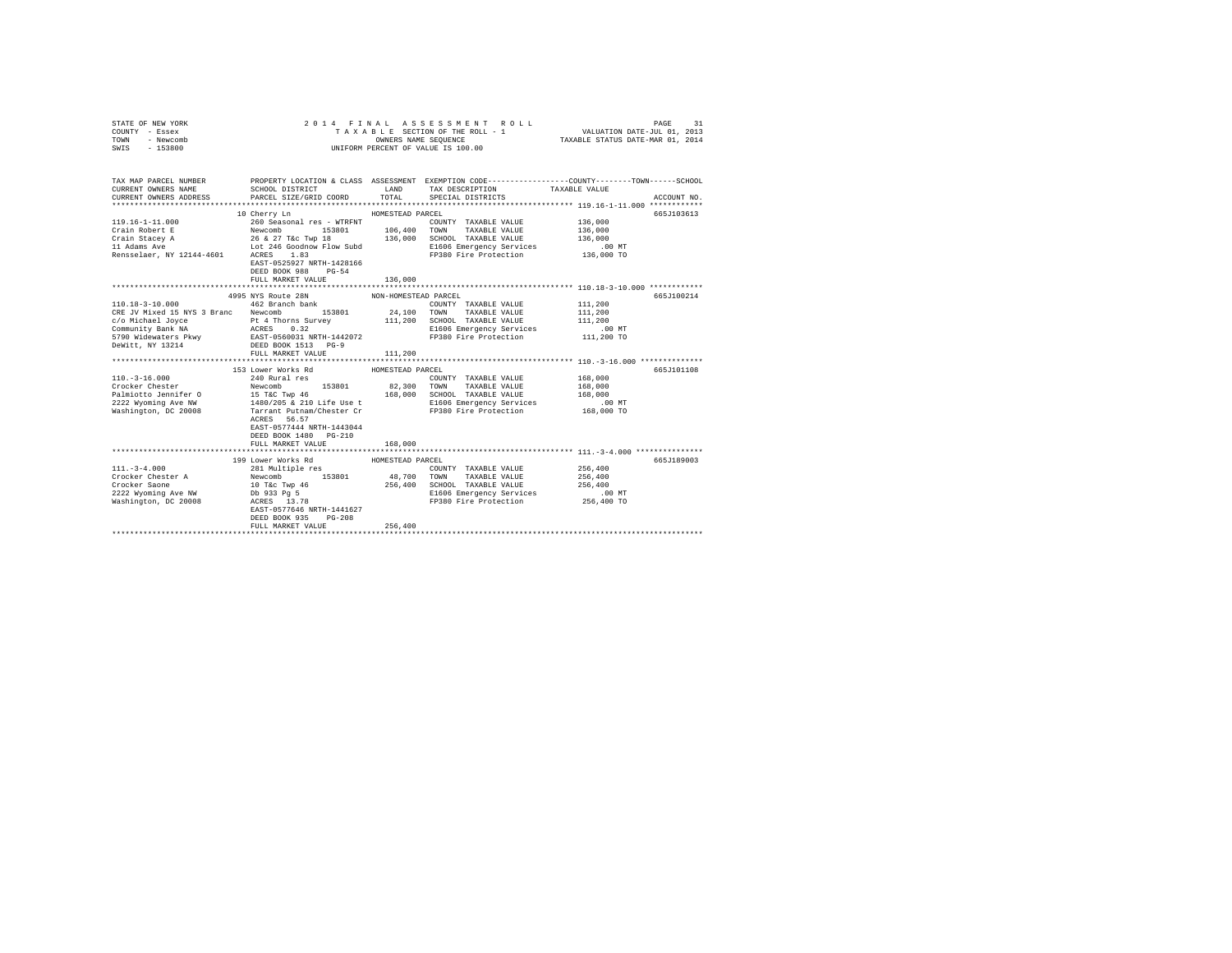STATE OF NEW YORK — 2014 FINAL ASSESSMENT ROLL
COUNTY - Essex — TAXABLE SECTION OF THE ROLL - 1 — VALUATION DATE-JUL 01, 2013
TOWN - Newcomb — OWNERS NAME SEQUENCE — TAXABLE STATUS DATE-MAR 01, 2014
SWIS - 153800 — UNIFORM PERCENT OF VALUE IS 100.00

```
TAX MAP PARCEL NUMBER          PROPERTY LOCATION & CLASS  ASSESSMENT  EXEMPTION CODE-----------------COUNTY--------TOWN------SCHOOL
CURRENT OWNERS NAME            SCHOOL DISTRICT              LAND      TAX DESCRIPTION            TAXABLE VALUE
CURRENT OWNERS ADDRESS         PARCEL SIZE/GRID COORD       TOTAL     SPECIAL DISTRICTS                                    ACCOUNT NO.
******************************************************************************************************* 119.16-1-11.000 ************
                               10 Cherry Ln                  HOMESTEAD PARCEL                                              665J103613
119.16-1-11.000                260 Seasonal res - WTRFNT               COUNTY  TAXABLE VALUE          136,000
Crain Robert E                 Newcomb          153801       106,400   TOWN    TAXABLE VALUE          136,000
Crain Stacey A                 26 & 27 T&c Twp 18            136,000   SCHOOL  TAXABLE VALUE          136,000
11 Adams Ave                   Lot 246 Goodnow Flow Subd               E1606 Emergency Services          .00 MT
Rensselaer, NY 12144-4601      ACRES    1.83                           FP380 Fire Protection          136,000 TO
                               EAST-0525927 NRTH-1428166
                               DEED BOOK 988    PG-54
                               FULL MARKET VALUE             136,000
******************************************************************************************************* 110.18-3-10.000 ************
                               4995 NYS Route 28N            NON-HOMESTEAD PARCEL                                          665J100214
110.18-3-10.000                462 Branch bank                         COUNTY  TAXABLE VALUE          111,200
CRE JV Mixed 15 NYS 3 Branc    Newcomb          153801        24,100   TOWN    TAXABLE VALUE          111,200
c/o Michael Joyce              Pt 4 Thorns Survey            111,200   SCHOOL  TAXABLE VALUE          111,200
Community Bank NA              ACRES    0.32                           E1606 Emergency Services          .00 MT
5790 Widewaters Pkwy           EAST-0560031 NRTH-1442072               FP380 Fire Protection          111,200 TO
DeWitt, NY 13214               DEED BOOK 1513   PG-9
                               FULL MARKET VALUE             111,200
******************************************************************************************************* 110.-3-16.000 **************
                               153 Lower Works Rd            HOMESTEAD PARCEL                                              665J101108
110.-3-16.000                  240 Rural res                           COUNTY  TAXABLE VALUE          168,000
Crocker Chester                Newcomb          153801        82,300   TOWN    TAXABLE VALUE          168,000
Palmiotto Jennifer O           15 T&C Twp 46                 168,000   SCHOOL  TAXABLE VALUE          168,000
2222 Wyoming Ave NW            1480/205 & 210 Life Use t               E1606 Emergency Services          .00 MT
Washington, DC 20008           Tarrant Putnam/Chester Cr               FP380 Fire Protection          168,000 TO
                               ACRES   56.57
                               EAST-0577444 NRTH-1443044
                               DEED BOOK 1480   PG-210
                               FULL MARKET VALUE             168,000
******************************************************************************************************* 111.-3-4.000 ***************
                               199 Lower Works Rd            HOMESTEAD PARCEL                                              665J189003
111.-3-4.000                   281 Multiple res                        COUNTY  TAXABLE VALUE          256,400
Crocker Chester A              Newcomb          153801        48,700   TOWN    TAXABLE VALUE          256,400
Crocker Saone                  10 T&c Twp 46                 256,400   SCHOOL  TAXABLE VALUE          256,400
2222 Wyoming Ave NW            Db 933 Pg 5                             E1606 Emergency Services          .00 MT
Washington, DC 20008           ACRES   13.78                           FP380 Fire Protection          256,400 TO
                               EAST-0577646 NRTH-1441627
                               DEED BOOK 935    PG-208
                               FULL MARKET VALUE             256,400
************************************************************************************************************************************
```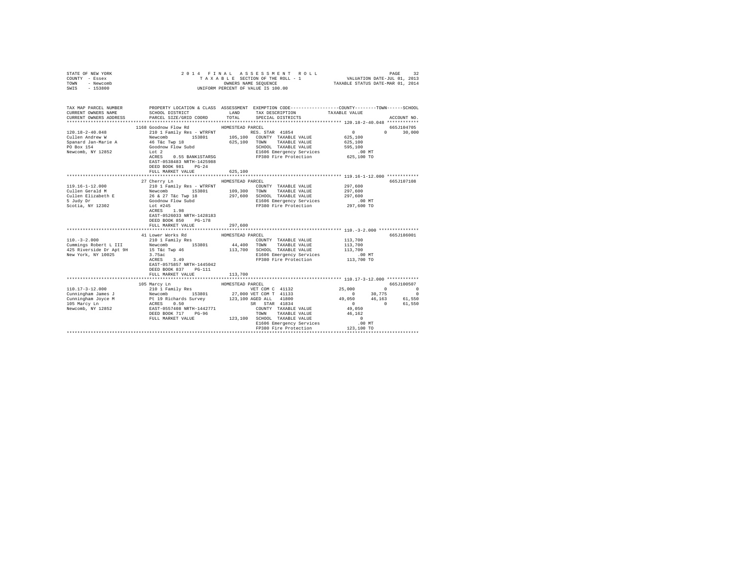STATE OF NEW YORK
COUNTY - Essex
TOWN - Newcomb
SWIS - 153800

2014 FINAL ASSESSMENT ROLL
TAXABLE SECTION OF THE ROLL - 1
OWNERS NAME SEQUENCE
UNIFORM PERCENT OF VALUE IS 100.00

VALUATION DATE-JUL 01, 2013
TAXABLE STATUS DATE-MAR 01, 2014

```
TAX MAP PARCEL NUMBER          PROPERTY LOCATION & CLASS  ASSESSMENT  EXEMPTION CODE-----------------COUNTY--------TOWN------SCHOOL
CURRENT OWNERS NAME            SCHOOL DISTRICT              LAND      TAX DESCRIPTION          TAXABLE VALUE
CURRENT OWNERS ADDRESS         PARCEL SIZE/GRID COORD       TOTAL     SPECIAL DISTRICTS                                   ACCOUNT NO.
************************************************************************************************ 120.18-2-40.048 ************
                          1168 Goodnow Flow Rd           HOMESTEAD PARCEL                                                 665J104705
120.18-2-40.048                210 1 Family Res - WTRFNT          RES. STAR 41854             0            0       30,000
Cullen Andrew W                Newcomb          153801    105,100  COUNTY  TAXABLE VALUE        625,100
Spanard Jan-Marie A            46 T&c Twp 18              625,100  TOWN    TAXABLE VALUE        625,100
PO Box 154                     Goodnow Flow Subd                   SCHOOL  TAXABLE VALUE        595,100
Newcomb, NY 12852              Lot 2                               E1606 Emergency Services         .00 MT
                               ACRES    0.55 BANK1STARSG           FP380 Fire Protection        625,100 TO
                               EAST-0538483 NRTH-1425988
                               DEED BOOK 981    PG-24
                               FULL MARKET VALUE          625,100
************************************************************************************************ 119.16-1-12.000 ************
                          27 Cherry Ln                   HOMESTEAD PARCEL                                                 665J107108
119.16-1-12.000                210 1 Family Res - WTRFNT           COUNTY  TAXABLE VALUE        297,600
Cullen Gerald M                Newcomb          153801    109,300  TOWN    TAXABLE VALUE        297,600
Cullen Elizabeth E             26 & 27 T&c Twp 18         297,600  SCHOOL  TAXABLE VALUE        297,600
5 Judy Dr                      Goodnow Flow Subd                   E1606 Emergency Services         .00 MT
Scotia, NY 12302               Lot #245                            FP380 Fire Protection        297,600 TO
                               ACRES    1.98
                               EAST-0526033 NRTH-1428183
                               DEED BOOK 850    PG-178
                               FULL MARKET VALUE          297,600
************************************************************************************************ 110.-3-2.000 ***************
                          41 Lower Works Rd              HOMESTEAD PARCEL                                                 665J186001
110.-3-2.000                   210 1 Family Res                    COUNTY  TAXABLE VALUE        113,700
Cummings Robert L III          Newcomb          153801     44,400  TOWN    TAXABLE VALUE        113,700
425 Riverside Dr Apt 9H        15 T&c Twp 46              113,700  SCHOOL  TAXABLE VALUE        113,700
New York, NY 10025             3.75ac                              E1606 Emergency Services         .00 MT
                               ACRES    3.49                       FP380 Fire Protection        113,700 TO
                               EAST-0575857 NRTH-1445042
                               DEED BOOK 837    PG-111
                               FULL MARKET VALUE          113,700
************************************************************************************************ 110.17-3-12.000 ************
                          105 Marcy Ln                   HOMESTEAD PARCEL                                                 665J100507
110.17-3-12.000                210 1 Family Res                    VET COM C 41132         25,000            0            0
Cunningham James J             Newcomb          153801     27,000 VET COM T 41133              0       30,775            0
Cunningham Joyce M             Pt 19 Richards Survey      123,100 AGED ALL  41800          49,050       46,163       61,550
105 Marcy Ln                   ACRES    0.50                       SR  STAR 41834               0            0       61,550
Newcomb, NY 12852              EAST-0557408 NRTH-1442771           COUNTY  TAXABLE VALUE         49,050
                               DEED BOOK 717    PG-96              TOWN    TAXABLE VALUE         46,162
                               FULL MARKET VALUE          123,100  SCHOOL  TAXABLE VALUE              0
                                                                   E1606 Emergency Services         .00 MT
                                                                   FP380 Fire Protection        123,100 TO
******************************************************************************************************************************
```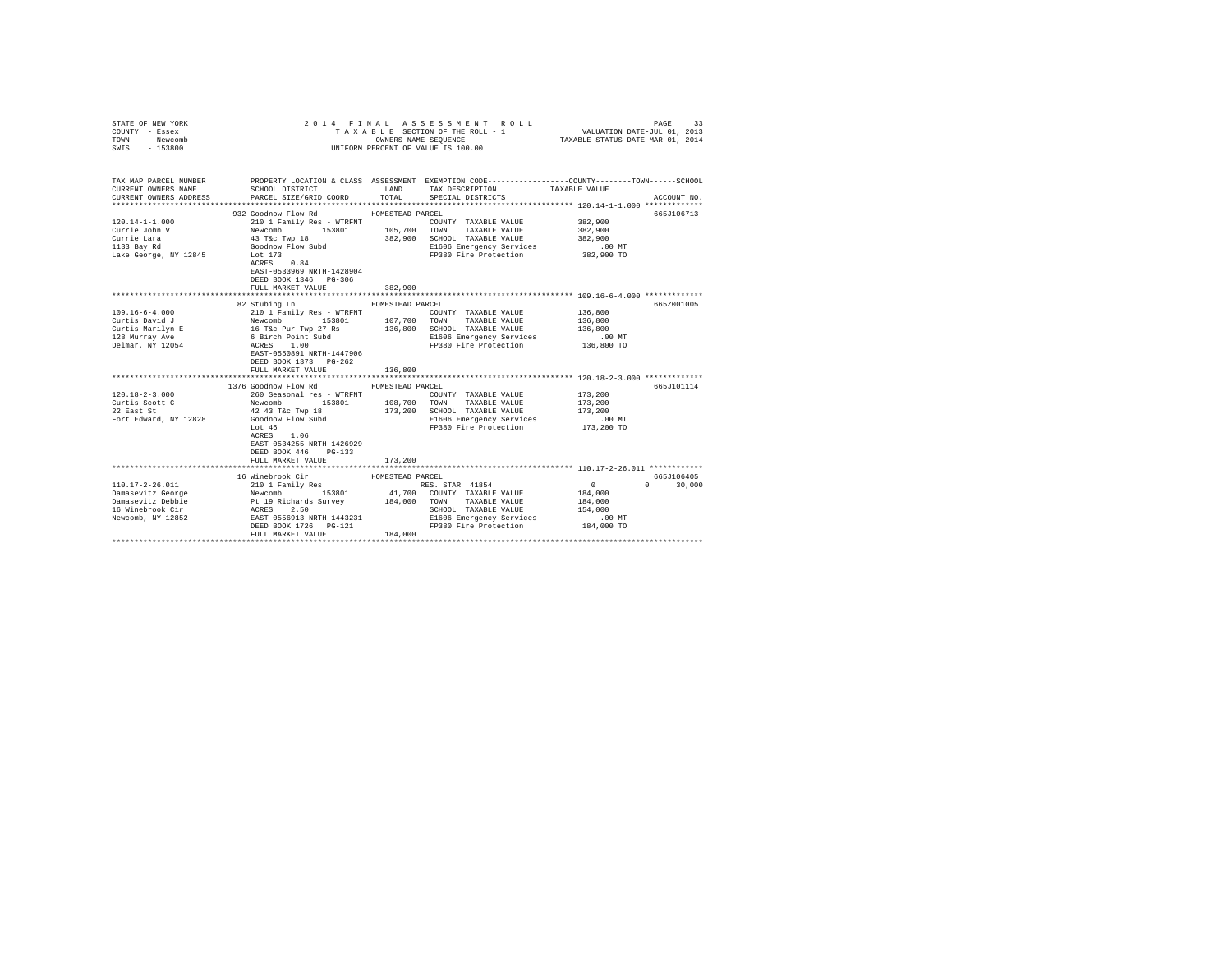STATE OF NEW YORK                    2 0 1 4   F I N A L   A S S E S S M E N T   R O L L
COUNTY - Essex                        T A X A B L E SECTION OF THE ROLL - 1                    VALUATION DATE-JUL 01, 2013
TOWN - Newcomb                        OWNERS NAME SEQUENCE                                     TAXABLE STATUS DATE-MAR 01, 2014
SWIS - 153800                         UNIFORM PERCENT OF VALUE IS 100.00

| TAX MAP PARCEL NUMBER / CURRENT OWNERS NAME / CURRENT OWNERS ADDRESS | PROPERTY LOCATION & CLASS / SCHOOL DISTRICT / PARCEL SIZE/GRID COORD | ASSESSMENT LAND / TOTAL | EXEMPTION CODE / TAX DESCRIPTION / SPECIAL DISTRICTS | COUNTY / TOWN / SCHOOL TAXABLE VALUE | ACCOUNT NO. |
|---|---|---|---|---|---|
| 120.14-1-1.000 | 932 Goodnow Flow Rd | HOMESTEAD PARCEL | | | 665J106713 |
| Currie John V | 210 1 Family Res - WTRFNT | | COUNTY TAXABLE VALUE | 382,900 | |
| Currie Lara | Newcomb 153801 | 105,700 | TOWN TAXABLE VALUE | 382,900 | |
| 1133 Bay Rd | 43 T&c Twp 18 | 382,900 | SCHOOL TAXABLE VALUE | 382,900 | |
| Lake George, NY 12845 | Goodnow Flow Subd | | E1606 Emergency Services | .00 MT | |
| | Lot 173 | | FP380 Fire Protection | 382,900 TO | |
| | ACRES 0.84 | | | | |
| | EAST-0533969 NRTH-1428904 | | | | |
| | DEED BOOK 1346 PG-306 | | | | |
| | FULL MARKET VALUE | 382,900 | | | |
| 109.16-6-4.000 | 82 Stubing Ln | HOMESTEAD PARCEL | | | 665Z001005 |
| Curtis David J | 210 1 Family Res - WTRFNT | | COUNTY TAXABLE VALUE | 136,800 | |
| Curtis Marilyn E | Newcomb 153801 | 107,700 | TOWN TAXABLE VALUE | 136,800 | |
| 128 Murray Ave | 16 T&c Pur Twp 27 Rs | 136,800 | SCHOOL TAXABLE VALUE | 136,800 | |
| Delmar, NY 12054 | 6 Birch Point Subd | | E1606 Emergency Services | .00 MT | |
| | ACRES 1.00 | | FP380 Fire Protection | 136,800 TO | |
| | EAST-0550891 NRTH-1447906 | | | | |
| | DEED BOOK 1373 PG-262 | | | | |
| | FULL MARKET VALUE | 136,800 | | | |
| 120.18-2-3.000 | 1376 Goodnow Flow Rd | HOMESTEAD PARCEL | | | 665J101114 |
| Curtis Scott C | 260 Seasonal res - WTRFNT | | COUNTY TAXABLE VALUE | 173,200 | |
| 22 East St | Newcomb 153801 | 108,700 | TOWN TAXABLE VALUE | 173,200 | |
| Fort Edward, NY 12828 | 42 43 T&c Twp 18 | 173,200 | SCHOOL TAXABLE VALUE | 173,200 | |
| | Goodnow Flow Subd | | E1606 Emergency Services | .00 MT | |
| | Lot 46 | | FP380 Fire Protection | 173,200 TO | |
| | ACRES 1.06 | | | | |
| | EAST-0534255 NRTH-1426929 | | | | |
| | DEED BOOK 446 PG-133 | | | | |
| | FULL MARKET VALUE | 173,200 | | | |
| 110.17-2-26.011 | 16 Winebrook Cir | HOMESTEAD PARCEL | | | 665J106405 |
| Damasevitz George | 210 1 Family Res | | RES. STAR 41854 | 0 0 30,000 | |
| Damasevitz Debbie | Newcomb 153801 | 41,700 | COUNTY TAXABLE VALUE | 184,000 | |
| 16 Winebrook Cir | Pt 19 Richards Survey | 184,000 | TOWN TAXABLE VALUE | 184,000 | |
| Newcomb, NY 12852 | ACRES 2.50 | | SCHOOL TAXABLE VALUE | 154,000 | |
| | EAST-0556913 NRTH-1443231 | | E1606 Emergency Services | .00 MT | |
| | DEED BOOK 1726 PG-121 | | FP380 Fire Protection | 184,000 TO | |
| | FULL MARKET VALUE | 184,000 | | | |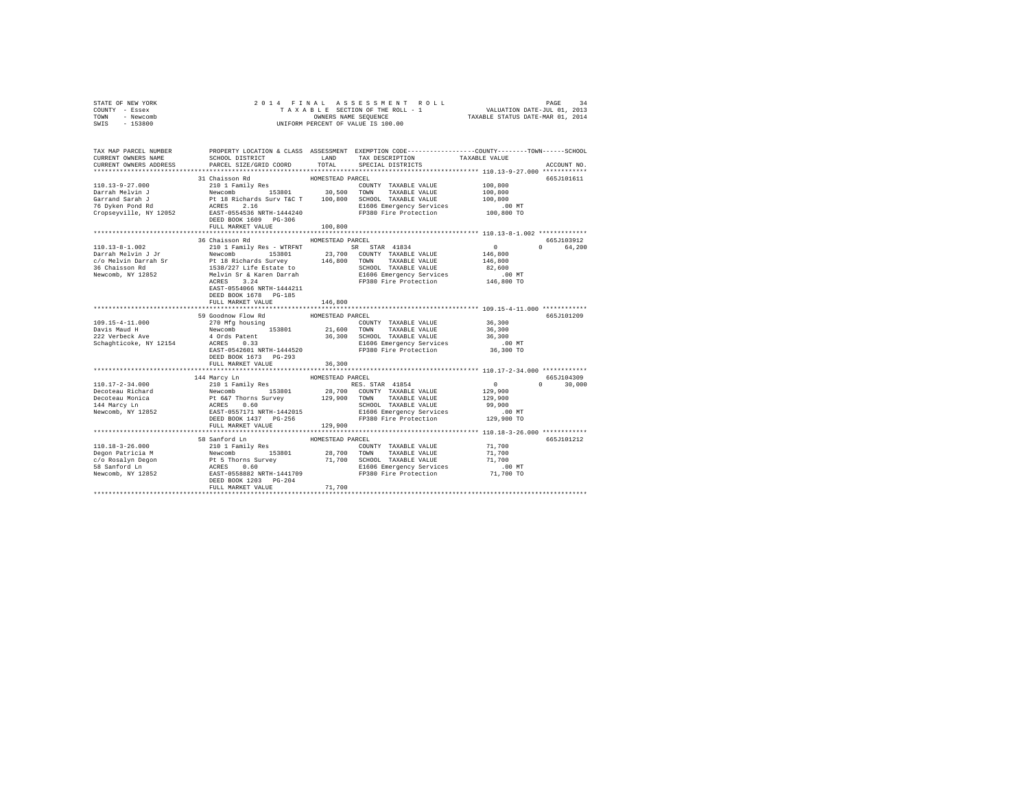STATE OF NEW YORK
COUNTY - Essex
TOWN - Newcomb
SWIS - 153800

2014 FINAL ASSESSMENT ROLL
TAXABLE SECTION OF THE ROLL - 1
OWNERS NAME SEQUENCE
UNIFORM PERCENT OF VALUE IS 100.00

VALUATION DATE-JUL 01, 2013
TAXABLE STATUS DATE-MAR 01, 2014

```
TAX MAP PARCEL NUMBER     PROPERTY LOCATION & CLASS  ASSESSMENT  EXEMPTION CODE-----------------COUNTY--------TOWN------SCHOOL
CURRENT OWNERS NAME       SCHOOL DISTRICT             LAND       TAX DESCRIPTION            TAXABLE VALUE
CURRENT OWNERS ADDRESS    PARCEL SIZE/GRID COORD      TOTAL      SPECIAL DISTRICTS                                   ACCOUNT NO.
******************************************************************************************** 110.13-9-27.000 ************
                          31 Chaisson Rd              HOMESTEAD PARCEL                                               665J101611
110.13-9-27.000           210 1 Family Res                        COUNTY  TAXABLE VALUE          100,800
Darrah Melvin J           Newcomb       153801        30,500     TOWN    TAXABLE VALUE          100,800
Garrand Sarah J           Pt 18 Richards Surv T&C T  100,800     SCHOOL  TAXABLE VALUE          100,800
76 Dyken Pond Rd          ACRES    2.16                           E1606 Emergency Services           .00 MT
Cropseyville, NY 12052    EAST-0554536 NRTH-1444240              FP380 Fire Protection          100,800 TO
                          DEED BOOK 1609   PG-306
                          FULL MARKET VALUE          100,800
******************************************************************************************** 110.13-8-1.002 *************
                          36 Chaisson Rd              HOMESTEAD PARCEL                                               665J103912
110.13-8-1.002            210 1 Family Res - WTRFNT              SR  STAR 41834                 0            0     64,200
Darrah Melvin J Jr        Newcomb       153801        23,700     COUNTY  TAXABLE VALUE          146,800
c/o Melvin Darrah Sr      Pt 18 Richards Survey      146,800     TOWN    TAXABLE VALUE          146,800
36 Chaisson Rd            1538/227 Life Estate to                SCHOOL  TAXABLE VALUE           82,600
Newcomb, NY 12852         Melvin Sr & Karen Darrah               E1606 Emergency Services           .00 MT
                          ACRES    3.24                           FP380 Fire Protection          146,800 TO
                          EAST-0554066 NRTH-1444211
                          DEED BOOK 1678   PG-185
                          FULL MARKET VALUE          146,800
******************************************************************************************** 109.15-4-11.000 ************
                          59 Goodnow Flow Rd          HOMESTEAD PARCEL                                               665J101209
109.15-4-11.000           270 Mfg housing                         COUNTY  TAXABLE VALUE           36,300
Davis Maud H              Newcomb       153801        21,600     TOWN    TAXABLE VALUE           36,300
222 Verbeck Ave           4 Ords Patent               36,300     SCHOOL  TAXABLE VALUE           36,300
Schaghticoke, NY 12154    ACRES    0.33                           E1606 Emergency Services           .00 MT
                          EAST-0542601 NRTH-1444520              FP380 Fire Protection           36,300 TO
                          DEED BOOK 1673   PG-293
                          FULL MARKET VALUE           36,300
******************************************************************************************** 110.17-2-34.000 ************
                          144 Marcy Ln                HOMESTEAD PARCEL                                               665J104309
110.17-2-34.000           210 1 Family Res                       RES. STAR 41854                0            0     30,000
Decoteau Richard          Newcomb       153801        28,700     COUNTY  TAXABLE VALUE          129,900
Decoteau Monica           Pt 6&7 Thorns Survey       129,900     TOWN    TAXABLE VALUE          129,900
144 Marcy Ln              ACRES    0.60                           SCHOOL  TAXABLE VALUE           99,900
Newcomb, NY 12852         EAST-0557171 NRTH-1442015              E1606 Emergency Services           .00 MT
                          DEED BOOK 1437   PG-256                FP380 Fire Protection          129,900 TO
                          FULL MARKET VALUE          129,900
******************************************************************************************** 110.18-3-26.000 ************
                          58 Sanford Ln               HOMESTEAD PARCEL                                               665J101212
110.18-3-26.000           210 1 Family Res                        COUNTY  TAXABLE VALUE           71,700
Degon Patricia M          Newcomb       153801        28,700     TOWN    TAXABLE VALUE           71,700
c/o Rosalyn Degon         Pt 5 Thorns Survey          71,700     SCHOOL  TAXABLE VALUE           71,700
58 Sanford Ln             ACRES    0.60                           E1606 Emergency Services           .00 MT
Newcomb, NY 12852         EAST-0558882 NRTH-1441709              FP380 Fire Protection           71,700 TO
                          DEED BOOK 1203   PG-204
                          FULL MARKET VALUE           71,700
************************************************************************************************************************
```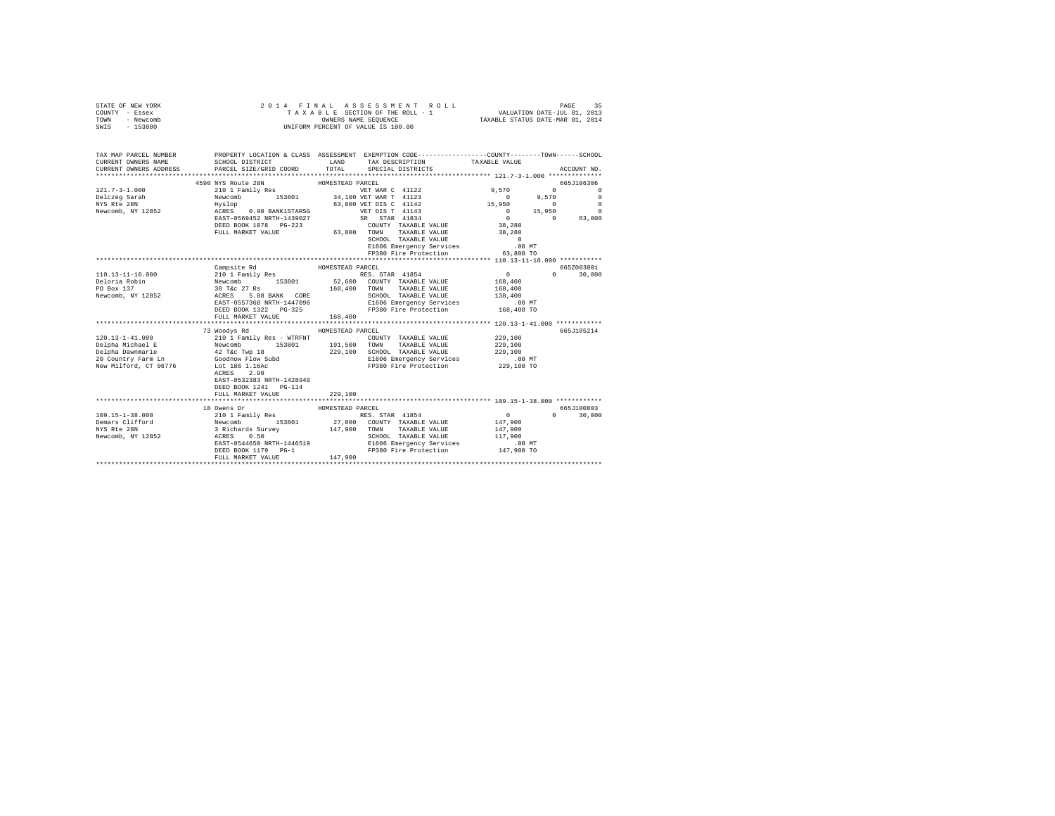```
STATE OF NEW YORK                 2 0 1 4   F I N A L   A S S E S S M E N T   R O L L                    PAGE    35
COUNTY  - Essex                        T A X A B L E  SECTION OF THE ROLL - 1              VALUATION DATE-JUL 01, 2013
TOWN    - Newcomb                             OWNERS NAME SEQUENCE                      TAXABLE STATUS DATE-MAR 01, 2014
SWIS    - 153800                       UNIFORM PERCENT OF VALUE IS 100.00


TAX MAP PARCEL NUMBER          PROPERTY LOCATION & CLASS  ASSESSMENT  EXEMPTION CODE-----------------COUNTY--------TOWN------SCHOOL
CURRENT OWNERS NAME            SCHOOL DISTRICT             LAND      TAX DESCRIPTION           TAXABLE VALUE
CURRENT OWNERS ADDRESS         PARCEL SIZE/GRID COORD      TOTAL     SPECIAL DISTRICTS                                 ACCOUNT NO.
******************************************************************************************************* 121.7-3-1.000 **************
                     4590 NYS Route 28N              HOMESTEAD PARCEL                                                   665J106306
121.7-3-1.000                  210 1 Family Res                    VET WAR C 41122                9,570           0           0
Delczeg Sarah                  Newcomb      153801       34,100 VET WAR T 41123                      0       9,570           0
NYS Rte 28N                    Hyslop                    63,800 VET DIS C 41142                 15,950           0           0
Newcomb, NY 12852              ACRES    0.90 BANK1STARSG        VET DIS T 41143                      0      15,950           0
                               EAST-0569452 NRTH-1439027        SR  STAR 41834                       0           0      63,800
                               DEED BOOK 1078   PG-223           COUNTY  TAXABLE VALUE          38,280
                               FULL MARKET VALUE           63,800 TOWN    TAXABLE VALUE          38,280
                                                                 SCHOOL  TAXABLE VALUE               0
                                                                 E1606 Emergency Services             .00 MT
                                                                 FP380 Fire Protection           63,800 TO
******************************************************************************************************* 110.13-11-10.000 ***********
                               Campsite Rd                HOMESTEAD PARCEL                                                   665Z003001
110.13-11-10.000               210 1 Family Res                    RES. STAR 41854                     0           0      30,000
Deloria Robin                  Newcomb      153801       52,600  COUNTY  TAXABLE VALUE         168,400
PO Box 137                     30 T&c 27 Rs             168,400  TOWN    TAXABLE VALUE         168,400
Newcomb, NY 12852              ACRES    5.88 BANK  CORE          SCHOOL  TAXABLE VALUE         138,400
                               EAST-0557368 NRTH-1447096         E1606 Emergency Services             .00 MT
                               DEED BOOK 1322   PG-325           FP380 Fire Protection          168,400 TO
                               FULL MARKET VALUE          168,400
******************************************************************************************************* 120.13-1-41.000 ************
                     73 Woodys Rd                    HOMESTEAD PARCEL                                                   665J105214
120.13-1-41.000                210 1 Family Res - WTRFNT          COUNTY  TAXABLE VALUE         229,100
Delpha Michael E               Newcomb      153801      191,500  TOWN    TAXABLE VALUE         229,100
Delpha Dawnmarie               42 T&c Twp 18            229,100  SCHOOL  TAXABLE VALUE         229,100
20 Country Farm Ln             Goodnow Flow Subd                 E1606 Emergency Services             .00 MT
New Milford, CT 06776          Lot 186 1.16Ac                    FP380 Fire Protection          229,100 TO
                               ACRES    2.90
                               EAST-0532383 NRTH-1428949
                               DEED BOOK 1241   PG-114
                               FULL MARKET VALUE          229,100
******************************************************************************************************* 109.15-1-38.000 ************
                     18 Owens Dr                     HOMESTEAD PARCEL                                                   665J100803
109.15-1-38.000                210 1 Family Res                    RES. STAR 41854                     0           0      30,000
Demars Clifford                Newcomb      153801       27,000  COUNTY  TAXABLE VALUE         147,900
NYS Rte 28N                    3 Richards Survey        147,900  TOWN    TAXABLE VALUE         147,900
Newcomb, NY 12852              ACRES    0.50                     SCHOOL  TAXABLE VALUE         117,900
                               EAST-0544650 NRTH-1446519         E1606 Emergency Services             .00 MT
                               DEED BOOK 1179   PG-1             FP380 Fire Protection          147,900 TO
                               FULL MARKET VALUE          147,900
************************************************************************************************************************************
```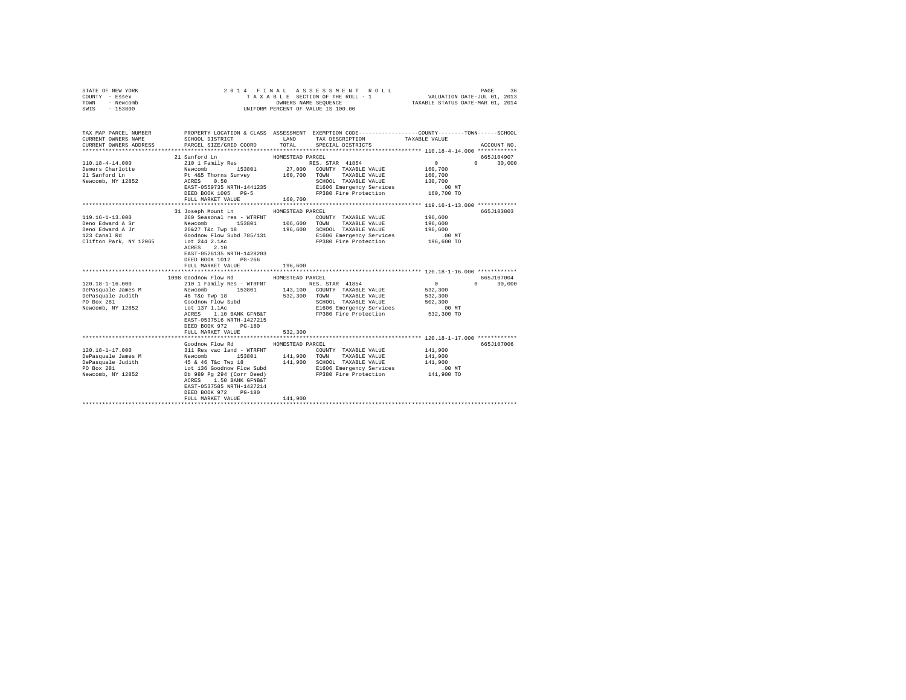STATE OF NEW YORK  
COUNTY - Essex  
TOWN - Newcomb  
SWIS - 153800

2014 FINAL ASSESSMENT ROLL  
TAXABLE SECTION OF THE ROLL - 1  
OWNERS NAME SEQUENCE  
UNIFORM PERCENT OF VALUE IS 100.00

VALUATION DATE-JUL 01, 2013  
TAXABLE STATUS DATE-MAR 01, 2014

| TAX MAP PARCEL NUMBER / CURRENT OWNERS NAME / CURRENT OWNERS ADDRESS | PROPERTY LOCATION & CLASS / SCHOOL DISTRICT / PARCEL SIZE/GRID COORD | ASSESSMENT LAND | TOTAL | EXEMPTION CODE / TAX DESCRIPTION / SPECIAL DISTRICTS | COUNTY TAXABLE VALUE | TOWN | SCHOOL | ACCOUNT NO. |
|---|---|---|---|---|---|---|---|---|
| **110.18-4-14.000** | 21 Sanford Ln — HOMESTEAD PARCEL | | | | | | | 665J104907 |
| 110.18-4-14.000 | 210 1 Family Res | | | RES. STAR 41854 | 0 | 0 | 30,000 | |
| Demers Charlotte | Newcomb 153801 | 27,000 | | COUNTY TAXABLE VALUE | 160,700 | | | |
| 21 Sanford Ln | Pt 4&5 Thorns Survey | | 160,700 | TOWN TAXABLE VALUE | 160,700 | | | |
| Newcomb, NY 12852 | ACRES 0.50 | | | SCHOOL TAXABLE VALUE | 130,700 | | | |
| | EAST-0559735 NRTH-1441235 | | | E1606 Emergency Services | .00 MT | | | |
| | DEED BOOK 1005 PG-5 | | | FP380 Fire Protection | 160,700 TO | | | |
| | FULL MARKET VALUE | | 160,700 | | | | | |
| **119.16-1-13.000** | 31 Joseph Mount Ln — HOMESTEAD PARCEL | | | | | | | 665J103803 |
| 119.16-1-13.000 | 260 Seasonal res - WTRFNT | | | COUNTY TAXABLE VALUE | 196,600 | | | |
| Deno Edward A Sr | Newcomb 153801 | 106,600 | | TOWN TAXABLE VALUE | 196,600 | | | |
| Deno Edward A Jr | 26&27 T&c Twp 18 | | 196,600 | SCHOOL TAXABLE VALUE | 196,600 | | | |
| 123 Canal Rd | Goodnow Flow Subd 785/131 | | | E1606 Emergency Services | .00 MT | | | |
| Clifton Park, NY 12065 | Lot 244 2.1Ac | | | FP380 Fire Protection | 196,600 TO | | | |
| | ACRES 2.10 | | | | | | | |
| | EAST-0526135 NRTH-1428203 | | | | | | | |
| | DEED BOOK 1012 PG-266 | | | | | | | |
| | FULL MARKET VALUE | | 196,600 | | | | | |
| **120.18-1-16.000** | 1098 Goodnow Flow Rd — HOMESTEAD PARCEL | | | | | | | 665J107004 |
| 120.18-1-16.000 | 210 1 Family Res - WTRFNT | | | RES. STAR 41854 | 0 | 0 | 30,000 | |
| DePasquale James M | Newcomb 153801 | 143,100 | | COUNTY TAXABLE VALUE | 532,300 | | | |
| DePasquale Judith | 46 T&c Twp 18 | | 532,300 | TOWN TAXABLE VALUE | 532,300 | | | |
| PO Box 281 | Goodnow Flow Subd | | | SCHOOL TAXABLE VALUE | 502,300 | | | |
| Newcomb, NY 12852 | Lot 137 1.1Ac | | | E1606 Emergency Services | .00 MT | | | |
| | ACRES 1.10 BANK GFNB&T | | | FP380 Fire Protection | 532,300 TO | | | |
| | EAST-0537516 NRTH-1427215 | | | | | | | |
| | DEED BOOK 972 PG-180 | | | | | | | |
| | FULL MARKET VALUE | | 532,300 | | | | | |
| **120.18-1-17.000** | Goodnow Flow Rd — HOMESTEAD PARCEL | | | | | | | 665J107006 |
| 120.18-1-17.000 | 311 Res vac land - WTRFNT | | | COUNTY TAXABLE VALUE | 141,900 | | | |
| DePasquale James M | Newcomb 153801 | 141,900 | | TOWN TAXABLE VALUE | 141,900 | | | |
| DePasquale Judith | 45 & 46 T&c Twp 18 | | 141,900 | SCHOOL TAXABLE VALUE | 141,900 | | | |
| PO Box 281 | Lot 136 Goodnow Flow Subd | | | E1606 Emergency Services | .00 MT | | | |
| Newcomb, NY 12852 | Db 989 Pg 294 (Corr Deed) | | | FP380 Fire Protection | 141,900 TO | | | |
| | ACRES 1.50 BANK GFNB&T | | | | | | | |
| | EAST-0537585 NRTH-1427214 | | | | | | | |
| | DEED BOOK 972 PG-180 | | | | | | | |
| | FULL MARKET VALUE | | 141,900 | | | | | |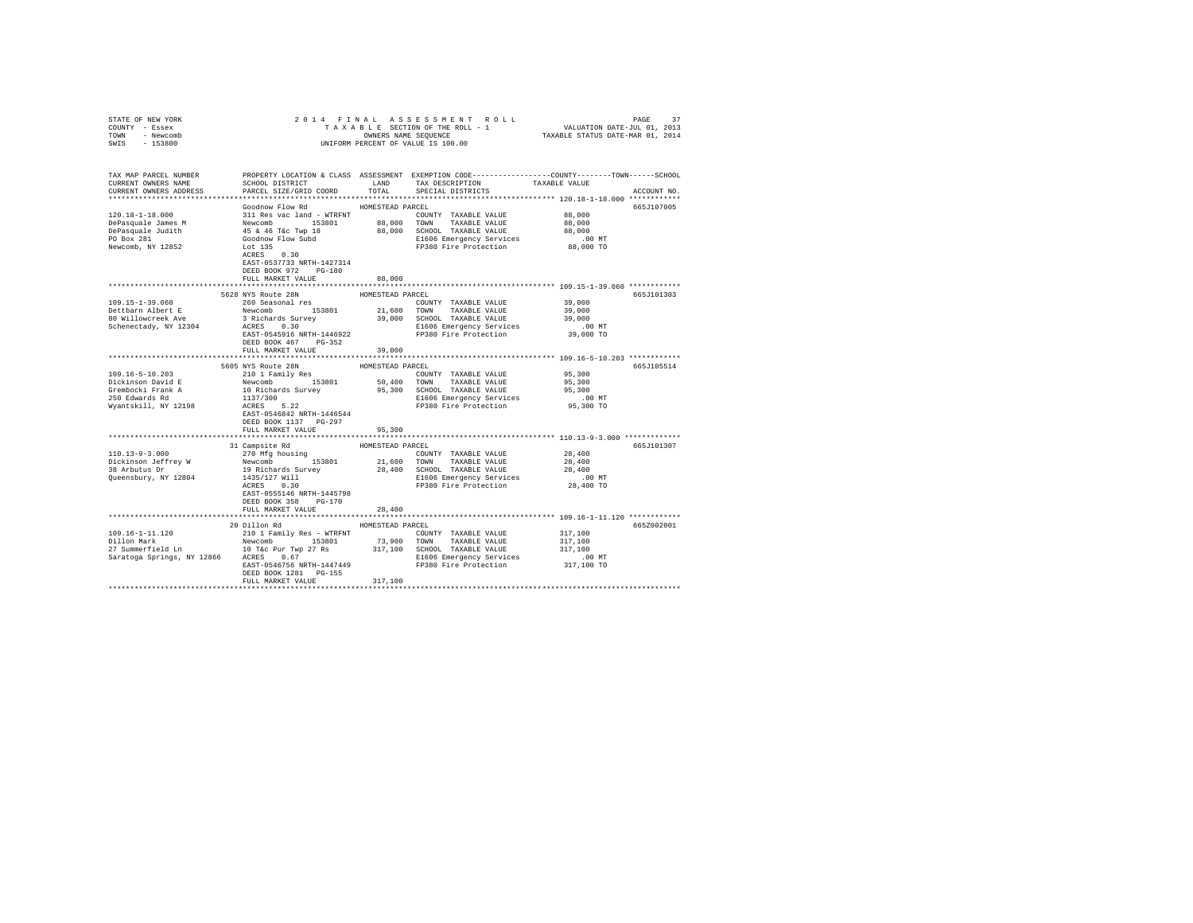STATE OF NEW YORK
COUNTY - Essex
TOWN - Newcomb
SWIS - 153800

2014 FINAL ASSESSMENT ROLL
TAXABLE SECTION OF THE ROLL - 1
OWNERS NAME SEQUENCE
UNIFORM PERCENT OF VALUE IS 100.00

VALUATION DATE-JUL 01, 2013
TAXABLE STATUS DATE-MAR 01, 2014

```
TAX MAP PARCEL NUMBER          PROPERTY LOCATION & CLASS  ASSESSMENT  EXEMPTION CODE-----------------COUNTY--------TOWN------SCHOOL
CURRENT OWNERS NAME            SCHOOL DISTRICT               LAND      TAX DESCRIPTION            TAXABLE VALUE
CURRENT OWNERS ADDRESS         PARCEL SIZE/GRID COORD       TOTAL      SPECIAL DISTRICTS                                   ACCOUNT NO.
****************************************************************************************************** 120.18-1-18.000 ************
                               Goodnow Flow Rd              HOMESTEAD PARCEL                                               665J107005
120.18-1-18.000                311 Res vac land - WTRFNT              COUNTY  TAXABLE VALUE            88,000
DePasquale James M             Newcomb      153801         88,000     TOWN    TAXABLE VALUE            88,000
DePasquale Judith              45 & 46 T&c Twp 18          88,000     SCHOOL  TAXABLE VALUE            88,000
PO Box 281                     Goodnow Flow Subd                      E1606 Emergency Services            .00 MT
Newcomb, NY 12852              Lot 135                                FP380 Fire Protection            88,000 TO
                               ACRES    0.30
                               EAST-0537733 NRTH-1427314
                               DEED BOOK 972    PG-180
                               FULL MARKET VALUE           88,000
****************************************************************************************************** 109.15-1-39.060 ************
                               5628 NYS Route 28N           HOMESTEAD PARCEL                                               665J101303
109.15-1-39.060                260 Seasonal res                       COUNTY  TAXABLE VALUE            39,000
Dettbarn Albert E              Newcomb      153801         21,600     TOWN    TAXABLE VALUE            39,000
80 Willowcreek Ave             3 Richards Survey           39,000     SCHOOL  TAXABLE VALUE            39,000
Schenectady, NY 12304          ACRES    0.30                          E1606 Emergency Services            .00 MT
                               EAST-0545916 NRTH-1446922              FP380 Fire Protection            39,000 TO
                               DEED BOOK 467    PG-352
                               FULL MARKET VALUE           39,000
****************************************************************************************************** 109.16-5-10.203 ************
                               5605 NYS Route 28N           HOMESTEAD PARCEL                                               665J105514
109.16-5-10.203                210 1 Family Res                       COUNTY  TAXABLE VALUE            95,300
Dickinson David E              Newcomb      153801         50,400     TOWN    TAXABLE VALUE            95,300
Grembocki Frank A              10 Richards Survey          95,300     SCHOOL  TAXABLE VALUE            95,300
250 Edwards Rd                 1137/300                               E1606 Emergency Services            .00 MT
Wyantskill, NY 12198           ACRES    5.22                          FP380 Fire Protection            95,300 TO
                               EAST-0546842 NRTH-1446544
                               DEED BOOK 1137   PG-297
                               FULL MARKET VALUE           95,300
****************************************************************************************************** 110.13-9-3.000 *************
                               31 Campsite Rd               HOMESTEAD PARCEL                                               665J101307
110.13-9-3.000                 270 Mfg housing                        COUNTY  TAXABLE VALUE            28,400
Dickinson Jeffrey W            Newcomb      153801         21,600     TOWN    TAXABLE VALUE            28,400
38 Arbutus Dr                  19 Richards Survey          28,400     SCHOOL  TAXABLE VALUE            28,400
Queensbury, NY 12804           1435/127 Will                          E1606 Emergency Services            .00 MT
                               ACRES    0.30                          FP380 Fire Protection            28,400 TO
                               EAST-0555146 NRTH-1445798
                               DEED BOOK 358    PG-170
                               FULL MARKET VALUE           28,400
****************************************************************************************************** 109.16-1-11.120 ************
                               20 Dillon Rd                 HOMESTEAD PARCEL                                               665Z002001
109.16-1-11.120                210 1 Family Res - WTRFNT              COUNTY  TAXABLE VALUE           317,100
Dillon Mark                    Newcomb      153801         73,900     TOWN    TAXABLE VALUE           317,100
27 Summerfield Ln              10 T&c Pur Twp 27 Rs       317,100     SCHOOL  TAXABLE VALUE           317,100
Saratoga Springs, NY 12866     ACRES    0.67                          E1606 Emergency Services            .00 MT
                               EAST-0546756 NRTH-1447449              FP380 Fire Protection           317,100 TO
                               DEED BOOK 1281   PG-155
                               FULL MARKET VALUE          317,100
************************************************************************************************************************************
```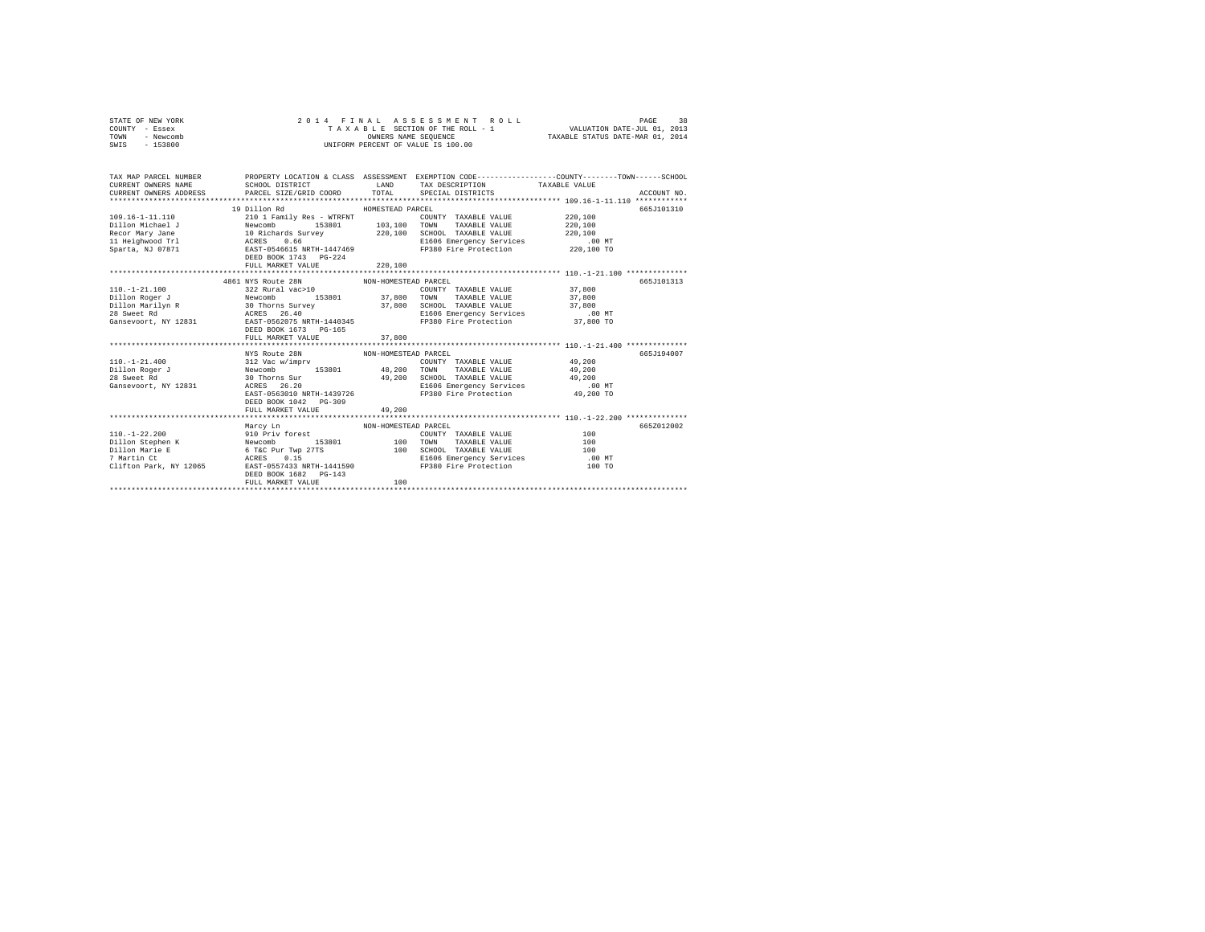STATE OF NEW YORK
COUNTY - Essex
TOWN - Newcomb
SWIS - 153800

2014 FINAL ASSESSMENT ROLL
TAXABLE SECTION OF THE ROLL - 1
OWNERS NAME SEQUENCE
UNIFORM PERCENT OF VALUE IS 100.00

VALUATION DATE-JUL 01, 2013
TAXABLE STATUS DATE-MAR 01, 2014

```
TAX MAP PARCEL NUMBER    PROPERTY LOCATION & CLASS  ASSESSMENT  EXEMPTION CODE-----------------COUNTY--------TOWN------SCHOOL
CURRENT OWNERS NAME      SCHOOL DISTRICT              LAND      TAX DESCRIPTION            TAXABLE VALUE
CURRENT OWNERS ADDRESS   PARCEL SIZE/GRID COORD       TOTAL     SPECIAL DISTRICTS                                    ACCOUNT NO.
******************************************************************************************** 109.16-1-11.110 ************
                        19 Dillon Rd                  HOMESTEAD PARCEL                                               665J101310
109.16-1-11.110          210 1 Family Res - WTRFNT              COUNTY  TAXABLE VALUE            220,100
Dillon Michael J         Newcomb        153801      103,100    TOWN    TAXABLE VALUE            220,100
Recor Mary Jane          10 Richards Survey         220,100    SCHOOL  TAXABLE VALUE            220,100
11 Heighwood Trl         ACRES    0.66                         E1606 Emergency Services              .00 MT
Sparta, NJ 07871         EAST-0546615 NRTH-1447469              FP380 Fire Protection            220,100 TO
                         DEED BOOK 1743   PG-224
                         FULL MARKET VALUE          220,100
******************************************************************************************** 110.-1-21.100 **************
                        4861 NYS Route 28N            NON-HOMESTEAD PARCEL                                           665J101313
110.-1-21.100            322 Rural vac>10                       COUNTY  TAXABLE VALUE             37,800
Dillon Roger J           Newcomb        153801       37,800    TOWN    TAXABLE VALUE             37,800
Dillon Marilyn R         30 Thorns Survey            37,800    SCHOOL  TAXABLE VALUE             37,800
28 Sweet Rd              ACRES   26.40                         E1606 Emergency Services              .00 MT
Gansevoort, NY 12831     EAST-0562075 NRTH-1440345              FP380 Fire Protection             37,800 TO
                         DEED BOOK 1673   PG-165
                         FULL MARKET VALUE           37,800
******************************************************************************************** 110.-1-21.400 **************
                         NYS Route 28N                NON-HOMESTEAD PARCEL                                           665J194007
110.-1-21.400            312 Vac w/imprv                        COUNTY  TAXABLE VALUE             49,200
Dillon Roger J           Newcomb        153801       48,200    TOWN    TAXABLE VALUE             49,200
28 Sweet Rd              30 Thorns Sur               49,200    SCHOOL  TAXABLE VALUE             49,200
Gansevoort, NY 12831     ACRES   26.20                         E1606 Emergency Services              .00 MT
                         EAST-0563010 NRTH-1439726              FP380 Fire Protection             49,200 TO
                         DEED BOOK 1042   PG-309
                         FULL MARKET VALUE           49,200
******************************************************************************************** 110.-1-22.200 **************
                         Marcy Ln                     NON-HOMESTEAD PARCEL                                           665Z012002
110.-1-22.200            910 Priv forest                        COUNTY  TAXABLE VALUE                100
Dillon Stephen K         Newcomb        153801          100    TOWN    TAXABLE VALUE                100
Dillon Marie E           6 T&C Pur Twp 27TS             100    SCHOOL  TAXABLE VALUE                100
7 Martin Ct              ACRES    0.15                         E1606 Emergency Services              .00 MT
Clifton Park, NY 12065   EAST-0557433 NRTH-1441590              FP380 Fire Protection                100 TO
                         DEED BOOK 1682   PG-143
                         FULL MARKET VALUE              100
**************************************************************************************************************************
```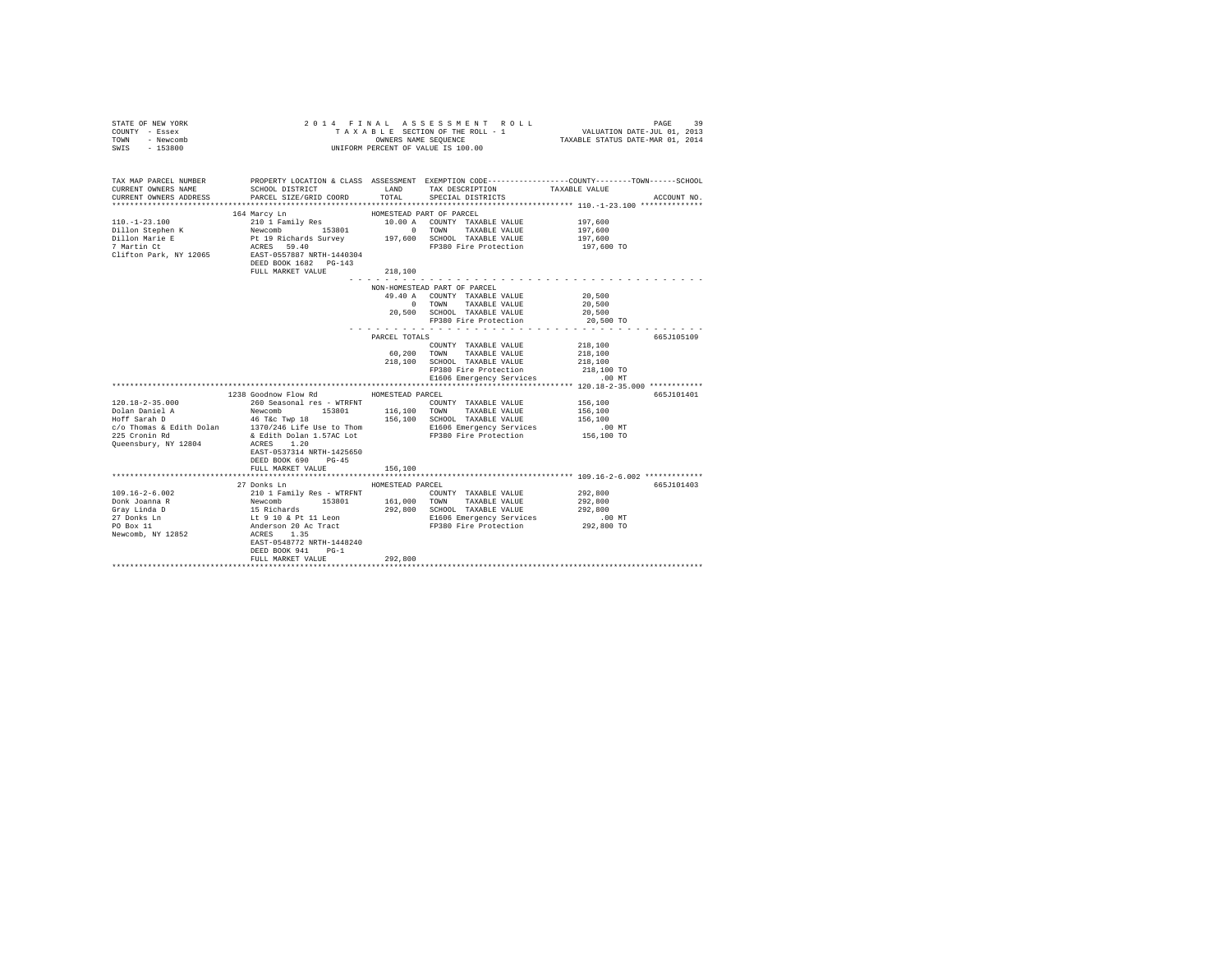STATE OF NEW YORK
COUNTY - Essex
TOWN - Newcomb
SWIS - 153800

2 0 1 4 F I N A L A S S E S S M E N T R O L L
T A X A B L E SECTION OF THE ROLL - 1
OWNERS NAME SEQUENCE
UNIFORM PERCENT OF VALUE IS 100.00

VALUATION DATE-JUL 01, 2013
TAXABLE STATUS DATE-MAR 01, 2014

```
TAX MAP PARCEL NUMBER          PROPERTY LOCATION & CLASS  ASSESSMENT  EXEMPTION CODE-----------------COUNTY--------TOWN------SCHOOL
CURRENT OWNERS NAME            SCHOOL DISTRICT             LAND       TAX DESCRIPTION           TAXABLE VALUE
CURRENT OWNERS ADDRESS         PARCEL SIZE/GRID COORD      TOTAL      SPECIAL DISTRICTS                                  ACCOUNT NO.
****************************************************************************************************** 110.-1-23.100 **************
                    164 Marcy Ln                       HOMESTEAD PART OF PARCEL
110.-1-23.100                  210 1 Family Res              10.00 A   COUNTY  TAXABLE VALUE          197,600
Dillon Stephen K               Newcomb        153801            0     TOWN    TAXABLE VALUE          197,600
Dillon Marie E                 Pt 19 Richards Survey        197,600   SCHOOL  TAXABLE VALUE          197,600
7 Martin Ct                    ACRES  59.40                            FP380 Fire Protection          197,600 TO
Clifton Park, NY 12065         EAST-0557887 NRTH-1440304
                               DEED BOOK 1682   PG-143
                               FULL MARKET VALUE            218,100
                                                 - - - - - - - - - - - - - - - - - - - - - - - - - - - - - - - - - - - - - - - - - - -
                                                 NON-HOMESTEAD PART OF PARCEL
                                                  49.40 A   COUNTY  TAXABLE VALUE           20,500
                                                      0     TOWN    TAXABLE VALUE           20,500
                                                 20,500     SCHOOL  TAXABLE VALUE           20,500
                                                            FP380 Fire Protection           20,500 TO
                                                 - - - - - - - - - - - - - - - - - - - - - - - - - - - - - - - - - - - - - - - - - - -
                                                 PARCEL TOTALS                                                           665J105109
                                                            COUNTY  TAXABLE VALUE          218,100
                                                 60,200     TOWN    TAXABLE VALUE          218,100
                                                 218,100    SCHOOL  TAXABLE VALUE          218,100
                                                            FP380 Fire Protection          218,100 TO
                                                            E1606 Emergency Services           .00 MT
****************************************************************************************************** 120.18-2-35.000 ************
                    1238 Goodnow Flow Rd               HOMESTEAD PARCEL                                                  665J101401
120.18-2-35.000                260 Seasonal res - WTRFNT              COUNTY  TAXABLE VALUE          156,100
Dolan Daniel A                 Newcomb        153801        116,100   TOWN    TAXABLE VALUE          156,100
Hoff Sarah D                   46 T&c Twp 18                156,100   SCHOOL  TAXABLE VALUE          156,100
c/o Thomas & Edith Dolan       1370/246 Life Use to Thom              E1606 Emergency Services           .00 MT
225 Cronin Rd                  & Edith Dolan 1.57AC Lot               FP380 Fire Protection          156,100 TO
Queensbury, NY 12804           ACRES   1.20
                               EAST-0537314 NRTH-1425650
                               DEED BOOK 690    PG-45
                               FULL MARKET VALUE            156,100
****************************************************************************************************** 109.16-2-6.002 *************
                    27 Donks Ln                        HOMESTEAD PARCEL                                                  665J101403
109.16-2-6.002                 210 1 Family Res - WTRFNT              COUNTY  TAXABLE VALUE          292,800
Donk Joanna R                  Newcomb        153801        161,000   TOWN    TAXABLE VALUE          292,800
Gray Linda D                   15 Richards                  292,800   SCHOOL  TAXABLE VALUE          292,800
27 Donks Ln                    Lt 9 10 & Pt 11 Leon                   E1606 Emergency Services           .00 MT
PO Box 11                      Anderson 20 Ac Tract                   FP380 Fire Protection          292,800 TO
Newcomb, NY 12852              ACRES   1.35
                               EAST-0548772 NRTH-1448240
                               DEED BOOK 941    PG-1
                               FULL MARKET VALUE            292,800
************************************************************************************************************************************
```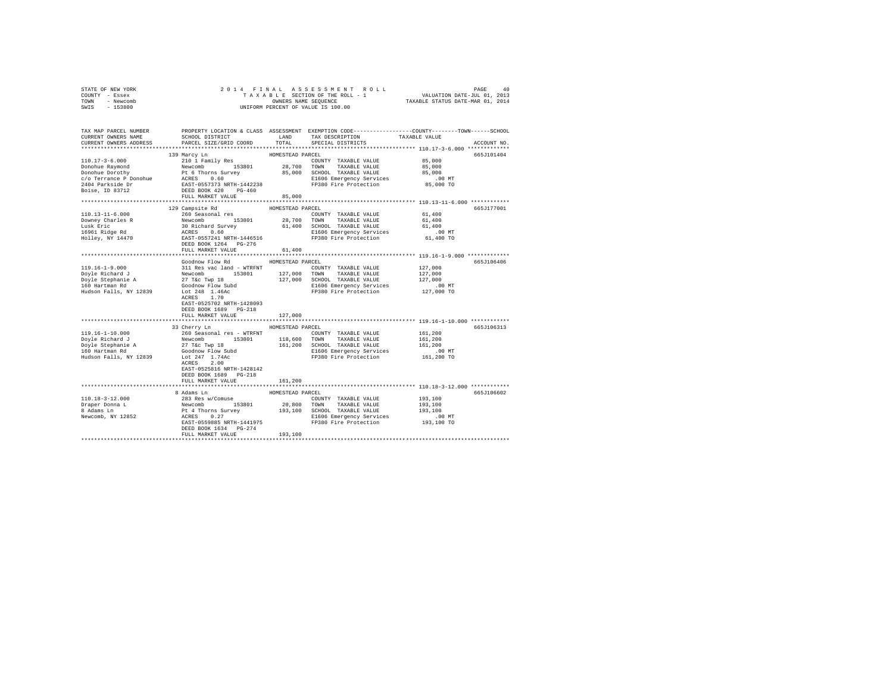STATE OF NEW YORK
COUNTY - Essex
TOWN - Newcomb
SWIS - 153800

2014 FINAL ASSESSMENT ROLL
TAXABLE SECTION OF THE ROLL - 1
OWNERS NAME SEQUENCE
UNIFORM PERCENT OF VALUE IS 100.00

VALUATION DATE-JUL 01, 2013
TAXABLE STATUS DATE-MAR 01, 2014

| TAX MAP PARCEL NUMBER / CURRENT OWNERS NAME / CURRENT OWNERS ADDRESS | PROPERTY LOCATION & CLASS / SCHOOL DISTRICT / PARCEL SIZE/GRID COORD | ASSESSMENT LAND / TOTAL | EXEMPTION CODE / TAX DESCRIPTION / SPECIAL DISTRICTS | TAXABLE VALUE (COUNTY / TOWN / SCHOOL) | ACCOUNT NO. |
|---|---|---|---|---|---|
| **110.17-3-6.000** | 139 Marcy Ln | HOMESTEAD PARCEL | | | 665J101404 |
| Donohue Raymond | 210 1 Family Res | | COUNTY TAXABLE VALUE | 85,000 | |
| Donohue Dorothy | Newcomb 153801 | 28,700 | TOWN TAXABLE VALUE | 85,000 | |
| c/o Terrance P Donohue | Pt 6 Thorns Survey | 85,000 | SCHOOL TAXABLE VALUE | 85,000 | |
| 2404 Parkside Dr | ACRES 0.60 | | E1606 Emergency Services | .00 MT | |
| Boise, ID 83712 | EAST-0557373 NRTH-1442238 | | FP380 Fire Protection | 85,000 TO | |
| | DEED BOOK 420 PG-460 | | | | |
| | FULL MARKET VALUE | 85,000 | | | |
| **110.13-11-6.000** | 129 Campsite Rd | HOMESTEAD PARCEL | | | 665J177001 |
| Downey Charles R | 260 Seasonal res | | COUNTY TAXABLE VALUE | 61,400 | |
| Lusk Eric | Newcomb 153801 | 28,700 | TOWN TAXABLE VALUE | 61,400 | |
| 16961 Ridge Rd | 30 Richard Survey | 61,400 | SCHOOL TAXABLE VALUE | 61,400 | |
| Holley, NY 14470 | ACRES 0.60 | | E1606 Emergency Services | .00 MT | |
| | EAST-0557241 NRTH-1446516 | | FP380 Fire Protection | 61,400 TO | |
| | DEED BOOK 1264 PG-276 | | | | |
| | FULL MARKET VALUE | 61,400 | | | |
| **119.16-1-9.000** | Goodnow Flow Rd | HOMESTEAD PARCEL | | | 665J106406 |
| Doyle Richard J | 311 Res vac land - WTRFNT | | COUNTY TAXABLE VALUE | 127,000 | |
| Doyle Stephanie A | Newcomb 153801 | 127,000 | TOWN TAXABLE VALUE | 127,000 | |
| 160 Hartman Rd | 27 T&c Twp 18 | 127,000 | SCHOOL TAXABLE VALUE | 127,000 | |
| Hudson Falls, NY 12839 | Goodnow Flow Subd | | E1606 Emergency Services | .00 MT | |
| | Lot 248 1.46Ac | | FP380 Fire Protection | 127,000 TO | |
| | ACRES 1.70 | | | | |
| | EAST-0525702 NRTH-1428093 | | | | |
| | DEED BOOK 1689 PG-218 | | | | |
| | FULL MARKET VALUE | 127,000 | | | |
| **119.16-1-10.000** | 33 Cherry Ln | HOMESTEAD PARCEL | | | 665J106313 |
| Doyle Richard J | 260 Seasonal res - WTRFNT | | COUNTY TAXABLE VALUE | 161,200 | |
| Doyle Stephanie A | Newcomb 153801 | 118,600 | TOWN TAXABLE VALUE | 161,200 | |
| 160 Hartman Rd | 27 T&c Twp 18 | 161,200 | SCHOOL TAXABLE VALUE | 161,200 | |
| Hudson Falls, NY 12839 | Goodnow Flow Subd | | E1606 Emergency Services | .00 MT | |
| | Lot 247 1.74Ac | | FP380 Fire Protection | 161,200 TO | |
| | ACRES 2.00 | | | | |
| | EAST-0525816 NRTH-1428142 | | | | |
| | DEED BOOK 1689 PG-218 | | | | |
| | FULL MARKET VALUE | 161,200 | | | |
| **110.18-3-12.000** | 8 Adams Ln | HOMESTEAD PARCEL | | | 665J106602 |
| Draper Donna L | 283 Res w/Comuse | | COUNTY TAXABLE VALUE | 193,100 | |
| 8 Adams Ln | Newcomb 153801 | 20,800 | TOWN TAXABLE VALUE | 193,100 | |
| Newcomb, NY 12852 | Pt 4 Thorns Survey | 193,100 | SCHOOL TAXABLE VALUE | 193,100 | |
| | ACRES 0.27 | | E1606 Emergency Services | .00 MT | |
| | EAST-0559885 NRTH-1441975 | | FP380 Fire Protection | 193,100 TO | |
| | DEED BOOK 1634 PG-274 | | | | |
| | FULL MARKET VALUE | 193,100 | | | |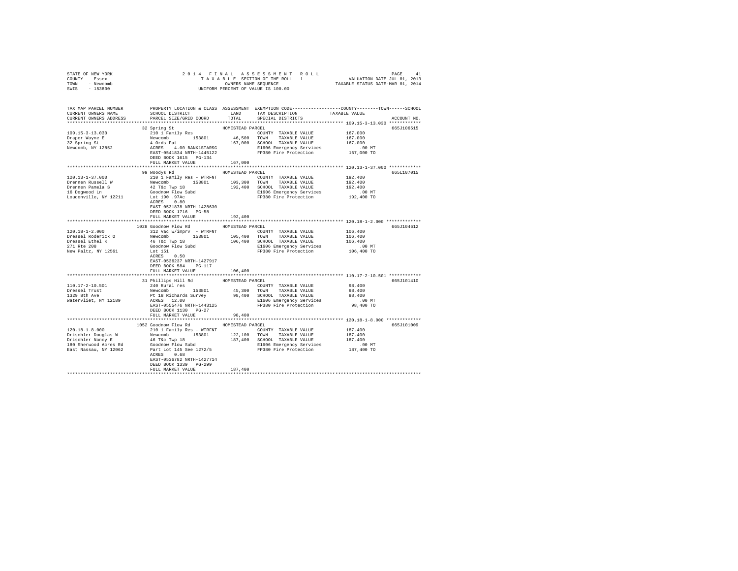STATE OF NEW YORK
COUNTY - Essex
TOWN - Newcomb
SWIS - 153800

2 0 1 4 F I N A L A S S E S S M E N T R O L L
T A X A B L E SECTION OF THE ROLL - 1
OWNERS NAME SEQUENCE
UNIFORM PERCENT OF VALUE IS 100.00

VALUATION DATE-JUL 01, 2013
TAXABLE STATUS DATE-MAR 01, 2014

| TAX MAP PARCEL NUMBER / CURRENT OWNERS NAME / CURRENT OWNERS ADDRESS | PROPERTY LOCATION & CLASS / SCHOOL DISTRICT / PARCEL SIZE/GRID COORD | ASSESSMENT LAND / TOTAL | EXEMPTION CODE / TAX DESCRIPTION / SPECIAL DISTRICTS | TAXABLE VALUE (COUNTY / TOWN / SCHOOL) | ACCOUNT NO. |
|---|---|---|---|---|---|
| **109.15-3-13.030** | 32 Spring St | HOMESTEAD PARCEL | | | 665J106515 |
| 109.15-3-13.030 | 210 1 Family Res | | COUNTY TAXABLE VALUE | 167,000 | |
| Draper Wayne E | Newcomb 153801 | 46,500 | TOWN TAXABLE VALUE | 167,000 | |
| 32 Spring St | 4 Ords Pat | 167,000 | SCHOOL TAXABLE VALUE | 167,000 | |
| Newcomb, NY 12852 | ACRES 4.00 BANK1STARSG | | E1606 Emergency Services | .00 MT | |
| | EAST-0541834 NRTH-1445122 | | FP380 Fire Protection | 167,000 TO | |
| | DEED BOOK 1615 PG-134 | | | | |
| | FULL MARKET VALUE | 167,000 | | | |
| **120.13-1-37.000** | 99 Woodys Rd | HOMESTEAD PARCEL | | | 665L107015 |
| 120.13-1-37.000 | 210 1 Family Res - WTRFNT | | COUNTY TAXABLE VALUE | 192,400 | |
| Drennen Russell W | Newcomb 153801 | 103,300 | TOWN TAXABLE VALUE | 192,400 | |
| Drennen Pamela S | 42 T&c Twp 18 | 192,400 | SCHOOL TAXABLE VALUE | 192,400 | |
| 16 Dogwood Ln | Goodnow Flow Subd | | E1606 Emergency Services | .00 MT | |
| Loudonville, NY 12211 | Lot 190 .97Ac | | FP380 Fire Protection | 192,400 TO | |
| | ACRES 0.80 | | | | |
| | EAST-0531878 NRTH-1428630 | | | | |
| | DEED BOOK 1716 PG-58 | | | | |
| | FULL MARKET VALUE | 192,400 | | | |
| **120.18-1-2.000** | 1028 Goodnow Flow Rd | HOMESTEAD PARCEL | | | 665J104612 |
| 120.18-1-2.000 | 312 Vac w/imprv - WTRFNT | | COUNTY TAXABLE VALUE | 106,400 | |
| Dressel Roderick O | Newcomb 153801 | 105,400 | TOWN TAXABLE VALUE | 106,400 | |
| Dressel Ethel K | 46 T&c Twp 18 | 106,400 | SCHOOL TAXABLE VALUE | 106,400 | |
| 271 Rte 208 | Goodnow Flow Subd | | E1606 Emergency Services | .00 MT | |
| New Paltz, NY 12561 | Lot 151 | | FP380 Fire Protection | 106,400 TO | |
| | ACRES 0.50 | | | | |
| | EAST-0536237 NRTH-1427917 | | | | |
| | DEED BOOK 584 PG-117 | | | | |
| | FULL MARKET VALUE | 106,400 | | | |
| **110.17-2-10.501** | 31 Phillips Hill Rd | HOMESTEAD PARCEL | | | 665J101410 |
| 110.17-2-10.501 | 240 Rural res | | COUNTY TAXABLE VALUE | 98,400 | |
| Dressel Trust | Newcomb 153801 | 45,300 | TOWN TAXABLE VALUE | 98,400 | |
| 1329 8th Ave | Pt 18 Richards Survey | 98,400 | SCHOOL TAXABLE VALUE | 98,400 | |
| Watervliet, NY 12189 | ACRES 12.00 | | E1606 Emergency Services | .00 MT | |
| | EAST-0555476 NRTH-1443125 | | FP380 Fire Protection | 98,400 TO | |
| | DEED BOOK 1130 PG-27 | | | | |
| | FULL MARKET VALUE | 98,400 | | | |
| **120.18-1-8.000** | 1052 Goodnow Flow Rd | HOMESTEAD PARCEL | | | 665J101009 |
| 120.18-1-8.000 | 210 1 Family Res - WTRFNT | | COUNTY TAXABLE VALUE | 187,400 | |
| Drischler Douglas W | Newcomb 153801 | 122,100 | TOWN TAXABLE VALUE | 187,400 | |
| Drischler Nancy E | 46 T&c Twp 18 | 187,400 | SCHOOL TAXABLE VALUE | 187,400 | |
| 180 Sherwood Acres Rd | Goodnow Flow Subd | | E1606 Emergency Services | .00 MT | |
| East Nassau, NY 12062 | Part Lot 145 See 1272/5 | | FP380 Fire Protection | 187,400 TO | |
| | ACRES 0.68 | | | | |
| | EAST-0536782 NRTH-1427714 | | | | |
| | DEED BOOK 1339 PG-299 | | | | |
| | FULL MARKET VALUE | 187,400 | | | |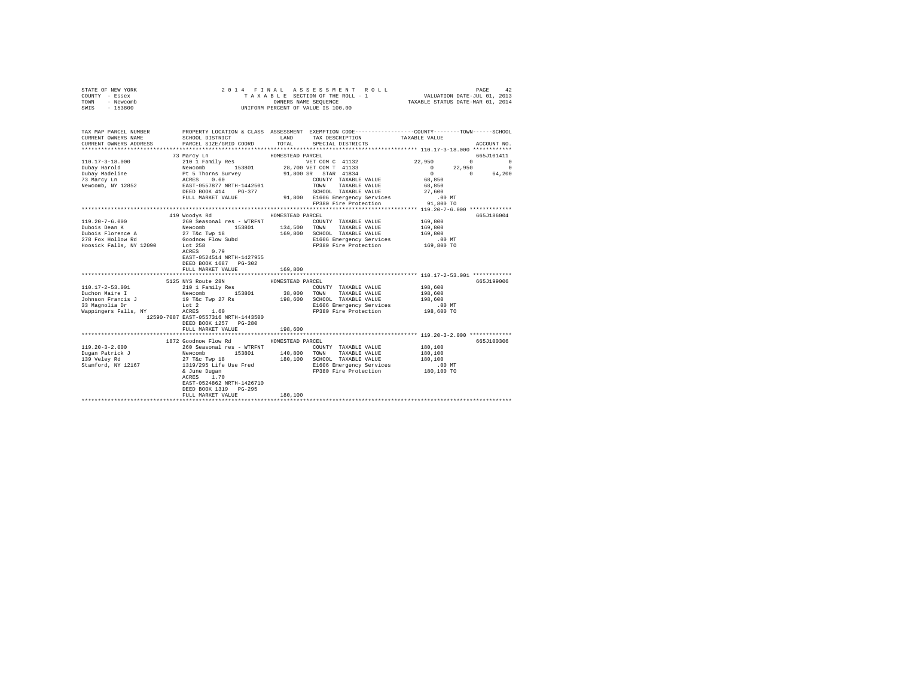STATE OF NEW YORK
COUNTY - Essex
TOWN - Newcomb
SWIS - 153800

2014 FINAL ASSESSMENT ROLL
TAXABLE SECTION OF THE ROLL - 1
OWNERS NAME SEQUENCE
UNIFORM PERCENT OF VALUE IS 100.00

VALUATION DATE-JUL 01, 2013
TAXABLE STATUS DATE-MAR 01, 2014

```
TAX MAP PARCEL NUMBER          PROPERTY LOCATION & CLASS  ASSESSMENT  EXEMPTION CODE-----------------COUNTY--------TOWN------SCHOOL
CURRENT OWNERS NAME            SCHOOL DISTRICT               LAND      TAX DESCRIPTION            TAXABLE VALUE
CURRENT OWNERS ADDRESS         PARCEL SIZE/GRID COORD        TOTAL     SPECIAL DISTRICTS                                      ACCOUNT NO.
************************************************************************************************** 110.17-3-18.000 ************
                     73 Marcy Ln                       HOMESTEAD PARCEL                                                     665J101411
110.17-3-18.000                210 1 Family Res                  VET COM C 41132             22,950          0           0
Dubay Harold                   Newcomb        153801      28,700 VET COM T 41133                  0     22,950           0
Dubay Madeline                 Pt 5 Thorns Survey         91,800 SR  STAR 41834                   0          0      64,200
73 Marcy Ln                    ACRES    0.60                       COUNTY  TAXABLE VALUE         68,850
Newcomb, NY 12852              EAST-0557877 NRTH-1442501           TOWN    TAXABLE VALUE         68,850
                               DEED BOOK 414    PG-377             SCHOOL  TAXABLE VALUE         27,600
                               FULL MARKET VALUE          91,800   E1606 Emergency Services         .00 MT
                                                                   FP380 Fire Protection          91,800 TO
************************************************************************************************** 119.20-7-6.000 *************
                    419 Woodys Rd                      HOMESTEAD PARCEL                                                     665J186004
119.20-7-6.000                 260 Seasonal res - WTRFNT           COUNTY  TAXABLE VALUE        169,800
Dubois Dean K                  Newcomb        153801     134,500   TOWN    TAXABLE VALUE        169,800
Dubois Florence A              27 T&c Twp 18             169,800   SCHOOL  TAXABLE VALUE        169,800
278 Fox Hollow Rd              Goodnow Flow Subd                   E1606 Emergency Services         .00 MT
Hoosick Falls, NY 12090        Lot 258                             FP380 Fire Protection         169,800 TO
                               ACRES    0.79
                               EAST-0524514 NRTH-1427955
                               DEED BOOK 1687   PG-302
                               FULL MARKET VALUE         169,800
************************************************************************************************** 110.17-2-53.001 ************
                   5125 NYS Route 28N                  HOMESTEAD PARCEL                                                     665J199006
110.17-2-53.001                210 1 Family Res                    COUNTY  TAXABLE VALUE        198,600
Duchon Maire I                 Newcomb        153801      38,000   TOWN    TAXABLE VALUE        198,600
Johnson Francis J              19 T&c Twp 27 Rs          198,600   SCHOOL  TAXABLE VALUE        198,600
33 Magnolia Dr                 Lot 2                               E1606 Emergency Services         .00 MT
Wappingers Falls, NY           ACRES    1.60                       FP380 Fire Protection         198,600 TO
                    12590-7087 EAST-0557316 NRTH-1443500
                               DEED BOOK 1257   PG-280
                               FULL MARKET VALUE         198,600
************************************************************************************************** 119.20-3-2.000 *************
                   1872 Goodnow Flow Rd                HOMESTEAD PARCEL                                                     665J100306
119.20-3-2.000                 260 Seasonal res - WTRFNT           COUNTY  TAXABLE VALUE        180,100
Dugan Patrick J                Newcomb        153801     140,800   TOWN    TAXABLE VALUE        180,100
139 Veley Rd                   27 T&c Twp 18             180,100   SCHOOL  TAXABLE VALUE        180,100
Stamford, NY 12167             1319/295 Life Use Fred              E1606 Emergency Services         .00 MT
                               & June Dugan                        FP380 Fire Protection         180,100 TO
                               ACRES    1.70
                               EAST-0524862 NRTH-1426710
                               DEED BOOK 1319   PG-295
                               FULL MARKET VALUE         180,100
********************************************************************************************************************************
```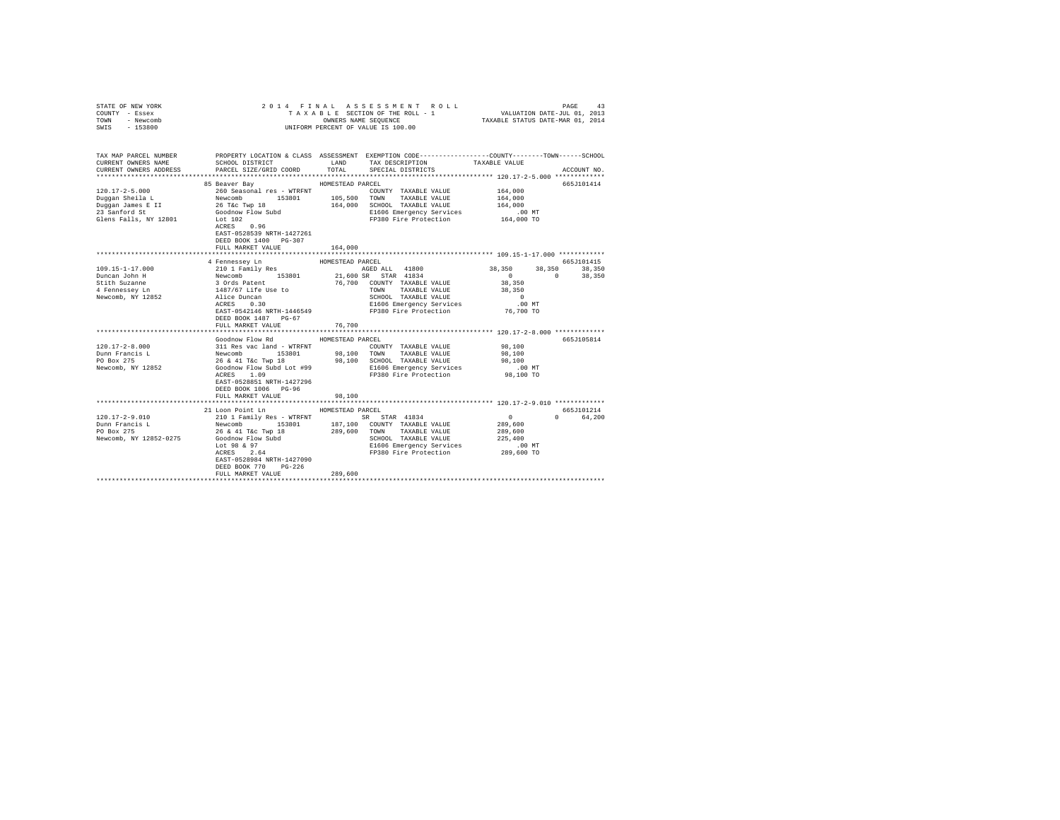STATE OF NEW YORK
COUNTY - Essex
TOWN - Newcomb
SWIS - 153800

2014 FINAL ASSESSMENT ROLL
TAXABLE SECTION OF THE ROLL - 1
OWNERS NAME SEQUENCE
UNIFORM PERCENT OF VALUE IS 100.00

VALUATION DATE-JUL 01, 2013
TAXABLE STATUS DATE-MAR 01, 2014

```
TAX MAP PARCEL NUMBER      PROPERTY LOCATION & CLASS  ASSESSMENT  EXEMPTION CODE-----------------COUNTY--------TOWN------SCHOOL
CURRENT OWNERS NAME        SCHOOL DISTRICT               LAND      TAX DESCRIPTION            TAXABLE VALUE
CURRENT OWNERS ADDRESS     PARCEL SIZE/GRID COORD        TOTAL     SPECIAL DISTRICTS                                    ACCOUNT NO.
******************************************************************************************************* 120.17-2-5.000 *************
                           85 Beaver Bay                  HOMESTEAD PARCEL                                               665J101414
120.17-2-5.000             260 Seasonal res - WTRFNT               COUNTY  TAXABLE VALUE         164,000
Duggan Sheila L            Newcomb        153801       105,500     TOWN    TAXABLE VALUE         164,000
Duggan James E II          26 T&c Twp 18               164,000     SCHOOL  TAXABLE VALUE         164,000
23 Sanford St              Goodnow Flow Subd                       E1606 Emergency Services          .00 MT
Glens Falls, NY 12801      Lot 102                                 FP380 Fire Protection         164,000 TO
                           ACRES    0.96
                           EAST-0528539 NRTH-1427261
                           DEED BOOK 1400   PG-307
                           FULL MARKET VALUE           164,000
******************************************************************************************************* 109.15-1-17.000 ************
                           4 Fennessey Ln                 HOMESTEAD PARCEL                                               665J101415
109.15-1-17.000            210 1 Family Res                        AGED ALL  41800           38,350      38,350      38,350
Duncan John H              Newcomb        153801        21,600 SR  STAR 41834                     0           0      38,350
Stith Suzanne              3 Ords Patent                76,700     COUNTY  TAXABLE VALUE          38,350
4 Fennessey Ln             1487/67 Life Use to                     TOWN    TAXABLE VALUE          38,350
Newcomb, NY 12852          Alice Duncan                            SCHOOL  TAXABLE VALUE               0
                           ACRES    0.30                           E1606 Emergency Services          .00 MT
                           EAST-0542146 NRTH-1446549               FP380 Fire Protection          76,700 TO
                           DEED BOOK 1487   PG-67
                           FULL MARKET VALUE            76,700
******************************************************************************************************* 120.17-2-8.000 *************
                           Goodnow Flow Rd                HOMESTEAD PARCEL                                               665J105814
120.17-2-8.000             311 Res vac land - WTRFNT               COUNTY  TAXABLE VALUE          98,100
Dunn Francis L             Newcomb        153801        98,100     TOWN    TAXABLE VALUE          98,100
PO Box 275                 26 & 41 T&c Twp 18           98,100     SCHOOL  TAXABLE VALUE          98,100
Newcomb, NY 12852          Goodnow Flow Subd Lot #99               E1606 Emergency Services          .00 MT
                           ACRES    1.09                           FP380 Fire Protection          98,100 TO
                           EAST-0528851 NRTH-1427296
                           DEED BOOK 1006   PG-96
                           FULL MARKET VALUE            98,100
******************************************************************************************************* 120.17-2-9.010 *************
                           21 Loon Point Ln               HOMESTEAD PARCEL                                               665J101214
120.17-2-9.010             210 1 Family Res - WTRFNT               SR  STAR 41834                     0           0      64,200
Dunn Francis L             Newcomb        153801       187,100     COUNTY  TAXABLE VALUE         289,600
PO Box 275                 26 & 41 T&c Twp 18          289,600     TOWN    TAXABLE VALUE         289,600
Newcomb, NY 12852-0275     Goodnow Flow Subd                       SCHOOL  TAXABLE VALUE         225,400
                           Lot 98 & 97                             E1606 Emergency Services          .00 MT
                           ACRES    2.64                           FP380 Fire Protection         289,600 TO
                           EAST-0528984 NRTH-1427090
                           DEED BOOK 770    PG-226
                           FULL MARKET VALUE           289,600
************************************************************************************************************************************
```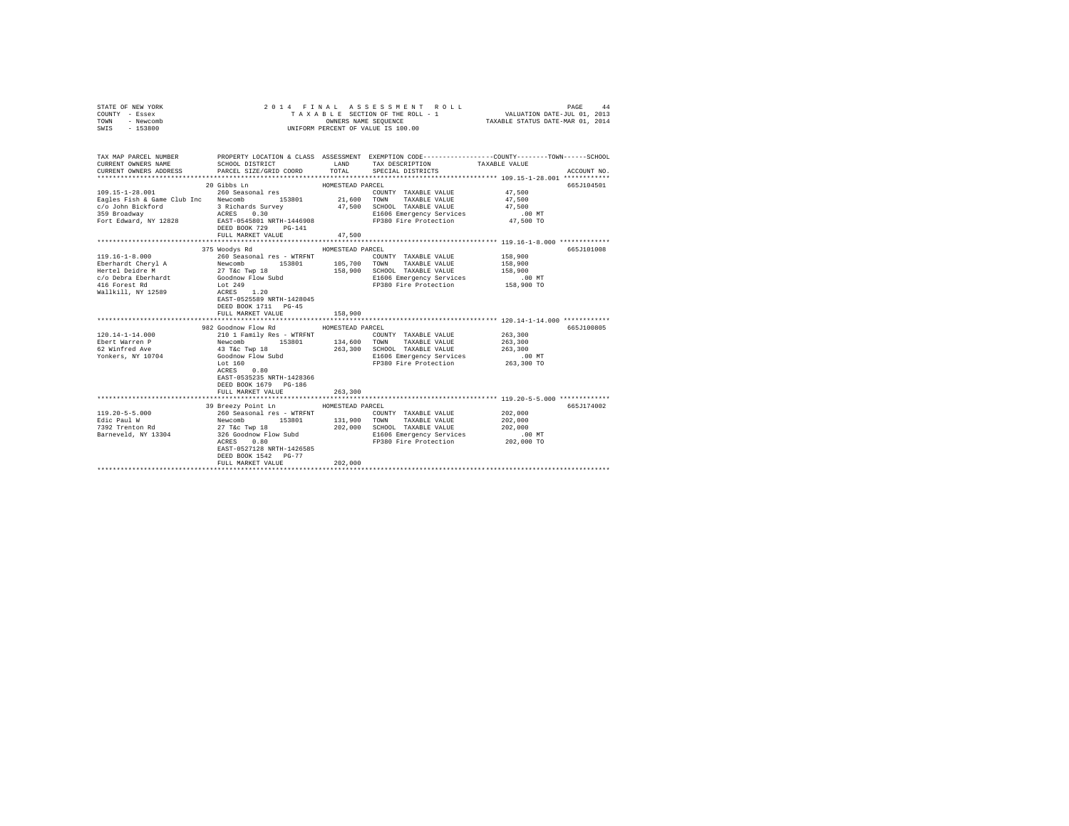STATE OF NEW YORK — 2014 FINAL ASSESSMENT ROLL
COUNTY - Essex — TAXABLE SECTION OF THE ROLL - 1 — VALUATION DATE-JUL 01, 2013
TOWN - Newcomb — OWNERS NAME SEQUENCE — TAXABLE STATUS DATE-MAR 01, 2014
SWIS - 153800 — UNIFORM PERCENT OF VALUE IS 100.00

| TAX MAP PARCEL NUMBER / CURRENT OWNERS NAME / CURRENT OWNERS ADDRESS | PROPERTY LOCATION & CLASS / SCHOOL DISTRICT / PARCEL SIZE/GRID COORD | ASSESSMENT LAND / TOTAL | EXEMPTION CODE / TAX DESCRIPTION / SPECIAL DISTRICTS | TAXABLE VALUE (COUNTY / TOWN / SCHOOL) | ACCOUNT NO. |
|---|---|---|---|---|---|
| 109.15-1-28.001 | 20 Gibbs Ln | HOMESTEAD PARCEL | | | 665J104501 |
| 109.15-1-28.001 | 260 Seasonal res | | COUNTY TAXABLE VALUE | 47,500 | |
| Eagles Fish & Game Club Inc | Newcomb 153801 | 21,600 | TOWN TAXABLE VALUE | 47,500 | |
| c/o John Bickford | 3 Richards Survey | 47,500 | SCHOOL TAXABLE VALUE | 47,500 | |
| 359 Broadway | ACRES 0.30 | | E1606 Emergency Services | .00 MT | |
| Fort Edward, NY 12828 | EAST-0545801 NRTH-1446908 | | FP380 Fire Protection | 47,500 TO | |
| | DEED BOOK 729 PG-141 | | | | |
| | FULL MARKET VALUE | 47,500 | | | |
| 119.16-1-8.000 | 375 Woodys Rd | HOMESTEAD PARCEL | | | 665J101008 |
| 119.16-1-8.000 | 260 Seasonal res - WTRFNT | | COUNTY TAXABLE VALUE | 158,900 | |
| Eberhardt Cheryl A | Newcomb 153801 | 105,700 | TOWN TAXABLE VALUE | 158,900 | |
| Hertel Deidre M | 27 T&c Twp 18 | 158,900 | SCHOOL TAXABLE VALUE | 158,900 | |
| c/o Debra Eberhardt | Goodnow Flow Subd | | E1606 Emergency Services | .00 MT | |
| 416 Forest Rd | Lot 249 | | FP380 Fire Protection | 158,900 TO | |
| Wallkill, NY 12589 | ACRES 1.20 | | | | |
| | EAST-0525589 NRTH-1428045 | | | | |
| | DEED BOOK 1711 PG-45 | | | | |
| | FULL MARKET VALUE | 158,900 | | | |
| 120.14-1-14.000 | 982 Goodnow Flow Rd | HOMESTEAD PARCEL | | | 665J100805 |
| 120.14-1-14.000 | 210 1 Family Res - WTRFNT | | COUNTY TAXABLE VALUE | 263,300 | |
| Ebert Warren P | Newcomb 153801 | 134,600 | TOWN TAXABLE VALUE | 263,300 | |
| 62 Winfred Ave | 43 T&c Twp 18 | 263,300 | SCHOOL TAXABLE VALUE | 263,300 | |
| Yonkers, NY 10704 | Goodnow Flow Subd | | E1606 Emergency Services | .00 MT | |
| | Lot 160 | | FP380 Fire Protection | 263,300 TO | |
| | ACRES 0.80 | | | | |
| | EAST-0535235 NRTH-1428366 | | | | |
| | DEED BOOK 1679 PG-186 | | | | |
| | FULL MARKET VALUE | 263,300 | | | |
| 119.20-5-5.000 | 39 Breezy Point Ln | HOMESTEAD PARCEL | | | 665J174002 |
| 119.20-5-5.000 | 260 Seasonal res - WTRFNT | | COUNTY TAXABLE VALUE | 202,000 | |
| Edic Paul W | Newcomb 153801 | 131,900 | TOWN TAXABLE VALUE | 202,000 | |
| 7392 Trenton Rd | 27 T&c Twp 18 | 202,000 | SCHOOL TAXABLE VALUE | 202,000 | |
| Barneveld, NY 13304 | 326 Goodnow Flow Subd | | E1606 Emergency Services | .00 MT | |
| | ACRES 0.80 | | FP380 Fire Protection | 202,000 TO | |
| | EAST-0527128 NRTH-1426585 | | | | |
| | DEED BOOK 1542 PG-77 | | | | |
| | FULL MARKET VALUE | 202,000 | | | |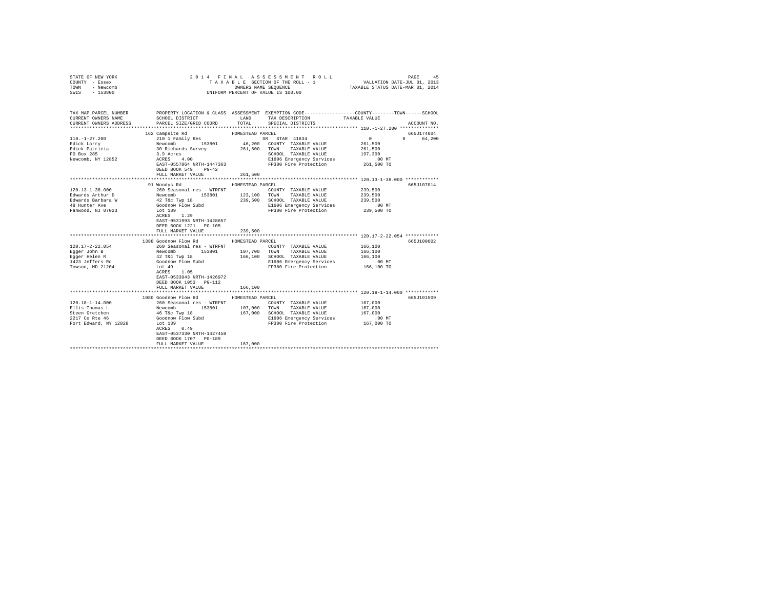STATE OF NEW YORK
COUNTY - Essex
TOWN - Newcomb
SWIS - 153800

2014 FINAL ASSESSMENT ROLL
TAXABLE SECTION OF THE ROLL - 1
OWNERS NAME SEQUENCE
UNIFORM PERCENT OF VALUE IS 100.00

VALUATION DATE-JUL 01, 2013
TAXABLE STATUS DATE-MAR 01, 2014

| TAX MAP PARCEL NUMBER / CURRENT OWNERS NAME / CURRENT OWNERS ADDRESS | PROPERTY LOCATION & CLASS / SCHOOL DISTRICT / PARCEL SIZE/GRID COORD | ASSESSMENT LAND / TOTAL | EXEMPTION CODE / TAX DESCRIPTION / SPECIAL DISTRICTS | COUNTY / TOWN / SCHOOL TAXABLE VALUE | ACCOUNT NO. |
|---|---|---|---|---|---|
| **110.-1-27.200** | 162 Campsite Rd — HOMESTEAD PARCEL | | | | 665J174004 |
| 110.-1-27.200 | 210 1 Family Res | | SR STAR 41834 | 0 0 64,200 | |
| Edick Larry | Newcomb 153801 | 46,200 | COUNTY TAXABLE VALUE | 261,500 | |
| Edick Patricia | 30 Richards Survey | 261,500 | TOWN TAXABLE VALUE | 261,500 | |
| PO Box 285 | 3.9 Acres | | SCHOOL TAXABLE VALUE | 197,300 | |
| Newcomb, NY 12852 | ACRES 4.00 | | E1606 Emergency Services | .00 MT | |
| | EAST-0557864 NRTH-1447363 | | FP380 Fire Protection | 261,500 TO | |
| | DEED BOOK 549 PG-42 | | | | |
| | FULL MARKET VALUE | 261,500 | | | |
| **120.13-1-38.000** | 91 Woodys Rd — HOMESTEAD PARCEL | | | | 665J107014 |
| 120.13-1-38.000 | 260 Seasonal res - WTRFNT | | COUNTY TAXABLE VALUE | 239,500 | |
| Edwards Arthur D | Newcomb 153801 | 123,100 | TOWN TAXABLE VALUE | 239,500 | |
| Edwards Barbara W | 42 T&c Twp 18 | 239,500 | SCHOOL TAXABLE VALUE | 239,500 | |
| 48 Hunter Ave | Goodnow Flow Subd | | E1606 Emergency Services | .00 MT | |
| Fanwood, NJ 07023 | Lot 189 | | FP380 Fire Protection | 239,500 TO | |
| | ACRES 1.29 | | | | |
| | EAST-0531993 NRTH-1428657 | | | | |
| | DEED BOOK 1221 PG-105 | | | | |
| | FULL MARKET VALUE | 239,500 | | | |
| **120.17-2-22.054** | 1388 Goodnow Flow Rd — HOMESTEAD PARCEL | | | | 665J100602 |
| 120.17-2-22.054 | 260 Seasonal res - WTRFNT | | COUNTY TAXABLE VALUE | 166,100 | |
| Egger John B | Newcomb 153801 | 107,700 | TOWN TAXABLE VALUE | 166,100 | |
| Egger Helen R | 42 T&c Twp 18 | 166,100 | SCHOOL TAXABLE VALUE | 166,100 | |
| 1423 Jeffers Rd | Goodnow Flow Subd | | E1606 Emergency Services | .00 MT | |
| Towson, MD 21204 | Lot 49 | | FP380 Fire Protection | 166,100 TO | |
| | ACRES 1.05 | | | | |
| | EAST-0533943 NRTH-1426972 | | | | |
| | DEED BOOK 1053 PG-112 | | | | |
| | FULL MARKET VALUE | 166,100 | | | |
| **120.18-1-14.000** | 1080 Goodnow Flow Rd — HOMESTEAD PARCEL | | | | 665J101509 |
| 120.18-1-14.000 | 260 Seasonal res - WTRFNT | | COUNTY TAXABLE VALUE | 167,000 | |
| Ellis Thomas L | Newcomb 153801 | 107,000 | TOWN TAXABLE VALUE | 167,000 | |
| Steen Gretchen | 46 T&c Twp 18 | 167,000 | SCHOOL TAXABLE VALUE | 167,000 | |
| 2217 Co Rte 46 | Goodnow Flow Subd | | E1606 Emergency Services | .00 MT | |
| Fort Edward, NY 12828 | Lot 139 | | FP380 Fire Protection | 167,000 TO | |
| | ACRES 0.49 | | | | |
| | EAST-0537330 NRTH-1427458 | | | | |
| | DEED BOOK 1707 PG-189 | | | | |
| | FULL MARKET VALUE | 167,000 | | | |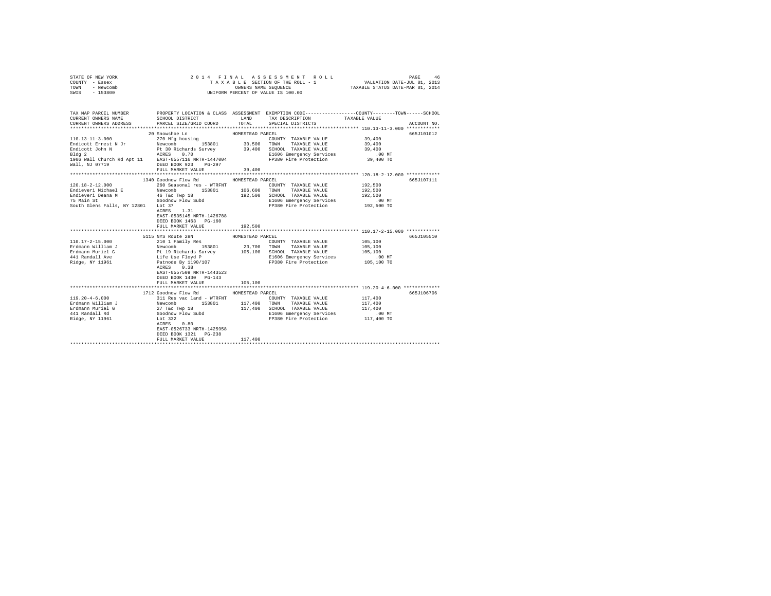STATE OF NEW YORK
COUNTY - Essex
TOWN - Newcomb
SWIS - 153800

2014 FINAL ASSESSMENT ROLL
TAXABLE SECTION OF THE ROLL - 1
OWNERS NAME SEQUENCE
UNIFORM PERCENT OF VALUE IS 100.00

VALUATION DATE-JUL 01, 2013
TAXABLE STATUS DATE-MAR 01, 2014

| TAX MAP PARCEL NUMBER / CURRENT OWNERS NAME / CURRENT OWNERS ADDRESS | PROPERTY LOCATION & CLASS / SCHOOL DISTRICT / PARCEL SIZE/GRID COORD | ASSESSMENT LAND | TOTAL | EXEMPTION CODE / TAX DESCRIPTION / SPECIAL DISTRICTS | TAXABLE VALUE (COUNTY / TOWN / SCHOOL) | ACCOUNT NO. |
|---|---|---|---|---|---|---|
| **110.13-11-3.000** | 20 Snowshoe Ln | | | HOMESTEAD PARCEL | | 665J101012 |
| 110.13-11-3.000 | 270 Mfg housing | | | COUNTY TAXABLE VALUE | 39,400 | |
| Endicott Ernest N Jr | Newcomb 153801 | 30,500 | | TOWN TAXABLE VALUE | 39,400 | |
| Endicott John N | Pt 30 Richards Survey | | 39,400 | SCHOOL TAXABLE VALUE | 39,400 | |
| Bldg 2 | ACRES 0.70 | | | E1606 Emergency Services | .00 MT | |
| 1906 Wall Church Rd Apt 11 | EAST-0557116 NRTH-1447004 | | | FP380 Fire Protection | 39,400 TO | |
| Wall, NJ 07719 | DEED BOOK 923 PG-297 | | | | | |
| | FULL MARKET VALUE | | 39,400 | | | |
| **120.18-2-12.000** | 1340 Goodnow Flow Rd | | | HOMESTEAD PARCEL | | 665J107111 |
| 120.18-2-12.000 | 260 Seasonal res - WTRFNT | | | COUNTY TAXABLE VALUE | 192,500 | |
| Endieveri Michael E | Newcomb 153801 | 106,600 | | TOWN TAXABLE VALUE | 192,500 | |
| Endieveri Deana M | 46 T&c Twp 18 | | 192,500 | SCHOOL TAXABLE VALUE | 192,500 | |
| 75 Main St | Goodnow Flow Subd | | | E1606 Emergency Services | .00 MT | |
| South Glens Falls, NY 12801 | Lot 37 | | | FP380 Fire Protection | 192,500 TO | |
| | ACRES 1.31 | | | | | |
| | EAST-0535145 NRTH-1426788 | | | | | |
| | DEED BOOK 1463 PG-160 | | | | | |
| | FULL MARKET VALUE | | 192,500 | | | |
| **110.17-2-15.000** | 5115 NYS Route 28N | | | HOMESTEAD PARCEL | | 665J105510 |
| 110.17-2-15.000 | 210 1 Family Res | | | COUNTY TAXABLE VALUE | 105,100 | |
| Erdmann William J | Newcomb 153801 | 23,700 | | TOWN TAXABLE VALUE | 105,100 | |
| Erdmann Muriel G | Pt 19 Richards Survey | | 105,100 | SCHOOL TAXABLE VALUE | 105,100 | |
| 441 Randall Ave | Life Use Floyd P | | | E1606 Emergency Services | .00 MT | |
| Ridge, NY 11961 | Patnode By 1190/107 | | | FP380 Fire Protection | 105,100 TO | |
| | ACRES 0.38 | | | | | |
| | EAST-0557509 NRTH-1443523 | | | | | |
| | DEED BOOK 1430 PG-143 | | | | | |
| | FULL MARKET VALUE | | 105,100 | | | |
| **119.20-4-6.000** | 1712 Goodnow Flow Rd | | | HOMESTEAD PARCEL | | 665J106706 |
| 119.20-4-6.000 | 311 Res vac land - WTRFNT | | | COUNTY TAXABLE VALUE | 117,400 | |
| Erdmann William J | Newcomb 153801 | 117,400 | | TOWN TAXABLE VALUE | 117,400 | |
| Erdmann Muriel G | 27 T&c Twp 18 | | 117,400 | SCHOOL TAXABLE VALUE | 117,400 | |
| 441 Randall Rd | Goodnow Flow Subd | | | E1606 Emergency Services | .00 MT | |
| Ridge, NY 11961 | Lot 332 | | | FP380 Fire Protection | 117,400 TO | |
| | ACRES 0.80 | | | | | |
| | EAST-0526733 NRTH-1425958 | | | | | |
| | DEED BOOK 1321 PG-238 | | | | | |
| | FULL MARKET VALUE | | 117,400 | | | |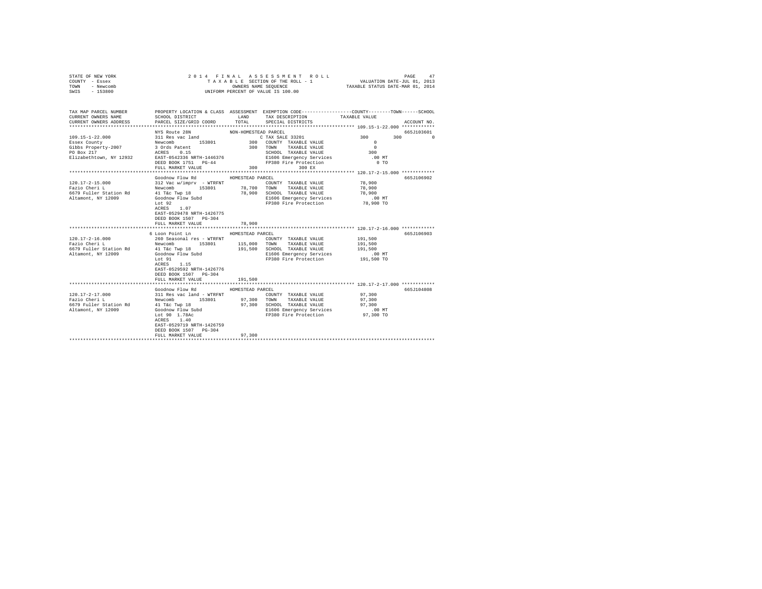STATE OF NEW YORK
COUNTY - Essex
TOWN - Newcomb
SWIS - 153800

2014 FINAL ASSESSMENT ROLL
TAXABLE SECTION OF THE ROLL - 1
OWNERS NAME SEQUENCE
UNIFORM PERCENT OF VALUE IS 100.00

VALUATION DATE-JUL 01, 2013
TAXABLE STATUS DATE-MAR 01, 2014

```
TAX MAP PARCEL NUMBER     PROPERTY LOCATION & CLASS  ASSESSMENT  EXEMPTION CODE-----------------COUNTY--------TOWN------SCHOOL
CURRENT OWNERS NAME       SCHOOL DISTRICT               LAND     TAX DESCRIPTION            TAXABLE VALUE
CURRENT OWNERS ADDRESS    PARCEL SIZE/GRID COORD        TOTAL    SPECIAL DISTRICTS                                    ACCOUNT NO.
******************************************************************************************** 109.15-1-22.000 ************
                          NYS Route 28N              NON-HOMESTEAD PARCEL                                              665J103601
109.15-1-22.000           311 Res vac land                    C TAX SALE 33201              300        300          0
Essex County              Newcomb       153801          300   COUNTY  TAXABLE VALUE             0
Gibbs Property-2007       3 Ords Patent                 300   TOWN    TAXABLE VALUE             0
PO Box 217                ACRES    0.15                       SCHOOL  TAXABLE VALUE           300
Elizabethtown, NY 12932   EAST-0542336 NRTH-1446376           E1606 Emergency Services        .00 MT
                          DEED BOOK 1751   PG-44              FP380 Fire Protection             0 TO
                          FULL MARKET VALUE             300          300 EX
******************************************************************************************** 120.17-2-15.000 ************
                          Goodnow Flow Rd            HOMESTEAD PARCEL                                                  665J106902
120.17-2-15.000           312 Vac w/imprv  - WTRFNT           COUNTY  TAXABLE VALUE        78,900
Fazio Cheri L             Newcomb       153801       78,700   TOWN    TAXABLE VALUE        78,900
6679 Fuller Station Rd    41 T&c Twp 18              78,900   SCHOOL  TAXABLE VALUE        78,900
Altamont, NY 12009        Goodnow Flow Subd                   E1606 Emergency Services        .00 MT
                          Lot 92                              FP380 Fire Protection        78,900 TO
                          ACRES    1.07
                          EAST-0529478 NRTH-1426775
                          DEED BOOK 1507   PG-304
                          FULL MARKET VALUE          78,900
******************************************************************************************** 120.17-2-16.000 ************
                          6 Loon Point Ln            HOMESTEAD PARCEL                                                  665J106903
120.17-2-16.000           260 Seasonal res - WTRFNT           COUNTY  TAXABLE VALUE       191,500
Fazio Cheri L             Newcomb       153801      115,000   TOWN    TAXABLE VALUE       191,500
6679 Fuller Station Rd    41 T&c Twp 18             191,500   SCHOOL  TAXABLE VALUE       191,500
Altamont, NY 12009        Goodnow Flow Subd                   E1606 Emergency Services        .00 MT
                          Lot 91                              FP380 Fire Protection       191,500 TO
                          ACRES    1.15
                          EAST-0529592 NRTH-1426776
                          DEED BOOK 1507   PG-304
                          FULL MARKET VALUE         191,500
******************************************************************************************** 120.17-2-17.000 ************
                          Goodnow Flow Rd            HOMESTEAD PARCEL                                                  665J104808
120.17-2-17.000           311 Res vac land - WTRFNT           COUNTY  TAXABLE VALUE        97,300
Fazio Cheri L             Newcomb       153801       97,300   TOWN    TAXABLE VALUE        97,300
6679 Fuller Station Rd    41 T&c Twp 18              97,300   SCHOOL  TAXABLE VALUE        97,300
Altamont, NY 12009        Goodnow Flow Subd                   E1606 Emergency Services        .00 MT
                          Lot 90  1.78Ac                      FP380 Fire Protection        97,300 TO
                          ACRES    1.40
                          EAST-0529719 NRTH-1426759
                          DEED BOOK 1507   PG-304
                          FULL MARKET VALUE          97,300
**************************************************************************************************************************
```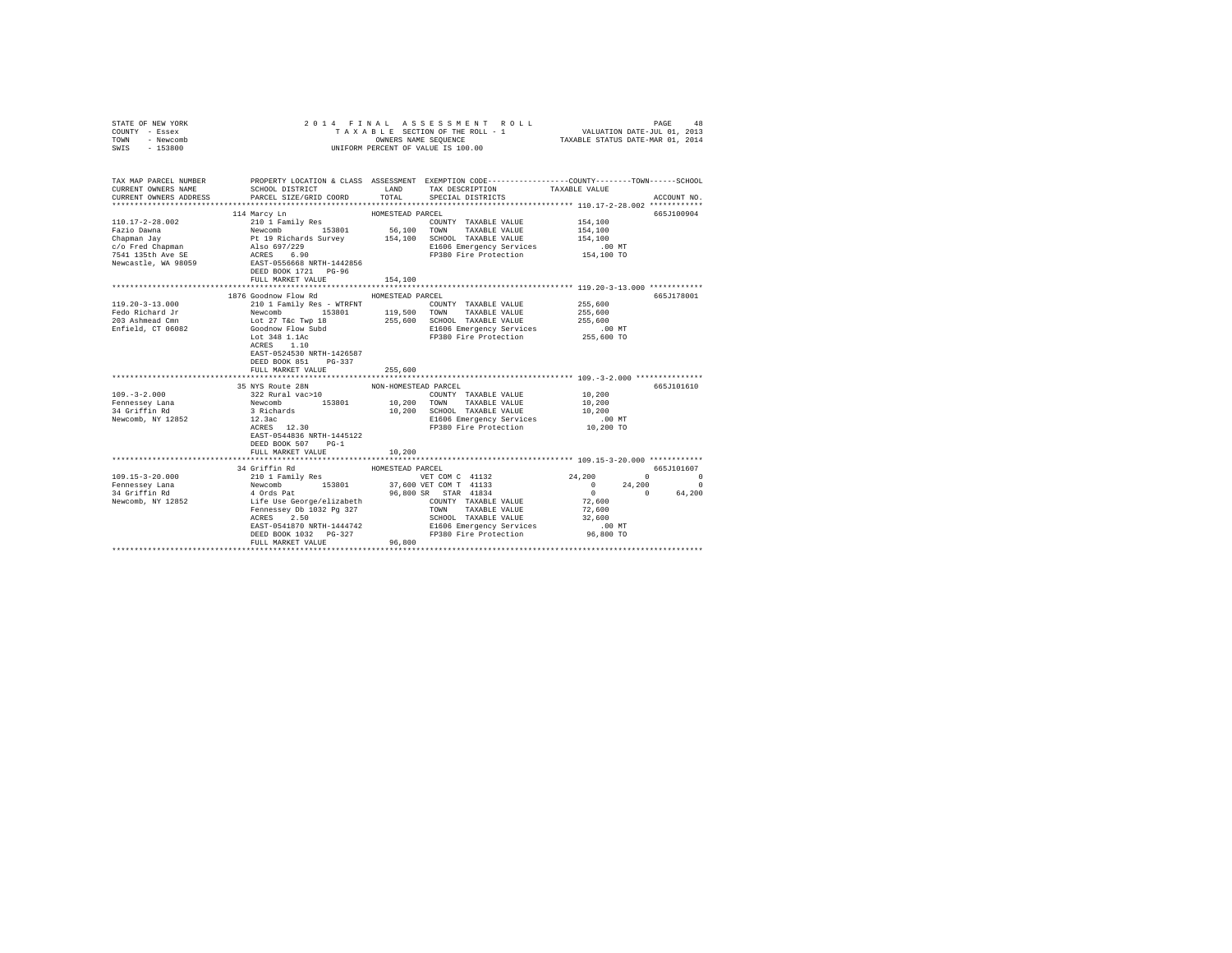STATE OF NEW YORK
COUNTY - Essex
TOWN - Newcomb
SWIS - 153800

2014 FINAL ASSESSMENT ROLL
TAXABLE SECTION OF THE ROLL - 1
OWNERS NAME SEQUENCE
UNIFORM PERCENT OF VALUE IS 100.00

VALUATION DATE-JUL 01, 2013
TAXABLE STATUS DATE-MAR 01, 2014

| TAX MAP PARCEL NUMBER / CURRENT OWNERS NAME / CURRENT OWNERS ADDRESS | PROPERTY LOCATION & CLASS / SCHOOL DISTRICT / PARCEL SIZE/GRID COORD | ASSESSMENT LAND / TOTAL | EXEMPTION CODE / TAX DESCRIPTION / SPECIAL DISTRICTS | COUNTY | TOWN | SCHOOL | ACCOUNT NO. |
|---|---|---|---|---|---|---|---|
| **110.17-2-28.002** | 114 Marcy Ln | HOMESTEAD PARCEL | | | | | 665J100904 |
| 110.17-2-28.002 | 210 1 Family Res | | COUNTY TAXABLE VALUE | 154,100 | | | |
| Fazio Dawna | Newcomb 153801 | 56,100 | TOWN TAXABLE VALUE | | 154,100 | | |
| Chapman Jay | Pt 19 Richards Survey | 154,100 | SCHOOL TAXABLE VALUE | | | 154,100 | |
| c/o Fred Chapman | Also 697/229 | | E1606 Emergency Services | .00 MT | | | |
| 7541 135th Ave SE | ACRES 6.90 | | FP380 Fire Protection | 154,100 TO | | | |
| Newcastle, WA 98059 | EAST-0556668 NRTH-1442856 | | | | | | |
| | DEED BOOK 1721 PG-96 | | | | | | |
| | FULL MARKET VALUE | 154,100 | | | | | |
| **119.20-3-13.000** | 1876 Goodnow Flow Rd | HOMESTEAD PARCEL | | | | | 665J178001 |
| 119.20-3-13.000 | 210 1 Family Res - WTRFNT | | COUNTY TAXABLE VALUE | 255,600 | | | |
| Fedo Richard Jr | Newcomb 153801 | 119,500 | TOWN TAXABLE VALUE | | 255,600 | | |
| 203 Ashmead Cmn | Lot 27 T&c Twp 18 | 255,600 | SCHOOL TAXABLE VALUE | | | 255,600 | |
| Enfield, CT 06082 | Goodnow Flow Subd | | E1606 Emergency Services | .00 MT | | | |
| | Lot 348 1.1Ac | | FP380 Fire Protection | 255,600 TO | | | |
| | ACRES 1.10 | | | | | | |
| | EAST-0524530 NRTH-1426587 | | | | | | |
| | DEED BOOK 851 PG-337 | | | | | | |
| | FULL MARKET VALUE | 255,600 | | | | | |
| **109.-3-2.000** | 35 NYS Route 28N | NON-HOMESTEAD PARCEL | | | | | 665J101610 |
| 109.-3-2.000 | 322 Rural vac>10 | | COUNTY TAXABLE VALUE | 10,200 | | | |
| Fennessey Lana | Newcomb 153801 | 10,200 | TOWN TAXABLE VALUE | | 10,200 | | |
| 34 Griffin Rd | 3 Richards | 10,200 | SCHOOL TAXABLE VALUE | | | 10,200 | |
| Newcomb, NY 12852 | 12.3ac | | E1606 Emergency Services | .00 MT | | | |
| | ACRES 12.30 | | FP380 Fire Protection | 10,200 TO | | | |
| | EAST-0544836 NRTH-1445122 | | | | | | |
| | DEED BOOK 507 PG-1 | | | | | | |
| | FULL MARKET VALUE | 10,200 | | | | | |
| **109.15-3-20.000** | 34 Griffin Rd | HOMESTEAD PARCEL | | | | | 665J101607 |
| 109.15-3-20.000 | 210 1 Family Res | | VET COM C 41132 | 24,200 | 0 | 0 | |
| Fennessey Lana | Newcomb 153801 | 37,600 | VET COM T 41133 | 0 | 24,200 | 0 | |
| 34 Griffin Rd | 4 Ords Pat | 96,800 | SR STAR 41834 | 0 | 0 | 64,200 | |
| Newcomb, NY 12852 | Life Use George/elizabeth | | COUNTY TAXABLE VALUE | 72,600 | | | |
| | Fennessey Db 1032 Pg 327 | | TOWN TAXABLE VALUE | | 72,600 | | |
| | ACRES 2.50 | | SCHOOL TAXABLE VALUE | | | 32,600 | |
| | EAST-0541870 NRTH-1444742 | | E1606 Emergency Services | .00 MT | | | |
| | DEED BOOK 1032 PG-327 | | FP380 Fire Protection | 96,800 TO | | | |
| | FULL MARKET VALUE | 96,800 | | | | | |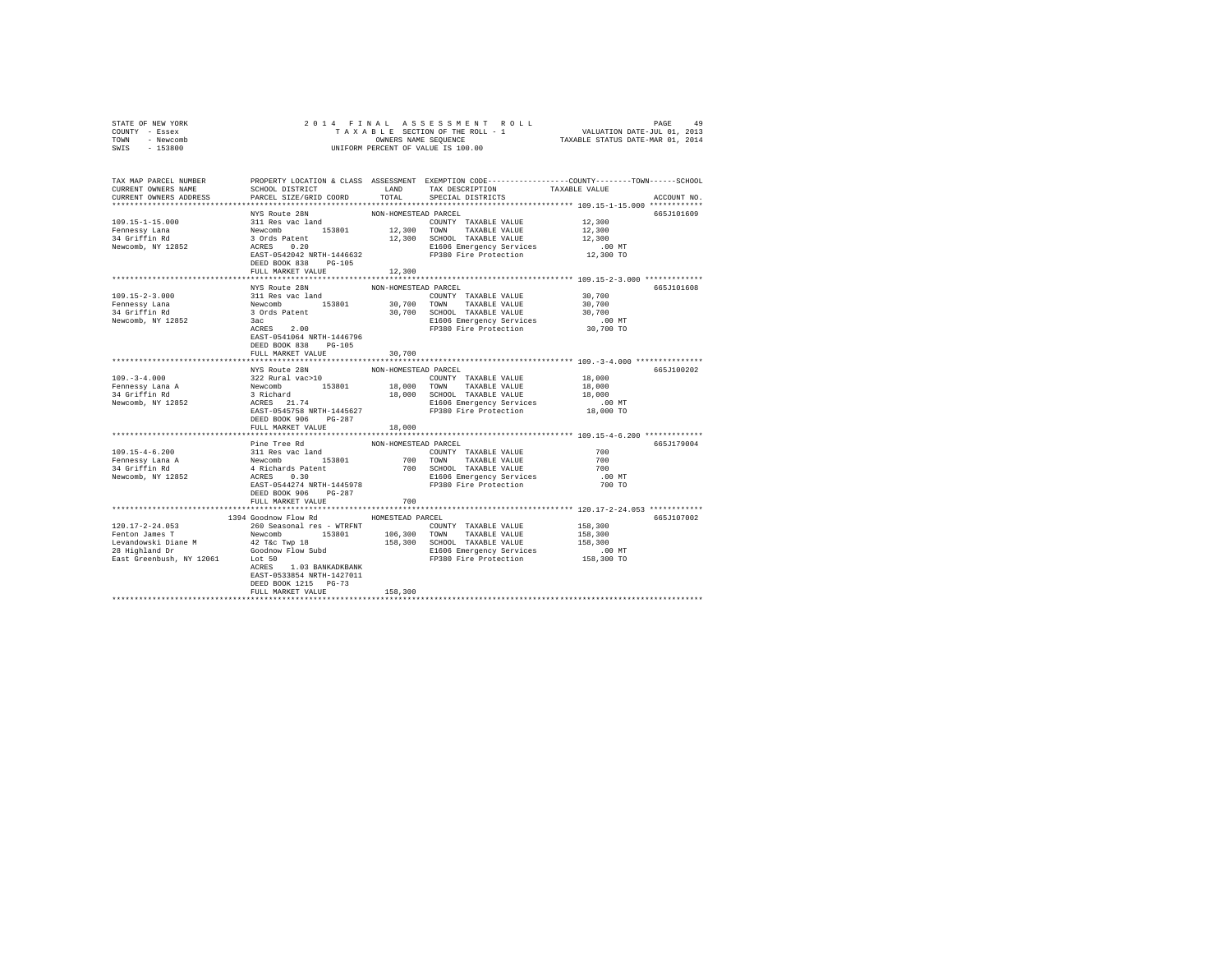STATE OF NEW YORK
COUNTY - Essex
TOWN - Newcomb
SWIS - 153800

2014 FINAL ASSESSMENT ROLL
TAXABLE SECTION OF THE ROLL - 1
OWNERS NAME SEQUENCE
UNIFORM PERCENT OF VALUE IS 100.00

VALUATION DATE-JUL 01, 2013
TAXABLE STATUS DATE-MAR 01, 2014

| TAX MAP PARCEL NUMBER / CURRENT OWNERS NAME / CURRENT OWNERS ADDRESS | PROPERTY LOCATION & CLASS / SCHOOL DISTRICT / PARCEL SIZE/GRID COORD | ASSESSMENT LAND / TOTAL | EXEMPTION CODE / TAX DESCRIPTION / SPECIAL DISTRICTS | TAXABLE VALUE (COUNTY / TOWN / SCHOOL) | ACCOUNT NO. |
|---|---|---|---|---|---|
| **109.15-1-15.000** | NYS Route 28N | NON-HOMESTEAD PARCEL | | | 665J101609 |
| 109.15-1-15.000 | 311 Res vac land | | COUNTY TAXABLE VALUE | 12,300 | |
| Fennessy Lana | Newcomb 153801 | 12,300 | TOWN TAXABLE VALUE | 12,300 | |
| 34 Griffin Rd | 3 Ords Patent | 12,300 | SCHOOL TAXABLE VALUE | 12,300 | |
| Newcomb, NY 12852 | ACRES 0.20 | | E1606 Emergency Services | .00 MT | |
| | EAST-0542042 NRTH-1446632 | | FP380 Fire Protection | 12,300 TO | |
| | DEED BOOK 838 PG-105 | | | | |
| | FULL MARKET VALUE | 12,300 | | | |
| **109.15-2-3.000** | NYS Route 28N | NON-HOMESTEAD PARCEL | | | 665J101608 |
| 109.15-2-3.000 | 311 Res vac land | | COUNTY TAXABLE VALUE | 30,700 | |
| Fennessy Lana | Newcomb 153801 | 30,700 | TOWN TAXABLE VALUE | 30,700 | |
| 34 Griffin Rd | 3 Ords Patent | 30,700 | SCHOOL TAXABLE VALUE | 30,700 | |
| Newcomb, NY 12852 | 3ac | | E1606 Emergency Services | .00 MT | |
| | ACRES 2.00 | | FP380 Fire Protection | 30,700 TO | |
| | EAST-0541064 NRTH-1446796 | | | | |
| | DEED BOOK 838 PG-105 | | | | |
| | FULL MARKET VALUE | 30,700 | | | |
| **109.-3-4.000** | NYS Route 28N | NON-HOMESTEAD PARCEL | | | 665J100202 |
| 109.-3-4.000 | 322 Rural vac>10 | | COUNTY TAXABLE VALUE | 18,000 | |
| Fennessy Lana A | Newcomb 153801 | 18,000 | TOWN TAXABLE VALUE | 18,000 | |
| 34 Griffin Rd | 3 Richard | 18,000 | SCHOOL TAXABLE VALUE | 18,000 | |
| Newcomb, NY 12852 | ACRES 21.74 | | E1606 Emergency Services | .00 MT | |
| | EAST-0545758 NRTH-1445627 | | FP380 Fire Protection | 18,000 TO | |
| | DEED BOOK 906 PG-287 | | | | |
| | FULL MARKET VALUE | 18,000 | | | |
| **109.15-4-6.200** | Pine Tree Rd | NON-HOMESTEAD PARCEL | | | 665J179004 |
| 109.15-4-6.200 | 311 Res vac land | | COUNTY TAXABLE VALUE | 700 | |
| Fennessy Lana A | Newcomb 153801 | 700 | TOWN TAXABLE VALUE | 700 | |
| 34 Griffin Rd | 4 Richards Patent | 700 | SCHOOL TAXABLE VALUE | 700 | |
| Newcomb, NY 12852 | ACRES 0.30 | | E1606 Emergency Services | .00 MT | |
| | EAST-0544274 NRTH-1445978 | | FP380 Fire Protection | 700 TO | |
| | DEED BOOK 906 PG-287 | | | | |
| | FULL MARKET VALUE | 700 | | | |
| **120.17-2-24.053** | 1394 Goodnow Flow Rd | HOMESTEAD PARCEL | | | 665J107002 |
| 120.17-2-24.053 | 260 Seasonal res - WTRFNT | | COUNTY TAXABLE VALUE | 158,300 | |
| Fenton James T | Newcomb 153801 | 106,300 | TOWN TAXABLE VALUE | 158,300 | |
| Levandowski Diane M | 42 T&c Twp 18 | 158,300 | SCHOOL TAXABLE VALUE | 158,300 | |
| 28 Highland Dr | Goodnow Flow Subd | | E1606 Emergency Services | .00 MT | |
| East Greenbush, NY 12061 | Lot 50 | | FP380 Fire Protection | 158,300 TO | |
| | ACRES 1.03 BANKADKBANK | | | | |
| | EAST-0533854 NRTH-1427011 | | | | |
| | DEED BOOK 1215 PG-73 | | | | |
| | FULL MARKET VALUE | 158,300 | | | |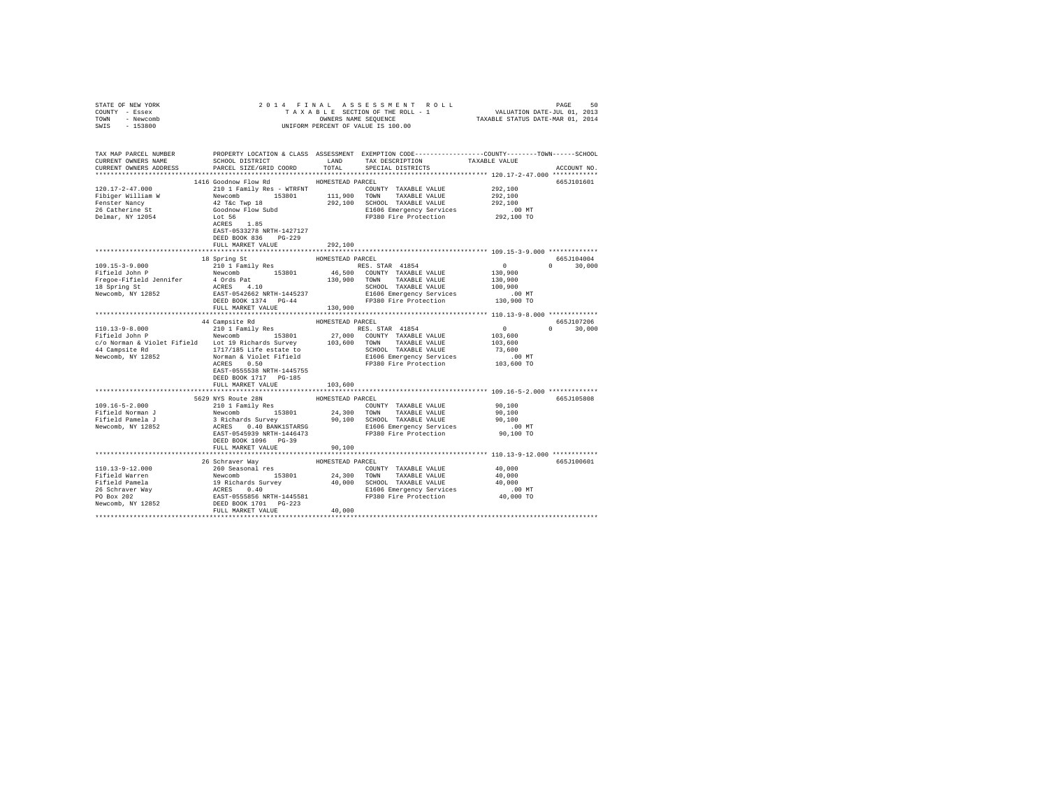STATE OF NEW YORK  
COUNTY - Essex  
TOWN - Newcomb  
SWIS - 153800

2014 FINAL ASSESSMENT ROLL  
TAXABLE SECTION OF THE ROLL - 1  
OWNERS NAME SEQUENCE  
UNIFORM PERCENT OF VALUE IS 100.00

VALUATION DATE-JUL 01, 2013  
TAXABLE STATUS DATE-MAR 01, 2014

```
TAX MAP PARCEL NUMBER          PROPERTY LOCATION & CLASS  ASSESSMENT  EXEMPTION CODE-----------------COUNTY--------TOWN------SCHOOL
CURRENT OWNERS NAME            SCHOOL DISTRICT              LAND      TAX DESCRIPTION             TAXABLE VALUE
CURRENT OWNERS ADDRESS         PARCEL SIZE/GRID COORD       TOTAL     SPECIAL DISTRICTS                                  ACCOUNT NO.
******************************************************************************************************* 120.17-2-47.000 ************
                               1416 Goodnow Flow Rd          HOMESTEAD PARCEL                                               665J101601
120.17-2-47.000                210 1 Family Res - WTRFNT              COUNTY  TAXABLE VALUE          292,100
Fibiger William W              Newcomb       153801       111,900    TOWN    TAXABLE VALUE          292,100
Fenster Nancy                  42 T&c Twp 18                292,100    SCHOOL  TAXABLE VALUE          292,100
26 Catherine St                Goodnow Flow Subd                      E1606 Emergency Services          .00 MT
Delmar, NY 12054               Lot 56                                 FP380 Fire Protection          292,100 TO
                               ACRES    1.85
                               EAST-0533278 NRTH-1427127
                               DEED BOOK 836    PG-229
                               FULL MARKET VALUE           292,100
******************************************************************************************************* 109.15-3-9.000 *************
                               18 Spring St                  HOMESTEAD PARCEL                                               665J104004
109.15-3-9.000                 210 1 Family Res                       RES. STAR 41854                    0          0      30,000
Fifield John P                 Newcomb       153801        46,500    COUNTY  TAXABLE VALUE          130,900
Fregoe-Fifield Jennifer        4 Ords Pat                  130,900    TOWN    TAXABLE VALUE          130,900
18 Spring St                   ACRES    4.10                          SCHOOL  TAXABLE VALUE          100,900
Newcomb, NY 12852              EAST-0542662 NRTH-1445237              E1606 Emergency Services          .00 MT
                               DEED BOOK 1374   PG-44                 FP380 Fire Protection          130,900 TO
                               FULL MARKET VALUE           130,900
******************************************************************************************************* 110.13-9-8.000 *************
                               44 Campsite Rd                HOMESTEAD PARCEL                                               665J107206
110.13-9-8.000                 210 1 Family Res                       RES. STAR 41854                    0          0      30,000
Fifield John P                 Newcomb       153801        27,000    COUNTY  TAXABLE VALUE          103,600
c/o Norman & Violet Fifield    Lot 19 Richards Survey      103,600    TOWN    TAXABLE VALUE          103,600
44 Campsite Rd                 1717/185 Life estate to                SCHOOL  TAXABLE VALUE           73,600
Newcomb, NY 12852              Norman & Violet Fifield                E1606 Emergency Services          .00 MT
                               ACRES    0.50                          FP380 Fire Protection          103,600 TO
                               EAST-0555538 NRTH-1445755
                               DEED BOOK 1717   PG-185
                               FULL MARKET VALUE           103,600
******************************************************************************************************* 109.16-5-2.000 *************
                               5629 NYS Route 28N            HOMESTEAD PARCEL                                               665J105808
109.16-5-2.000                 210 1 Family Res                       COUNTY  TAXABLE VALUE           90,100
Fifield Norman J               Newcomb       153801        24,300    TOWN    TAXABLE VALUE           90,100
Fifield Pamela J               3 Richards Survey            90,100    SCHOOL  TAXABLE VALUE           90,100
Newcomb, NY 12852              ACRES    0.40 BANK1STARSG              E1606 Emergency Services          .00 MT
                               EAST-0545939 NRTH-1446473              FP380 Fire Protection           90,100 TO
                               DEED BOOK 1096   PG-39
                               FULL MARKET VALUE            90,100
******************************************************************************************************* 110.13-9-12.000 ************
                               26 Schraver Way               HOMESTEAD PARCEL                                               665J100601
110.13-9-12.000                260 Seasonal res                       COUNTY  TAXABLE VALUE           40,000
Fifield Warren                 Newcomb       153801        24,300    TOWN    TAXABLE VALUE           40,000
Fifield Pamela                 19 Richards Survey           40,000    SCHOOL  TAXABLE VALUE           40,000
26 Schraver Way                ACRES    0.40                          E1606 Emergency Services          .00 MT
PO Box 202                     EAST-0555856 NRTH-1445581              FP380 Fire Protection           40,000 TO
Newcomb, NY 12852              DEED BOOK 1701   PG-223
                               FULL MARKET VALUE            40,000
************************************************************************************************************************************
```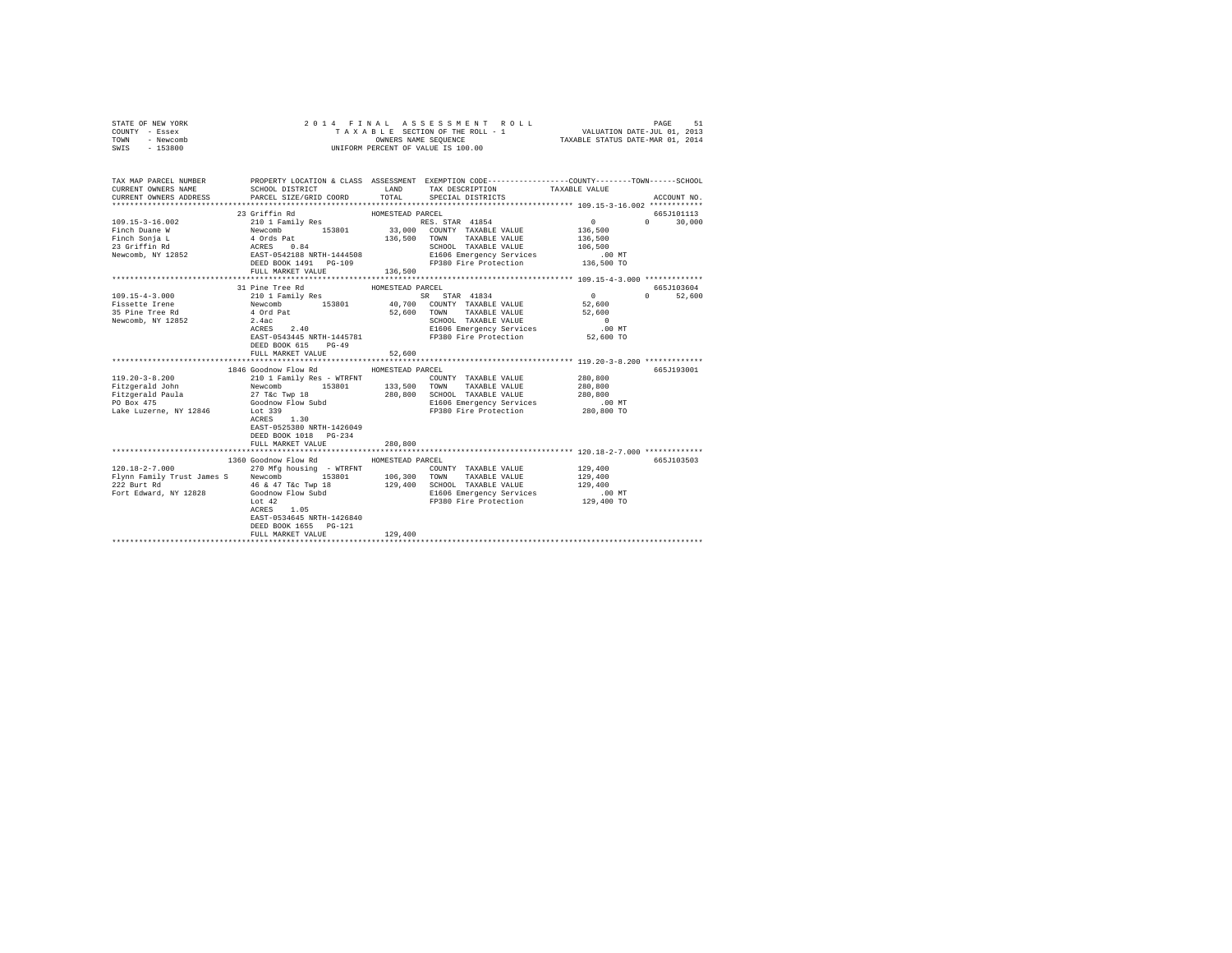STATE OF NEW YORK
COUNTY - Essex
TOWN - Newcomb
SWIS - 153800

2014 FINAL ASSESSMENT ROLL
TAXABLE SECTION OF THE ROLL - 1
OWNERS NAME SEQUENCE
UNIFORM PERCENT OF VALUE IS 100.00

VALUATION DATE-JUL 01, 2013
TAXABLE STATUS DATE-MAR 01, 2014

```
TAX MAP PARCEL NUMBER          PROPERTY LOCATION & CLASS  ASSESSMENT  EXEMPTION CODE------------------COUNTY--------TOWN------SCHOOL
CURRENT OWNERS NAME            SCHOOL DISTRICT              LAND      TAX DESCRIPTION            TAXABLE VALUE
CURRENT OWNERS ADDRESS         PARCEL SIZE/GRID COORD       TOTAL     SPECIAL DISTRICTS                                    ACCOUNT NO.
****************************************************************************************************** 109.15-3-16.002 ************
                               23 Griffin Rd                HOMESTEAD PARCEL                                               665J101113
109.15-3-16.002                210 1 Family Res                       RES. STAR 41854              0          0     30,000
Finch Duane W                  Newcomb       153801         33,000    COUNTY  TAXABLE VALUE        136,500
Finch Sonja L                  4 Ords Pat                  136,500    TOWN    TAXABLE VALUE        136,500
23 Griffin Rd                  ACRES    0.84                          SCHOOL  TAXABLE VALUE        106,500
Newcomb, NY 12852              EAST-0542188 NRTH-1444508              E1606 Emergency Services         .00 MT
                               DEED BOOK 1491   PG-109                FP380 Fire Protection        136,500 TO
                               FULL MARKET VALUE           136,500
****************************************************************************************************** 109.15-4-3.000 *************
                               31 Pine Tree Rd              HOMESTEAD PARCEL                                               665J103604
109.15-4-3.000                 210 1 Family Res                       SR  STAR 41834               0          0     52,600
Fissette Irene                 Newcomb       153801         40,700    COUNTY  TAXABLE VALUE         52,600
35 Pine Tree Rd                4 Ord Pat                    52,600    TOWN    TAXABLE VALUE         52,600
Newcomb, NY 12852              2.4ac                                  SCHOOL  TAXABLE VALUE              0
                               ACRES    2.40                          E1606 Emergency Services         .00 MT
                               EAST-0543445 NRTH-1445781              FP380 Fire Protection         52,600 TO
                               DEED BOOK 615    PG-49
                               FULL MARKET VALUE            52,600
****************************************************************************************************** 119.20-3-8.200 *************
                               1846 Goodnow Flow Rd         HOMESTEAD PARCEL                                               665J193001
119.20-3-8.200                 210 1 Family Res - WTRFNT              COUNTY  TAXABLE VALUE        280,800
Fitzgerald John                Newcomb       153801        133,500    TOWN    TAXABLE VALUE        280,800
Fitzgerald Paula               27 T&c Twp 18               280,800    SCHOOL  TAXABLE VALUE        280,800
PO Box 475                     Goodnow Flow Subd                      E1606 Emergency Services         .00 MT
Lake Luzerne, NY 12846         Lot 339                                FP380 Fire Protection        280,800 TO
                               ACRES    1.30
                               EAST-0525380 NRTH-1426049
                               DEED BOOK 1018   PG-234
                               FULL MARKET VALUE           280,800
****************************************************************************************************** 120.18-2-7.000 *************
                               1360 Goodnow Flow Rd         HOMESTEAD PARCEL                                               665J103503
120.18-2-7.000                 270 Mfg housing  - WTRFNT              COUNTY  TAXABLE VALUE        129,400
Flynn Family Trust James S     Newcomb       153801        106,300    TOWN    TAXABLE VALUE        129,400
222 Burt Rd                    46 & 47 T&c Twp 18          129,400    SCHOOL  TAXABLE VALUE        129,400
Fort Edward, NY 12828          Goodnow Flow Subd                      E1606 Emergency Services         .00 MT
                               Lot 42                                 FP380 Fire Protection        129,400 TO
                               ACRES    1.05
                               EAST-0534645 NRTH-1426840
                               DEED BOOK 1655   PG-121
                               FULL MARKET VALUE           129,400
************************************************************************************************************************************
```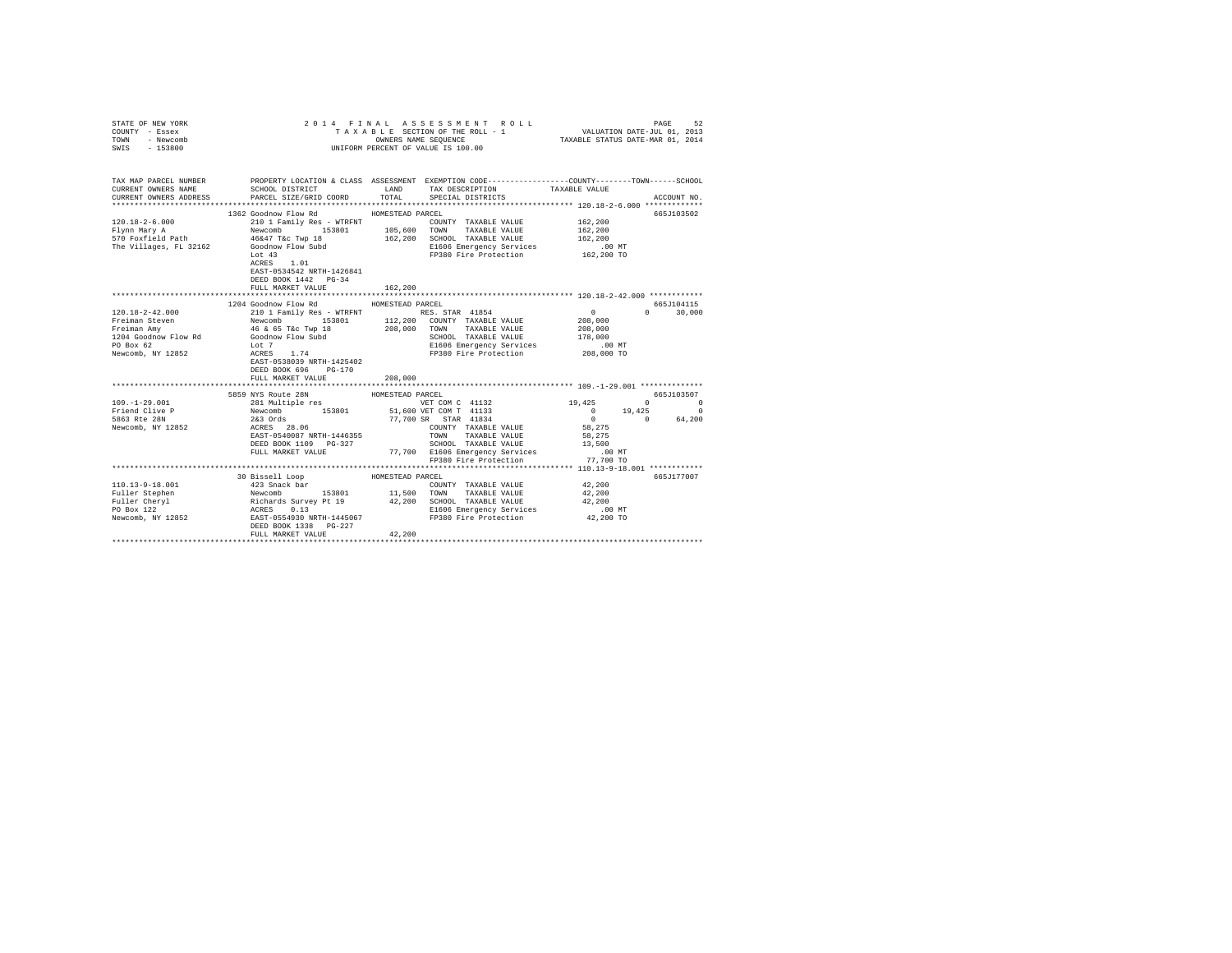STATE OF NEW YORK
COUNTY - Essex
TOWN - Newcomb
SWIS - 153800

2014 FINAL ASSESSMENT ROLL
TAXABLE SECTION OF THE ROLL - 1
OWNERS NAME SEQUENCE
UNIFORM PERCENT OF VALUE IS 100.00

VALUATION DATE-JUL 01, 2013
TAXABLE STATUS DATE-MAR 01, 2014

```
TAX MAP PARCEL NUMBER        PROPERTY LOCATION & CLASS  ASSESSMENT  EXEMPTION CODE-----------------COUNTY--------TOWN------SCHOOL
CURRENT OWNERS NAME          SCHOOL DISTRICT              LAND      TAX DESCRIPTION          TAXABLE VALUE
CURRENT OWNERS ADDRESS       PARCEL SIZE/GRID COORD       TOTAL     SPECIAL DISTRICTS                                  ACCOUNT NO.
************************************************************************************************ 120.18-2-6.000 *************
                        1362 Goodnow Flow Rd           HOMESTEAD PARCEL                                             665J103502
120.18-2-6.000               210 1 Family Res - WTRFNT              COUNTY  TAXABLE VALUE         162,200
Flynn Mary A                 Newcomb       153801      105,600      TOWN    TAXABLE VALUE         162,200
570 Foxfield Path            46&47 T&c Twp 18          162,200      SCHOOL  TAXABLE VALUE         162,200
The Villages, FL 32162       Goodnow Flow Subd                      E1606 Emergency Services          .00 MT
                             Lot 43                                 FP380 Fire Protection         162,200 TO
                             ACRES    1.01
                             EAST-0534542 NRTH-1426841
                             DEED BOOK 1442   PG-34
                             FULL MARKET VALUE         162,200
************************************************************************************************ 120.18-2-42.000 ************
                        1204 Goodnow Flow Rd           HOMESTEAD PARCEL                                             665J104115
120.18-2-42.000              210 1 Family Res - WTRFNT              RES. STAR 41854                 0            0      30,000
Freiman Steven               Newcomb       153801      112,200      COUNTY  TAXABLE VALUE         208,000
Freiman Amy                  46 & 65 T&c Twp 18        208,000      TOWN    TAXABLE VALUE         208,000
1204 Goodnow Flow Rd         Goodnow Flow Subd                      SCHOOL  TAXABLE VALUE         178,000
PO Box 62                    Lot 7                                  E1606 Emergency Services          .00 MT
Newcomb, NY 12852            ACRES    1.74                          FP380 Fire Protection         208,000 TO
                             EAST-0538039 NRTH-1425402
                             DEED BOOK 696    PG-170
                             FULL MARKET VALUE         208,000
************************************************************************************************ 109.-1-29.001 **************
                        5859 NYS Route 28N             HOMESTEAD PARCEL                                             665J103507
109.-1-29.001                281 Multiple res                       VET COM C 41132            19,425            0           0
Friend Clive P               Newcomb       153801       51,600 VET COM T 41133                  0       19,425           0
5863 Rte 28N                 2&3 Ords                   77,700 SR   STAR 41834                  0            0      64,200
Newcomb, NY 12852            ACRES   28.06                          COUNTY  TAXABLE VALUE          58,275
                             EAST-0540087 NRTH-1446355              TOWN    TAXABLE VALUE          58,275
                             DEED BOOK 1109   PG-327                SCHOOL  TAXABLE VALUE          13,500
                             FULL MARKET VALUE          77,700      E1606 Emergency Services          .00 MT
                                                                    FP380 Fire Protection          77,700 TO
************************************************************************************************ 110.13-9-18.001 ************
                        30 Bissell Loop                HOMESTEAD PARCEL                                             665J177007
110.13-9-18.001              423 Snack bar                          COUNTY  TAXABLE VALUE          42,200
Fuller Stephen               Newcomb       153801       11,500      TOWN    TAXABLE VALUE          42,200
Fuller Cheryl                Richards Survey Pt 19      42,200      SCHOOL  TAXABLE VALUE          42,200
PO Box 122                   ACRES    0.13                          E1606 Emergency Services          .00 MT
Newcomb, NY 12852            EAST-0554930 NRTH-1445067              FP380 Fire Protection          42,200 TO
                             DEED BOOK 1338   PG-227
                             FULL MARKET VALUE          42,200
******************************************************************************************************************************
```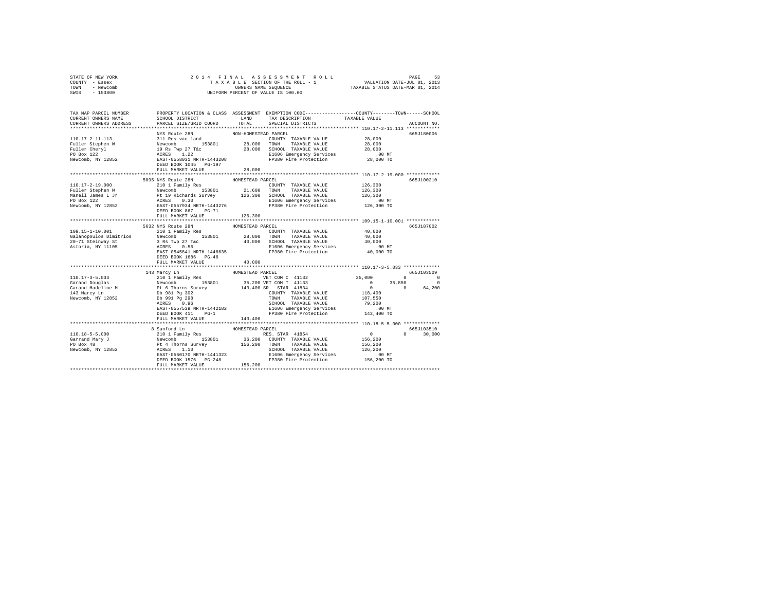STATE OF NEW YORK — 2014 FINAL ASSESSMENT ROLL — PAGE 53
COUNTY - Essex — TAXABLE SECTION OF THE ROLL - 1 — VALUATION DATE-JUL 01, 2013
TOWN - Newcomb — OWNERS NAME SEQUENCE — TAXABLE STATUS DATE-MAR 01, 2014
SWIS - 153800 — UNIFORM PERCENT OF VALUE IS 100.00

```
TAX MAP PARCEL NUMBER          PROPERTY LOCATION & CLASS  ASSESSMENT  EXEMPTION CODE-----------------COUNTY--------TOWN------SCHOOL
CURRENT OWNERS NAME            SCHOOL DISTRICT               LAND     TAX DESCRIPTION             TAXABLE VALUE
CURRENT OWNERS ADDRESS         PARCEL SIZE/GRID COORD        TOTAL    SPECIAL DISTRICTS                                      ACCOUNT NO.
************************************************************************************************** 110.17-2-11.113 ************
                               NYS Route 28N               NON-HOMESTEAD PARCEL                                              665J180006
110.17-2-11.113                311 Res vac land                     COUNTY  TAXABLE VALUE          28,000
Fuller Stephen W               Newcomb      153801        28,000   TOWN    TAXABLE VALUE          28,000
Fuller Cheryl                  19 Rs Twp 27 T&c           28,000   SCHOOL  TAXABLE VALUE          28,000
PO Box 122                     ACRES    1.22                       E1606 Emergency Services          .00 MT
Newcomb, NY 12852              EAST-0558031 NRTH-1443208           FP380 Fire Protection          28,000 TO
                               DEED BOOK 1045   PG-197
                               FULL MARKET VALUE          28,000
************************************************************************************************** 110.17-2-19.000 ************
                               5095 NYS Route 28N           HOMESTEAD PARCEL                                                 665J100210
110.17-2-19.000                210 1 Family Res                     COUNTY  TAXABLE VALUE         126,300
Fuller Stephen W               Newcomb      153801        21,600   TOWN    TAXABLE VALUE         126,300
Manell James L Jr              Pt 19 Richards Survey     126,300   SCHOOL  TAXABLE VALUE         126,300
PO Box 122                     ACRES    0.30                       E1606 Emergency Services          .00 MT
Newcomb, NY 12852              EAST-0557934 NRTH-1443276           FP380 Fire Protection         126,300 TO
                               DEED BOOK 867    PG-71
                               FULL MARKET VALUE         126,300
************************************************************************************************** 109.15-1-10.001 ************
                               5632 NYS Route 28N           HOMESTEAD PARCEL                                                 665J187002
109.15-1-10.001                210 1 Family Res                     COUNTY  TAXABLE VALUE          40,000
Galanopoulos Dimitrios         Newcomb      153801        28,000   TOWN    TAXABLE VALUE          40,000
20-71 Steinway St              3 Rs Twp 27 T&c            40,000   SCHOOL  TAXABLE VALUE          40,000
Astoria, NY 11105              ACRES    0.56                       E1606 Emergency Services          .00 MT
                               EAST-0545841 NRTH-1446635           FP380 Fire Protection          40,000 TO
                               DEED BOOK 1686   PG-46
                               FULL MARKET VALUE          40,000
************************************************************************************************** 110.17-3-5.033 *************
                               143 Marcy Ln                 HOMESTEAD PARCEL                                                 665J103509
110.17-3-5.033                 210 1 Family Res                    VET COM C 41132            25,000         0            0
Garand Douglas                 Newcomb      153801        35,200 VET COM T 41133                  0     35,850            0
Garand Madeline M              Pt 6 Thorns Survey        143,400 SR  STAR 41834                   0          0       64,200
143 Marcy Ln                   Db 981 Pg 302                       COUNTY  TAXABLE VALUE         118,400
Newcomb, NY 12852              Db 991 Pg 298                       TOWN    TAXABLE VALUE         107,550
                               ACRES    0.96                       SCHOOL  TAXABLE VALUE          79,200
                               EAST-0557539 NRTH-1442182           E1606 Emergency Services          .00 MT
                               DEED BOOK 411    PG-1               FP380 Fire Protection         143,400 TO
                               FULL MARKET VALUE         143,400
************************************************************************************************** 110.18-5-5.000 *************
                               8 Sanford Ln                 HOMESTEAD PARCEL                                                 665J103510
110.18-5-5.000                 210 1 Family Res                    RES. STAR 41854                 0          0       30,000
Garrand Mary J                 Newcomb      153801        36,200   COUNTY  TAXABLE VALUE         156,200
PO Box 48                      Pt 4 Thorns Survey        156,200   TOWN    TAXABLE VALUE         156,200
Newcomb, NY 12852              ACRES    1.10                       SCHOOL  TAXABLE VALUE         126,200
                               EAST-0560170 NRTH-1441323           E1606 Emergency Services          .00 MT
                               DEED BOOK 1576   PG-248             FP380 Fire Protection         156,200 TO
                               FULL MARKET VALUE         156,200
********************************************************************************************************************************
```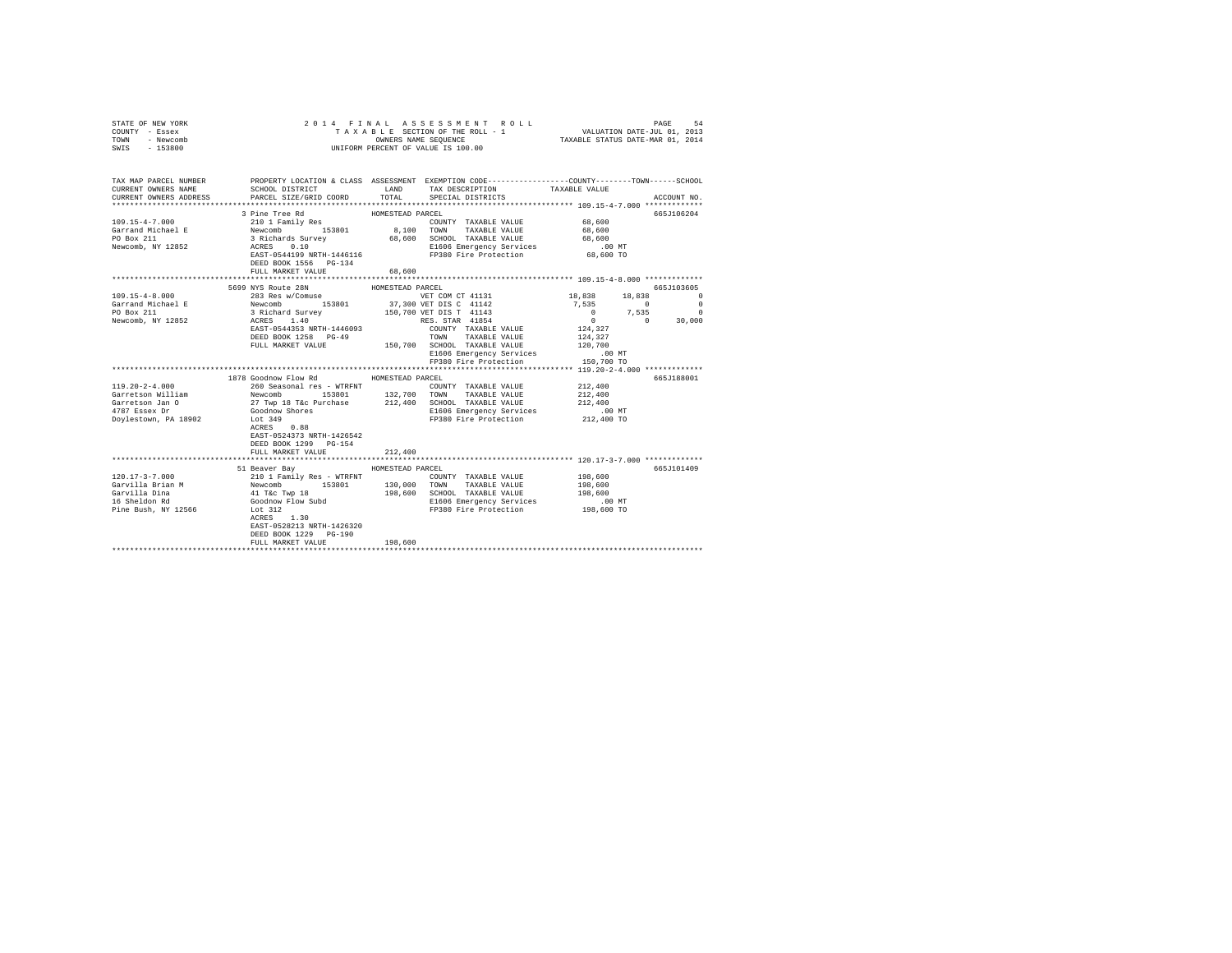STATE OF NEW YORK
COUNTY - Essex
TOWN - Newcomb
SWIS - 153800

2014 FINAL ASSESSMENT ROLL
TAXABLE SECTION OF THE ROLL - 1
OWNERS NAME SEQUENCE
UNIFORM PERCENT OF VALUE IS 100.00

VALUATION DATE-JUL 01, 2013
TAXABLE STATUS DATE-MAR 01, 2014

```
TAX MAP PARCEL NUMBER          PROPERTY LOCATION & CLASS  ASSESSMENT  EXEMPTION CODE-----------------COUNTY--------TOWN------SCHOOL
CURRENT OWNERS NAME            SCHOOL DISTRICT               LAND      TAX DESCRIPTION            TAXABLE VALUE
CURRENT OWNERS ADDRESS         PARCEL SIZE/GRID COORD        TOTAL     SPECIAL DISTRICTS                                   ACCOUNT NO.
****************************************************************************************************** 109.15-4-7.000 *************
                               3 Pine Tree Rd              HOMESTEAD PARCEL                                                665J106204
109.15-4-7.000                 210 1 Family Res                        COUNTY  TAXABLE VALUE           68,600
Garrand Michael E              Newcomb          153801         8,100   TOWN    TAXABLE VALUE           68,600
PO Box 211                     3 Richards Survey              68,600   SCHOOL  TAXABLE VALUE           68,600
Newcomb, NY 12852              ACRES    0.10                           E1606 Emergency Services           .00 MT
                               EAST-0544199 NRTH-1446116               FP380 Fire Protection           68,600 TO
                               DEED BOOK 1556   PG-134
                               FULL MARKET VALUE              68,600
****************************************************************************************************** 109.15-4-8.000 *************
                               5699 NYS Route 28N          HOMESTEAD PARCEL                                                665J103605
109.15-4-8.000                 283 Res w/Comuse                        VET COM CT 41131            18,838      18,838          0
Garrand Michael E              Newcomb          153801        37,300   VET DIS C  41142             7,535           0          0
PO Box 211                     3 Richard Survey              150,700   VET DIS T  41143                 0       7,535          0
Newcomb, NY 12852              ACRES    1.40                           RES. STAR  41854                 0           0     30,000
                               EAST-0544353 NRTH-1446093               COUNTY  TAXABLE VALUE          124,327
                               DEED BOOK 1258   PG-49                  TOWN    TAXABLE VALUE          124,327
                               FULL MARKET VALUE             150,700   SCHOOL  TAXABLE VALUE          120,700
                                                                       E1606 Emergency Services           .00 MT
                                                                       FP380 Fire Protection          150,700 TO
****************************************************************************************************** 119.20-2-4.000 *************
                               1878 Goodnow Flow Rd        HOMESTEAD PARCEL                                                665J188001
119.20-2-4.000                 260 Seasonal res - WTRFNT               COUNTY  TAXABLE VALUE          212,400
Garretson William              Newcomb          153801       132,700   TOWN    TAXABLE VALUE          212,400
Garretson Jan O                27 Twp 18 T&c Purchase        212,400   SCHOOL  TAXABLE VALUE          212,400
4787 Essex Dr                  Goodnow Shores                          E1606 Emergency Services           .00 MT
Doylestown, PA 18902           Lot 349                                 FP380 Fire Protection          212,400 TO
                               ACRES    0.88
                               EAST-0524373 NRTH-1426542
                               DEED BOOK 1299   PG-154
                               FULL MARKET VALUE             212,400
****************************************************************************************************** 120.17-3-7.000 *************
                               51 Beaver Bay               HOMESTEAD PARCEL                                                665J101409
120.17-3-7.000                 210 1 Family Res - WTRFNT               COUNTY  TAXABLE VALUE          198,600
Garvilla Brian M               Newcomb          153801       130,000   TOWN    TAXABLE VALUE          198,600
Garvilla Dina                  41 T&c Twp 18                 198,600   SCHOOL  TAXABLE VALUE          198,600
16 Sheldon Rd                  Goodnow Flow Subd                       E1606 Emergency Services           .00 MT
Pine Bush, NY 12566            Lot 312                                 FP380 Fire Protection          198,600 TO
                               ACRES    1.30
                               EAST-0528213 NRTH-1426320
                               DEED BOOK 1229   PG-190
                               FULL MARKET VALUE             198,600
************************************************************************************************************************************
```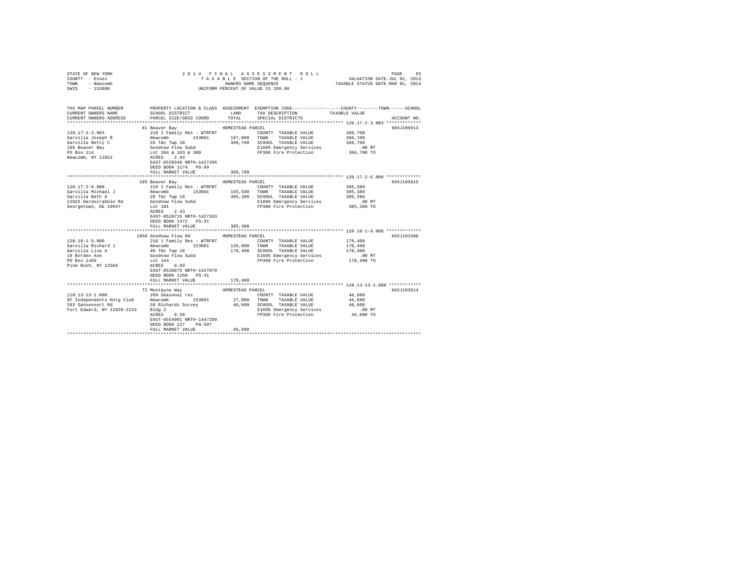STATE OF NEW YORK
COUNTY - Essex
TOWN - Newcomb
SWIS - 153800

2014 FINAL ASSESSMENT ROLL
TAXABLE SECTION OF THE ROLL - 1
OWNERS NAME SEQUENCE
UNIFORM PERCENT OF VALUE IS 100.00

VALUATION DATE-JUL 01, 2013
TAXABLE STATUS DATE-MAR 01, 2014

| TAX MAP PARCEL NUMBER / CURRENT OWNERS NAME / CURRENT OWNERS ADDRESS | PROPERTY LOCATION & CLASS / SCHOOL DISTRICT / PARCEL SIZE/GRID COORD | ASSESSMENT LAND / TOTAL | EXEMPTION CODE / TAX DESCRIPTION / SPECIAL DISTRICTS | TAXABLE VALUE (COUNTY / TOWN / SCHOOL) | ACCOUNT NO. |
|---|---|---|---|---|---|
| **120.17-2-3.003** | 81 Beaver Bay | HOMESTEAD PARCEL | | | 665J106913 |
| 120.17-2-3.003 | 210 1 Family Res - WTRFNT | | COUNTY TAXABLE VALUE | 366,700 | |
| Garvilla Joseph B | Newcomb 153801 | 197,000 | TOWN TAXABLE VALUE | 366,700 | |
| Garvilla Betty C | 26 T&c Twp 18 | 366,700 | SCHOOL TAXABLE VALUE | 366,700 | |
| 105 Beaver Bay | Goodnow Flow Subd | | E1606 Emergency Services | .00 MT | |
| PO Box 114 | Lot 104 & 103 & 300 | | FP380 Fire Protection | 366,700 TO | |
| Newcomb, NY 12852 | ACRES 2.94 | | | | |
| | EAST-0528346 NRTH-1427296 | | | | |
| | DEED BOOK 1174 PG-99 | | | | |
| | FULL MARKET VALUE | 366,700 | | | |
| **120.17-2-6.000** | 105 Beaver Bay | HOMESTEAD PARCEL | | | 665J105815 |
| 120.17-2-6.000 | 210 1 Family Res - WTRFNT | | COUNTY TAXABLE VALUE | 385,380 | |
| Garvilla Michael J | Newcomb 153801 | 155,500 | TOWN TAXABLE VALUE | 385,380 | |
| Garvilla Beth A | 26 T&c Twp 18 | 385,380 | SCHOOL TAXABLE VALUE | 385,380 | |
| 22025 Hardscrabble Rd | Goodnow Flow Subd | | E1606 Emergency Services | .00 MT | |
| Georgetown, DE 19947 | Lot 101 | | FP380 Fire Protection | 385,380 TO | |
| | ACRES 2.43 | | | | |
| | EAST-0528715 NRTH-1427333 | | | | |
| | DEED BOOK 1472 PG-31 | | | | |
| | FULL MARKET VALUE | 385,380 | | | |
| **120.18-1-9.000** | 1056 Goodnow Flow Rd | HOMESTEAD PARCEL | | | 665J101508 |
| 120.18-1-9.000 | 210 1 Family Res - WTRFNT | | COUNTY TAXABLE VALUE | 178,400 | |
| Garvilla Richard J | Newcomb 153801 | 126,800 | TOWN TAXABLE VALUE | 178,400 | |
| Garvilla Lisa A | 46 T&c Twp 18 | 178,400 | SCHOOL TAXABLE VALUE | 178,400 | |
| 19 Borden Ave | Goodnow Flow Subd | | E1606 Emergency Services | .00 MT | |
| PO Box 1469 | Lot 144 | | FP380 Fire Protection | 178,400 TO | |
| Pine Bush, NY 12566 | ACRES 0.83 | | | | |
| | EAST-0536875 NRTH-1427679 | | | | |
| | DEED BOOK 1260 PG-31 | | | | |
| | FULL MARKET VALUE | 178,400 | | | |
| **110.13-13-1.000** | 72 Montayne Way | HOMESTEAD PARCEL | | | 665J103614 |
| 110.13-13-1.000 | 260 Seasonal res | | COUNTY TAXABLE VALUE | 46,600 | |
| GF Independents Hntg Club | Newcomb 153801 | 27,000 | TOWN TAXABLE VALUE | 46,600 | |
| 393 Gansevoort Rd | 20 Richards Survey | 46,600 | SCHOOL TAXABLE VALUE | 46,600 | |
| Fort Edward, NY 12828-2224 | Bldg 2 | | E1606 Emergency Services | .00 MT | |
| | ACRES 0.50 | | FP380 Fire Protection | 46,600 TO | |
| | EAST-0554901 NRTH-1447288 | | | | |
| | DEED BOOK 227 PG-597 | | | | |
| | FULL MARKET VALUE | 46,600 | | | |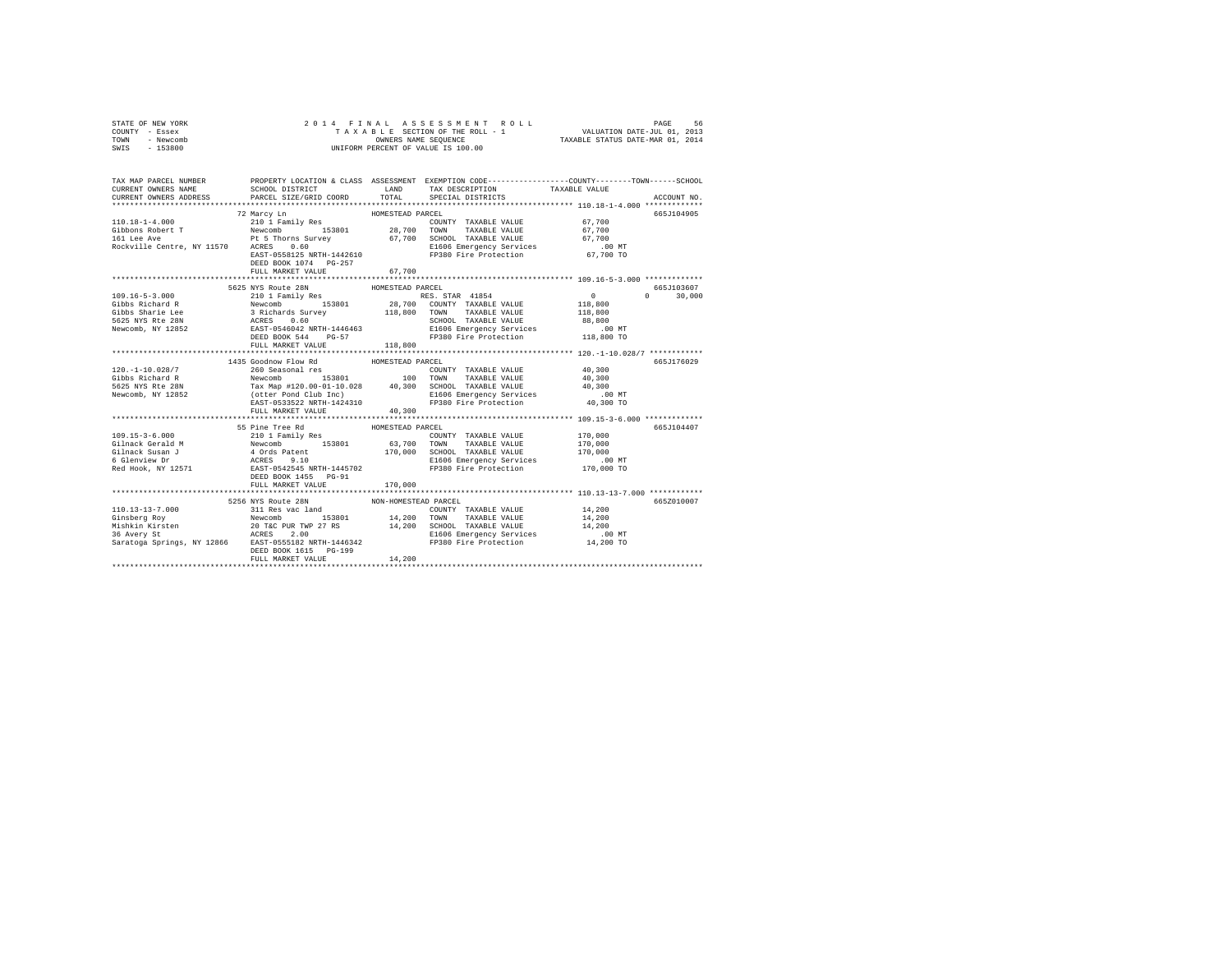```
STATE OF NEW YORK                2 0 1 4   F I N A L   A S S E S S M E N T   R O L L                PAGE    56
COUNTY  - Essex                     T A X A B L E SECTION OF THE ROLL - 1              VALUATION DATE-JUL 01, 2013
TOWN    - Newcomb                          OWNERS NAME SEQUENCE                    TAXABLE STATUS DATE-MAR 01, 2014
SWIS    - 153800                    UNIFORM PERCENT OF VALUE IS 100.00

TAX MAP PARCEL NUMBER          PROPERTY LOCATION & CLASS  ASSESSMENT  EXEMPTION CODE-----------------COUNTY--------TOWN------SCHOOL
CURRENT OWNERS NAME            SCHOOL DISTRICT              LAND      TAX DESCRIPTION            TAXABLE VALUE
CURRENT OWNERS ADDRESS         PARCEL SIZE/GRID COORD       TOTAL     SPECIAL DISTRICTS                                  ACCOUNT NO.
******************************************************************************************************* 110.18-1-4.000 *************
                            72 Marcy Ln                 HOMESTEAD PARCEL                                                  665J104905
110.18-1-4.000                 210 1 Family Res                        COUNTY  TAXABLE VALUE             67,700
Gibbons Robert T               Newcomb        153801        28,700     TOWN    TAXABLE VALUE             67,700
161 Lee Ave                    Pt 5 Thorns Survey           67,700     SCHOOL  TAXABLE VALUE             67,700
Rockville Centre, NY 11570     ACRES    0.60                           E1606 Emergency Services             .00 MT
                               EAST-0558125 NRTH-1442610               FP380 Fire Protection             67,700 TO
                               DEED BOOK 1074   PG-257
                               FULL MARKET VALUE            67,700
******************************************************************************************************* 109.16-5-3.000 *************
                            5625 NYS Route 28N          HOMESTEAD PARCEL                                                  665J103607
109.16-5-3.000                 210 1 Family Res                        RES. STAR  41854                   0            0     30,000
Gibbs Richard R                Newcomb        153801        28,700     COUNTY  TAXABLE VALUE            118,800
Gibbs Sharie Lee               3 Richards Survey           118,800     TOWN    TAXABLE VALUE            118,800
5625 NYS Rte 28N               ACRES    0.60                           SCHOOL  TAXABLE VALUE             88,800
Newcomb, NY 12852              EAST-0546042 NRTH-1446463               E1606 Emergency Services             .00 MT
                               DEED BOOK 544    PG-57                  FP380 Fire Protection            118,800 TO
                               FULL MARKET VALUE           118,800
******************************************************************************************************* 120.-1-10.028/7 ************
                            1435 Goodnow Flow Rd        HOMESTEAD PARCEL                                                  665J176029
120.-1-10.028/7                260 Seasonal res                        COUNTY  TAXABLE VALUE             40,300
Gibbs Richard R                Newcomb        153801           100     TOWN    TAXABLE VALUE             40,300
5625 NYS Rte 28N               Tax Map #120.00-01-10.028    40,300     SCHOOL  TAXABLE VALUE             40,300
Newcomb, NY 12852              (otter Pond Club Inc)                   E1606 Emergency Services             .00 MT
                               EAST-0533522 NRTH-1424310               FP380 Fire Protection             40,300 TO
                               FULL MARKET VALUE            40,300
******************************************************************************************************* 109.15-3-6.000 *************
                            55 Pine Tree Rd             HOMESTEAD PARCEL                                                  665J104407
109.15-3-6.000                 210 1 Family Res                        COUNTY  TAXABLE VALUE            170,000
Gilnack Gerald M               Newcomb        153801        63,700     TOWN    TAXABLE VALUE            170,000
Gilnack Susan J                4 Ords Patent               170,000     SCHOOL  TAXABLE VALUE            170,000
6 Glenview Dr                  ACRES    9.10                           E1606 Emergency Services             .00 MT
Red Hook, NY 12571             EAST-0542545 NRTH-1445702               FP380 Fire Protection            170,000 TO
                               DEED BOOK 1455   PG-91
                               FULL MARKET VALUE           170,000
******************************************************************************************************* 110.13-13-7.000 ************
                            5256 NYS Route 28N          NON-HOMESTEAD PARCEL                                              665Z010007
110.13-13-7.000                311 Res vac land                        COUNTY  TAXABLE VALUE             14,200
Ginsberg Roy                   Newcomb        153801        14,200     TOWN    TAXABLE VALUE             14,200
Mishkin Kirsten                20 T&C PUR TWP 27 RS         14,200     SCHOOL  TAXABLE VALUE             14,200
36 Avery St                    ACRES    2.00                           E1606 Emergency Services             .00 MT
Saratoga Springs, NY 12866     EAST-0555182 NRTH-1446342               FP380 Fire Protection             14,200 TO
                               DEED BOOK 1615   PG-199
                               FULL MARKET VALUE            14,200
************************************************************************************************************************************
```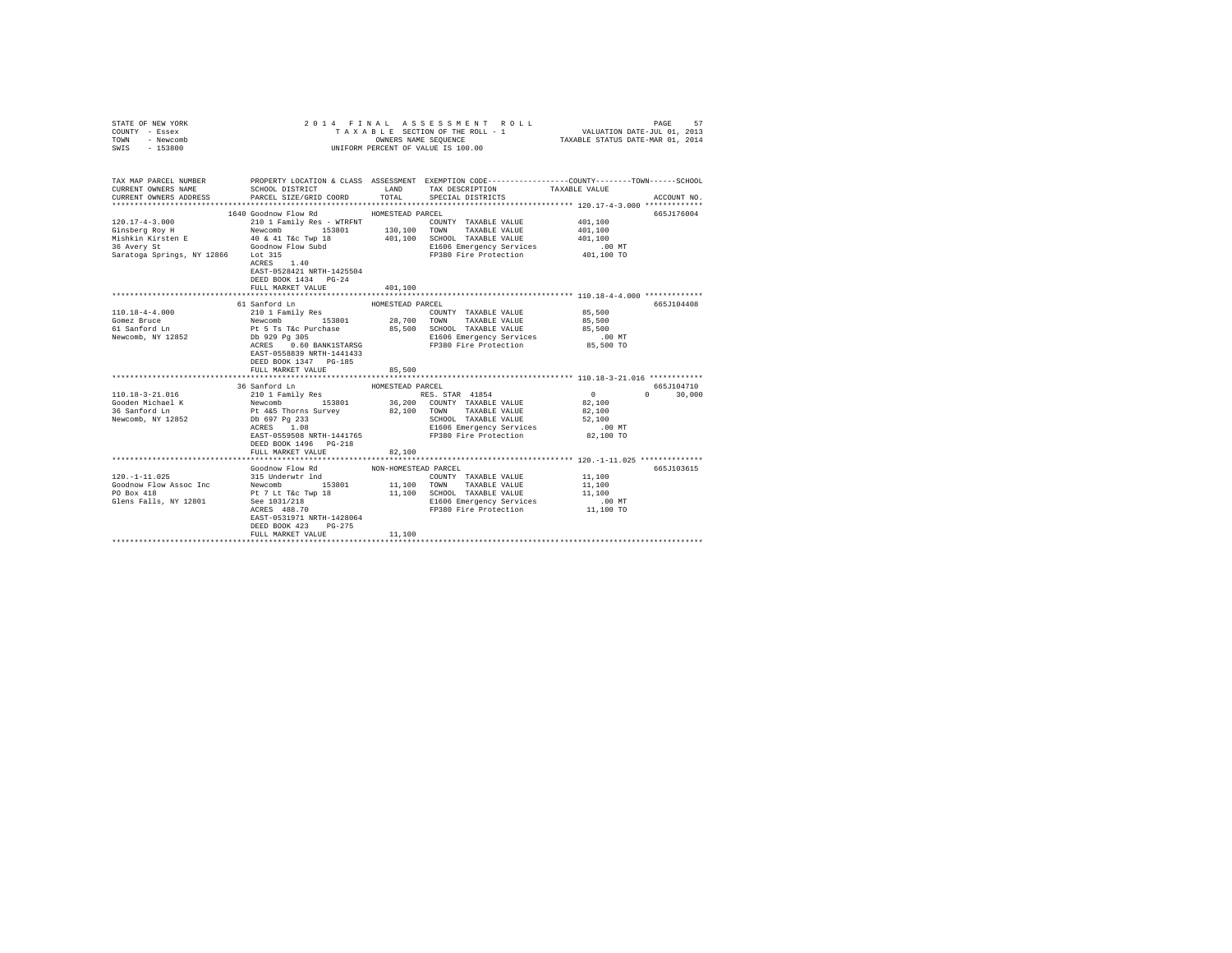STATE OF NEW YORK
COUNTY - Essex
TOWN - Newcomb
SWIS - 153800

2014 FINAL ASSESSMENT ROLL
TAXABLE SECTION OF THE ROLL - 1
OWNERS NAME SEQUENCE
UNIFORM PERCENT OF VALUE IS 100.00

VALUATION DATE-JUL 01, 2013
TAXABLE STATUS DATE-MAR 01, 2014

```
TAX MAP PARCEL NUMBER          PROPERTY LOCATION & CLASS  ASSESSMENT  EXEMPTION CODE-----------------COUNTY--------TOWN------SCHOOL
CURRENT OWNERS NAME            SCHOOL DISTRICT              LAND      TAX DESCRIPTION            TAXABLE VALUE
CURRENT OWNERS ADDRESS         PARCEL SIZE/GRID COORD       TOTAL     SPECIAL DISTRICTS                                      ACCOUNT NO.
*********************************************************************************************** 120.17-4-3.000 *************
                        1640 Goodnow Flow Rd           HOMESTEAD PARCEL                                                   665J176004
120.17-4-3.000             210 1 Family Res - WTRFNT              COUNTY  TAXABLE VALUE          401,100
Ginsberg Roy H             Newcomb       153801       130,100    TOWN    TAXABLE VALUE          401,100
Mishkin Kirsten E          40 & 41 T&c Twp 18         401,100    SCHOOL  TAXABLE VALUE          401,100
36 Avery St                Goodnow Flow Subd                      E1606 Emergency Services           .00 MT
Saratoga Springs, NY 12866 Lot 315                                FP380 Fire Protection          401,100 TO
                           ACRES     1.40
                           EAST-0528421 NRTH-1425504
                           DEED BOOK 1434   PG-24
                           FULL MARKET VALUE          401,100
*********************************************************************************************** 110.18-4-4.000 *************
                        61 Sanford Ln                  HOMESTEAD PARCEL                                                   665J104408
110.18-4-4.000             210 1 Family Res                       COUNTY  TAXABLE VALUE           85,500
Gomez Bruce                Newcomb       153801        28,700    TOWN    TAXABLE VALUE           85,500
61 Sanford Ln              Pt 5 Ts T&c Purchase        85,500    SCHOOL  TAXABLE VALUE           85,500
Newcomb, NY 12852          Db 929 Pg 305                          E1606 Emergency Services           .00 MT
                           ACRES     0.60 BANK1STARSG             FP380 Fire Protection           85,500 TO
                           EAST-0558839 NRTH-1441433
                           DEED BOOK 1347   PG-185
                           FULL MARKET VALUE           85,500
*********************************************************************************************** 110.18-3-21.016 ************
                        36 Sanford Ln                  HOMESTEAD PARCEL                                                   665J104710
110.18-3-21.016            210 1 Family Res                       RES. STAR  41854                   0          0      30,000
Gooden Michael K           Newcomb       153801        36,200    COUNTY  TAXABLE VALUE           82,100
36 Sanford Ln              Pt 4&5 Thorns Survey        82,100    TOWN    TAXABLE VALUE           82,100
Newcomb, NY 12852          Db 697 Pg 233                          SCHOOL  TAXABLE VALUE           52,100
                           ACRES     1.08                         E1606 Emergency Services           .00 MT
                           EAST-0559508 NRTH-1441765              FP380 Fire Protection           82,100 TO
                           DEED BOOK 1496   PG-218
                           FULL MARKET VALUE           82,100
*********************************************************************************************** 120.-1-11.025 **************
                           Goodnow Flow Rd             NON-HOMESTEAD PARCEL                                               665J103615
120.-1-11.025              315 Underwtr lnd                       COUNTY  TAXABLE VALUE           11,100
Goodnow Flow Assoc Inc     Newcomb       153801        11,100    TOWN    TAXABLE VALUE           11,100
PO Box 418                 Pt 7 Lt T&c Twp 18          11,100    SCHOOL  TAXABLE VALUE           11,100
Glens Falls, NY 12801      See 1031/218                           E1606 Emergency Services           .00 MT
                           ACRES   488.70                         FP380 Fire Protection           11,100 TO
                           EAST-0531971 NRTH-1428064
                           DEED BOOK 423    PG-275
                           FULL MARKET VALUE           11,100
******************************************************************************************************************************
```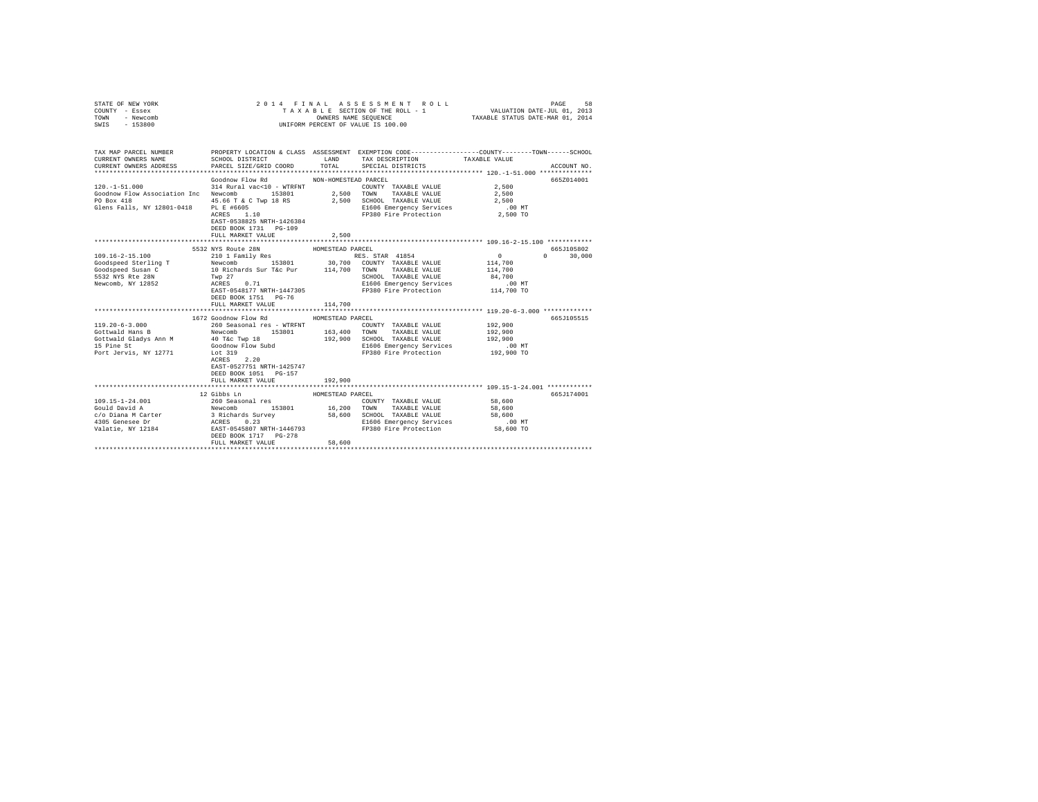STATE OF NEW YORK
COUNTY - Essex
TOWN - Newcomb
SWIS - 153800

2014 FINAL ASSESSMENT ROLL
TAXABLE SECTION OF THE ROLL - 1
OWNERS NAME SEQUENCE
UNIFORM PERCENT OF VALUE IS 100.00

VALUATION DATE-JUL 01, 2013
TAXABLE STATUS DATE-MAR 01, 2014

```
TAX MAP PARCEL NUMBER          PROPERTY LOCATION & CLASS  ASSESSMENT  EXEMPTION CODE-----------------COUNTY--------TOWN------SCHOOL
CURRENT OWNERS NAME            SCHOOL DISTRICT             LAND       TAX DESCRIPTION            TAXABLE VALUE
CURRENT OWNERS ADDRESS         PARCEL SIZE/GRID COORD      TOTAL      SPECIAL DISTRICTS                                    ACCOUNT NO.
*********************************************************************************************** 120.-1-51.000 **************
                               Goodnow Flow Rd            NON-HOMESTEAD PARCEL                                             665Z014001
120.-1-51.000                  314 Rural vac<10 - WTRFNT              COUNTY  TAXABLE VALUE           2,500
Goodnow Flow Association Inc   Newcomb        153801        2,500     TOWN    TAXABLE VALUE           2,500
PO Box 418                     45.66 T & C Twp 18 RS        2,500     SCHOOL  TAXABLE VALUE           2,500
Glens Falls, NY 12801-0418     PL E #6605                             E1606 Emergency Services          .00 MT
                               ACRES    1.10                          FP380 Fire Protection           2,500 TO
                               EAST-0538825 NRTH-1426384
                               DEED BOOK 1731   PG-109
                               FULL MARKET VALUE            2,500
*********************************************************************************************** 109.16-2-15.100 ************
                               5532 NYS Route 28N          HOMESTEAD PARCEL                                                665J105802
109.16-2-15.100                210 1 Family Res                       RES. STAR 41854                    0          0      30,000
Goodspeed Sterling T           Newcomb        153801       30,700     COUNTY  TAXABLE VALUE         114,700
Goodspeed Susan C              10 Richards Sur T&c Pur    114,700     TOWN    TAXABLE VALUE         114,700
5532 NYS Rte 28N               Twp 27                                 SCHOOL  TAXABLE VALUE          84,700
Newcomb, NY 12852              ACRES    0.71                          E1606 Emergency Services          .00 MT
                               EAST-0548177 NRTH-1447305              FP380 Fire Protection         114,700 TO
                               DEED BOOK 1751   PG-76
                               FULL MARKET VALUE          114,700
*********************************************************************************************** 119.20-6-3.000 *************
                               1672 Goodnow Flow Rd        HOMESTEAD PARCEL                                                665J105515
119.20-6-3.000                 260 Seasonal res - WTRFNT              COUNTY  TAXABLE VALUE         192,900
Gottwald Hans B                Newcomb        153801      163,400     TOWN    TAXABLE VALUE         192,900
Gottwald Gladys Ann M          40 T&c Twp 18              192,900     SCHOOL  TAXABLE VALUE         192,900
15 Pine St                     Goodnow Flow Subd                      E1606 Emergency Services          .00 MT
Port Jervis, NY 12771          Lot 319                                FP380 Fire Protection         192,900 TO
                               ACRES    2.20
                               EAST-0527751 NRTH-1425747
                               DEED BOOK 1051   PG-157
                               FULL MARKET VALUE          192,900
*********************************************************************************************** 109.15-1-24.001 ************
                               12 Gibbs Ln                 HOMESTEAD PARCEL                                                665J174001
109.15-1-24.001                260 Seasonal res                       COUNTY  TAXABLE VALUE          58,600
Gould David A                  Newcomb        153801       16,200     TOWN    TAXABLE VALUE          58,600
c/o Diana M Carter             3 Richards Survey           58,600     SCHOOL  TAXABLE VALUE          58,600
4305 Genesee Dr                ACRES    0.23                          E1606 Emergency Services          .00 MT
Valatie, NY 12184              EAST-0545807 NRTH-1446793              FP380 Fire Protection          58,600 TO
                               DEED BOOK 1717   PG-278
                               FULL MARKET VALUE           58,600
******************************************************************************************************************************
```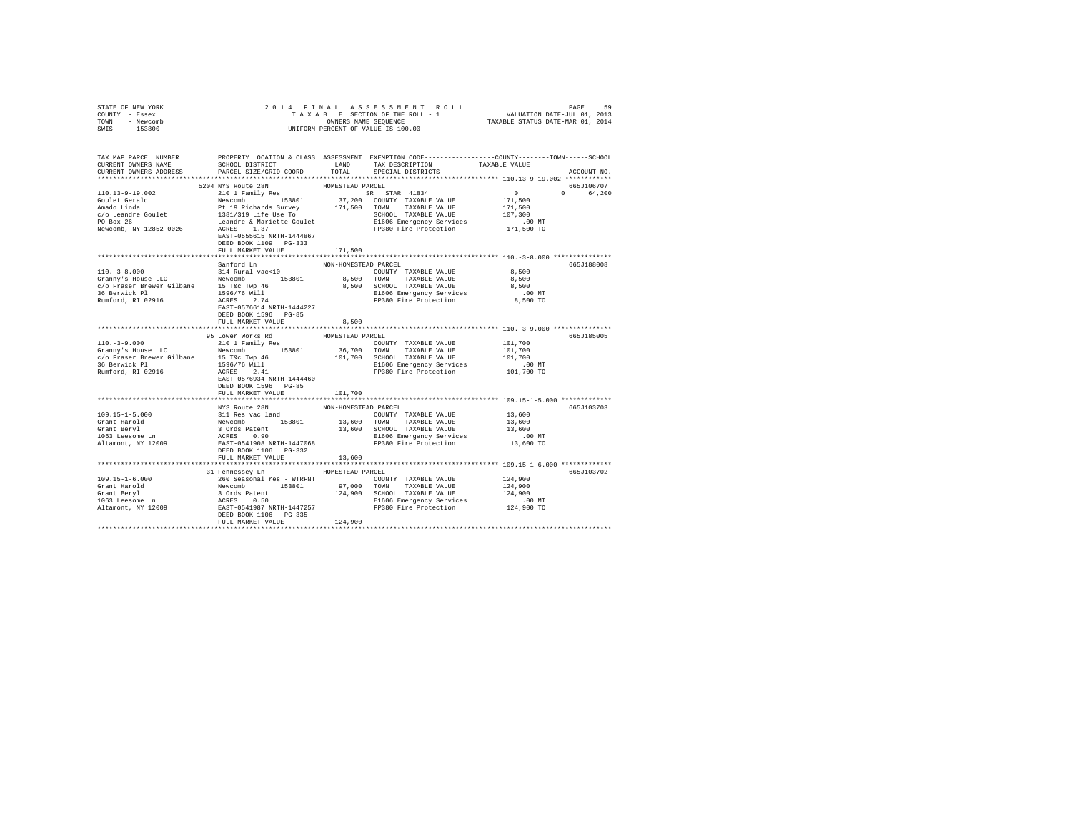STATE OF NEW YORK
COUNTY - Essex
TOWN - Newcomb
SWIS - 153800

2014 FINAL ASSESSMENT ROLL
TAXABLE SECTION OF THE ROLL - 1
OWNERS NAME SEQUENCE
UNIFORM PERCENT OF VALUE IS 100.00

VALUATION DATE-JUL 01, 2013
TAXABLE STATUS DATE-MAR 01, 2014

```
TAX MAP PARCEL NUMBER        PROPERTY LOCATION & CLASS  ASSESSMENT  EXEMPTION CODE-----------------COUNTY--------TOWN------SCHOOL
CURRENT OWNERS NAME          SCHOOL DISTRICT               LAND      TAX DESCRIPTION            TAXABLE VALUE
CURRENT OWNERS ADDRESS       PARCEL SIZE/GRID COORD        TOTAL     SPECIAL DISTRICTS                                      ACCOUNT NO.
************************************************************************************************ 110.13-9-19.002 ************
                             5204 NYS Route 28N           HOMESTEAD PARCEL                                                  665J106707
110.13-9-19.002              210 1 Family Res                       SR  STAR 41834                0            0     64,200
Goulet Gerald                Newcomb         153801       37,200   COUNTY  TAXABLE VALUE          171,500
Amado Linda                  Pt 19 Richards Survey       171,500   TOWN    TAXABLE VALUE          171,500
c/o Leandre Goulet           1381/319 Life Use To                  SCHOOL  TAXABLE VALUE          107,300
PO Box 26                    Leandre & Mariette Goulet             E1606 Emergency Services          .00 MT
Newcomb, NY 12852-0026       ACRES    1.37                         FP380 Fire Protection          171,500 TO
                             EAST-0555615 NRTH-1444867
                             DEED BOOK 1109   PG-333
                             FULL MARKET VALUE           171,500
************************************************************************************************ 110.-3-8.000 ***************
                             Sanford Ln                   NON-HOMESTEAD PARCEL                                              665J188008
110.-3-8.000                 314 Rural vac<10                      COUNTY  TAXABLE VALUE            8,500
Granny's House LLC           Newcomb         153801        8,500   TOWN    TAXABLE VALUE            8,500
c/o Fraser Brewer Gilbane    15 T&c Twp 46                 8,500   SCHOOL  TAXABLE VALUE            8,500
36 Berwick Pl                1596/76 Will                          E1606 Emergency Services          .00 MT
Rumford, RI 02916            ACRES    2.74                         FP380 Fire Protection            8,500 TO
                             EAST-0576614 NRTH-1444227
                             DEED BOOK 1596   PG-85
                             FULL MARKET VALUE             8,500
************************************************************************************************ 110.-3-9.000 ***************
                             95 Lower Works Rd            HOMESTEAD PARCEL                                                  665J185005
110.-3-9.000                 210 1 Family Res                      COUNTY  TAXABLE VALUE          101,700
Granny's House LLC           Newcomb         153801       36,700   TOWN    TAXABLE VALUE          101,700
c/o Fraser Brewer Gilbane    15 T&c Twp 46               101,700   SCHOOL  TAXABLE VALUE          101,700
36 Berwick Pl                1596/76 Will                          E1606 Emergency Services          .00 MT
Rumford, RI 02916            ACRES    2.41                         FP380 Fire Protection          101,700 TO
                             EAST-0576934 NRTH-1444460
                             DEED BOOK 1596   PG-85
                             FULL MARKET VALUE           101,700
************************************************************************************************ 109.15-1-5.000 *************
                             NYS Route 28N                NON-HOMESTEAD PARCEL                                              665J103703
109.15-1-5.000               311 Res vac land                      COUNTY  TAXABLE VALUE           13,600
Grant Harold                 Newcomb         153801       13,600   TOWN    TAXABLE VALUE           13,600
Grant Beryl                  3 Ords Patent                13,600   SCHOOL  TAXABLE VALUE           13,600
1063 Leesome Ln              ACRES    0.90                         E1606 Emergency Services          .00 MT
Altamont, NY 12009           EAST-0541908 NRTH-1447068             FP380 Fire Protection           13,600 TO
                             DEED BOOK 1106   PG-332
                             FULL MARKET VALUE            13,600
************************************************************************************************ 109.15-1-6.000 *************
                             31 Fennessey Ln              HOMESTEAD PARCEL                                                  665J103702
109.15-1-6.000               260 Seasonal res - WTRFNT             COUNTY  TAXABLE VALUE          124,900
Grant Harold                 Newcomb         153801       97,000   TOWN    TAXABLE VALUE          124,900
Grant Beryl                  3 Ords Patent               124,900   SCHOOL  TAXABLE VALUE          124,900
1063 Leesome Ln              ACRES    0.50                         E1606 Emergency Services          .00 MT
Altamont, NY 12009           EAST-0541987 NRTH-1447257             FP380 Fire Protection          124,900 TO
                             DEED BOOK 1106   PG-335
                             FULL MARKET VALUE           124,900
******************************************************************************************************************************
```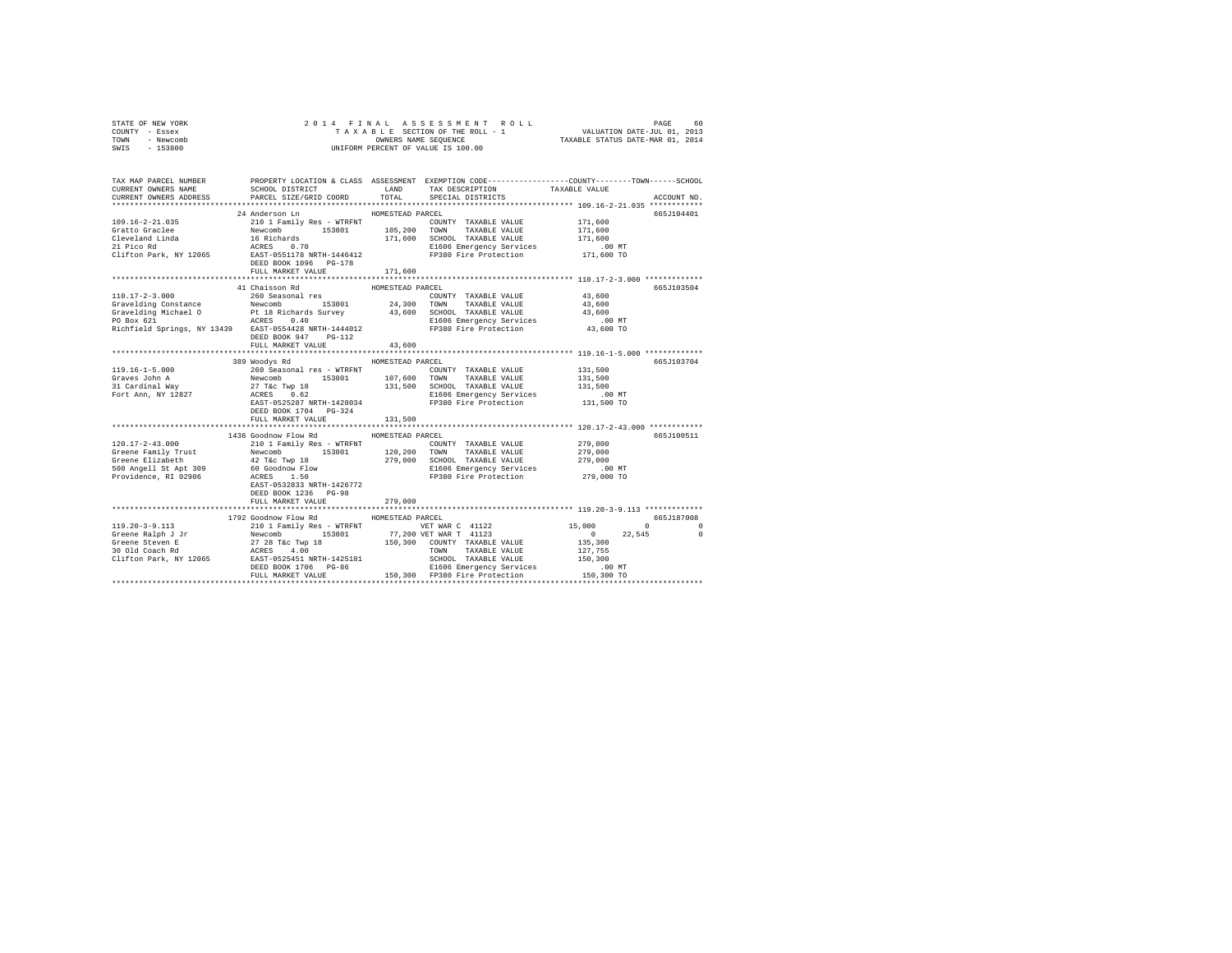STATE OF NEW YORK
COUNTY - Essex
TOWN - Newcomb
SWIS - 153800

2014 FINAL ASSESSMENT ROLL
TAXABLE SECTION OF THE ROLL - 1
OWNERS NAME SEQUENCE
UNIFORM PERCENT OF VALUE IS 100.00

VALUATION DATE-JUL 01, 2013
TAXABLE STATUS DATE-MAR 01, 2014

```
TAX MAP PARCEL NUMBER          PROPERTY LOCATION & CLASS  ASSESSMENT  EXEMPTION CODE-----------------COUNTY--------TOWN------SCHOOL
CURRENT OWNERS NAME            SCHOOL DISTRICT               LAND     TAX DESCRIPTION              TAXABLE VALUE
CURRENT OWNERS ADDRESS         PARCEL SIZE/GRID COORD        TOTAL    SPECIAL DISTRICTS                                      ACCOUNT NO.
************************************************************************************************************ 109.16-2-21.035 ************
                             24 Anderson Ln                HOMESTEAD PARCEL                                                   665J104401
109.16-2-21.035                210 1 Family Res - WTRFNT                  COUNTY  TAXABLE VALUE          171,600
Gratto Graclee                 Newcomb       153801       105,200  TOWN    TAXABLE VALUE          171,600
Cleveland Linda                16 Richards                171,600  SCHOOL  TAXABLE VALUE          171,600
21 Pico Rd                     ACRES    0.70                       E1606 Emergency Services           .00 MT
Clifton Park, NY 12065         EAST-0551178 NRTH-1446412           FP380 Fire Protection          171,600 TO
                               DEED BOOK 1096   PG-178
                               FULL MARKET VALUE          171,600
************************************************************************************************************ 110.17-2-3.000 *************
                             41 Chaisson Rd                HOMESTEAD PARCEL                                                   665J103504
110.17-2-3.000                 260 Seasonal res                           COUNTY  TAXABLE VALUE           43,600
Gravelding Constance           Newcomb       153801        24,300  TOWN    TAXABLE VALUE           43,600
Gravelding Michael O           Pt 18 Richards Survey       43,600  SCHOOL  TAXABLE VALUE           43,600
PO Box 621                     ACRES    0.40                       E1606 Emergency Services           .00 MT
Richfield Springs, NY 13439    EAST-0554428 NRTH-1444012           FP380 Fire Protection           43,600 TO
                               DEED BOOK 947    PG-112
                               FULL MARKET VALUE           43,600
************************************************************************************************************ 119.16-1-5.000 *************
                            389 Woodys Rd                  HOMESTEAD PARCEL                                                   665J103704
119.16-1-5.000                 260 Seasonal res - WTRFNT                  COUNTY  TAXABLE VALUE          131,500
Graves John A                  Newcomb       153801       107,600  TOWN    TAXABLE VALUE          131,500
31 Cardinal Way                27 T&c Twp 18              131,500  SCHOOL  TAXABLE VALUE          131,500
Fort Ann, NY 12827             ACRES    0.62                       E1606 Emergency Services           .00 MT
                               EAST-0525287 NRTH-1428034           FP380 Fire Protection          131,500 TO
                               DEED BOOK 1704   PG-324
                               FULL MARKET VALUE          131,500
************************************************************************************************************ 120.17-2-43.000 ************
                           1436 Goodnow Flow Rd            HOMESTEAD PARCEL                                                   665J100511
120.17-2-43.000                210 1 Family Res - WTRFNT                  COUNTY  TAXABLE VALUE          279,000
Greene Family Trust            Newcomb       153801       120,200  TOWN    TAXABLE VALUE          279,000
Greene Elizabeth               42 T&c Twp 18              279,000  SCHOOL  TAXABLE VALUE          279,000
500 Angell St Apt 309          60 Goodnow Flow                     E1606 Emergency Services           .00 MT
Providence, RI 02906           ACRES    1.50                       FP380 Fire Protection          279,000 TO
                               EAST-0532833 NRTH-1426772
                               DEED BOOK 1236   PG-98
                               FULL MARKET VALUE          279,000
************************************************************************************************************ 119.20-3-9.113 *************
                           1792 Goodnow Flow Rd            HOMESTEAD PARCEL                                                   665J187008
119.20-3-9.113                 210 1 Family Res - WTRFNT           VET WAR C  41122                15,000          0             0
Greene Ralph J Jr              Newcomb       153801        77,200 VET WAR T  41123                     0     22,545             0
Greene Steven E                27 28 T&c Twp 18           150,300  COUNTY  TAXABLE VALUE          135,300
30 Old Coach Rd                ACRES    4.00                       TOWN    TAXABLE VALUE          127,755
Clifton Park, NY 12065         EAST-0525451 NRTH-1425181           SCHOOL  TAXABLE VALUE          150,300
                               DEED BOOK 1706   PG-86              E1606 Emergency Services           .00 MT
                               FULL MARKET VALUE          150,300  FP380 Fire Protection          150,300 TO
****************************************************************************************************************************************
```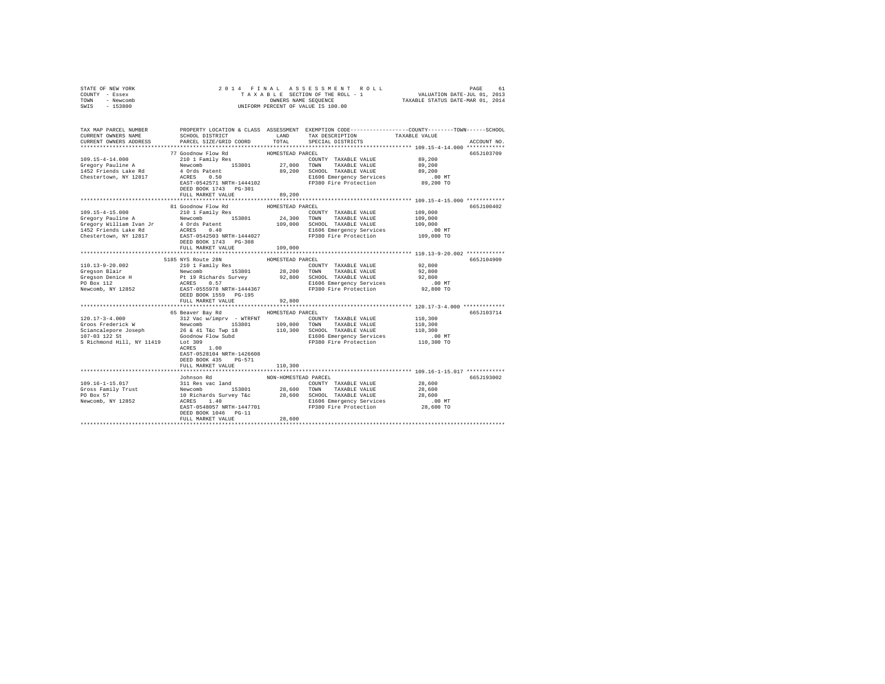STATE OF NEW YORK
COUNTY - Essex
TOWN - Newcomb
SWIS - 153800

2014 FINAL ASSESSMENT ROLL
TAXABLE SECTION OF THE ROLL - 1
OWNERS NAME SEQUENCE
UNIFORM PERCENT OF VALUE IS 100.00

VALUATION DATE-JUL 01, 2013
TAXABLE STATUS DATE-MAR 01, 2014

```
TAX MAP PARCEL NUMBER          PROPERTY LOCATION & CLASS  ASSESSMENT  EXEMPTION CODE-----------------COUNTY--------TOWN------SCHOOL
CURRENT OWNERS NAME            SCHOOL DISTRICT               LAND      TAX DESCRIPTION            TAXABLE VALUE
CURRENT OWNERS ADDRESS         PARCEL SIZE/GRID COORD        TOTAL     SPECIAL DISTRICTS                                    ACCOUNT NO.
********************************************************************************************************* 109.15-4-14.000 ************
                               77 Goodnow Flow Rd           HOMESTEAD PARCEL                                                665J103709
109.15-4-14.000                210 1 Family Res                         COUNTY  TAXABLE VALUE            89,200
Gregory Pauline A              Newcomb      153801         27,000      TOWN    TAXABLE VALUE            89,200
1452 Friends Lake Rd           4 Ords Patent               89,200      SCHOOL  TAXABLE VALUE            89,200
Chestertown, NY 12817          ACRES    0.50                            E1606 Emergency Services            .00 MT
                               EAST-0542571 NRTH-1444102                FP380 Fire Protection            89,200 TO
                               DEED BOOK 1743   PG-301
                               FULL MARKET VALUE           89,200
********************************************************************************************************* 109.15-4-15.000 ************
                               81 Goodnow Flow Rd           HOMESTEAD PARCEL                                                665J100402
109.15-4-15.000                210 1 Family Res                         COUNTY  TAXABLE VALUE           109,000
Gregory Pauline A              Newcomb      153801         24,300      TOWN    TAXABLE VALUE           109,000
Gregory William Ivan Jr        4 Ords Patent              109,000      SCHOOL  TAXABLE VALUE           109,000
1452 Friends Lake Rd           ACRES    0.40                            E1606 Emergency Services            .00 MT
Chestertown, NY 12817          EAST-0542503 NRTH-1444027                FP380 Fire Protection           109,000 TO
                               DEED BOOK 1743   PG-308
                               FULL MARKET VALUE          109,000
********************************************************************************************************* 110.13-9-20.002 ************
                               5185 NYS Route 28N           HOMESTEAD PARCEL                                                665J104909
110.13-9-20.002                210 1 Family Res                         COUNTY  TAXABLE VALUE            92,800
Gregson Blair                  Newcomb      153801         28,200      TOWN    TAXABLE VALUE            92,800
Gregson Denice H               Pt 19 Richards Survey       92,800      SCHOOL  TAXABLE VALUE            92,800
PO Box 112                     ACRES    0.57                            E1606 Emergency Services            .00 MT
Newcomb, NY 12852              EAST-0555978 NRTH-1444367                FP380 Fire Protection            92,800 TO
                               DEED BOOK 1559   PG-195
                               FULL MARKET VALUE           92,800
********************************************************************************************************* 120.17-3-4.000 *************
                               65 Beaver Bay Rd             HOMESTEAD PARCEL                                                665J103714
120.17-3-4.000                 312 Vac w/imprv - WTRFNT                 COUNTY  TAXABLE VALUE           110,300
Groos Frederick W              Newcomb      153801        109,000      TOWN    TAXABLE VALUE           110,300
Sciancalepore Joseph           26 & 41 T&c Twp 18         110,300      SCHOOL  TAXABLE VALUE           110,300
107-03 122 St                  Goodnow Flow Subd                        E1606 Emergency Services            .00 MT
S Richmond Hill, NY 11419      Lot 309                                  FP380 Fire Protection           110,300 TO
                               ACRES    1.00
                               EAST-0528104 NRTH-1426608
                               DEED BOOK 435    PG-571
                               FULL MARKET VALUE          110,300
********************************************************************************************************* 109.16-1-15.017 ************
                               Johnson Rd                   NON-HOMESTEAD PARCEL                                            665J193002
109.16-1-15.017                311 Res vac land                         COUNTY  TAXABLE VALUE            28,600
Gross Family Trust             Newcomb      153801         28,600      TOWN    TAXABLE VALUE            28,600
PO Box 57                      10 Richards Survey T&c      28,600      SCHOOL  TAXABLE VALUE            28,600
Newcomb, NY 12852              ACRES    1.40                            E1606 Emergency Services            .00 MT
                               EAST-0548057 NRTH-1447701                FP380 Fire Protection            28,600 TO
                               DEED BOOK 1046   PG-11
                               FULL MARKET VALUE           28,600
************************************************************************************************************************************
```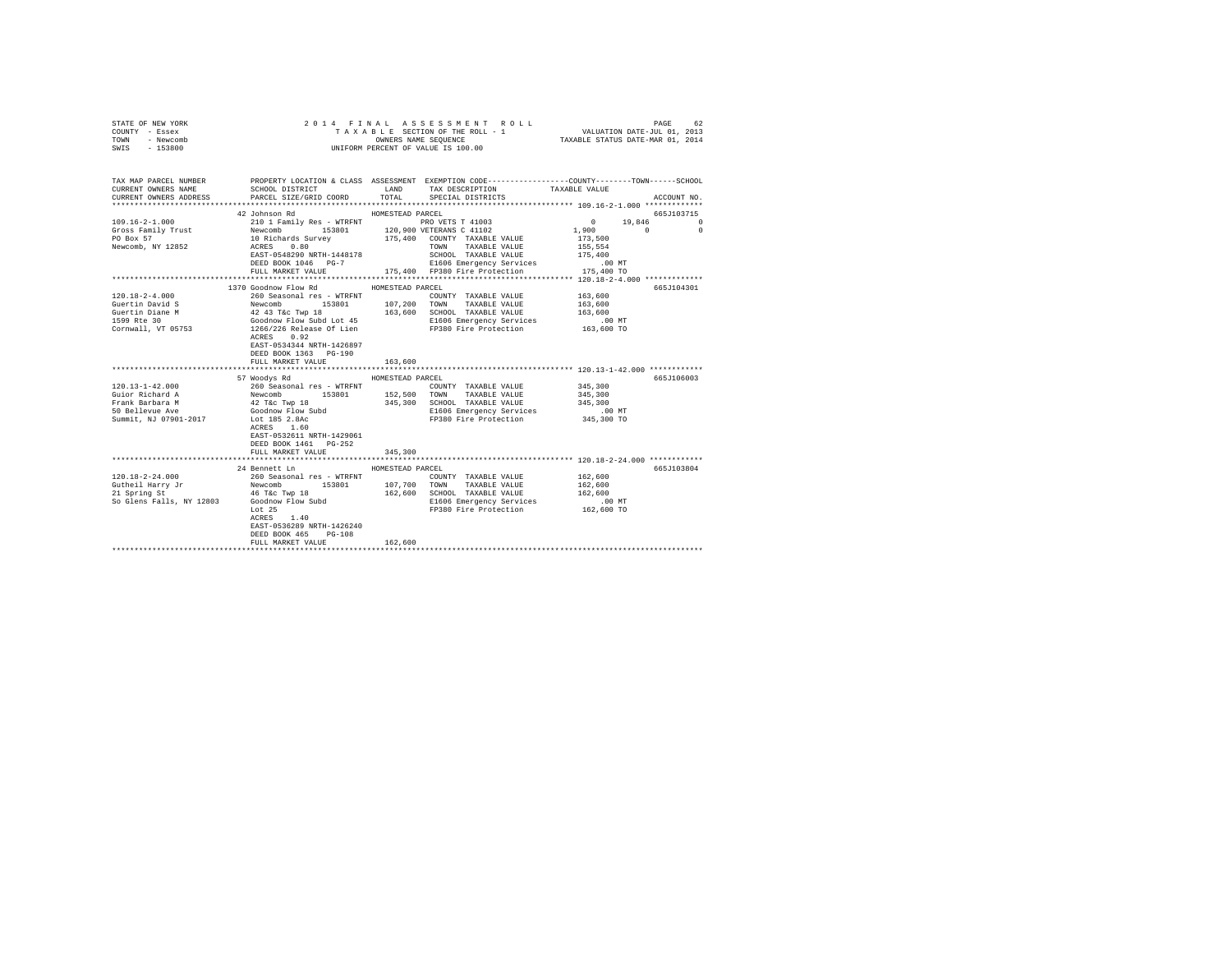STATE OF NEW YORK | 2014 FINAL ASSESSMENT ROLL
COUNTY - Essex | TAXABLE SECTION OF THE ROLL - 1 | VALUATION DATE-JUL 01, 2013
TOWN - Newcomb | OWNERS NAME SEQUENCE | TAXABLE STATUS DATE-MAR 01, 2014
SWIS - 153800 | UNIFORM PERCENT OF VALUE IS 100.00

```
TAX MAP PARCEL NUMBER          PROPERTY LOCATION & CLASS  ASSESSMENT  EXEMPTION CODE-----------------COUNTY--------TOWN------SCHOOL
CURRENT OWNERS NAME            SCHOOL DISTRICT               LAND      TAX DESCRIPTION            TAXABLE VALUE
CURRENT OWNERS ADDRESS         PARCEL SIZE/GRID COORD        TOTAL     SPECIAL DISTRICTS                                     ACCOUNT NO.
************************************************************************************************** 109.16-2-1.000 *************
                          42 Johnson Rd                  HOMESTEAD PARCEL                                              665J103715
109.16-2-1.000            210 1 Family Res - WTRFNT           PRO VETS T 41003                 0     19,846          0
Gross Family Trust        Newcomb       153801      120,900 VETERANS C 41102              1,900          0           0
PO Box 57                 10 Richards Survey          175,400  COUNTY  TAXABLE VALUE          173,500
Newcomb, NY 12852         ACRES    0.80                        TOWN    TAXABLE VALUE          155,554
                          EAST-0548290 NRTH-1448178            SCHOOL  TAXABLE VALUE          175,400
                          DEED BOOK 1046   PG-7                E1606 Emergency Services          .00 MT
                          FULL MARKET VALUE           175,400  FP380 Fire Protection          175,400 TO
************************************************************************************************** 120.18-2-4.000 *************
                          1370 Goodnow Flow Rd           HOMESTEAD PARCEL                                              665J104301
120.18-2-4.000            260 Seasonal res - WTRFNT            COUNTY  TAXABLE VALUE          163,600
Guertin David S           Newcomb       153801      107,200  TOWN    TAXABLE VALUE          163,600
Guertin Diane M           42 43 T&c Twp 18            163,600  SCHOOL  TAXABLE VALUE          163,600
1599 Rte 30               Goodnow Flow Subd Lot 45             E1606 Emergency Services          .00 MT
Cornwall, VT 05753        1266/226 Release Of Lien             FP380 Fire Protection          163,600 TO
                          ACRES    0.92
                          EAST-0534344 NRTH-1426897
                          DEED BOOK 1363   PG-190
                          FULL MARKET VALUE           163,600
************************************************************************************************** 120.13-1-42.000 ************
                          57 Woodys Rd                   HOMESTEAD PARCEL                                              665J106003
120.13-1-42.000           260 Seasonal res - WTRFNT            COUNTY  TAXABLE VALUE          345,300
Guior Richard A           Newcomb       153801      152,500  TOWN    TAXABLE VALUE          345,300
Frank Barbara M           42 T&c Twp 18               345,300  SCHOOL  TAXABLE VALUE          345,300
50 Bellevue Ave           Goodnow Flow Subd                    E1606 Emergency Services          .00 MT
Summit, NJ 07901-2017     Lot 185 2.8Ac                        FP380 Fire Protection          345,300 TO
                          ACRES    1.60
                          EAST-0532611 NRTH-1429061
                          DEED BOOK 1461   PG-252
                          FULL MARKET VALUE           345,300
************************************************************************************************** 120.18-2-24.000 ************
                          24 Bennett Ln                  HOMESTEAD PARCEL                                              665J103804
120.18-2-24.000           260 Seasonal res - WTRFNT            COUNTY  TAXABLE VALUE          162,600
Gutheil Harry Jr          Newcomb       153801      107,700  TOWN    TAXABLE VALUE          162,600
21 Spring St              46 T&c Twp 18               162,600  SCHOOL  TAXABLE VALUE          162,600
So Glens Falls, NY 12803  Goodnow Flow Subd                    E1606 Emergency Services          .00 MT
                          Lot 25                               FP380 Fire Protection          162,600 TO
                          ACRES    1.40
                          EAST-0536289 NRTH-1426240
                          DEED BOOK 465    PG-108
                          FULL MARKET VALUE           162,600
*******************************************************************************************************************************
```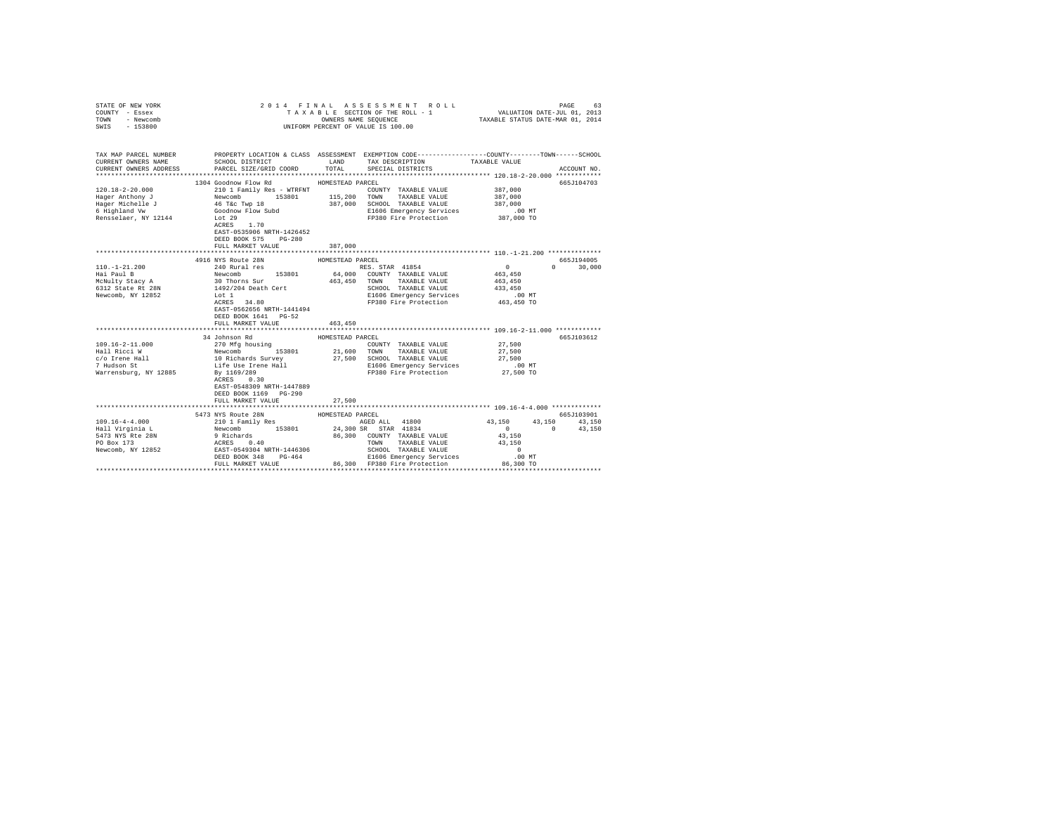STATE OF NEW YORK
COUNTY - Essex
TOWN - Newcomb
SWIS - 153800

2014 FINAL ASSESSMENT ROLL
TAXABLE SECTION OF THE ROLL - 1
OWNERS NAME SEQUENCE
UNIFORM PERCENT OF VALUE IS 100.00

VALUATION DATE-JUL 01, 2013
TAXABLE STATUS DATE-MAR 01, 2014

```
TAX MAP PARCEL NUMBER     PROPERTY LOCATION & CLASS  ASSESSMENT  EXEMPTION CODE-----------------COUNTY--------TOWN------SCHOOL
CURRENT OWNERS NAME       SCHOOL DISTRICT              LAND      TAX DESCRIPTION            TAXABLE VALUE
CURRENT OWNERS ADDRESS    PARCEL SIZE/GRID COORD       TOTAL     SPECIAL DISTRICTS                                      ACCOUNT NO.
******************************************************************************************** 120.18-2-20.000 ************
                      1304 Goodnow Flow Rd              HOMESTEAD PARCEL                                                 665J104703
120.18-2-20.000           210 1 Family Res - WTRFNT            COUNTY  TAXABLE VALUE          387,000
Hager Anthony J           Newcomb        153801       115,200  TOWN    TAXABLE VALUE          387,000
Hager Michelle J          46 T&c Twp 18               387,000  SCHOOL  TAXABLE VALUE          387,000
6 Highland Vw             Goodnow Flow Subd                    E1606 Emergency Services           .00 MT
Rensselaer, NY 12144      Lot 29                               FP380 Fire Protection          387,000 TO
                          ACRES    1.70
                          EAST-0535906 NRTH-1426452
                          DEED BOOK 575    PG-280
                          FULL MARKET VALUE           387,000
******************************************************************************************** 110.-1-21.200 **************
                      4916 NYS Route 28N                HOMESTEAD PARCEL                                                 665J194005
110.-1-21.200             240 Rural res                        RES. STAR 41854                  0           0      30,000
Hai Paul B                Newcomb        153801        64,000  COUNTY  TAXABLE VALUE          463,450
McNulty Stacy A           30 Thorns Sur               463,450  TOWN    TAXABLE VALUE          463,450
6312 State Rt 28N         1492/204 Death Cert                  SCHOOL  TAXABLE VALUE          433,450
Newcomb, NY 12852         Lot 1                                E1606 Emergency Services           .00 MT
                          ACRES   34.80                        FP380 Fire Protection          463,450 TO
                          EAST-0562656 NRTH-1441494
                          DEED BOOK 1641   PG-52
                          FULL MARKET VALUE           463,450
******************************************************************************************** 109.16-2-11.000 ************
                      34 Johnson Rd                     HOMESTEAD PARCEL                                                 665J103612
109.16-2-11.000           270 Mfg housing                      COUNTY  TAXABLE VALUE           27,500
Hall Ricci W              Newcomb        153801        21,600  TOWN    TAXABLE VALUE           27,500
c/o Irene Hall            10 Richards Survey           27,500  SCHOOL  TAXABLE VALUE           27,500
7 Hudson St               Life Use Irene Hall                  E1606 Emergency Services           .00 MT
Warrensburg, NY 12885     By 1169/289                          FP380 Fire Protection           27,500 TO
                          ACRES    0.30
                          EAST-0548309 NRTH-1447889
                          DEED BOOK 1169   PG-290
                          FULL MARKET VALUE            27,500
******************************************************************************************** 109.16-4-4.000 *************
                      5473 NYS Route 28N                HOMESTEAD PARCEL                                                 665J103901
109.16-4-4.000            210 1 Family Res                     AGED ALL  41800             43,150      43,150      43,150
Hall Virginia L           Newcomb        153801        24,300 SR  STAR 41834                  0           0      43,150
5473 NYS Rte 28N          9 Richards                   86,300  COUNTY  TAXABLE VALUE           43,150
PO Box 173                ACRES    0.40                        TOWN    TAXABLE VALUE           43,150
Newcomb, NY 12852         EAST-0549304 NRTH-1446306            SCHOOL  TAXABLE VALUE                0
                          DEED BOOK 348    PG-464              E1606 Emergency Services           .00 MT
                          FULL MARKET VALUE            86,300  FP380 Fire Protection           86,300 TO
****************************************************************************************************************************
```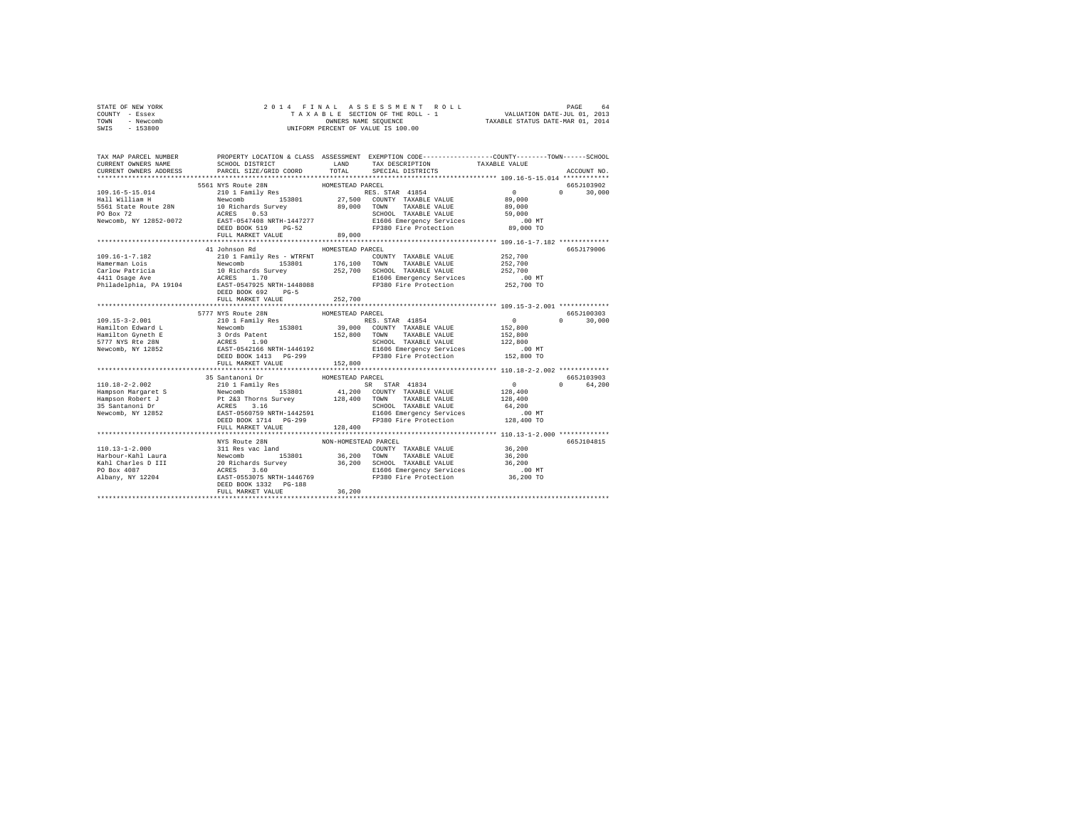STATE OF NEW YORK
COUNTY - Essex
TOWN - Newcomb
SWIS - 153800

2014 FINAL ASSESSMENT ROLL
TAXABLE SECTION OF THE ROLL - 1
OWNERS NAME SEQUENCE
UNIFORM PERCENT OF VALUE IS 100.00

VALUATION DATE-JUL 01, 2013
TAXABLE STATUS DATE-MAR 01, 2014

| TAX MAP PARCEL NUMBER / CURRENT OWNERS NAME / CURRENT OWNERS ADDRESS | PROPERTY LOCATION & CLASS / SCHOOL DISTRICT / PARCEL SIZE/GRID COORD | ASSESSMENT LAND / TOTAL | EXEMPTION CODE / TAX DESCRIPTION / SPECIAL DISTRICTS | COUNTY | TOWN | SCHOOL / TAXABLE VALUE | ACCOUNT NO. |
|---|---|---|---|---|---|---|---|
| **109.16-5-15.014** | 5561 NYS Route 28N — HOMESTEAD PARCEL | | | | | | 665J103902 |
| Hall William H | 210 1 Family Res | | RES. STAR 41854 | 0 | 0 | 30,000 | |
| 5561 State Route 28N | Newcomb 153801 | 27,500 | COUNTY TAXABLE VALUE | 89,000 | | | |
| PO Box 72 | 10 Richards Survey | 89,000 | TOWN TAXABLE VALUE | | 89,000 | | |
| Newcomb, NY 12852-0072 | ACRES 0.53 | | SCHOOL TAXABLE VALUE | | | 59,000 | |
| | EAST-0547408 NRTH-1447277 | | E1606 Emergency Services | .00 MT | | | |
| | DEED BOOK 519 PG-52 | | FP380 Fire Protection | 89,000 TO | | | |
| | FULL MARKET VALUE | 89,000 | | | | | |
| **109.16-1-7.182** | 41 Johnson Rd — HOMESTEAD PARCEL | | | | | | 665J179006 |
| Hamerman Lois | 210 1 Family Res - WTRFNT | | COUNTY TAXABLE VALUE | 252,700 | | | |
| Carlow Patricia | Newcomb 153801 | 176,100 | TOWN TAXABLE VALUE | | 252,700 | | |
| 4411 Osage Ave | 10 Richards Survey | 252,700 | SCHOOL TAXABLE VALUE | | | 252,700 | |
| Philadelphia, PA 19104 | ACRES 1.70 | | E1606 Emergency Services | .00 MT | | | |
| | EAST-0547925 NRTH-1448088 | | FP380 Fire Protection | 252,700 TO | | | |
| | DEED BOOK 692 PG-5 | | | | | | |
| | FULL MARKET VALUE | 252,700 | | | | | |
| **109.15-3-2.001** | 5777 NYS Route 28N — HOMESTEAD PARCEL | | | | | | 665J100303 |
| Hamilton Edward L | 210 1 Family Res | | RES. STAR 41854 | 0 | 0 | 30,000 | |
| Hamilton Gyneth E | Newcomb 153801 | 39,000 | COUNTY TAXABLE VALUE | 152,800 | | | |
| 5777 NYS Rte 28N | 3 Ords Patent | 152,800 | TOWN TAXABLE VALUE | | 152,800 | | |
| Newcomb, NY 12852 | ACRES 1.90 | | SCHOOL TAXABLE VALUE | | | 122,800 | |
| | EAST-0542166 NRTH-1446192 | | E1606 Emergency Services | .00 MT | | | |
| | DEED BOOK 1413 PG-299 | | FP380 Fire Protection | 152,800 TO | | | |
| | FULL MARKET VALUE | 152,800 | | | | | |
| **110.18-2-2.002** | 35 Santanoni Dr — HOMESTEAD PARCEL | | | | | | 665J103903 |
| Hampson Margaret S | 210 1 Family Res | | SR STAR 41834 | 0 | 0 | 64,200 | |
| Hampson Robert J | Newcomb 153801 | 41,200 | COUNTY TAXABLE VALUE | 128,400 | | | |
| 35 Santanoni Dr | Pt 2&3 Thorns Survey | 128,400 | TOWN TAXABLE VALUE | | 128,400 | | |
| Newcomb, NY 12852 | ACRES 3.16 | | SCHOOL TAXABLE VALUE | | | 64,200 | |
| | EAST-0560759 NRTH-1442591 | | E1606 Emergency Services | .00 MT | | | |
| | DEED BOOK 1714 PG-299 | | FP380 Fire Protection | 128,400 TO | | | |
| | FULL MARKET VALUE | 128,400 | | | | | |
| **110.13-1-2.000** | NYS Route 28N — NON-HOMESTEAD PARCEL | | | | | | 665J104815 |
| Harbour-Kahl Laura | 311 Res vac land | | COUNTY TAXABLE VALUE | 36,200 | | | |
| Kahl Charles D III | Newcomb 153801 | 36,200 | TOWN TAXABLE VALUE | | 36,200 | | |
| PO Box 4087 | 20 Richards Survey | 36,200 | SCHOOL TAXABLE VALUE | | | 36,200 | |
| Albany, NY 12204 | ACRES 3.60 | | E1606 Emergency Services | .00 MT | | | |
| | EAST-0553075 NRTH-1446769 | | FP380 Fire Protection | 36,200 TO | | | |
| | DEED BOOK 1332 PG-188 | | | | | | |
| | FULL MARKET VALUE | 36,200 | | | | | |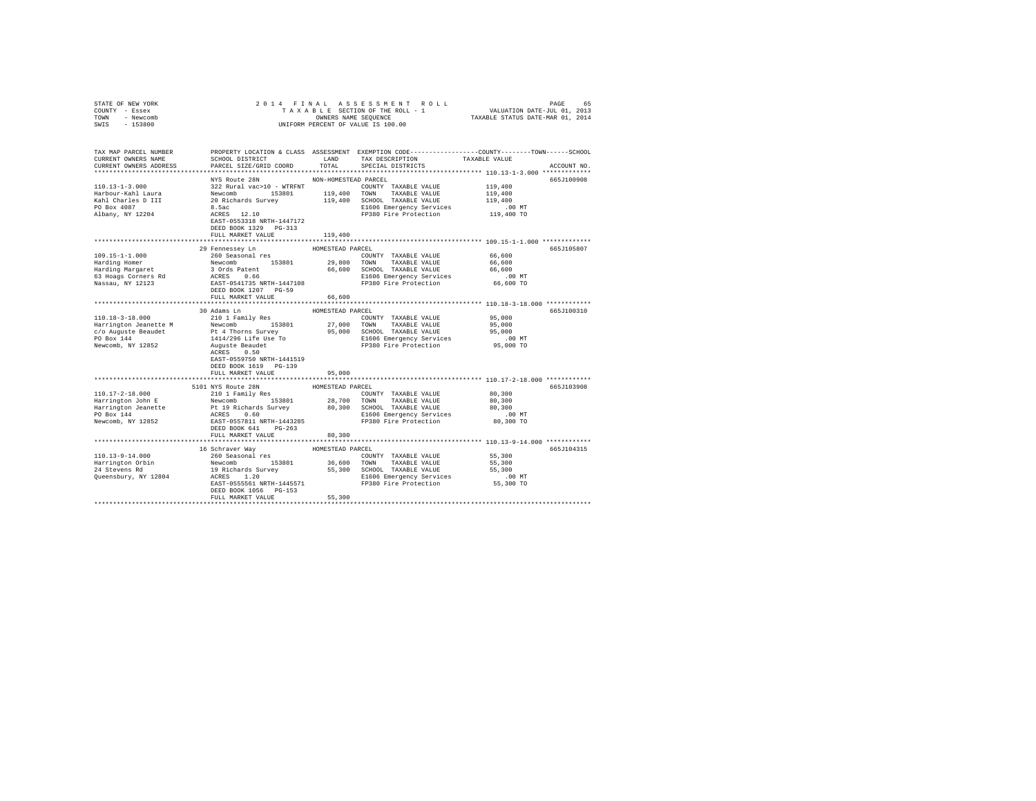STATE OF NEW YORK
COUNTY - Essex
TOWN - Newcomb
SWIS - 153800

2014 FINAL ASSESSMENT ROLL
TAXABLE SECTION OF THE ROLL - 1
OWNERS NAME SEQUENCE
UNIFORM PERCENT OF VALUE IS 100.00

VALUATION DATE-JUL 01, 2013
TAXABLE STATUS DATE-MAR 01, 2014

| TAX MAP PARCEL NUMBER / CURRENT OWNERS NAME / CURRENT OWNERS ADDRESS | PROPERTY LOCATION & CLASS / SCHOOL DISTRICT / PARCEL SIZE/GRID COORD | ASSESSMENT LAND / TOTAL | EXEMPTION CODE / TAX DESCRIPTION / SPECIAL DISTRICTS | TAXABLE VALUE (COUNTY / TOWN / SCHOOL) | ACCOUNT NO. |
|---|---|---|---|---|---|
| **110.13-1-3.000** | NYS Route 28N | NON-HOMESTEAD PARCEL | | | 665J100908 |
| Harbour-Kahl Laura | 322 Rural vac>10 - WTRFNT | | COUNTY TAXABLE VALUE | 119,400 | |
| Kahl Charles D III | Newcomb 153801 | 119,400 | TOWN TAXABLE VALUE | 119,400 | |
| PO Box 4087 | 20 Richards Survey | 119,400 | SCHOOL TAXABLE VALUE | 119,400 | |
| Albany, NY 12204 | 8.5ac | | E1606 Emergency Services | .00 MT | |
| | ACRES 12.10 | | FP380 Fire Protection | 119,400 TO | |
| | EAST-0553318 NRTH-1447172 | | | | |
| | DEED BOOK 1329 PG-313 | | | | |
| | FULL MARKET VALUE | 119,400 | | | |
| **109.15-1-1.000** | 29 Fennessey Ln | HOMESTEAD PARCEL | | | 665J105807 |
| Harding Homer | 260 Seasonal res | | COUNTY TAXABLE VALUE | 66,600 | |
| Harding Margaret | Newcomb 153801 | 29,800 | TOWN TAXABLE VALUE | 66,600 | |
| 63 Hoags Corners Rd | 3 Ords Patent | 66,600 | SCHOOL TAXABLE VALUE | 66,600 | |
| Nassau, NY 12123 | ACRES 0.66 | | E1606 Emergency Services | .00 MT | |
| | EAST-0541735 NRTH-1447108 | | FP380 Fire Protection | 66,600 TO | |
| | DEED BOOK 1207 PG-59 | | | | |
| | FULL MARKET VALUE | 66,600 | | | |
| **110.18-3-18.000** | 30 Adams Ln | HOMESTEAD PARCEL | | | 665J100310 |
| Harrington Jeanette M | 210 1 Family Res | | COUNTY TAXABLE VALUE | 95,000 | |
| c/o Auguste Beaudet | Newcomb 153801 | 27,000 | TOWN TAXABLE VALUE | 95,000 | |
| PO Box 144 | Pt 4 Thorns Survey | 95,000 | SCHOOL TAXABLE VALUE | 95,000 | |
| Newcomb, NY 12852 | 1414/296 Life Use To | | E1606 Emergency Services | .00 MT | |
| | Auguste Beaudet | | FP380 Fire Protection | 95,000 TO | |
| | ACRES 0.50 | | | | |
| | EAST-0559750 NRTH-1441519 | | | | |
| | DEED BOOK 1619 PG-139 | | | | |
| | FULL MARKET VALUE | 95,000 | | | |
| **110.17-2-18.000** | 5101 NYS Route 28N | HOMESTEAD PARCEL | | | 665J103908 |
| Harrington John E | 210 1 Family Res | | COUNTY TAXABLE VALUE | 80,300 | |
| Harrington Jeanette | Newcomb 153801 | 28,700 | TOWN TAXABLE VALUE | 80,300 | |
| PO Box 144 | Pt 19 Richards Survey | 80,300 | SCHOOL TAXABLE VALUE | 80,300 | |
| Newcomb, NY 12852 | ACRES 0.60 | | E1606 Emergency Services | .00 MT | |
| | EAST-0557811 NRTH-1443285 | | FP380 Fire Protection | 80,300 TO | |
| | DEED BOOK 641 PG-263 | | | | |
| | FULL MARKET VALUE | 80,300 | | | |
| **110.13-9-14.000** | 16 Schraver Way | HOMESTEAD PARCEL | | | 665J104315 |
| Harrington Orbin | 260 Seasonal res | | COUNTY TAXABLE VALUE | 55,300 | |
| 24 Stevens Rd | Newcomb 153801 | 36,600 | TOWN TAXABLE VALUE | 55,300 | |
| Queensbury, NY 12804 | 19 Richards Survey | 55,300 | SCHOOL TAXABLE VALUE | 55,300 | |
| | ACRES 1.20 | | E1606 Emergency Services | .00 MT | |
| | EAST-0555561 NRTH-1445571 | | FP380 Fire Protection | 55,300 TO | |
| | DEED BOOK 1056 PG-153 | | | | |
| | FULL MARKET VALUE | 55,300 | | | |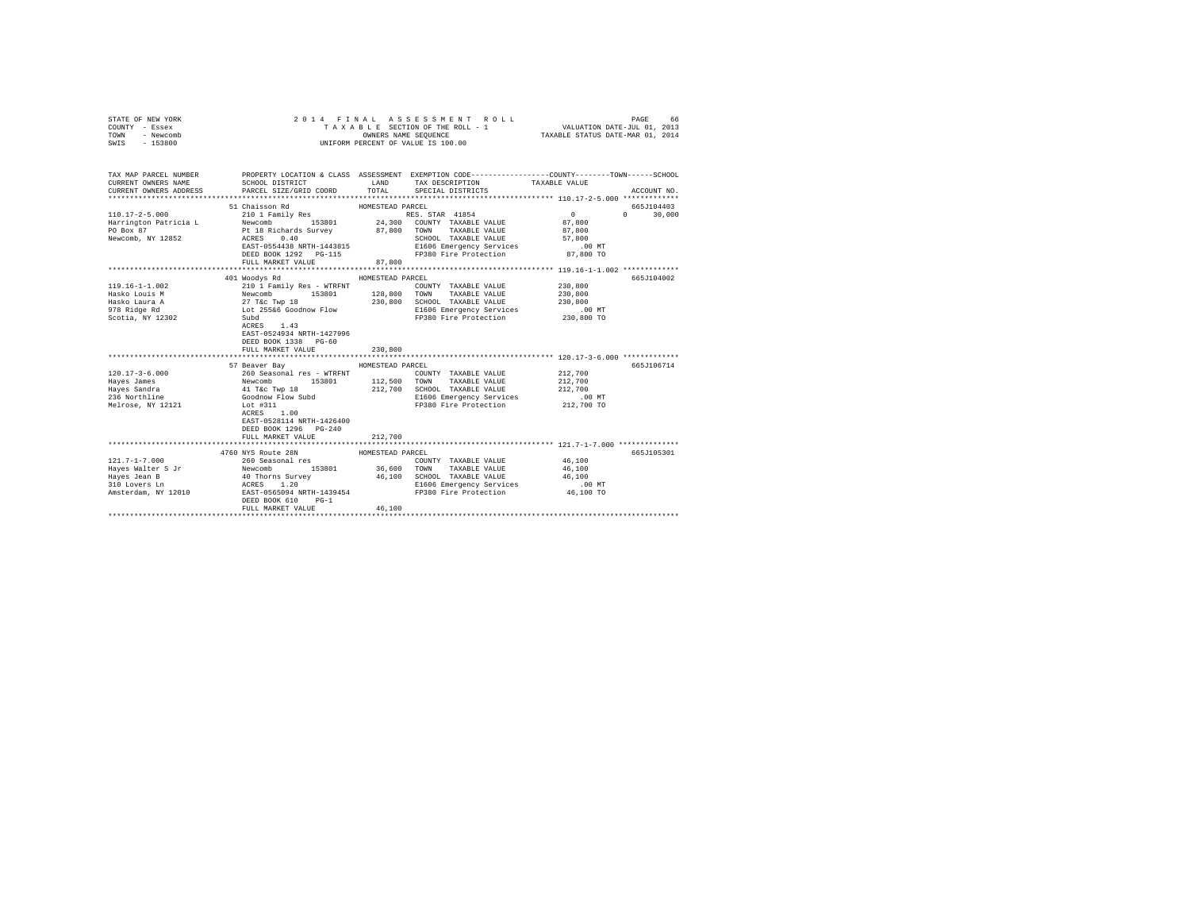STATE OF NEW YORK                    2 0 1 4   F I N A L   A S S E S S M E N T   R O L L
COUNTY - Essex                         T A X A B L E   SECTION OF THE ROLL - 1                    VALUATION DATE-JUL 01, 2013
TOWN   - Newcomb                              OWNERS NAME SEQUENCE                              TAXABLE STATUS DATE-MAR 01, 2014
SWIS   - 153800                          UNIFORM PERCENT OF VALUE IS 100.00

```
TAX MAP PARCEL NUMBER          PROPERTY LOCATION & CLASS  ASSESSMENT  EXEMPTION CODE-----------------COUNTY--------TOWN------SCHOOL
CURRENT OWNERS NAME            SCHOOL DISTRICT              LAND      TAX DESCRIPTION           TAXABLE VALUE
CURRENT OWNERS ADDRESS         PARCEL SIZE/GRID COORD       TOTAL     SPECIAL DISTRICTS                                    ACCOUNT NO.
*********************************************************************************************** 110.17-2-5.000 *************
                     51 Chaisson Rd                  HOMESTEAD PARCEL                                                     665J104403
110.17-2-5.000                 210 1 Family Res                       RES. STAR 41854                 0            0       30,000
Harrington Patricia L          Newcomb       153801       24,300   COUNTY  TAXABLE VALUE           87,800
PO Box 87                      Pt 18 Richards Survey       87,800   TOWN    TAXABLE VALUE           87,800
Newcomb, NY 12852              ACRES    0.40                        SCHOOL  TAXABLE VALUE           57,800
                               EAST-0554438 NRTH-1443815            E1606 Emergency Services           .00 MT
                               DEED BOOK 1292   PG-115              FP380 Fire Protection           87,800 TO
                               FULL MARKET VALUE             87,800
*********************************************************************************************** 119.16-1-1.002 *************
                     401 Woodys Rd                   HOMESTEAD PARCEL                                                     665J104002
119.16-1-1.002                 210 1 Family Res - WTRFNT             COUNTY  TAXABLE VALUE          230,800
Hasko Louis M                  Newcomb       153801      128,800   TOWN    TAXABLE VALUE          230,800
Hasko Laura A                  27 T&c Twp 18               230,800   SCHOOL  TAXABLE VALUE          230,800
978 Ridge Rd                   Lot 255&6 Goodnow Flow               E1606 Emergency Services           .00 MT
Scotia, NY 12302               Subd                                 FP380 Fire Protection          230,800 TO
                               ACRES    1.43
                               EAST-0524934 NRTH-1427996
                               DEED BOOK 1338   PG-60
                               FULL MARKET VALUE            230,800
*********************************************************************************************** 120.17-3-6.000 *************
                     57 Beaver Bay                   HOMESTEAD PARCEL                                                     665J106714
120.17-3-6.000                 260 Seasonal res - WTRFNT             COUNTY  TAXABLE VALUE          212,700
Hayes James                    Newcomb       153801      112,500   TOWN    TAXABLE VALUE          212,700
Hayes Sandra                   41 T&c Twp 18               212,700   SCHOOL  TAXABLE VALUE          212,700
236 Northline                  Goodnow Flow Subd                    E1606 Emergency Services           .00 MT
Melrose, NY 12121              Lot #311                             FP380 Fire Protection          212,700 TO
                               ACRES    1.00
                               EAST-0528114 NRTH-1426400
                               DEED BOOK 1296   PG-240
                               FULL MARKET VALUE            212,700
*********************************************************************************************** 121.7-1-7.000 **************
                     4760 NYS Route 28N              HOMESTEAD PARCEL                                                     665J105301
121.7-1-7.000                  260 Seasonal res                      COUNTY  TAXABLE VALUE           46,100
Hayes Walter S Jr              Newcomb       153801       36,600   TOWN    TAXABLE VALUE           46,100
Hayes Jean B                   40 Thorns Survey             46,100   SCHOOL  TAXABLE VALUE           46,100
310 Lovers Ln                  ACRES    1.20                        E1606 Emergency Services           .00 MT
Amsterdam, NY 12010            EAST-0565094 NRTH-1439454            FP380 Fire Protection           46,100 TO
                               DEED BOOK 610    PG-1
                               FULL MARKET VALUE             46,100
****************************************************************************************************************************
```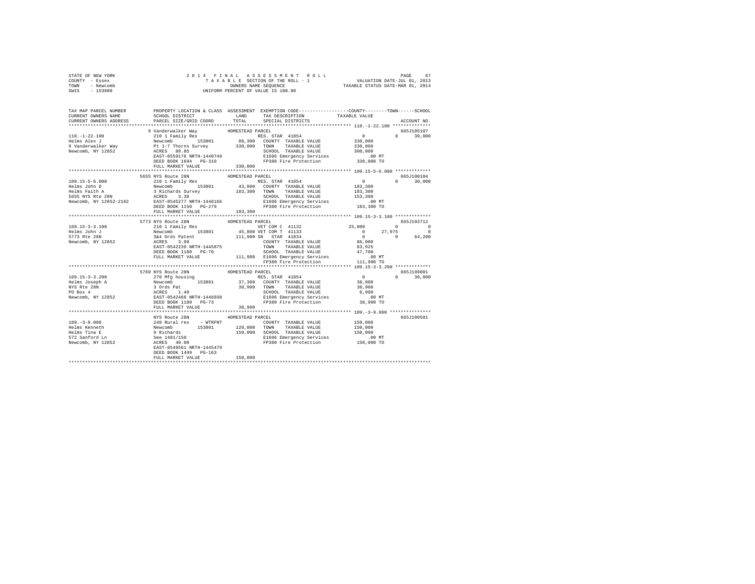STATE OF NEW YORK — 2014 FINAL ASSESSMENT ROLL
COUNTY - Essex — TAXABLE SECTION OF THE ROLL - 1 — VALUATION DATE-JUL 01, 2013
TOWN - Newcomb — OWNERS NAME SEQUENCE — TAXABLE STATUS DATE-MAR 01, 2014
SWIS - 153800 — UNIFORM PERCENT OF VALUE IS 100.00

```
TAX MAP PARCEL NUMBER          PROPERTY LOCATION & CLASS  ASSESSMENT  EXEMPTION CODE-----------------COUNTY--------TOWN------SCHOOL
CURRENT OWNERS NAME            SCHOOL DISTRICT              LAND      TAX DESCRIPTION            TAXABLE VALUE
CURRENT OWNERS ADDRESS         PARCEL SIZE/GRID COORD       TOTAL     SPECIAL DISTRICTS                                    ACCOUNT NO.
****************************************************************************************************** 110.-1-22.100 **************
                               9 Vanderwalker Way           HOMESTEAD PARCEL                                               665J105107
110.-1-22.100                  210 1 Family Res                       RES. STAR 41854              0            0      30,000
Helms Alex J                   Newcomb        153801        88,300   COUNTY  TAXABLE VALUE         330,000
9 Vanderwalker Way             Pt 1-7 Thorns Survey        330,000   TOWN    TAXABLE VALUE         330,000
Newcomb, NY 12852              ACRES  89.85                          SCHOOL  TAXABLE VALUE         300,000
                               EAST-0559176 NRTH-1440749             E1606 Emergency Services          .00 MT
                               DEED BOOK 1694   PG-310               FP380 Fire Protection         330,000 TO
                               FULL MARKET VALUE           330,000
****************************************************************************************************** 109.15-5-6.000 *************
                               5655 NYS Route 28N           HOMESTEAD PARCEL                                               665J100104
109.15-5-6.000                 210 1 Family Res                       RES. STAR 41854              0            0      30,000
Helms John D                   Newcomb        153801        43,800   COUNTY  TAXABLE VALUE         183,300
Helms Faith A                  3 Richards Survey           183,300   TOWN    TAXABLE VALUE         183,300
5655 NYS Rte 28N               ACRES   3.30                          SCHOOL  TAXABLE VALUE         153,300
Newcomb, NY 12852-2162         EAST-0545277 NRTH-1446166             E1606 Emergency Services          .00 MT
                               DEED BOOK 1150   PG-279               FP380 Fire Protection         183,300 TO
                               FULL MARKET VALUE           183,300
****************************************************************************************************** 109.15-3-3.100 *************
                               5773 NYS Route 28N           HOMESTEAD PARCEL                                               665J103712
109.15-3-3.100                 210 1 Family Res                       VET COM C 41132         25,000            0           0
Helms John J                   Newcomb        153801        45,800 VET COM T 41133                0       27,975           0
5773 Rte 28N                   3&4 Ords Patent             111,900 SR   STAR 41834                0            0      64,200
Newcomb, NY 12852              ACRES   3.90                          COUNTY  TAXABLE VALUE          86,900
                               EAST-0542239 NRTH-1445875             TOWN    TAXABLE VALUE          83,925
                               DEED BOOK 1180   PG-70                SCHOOL  TAXABLE VALUE          47,700
                               FULL MARKET VALUE           111,900   E1606 Emergency Services          .00 MT
                                                                     FP380 Fire Protection         111,900 TO
****************************************************************************************************** 109.15-3-3.200 *************
                               5769 NYS Route 28N           HOMESTEAD PARCEL                                               665J199001
109.15-3-3.200                 270 Mfg housing                        RES. STAR 41854              0            0      30,000
Helms Joseph A                 Newcomb        153801        37,300   COUNTY  TAXABLE VALUE          38,900
NYS Rte 28N                    3 Ords Pat                   38,900   TOWN    TAXABLE VALUE          38,900
PO Box 4                       ACRES   1.40                          SCHOOL  TAXABLE VALUE           8,900
Newcomb, NY 12852              EAST-0542466 NRTH-1446030             E1606 Emergency Services          .00 MT
                               DEED BOOK 1180   PG-73                FP380 Fire Protection          38,900 TO
                               FULL MARKET VALUE            38,900
****************************************************************************************************** 109.-3-9.000 ***************
                               NYS Route 28N                HOMESTEAD PARCEL                                               665J100501
109.-3-9.000                   240 Rural res    - WTRFNT             COUNTY  TAXABLE VALUE         150,000
Helms Kenneth                  Newcomb        153801       120,000   TOWN    TAXABLE VALUE         150,000
Helms Tina E                   9 Richards                  150,000   SCHOOL  TAXABLE VALUE         150,000
572 Sanford Ln                 See 1481/150                          E1606 Emergency Services          .00 MT
Newcomb, NY 12852              ACRES  40.00                          FP380 Fire Protection         150,000 TO
                               EAST-0549561 NRTH-1445479
                               DEED BOOK 1499   PG-163
                               FULL MARKET VALUE           150,000
************************************************************************************************************************************
```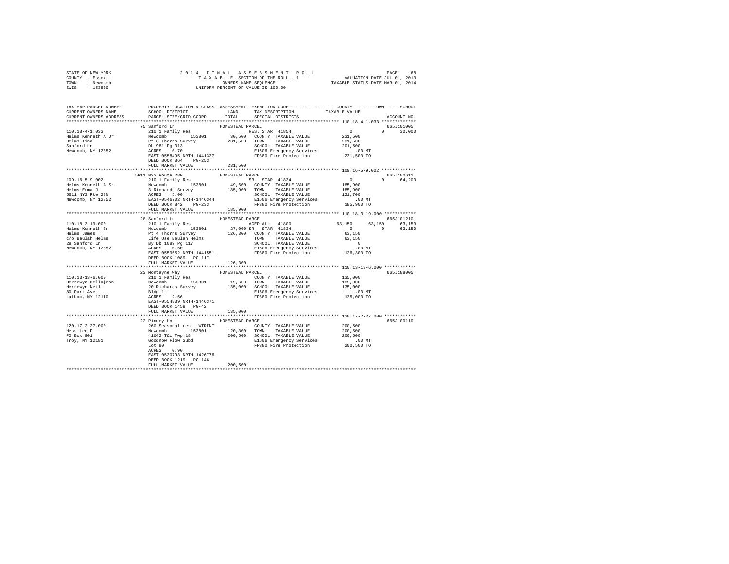STATE OF NEW YORK
COUNTY - Essex
TOWN - Newcomb
SWIS - 153800

2014 FINAL ASSESSMENT ROLL
TAXABLE SECTION OF THE ROLL - 1
OWNERS NAME SEQUENCE
UNIFORM PERCENT OF VALUE IS 100.00

VALUATION DATE-JUL 01, 2013
TAXABLE STATUS DATE-MAR 01, 2014

```
TAX MAP PARCEL NUMBER          PROPERTY LOCATION & CLASS  ASSESSMENT  EXEMPTION CODE-----------------COUNTY--------TOWN------SCHOOL
CURRENT OWNERS NAME            SCHOOL DISTRICT              LAND      TAX DESCRIPTION            TAXABLE VALUE
CURRENT OWNERS ADDRESS         PARCEL SIZE/GRID COORD       TOTAL     SPECIAL DISTRICTS                                     ACCOUNT NO.
******************************************************************************************************* 110.18-4-1.033 *************
                               75 Sanford Ln                HOMESTEAD PARCEL                                                 665J101005
110.18-4-1.033                 210 1 Family Res                        RES. STAR 41854             0             0       30,000
Helms Kenneth A Jr             Newcomb        153801        30,500  COUNTY  TAXABLE VALUE         231,500
Helms Tina                     Pt 6 Thorns Survey          231,500  TOWN    TAXABLE VALUE         231,500
Sanford Ln                     Db 981 Pg 313                         SCHOOL  TAXABLE VALUE         201,500
Newcomb, NY 12852              ACRES    0.70                         E1606 Emergency Services          .00 MT
                               EAST-0558495 NRTH-1441337             FP380 Fire Protection         231,500 TO
                               DEED BOOK 864    PG-253
                               FULL MARKET VALUE           231,500
******************************************************************************************************* 109.16-5-9.002 *************
                               5611 NYS Route 28N           HOMESTEAD PARCEL                                                 665J100611
109.16-5-9.002                 210 1 Family Res                        SR  STAR 41834              0             0       64,200
Helms Kenneth A Sr             Newcomb        153801        49,600  COUNTY  TAXABLE VALUE         185,900
Helms Erma J                   3 Richards Survey           185,900  TOWN    TAXABLE VALUE         185,900
5611 NYS Rte 28N               ACRES    5.00                         SCHOOL  TAXABLE VALUE         121,700
Newcomb, NY 12852              EAST-0546702 NRTH-1446344             E1606 Emergency Services          .00 MT
                               DEED BOOK 842    PG-233               FP380 Fire Protection         185,900 TO
                               FULL MARKET VALUE           185,900
******************************************************************************************************* 110.18-3-19.000 ************
                               28 Sanford Ln                HOMESTEAD PARCEL                                                 665J101210
110.18-3-19.000                210 1 Family Res                        AGED ALL  41800        63,150        63,150       63,150
Helms Kenneth Sr               Newcomb        153801        27,000 SR  STAR 41834              0             0       63,150
Helms James                    Pt 4 Thorns Survey          126,300  COUNTY  TAXABLE VALUE          63,150
c/o Beulah Helms               Life Use Beulah Helms                 TOWN    TAXABLE VALUE          63,150
28 Sanford Ln                  By Db 1089 Pg 117                     SCHOOL  TAXABLE VALUE               0
Newcomb, NY 12852              ACRES    0.50                         E1606 Emergency Services          .00 MT
                               EAST-0559652 NRTH-1441551             FP380 Fire Protection         126,300 TO
                               DEED BOOK 1089   PG-117
                               FULL MARKET VALUE           126,300
******************************************************************************************************* 110.13-13-6.000 ************
                               23 Montayne Way              HOMESTEAD PARCEL                                                 665J188005
110.13-13-6.000                210 1 Family Res                        COUNTY  TAXABLE VALUE         135,000
Herrewyn Dellajean             Newcomb        153801        19,600  TOWN    TAXABLE VALUE         135,000
Herrewyn Neil                  20 Richards Survey          135,000  SCHOOL  TAXABLE VALUE         135,000
80 Park Ave                    Bldg 1                                E1606 Emergency Services          .00 MT
Latham, NY 12110               ACRES    2.66                         FP380 Fire Protection         135,000 TO
                               EAST-0554839 NRTH-1446371
                               DEED BOOK 1459   PG-42
                               FULL MARKET VALUE           135,000
******************************************************************************************************* 120.17-2-27.000 ************
                               22 Pinney Ln                 HOMESTEAD PARCEL                                                 665J100110
120.17-2-27.000                260 Seasonal res - WTRFNT               COUNTY  TAXABLE VALUE         200,500
Hess Lee F                     Newcomb        153801       120,300  TOWN    TAXABLE VALUE         200,500
PO Box 901                     41&42 T&c Twp 18            200,500  SCHOOL  TAXABLE VALUE         200,500
Troy, NY 12181                 Goodnow Flow Subd                     E1606 Emergency Services          .00 MT
                               Lot 80                                FP380 Fire Protection         200,500 TO
                               ACRES    0.90
                               EAST-0530793 NRTH-1426776
                               DEED BOOK 1219   PG-146
                               FULL MARKET VALUE           200,500
************************************************************************************************************************************
```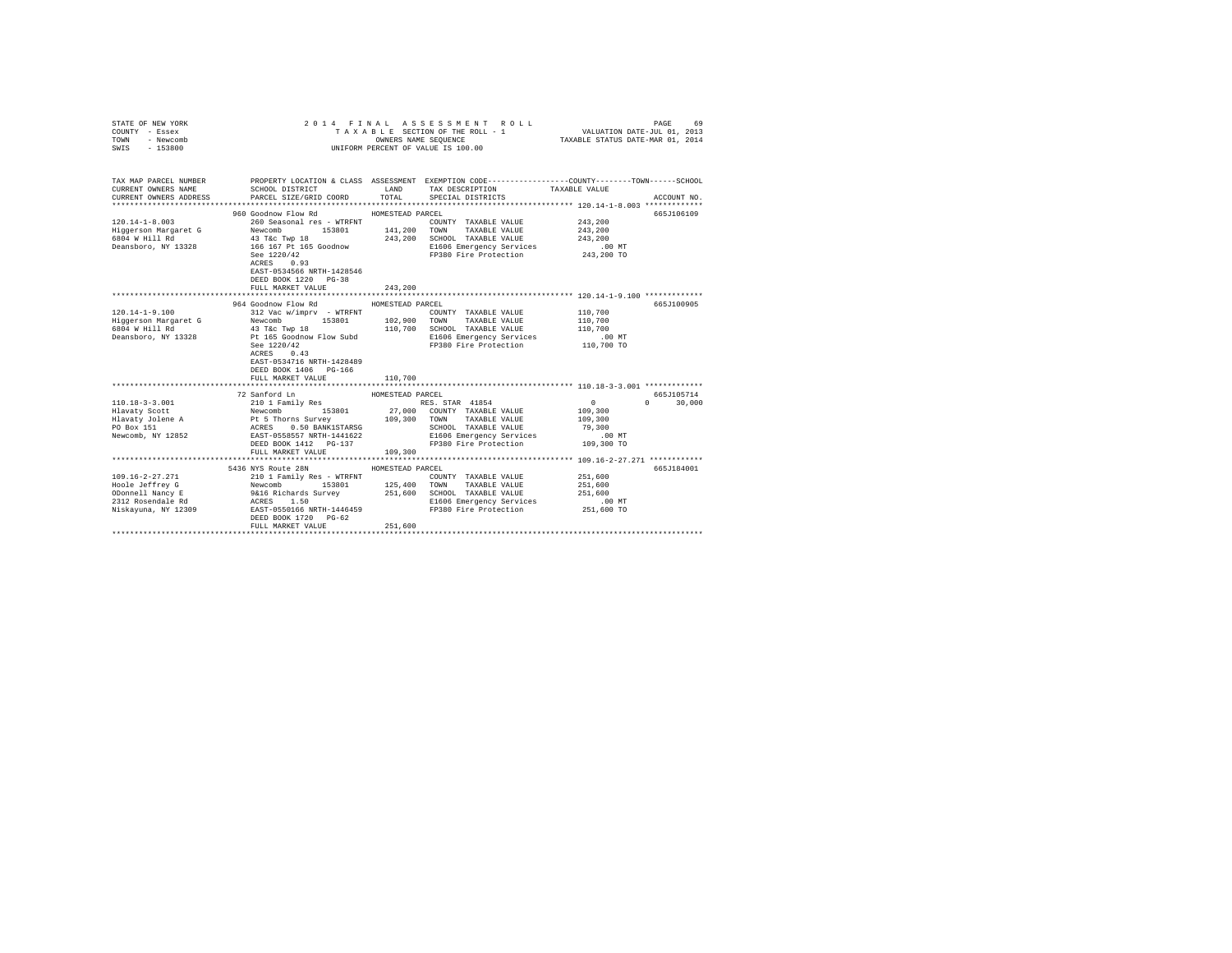STATE OF NEW YORK | 2014 FINAL ASSESSMENT ROLL | VALUATION DATE-JUL 01, 2013
COUNTY - Essex | TAXABLE SECTION OF THE ROLL - 1 | TAXABLE STATUS DATE-MAR 01, 2014
TOWN - Newcomb | OWNERS NAME SEQUENCE
SWIS - 153800 | UNIFORM PERCENT OF VALUE IS 100.00

| TAX MAP PARCEL NUMBER / CURRENT OWNERS NAME / CURRENT OWNERS ADDRESS | PROPERTY LOCATION & CLASS / SCHOOL DISTRICT / PARCEL SIZE/GRID COORD | ASSESSMENT LAND | TOTAL | EXEMPTION CODE / TAX DESCRIPTION / SPECIAL DISTRICTS | COUNTY | TOWN | SCHOOL | ACCOUNT NO. |
|---|---|---|---|---|---|---|---|---|
| **120.14-1-8.003** | 960 Goodnow Flow Rd | HOMESTEAD PARCEL | | | | | | 665J106109 |
| Higgerson Margaret G | 260 Seasonal res - WTRFNT | | | COUNTY TAXABLE VALUE | 243,200 | | | |
| 6804 W Hill Rd | Newcomb 153801 | 141,200 | | TOWN TAXABLE VALUE | | 243,200 | | |
| Deansboro, NY 13328 | 43 T&c Twp 18 | | 243,200 | SCHOOL TAXABLE VALUE | | | 243,200 | |
| | 166 167 Pt 165 Goodnow | | | E1606 Emergency Services | .00 MT | | | |
| | See 1220/42 | | | FP380 Fire Protection | 243,200 TO | | | |
| | ACRES 0.93 | | | | | | | |
| | EAST-0534566 NRTH-1428546 | | | | | | | |
| | DEED BOOK 1220 PG-38 | | | | | | | |
| | FULL MARKET VALUE | | 243,200 | | | | | |
| **120.14-1-9.100** | 964 Goodnow Flow Rd | HOMESTEAD PARCEL | | | | | | 665J100905 |
| Higgerson Margaret G | 312 Vac w/imprv - WTRFNT | | | COUNTY TAXABLE VALUE | 110,700 | | | |
| 6804 W Hill Rd | Newcomb 153801 | 102,900 | | TOWN TAXABLE VALUE | | 110,700 | | |
| Deansboro, NY 13328 | 43 T&c Twp 18 | | 110,700 | SCHOOL TAXABLE VALUE | | | 110,700 | |
| | Pt 165 Goodnow Flow Subd | | | E1606 Emergency Services | .00 MT | | | |
| | See 1220/42 | | | FP380 Fire Protection | 110,700 TO | | | |
| | ACRES 0.43 | | | | | | | |
| | EAST-0534716 NRTH-1428489 | | | | | | | |
| | DEED BOOK 1406 PG-166 | | | | | | | |
| | FULL MARKET VALUE | | 110,700 | | | | | |
| **110.18-3-3.001** | 72 Sanford Ln | HOMESTEAD PARCEL | | | | | | 665J105714 |
| Hlavaty Scott | 210 1 Family Res | | | RES. STAR 41854 | 0 | 0 | 30,000 | |
| Hlavaty Jolene A | Newcomb 153801 | 27,000 | | COUNTY TAXABLE VALUE | 109,300 | | | |
| PO Box 151 | Pt 5 Thorns Survey | | 109,300 | TOWN TAXABLE VALUE | | 109,300 | | |
| Newcomb, NY 12852 | ACRES 0.50 BANK1STARSG | | | SCHOOL TAXABLE VALUE | | | 79,300 | |
| | EAST-0558557 NRTH-1441622 | | | E1606 Emergency Services | .00 MT | | | |
| | DEED BOOK 1412 PG-137 | | | FP380 Fire Protection | 109,300 TO | | | |
| | FULL MARKET VALUE | | 109,300 | | | | | |
| **109.16-2-27.271** | 5436 NYS Route 28N | HOMESTEAD PARCEL | | | | | | 665J184001 |
| Hoole Jeffrey G | 210 1 Family Res - WTRFNT | | | COUNTY TAXABLE VALUE | 251,600 | | | |
| ODonnell Nancy E | Newcomb 153801 | 125,400 | | TOWN TAXABLE VALUE | | 251,600 | | |
| 2312 Rosendale Rd | 9&16 Richards Survey | | 251,600 | SCHOOL TAXABLE VALUE | | | 251,600 | |
| Niskayuna, NY 12309 | ACRES 1.50 | | | E1606 Emergency Services | .00 MT | | | |
| | EAST-0550166 NRTH-1446459 | | | FP380 Fire Protection | 251,600 TO | | | |
| | DEED BOOK 1720 PG-62 | | | | | | | |
| | FULL MARKET VALUE | | 251,600 | | | | | |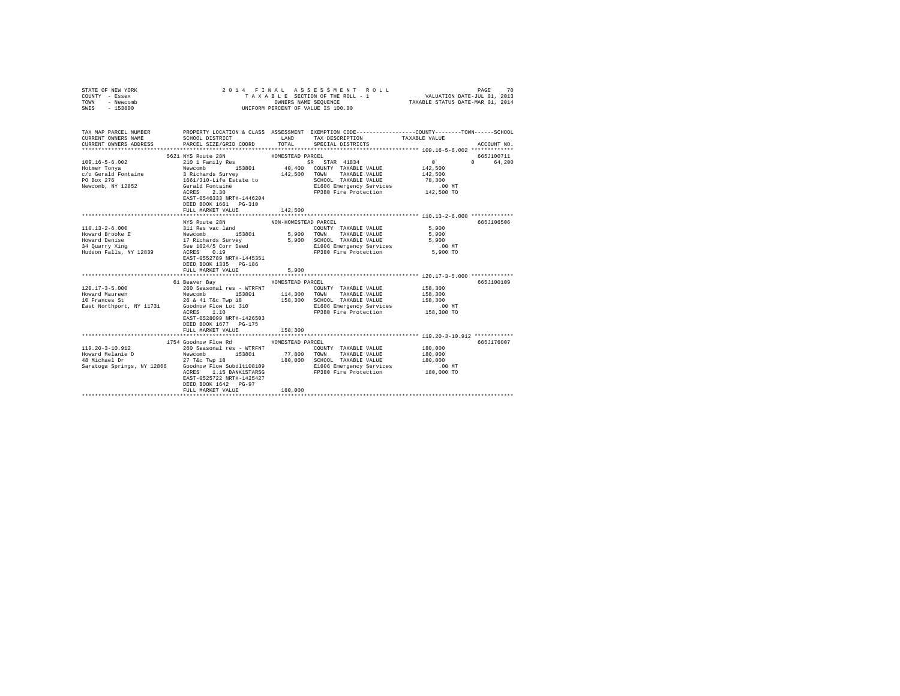STATE OF NEW YORK
COUNTY - Essex
TOWN - Newcomb
SWIS - 153800

2014 FINAL ASSESSMENT ROLL
TAXABLE SECTION OF THE ROLL - 1
OWNERS NAME SEQUENCE
UNIFORM PERCENT OF VALUE IS 100.00

VALUATION DATE-JUL 01, 2013
TAXABLE STATUS DATE-MAR 01, 2014

| TAX MAP PARCEL NUMBER / CURRENT OWNERS NAME / CURRENT OWNERS ADDRESS | PROPERTY LOCATION & CLASS / SCHOOL DISTRICT / PARCEL SIZE/GRID COORD | ASSESSMENT LAND / TOTAL | EXEMPTION CODE / TAX DESCRIPTION / SPECIAL DISTRICTS | COUNTY | TOWN | SCHOOL | ACCOUNT NO. |
|---|---|---|---|---|---|---|---|
| **109.16-5-6.002** | 5621 NYS Route 28N | HOMESTEAD PARCEL | | | | | 665J100711 |
| 109.16-5-6.002 | 210 1 Family Res | | SR STAR 41834 | 0 | 0 | 64,200 | |
| Hotmer Tonya | Newcomb 153801 | 40,400 | COUNTY TAXABLE VALUE | 142,500 | | | |
| c/o Gerald Fontaine | 3 Richards Survey | 142,500 | TOWN TAXABLE VALUE | | 142,500 | | |
| PO Box 276 | 1661/310-Life Estate to | | SCHOOL TAXABLE VALUE | | | 78,300 | |
| Newcomb, NY 12852 | Gerald Fontaine | | E1606 Emergency Services | .00 MT | | | |
| | ACRES 2.30 | | FP380 Fire Protection | 142,500 TO | | | |
| | EAST-0546333 NRTH-1446204 | | | | | | |
| | DEED BOOK 1661 PG-310 | | | | | | |
| | FULL MARKET VALUE | 142,500 | | | | | |
| **110.13-2-6.000** | NYS Route 28N | NON-HOMESTEAD PARCEL | | | | | 665J106506 |
| 110.13-2-6.000 | 311 Res vac land | | COUNTY TAXABLE VALUE | 5,900 | | | |
| Howard Brooke E | Newcomb 153801 | 5,900 | TOWN TAXABLE VALUE | | 5,900 | | |
| Howard Denise | 17 Richards Survey | 5,900 | SCHOOL TAXABLE VALUE | | | 5,900 | |
| 34 Quarry Xing | See 1024/5 Corr Deed | | E1606 Emergency Services | .00 MT | | | |
| Hudson Falls, NY 12839 | ACRES 0.19 | | FP380 Fire Protection | 5,900 TO | | | |
| | EAST-0552789 NRTH-1445351 | | | | | | |
| | DEED BOOK 1335 PG-186 | | | | | | |
| | FULL MARKET VALUE | 5,900 | | | | | |
| **120.17-3-5.000** | 61 Beaver Bay | HOMESTEAD PARCEL | | | | | 665J100109 |
| 120.17-3-5.000 | 260 Seasonal res - WTRFNT | | COUNTY TAXABLE VALUE | 158,300 | | | |
| Howard Maureen | Newcomb 153801 | 114,300 | TOWN TAXABLE VALUE | | 158,300 | | |
| 10 Frances St | 26 & 41 T&c Twp 18 | 158,300 | SCHOOL TAXABLE VALUE | | | 158,300 | |
| East Northport, NY 11731 | Goodnow Flow Lot 310 | | E1606 Emergency Services | .00 MT | | | |
| | ACRES 1.10 | | FP380 Fire Protection | 158,300 TO | | | |
| | EAST-0528099 NRTH-1426503 | | | | | | |
| | DEED BOOK 1677 PG-175 | | | | | | |
| | FULL MARKET VALUE | 158,300 | | | | | |
| **119.20-3-10.912** | 1754 Goodnow Flow Rd | HOMESTEAD PARCEL | | | | | 665J176007 |
| 119.20-3-10.912 | 260 Seasonal res - WTRFNT | | COUNTY TAXABLE VALUE | 180,000 | | | |
| Howard Melanie D | Newcomb 153801 | 77,800 | TOWN TAXABLE VALUE | | 180,000 | | |
| 48 Michael Dr | 27 T&c Twp 18 | 180,000 | SCHOOL TAXABLE VALUE | | | 180,000 | |
| Saratoga Springs, NY 12866 | Goodnow Flow Subdlt108109 | | E1606 Emergency Services | .00 MT | | | |
| | ACRES 1.15 BANK1STARSG | | FP380 Fire Protection | 180,000 TO | | | |
| | EAST-0525722 NRTH-1425427 | | | | | | |
| | DEED BOOK 1642 PG-97 | | | | | | |
| | FULL MARKET VALUE | 180,000 | | | | | |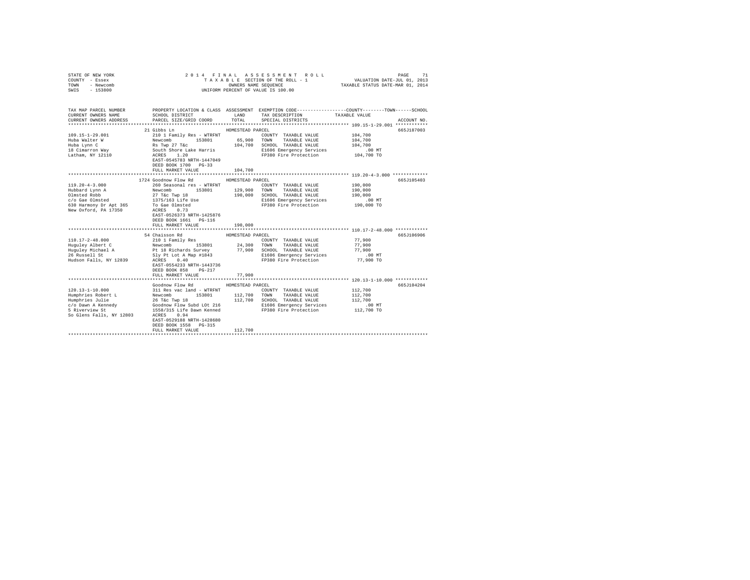STATE OF NEW YORK — 2014 FINAL ASSESSMENT ROLL — PAGE 71
COUNTY - Essex — TAXABLE SECTION OF THE ROLL - 1 — VALUATION DATE-JUL 01, 2013
TOWN - Newcomb — OWNERS NAME SEQUENCE — TAXABLE STATUS DATE-MAR 01, 2014
SWIS - 153800 — UNIFORM PERCENT OF VALUE IS 100.00

| TAX MAP PARCEL NUMBER / CURRENT OWNERS NAME / CURRENT OWNERS ADDRESS | PROPERTY LOCATION & CLASS / SCHOOL DISTRICT / PARCEL SIZE/GRID COORD | ASSESSMENT LAND / TOTAL | EXEMPTION CODE / TAX DESCRIPTION / SPECIAL DISTRICTS | TAXABLE VALUE (COUNTY / TOWN / SCHOOL) | ACCOUNT NO. |
|---|---|---|---|---|---|
| **109.15-1-29.001** | 21 Gibbs Ln | HOMESTEAD PARCEL | | | 665J187003 |
| 109.15-1-29.001 | 210 1 Family Res - WTRFNT | | COUNTY TAXABLE VALUE | 104,700 | |
| Huba Walter W | Newcomb 153801 | 65,900 | TOWN TAXABLE VALUE | 104,700 | |
| Huba Lynn C | Rs Twp 27 T&c | 104,700 | SCHOOL TAXABLE VALUE | 104,700 | |
| 18 Cimarron Way | South Shore Lake Harris | | E1606 Emergency Services | .00 MT | |
| Latham, NY 12110 | ACRES 1.20 | | FP380 Fire Protection | 104,700 TO | |
| | EAST-0545783 NRTH-1447049 | | | | |
| | DEED BOOK 1700 PG-33 | | | | |
| | FULL MARKET VALUE | 104,700 | | | |
| **119.20-4-3.000** | 1724 Goodnow Flow Rd | HOMESTEAD PARCEL | | | 665J105403 |
| 119.20-4-3.000 | 260 Seasonal res - WTRFNT | | COUNTY TAXABLE VALUE | 190,000 | |
| Hubbard Lynn A | Newcomb 153801 | 129,900 | TOWN TAXABLE VALUE | 190,000 | |
| Olmsted Robb | 27 T&c Twp 18 | 190,000 | SCHOOL TAXABLE VALUE | 190,000 | |
| c/o Gae Olmsted | 1375/163 Life Use | | E1606 Emergency Services | .00 MT | |
| 630 Harmony Dr Apt 365 | To Gae Olmsted | | FP380 Fire Protection | 190,000 TO | |
| New Oxford, PA 17350 | ACRES 0.73 | | | | |
| | EAST-0526373 NRTH-1425876 | | | | |
| | DEED BOOK 1661 PG-116 | | | | |
| | FULL MARKET VALUE | 190,000 | | | |
| **110.17-2-48.000** | 54 Chaisson Rd | HOMESTEAD PARCEL | | | 665J106906 |
| 110.17-2-48.000 | 210 1 Family Res | | COUNTY TAXABLE VALUE | 77,900 | |
| Huguley Albert C | Newcomb 153801 | 24,300 | TOWN TAXABLE VALUE | 77,900 | |
| Huguley Michael A | Pt 18 Richards Survey | 77,900 | SCHOOL TAXABLE VALUE | 77,900 | |
| 26 Russell St | Sly Pt Lot A Map #1843 | | E1606 Emergency Services | .00 MT | |
| Hudson Falls, NY 12839 | ACRES 0.40 | | FP380 Fire Protection | 77,900 TO | |
| | EAST-0554233 NRTH-1443736 | | | | |
| | DEED BOOK 858 PG-217 | | | | |
| | FULL MARKET VALUE | 77,900 | | | |
| **120.13-1-10.000** | Goodnow Flow Rd | HOMESTEAD PARCEL | | | 665J104204 |
| 120.13-1-10.000 | 311 Res vac land - WTRFNT | | COUNTY TAXABLE VALUE | 112,700 | |
| Humphries Robert L | Newcomb 153801 | 112,700 | TOWN TAXABLE VALUE | 112,700 | |
| Humphries Julie | 26 T&c Twp 18 | 112,700 | SCHOOL TAXABLE VALUE | 112,700 | |
| c/o Dawn A Kennedy | Goodnow Flow Subd LOt 216 | | E1606 Emergency Services | .00 MT | |
| 5 Riverview St | 1558/315 Life Dawn Kenned | | FP380 Fire Protection | 112,700 TO | |
| So Glens Falls, NY 12803 | ACRES 0.94 | | | | |
| | EAST-0529188 NRTH-1428680 | | | | |
| | DEED BOOK 1558 PG-315 | | | | |
| | FULL MARKET VALUE | 112,700 | | | |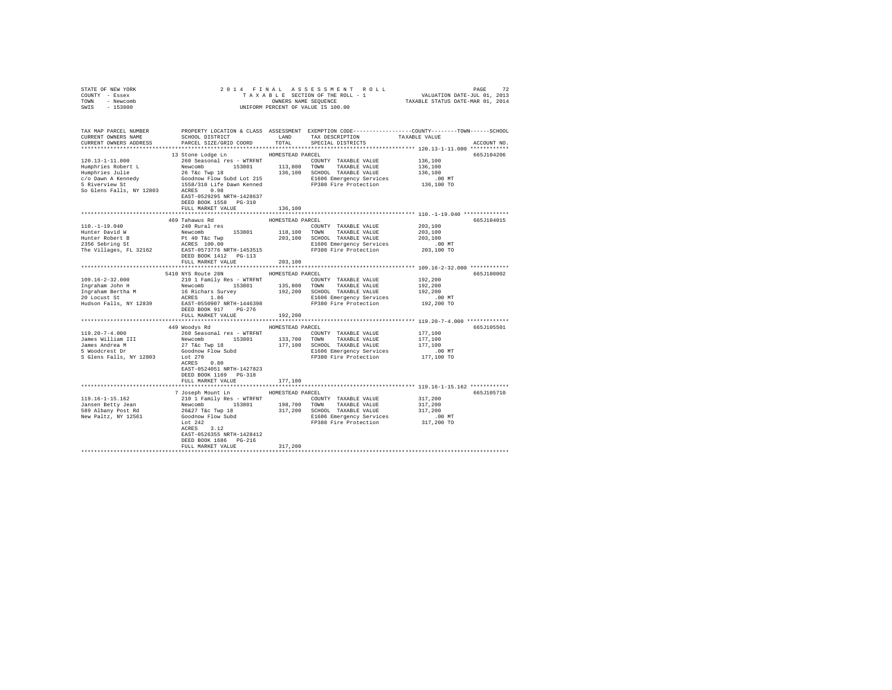STATE OF NEW YORK
COUNTY - Essex
TOWN - Newcomb
SWIS - 153800

2 0 1 4 F I N A L A S S E S S M E N T R O L L
T A X A B L E SECTION OF THE ROLL - 1
OWNERS NAME SEQUENCE
UNIFORM PERCENT OF VALUE IS 100.00

VALUATION DATE-JUL 01, 2013
TAXABLE STATUS DATE-MAR 01, 2014

```
TAX MAP PARCEL NUMBER          PROPERTY LOCATION & CLASS  ASSESSMENT  EXEMPTION CODE-----------------COUNTY--------TOWN------SCHOOL
CURRENT OWNERS NAME            SCHOOL DISTRICT             LAND       TAX DESCRIPTION             TAXABLE VALUE
CURRENT OWNERS ADDRESS         PARCEL SIZE/GRID COORD      TOTAL      SPECIAL DISTRICTS                                      ACCOUNT NO.
************************************************************************************************************ 120.13-1-11.000 ************
                               13 Stone Lodge Ln           HOMESTEAD PARCEL                                                  665J104206
120.13-1-11.000                260 Seasonal res - WTRFNT              COUNTY  TAXABLE VALUE        136,100
Humphries Robert L             Newcomb       153801       113,800     TOWN    TAXABLE VALUE        136,100
Humphries Julie                26 T&c Twp 18              136,100     SCHOOL  TAXABLE VALUE        136,100
c/o Dawn A Kennedy             Goodnow Flow Subd Lot 215              E1606 Emergency Services          .00 MT
5 Riverview St                 1558/310 Life Dawn Kenned              FP380 Fire Protection        136,100 TO
So Glens Falls, NY 12803       ACRES    0.98
                               EAST-0529295 NRTH-1428637
                               DEED BOOK 1558   PG-310
                               FULL MARKET VALUE          136,100
************************************************************************************************************ 110.-1-19.040 **************
                               469 Tahawus Rd              HOMESTEAD PARCEL                                                  665J104015
110.-1-19.040                  240 Rural res                          COUNTY  TAXABLE VALUE        203,100
Hunter David W                 Newcomb       153801       118,100     TOWN    TAXABLE VALUE        203,100
Hunter Robert B                Pt 40 T&c Twp              203,100     SCHOOL  TAXABLE VALUE        203,100
2356 Sebring St                ACRES  100.00                          E1606 Emergency Services          .00 MT
The Villages, FL 32162         EAST-0573776 NRTH-1453515              FP380 Fire Protection        203,100 TO
                               DEED BOOK 1412   PG-113
                               FULL MARKET VALUE          203,100
************************************************************************************************************ 109.16-2-32.000 ************
                               5410 NYS Route 28N          HOMESTEAD PARCEL                                                  665J180002
109.16-2-32.000                210 1 Family Res - WTRFNT              COUNTY  TAXABLE VALUE        192,200
Ingraham John H                Newcomb       153801       135,800     TOWN    TAXABLE VALUE        192,200
Ingraham Bertha M              16 Richars Survey          192,200     SCHOOL  TAXABLE VALUE        192,200
20 Locust St                   ACRES    1.86                          E1606 Emergency Services          .00 MT
Hudson Falls, NY 12839         EAST-0550907 NRTH-1446398              FP380 Fire Protection        192,200 TO
                               DEED BOOK 917    PG-276
                               FULL MARKET VALUE          192,200
************************************************************************************************************ 119.20-7-4.000 *************
                               449 Woodys Rd               HOMESTEAD PARCEL                                                  665J105501
119.20-7-4.000                 260 Seasonal res - WTRFNT              COUNTY  TAXABLE VALUE        177,100
James William III              Newcomb       153801       133,700     TOWN    TAXABLE VALUE        177,100
James Andrea M                 27 T&c Twp 18              177,100     SCHOOL  TAXABLE VALUE        177,100
5 Woodcrest Dr                 Goodnow Flow Subd                      E1606 Emergency Services          .00 MT
S Glens Falls, NY 12803        Lot 270                                FP380 Fire Protection        177,100 TO
                               ACRES    0.80
                               EAST-0524051 NRTH-1427823
                               DEED BOOK 1169   PG-318
                               FULL MARKET VALUE          177,100
************************************************************************************************************ 119.16-1-15.162 ************
                               7 Joseph Mount Ln           HOMESTEAD PARCEL                                                  665J105710
119.16-1-15.162                210 1 Family Res - WTRFNT              COUNTY  TAXABLE VALUE        317,200
Jansen Betty Jean              Newcomb       153801       198,700     TOWN    TAXABLE VALUE        317,200
589 Albany Post Rd             26&27 T&c Twp 18           317,200     SCHOOL  TAXABLE VALUE        317,200
New Paltz, NY 12561            Goodnow Flow Subd                      E1606 Emergency Services          .00 MT
                               Lot 242                                FP380 Fire Protection        317,200 TO
                               ACRES    3.12
                               EAST-0526355 NRTH-1428412
                               DEED BOOK 1686   PG-216
                               FULL MARKET VALUE          317,200
****************************************************************************************************************************************
```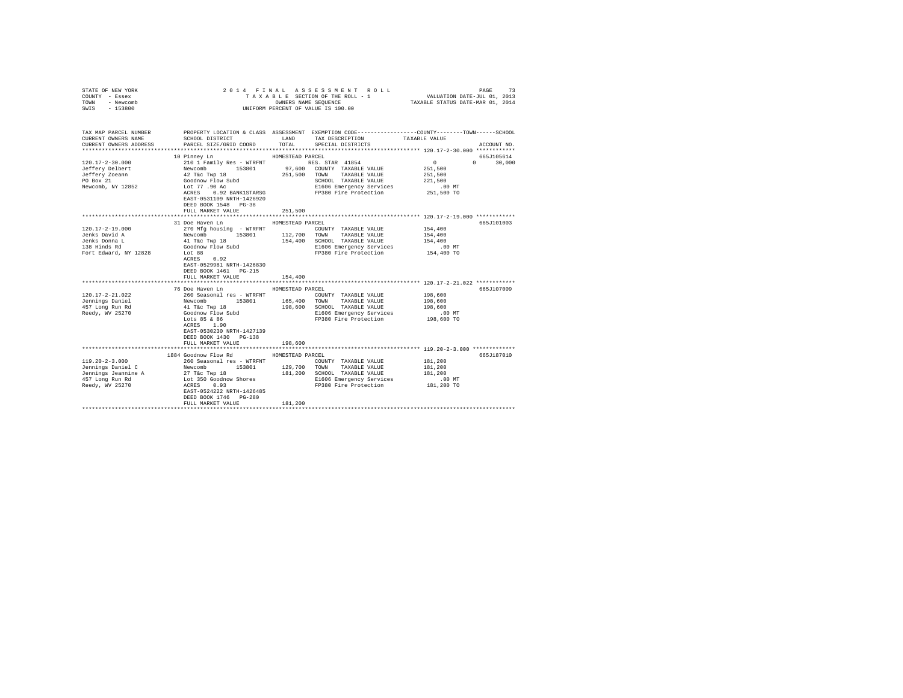STATE OF NEW YORK
COUNTY - Essex
TOWN - Newcomb
SWIS - 153800

2014 FINAL ASSESSMENT ROLL
TAXABLE SECTION OF THE ROLL - 1
OWNERS NAME SEQUENCE
UNIFORM PERCENT OF VALUE IS 100.00

VALUATION DATE-JUL 01, 2013
TAXABLE STATUS DATE-MAR 01, 2014

| TAX MAP PARCEL NUMBER / CURRENT OWNERS NAME / CURRENT OWNERS ADDRESS | PROPERTY LOCATION & CLASS / SCHOOL DISTRICT / PARCEL SIZE/GRID COORD | ASSESSMENT LAND / TOTAL | EXEMPTION CODE / TAX DESCRIPTION / SPECIAL DISTRICTS | COUNTY / TOWN / SCHOOL TAXABLE VALUE | ACCOUNT NO. |
|---|---|---|---|---|---|
| **120.17-2-30.000** | 10 Pinney Ln | HOMESTEAD PARCEL | | | 665J105614 |
| 120.17-2-30.000 | 210 1 Family Res - WTRFNT | | RES. STAR 41854 | 0 0 30,000 | |
| Jeffery Delbert | Newcomb 153801 | 97,600 | COUNTY TAXABLE VALUE | 251,500 | |
| Jeffery Zoeann | 42 T&c Twp 18 | 251,500 | TOWN TAXABLE VALUE | 251,500 | |
| PO Box 21 | Goodnow Flow Subd | | SCHOOL TAXABLE VALUE | 221,500 | |
| Newcomb, NY 12852 | Lot 77 .90 Ac | | E1606 Emergency Services | .00 MT | |
| | ACRES 0.92 BANK1STARSG | | FP380 Fire Protection | 251,500 TO | |
| | EAST-0531109 NRTH-1426920 | | | | |
| | DEED BOOK 1548 PG-38 | | | | |
| | FULL MARKET VALUE | 251,500 | | | |
| **120.17-2-19.000** | 31 Doe Haven Ln | HOMESTEAD PARCEL | | | 665J101003 |
| 120.17-2-19.000 | 270 Mfg housing - WTRFNT | | COUNTY TAXABLE VALUE | 154,400 | |
| Jenks David A | Newcomb 153801 | 112,700 | TOWN TAXABLE VALUE | 154,400 | |
| Jenks Donna L | 41 T&c Twp 18 | 154,400 | SCHOOL TAXABLE VALUE | 154,400 | |
| 138 Hinds Rd | Goodnow Flow Subd | | E1606 Emergency Services | .00 MT | |
| Fort Edward, NY 12828 | Lot 88 | | FP380 Fire Protection | 154,400 TO | |
| | ACRES 0.92 | | | | |
| | EAST-0529981 NRTH-1426830 | | | | |
| | DEED BOOK 1461 PG-215 | | | | |
| | FULL MARKET VALUE | 154,400 | | | |
| **120.17-2-21.022** | 76 Doe Haven Ln | HOMESTEAD PARCEL | | | 665J107009 |
| 120.17-2-21.022 | 260 Seasonal res - WTRFNT | | COUNTY TAXABLE VALUE | 198,600 | |
| Jennings Daniel | Newcomb 153801 | 165,400 | TOWN TAXABLE VALUE | 198,600 | |
| 457 Long Run Rd | 41 T&c Twp 18 | 198,600 | SCHOOL TAXABLE VALUE | 198,600 | |
| Reedy, WV 25270 | Goodnow Flow Subd | | E1606 Emergency Services | .00 MT | |
| | Lots 85 & 86 | | FP380 Fire Protection | 198,600 TO | |
| | ACRES 1.90 | | | | |
| | EAST-0530230 NRTH-1427139 | | | | |
| | DEED BOOK 1430 PG-138 | | | | |
| | FULL MARKET VALUE | 198,600 | | | |
| **119.20-2-3.000** | 1884 Goodnow Flow Rd | HOMESTEAD PARCEL | | | 665J187010 |
| 119.20-2-3.000 | 260 Seasonal res - WTRFNT | | COUNTY TAXABLE VALUE | 181,200 | |
| Jennings Daniel C | Newcomb 153801 | 129,700 | TOWN TAXABLE VALUE | 181,200 | |
| Jennings Jeannine A | 27 T&c Twp 18 | 181,200 | SCHOOL TAXABLE VALUE | 181,200 | |
| 457 Long Run Rd | Lot 350 Goodnow Shores | | E1606 Emergency Services | .00 MT | |
| Reedy, WV 25270 | ACRES 0.93 | | FP380 Fire Protection | 181,200 TO | |
| | EAST-0524222 NRTH-1426485 | | | | |
| | DEED BOOK 1746 PG-280 | | | | |
| | FULL MARKET VALUE | 181,200 | | | |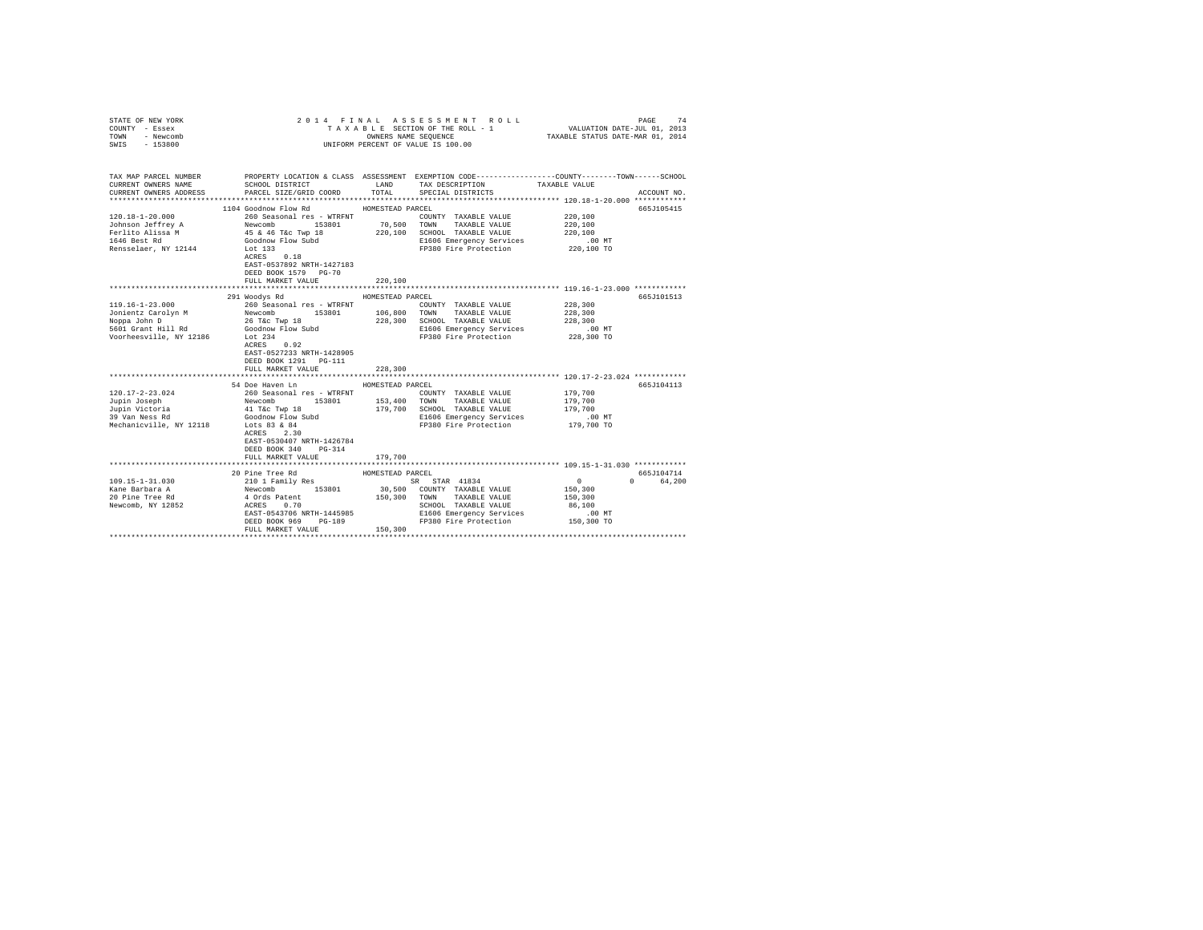STATE OF NEW YORK
COUNTY - Essex
TOWN - Newcomb
SWIS - 153800

2014 FINAL ASSESSMENT ROLL
TAXABLE SECTION OF THE ROLL - 1
OWNERS NAME SEQUENCE
UNIFORM PERCENT OF VALUE IS 100.00

VALUATION DATE-JUL 01, 2013
TAXABLE STATUS DATE-MAR 01, 2014

```
TAX MAP PARCEL NUMBER    PROPERTY LOCATION & CLASS  ASSESSMENT  EXEMPTION CODE-----------------COUNTY--------TOWN------SCHOOL
CURRENT OWNERS NAME      SCHOOL DISTRICT              LAND      TAX DESCRIPTION            TAXABLE VALUE
CURRENT OWNERS ADDRESS   PARCEL SIZE/GRID COORD       TOTAL     SPECIAL DISTRICTS                                     ACCOUNT NO.
****************************************************************************************************** 120.18-1-20.000 ************
                         1104 Goodnow Flow Rd         HOMESTEAD PARCEL                                                665J105415
120.18-1-20.000          260 Seasonal res - WTRFNT              COUNTY  TAXABLE VALUE           220,100
Johnson Jeffrey A        Newcomb        153801        70,500    TOWN    TAXABLE VALUE           220,100
Ferlito Alissa M         45 & 46 T&c Twp 18           220,100   SCHOOL  TAXABLE VALUE           220,100
1646 Best Rd             Goodnow Flow Subd                      E1606 Emergency Services           .00 MT
Rensselaer, NY 12144     Lot 133                                FP380 Fire Protection           220,100 TO
                         ACRES     0.18
                         EAST-0537892 NRTH-1427183
                         DEED BOOK 1579   PG-70
                         FULL MARKET VALUE            220,100
****************************************************************************************************** 119.16-1-23.000 ************
                         291 Woodys Rd                HOMESTEAD PARCEL                                                665J101513
119.16-1-23.000          260 Seasonal res - WTRFNT              COUNTY  TAXABLE VALUE           228,300
Jonientz Carolyn M       Newcomb        153801        106,800   TOWN    TAXABLE VALUE           228,300
Noppa John D             26 T&c Twp 18                228,300   SCHOOL  TAXABLE VALUE           228,300
5601 Grant Hill Rd       Goodnow Flow Subd                      E1606 Emergency Services           .00 MT
Voorheesville, NY 12186  Lot 234                                FP380 Fire Protection           228,300 TO
                         ACRES     0.92
                         EAST-0527233 NRTH-1428905
                         DEED BOOK 1291   PG-111
                         FULL MARKET VALUE            228,300
****************************************************************************************************** 120.17-2-23.024 ************
                         54 Doe Haven Ln              HOMESTEAD PARCEL                                                665J104113
120.17-2-23.024          260 Seasonal res - WTRFNT              COUNTY  TAXABLE VALUE           179,700
Jupin Joseph             Newcomb        153801        153,400   TOWN    TAXABLE VALUE           179,700
Jupin Victoria           41 T&c Twp 18                179,700   SCHOOL  TAXABLE VALUE           179,700
39 Van Ness Rd           Goodnow Flow Subd                      E1606 Emergency Services           .00 MT
Mechanicville, NY 12118  Lots 83 & 84                           FP380 Fire Protection           179,700 TO
                         ACRES     2.30
                         EAST-0530407 NRTH-1426784
                         DEED BOOK 340    PG-314
                         FULL MARKET VALUE            179,700
****************************************************************************************************** 109.15-1-31.030 ************
                         20 Pine Tree Rd              HOMESTEAD PARCEL                                                665J104714
109.15-1-31.030          210 1 Family Res                       SR  STAR  41834                  0          0      64,200
Kane Barbara A           Newcomb        153801        30,500    COUNTY  TAXABLE VALUE           150,300
20 Pine Tree Rd          4 Ords Patent                150,300   TOWN    TAXABLE VALUE           150,300
Newcomb, NY 12852        ACRES     0.70                         SCHOOL  TAXABLE VALUE            86,100
                         EAST-0543706 NRTH-1445985              E1606 Emergency Services           .00 MT
                         DEED BOOK 969    PG-189                FP380 Fire Protection           150,300 TO
                         FULL MARKET VALUE            150,300
************************************************************************************************************************************
```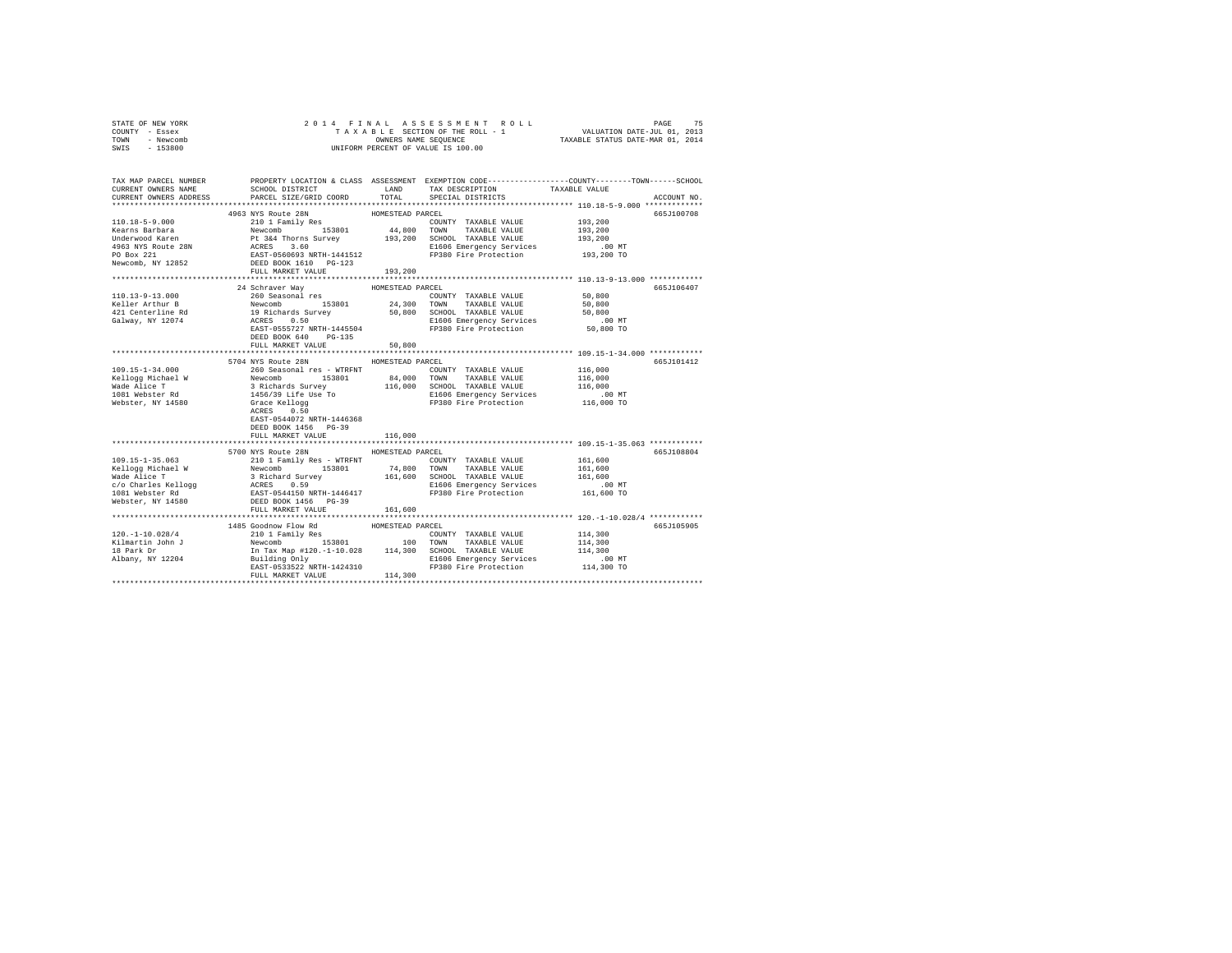STATE OF NEW YORK
COUNTY - Essex
TOWN - Newcomb
SWIS - 153800

2014 FINAL ASSESSMENT ROLL
TAXABLE SECTION OF THE ROLL - 1
OWNERS NAME SEQUENCE
UNIFORM PERCENT OF VALUE IS 100.00

VALUATION DATE-JUL 01, 2013
TAXABLE STATUS DATE-MAR 01, 2014

| TAX MAP PARCEL NUMBER / CURRENT OWNERS NAME / CURRENT OWNERS ADDRESS | PROPERTY LOCATION & CLASS / SCHOOL DISTRICT / PARCEL SIZE/GRID COORD | ASSESSMENT LAND / TOTAL | EXEMPTION CODE / TAX DESCRIPTION / SPECIAL DISTRICTS | COUNTY / TOWN / SCHOOL TAXABLE VALUE | ACCOUNT NO. |
|---|---|---|---|---|---|
| 110.18-5-9.000 | 4963 NYS Route 28N | HOMESTEAD PARCEL | | | 665J100708 |
| Kearns Barbara | 210 1 Family Res | | COUNTY TAXABLE VALUE | 193,200 | |
| Underwood Karen | Newcomb 153801 | 44,800 | TOWN TAXABLE VALUE | 193,200 | |
| 4963 NYS Route 28N | Pt 3&4 Thorns Survey | 193,200 | SCHOOL TAXABLE VALUE | 193,200 | |
| PO Box 221 | ACRES 3.60 | | E1606 Emergency Services | .00 MT | |
| Newcomb, NY 12852 | EAST-0560693 NRTH-1441512 | | FP380 Fire Protection | 193,200 TO | |
| | DEED BOOK 1610 PG-123 | | | | |
| | FULL MARKET VALUE | 193,200 | | | |
| 110.13-9-13.000 | 24 Schraver Way | HOMESTEAD PARCEL | | | 665J106407 |
| Keller Arthur B | 260 Seasonal res | | COUNTY TAXABLE VALUE | 50,800 | |
| 421 Centerline Rd | Newcomb 153801 | 24,300 | TOWN TAXABLE VALUE | 50,800 | |
| Galway, NY 12074 | 19 Richards Survey | 50,800 | SCHOOL TAXABLE VALUE | 50,800 | |
| | ACRES 0.50 | | E1606 Emergency Services | .00 MT | |
| | EAST-0555727 NRTH-1445504 | | FP380 Fire Protection | 50,800 TO | |
| | DEED BOOK 640 PG-135 | | | | |
| | FULL MARKET VALUE | 50,800 | | | |
| 109.15-1-34.000 | 5704 NYS Route 28N | HOMESTEAD PARCEL | | | 665J101412 |
| Kellogg Michael W | 260 Seasonal res - WTRFNT | | COUNTY TAXABLE VALUE | 116,000 | |
| Wade Alice T | Newcomb 153801 | 84,000 | TOWN TAXABLE VALUE | 116,000 | |
| 1081 Webster Rd | 3 Richards Survey | 116,000 | SCHOOL TAXABLE VALUE | 116,000 | |
| Webster, NY 14580 | 1456/39 Life Use To | | E1606 Emergency Services | .00 MT | |
| | Grace Kellogg | | FP380 Fire Protection | 116,000 TO | |
| | ACRES 0.50 | | | | |
| | EAST-0544072 NRTH-1446368 | | | | |
| | DEED BOOK 1456 PG-39 | | | | |
| | FULL MARKET VALUE | 116,000 | | | |
| 109.15-1-35.063 | 5700 NYS Route 28N | HOMESTEAD PARCEL | | | 665J108804 |
| Kellogg Michael W | 210 1 Family Res - WTRFNT | | COUNTY TAXABLE VALUE | 161,600 | |
| Wade Alice T | Newcomb 153801 | 74,800 | TOWN TAXABLE VALUE | 161,600 | |
| c/o Charles Kellogg | 3 Richard Survey | 161,600 | SCHOOL TAXABLE VALUE | 161,600 | |
| 1081 Webster Rd | ACRES 0.59 | | E1606 Emergency Services | .00 MT | |
| Webster, NY 14580 | EAST-0544150 NRTH-1446417 | | FP380 Fire Protection | 161,600 TO | |
| | DEED BOOK 1456 PG-39 | | | | |
| | FULL MARKET VALUE | 161,600 | | | |
| 120.-1-10.028/4 | 1485 Goodnow Flow Rd | HOMESTEAD PARCEL | | | 665J105905 |
| Kilmartin John J | 210 1 Family Res | | COUNTY TAXABLE VALUE | 114,300 | |
| 18 Park Dr | Newcomb 153801 | 100 | TOWN TAXABLE VALUE | 114,300 | |
| Albany, NY 12204 | In Tax Map #120.-1-10.028 | 114,300 | SCHOOL TAXABLE VALUE | 114,300 | |
| | Building Only | | E1606 Emergency Services | .00 MT | |
| | EAST-0533522 NRTH-1424310 | | FP380 Fire Protection | 114,300 TO | |
| | FULL MARKET VALUE | 114,300 | | | |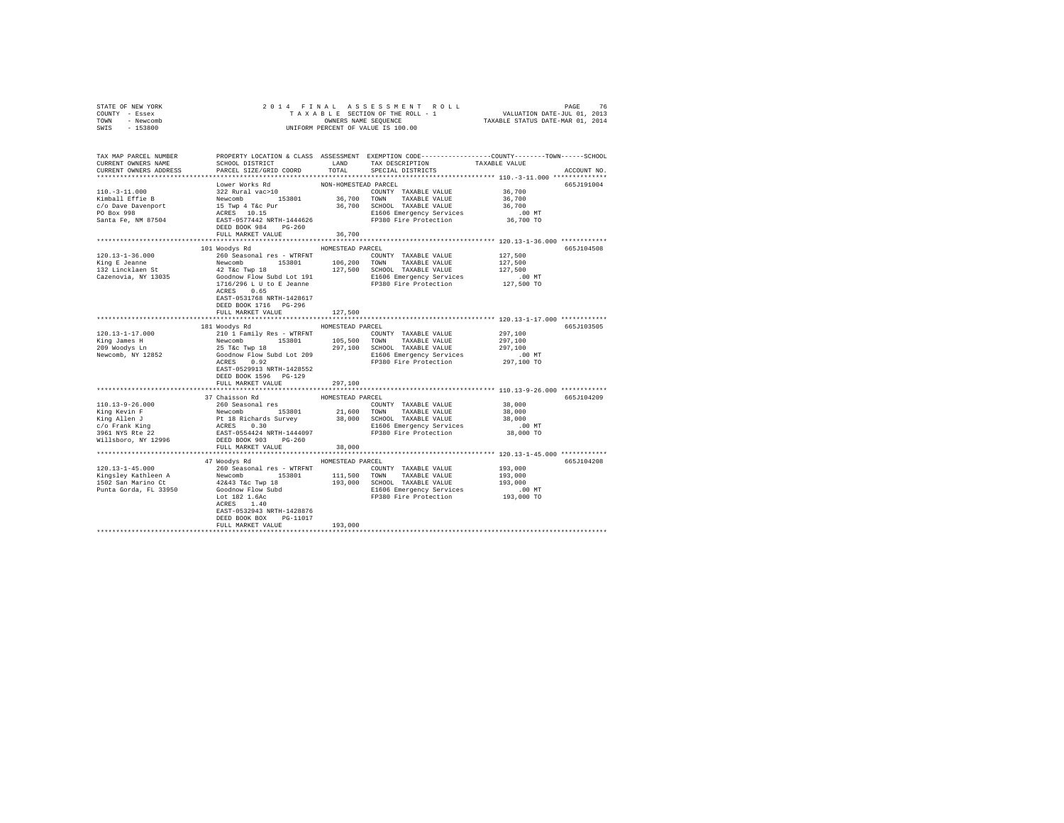STATE OF NEW YORK
COUNTY - Essex
TOWN - Newcomb
SWIS - 153800

2014 FINAL ASSESSMENT ROLL
TAXABLE SECTION OF THE ROLL - 1
OWNERS NAME SEQUENCE
UNIFORM PERCENT OF VALUE IS 100.00

VALUATION DATE-JUL 01, 2013
TAXABLE STATUS DATE-MAR 01, 2014

| TAX MAP PARCEL NUMBER / CURRENT OWNERS NAME / CURRENT OWNERS ADDRESS | PROPERTY LOCATION & CLASS / SCHOOL DISTRICT / PARCEL SIZE/GRID COORD | ASSESSMENT LAND / TOTAL | EXEMPTION CODE / TAX DESCRIPTION / SPECIAL DISTRICTS | TAXABLE VALUE (COUNTY / TOWN / SCHOOL) | ACCOUNT NO. |
|---|---|---|---|---|---|
| **110.-3-11.000** | Lower Works Rd — NON-HOMESTEAD PARCEL | | | | 665J191004 |
| Kimball Effie B | 322 Rural vac>10 | | COUNTY TAXABLE VALUE | 36,700 | |
| c/o Dave Davenport | Newcomb 153801 | 36,700 | TOWN TAXABLE VALUE | 36,700 | |
| PO Box 998 | 15 Twp 4 T&c Pur | 36,700 | SCHOOL TAXABLE VALUE | 36,700 | |
| Santa Fe, NM 87504 | ACRES 10.15 | | E1606 Emergency Services | .00 MT | |
| | EAST-0577442 NRTH-1444626 | | FP380 Fire Protection | 36,700 TO | |
| | DEED BOOK 984 PG-260 | | | | |
| | FULL MARKET VALUE | 36,700 | | | |
| **120.13-1-36.000** | 101 Woodys Rd — HOMESTEAD PARCEL | | | | 665J104508 |
| King E Jeanne | 260 Seasonal res - WTRFNT | | COUNTY TAXABLE VALUE | 127,500 | |
| 132 Lincklaen St | Newcomb 153801 | 106,200 | TOWN TAXABLE VALUE | 127,500 | |
| Cazenovia, NY 13035 | 42 T&c Twp 18 | 127,500 | SCHOOL TAXABLE VALUE | 127,500 | |
| | Goodnow Flow Subd Lot 191 | | E1606 Emergency Services | .00 MT | |
| | 1716/296 L U to E Jeanne | | FP380 Fire Protection | 127,500 TO | |
| | ACRES 0.65 | | | | |
| | EAST-0531768 NRTH-1428617 | | | | |
| | DEED BOOK 1716 PG-296 | | | | |
| | FULL MARKET VALUE | 127,500 | | | |
| **120.13-1-17.000** | 181 Woodys Rd — HOMESTEAD PARCEL | | | | 665J103505 |
| King James H | 210 1 Family Res - WTRFNT | | COUNTY TAXABLE VALUE | 297,100 | |
| 209 Woodys Ln | Newcomb 153801 | 105,500 | TOWN TAXABLE VALUE | 297,100 | |
| Newcomb, NY 12852 | 25 T&c Twp 18 | 297,100 | SCHOOL TAXABLE VALUE | 297,100 | |
| | Goodnow Flow Subd Lot 209 | | E1606 Emergency Services | .00 MT | |
| | ACRES 0.92 | | FP380 Fire Protection | 297,100 TO | |
| | EAST-0529913 NRTH-1428552 | | | | |
| | DEED BOOK 1596 PG-129 | | | | |
| | FULL MARKET VALUE | 297,100 | | | |
| **110.13-9-26.000** | 37 Chaisson Rd — HOMESTEAD PARCEL | | | | 665J104209 |
| King Kevin F | 260 Seasonal res | | COUNTY TAXABLE VALUE | 38,000 | |
| King Allen J | Newcomb 153801 | 21,600 | TOWN TAXABLE VALUE | 38,000 | |
| c/o Frank King | Pt 18 Richards Survey | 38,000 | SCHOOL TAXABLE VALUE | 38,000 | |
| 3961 NYS Rte 22 | ACRES 0.30 | | E1606 Emergency Services | .00 MT | |
| Willsboro, NY 12996 | EAST-0554424 NRTH-1444097 | | FP380 Fire Protection | 38,000 TO | |
| | DEED BOOK 903 PG-260 | | | | |
| | FULL MARKET VALUE | 38,000 | | | |
| **120.13-1-45.000** | 47 Woodys Rd — HOMESTEAD PARCEL | | | | 665J104208 |
| Kingsley Kathleen A | 260 Seasonal res - WTRFNT | | COUNTY TAXABLE VALUE | 193,000 | |
| 1502 San Marino Ct | Newcomb 153801 | 111,500 | TOWN TAXABLE VALUE | 193,000 | |
| Punta Gorda, FL 33950 | 42&43 T&c Twp 18 | 193,000 | SCHOOL TAXABLE VALUE | 193,000 | |
| | Goodnow Flow Subd | | E1606 Emergency Services | .00 MT | |
| | Lot 182 1.6Ac | | FP380 Fire Protection | 193,000 TO | |
| | ACRES 1.40 | | | | |
| | EAST-0532943 NRTH-1428876 | | | | |
| | DEED BOOK BOX PG-11017 | | | | |
| | FULL MARKET VALUE | 193,000 | | | |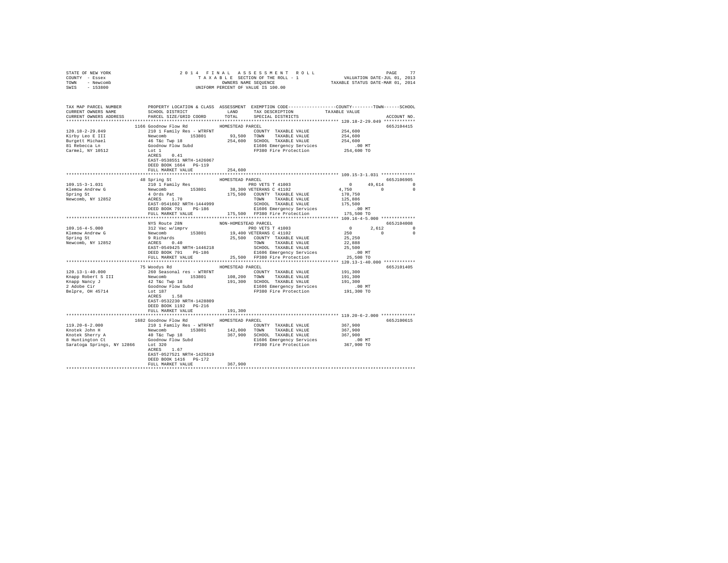```
STATE OF NEW YORK                2 0 1 4   F I N A L   A S S E S S M E N T   R O L L                  PAGE    77
COUNTY  - Essex                        T A X A B L E  SECTION OF THE ROLL - 1              VALUATION DATE-JUL 01, 2013
TOWN    - Newcomb                              OWNERS NAME SEQUENCE                      TAXABLE STATUS DATE-MAR 01, 2014
SWIS    - 153800                        UNIFORM PERCENT OF VALUE IS 100.00

TAX MAP PARCEL NUMBER          PROPERTY LOCATION & CLASS  ASSESSMENT  EXEMPTION CODE------------------COUNTY--------TOWN------SCHOOL
CURRENT OWNERS NAME            SCHOOL DISTRICT              LAND      TAX DESCRIPTION            TAXABLE VALUE
CURRENT OWNERS ADDRESS         PARCEL SIZE/GRID COORD       TOTAL     SPECIAL DISTRICTS                                  ACCOUNT NO.
******************************************************************************************************* 120.18-2-29.049 ************
                         1166 Goodnow Flow Rd           HOMESTEAD PARCEL                                                 665J104415
120.18-2-29.049                210 1 Family Res - WTRFNT              COUNTY  TAXABLE VALUE           254,600
Kirby Leo E III                Newcomb        153801       93,500     TOWN    TAXABLE VALUE           254,600
Burgett Michael                46 T&c Twp 18              254,600     SCHOOL  TAXABLE VALUE           254,600
81 Rebecca Ln                  Goodnow Flow Subd                      E1606 Emergency Services            .00 MT
Carmel, NY 10512               Lot 1                                  FP380 Fire Protection           254,600 TO
                               ACRES     0.41
                               EAST-0538551 NRTH-1426067
                               DEED BOOK 1664   PG-119
                               FULL MARKET VALUE          254,600
******************************************************************************************************* 109.15-3-1.031 *************
                         48 Spring St                   HOMESTEAD PARCEL                                                 665J106905
109.15-3-1.031                 210 1 Family Res                       PRO VETS T 41003                   0      49,614            0
Klemow Andrew G                Newcomb        153801       38,300 VETERANS C 41102                4,750           0            0
Spring St                      4 Ords Pat                 175,500     COUNTY  TAXABLE VALUE           170,750
Newcomb, NY 12852              ACRES     1.70                         TOWN    TAXABLE VALUE           125,886
                               EAST-0541602 NRTH-1444999              SCHOOL  TAXABLE VALUE           175,500
                               DEED BOOK 791    PG-186                E1606 Emergency Services            .00 MT
                               FULL MARKET VALUE          175,500  FP380 Fire Protection          175,500 TO
******************************************************************************************************* 109.16-4-5.000 *************
                         NYS Route 28N                  NON-HOMESTEAD PARCEL                                             665J104008
109.16-4-5.000                 312 Vac w/imprv                        PRO VETS T 41003                   0       2,612            0
Klemow Andrew G                Newcomb        153801       19,400 VETERANS C 41102                  250           0            0
Spring St                      9 Richards                  25,500     COUNTY  TAXABLE VALUE            25,250
Newcomb, NY 12852              ACRES     0.40                         TOWN    TAXABLE VALUE            22,888
                               EAST-0549425 NRTH-1446218              SCHOOL  TAXABLE VALUE            25,500
                               DEED BOOK 791    PG-186                E1606 Emergency Services            .00 MT
                               FULL MARKET VALUE           25,500  FP380 Fire Protection           25,500 TO
******************************************************************************************************* 120.13-1-40.000 ************
                         75 Woodys Rd                   HOMESTEAD PARCEL                                                 665J101405
120.13-1-40.000                260 Seasonal res - WTRFNT              COUNTY  TAXABLE VALUE           191,300
Knapp Robert S III             Newcomb        153801      108,200     TOWN    TAXABLE VALUE           191,300
Knapp Nancy J                  42 T&c Twp 18              191,300     SCHOOL  TAXABLE VALUE           191,300
2 Adobe Cir                    Goodnow Flow Subd                      E1606 Emergency Services            .00 MT
Belpre, OH 45714               Lot 187                                FP380 Fire Protection           191,300 TO
                               ACRES     1.58
                               EAST-0532230 NRTH-1428809
                               DEED BOOK 1192   PG-216
                               FULL MARKET VALUE          191,300
******************************************************************************************************* 119.20-6-2.000 *************
                         1682 Goodnow Flow Rd           HOMESTEAD PARCEL                                                 665J100615
119.20-6-2.000                 210 1 Family Res - WTRFNT              COUNTY  TAXABLE VALUE           367,900
Knotek John H                  Newcomb        153801      142,000     TOWN    TAXABLE VALUE           367,900
Knotek Sherry A                40 T&c Twp 18              367,900     SCHOOL  TAXABLE VALUE           367,900
8 Huntington Ct                Goodnow Flow Subd                      E1606 Emergency Services            .00 MT
Saratoga Springs, NY 12866     Lot 320                                FP380 Fire Protection           367,900 TO
                               ACRES     1.67
                               EAST-0527521 NRTH-1425819
                               DEED BOOK 1416   PG-172
                               FULL MARKET VALUE          367,900
************************************************************************************************************************************
```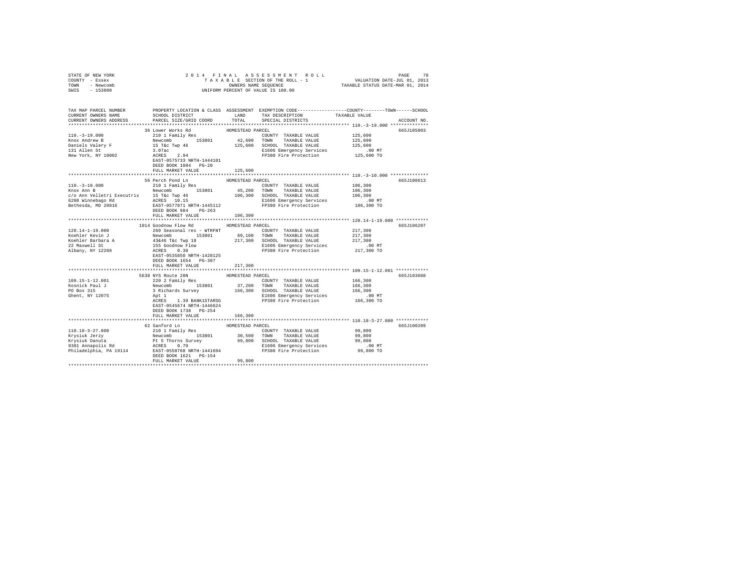STATE OF NEW YORK
COUNTY - Essex
TOWN - Newcomb
SWIS - 153800

2014 FINAL ASSESSMENT ROLL
TAXABLE SECTION OF THE ROLL - 1
OWNERS NAME SEQUENCE
UNIFORM PERCENT OF VALUE IS 100.00

VALUATION DATE-JUL 01, 2013
TAXABLE STATUS DATE-MAR 01, 2014

| TAX MAP PARCEL NUMBER / CURRENT OWNERS NAME / CURRENT OWNERS ADDRESS | PROPERTY LOCATION & CLASS / SCHOOL DISTRICT / PARCEL SIZE/GRID COORD | ASSESSMENT LAND / TOTAL | EXEMPTION CODE / TAX DESCRIPTION / SPECIAL DISTRICTS | COUNTY / TOWN / SCHOOL TAXABLE VALUE | ACCOUNT NO. |
|---|---|---|---|---|---|
| 110.-3-19.000 | 36 Lower Works Rd | HOMESTEAD PARCEL | | | 665J185003 |
| Knox Andrew B | 210 1 Family Res | | COUNTY TAXABLE VALUE | 125,600 | |
| Daniels Valery F | Newcomb 153801 | 42,600 | TOWN TAXABLE VALUE | 125,600 | |
| 131 Allen St | 15 T&c Twp 46 | 125,600 | SCHOOL TAXABLE VALUE | 125,600 | |
| New York, NY 10002 | 3.07ac | | E1606 Emergency Services | .00 MT | |
| | ACRES 2.94 | | FP380 Fire Protection | 125,600 TO | |
| | EAST-0575733 NRTH-1444101 | | | | |
| | DEED BOOK 1084 PG-20 | | | | |
| | FULL MARKET VALUE | 125,600 | | | |
| 110.-3-10.000 | 56 Perch Pond Ln | HOMESTEAD PARCEL | | | 665J100613 |
| Knox Ann B | 210 1 Family Res | | COUNTY TAXABLE VALUE | 106,300 | |
| c/o Ann Velletri Executrix | Newcomb 153801 | 45,200 | TOWN TAXABLE VALUE | 106,300 | |
| 6208 Winnebago Rd | 15 T&c Twp 46 | 106,300 | SCHOOL TAXABLE VALUE | 106,300 | |
| Bethesda, MD 20816 | ACRES 10.15 | | E1606 Emergency Services | .00 MT | |
| | EAST-0577071 NRTH-1445112 | | FP380 Fire Protection | 106,300 TO | |
| | DEED BOOK 984 PG-263 | | | | |
| | FULL MARKET VALUE | 106,300 | | | |
| 120.14-1-19.000 | 1014 Goodnow Flow Rd | HOMESTEAD PARCEL | | | 665J106207 |
| Koehler Kevin J | 260 Seasonal res - WTRFNT | | COUNTY TAXABLE VALUE | 217,300 | |
| Koehler Barbara A | Newcomb 153801 | 89,100 | TOWN TAXABLE VALUE | 217,300 | |
| 22 Maxwell St | 43&46 T&c Twp 18 | 217,300 | SCHOOL TAXABLE VALUE | 217,300 | |
| Albany, NY 12208 | 155 Goodnow Flow | | E1606 Emergency Services | .00 MT | |
| | ACRES 0.30 | | FP380 Fire Protection | 217,300 TO | |
| | EAST-0535850 NRTH-1428125 | | | | |
| | DEED BOOK 1654 PG-307 | | | | |
| | FULL MARKET VALUE | 217,300 | | | |
| 109.15-1-12.001 | 5638 NYS Route 28N | HOMESTEAD PARCEL | | | 665J103608 |
| Kosnick Paul J | 220 2 Family Res | | COUNTY TAXABLE VALUE | 166,300 | |
| PO Box 315 | Newcomb 153801 | 37,200 | TOWN TAXABLE VALUE | 166,300 | |
| Ghent, NY 12075 | 3 Richards Survey | 166,300 | SCHOOL TAXABLE VALUE | 166,300 | |
| | Apt 1 | | E1606 Emergency Services | .00 MT | |
| | ACRES 1.39 BANK1STARSG | | FP380 Fire Protection | 166,300 TO | |
| | EAST-0545674 NRTH-1446624 | | | | |
| | DEED BOOK 1738 PG-254 | | | | |
| | FULL MARKET VALUE | 166,300 | | | |
| 110.18-3-27.000 | 62 Sanford Ln | HOMESTEAD PARCEL | | | 665J100209 |
| Krysiuk Jerzy | 210 1 Family Res | | COUNTY TAXABLE VALUE | 99,800 | |
| Krysiuk Danuta | Newcomb 153801 | 30,500 | TOWN TAXABLE VALUE | 99,800 | |
| 9301 Annapolis Rd | Pt 5 Thorns Survey | 99,800 | SCHOOL TAXABLE VALUE | 99,800 | |
| Philadelphia, PA 19114 | ACRES 0.70 | | E1606 Emergency Services | .00 MT | |
| | EAST-0558768 NRTH-1441694 | | FP380 Fire Protection | 99,800 TO | |
| | DEED BOOK 1621 PG-154 | | | | |
| | FULL MARKET VALUE | 99,800 | | | |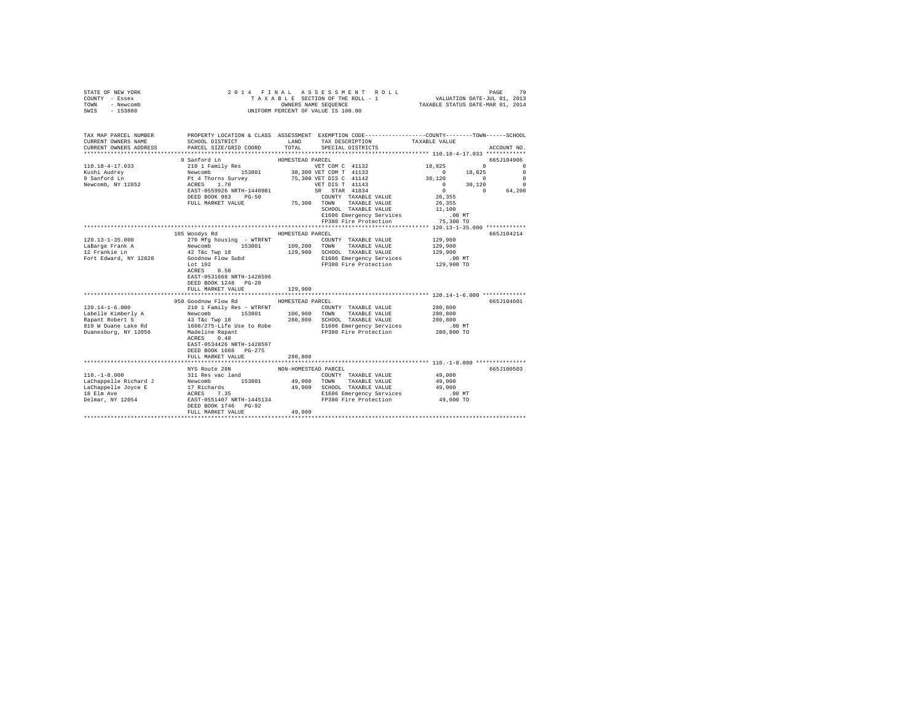STATE OF NEW YORK
COUNTY - Essex
TOWN - Newcomb
SWIS - 153800

2014 FINAL ASSESSMENT ROLL
TAXABLE SECTION OF THE ROLL - 1
OWNERS NAME SEQUENCE
UNIFORM PERCENT OF VALUE IS 100.00

VALUATION DATE-JUL 01, 2013
TAXABLE STATUS DATE-MAR 01, 2014

| TAX MAP PARCEL NUMBER / CURRENT OWNERS NAME / CURRENT OWNERS ADDRESS | PROPERTY LOCATION & CLASS / SCHOOL DISTRICT / PARCEL SIZE/GRID COORD | ASSESSMENT LAND / TOTAL | EXEMPTION CODE / TAX DESCRIPTION / SPECIAL DISTRICTS | COUNTY | TOWN | SCHOOL | ACCOUNT NO. |
|---|---|---|---|---|---|---|---|
| **110.18-4-17.033** | 9 Sanford Ln | HOMESTEAD PARCEL | | | | | 665J104906 |
| 110.18-4-17.033 | 210 1 Family Res | | VET COM C 41132 | 18,825 | 0 | 0 | |
| Kushi Audrey | Newcomb 153801 | 38,300 | VET COM T 41133 | 0 | 18,825 | 0 | |
| 9 Sanford Ln | Pt 4 Thorns Survey | 75,300 | VET DIS C 41142 | 30,120 | 0 | 0 | |
| Newcomb, NY 12852 | ACRES 1.70 | | VET DIS T 41143 | 0 | 30,120 | 0 | |
| | EAST-0559926 NRTH-1440981 | | SR STAR 41834 | 0 | 0 | 64,200 | |
| | DEED BOOK 983 PG-50 | | COUNTY TAXABLE VALUE | 26,355 | | | |
| | FULL MARKET VALUE | 75,300 | TOWN TAXABLE VALUE | 26,355 | | | |
| | | | SCHOOL TAXABLE VALUE | 11,100 | | | |
| | | | E1606 Emergency Services | .00 MT | | | |
| | | | FP380 Fire Protection | 75,300 TO | | | |
| **120.13-1-35.000** | 105 Woodys Rd | HOMESTEAD PARCEL | | | | | 665J104214 |
| 120.13-1-35.000 | 270 Mfg housing - WTRFNT | | COUNTY TAXABLE VALUE | 129,900 | | | |
| LaBarge Frank A | Newcomb 153801 | 109,200 | TOWN TAXABLE VALUE | 129,900 | | | |
| 12 Frankie Ln | 42 T&c Twp 18 | 129,900 | SCHOOL TAXABLE VALUE | 129,900 | | | |
| Fort Edward, NY 12828 | Goodnow Flow Subd | | E1606 Emergency Services | .00 MT | | | |
| | Lot 192 | | FP380 Fire Protection | 129,900 TO | | | |
| | ACRES 0.50 | | | | | | |
| | EAST-0531668 NRTH-1428596 | | | | | | |
| | DEED BOOK 1248 PG-20 | | | | | | |
| | FULL MARKET VALUE | 129,900 | | | | | |
| **120.14-1-6.000** | 950 Goodnow Flow Rd | HOMESTEAD PARCEL | | | | | 665J104601 |
| 120.14-1-6.000 | 210 1 Family Res - WTRFNT | | COUNTY TAXABLE VALUE | 280,800 | | | |
| Labelle Kimberly A | Newcomb 153801 | 106,900 | TOWN TAXABLE VALUE | 280,800 | | | |
| Rapant Robert S | 43 T&c Twp 18 | 280,800 | SCHOOL TAXABLE VALUE | 280,800 | | | |
| 819 W Duane Lake Rd | 1608/275-Life Use to Robe | | E1606 Emergency Services | .00 MT | | | |
| Duanesburg, NY 12056 | Madeline Rapant | | FP380 Fire Protection | 280,800 TO | | | |
| | ACRES 0.48 | | | | | | |
| | EAST-0534426 NRTH-1428597 | | | | | | |
| | DEED BOOK 1608 PG-275 | | | | | | |
| | FULL MARKET VALUE | 280,800 | | | | | |
| **110.-1-8.000** | NYS Route 28N | NON-HOMESTEAD PARCEL | | | | | 665J100503 |
| 110.-1-8.000 | 311 Res vac land | | COUNTY TAXABLE VALUE | 49,000 | | | |
| LaChappelle Richard J | Newcomb 153801 | 49,000 | TOWN TAXABLE VALUE | 49,000 | | | |
| LaChappelle Joyce E | 17 Richards | 49,000 | SCHOOL TAXABLE VALUE | 49,000 | | | |
| 18 Elm Ave | ACRES 7.35 | | E1606 Emergency Services | .00 MT | | | |
| Delmar, NY 12054 | EAST-0551407 NRTH-1445134 | | FP380 Fire Protection | 49,000 TO | | | |
| | DEED BOOK 1746 PG-92 | | | | | | |
| | FULL MARKET VALUE | 49,000 | | | | | |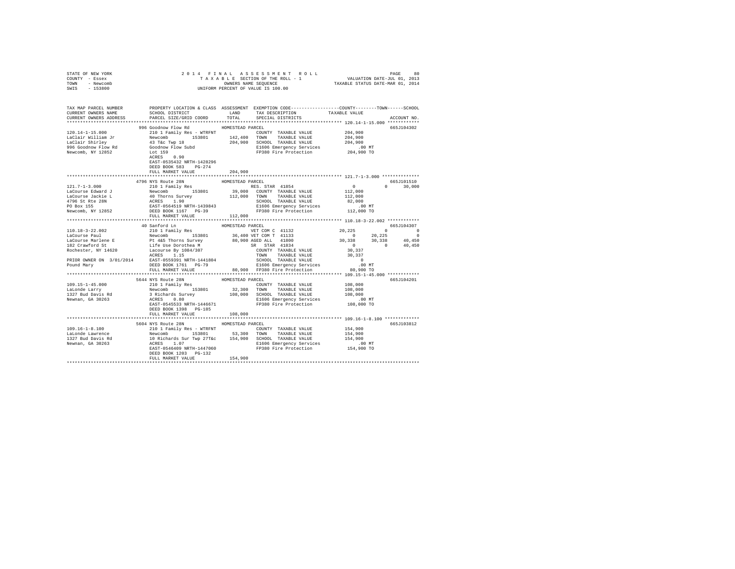STATE OF NEW YORK | COUNTY - Essex | TOWN - Newcomb | SWIS - 153800

**2014 FINAL ASSESSMENT ROLL**
TAXABLE SECTION OF THE ROLL - 1
OWNERS NAME SEQUENCE
UNIFORM PERCENT OF VALUE IS 100.00

VALUATION DATE-JUL 01, 2013
TAXABLE STATUS DATE-MAR 01, 2014

```
TAX MAP PARCEL NUMBER     PROPERTY LOCATION & CLASS  ASSESSMENT  EXEMPTION CODE-----------------COUNTY--------TOWN------SCHOOL
CURRENT OWNERS NAME       SCHOOL DISTRICT               LAND      TAX DESCRIPTION            TAXABLE VALUE
CURRENT OWNERS ADDRESS    PARCEL SIZE/GRID COORD        TOTAL     SPECIAL DISTRICTS                                     ACCOUNT NO.
******************************************************************************************** 120.14-1-15.000 ************
                          996 Goodnow Flow Rd          HOMESTEAD PARCEL                                                665J104302
120.14-1-15.000           210 1 Family Res - WTRFNT               COUNTY  TAXABLE VALUE         204,900
LaClair William Jr        Newcomb       153801       142,400  TOWN    TAXABLE VALUE         204,900
LaClair Shirley           43 T&c Twp 18                204,900  SCHOOL  TAXABLE VALUE         204,900
996 Goodnow Flow Rd       Goodnow Flow Subd                       E1606 Emergency Services          .00 MT
Newcomb, NY 12852         Lot 159                                 FP380 Fire Protection         204,900 TO
                          ACRES    0.90
                          EAST-0535432 NRTH-1428296
                          DEED BOOK 583    PG-274
                          FULL MARKET VALUE            204,900
******************************************************************************************** 121.7-1-3.000 **************
                          4796 NYS Route 28N           HOMESTEAD PARCEL                                                665J101510
121.7-1-3.000             210 1 Family Res                        RES. STAR 41854                 0           0      30,000
LaCourse Edward J         Newcomb       153801        39,000  COUNTY  TAXABLE VALUE         112,000
LaCourse Jackie L         40 Thorns Survey             112,000  TOWN    TAXABLE VALUE         112,000
4796 St Rte 28N           ACRES    1.90                           SCHOOL  TAXABLE VALUE          82,000
PO Box 155                EAST-0564519 NRTH-1439843               E1606 Emergency Services          .00 MT
Newcomb, NY 12852         DEED BOOK 1167   PG-39                  FP380 Fire Protection         112,000 TO
                          FULL MARKET VALUE            112,000
******************************************************************************************** 110.18-3-22.002 ************
                          40 Sanford Ln                HOMESTEAD PARCEL                                                665J104307
110.18-3-22.002           210 1 Family Res                        VET COM C 41132            20,225           0           0
LaCourse Paul             Newcomb       153801        36,400 VET COM T 41133                  0      20,225           0
LaCourse Marlene E        Pt 4&5 Thorns Survey         80,900 AGED ALL  41800            30,338      30,338      40,450
182 Crawford St           Life Use Dorothea M                     SR  STAR 41834                  0           0      40,450
Rochester, NY 14620       Lacourse By 1084/307                    COUNTY  TAXABLE VALUE          30,337
                          ACRES    1.15                           TOWN    TAXABLE VALUE          30,337
PRIOR OWNER ON 3/01/2014  EAST-0559391 NRTH-1441804               SCHOOL  TAXABLE VALUE               0
Pound Mary                DEED BOOK 1761   PG-79                  E1606 Emergency Services          .00 MT
                          FULL MARKET VALUE             80,900  FP380 Fire Protection          80,900 TO
******************************************************************************************** 109.15-1-45.000 ************
                          5644 NYS Route 28N           HOMESTEAD PARCEL                                                665J104201
109.15-1-45.000           210 1 Family Res                        COUNTY  TAXABLE VALUE         108,000
LaLonde Larry             Newcomb       153801        32,300  TOWN    TAXABLE VALUE         108,000
1327 Bud Davis Rd         3 Richards Survey            108,000  SCHOOL  TAXABLE VALUE         108,000
Newnan, GA 30263          ACRES    0.80                           E1606 Emergency Services          .00 MT
                          EAST-0545533 NRTH-1446671               FP380 Fire Protection         108,000 TO
                          DEED BOOK 1398   PG-185
                          FULL MARKET VALUE            108,000
******************************************************************************************** 109.16-1-8.100 *************
                          5604 NYS Route 28N           HOMESTEAD PARCEL                                                665J103812
109.16-1-8.100            210 1 Family Res - WTRFNT               COUNTY  TAXABLE VALUE         154,900
LaLonde Lawrence          Newcomb       153801        53,300  TOWN    TAXABLE VALUE         154,900
1327 Bud Davis Rd         10 Richards Sur Twp 27T&c    154,900  SCHOOL  TAXABLE VALUE         154,900
Newnan, GA 30263          ACRES    1.07                           E1606 Emergency Services          .00 MT
                          EAST-0546409 NRTH-1447060               FP380 Fire Protection         154,900 TO
                          DEED BOOK 1203   PG-132
                          FULL MARKET VALUE            154,900
****************************************************************************************************************************
```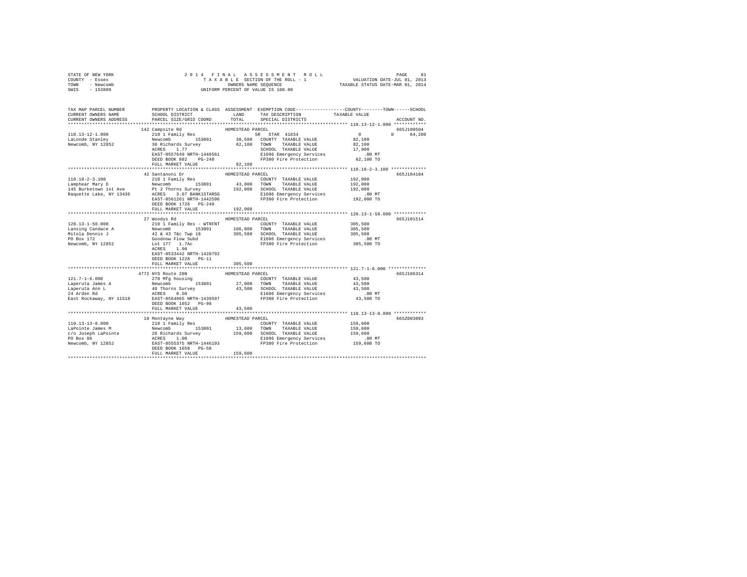STATE OF NEW YORK
COUNTY - Essex
TOWN - Newcomb
SWIS - 153800

2 0 1 4 F I N A L A S S E S S M E N T R O L L
T A X A B L E SECTION OF THE ROLL - 1
OWNERS NAME SEQUENCE
UNIFORM PERCENT OF VALUE IS 100.00

VALUATION DATE-JUL 01, 2013
TAXABLE STATUS DATE-MAR 01, 2014

```
TAX MAP PARCEL NUMBER          PROPERTY LOCATION & CLASS  ASSESSMENT  EXEMPTION CODE-----------------COUNTY--------TOWN------SCHOOL
CURRENT OWNERS NAME            SCHOOL DISTRICT             LAND       TAX DESCRIPTION            TAXABLE VALUE
CURRENT OWNERS ADDRESS         PARCEL SIZE/GRID COORD      TOTAL      SPECIAL DISTRICTS                                   ACCOUNT NO.
******************************************************************************************************* 110.13-12-1.000 ************
                    142 Campsite Rd                   HOMESTEAD PARCEL                                                  665J100504
110.13-12-1.000                210 1 Family Res                SR  STAR 41834                  0           0      64,200
LaLonde Stanley                Newcomb       153801      38,500   COUNTY  TAXABLE VALUE         82,100
Newcomb, NY 12852              30 Richards Survey        82,100   TOWN    TAXABLE VALUE         82,100
                               ACRES    1.77                      SCHOOL  TAXABLE VALUE         17,900
                               EAST-0557649 NRTH-1446561          E1606 Emergency Services          .00 MT
                               DEED BOOK 882    PG-248            FP380 Fire Protection          82,100 TO
                               FULL MARKET VALUE         82,100
******************************************************************************************************* 110.18-2-3.100 ************
                    42 Santanoni Dr                   HOMESTEAD PARCEL                                                  665J104104
110.18-2-3.100                 210 1 Family Res                   COUNTY  TAXABLE VALUE        192,000
Lamphear Mary D                Newcomb       153801      43,000   TOWN    TAXABLE VALUE        192,000
145 Burketown 1st Ave          Pt 2 Thorns Survey       192,000   SCHOOL  TAXABLE VALUE        192,000
Raquette Lake, NY 13436        ACRES    3.07 BANK1STARSG          E1606 Emergency Services          .00 MT
                               EAST-0561261 NRTH-1442596          FP380 Fire Protection         192,000 TO
                               DEED BOOK 1726   PG-240
                               FULL MARKET VALUE        192,000
******************************************************************************************************* 120.13-1-50.000 ************
                    27 Woodys Rd                      HOMESTEAD PARCEL                                                  665J101514
120.13-1-50.000                210 1 Family Res - WTRFNT          COUNTY  TAXABLE VALUE        305,500
Lansing Candace A              Newcomb       153801     106,800   TOWN    TAXABLE VALUE        305,500
Mitola Dennis J                42 & 43 T&c Twp 18       305,500   SCHOOL  TAXABLE VALUE        305,500
PO Box 172                     Goodnow Flow Subd                  E1606 Emergency Services          .00 MT
Newcomb, NY 12852              Lot 177  1.7Ac                     FP380 Fire Protection         305,500 TO
                               ACRES    1.90
                               EAST-0533442 NRTH-1428792
                               DEED BOOK 1228   PG-11
                               FULL MARKET VALUE        305,500
******************************************************************************************************* 121.7-1-6.000 **************
                    4772 NYS Route 28N                HOMESTEAD PARCEL                                                  665J106314
121.7-1-6.000                  270 Mfg housing                    COUNTY  TAXABLE VALUE         43,500
Laperuta James A               Newcomb       153801      27,000   TOWN    TAXABLE VALUE         43,500
Laperuta Ann L                 40 Thorns Survey          43,500   SCHOOL  TAXABLE VALUE         43,500
24 Arden Rd                    ACRES    0.50                      E1606 Emergency Services          .00 MT
East Rockaway, NY 11518        EAST-0564965 NRTH-1439597          FP380 Fire Protection          43,500 TO
                               DEED BOOK 1652   PG-98
                               FULL MARKET VALUE         43,500
******************************************************************************************************* 110.13-13-8.000 ************
                    10 Montayne Way                   HOMESTEAD PARCEL                                                  665Z003003
110.13-13-8.000                210 1 Family Res                   COUNTY  TAXABLE VALUE        159,600
LaPointe James M               Newcomb       153801      13,600   TOWN    TAXABLE VALUE        159,600
c/o Joseph LaPointe            20 Richards Survey       159,600   SCHOOL  TAXABLE VALUE        159,600
PO Box 86                      ACRES    1.00                      E1606 Emergency Services          .00 MT
Newcomb, NY 12852              EAST-0555375 NRTH-1446193          FP380 Fire Protection         159,600 TO
                               DEED BOOK 1658   PG-58
                               FULL MARKET VALUE        159,600
************************************************************************************************************************************
```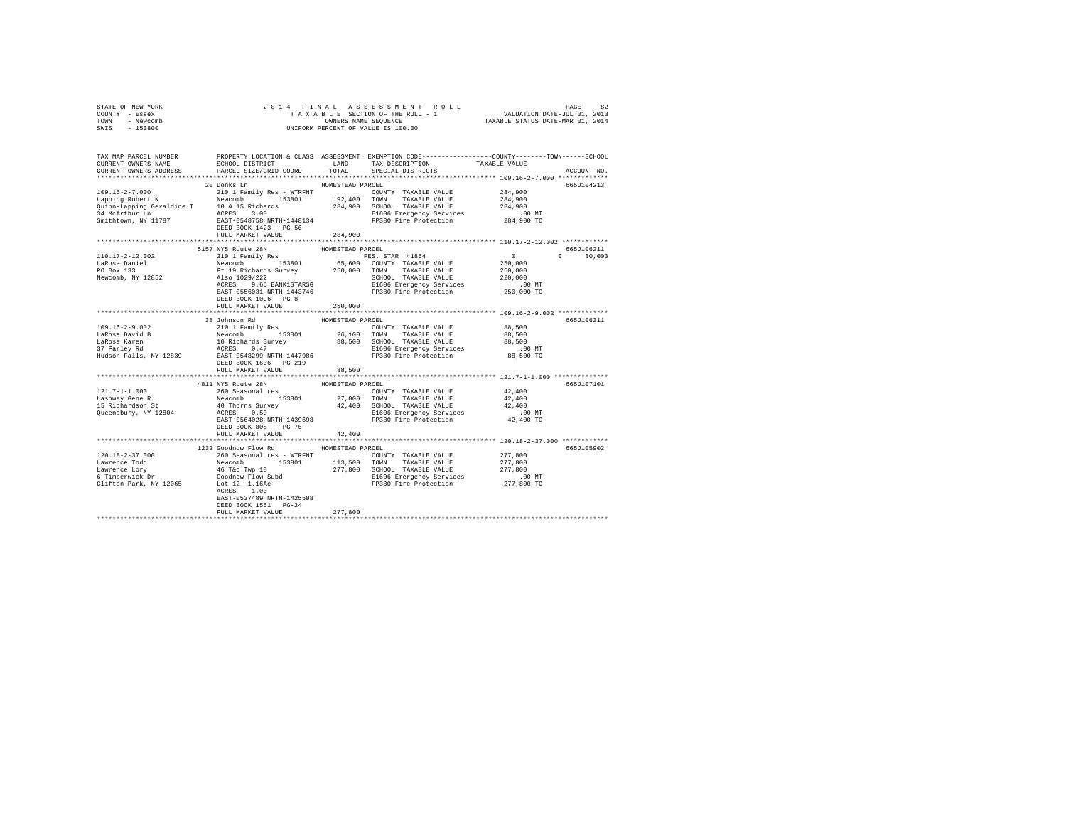STATE OF NEW YORK
COUNTY - Essex
TOWN - Newcomb
SWIS - 153800

2014 FINAL ASSESSMENT ROLL
TAXABLE SECTION OF THE ROLL - 1
OWNERS NAME SEQUENCE
UNIFORM PERCENT OF VALUE IS 100.00

VALUATION DATE-JUL 01, 2013
TAXABLE STATUS DATE-MAR 01, 2014

```
TAX MAP PARCEL NUMBER          PROPERTY LOCATION & CLASS  ASSESSMENT  EXEMPTION CODE-----------------COUNTY--------TOWN------SCHOOL
CURRENT OWNERS NAME            SCHOOL DISTRICT               LAND      TAX DESCRIPTION            TAXABLE VALUE
CURRENT OWNERS ADDRESS         PARCEL SIZE/GRID COORD        TOTAL     SPECIAL DISTRICTS                                    ACCOUNT NO.
******************************************************************************************************* 109.16-2-7.000 *************
                               20 Donks Ln                  HOMESTEAD PARCEL                                                   665J104213
109.16-2-7.000                 210 1 Family Res - WTRFNT              COUNTY  TAXABLE VALUE          284,900
Lapping Robert K               Newcomb        153801       192,400    TOWN    TAXABLE VALUE          284,900
Quinn-Lapping Geraldine T      10 & 15 Richards            284,900    SCHOOL  TAXABLE VALUE          284,900
34 McArthur Ln                 ACRES    3.00                          E1606 Emergency Services          .00 MT
Smithtown, NY 11787            EAST-0548758 NRTH-1448134              FP380 Fire Protection          284,900 TO
                               DEED BOOK 1423   PG-56
                               FULL MARKET VALUE           284,900
******************************************************************************************************* 110.17-2-12.002 ************
                               5157 NYS Route 28N           HOMESTEAD PARCEL                                                   665J106211
110.17-2-12.002                210 1 Family Res                        RES. STAR 41854                    0          0      30,000
LaRose Daniel                  Newcomb        153801        65,600    COUNTY  TAXABLE VALUE          250,000
PO Box 133                     Pt 19 Richards Survey       250,000    TOWN    TAXABLE VALUE          250,000
Newcomb, NY 12852              Also 1029/222                          SCHOOL  TAXABLE VALUE          220,000
                               ACRES    9.65 BANK1STARSG              E1606 Emergency Services          .00 MT
                               EAST-0556031 NRTH-1443746              FP380 Fire Protection          250,000 TO
                               DEED BOOK 1096   PG-8
                               FULL MARKET VALUE           250,000
******************************************************************************************************* 109.16-2-9.002 *************
                               38 Johnson Rd                HOMESTEAD PARCEL                                                   665J106311
109.16-2-9.002                 210 1 Family Res                       COUNTY  TAXABLE VALUE           88,500
LaRose David B                 Newcomb        153801        26,100    TOWN    TAXABLE VALUE           88,500
LaRose Karen                   10 Richards Survey           88,500    SCHOOL  TAXABLE VALUE           88,500
37 Farley Rd                   ACRES    0.47                          E1606 Emergency Services          .00 MT
Hudson Falls, NY 12839         EAST-0548299 NRTH-1447986              FP380 Fire Protection           88,500 TO
                               DEED BOOK 1606   PG-219
                               FULL MARKET VALUE            88,500
******************************************************************************************************* 121.7-1-1.000 **************
                               4811 NYS Route 28N           HOMESTEAD PARCEL                                                   665J107101
121.7-1-1.000                  260 Seasonal res                       COUNTY  TAXABLE VALUE           42,400
Lashway Gene R                 Newcomb        153801        27,000    TOWN    TAXABLE VALUE           42,400
15 Richardson St               40 Thorns Survey             42,400    SCHOOL  TAXABLE VALUE           42,400
Queensbury, NY 12804           ACRES    0.50                          E1606 Emergency Services          .00 MT
                               EAST-0564028 NRTH-1439698              FP380 Fire Protection           42,400 TO
                               DEED BOOK 808    PG-76
                               FULL MARKET VALUE            42,400
******************************************************************************************************* 120.18-2-37.000 ************
                               1232 Goodnow Flow Rd         HOMESTEAD PARCEL                                                   665J105902
120.18-2-37.000                260 Seasonal res - WTRFNT              COUNTY  TAXABLE VALUE          277,800
Lawrence Todd                  Newcomb        153801       113,500    TOWN    TAXABLE VALUE          277,800
Lawrence Lory                  46 T&c Twp 18               277,800    SCHOOL  TAXABLE VALUE          277,800
6 Timberwick Dr                Goodnow Flow Subd                      E1606 Emergency Services          .00 MT
Clifton Park, NY 12065         Lot 12  1.16Ac                         FP380 Fire Protection          277,800 TO
                               ACRES    1.00
                               EAST-0537489 NRTH-1425508
                               DEED BOOK 1551   PG-24
                               FULL MARKET VALUE           277,800
************************************************************************************************************************************
```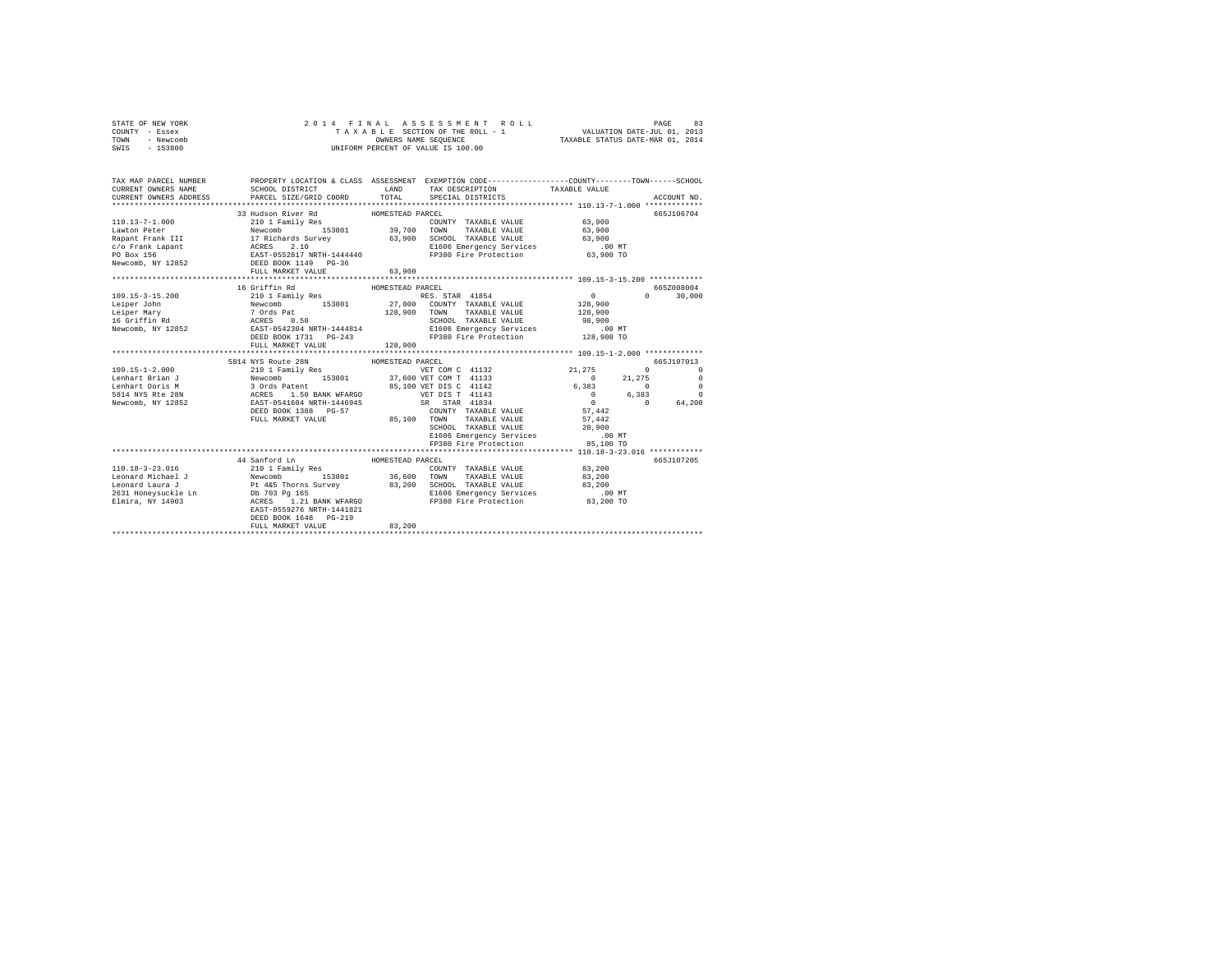STATE OF NEW YORK
COUNTY - Essex
TOWN - Newcomb
SWIS - 153800

2014 FINAL ASSESSMENT ROLL
TAXABLE SECTION OF THE ROLL - 1
OWNERS NAME SEQUENCE
UNIFORM PERCENT OF VALUE IS 100.00

VALUATION DATE-JUL 01, 2013
TAXABLE STATUS DATE-MAR 01, 2014

| TAX MAP PARCEL NUMBER / CURRENT OWNERS NAME / CURRENT OWNERS ADDRESS | PROPERTY LOCATION & CLASS / SCHOOL DISTRICT / PARCEL SIZE/GRID COORD | ASSESSMENT LAND / TOTAL | EXEMPTION CODE / TAX DESCRIPTION / SPECIAL DISTRICTS | COUNTY | TOWN | SCHOOL | ACCOUNT NO. |
|---|---|---|---|---|---|---|---|
| **110.13-7-1.000** | 33 Hudson River Rd — HOMESTEAD PARCEL | | | | | | 665J106704 |
| 110.13-7-1.000 | 210 1 Family Res | | COUNTY TAXABLE VALUE | 63,900 | | | |
| Lawton Peter | Newcomb 153801 | 39,700 | TOWN TAXABLE VALUE | | 63,900 | | |
| Rapant Frank III | 17 Richards Survey | 63,900 | SCHOOL TAXABLE VALUE | | | 63,900 | |
| c/o Frank Lapant | ACRES 2.10 | | E1606 Emergency Services | .00 MT | | | |
| PO Box 156 | EAST-0552817 NRTH-1444440 | | FP380 Fire Protection | 63,900 TO | | | |
| Newcomb, NY 12852 | DEED BOOK 1149 PG-36 | | | | | | |
| | FULL MARKET VALUE | 63,900 | | | | | |
| **109.15-3-15.200** | 16 Griffin Rd — HOMESTEAD PARCEL | | | | | | 665Z008004 |
| 109.15-3-15.200 | 210 1 Family Res | | RES. STAR 41854 | 0 | 0 | 30,000 | |
| Leiper John | Newcomb 153801 | 27,000 | COUNTY TAXABLE VALUE | 128,900 | | | |
| Leiper Mary | 7 Ords Pat | 128,900 | TOWN TAXABLE VALUE | | 128,900 | | |
| 16 Griffin Rd | ACRES 0.50 | | SCHOOL TAXABLE VALUE | | | 98,900 | |
| Newcomb, NY 12852 | EAST-0542304 NRTH-1444814 | | E1606 Emergency Services | .00 MT | | | |
| | DEED BOOK 1731 PG-243 | | FP380 Fire Protection | 128,900 TO | | | |
| | FULL MARKET VALUE | 128,900 | | | | | |
| **109.15-1-2.000** | 5814 NYS Route 28N — HOMESTEAD PARCEL | | | | | | 665J107013 |
| 109.15-1-2.000 | 210 1 Family Res | | VET COM C 41132 | 21,275 | 0 | 0 | |
| Lenhart Brian J | Newcomb 153801 | 37,600 | VET COM T 41133 | 0 | 21,275 | 0 | |
| Lenhart Doris M | 3 Ords Patent | 85,100 | VET DIS C 41142 | 6,383 | 0 | 0 | |
| 5814 NYS Rte 28N | ACRES 1.50 BANK WFARGO | | VET DIS T 41143 | 0 | 6,383 | 0 | |
| Newcomb, NY 12852 | EAST-0541604 NRTH-1446945 | | SR STAR 41834 | 0 | 0 | 64,200 | |
| | DEED BOOK 1388 PG-57 | | COUNTY TAXABLE VALUE | 57,442 | | | |
| | FULL MARKET VALUE | 85,100 | TOWN TAXABLE VALUE | | 57,442 | | |
| | | | SCHOOL TAXABLE VALUE | | | 20,900 | |
| | | | E1606 Emergency Services | .00 MT | | | |
| | | | FP380 Fire Protection | 85,100 TO | | | |
| **110.18-3-23.016** | 44 Sanford Ln — HOMESTEAD PARCEL | | | | | | 665J107205 |
| 110.18-3-23.016 | 210 1 Family Res | | COUNTY TAXABLE VALUE | 83,200 | | | |
| Leonard Michael J | Newcomb 153801 | 36,600 | TOWN TAXABLE VALUE | | 83,200 | | |
| Leonard Laura J | Pt 4&5 Thorns Survey | 83,200 | SCHOOL TAXABLE VALUE | | | 83,200 | |
| 2631 Honeysuckle Ln | Db 703 Pg 165 | | E1606 Emergency Services | .00 MT | | | |
| Elmira, NY 14903 | ACRES 1.21 BANK WFARGO | | FP380 Fire Protection | 83,200 TO | | | |
| | EAST-0559276 NRTH-1441821 | | | | | | |
| | DEED BOOK 1648 PG-219 | | | | | | |
| | FULL MARKET VALUE | 83,200 | | | | | |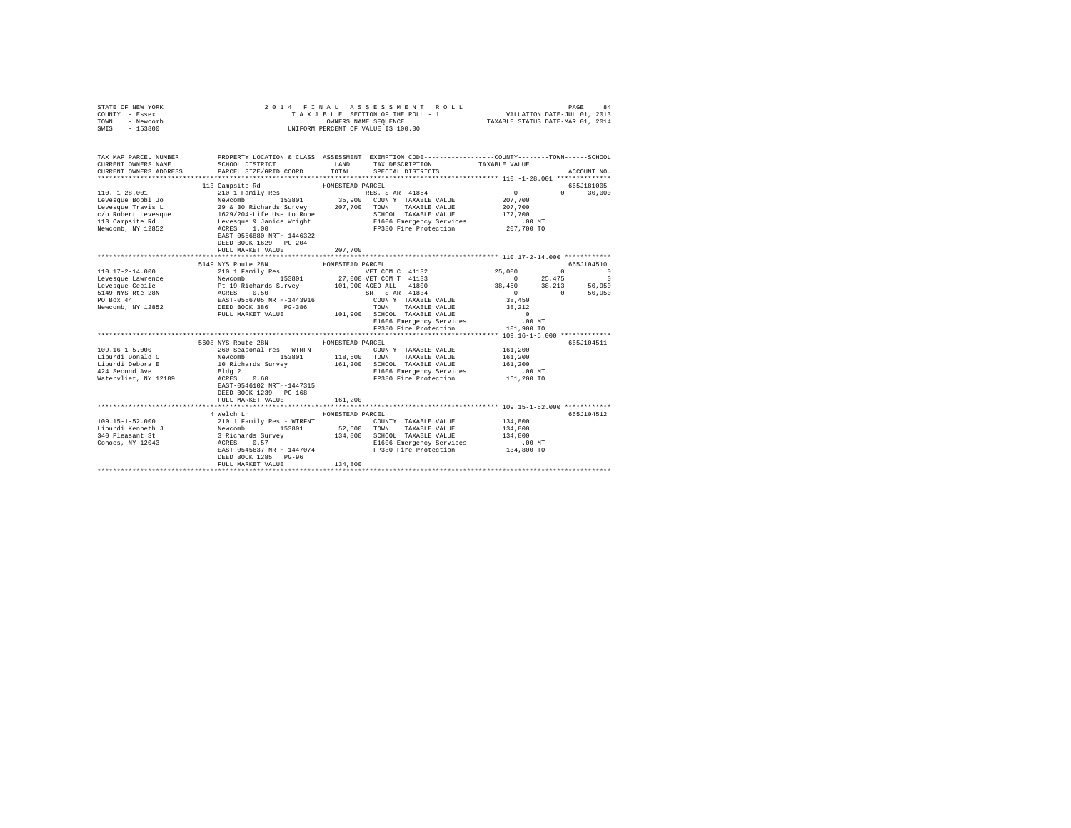STATE OF NEW YORK
COUNTY - Essex
TOWN - Newcomb
SWIS - 153800

2014 FINAL ASSESSMENT ROLL
TAXABLE SECTION OF THE ROLL - 1
OWNERS NAME SEQUENCE
UNIFORM PERCENT OF VALUE IS 100.00

VALUATION DATE-JUL 01, 2013
TAXABLE STATUS DATE-MAR 01, 2014

```
TAX MAP PARCEL NUMBER      PROPERTY LOCATION & CLASS  ASSESSMENT  EXEMPTION CODE-----------------COUNTY--------TOWN------SCHOOL
CURRENT OWNERS NAME        SCHOOL DISTRICT              LAND      TAX DESCRIPTION            TAXABLE VALUE
CURRENT OWNERS ADDRESS     PARCEL SIZE/GRID COORD       TOTAL     SPECIAL DISTRICTS                                        ACCOUNT NO.
************************************************************************************************ 110.-1-28.001 **************
                          113 Campsite Rd              HOMESTEAD PARCEL                                                    665J181005
110.-1-28.001              210 1 Family Res                       RES. STAR 41854                 0            0      30,000
Levesque Bobbi Jo          Newcomb       153801         35,900   COUNTY  TAXABLE VALUE         207,700
Levesque Travis L          29 & 30 Richards Survey     207,700   TOWN    TAXABLE VALUE         207,700
c/o Robert Levesque        1629/204-Life Use to Robe              SCHOOL  TAXABLE VALUE         177,700
113 Campsite Rd            Levesque & Janice Wright               E1606 Emergency Services          .00 MT
Newcomb, NY 12852          ACRES    1.00                          FP380 Fire Protection         207,700 TO
                           EAST-0556880 NRTH-1446322
                           DEED BOOK 1629   PG-204
                           FULL MARKET VALUE           207,700
************************************************************************************************ 110.17-2-14.000 ************
                          5149 NYS Route 28N           HOMESTEAD PARCEL                                                    665J104510
110.17-2-14.000            210 1 Family Res                       VET COM C 41132             25,000           0           0
Levesque Lawrence          Newcomb       153801         27,000 VET COM T 41133                 0       25,475           0
Levesque Cecile            Pt 19 Richards Survey       101,900 AGED ALL  41800             38,450       38,213      50,950
5149 NYS Rte 28N           ACRES    0.50                          SR  STAR 41834                  0            0      50,950
PO Box 44                  EAST-0556705 NRTH-1443916              COUNTY  TAXABLE VALUE          38,450
Newcomb, NY 12852          DEED BOOK 386    PG-386                TOWN    TAXABLE VALUE          38,212
                           FULL MARKET VALUE           101,900   SCHOOL  TAXABLE VALUE               0
                                                                  E1606 Emergency Services          .00 MT
                                                                  FP380 Fire Protection         101,900 TO
************************************************************************************************ 109.16-1-5.000 *************
                          5608 NYS Route 28N           HOMESTEAD PARCEL                                                    665J104511
109.16-1-5.000             260 Seasonal res - WTRFNT              COUNTY  TAXABLE VALUE         161,200
Liburdi Donald C           Newcomb       153801        118,500   TOWN    TAXABLE VALUE         161,200
Liburdi Debora E           10 Richards Survey          161,200   SCHOOL  TAXABLE VALUE         161,200
424 Second Ave             Bldg 2                                 E1606 Emergency Services          .00 MT
Watervliet, NY 12189       ACRES    0.60                          FP380 Fire Protection         161,200 TO
                           EAST-0546102 NRTH-1447315
                           DEED BOOK 1239   PG-168
                           FULL MARKET VALUE           161,200
************************************************************************************************ 109.15-1-52.000 ************
                          4 Welch Ln                   HOMESTEAD PARCEL                                                    665J104512
109.15-1-52.000            210 1 Family Res - WTRFNT              COUNTY  TAXABLE VALUE         134,800
Liburdi Kenneth J          Newcomb       153801         52,600   TOWN    TAXABLE VALUE         134,800
340 Pleasant St            3 Richards Survey           134,800   SCHOOL  TAXABLE VALUE         134,800
Cohoes, NY 12043           ACRES    0.57                          E1606 Emergency Services          .00 MT
                           EAST-0545637 NRTH-1447074              FP380 Fire Protection         134,800 TO
                           DEED BOOK 1285   PG-96
                           FULL MARKET VALUE           134,800
******************************************************************************************************************************
```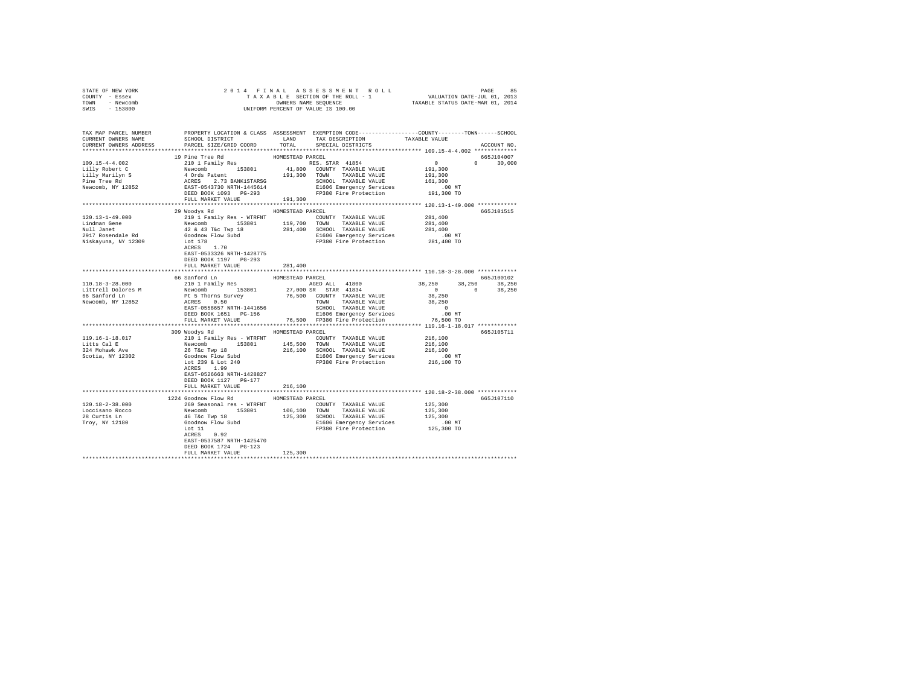```
STATE OF NEW YORK              2 0 1 4   F I N A L   A S S E S S M E N T   R O L L                    PAGE    85
COUNTY  - Essex                   T A X A B L E  SECTION OF THE ROLL - 1              VALUATION DATE-JUL 01, 2013
TOWN    - Newcomb                          OWNERS NAME SEQUENCE                    TAXABLE STATUS DATE-MAR 01, 2014
SWIS    - 153800                     UNIFORM PERCENT OF VALUE IS 100.00

TAX MAP PARCEL NUMBER          PROPERTY LOCATION & CLASS  ASSESSMENT  EXEMPTION CODE-----------------COUNTY--------TOWN------SCHOOL
CURRENT OWNERS NAME            SCHOOL DISTRICT              LAND      TAX DESCRIPTION             TAXABLE VALUE
CURRENT OWNERS ADDRESS         PARCEL SIZE/GRID COORD       TOTAL     SPECIAL DISTRICTS                                  ACCOUNT NO.
******************************************************************************************************* 109.15-4-4.002 *************
                          19 Pine Tree Rd                 HOMESTEAD PARCEL                                            665J104007
109.15-4-4.002                 210 1 Family Res                      RES. STAR 41854              0            0      30,000
Lilly Robert C                 Newcomb      153801          41,800   COUNTY  TAXABLE VALUE          191,300
Lilly Marilyn S                4 Ords Patent               191,300   TOWN    TAXABLE VALUE          191,300
Pine Tree Rd                   ACRES    2.73 BANK1STARSG             SCHOOL  TAXABLE VALUE          161,300
Newcomb, NY 12852              EAST-0543730 NRTH-1445614              E1606 Emergency Services          .00 MT
                               DEED BOOK 1093   PG-293               FP380 Fire Protection          191,300 TO
                               FULL MARKET VALUE           191,300
******************************************************************************************************* 120.13-1-49.000 ************
                          29 Woodys Rd                    HOMESTEAD PARCEL                                            665J101515
120.13-1-49.000                210 1 Family Res - WTRFNT             COUNTY  TAXABLE VALUE          281,400
Lindman Gene                   Newcomb      153801         119,700   TOWN    TAXABLE VALUE          281,400
Null Janet                     42 & 43 T&c Twp 18          281,400   SCHOOL  TAXABLE VALUE          281,400
2917 Rosendale Rd              Goodnow Flow Subd                     E1606 Emergency Services          .00 MT
Niskayuna, NY 12309            Lot 178                               FP380 Fire Protection          281,400 TO
                               ACRES    1.70
                               EAST-0533326 NRTH-1428775
                               DEED BOOK 1197   PG-293
                               FULL MARKET VALUE           281,400
******************************************************************************************************* 110.18-3-28.000 ************
                          66 Sanford Ln                   HOMESTEAD PARCEL                                            665J100102
110.18-3-28.000                210 1 Family Res                      AGED ALL  41800             38,250       38,250      38,250
Littrell Dolores M             Newcomb      153801          27,000 SR  STAR  41834                0            0      38,250
66 Sanford Ln                  Pt 5 Thorns Survey           76,500   COUNTY  TAXABLE VALUE           38,250
Newcomb, NY 12852              ACRES    0.50                         TOWN    TAXABLE VALUE           38,250
                               EAST-0558657 NRTH-1441656             SCHOOL  TAXABLE VALUE                0
                               DEED BOOK 1651   PG-156               E1606 Emergency Services          .00 MT
                               FULL MARKET VALUE            76,500   FP380 Fire Protection           76,500 TO
******************************************************************************************************* 119.16-1-18.017 ************
                          309 Woodys Rd                   HOMESTEAD PARCEL                                            665J105711
119.16-1-18.017                210 1 Family Res - WTRFNT             COUNTY  TAXABLE VALUE          216,100
Litts Cal E                    Newcomb      153801         145,500   TOWN    TAXABLE VALUE          216,100
324 Mohawk Ave                 26 T&c Twp 18               216,100   SCHOOL  TAXABLE VALUE          216,100
Scotia, NY 12302               Goodnow Flow Subd                     E1606 Emergency Services          .00 MT
                               Lot 239 & Lot 240                     FP380 Fire Protection          216,100 TO
                               ACRES    1.99
                               EAST-0526663 NRTH-1428827
                               DEED BOOK 1127   PG-177
                               FULL MARKET VALUE           216,100
******************************************************************************************************* 120.18-2-38.000 ************
                          1224 Goodnow Flow Rd            HOMESTEAD PARCEL                                            665J107110
120.18-2-38.000                260 Seasonal res - WTRFNT             COUNTY  TAXABLE VALUE          125,300
Loccisano Rocco                Newcomb      153801         106,100   TOWN    TAXABLE VALUE          125,300
28 Curtis Ln                   46 T&c Twp 18               125,300   SCHOOL  TAXABLE VALUE          125,300
Troy, NY 12180                 Goodnow Flow Subd                     E1606 Emergency Services          .00 MT
                               Lot 11                                FP380 Fire Protection          125,300 TO
                               ACRES    0.92
                               EAST-0537587 NRTH-1425470
                               DEED BOOK 1724   PG-123
                               FULL MARKET VALUE           125,300
************************************************************************************************************************************
```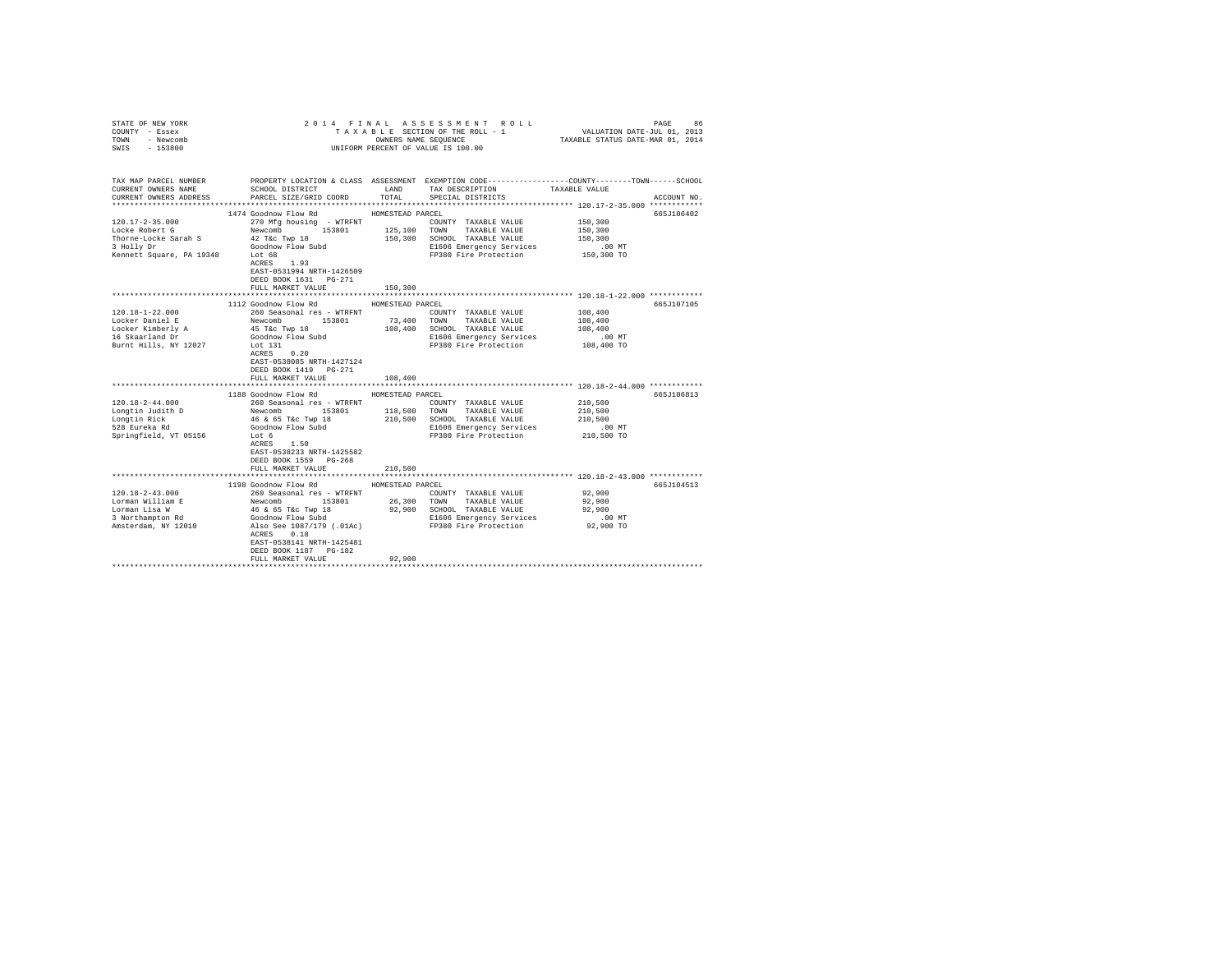STATE OF NEW YORK
COUNTY - Essex
TOWN - Newcomb
SWIS - 153800

2014 FINAL ASSESSMENT ROLL
TAXABLE SECTION OF THE ROLL - 1
OWNERS NAME SEQUENCE
UNIFORM PERCENT OF VALUE IS 100.00

VALUATION DATE-JUL 01, 2013
TAXABLE STATUS DATE-MAR 01, 2014

| TAX MAP PARCEL NUMBER / CURRENT OWNERS NAME / CURRENT OWNERS ADDRESS | PROPERTY LOCATION & CLASS / SCHOOL DISTRICT / PARCEL SIZE/GRID COORD | ASSESSMENT LAND | TOTAL | EXEMPTION CODE / TAX DESCRIPTION / SPECIAL DISTRICTS | COUNTY / TOWN / SCHOOL TAXABLE VALUE | ACCOUNT NO. |
|---|---|---|---|---|---|---|
| 120.17-2-35.000 | 1474 Goodnow Flow Rd | | | HOMESTEAD PARCEL | | 665J106402 |
| Locke Robert G | 270 Mfg housing - WTRFNT | | | COUNTY TAXABLE VALUE | 150,300 | |
| Thorne-Locke Sarah S | Newcomb 153801 | 125,100 | | TOWN TAXABLE VALUE | 150,300 | |
| 3 Holly Dr | 42 T&c Twp 18 | | 150,300 | SCHOOL TAXABLE VALUE | 150,300 | |
| Kennett Square, PA 19348 | Goodnow Flow Subd | | | E1606 Emergency Services | .00 MT | |
| | Lot 68 | | | FP380 Fire Protection | 150,300 TO | |
| | ACRES 1.93 | | | | | |
| | EAST-0531994 NRTH-1426509 | | | | | |
| | DEED BOOK 1631 PG-271 | | | | | |
| | FULL MARKET VALUE | | 150,300 | | | |
| 120.18-1-22.000 | 1112 Goodnow Flow Rd | | | HOMESTEAD PARCEL | | 665J107105 |
| Locker Daniel E | 260 Seasonal res - WTRFNT | | | COUNTY TAXABLE VALUE | 108,400 | |
| Locker Kimberly A | Newcomb 153801 | 73,400 | | TOWN TAXABLE VALUE | 108,400 | |
| 16 Skaarland Dr | 45 T&c Twp 18 | | 108,400 | SCHOOL TAXABLE VALUE | 108,400 | |
| Burnt Hills, NY 12027 | Goodnow Flow Subd | | | E1606 Emergency Services | .00 MT | |
| | Lot 131 | | | FP380 Fire Protection | 108,400 TO | |
| | ACRES 0.20 | | | | | |
| | EAST-0538085 NRTH-1427124 | | | | | |
| | DEED BOOK 1419 PG-271 | | | | | |
| | FULL MARKET VALUE | | 108,400 | | | |
| 120.18-2-44.000 | 1188 Goodnow Flow Rd | | | HOMESTEAD PARCEL | | 665J106813 |
| Longtin Judith D | 260 Seasonal res - WTRFNT | | | COUNTY TAXABLE VALUE | 210,500 | |
| Longtin Rick | Newcomb 153801 | 118,500 | | TOWN TAXABLE VALUE | 210,500 | |
| 528 Eureka Rd | 46 & 65 T&c Twp 18 | | 210,500 | SCHOOL TAXABLE VALUE | 210,500 | |
| Springfield, VT 05156 | Goodnow Flow Subd | | | E1606 Emergency Services | .00 MT | |
| | Lot 6 | | | FP380 Fire Protection | 210,500 TO | |
| | ACRES 1.50 | | | | | |
| | EAST-0538233 NRTH-1425582 | | | | | |
| | DEED BOOK 1559 PG-268 | | | | | |
| | FULL MARKET VALUE | | 210,500 | | | |
| 120.18-2-43.000 | 1198 Goodnow Flow Rd | | | HOMESTEAD PARCEL | | 665J104513 |
| Lorman William E | 260 Seasonal res - WTRFNT | | | COUNTY TAXABLE VALUE | 92,900 | |
| Lorman Lisa W | Newcomb 153801 | 26,300 | | TOWN TAXABLE VALUE | 92,900 | |
| 3 Northampton Rd | 46 & 65 T&c Twp 18 | | 92,900 | SCHOOL TAXABLE VALUE | 92,900 | |
| Amsterdam, NY 12010 | Goodnow Flow Subd | | | E1606 Emergency Services | .00 MT | |
| | Also See 1087/179 (.01Ac) | | | FP380 Fire Protection | 92,900 TO | |
| | ACRES 0.18 | | | | | |
| | EAST-0538141 NRTH-1425481 | | | | | |
| | DEED BOOK 1187 PG-182 | | | | | |
| | FULL MARKET VALUE | | 92,900 | | | |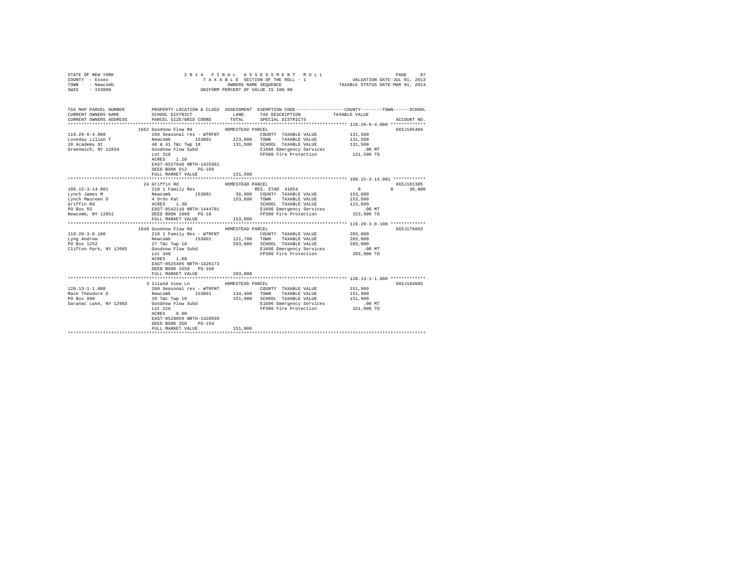STATE OF NEW YORK
COUNTY - Essex
TOWN - Newcomb
SWIS - 153800

2014 FINAL ASSESSMENT ROLL
TAXABLE SECTION OF THE ROLL - 1
OWNERS NAME SEQUENCE
UNIFORM PERCENT OF VALUE IS 100.00

VALUATION DATE-JUL 01, 2013
TAXABLE STATUS DATE-MAR 01, 2014

| TAX MAP PARCEL NUMBER / CURRENT OWNERS NAME / CURRENT OWNERS ADDRESS | PROPERTY LOCATION & CLASS / SCHOOL DISTRICT / PARCEL SIZE/GRID COORD | ASSESSMENT LAND / TOTAL | EXEMPTION CODE / TAX DESCRIPTION / SPECIAL DISTRICTS | COUNTY / TOWN / SCHOOL TAXABLE VALUE | ACCOUNT NO. |
|---|---|---|---|---|---|
| 119.20-6-4.000 | 1662 Goodnow Flow Rd | HOMESTEAD PARCEL | | | 665J105404 |
| Loveday Lilian T | 260 Seasonal res - WTRFNT | | COUNTY TAXABLE VALUE | 131,500 | |
| 20 Academy St | Newcomb 153801 | 123,000 | TOWN TAXABLE VALUE | 131,500 | |
| Greenwich, NY 12834 | 40 & 41 T&c Twp 18 | 131,500 | SCHOOL TAXABLE VALUE | 131,500 | |
| | Goodnow Flow Subd | | E1606 Emergency Services | .00 MT | |
| | Lot 318 | | FP380 Fire Protection | 131,500 TO | |
| | ACRES 1.20 | | | | |
| | EAST-0527940 NRTH-1425661 | | | | |
| | DEED BOOK 912 PG-169 | | | | |
| | FULL MARKET VALUE | 131,500 | | | |
| 109.15-3-14.001 | 24 Griffin Rd | HOMESTEAD PARCEL | | | 665J101305 |
| Lynch James M | 210 1 Family Res | | RES. STAR 41854 | 0 0 30,000 | |
| Lynch Maureen D | Newcomb 153801 | 36,900 | COUNTY TAXABLE VALUE | 153,600 | |
| Griffin Rd | 4 Ords Pat | 153,600 | TOWN TAXABLE VALUE | 153,600 | |
| PO Box 55 | ACRES 1.30 | | SCHOOL TAXABLE VALUE | 123,600 | |
| Newcomb, NY 12852 | EAST-0542110 NRTH-1444781 | | E1606 Emergency Services | .00 MT | |
| | DEED BOOK 1068 PG-18 | | FP380 Fire Protection | 153,600 TO | |
| | FULL MARKET VALUE | 153,600 | | | |
| 119.20-3-8.100 | 1848 Goodnow Flow Rd | HOMESTEAD PARCEL | | | 665J176003 |
| Lyng Andrew | 210 1 Family Res - WTRFNT | | COUNTY TAXABLE VALUE | 203,000 | |
| PO Box 1252 | Newcomb 153801 | 121,700 | TOWN TAXABLE VALUE | 203,000 | |
| Clifton Park, NY 12065 | 27 T&c Twp 18 | 203,000 | SCHOOL TAXABLE VALUE | 203,000 | |
| | Goodnow Flow Subd | | E1606 Emergency Services | .00 MT | |
| | Lot 340 | | FP380 Fire Protection | 203,000 TO | |
| | ACRES 1.80 | | | | |
| | EAST-0525405 NRTH-1426173 | | | | |
| | DEED BOOK 1658 PG-160 | | | | |
| | FULL MARKET VALUE | 203,000 | | | |
| 120.13-1-1.000 | 3 Island View Ln | HOMESTEAD PARCEL | | | 665J104605 |
| Mack Theodore D | 260 Seasonal res - WTRFNT | | COUNTY TAXABLE VALUE | 151,900 | |
| PO Box 998 | Newcomb 153801 | 134,400 | TOWN TAXABLE VALUE | 151,900 | |
| Saranac Lake, NY 12983 | 26 T&c Twp 18 | 151,900 | SCHOOL TAXABLE VALUE | 151,900 | |
| | Goodnow Flow Subd | | E1606 Emergency Services | .00 MT | |
| | Lot 226 | | FP380 Fire Protection | 151,900 TO | |
| | ACRES 0.80 | | | | |
| | EAST-0528059 NRTH-1428939 | | | | |
| | DEED BOOK 350 PG-154 | | | | |
| | FULL MARKET VALUE | 151,900 | | | |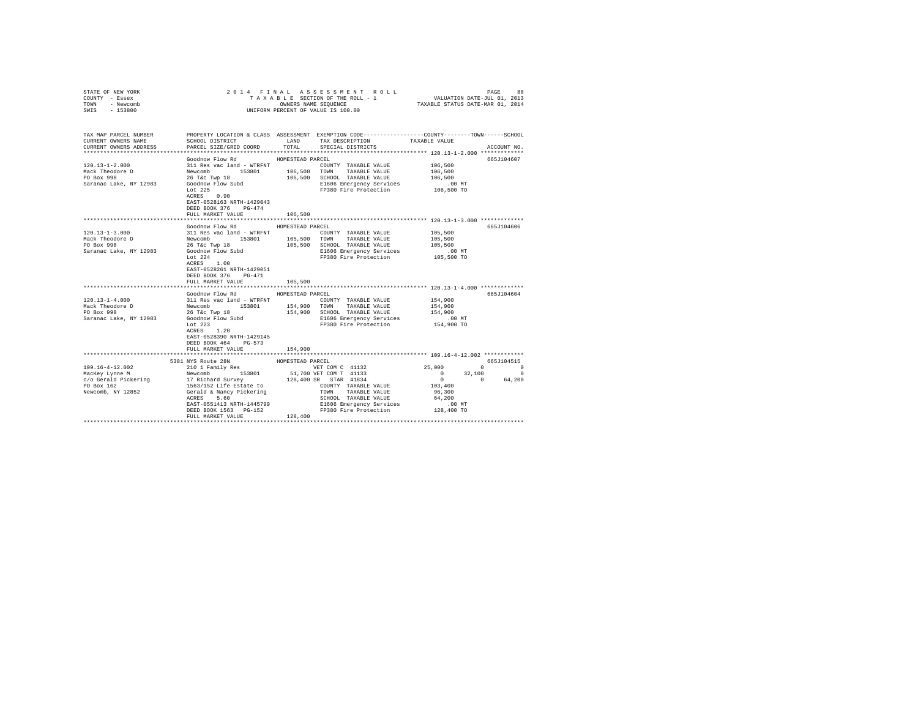STATE OF NEW YORK
COUNTY - Essex
TOWN - Newcomb
SWIS - 153800

2014 FINAL ASSESSMENT ROLL
TAXABLE SECTION OF THE ROLL - 1
OWNERS NAME SEQUENCE
UNIFORM PERCENT OF VALUE IS 100.00

VALUATION DATE-JUL 01, 2013
TAXABLE STATUS DATE-MAR 01, 2014

```
TAX MAP PARCEL NUMBER     PROPERTY LOCATION & CLASS  ASSESSMENT  EXEMPTION CODE-----------------COUNTY--------TOWN------SCHOOL
CURRENT OWNERS NAME       SCHOOL DISTRICT              LAND      TAX DESCRIPTION            TAXABLE VALUE
CURRENT OWNERS ADDRESS    PARCEL SIZE/GRID COORD       TOTAL     SPECIAL DISTRICTS                                    ACCOUNT NO.
******************************************************************************************* 120.13-1-2.000 *************
                          Goodnow Flow Rd             HOMESTEAD PARCEL                                                665J104607
120.13-1-2.000            311 Res vac land - WTRFNT             COUNTY  TAXABLE VALUE           106,500
Mack Theodore D           Newcomb        153801     106,500    TOWN    TAXABLE VALUE           106,500
PO Box 998                26 T&c Twp 18               106,500    SCHOOL  TAXABLE VALUE           106,500
Saranac Lake, NY 12983    Goodnow Flow Subd                      E1606 Emergency Services            .00 MT
                          Lot 225                                FP380 Fire Protection           106,500 TO
                          ACRES     0.90
                          EAST-0528163 NRTH-1429043
                          DEED BOOK 376    PG-474
                          FULL MARKET VALUE          106,500
******************************************************************************************* 120.13-1-3.000 *************
                          Goodnow Flow Rd             HOMESTEAD PARCEL                                                665J104606
120.13-1-3.000            311 Res vac land - WTRFNT             COUNTY  TAXABLE VALUE           105,500
Mack Theodore D           Newcomb        153801     105,500    TOWN    TAXABLE VALUE           105,500
PO Box 998                26 T&c Twp 18               105,500    SCHOOL  TAXABLE VALUE           105,500
Saranac Lake, NY 12983    Goodnow Flow Subd                      E1606 Emergency Services            .00 MT
                          Lot 224                                FP380 Fire Protection           105,500 TO
                          ACRES     1.00
                          EAST-0528261 NRTH-1429051
                          DEED BOOK 376    PG-471
                          FULL MARKET VALUE          105,500
******************************************************************************************* 120.13-1-4.000 *************
                          Goodnow Flow Rd             HOMESTEAD PARCEL                                                665J104604
120.13-1-4.000            311 Res vac land - WTRFNT             COUNTY  TAXABLE VALUE           154,900
Mack Theodore D           Newcomb        153801     154,900    TOWN    TAXABLE VALUE           154,900
PO Box 998                26 T&c Twp 18               154,900    SCHOOL  TAXABLE VALUE           154,900
Saranac Lake, NY 12983    Goodnow Flow Subd                      E1606 Emergency Services            .00 MT
                          Lot 223                                FP380 Fire Protection           154,900 TO
                          ACRES     1.20
                          EAST-0528390 NRTH-1429145
                          DEED BOOK 464    PG-573
                          FULL MARKET VALUE          154,900
******************************************************************************************* 109.16-4-12.002 ************
                   5381 NYS Route 28N                 HOMESTEAD PARCEL                                                665J104515
109.16-4-12.002           210 1 Family Res                     VET COM C 41132             25,000          0            0
MacKey Lynne M            Newcomb        153801      51,700 VET COM T 41133                  0         32,100            0
c/o Gerald Pickering      17 Richard Survey          128,400 SR  STAR 41834                   0              0       64,200
PO Box 162                1563/152 Life Estate to               COUNTY  TAXABLE VALUE           103,400
Newcomb, NY 12852         Gerald & Nancy Pickering              TOWN    TAXABLE VALUE            96,300
                          ACRES     5.60                         SCHOOL  TAXABLE VALUE            64,200
                          EAST-0551413 NRTH-1445799              E1606 Emergency Services            .00 MT
                          DEED BOOK 1563   PG-152                FP380 Fire Protection           128,400 TO
                          FULL MARKET VALUE          128,400
************************************************************************************************************************
```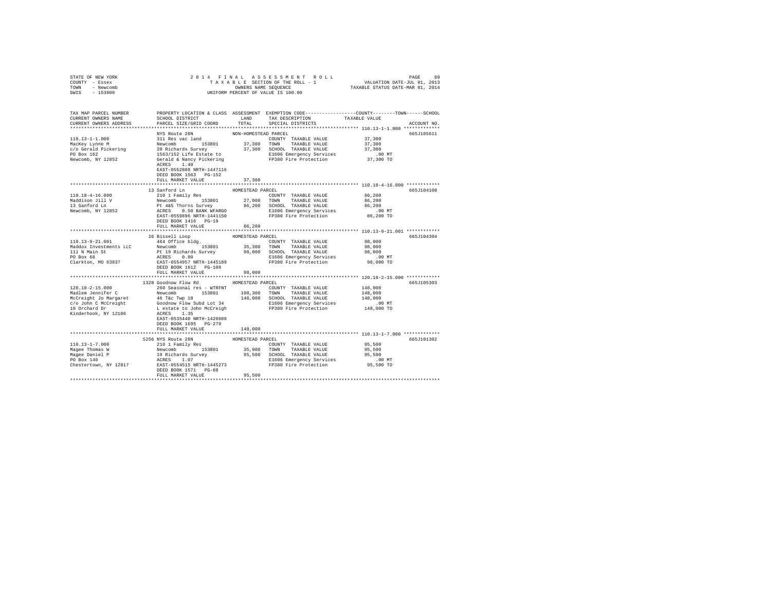STATE OF NEW YORK
COUNTY - Essex
TOWN - Newcomb
SWIS - 153800

2014 FINAL ASSESSMENT ROLL
TAXABLE SECTION OF THE ROLL - 1
OWNERS NAME SEQUENCE
UNIFORM PERCENT OF VALUE IS 100.00

VALUATION DATE-JUL 01, 2013
TAXABLE STATUS DATE-MAR 01, 2014

| TAX MAP PARCEL NUMBER / CURRENT OWNERS NAME / CURRENT OWNERS ADDRESS | PROPERTY LOCATION & CLASS / SCHOOL DISTRICT / PARCEL SIZE/GRID COORD | ASSESSMENT LAND / TOTAL | EXEMPTION CODE / TAX DESCRIPTION / SPECIAL DISTRICTS | TAXABLE VALUE (COUNTY / TOWN / SCHOOL) | ACCOUNT NO. |
|---|---|---|---|---|---|
| **110.13-1-1.000** | NYS Route 28N | NON-HOMESTEAD PARCEL | | | 665J105611 |
| Mackey Lynne M | 311 Res vac land | | COUNTY TAXABLE VALUE | 37,300 | |
| c/o Gerald Pickering | Newcomb 153801 | 37,300 | TOWN TAXABLE VALUE | 37,300 | |
| PO Box 162 | 20 Richards Survey | 37,300 | SCHOOL TAXABLE VALUE | 37,300 | |
| Newcomb, NY 12852 | 1563/152 Life Estate to | | E1606 Emergency Services | .00 MT | |
| | Gerald & Nancy Pickering | | FP380 Fire Protection | 37,300 TO | |
| | ACRES 1.40 | | | | |
| | EAST-0552808 NRTH-1447116 | | | | |
| | DEED BOOK 1563 PG-152 | | | | |
| | FULL MARKET VALUE | 37,300 | | | |
| **110.18-4-16.000** | 13 Sanford Ln | HOMESTEAD PARCEL | | | 665J104108 |
| Maddison Jill V | 210 1 Family Res | | COUNTY TAXABLE VALUE | 86,200 | |
| 13 Sanford Ln | Newcomb 153801 | 27,000 | TOWN TAXABLE VALUE | 86,200 | |
| Newcomb, NY 12852 | Pt 4&5 Thorns Survey | 86,200 | SCHOOL TAXABLE VALUE | 86,200 | |
| | ACRES 0.50 BANK WFARGO | | E1606 Emergency Services | .00 MT | |
| | EAST-0559896 NRTH-1441150 | | FP380 Fire Protection | 86,200 TO | |
| | DEED BOOK 1416 PG-19 | | | | |
| | FULL MARKET VALUE | 86,200 | | | |
| **110.13-9-21.001** | 26 Bissell Loop | HOMESTEAD PARCEL | | | 665J104304 |
| Maddox Investments LLC | 464 Office bldg. | | COUNTY TAXABLE VALUE | 98,000 | |
| 111 N Main St | Newcomb 153801 | 35,300 | TOWN TAXABLE VALUE | 98,000 | |
| PO Box 68 | Pt 19 Richards Survey | 98,000 | SCHOOL TAXABLE VALUE | 98,000 | |
| Clarkton, MO 63837 | ACRES 0.80 | | E1606 Emergency Services | .00 MT | |
| | EAST-0554957 NRTH-1445189 | | FP380 Fire Protection | 98,000 TO | |
| | DEED BOOK 1612 PG-109 | | | | |
| | FULL MARKET VALUE | 98,000 | | | |
| **120.18-2-15.000** | 1328 Goodnow Flow Rd | HOMESTEAD PARCEL | | | 665J105303 |
| Madlem Jennifer C | 260 Seasonal res - WTRFNT | | COUNTY TAXABLE VALUE | 148,000 | |
| McCreight Jo Margaret | Newcomb 153801 | 108,300 | TOWN TAXABLE VALUE | 148,000 | |
| c/o John C McCreight | 46 T&c Twp 18 | 148,000 | SCHOOL TAXABLE VALUE | 148,000 | |
| 10 Orchard Dr | Goodnow Flow Subd Lot 34 | | E1606 Emergency Services | .00 MT | |
| Kinderhook, NY 12106 | L estate to John McCreigh | | FP380 Fire Protection | 148,000 TO | |
| | ACRES 1.35 | | | | |
| | EAST-0535440 NRTH-1426688 | | | | |
| | DEED BOOK 1695 PG-279 | | | | |
| | FULL MARKET VALUE | 148,000 | | | |
| **110.13-1-7.000** | 5256 NYS Route 28N | HOMESTEAD PARCEL | | | 665J101302 |
| Magee Thomas W | 210 1 Family Res | | COUNTY TAXABLE VALUE | 95,500 | |
| Magee Daniel P | Newcomb 153801 | 35,900 | TOWN TAXABLE VALUE | 95,500 | |
| PO Box 140 | 19 Richards Survey | 95,500 | SCHOOL TAXABLE VALUE | 95,500 | |
| Chestertown, NY 12817 | ACRES 1.07 | | E1606 Emergency Services | .00 MT | |
| | EAST-0554515 NRTH-1445273 | | FP380 Fire Protection | 95,500 TO | |
| | DEED BOOK 1571 PG-68 | | | | |
| | FULL MARKET VALUE | 95,500 | | | |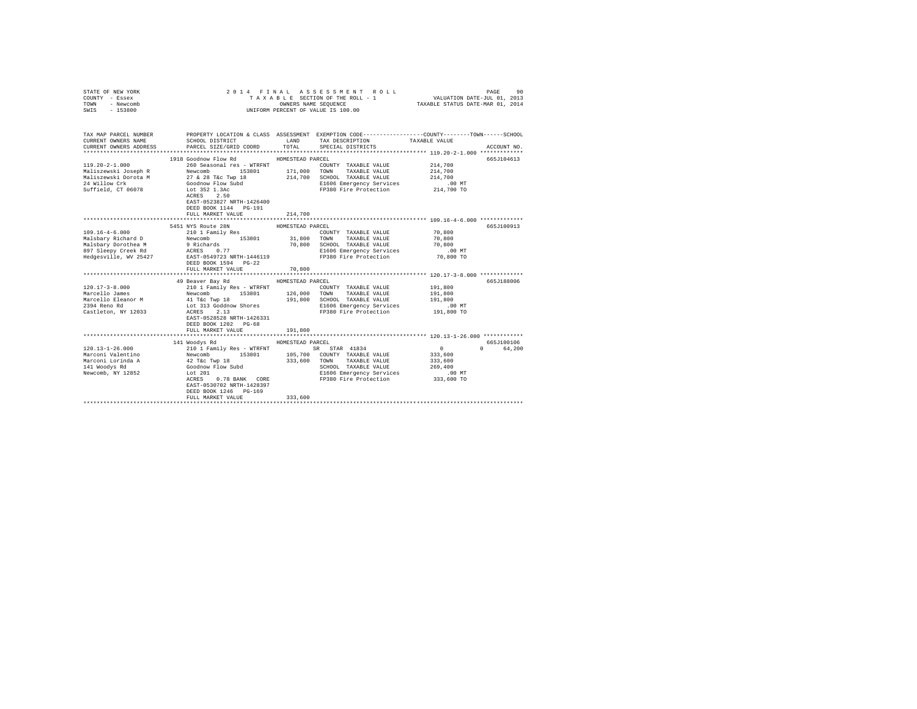STATE OF NEW YORK
COUNTY - Essex
TOWN - Newcomb
SWIS - 153800

2014 FINAL ASSESSMENT ROLL
TAXABLE SECTION OF THE ROLL - 1
OWNERS NAME SEQUENCE
UNIFORM PERCENT OF VALUE IS 100.00

VALUATION DATE-JUL 01, 2013
TAXABLE STATUS DATE-MAR 01, 2014

| TAX MAP PARCEL NUMBER / CURRENT OWNERS NAME / CURRENT OWNERS ADDRESS | PROPERTY LOCATION & CLASS / SCHOOL DISTRICT / PARCEL SIZE/GRID COORD | ASSESSMENT LAND / TOTAL | EXEMPTION CODE / TAX DESCRIPTION / SPECIAL DISTRICTS | COUNTY / TOWN / SCHOOL TAXABLE VALUE | ACCOUNT NO. |
|---|---|---|---|---|---|
| **119.20-2-1.000** | 1918 Goodnow Flow Rd | | HOMESTEAD PARCEL | | 665J104613 |
| 119.20-2-1.000 | 260 Seasonal res - WTRFNT | | COUNTY TAXABLE VALUE | 214,700 | |
| Maliszewski Joseph R | Newcomb 153801 | 171,000 | TOWN TAXABLE VALUE | 214,700 | |
| Maliszewski Dorota M | 27 & 28 T&c Twp 18 | 214,700 | SCHOOL TAXABLE VALUE | 214,700 | |
| 24 Willow Crk | Goodnow Flow Subd | | E1606 Emergency Services | .00 MT | |
| Suffield, CT 06078 | Lot 352 1.3Ac | | FP380 Fire Protection | 214,700 TO | |
| | ACRES 2.50 | | | | |
| | EAST-0523827 NRTH-1426400 | | | | |
| | DEED BOOK 1144 PG-191 | | | | |
| | FULL MARKET VALUE | 214,700 | | | |
| **109.16-4-6.000** | 5451 NYS Route 28N | | HOMESTEAD PARCEL | | 665J100913 |
| 109.16-4-6.000 | 210 1 Family Res | | COUNTY TAXABLE VALUE | 70,800 | |
| Malsbary Richard D | Newcomb 153801 | 31,800 | TOWN TAXABLE VALUE | 70,800 | |
| Malsbary Dorothea M | 9 Richards | 70,800 | SCHOOL TAXABLE VALUE | 70,800 | |
| 897 Sleepy Creek Rd | ACRES 0.77 | | E1606 Emergency Services | .00 MT | |
| Hedgesville, WV 25427 | EAST-0549723 NRTH-1446119 | | FP380 Fire Protection | 70,800 TO | |
| | DEED BOOK 1594 PG-22 | | | | |
| | FULL MARKET VALUE | 70,800 | | | |
| **120.17-3-8.000** | 49 Beaver Bay Rd | | HOMESTEAD PARCEL | | 665J188006 |
| 120.17-3-8.000 | 210 1 Family Res - WTRFNT | | COUNTY TAXABLE VALUE | 191,800 | |
| Marcello James | Newcomb 153801 | 126,000 | TOWN TAXABLE VALUE | 191,800 | |
| Marcello Eleanor M | 41 T&c Twp 18 | 191,800 | SCHOOL TAXABLE VALUE | 191,800 | |
| 2394 Reno Rd | Lot 313 Goddnow Shores | | E1606 Emergency Services | .00 MT | |
| Castleton, NY 12033 | ACRES 2.13 | | FP380 Fire Protection | 191,800 TO | |
| | EAST-0528528 NRTH-1426331 | | | | |
| | DEED BOOK 1202 PG-68 | | | | |
| | FULL MARKET VALUE | 191,800 | | | |
| **120.13-1-26.000** | 141 Woodys Rd | | HOMESTEAD PARCEL | | 665J100106 |
| 120.13-1-26.000 | 210 1 Family Res - WTRFNT | | SR STAR 41834 | 0 0 64,200 | |
| Marconi Valentino | Newcomb 153801 | 105,700 | COUNTY TAXABLE VALUE | 333,600 | |
| Marconi Lorinda A | 42 T&c Twp 18 | 333,600 | TOWN TAXABLE VALUE | 333,600 | |
| 141 Woodys Rd | Goodnow Flow Subd | | SCHOOL TAXABLE VALUE | 269,400 | |
| Newcomb, NY 12852 | Lot 201 | | E1606 Emergency Services | .00 MT | |
| | ACRES 0.78 BANK CORE | | FP380 Fire Protection | 333,600 TO | |
| | EAST-0530702 NRTH-1428397 | | | | |
| | DEED BOOK 1246 PG-169 | | | | |
| | FULL MARKET VALUE | 333,600 | | | |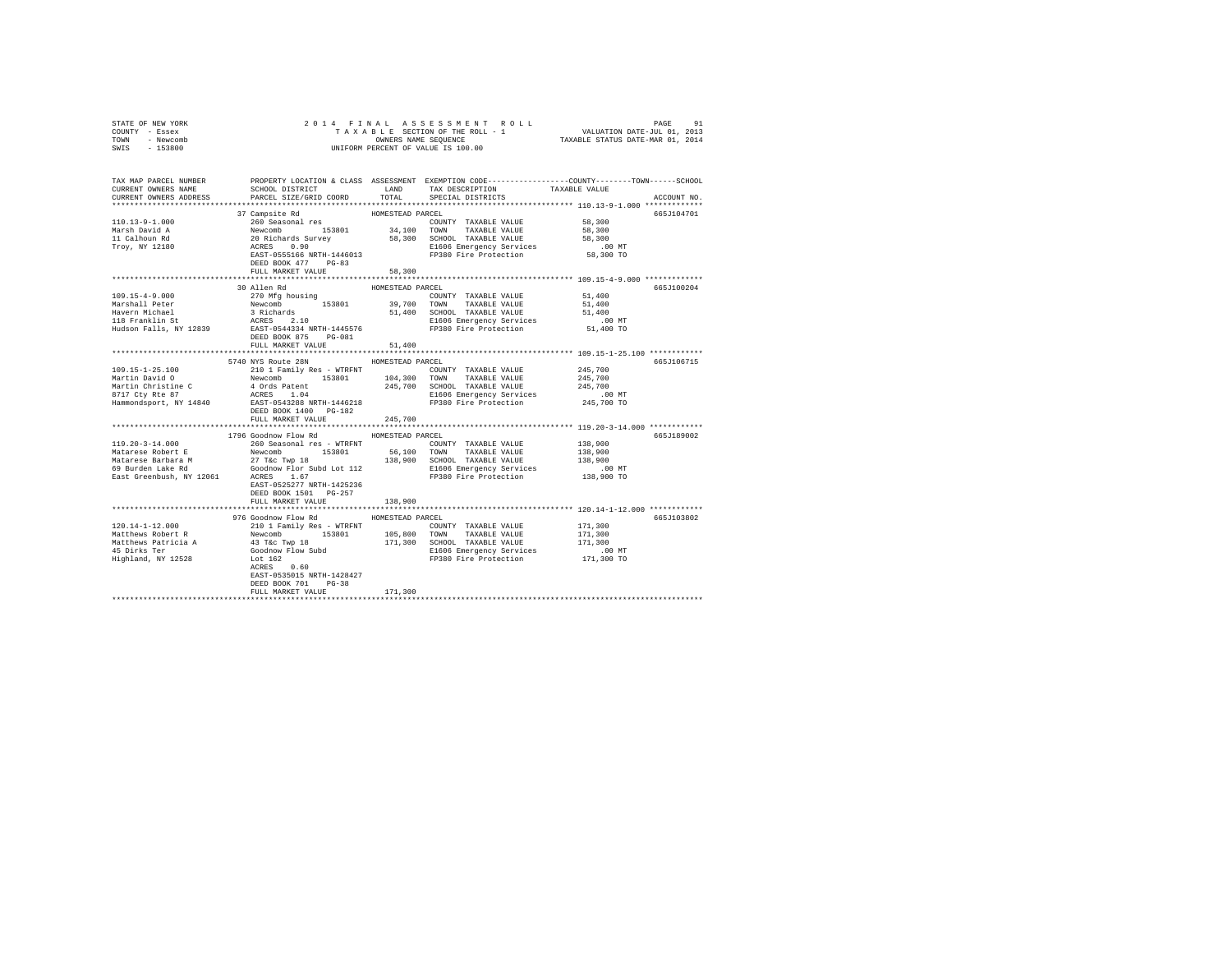STATE OF NEW YORK
COUNTY - Essex
TOWN - Newcomb
SWIS - 153800

2014 FINAL ASSESSMENT ROLL
TAXABLE SECTION OF THE ROLL - 1
OWNERS NAME SEQUENCE
UNIFORM PERCENT OF VALUE IS 100.00

VALUATION DATE-JUL 01, 2013
TAXABLE STATUS DATE-MAR 01, 2014

```
TAX MAP PARCEL NUMBER          PROPERTY LOCATION & CLASS  ASSESSMENT  EXEMPTION CODE-----------------COUNTY--------TOWN------SCHOOL
CURRENT OWNERS NAME            SCHOOL DISTRICT              LAND      TAX DESCRIPTION            TAXABLE VALUE
CURRENT OWNERS ADDRESS         PARCEL SIZE/GRID COORD       TOTAL     SPECIAL DISTRICTS                                      ACCOUNT NO.
************************************************************************************************* 110.13-9-1.000 *************
                               37 Campsite Rd               HOMESTEAD PARCEL                                                 665J104701
110.13-9-1.000                 260 Seasonal res                       COUNTY  TAXABLE VALUE            58,300
Marsh David A                  Newcomb       153801         34,100    TOWN    TAXABLE VALUE            58,300
11 Calhoun Rd                  20 Richards Survey           58,300    SCHOOL  TAXABLE VALUE            58,300
Troy, NY 12180                 ACRES    0.90                          E1606 Emergency Services            .00 MT
                               EAST-0555166 NRTH-1446013              FP380 Fire Protection            58,300 TO
                               DEED BOOK 477    PG-83
                               FULL MARKET VALUE            58,300
************************************************************************************************* 109.15-4-9.000 *************
                               30 Allen Rd                  HOMESTEAD PARCEL                                                 665J100204
109.15-4-9.000                 270 Mfg housing                        COUNTY  TAXABLE VALUE            51,400
Marshall Peter                 Newcomb       153801         39,700    TOWN    TAXABLE VALUE            51,400
Havern Michael                 3 Richards                   51,400    SCHOOL  TAXABLE VALUE            51,400
118 Franklin St                ACRES    2.10                          E1606 Emergency Services            .00 MT
Hudson Falls, NY 12839         EAST-0544334 NRTH-1445576              FP380 Fire Protection            51,400 TO
                               DEED BOOK 875    PG-081
                               FULL MARKET VALUE            51,400
************************************************************************************************* 109.15-1-25.100 ************
                               5740 NYS Route 28N           HOMESTEAD PARCEL                                                 665J106715
109.15-1-25.100                210 1 Family Res - WTRFNT              COUNTY  TAXABLE VALUE           245,700
Martin David O                 Newcomb       153801        104,300    TOWN    TAXABLE VALUE           245,700
Martin Christine C             4 Ords Patent               245,700    SCHOOL  TAXABLE VALUE           245,700
8717 Cty Rte 87                ACRES    1.04                          E1606 Emergency Services            .00 MT
Hammondsport, NY 14840         EAST-0543288 NRTH-1446218              FP380 Fire Protection           245,700 TO
                               DEED BOOK 1400   PG-182
                               FULL MARKET VALUE           245,700
************************************************************************************************* 119.20-3-14.000 ************
                               1796 Goodnow Flow Rd         HOMESTEAD PARCEL                                                 665J189002
119.20-3-14.000                260 Seasonal res - WTRFNT              COUNTY  TAXABLE VALUE           138,900
Matarese Robert E              Newcomb       153801         56,100    TOWN    TAXABLE VALUE           138,900
Matarese Barbara M             27 T&c Twp 18               138,900    SCHOOL  TAXABLE VALUE           138,900
69 Burden Lake Rd              Goodnow Flor Subd Lot 112              E1606 Emergency Services            .00 MT
East Greenbush, NY 12061       ACRES    1.67                          FP380 Fire Protection           138,900 TO
                               EAST-0525277 NRTH-1425236
                               DEED BOOK 1501   PG-257
                               FULL MARKET VALUE           138,900
************************************************************************************************* 120.14-1-12.000 ************
                               976 Goodnow Flow Rd          HOMESTEAD PARCEL                                                 665J103802
120.14-1-12.000                210 1 Family Res - WTRFNT              COUNTY  TAXABLE VALUE           171,300
Matthews Robert R              Newcomb       153801        105,800    TOWN    TAXABLE VALUE           171,300
Matthews Patricia A            43 T&c Twp 18               171,300    SCHOOL  TAXABLE VALUE           171,300
45 Dirks Ter                   Goodnow Flow Subd                      E1606 Emergency Services            .00 MT
Highland, NY 12528             Lot 162                                FP380 Fire Protection           171,300 TO
                               ACRES    0.60
                               EAST-0535015 NRTH-1428427
                               DEED BOOK 701    PG-38
                               FULL MARKET VALUE           171,300
********************************************************************************************************************************
```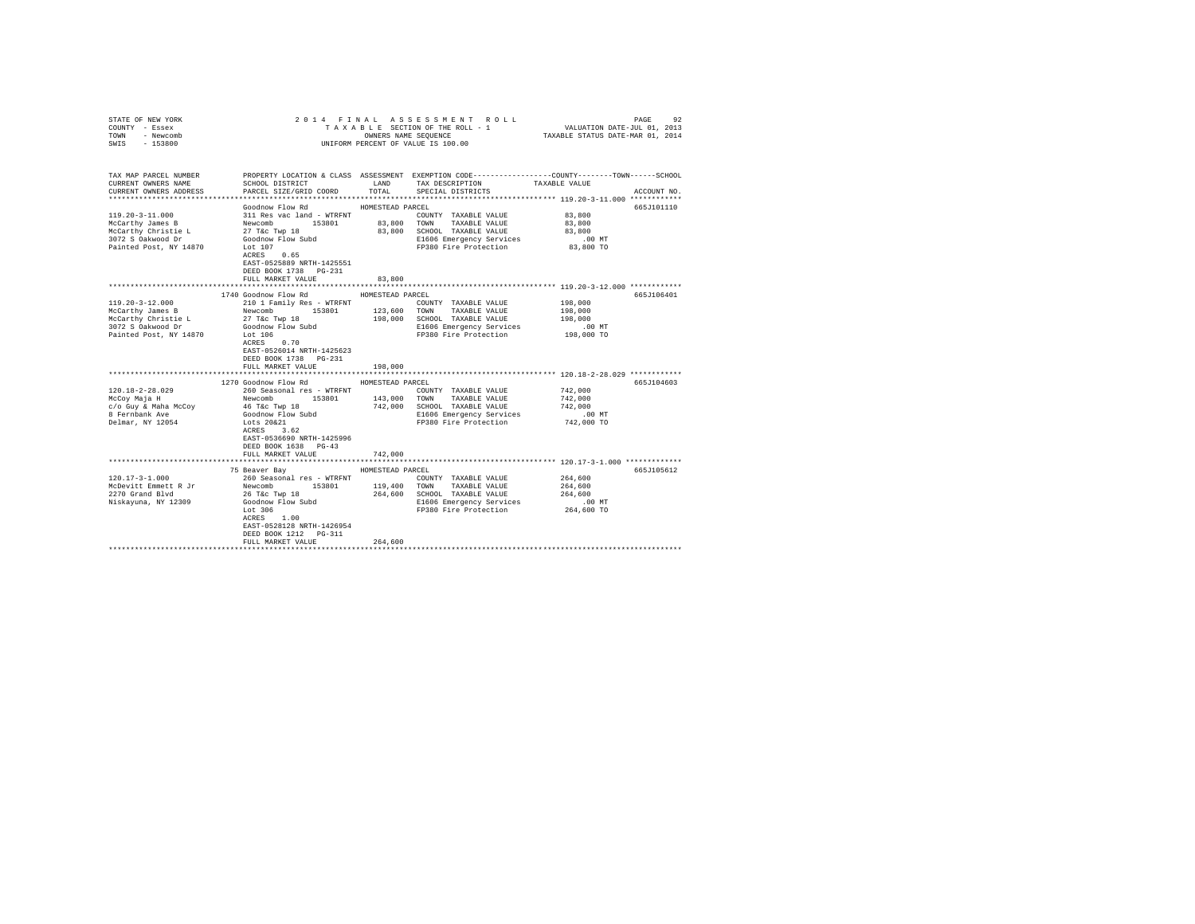STATE OF NEW YORK · COUNTY - Essex · TOWN - Newcomb · SWIS - 153800

**2014 FINAL ASSESSMENT ROLL**
TAXABLE SECTION OF THE ROLL - 1
OWNERS NAME SEQUENCE
UNIFORM PERCENT OF VALUE IS 100.00

VALUATION DATE-JUL 01, 2013
TAXABLE STATUS DATE-MAR 01, 2014

| TAX MAP PARCEL NUMBER / CURRENT OWNERS NAME / CURRENT OWNERS ADDRESS | PROPERTY LOCATION & CLASS / SCHOOL DISTRICT / PARCEL SIZE/GRID COORD | ASSESSMENT LAND | TOTAL | EXEMPTION CODE / TAX DESCRIPTION / SPECIAL DISTRICTS | TAXABLE VALUE (COUNTY / TOWN / SCHOOL) | ACCOUNT NO. |
|---|---|---|---|---|---|---|
| **119.20-3-11.000** | Goodnow Flow Rd | HOMESTEAD PARCEL | | | | 665J101110 |
| 119.20-3-11.000 | 311 Res vac land - WTRFNT | | | COUNTY TAXABLE VALUE | 83,800 | |
| McCarthy James B | Newcomb 153801 | 83,800 | | TOWN TAXABLE VALUE | 83,800 | |
| McCarthy Christie L | 27 T&c Twp 18 | | 83,800 | SCHOOL TAXABLE VALUE | 83,800 | |
| 3072 S Oakwood Dr | Goodnow Flow Subd | | | E1606 Emergency Services | .00 MT | |
| Painted Post, NY 14870 | Lot 107 | | | FP380 Fire Protection | 83,800 TO | |
| | ACRES 0.65 | | | | | |
| | EAST-0525889 NRTH-1425551 | | | | | |
| | DEED BOOK 1738 PG-231 | | | | | |
| | FULL MARKET VALUE | | 83,800 | | | |
| **119.20-3-12.000** | 1740 Goodnow Flow Rd | HOMESTEAD PARCEL | | | | 665J106401 |
| 119.20-3-12.000 | 210 1 Family Res - WTRFNT | | | COUNTY TAXABLE VALUE | 198,000 | |
| McCarthy James B | Newcomb 153801 | 123,600 | | TOWN TAXABLE VALUE | 198,000 | |
| McCarthy Christie L | 27 T&c Twp 18 | | 198,000 | SCHOOL TAXABLE VALUE | 198,000 | |
| 3072 S Oakwood Dr | Goodnow Flow Subd | | | E1606 Emergency Services | .00 MT | |
| Painted Post, NY 14870 | Lot 106 | | | FP380 Fire Protection | 198,000 TO | |
| | ACRES 0.70 | | | | | |
| | EAST-0526014 NRTH-1425623 | | | | | |
| | DEED BOOK 1738 PG-231 | | | | | |
| | FULL MARKET VALUE | | 198,000 | | | |
| **120.18-2-28.029** | 1270 Goodnow Flow Rd | HOMESTEAD PARCEL | | | | 665J104603 |
| 120.18-2-28.029 | 260 Seasonal res - WTRFNT | | | COUNTY TAXABLE VALUE | 742,000 | |
| McCoy Maja H | Newcomb 153801 | 143,000 | | TOWN TAXABLE VALUE | 742,000 | |
| c/o Guy & Maha McCoy | 46 T&c Twp 18 | | 742,000 | SCHOOL TAXABLE VALUE | 742,000 | |
| 8 Fernbank Ave | Goodnow Flow Subd | | | E1606 Emergency Services | .00 MT | |
| Delmar, NY 12054 | Lots 20&21 | | | FP380 Fire Protection | 742,000 TO | |
| | ACRES 3.62 | | | | | |
| | EAST-0536690 NRTH-1425996 | | | | | |
| | DEED BOOK 1638 PG-43 | | | | | |
| | FULL MARKET VALUE | | 742,000 | | | |
| **120.17-3-1.000** | 75 Beaver Bay | HOMESTEAD PARCEL | | | | 665J105612 |
| 120.17-3-1.000 | 260 Seasonal res - WTRFNT | | | COUNTY TAXABLE VALUE | 264,600 | |
| McDevitt Emmett R Jr | Newcomb 153801 | 119,400 | | TOWN TAXABLE VALUE | 264,600 | |
| 2270 Grand Blvd | 26 T&c Twp 18 | | 264,600 | SCHOOL TAXABLE VALUE | 264,600 | |
| Niskayuna, NY 12309 | Goodnow Flow Subd | | | E1606 Emergency Services | .00 MT | |
| | Lot 306 | | | FP380 Fire Protection | 264,600 TO | |
| | ACRES 1.00 | | | | | |
| | EAST-0528128 NRTH-1426954 | | | | | |
| | DEED BOOK 1212 PG-311 | | | | | |
| | FULL MARKET VALUE | | 264,600 | | | |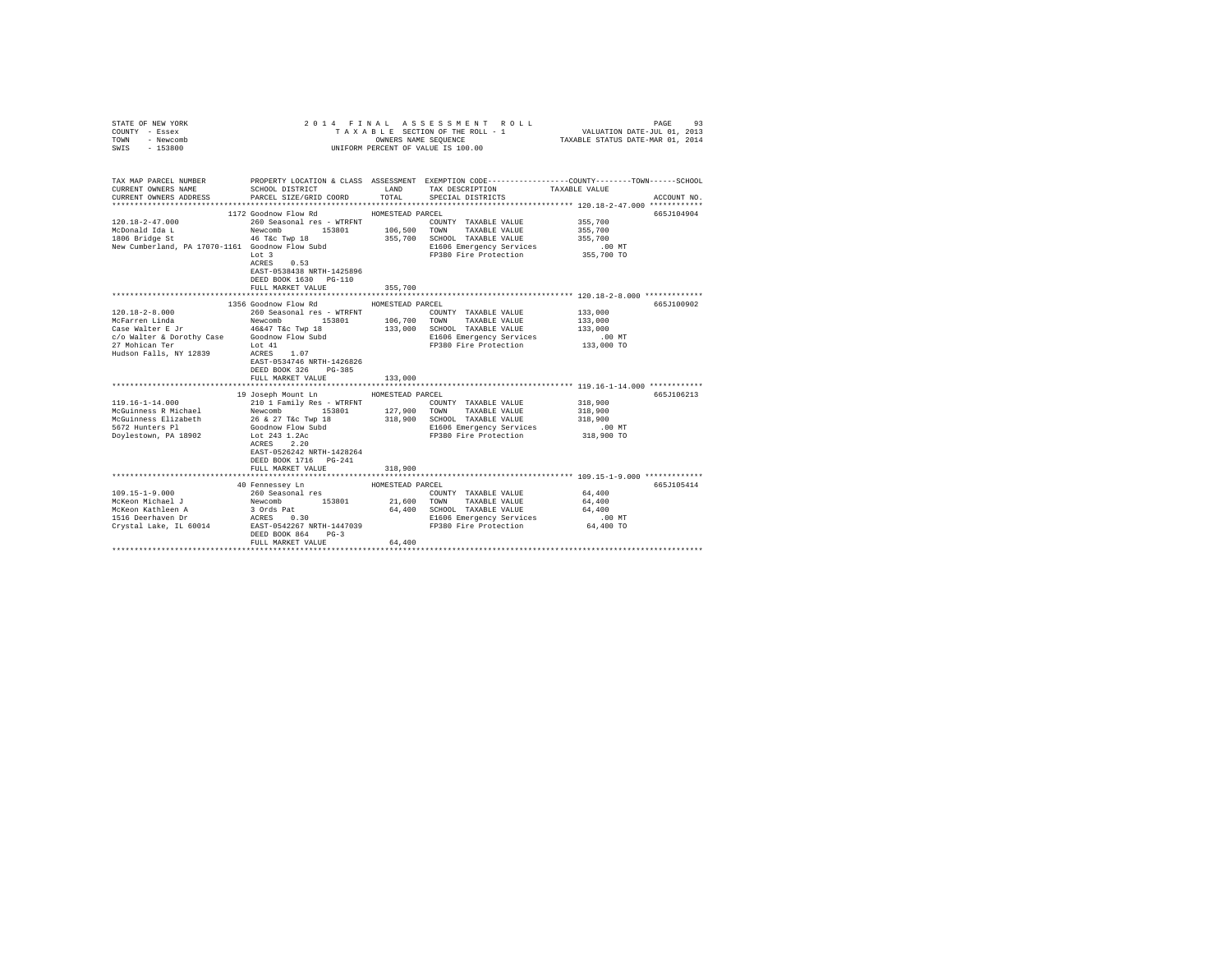STATE OF NEW YORK
COUNTY - Essex
TOWN - Newcomb
SWIS - 153800

2014 FINAL ASSESSMENT ROLL
TAXABLE SECTION OF THE ROLL - 1
OWNERS NAME SEQUENCE
UNIFORM PERCENT OF VALUE IS 100.00

VALUATION DATE-JUL 01, 2013
TAXABLE STATUS DATE-MAR 01, 2014

| TAX MAP PARCEL NUMBER / CURRENT OWNERS NAME / CURRENT OWNERS ADDRESS | PROPERTY LOCATION & CLASS / SCHOOL DISTRICT / PARCEL SIZE/GRID COORD | ASSESSMENT LAND / TOTAL | EXEMPTION CODE / TAX DESCRIPTION / SPECIAL DISTRICTS | TAXABLE VALUE (COUNTY / TOWN / SCHOOL) | ACCOUNT NO. |
|---|---|---|---|---|---|
| **120.18-2-47.000** | 1172 Goodnow Flow Rd | | HOMESTEAD PARCEL | | 665J104904 |
| 120.18-2-47.000 | 260 Seasonal res - WTRFNT | | COUNTY TAXABLE VALUE | 355,700 | |
| McDonald Ida L | Newcomb 153801 | 106,500 | TOWN TAXABLE VALUE | 355,700 | |
| 1806 Bridge St | 46 T&c Twp 18 | 355,700 | SCHOOL TAXABLE VALUE | 355,700 | |
| New Cumberland, PA 17070-1161 | Goodnow Flow Subd | | E1606 Emergency Services | .00 MT | |
| | Lot 3 | | FP380 Fire Protection | 355,700 TO | |
| | ACRES 0.53 | | | | |
| | EAST-0538438 NRTH-1425896 | | | | |
| | DEED BOOK 1630 PG-110 | | | | |
| | FULL MARKET VALUE | 355,700 | | | |
| **120.18-2-8.000** | 1356 Goodnow Flow Rd | | HOMESTEAD PARCEL | | 665J100902 |
| 120.18-2-8.000 | 260 Seasonal res - WTRFNT | | COUNTY TAXABLE VALUE | 133,000 | |
| McFarren Linda | Newcomb 153801 | 106,700 | TOWN TAXABLE VALUE | 133,000 | |
| Case Walter E Jr | 46&47 T&c Twp 18 | 133,000 | SCHOOL TAXABLE VALUE | 133,000 | |
| c/o Walter & Dorothy Case | Goodnow Flow Subd | | E1606 Emergency Services | .00 MT | |
| 27 Mohican Ter | Lot 41 | | FP380 Fire Protection | 133,000 TO | |
| Hudson Falls, NY 12839 | ACRES 1.07 | | | | |
| | EAST-0534746 NRTH-1426826 | | | | |
| | DEED BOOK 326 PG-385 | | | | |
| | FULL MARKET VALUE | 133,000 | | | |
| **119.16-1-14.000** | 19 Joseph Mount Ln | | HOMESTEAD PARCEL | | 665J106213 |
| 119.16-1-14.000 | 210 1 Family Res - WTRFNT | | COUNTY TAXABLE VALUE | 318,900 | |
| McGuinness R Michael | Newcomb 153801 | 127,900 | TOWN TAXABLE VALUE | 318,900 | |
| McGuinness Elizabeth | 26 & 27 T&c Twp 18 | 318,900 | SCHOOL TAXABLE VALUE | 318,900 | |
| 5672 Hunters Pl | Goodnow Flow Subd | | E1606 Emergency Services | .00 MT | |
| Doylestown, PA 18902 | Lot 243 1.2Ac | | FP380 Fire Protection | 318,900 TO | |
| | ACRES 2.20 | | | | |
| | EAST-0526242 NRTH-1428264 | | | | |
| | DEED BOOK 1716 PG-241 | | | | |
| | FULL MARKET VALUE | 318,900 | | | |
| **109.15-1-9.000** | 40 Fennessey Ln | | HOMESTEAD PARCEL | | 665J105414 |
| 109.15-1-9.000 | 260 Seasonal res | | COUNTY TAXABLE VALUE | 64,400 | |
| McKeon Michael J | Newcomb 153801 | 21,600 | TOWN TAXABLE VALUE | 64,400 | |
| McKeon Kathleen A | 3 Ords Pat | 64,400 | SCHOOL TAXABLE VALUE | 64,400 | |
| 1516 Deerhaven Dr | ACRES 0.30 | | E1606 Emergency Services | .00 MT | |
| Crystal Lake, IL 60014 | EAST-0542267 NRTH-1447039 | | FP380 Fire Protection | 64,400 TO | |
| | DEED BOOK 864 PG-3 | | | | |
| | FULL MARKET VALUE | 64,400 | | | |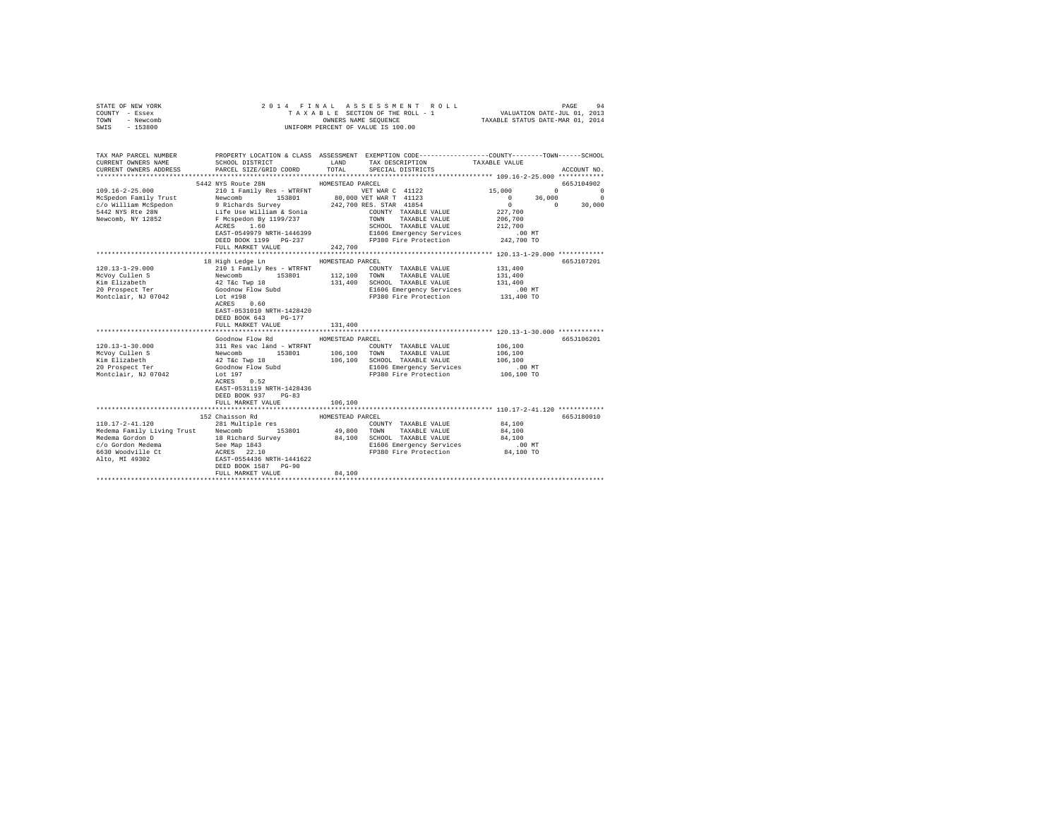STATE OF NEW YORK
COUNTY - Essex
TOWN - Newcomb
SWIS - 153800

# 2014 FINAL ASSESSMENT ROLL

TAXABLE SECTION OF THE ROLL - 1
OWNERS NAME SEQUENCE
UNIFORM PERCENT OF VALUE IS 100.00

VALUATION DATE-JUL 01, 2013
TAXABLE STATUS DATE-MAR 01, 2014

```
TAX MAP PARCEL NUMBER         PROPERTY LOCATION & CLASS  ASSESSMENT  EXEMPTION CODE------------------COUNTY--------TOWN------SCHOOL
CURRENT OWNERS NAME           SCHOOL DISTRICT               LAND      TAX DESCRIPTION            TAXABLE VALUE
CURRENT OWNERS ADDRESS        PARCEL SIZE/GRID COORD        TOTAL     SPECIAL DISTRICTS                                        ACCOUNT NO.
******************************************************************************************************* 109.16-2-25.000 ************
                     5442 NYS Route 28N                HOMESTEAD PARCEL                                                         665J104902
109.16-2-25.000              210 1 Family Res - WTRFNT          VET WAR C 41122              15,000          0           0
McSpedon Family Trust        Newcomb        153801       80,000 VET WAR T 41123                   0     36,000           0
c/o William McSpedon         9 Richards Survey          242,700 RES. STAR 41854                   0          0      30,000
5442 NYS Rte 28N             Life Use William & Sonia           COUNTY  TAXABLE VALUE          227,700
Newcomb, NY 12852            F Mcspedon By 1199/237             TOWN    TAXABLE VALUE          206,700
                             ACRES    1.60                      SCHOOL  TAXABLE VALUE          212,700
                             EAST-0549979 NRTH-1446399          E1606 Emergency Services           .00 MT
                             DEED BOOK 1199   PG-237            FP380 Fire Protection          242,700 TO
                             FULL MARKET VALUE          242,700
******************************************************************************************************* 120.13-1-29.000 ************
                     18 High Ledge Ln                 HOMESTEAD PARCEL                                                         665J107201
120.13-1-29.000              210 1 Family Res - WTRFNT          COUNTY  TAXABLE VALUE          131,400
McVoy Cullen S               Newcomb        153801      112,100 TOWN    TAXABLE VALUE          131,400
Kim Elizabeth                42 T&c Twp 18              131,400 SCHOOL  TAXABLE VALUE          131,400
20 Prospect Ter              Goodnow Flow Subd                  E1606 Emergency Services           .00 MT
Montclair, NJ 07042          Lot #198                           FP380 Fire Protection          131,400 TO
                             ACRES    0.60
                             EAST-0531010 NRTH-1428420
                             DEED BOOK 643    PG-177
                             FULL MARKET VALUE          131,400
******************************************************************************************************* 120.13-1-30.000 ************
                     Goodnow Flow Rd                  HOMESTEAD PARCEL                                                         665J106201
120.13-1-30.000              311 Res vac land - WTRFNT          COUNTY  TAXABLE VALUE          106,100
McVoy Cullen S               Newcomb        153801      106,100 TOWN    TAXABLE VALUE          106,100
Kim Elizabeth                42 T&c Twp 18              106,100 SCHOOL  TAXABLE VALUE          106,100
20 Prospect Ter              Goodnow Flow Subd                  E1606 Emergency Services           .00 MT
Montclair, NJ 07042          Lot 197                            FP380 Fire Protection          106,100 TO
                             ACRES    0.52
                             EAST-0531119 NRTH-1428436
                             DEED BOOK 937    PG-83
                             FULL MARKET VALUE          106,100
******************************************************************************************************* 110.17-2-41.120 ************
                     152 Chaisson Rd                  HOMESTEAD PARCEL                                                         665J180010
110.17-2-41.120              281 Multiple res                   COUNTY  TAXABLE VALUE           84,100
Medema Family Living Trust   Newcomb        153801       49,800 TOWN    TAXABLE VALUE           84,100
Medema Gordon D              18 Richard Survey           84,100 SCHOOL  TAXABLE VALUE           84,100
c/o Gordon Medema            See Map 1843                       E1606 Emergency Services           .00 MT
6630 Woodville Ct            ACRES   22.10                      FP380 Fire Protection           84,100 TO
Alto, MI 49302               EAST-0554436 NRTH-1441622
                             DEED BOOK 1587   PG-90
                             FULL MARKET VALUE           84,100
************************************************************************************************************************************
```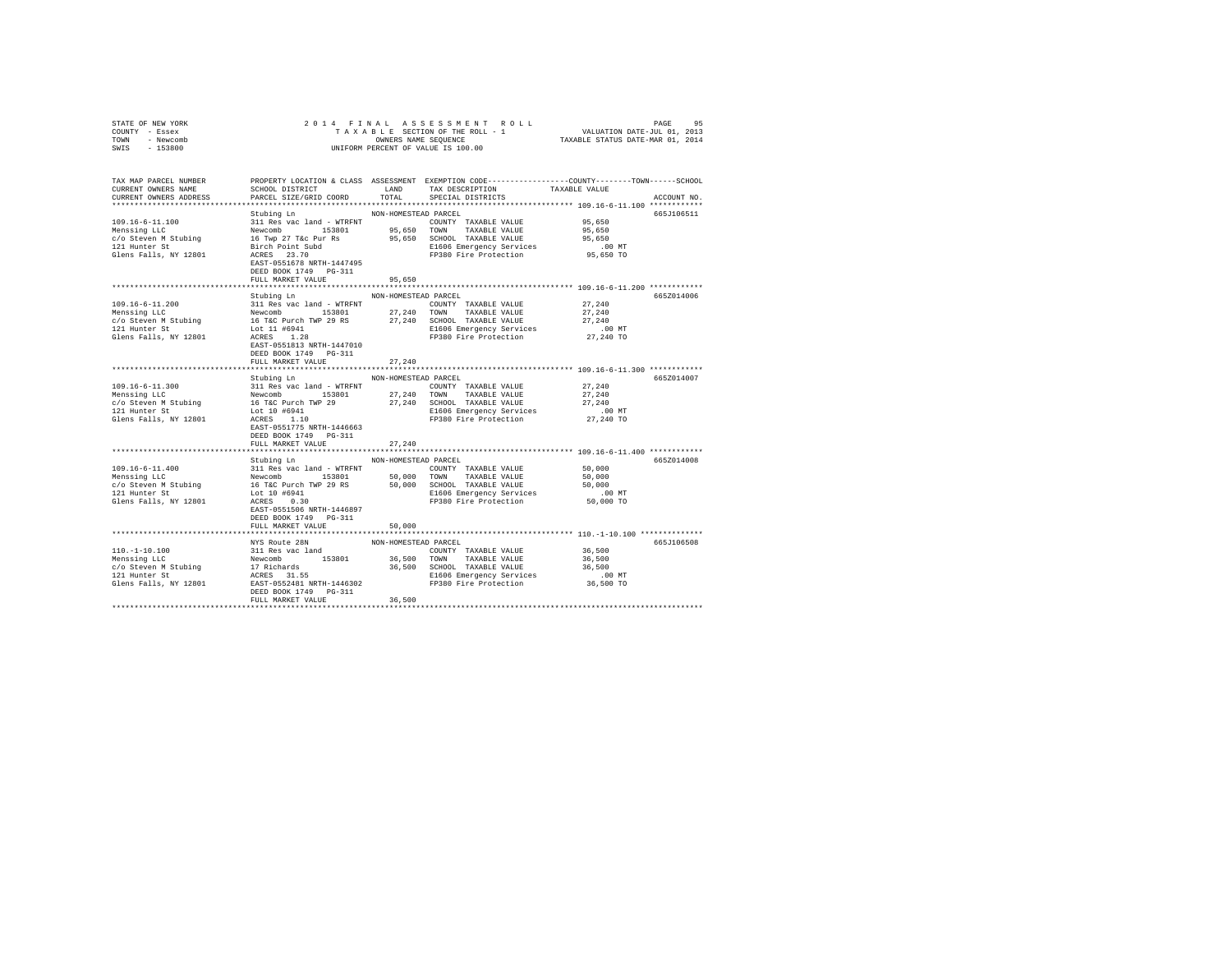STATE OF NEW YORK
COUNTY - Essex
TOWN - Newcomb
SWIS - 153800

2014 FINAL ASSESSMENT ROLL
TAXABLE SECTION OF THE ROLL - 1
OWNERS NAME SEQUENCE
UNIFORM PERCENT OF VALUE IS 100.00

VALUATION DATE-JUL 01, 2013
TAXABLE STATUS DATE-MAR 01, 2014

| TAX MAP PARCEL NUMBER / CURRENT OWNERS NAME / CURRENT OWNERS ADDRESS | PROPERTY LOCATION & CLASS / SCHOOL DISTRICT / PARCEL SIZE/GRID COORD | ASSESSMENT LAND / TOTAL | EXEMPTION CODE / TAX DESCRIPTION / SPECIAL DISTRICTS | COUNTY / TOWN / SCHOOL TAXABLE VALUE | ACCOUNT NO. |
|---|---|---|---|---|---|
| **109.16-6-11.100** | Stubing Ln | NON-HOMESTEAD PARCEL | | | 665J106511 |
| 109.16-6-11.100 | 311 Res vac land - WTRFNT | | COUNTY TAXABLE VALUE | 95,650 | |
| Menssing LLC | Newcomb 153801 | 95,650 | TOWN TAXABLE VALUE | 95,650 | |
| c/o Steven M Stubing | 16 Twp 27 T&c Pur Rs | 95,650 | SCHOOL TAXABLE VALUE | 95,650 | |
| 121 Hunter St | Birch Point Subd | | E1606 Emergency Services | .00 MT | |
| Glens Falls, NY 12801 | ACRES 23.70 | | FP380 Fire Protection | 95,650 TO | |
| | EAST-0551678 NRTH-1447495 | | | | |
| | DEED BOOK 1749 PG-311 | | | | |
| | FULL MARKET VALUE | 95,650 | | | |
| **109.16-6-11.200** | Stubing Ln | NON-HOMESTEAD PARCEL | | | 665Z014006 |
| 109.16-6-11.200 | 311 Res vac land - WTRFNT | | COUNTY TAXABLE VALUE | 27,240 | |
| Menssing LLC | Newcomb 153801 | 27,240 | TOWN TAXABLE VALUE | 27,240 | |
| c/o Steven M Stubing | 16 T&C Purch TWP 29 RS | 27,240 | SCHOOL TAXABLE VALUE | 27,240 | |
| 121 Hunter St | Lot 11 #6941 | | E1606 Emergency Services | .00 MT | |
| Glens Falls, NY 12801 | ACRES 1.28 | | FP380 Fire Protection | 27,240 TO | |
| | EAST-0551813 NRTH-1447010 | | | | |
| | DEED BOOK 1749 PG-311 | | | | |
| | FULL MARKET VALUE | 27,240 | | | |
| **109.16-6-11.300** | Stubing Ln | NON-HOMESTEAD PARCEL | | | 665Z014007 |
| 109.16-6-11.300 | 311 Res vac land - WTRFNT | | COUNTY TAXABLE VALUE | 27,240 | |
| Menssing LLC | Newcomb 153801 | 27,240 | TOWN TAXABLE VALUE | 27,240 | |
| c/o Steven M Stubing | 16 T&C Purch TWP 29 | 27,240 | SCHOOL TAXABLE VALUE | 27,240 | |
| 121 Hunter St | Lot 10 #6941 | | E1606 Emergency Services | .00 MT | |
| Glens Falls, NY 12801 | ACRES 1.10 | | FP380 Fire Protection | 27,240 TO | |
| | EAST-0551775 NRTH-1446663 | | | | |
| | DEED BOOK 1749 PG-311 | | | | |
| | FULL MARKET VALUE | 27,240 | | | |
| **109.16-6-11.400** | Stubing Ln | NON-HOMESTEAD PARCEL | | | 665Z014008 |
| 109.16-6-11.400 | 311 Res vac land - WTRFNT | | COUNTY TAXABLE VALUE | 50,000 | |
| Menssing LLC | Newcomb 153801 | 50,000 | TOWN TAXABLE VALUE | 50,000 | |
| c/o Steven M Stubing | 16 T&C Purch TWP 29 RS | 50,000 | SCHOOL TAXABLE VALUE | 50,000 | |
| 121 Hunter St | Lot 10 #6941 | | E1606 Emergency Services | .00 MT | |
| Glens Falls, NY 12801 | ACRES 0.30 | | FP380 Fire Protection | 50,000 TO | |
| | EAST-0551506 NRTH-1446897 | | | | |
| | DEED BOOK 1749 PG-311 | | | | |
| | FULL MARKET VALUE | 50,000 | | | |
| **110.-1-10.100** | NYS Route 28N | NON-HOMESTEAD PARCEL | | | 665J106508 |
| 110.-1-10.100 | 311 Res vac land | | COUNTY TAXABLE VALUE | 36,500 | |
| Menssing LLC | Newcomb 153801 | 36,500 | TOWN TAXABLE VALUE | 36,500 | |
| c/o Steven M Stubing | 17 Richards | 36,500 | SCHOOL TAXABLE VALUE | 36,500 | |
| 121 Hunter St | ACRES 31.55 | | E1606 Emergency Services | .00 MT | |
| Glens Falls, NY 12801 | EAST-0552481 NRTH-1446302 | | FP380 Fire Protection | 36,500 TO | |
| | DEED BOOK 1749 PG-311 | | | | |
| | FULL MARKET VALUE | 36,500 | | | |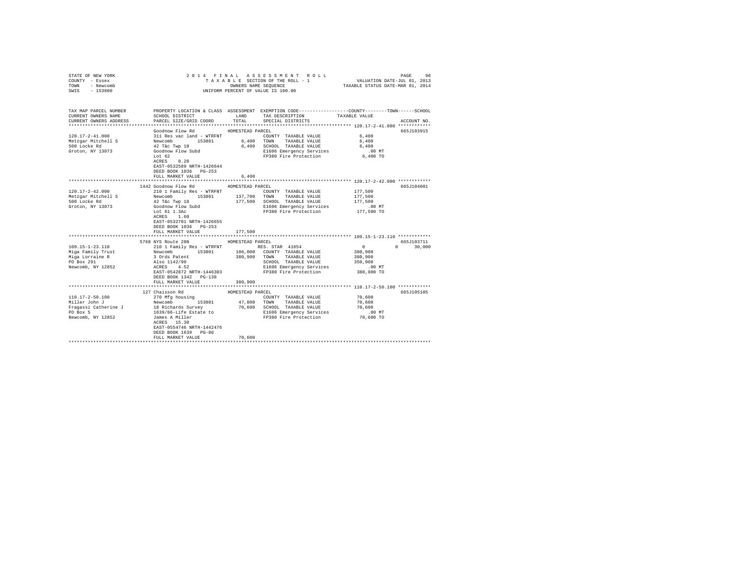STATE OF NEW YORK
COUNTY - Essex
TOWN - Newcomb
SWIS - 153800

2014 FINAL ASSESSMENT ROLL
TAXABLE SECTION OF THE ROLL - 1
OWNERS NAME SEQUENCE
UNIFORM PERCENT OF VALUE IS 100.00

VALUATION DATE-JUL 01, 2013
TAXABLE STATUS DATE-MAR 01, 2014

```
TAX MAP PARCEL NUMBER          PROPERTY LOCATION & CLASS  ASSESSMENT  EXEMPTION CODE------------------COUNTY--------TOWN------SCHOOL
CURRENT OWNERS NAME            SCHOOL DISTRICT               LAND      TAX DESCRIPTION            TAXABLE VALUE
CURRENT OWNERS ADDRESS         PARCEL SIZE/GRID COORD        TOTAL     SPECIAL DISTRICTS                                  ACCOUNT NO.
******************************************************************************************************* 120.17-2-41.000 ************
                               Goodnow Flow Rd            HOMESTEAD PARCEL                                                665J103915
120.17-2-41.000                311 Res vac land - WTRFNT              COUNTY  TAXABLE VALUE             6,400
Metzgar Mitchell S             Newcomb       153801         6,400   TOWN    TAXABLE VALUE             6,400
500 Locke Rd                   42 T&c Twp 18                 6,400   SCHOOL  TAXABLE VALUE             6,400
Groton, NY 13073               Goodnow Flow Subd                      E1606 Emergency Services            .00 MT
                               Lot 62                                 FP380 Fire Protection             6,400 TO
                               ACRES    0.20
                               EAST-0532589 NRTH-1426644
                               DEED BOOK 1036   PG-253
                               FULL MARKET VALUE             6,400
******************************************************************************************************* 120.17-2-42.000 ************
                          1442 Goodnow Flow Rd            HOMESTEAD PARCEL                                                665J104001
120.17-2-42.000                210 1 Family Res - WTRFNT              COUNTY  TAXABLE VALUE           177,500
Metzgar Mitchell S             Newcomb       153801       137,700   TOWN    TAXABLE VALUE           177,500
500 Locke Rd                   42 T&c Twp 18               177,500   SCHOOL  TAXABLE VALUE           177,500
Groton, NY 13073               Goodnow Flow Subd                      E1606 Emergency Services            .00 MT
                               Lot 61 1.3Ac                           FP380 Fire Protection           177,500 TO
                               ACRES    1.60
                               EAST-0532701 NRTH-1426655
                               DEED BOOK 1036   PG-253
                               FULL MARKET VALUE           177,500
******************************************************************************************************* 109.15-1-23.110 ************
                          5768 NYS Route 28N              HOMESTEAD PARCEL                                                665J103711
109.15-1-23.110                210 1 Family Res - WTRFNT              RES. STAR 41854                 0             0      30,000
Miga Family Trust              Newcomb       153801       106,000   COUNTY  TAXABLE VALUE           380,900
Miga Lorraine R                3 Ords Patent               380,900   TOWN    TAXABLE VALUE           380,900
PO Box 291                     Also 1142/90                           SCHOOL  TAXABLE VALUE           350,900
Newcomb, NY 12852              ACRES    4.52                          E1606 Emergency Services            .00 MT
                               EAST-0542872 NRTH-1446303              FP380 Fire Protection           380,900 TO
                               DEED BOOK 1342   PG-138
                               FULL MARKET VALUE           380,900
******************************************************************************************************* 110.17-2-50.100 ************
                           127 Chaisson Rd                HOMESTEAD PARCEL                                                665J105105
110.17-2-50.100                270 Mfg housing                        COUNTY  TAXABLE VALUE            70,600
Miller John J                  Newcomb       153801        47,800   TOWN    TAXABLE VALUE            70,600
Fragassi Catherine J           18 Richards Survey           70,600   SCHOOL  TAXABLE VALUE            70,600
PO Box 5                       1639/86-Life Estate to                 E1606 Emergency Services            .00 MT
Newcomb, NY 12852              James A Miller                         FP380 Fire Protection            70,600 TO
                               ACRES   15.30
                               EAST-0554746 NRTH-1442476
                               DEED BOOK 1639   PG-86
                               FULL MARKET VALUE            70,600
************************************************************************************************************************************
```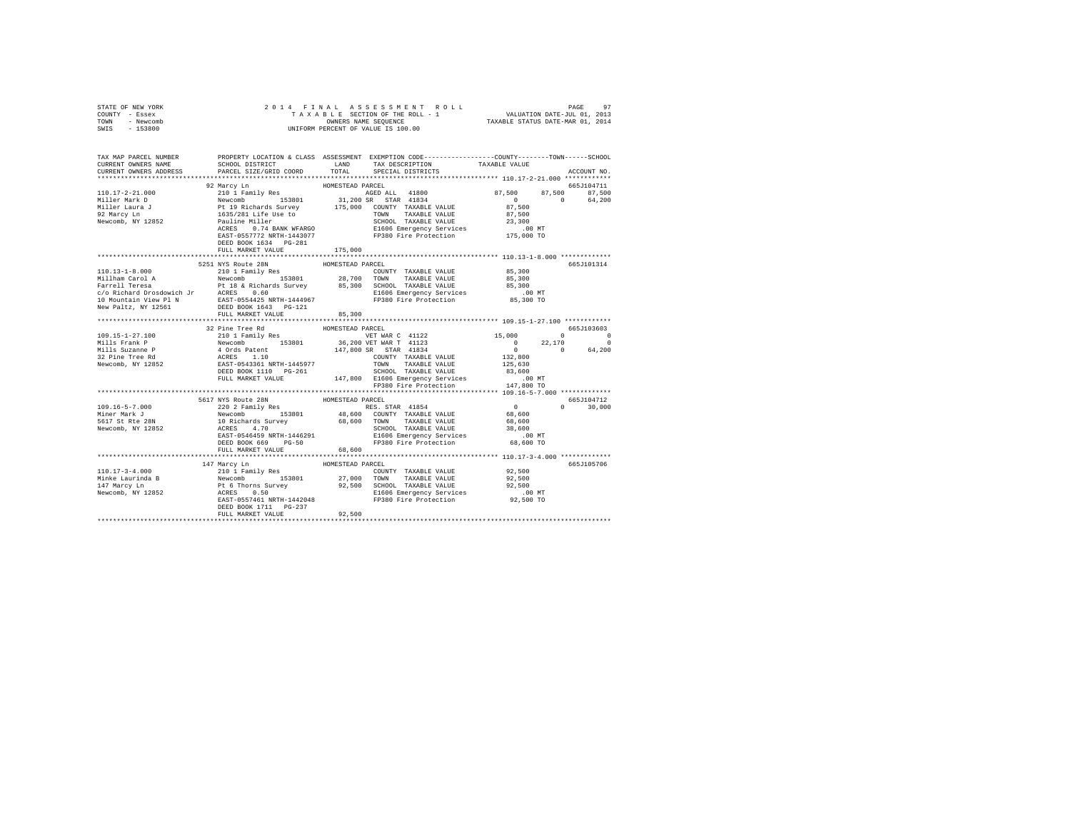STATE OF NEW YORK 2 0 1 4 F I N A L A S S E S S M E N T R O L L PAGE 97
COUNTY - Essex T A X A B L E SECTION OF THE ROLL - 1 VALUATION DATE-JUL 01, 2013
TOWN - Newcomb OWNERS NAME SEQUENCE TAXABLE STATUS DATE-MAR 01, 2014
SWIS - 153800 UNIFORM PERCENT OF VALUE IS 100.00

```
TAX MAP PARCEL NUMBER          PROPERTY LOCATION & CLASS  ASSESSMENT  EXEMPTION CODE------------------COUNTY--------TOWN------SCHOOL
CURRENT OWNERS NAME            SCHOOL DISTRICT              LAND      TAX DESCRIPTION              TAXABLE VALUE
CURRENT OWNERS ADDRESS         PARCEL SIZE/GRID COORD       TOTAL     SPECIAL DISTRICTS                                    ACCOUNT NO.
******************************************************************************************************* 110.17-2-21.000 ************
                               92 Marcy Ln                      HOMESTEAD PARCEL                                            665J104711
110.17-2-21.000                210 1 Family Res                          AGED ALL   41800          87,500      87,500      87,500
Miller Mark D                  Newcomb        153801        31,200 SR  STAR 41834              0           0      64,200
Miller Laura J                 Pt 19 Richards Survey       175,000   COUNTY  TAXABLE VALUE          87,500
92 Marcy Ln                    1635/281 Life Use to                    TOWN    TAXABLE VALUE          87,500
Newcomb, NY 12852              Pauline Miller                          SCHOOL  TAXABLE VALUE          23,300
                               ACRES    0.74 BANK WFARGO               E1606 Emergency Services            .00 MT
                               EAST-0557772 NRTH-1443077               FP380 Fire Protection          175,000 TO
                               DEED BOOK 1634   PG-281
                               FULL MARKET VALUE             175,000
******************************************************************************************************* 110.13-1-8.000 *************
                               5251 NYS Route 28N               HOMESTEAD PARCEL                                            665J101314
110.13-1-8.000                 210 1 Family Res                        COUNTY  TAXABLE VALUE          85,300
Millham Carol A                Newcomb        153801        28,700   TOWN    TAXABLE VALUE          85,300
Farrell Teresa                 Pt 18 & Richards Survey      85,300   SCHOOL  TAXABLE VALUE          85,300
c/o Richard Drosdowich Jr      ACRES    0.60                           E1606 Emergency Services            .00 MT
10 Mountain View Pl N          EAST-0554425 NRTH-1444967               FP380 Fire Protection           85,300 TO
New Paltz, NY 12561            DEED BOOK 1643   PG-121
                               FULL MARKET VALUE              85,300
******************************************************************************************************* 109.15-1-27.100 ************
                               32 Pine Tree Rd                  HOMESTEAD PARCEL                                            665J103603
109.15-1-27.100                210 1 Family Res                          VET WAR C  41122          15,000           0           0
Mills Frank P                  Newcomb        153801        36,200 VET WAR T  41123              0      22,170           0
Mills Suzanne P                4 Ords Patent               147,800 SR  STAR 41834              0           0      64,200
32 Pine Tree Rd                ACRES    1.10                           COUNTY  TAXABLE VALUE         132,800
Newcomb, NY 12852              EAST-0543361 NRTH-1445977               TOWN    TAXABLE VALUE         125,630
                               DEED BOOK 1110   PG-261                 SCHOOL  TAXABLE VALUE          83,600
                               FULL MARKET VALUE             147,800   E1606 Emergency Services            .00 MT
                                                                       FP380 Fire Protection          147,800 TO
******************************************************************************************************* 109.16-5-7.000 *************
                               5617 NYS Route 28N               HOMESTEAD PARCEL                                            665J104712
109.16-5-7.000                 220 2 Family Res                        RES. STAR 41854              0           0      30,000
Miner Mark J                   Newcomb        153801        48,600   COUNTY  TAXABLE VALUE          68,600
5617 St Rte 28N                10 Richards Survey           68,600   TOWN    TAXABLE VALUE          68,600
Newcomb, NY 12852              ACRES    4.70                           SCHOOL  TAXABLE VALUE          38,600
                               EAST-0546459 NRTH-1446291               E1606 Emergency Services            .00 MT
                               DEED BOOK 669    PG-50                  FP380 Fire Protection           68,600 TO
                               FULL MARKET VALUE              68,600
******************************************************************************************************* 110.17-3-4.000 *************
                               147 Marcy Ln                     HOMESTEAD PARCEL                                            665J105706
110.17-3-4.000                 210 1 Family Res                        COUNTY  TAXABLE VALUE          92,500
Minke Laurinda B               Newcomb        153801        27,000   TOWN    TAXABLE VALUE          92,500
147 Marcy Ln                   Pt 6 Thorns Survey           92,500   SCHOOL  TAXABLE VALUE          92,500
Newcomb, NY 12852              ACRES    0.50                           E1606 Emergency Services            .00 MT
                               EAST-0557461 NRTH-1442048               FP380 Fire Protection           92,500 TO
                               DEED BOOK 1711   PG-237
                               FULL MARKET VALUE              92,500
************************************************************************************************************************************
```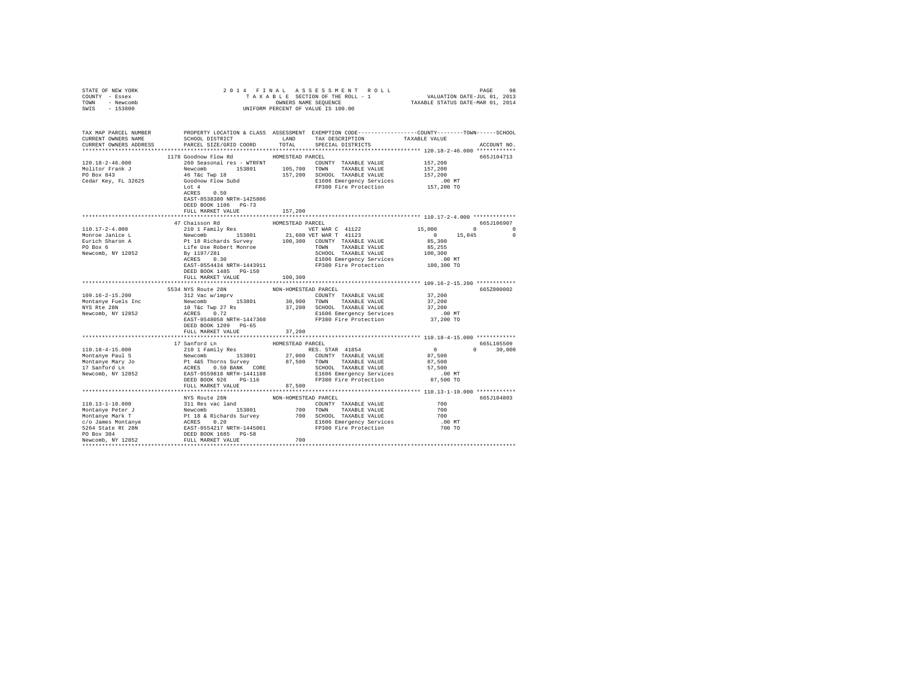STATE OF NEW YORK 2014 FINAL ASSESSMENT ROLL
COUNTY - Essex TAXABLE SECTION OF THE ROLL - 1 VALUATION DATE-JUL 01, 2013
TOWN - Newcomb OWNERS NAME SEQUENCE TAXABLE STATUS DATE-MAR 01, 2014
SWIS - 153800 UNIFORM PERCENT OF VALUE IS 100.00

```
TAX MAP PARCEL NUMBER     PROPERTY LOCATION & CLASS  ASSESSMENT  EXEMPTION CODE-----------------COUNTY--------TOWN------SCHOOL
CURRENT OWNERS NAME       SCHOOL DISTRICT              LAND      TAX DESCRIPTION            TAXABLE VALUE
CURRENT OWNERS ADDRESS    PARCEL SIZE/GRID COORD       TOTAL     SPECIAL DISTRICTS                                   ACCOUNT NO.
******************************************************************************************************* 120.18-2-46.000 ************
                          1178 Goodnow Flow Rd          HOMESTEAD PARCEL                                              665J104713
120.18-2-46.000           260 Seasonal res - WTRFNT               COUNTY  TAXABLE VALUE          157,200
Molitor Frank J           Newcomb        153801       105,700    TOWN    TAXABLE VALUE          157,200
PO Box 843                46 T&c Twp 18               157,200    SCHOOL  TAXABLE VALUE          157,200
Cedar Key, FL 32625       Goodnow Flow Subd                      E1606 Emergency Services            .00 MT
                          Lot 4                                  FP380 Fire Protection           157,200 TO
                          ACRES    0.50
                          EAST-0538380 NRTH-1425806
                          DEED BOOK 1106   PG-73
                          FULL MARKET VALUE           157,200
******************************************************************************************************* 110.17-2-4.000 *************
                          47 Chaisson Rd                HOMESTEAD PARCEL                                              665J106907
110.17-2-4.000            210 1 Family Res                       VET WAR C 41122           15,000          0            0
Monroe Janice L           Newcomb        153801        21,600 VET WAR T 41123                 0      15,045            0
Eurich Sharon A           Pt 18 Richards Survey       100,300    COUNTY  TAXABLE VALUE           85,300
PO Box 6                  Life Use Robert Monroe                 TOWN    TAXABLE VALUE           85,255
Newcomb, NY 12852         By 1197/281                            SCHOOL  TAXABLE VALUE          100,300
                          ACRES    0.30                          E1606 Emergency Services            .00 MT
                          EAST-0554434 NRTH-1443911              FP380 Fire Protection           100,300 TO
                          DEED BOOK 1485   PG-150
                          FULL MARKET VALUE           100,300
******************************************************************************************************* 109.16-2-15.200 ************
                          5534 NYS Route 28N            NON-HOMESTEAD PARCEL                                          665Z000002
109.16-2-15.200           312 Vac w/imprv                        COUNTY  TAXABLE VALUE           37,200
Montanye Fuels Inc        Newcomb        153801        30,900    TOWN    TAXABLE VALUE           37,200
NYS Rte 28N               10 T&c Twp 27 Rs             37,200    SCHOOL  TAXABLE VALUE           37,200
Newcomb, NY 12852         ACRES    0.72                          E1606 Emergency Services            .00 MT
                          EAST-0548058 NRTH-1447360              FP380 Fire Protection            37,200 TO
                          DEED BOOK 1209   PG-65
                          FULL MARKET VALUE            37,200
******************************************************************************************************* 110.18-4-15.000 ************
                          17 Sanford Ln                 HOMESTEAD PARCEL                                              665L105509
110.18-4-15.000           210 1 Family Res                       RES. STAR 41854                  0          0        30,000
Montanye Paul S           Newcomb        153801        27,000    COUNTY  TAXABLE VALUE           87,500
Montanye Mary Jo          Pt 4&5 Thorns Survey         87,500    TOWN    TAXABLE VALUE           87,500
17 Sanford Ln             ACRES    0.50 BANK   CORE              SCHOOL  TAXABLE VALUE           57,500
Newcomb, NY 12852         EAST-0559818 NRTH-1441188              E1606 Emergency Services            .00 MT
                          DEED BOOK 926    PG-116                FP380 Fire Protection            87,500 TO
                          FULL MARKET VALUE            87,500
******************************************************************************************************* 110.13-1-10.000 ************
                          NYS Route 28N                 NON-HOMESTEAD PARCEL                                          665J104803
110.13-1-10.000           311 Res vac land                       COUNTY  TAXABLE VALUE              700
Montanye Peter J          Newcomb        153801           700    TOWN    TAXABLE VALUE              700
Montanye Mark T           Pt 18 & Richards Survey         700    SCHOOL  TAXABLE VALUE              700
c/o James Montanye        ACRES    0.20                          E1606 Emergency Services            .00 MT
5264 State Rt 28N         EAST-0554217 NRTH-1445061              FP380 Fire Protection               700 TO
PO Box 304                DEED BOOK 1685   PG-58
Newcomb, NY 12852         FULL MARKET VALUE               700
************************************************************************************************************************************
```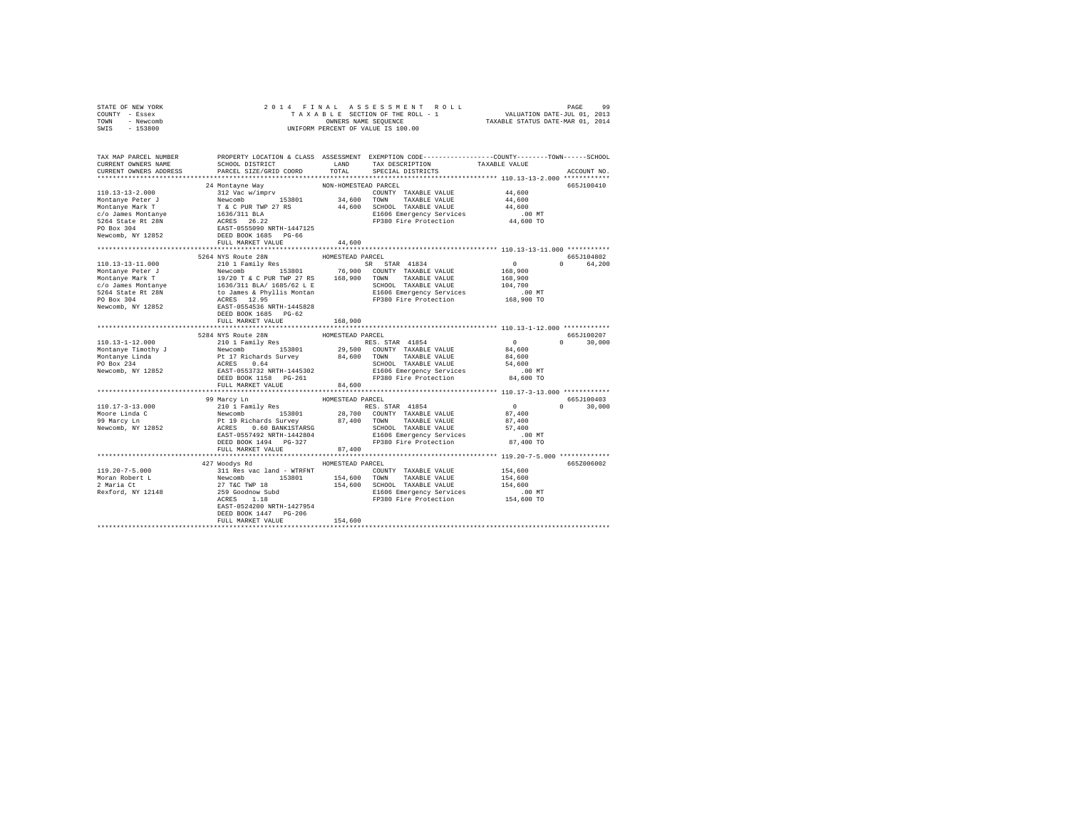```
STATE OF NEW YORK                2 0 1 4   F I N A L   A S S E S S M E N T   R O L L                 PAGE    99
COUNTY  - Essex                        T A X A B L E  SECTION OF THE ROLL - 1               VALUATION DATE-JUL 01, 2013
TOWN    - Newcomb                             OWNERS NAME SEQUENCE                        TAXABLE STATUS DATE-MAR 01, 2014
SWIS    - 153800                          UNIFORM PERCENT OF VALUE IS 100.00


TAX MAP PARCEL NUMBER          PROPERTY LOCATION & CLASS  ASSESSMENT  EXEMPTION CODE------------------COUNTY--------TOWN------SCHOOL
CURRENT OWNERS NAME            SCHOOL DISTRICT               LAND      TAX DESCRIPTION            TAXABLE VALUE
CURRENT OWNERS ADDRESS         PARCEL SIZE/GRID COORD        TOTAL     SPECIAL DISTRICTS                                   ACCOUNT NO.
******************************************************************************************** 110.13-13-2.000 ************
                               24 Montayne Way              NON-HOMESTEAD PARCEL                                          665J100410
110.13-13-2.000                312 Vac w/imprv                           COUNTY  TAXABLE VALUE          44,600
Montanye Peter J               Newcomb          153801      34,600     TOWN    TAXABLE VALUE          44,600
Montanye Mark T                T & C PUR TWP 27 RS          44,600     SCHOOL  TAXABLE VALUE          44,600
c/o James Montanye             1636/311 BLA                            E1606 Emergency Services          .00 MT
5264 State Rt 28N              ACRES   26.22                           FP380 Fire Protection          44,600 TO
PO Box 304                     EAST-0555090 NRTH-1447125
Newcomb, NY 12852              DEED BOOK 1685   PG-66
                               FULL MARKET VALUE            44,600
******************************************************************************************** 110.13-13-11.000 ***********
                               5264 NYS Route 28N           HOMESTEAD PARCEL                                              665J104802
110.13-13-11.000               210 1 Family Res                  SR  STAR  41834                   0           0      64,200
Montanye Peter J               Newcomb          153801      76,900     COUNTY  TAXABLE VALUE         168,900
Montanye Mark T                19/20 T & C PUR TWP 27 RS   168,900     TOWN    TAXABLE VALUE         168,900
c/o James Montanye             1636/311 BLA/ 1685/62 L E               SCHOOL  TAXABLE VALUE         104,700
5264 State Rt 28N              to James & Phyllis Montan               E1606 Emergency Services          .00 MT
PO Box 304                     ACRES   12.95                           FP380 Fire Protection         168,900 TO
Newcomb, NY 12852              EAST-0554536 NRTH-1445828
                               DEED BOOK 1685   PG-62
                               FULL MARKET VALUE           168,900
******************************************************************************************** 110.13-1-12.000 ************
                               5284 NYS Route 28N           HOMESTEAD PARCEL                                              665J100207
110.13-1-12.000                210 1 Family Res                  RES. STAR  41854                  0           0      30,000
Montanye Timothy J             Newcomb          153801      29,500     COUNTY  TAXABLE VALUE          84,600
Montanye Linda                 Pt 17 Richards Survey        84,600     TOWN    TAXABLE VALUE          84,600
PO Box 234                     ACRES    0.64                           SCHOOL  TAXABLE VALUE          54,600
Newcomb, NY 12852              EAST-0553732 NRTH-1445302               E1606 Emergency Services          .00 MT
                               DEED BOOK 1158   PG-261                 FP380 Fire Protection          84,600 TO
                               FULL MARKET VALUE            84,600
******************************************************************************************** 110.17-3-13.000 ************
                               99 Marcy Ln                  HOMESTEAD PARCEL                                              665J100403
110.17-3-13.000                210 1 Family Res                  RES. STAR  41854                  0           0      30,000
Moore Linda C                  Newcomb          153801      28,700     COUNTY  TAXABLE VALUE          87,400
99 Marcy Ln                    Pt 19 Richards Survey        87,400     TOWN    TAXABLE VALUE          87,400
Newcomb, NY 12852              ACRES    0.60 BANK1STARSG               SCHOOL  TAXABLE VALUE          57,400
                               EAST-0557492 NRTH-1442804               E1606 Emergency Services          .00 MT
                               DEED BOOK 1494   PG-327                 FP380 Fire Protection          87,400 TO
                               FULL MARKET VALUE            87,400
******************************************************************************************** 119.20-7-5.000 *************
                               427 Woodys Rd                HOMESTEAD PARCEL                                              665Z006002
119.20-7-5.000                 311 Res vac land - WTRFNT                COUNTY  TAXABLE VALUE         154,600
Moran Robert L                 Newcomb          153801     154,600     TOWN    TAXABLE VALUE         154,600
2 Maria Ct                     27 T&C TWP 18               154,600     SCHOOL  TAXABLE VALUE         154,600
Rexford, NY 12148              259 Goodnow Subd                        E1606 Emergency Services          .00 MT
                               ACRES    1.18                           FP380 Fire Protection         154,600 TO
                               EAST-0524200 NRTH-1427954
                               DEED BOOK 1447   PG-206
                               FULL MARKET VALUE           154,600
************************************************************************************************************************
```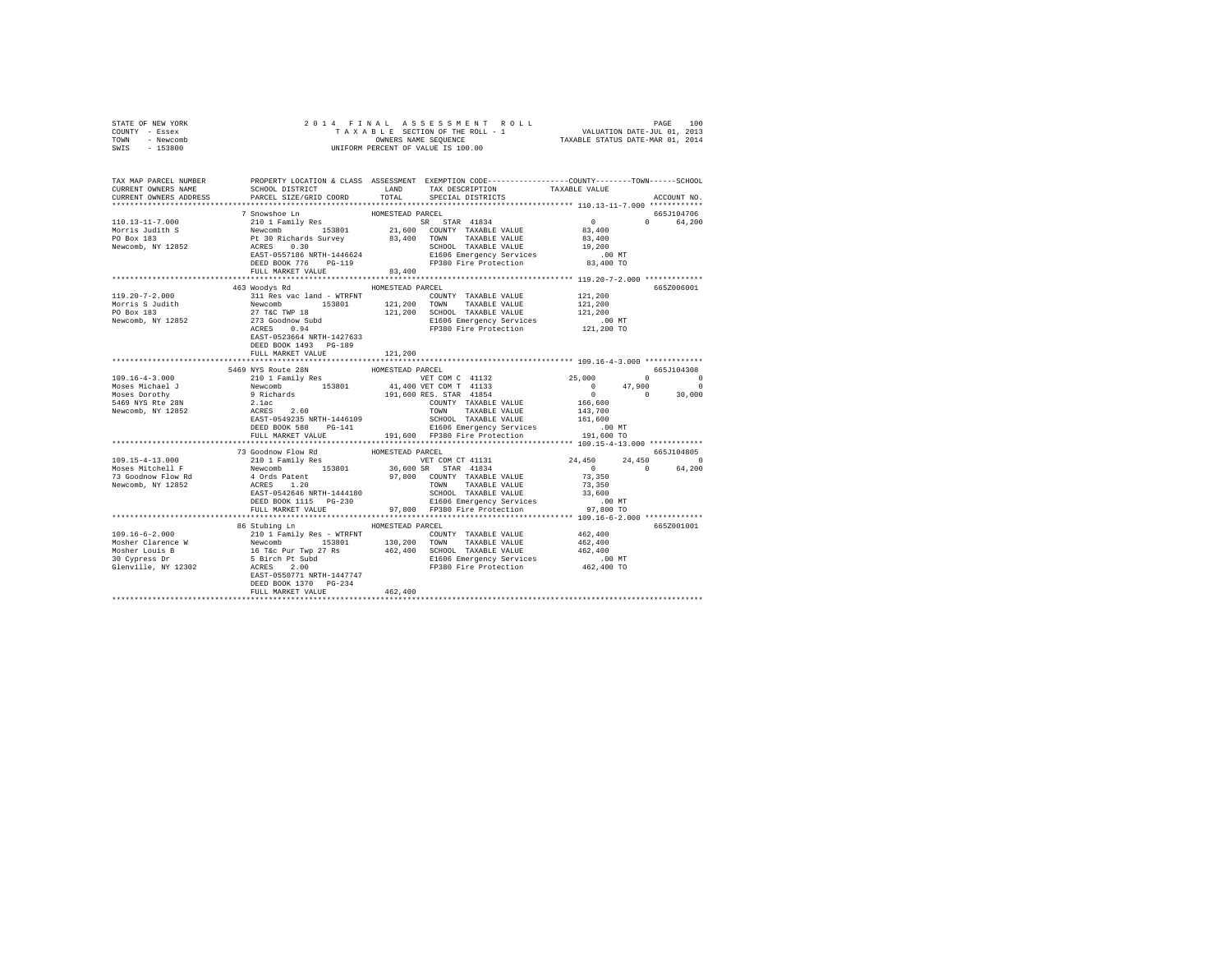```
STATE OF NEW YORK                2 0 1 4   F I N A L   A S S E S S M E N T   R O L L                    PAGE   100
COUNTY  - Essex                     T A X A B L E  SECTION OF THE ROLL - 1              VALUATION DATE-JUL 01, 2013
TOWN    - Newcomb                          OWNERS NAME SEQUENCE                    TAXABLE STATUS DATE-MAR 01, 2014
SWIS    - 153800                    UNIFORM PERCENT OF VALUE IS 100.00

TAX MAP PARCEL NUMBER          PROPERTY LOCATION & CLASS  ASSESSMENT  EXEMPTION CODE------------------COUNTY--------TOWN------SCHOOL
CURRENT OWNERS NAME            SCHOOL DISTRICT              LAND      TAX DESCRIPTION            TAXABLE VALUE
CURRENT OWNERS ADDRESS         PARCEL SIZE/GRID COORD       TOTAL     SPECIAL DISTRICTS                                  ACCOUNT NO.
******************************************************************************************************* 110.13-11-7.000 ************
                          7 Snowshoe Ln               HOMESTEAD PARCEL                                                   665J104706
110.13-11-7.000                210 1 Family Res                    SR   STAR 41834               0             0        64,200
Morris Judith S                Newcomb        153801       21,600   COUNTY  TAXABLE VALUE           83,400
PO Box 183                     Pt 30 Richards Survey       83,400   TOWN    TAXABLE VALUE           83,400
Newcomb, NY 12852              ACRES    0.30                        SCHOOL  TAXABLE VALUE           19,200
                               EAST-0557186 NRTH-1446624            E1606 Emergency Services           .00 MT
                               DEED BOOK 776    PG-119              FP380 Fire Protection           83,400 TO
                               FULL MARKET VALUE            83,400
******************************************************************************************************* 119.20-7-2.000 *************
                          463 Woodys Rd               HOMESTEAD PARCEL                                                   665Z006001
119.20-7-2.000                 311 Res vac land - WTRFNT            COUNTY  TAXABLE VALUE          121,200
Morris S Judith                Newcomb        153801      121,200   TOWN    TAXABLE VALUE          121,200
PO Box 183                     27 T&C TWP 18              121,200   SCHOOL  TAXABLE VALUE          121,200
Newcomb, NY 12852              273 Goodnow Subd                     E1606 Emergency Services           .00 MT
                               ACRES    0.94                        FP380 Fire Protection          121,200 TO
                               EAST-0523664 NRTH-1427633
                               DEED BOOK 1493   PG-189
                               FULL MARKET VALUE           121,200
******************************************************************************************************* 109.16-4-3.000 *************
                          5469 NYS Route 28N          HOMESTEAD PARCEL                                                   665J104308
109.16-4-3.000                 210 1 Family Res                    VET COM C 41132              25,000             0             0
Moses Michael J                Newcomb        153801       41,400 VET COM T 41133                   0        47,900             0
Moses Dorothy                  9 Richards                 191,600 RES. STAR 41854                   0             0        30,000
5469 NYS Rte 28N               2.1ac                                COUNTY  TAXABLE VALUE          166,600
Newcomb, NY 12852              ACRES    2.60                        TOWN    TAXABLE VALUE          143,700
                               EAST-0549235 NRTH-1446109            SCHOOL  TAXABLE VALUE          161,600
                               DEED BOOK 588    PG-141              E1606 Emergency Services           .00 MT
                               FULL MARKET VALUE           191,600  FP380 Fire Protection          191,600 TO
******************************************************************************************************* 109.15-4-13.000 ************
                          73 Goodnow Flow Rd          HOMESTEAD PARCEL                                                   665J104805
109.15-4-13.000                210 1 Family Res                    VET COM CT 41131             24,450        24,450             0
Moses Mitchell F               Newcomb        153801       36,600 SR   STAR 41834                   0             0        64,200
73 Goodnow Flow Rd             4 Ords Patent               97,800   COUNTY  TAXABLE VALUE           73,350
Newcomb, NY 12852              ACRES    1.20                        TOWN    TAXABLE VALUE           73,350
                               EAST-0542646 NRTH-1444180            SCHOOL  TAXABLE VALUE           33,600
                               DEED BOOK 1115   PG-230              E1606 Emergency Services           .00 MT
                               FULL MARKET VALUE            97,800  FP380 Fire Protection           97,800 TO
******************************************************************************************************* 109.16-6-2.000 *************
                          86 Stubing Ln               HOMESTEAD PARCEL                                                   665Z001001
109.16-6-2.000                 210 1 Family Res - WTRFNT            COUNTY  TAXABLE VALUE          462,400
Mosher Clarence W              Newcomb        153801      130,200   TOWN    TAXABLE VALUE          462,400
Mosher Louis B                 16 T&c Pur Twp 27 Rs       462,400   SCHOOL  TAXABLE VALUE          462,400
30 Cypress Dr                  5 Birch Pt Subd                      E1606 Emergency Services           .00 MT
Glenville, NY 12302            ACRES    2.00                        FP380 Fire Protection          462,400 TO
                               EAST-0550771 NRTH-1447747
                               DEED BOOK 1370   PG-234
                               FULL MARKET VALUE           462,400
************************************************************************************************************************************
```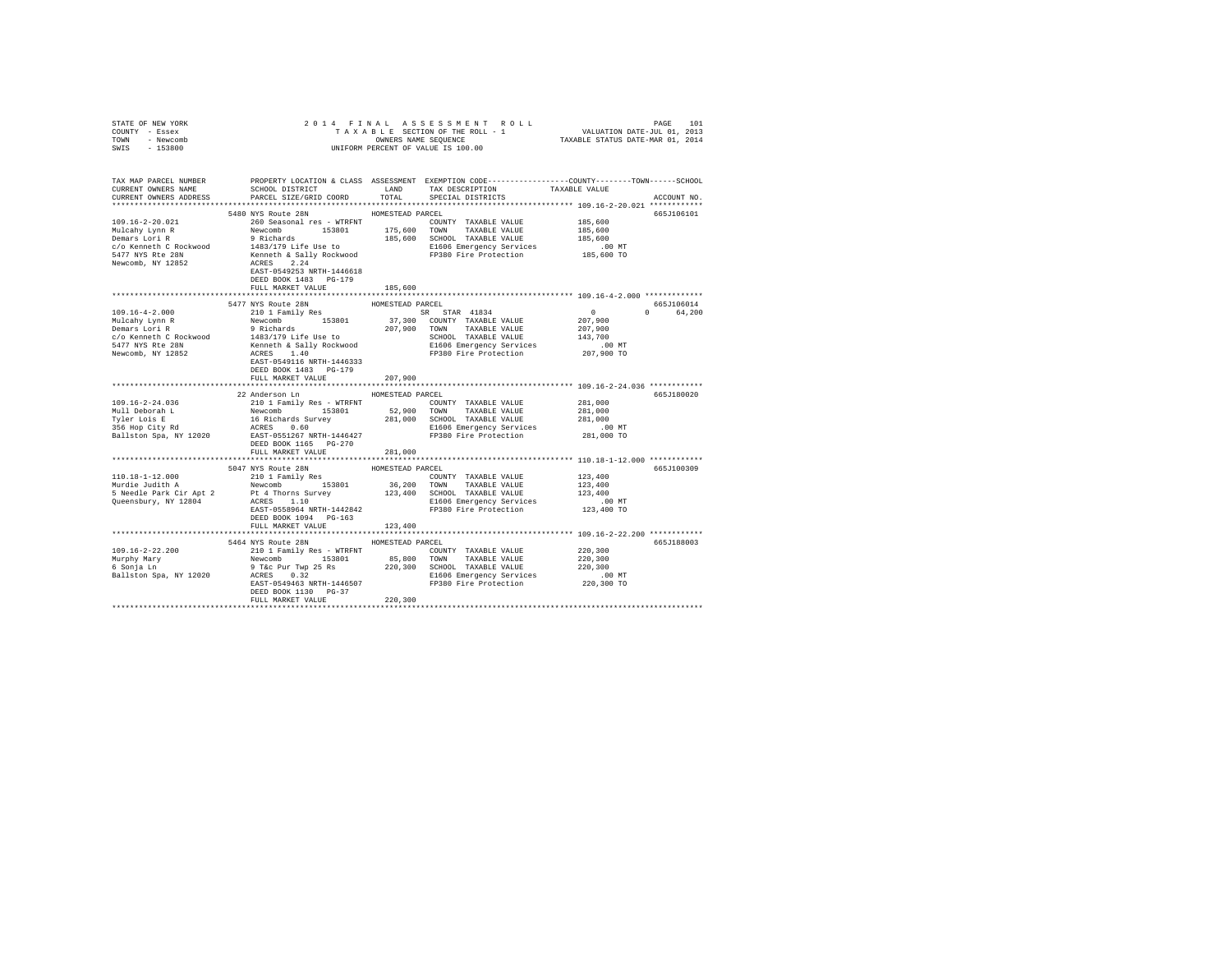STATE OF NEW YORK
COUNTY - Essex
TOWN - Newcomb
SWIS - 153800

2014 FINAL ASSESSMENT ROLL
TAXABLE SECTION OF THE ROLL - 1
OWNERS NAME SEQUENCE
UNIFORM PERCENT OF VALUE IS 100.00

VALUATION DATE-JUL 01, 2013
TAXABLE STATUS DATE-MAR 01, 2014

| TAX MAP PARCEL NUMBER / CURRENT OWNERS NAME / CURRENT OWNERS ADDRESS | PROPERTY LOCATION & CLASS / SCHOOL DISTRICT / PARCEL SIZE/GRID COORD | ASSESSMENT LAND / TOTAL | EXEMPTION CODE / TAX DESCRIPTION / SPECIAL DISTRICTS | COUNTY | TOWN | SCHOOL | ACCOUNT NO. |
|---|---|---|---|---|---|---|---|
| **109.16-2-20.021** | 5480 NYS Route 28N | | HOMESTEAD PARCEL | | | | 665J106101 |
| Mulcahy Lynn R | 260 Seasonal res - WTRFNT | | COUNTY TAXABLE VALUE | 185,600 | | | |
| Demars Lori R | Newcomb 153801 | 175,600 | TOWN TAXABLE VALUE | | 185,600 | | |
| c/o Kenneth C Rockwood | 9 Richards | 185,600 | SCHOOL TAXABLE VALUE | | | 185,600 | |
| 5477 NYS Rte 28N | 1483/179 Life Use to | | E1606 Emergency Services | .00 MT | | | |
| Newcomb, NY 12852 | Kenneth & Sally Rockwood | | FP380 Fire Protection | 185,600 TO | | | |
| | ACRES 2.24 | | | | | | |
| | EAST-0549253 NRTH-1446618 | | | | | | |
| | DEED BOOK 1483 PG-179 | | | | | | |
| | FULL MARKET VALUE | 185,600 | | | | | |
| **109.16-4-2.000** | 5477 NYS Route 28N | | HOMESTEAD PARCEL | | | | 665J106014 |
| Mulcahy Lynn R | 210 1 Family Res | | SR STAR 41834 | 0 | 0 | 64,200 | |
| Demars Lori R | Newcomb 153801 | 37,300 | COUNTY TAXABLE VALUE | 207,900 | | | |
| c/o Kenneth C Rockwood | 9 Richards | 207,900 | TOWN TAXABLE VALUE | | 207,900 | | |
| 5477 NYS Rte 28N | 1483/179 Life Use to | | SCHOOL TAXABLE VALUE | | | 143,700 | |
| Newcomb, NY 12852 | Kenneth & Sally Rockwood | | E1606 Emergency Services | .00 MT | | | |
| | ACRES 1.40 | | FP380 Fire Protection | 207,900 TO | | | |
| | EAST-0549116 NRTH-1446333 | | | | | | |
| | DEED BOOK 1483 PG-179 | | | | | | |
| | FULL MARKET VALUE | 207,900 | | | | | |
| **109.16-2-24.036** | 22 Anderson Ln | | HOMESTEAD PARCEL | | | | 665J180020 |
| Mull Deborah L | 210 1 Family Res - WTRFNT | | COUNTY TAXABLE VALUE | 281,000 | | | |
| Tyler Lois E | Newcomb 153801 | 52,900 | TOWN TAXABLE VALUE | | 281,000 | | |
| 356 Hop City Rd | 16 Richards Survey | 281,000 | SCHOOL TAXABLE VALUE | | | 281,000 | |
| Ballston Spa, NY 12020 | ACRES 0.60 | | E1606 Emergency Services | .00 MT | | | |
| | EAST-0551267 NRTH-1446427 | | FP380 Fire Protection | 281,000 TO | | | |
| | DEED BOOK 1165 PG-270 | | | | | | |
| | FULL MARKET VALUE | 281,000 | | | | | |
| **110.18-1-12.000** | 5047 NYS Route 28N | | HOMESTEAD PARCEL | | | | 665J100309 |
| Murdie Judith A | 210 1 Family Res | | COUNTY TAXABLE VALUE | 123,400 | | | |
| 5 Needle Park Cir Apt 2 | Newcomb 153801 | 36,200 | TOWN TAXABLE VALUE | | 123,400 | | |
| Queensbury, NY 12804 | Pt 4 Thorns Survey | 123,400 | SCHOOL TAXABLE VALUE | | | 123,400 | |
| | ACRES 1.10 | | E1606 Emergency Services | .00 MT | | | |
| | EAST-0558964 NRTH-1442842 | | FP380 Fire Protection | 123,400 TO | | | |
| | DEED BOOK 1094 PG-163 | | | | | | |
| | FULL MARKET VALUE | 123,400 | | | | | |
| **109.16-2-22.200** | 5464 NYS Route 28N | | HOMESTEAD PARCEL | | | | 665J188003 |
| Murphy Mary | 210 1 Family Res - WTRFNT | | COUNTY TAXABLE VALUE | 220,300 | | | |
| 6 Sonja Ln | Newcomb 153801 | 85,800 | TOWN TAXABLE VALUE | | 220,300 | | |
| Ballston Spa, NY 12020 | 9 T&c Pur Twp 25 Rs | 220,300 | SCHOOL TAXABLE VALUE | | | 220,300 | |
| | ACRES 0.32 | | E1606 Emergency Services | .00 MT | | | |
| | EAST-0549463 NRTH-1446507 | | FP380 Fire Protection | 220,300 TO | | | |
| | DEED BOOK 1130 PG-37 | | | | | | |
| | FULL MARKET VALUE | 220,300 | | | | | |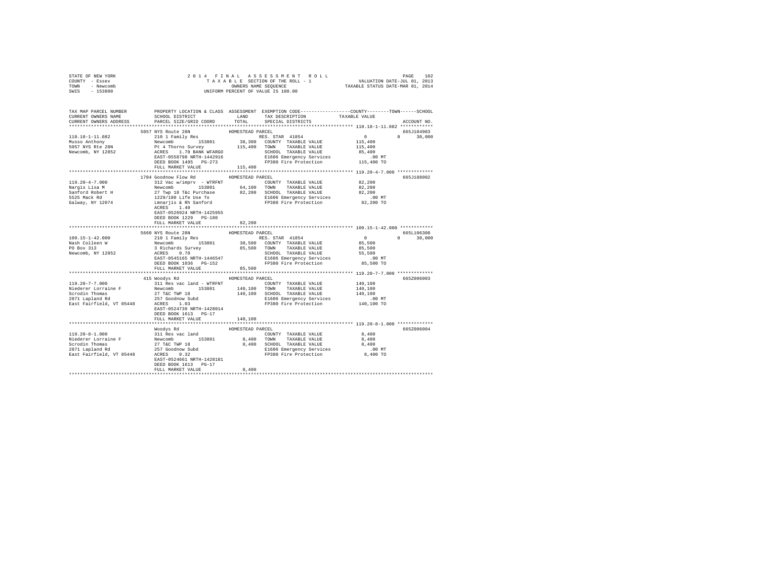STATE OF NEW YORK
COUNTY - Essex
TOWN - Newcomb
SWIS - 153800

2014 FINAL ASSESSMENT ROLL
TAXABLE SECTION OF THE ROLL - 1
OWNERS NAME SEQUENCE
UNIFORM PERCENT OF VALUE IS 100.00

VALUATION DATE-JUL 01, 2013
TAXABLE STATUS DATE-MAR 01, 2014

```
TAX MAP PARCEL NUMBER          PROPERTY LOCATION & CLASS  ASSESSMENT  EXEMPTION CODE-----------------COUNTY--------TOWN------SCHOOL
CURRENT OWNERS NAME            SCHOOL DISTRICT               LAND      TAX DESCRIPTION              TAXABLE VALUE
CURRENT OWNERS ADDRESS         PARCEL SIZE/GRID COORD        TOTAL     SPECIAL DISTRICTS                                   ACCOUNT NO.
*********************************************************************************************** 110.18-1-11.082 ************
                               5057 NYS Route 28N           HOMESTEAD PARCEL                                               665J104903
110.18-1-11.082                210 1 Family Res                        RES. STAR  41854                 0             0     30,000
Musso Anthony                  Newcomb        153801         38,300    COUNTY  TAXABLE VALUE          115,400
5057 NYS Rte 28N               Pt 4 Thorns Survey           115,400    TOWN    TAXABLE VALUE          115,400
Newcomb, NY 12852              ACRES    1.70 BANK WFARGO               SCHOOL  TAXABLE VALUE           85,400
                               EAST-0558798 NRTH-1442916               E1606 Emergency Services           .00 MT
                               DEED BOOK 1495   PG-273                 FP380 Fire Protection          115,400 TO
                               FULL MARKET VALUE            115,400
*********************************************************************************************** 119.20-4-7.000 *************
                               1704 Goodnow Flow Rd         HOMESTEAD PARCEL                                               665J188002
119.20-4-7.000                 312 Vac w/imprv  - WTRFNT               COUNTY  TAXABLE VALUE           82,200
Nargis Lisa M                  Newcomb        153801         64,100    TOWN    TAXABLE VALUE           82,200
Sanford Robert H               27 Twp 18 T&c Purchase        82,200    SCHOOL  TAXABLE VALUE           82,200
5525 Mack Rd                   1229/180 Life Use To                    E1606 Emergency Services           .00 MT
Galway, NY 12074               Lmnarjis & Rh Sanford                   FP380 Fire Protection           82,200 TO
                               ACRES    1.40
                               EAST-0526924 NRTH-1425955
                               DEED BOOK 1229   PG-180
                               FULL MARKET VALUE             82,200
*********************************************************************************************** 109.15-1-42.000 ************
                               5660 NYS Route 28N           HOMESTEAD PARCEL                                               665L106308
109.15-1-42.000                210 1 Family Res                        RES. STAR  41854                 0             0     30,000
Nash Colleen W                 Newcomb        153801         30,500    COUNTY  TAXABLE VALUE           85,500
PO Box 313                     3 Richards Survey             85,500    TOWN    TAXABLE VALUE           85,500
Newcomb, NY 12852              ACRES    0.70                           SCHOOL  TAXABLE VALUE           55,500
                               EAST-0545165 NRTH-1446547               E1606 Emergency Services           .00 MT
                               DEED BOOK 1036   PG-152                 FP380 Fire Protection           85,500 TO
                               FULL MARKET VALUE             85,500
*********************************************************************************************** 119.20-7-7.000 *************
                               415 Woodys Rd                HOMESTEAD PARCEL                                               665Z006003
119.20-7-7.000                 311 Res vac land - WTRFNT               COUNTY  TAXABLE VALUE          140,100
Niederer Lorraine F            Newcomb        153801        140,100    TOWN    TAXABLE VALUE          140,100
Scrodin Thomas                 27 T&C TWP 18                140,100    SCHOOL  TAXABLE VALUE          140,100
2871 Lapland Rd                257 Goodnow Subd                        E1606 Emergency Services           .00 MT
East Fairfield, VT 05448       ACRES    1.03                           FP380 Fire Protection          140,100 TO
                               EAST-0524739 NRTH-1428014
                               DEED BOOK 1613   PG-17
                               FULL MARKET VALUE            140,100
*********************************************************************************************** 119.20-8-1.000 *************
                               Woodys Rd                    HOMESTEAD PARCEL                                               665Z006004
119.20-8-1.000                 311 Res vac land                        COUNTY  TAXABLE VALUE            8,400
Niederer Lorraine F            Newcomb        153801          8,400    TOWN    TAXABLE VALUE            8,400
Scrodin Thomas                 27 T&C TWP 18                  8,400    SCHOOL  TAXABLE VALUE            8,400
2871 Lapland Rd                257 Goodnow Subd                        E1606 Emergency Services           .00 MT
East Fairfield, VT 05448       ACRES    0.32                           FP380 Fire Protection            8,400 TO
                               EAST-0524661 NRTH-1428181
                               DEED BOOK 1613   PG-17
                               FULL MARKET VALUE              8,400
****************************************************************************************************************************
```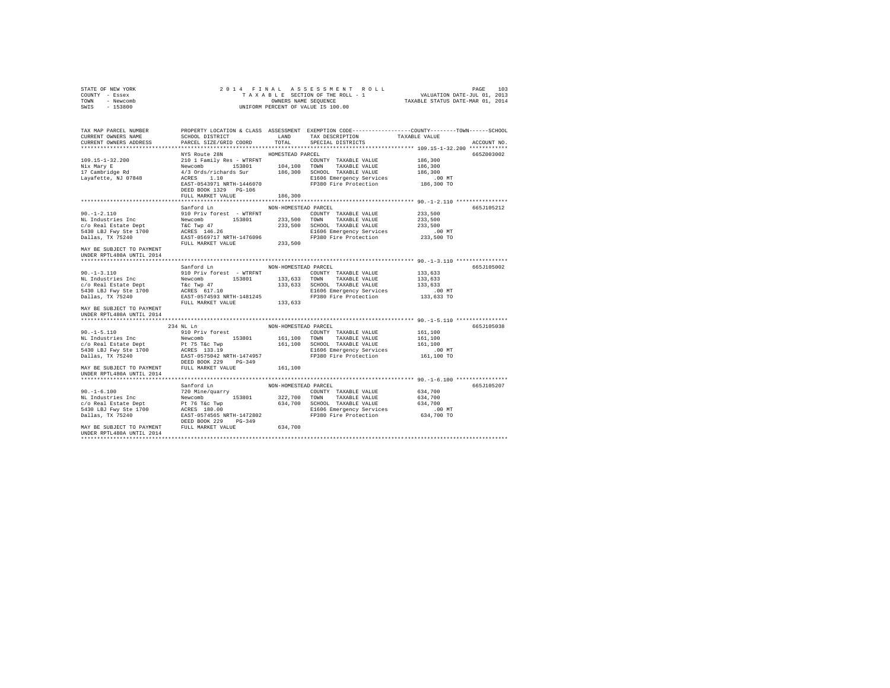STATE OF NEW YORK
COUNTY - Essex
TOWN - Newcomb
SWIS - 153800

2014 FINAL ASSESSMENT ROLL
TAXABLE SECTION OF THE ROLL - 1
OWNERS NAME SEQUENCE
UNIFORM PERCENT OF VALUE IS 100.00

VALUATION DATE-JUL 01, 2013
TAXABLE STATUS DATE-MAR 01, 2014

```
TAX MAP PARCEL NUMBER          PROPERTY LOCATION & CLASS  ASSESSMENT  EXEMPTION CODE-----------------COUNTY--------TOWN------SCHOOL
CURRENT OWNERS NAME            SCHOOL DISTRICT            LAND        TAX DESCRIPTION             TAXABLE VALUE
CURRENT OWNERS ADDRESS         PARCEL SIZE/GRID COORD     TOTAL       SPECIAL DISTRICTS                                       ACCOUNT NO.
******************************************************************************************************* 109.15-1-32.200 ************
                               NYS Route 28N              HOMESTEAD PARCEL                                                    665Z003002
109.15-1-32.200                210 1 Family Res - WTRFNT               COUNTY  TAXABLE VALUE          186,300
Nix Mary E                     Newcomb      153801        104,100     TOWN    TAXABLE VALUE          186,300
17 Cambridge Rd                4/3 Ords/richards Sur      186,300     SCHOOL  TAXABLE VALUE          186,300
Layafette, NJ 07848            ACRES    1.10                          E1606 Emergency Services            .00 MT
                               EAST-0543971 NRTH-1446070              FP380 Fire Protection           186,300 TO
                               DEED BOOK 1329   PG-106
                               FULL MARKET VALUE          186,300
******************************************************************************************************* 90.-1-2.110 ****************
                               Sanford Ln                 NON-HOMESTEAD PARCEL                                                665J105212
90.-1-2.110                    910 Priv forest  - WTRFNT               COUNTY  TAXABLE VALUE          233,500
NL Industries Inc              Newcomb      153801        233,500     TOWN    TAXABLE VALUE          233,500
c/o Real Estate Dept           T&c Twp 47                 233,500     SCHOOL  TAXABLE VALUE          233,500
5430 LBJ Fwy Ste 1700          ACRES  146.26                          E1606 Emergency Services            .00 MT
Dallas, TX 75240               EAST-0569717 NRTH-1476096              FP380 Fire Protection           233,500 TO
                               FULL MARKET VALUE          233,500
MAY BE SUBJECT TO PAYMENT
UNDER RPTL480A UNTIL 2014
******************************************************************************************************* 90.-1-3.110 ****************
                               Sanford Ln                 NON-HOMESTEAD PARCEL                                                665J105002
90.-1-3.110                    910 Priv forest  - WTRFNT               COUNTY  TAXABLE VALUE          133,633
NL Industries Inc              Newcomb      153801        133,633     TOWN    TAXABLE VALUE          133,633
c/o Real Estate Dept           T&c Twp 47                 133,633     SCHOOL  TAXABLE VALUE          133,633
5430 LBJ Fwy Ste 1700          ACRES  617.10                          E1606 Emergency Services            .00 MT
Dallas, TX 75240               EAST-0574593 NRTH-1481245              FP380 Fire Protection           133,633 TO
                               FULL MARKET VALUE          133,633
MAY BE SUBJECT TO PAYMENT
UNDER RPTL480A UNTIL 2014
******************************************************************************************************* 90.-1-5.110 ****************
                           234 NL Ln                      NON-HOMESTEAD PARCEL                                                665J105038
90.-1-5.110                    910 Priv forest                         COUNTY  TAXABLE VALUE          161,100
NL Industries Inc              Newcomb      153801        161,100     TOWN    TAXABLE VALUE          161,100
c/o Real Estate Dept           Pt 75 T&c Twp              161,100     SCHOOL  TAXABLE VALUE          161,100
5430 LBJ Fwy Ste 1700          ACRES  133.19                          E1606 Emergency Services            .00 MT
Dallas, TX 75240               EAST-0575042 NRTH-1474957              FP380 Fire Protection           161,100 TO
                               DEED BOOK 229    PG-349
MAY BE SUBJECT TO PAYMENT      FULL MARKET VALUE          161,100
UNDER RPTL480A UNTIL 2014
******************************************************************************************************* 90.-1-6.100 ****************
                               Sanford Ln                 NON-HOMESTEAD PARCEL                                                665J105207
90.-1-6.100                    720 Mine/quarry                         COUNTY  TAXABLE VALUE          634,700
NL Industries Inc              Newcomb      153801        322,700     TOWN    TAXABLE VALUE          634,700
c/o Real Estate Dept           Pt 76 T&c Twp              634,700     SCHOOL  TAXABLE VALUE          634,700
5430 LBJ Fwy Ste 1700          ACRES  180.00                          E1606 Emergency Services            .00 MT
Dallas, TX 75240               EAST-0574565 NRTH-1472802              FP380 Fire Protection           634,700 TO
                               DEED BOOK 229    PG-349
MAY BE SUBJECT TO PAYMENT      FULL MARKET VALUE          634,700
UNDER RPTL480A UNTIL 2014
************************************************************************************************************************************
```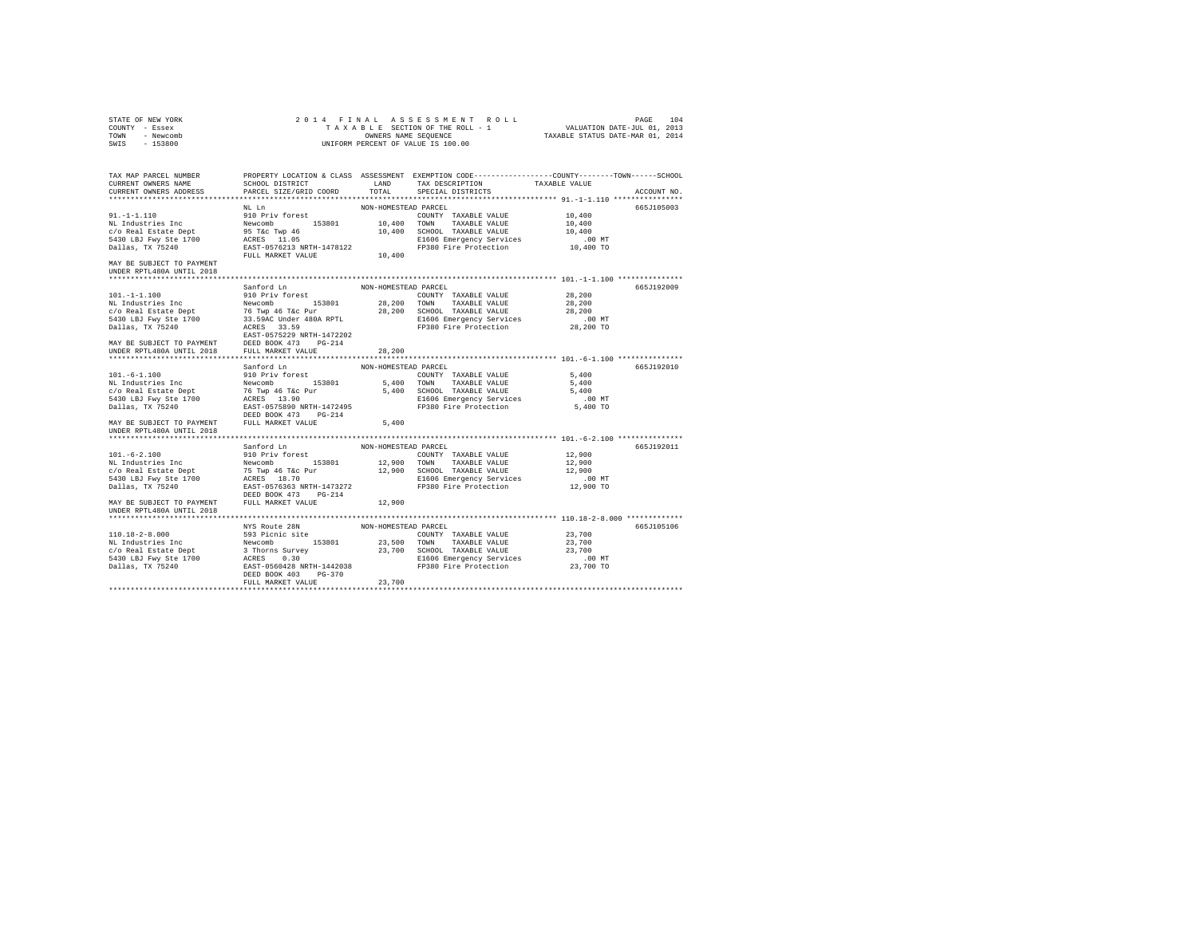STATE OF NEW YORK — 2014 FINAL ASSESSMENT ROLL — TAXABLE SECTION OF THE ROLL - 1 — OWNERS NAME SEQUENCE — UNIFORM PERCENT OF VALUE IS 100.00

COUNTY - Essex | TOWN - Newcomb | SWIS - 153800 | VALUATION DATE-JUL 01, 2013 | TAXABLE STATUS DATE-MAR 01, 2014

| TAX MAP PARCEL NUMBER / CURRENT OWNERS NAME / CURRENT OWNERS ADDRESS | PROPERTY LOCATION & CLASS / SCHOOL DISTRICT / PARCEL SIZE/GRID COORD | ASSESSMENT LAND / TOTAL | EXEMPTION CODE / TAX DESCRIPTION / SPECIAL DISTRICTS | COUNTY / TOWN / SCHOOL TAXABLE VALUE | ACCOUNT NO. |
|---|---|---|---|---|---|
| **91.-1-1.110** | NL Ln | NON-HOMESTEAD PARCEL | | | 665J105003 |
| NL Industries Inc | 910 Priv forest | | COUNTY TAXABLE VALUE | 10,400 | |
| c/o Real Estate Dept | Newcomb 153801 | 10,400 | TOWN TAXABLE VALUE | 10,400 | |
| 5430 LBJ Fwy Ste 1700 | 95 T&c Twp 46 | 10,400 | SCHOOL TAXABLE VALUE | 10,400 | |
| Dallas, TX 75240 | ACRES 11.05 | | E1606 Emergency Services | .00 MT | |
| | EAST-0576213 NRTH-1478122 | | FP380 Fire Protection | 10,400 TO | |
| MAY BE SUBJECT TO PAYMENT UNDER RPTL480A UNTIL 2018 | FULL MARKET VALUE | 10,400 | | | |
| **101.-1-1.100** | Sanford Ln | NON-HOMESTEAD PARCEL | | | 665J192009 |
| NL Industries Inc | 910 Priv forest | | COUNTY TAXABLE VALUE | 28,200 | |
| c/o Real Estate Dept | Newcomb 153801 | 28,200 | TOWN TAXABLE VALUE | 28,200 | |
| 5430 LBJ Fwy Ste 1700 | 76 Twp 46 T&c Pur | 28,200 | SCHOOL TAXABLE VALUE | 28,200 | |
| Dallas, TX 75240 | 33.59AC Under 480A RPTL | | E1606 Emergency Services | .00 MT | |
| | ACRES 33.59 | | FP380 Fire Protection | 28,200 TO | |
| | EAST-0575229 NRTH-1472202 | | | | |
| MAY BE SUBJECT TO PAYMENT | DEED BOOK 473 PG-214 | | | | |
| UNDER RPTL480A UNTIL 2018 | FULL MARKET VALUE | 28,200 | | | |
| **101.-6-1.100** | Sanford Ln | NON-HOMESTEAD PARCEL | | | 665J192010 |
| NL Industries Inc | 910 Priv forest | | COUNTY TAXABLE VALUE | 5,400 | |
| c/o Real Estate Dept | Newcomb 153801 | 5,400 | TOWN TAXABLE VALUE | 5,400 | |
| 5430 LBJ Fwy Ste 1700 | 76 Twp 46 T&c Pur | 5,400 | SCHOOL TAXABLE VALUE | 5,400 | |
| Dallas, TX 75240 | ACRES 13.90 | | E1606 Emergency Services | .00 MT | |
| | EAST-0575890 NRTH-1472495 | | FP380 Fire Protection | 5,400 TO | |
| | DEED BOOK 473 PG-214 | | | | |
| MAY BE SUBJECT TO PAYMENT UNDER RPTL480A UNTIL 2018 | FULL MARKET VALUE | 5,400 | | | |
| **101.-6-2.100** | Sanford Ln | NON-HOMESTEAD PARCEL | | | 665J192011 |
| NL Industries Inc | 910 Priv forest | | COUNTY TAXABLE VALUE | 12,900 | |
| c/o Real Estate Dept | Newcomb 153801 | 12,900 | TOWN TAXABLE VALUE | 12,900 | |
| 5430 LBJ Fwy Ste 1700 | 75 Twp 46 T&c Pur | 12,900 | SCHOOL TAXABLE VALUE | 12,900 | |
| Dallas, TX 75240 | ACRES 18.70 | | E1606 Emergency Services | .00 MT | |
| | EAST-0576363 NRTH-1473272 | | FP380 Fire Protection | 12,900 TO | |
| | DEED BOOK 473 PG-214 | | | | |
| MAY BE SUBJECT TO PAYMENT UNDER RPTL480A UNTIL 2018 | FULL MARKET VALUE | 12,900 | | | |
| **110.18-2-8.000** | NYS Route 28N | NON-HOMESTEAD PARCEL | | | 665J105106 |
| NL Industries Inc | 593 Picnic site | | COUNTY TAXABLE VALUE | 23,700 | |
| c/o Real Estate Dept | Newcomb 153801 | 23,500 | TOWN TAXABLE VALUE | 23,700 | |
| 5430 LBJ Fwy Ste 1700 | 3 Thorns Survey | 23,700 | SCHOOL TAXABLE VALUE | 23,700 | |
| Dallas, TX 75240 | ACRES 0.30 | | E1606 Emergency Services | .00 MT | |
| | EAST-0560428 NRTH-1442038 | | FP380 Fire Protection | 23,700 TO | |
| | DEED BOOK 403 PG-370 | | | | |
| | FULL MARKET VALUE | 23,700 | | | |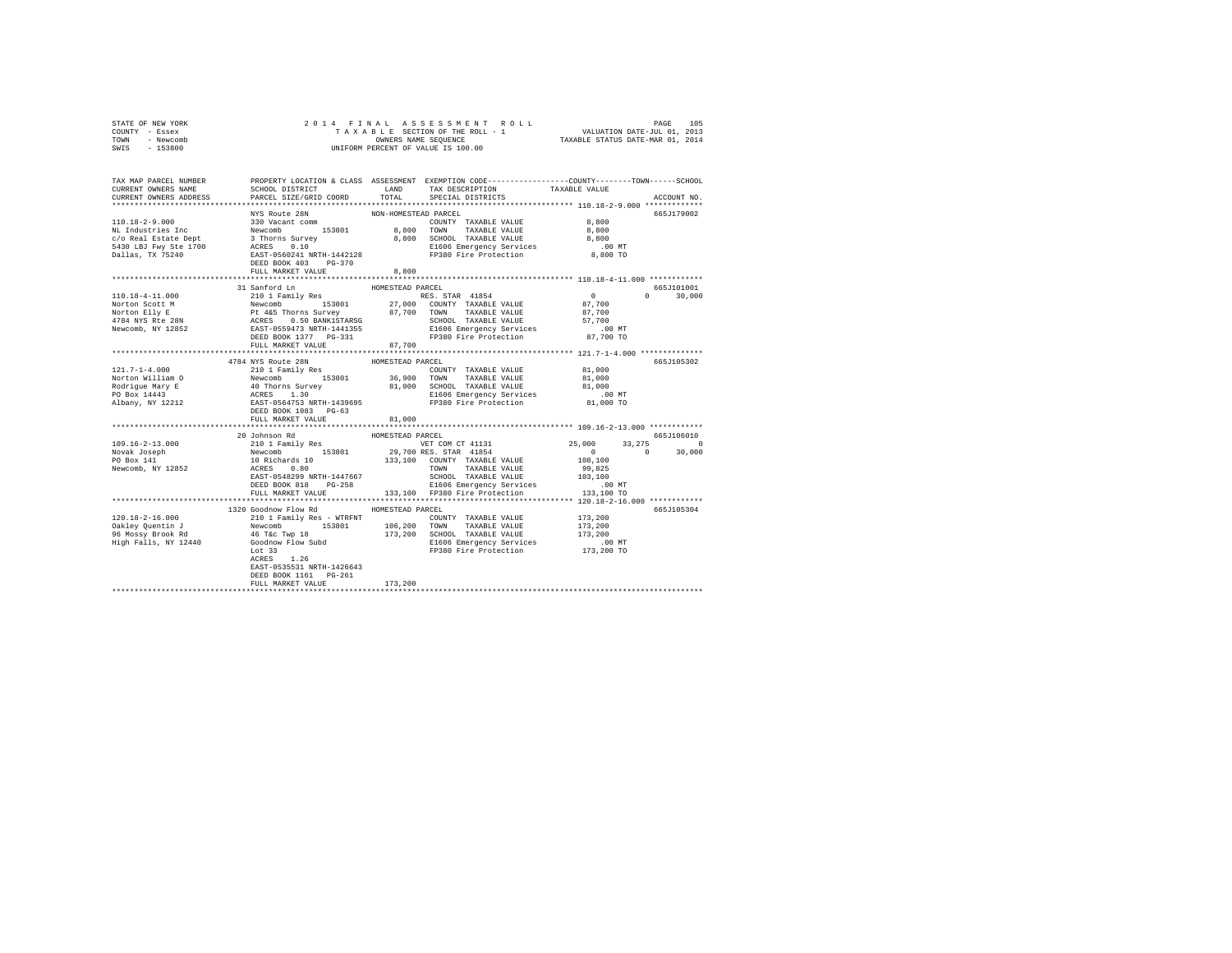STATE OF NEW YORK
COUNTY - Essex
TOWN - Newcomb
SWIS - 153800

2014 FINAL ASSESSMENT ROLL
TAXABLE SECTION OF THE ROLL - 1
OWNERS NAME SEQUENCE
UNIFORM PERCENT OF VALUE IS 100.00

VALUATION DATE-JUL 01, 2013
TAXABLE STATUS DATE-MAR 01, 2014

```
TAX MAP PARCEL NUMBER    PROPERTY LOCATION & CLASS  ASSESSMENT  EXEMPTION CODE-----------------COUNTY--------TOWN------SCHOOL
CURRENT OWNERS NAME      SCHOOL DISTRICT             LAND       TAX DESCRIPTION             TAXABLE VALUE
CURRENT OWNERS ADDRESS   PARCEL SIZE/GRID COORD      TOTAL      SPECIAL DISTRICTS                                     ACCOUNT NO.
******************************************************************************************** 110.18-2-9.000 *************
                         NYS Route 28N              NON-HOMESTEAD PARCEL                                              665J179002
110.18-2-9.000           330 Vacant comm                        COUNTY  TAXABLE VALUE           8,800
NL Industries Inc        Newcomb        153801        8,800     TOWN    TAXABLE VALUE           8,800
c/o Real Estate Dept     3 Thorns Survey              8,800     SCHOOL  TAXABLE VALUE           8,800
5430 LBJ Fwy Ste 1700    ACRES    0.10                          E1606 Emergency Services          .00 MT
Dallas, TX 75240         EAST-0560241 NRTH-1442128              FP380 Fire Protection           8,800 TO
                         DEED BOOK 403    PG-370
                         FULL MARKET VALUE            8,800
******************************************************************************************** 110.18-4-11.000 ************
                         31 Sanford Ln              HOMESTEAD PARCEL                                                  665J101001
110.18-4-11.000          210 1 Family Res                       RES. STAR  41854                0          0      30,000
Norton Scott M           Newcomb        153801       27,000     COUNTY  TAXABLE VALUE          87,700
Norton Elly E            Pt 4&5 Thorns Survey        87,700     TOWN    TAXABLE VALUE          87,700
4784 NYS Rte 28N         ACRES    0.50 BANK1STARSG              SCHOOL  TAXABLE VALUE          57,700
Newcomb, NY 12852        EAST-0559473 NRTH-1441355              E1606 Emergency Services          .00 MT
                         DEED BOOK 1377   PG-331                FP380 Fire Protection          87,700 TO
                         FULL MARKET VALUE           87,700
******************************************************************************************** 121.7-1-4.000 **************
                         4784 NYS Route 28N         HOMESTEAD PARCEL                                                  665J105302
121.7-1-4.000            210 1 Family Res                       COUNTY  TAXABLE VALUE          81,000
Norton William O         Newcomb        153801       36,900     TOWN    TAXABLE VALUE          81,000
Rodrigue Mary E          40 Thorns Survey            81,000     SCHOOL  TAXABLE VALUE          81,000
PO Box 14443             ACRES    1.30                          E1606 Emergency Services          .00 MT
Albany, NY 12212         EAST-0564753 NRTH-1439695              FP380 Fire Protection          81,000 TO
                         DEED BOOK 1083   PG-63
                         FULL MARKET VALUE           81,000
******************************************************************************************** 109.16-2-13.000 ************
                         20 Johnson Rd              HOMESTEAD PARCEL                                                  665J106010
109.16-2-13.000          210 1 Family Res                       VET COM CT 41131           25,000     33,275           0
Novak Joseph             Newcomb        153801       29,700 RES. STAR  41854                0          0      30,000
PO Box 141               10 Richards 10             133,100     COUNTY  TAXABLE VALUE         108,100
Newcomb, NY 12852        ACRES    0.80                          TOWN    TAXABLE VALUE          99,825
                         EAST-0548299 NRTH-1447667              SCHOOL  TAXABLE VALUE         103,100
                         DEED BOOK 818    PG-258                E1606 Emergency Services          .00 MT
                         FULL MARKET VALUE          133,100     FP380 Fire Protection         133,100 TO
******************************************************************************************** 120.18-2-16.000 ************
                         1320 Goodnow Flow Rd       HOMESTEAD PARCEL                                                  665J105304
120.18-2-16.000          210 1 Family Res - WTRFNT              COUNTY  TAXABLE VALUE         173,200
Oakley Quentin J         Newcomb        153801      106,200     TOWN    TAXABLE VALUE         173,200
96 Mossy Brook Rd        46 T&c Twp 18              173,200     SCHOOL  TAXABLE VALUE         173,200
High Falls, NY 12440     Goodnow Flow Subd                      E1606 Emergency Services          .00 MT
                         Lot 33                                 FP380 Fire Protection         173,200 TO
                         ACRES    1.26
                         EAST-0535531 NRTH-1426643
                         DEED BOOK 1161   PG-261
                         FULL MARKET VALUE          173,200
************************************************************************************************************************
```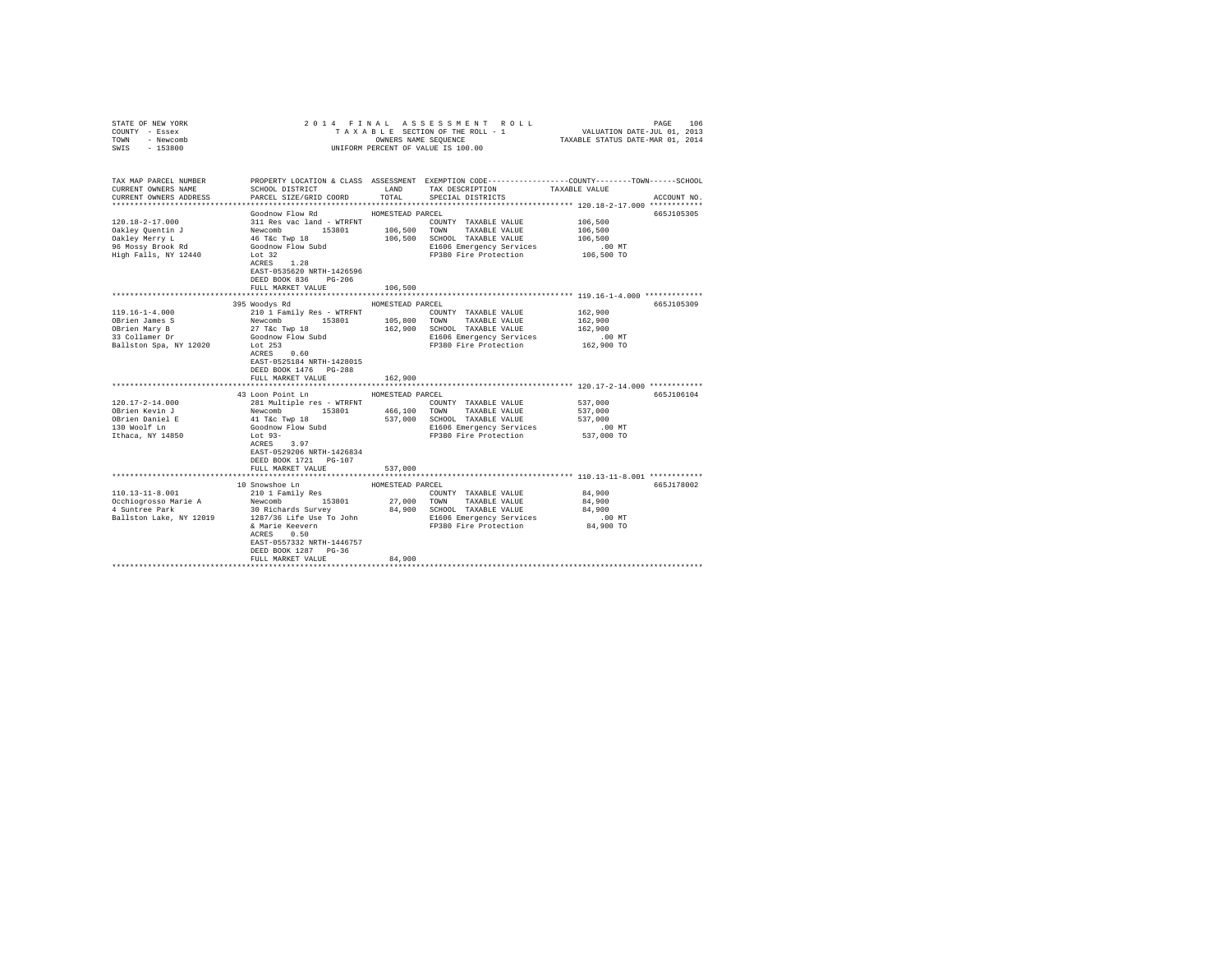STATE OF NEW YORK
COUNTY - Essex
TOWN - Newcomb
SWIS - 153800

2014 FINAL ASSESSMENT ROLL
TAXABLE SECTION OF THE ROLL - 1
OWNERS NAME SEQUENCE
UNIFORM PERCENT OF VALUE IS 100.00

VALUATION DATE-JUL 01, 2013
TAXABLE STATUS DATE-MAR 01, 2014

| TAX MAP PARCEL NUMBER / CURRENT OWNERS NAME / CURRENT OWNERS ADDRESS | PROPERTY LOCATION & CLASS / SCHOOL DISTRICT / PARCEL SIZE/GRID COORD | ASSESSMENT LAND / TOTAL | EXEMPTION CODE / TAX DESCRIPTION / SPECIAL DISTRICTS | TAXABLE VALUE (COUNTY / TOWN / SCHOOL) | ACCOUNT NO. |
|---|---|---|---|---|---|
| **120.18-2-17.000** | Goodnow Flow Rd | HOMESTEAD PARCEL | | | 665J105305 |
| 120.18-2-17.000 | 311 Res vac land - WTRFNT | | COUNTY TAXABLE VALUE | 106,500 | |
| Oakley Quentin J | Newcomb 153801 | 106,500 | TOWN TAXABLE VALUE | 106,500 | |
| Oakley Merry L | 46 T&c Twp 18 | 106,500 | SCHOOL TAXABLE VALUE | 106,500 | |
| 96 Mossy Brook Rd | Goodnow Flow Subd | | E1606 Emergency Services | .00 MT | |
| High Falls, NY 12440 | Lot 32 | | FP380 Fire Protection | 106,500 TO | |
| | ACRES 1.28 | | | | |
| | EAST-0535620 NRTH-1426596 | | | | |
| | DEED BOOK 836 PG-206 | | | | |
| | FULL MARKET VALUE | 106,500 | | | |
| **119.16-1-4.000** | 395 Woodys Rd | HOMESTEAD PARCEL | | | 665J105309 |
| 119.16-1-4.000 | 210 1 Family Res - WTRFNT | | COUNTY TAXABLE VALUE | 162,900 | |
| OBrien James S | Newcomb 153801 | 105,800 | TOWN TAXABLE VALUE | 162,900 | |
| OBrien Mary B | 27 T&c Twp 18 | 162,900 | SCHOOL TAXABLE VALUE | 162,900 | |
| 33 Collamer Dr | Goodnow Flow Subd | | E1606 Emergency Services | .00 MT | |
| Ballston Spa, NY 12020 | Lot 253 | | FP380 Fire Protection | 162,900 TO | |
| | ACRES 0.60 | | | | |
| | EAST-0525184 NRTH-1428015 | | | | |
| | DEED BOOK 1476 PG-288 | | | | |
| | FULL MARKET VALUE | 162,900 | | | |
| **120.17-2-14.000** | 43 Loon Point Ln | HOMESTEAD PARCEL | | | 665J106104 |
| 120.17-2-14.000 | 281 Multiple res - WTRFNT | | COUNTY TAXABLE VALUE | 537,000 | |
| OBrien Kevin J | Newcomb 153801 | 466,100 | TOWN TAXABLE VALUE | 537,000 | |
| OBrien Daniel E | 41 T&c Twp 18 | 537,000 | SCHOOL TAXABLE VALUE | 537,000 | |
| 130 Woolf Ln | Goodnow Flow Subd | | E1606 Emergency Services | .00 MT | |
| Ithaca, NY 14850 | Lot 93- | | FP380 Fire Protection | 537,000 TO | |
| | ACRES 3.97 | | | | |
| | EAST-0529206 NRTH-1426834 | | | | |
| | DEED BOOK 1721 PG-107 | | | | |
| | FULL MARKET VALUE | 537,000 | | | |
| **110.13-11-8.001** | 10 Snowshoe Ln | HOMESTEAD PARCEL | | | 665J178002 |
| 110.13-11-8.001 | 210 1 Family Res | | COUNTY TAXABLE VALUE | 84,900 | |
| Occhiogrosso Marie A | Newcomb 153801 | 27,000 | TOWN TAXABLE VALUE | 84,900 | |
| 4 Suntree Park | 30 Richards Survey | 84,900 | SCHOOL TAXABLE VALUE | 84,900 | |
| Ballston Lake, NY 12019 | 1287/36 Life Use To John | | E1606 Emergency Services | .00 MT | |
| | & Marie Keevern | | FP380 Fire Protection | 84,900 TO | |
| | ACRES 0.50 | | | | |
| | EAST-0557332 NRTH-1446757 | | | | |
| | DEED BOOK 1287 PG-36 | | | | |
| | FULL MARKET VALUE | 84,900 | | | |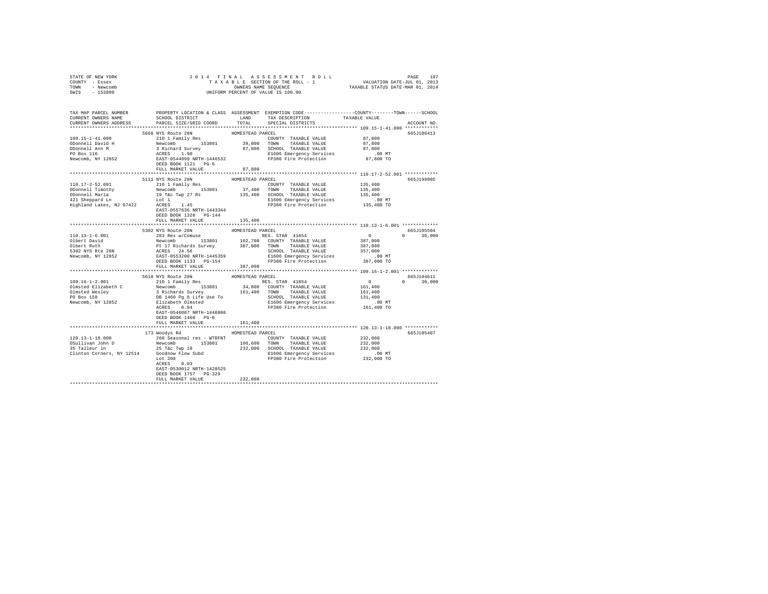```
STATE OF NEW YORK                    2 0 1 4   F I N A L   A S S E S S M E N T   R O L L                    PAGE   107
COUNTY  - Essex                          T A X A B L E  SECTION OF THE ROLL - 1              VALUATION DATE-JUL 01, 2013
TOWN    - Newcomb                              OWNERS NAME SEQUENCE                      TAXABLE STATUS DATE-MAR 01, 2014
SWIS    - 153800                         UNIFORM PERCENT OF VALUE IS 100.00

TAX MAP PARCEL NUMBER          PROPERTY LOCATION & CLASS  ASSESSMENT  EXEMPTION CODE-----------------COUNTY--------TOWN------SCHOOL
CURRENT OWNERS NAME            SCHOOL DISTRICT              LAND      TAX DESCRIPTION           TAXABLE VALUE
CURRENT OWNERS ADDRESS         PARCEL SIZE/GRID COORD       TOTAL     SPECIAL DISTRICTS                                  ACCOUNT NO.
******************************************************************************************************* 109.15-1-41.000 ************
                          5668 NYS Route 28N              HOMESTEAD PARCEL                                             665J106413
109.15-1-41.000                210 1 Family Res                        COUNTY  TAXABLE VALUE            87,800
ODonnell David H               Newcomb        153801        39,000    TOWN    TAXABLE VALUE            87,800
ODonnell Ann M                 3 Richard Survey             87,800    SCHOOL  TAXABLE VALUE            87,800
PO Box 116                     ACRES    1.90                          E1606 Emergency Services            .00 MT
Newcomb, NY 12852              EAST-0544999 NRTH-1446532              FP380 Fire Protection            87,800 TO
                               DEED BOOK 1121   PG-6
                               FULL MARKET VALUE            87,800
******************************************************************************************************* 110.17-2-52.001 ************
                          5111 NYS Route 28N              HOMESTEAD PARCEL                                             665J199005
110.17-2-52.001                210 1 Family Res                        COUNTY  TAXABLE VALUE           135,400
ODonnell Timothy               Newcomb        153801        37,400    TOWN    TAXABLE VALUE           135,400
ODonnell Maria                 19 T&c Twp 27 Rs            135,400    SCHOOL  TAXABLE VALUE           135,400
421 Sheppard Ln                Lot 1                                  E1606 Emergency Services            .00 MT
Highland Lakes, NJ 07422       ACRES    1.45                          FP380 Fire Protection           135,400 TO
                               EAST-0557636 NRTH-1443344
                               DEED BOOK 1320   PG-144
                               FULL MARKET VALUE           135,400
******************************************************************************************************* 110.13-1-6.001 *************
                          5302 NYS Route 28N              HOMESTEAD PARCEL                                             665J105504
110.13-1-6.001                 283 Res w/Comuse                        RES. STAR  41854                   0          0      30,000
Olbert David                   Newcomb        153801       102,700    COUNTY  TAXABLE VALUE           387,000
Olbert Ruth                    Pt 17 Richards Survey       387,000    TOWN    TAXABLE VALUE           387,000
5302 NYS Rte 28N               ACRES   24.56                          SCHOOL  TAXABLE VALUE           357,000
Newcomb, NY 12852              EAST-0553200 NRTH-1445359              E1606 Emergency Services            .00 MT
                               DEED BOOK 1133   PG-154                FP380 Fire Protection           387,000 TO
                               FULL MARKET VALUE           387,000
******************************************************************************************************* 109.16-1-2.001 *************
                          5618 NYS Route 28N              HOMESTEAD PARCEL                                             665J104611
109.16-1-2.001                 210 1 Family Res                        RES. STAR  41854                   0          0      30,000
Olmsted Elizabeth C            Newcomb        153801        34,800    COUNTY  TAXABLE VALUE           161,400
Olmsted Wesley                 3 Richards Survey           161,400    TOWN    TAXABLE VALUE           161,400
PO Box 158                     DB 1460 Pg 6 Life Use To               SCHOOL  TAXABLE VALUE           131,400
Newcomb, NY 12852              Elizabeth Olmsted                      E1606 Emergency Services            .00 MT
                               ACRES    0.94                          FP380 Fire Protection           161,400 TO
                               EAST-0546087 NRTH-1446808
                               DEED BOOK 1460   PG-6
                               FULL MARKET VALUE           161,400
******************************************************************************************************* 120.13-1-18.000 ************
                          173 Woodys Rd                   HOMESTEAD PARCEL                                             665J105407
120.13-1-18.000                260 Seasonal res - WTRFNT               COUNTY  TAXABLE VALUE           232,000
OSullivan John D               Newcomb        153801       106,600    TOWN    TAXABLE VALUE           232,000
35 Talleur ln                  25 T&c Twp 18               232,000    SCHOOL  TAXABLE VALUE           232,000
Clinton Corners, NY 12514      Goodnow Flow Subd                      E1606 Emergency Services            .00 MT
                               Lot 208                                FP380 Fire Protection           232,000 TO
                               ACRES    0.93
                               EAST-0530012 NRTH-1428525
                               DEED BOOK 1757   PG-329
                               FULL MARKET VALUE           232,000
************************************************************************************************************************************
```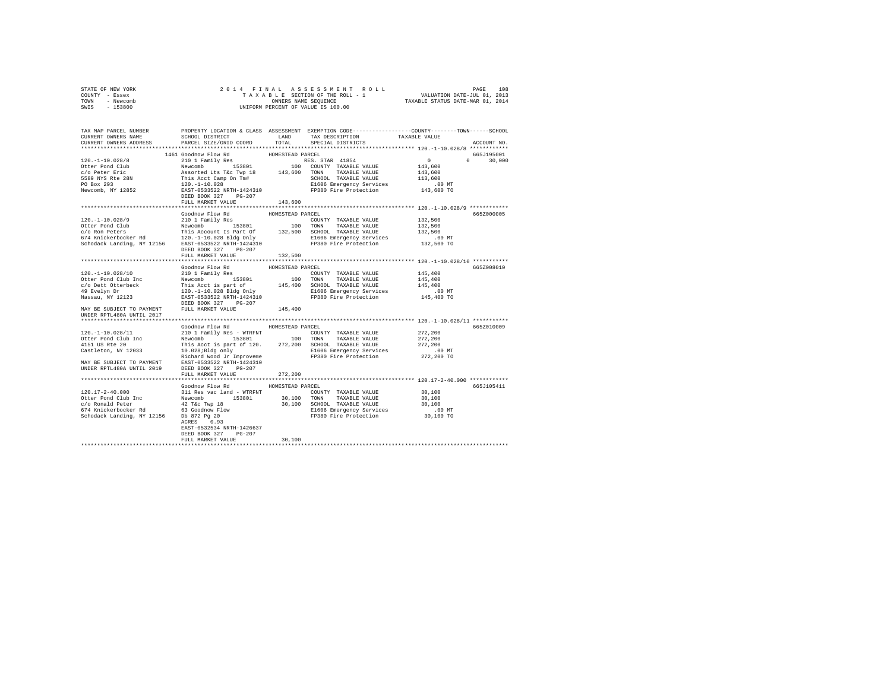STATE OF NEW YORK
COUNTY - Essex
TOWN - Newcomb
SWIS - 153800

2014 FINAL ASSESSMENT ROLL
TAXABLE SECTION OF THE ROLL - 1
OWNERS NAME SEQUENCE
UNIFORM PERCENT OF VALUE IS 100.00

VALUATION DATE-JUL 01, 2013
TAXABLE STATUS DATE-MAR 01, 2014

| TAX MAP PARCEL NUMBER / CURRENT OWNERS NAME / CURRENT OWNERS ADDRESS | PROPERTY LOCATION & CLASS / SCHOOL DISTRICT / PARCEL SIZE/GRID COORD | ASSESSMENT LAND / TOTAL | EXEMPTION CODE / TAX DESCRIPTION / SPECIAL DISTRICTS | COUNTY / TOWN / SCHOOL TAXABLE VALUE | ACCOUNT NO. |
|---|---|---|---|---|---|
| **120.-1-10.028/8** | 1461 Goodnow Flow Rd — HOMESTEAD PARCEL | | | | 665J195001 |
| 120.-1-10.028/8 | 210 1 Family Res | | RES. STAR 41854 | 0 0 30,000 | |
| Otter Pond Club | Newcomb 153801 | 100 | COUNTY TAXABLE VALUE | 143,600 | |
| c/o Peter Eric | Assorted Lts T&c Twp 18 | 143,600 | TOWN TAXABLE VALUE | 143,600 | |
| 5589 NYS Rte 28N | This Acct Camp On Tm# | | SCHOOL TAXABLE VALUE | 113,600 | |
| PO Box 293 | 120.-1-10.028 | | E1606 Emergency Services | .00 MT | |
| Newcomb, NY 12852 | EAST-0533522 NRTH-1424310 | | FP380 Fire Protection | 143,600 TO | |
| | DEED BOOK 327 PG-207 | | | | |
| | FULL MARKET VALUE | 143,600 | | | |
| **120.-1-10.028/9** | Goodnow Flow Rd — HOMESTEAD PARCEL | | | | 665Z000005 |
| 120.-1-10.028/9 | 210 1 Family Res | | COUNTY TAXABLE VALUE | 132,500 | |
| Otter Pond Club | Newcomb 153801 | 100 | TOWN TAXABLE VALUE | 132,500 | |
| c/o Ron Peters | This Account Is Part Of | 132,500 | SCHOOL TAXABLE VALUE | 132,500 | |
| 674 Knickerbocker Rd | 120.-1-10.028 Bldg Only | | E1606 Emergency Services | .00 MT | |
| Schodack Landing, NY 12156 | EAST-0533522 NRTH-1424310 | | FP380 Fire Protection | 132,500 TO | |
| | DEED BOOK 327 PG-207 | | | | |
| | FULL MARKET VALUE | 132,500 | | | |
| **120.-1-10.028/10** | Goodnow Flow Rd — HOMESTEAD PARCEL | | | | 665Z008010 |
| 120.-1-10.028/10 | 210 1 Family Res | | COUNTY TAXABLE VALUE | 145,400 | |
| Otter Pond Club Inc | Newcomb 153801 | 100 | TOWN TAXABLE VALUE | 145,400 | |
| c/o Dett Otterbeck | This Acct is part of | 145,400 | SCHOOL TAXABLE VALUE | 145,400 | |
| 49 Evelyn Dr | 120.-1-10.028 Bldg Only | | E1606 Emergency Services | .00 MT | |
| Nassau, NY 12123 | EAST-0533522 NRTH-1424310 | | FP380 Fire Protection | 145,400 TO | |
| | DEED BOOK 327 PG-207 | | | | |
| MAY BE SUBJECT TO PAYMENT UNDER RPTL480A UNTIL 2017 | FULL MARKET VALUE | 145,400 | | | |
| **120.-1-10.028/11** | Goodnow Flow Rd — HOMESTEAD PARCEL | | | | 665Z010009 |
| 120.-1-10.028/11 | 210 1 Family Res - WTRFNT | | COUNTY TAXABLE VALUE | 272,200 | |
| Otter Pond Club Inc | Newcomb 153801 | 100 | TOWN TAXABLE VALUE | 272,200 | |
| 4151 US Rte 20 | This Acct is part of 120. | 272,200 | SCHOOL TAXABLE VALUE | 272,200 | |
| Castleton, NY 12033 | 10.028;Bldg only | | E1606 Emergency Services | .00 MT | |
| | Richard Wood Jr Improveme | | FP380 Fire Protection | 272,200 TO | |
| MAY BE SUBJECT TO PAYMENT | EAST-0533522 NRTH-1424310 | | | | |
| UNDER RPTL480A UNTIL 2019 | DEED BOOK 327 PG-207 | | | | |
| | FULL MARKET VALUE | 272,200 | | | |
| **120.17-2-40.000** | Goodnow Flow Rd — HOMESTEAD PARCEL | | | | 665J105411 |
| 120.17-2-40.000 | 311 Res vac land - WTRFNT | | COUNTY TAXABLE VALUE | 30,100 | |
| Otter Pond Club Inc | Newcomb 153801 | 30,100 | TOWN TAXABLE VALUE | 30,100 | |
| c/o Ronald Peter | 42 T&c Twp 18 | 30,100 | SCHOOL TAXABLE VALUE | 30,100 | |
| 674 Knickerbocker Rd | 63 Goodnow Flow | | E1606 Emergency Services | .00 MT | |
| Schodack Landing, NY 12156 | Db 872 Pg 20 | | FP380 Fire Protection | 30,100 TO | |
| | ACRES 0.93 | | | | |
| | EAST-0532534 NRTH-1426637 | | | | |
| | DEED BOOK 327 PG-207 | | | | |
| | FULL MARKET VALUE | 30,100 | | | |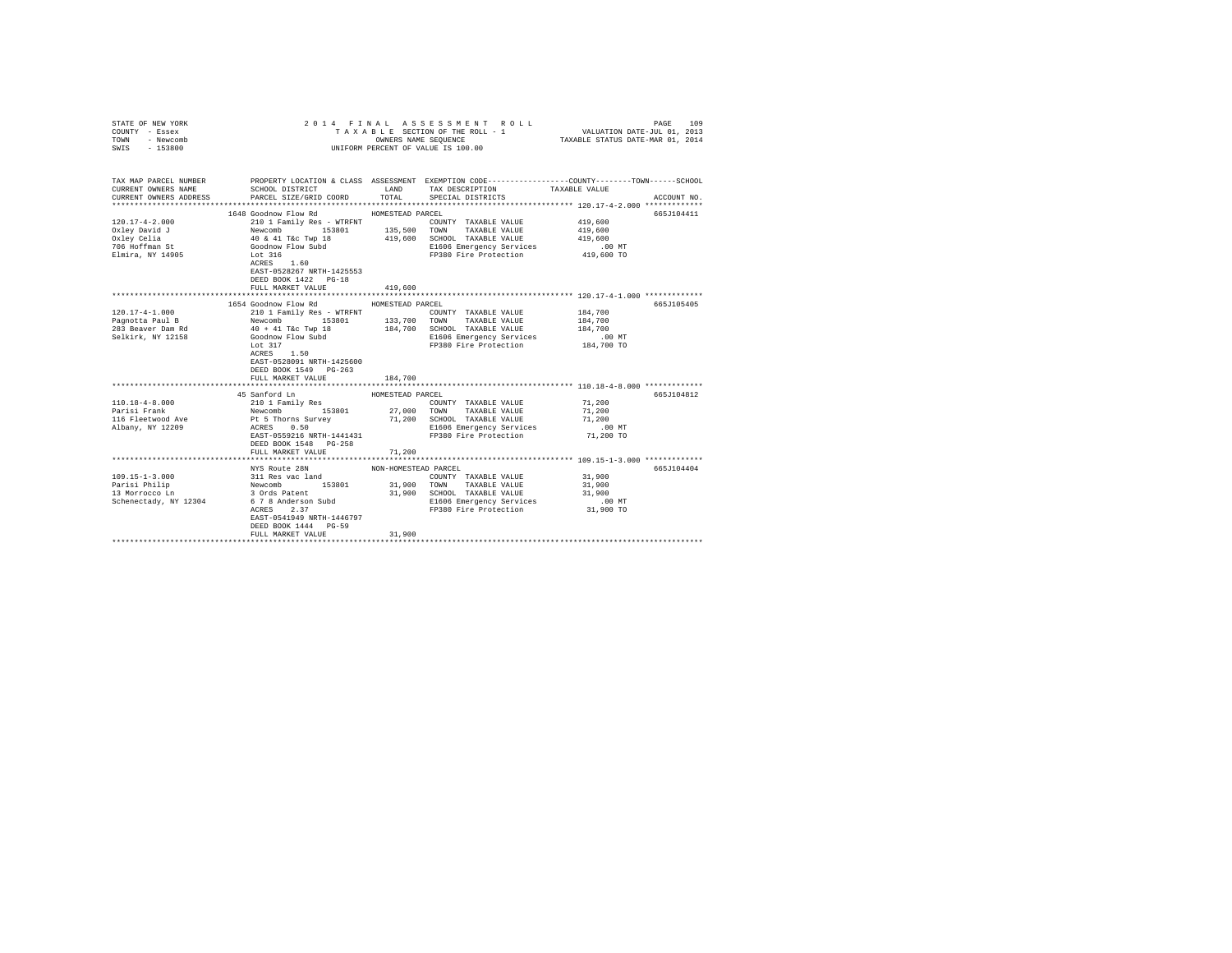STATE OF NEW YORK
COUNTY - Essex
TOWN - Newcomb
SWIS - 153800

2014 FINAL ASSESSMENT ROLL
TAXABLE SECTION OF THE ROLL - 1
OWNERS NAME SEQUENCE
UNIFORM PERCENT OF VALUE IS 100.00

VALUATION DATE-JUL 01, 2013
TAXABLE STATUS DATE-MAR 01, 2014

| TAX MAP PARCEL NUMBER / CURRENT OWNERS NAME / CURRENT OWNERS ADDRESS | PROPERTY LOCATION & CLASS / SCHOOL DISTRICT / PARCEL SIZE/GRID COORD | ASSESSMENT LAND / TOTAL | EXEMPTION CODE / TAX DESCRIPTION / SPECIAL DISTRICTS | COUNTY / TOWN / SCHOOL TAXABLE VALUE | ACCOUNT NO. |
|---|---|---|---|---|---|
| 120.17-4-2.000 | 1648 Goodnow Flow Rd | HOMESTEAD PARCEL | | | 665J104411 |
| Oxley David J | 210 1 Family Res - WTRFNT | | COUNTY TAXABLE VALUE | 419,600 | |
| Oxley Celia | Newcomb 153801 | 135,500 | TOWN TAXABLE VALUE | 419,600 | |
| 706 Hoffman St | 40 & 41 T&c Twp 18 | 419,600 | SCHOOL TAXABLE VALUE | 419,600 | |
| Elmira, NY 14905 | Goodnow Flow Subd | | E1606 Emergency Services | .00 MT | |
| | Lot 316 | | FP380 Fire Protection | 419,600 TO | |
| | ACRES 1.60 | | | | |
| | EAST-0528267 NRTH-1425553 | | | | |
| | DEED BOOK 1422 PG-18 | | | | |
| | FULL MARKET VALUE | 419,600 | | | |
| 120.17-4-1.000 | 1654 Goodnow Flow Rd | HOMESTEAD PARCEL | | | 665J105405 |
| Pagnotta Paul B | 210 1 Family Res - WTRFNT | | COUNTY TAXABLE VALUE | 184,700 | |
| 283 Beaver Dam Rd | Newcomb 153801 | 133,700 | TOWN TAXABLE VALUE | 184,700 | |
| Selkirk, NY 12158 | 40 + 41 T&c Twp 18 | 184,700 | SCHOOL TAXABLE VALUE | 184,700 | |
| | Goodnow Flow Subd | | E1606 Emergency Services | .00 MT | |
| | Lot 317 | | FP380 Fire Protection | 184,700 TO | |
| | ACRES 1.50 | | | | |
| | EAST-0528091 NRTH-1425600 | | | | |
| | DEED BOOK 1549 PG-263 | | | | |
| | FULL MARKET VALUE | 184,700 | | | |
| 110.18-4-8.000 | 45 Sanford Ln | HOMESTEAD PARCEL | | | 665J104812 |
| Parisi Frank | 210 1 Family Res | | COUNTY TAXABLE VALUE | 71,200 | |
| 116 Fleetwood Ave | Newcomb 153801 | 27,000 | TOWN TAXABLE VALUE | 71,200 | |
| Albany, NY 12209 | Pt 5 Thorns Survey | 71,200 | SCHOOL TAXABLE VALUE | 71,200 | |
| | ACRES 0.50 | | E1606 Emergency Services | .00 MT | |
| | EAST-0559216 NRTH-1441431 | | FP380 Fire Protection | 71,200 TO | |
| | DEED BOOK 1548 PG-258 | | | | |
| | FULL MARKET VALUE | 71,200 | | | |
| 109.15-1-3.000 | NYS Route 28N | NON-HOMESTEAD PARCEL | | | 665J104404 |
| Parisi Philip | 311 Res vac land | | COUNTY TAXABLE VALUE | 31,900 | |
| 13 Morrocco Ln | Newcomb 153801 | 31,900 | TOWN TAXABLE VALUE | 31,900 | |
| Schenectady, NY 12304 | 3 Ords Patent | 31,900 | SCHOOL TAXABLE VALUE | 31,900 | |
| | 6 7 8 Anderson Subd | | E1606 Emergency Services | .00 MT | |
| | ACRES 2.37 | | FP380 Fire Protection | 31,900 TO | |
| | EAST-0541949 NRTH-1446797 | | | | |
| | DEED BOOK 1444 PG-59 | | | | |
| | FULL MARKET VALUE | 31,900 | | | |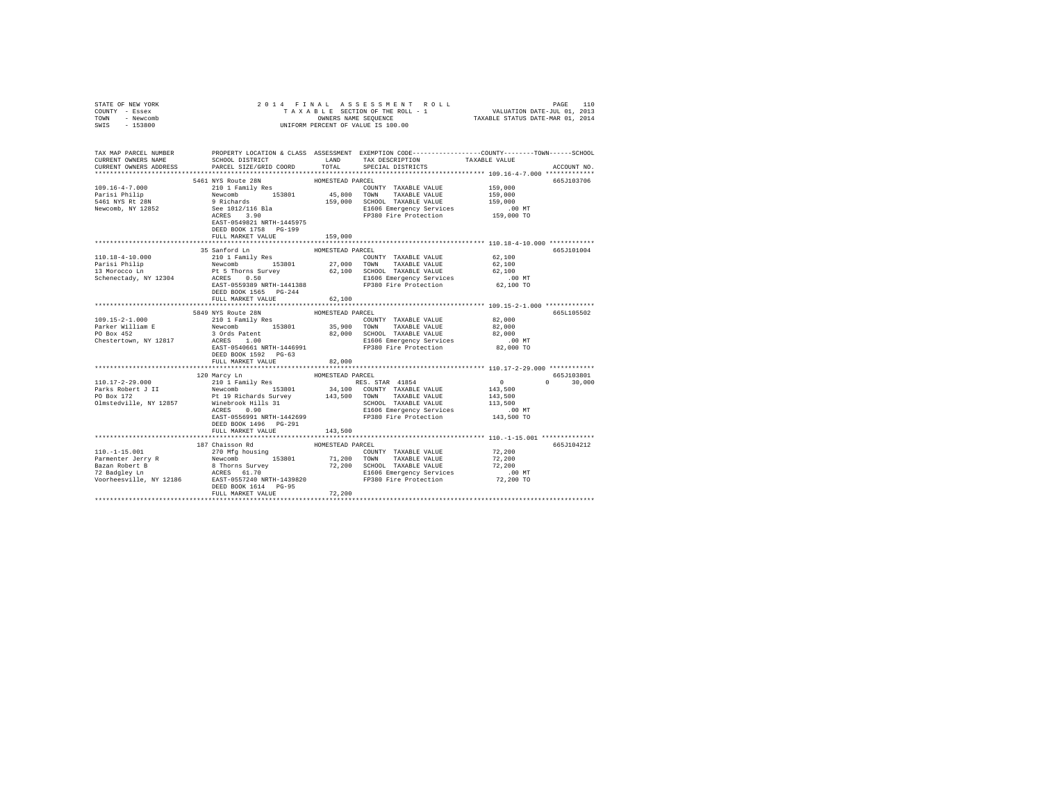STATE OF NEW YORK 2014 FINAL ASSESSMENT ROLL
COUNTY - Essex TAXABLE SECTION OF THE ROLL - 1 VALUATION DATE-JUL 01, 2013
TOWN - Newcomb OWNERS NAME SEQUENCE TAXABLE STATUS DATE-MAR 01, 2014
SWIS - 153800 UNIFORM PERCENT OF VALUE IS 100.00

| TAX MAP PARCEL NUMBER / CURRENT OWNERS NAME / CURRENT OWNERS ADDRESS | PROPERTY LOCATION & CLASS / SCHOOL DISTRICT / PARCEL SIZE/GRID COORD | ASSESSMENT LAND | TOTAL | EXEMPTION CODE / TAX DESCRIPTION / SPECIAL DISTRICTS | COUNTY / TOWN / SCHOOL TAXABLE VALUE | ACCOUNT NO. |
|---|---|---|---|---|---|---|
| 109.16-4-7.000 | 5461 NYS Route 28N | | | HOMESTEAD PARCEL | | 665J103706 |
| Parisi Philip | 210 1 Family Res | | | COUNTY TAXABLE VALUE | 159,000 | |
| 5461 NYS Rt 28N | Newcomb 153801 | 45,800 | | TOWN TAXABLE VALUE | 159,000 | |
| Newcomb, NY 12852 | 9 Richards | | 159,000 | SCHOOL TAXABLE VALUE | 159,000 | |
| | See 1012/116 Bla | | | E1606 Emergency Services | .00 MT | |
| | ACRES 3.90 | | | FP380 Fire Protection | 159,000 TO | |
| | EAST-0549821 NRTH-1445975 | | | | | |
| | DEED BOOK 1758 PG-199 | | | | | |
| | FULL MARKET VALUE | | 159,000 | | | |
| 110.18-4-10.000 | 35 Sanford Ln | | | HOMESTEAD PARCEL | | 665J101004 |
| Parisi Philip | 210 1 Family Res | | | COUNTY TAXABLE VALUE | 62,100 | |
| 13 Morocco Ln | Newcomb 153801 | 27,000 | | TOWN TAXABLE VALUE | 62,100 | |
| Schenectady, NY 12304 | Pt 5 Thorns Survey | | 62,100 | SCHOOL TAXABLE VALUE | 62,100 | |
| | ACRES 0.50 | | | E1606 Emergency Services | .00 MT | |
| | EAST-0559389 NRTH-1441388 | | | FP380 Fire Protection | 62,100 TO | |
| | DEED BOOK 1565 PG-244 | | | | | |
| | FULL MARKET VALUE | | 62,100 | | | |
| 109.15-2-1.000 | 5849 NYS Route 28N | | | HOMESTEAD PARCEL | | 665L105502 |
| Parker William E | 210 1 Family Res | | | COUNTY TAXABLE VALUE | 82,000 | |
| PO Box 452 | Newcomb 153801 | 35,900 | | TOWN TAXABLE VALUE | 82,000 | |
| Chestertown, NY 12817 | 3 Ords Patent | | 82,000 | SCHOOL TAXABLE VALUE | 82,000 | |
| | ACRES 1.00 | | | E1606 Emergency Services | .00 MT | |
| | EAST-0540661 NRTH-1446991 | | | FP380 Fire Protection | 82,000 TO | |
| | DEED BOOK 1592 PG-63 | | | | | |
| | FULL MARKET VALUE | | 82,000 | | | |
| 110.17-2-29.000 | 120 Marcy Ln | | | HOMESTEAD PARCEL | | 665J103801 |
| Parks Robert J II | 210 1 Family Res | | | RES. STAR 41854 | 0 0 30,000 | |
| PO Box 172 | Newcomb 153801 | 34,100 | | COUNTY TAXABLE VALUE | 143,500 | |
| Olmstedville, NY 12857 | Pt 19 Richards Survey | | 143,500 | TOWN TAXABLE VALUE | 143,500 | |
| | Winebrook Hills 31 | | | SCHOOL TAXABLE VALUE | 113,500 | |
| | ACRES 0.90 | | | E1606 Emergency Services | .00 MT | |
| | EAST-0556991 NRTH-1442699 | | | FP380 Fire Protection | 143,500 TO | |
| | DEED BOOK 1496 PG-291 | | | | | |
| | FULL MARKET VALUE | | 143,500 | | | |
| 110.-1-15.001 | 187 Chaisson Rd | | | HOMESTEAD PARCEL | | 665J104212 |
| Parmenter Jerry R | 270 Mfg housing | | | COUNTY TAXABLE VALUE | 72,200 | |
| Bazan Robert B | Newcomb 153801 | 71,200 | | TOWN TAXABLE VALUE | 72,200 | |
| 72 Badgley Ln | 8 Thorns Survey | | 72,200 | SCHOOL TAXABLE VALUE | 72,200 | |
| Voorheesville, NY 12186 | ACRES 61.70 | | | E1606 Emergency Services | .00 MT | |
| | EAST-0557240 NRTH-1439820 | | | FP380 Fire Protection | 72,200 TO | |
| | DEED BOOK 1614 PG-95 | | | | | |
| | FULL MARKET VALUE | | 72,200 | | | |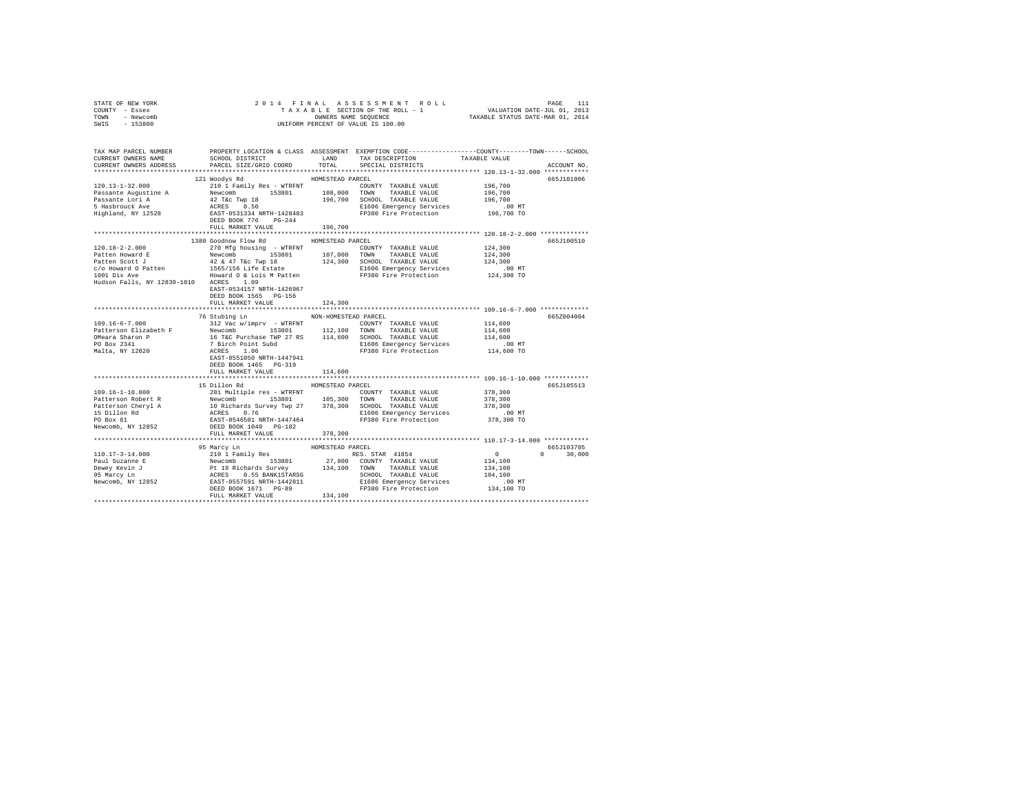STATE OF NEW YORK | 2014 FINAL ASSESSMENT ROLL
COUNTY - Essex | TAXABLE SECTION OF THE ROLL - 1 | VALUATION DATE-JUL 01, 2013
TOWN - Newcomb | OWNERS NAME SEQUENCE | TAXABLE STATUS DATE-MAR 01, 2014
SWIS - 153800 | UNIFORM PERCENT OF VALUE IS 100.00

```
TAX MAP PARCEL NUMBER          PROPERTY LOCATION & CLASS  ASSESSMENT  EXEMPTION CODE------------------COUNTY--------TOWN------SCHOOL
CURRENT OWNERS NAME            SCHOOL DISTRICT               LAND      TAX DESCRIPTION            TAXABLE VALUE
CURRENT OWNERS ADDRESS         PARCEL SIZE/GRID COORD        TOTAL     SPECIAL DISTRICTS                                   ACCOUNT NO.
****************************************************************************************************** 120.13-1-32.000 ************
                               121 Woodys Rd                 HOMESTEAD PARCEL                                              665J101006
120.13-1-32.000                210 1 Family Res - WTRFNT                COUNTY  TAXABLE VALUE            196,700
Passante Augustine A           Newcomb        153801        108,000   TOWN    TAXABLE VALUE            196,700
Passante Lori A                42 T&c Twp 18                196,700   SCHOOL  TAXABLE VALUE            196,700
5 Hasbrouck Ave                ACRES    0.50                          E1606 Emergency Services              .00 MT
Highland, NY 12528             EAST-0531334 NRTH-1428483              FP380 Fire Protection            196,700 TO
                               DEED BOOK 776    PG-244
                               FULL MARKET VALUE            196,700
****************************************************************************************************** 120.18-2-2.000 *************
                               1380 Goodnow Flow Rd          HOMESTEAD PARCEL                                              665J100510
120.18-2-2.000                 270 Mfg housing  - WTRFNT                COUNTY  TAXABLE VALUE            124,300
Patten Howard E                Newcomb        153801        107,000   TOWN    TAXABLE VALUE            124,300
Patten Scott J                 42 & 47 T&c Twp 18           124,300   SCHOOL  TAXABLE VALUE            124,300
c/o Howard O Patten            1565/156 Life Estate                   E1606 Emergency Services              .00 MT
1001 Dix Ave                   Howard O & Lois M Patten               FP380 Fire Protection            124,300 TO
Hudson Falls, NY 12839-1010    ACRES    1.09
                               EAST-0534157 NRTH-1426967
                               DEED BOOK 1565   PG-156
                               FULL MARKET VALUE            124,300
****************************************************************************************************** 109.16-6-7.000 *************
                               76 Stubing Ln                 NON-HOMESTEAD PARCEL                                          665Z004004
109.16-6-7.000                 312 Vac w/imprv  - WTRFNT                COUNTY  TAXABLE VALUE            114,600
Patterson Elizabeth F          Newcomb        153801        112,100   TOWN    TAXABLE VALUE            114,600
OMeara Sharon P                16 T&C Purchase TWP 27 RS    114,600   SCHOOL  TAXABLE VALUE            114,600
PO Box 2341                    7 Birch Point Subd                     E1606 Emergency Services              .00 MT
Malta, NY 12020                ACRES    1.06                          FP380 Fire Protection            114,600 TO
                               EAST-0551050 NRTH-1447941
                               DEED BOOK 1465   PG-319
                               FULL MARKET VALUE            114,600
****************************************************************************************************** 109.16-1-10.000 ************
                               15 Dillon Rd                  HOMESTEAD PARCEL                                              665J105513
109.16-1-10.000                281 Multiple res - WTRFNT                COUNTY  TAXABLE VALUE            378,300
Patterson Robert R             Newcomb        153801        105,300   TOWN    TAXABLE VALUE            378,300
Patterson Cheryl A             10 Richards Survey Twp 27    378,300   SCHOOL  TAXABLE VALUE            378,300
15 Dillon Rd                   ACRES    0.76                          E1606 Emergency Services              .00 MT
PO Box 61                      EAST-0546501 NRTH-1447464              FP380 Fire Protection            378,300 TO
Newcomb, NY 12852              DEED BOOK 1040   PG-182
                               FULL MARKET VALUE            378,300
****************************************************************************************************** 110.17-3-14.000 ************
                               95 Marcy Ln                   HOMESTEAD PARCEL                                              665J103705
110.17-3-14.000                210 1 Family Res                        RES. STAR  41854                0           0      30,000
Paul Suzanne E                 Newcomb        153801         27,800   COUNTY  TAXABLE VALUE            134,100
Dewey Kevin J                  Pt 19 Richards Survey        134,100   TOWN    TAXABLE VALUE            134,100
95 Marcy Ln                    ACRES    0.55 BANK1STARSG              SCHOOL  TAXABLE VALUE            104,100
Newcomb, NY 12852              EAST-0557591 NRTH-1442811              E1606 Emergency Services              .00 MT
                               DEED BOOK 1671   PG-89                 FP380 Fire Protection            134,100 TO
                               FULL MARKET VALUE            134,100
************************************************************************************************************************************
```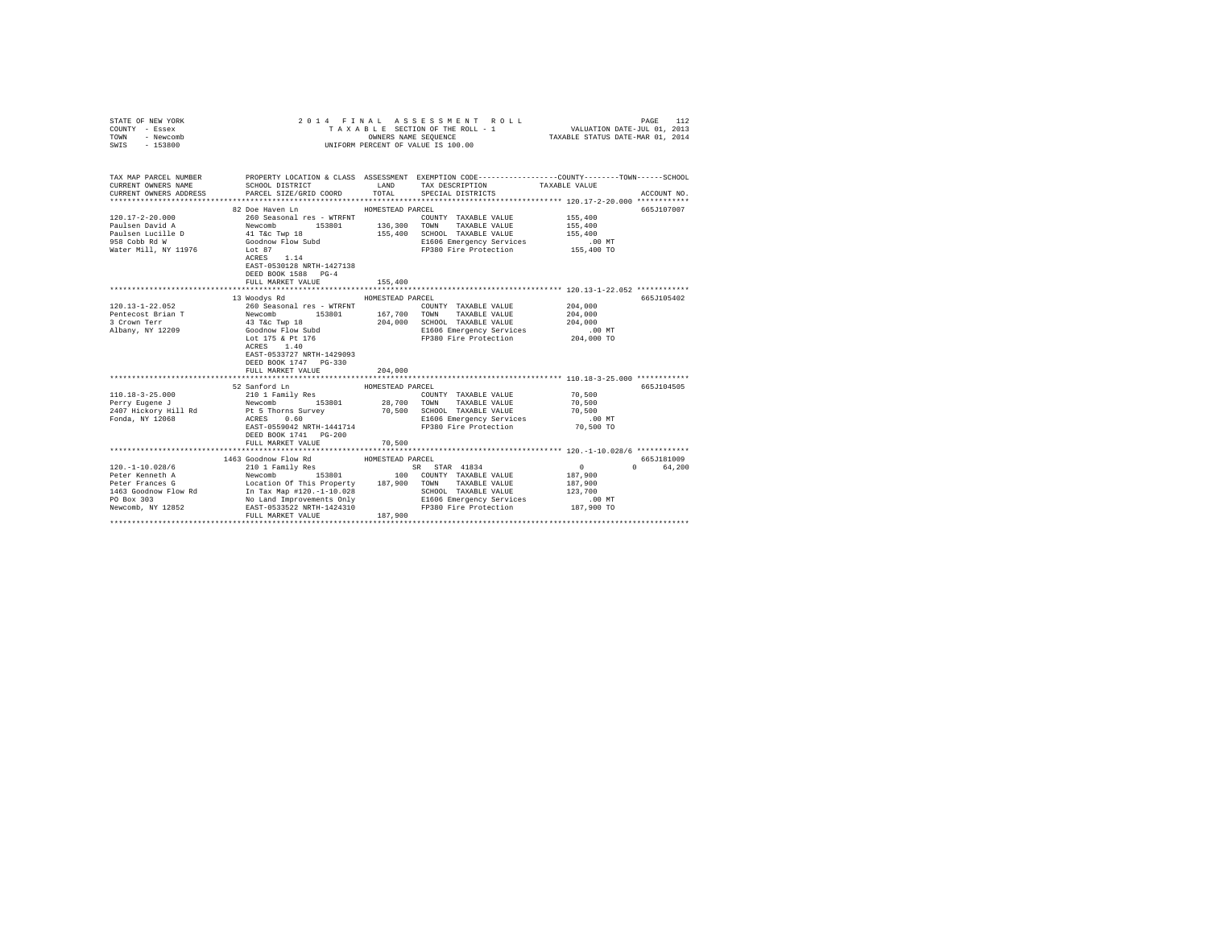STATE OF NEW YORK
COUNTY - Essex
TOWN - Newcomb
SWIS - 153800

2014 FINAL ASSESSMENT ROLL
TAXABLE SECTION OF THE ROLL - 1
OWNERS NAME SEQUENCE
UNIFORM PERCENT OF VALUE IS 100.00

VALUATION DATE-JUL 01, 2013
TAXABLE STATUS DATE-MAR 01, 2014

| TAX MAP PARCEL NUMBER / CURRENT OWNERS NAME / CURRENT OWNERS ADDRESS | PROPERTY LOCATION & CLASS / SCHOOL DISTRICT / PARCEL SIZE/GRID COORD | ASSESSMENT LAND / TOTAL | EXEMPTION CODE / TAX DESCRIPTION / SPECIAL DISTRICTS | COUNTY / TOWN / SCHOOL TAXABLE VALUE | ACCOUNT NO. |
|---|---|---|---|---|---|
| 120.17-2-20.000 | 82 Doe Haven Ln | HOMESTEAD PARCEL | | | 665J107007 |
| Paulsen David A | 260 Seasonal res - WTRFNT | | COUNTY TAXABLE VALUE | 155,400 | |
| Paulsen Lucille D | Newcomb 153801 | 136,300 | TOWN TAXABLE VALUE | 155,400 | |
| 958 Cobb Rd W | 41 T&c Twp 18 | 155,400 | SCHOOL TAXABLE VALUE | 155,400 | |
| Water Mill, NY 11976 | Goodnow Flow Subd | | E1606 Emergency Services | .00 MT | |
| | Lot 87 | | FP380 Fire Protection | 155,400 TO | |
| | ACRES 1.14 | | | | |
| | EAST-0530128 NRTH-1427138 | | | | |
| | DEED BOOK 1588 PG-4 | | | | |
| | FULL MARKET VALUE | 155,400 | | | |
| 120.13-1-22.052 | 13 Woodys Rd | HOMESTEAD PARCEL | | | 665J105402 |
| Pentecost Brian T | 260 Seasonal res - WTRFNT | | COUNTY TAXABLE VALUE | 204,000 | |
| 3 Crown Terr | Newcomb 153801 | 167,700 | TOWN TAXABLE VALUE | 204,000 | |
| Albany, NY 12209 | 43 T&c Twp 18 | 204,000 | SCHOOL TAXABLE VALUE | 204,000 | |
| | Goodnow Flow Subd | | E1606 Emergency Services | .00 MT | |
| | Lot 175 & Pt 176 | | FP380 Fire Protection | 204,000 TO | |
| | ACRES 1.40 | | | | |
| | EAST-0533727 NRTH-1429093 | | | | |
| | DEED BOOK 1747 PG-330 | | | | |
| | FULL MARKET VALUE | 204,000 | | | |
| 110.18-3-25.000 | 52 Sanford Ln | HOMESTEAD PARCEL | | | 665J104505 |
| Perry Eugene J | 210 1 Family Res | | COUNTY TAXABLE VALUE | 70,500 | |
| 2407 Hickory Hill Rd | Newcomb 153801 | 28,700 | TOWN TAXABLE VALUE | 70,500 | |
| Fonda, NY 12068 | Pt 5 Thorns Survey | 70,500 | SCHOOL TAXABLE VALUE | 70,500 | |
| | ACRES 0.60 | | E1606 Emergency Services | .00 MT | |
| | EAST-0559042 NRTH-1441714 | | FP380 Fire Protection | 70,500 TO | |
| | DEED BOOK 1741 PG-200 | | | | |
| | FULL MARKET VALUE | 70,500 | | | |
| 120.-1-10.028/6 | 1463 Goodnow Flow Rd | HOMESTEAD PARCEL | | | 665J181009 |
| Peter Kenneth A | 210 1 Family Res | | SR STAR 41834 | 0 0 64,200 | |
| Peter Frances G | Newcomb 153801 | 100 | COUNTY TAXABLE VALUE | 187,900 | |
| 1463 Goodnow Flow Rd | Location Of This Property | 187,900 | TOWN TAXABLE VALUE | 187,900 | |
| PO Box 303 | In Tax Map #120.-1-10.028 | | SCHOOL TAXABLE VALUE | 123,700 | |
| Newcomb, NY 12852 | No Land Improvements Only | | E1606 Emergency Services | .00 MT | |
| | EAST-0533522 NRTH-1424310 | | FP380 Fire Protection | 187,900 TO | |
| | FULL MARKET VALUE | 187,900 | | | |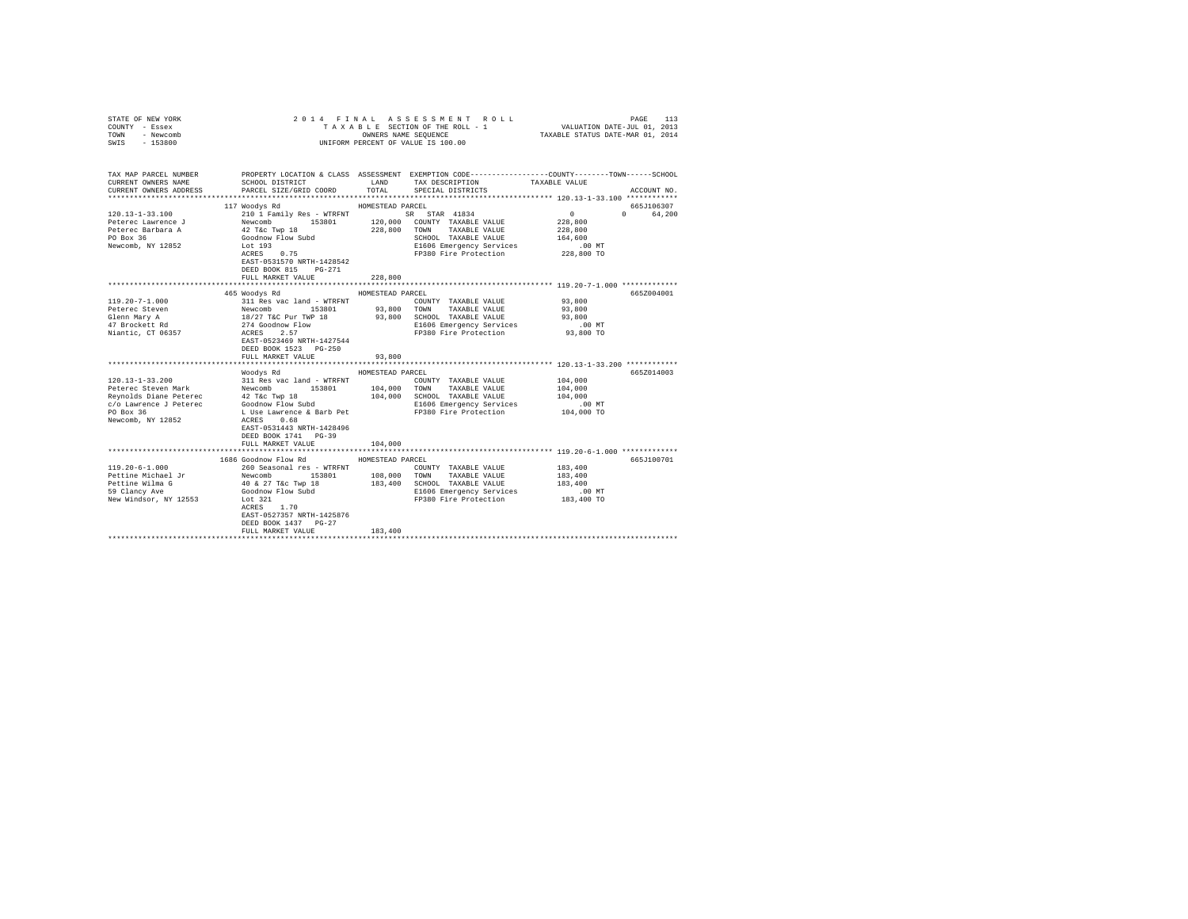STATE OF NEW YORK
COUNTY - Essex
TOWN - Newcomb
SWIS - 153800

2014 FINAL ASSESSMENT ROLL
TAXABLE SECTION OF THE ROLL - 1
OWNERS NAME SEQUENCE
UNIFORM PERCENT OF VALUE IS 100.00

VALUATION DATE-JUL 01, 2013
TAXABLE STATUS DATE-MAR 01, 2014

```
TAX MAP PARCEL NUMBER      PROPERTY LOCATION & CLASS  ASSESSMENT  EXEMPTION CODE-----------------COUNTY--------TOWN------SCHOOL
CURRENT OWNERS NAME        SCHOOL DISTRICT              LAND      TAX DESCRIPTION            TAXABLE VALUE
CURRENT OWNERS ADDRESS     PARCEL SIZE/GRID COORD       TOTAL     SPECIAL DISTRICTS                                    ACCOUNT NO.
******************************************************************************************* 120.13-1-33.100 ************
                           117 Woodys Rd                HOMESTEAD PARCEL                                               665J106307
120.13-1-33.100            210 1 Family Res - WTRFNT             SR  STAR 41834               0            0       64,200
Peterec Lawrence J         Newcomb       153801       120,000  COUNTY  TAXABLE VALUE        228,800
Peterec Barbara A          42 T&c Twp 18                228,800  TOWN    TAXABLE VALUE        228,800
PO Box 36                  Goodnow Flow Subd                     SCHOOL  TAXABLE VALUE        164,600
Newcomb, NY 12852          Lot 193                               E1606 Emergency Services          .00 MT
                           ACRES    0.75                         FP380 Fire Protection          228,800 TO
                           EAST-0531570 NRTH-1428542
                           DEED BOOK 815    PG-271
                           FULL MARKET VALUE            228,800
******************************************************************************************* 119.20-7-1.000 *************
                           465 Woodys Rd                HOMESTEAD PARCEL                                               665Z004001
119.20-7-1.000             311 Res vac land - WTRFNT             COUNTY  TAXABLE VALUE         93,800
Peterec Steven             Newcomb       153801        93,800  TOWN    TAXABLE VALUE         93,800
Glenn Mary A               18/27 T&C Pur TWP 18         93,800  SCHOOL  TAXABLE VALUE         93,800
47 Brockett Rd             274 Goodnow Flow                      E1606 Emergency Services          .00 MT
Niantic, CT 06357          ACRES    2.57                         FP380 Fire Protection           93,800 TO
                           EAST-0523469 NRTH-1427544
                           DEED BOOK 1523   PG-250
                           FULL MARKET VALUE             93,800
******************************************************************************************* 120.13-1-33.200 ************
                           Woodys Rd                    HOMESTEAD PARCEL                                               665Z014003
120.13-1-33.200            311 Res vac land - WTRFNT             COUNTY  TAXABLE VALUE        104,000
Peterec Steven Mark        Newcomb       153801       104,000  TOWN    TAXABLE VALUE        104,000
Reynolds Diane Peterec     42 T&c Twp 18                104,000  SCHOOL  TAXABLE VALUE        104,000
c/o Lawrence J Peterec     Goodnow Flow Subd                     E1606 Emergency Services          .00 MT
PO Box 36                  L Use Lawrence & Barb Pet             FP380 Fire Protection          104,000 TO
Newcomb, NY 12852          ACRES    0.68
                           EAST-0531443 NRTH-1428496
                           DEED BOOK 1741   PG-39
                           FULL MARKET VALUE            104,000
******************************************************************************************* 119.20-6-1.000 *************
                           1686 Goodnow Flow Rd         HOMESTEAD PARCEL                                               665J100701
119.20-6-1.000             260 Seasonal res - WTRFNT             COUNTY  TAXABLE VALUE        183,400
Pettine Michael Jr         Newcomb       153801       108,000  TOWN    TAXABLE VALUE        183,400
Pettine Wilma G            40 & 27 T&c Twp 18           183,400  SCHOOL  TAXABLE VALUE        183,400
59 Clancy Ave              Goodnow Flow Subd                     E1606 Emergency Services          .00 MT
New Windsor, NY 12553      Lot 321                               FP380 Fire Protection          183,400 TO
                           ACRES    1.70
                           EAST-0527357 NRTH-1425876
                           DEED BOOK 1437   PG-27
                           FULL MARKET VALUE            183,400
************************************************************************************************************************
```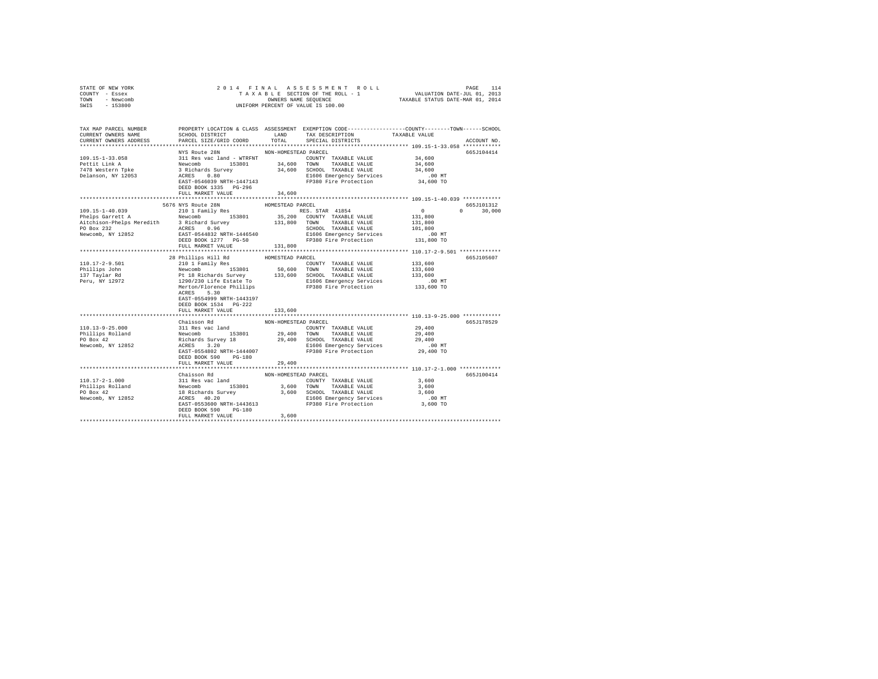STATE OF NEW YORK
COUNTY - Essex
TOWN - Newcomb
SWIS - 153800

2014 FINAL ASSESSMENT ROLL
TAXABLE SECTION OF THE ROLL - 1
OWNERS NAME SEQUENCE
UNIFORM PERCENT OF VALUE IS 100.00

VALUATION DATE-JUL 01, 2013
TAXABLE STATUS DATE-MAR 01, 2014

```
TAX MAP PARCEL NUMBER          PROPERTY LOCATION & CLASS  ASSESSMENT  EXEMPTION CODE-----------------COUNTY--------TOWN------SCHOOL
CURRENT OWNERS NAME            SCHOOL DISTRICT               LAND     TAX DESCRIPTION            TAXABLE VALUE
CURRENT OWNERS ADDRESS         PARCEL SIZE/GRID COORD        TOTAL    SPECIAL DISTRICTS                                  ACCOUNT NO.
******************************************************************************************** 109.15-1-33.058 ************
                               NYS Route 28N               NON-HOMESTEAD PARCEL                                            665J104414
109.15-1-33.058                311 Res vac land - WTRFNT            COUNTY  TAXABLE VALUE            34,600
Pettit Link A                  Newcomb       153801       34,600    TOWN    TAXABLE VALUE            34,600
7478 Western Tpke              3 Richards Survey          34,600    SCHOOL  TAXABLE VALUE            34,600
Delanson, NY 12053             ACRES    0.80                         E1606 Emergency Services            .00 MT
                               EAST-0546039 NRTH-1447143             FP380 Fire Protection           34,600 TO
                               DEED BOOK 1335   PG-296
                               FULL MARKET VALUE          34,600
******************************************************************************************** 109.15-1-40.039 ************
                             5676 NYS Route 28N            HOMESTEAD PARCEL                                                665J101312
109.15-1-40.039                210 1 Family Res                      RES. STAR  41854                  0          0     30,000
Phelps Garrett A               Newcomb       153801       35,200    COUNTY  TAXABLE VALUE           131,800
Aitchison-Phelps Meredith      3 Richard Survey          131,800    TOWN    TAXABLE VALUE           131,800
PO Box 232                     ACRES    0.96                         SCHOOL  TAXABLE VALUE           101,800
Newcomb, NY 12852              EAST-0544832 NRTH-1446540             E1606 Emergency Services            .00 MT
                               DEED BOOK 1277   PG-50                FP380 Fire Protection          131,800 TO
                               FULL MARKET VALUE         131,800
******************************************************************************************** 110.17-2-9.501 *************
                             28 Phillips Hill Rd           HOMESTEAD PARCEL                                                665J105607
110.17-2-9.501                 210 1 Family Res                      COUNTY  TAXABLE VALUE           133,600
Phillips John                  Newcomb       153801       50,600    TOWN    TAXABLE VALUE           133,600
137 Taylar Rd                  Pt 18 Richards Survey     133,600    SCHOOL  TAXABLE VALUE           133,600
Peru, NY 12972                 1290/230 Life Estate To               E1606 Emergency Services            .00 MT
                               Merton/Florence Phillips              FP380 Fire Protection          133,600 TO
                               ACRES    5.30
                               EAST-0554999 NRTH-1443197
                               DEED BOOK 1534   PG-222
                               FULL MARKET VALUE         133,600
******************************************************************************************** 110.13-9-25.000 ************
                               Chaisson Rd                 NON-HOMESTEAD PARCEL                                            665J178529
110.13-9-25.000                311 Res vac land                      COUNTY  TAXABLE VALUE            29,400
Phillips Rolland               Newcomb       153801       29,400    TOWN    TAXABLE VALUE            29,400
PO Box 42                      Richards Survey 18         29,400    SCHOOL  TAXABLE VALUE            29,400
Newcomb, NY 12852              ACRES    3.20                         E1606 Emergency Services            .00 MT
                               EAST-0554802 NRTH-1444007             FP380 Fire Protection           29,400 TO
                               DEED BOOK 590    PG-180
                               FULL MARKET VALUE          29,400
******************************************************************************************** 110.17-2-1.000 *************
                               Chaisson Rd                 NON-HOMESTEAD PARCEL                                            665J100414
110.17-2-1.000                 311 Res vac land                      COUNTY  TAXABLE VALUE             3,600
Phillips Rolland               Newcomb       153801        3,600    TOWN    TAXABLE VALUE             3,600
PO Box 42                      18 Richards Survey          3,600    SCHOOL  TAXABLE VALUE             3,600
Newcomb, NY 12852              ACRES   40.20                         E1606 Emergency Services            .00 MT
                               EAST-0553600 NRTH-1443613             FP380 Fire Protection            3,600 TO
                               DEED BOOK 590    PG-180
                               FULL MARKET VALUE           3,600
****************************************************************************************************************************
```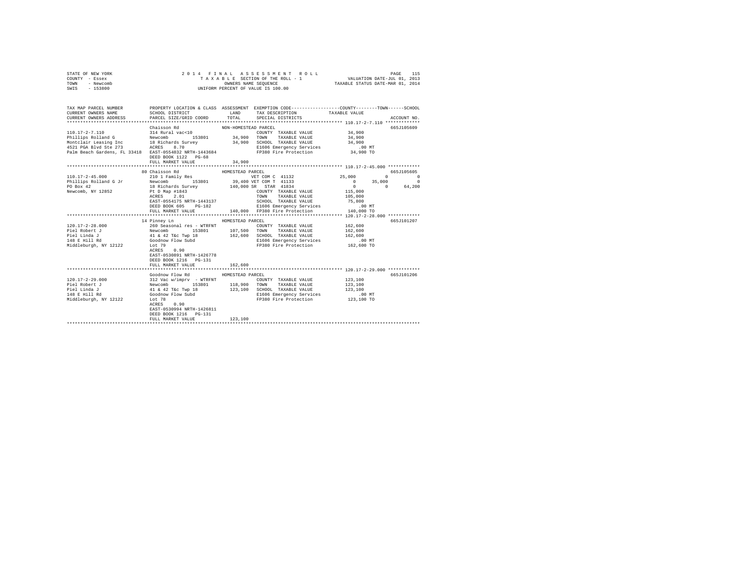STATE OF NEW YORK
COUNTY - Essex
TOWN - Newcomb
SWIS - 153800

2 0 1 4 F I N A L A S S E S S M E N T R O L L
T A X A B L E SECTION OF THE ROLL - 1
OWNERS NAME SEQUENCE
UNIFORM PERCENT OF VALUE IS 100.00

VALUATION DATE-JUL 01, 2013
TAXABLE STATUS DATE-MAR 01, 2014

```
TAX MAP PARCEL NUMBER          PROPERTY LOCATION & CLASS  ASSESSMENT  EXEMPTION CODE-----------------COUNTY--------TOWN------SCHOOL
CURRENT OWNERS NAME            SCHOOL DISTRICT              LAND      TAX DESCRIPTION            TAXABLE VALUE
CURRENT OWNERS ADDRESS         PARCEL SIZE/GRID COORD       TOTAL     SPECIAL DISTRICTS                                 ACCOUNT NO.
******************************************************************************************************* 110.17-2-7.110 *************
                               Chaisson Rd                NON-HOMESTEAD PARCEL                                          665J105609
110.17-2-7.110                 314 Rural vac<10                       COUNTY  TAXABLE VALUE           34,900
Phillips Rolland G             Newcomb       153801        34,900     TOWN    TAXABLE VALUE           34,900
Montclair Leasing Inc          18 Richards Survey          34,900     SCHOOL  TAXABLE VALUE           34,900
4521 PGA Blvd Ste 273          ACRES    8.70                          E1606 Emergency Services           .00 MT
Palm Beach Gardens, FL 33418   EAST-0554832 NRTH-1443684              FP380 Fire Protection           34,900 TO
                               DEED BOOK 1122   PG-68
                               FULL MARKET VALUE           34,900
******************************************************************************************************* 110.17-2-45.000 ************
                               80 Chaisson Rd             HOMESTEAD PARCEL                                              665J105605
110.17-2-45.000                210 1 Family Res                       VET COM C 41132          25,000          0            0
Phillips Rolland G Jr          Newcomb       153801        39,400 VET COM T 41133                   0     35,000            0
PO Box 42                      18 Richards Survey         140,000 SR  STAR  41834                   0          0       64,200
Newcomb, NY 12852              Pt D Map #1843                         COUNTY  TAXABLE VALUE          115,000
                               ACRES    2.01                          TOWN    TAXABLE VALUE          105,000
                               EAST-0554175 NRTH-1443137              SCHOOL  TAXABLE VALUE           75,800
                               DEED BOOK 605    PG-182                E1606 Emergency Services           .00 MT
                               FULL MARKET VALUE          140,000     FP380 Fire Protection          140,000 TO
******************************************************************************************************* 120.17-2-28.000 ************
                               14 Pinney Ln               HOMESTEAD PARCEL                                              665J101207
120.17-2-28.000                260 Seasonal res - WTRFNT              COUNTY  TAXABLE VALUE          162,600
Piel Robert J                  Newcomb       153801       107,500     TOWN    TAXABLE VALUE          162,600
Piel Linda J                   41 & 42 T&c Twp 18         162,600     SCHOOL  TAXABLE VALUE          162,600
148 E Hill Rd                  Goodnow Flow Subd                      E1606 Emergency Services           .00 MT
Middleburgh, NY 12122          Lot 79                                 FP380 Fire Protection          162,600 TO
                               ACRES    0.90
                               EAST-0530891 NRTH-1426778
                               DEED BOOK 1216   PG-131
                               FULL MARKET VALUE          162,600
******************************************************************************************************* 120.17-2-29.000 ************
                               Goodnow Flow Rd            HOMESTEAD PARCEL                                              665J101206
120.17-2-29.000                312 Vac w/imprv - WTRFNT               COUNTY  TAXABLE VALUE          123,100
Piel Robert J                  Newcomb       153801       118,900     TOWN    TAXABLE VALUE          123,100
Piel Linda J                   41 & 42 T&c Twp 18         123,100     SCHOOL  TAXABLE VALUE          123,100
148 E Hill Rd                  Goodnow Flow Subd                      E1606 Emergency Services           .00 MT
Middleburgh, NY 12122          Lot 78                                 FP380 Fire Protection          123,100 TO
                               ACRES    0.90
                               EAST-0530994 NRTH-1426811
                               DEED BOOK 1216   PG-131
                               FULL MARKET VALUE          123,100
************************************************************************************************************************************
```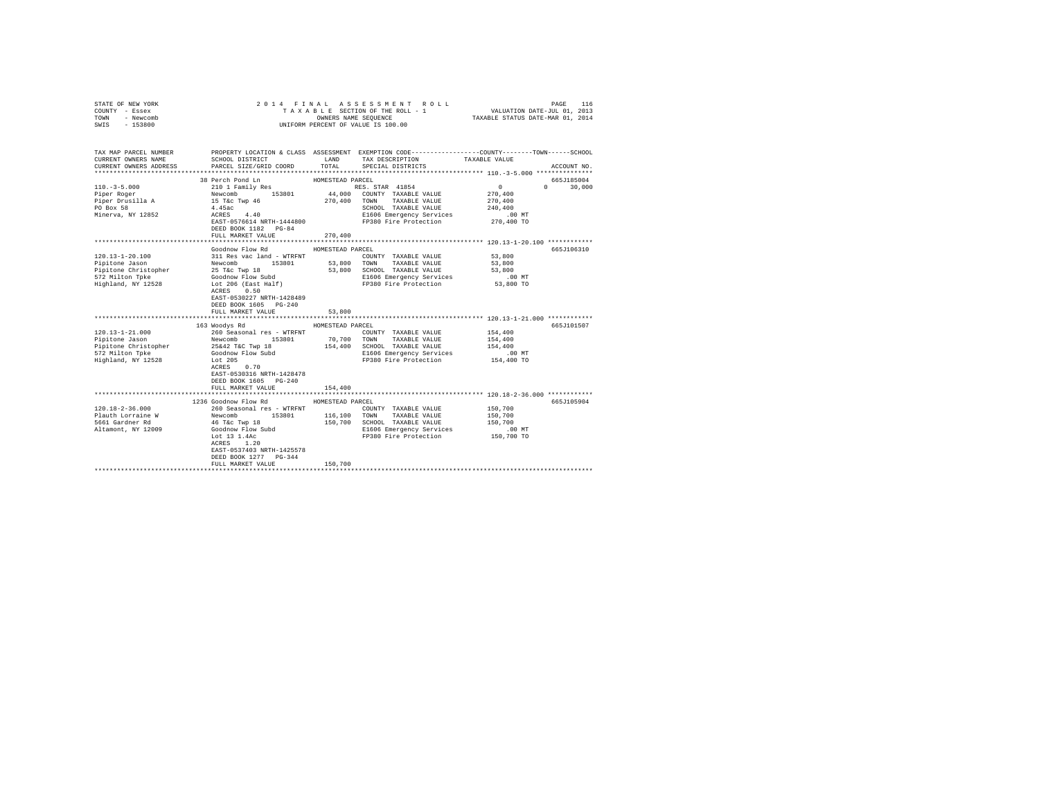STATE OF NEW YORK
COUNTY - Essex
TOWN - Newcomb
SWIS - 153800

2014 FINAL ASSESSMENT ROLL
TAXABLE SECTION OF THE ROLL - 1
OWNERS NAME SEQUENCE
UNIFORM PERCENT OF VALUE IS 100.00

VALUATION DATE-JUL 01, 2013
TAXABLE STATUS DATE-MAR 01, 2014

```
TAX MAP PARCEL NUMBER     PROPERTY LOCATION & CLASS  ASSESSMENT  EXEMPTION CODE-----------------COUNTY--------TOWN------SCHOOL
CURRENT OWNERS NAME       SCHOOL DISTRICT             LAND      TAX DESCRIPTION           TAXABLE VALUE
CURRENT OWNERS ADDRESS    PARCEL SIZE/GRID COORD      TOTAL     SPECIAL DISTRICTS                                    ACCOUNT NO.
*********************************************************************************************** 110.-3-5.000 ***************
                      38 Perch Pond Ln          HOMESTEAD PARCEL                                                   665J185004
110.-3-5.000              210 1 Family Res                  RES. STAR 41854                  0            0       30,000
Piper Roger               Newcomb      153801      44,000   COUNTY  TAXABLE VALUE          270,400
Piper Drusilla A          15 T&c Twp 46           270,400   TOWN    TAXABLE VALUE          270,400
PO Box 58                 4.45ac                            SCHOOL  TAXABLE VALUE          240,400
Minerva, NY 12852         ACRES    4.40                     E1606 Emergency Services          .00 MT
                          EAST-0576614 NRTH-1444800         FP380 Fire Protection          270,400 TO
                          DEED BOOK 1182   PG-84
                          FULL MARKET VALUE       270,400
*********************************************************************************************** 120.13-1-20.100 ************
                          Goodnow Flow Rd         HOMESTEAD PARCEL                                                 665J106310
120.13-1-20.100           311 Res vac land - WTRFNT         COUNTY  TAXABLE VALUE           53,800
Pipitone Jason            Newcomb      153801      53,800   TOWN    TAXABLE VALUE           53,800
Pipitone Christopher      25 T&c Twp 18            53,800   SCHOOL  TAXABLE VALUE           53,800
572 Milton Tpke           Goodnow Flow Subd                 E1606 Emergency Services          .00 MT
Highland, NY 12528        Lot 206 (East Half)               FP380 Fire Protection           53,800 TO
                          ACRES    0.50
                          EAST-0530227 NRTH-1428489
                          DEED BOOK 1605   PG-240
                          FULL MARKET VALUE        53,800
*********************************************************************************************** 120.13-1-21.000 ************
                      163 Woodys Rd             HOMESTEAD PARCEL                                                   665J101507
120.13-1-21.000           260 Seasonal res - WTRFNT         COUNTY  TAXABLE VALUE          154,400
Pipitone Jason            Newcomb      153801      70,700   TOWN    TAXABLE VALUE          154,400
Pipitone Christopher      25&42 T&C Twp 18        154,400   SCHOOL  TAXABLE VALUE          154,400
572 Milton Tpke           Goodnow Flow Subd                 E1606 Emergency Services          .00 MT
Highland, NY 12528        Lot 205                           FP380 Fire Protection          154,400 TO
                          ACRES    0.70
                          EAST-0530316 NRTH-1428478
                          DEED BOOK 1605   PG-240
                          FULL MARKET VALUE       154,400
*********************************************************************************************** 120.18-2-36.000 ************
                     1236 Goodnow Flow Rd       HOMESTEAD PARCEL                                                   665J105904
120.18-2-36.000           260 Seasonal res - WTRFNT         COUNTY  TAXABLE VALUE          150,700
Plauth Lorraine W         Newcomb      153801     116,100   TOWN    TAXABLE VALUE          150,700
5661 Gardner Rd           46 T&c Twp 18           150,700   SCHOOL  TAXABLE VALUE          150,700
Altamont, NY 12009        Goodnow Flow Subd                 E1606 Emergency Services          .00 MT
                          Lot 13 1.4Ac                      FP380 Fire Protection          150,700 TO
                          ACRES    1.20
                          EAST-0537403 NRTH-1425578
                          DEED BOOK 1277   PG-344
                          FULL MARKET VALUE       150,700
****************************************************************************************************************************
```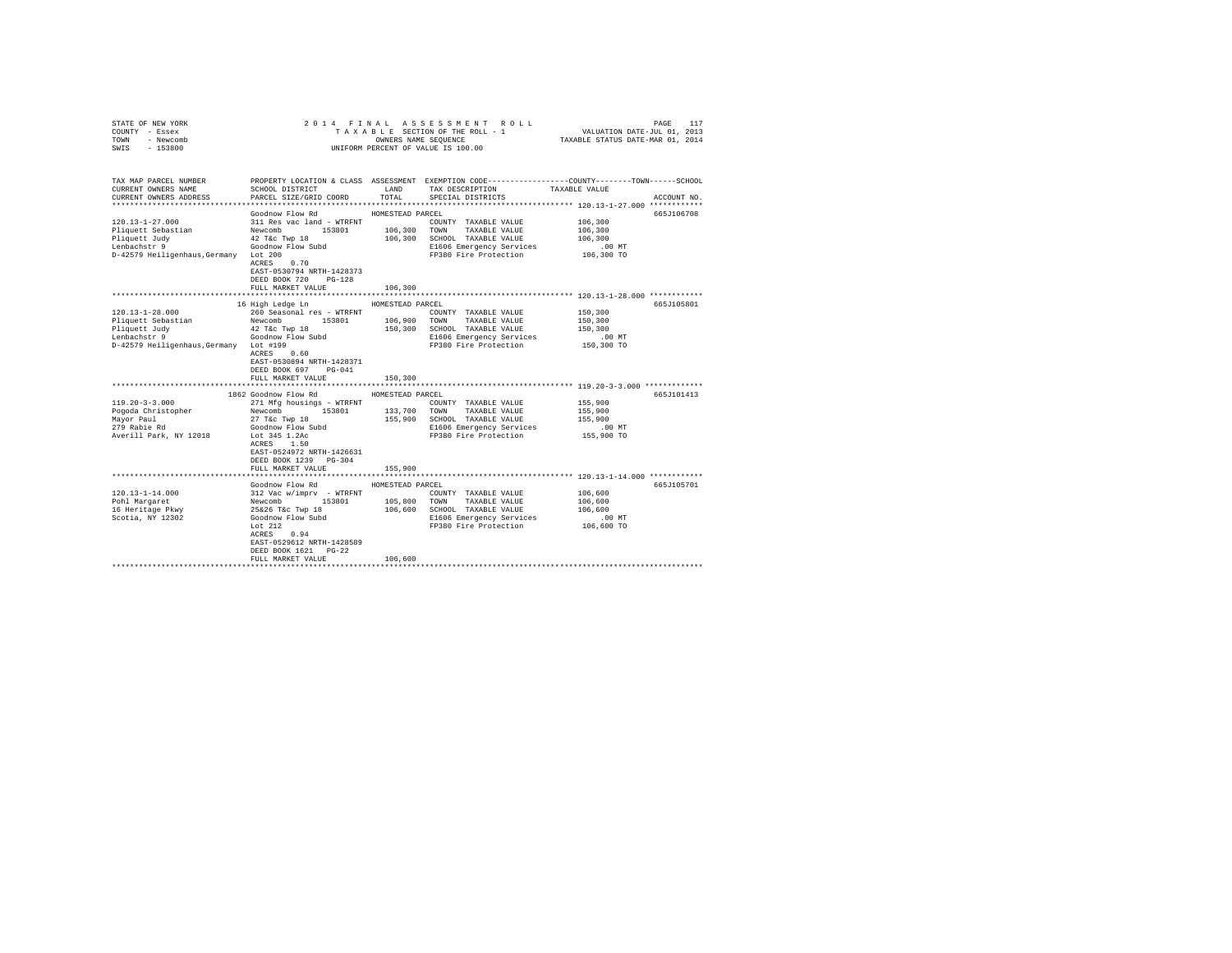STATE OF NEW YORK
COUNTY - Essex
TOWN - Newcomb
SWIS - 153800

2014 FINAL ASSESSMENT ROLL
TAXABLE SECTION OF THE ROLL - 1
OWNERS NAME SEQUENCE
UNIFORM PERCENT OF VALUE IS 100.00

VALUATION DATE-JUL 01, 2013
TAXABLE STATUS DATE-MAR 01, 2014

| TAX MAP PARCEL NUMBER / CURRENT OWNERS NAME / CURRENT OWNERS ADDRESS | PROPERTY LOCATION & CLASS / SCHOOL DISTRICT / PARCEL SIZE/GRID COORD | ASSESSMENT LAND | TOTAL | EXEMPTION CODE / TAX DESCRIPTION / SPECIAL DISTRICTS | TAXABLE VALUE (COUNTY / TOWN / SCHOOL) | ACCOUNT NO. |
|---|---|---|---|---|---|---|
| **120.13-1-27.000** | Goodnow Flow Rd | HOMESTEAD PARCEL | | | | 665J106708 |
| 120.13-1-27.000 | 311 Res vac land - WTRFNT | | | COUNTY TAXABLE VALUE | 106,300 | |
| Pliquett Sebastian | Newcomb 153801 | 106,300 | | TOWN TAXABLE VALUE | 106,300 | |
| Pliquett Judy | 42 T&c Twp 18 | | 106,300 | SCHOOL TAXABLE VALUE | 106,300 | |
| Lenbachstr 9 | Goodnow Flow Subd | | | E1606 Emergency Services | .00 MT | |
| D-42579 Heiligenhaus,Germany | Lot 200 | | | FP380 Fire Protection | 106,300 TO | |
| | ACRES 0.70 | | | | | |
| | EAST-0530794 NRTH-1428373 | | | | | |
| | DEED BOOK 720 PG-128 | | | | | |
| | FULL MARKET VALUE | | 106,300 | | | |
| **120.13-1-28.000** | 16 High Ledge Ln | HOMESTEAD PARCEL | | | | 665J105801 |
| 120.13-1-28.000 | 260 Seasonal res - WTRFNT | | | COUNTY TAXABLE VALUE | 150,300 | |
| Pliquett Sebastian | Newcomb 153801 | 106,900 | | TOWN TAXABLE VALUE | 150,300 | |
| Pliquett Judy | 42 T&c Twp 18 | | 150,300 | SCHOOL TAXABLE VALUE | 150,300 | |
| Lenbachstr 9 | Goodnow Flow Subd | | | E1606 Emergency Services | .00 MT | |
| D-42579 Heiligenhaus,Germany | Lot #199 | | | FP380 Fire Protection | 150,300 TO | |
| | ACRES 0.60 | | | | | |
| | EAST-0530894 NRTH-1428371 | | | | | |
| | DEED BOOK 697 PG-041 | | | | | |
| | FULL MARKET VALUE | | 150,300 | | | |
| **119.20-3-3.000** | 1862 Goodnow Flow Rd | HOMESTEAD PARCEL | | | | 665J101413 |
| 119.20-3-3.000 | 271 Mfg housings - WTRFNT | | | COUNTY TAXABLE VALUE | 155,900 | |
| Pogoda Christopher | Newcomb 153801 | 133,700 | | TOWN TAXABLE VALUE | 155,900 | |
| Mayor Paul | 27 T&c Twp 18 | | 155,900 | SCHOOL TAXABLE VALUE | 155,900 | |
| 279 Rabie Rd | Goodnow Flow Subd | | | E1606 Emergency Services | .00 MT | |
| Averill Park, NY 12018 | Lot 345 1.2Ac | | | FP380 Fire Protection | 155,900 TO | |
| | ACRES 1.50 | | | | | |
| | EAST-0524972 NRTH-1426631 | | | | | |
| | DEED BOOK 1239 PG-304 | | | | | |
| | FULL MARKET VALUE | | 155,900 | | | |
| **120.13-1-14.000** | Goodnow Flow Rd | HOMESTEAD PARCEL | | | | 665J105701 |
| 120.13-1-14.000 | 312 Vac w/imprv - WTRFNT | | | COUNTY TAXABLE VALUE | 106,600 | |
| Pohl Margaret | Newcomb 153801 | 105,800 | | TOWN TAXABLE VALUE | 106,600 | |
| 16 Heritage Pkwy | 25&26 T&c Twp 18 | | 106,600 | SCHOOL TAXABLE VALUE | 106,600 | |
| Scotia, NY 12302 | Goodnow Flow Subd | | | E1606 Emergency Services | .00 MT | |
| | Lot 212 | | | FP380 Fire Protection | 106,600 TO | |
| | ACRES 0.94 | | | | | |
| | EAST-0529612 NRTH-1428589 | | | | | |
| | DEED BOOK 1621 PG-22 | | | | | |
| | FULL MARKET VALUE | | 106,600 | | | |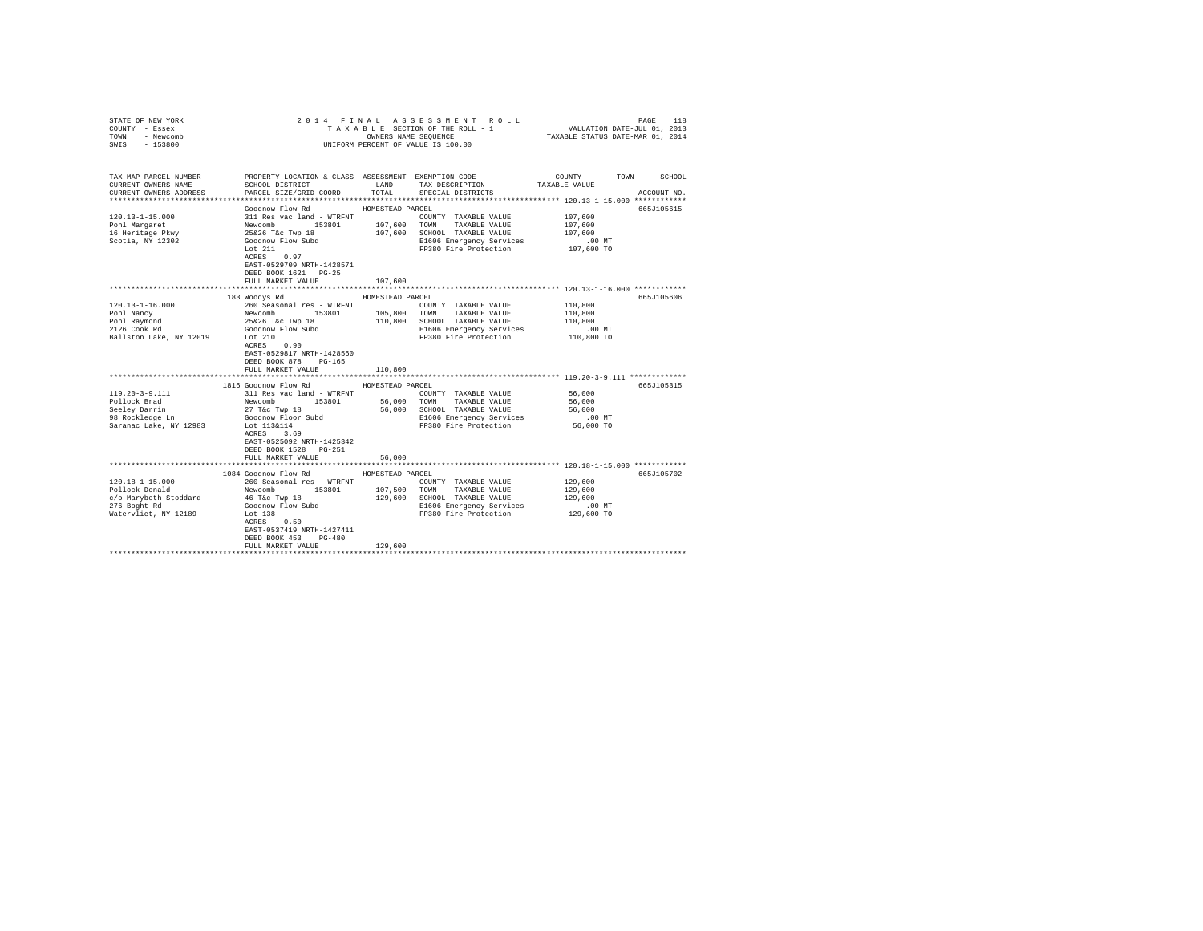STATE OF NEW YORK — 2014 FINAL ASSESSMENT ROLL
COUNTY - Essex — TAXABLE SECTION OF THE ROLL - 1 — VALUATION DATE-JUL 01, 2013
TOWN - Newcomb — OWNERS NAME SEQUENCE — TAXABLE STATUS DATE-MAR 01, 2014
SWIS - 153800 — UNIFORM PERCENT OF VALUE IS 100.00

| TAX MAP PARCEL NUMBER / CURRENT OWNERS NAME / CURRENT OWNERS ADDRESS | PROPERTY LOCATION & CLASS / SCHOOL DISTRICT / PARCEL SIZE/GRID COORD | ASSESSMENT LAND / TOTAL | EXEMPTION CODE / TAX DESCRIPTION / SPECIAL DISTRICTS | TAXABLE VALUE (COUNTY / TOWN / SCHOOL) | ACCOUNT NO. |
|---|---|---|---|---|---|
| **120.13-1-15.000** | Goodnow Flow Rd — HOMESTEAD PARCEL | | | | 665J105615 |
| 120.13-1-15.000 | 311 Res vac land - WTRFNT | | COUNTY TAXABLE VALUE | 107,600 | |
| Pohl Margaret | Newcomb 153801 | 107,600 | TOWN TAXABLE VALUE | 107,600 | |
| 16 Heritage Pkwy | 25&26 T&c Twp 18 | 107,600 | SCHOOL TAXABLE VALUE | 107,600 | |
| Scotia, NY 12302 | Goodnow Flow Subd | | E1606 Emergency Services | .00 MT | |
| | Lot 211 | | FP380 Fire Protection | 107,600 TO | |
| | ACRES 0.97 | | | | |
| | EAST-0529709 NRTH-1428571 | | | | |
| | DEED BOOK 1621 PG-25 | | | | |
| | FULL MARKET VALUE | 107,600 | | | |
| **120.13-1-16.000** | 183 Woodys Rd — HOMESTEAD PARCEL | | | | 665J105606 |
| 120.13-1-16.000 | 260 Seasonal res - WTRFNT | | COUNTY TAXABLE VALUE | 110,800 | |
| Pohl Nancy | Newcomb 153801 | 105,800 | TOWN TAXABLE VALUE | 110,800 | |
| Pohl Raymond | 25&26 T&c Twp 18 | 110,800 | SCHOOL TAXABLE VALUE | 110,800 | |
| 2126 Cook Rd | Goodnow Flow Subd | | E1606 Emergency Services | .00 MT | |
| Ballston Lake, NY 12019 | Lot 210 | | FP380 Fire Protection | 110,800 TO | |
| | ACRES 0.90 | | | | |
| | EAST-0529817 NRTH-1428560 | | | | |
| | DEED BOOK 878 PG-165 | | | | |
| | FULL MARKET VALUE | 110,800 | | | |
| **119.20-3-9.111** | 1816 Goodnow Flow Rd — HOMESTEAD PARCEL | | | | 665J105315 |
| 119.20-3-9.111 | 311 Res vac land - WTRFNT | | COUNTY TAXABLE VALUE | 56,000 | |
| Pollock Brad | Newcomb 153801 | 56,000 | TOWN TAXABLE VALUE | 56,000 | |
| Seeley Darrin | 27 T&c Twp 18 | 56,000 | SCHOOL TAXABLE VALUE | 56,000 | |
| 98 Rockledge Ln | Goodnow Floor Subd | | E1606 Emergency Services | .00 MT | |
| Saranac Lake, NY 12983 | Lot 113&114 | | FP380 Fire Protection | 56,000 TO | |
| | ACRES 3.69 | | | | |
| | EAST-0525092 NRTH-1425342 | | | | |
| | DEED BOOK 1528 PG-251 | | | | |
| | FULL MARKET VALUE | 56,000 | | | |
| **120.18-1-15.000** | 1084 Goodnow Flow Rd — HOMESTEAD PARCEL | | | | 665J105702 |
| 120.18-1-15.000 | 260 Seasonal res - WTRFNT | | COUNTY TAXABLE VALUE | 129,600 | |
| Pollock Donald | Newcomb 153801 | 107,500 | TOWN TAXABLE VALUE | 129,600 | |
| c/o Marybeth Stoddard | 46 T&c Twp 18 | 129,600 | SCHOOL TAXABLE VALUE | 129,600 | |
| 276 Boght Rd | Goodnow Flow Subd | | E1606 Emergency Services | .00 MT | |
| Watervliet, NY 12189 | Lot 138 | | FP380 Fire Protection | 129,600 TO | |
| | ACRES 0.50 | | | | |
| | EAST-0537419 NRTH-1427411 | | | | |
| | DEED BOOK 453 PG-480 | | | | |
| | FULL MARKET VALUE | 129,600 | | | |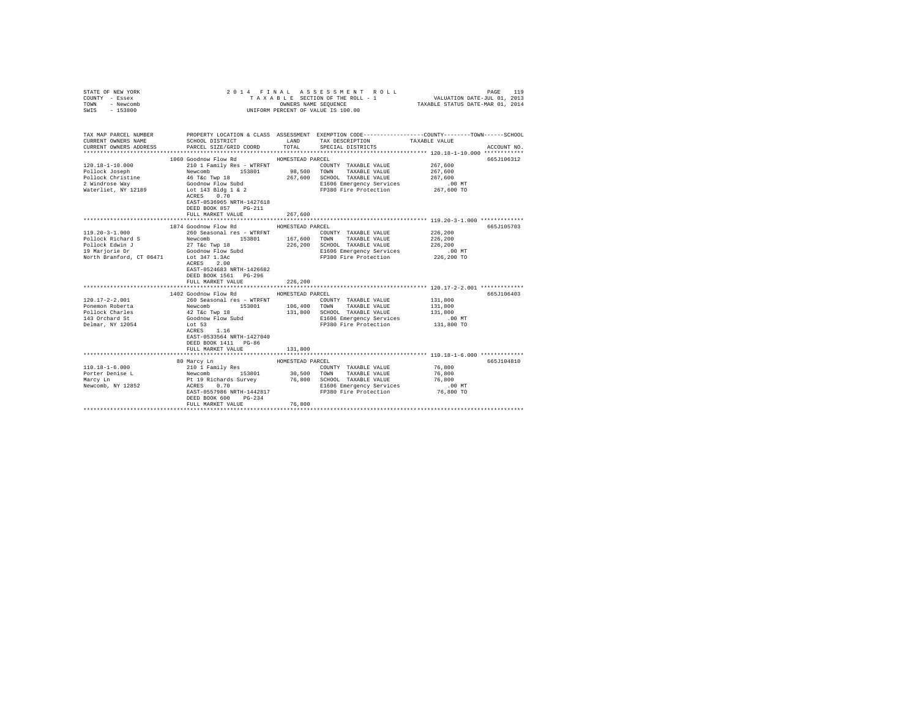STATE OF NEW YORK
COUNTY - Essex
TOWN - Newcomb
SWIS - 153800

2014 FINAL ASSESSMENT ROLL
TAXABLE SECTION OF THE ROLL - 1
OWNERS NAME SEQUENCE
UNIFORM PERCENT OF VALUE IS 100.00

VALUATION DATE-JUL 01, 2013
TAXABLE STATUS DATE-MAR 01, 2014

| TAX MAP PARCEL NUMBER / CURRENT OWNERS NAME / CURRENT OWNERS ADDRESS | PROPERTY LOCATION & CLASS / SCHOOL DISTRICT / PARCEL SIZE/GRID COORD | ASSESSMENT LAND / TOTAL | EXEMPTION CODE / TAX DESCRIPTION / SPECIAL DISTRICTS | COUNTY / TOWN / SCHOOL TAXABLE VALUE | ACCOUNT NO. |
|---|---|---|---|---|---|
| **120.18-1-10.000** | 1060 Goodnow Flow Rd | HOMESTEAD PARCEL | | | 665J106312 |
| 120.18-1-10.000 | 210 1 Family Res - WTRFNT | | COUNTY TAXABLE VALUE | 267,600 | |
| Pollock Joseph | Newcomb 153801 | 98,500 | TOWN TAXABLE VALUE | 267,600 | |
| Pollock Christine | 46 T&c Twp 18 | 267,600 | SCHOOL TAXABLE VALUE | 267,600 | |
| 2 Windrose Way | Goodnow Flow Subd | | E1606 Emergency Services | .00 MT | |
| Waterliet, NY 12189 | Lot 143 Bldg 1 & 2 | | FP380 Fire Protection | 267,600 TO | |
| | ACRES 0.70 | | | | |
| | EAST-0536965 NRTH-1427618 | | | | |
| | DEED BOOK 857 PG-211 | | | | |
| | FULL MARKET VALUE | 267,600 | | | |
| **119.20-3-1.000** | 1874 Goodnow Flow Rd | HOMESTEAD PARCEL | | | 665J105703 |
| 119.20-3-1.000 | 260 Seasonal res - WTRFNT | | COUNTY TAXABLE VALUE | 226,200 | |
| Pollock Richard S | Newcomb 153801 | 167,600 | TOWN TAXABLE VALUE | 226,200 | |
| Pollock Edwin J | 27 T&c Twp 18 | 226,200 | SCHOOL TAXABLE VALUE | 226,200 | |
| 19 Marjorie Dr | Goodnow Flow Subd | | E1606 Emergency Services | .00 MT | |
| North Branford, CT 06471 | Lot 347 1.3Ac | | FP380 Fire Protection | 226,200 TO | |
| | ACRES 2.00 | | | | |
| | EAST-0524683 NRTH-1426682 | | | | |
| | DEED BOOK 1561 PG-296 | | | | |
| | FULL MARKET VALUE | 226,200 | | | |
| **120.17-2-2.001** | 1402 Goodnow Flow Rd | HOMESTEAD PARCEL | | | 665J106403 |
| 120.17-2-2.001 | 260 Seasonal res - WTRFNT | | COUNTY TAXABLE VALUE | 131,800 | |
| Ponemon Roberta | Newcomb 153801 | 106,400 | TOWN TAXABLE VALUE | 131,800 | |
| Pollock Charles | 42 T&c Twp 18 | 131,800 | SCHOOL TAXABLE VALUE | 131,800 | |
| 143 Orchard St | Goodnow Flow Subd | | E1606 Emergency Services | .00 MT | |
| Delmar, NY 12054 | Lot 53 | | FP380 Fire Protection | 131,800 TO | |
| | ACRES 1.16 | | | | |
| | EAST-0533564 NRTH-1427040 | | | | |
| | DEED BOOK 1411 PG-86 | | | | |
| | FULL MARKET VALUE | 131,800 | | | |
| **110.18-1-6.000** | 80 Marcy Ln | HOMESTEAD PARCEL | | | 665J104810 |
| 110.18-1-6.000 | 210 1 Family Res | | COUNTY TAXABLE VALUE | 76,800 | |
| Porter Denise L | Newcomb 153801 | 30,500 | TOWN TAXABLE VALUE | 76,800 | |
| Marcy Ln | Pt 19 Richards Survey | 76,800 | SCHOOL TAXABLE VALUE | 76,800 | |
| Newcomb, NY 12852 | ACRES 0.70 | | E1606 Emergency Services | .00 MT | |
| | EAST-0557986 NRTH-1442817 | | FP380 Fire Protection | 76,800 TO | |
| | DEED BOOK 600 PG-234 | | | | |
| | FULL MARKET VALUE | 76,800 | | | |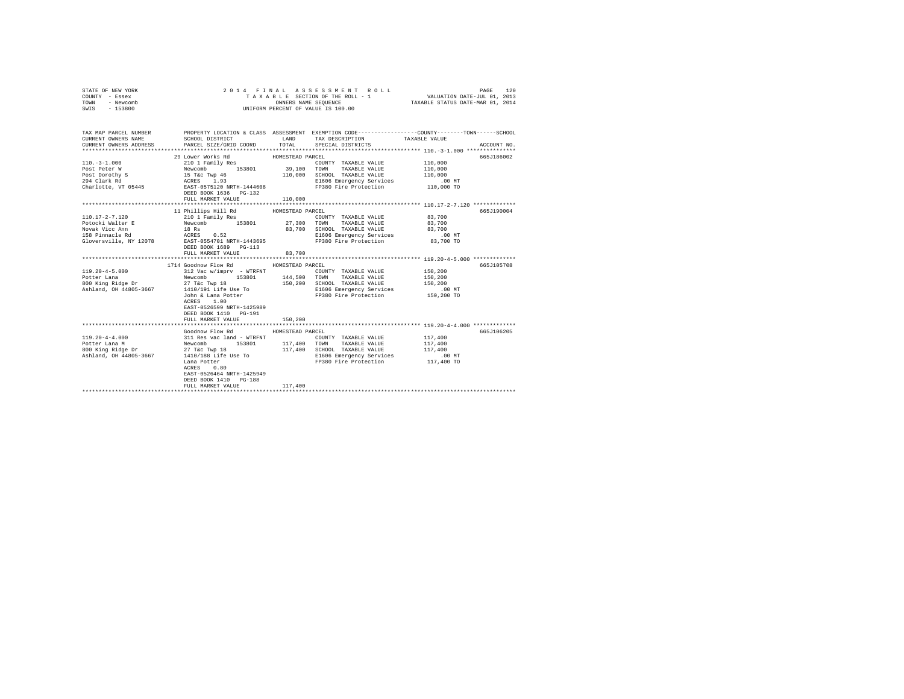STATE OF NEW YORK 2014 FINAL ASSESSMENT ROLL
COUNTY - Essex TAXABLE SECTION OF THE ROLL - 1 VALUATION DATE-JUL 01, 2013
TOWN - Newcomb OWNERS NAME SEQUENCE TAXABLE STATUS DATE-MAR 01, 2014
SWIS - 153800 UNIFORM PERCENT OF VALUE IS 100.00

```
TAX MAP PARCEL NUMBER          PROPERTY LOCATION & CLASS  ASSESSMENT  EXEMPTION CODE-----------------COUNTY--------TOWN------SCHOOL
CURRENT OWNERS NAME            SCHOOL DISTRICT               LAND      TAX DESCRIPTION            TAXABLE VALUE
CURRENT OWNERS ADDRESS         PARCEL SIZE/GRID COORD        TOTAL     SPECIAL DISTRICTS                                    ACCOUNT NO.
******************************************************************************************************* 110.-3-1.000 ***************
                            29 Lower Works Rd            HOMESTEAD PARCEL                                                  665J186002
110.-3-1.000                   210 1 Family Res                       COUNTY  TAXABLE VALUE          110,000
Post Peter W                   Newcomb      153801      39,100       TOWN    TAXABLE VALUE          110,000
Post Dorothy S                 15 T&c Twp 46            110,000       SCHOOL  TAXABLE VALUE          110,000
294 Clark Rd                   ACRES    1.93                           E1606 Emergency Services           .00 MT
Charlotte, VT 05445            EAST-0575120 NRTH-1444608               FP380 Fire Protection          110,000 TO
                               DEED BOOK 1636   PG-132
                               FULL MARKET VALUE          110,000
******************************************************************************************************* 110.17-2-7.120 ************
                            11 Phillips Hill Rd          HOMESTEAD PARCEL                                                  665J190004
110.17-2-7.120                 210 1 Family Res                       COUNTY  TAXABLE VALUE           83,700
Potocki Walter E               Newcomb      153801      27,300       TOWN    TAXABLE VALUE           83,700
Novak Vicc Ann                 18 Rs                     83,700       SCHOOL  TAXABLE VALUE           83,700
158 Pinnacle Rd                ACRES    0.52                           E1606 Emergency Services           .00 MT
Gloversville, NY 12078         EAST-0554701 NRTH-1443695               FP380 Fire Protection           83,700 TO
                               DEED BOOK 1689   PG-113
                               FULL MARKET VALUE           83,700
******************************************************************************************************* 119.20-4-5.000 ************
                          1714 Goodnow Flow Rd           HOMESTEAD PARCEL                                                  665J105708
119.20-4-5.000                 312 Vac w/imprv  - WTRFNT              COUNTY  TAXABLE VALUE          150,200
Potter Lana                    Newcomb      153801     144,500       TOWN    TAXABLE VALUE          150,200
800 King Ridge Dr              27 T&c Twp 18            150,200       SCHOOL  TAXABLE VALUE          150,200
Ashland, OH 44805-3667         1410/191 Life Use To                    E1606 Emergency Services           .00 MT
                               John & Lana Potter                      FP380 Fire Protection          150,200 TO
                               ACRES    1.00
                               EAST-0526599 NRTH-1425989
                               DEED BOOK 1410   PG-191
                               FULL MARKET VALUE          150,200
******************************************************************************************************* 119.20-4-4.000 ************
                               Goodnow Flow Rd           HOMESTEAD PARCEL                                                  665J106205
119.20-4-4.000                 311 Res vac land - WTRFNT              COUNTY  TAXABLE VALUE          117,400
Potter Lana M                  Newcomb      153801     117,400       TOWN    TAXABLE VALUE          117,400
800 King Ridge Dr              27 T&c Twp 18            117,400       SCHOOL  TAXABLE VALUE          117,400
Ashland, OH 44805-3667         1410/188 Life Use To                    E1606 Emergency Services           .00 MT
                               Lana Potter                             FP380 Fire Protection          117,400 TO
                               ACRES    0.80
                               EAST-0526464 NRTH-1425949
                               DEED BOOK 1410   PG-188
                               FULL MARKET VALUE          117,400
************************************************************************************************************************************
```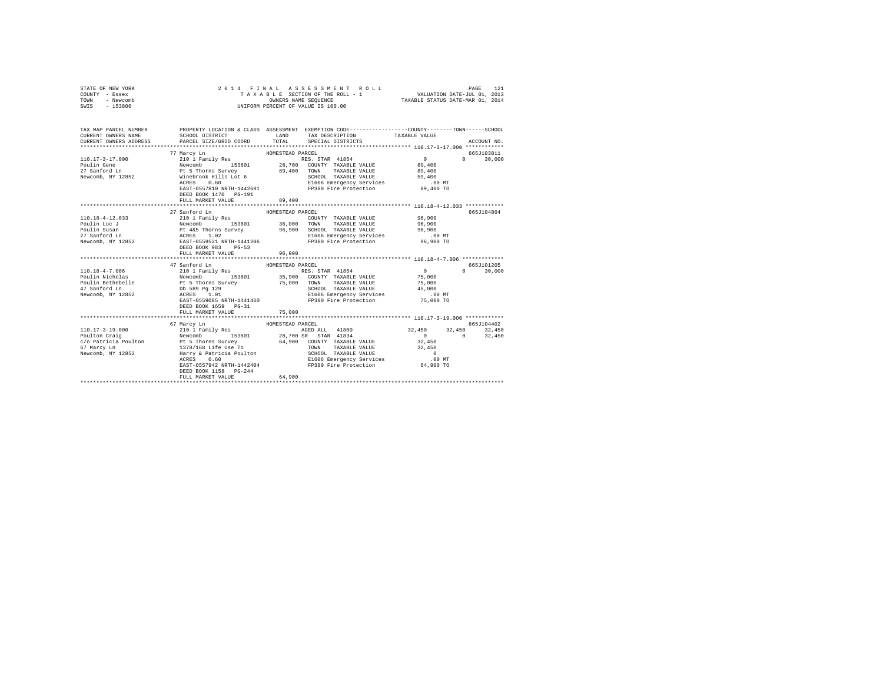STATE OF NEW YORK
COUNTY - Essex
TOWN - Newcomb
SWIS - 153800

2014 FINAL ASSESSMENT ROLL
TAXABLE SECTION OF THE ROLL - 1
OWNERS NAME SEQUENCE
UNIFORM PERCENT OF VALUE IS 100.00

VALUATION DATE-JUL 01, 2013
TAXABLE STATUS DATE-MAR 01, 2014

```
TAX MAP PARCEL NUMBER     PROPERTY LOCATION & CLASS  ASSESSMENT  EXEMPTION CODE------------------COUNTY--------TOWN------SCHOOL
CURRENT OWNERS NAME       SCHOOL DISTRICT               LAND      TAX DESCRIPTION            TAXABLE VALUE
CURRENT OWNERS ADDRESS    PARCEL SIZE/GRID COORD        TOTAL     SPECIAL DISTRICTS                                    ACCOUNT NO.
******************************************************************************************************* 110.17-3-17.000 ************
                          77 Marcy Ln                 HOMESTEAD PARCEL                                                  665J103811
110.17-3-17.000           210 1 Family Res                       RES. STAR  41854               0           0       30,000
Poulin Gene               Newcomb       153801         28,700    COUNTY  TAXABLE VALUE          89,400
27 Sanford Ln             Pt 5 Thorns Survey           89,400    TOWN    TAXABLE VALUE          89,400
Newcomb, NY 12852         Winebrook Hills Lot 6                  SCHOOL  TAXABLE VALUE          59,400
                          ACRES    0.60                          E1606 Emergency Services          .00 MT
                          EAST-0557810 NRTH-1442601              FP380 Fire Protection          89,400 TO
                          DEED BOOK 1470   PG-191
                          FULL MARKET VALUE            89,400
******************************************************************************************************* 110.18-4-12.033 ************
                          27 Sanford Ln               HOMESTEAD PARCEL                                                  665J104804
110.18-4-12.033           210 1 Family Res                       COUNTY  TAXABLE VALUE          96,900
Poulin Luc J              Newcomb       153801         36,000    TOWN    TAXABLE VALUE          96,900
Poulin Susan              Pt 4&5 Thorns Survey         96,900    SCHOOL  TAXABLE VALUE          96,900
27 Sanford Ln             ACRES    1.02                          E1606 Emergency Services          .00 MT
Newcomb, NY 12852         EAST-0559521 NRTH-1441206              FP380 Fire Protection          96,900 TO
                          DEED BOOK 983    PG-53
                          FULL MARKET VALUE            96,900
******************************************************************************************************* 110.18-4-7.006 *************
                          47 Sanford Ln               HOMESTEAD PARCEL                                                  665J101205
110.18-4-7.006            210 1 Family Res                       RES. STAR  41854               0           0       30,000
Poulin Nicholas           Newcomb       153801         35,900    COUNTY  TAXABLE VALUE          75,000
Poulin Bethebelle         Pt 5 Thorns Survey           75,000    TOWN    TAXABLE VALUE          75,000
47 Sanford Ln             Db 589 Pg 129                          SCHOOL  TAXABLE VALUE          45,000
Newcomb, NY 12852         ACRES    1.01                          E1606 Emergency Services          .00 MT
                          EAST-0559085 NRTH-1441460              FP380 Fire Protection          75,000 TO
                          DEED BOOK 1659   PG-31
                          FULL MARKET VALUE            75,000
******************************************************************************************************* 110.17-3-19.000 ************
                          67 Marcy Ln                 HOMESTEAD PARCEL                                                  665J104402
110.17-3-19.000           210 1 Family Res                       AGED ALL   41800          32,450      32,450       32,450
Poulton Craig             Newcomb       153801         28,700 SR  STAR  41834               0           0       32,450
c/o Patricia Poulton      Pt 5 Thorns Survey           64,900    COUNTY  TAXABLE VALUE          32,450
67 Marcy Ln               1378/168 Life Use To                   TOWN    TAXABLE VALUE          32,450
Newcomb, NY 12852         Harry & Patricia Poulton               SCHOOL  TAXABLE VALUE               0
                          ACRES    0.60                          E1606 Emergency Services          .00 MT
                          EAST-0557942 NRTH-1442404              FP380 Fire Protection          64,900 TO
                          DEED BOOK 1158   PG-244
                          FULL MARKET VALUE            64,900
************************************************************************************************************************************
```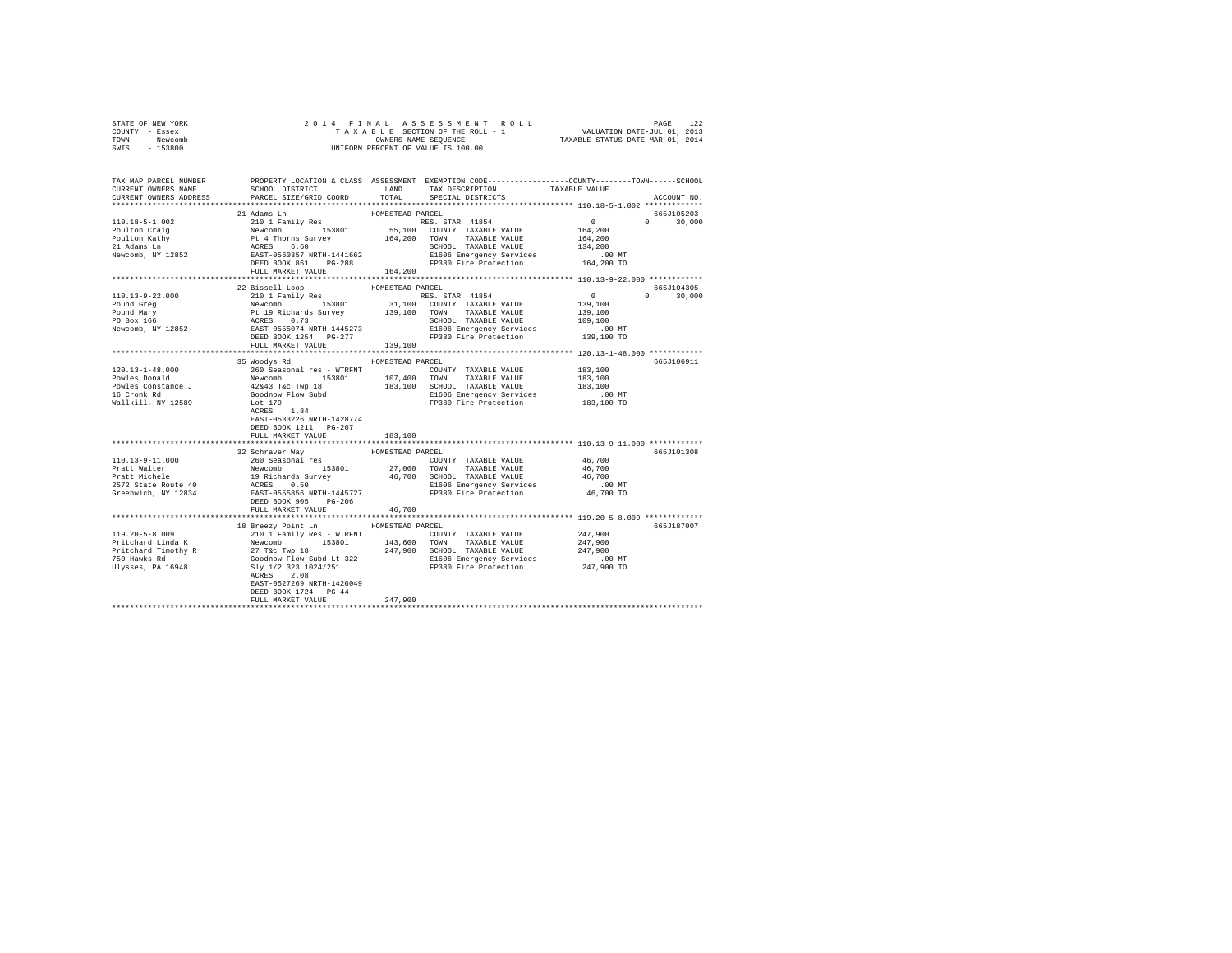STATE OF NEW YORK
COUNTY - Essex
TOWN - Newcomb
SWIS - 153800

2014 FINAL ASSESSMENT ROLL
TAXABLE SECTION OF THE ROLL - 1
OWNERS NAME SEQUENCE
UNIFORM PERCENT OF VALUE IS 100.00

VALUATION DATE-JUL 01, 2013
TAXABLE STATUS DATE-MAR 01, 2014

```
TAX MAP PARCEL NUMBER      PROPERTY LOCATION & CLASS  ASSESSMENT  EXEMPTION CODE-----------------COUNTY--------TOWN------SCHOOL
CURRENT OWNERS NAME        SCHOOL DISTRICT              LAND      TAX DESCRIPTION             TAXABLE VALUE
CURRENT OWNERS ADDRESS     PARCEL SIZE/GRID COORD       TOTAL     SPECIAL DISTRICTS                                   ACCOUNT NO.
****************************************************************************************************** 110.18-5-1.002 *************
                           21 Adams Ln                  HOMESTEAD PARCEL                                              665J105203
110.18-5-1.002             210 1 Family Res                        RES. STAR 41854                0           0      30,000
Poulton Craig              Newcomb       153801         55,100    COUNTY  TAXABLE VALUE         164,200
Poulton Kathy              Pt 4 Thorns Survey          164,200    TOWN    TAXABLE VALUE         164,200
21 Adams Ln                ACRES    6.60                          SCHOOL  TAXABLE VALUE         134,200
Newcomb, NY 12852          EAST-0560357 NRTH-1441662              E1606 Emergency Services          .00 MT
                           DEED BOOK 861    PG-288                FP380 Fire Protection         164,200 TO
                           FULL MARKET VALUE           164,200
****************************************************************************************************** 110.13-9-22.000 ************
                           22 Bissell Loop              HOMESTEAD PARCEL                                              665J104305
110.13-9-22.000            210 1 Family Res                        RES. STAR 41854                0           0      30,000
Pound Greg                 Newcomb       153801         31,100    COUNTY  TAXABLE VALUE         139,100
Pound Mary                 Pt 19 Richards Survey       139,100    TOWN    TAXABLE VALUE         139,100
PO Box 166                 ACRES    0.73                          SCHOOL  TAXABLE VALUE         109,100
Newcomb, NY 12852          EAST-0555074 NRTH-1445273              E1606 Emergency Services          .00 MT
                           DEED BOOK 1254   PG-277                FP380 Fire Protection         139,100 TO
                           FULL MARKET VALUE           139,100
****************************************************************************************************** 120.13-1-48.000 ************
                           35 Woodys Rd                 HOMESTEAD PARCEL                                              665J106911
120.13-1-48.000            260 Seasonal res - WTRFNT              COUNTY  TAXABLE VALUE         183,100
Powles Donald              Newcomb       153801        107,400    TOWN    TAXABLE VALUE         183,100
Powles Constance J         42&43 T&c Twp 18            183,100    SCHOOL  TAXABLE VALUE         183,100
16 Cronk Rd                Goodnow Flow Subd                      E1606 Emergency Services          .00 MT
Wallkill, NY 12589         Lot 179                                FP380 Fire Protection         183,100 TO
                           ACRES    1.84
                           EAST-0533226 NRTH-1428774
                           DEED BOOK 1211   PG-207
                           FULL MARKET VALUE           183,100
****************************************************************************************************** 110.13-9-11.000 ************
                           32 Schraver Way              HOMESTEAD PARCEL                                              665J101308
110.13-9-11.000            260 Seasonal res                       COUNTY  TAXABLE VALUE          46,700
Pratt Walter               Newcomb       153801         27,000    TOWN    TAXABLE VALUE          46,700
Pratt Michele              19 Richards Survey           46,700    SCHOOL  TAXABLE VALUE          46,700
2572 State Route 40        ACRES    0.50                          E1606 Emergency Services          .00 MT
Greenwich, NY 12834        EAST-0555856 NRTH-1445727              FP380 Fire Protection          46,700 TO
                           DEED BOOK 905    PG-206
                           FULL MARKET VALUE            46,700
****************************************************************************************************** 119.20-5-8.009 *************
                           18 Breezy Point Ln           HOMESTEAD PARCEL                                              665J187007
119.20-5-8.009             210 1 Family Res - WTRFNT              COUNTY  TAXABLE VALUE         247,900
Pritchard Linda K          Newcomb       153801        143,600    TOWN    TAXABLE VALUE         247,900
Pritchard Timothy R        27 T&c Twp 18               247,900    SCHOOL  TAXABLE VALUE         247,900
750 Hawks Rd               Goodnow Flow Subd Lt 322               E1606 Emergency Services          .00 MT
Ulysses, PA 16948          Sly 1/2 323 1024/251                   FP380 Fire Protection         247,900 TO
                           ACRES    2.08
                           EAST-0527269 NRTH-1426049
                           DEED BOOK 1724   PG-44
                           FULL MARKET VALUE           247,900
************************************************************************************************************************************
```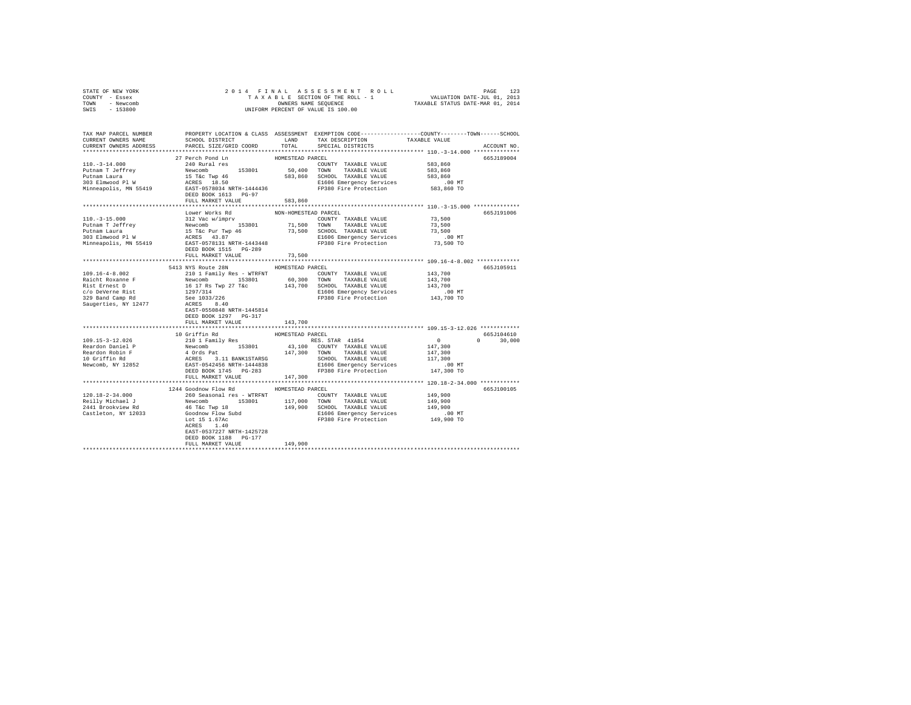STATE OF NEW YORK
COUNTY - Essex
TOWN - Newcomb
SWIS - 153800

2014 FINAL ASSESSMENT ROLL
TAXABLE SECTION OF THE ROLL - 1
OWNERS NAME SEQUENCE
UNIFORM PERCENT OF VALUE IS 100.00

VALUATION DATE-JUL 01, 2013
TAXABLE STATUS DATE-MAR 01, 2014

```
TAX MAP PARCEL NUMBER    PROPERTY LOCATION & CLASS  ASSESSMENT  EXEMPTION CODE-----------------COUNTY--------TOWN------SCHOOL
CURRENT OWNERS NAME      SCHOOL DISTRICT               LAND      TAX DESCRIPTION            TAXABLE VALUE
CURRENT OWNERS ADDRESS   PARCEL SIZE/GRID COORD        TOTAL     SPECIAL DISTRICTS                                  ACCOUNT NO.
******************************************************************************************** 110.-3-14.000 **************
                         27 Perch Pond Ln              HOMESTEAD PARCEL                                              665J189004
110.-3-14.000            240 Rural res                            COUNTY  TAXABLE VALUE           583,860
Putnam T Jeffrey         Newcomb        153801        50,400     TOWN    TAXABLE VALUE           583,860
Putnam Laura             15 T&c Twp 46                583,860    SCHOOL  TAXABLE VALUE           583,860
303 Elmwood Pl W         ACRES   18.50                           E1606 Emergency Services            .00 MT
Minneapolis, MN 55419    EAST-0578034 NRTH-1444436               FP380 Fire Protection           583,860 TO
                         DEED BOOK 1613   PG-97
                         FULL MARKET VALUE            583,860
******************************************************************************************** 110.-3-15.000 **************
                         Lower Works Rd                NON-HOMESTEAD PARCEL                                          665J191006
110.-3-15.000            312 Vac w/imprv                          COUNTY  TAXABLE VALUE            73,500
Putnam T Jeffrey         Newcomb        153801        71,500     TOWN    TAXABLE VALUE            73,500
Putnam Laura             15 T&c Pur Twp 46            73,500     SCHOOL  TAXABLE VALUE            73,500
303 Elmwood Pl W         ACRES   43.87                           E1606 Emergency Services            .00 MT
Minneapolis, MN 55419    EAST-0578131 NRTH-1443448               FP380 Fire Protection            73,500 TO
                         DEED BOOK 1515   PG-289
                         FULL MARKET VALUE             73,500
******************************************************************************************** 109.16-4-8.002 *************
                         5413 NYS Route 28N            HOMESTEAD PARCEL                                              665J105911
109.16-4-8.002           210 1 Family Res - WTRFNT                COUNTY  TAXABLE VALUE           143,700
Raicht Roxanne F         Newcomb        153801        60,300     TOWN    TAXABLE VALUE           143,700
Rist Ernest D            16 17 Rs Twp 27 T&c          143,700    SCHOOL  TAXABLE VALUE           143,700
c/o DeVerne Rist         1297/314                                E1606 Emergency Services            .00 MT
329 Band Camp Rd         See 1033/226                            FP380 Fire Protection           143,700 TO
Saugerties, NY 12477     ACRES    8.40
                         EAST-0550848 NRTH-1445814
                         DEED BOOK 1297   PG-317
                         FULL MARKET VALUE            143,700
******************************************************************************************** 109.15-3-12.026 ************
                         10 Griffin Rd                 HOMESTEAD PARCEL                                              665J104610
109.15-3-12.026          210 1 Family Res                         RES. STAR 41854                  0          0      30,000
Reardon Daniel P         Newcomb        153801        43,100     COUNTY  TAXABLE VALUE           147,300
Reardon Robin F          4 Ords Pat                   147,300    TOWN    TAXABLE VALUE           147,300
10 Griffin Rd            ACRES    3.11 BANK1STARSG               SCHOOL  TAXABLE VALUE           117,300
Newcomb, NY 12852        EAST-0542456 NRTH-1444838               E1606 Emergency Services            .00 MT
                         DEED BOOK 1745   PG-283                 FP380 Fire Protection           147,300 TO
                         FULL MARKET VALUE            147,300
******************************************************************************************** 120.18-2-34.000 ************
                         1244 Goodnow Flow Rd          HOMESTEAD PARCEL                                              665J100105
120.18-2-34.000          260 Seasonal res - WTRFNT                COUNTY  TAXABLE VALUE           149,900
Reilly Michael J         Newcomb        153801       117,000     TOWN    TAXABLE VALUE           149,900
2441 Brookview Rd        46 T&c Twp 18                149,900    SCHOOL  TAXABLE VALUE           149,900
Castleton, NY 12033      Goodnow Flow Subd                       E1606 Emergency Services            .00 MT
                         Lot 15 1.67Ac                           FP380 Fire Protection           149,900 TO
                         ACRES    1.40
                         EAST-0537227 NRTH-1425728
                         DEED BOOK 1188   PG-177
                         FULL MARKET VALUE            149,900
****************************************************************************************************************************
```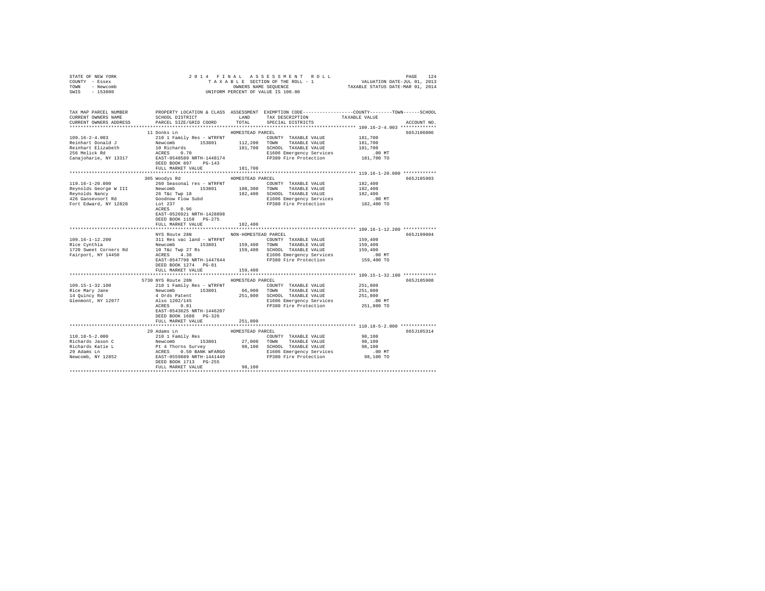STATE OF NEW YORK
COUNTY - Essex
TOWN - Newcomb
SWIS - 153800

2014 FINAL ASSESSMENT ROLL
TAXABLE SECTION OF THE ROLL - 1
OWNERS NAME SEQUENCE
UNIFORM PERCENT OF VALUE IS 100.00

VALUATION DATE-JUL 01, 2013
TAXABLE STATUS DATE-MAR 01, 2014

| TAX MAP PARCEL NUMBER / CURRENT OWNERS NAME / CURRENT OWNERS ADDRESS | PROPERTY LOCATION & CLASS / SCHOOL DISTRICT / PARCEL SIZE/GRID COORD | ASSESSMENT LAND / TOTAL | EXEMPTION CODE / TAX DESCRIPTION / SPECIAL DISTRICTS | COUNTY/TOWN/SCHOOL TAXABLE VALUE | ACCOUNT NO. |
|---|---|---|---|---|---|
| **109.16-2-4.003** | 11 Donks Ln | HOMESTEAD PARCEL | | | 665J106006 |
| 109.16-2-4.003 | 210 1 Family Res - WTRFNT | | COUNTY TAXABLE VALUE | 181,700 | |
| Reinhart Donald J | Newcomb 153801 | 112,200 | TOWN TAXABLE VALUE | 181,700 | |
| Reinhart Elizabeth | 10 Richards | 181,700 | SCHOOL TAXABLE VALUE | 181,700 | |
| 256 Melick Rd | ACRES 0.70 | | E1606 Emergency Services | .00 MT | |
| Canajoharie, NY 13317 | EAST-0548589 NRTH-1448174 | | FP380 Fire Protection | 181,700 TO | |
| | DEED BOOK 897 PG-143 | | | | |
| | FULL MARKET VALUE | 181,700 | | | |
| **119.16-1-20.000** | 305 Woodys Rd | HOMESTEAD PARCEL | | | 665J105903 |
| 119.16-1-20.000 | 260 Seasonal res - WTRFNT | | COUNTY TAXABLE VALUE | 182,400 | |
| Reynolds George W III | Newcomb 153801 | 108,300 | TOWN TAXABLE VALUE | 182,400 | |
| Reynolds Nancy | 26 T&c Twp 18 | 182,400 | SCHOOL TAXABLE VALUE | 182,400 | |
| 426 Gansevoort Rd | Goodnow Flow Subd | | E1606 Emergency Services | .00 MT | |
| Fort Edward, NY 12828 | Lot 237 | | FP380 Fire Protection | 182,400 TO | |
| | ACRES 0.96 | | | | |
| | EAST-0526921 NRTH-1428898 | | | | |
| | DEED BOOK 1158 PG-275 | | | | |
| | FULL MARKET VALUE | 182,400 | | | |
| **109.16-1-12.200** | NYS Route 28N | NON-HOMESTEAD PARCEL | | | 665J199004 |
| 109.16-1-12.200 | 311 Res vac land - WTRFNT | | COUNTY TAXABLE VALUE | 159,400 | |
| Rice Cynthia | Newcomb 153801 | 159,400 | TOWN TAXABLE VALUE | 159,400 | |
| 1720 Sweet Corners Rd | 10 T&c Twp 27 Rs | 159,400 | SCHOOL TAXABLE VALUE | 159,400 | |
| Fairport, NY 14450 | ACRES 4.38 | | E1606 Emergency Services | .00 MT | |
| | EAST-0547798 NRTH-1447644 | | FP380 Fire Protection | 159,400 TO | |
| | DEED BOOK 1274 PG-81 | | | | |
| | FULL MARKET VALUE | 159,400 | | | |
| **109.15-1-32.100** | 5730 NYS Route 28N | HOMESTEAD PARCEL | | | 665J105908 |
| 109.15-1-32.100 | 210 1 Family Res - WTRFNT | | COUNTY TAXABLE VALUE | 251,800 | |
| Rice Mary Jane | Newcomb 153801 | 66,900 | TOWN TAXABLE VALUE | 251,800 | |
| 14 Quincy Rd | 4 Ords Patent | 251,800 | SCHOOL TAXABLE VALUE | 251,800 | |
| Glenmont, NY 12077 | Also 1202/145 | | E1606 Emergency Services | .00 MT | |
| | ACRES 0.81 | | FP380 Fire Protection | 251,800 TO | |
| | EAST-0543625 NRTH-1446207 | | | | |
| | DEED BOOK 1688 PG-326 | | | | |
| | FULL MARKET VALUE | 251,800 | | | |
| **110.18-5-2.000** | 29 Adams Ln | HOMESTEAD PARCEL | | | 665J105314 |
| 110.18-5-2.000 | 210 1 Family Res | | COUNTY TAXABLE VALUE | 98,100 | |
| Richards Jason C | Newcomb 153801 | 27,000 | TOWN TAXABLE VALUE | 98,100 | |
| Richards Katie L | Pt 4 Thorns Survey | 98,100 | SCHOOL TAXABLE VALUE | 98,100 | |
| 29 Adams Ln | ACRES 0.50 BANK WFARGO | | E1606 Emergency Services | .00 MT | |
| Newcomb, NY 12852 | EAST-0559889 NRTH-1441449 | | FP380 Fire Protection | 98,100 TO | |
| | DEED BOOK 1713 PG-255 | | | | |
| | FULL MARKET VALUE | 98,100 | | | |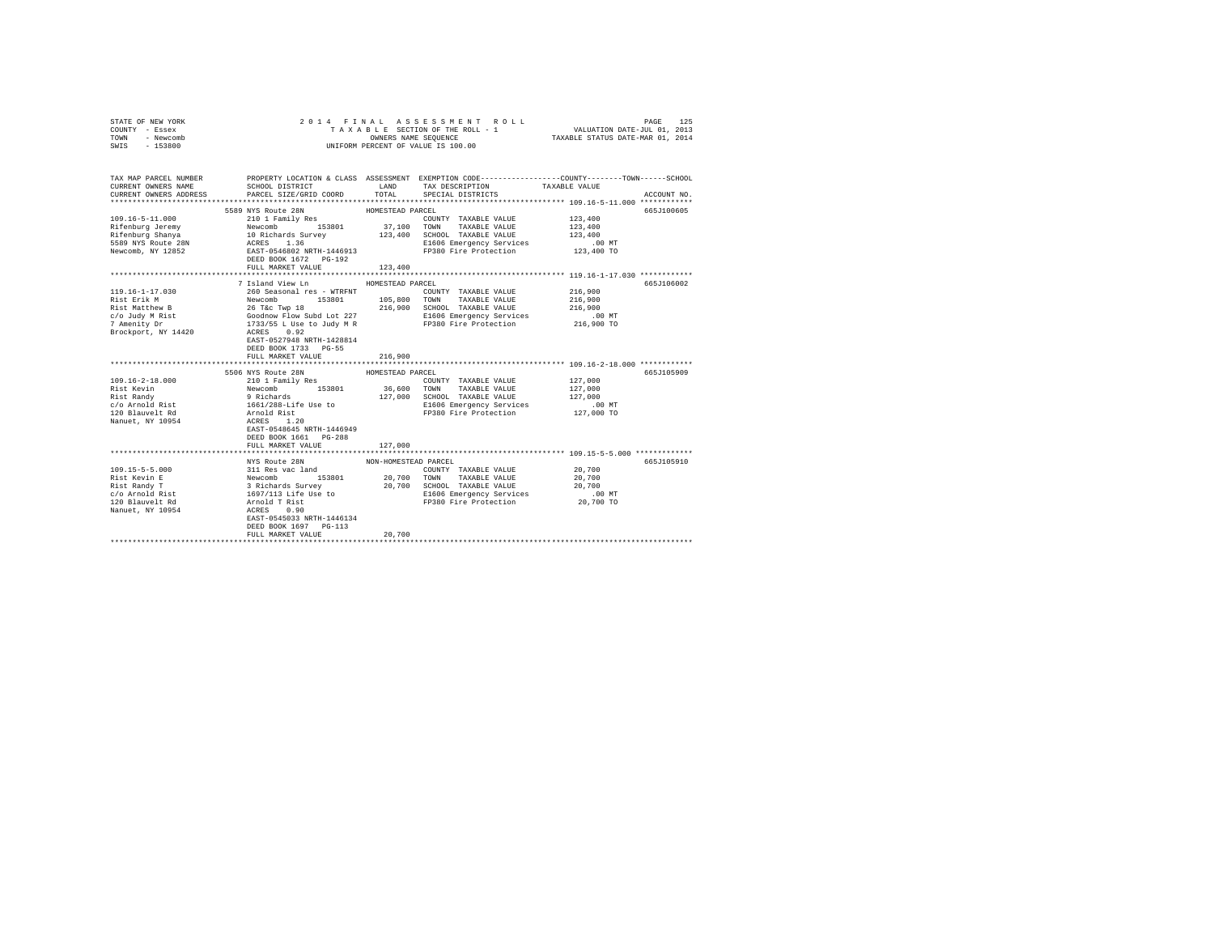STATE OF NEW YORK
COUNTY - Essex
TOWN - Newcomb
SWIS - 153800

2014 FINAL ASSESSMENT ROLL
TAXABLE SECTION OF THE ROLL - 1
OWNERS NAME SEQUENCE
UNIFORM PERCENT OF VALUE IS 100.00

VALUATION DATE-JUL 01, 2013
TAXABLE STATUS DATE-MAR 01, 2014

| TAX MAP PARCEL NUMBER / CURRENT OWNERS NAME / CURRENT OWNERS ADDRESS | PROPERTY LOCATION & CLASS / SCHOOL DISTRICT / PARCEL SIZE/GRID COORD | ASSESSMENT LAND / TOTAL | EXEMPTION CODE / TAX DESCRIPTION / SPECIAL DISTRICTS | TAXABLE VALUE (COUNTY / TOWN / SCHOOL) | ACCOUNT NO. |
|---|---|---|---|---|---|
| **109.16-5-11.000** | 5589 NYS Route 28N — HOMESTEAD PARCEL | | | | 665J100605 |
| Rifenburg Jeremy | 210 1 Family Res | | COUNTY TAXABLE VALUE | 123,400 | |
| Rifenburg Shanya | Newcomb 153801 | 37,100 | TOWN TAXABLE VALUE | 123,400 | |
| 5589 NYS Route 28N | 10 Richards Survey | 123,400 | SCHOOL TAXABLE VALUE | 123,400 | |
| Newcomb, NY 12852 | ACRES 1.36 | | E1606 Emergency Services | .00 MT | |
| | EAST-0546802 NRTH-1446913 | | FP380 Fire Protection | 123,400 TO | |
| | DEED BOOK 1672 PG-192 | | | | |
| | FULL MARKET VALUE | 123,400 | | | |
| **119.16-1-17.030** | 7 Island View Ln — HOMESTEAD PARCEL | | | | 665J106002 |
| Rist Erik M | 260 Seasonal res - WTRFNT | | COUNTY TAXABLE VALUE | 216,900 | |
| Rist Matthew B | Newcomb 153801 | 105,800 | TOWN TAXABLE VALUE | 216,900 | |
| c/o Judy M Rist | 26 T&c Twp 18 | 216,900 | SCHOOL TAXABLE VALUE | 216,900 | |
| 7 Amenity Dr | Goodnow Flow Subd Lot 227 | | E1606 Emergency Services | .00 MT | |
| Brockport, NY 14420 | 1733/55 L Use to Judy M R | | FP380 Fire Protection | 216,900 TO | |
| | ACRES 0.92 | | | | |
| | EAST-0527948 NRTH-1428814 | | | | |
| | DEED BOOK 1733 PG-55 | | | | |
| | FULL MARKET VALUE | 216,900 | | | |
| **109.16-2-18.000** | 5506 NYS Route 28N — HOMESTEAD PARCEL | | | | 665J105909 |
| Rist Kevin | 210 1 Family Res | | COUNTY TAXABLE VALUE | 127,000 | |
| Rist Randy | Newcomb 153801 | 36,600 | TOWN TAXABLE VALUE | 127,000 | |
| c/o Arnold Rist | 9 Richards | 127,000 | SCHOOL TAXABLE VALUE | 127,000 | |
| 120 Blauvelt Rd | 1661/288-Life Use to | | E1606 Emergency Services | .00 MT | |
| Nanuet, NY 10954 | Arnold Rist | | FP380 Fire Protection | 127,000 TO | |
| | ACRES 1.20 | | | | |
| | EAST-0548645 NRTH-1446949 | | | | |
| | DEED BOOK 1661 PG-288 | | | | |
| | FULL MARKET VALUE | 127,000 | | | |
| **109.15-5-5.000** | NYS Route 28N — NON-HOMESTEAD PARCEL | | | | 665J105910 |
| Rist Kevin E | 311 Res vac land | | COUNTY TAXABLE VALUE | 20,700 | |
| Rist Randy T | Newcomb 153801 | 20,700 | TOWN TAXABLE VALUE | 20,700 | |
| c/o Arnold Rist | 3 Richards Survey | 20,700 | SCHOOL TAXABLE VALUE | 20,700 | |
| 120 Blauvelt Rd | 1697/113 Life Use to | | E1606 Emergency Services | .00 MT | |
| Nanuet, NY 10954 | Arnold T Rist | | FP380 Fire Protection | 20,700 TO | |
| | ACRES 0.90 | | | | |
| | EAST-0545033 NRTH-1446134 | | | | |
| | DEED BOOK 1697 PG-113 | | | | |
| | FULL MARKET VALUE | 20,700 | | | |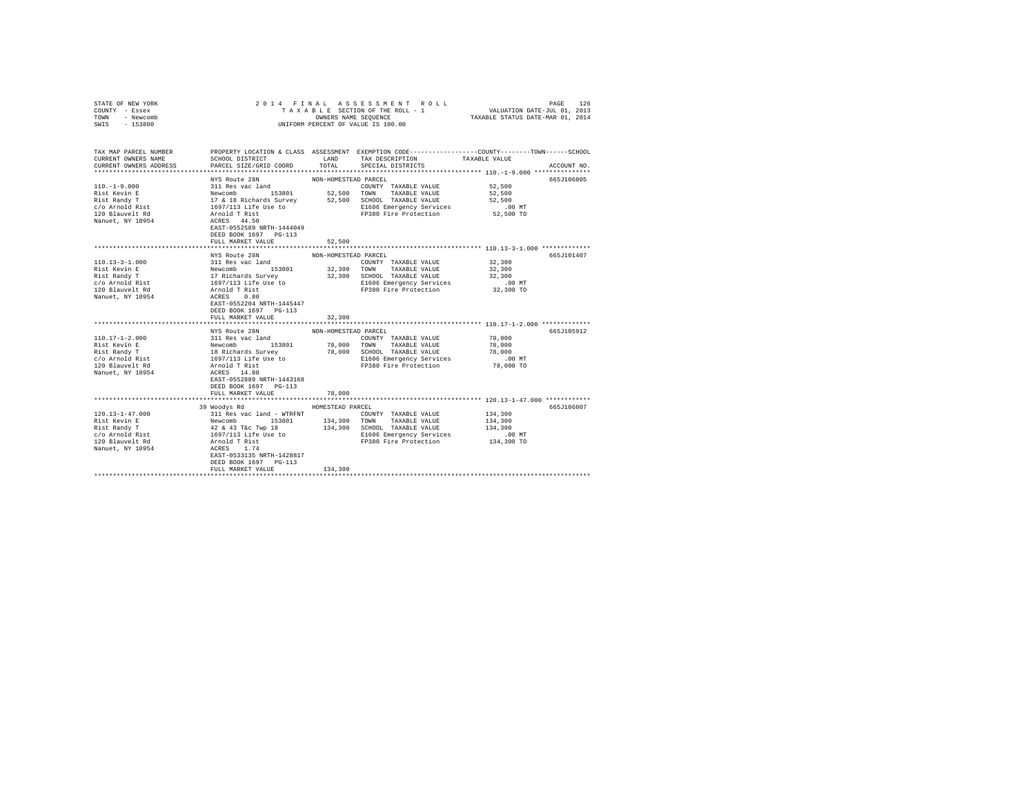STATE OF NEW YORK
COUNTY - Essex
TOWN - Newcomb
SWIS - 153800

2014 FINAL ASSESSMENT ROLL
TAXABLE SECTION OF THE ROLL - 1
OWNERS NAME SEQUENCE
UNIFORM PERCENT OF VALUE IS 100.00

VALUATION DATE-JUL 01, 2013
TAXABLE STATUS DATE-MAR 01, 2014

| TAX MAP PARCEL NUMBER / CURRENT OWNERS NAME / CURRENT OWNERS ADDRESS | PROPERTY LOCATION & CLASS / SCHOOL DISTRICT / PARCEL SIZE/GRID COORD | ASSESSMENT LAND | TOTAL | EXEMPTION CODE / TAX DESCRIPTION / SPECIAL DISTRICTS | TAXABLE VALUE (COUNTY / TOWN / SCHOOL) | ACCOUNT NO. |
|---|---|---|---|---|---|---|
| 110.-1-9.000 | NYS Route 28N | NON-HOMESTEAD PARCEL | | | | 665J106005 |
| Rist Kevin E | 311 Res vac land | | | COUNTY TAXABLE VALUE | 52,500 | |
| Rist Randy T | Newcomb 153801 | 52,500 | | TOWN TAXABLE VALUE | 52,500 | |
| c/o Arnold Rist | 17 & 18 Richards Survey | | 52,500 | SCHOOL TAXABLE VALUE | 52,500 | |
| 120 Blauvelt Rd | 1697/113 Life Use to | | | E1606 Emergency Services | .00 MT | |
| Nanuet, NY 10954 | Arnold T Rist | | | FP380 Fire Protection | 52,500 TO | |
| | ACRES 44.50 | | | | | |
| | EAST-0552589 NRTH-1444049 | | | | | |
| | DEED BOOK 1697 PG-113 | | | | | |
| | FULL MARKET VALUE | | 52,500 | | | |
| 110.13-3-1.000 | NYS Route 28N | NON-HOMESTEAD PARCEL | | | | 665J101407 |
| Rist Kevin E | 311 Res vac land | | | COUNTY TAXABLE VALUE | 32,300 | |
| Rist Randy T | Newcomb 153801 | 32,300 | | TOWN TAXABLE VALUE | 32,300 | |
| c/o Arnold Rist | 17 Richards Survey | | 32,300 | SCHOOL TAXABLE VALUE | 32,300 | |
| 120 Blauvelt Rd | 1697/113 Life Use to | | | E1606 Emergency Services | .00 MT | |
| Nanuet, NY 10954 | Arnold T Rist | | | FP380 Fire Protection | 32,300 TO | |
| | ACRES 0.80 | | | | | |
| | EAST-0552204 NRTH-1445447 | | | | | |
| | DEED BOOK 1697 PG-113 | | | | | |
| | FULL MARKET VALUE | | 32,300 | | | |
| 110.17-1-2.000 | NYS Route 28N | NON-HOMESTEAD PARCEL | | | | 665J105912 |
| Rist Kevin E | 311 Res vac land | | | COUNTY TAXABLE VALUE | 78,000 | |
| Rist Randy T | Newcomb 153801 | 78,000 | | TOWN TAXABLE VALUE | 78,000 | |
| c/o Arnold Rist | 18 Richards Survey | | 78,000 | SCHOOL TAXABLE VALUE | 78,000 | |
| 120 Blauvelt Rd | 1697/113 Life Use to | | | E1606 Emergency Services | .00 MT | |
| Nanuet, NY 10954 | Arnold T Rist | | | FP380 Fire Protection | 78,000 TO | |
| | ACRES 14.80 | | | | | |
| | EAST-0552889 NRTH-1443168 | | | | | |
| | DEED BOOK 1697 PG-113 | | | | | |
| | FULL MARKET VALUE | | 78,000 | | | |
| 120.13-1-47.000 | 39 Woodys Rd | HOMESTEAD PARCEL | | | | 665J106007 |
| Rist Kevin E | 311 Res vac land - WTRFNT | | | COUNTY TAXABLE VALUE | 134,300 | |
| Rist Randy T | Newcomb 153801 | 134,300 | | TOWN TAXABLE VALUE | 134,300 | |
| c/o Arnold Rist | 42 & 43 T&c Twp 18 | | 134,300 | SCHOOL TAXABLE VALUE | 134,300 | |
| 120 Blauvelt Rd | 1697/113 Life Use to | | | E1606 Emergency Services | .00 MT | |
| Nanuet, NY 10954 | Arnold T Rist | | | FP380 Fire Protection | 134,300 TO | |
| | ACRES 1.74 | | | | | |
| | EAST-0533135 NRTH-1428817 | | | | | |
| | DEED BOOK 1697 PG-113 | | | | | |
| | FULL MARKET VALUE | | 134,300 | | | |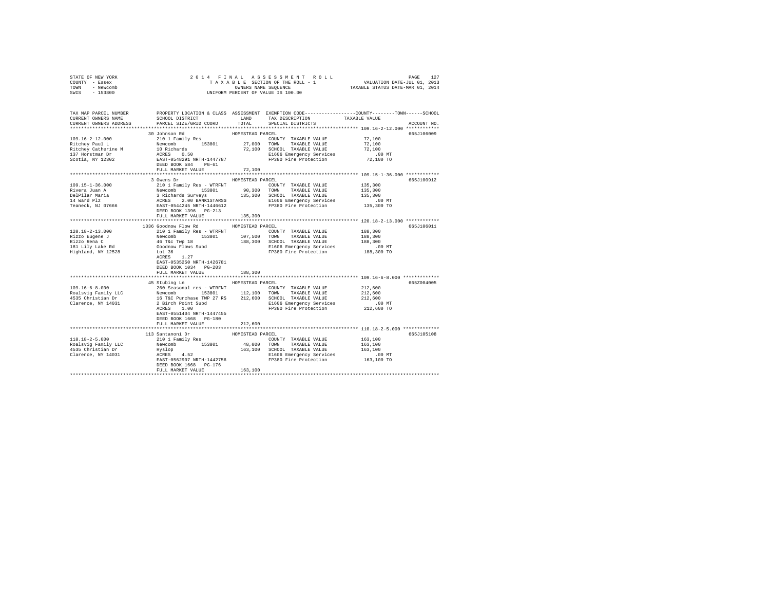STATE OF NEW YORK | 2014 FINAL ASSESSMENT ROLL | VALUATION DATE-JUL 01, 2013
COUNTY - Essex | TAXABLE SECTION OF THE ROLL - 1 | TAXABLE STATUS DATE-MAR 01, 2014
TOWN - Newcomb | OWNERS NAME SEQUENCE
SWIS - 153800 | UNIFORM PERCENT OF VALUE IS 100.00

| TAX MAP PARCEL NUMBER / CURRENT OWNERS NAME / CURRENT OWNERS ADDRESS | PROPERTY LOCATION & CLASS / SCHOOL DISTRICT / PARCEL SIZE/GRID COORD | ASSESSMENT LAND / TOTAL | EXEMPTION CODE / TAX DESCRIPTION / SPECIAL DISTRICTS | TAXABLE VALUE (COUNTY--TOWN--SCHOOL) | ACCOUNT NO. |
|---|---|---|---|---|---|
| 109.16-2-12.000 | 30 Johnson Rd | HOMESTEAD PARCEL | | | 665J106009 |
| 109.16-2-12.000 | 210 1 Family Res | | COUNTY TAXABLE VALUE | 72,100 | |
| Ritchey Paul L | Newcomb 153801 | 27,000 | TOWN TAXABLE VALUE | 72,100 | |
| Ritchey Catherine M | 10 Richards | 72,100 | SCHOOL TAXABLE VALUE | 72,100 | |
| 137 Horstman Dr | ACRES 0.50 | | E1606 Emergency Services | .00 MT | |
| Scotia, NY 12302 | EAST-0548291 NRTH-1447787 | | FP380 Fire Protection | 72,100 TO | |
| | DEED BOOK 584 PG-61 | | | | |
| | FULL MARKET VALUE | 72,100 | | | |
| 109.15-1-36.000 | 3 Owens Dr | HOMESTEAD PARCEL | | | 665J100912 |
| 109.15-1-36.000 | 210 1 Family Res - WTRFNT | | COUNTY TAXABLE VALUE | 135,300 | |
| Rivera Juan A | Newcomb 153801 | 90,300 | TOWN TAXABLE VALUE | 135,300 | |
| DelPilar Maria | 3 Richards Surveys | 135,300 | SCHOOL TAXABLE VALUE | 135,300 | |
| 14 Ward Plz | ACRES 2.00 BANK1STARSG | | E1606 Emergency Services | .00 MT | |
| Teaneck, NJ 07666 | EAST-0544245 NRTH-1446612 | | FP380 Fire Protection | 135,300 TO | |
| | DEED BOOK 1396 PG-213 | | | | |
| | FULL MARKET VALUE | 135,300 | | | |
| 120.18-2-13.000 | 1336 Goodnow Flow Rd | HOMESTEAD PARCEL | | | 665J106011 |
| 120.18-2-13.000 | 210 1 Family Res - WTRFNT | | COUNTY TAXABLE VALUE | 188,300 | |
| Rizzo Eugene J | Newcomb 153801 | 107,500 | TOWN TAXABLE VALUE | 188,300 | |
| Rizzo Rena C | 46 T&c Twp 18 | 188,300 | SCHOOL TAXABLE VALUE | 188,300 | |
| 181 Lily Lake Rd | Goodnow Flows Subd | | E1606 Emergency Services | .00 MT | |
| Highland, NY 12528 | Lot 36 | | FP380 Fire Protection | 188,300 TO | |
| | ACRES 1.27 | | | | |
| | EAST-0535250 NRTH-1426781 | | | | |
| | DEED BOOK 1034 PG-203 | | | | |
| | FULL MARKET VALUE | 188,300 | | | |
| 109.16-6-8.000 | 45 Stubing Ln | HOMESTEAD PARCEL | | | 665Z004005 |
| 109.16-6-8.000 | 260 Seasonal res - WTRFNT | | COUNTY TAXABLE VALUE | 212,600 | |
| Roalsvig Family LLC | Newcomb 153801 | 112,100 | TOWN TAXABLE VALUE | 212,600 | |
| 4535 Christian Dr | 16 T&C Purchase TWP 27 RS | 212,600 | SCHOOL TAXABLE VALUE | 212,600 | |
| Clarence, NY 14031 | 2 Birch Point Subd | | E1606 Emergency Services | .00 MT | |
| | ACRES 1.00 | | FP380 Fire Protection | 212,600 TO | |
| | EAST-0551404 NRTH-1447455 | | | | |
| | DEED BOOK 1668 PG-180 | | | | |
| | FULL MARKET VALUE | 212,600 | | | |
| 110.18-2-5.000 | 113 Santanoni Dr | HOMESTEAD PARCEL | | | 665J105108 |
| 110.18-2-5.000 | 210 1 Family Res | | COUNTY TAXABLE VALUE | 163,100 | |
| Roalsvig Family LLC | Newcomb 153801 | 48,000 | TOWN TAXABLE VALUE | 163,100 | |
| 4535 Christian Dr | Hyslop | 163,100 | SCHOOL TAXABLE VALUE | 163,100 | |
| Clarence, NY 14031 | ACRES 4.52 | | E1606 Emergency Services | .00 MT | |
| | EAST-0562907 NRTH-1442756 | | FP380 Fire Protection | 163,100 TO | |
| | DEED BOOK 1668 PG-176 | | | | |
| | FULL MARKET VALUE | 163,100 | | | |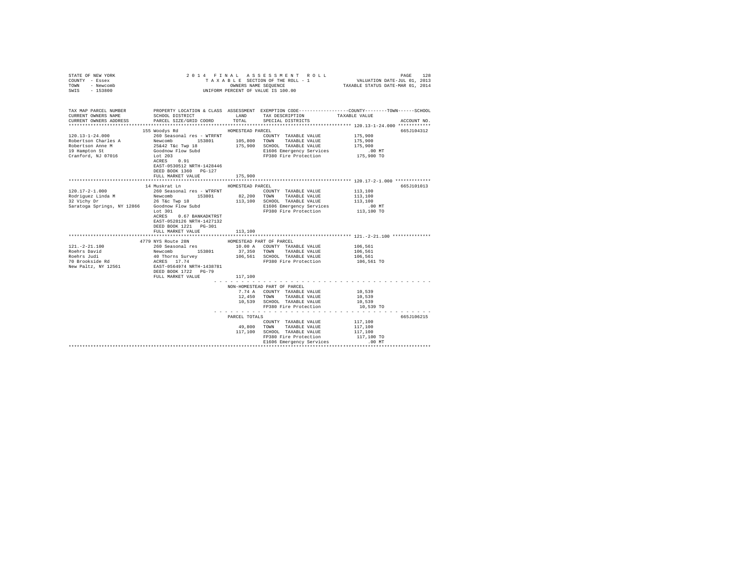STATE OF NEW YORK
COUNTY - Essex
TOWN - Newcomb
SWIS - 153800

2014 FINAL ASSESSMENT ROLL
TAXABLE SECTION OF THE ROLL - 1
OWNERS NAME SEQUENCE
UNIFORM PERCENT OF VALUE IS 100.00

VALUATION DATE-JUL 01, 2013
TAXABLE STATUS DATE-MAR 01, 2014

```
TAX MAP PARCEL NUMBER     PROPERTY LOCATION & CLASS  ASSESSMENT  EXEMPTION CODE-----------------COUNTY--------TOWN------SCHOOL
CURRENT OWNERS NAME       SCHOOL DISTRICT              LAND      TAX DESCRIPTION            TAXABLE VALUE
CURRENT OWNERS ADDRESS    PARCEL SIZE/GRID COORD       TOTAL     SPECIAL DISTRICTS                                      ACCOUNT NO.
****************************************************************************************************** 120.13-1-24.000 ************
                          155 Woodys Rd               HOMESTEAD PARCEL                                                  665J104312
120.13-1-24.000           260 Seasonal res - WTRFNT             COUNTY  TAXABLE VALUE          175,900
Robertson Charles A       Newcomb       153801       105,800    TOWN    TAXABLE VALUE          175,900
Robertson Anne M          25&42 T&c Twp 18           175,900    SCHOOL  TAXABLE VALUE          175,900
19 Hampton St             Goodnow Flow Subd                     E1606 Emergency Services          .00 MT
Cranford, NJ 07016        Lot 203                               FP380 Fire Protection          175,900 TO
                          ACRES    0.91
                          EAST-0530512 NRTH-1428446
                          DEED BOOK 1360   PG-127
                          FULL MARKET VALUE          175,900
****************************************************************************************************** 120.17-2-1.000 *************
                          14 Muskrat Ln               HOMESTEAD PARCEL                                                  665J101013
120.17-2-1.000            260 Seasonal res - WTRFNT             COUNTY  TAXABLE VALUE          113,100
Rodriguez Linda M         Newcomb       153801        82,200    TOWN    TAXABLE VALUE          113,100
32 Vichy Dr               26 T&c Twp 18              113,100    SCHOOL  TAXABLE VALUE          113,100
Saratoga Springs, NY 12866 Goodnow Flow Subd                    E1606 Emergency Services          .00 MT
                          Lot 301                               FP380 Fire Protection          113,100 TO
                          ACRES    0.67 BANKADKTRST
                          EAST-0528126 NRTH-1427132
                          DEED BOOK 1221   PG-301
                          FULL MARKET VALUE          113,100
****************************************************************************************************** 121.-2-21.100 **************
                          4779 NYS Route 28N          HOMESTEAD PART OF PARCEL
121.-2-21.100             260 Seasonal res           10.00 A    COUNTY  TAXABLE VALUE          106,561
Roehrs David              Newcomb       153801        37,350    TOWN    TAXABLE VALUE          106,561
Roehrs Judi               40 Thorns Survey           106,561    SCHOOL  TAXABLE VALUE          106,561
70 Brookside Rd           ACRES   17.74                         FP380 Fire Protection          106,561 TO
New Paltz, NY 12561       EAST-0564974 NRTH-1438781
                          DEED BOOK 1722   PG-79
                          FULL MARKET VALUE          117,100
                                                     - - - - - - - - - - - - - - - - - - - - - - - - - - - - - - - - - - - - - -
                                                     NON-HOMESTEAD PART OF PARCEL
                                                      7.74 A    COUNTY  TAXABLE VALUE           10,539
                                                     12,450     TOWN    TAXABLE VALUE           10,539
                                                     10,539     SCHOOL  TAXABLE VALUE           10,539
                                                                FP380 Fire Protection           10,539 TO
                                                     - - - - - - - - - - - - - - - - - - - - - - - - - - - - - - - - - - - - - -
                                                     PARCEL TOTALS                                              665J106215
                                                                COUNTY  TAXABLE VALUE          117,100
                                                     49,800     TOWN    TAXABLE VALUE          117,100
                                                    117,100     SCHOOL  TAXABLE VALUE          117,100
                                                                FP380 Fire Protection          117,100 TO
                                                                E1606 Emergency Services          .00 MT
************************************************************************************************************************************
```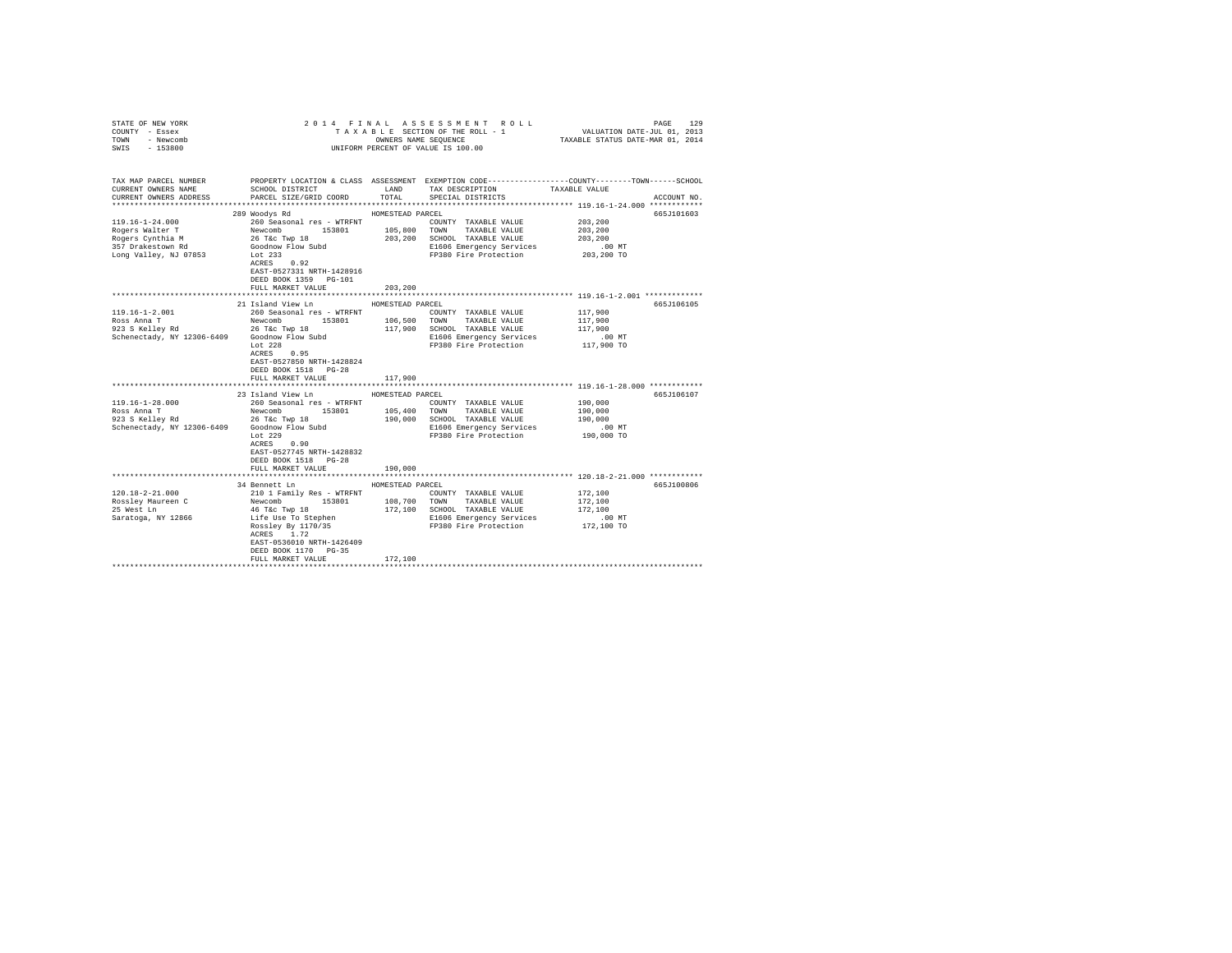STATE OF NEW YORK
COUNTY - Essex
TOWN - Newcomb
SWIS - 153800

2014 FINAL ASSESSMENT ROLL
TAXABLE SECTION OF THE ROLL - 1
OWNERS NAME SEQUENCE
UNIFORM PERCENT OF VALUE IS 100.00

VALUATION DATE-JUL 01, 2013
TAXABLE STATUS DATE-MAR 01, 2014

| TAX MAP PARCEL NUMBER / CURRENT OWNERS NAME / CURRENT OWNERS ADDRESS | PROPERTY LOCATION & CLASS / SCHOOL DISTRICT / PARCEL SIZE/GRID COORD | ASSESSMENT LAND / TOTAL | EXEMPTION CODE / TAX DESCRIPTION / SPECIAL DISTRICTS | TAXABLE VALUE (COUNTY / TOWN / SCHOOL) | ACCOUNT NO. |
|---|---|---|---|---|---|
| 119.16-1-24.000 | 289 Woodys Rd | HOMESTEAD PARCEL | | | 665J101603 |
| Rogers Walter T | 260 Seasonal res - WTRFNT | | COUNTY TAXABLE VALUE | 203,200 | |
| Rogers Cynthia M | Newcomb 153801 | 105,800 | TOWN TAXABLE VALUE | 203,200 | |
| 357 Drakestown Rd | 26 T&c Twp 18 | 203,200 | SCHOOL TAXABLE VALUE | 203,200 | |
| Long Valley, NJ 07853 | Goodnow Flow Subd | | E1606 Emergency Services | .00 MT | |
| | Lot 233 | | FP380 Fire Protection | 203,200 TO | |
| | ACRES 0.92 | | | | |
| | EAST-0527331 NRTH-1428916 | | | | |
| | DEED BOOK 1359 PG-101 | | | | |
| | FULL MARKET VALUE | 203,200 | | | |
| 119.16-1-2.001 | 21 Island View Ln | HOMESTEAD PARCEL | | | 665J106105 |
| Ross Anna T | 260 Seasonal res - WTRFNT | | COUNTY TAXABLE VALUE | 117,900 | |
| 923 S Kelley Rd | Newcomb 153801 | 106,500 | TOWN TAXABLE VALUE | 117,900 | |
| Schenectady, NY 12306-6409 | 26 T&c Twp 18 | 117,900 | SCHOOL TAXABLE VALUE | 117,900 | |
| | Goodnow Flow Subd | | E1606 Emergency Services | .00 MT | |
| | Lot 228 | | FP380 Fire Protection | 117,900 TO | |
| | ACRES 0.95 | | | | |
| | EAST-0527850 NRTH-1428824 | | | | |
| | DEED BOOK 1518 PG-28 | | | | |
| | FULL MARKET VALUE | 117,900 | | | |
| 119.16-1-28.000 | 23 Island View Ln | HOMESTEAD PARCEL | | | 665J106107 |
| Ross Anna T | 260 Seasonal res - WTRFNT | | COUNTY TAXABLE VALUE | 190,000 | |
| 923 S Kelley Rd | Newcomb 153801 | 105,400 | TOWN TAXABLE VALUE | 190,000 | |
| Schenectady, NY 12306-6409 | 26 T&c Twp 18 | 190,000 | SCHOOL TAXABLE VALUE | 190,000 | |
| | Goodnow Flow Subd | | E1606 Emergency Services | .00 MT | |
| | Lot 229 | | FP380 Fire Protection | 190,000 TO | |
| | ACRES 0.90 | | | | |
| | EAST-0527745 NRTH-1428832 | | | | |
| | DEED BOOK 1518 PG-28 | | | | |
| | FULL MARKET VALUE | 190,000 | | | |
| 120.18-2-21.000 | 34 Bennett Ln | HOMESTEAD PARCEL | | | 665J100806 |
| Rossley Maureen C | 210 1 Family Res - WTRFNT | | COUNTY TAXABLE VALUE | 172,100 | |
| 25 West Ln | Newcomb 153801 | 108,700 | TOWN TAXABLE VALUE | 172,100 | |
| Saratoga, NY 12866 | 46 T&c Twp 18 | 172,100 | SCHOOL TAXABLE VALUE | 172,100 | |
| | Life Use To Stephen | | E1606 Emergency Services | .00 MT | |
| | Rossley By 1170/35 | | FP380 Fire Protection | 172,100 TO | |
| | ACRES 1.72 | | | | |
| | EAST-0536010 NRTH-1426409 | | | | |
| | DEED BOOK 1170 PG-35 | | | | |
| | FULL MARKET VALUE | 172,100 | | | |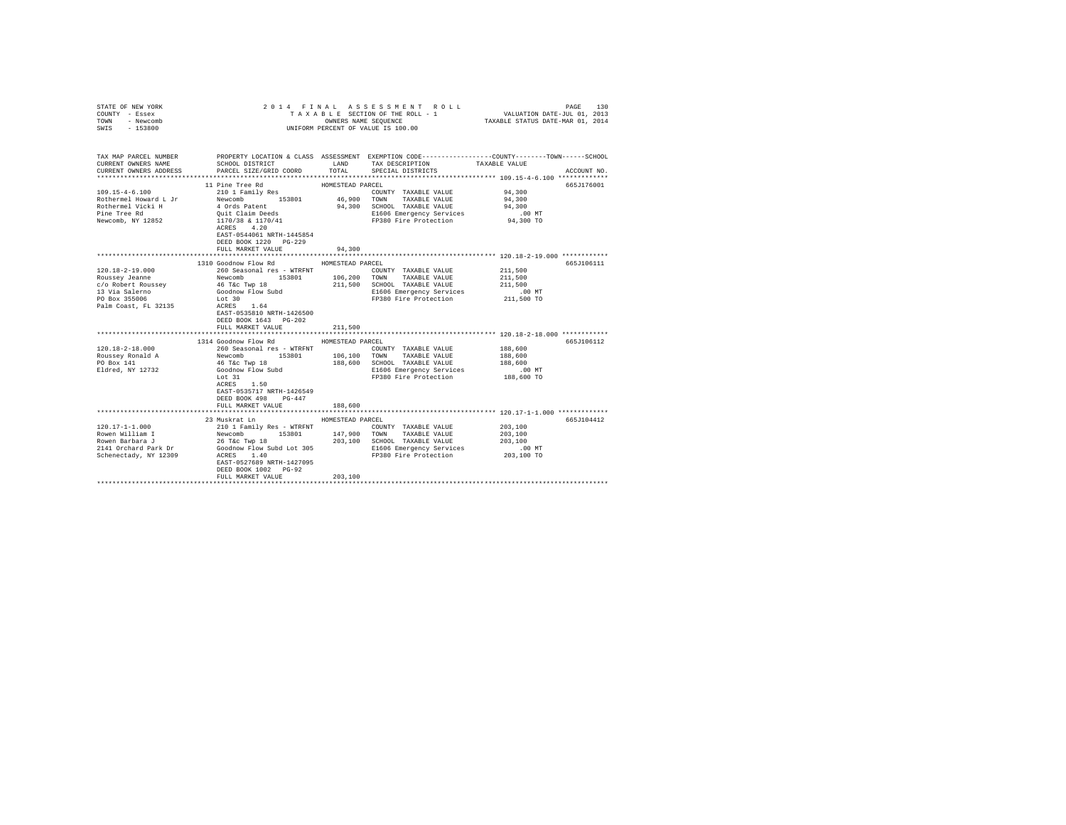STATE OF NEW YORK
COUNTY - Essex
TOWN - Newcomb
SWIS - 153800

2014 FINAL ASSESSMENT ROLL
TAXABLE SECTION OF THE ROLL - 1
OWNERS NAME SEQUENCE
UNIFORM PERCENT OF VALUE IS 100.00

VALUATION DATE-JUL 01, 2013
TAXABLE STATUS DATE-MAR 01, 2014

| TAX MAP PARCEL NUMBER / CURRENT OWNERS NAME / CURRENT OWNERS ADDRESS | PROPERTY LOCATION & CLASS / SCHOOL DISTRICT / PARCEL SIZE/GRID COORD | ASSESSMENT LAND / TOTAL | EXEMPTION CODE / TAX DESCRIPTION / SPECIAL DISTRICTS | COUNTY / TOWN / SCHOOL TAXABLE VALUE | ACCOUNT NO. |
|---|---|---|---|---|---|
| **109.15-4-6.100** | 11 Pine Tree Rd | HOMESTEAD PARCEL | | | 665J176001 |
| 109.15-4-6.100 | 210 1 Family Res | | COUNTY TAXABLE VALUE | 94,300 | |
| Rothermel Howard L Jr | Newcomb 153801 | 46,900 | TOWN TAXABLE VALUE | 94,300 | |
| Rothermel Vicki H | 4 Ords Patent | 94,300 | SCHOOL TAXABLE VALUE | 94,300 | |
| Pine Tree Rd | Quit Claim Deeds | | E1606 Emergency Services | .00 MT | |
| Newcomb, NY 12852 | 1170/38 & 1170/41 | | FP380 Fire Protection | 94,300 TO | |
| | ACRES 4.20 | | | | |
| | EAST-0544061 NRTH-1445854 | | | | |
| | DEED BOOK 1220 PG-229 | | | | |
| | FULL MARKET VALUE | 94,300 | | | |
| **120.18-2-19.000** | 1310 Goodnow Flow Rd | HOMESTEAD PARCEL | | | 665J106111 |
| 120.18-2-19.000 | 260 Seasonal res - WTRFNT | | COUNTY TAXABLE VALUE | 211,500 | |
| Roussey Jeanne | Newcomb 153801 | 106,200 | TOWN TAXABLE VALUE | 211,500 | |
| c/o Robert Roussey | 46 T&c Twp 18 | 211,500 | SCHOOL TAXABLE VALUE | 211,500 | |
| 13 Via Salerno | Goodnow Flow Subd | | E1606 Emergency Services | .00 MT | |
| PO Box 355006 | Lot 30 | | FP380 Fire Protection | 211,500 TO | |
| Palm Coast, FL 32135 | ACRES 1.64 | | | | |
| | EAST-0535810 NRTH-1426500 | | | | |
| | DEED BOOK 1643 PG-202 | | | | |
| | FULL MARKET VALUE | 211,500 | | | |
| **120.18-2-18.000** | 1314 Goodnow Flow Rd | HOMESTEAD PARCEL | | | 665J106112 |
| 120.18-2-18.000 | 260 Seasonal res - WTRFNT | | COUNTY TAXABLE VALUE | 188,600 | |
| Roussey Ronald A | Newcomb 153801 | 106,100 | TOWN TAXABLE VALUE | 188,600 | |
| PO Box 141 | 46 T&c Twp 18 | 188,600 | SCHOOL TAXABLE VALUE | 188,600 | |
| Eldred, NY 12732 | Goodnow Flow Subd | | E1606 Emergency Services | .00 MT | |
| | Lot 31 | | FP380 Fire Protection | 188,600 TO | |
| | ACRES 1.50 | | | | |
| | EAST-0535717 NRTH-1426549 | | | | |
| | DEED BOOK 498 PG-447 | | | | |
| | FULL MARKET VALUE | 188,600 | | | |
| **120.17-1-1.000** | 23 Muskrat Ln | HOMESTEAD PARCEL | | | 665J104412 |
| 120.17-1-1.000 | 210 1 Family Res - WTRFNT | | COUNTY TAXABLE VALUE | 203,100 | |
| Rowen William I | Newcomb 153801 | 147,900 | TOWN TAXABLE VALUE | 203,100 | |
| Rowen Barbara J | 26 T&c Twp 18 | 203,100 | SCHOOL TAXABLE VALUE | 203,100 | |
| 2141 Orchard Park Dr | Goodnow Flow Subd Lot 305 | | E1606 Emergency Services | .00 MT | |
| Schenectady, NY 12309 | ACRES 1.40 | | FP380 Fire Protection | 203,100 TO | |
| | EAST-0527689 NRTH-1427095 | | | | |
| | DEED BOOK 1002 PG-92 | | | | |
| | FULL MARKET VALUE | 203,100 | | | |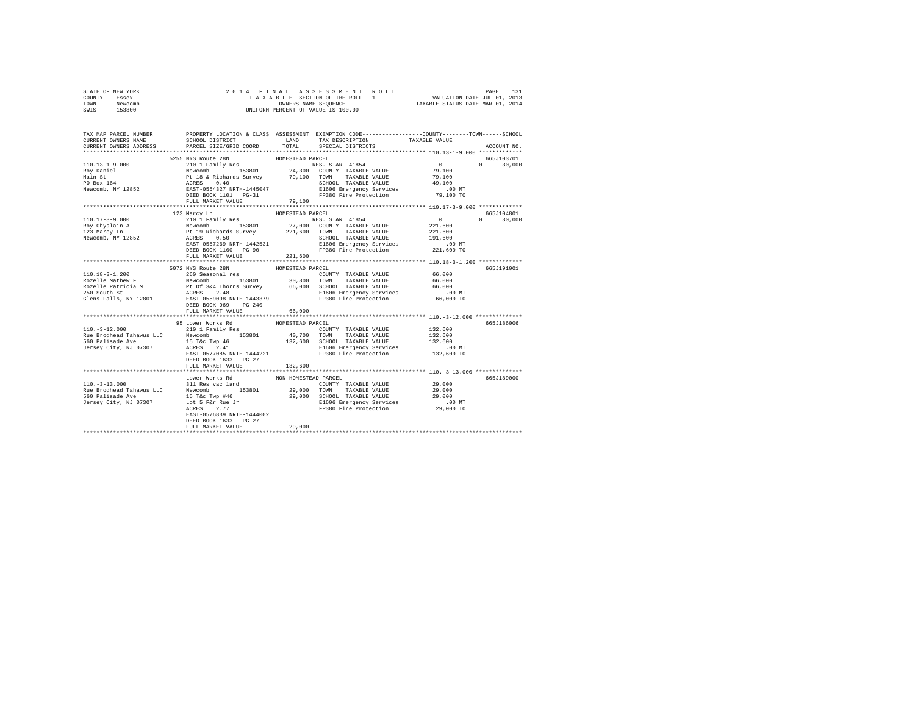STATE OF NEW YORK  
COUNTY - Essex  
TOWN - Newcomb  
SWIS - 153800

2014 FINAL ASSESSMENT ROLL  
TAXABLE SECTION OF THE ROLL - 1  
OWNERS NAME SEQUENCE  
UNIFORM PERCENT OF VALUE IS 100.00

VALUATION DATE-JUL 01, 2013  
TAXABLE STATUS DATE-MAR 01, 2014

```
TAX MAP PARCEL NUMBER          PROPERTY LOCATION & CLASS  ASSESSMENT  EXEMPTION CODE-----------------COUNTY--------TOWN------SCHOOL
CURRENT OWNERS NAME            SCHOOL DISTRICT               LAND      TAX DESCRIPTION            TAXABLE VALUE
CURRENT OWNERS ADDRESS         PARCEL SIZE/GRID COORD        TOTAL     SPECIAL DISTRICTS                                    ACCOUNT NO.
************************************************************************************************* 110.13-1-9.000 *************
                       5255 NYS Route 28N               HOMESTEAD PARCEL                                                   665J103701
110.13-1-9.000         210 1 Family Res                        RES. STAR 41854              0              0     30,000
Roy Daniel             Newcomb        153801        24,300   COUNTY  TAXABLE VALUE          79,100
Main St                Pt 18 & Richards Survey      79,100   TOWN    TAXABLE VALUE          79,100
PO Box 164             ACRES    0.40                         SCHOOL  TAXABLE VALUE          49,100
Newcomb, NY 12852      EAST-0554327 NRTH-1445047             E1606 Emergency Services          .00 MT
                       DEED BOOK 1101   PG-31                FP380 Fire Protection          79,100 TO
                       FULL MARKET VALUE            79,100
************************************************************************************************* 110.17-3-9.000 *************
                       123 Marcy Ln                     HOMESTEAD PARCEL                                                   665J104801
110.17-3-9.000         210 1 Family Res                        RES. STAR 41854              0              0     30,000
Roy Ghyslain A         Newcomb        153801        27,000   COUNTY  TAXABLE VALUE         221,600
123 Marcy Ln           Pt 19 Richards Survey       221,600   TOWN    TAXABLE VALUE         221,600
Newcomb, NY 12852      ACRES    0.50                         SCHOOL  TAXABLE VALUE         191,600
                       EAST-0557269 NRTH-1442531             E1606 Emergency Services          .00 MT
                       DEED BOOK 1160   PG-90                FP380 Fire Protection         221,600 TO
                       FULL MARKET VALUE           221,600
************************************************************************************************* 110.18-3-1.200 *************
                       5072 NYS Route 28N               HOMESTEAD PARCEL                                                   665J191001
110.18-3-1.200         260 Seasonal res                        COUNTY  TAXABLE VALUE          66,000
Rozelle Mathew F       Newcomb        153801        30,800   TOWN    TAXABLE VALUE          66,000
Rozelle Patricia M     Pt Of 3&4 Thorns Survey      66,000   SCHOOL  TAXABLE VALUE          66,000
250 South St           ACRES    2.40                         E1606 Emergency Services          .00 MT
Glens Falls, NY 12801  EAST-0559098 NRTH-1443379             FP380 Fire Protection          66,000 TO
                       DEED BOOK 969    PG-240
                       FULL MARKET VALUE            66,000
************************************************************************************************* 110.-3-12.000 **************
                       95 Lower Works Rd                HOMESTEAD PARCEL                                                   665J186006
110.-3-12.000          210 1 Family Res                        COUNTY  TAXABLE VALUE         132,600
Rue Brodhead Tahawus LLC  Newcomb     153801        40,700   TOWN    TAXABLE VALUE         132,600
560 Palisade Ave       15 T&c Twp 46               132,600   SCHOOL  TAXABLE VALUE         132,600
Jersey City, NJ 07307  ACRES    2.41                         E1606 Emergency Services          .00 MT
                       EAST-0577085 NRTH-1444221             FP380 Fire Protection         132,600 TO
                       DEED BOOK 1633   PG-27
                       FULL MARKET VALUE           132,600
************************************************************************************************* 110.-3-13.000 **************
                       Lower Works Rd                   NON-HOMESTEAD PARCEL                                               665J189000
110.-3-13.000          311 Res vac land                        COUNTY  TAXABLE VALUE          29,000
Rue Brodhead Tahawus LLC  Newcomb     153801        29,000   TOWN    TAXABLE VALUE          29,000
560 Palisade Ave       15 T&c Twp #46               29,000   SCHOOL  TAXABLE VALUE          29,000
Jersey City, NJ 07307  Lot 5 F&r Rue Jr                      E1606 Emergency Services          .00 MT
                       ACRES    2.77                         FP380 Fire Protection          29,000 TO
                       EAST-0576839 NRTH-1444002
                       DEED BOOK 1633   PG-27
                       FULL MARKET VALUE            29,000
******************************************************************************************************************************
```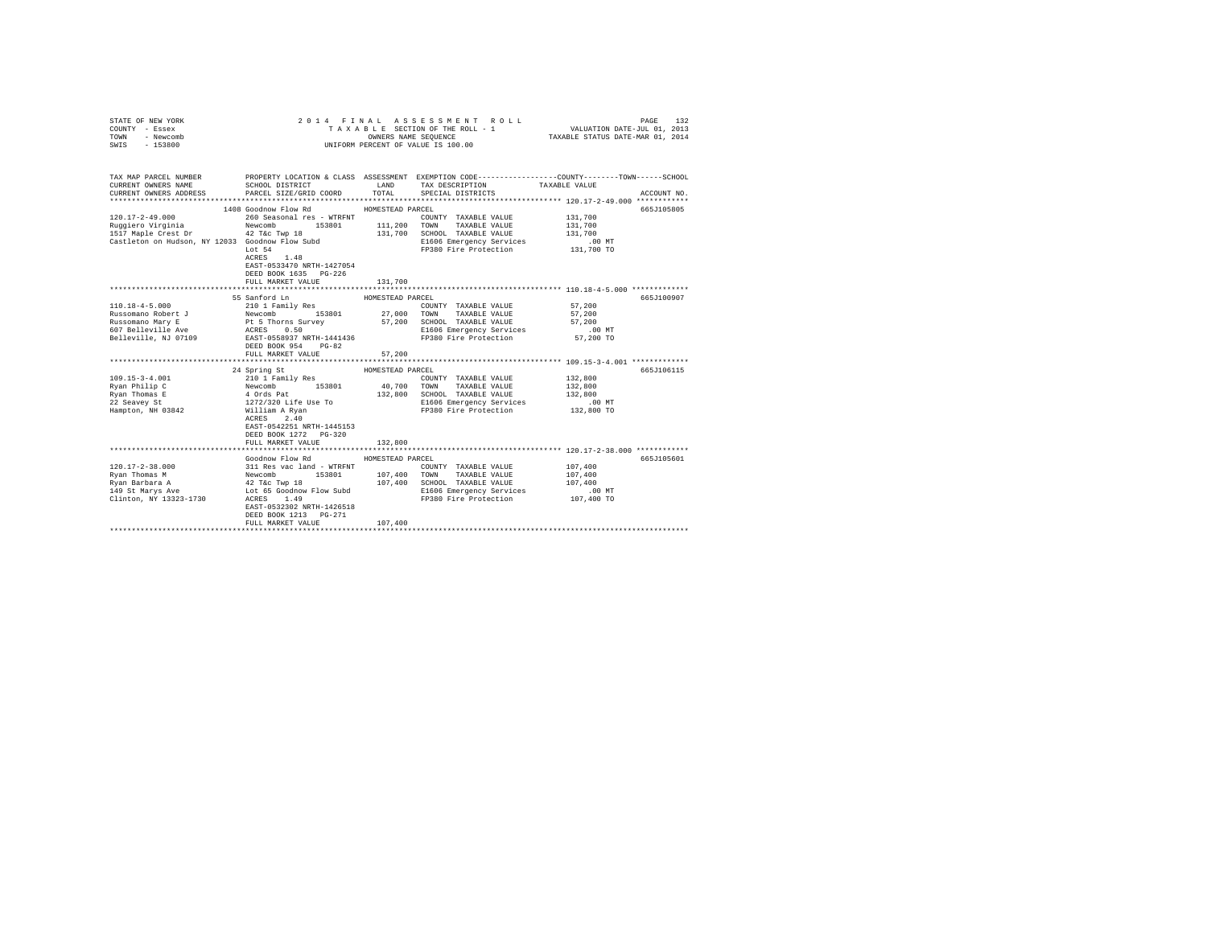STATE OF NEW YORK
COUNTY - Essex
TOWN - Newcomb
SWIS - 153800

2014 FINAL ASSESSMENT ROLL
TAXABLE SECTION OF THE ROLL - 1
OWNERS NAME SEQUENCE
UNIFORM PERCENT OF VALUE IS 100.00

VALUATION DATE-JUL 01, 2013
TAXABLE STATUS DATE-MAR 01, 2014

| TAX MAP PARCEL NUMBER / CURRENT OWNERS NAME / CURRENT OWNERS ADDRESS | PROPERTY LOCATION & CLASS / SCHOOL DISTRICT / PARCEL SIZE/GRID COORD | ASSESSMENT LAND | TOTAL | EXEMPTION CODE / TAX DESCRIPTION / SPECIAL DISTRICTS | TAXABLE VALUE (COUNTY / TOWN / SCHOOL) | ACCOUNT NO. |
|---|---|---|---|---|---|---|
| 120.17-2-49.000 | 1408 Goodnow Flow Rd | | | HOMESTEAD PARCEL | | 665J105805 |
| Ruggiero Virginia | 260 Seasonal res - WTRFNT | | | COUNTY TAXABLE VALUE | 131,700 | |
| 1517 Maple Crest Dr | Newcomb 153801 | 111,200 | | TOWN TAXABLE VALUE | 131,700 | |
| Castleton on Hudson, NY 12033 | 42 T&c Twp 18 | | 131,700 | SCHOOL TAXABLE VALUE | 131,700 | |
| | Goodnow Flow Subd | | | E1606 Emergency Services | .00 MT | |
| | Lot 54 | | | FP380 Fire Protection | 131,700 TO | |
| | ACRES 1.48 | | | | | |
| | EAST-0533470 NRTH-1427054 | | | | | |
| | DEED BOOK 1635 PG-226 | | | | | |
| | FULL MARKET VALUE | | 131,700 | | | |
| 110.18-4-5.000 | 55 Sanford Ln | | | HOMESTEAD PARCEL | | 665J100907 |
| Russomano Robert J | 210 1 Family Res | | | COUNTY TAXABLE VALUE | 57,200 | |
| Russomano Mary E | Newcomb 153801 | 27,000 | | TOWN TAXABLE VALUE | 57,200 | |
| 607 Belleville Ave | Pt 5 Thorns Survey | | 57,200 | SCHOOL TAXABLE VALUE | 57,200 | |
| Belleville, NJ 07109 | ACRES 0.50 | | | E1606 Emergency Services | .00 MT | |
| | EAST-0558937 NRTH-1441436 | | | FP380 Fire Protection | 57,200 TO | |
| | DEED BOOK 954 PG-82 | | | | | |
| | FULL MARKET VALUE | | 57,200 | | | |
| 109.15-3-4.001 | 24 Spring St | | | HOMESTEAD PARCEL | | 665J106115 |
| Ryan Philip C | 210 1 Family Res | | | COUNTY TAXABLE VALUE | 132,800 | |
| Ryan Thomas E | Newcomb 153801 | 40,700 | | TOWN TAXABLE VALUE | 132,800 | |
| 22 Seavey St | 4 Ords Pat | | 132,800 | SCHOOL TAXABLE VALUE | 132,800 | |
| Hampton, NH 03842 | 1272/320 Life Use To | | | E1606 Emergency Services | .00 MT | |
| | William A Ryan | | | FP380 Fire Protection | 132,800 TO | |
| | ACRES 2.40 | | | | | |
| | EAST-0542251 NRTH-1445153 | | | | | |
| | DEED BOOK 1272 PG-320 | | | | | |
| | FULL MARKET VALUE | | 132,800 | | | |
| 120.17-2-38.000 | Goodnow Flow Rd | | | HOMESTEAD PARCEL | | 665J105601 |
| Ryan Thomas M | 311 Res vac land - WTRFNT | | | COUNTY TAXABLE VALUE | 107,400 | |
| Ryan Barbara A | Newcomb 153801 | 107,400 | | TOWN TAXABLE VALUE | 107,400 | |
| 149 St Marys Ave | 42 T&c Twp 18 | | 107,400 | SCHOOL TAXABLE VALUE | 107,400 | |
| Clinton, NY 13323-1730 | Lot 65 Goodnow Flow Subd | | | E1606 Emergency Services | .00 MT | |
| | ACRES 1.49 | | | FP380 Fire Protection | 107,400 TO | |
| | EAST-0532302 NRTH-1426518 | | | | | |
| | DEED BOOK 1213 PG-271 | | | | | |
| | FULL MARKET VALUE | | 107,400 | | | |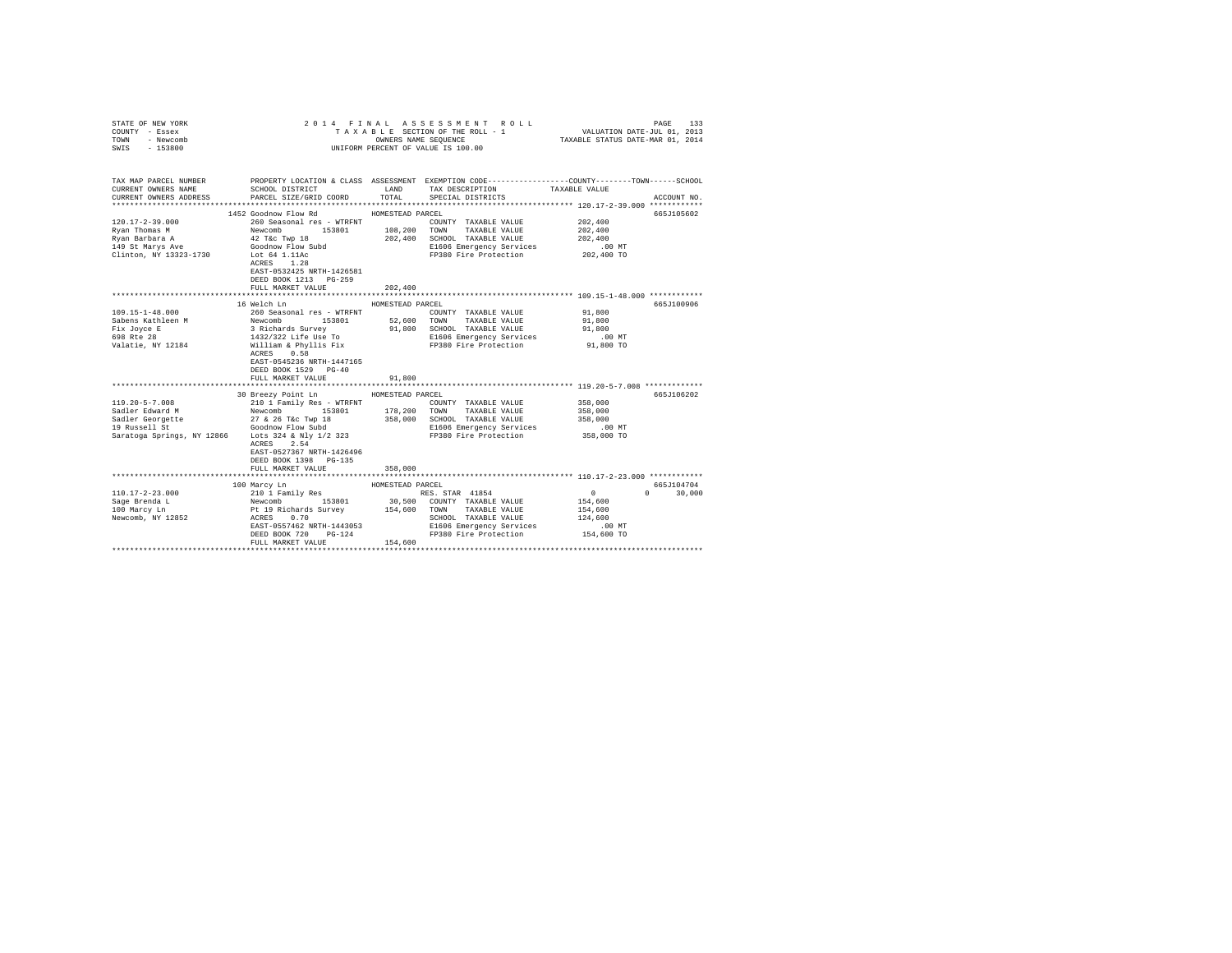STATE OF NEW YORK
COUNTY - Essex
TOWN - Newcomb
SWIS - 153800

2014 FINAL ASSESSMENT ROLL
TAXABLE SECTION OF THE ROLL - 1
OWNERS NAME SEQUENCE
UNIFORM PERCENT OF VALUE IS 100.00

VALUATION DATE-JUL 01, 2013
TAXABLE STATUS DATE-MAR 01, 2014

```
TAX MAP PARCEL NUMBER          PROPERTY LOCATION & CLASS  ASSESSMENT  EXEMPTION CODE-----------------COUNTY--------TOWN------SCHOOL
CURRENT OWNERS NAME            SCHOOL DISTRICT            LAND        TAX DESCRIPTION            TAXABLE VALUE
CURRENT OWNERS ADDRESS         PARCEL SIZE/GRID COORD     TOTAL       SPECIAL DISTRICTS                                      ACCOUNT NO.
*********************************************************************************************** 120.17-2-39.000 ************
                          1452 Goodnow Flow Rd         HOMESTEAD PARCEL                                                      665J105602
120.17-2-39.000                260 Seasonal res - WTRFNT              COUNTY  TAXABLE VALUE          202,400
Ryan Thomas M                  Newcomb      153801       108,200     TOWN    TAXABLE VALUE          202,400
Ryan Barbara A                 42 T&c Twp 18              202,400     SCHOOL  TAXABLE VALUE          202,400
149 St Marys Ave               Goodnow Flow Subd                      E1606 Emergency Services          .00 MT
Clinton, NY 13323-1730         Lot 64 1.11Ac                          FP380 Fire Protection         202,400 TO
                               ACRES    1.28
                               EAST-0532425 NRTH-1426581
                               DEED BOOK 1213   PG-259
                               FULL MARKET VALUE          202,400
*********************************************************************************************** 109.15-1-48.000 ************
                          16 Welch Ln                  HOMESTEAD PARCEL                                                      665J100906
109.15-1-48.000                260 Seasonal res - WTRFNT              COUNTY  TAXABLE VALUE           91,800
Sabens Kathleen M              Newcomb      153801        52,600     TOWN    TAXABLE VALUE           91,800
Fix Joyce E                    3 Richards Survey           91,800     SCHOOL  TAXABLE VALUE           91,800
698 Rte 28                     1432/322 Life Use To                   E1606 Emergency Services          .00 MT
Valatie, NY 12184              William & Phyllis Fix                  FP380 Fire Protection          91,800 TO
                               ACRES    0.58
                               EAST-0545236 NRTH-1447165
                               DEED BOOK 1529   PG-40
                               FULL MARKET VALUE           91,800
*********************************************************************************************** 119.20-5-7.008 *************
                          30 Breezy Point Ln           HOMESTEAD PARCEL                                                      665J106202
119.20-5-7.008                 210 1 Family Res - WTRFNT              COUNTY  TAXABLE VALUE          358,000
Sadler Edward M                Newcomb      153801       178,200     TOWN    TAXABLE VALUE          358,000
Sadler Georgette               27 & 26 T&c Twp 18         358,000     SCHOOL  TAXABLE VALUE          358,000
19 Russell St                  Goodnow Flow Subd                      E1606 Emergency Services          .00 MT
Saratoga Springs, NY 12866     Lots 324 & Nly 1/2 323                 FP380 Fire Protection         358,000 TO
                               ACRES    2.54
                               EAST-0527367 NRTH-1426496
                               DEED BOOK 1398   PG-135
                               FULL MARKET VALUE          358,000
*********************************************************************************************** 110.17-2-23.000 ************
                          100 Marcy Ln                 HOMESTEAD PARCEL                                                      665J104704
110.17-2-23.000                210 1 Family Res                       RES. STAR 41854                   0          0      30,000
Sage Brenda L                  Newcomb      153801        30,500     COUNTY  TAXABLE VALUE          154,600
100 Marcy Ln                   Pt 19 Richards Survey      154,600     TOWN    TAXABLE VALUE          154,600
Newcomb, NY 12852              ACRES    0.70                          SCHOOL  TAXABLE VALUE          124,600
                               EAST-0557462 NRTH-1443053              E1606 Emergency Services          .00 MT
                               DEED BOOK 720    PG-124                FP380 Fire Protection         154,600 TO
                               FULL MARKET VALUE          154,600
****************************************************************************************************************************
```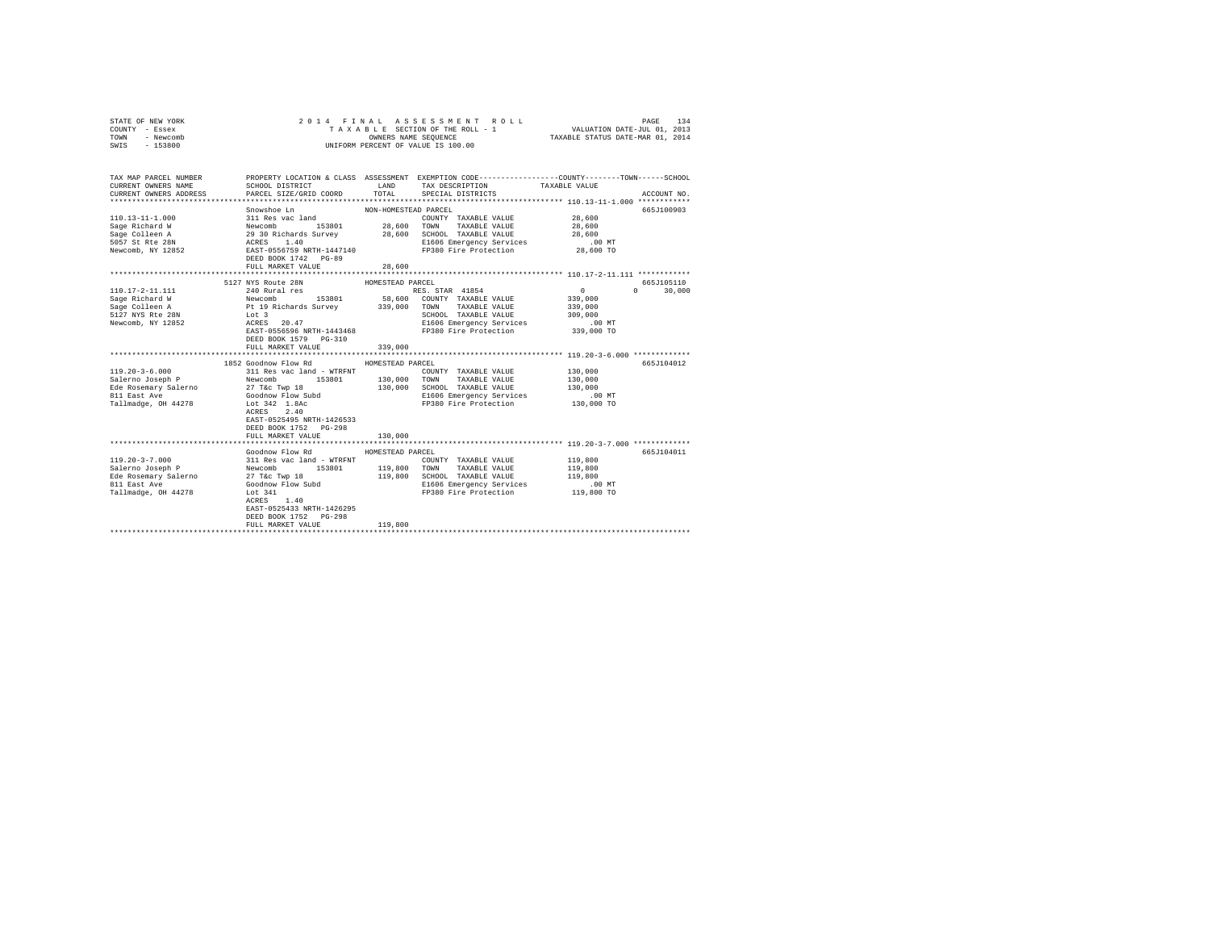STATE OF NEW YORK
COUNTY - Essex
TOWN - Newcomb
SWIS - 153800

2014 FINAL ASSESSMENT ROLL
TAXABLE SECTION OF THE ROLL - 1
OWNERS NAME SEQUENCE
UNIFORM PERCENT OF VALUE IS 100.00

VALUATION DATE-JUL 01, 2013
TAXABLE STATUS DATE-MAR 01, 2014

| TAX MAP PARCEL NUMBER / CURRENT OWNERS NAME / CURRENT OWNERS ADDRESS | PROPERTY LOCATION & CLASS / SCHOOL DISTRICT / PARCEL SIZE/GRID COORD | ASSESSMENT LAND / TOTAL | EXEMPTION CODE / TAX DESCRIPTION / SPECIAL DISTRICTS | COUNTY / TOWN / SCHOOL TAXABLE VALUE | ACCOUNT NO. |
|---|---|---|---|---|---|
| **110.13-11-1.000** | Snowshoe Ln | NON-HOMESTEAD PARCEL | | | 665J100903 |
| 110.13-11-1.000 | 311 Res vac land | | COUNTY TAXABLE VALUE | 28,600 | |
| Sage Richard W | Newcomb 153801 | 28,600 | TOWN TAXABLE VALUE | 28,600 | |
| Sage Colleen A | 29 30 Richards Survey | 28,600 | SCHOOL TAXABLE VALUE | 28,600 | |
| 5057 St Rte 28N | ACRES 1.40 | | E1606 Emergency Services | .00 MT | |
| Newcomb, NY 12852 | EAST-0556759 NRTH-1447140 | | FP380 Fire Protection | 28,600 TO | |
| | DEED BOOK 1742 PG-89 | | | | |
| | FULL MARKET VALUE | 28,600 | | | |
| **110.17-2-11.111** | 5127 NYS Route 28N | HOMESTEAD PARCEL | | | 665J105110 |
| 110.17-2-11.111 | 240 Rural res | | RES. STAR 41854 | 0 0 30,000 | |
| Sage Richard W | Newcomb 153801 | 58,600 | COUNTY TAXABLE VALUE | 339,000 | |
| Sage Colleen A | Pt 19 Richards Survey | 339,000 | TOWN TAXABLE VALUE | 339,000 | |
| 5127 NYS Rte 28N | Lot 3 | | SCHOOL TAXABLE VALUE | 309,000 | |
| Newcomb, NY 12852 | ACRES 20.47 | | E1606 Emergency Services | .00 MT | |
| | EAST-0556596 NRTH-1443468 | | FP380 Fire Protection | 339,000 TO | |
| | DEED BOOK 1579 PG-310 | | | | |
| | FULL MARKET VALUE | 339,000 | | | |
| **119.20-3-6.000** | 1852 Goodnow Flow Rd | HOMESTEAD PARCEL | | | 665J104012 |
| 119.20-3-6.000 | 311 Res vac land - WTRFNT | | COUNTY TAXABLE VALUE | 130,000 | |
| Salerno Joseph P | Newcomb 153801 | 130,000 | TOWN TAXABLE VALUE | 130,000 | |
| Ede Rosemary Salerno | 27 T&c Twp 18 | 130,000 | SCHOOL TAXABLE VALUE | 130,000 | |
| 811 East Ave | Goodnow Flow Subd | | E1606 Emergency Services | .00 MT | |
| Tallmadge, OH 44278 | Lot 342 1.8Ac | | FP380 Fire Protection | 130,000 TO | |
| | ACRES 2.40 | | | | |
| | EAST-0525495 NRTH-1426533 | | | | |
| | DEED BOOK 1752 PG-298 | | | | |
| | FULL MARKET VALUE | 130,000 | | | |
| **119.20-3-7.000** | Goodnow Flow Rd | HOMESTEAD PARCEL | | | 665J104011 |
| 119.20-3-7.000 | 311 Res vac land - WTRFNT | | COUNTY TAXABLE VALUE | 119,800 | |
| Salerno Joseph P | Newcomb 153801 | 119,800 | TOWN TAXABLE VALUE | 119,800 | |
| Ede Rosemary Salerno | 27 T&c Twp 18 | 119,800 | SCHOOL TAXABLE VALUE | 119,800 | |
| 811 East Ave | Goodnow Flow Subd | | E1606 Emergency Services | .00 MT | |
| Tallmadge, OH 44278 | Lot 341 | | FP380 Fire Protection | 119,800 TO | |
| | ACRES 1.40 | | | | |
| | EAST-0525433 NRTH-1426295 | | | | |
| | DEED BOOK 1752 PG-298 | | | | |
| | FULL MARKET VALUE | 119,800 | | | |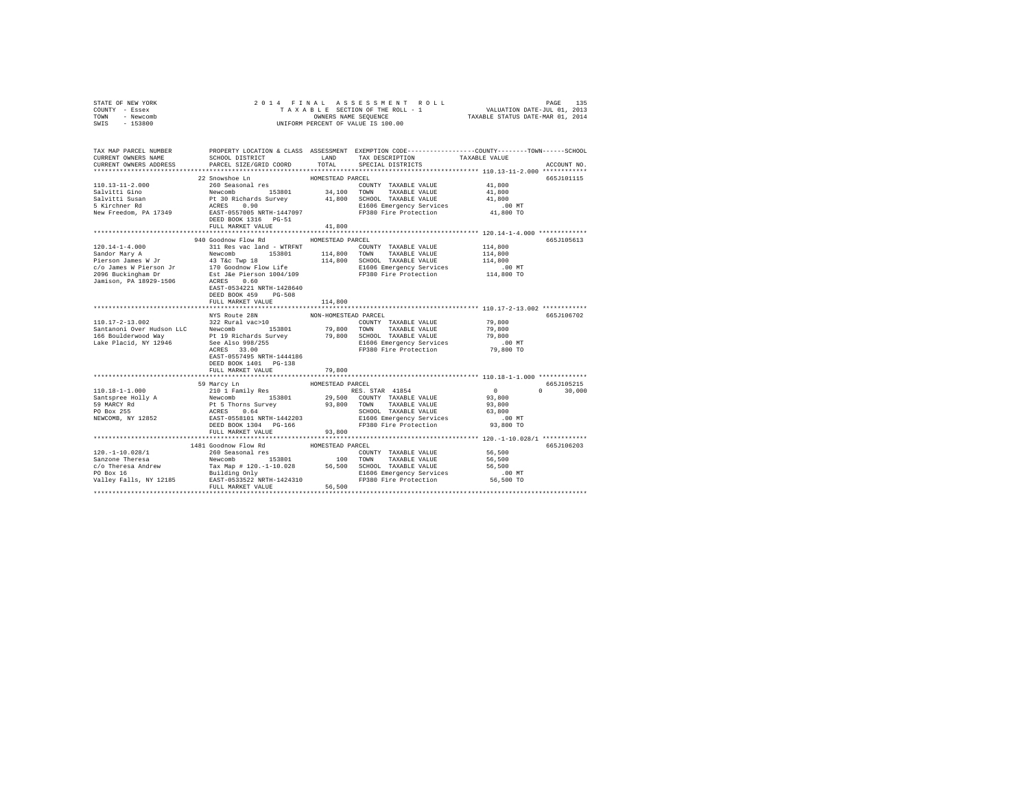STATE OF NEW YORK
COUNTY - Essex
TOWN - Newcomb
SWIS - 153800

2014 FINAL ASSESSMENT ROLL
TAXABLE SECTION OF THE ROLL - 1
OWNERS NAME SEQUENCE
UNIFORM PERCENT OF VALUE IS 100.00

VALUATION DATE-JUL 01, 2013
TAXABLE STATUS DATE-MAR 01, 2014

```
TAX MAP PARCEL NUMBER          PROPERTY LOCATION & CLASS  ASSESSMENT  EXEMPTION CODE-----------------COUNTY--------TOWN------SCHOOL
CURRENT OWNERS NAME            SCHOOL DISTRICT               LAND      TAX DESCRIPTION            TAXABLE VALUE
CURRENT OWNERS ADDRESS         PARCEL SIZE/GRID COORD        TOTAL     SPECIAL DISTRICTS                                        ACCOUNT NO.
******************************************************************************************************* 110.13-11-2.000 ************
                               22 Snowshoe Ln               HOMESTEAD PARCEL                                                    665J101115
110.13-11-2.000                260 Seasonal res                        COUNTY  TAXABLE VALUE              41,800
Salvitti Gino                  Newcomb        153801        34,100     TOWN    TAXABLE VALUE              41,800
Salvitti Susan                 Pt 30 Richards Survey        41,800     SCHOOL  TAXABLE VALUE              41,800
5 Kirchner Rd                  ACRES    0.90                           E1606 Emergency Services              .00 MT
New Freedom, PA 17349          EAST-0557005 NRTH-1447097               FP380 Fire Protection              41,800 TO
                               DEED BOOK 1316   PG-51
                               FULL MARKET VALUE            41,800
******************************************************************************************************* 120.14-1-4.000 *************
                               940 Goodnow Flow Rd          HOMESTEAD PARCEL                                                    665J105613
120.14-1-4.000                 311 Res vac land - WTRFNT               COUNTY  TAXABLE VALUE             114,800
Sandor Mary A                  Newcomb        153801       114,800     TOWN    TAXABLE VALUE             114,800
Pierson James W Jr             43 T&c Twp 18               114,800     SCHOOL  TAXABLE VALUE             114,800
c/o James W Pierson Jr         170 Goodnow Flow Life                   E1606 Emergency Services              .00 MT
2096 Buckingham Dr             Est J&e Pierson 1004/109                FP380 Fire Protection             114,800 TO
Jamison, PA 18929-1506         ACRES    0.60
                               EAST-0534221 NRTH-1428640
                               DEED BOOK 459    PG-508
                               FULL MARKET VALUE           114,800
******************************************************************************************************* 110.17-2-13.002 ************
                               NYS Route 28N                NON-HOMESTEAD PARCEL                                                665J106702
110.17-2-13.002                322 Rural vac>10                        COUNTY  TAXABLE VALUE              79,800
Santanoni Over Hudson LLC      Newcomb        153801        79,800     TOWN    TAXABLE VALUE              79,800
166 Boulderwood Way            Pt 19 Richards Survey        79,800     SCHOOL  TAXABLE VALUE              79,800
Lake Placid, NY 12946          See Also 998/255                        E1606 Emergency Services              .00 MT
                               ACRES   33.00                           FP380 Fire Protection              79,800 TO
                               EAST-0557495 NRTH-1444186
                               DEED BOOK 1401   PG-138
                               FULL MARKET VALUE            79,800
******************************************************************************************************* 110.18-1-1.000 *************
                               59 Marcy Ln                  HOMESTEAD PARCEL                                                    665J105215
110.18-1-1.000                 210 1 Family Res                        RES. STAR 41854                  0            0       30,000
Santspree Holly A              Newcomb        153801        29,500     COUNTY  TAXABLE VALUE              93,800
59 MARCY Rd                    Pt 5 Thorns Survey           93,800     TOWN    TAXABLE VALUE              93,800
PO Box 255                     ACRES    0.64                           SCHOOL  TAXABLE VALUE              63,800
NEWCOMB, NY 12852              EAST-0558101 NRTH-1442203               E1606 Emergency Services              .00 MT
                               DEED BOOK 1304   PG-166                 FP380 Fire Protection              93,800 TO
                               FULL MARKET VALUE            93,800
******************************************************************************************************* 120.-1-10.028/1 ************
                               1481 Goodnow Flow Rd         HOMESTEAD PARCEL                                                    665J106203
120.-1-10.028/1                260 Seasonal res                        COUNTY  TAXABLE VALUE              56,500
Sanzone Theresa                Newcomb        153801           100     TOWN    TAXABLE VALUE              56,500
c/o Theresa Andrew             Tax Map # 120.-1-10.028      56,500     SCHOOL  TAXABLE VALUE              56,500
PO Box 16                      Building Only                           E1606 Emergency Services              .00 MT
Valley Falls, NY 12185         EAST-0533522 NRTH-1424310               FP380 Fire Protection              56,500 TO
                               FULL MARKET VALUE            56,500
************************************************************************************************************************************
```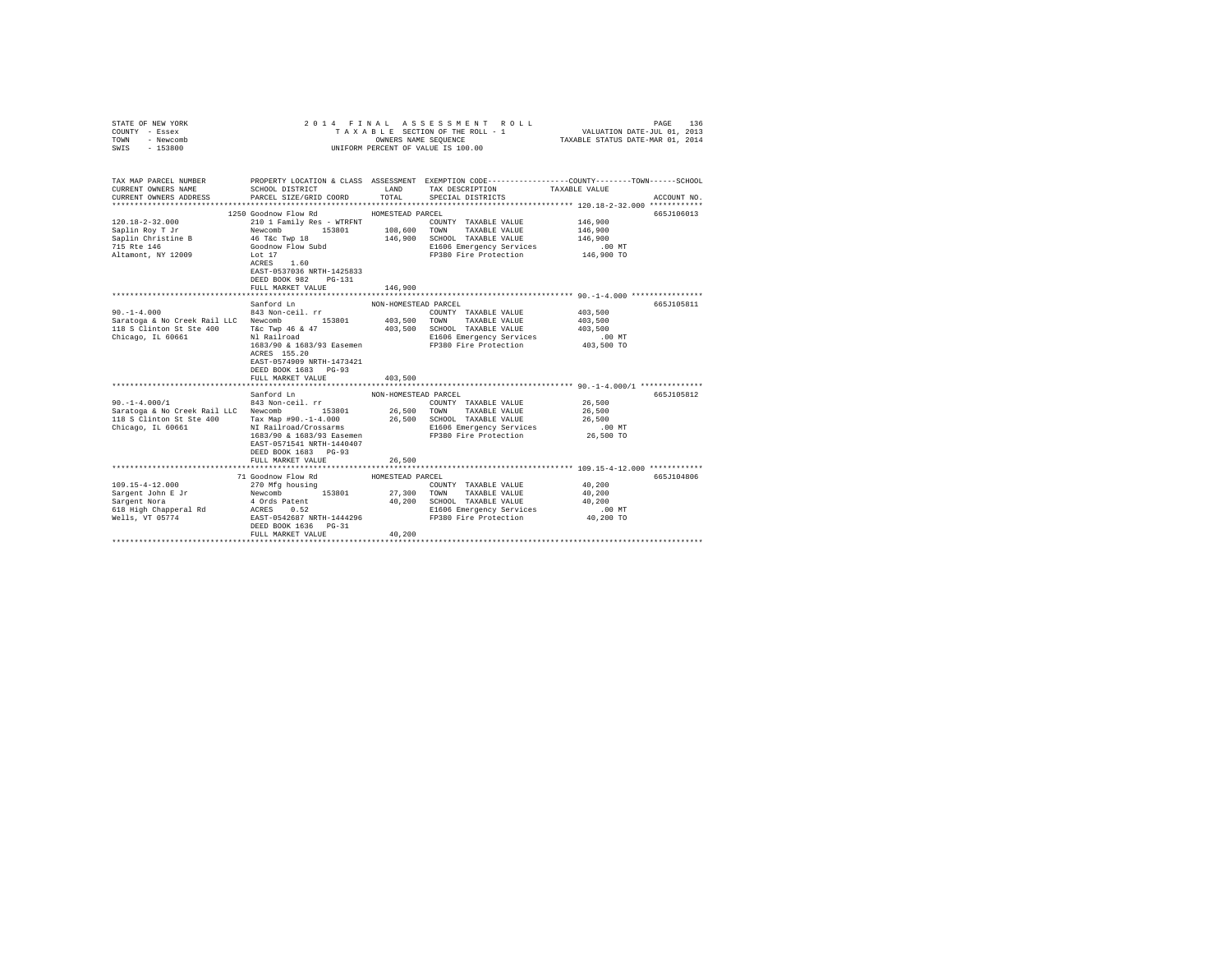STATE OF NEW YORK
COUNTY - Essex
TOWN - Newcomb
SWIS - 153800

2 0 1 4 F I N A L A S S E S S M E N T R O L L
T A X A B L E SECTION OF THE ROLL - 1
OWNERS NAME SEQUENCE
UNIFORM PERCENT OF VALUE IS 100.00

VALUATION DATE-JUL 01, 2013
TAXABLE STATUS DATE-MAR 01, 2014

| TAX MAP PARCEL NUMBER / CURRENT OWNERS NAME / CURRENT OWNERS ADDRESS | PROPERTY LOCATION & CLASS / SCHOOL DISTRICT / PARCEL SIZE/GRID COORD | ASSESSMENT LAND / TOTAL | EXEMPTION CODE / TAX DESCRIPTION / SPECIAL DISTRICTS | COUNTY--------TOWN------SCHOOL TAXABLE VALUE | ACCOUNT NO. |
|---|---|---|---|---|---|
| **120.18-2-32.000** | 1250 Goodnow Flow Rd | HOMESTEAD PARCEL | | | 665J106013 |
| 120.18-2-32.000 | 210 1 Family Res - WTRFNT | | COUNTY TAXABLE VALUE | 146,900 | |
| Saplin Roy T Jr | Newcomb 153801 | 108,600 | TOWN TAXABLE VALUE | 146,900 | |
| Saplin Christine B | 46 T&c Twp 18 | 146,900 | SCHOOL TAXABLE VALUE | 146,900 | |
| 715 Rte 146 | Goodnow Flow Subd | | E1606 Emergency Services | .00 MT | |
| Altamont, NY 12009 | Lot 17 | | FP380 Fire Protection | 146,900 TO | |
| | ACRES 1.60 | | | | |
| | EAST-0537036 NRTH-1425833 | | | | |
| | DEED BOOK 982 PG-131 | | | | |
| | FULL MARKET VALUE | 146,900 | | | |
| **90.-1-4.000** | Sanford Ln | NON-HOMESTEAD PARCEL | | | 665J105811 |
| 90.-1-4.000 | 843 Non-ceil. rr | | COUNTY TAXABLE VALUE | 403,500 | |
| Saratoga & No Creek Rail LLC | Newcomb 153801 | 403,500 | TOWN TAXABLE VALUE | 403,500 | |
| 118 S Clinton St Ste 400 | T&c Twp 46 & 47 | 403,500 | SCHOOL TAXABLE VALUE | 403,500 | |
| Chicago, IL 60661 | Nl Railroad | | E1606 Emergency Services | .00 MT | |
| | 1683/90 & 1683/93 Easemen | | FP380 Fire Protection | 403,500 TO | |
| | ACRES 155.20 | | | | |
| | EAST-0574909 NRTH-1473421 | | | | |
| | DEED BOOK 1683 PG-93 | | | | |
| | FULL MARKET VALUE | 403,500 | | | |
| **90.-1-4.000/1** | Sanford Ln | NON-HOMESTEAD PARCEL | | | 665J105812 |
| 90.-1-4.000/1 | 843 Non-ceil. rr | | COUNTY TAXABLE VALUE | 26,500 | |
| Saratoga & No Creek Rail LLC | Newcomb 153801 | 26,500 | TOWN TAXABLE VALUE | 26,500 | |
| 118 S Clinton St Ste 400 | Tax Map #90.-1-4.000 | 26,500 | SCHOOL TAXABLE VALUE | 26,500 | |
| Chicago, IL 60661 | NI Railroad/Crossarms | | E1606 Emergency Services | .00 MT | |
| | 1683/90 & 1683/93 Easemen | | FP380 Fire Protection | 26,500 TO | |
| | EAST-0571541 NRTH-1440407 | | | | |
| | DEED BOOK 1683 PG-93 | | | | |
| | FULL MARKET VALUE | 26,500 | | | |
| **109.15-4-12.000** | 71 Goodnow Flow Rd | HOMESTEAD PARCEL | | | 665J104806 |
| 109.15-4-12.000 | 270 Mfg housing | | COUNTY TAXABLE VALUE | 40,200 | |
| Sargent John E Jr | Newcomb 153801 | 27,300 | TOWN TAXABLE VALUE | 40,200 | |
| Sargent Nora | 4 Ords Patent | 40,200 | SCHOOL TAXABLE VALUE | 40,200 | |
| 618 High Chapperal Rd | ACRES 0.52 | | E1606 Emergency Services | .00 MT | |
| Wells, VT 05774 | EAST-0542687 NRTH-1444296 | | FP380 Fire Protection | 40,200 TO | |
| | DEED BOOK 1636 PG-31 | | | | |
| | FULL MARKET VALUE | 40,200 | | | |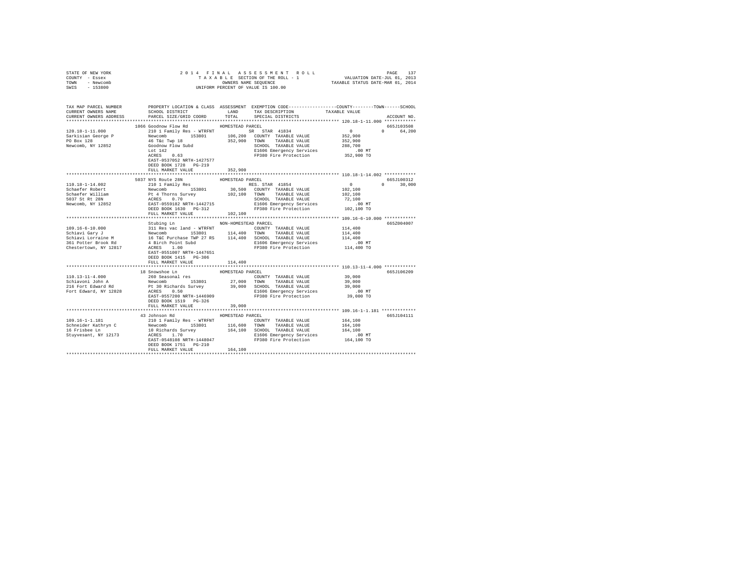STATE OF NEW YORK
COUNTY - Essex
TOWN - Newcomb
SWIS - 153800

2 0 1 4 F I N A L A S S E S S M E N T R O L L
T A X A B L E SECTION OF THE ROLL - 1
OWNERS NAME SEQUENCE
UNIFORM PERCENT OF VALUE IS 100.00

VALUATION DATE-JUL 01, 2013
TAXABLE STATUS DATE-MAR 01, 2014

```
TAX MAP PARCEL NUMBER          PROPERTY LOCATION & CLASS  ASSESSMENT  EXEMPTION CODE-----------------COUNTY--------TOWN------SCHOOL
CURRENT OWNERS NAME            SCHOOL DISTRICT               LAND      TAX DESCRIPTION            TAXABLE VALUE
CURRENT OWNERS ADDRESS         PARCEL SIZE/GRID COORD        TOTAL     SPECIAL DISTRICTS                                    ACCOUNT NO.
******************************************************************************************************* 120.18-1-11.000 ************
                          1066 Goodnow Flow Rd           HOMESTEAD PARCEL                                                 665J103508
120.18-1-11.000                210 1 Family Res - WTRFNT           SR  STAR 41834                    0           0      64,200
Sarkisian George P             Newcomb          153801      106,200  COUNTY  TAXABLE VALUE          352,900
PO Box 128                     46 T&c Twp 18                352,900  TOWN    TAXABLE VALUE          352,900
Newcomb, NY 12852              Goodnow Flow Subd                     SCHOOL  TAXABLE VALUE          288,700
                               Lot 142                               E1606 Emergency Services           .00 MT
                               ACRES    0.63                         FP380 Fire Protection          352,900 TO
                               EAST-0537052 NRTH-1427577
                               DEED BOOK 1728   PG-219
                               FULL MARKET VALUE            352,900
******************************************************************************************************* 110.18-1-14.002 ************
                          5037 NYS Route 28N              HOMESTEAD PARCEL                                                 665J100312
110.18-1-14.002                210 1 Family Res                    RES. STAR 41854                   0           0      30,000
Schaefer Robert                Newcomb          153801       30,500  COUNTY  TAXABLE VALUE          102,100
Schaefer William               Pt 4 Thorns Survey           102,100  TOWN    TAXABLE VALUE          102,100
5037 St Rt 28N                 ACRES    0.70                         SCHOOL  TAXABLE VALUE           72,100
Newcomb, NY 12852              EAST-0559182 NRTH-1442715             E1606 Emergency Services           .00 MT
                               DEED BOOK 1630   PG-312               FP380 Fire Protection          102,100 TO
                               FULL MARKET VALUE            102,100
******************************************************************************************************* 109.16-6-10.000 ************
                               Stubing Ln                NON-HOMESTEAD PARCEL                                              665Z004007
109.16-6-10.000                311 Res vac land - WTRFNT             COUNTY  TAXABLE VALUE          114,400
Schiavi Gary J                 Newcomb          153801      114,400  TOWN    TAXABLE VALUE          114,400
Schiavi Lorraine M             16 T&C Purchase TWP 27 RS    114,400  SCHOOL  TAXABLE VALUE          114,400
361 Potter Brook Rd            4 Birch Point Subd                    E1606 Emergency Services           .00 MT
Chestertown, NY 12817          ACRES    1.00                         FP380 Fire Protection          114,400 TO
                               EAST-0551007 NRTH-1447651
                               DEED BOOK 1415   PG-306
                               FULL MARKET VALUE            114,400
******************************************************************************************************* 110.13-11-4.000 ************
                            18 Snowshoe Ln               HOMESTEAD PARCEL                                                  665J106209
110.13-11-4.000                260 Seasonal res                      COUNTY  TAXABLE VALUE           39,000
Schiavoni John A               Newcomb          153801       27,000  TOWN    TAXABLE VALUE           39,000
216 Fort Edward Rd             Pt 30 Richards Survey         39,000  SCHOOL  TAXABLE VALUE           39,000
Fort Edward, NY 12828          ACRES    0.50                         E1606 Emergency Services           .00 MT
                               EAST-0557200 NRTH-1446909             FP380 Fire Protection           39,000 TO
                               DEED BOOK 1519   PG-326
                               FULL MARKET VALUE             39,000
******************************************************************************************************* 109.16-1-1.181 *************
                            43 Johnson Rd                HOMESTEAD PARCEL                                                  665J104111
109.16-1-1.181                 210 1 Family Res - WTRFNT             COUNTY  TAXABLE VALUE          164,100
Schneider Kathryn C            Newcomb          153801      116,600  TOWN    TAXABLE VALUE          164,100
16 Frisbee Ln                  10 Richards Survey           164,100  SCHOOL  TAXABLE VALUE          164,100
Stuyvesant, NY 12173           ACRES    1.70                         E1606 Emergency Services           .00 MT
                               EAST-0548108 NRTH-1448047             FP380 Fire Protection          164,100 TO
                               DEED BOOK 1751   PG-210
                               FULL MARKET VALUE            164,100
************************************************************************************************************************************
```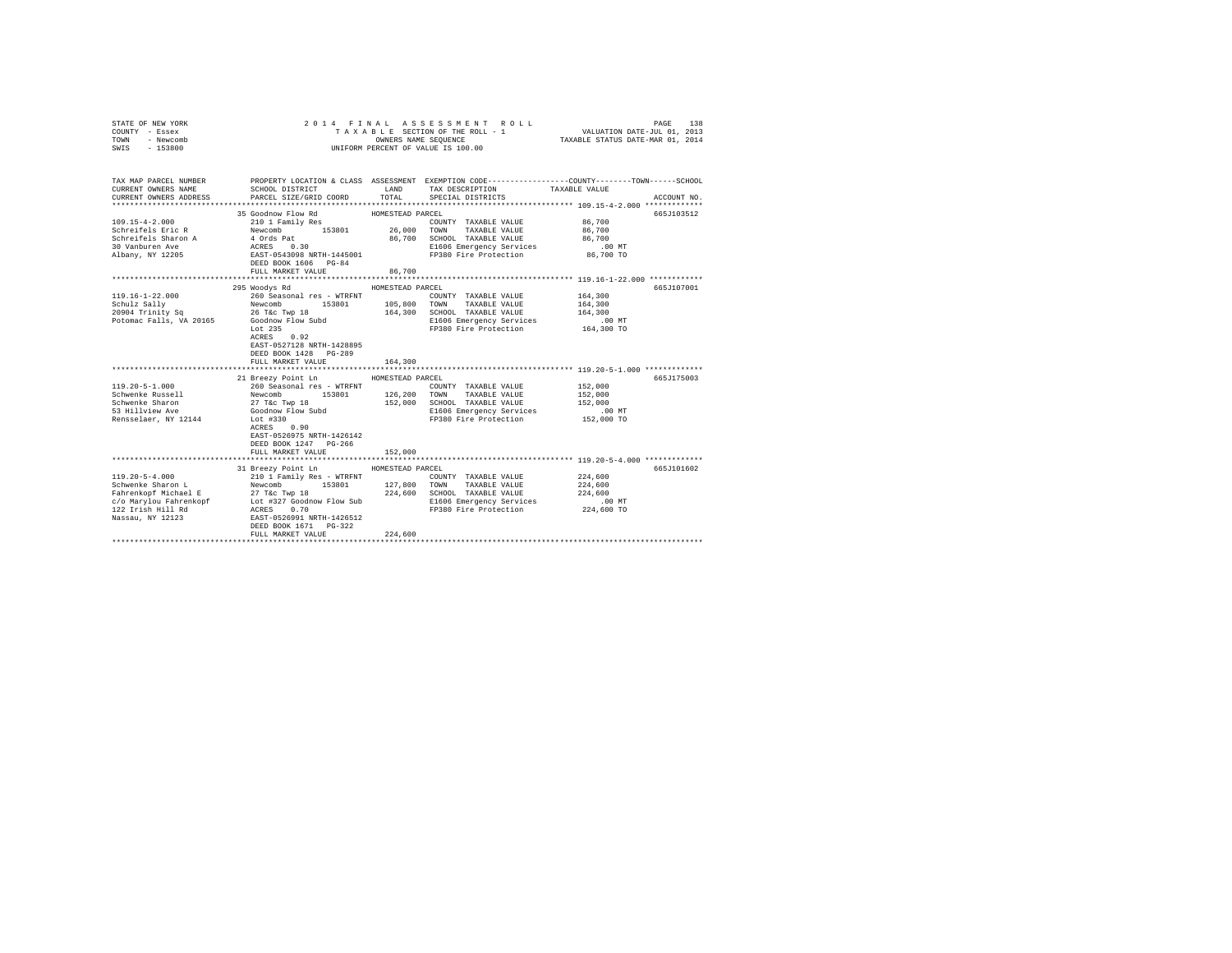STATE OF NEW YORK　　　　　　　　2014 FINAL ASSESSMENT ROLL　　　　　　　　PAGE 138
COUNTY - Essex　　　　　　　　TAXABLE SECTION OF THE ROLL - 1　　　　　　　　VALUATION DATE-JUL 01, 2013
TOWN - Newcomb　　　　　　　　OWNERS NAME SEQUENCE　　　　　　　　TAXABLE STATUS DATE-MAR 01, 2014
SWIS - 153800　　　　　　　　UNIFORM PERCENT OF VALUE IS 100.00

| TAX MAP PARCEL NUMBER / CURRENT OWNERS NAME / CURRENT OWNERS ADDRESS | PROPERTY LOCATION & CLASS / SCHOOL DISTRICT / PARCEL SIZE/GRID COORD | ASSESSMENT LAND | TOTAL | EXEMPTION CODE / TAX DESCRIPTION / SPECIAL DISTRICTS | COUNTY / TOWN / SCHOOL TAXABLE VALUE | ACCOUNT NO. |
|---|---|---|---|---|---|---|
| **109.15-4-2.000** | 35 Goodnow Flow Rd | HOMESTEAD PARCEL | | | | 665J103512 |
| 109.15-4-2.000 | 210 1 Family Res | | | COUNTY TAXABLE VALUE | 86,700 | |
| Schreifels Eric R | Newcomb 153801 | 26,000 | | TOWN TAXABLE VALUE | 86,700 | |
| Schreifels Sharon A | 4 Ords Pat | | 86,700 | SCHOOL TAXABLE VALUE | 86,700 | |
| 30 Vanburen Ave | ACRES 0.30 | | | E1606 Emergency Services | .00 MT | |
| Albany, NY 12205 | EAST-0543098 NRTH-1445001 | | | FP380 Fire Protection | 86,700 TO | |
| | DEED BOOK 1606 PG-84 | | | | | |
| | FULL MARKET VALUE | | 86,700 | | | |
| **119.16-1-22.000** | 295 Woodys Rd | HOMESTEAD PARCEL | | | | 665J107001 |
| 119.16-1-22.000 | 260 Seasonal res - WTRFNT | | | COUNTY TAXABLE VALUE | 164,300 | |
| Schulz Sally | Newcomb 153801 | 105,800 | | TOWN TAXABLE VALUE | 164,300 | |
| 20904 Trinity Sq | 26 T&c Twp 18 | | 164,300 | SCHOOL TAXABLE VALUE | 164,300 | |
| Potomac Falls, VA 20165 | Goodnow Flow Subd | | | E1606 Emergency Services | .00 MT | |
| | Lot 235 | | | FP380 Fire Protection | 164,300 TO | |
| | ACRES 0.92 | | | | | |
| | EAST-0527128 NRTH-1428895 | | | | | |
| | DEED BOOK 1428 PG-289 | | | | | |
| | FULL MARKET VALUE | | 164,300 | | | |
| **119.20-5-1.000** | 21 Breezy Point Ln | HOMESTEAD PARCEL | | | | 665J175003 |
| 119.20-5-1.000 | 260 Seasonal res - WTRFNT | | | COUNTY TAXABLE VALUE | 152,000 | |
| Schwenke Russell | Newcomb 153801 | 126,200 | | TOWN TAXABLE VALUE | 152,000 | |
| Schwenke Sharon | 27 T&c Twp 18 | | 152,000 | SCHOOL TAXABLE VALUE | 152,000 | |
| 53 Hillview Ave | Goodnow Flow Subd | | | E1606 Emergency Services | .00 MT | |
| Rensselaer, NY 12144 | Lot #330 | | | FP380 Fire Protection | 152,000 TO | |
| | ACRES 0.90 | | | | | |
| | EAST-0526975 NRTH-1426142 | | | | | |
| | DEED BOOK 1247 PG-266 | | | | | |
| | FULL MARKET VALUE | | 152,000 | | | |
| **119.20-5-4.000** | 31 Breezy Point Ln | HOMESTEAD PARCEL | | | | 665J101602 |
| 119.20-5-4.000 | 210 1 Family Res - WTRFNT | | | COUNTY TAXABLE VALUE | 224,600 | |
| Schwenke Sharon L | Newcomb 153801 | 127,800 | | TOWN TAXABLE VALUE | 224,600 | |
| Fahrenkopf Michael E | 27 T&c Twp 18 | | 224,600 | SCHOOL TAXABLE VALUE | 224,600 | |
| c/o Marylou Fahrenkopf | Lot #327 Goodnow Flow Sub | | | E1606 Emergency Services | .00 MT | |
| 122 Irish Hill Rd | ACRES 0.70 | | | FP380 Fire Protection | 224,600 TO | |
| Nassau, NY 12123 | EAST-0526991 NRTH-1426512 | | | | | |
| | DEED BOOK 1671 PG-322 | | | | | |
| | FULL MARKET VALUE | | 224,600 | | | |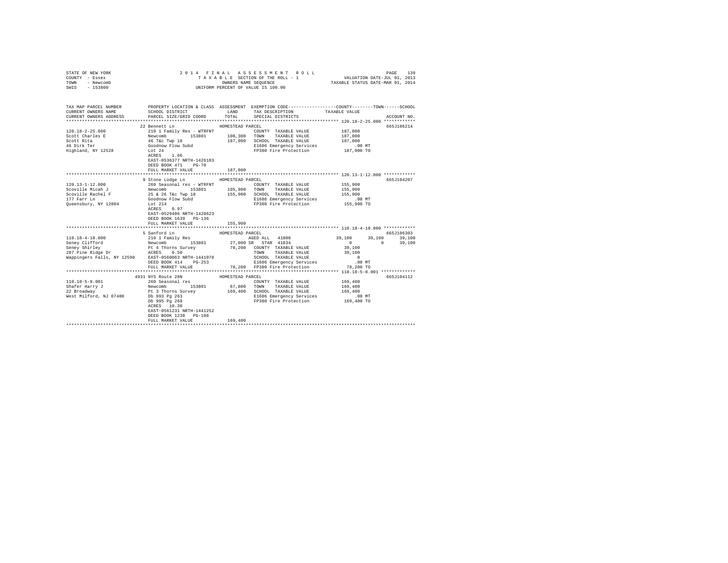STATE OF NEW YORK
COUNTY - Essex
TOWN - Newcomb
SWIS - 153800

2014 FINAL ASSESSMENT ROLL
TAXABLE SECTION OF THE ROLL - 1
OWNERS NAME SEQUENCE
UNIFORM PERCENT OF VALUE IS 100.00

VALUATION DATE-JUL 01, 2013
TAXABLE STATUS DATE-MAR 01, 2014

```
TAX MAP PARCEL NUMBER          PROPERTY LOCATION & CLASS  ASSESSMENT  EXEMPTION CODE-----------------COUNTY--------TOWN------SCHOOL
CURRENT OWNERS NAME            SCHOOL DISTRICT              LAND      TAX DESCRIPTION             TAXABLE VALUE
CURRENT OWNERS ADDRESS         PARCEL SIZE/GRID COORD       TOTAL     SPECIAL DISTRICTS                                  ACCOUNT NO.
*********************************************************************************************** 120.18-2-25.000 ************
                          22 Bennett Ln                  HOMESTEAD PARCEL                                                665J106214
120.18-2-25.000           210 1 Family Res - WTRFNT                  COUNTY  TAXABLE VALUE          187,000
Scott Charles E           Newcomb        153801       108,300  TOWN    TAXABLE VALUE                187,000
Scott Rita                46 T&c Twp 18               187,000  SCHOOL  TAXABLE VALUE                187,000
46 Dirk Ter               Goodnow Flow Subd                    E1606 Emergency Services               .00 MT
Highland, NY 12528        Lot 24                               FP380 Fire Protection              187,000 TO
                          ACRES    1.66
                          EAST-0536377 NRTH-1426183
                          DEED BOOK 471    PG-70
                          FULL MARKET VALUE           187,000
*********************************************************************************************** 120.13-1-12.000 ************
                          9 Stone Lodge Ln               HOMESTEAD PARCEL                                                665J104207
120.13-1-12.000           260 Seasonal res - WTRFNT                  COUNTY  TAXABLE VALUE          155,900
Scoville Micah J          Newcomb        153801       105,900  TOWN    TAXABLE VALUE                155,900
Scoville Rachel F         25 & 26 T&c Twp 18          155,900  SCHOOL  TAXABLE VALUE                155,900
177 Farr Ln               Goodnow Flow Subd                    E1606 Emergency Services               .00 MT
Queensbury, NY 12804      Lot 214                              FP380 Fire Protection              155,900 TO
                          ACRES    0.97
                          EAST-0529406 NRTH-1428623
                          DEED BOOK 1639   PG-136
                          FULL MARKET VALUE           155,900
*********************************************************************************************** 110.18-4-18.000 ************
                          5 Sanford Ln                   HOMESTEAD PARCEL                                                665J106303
110.18-4-18.000           210 1 Family Res                      AGED ALL  41800              39,100      39,100      39,100
Seney Clifford            Newcomb        153801        27,000 SR  STAR 41834                      0           0      39,100
Seney Shirley             Pt 4 Thorns Survey           78,200  COUNTY  TAXABLE VALUE             39,100
287 Pine Ridge Dr         ACRES    0.50                        TOWN    TAXABLE VALUE             39,100
Wappingers Falls, NY 12590 EAST-0560063 NRTH-1441078           SCHOOL  TAXABLE VALUE                  0
                          DEED BOOK 414    PG-253              E1606 Emergency Services               .00 MT
                          FULL MARKET VALUE            78,200  FP380 Fire Protection               78,200 TO
*********************************************************************************************** 110.18-5-8.001 *************
                          4931 NYS Route 28N             HOMESTEAD PARCEL                                                665J104112
110.18-5-8.001            260 Seasonal res                           COUNTY  TAXABLE VALUE          169,400
Shafer Harry J            Newcomb        153801        67,800  TOWN    TAXABLE VALUE                169,400
22 Broadway               Pt 3 Thorns Survey          169,400  SCHOOL  TAXABLE VALUE                169,400
West Milford, NJ 07480    Db 993 Pg 263                        E1606 Emergency Services               .00 MT
                          Db 995 Pg 268                        FP380 Fire Protection              169,400 TO
                          ACRES   10.30
                          EAST-0561231 NRTH-1441252
                          DEED BOOK 1238   PG-108
                          FULL MARKET VALUE           169,400
****************************************************************************************************************************
```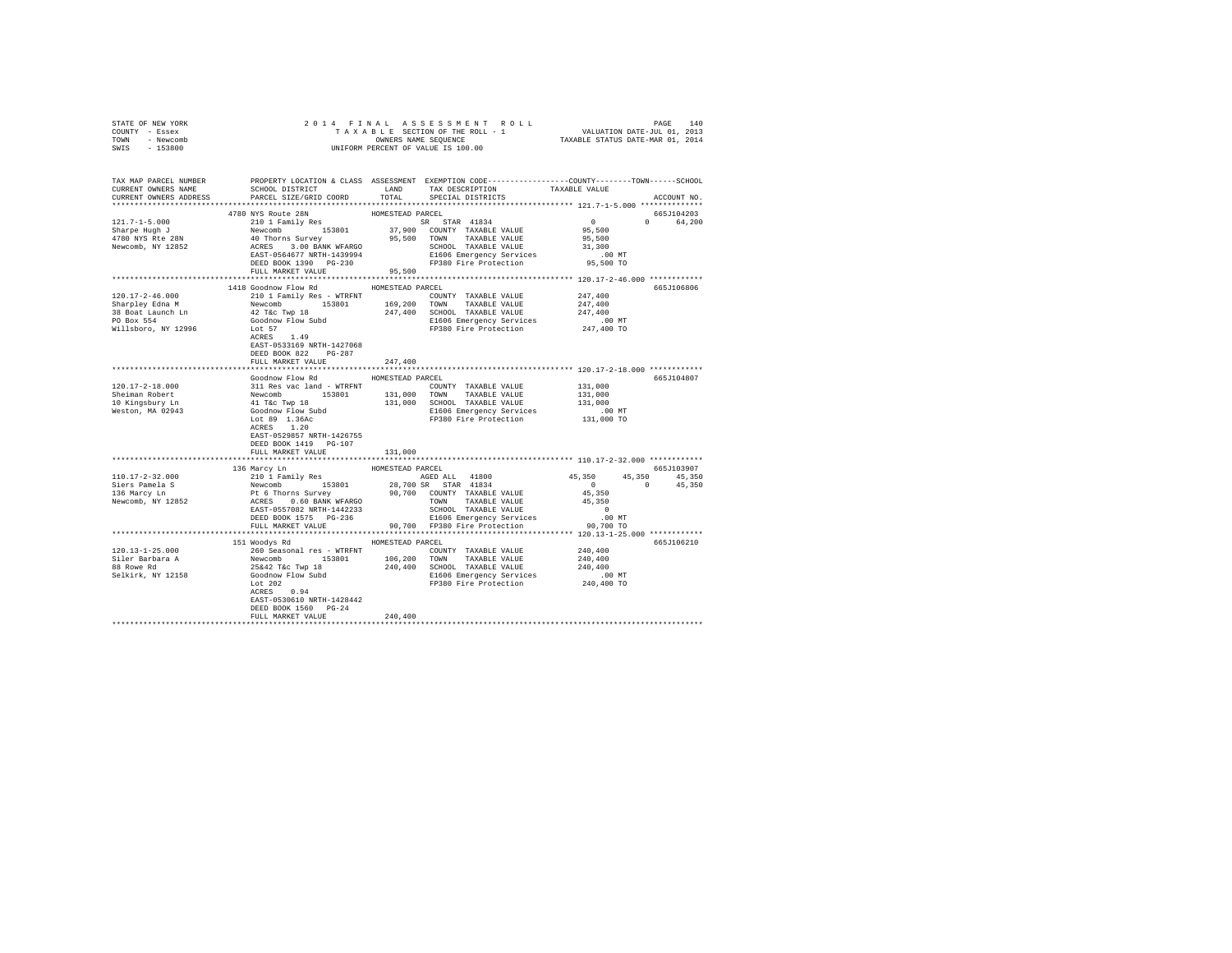STATE OF NEW YORK                    2 0 1 4   F I N A L   A S S E S S M E N T   R O L L                    PAGE 140
COUNTY - Essex                              T A X A B L E SECTION OF THE ROLL - 1                  VALUATION DATE-JUL 01, 2013
TOWN - Newcomb                                   OWNERS NAME SEQUENCE                         TAXABLE STATUS DATE-MAR 01, 2014
SWIS - 153800                              UNIFORM PERCENT OF VALUE IS 100.00

```
TAX MAP PARCEL NUMBER          PROPERTY LOCATION & CLASS  ASSESSMENT  EXEMPTION CODE------------------COUNTY--------TOWN------SCHOOL
CURRENT OWNERS NAME            SCHOOL DISTRICT               LAND      TAX DESCRIPTION            TAXABLE VALUE
CURRENT OWNERS ADDRESS         PARCEL SIZE/GRID COORD        TOTAL     SPECIAL DISTRICTS                                ACCOUNT NO.
******************************************************************************************************* 121.7-1-5.000 **************
                  4780 NYS Route 28N                HOMESTEAD PARCEL                                                    665J104203
121.7-1-5.000          210 1 Family Res                      SR  STAR 41834                0          0     64,200
Sharpe Hugh J          Newcomb       153801       37,900  COUNTY  TAXABLE VALUE           95,500
4780 NYS Rte 28N       40 Thorns Survey           95,500  TOWN    TAXABLE VALUE           95,500
Newcomb, NY 12852      ACRES   3.00 BANK WFARGO           SCHOOL  TAXABLE VALUE           31,300
                       EAST-0564677 NRTH-1439994          E1606 Emergency Services           .00 MT
                       DEED BOOK 1390   PG-230            FP380 Fire Protection          95,500 TO
                       FULL MARKET VALUE          95,500
******************************************************************************************************* 120.17-2-46.000 ************
                  1418 Goodnow Flow Rd              HOMESTEAD PARCEL                                                    665J106806
120.17-2-46.000        210 1 Family Res - WTRFNT             COUNTY  TAXABLE VALUE          247,400
Sharpley Edna M        Newcomb       153801      169,200  TOWN    TAXABLE VALUE          247,400
38 Boat Launch Ln      42 T&c Twp 18             247,400  SCHOOL  TAXABLE VALUE          247,400
PO Box 554             Goodnow Flow Subd                  E1606 Emergency Services           .00 MT
Willsboro, NY 12996    Lot 57                             FP380 Fire Protection         247,400 TO
                       ACRES   1.49
                       EAST-0533169 NRTH-1427068
                       DEED BOOK 822    PG-287
                       FULL MARKET VALUE         247,400
******************************************************************************************************* 120.17-2-18.000 ************
                       Goodnow Flow Rd              HOMESTEAD PARCEL                                                    665J104807
120.17-2-18.000        311 Res vac land - WTRFNT             COUNTY  TAXABLE VALUE          131,000
Sheiman Robert         Newcomb       153801      131,000  TOWN    TAXABLE VALUE          131,000
10 Kingsbury Ln        41 T&c Twp 18             131,000  SCHOOL  TAXABLE VALUE          131,000
Weston, MA 02943       Goodnow Flow Subd                  E1606 Emergency Services           .00 MT
                       Lot 89  1.36Ac                     FP380 Fire Protection         131,000 TO
                       ACRES   1.20
                       EAST-0529857 NRTH-1426755
                       DEED BOOK 1419   PG-107
                       FULL MARKET VALUE         131,000
******************************************************************************************************* 110.17-2-32.000 ************
                  136 Marcy Ln                      HOMESTEAD PARCEL                                                    665J103907
110.17-2-32.000        210 1 Family Res                      AGED ALL  41800          45,350     45,350     45,350
Siers Pamela S         Newcomb       153801       28,700 SR  STAR 41834                0          0     45,350
136 Marcy Ln           Pt 6 Thorns Survey         90,700  COUNTY  TAXABLE VALUE           45,350
Newcomb, NY 12852      ACRES   0.60 BANK WFARGO           TOWN    TAXABLE VALUE           45,350
                       EAST-0557082 NRTH-1442233          SCHOOL  TAXABLE VALUE                0
                       DEED BOOK 1575   PG-236            E1606 Emergency Services           .00 MT
                       FULL MARKET VALUE          90,700  FP380 Fire Protection          90,700 TO
******************************************************************************************************* 120.13-1-25.000 ************
                  151 Woodys Rd                     HOMESTEAD PARCEL                                                    665J106210
120.13-1-25.000        260 Seasonal res - WTRFNT             COUNTY  TAXABLE VALUE          240,400
Siler Barbara A        Newcomb       153801      106,200  TOWN    TAXABLE VALUE          240,400
88 Rowe Rd             25&42 T&c Twp 18          240,400  SCHOOL  TAXABLE VALUE          240,400
Selkirk, NY 12158      Goodnow Flow Subd                  E1606 Emergency Services           .00 MT
                       Lot 202                            FP380 Fire Protection         240,400 TO
                       ACRES   0.94
                       EAST-0530610 NRTH-1428442
                       DEED BOOK 1560   PG-24
                       FULL MARKET VALUE         240,400
************************************************************************************************************************************
```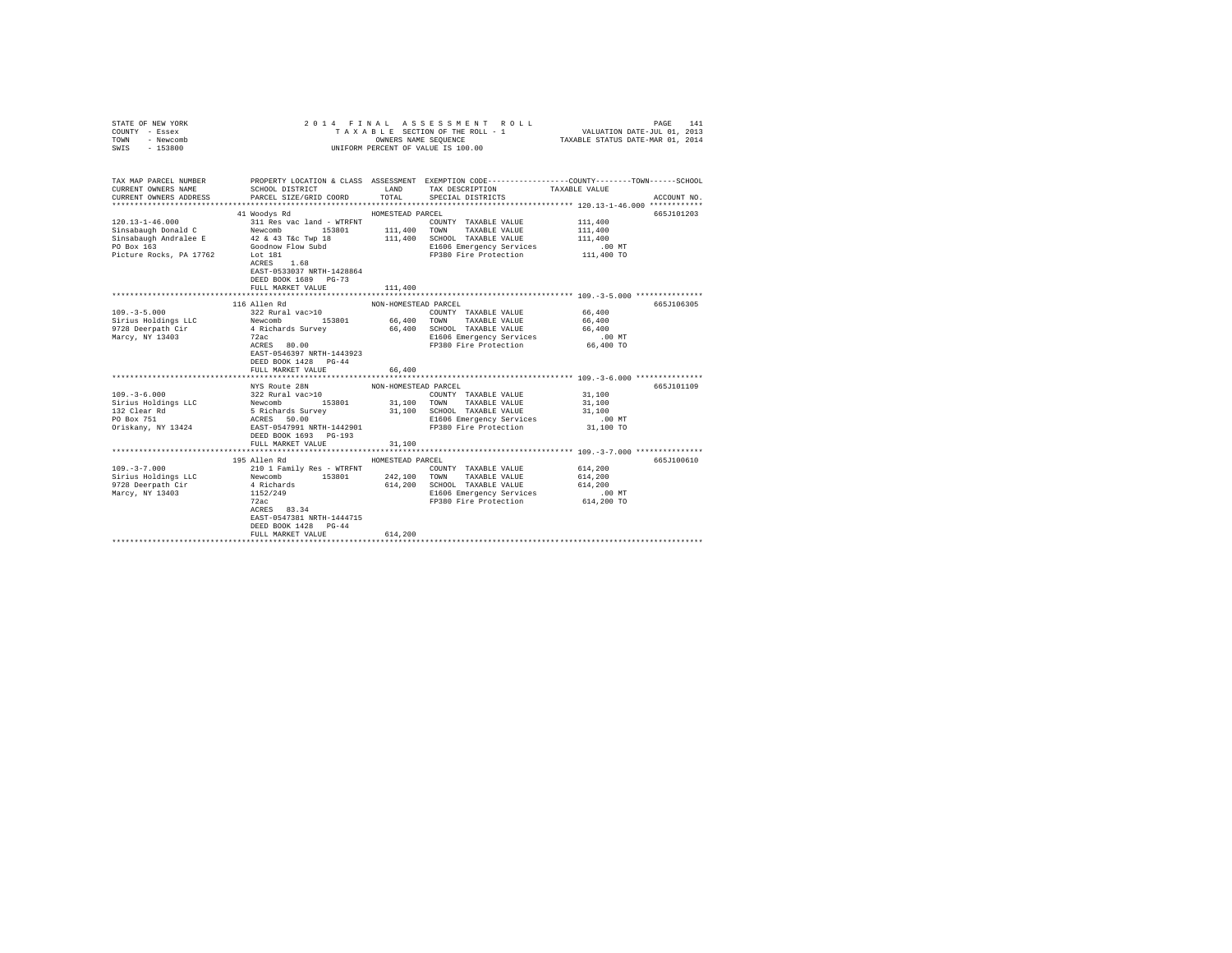STATE OF NEW YORK — COUNTY - Essex — TOWN - Newcomb — SWIS - 153800

2014 FINAL ASSESSMENT ROLL
TAXABLE SECTION OF THE ROLL - 1
OWNERS NAME SEQUENCE
UNIFORM PERCENT OF VALUE IS 100.00

VALUATION DATE-JUL 01, 2013
TAXABLE STATUS DATE-MAR 01, 2014

| TAX MAP PARCEL NUMBER / CURRENT OWNERS NAME / CURRENT OWNERS ADDRESS | PROPERTY LOCATION & CLASS / SCHOOL DISTRICT / PARCEL SIZE/GRID COORD | ASSESSMENT LAND / TOTAL | EXEMPTION CODE / TAX DESCRIPTION / SPECIAL DISTRICTS | COUNTY / TOWN / SCHOOL TAXABLE VALUE | ACCOUNT NO. |
|---|---|---|---|---|---|
| **120.13-1-46.000** | 41 Woodys Rd | HOMESTEAD PARCEL | | | 665J101203 |
| 120.13-1-46.000 | 311 Res vac land - WTRFNT | | COUNTY TAXABLE VALUE | 111,400 | |
| Sinsabaugh Donald C | Newcomb 153801 | 111,400 | TOWN TAXABLE VALUE | 111,400 | |
| Sinsabaugh Andralee E | 42 & 43 T&c Twp 18 | 111,400 | SCHOOL TAXABLE VALUE | 111,400 | |
| PO Box 163 | Goodnow Flow Subd | | E1606 Emergency Services | .00 MT | |
| Picture Rocks, PA 17762 | Lot 181 | | FP380 Fire Protection | 111,400 TO | |
| | ACRES 1.68 | | | | |
| | EAST-0533037 NRTH-1428864 | | | | |
| | DEED BOOK 1689 PG-73 | | | | |
| | FULL MARKET VALUE | 111,400 | | | |
| **109.-3-5.000** | 116 Allen Rd | NON-HOMESTEAD PARCEL | | | 665J106305 |
| 109.-3-5.000 | 322 Rural vac>10 | | COUNTY TAXABLE VALUE | 66,400 | |
| Sirius Holdings LLC | Newcomb 153801 | 66,400 | TOWN TAXABLE VALUE | 66,400 | |
| 9728 Deerpath Cir | 4 Richards Survey | 66,400 | SCHOOL TAXABLE VALUE | 66,400 | |
| Marcy, NY 13403 | 72ac | | E1606 Emergency Services | .00 MT | |
| | ACRES 80.00 | | FP380 Fire Protection | 66,400 TO | |
| | EAST-0546397 NRTH-1443923 | | | | |
| | DEED BOOK 1428 PG-44 | | | | |
| | FULL MARKET VALUE | 66,400 | | | |
| **109.-3-6.000** | NYS Route 28N | NON-HOMESTEAD PARCEL | | | 665J101109 |
| 109.-3-6.000 | 322 Rural vac>10 | | COUNTY TAXABLE VALUE | 31,100 | |
| Sirius Holdings LLC | Newcomb 153801 | 31,100 | TOWN TAXABLE VALUE | 31,100 | |
| 132 Clear Rd | 5 Richards Survey | 31,100 | SCHOOL TAXABLE VALUE | 31,100 | |
| PO Box 751 | ACRES 50.00 | | E1606 Emergency Services | .00 MT | |
| Oriskany, NY 13424 | EAST-0547991 NRTH-1442901 | | FP380 Fire Protection | 31,100 TO | |
| | DEED BOOK 1693 PG-193 | | | | |
| | FULL MARKET VALUE | 31,100 | | | |
| **109.-3-7.000** | 195 Allen Rd | HOMESTEAD PARCEL | | | 665J100610 |
| 109.-3-7.000 | 210 1 Family Res - WTRFNT | | COUNTY TAXABLE VALUE | 614,200 | |
| Sirius Holdings LLC | Newcomb 153801 | 242,100 | TOWN TAXABLE VALUE | 614,200 | |
| 9728 Deerpath Cir | 4 Richards | 614,200 | SCHOOL TAXABLE VALUE | 614,200 | |
| Marcy, NY 13403 | 1152/249 | | E1606 Emergency Services | .00 MT | |
| | 72ac | | FP380 Fire Protection | 614,200 TO | |
| | ACRES 83.34 | | | | |
| | EAST-0547381 NRTH-1444715 | | | | |
| | DEED BOOK 1428 PG-44 | | | | |
| | FULL MARKET VALUE | 614,200 | | | |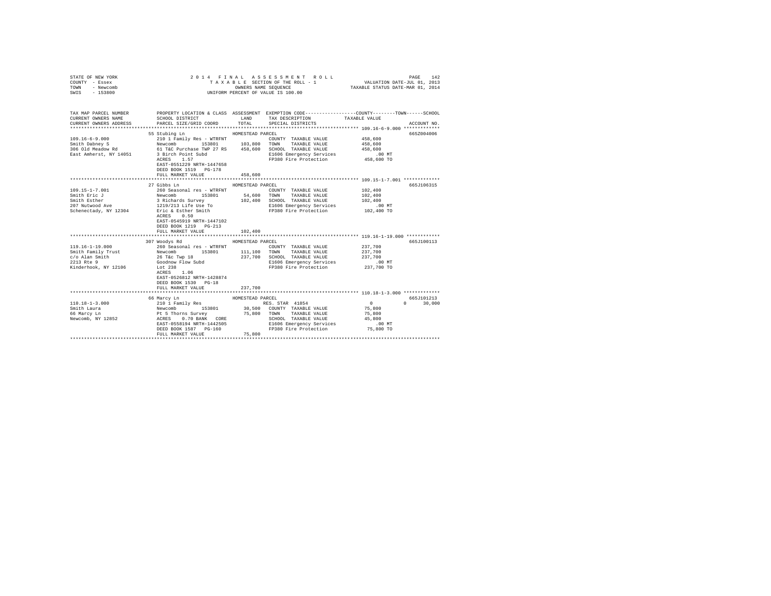STATE OF NEW YORK
COUNTY - Essex
TOWN - Newcomb
SWIS - 153800

2014 FINAL ASSESSMENT ROLL
TAXABLE SECTION OF THE ROLL - 1
OWNERS NAME SEQUENCE
UNIFORM PERCENT OF VALUE IS 100.00

VALUATION DATE-JUL 01, 2013
TAXABLE STATUS DATE-MAR 01, 2014

| TAX MAP PARCEL NUMBER / CURRENT OWNERS NAME / CURRENT OWNERS ADDRESS | PROPERTY LOCATION & CLASS / SCHOOL DISTRICT / PARCEL SIZE/GRID COORD | ASSESSMENT LAND / TOTAL | EXEMPTION CODE / TAX DESCRIPTION / SPECIAL DISTRICTS | COUNTY / TOWN / SCHOOL TAXABLE VALUE | ACCOUNT NO. |
|---|---|---|---|---|---|
| 109.16-6-9.000 | 55 Stubing Ln | HOMESTEAD PARCEL | | | 665Z004006 |
| Smith Dabney S | 210 1 Family Res - WTRFNT | | COUNTY TAXABLE VALUE | 458,600 | |
| 306 Old Meadow Rd | Newcomb 153801 | 103,800 | TOWN TAXABLE VALUE | 458,600 | |
| East Amherst, NY 14051 | 61 T&C Purchase TWP 27 RS | 458,600 | SCHOOL TAXABLE VALUE | 458,600 | |
| | 3 Birch Point Subd | | E1606 Emergency Services | .00 MT | |
| | ACRES 1.57 | | FP380 Fire Protection | 458,600 TO | |
| | EAST-0551229 NRTH-1447658 | | | | |
| | DEED BOOK 1519 PG-178 | | | | |
| | FULL MARKET VALUE | 458,600 | | | |
| 109.15-1-7.001 | 27 Gibbs Ln | HOMESTEAD PARCEL | | | 665J106315 |
| Smith Eric J | 260 Seasonal res - WTRFNT | | COUNTY TAXABLE VALUE | 102,400 | |
| Smith Esther | Newcomb 153801 | 54,600 | TOWN TAXABLE VALUE | 102,400 | |
| 207 Nutwood Ave | 3 Richards Survey | 102,400 | SCHOOL TAXABLE VALUE | 102,400 | |
| Schenectady, NY 12304 | 1219/213 Life Use To | | E1606 Emergency Services | .00 MT | |
| | Eric & Esther Smith | | FP380 Fire Protection | 102,400 TO | |
| | ACRES 0.50 | | | | |
| | EAST-0545919 NRTH-1447102 | | | | |
| | DEED BOOK 1219 PG-213 | | | | |
| | FULL MARKET VALUE | 102,400 | | | |
| 119.16-1-19.000 | 307 Woodys Rd | HOMESTEAD PARCEL | | | 665J100113 |
| Smith Family Trust | 260 Seasonal res - WTRFNT | | COUNTY TAXABLE VALUE | 237,700 | |
| c/o Alan Smith | Newcomb 153801 | 111,100 | TOWN TAXABLE VALUE | 237,700 | |
| 2213 Rte 9 | 26 T&c Twp 18 | 237,700 | SCHOOL TAXABLE VALUE | 237,700 | |
| Kinderhook, NY 12106 | Goodnow Flow Subd | | E1606 Emergency Services | .00 MT | |
| | Lot 238 | | FP380 Fire Protection | 237,700 TO | |
| | ACRES 1.06 | | | | |
| | EAST-0526812 NRTH-1428874 | | | | |
| | DEED BOOK 1530 PG-18 | | | | |
| | FULL MARKET VALUE | 237,700 | | | |
| 110.18-1-3.000 | 66 Marcy Ln | HOMESTEAD PARCEL | | | 665J101213 |
| Smith Laura | 210 1 Family Res | | RES. STAR 41854 | 0 0 30,000 | |
| 66 Marcy Ln | Newcomb 153801 | 30,500 | COUNTY TAXABLE VALUE | 75,800 | |
| Newcomb, NY 12852 | Pt 5 Thorns Survey | 75,800 | TOWN TAXABLE VALUE | 75,800 | |
| | ACRES 0.70 BANK CORE | | SCHOOL TAXABLE VALUE | 45,800 | |
| | EAST-0558194 NRTH-1442505 | | E1606 Emergency Services | .00 MT | |
| | DEED BOOK 1587 PG-160 | | FP380 Fire Protection | 75,800 TO | |
| | FULL MARKET VALUE | 75,800 | | | |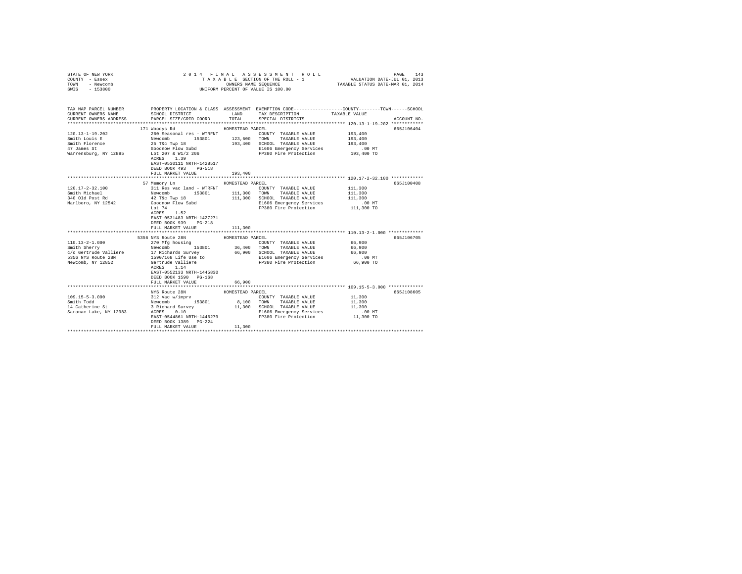STATE OF NEW YORK
COUNTY - Essex
TOWN - Newcomb
SWIS - 153800

2014 FINAL ASSESSMENT ROLL
TAXABLE SECTION OF THE ROLL - 1
OWNERS NAME SEQUENCE
UNIFORM PERCENT OF VALUE IS 100.00

VALUATION DATE-JUL 01, 2013
TAXABLE STATUS DATE-MAR 01, 2014

| TAX MAP PARCEL NUMBER / CURRENT OWNERS NAME / CURRENT OWNERS ADDRESS | PROPERTY LOCATION & CLASS / SCHOOL DISTRICT / PARCEL SIZE/GRID COORD | ASSESSMENT LAND | TOTAL | EXEMPTION CODE / TAX DESCRIPTION / SPECIAL DISTRICTS | TAXABLE VALUE (COUNTY / TOWN / SCHOOL) | ACCOUNT NO. |
|---|---|---|---|---|---|---|
| **120.13-1-19.202** | 171 Woodys Rd | | | HOMESTEAD PARCEL | | 665J106404 |
| 120.13-1-19.202 | 260 Seasonal res - WTRFNT | | | COUNTY TAXABLE VALUE | 193,400 | |
| Smith Louis E | Newcomb 153801 | 123,600 | | TOWN TAXABLE VALUE | 193,400 | |
| Smith Florence | 25 T&c Twp 18 | | 193,400 | SCHOOL TAXABLE VALUE | 193,400 | |
| 47 James St | Goodnow Flow Subd | | | E1606 Emergency Services | .00 MT | |
| Warrensburg, NY 12885 | Lot 207 & W1/2 206 | | | FP380 Fire Protection | 193,400 TO | |
| | ACRES 1.39 | | | | | |
| | EAST-0530111 NRTH-1428517 | | | | | |
| | DEED BOOK 493 PG-518 | | | | | |
| | FULL MARKET VALUE | | 193,400 | | | |
| **120.17-2-32.100** | 57 Memory Ln | | | HOMESTEAD PARCEL | | 665J100408 |
| 120.17-2-32.100 | 311 Res vac land - WTRFNT | | | COUNTY TAXABLE VALUE | 111,300 | |
| Smith Michael | Newcomb 153801 | 111,300 | | TOWN TAXABLE VALUE | 111,300 | |
| 340 Old Post Rd | 42 T&c Twp 18 | | 111,300 | SCHOOL TAXABLE VALUE | 111,300 | |
| Marlboro, NY 12542 | Goodnow Flow Subd | | | E1606 Emergency Services | .00 MT | |
| | Lot 74 | | | FP380 Fire Protection | 111,300 TO | |
| | ACRES 1.52 | | | | | |
| | EAST-0531483 NRTH-1427271 | | | | | |
| | DEED BOOK 939 PG-218 | | | | | |
| | FULL MARKET VALUE | | 111,300 | | | |
| **110.13-2-1.000** | 5356 NYS Route 28N | | | HOMESTEAD PARCEL | | 665J106705 |
| 110.13-2-1.000 | 270 Mfg housing | | | COUNTY TAXABLE VALUE | 66,900 | |
| Smith Sherry | Newcomb 153801 | 36,400 | | TOWN TAXABLE VALUE | 66,900 | |
| c/o Gertrude Valliere | 17 Richards Survey | | 66,900 | SCHOOL TAXABLE VALUE | 66,900 | |
| 5356 NYS Route 28N | 1590/168 Life Use to | | | E1606 Emergency Services | .00 MT | |
| Newcomb, NY 12852 | Gertrude Valliere | | | FP380 Fire Protection | 66,900 TO | |
| | ACRES 1.14 | | | | | |
| | EAST-0552133 NRTH-1445830 | | | | | |
| | DEED BOOK 1590 PG-168 | | | | | |
| | FULL MARKET VALUE | | 66,900 | | | |
| **109.15-5-3.000** | NYS Route 28N | | | HOMESTEAD PARCEL | | 665J108605 |
| 109.15-5-3.000 | 312 Vac w/imprv | | | COUNTY TAXABLE VALUE | 11,300 | |
| Smith Todd | Newcomb 153801 | 8,100 | | TOWN TAXABLE VALUE | 11,300 | |
| 14 Catherine St | 3 Richard Survey | | 11,300 | SCHOOL TAXABLE VALUE | 11,300 | |
| Saranac Lake, NY 12983 | ACRES 0.10 | | | E1606 Emergency Services | .00 MT | |
| | EAST-0544861 NRTH-1446279 | | | FP380 Fire Protection | 11,300 TO | |
| | DEED BOOK 1389 PG-224 | | | | | |
| | FULL MARKET VALUE | | 11,300 | | | |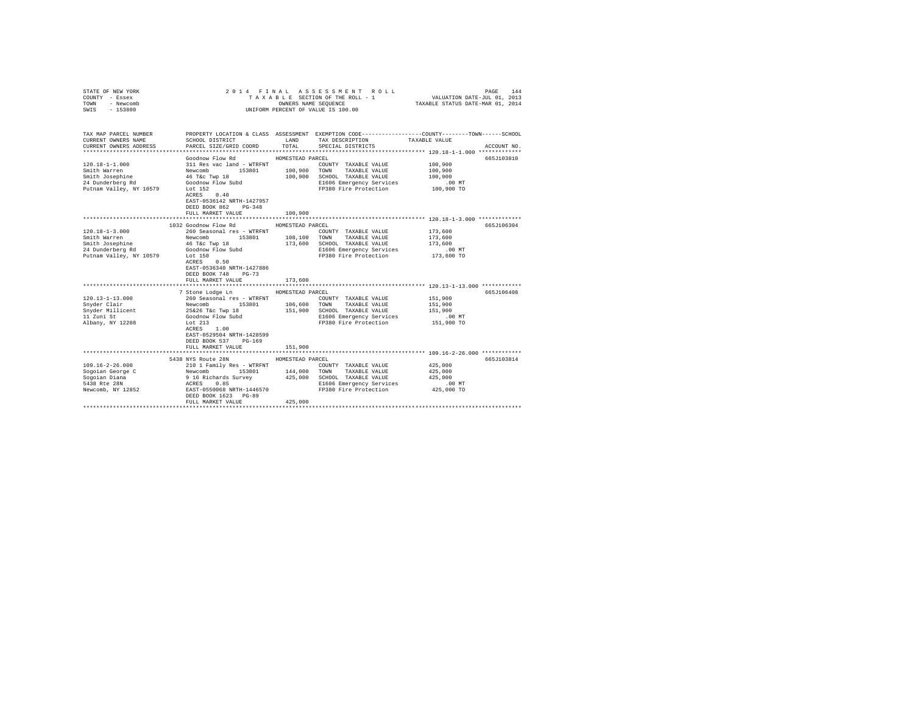STATE OF NEW YORK
COUNTY - Essex
TOWN - Newcomb
SWIS - 153800

2014 FINAL ASSESSMENT ROLL
TAXABLE SECTION OF THE ROLL - 1
OWNERS NAME SEQUENCE
UNIFORM PERCENT OF VALUE IS 100.00

VALUATION DATE-JUL 01, 2013
TAXABLE STATUS DATE-MAR 01, 2014

| TAX MAP PARCEL NUMBER / CURRENT OWNERS NAME / CURRENT OWNERS ADDRESS | PROPERTY LOCATION & CLASS / SCHOOL DISTRICT / PARCEL SIZE/GRID COORD | ASSESSMENT LAND / TOTAL | EXEMPTION CODE / TAX DESCRIPTION / SPECIAL DISTRICTS | COUNTY / TOWN / SCHOOL TAXABLE VALUE | ACCOUNT NO. |
|---|---|---|---|---|---|
| **120.18-1-1.000** | Goodnow Flow Rd | HOMESTEAD PARCEL | | | 665J103810 |
| 120.18-1-1.000 | 311 Res vac land - WTRFNT | | COUNTY TAXABLE VALUE | 100,900 | |
| Smith Warren | Newcomb 153801 | 100,900 | TOWN TAXABLE VALUE | 100,900 | |
| Smith Josephine | 46 T&c Twp 18 | 100,900 | SCHOOL TAXABLE VALUE | 100,900 | |
| 24 Dunderberg Rd | Goodnow Flow Subd | | E1606 Emergency Services | .00 MT | |
| Putnam Valley, NY 10579 | Lot 152 | | FP380 Fire Protection | 100,900 TO | |
| | ACRES 0.40 | | | | |
| | EAST-0536142 NRTH-1427957 | | | | |
| | DEED BOOK 862 PG-348 | | | | |
| | FULL MARKET VALUE | 100,900 | | | |
| **120.18-1-3.000** | 1032 Goodnow Flow Rd | HOMESTEAD PARCEL | | | 665J106304 |
| 120.18-1-3.000 | 260 Seasonal res - WTRFNT | | COUNTY TAXABLE VALUE | 173,600 | |
| Smith Warren | Newcomb 153801 | 108,100 | TOWN TAXABLE VALUE | 173,600 | |
| Smith Josephine | 46 T&c Twp 18 | 173,600 | SCHOOL TAXABLE VALUE | 173,600 | |
| 24 Dunderberg Rd | Goodnow Flow Subd | | E1606 Emergency Services | .00 MT | |
| Putnam Valley, NY 10579 | Lot 150 | | FP380 Fire Protection | 173,600 TO | |
| | ACRES 0.50 | | | | |
| | EAST-0536340 NRTH-1427886 | | | | |
| | DEED BOOK 748 PG-73 | | | | |
| | FULL MARKET VALUE | 173,600 | | | |
| **120.13-1-13.000** | 7 Stone Lodge Ln | HOMESTEAD PARCEL | | | 665J106408 |
| 120.13-1-13.000 | 260 Seasonal res - WTRFNT | | COUNTY TAXABLE VALUE | 151,900 | |
| Snyder Clair | Newcomb 153801 | 106,600 | TOWN TAXABLE VALUE | 151,900 | |
| Snyder Millicent | 25&26 T&c Twp 18 | 151,900 | SCHOOL TAXABLE VALUE | 151,900 | |
| 11 Zuni St | Goodnow Flow Subd | | E1606 Emergency Services | .00 MT | |
| Albany, NY 12208 | Lot 213 | | FP380 Fire Protection | 151,900 TO | |
| | ACRES 1.00 | | | | |
| | EAST-0529504 NRTH-1428599 | | | | |
| | DEED BOOK 537 PG-169 | | | | |
| | FULL MARKET VALUE | 151,900 | | | |
| **109.16-2-26.000** | 5438 NYS Route 28N | HOMESTEAD PARCEL | | | 665J103814 |
| 109.16-2-26.000 | 210 1 Family Res - WTRFNT | | COUNTY TAXABLE VALUE | 425,000 | |
| Sogoian George C | Newcomb 153801 | 144,000 | TOWN TAXABLE VALUE | 425,000 | |
| Sogoian Diana | 9 16 Richards Survey | 425,000 | SCHOOL TAXABLE VALUE | 425,000 | |
| 5438 Rte 28N | ACRES 0.85 | | E1606 Emergency Services | .00 MT | |
| Newcomb, NY 12852 | EAST-0550068 NRTH-1446570 | | FP380 Fire Protection | 425,000 TO | |
| | DEED BOOK 1623 PG-89 | | | | |
| | FULL MARKET VALUE | 425,000 | | | |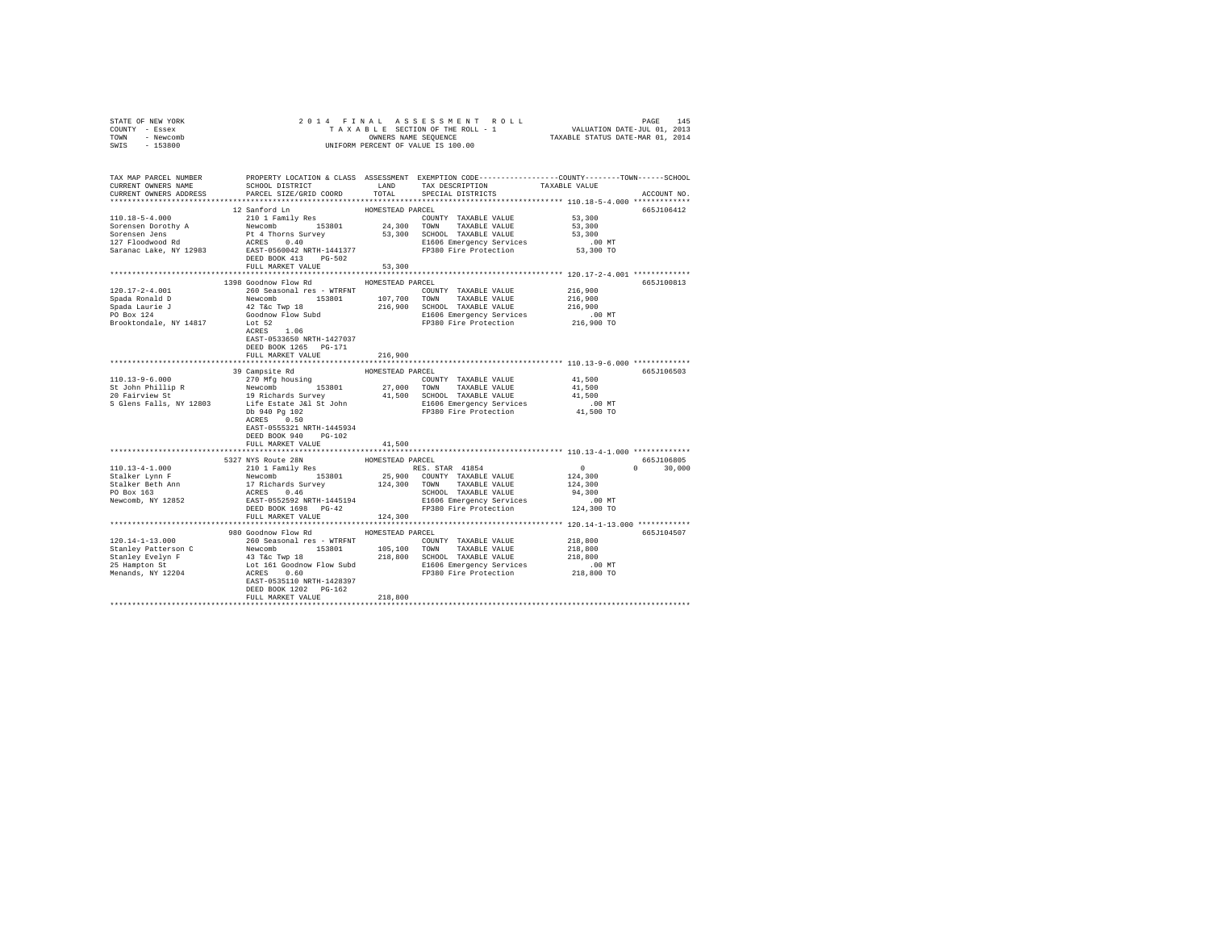STATE OF NEW YORK
COUNTY - Essex
TOWN - Newcomb
SWIS - 153800

2014 FINAL ASSESSMENT ROLL
TAXABLE SECTION OF THE ROLL - 1
OWNERS NAME SEQUENCE
UNIFORM PERCENT OF VALUE IS 100.00

VALUATION DATE-JUL 01, 2013
TAXABLE STATUS DATE-MAR 01, 2014

```
TAX MAP PARCEL NUMBER          PROPERTY LOCATION & CLASS  ASSESSMENT  EXEMPTION CODE-----------------COUNTY--------TOWN------SCHOOL
CURRENT OWNERS NAME            SCHOOL DISTRICT               LAND      TAX DESCRIPTION             TAXABLE VALUE
CURRENT OWNERS ADDRESS         PARCEL SIZE/GRID COORD        TOTAL     SPECIAL DISTRICTS                                    ACCOUNT NO.
****************************************************************************************************** 110.18-5-4.000 *************
                               12 Sanford Ln                HOMESTEAD PARCEL                                                 665J106412
110.18-5-4.000                 210 1 Family Res                       COUNTY  TAXABLE VALUE            53,300
Sorensen Dorothy A             Newcomb       153801         24,300    TOWN    TAXABLE VALUE            53,300
Sorensen Jens                  Pt 4 Thorns Survey           53,300    SCHOOL  TAXABLE VALUE            53,300
127 Floodwood Rd               ACRES    0.40                          E1606 Emergency Services            .00 MT
Saranac Lake, NY 12983         EAST-0560042 NRTH-1441377              FP380 Fire Protection             53,300 TO
                               DEED BOOK 413    PG-502
                               FULL MARKET VALUE            53,300
****************************************************************************************************** 120.17-2-4.001 *************
                               1398 Goodnow Flow Rd         HOMESTEAD PARCEL                                                 665J100813
120.17-2-4.001                 260 Seasonal res - WTRFNT              COUNTY  TAXABLE VALUE           216,900
Spada Ronald D                 Newcomb       153801        107,700    TOWN    TAXABLE VALUE           216,900
Spada Laurie J                 42 T&c Twp 18               216,900    SCHOOL  TAXABLE VALUE           216,900
PO Box 124                     Goodnow Flow Subd                      E1606 Emergency Services            .00 MT
Brooktondale, NY 14817         Lot 52                                 FP380 Fire Protection            216,900 TO
                               ACRES    1.06
                               EAST-0533650 NRTH-1427037
                               DEED BOOK 1265   PG-171
                               FULL MARKET VALUE           216,900
****************************************************************************************************** 110.13-9-6.000 *************
                               39 Campsite Rd               HOMESTEAD PARCEL                                                 665J106503
110.13-9-6.000                 270 Mfg housing                        COUNTY  TAXABLE VALUE            41,500
St John Phillip R              Newcomb       153801         27,000    TOWN    TAXABLE VALUE            41,500
20 Fairview St                 19 Richards Survey           41,500    SCHOOL  TAXABLE VALUE            41,500
S Glens Falls, NY 12803        Life Estate J&l St John                E1606 Emergency Services            .00 MT
                               Db 940 Pg 102                          FP380 Fire Protection             41,500 TO
                               ACRES    0.50
                               EAST-0555321 NRTH-1445934
                               DEED BOOK 940    PG-102
                               FULL MARKET VALUE            41,500
****************************************************************************************************** 110.13-4-1.000 *************
                               5327 NYS Route 28N           HOMESTEAD PARCEL                                                 665J106805
110.13-4-1.000                 210 1 Family Res                       RES. STAR 41854                       0          0     30,000
Stalker Lynn F                 Newcomb       153801         25,900    COUNTY  TAXABLE VALUE           124,300
Stalker Beth Ann               17 Richards Survey          124,300    TOWN    TAXABLE VALUE           124,300
PO Box 163                     ACRES    0.46                          SCHOOL  TAXABLE VALUE            94,300
Newcomb, NY 12852              EAST-0552592 NRTH-1445194              E1606 Emergency Services            .00 MT
                               DEED BOOK 1698   PG-42                 FP380 Fire Protection            124,300 TO
                               FULL MARKET VALUE           124,300
****************************************************************************************************** 120.14-1-13.000 ************
                               980 Goodnow Flow Rd          HOMESTEAD PARCEL                                                 665J104507
120.14-1-13.000                260 Seasonal res - WTRFNT              COUNTY  TAXABLE VALUE           218,800
Stanley Patterson C            Newcomb       153801        105,100    TOWN    TAXABLE VALUE           218,800
Stanley Evelyn F               43 T&c Twp 18               218,800    SCHOOL  TAXABLE VALUE           218,800
25 Hampton St                  Lot 161 Goodnow Flow Subd              E1606 Emergency Services            .00 MT
Menands, NY 12204              ACRES    0.60                          FP380 Fire Protection            218,800 TO
                               EAST-0535110 NRTH-1428397
                               DEED BOOK 1202   PG-162
                               FULL MARKET VALUE           218,800
************************************************************************************************************************************
```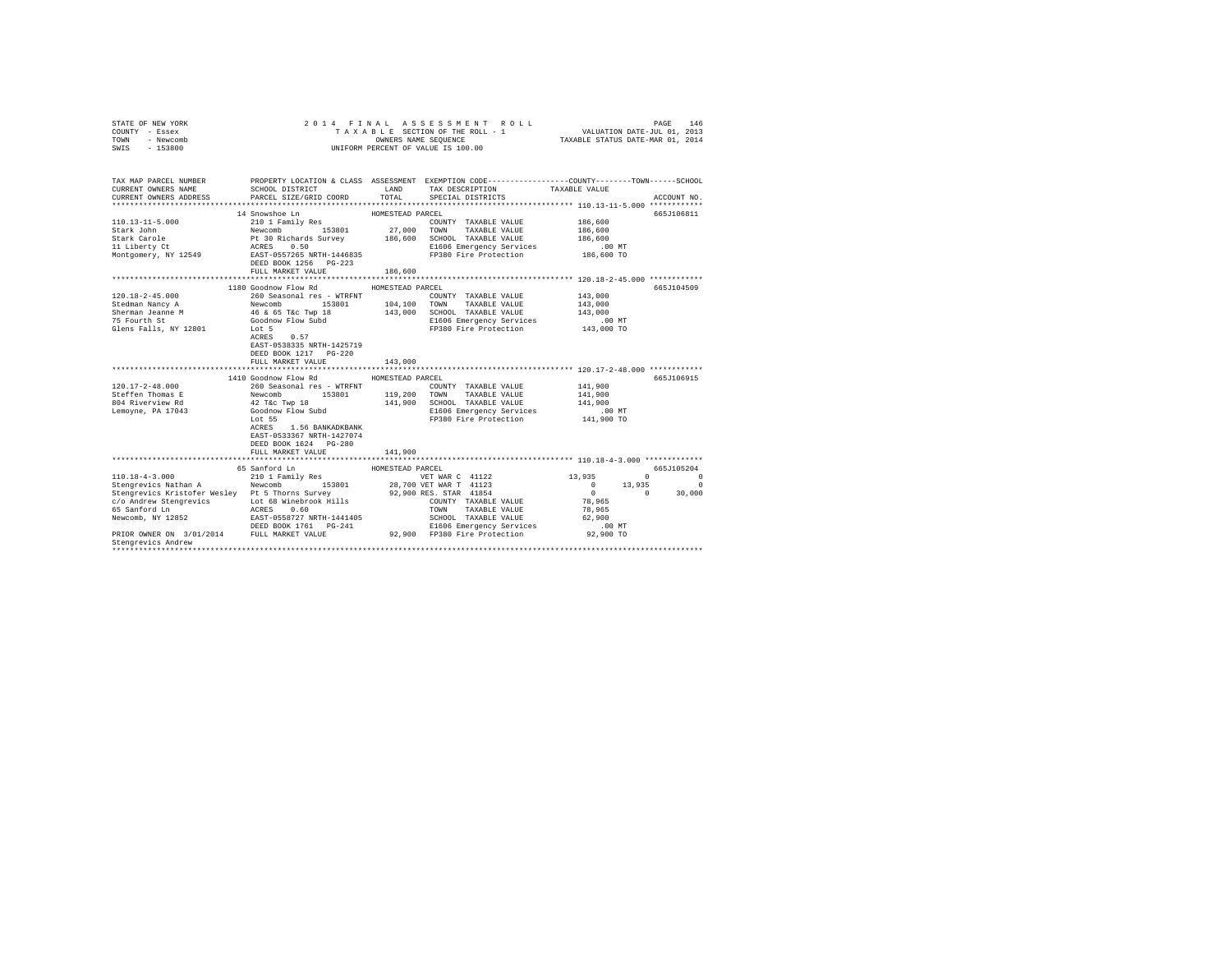STATE OF NEW YORK
COUNTY - Essex
TOWN - Newcomb
SWIS - 153800

2014 FINAL ASSESSMENT ROLL
TAXABLE SECTION OF THE ROLL - 1
OWNERS NAME SEQUENCE
UNIFORM PERCENT OF VALUE IS 100.00

VALUATION DATE-JUL 01, 2013
TAXABLE STATUS DATE-MAR 01, 2014

```
TAX MAP PARCEL NUMBER          PROPERTY LOCATION & CLASS  ASSESSMENT  EXEMPTION CODE-----------------COUNTY--------TOWN------SCHOOL
CURRENT OWNERS NAME            SCHOOL DISTRICT               LAND      TAX DESCRIPTION            TAXABLE VALUE
CURRENT OWNERS ADDRESS         PARCEL SIZE/GRID COORD        TOTAL     SPECIAL DISTRICTS                                  ACCOUNT NO.
******************************************************************************************************* 110.13-11-5.000 ************
                    14 Snowshoe Ln                 HOMESTEAD PARCEL                                                   665J106811
110.13-11-5.000              210 1 Family Res                         COUNTY  TAXABLE VALUE           186,600
Stark John                   Newcomb        153801        27,000   TOWN    TAXABLE VALUE           186,600
Stark Carole                 Pt 30 Richards Survey       186,600   SCHOOL  TAXABLE VALUE           186,600
11 Liberty Ct                ACRES    0.50                         E1606 Emergency Services              .00 MT
Montgomery, NY 12549         EAST-0557265 NRTH-1446835             FP380 Fire Protection           186,600 TO
                             DEED BOOK 1256   PG-223
                             FULL MARKET VALUE           186,600
******************************************************************************************************* 120.18-2-45.000 ************
                    1180 Goodnow Flow Rd           HOMESTEAD PARCEL                                                   665J104509
120.18-2-45.000              260 Seasonal res - WTRFNT                COUNTY  TAXABLE VALUE           143,000
Stedman Nancy A              Newcomb        153801       104,100   TOWN    TAXABLE VALUE           143,000
Sherman Jeanne M             46 & 65 T&c Twp 18          143,000   SCHOOL  TAXABLE VALUE           143,000
75 Fourth St                 Goodnow Flow Subd                     E1606 Emergency Services              .00 MT
Glens Falls, NY 12801        Lot 5                                 FP380 Fire Protection           143,000 TO
                             ACRES    0.57
                             EAST-0538335 NRTH-1425719
                             DEED BOOK 1217   PG-220
                             FULL MARKET VALUE           143,000
******************************************************************************************************* 120.17-2-48.000 ************
                    1410 Goodnow Flow Rd           HOMESTEAD PARCEL                                                   665J106915
120.17-2-48.000              260 Seasonal res - WTRFNT                COUNTY  TAXABLE VALUE           141,900
Steffen Thomas E             Newcomb        153801       119,200   TOWN    TAXABLE VALUE           141,900
804 Riverview Rd             42 T&c Twp 18               141,900   SCHOOL  TAXABLE VALUE           141,900
Lemoyne, PA 17043            Goodnow Flow Subd                     E1606 Emergency Services              .00 MT
                             Lot 55                                FP380 Fire Protection           141,900 TO
                             ACRES    1.56 BANKADKBANK
                             EAST-0533367 NRTH-1427074
                             DEED BOOK 1624   PG-280
                             FULL MARKET VALUE           141,900
******************************************************************************************************* 110.18-4-3.000 *************
                    65 Sanford Ln                  HOMESTEAD PARCEL                                                   665J105204
110.18-4-3.000               210 1 Family Res                VET WAR C 41122                 13,935          0           0
Stengrevics Nathan A         Newcomb        153801        28,700 VET WAR T 41123                  0     13,935           0
Stengrevics Kristofer Wesley Pt 5 Thorns Survey           92,900 RES. STAR 41854                  0          0      30,000
c/o Andrew Stengrevics       Lot 68 Winebrook Hills                COUNTY  TAXABLE VALUE            78,965
65 Sanford Ln                ACRES    0.60                         TOWN    TAXABLE VALUE            78,965
Newcomb, NY 12852            EAST-0558727 NRTH-1441405             SCHOOL  TAXABLE VALUE            62,900
                             DEED BOOK 1761   PG-241               E1606 Emergency Services              .00 MT
PRIOR OWNER ON 3/01/2014     FULL MARKET VALUE            92,900   FP380 Fire Protection            92,900 TO
Stengrevics Andrew
************************************************************************************************************************************
```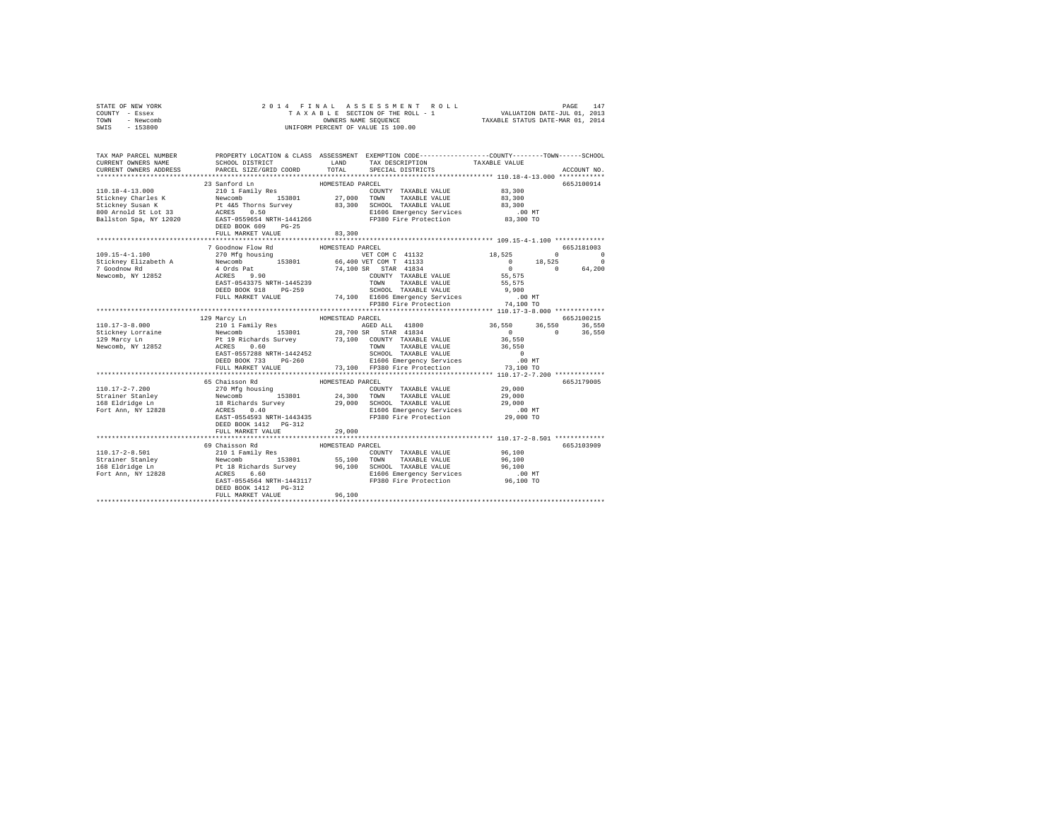STATE OF NEW YORK
COUNTY - Essex
TOWN - Newcomb
SWIS - 153800

2 0 1 4 F I N A L A S S E S S M E N T R O L L
T A X A B L E SECTION OF THE ROLL - 1
OWNERS NAME SEQUENCE
UNIFORM PERCENT OF VALUE IS 100.00

VALUATION DATE-JUL 01, 2013
TAXABLE STATUS DATE-MAR 01, 2014

```
TAX MAP PARCEL NUMBER          PROPERTY LOCATION & CLASS  ASSESSMENT  EXEMPTION CODE-----------------COUNTY--------TOWN------SCHOOL
CURRENT OWNERS NAME            SCHOOL DISTRICT              LAND      TAX DESCRIPTION              TAXABLE VALUE
CURRENT OWNERS ADDRESS         PARCEL SIZE/GRID COORD       TOTAL     SPECIAL DISTRICTS                                   ACCOUNT NO.
******************************************************************************************************* 110.18-4-13.000 ************
                               23 Sanford Ln               HOMESTEAD PARCEL                                               665J100914
110.18-4-13.000                210 1 Family Res                       COUNTY  TAXABLE VALUE          83,300
Stickney Charles K             Newcomb       153801        27,000     TOWN    TAXABLE VALUE          83,300
Stickney Susan K               Pt 4&5 Thorns Survey        83,300     SCHOOL  TAXABLE VALUE          83,300
800 Arnold St Lot 33           ACRES    0.50                          E1606 Emergency Services          .00 MT
Ballston Spa, NY 12020         EAST-0559654 NRTH-1441266              FP380 Fire Protection          83,300 TO
                               DEED BOOK 609    PG-25
                               FULL MARKET VALUE           83,300
******************************************************************************************************* 109.15-4-1.100 *************
                               7 Goodnow Flow Rd           HOMESTEAD PARCEL                                               665J181003
109.15-4-1.100                 270 Mfg housing                        VET COM C  41132               18,525          0           0
Stickney Elizabeth A           Newcomb       153801        66,400 VET COM T  41133                   0          18,525           0
7 Goodnow Rd                   4 Ords Pat                  74,100 SR   STAR  41834                   0               0      64,200
Newcomb, NY 12852              ACRES    9.90                          COUNTY  TAXABLE VALUE          55,575
                               EAST-0543375 NRTH-1445239              TOWN    TAXABLE VALUE          55,575
                               DEED BOOK 918    PG-259                SCHOOL  TAXABLE VALUE           9,900
                               FULL MARKET VALUE           74,100  E1606 Emergency Services             .00 MT
                                                                      FP380 Fire Protection          74,100 TO
******************************************************************************************************* 110.17-3-8.000 *************
                               129 Marcy Ln                HOMESTEAD PARCEL                                               665J100215
110.17-3-8.000                 210 1 Family Res                       AGED ALL   41800               36,550     36,550      36,550
Stickney Lorraine              Newcomb       153801        28,700 SR   STAR  41834                   0               0      36,550
129 Marcy Ln                   Pt 19 Richards Survey       73,100  COUNTY  TAXABLE VALUE             36,550
Newcomb, NY 12852              ACRES    0.60                          TOWN    TAXABLE VALUE          36,550
                               EAST-0557288 NRTH-1442452              SCHOOL  TAXABLE VALUE               0
                               DEED BOOK 733    PG-260                E1606 Emergency Services          .00 MT
                               FULL MARKET VALUE           73,100  FP380 Fire Protection          73,100 TO
******************************************************************************************************* 110.17-2-7.200 *************
                               65 Chaisson Rd              HOMESTEAD PARCEL                                               665J179005
110.17-2-7.200                 270 Mfg housing                        COUNTY  TAXABLE VALUE          29,000
Strainer Stanley               Newcomb       153801        24,300     TOWN    TAXABLE VALUE          29,000
168 Eldridge Ln                18 Richards Survey          29,000     SCHOOL  TAXABLE VALUE          29,000
Fort Ann, NY 12828             ACRES    0.40                          E1606 Emergency Services          .00 MT
                               EAST-0554593 NRTH-1443435              FP380 Fire Protection          29,000 TO
                               DEED BOOK 1412   PG-312
                               FULL MARKET VALUE           29,000
******************************************************************************************************* 110.17-2-8.501 *************
                               69 Chaisson Rd              HOMESTEAD PARCEL                                               665J103909
110.17-2-8.501                 210 1 Family Res                       COUNTY  TAXABLE VALUE          96,100
Strainer Stanley               Newcomb       153801        55,100     TOWN    TAXABLE VALUE          96,100
168 Eldridge Ln                Pt 18 Richards Survey       96,100     SCHOOL  TAXABLE VALUE          96,100
Fort Ann, NY 12828             ACRES    6.60                          E1606 Emergency Services          .00 MT
                               EAST-0554564 NRTH-1443117              FP380 Fire Protection          96,100 TO
                               DEED BOOK 1412   PG-312
                               FULL MARKET VALUE           96,100
************************************************************************************************************************************
```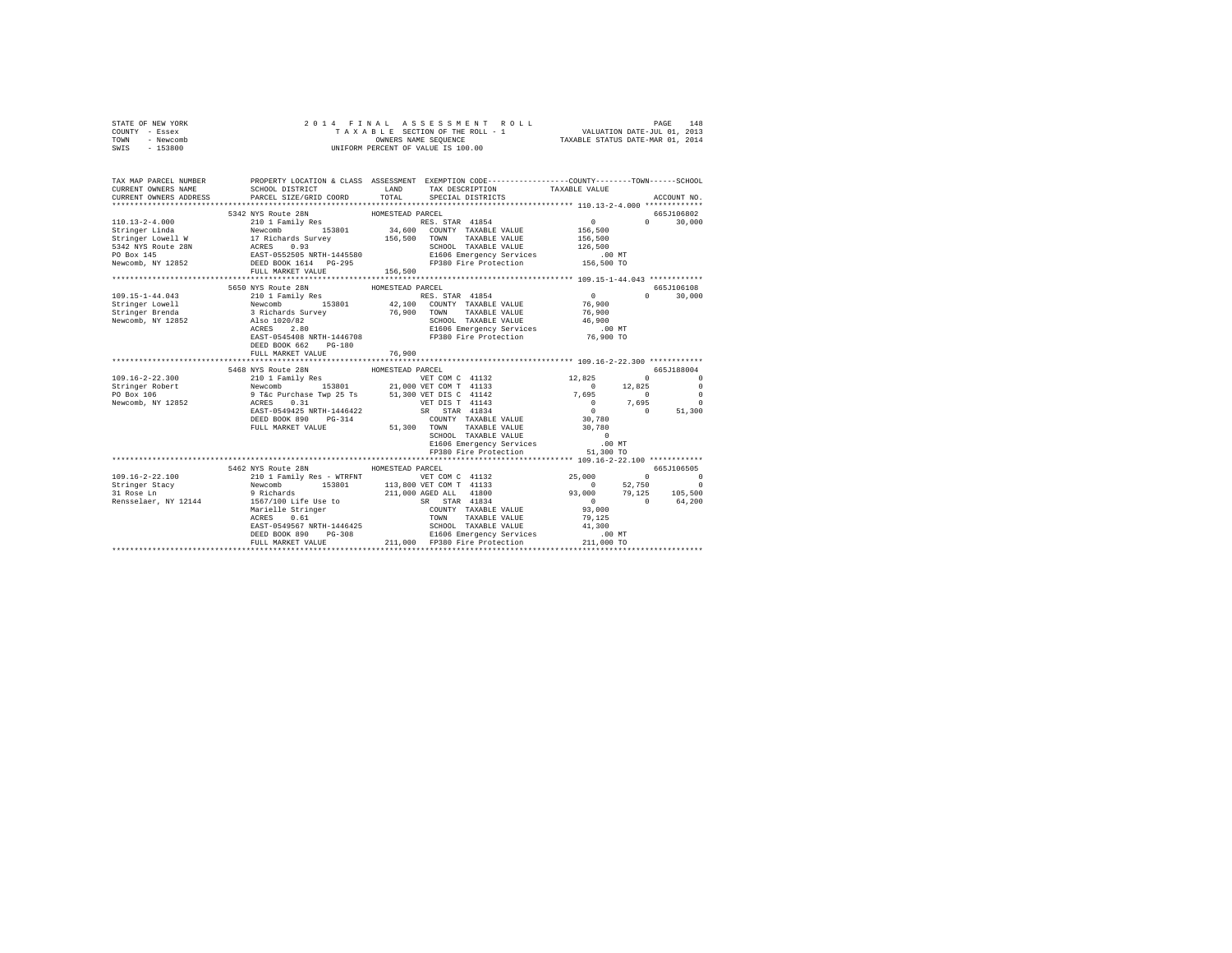STATE OF NEW YORK | 2014 FINAL ASSESSMENT ROLL | PAGE 148
COUNTY - Essex | TAXABLE SECTION OF THE ROLL - 1 | VALUATION DATE-JUL 01, 2013
TOWN - Newcomb | OWNERS NAME SEQUENCE | TAXABLE STATUS DATE-MAR 01, 2014
SWIS - 153800 | UNIFORM PERCENT OF VALUE IS 100.00

```
TAX MAP PARCEL NUMBER        PROPERTY LOCATION & CLASS  ASSESSMENT  EXEMPTION CODE-----------------COUNTY--------TOWN------SCHOOL
CURRENT OWNERS NAME          SCHOOL DISTRICT              LAND      TAX DESCRIPTION              TAXABLE VALUE
CURRENT OWNERS ADDRESS       PARCEL SIZE/GRID COORD       TOTAL     SPECIAL DISTRICTS                                     ACCOUNT NO.
******************************************************************************************************* 110.13-2-4.000 *************
                             5342 NYS Route 28N          HOMESTEAD PARCEL                                                  665J106802
110.13-2-4.000               210 1 Family Res                       RES. STAR 41854                 0           0      30,000
Stringer Linda               Newcomb         153801       34,600    COUNTY  TAXABLE VALUE     156,500
Stringer Lowell W            17 Richards Survey          156,500    TOWN    TAXABLE VALUE     156,500
5342 NYS Route 28N           ACRES    0.93                          SCHOOL  TAXABLE VALUE     126,500
PO Box 145                   EAST-0552505 NRTH-1445580              E1606 Emergency Services         .00 MT
Newcomb, NY 12852            DEED BOOK 1614   PG-295                FP380 Fire Protection         156,500 TO
                             FULL MARKET VALUE           156,500
******************************************************************************************************* 109.15-1-44.043 ************
                             5650 NYS Route 28N          HOMESTEAD PARCEL                                                  665J106108
109.15-1-44.043              210 1 Family Res                       RES. STAR 41854                 0           0      30,000
Stringer Lowell              Newcomb         153801       42,100    COUNTY  TAXABLE VALUE      76,900
Stringer Brenda              3 Richards Survey            76,900    TOWN    TAXABLE VALUE      76,900
Newcomb, NY 12852            Also 1020/82                           SCHOOL  TAXABLE VALUE      46,900
                             ACRES    2.80                          E1606 Emergency Services         .00 MT
                             EAST-0545408 NRTH-1446708              FP380 Fire Protection          76,900 TO
                             DEED BOOK 662    PG-180
                             FULL MARKET VALUE            76,900
******************************************************************************************************* 109.16-2-22.300 ************
                             5468 NYS Route 28N          HOMESTEAD PARCEL                                                  665J188004
109.16-2-22.300              210 1 Family Res                       VET COM C 41132            12,825           0           0
Stringer Robert              Newcomb         153801       21,000 VET COM T 41133                0       12,825           0
PO Box 106                   9 T&c Purchase Twp 25 Ts     51,300 VET DIS C 41142            7,695           0           0
Newcomb, NY 12852            ACRES    0.31                          VET DIS T 41143                 0        7,695           0
                             EAST-0549425 NRTH-1446422              SR  STAR 41834                  0           0      51,300
                             DEED BOOK 890    PG-314                COUNTY  TAXABLE VALUE      30,780
                             FULL MARKET VALUE            51,300    TOWN    TAXABLE VALUE      30,780
                                                                    SCHOOL  TAXABLE VALUE           0
                                                                    E1606 Emergency Services         .00 MT
                                                                    FP380 Fire Protection          51,300 TO
******************************************************************************************************* 109.16-2-22.100 ************
                             5462 NYS Route 28N          HOMESTEAD PARCEL                                                  665J106505
109.16-2-22.100              210 1 Family Res - WTRFNT              VET COM C 41132            25,000           0           0
Stringer Stacy               Newcomb         153801      113,800 VET COM T 41133                0       52,750           0
31 Rose Ln                   9 Richards                  211,000 AGED ALL  41800           93,000       79,125     105,500
Rensselaer, NY 12144         1567/100 Life Use to                   SR  STAR 41834                  0           0      64,200
                             Marielle Stringer                      COUNTY  TAXABLE VALUE      93,000
                             ACRES    0.61                          TOWN    TAXABLE VALUE      79,125
                             EAST-0549567 NRTH-1446425              SCHOOL  TAXABLE VALUE      41,300
                             DEED BOOK 890    PG-308                E1606 Emergency Services         .00 MT
                             FULL MARKET VALUE           211,000    FP380 Fire Protection         211,000 TO
************************************************************************************************************************************
```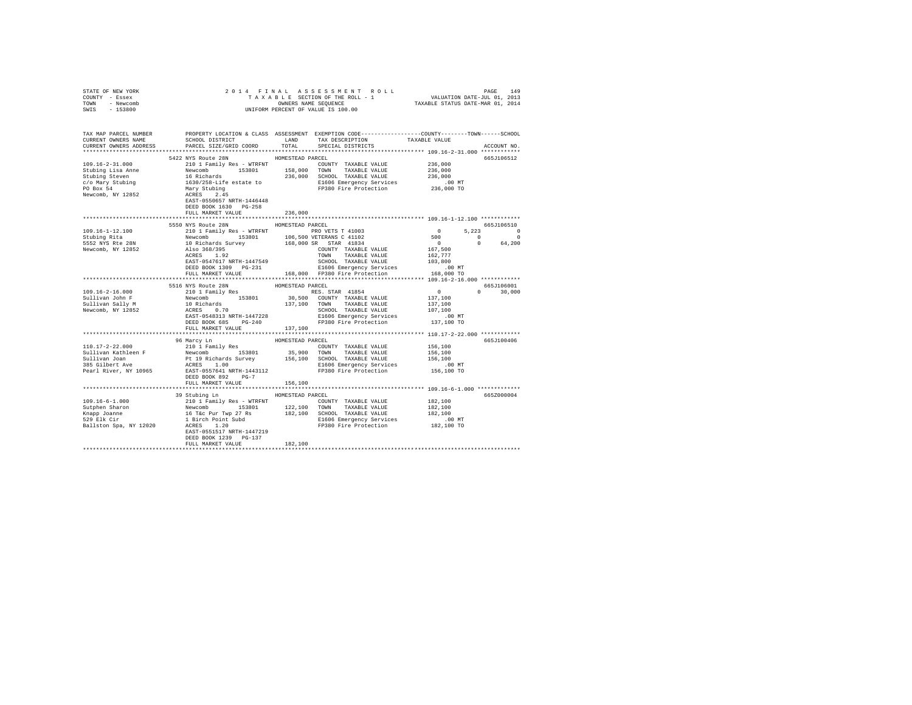STATE OF NEW YORK
COUNTY - Essex
TOWN - Newcomb
SWIS - 153800

2014 FINAL ASSESSMENT ROLL
TAXABLE SECTION OF THE ROLL - 1
OWNERS NAME SEQUENCE
UNIFORM PERCENT OF VALUE IS 100.00

VALUATION DATE-JUL 01, 2013
TAXABLE STATUS DATE-MAR 01, 2014

```
TAX MAP PARCEL NUMBER          PROPERTY LOCATION & CLASS  ASSESSMENT  EXEMPTION CODE-----------------COUNTY--------TOWN------SCHOOL
CURRENT OWNERS NAME            SCHOOL DISTRICT               LAND      TAX DESCRIPTION            TAXABLE VALUE
CURRENT OWNERS ADDRESS         PARCEL SIZE/GRID COORD        TOTAL     SPECIAL DISTRICTS                                    ACCOUNT NO.
******************************************************************************************************* 109.16-2-31.000 ************
                               5422 NYS Route 28N             HOMESTEAD PARCEL                                               665J106512
109.16-2-31.000                210 1 Family Res - WTRFNT                COUNTY  TAXABLE VALUE            236,000
Stubing Lisa Anne              Newcomb        153801        158,000     TOWN    TAXABLE VALUE            236,000
Stubing Steven                 16 Richards                  236,000     SCHOOL  TAXABLE VALUE            236,000
c/o Mary Stubing               1630/258-Life estate to                  E1606 Emergency Services            .00 MT
PO Box 54                      Mary Stubing                             FP380 Fire Protection            236,000 TO
Newcomb, NY 12852              ACRES    2.45
                               EAST-0550657 NRTH-1446448
                               DEED BOOK 1630   PG-258
                               FULL MARKET VALUE            236,000
******************************************************************************************************* 109.16-1-12.100 ************
                               5550 NYS Route 28N             HOMESTEAD PARCEL                                               665J106510
109.16-1-12.100                210 1 Family Res - WTRFNT                PRO VETS T 41003                   0        5,223           0
Stubing Rita                   Newcomb        153801        106,500 VETERANS C 41102                     500            0           0
5552 NYS Rte 28N               10 Richards Survey           168,000 SR  STAR  41834                        0            0      64,200
Newcomb, NY 12852              Also 368/395                             COUNTY  TAXABLE VALUE            167,500
                               ACRES    1.92                            TOWN    TAXABLE VALUE            162,777
                               EAST-0547617 NRTH-1447549                SCHOOL  TAXABLE VALUE            103,800
                               DEED BOOK 1309   PG-231                  E1606 Emergency Services            .00 MT
                               FULL MARKET VALUE            168,000     FP380 Fire Protection            168,000 TO
******************************************************************************************************* 109.16-2-16.000 ************
                               5516 NYS Route 28N             HOMESTEAD PARCEL                                               665J106001
109.16-2-16.000                210 1 Family Res                         RES. STAR  41854                   0            0      30,000
Sullivan John F                Newcomb        153801         30,500     COUNTY  TAXABLE VALUE            137,100
Sullivan Sally M               10 Richards                  137,100     TOWN    TAXABLE VALUE            137,100
Newcomb, NY 12852              ACRES    0.70                            SCHOOL  TAXABLE VALUE            107,100
                               EAST-0548313 NRTH-1447228                E1606 Emergency Services            .00 MT
                               DEED BOOK 685    PG-240                  FP380 Fire Protection            137,100 TO
                               FULL MARKET VALUE            137,100
******************************************************************************************************* 110.17-2-22.000 ************
                               96 Marcy Ln                    HOMESTEAD PARCEL                                               665J100406
110.17-2-22.000                210 1 Family Res                         COUNTY  TAXABLE VALUE            156,100
Sullivan Kathleen F            Newcomb        153801         35,900     TOWN    TAXABLE VALUE            156,100
Sullivan Joan                  Pt 19 Richards Survey        156,100     SCHOOL  TAXABLE VALUE            156,100
385 Gilbert Ave                ACRES    1.00                            E1606 Emergency Services            .00 MT
Pearl River, NY 10965          EAST-0557641 NRTH-1443112                FP380 Fire Protection            156,100 TO
                               DEED BOOK 892    PG-7
                               FULL MARKET VALUE            156,100
******************************************************************************************************* 109.16-6-1.000 *************
                               39 Stubing Ln                  HOMESTEAD PARCEL                                               665Z000004
109.16-6-1.000                 210 1 Family Res - WTRFNT                COUNTY  TAXABLE VALUE            182,100
Sutphen Sharon                 Newcomb        153801        122,100     TOWN    TAXABLE VALUE            182,100
Knapp Joanne                   16 T&c Pur Twp 27 Rs         182,100     SCHOOL  TAXABLE VALUE            182,100
529 Elk Cir                    1 Birch Point Subd                       E1606 Emergency Services            .00 MT
Ballston Spa, NY 12020         ACRES    1.20                            FP380 Fire Protection            182,100 TO
                               EAST-0551517 NRTH-1447219
                               DEED BOOK 1239   PG-137
                               FULL MARKET VALUE            182,100
************************************************************************************************************************************
```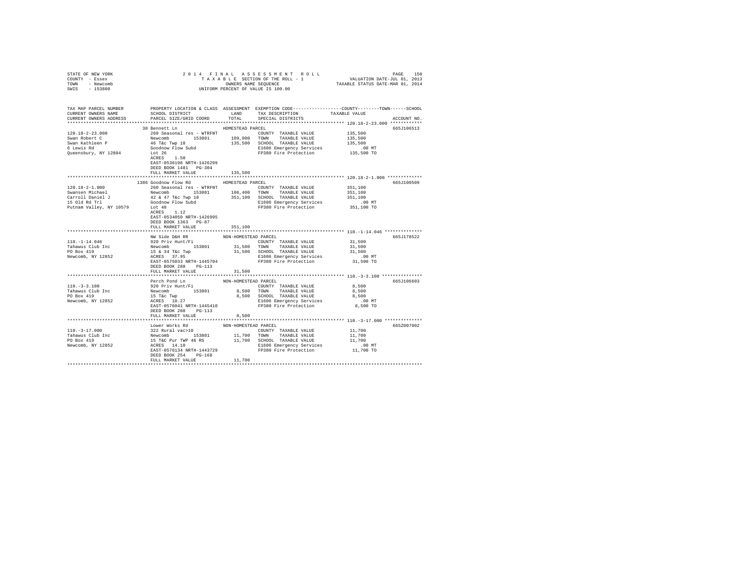STATE OF NEW YORK
COUNTY - Essex
TOWN - Newcomb
SWIS - 153800

2014 FINAL ASSESSMENT ROLL
TAXABLE SECTION OF THE ROLL - 1
OWNERS NAME SEQUENCE
UNIFORM PERCENT OF VALUE IS 100.00

VALUATION DATE-JUL 01, 2013
TAXABLE STATUS DATE-MAR 01, 2014

| TAX MAP PARCEL NUMBER / CURRENT OWNERS NAME / CURRENT OWNERS ADDRESS | PROPERTY LOCATION & CLASS / SCHOOL DISTRICT / PARCEL SIZE/GRID COORD | ASSESSMENT LAND | TOTAL | EXEMPTION CODE / TAX DESCRIPTION / SPECIAL DISTRICTS | TAXABLE VALUE (COUNTY--TOWN--SCHOOL) | ACCOUNT NO. |
|---|---|---|---|---|---|---|
| **120.18-2-23.000** | 30 Bennett Ln — HOMESTEAD PARCEL | | | | | 665J106513 |
| Swan Robert C | 260 Seasonal res - WTRFNT | | | COUNTY TAXABLE VALUE | 135,500 | |
| Swan Kathleen P | Newcomb 153801 | 109,900 | | TOWN TAXABLE VALUE | 135,500 | |
| 6 Lewis Rd | 46 T&c Twp 18 | | 135,500 | SCHOOL TAXABLE VALUE | 135,500 | |
| Queensbury, NY 12804 | Goodnow Flow Subd | | | E1606 Emergency Services | .00 MT | |
| | Lot 26 | | | FP380 Fire Protection | 135,500 TO | |
| | ACRES 1.50 | | | | | |
| | EAST-0536198 NRTH-1426299 | | | | | |
| | DEED BOOK 1481 PG-304 | | | | | |
| | FULL MARKET VALUE | | 135,500 | | | |
| **120.18-2-1.000** | 1386 Goodnow Flow Rd — HOMESTEAD PARCEL | | | | | 665J100509 |
| Swansen Michael | 260 Seasonal res - WTRFNT | | | COUNTY TAXABLE VALUE | 351,100 | |
| Carroll Daniel J | Newcomb 153801 | 106,400 | | TOWN TAXABLE VALUE | 351,100 | |
| 15 Old Rd Trl | 42 & 47 T&c Twp 18 | | 351,100 | SCHOOL TAXABLE VALUE | 351,100 | |
| Putnam Valley, NY 10579 | Goodnow Flow Subd | | | E1606 Emergency Services | .00 MT | |
| | Lot 48 | | | FP380 Fire Protection | 351,100 TO | |
| | ACRES 1.12 | | | | | |
| | EAST-0534050 NRTH-1426995 | | | | | |
| | DEED BOOK 1363 PG-87 | | | | | |
| | FULL MARKET VALUE | | 351,100 | | | |
| **110.-1-14.046** | NW Side D&H RR — NON-HOMESTEAD PARCEL | | | | | 665J178522 |
| Tahawus Club Inc | 920 Priv Hunt/Fi | | | COUNTY TAXABLE VALUE | 31,500 | |
| PO Box 419 | Newcomb 153801 | 31,500 | | TOWN TAXABLE VALUE | 31,500 | |
| Newcomb, NY 12852 | 15 & 34 T&c Twp | | 31,500 | SCHOOL TAXABLE VALUE | 31,500 | |
| | ACRES 37.95 | | | E1606 Emergency Services | .00 MT | |
| | EAST-0575033 NRTH-1445704 | | | FP380 Fire Protection | 31,500 TO | |
| | DEED BOOK 288 PG-113 | | | | | |
| | FULL MARKET VALUE | | 31,500 | | | |
| **110.-3-3.100** | Perch Pond Ln — NON-HOMESTEAD PARCEL | | | | | 665J106603 |
| Tahawus Club Inc | 920 Priv Hunt/Fi | | | COUNTY TAXABLE VALUE | 8,500 | |
| PO Box 419 | Newcomb 153801 | 8,500 | | TOWN TAXABLE VALUE | 8,500 | |
| Newcomb, NY 12852 | 15 T&c Twp | | 8,500 | SCHOOL TAXABLE VALUE | 8,500 | |
| | ACRES 10.27 | | | E1606 Emergency Services | .00 MT | |
| | EAST-0576041 NRTH-1445410 | | | FP380 Fire Protection | 8,500 TO | |
| | DEED BOOK 288 PG-113 | | | | | |
| | FULL MARKET VALUE | | 8,500 | | | |
| **110.-3-17.000** | Lower Works Rd — NON-HOMESTEAD PARCEL | | | | | 665Z007002 |
| Tahawus Club Inc | 322 Rural vac>10 | | | COUNTY TAXABLE VALUE | 11,700 | |
| PO Box 419 | Newcomb 153801 | 11,700 | | TOWN TAXABLE VALUE | 11,700 | |
| Newcomb, NY 12852 | 15 T&C Pur TWP 46 RS | | 11,700 | SCHOOL TAXABLE VALUE | 11,700 | |
| | ACRES 14.10 | | | E1606 Emergency Services | .00 MT | |
| | EAST-0576134 NRTH-1443729 | | | FP380 Fire Protection | 11,700 TO | |
| | DEED BOOK 254 PG-168 | | | | | |
| | FULL MARKET VALUE | | 11,700 | | | |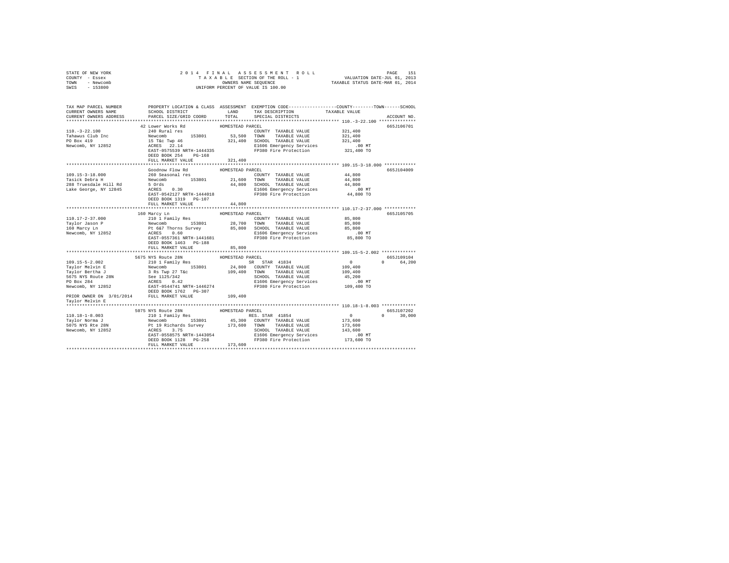STATE OF NEW YORK
COUNTY - Essex
TOWN - Newcomb
SWIS - 153800

# 2014 FINAL ASSESSMENT ROLL
TAXABLE SECTION OF THE ROLL - 1
OWNERS NAME SEQUENCE
UNIFORM PERCENT OF VALUE IS 100.00

VALUATION DATE-JUL 01, 2013
TAXABLE STATUS DATE-MAR 01, 2014

```
TAX MAP PARCEL NUMBER          PROPERTY LOCATION & CLASS  ASSESSMENT  EXEMPTION CODE-----------------COUNTY--------TOWN------SCHOOL
CURRENT OWNERS NAME            SCHOOL DISTRICT              LAND      TAX DESCRIPTION             TAXABLE VALUE
CURRENT OWNERS ADDRESS         PARCEL SIZE/GRID COORD       TOTAL     SPECIAL DISTRICTS                                  ACCOUNT NO.
****************************************************************************************************** 110.-3-22.100 **************
                               42 Lower Works Rd          HOMESTEAD PARCEL                                                665J106701
110.-3-22.100                  240 Rural res                          COUNTY  TAXABLE VALUE          321,400
Tahawus Club Inc               Newcomb        153801        53,500   TOWN    TAXABLE VALUE          321,400
PO Box 419                     15 T&c Twp 46               321,400   SCHOOL  TAXABLE VALUE          321,400
Newcomb, NY 12852              ACRES   22.14                          E1606 Emergency Services           .00 MT
                               EAST-0575539 NRTH-1444335              FP380 Fire Protection          321,400 TO
                               DEED BOOK 254    PG-168
                               FULL MARKET VALUE           321,400
****************************************************************************************************** 109.15-3-18.000 ************
                               Goodnow Flow Rd            HOMESTEAD PARCEL                                                665J104009
109.15-3-18.000                260 Seasonal res                       COUNTY  TAXABLE VALUE           44,800
Tasick Debra H                 Newcomb        153801        21,600   TOWN    TAXABLE VALUE           44,800
288 Truesdale Hill Rd          5 Ords                       44,800   SCHOOL  TAXABLE VALUE           44,800
Lake George, NY 12845          ACRES    0.30                          E1606 Emergency Services           .00 MT
                               EAST-0542127 NRTH-1444018              FP380 Fire Protection           44,800 TO
                               DEED BOOK 1319   PG-107
                               FULL MARKET VALUE            44,800
****************************************************************************************************** 110.17-2-37.000 ************
                               160 Marcy Ln               HOMESTEAD PARCEL                                                665J105705
110.17-2-37.000                210 1 Family Res                       COUNTY  TAXABLE VALUE           85,800
Taylor Jason P                 Newcomb        153801        28,700   TOWN    TAXABLE VALUE           85,800
160 Marcy Ln                   Pt 6&7 Thorns Survey         85,800   SCHOOL  TAXABLE VALUE           85,800
Newcomb, NY 12852              ACRES    0.60                          E1606 Emergency Services           .00 MT
                               EAST-0557361 NRTH-1441681              FP380 Fire Protection           85,800 TO
                               DEED BOOK 1463   PG-188
                               FULL MARKET VALUE            85,800
****************************************************************************************************** 109.15-5-2.002 *************
                               5675 NYS Route 28N         HOMESTEAD PARCEL                                                665J109104
109.15-5-2.002                 210 1 Family Res                       SR  STAR 41834                   0           0      64,200
Taylor Melvin E                Newcomb        153801        24,800   COUNTY  TAXABLE VALUE          109,400
Taylor Bertha J                3 Rs Twp 27 T&c             109,400   TOWN    TAXABLE VALUE          109,400
5675 NYS Route 28N             See 1125/342                           SCHOOL  TAXABLE VALUE           45,200
PO Box 284                     ACRES    0.42                          E1606 Emergency Services           .00 MT
Newcomb, NY 12852              EAST-0544741 NRTH-1446274              FP380 Fire Protection          109,400 TO
                               DEED BOOK 1762   PG-307
PRIOR OWNER ON 3/01/2014       FULL MARKET VALUE           109,400
Taylor Melvin E
****************************************************************************************************** 110.18-1-8.003 *************
                               5075 NYS Route 28N         HOMESTEAD PARCEL                                                665J107202
110.18-1-8.003                 210 1 Family Res                       RES. STAR 41854                  0           0      30,000
Taylor Norma J                 Newcomb        153801        45,300   COUNTY  TAXABLE VALUE          173,600
5075 NYS Rte 28N               Pt 19 Richards Survey       173,600   TOWN    TAXABLE VALUE          173,600
Newcomb, NY 12852              ACRES    3.75                          SCHOOL  TAXABLE VALUE          143,600
                               EAST-0558575 NRTH-1443054              E1606 Emergency Services           .00 MT
                               DEED BOOK 1128   PG-258                FP380 Fire Protection          173,600 TO
                               FULL MARKET VALUE           173,600
************************************************************************************************************************************
```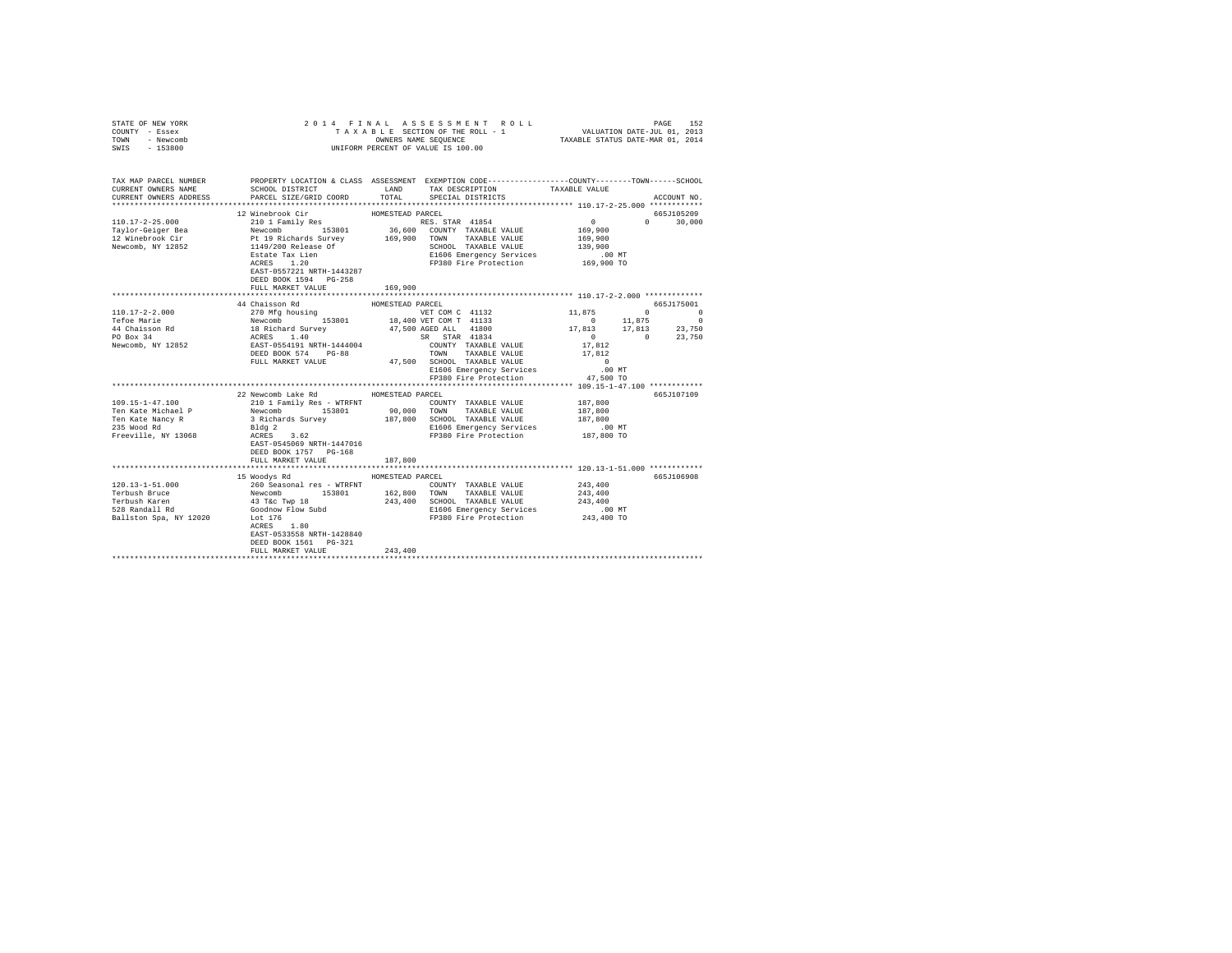STATE OF NEW YORK
COUNTY - Essex
TOWN - Newcomb
SWIS - 153800

2014 FINAL ASSESSMENT ROLL
TAXABLE SECTION OF THE ROLL - 1
OWNERS NAME SEQUENCE
UNIFORM PERCENT OF VALUE IS 100.00

VALUATION DATE-JUL 01, 2013
TAXABLE STATUS DATE-MAR 01, 2014

```
TAX MAP PARCEL NUMBER     PROPERTY LOCATION & CLASS  ASSESSMENT  EXEMPTION CODE-----------------COUNTY--------TOWN------SCHOOL
CURRENT OWNERS NAME       SCHOOL DISTRICT              LAND      TAX DESCRIPTION            TAXABLE VALUE
CURRENT OWNERS ADDRESS    PARCEL SIZE/GRID COORD      TOTAL      SPECIAL DISTRICTS                                    ACCOUNT NO.
******************************************************************************************** 110.17-2-25.000 ************
                          12 Winebrook Cir            HOMESTEAD PARCEL                                                665J105209
110.17-2-25.000           210 1 Family Res                       RES. STAR 41854                 0           0       30,000
Taylor-Geiger Bea         Newcomb        153801       36,600     COUNTY  TAXABLE VALUE         169,900
12 Winebrook Cir          Pt 19 Richards Survey      169,900     TOWN    TAXABLE VALUE         169,900
Newcomb, NY 12852         1149/200 Release Of                    SCHOOL  TAXABLE VALUE         139,900
                          Estate Tax Lien                        E1606 Emergency Services          .00 MT
                          ACRES    1.20                          FP380 Fire Protection         169,900 TO
                          EAST-0557221 NRTH-1443287
                          DEED BOOK 1594   PG-258
                          FULL MARKET VALUE          169,900
******************************************************************************************** 110.17-2-2.000 *************
                          44 Chaisson Rd              HOMESTEAD PARCEL                                                665J175001
110.17-2-2.000            270 Mfg housing                        VET COM C 41132            11,875           0            0
Tefoe Marie               Newcomb        153801       18,400 VET COM T 41133                     0      11,875            0
44 Chaisson Rd            18 Richard Survey           47,500 AGED ALL  41800            17,813      17,813       23,750
PO Box 34                 ACRES    1.40                          SR  STAR 41834                  0           0       23,750
Newcomb, NY 12852         EAST-0554191 NRTH-1444004              COUNTY  TAXABLE VALUE          17,812
                          DEED BOOK 574    PG-88                 TOWN    TAXABLE VALUE          17,812
                          FULL MARKET VALUE           47,500     SCHOOL  TAXABLE VALUE               0
                                                                 E1606 Emergency Services          .00 MT
                                                                 FP380 Fire Protection          47,500 TO
******************************************************************************************** 109.15-1-47.100 ************
                          22 Newcomb Lake Rd          HOMESTEAD PARCEL                                                665J107109
109.15-1-47.100           210 1 Family Res - WTRFNT              COUNTY  TAXABLE VALUE         187,800
Ten Kate Michael P        Newcomb        153801       90,000     TOWN    TAXABLE VALUE         187,800
Ten Kate Nancy R          3 Richards Survey          187,800     SCHOOL  TAXABLE VALUE         187,800
235 Wood Rd               Bldg 2                                 E1606 Emergency Services          .00 MT
Freeville, NY 13068       ACRES    3.62                          FP380 Fire Protection         187,800 TO
                          EAST-0545069 NRTH-1447016
                          DEED BOOK 1757   PG-168
                          FULL MARKET VALUE          187,800
******************************************************************************************** 120.13-1-51.000 ************
                          15 Woodys Rd                HOMESTEAD PARCEL                                                665J106908
120.13-1-51.000           260 Seasonal res - WTRFNT              COUNTY  TAXABLE VALUE         243,400
Terbush Bruce             Newcomb        153801      162,800     TOWN    TAXABLE VALUE         243,400
Terbush Karen             43 T&c Twp 18              243,400     SCHOOL  TAXABLE VALUE         243,400
528 Randall Rd            Goodnow Flow Subd                      E1606 Emergency Services          .00 MT
Ballston Spa, NY 12020    Lot 176                                FP380 Fire Protection         243,400 TO
                          ACRES    1.80
                          EAST-0533558 NRTH-1428840
                          DEED BOOK 1561   PG-321
                          FULL MARKET VALUE          243,400
****************************************************************************************************************************
```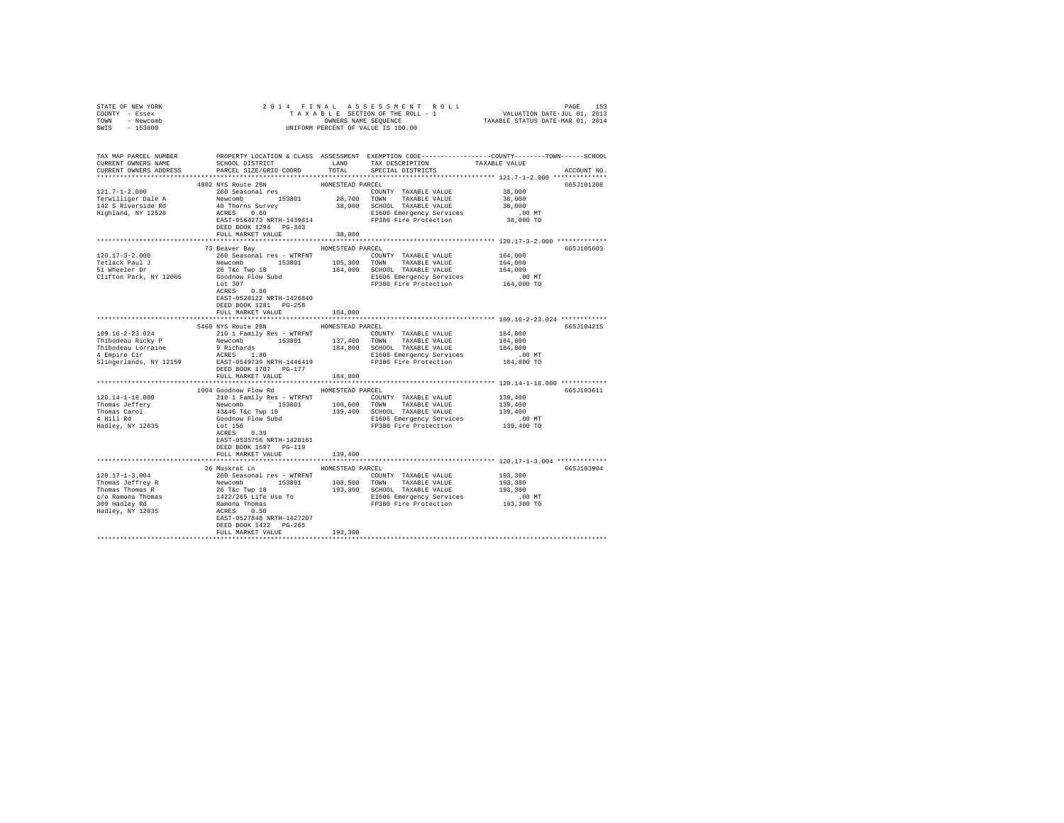STATE OF NEW YORK
COUNTY - Essex
TOWN - Newcomb
SWIS - 153800

2014 FINAL ASSESSMENT ROLL
TAXABLE SECTION OF THE ROLL - 1
OWNERS NAME SEQUENCE
UNIFORM PERCENT OF VALUE IS 100.00

VALUATION DATE-JUL 01, 2013
TAXABLE STATUS DATE-MAR 01, 2014

| TAX MAP PARCEL NUMBER / CURRENT OWNERS NAME / CURRENT OWNERS ADDRESS | PROPERTY LOCATION & CLASS / SCHOOL DISTRICT / PARCEL SIZE/GRID COORD | ASSESSMENT LAND | TOTAL | EXEMPTION CODE / TAX DESCRIPTION / SPECIAL DISTRICTS | TAXABLE VALUE (COUNTY / TOWN / SCHOOL) | ACCOUNT NO. |
|---|---|---|---|---|---|---|
| **121.7-1-2.000** | 4802 NYS Route 28N — HOMESTEAD PARCEL | | | | | 665J101208 |
| Terwilliger Dale A | 260 Seasonal res | | | COUNTY TAXABLE VALUE | 38,000 | |
| 142 S Riverside Rd | Newcomb 153801 | 28,700 | | TOWN TAXABLE VALUE | 38,000 | |
| Highland, NY 12528 | 40 Thorns Survey | | 38,000 | SCHOOL TAXABLE VALUE | 38,000 | |
| | ACRES 0.60 | | | E1606 Emergency Services | .00 MT | |
| | EAST-0564273 NRTH-1439814 | | | FP380 Fire Protection | 38,000 TO | |
| | DEED BOOK 1294 PG-343 | | | | | |
| | FULL MARKET VALUE | | 38,000 | | | |
| **120.17-3-2.000** | 73 Beaver Bay — HOMESTEAD PARCEL | | | | | 665J105603 |
| Tetlack Paul J | 260 Seasonal res - WTRFNT | | | COUNTY TAXABLE VALUE | 164,000 | |
| 51 Wheeler Dr | Newcomb 153801 | 105,300 | | TOWN TAXABLE VALUE | 164,000 | |
| Clifton Park, NY 12065 | 26 T&c Twp 18 | | 164,000 | SCHOOL TAXABLE VALUE | 164,000 | |
| | Goodnow Flow Subd | | | E1606 Emergency Services | .00 MT | |
| | Lot 307 | | | FP380 Fire Protection | 164,000 TO | |
| | ACRES 0.80 | | | | | |
| | EAST-0528122 NRTH-1426840 | | | | | |
| | DEED BOOK 1281 PG-258 | | | | | |
| | FULL MARKET VALUE | | 164,000 | | | |
| **109.16-2-23.024** | 5460 NYS Route 28N — HOMESTEAD PARCEL | | | | | 665J104215 |
| Thibodeau Ricky P | 210 1 Family Res - WTRFNT | | | COUNTY TAXABLE VALUE | 184,800 | |
| Thibodeau Lorraine | Newcomb 153801 | 137,400 | | TOWN TAXABLE VALUE | 184,800 | |
| 4 Empire Cir | 9 Richards | | 184,800 | SCHOOL TAXABLE VALUE | 184,800 | |
| Slingerlands, NY 12159 | ACRES 1.80 | | | E1606 Emergency Services | .00 MT | |
| | EAST-0549739 NRTH-1446419 | | | FP380 Fire Protection | 184,800 TO | |
| | DEED BOOK 1707 PG-177 | | | | | |
| | FULL MARKET VALUE | | 184,800 | | | |
| **120.14-1-18.000** | 1004 Goodnow Flow Rd — HOMESTEAD PARCEL | | | | | 665J103611 |
| Thomas Jeffery | 210 1 Family Res - WTRFNT | | | COUNTY TAXABLE VALUE | 139,400 | |
| Thomas Carol | Newcomb 153801 | 100,600 | | TOWN TAXABLE VALUE | 139,400 | |
| 4 Hill Rd | 43&46 T&c Twp 18 | | 139,400 | SCHOOL TAXABLE VALUE | 139,400 | |
| Hadley, NY 12835 | Goodnow Flow Subd | | | E1606 Emergency Services | .00 MT | |
| | Lot 156 | | | FP380 Fire Protection | 139,400 TO | |
| | ACRES 0.39 | | | | | |
| | EAST-0535756 NRTH-1428161 | | | | | |
| | DEED BOOK 1697 PG-119 | | | | | |
| | FULL MARKET VALUE | | 139,400 | | | |
| **120.17-1-3.004** | 26 Muskrat Ln — HOMESTEAD PARCEL | | | | | 665J103904 |
| Thomas Jeffrey R | 260 Seasonal res - WTRFNT | | | COUNTY TAXABLE VALUE | 193,300 | |
| Thomas Thomas R | Newcomb 153801 | 108,500 | | TOWN TAXABLE VALUE | 193,300 | |
| c/o Ramona Thomas | 26 T&c Twp 18 | | 193,300 | SCHOOL TAXABLE VALUE | 193,300 | |
| 309 Hadley Rd | 1422/265 Life Use To | | | E1606 Emergency Services | .00 MT | |
| Hadley, NY 12835 | Ramona Thomas | | | FP380 Fire Protection | 193,300 TO | |
| | ACRES 0.50 | | | | | |
| | EAST-0527848 NRTH-1427207 | | | | | |
| | DEED BOOK 1422 PG-265 | | | | | |
| | FULL MARKET VALUE | | 193,300 | | | |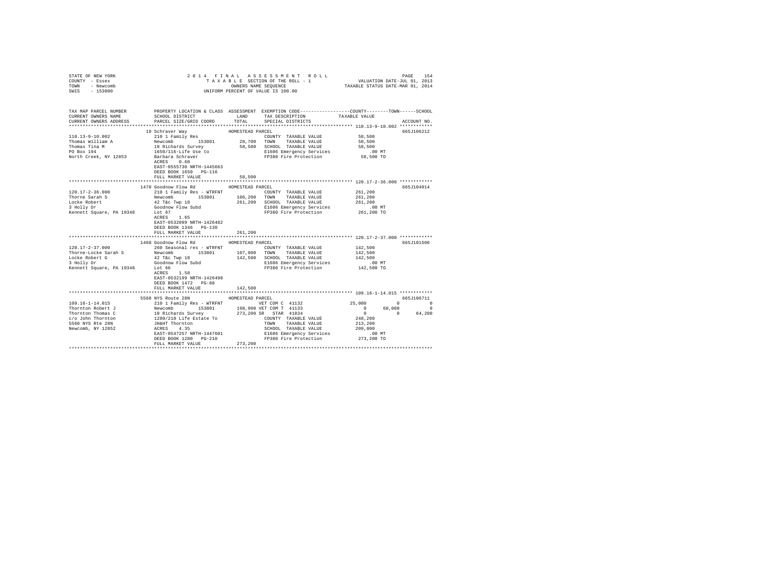STATE OF NEW YORK
COUNTY - Essex
TOWN - Newcomb
SWIS - 153800

2 0 1 4 F I N A L A S S E S S M E N T R O L L
T A X A B L E SECTION OF THE ROLL - 1
OWNERS NAME SEQUENCE
UNIFORM PERCENT OF VALUE IS 100.00

VALUATION DATE-JUL 01, 2013
TAXABLE STATUS DATE-MAR 01, 2014

```
TAX MAP PARCEL NUMBER          PROPERTY LOCATION & CLASS  ASSESSMENT  EXEMPTION CODE-----------------COUNTY--------TOWN------SCHOOL
CURRENT OWNERS NAME            SCHOOL DISTRICT               LAND      TAX DESCRIPTION              TAXABLE VALUE
CURRENT OWNERS ADDRESS         PARCEL SIZE/GRID COORD        TOTAL     SPECIAL DISTRICTS                                        ACCOUNT NO.
******************************************************************************************************* 110.13-9-10.002 ************
                               19 Schraver Way               HOMESTEAD PARCEL                                                   665J106212
110.13-9-10.002                210 1 Family Res                        COUNTY  TAXABLE VALUE            58,500
Thomas William A               Newcomb         153801        28,700    TOWN    TAXABLE VALUE            58,500
Thomas Tina M                  19 Richards Survey            58,500    SCHOOL  TAXABLE VALUE            58,500
PO Box 194                     1650/116-Life Use to                    E1606 Emergency Services            .00 MT
North Creek, NY 12853          Barbara Schraver                        FP380 Fire Protection            58,500 TO
                               ACRES    0.60
                               EAST-0555730 NRTH-1445663
                               DEED BOOK 1650   PG-116
                               FULL MARKET VALUE             58,500
******************************************************************************************************* 120.17-2-36.000 ************
                               1470 Goodnow Flow Rd          HOMESTEAD PARCEL                                                   665J104014
120.17-2-36.000                210 1 Family Res - WTRFNT               COUNTY  TAXABLE VALUE           261,200
Thorne Sarah S                 Newcomb         153801       106,200    TOWN    TAXABLE VALUE           261,200
Locke Robert                   42 T&c Twp 18                261,200    SCHOOL  TAXABLE VALUE           261,200
3 Holly Dr                     Goodnow Flow Subd                       E1606 Emergency Services            .00 MT
Kennett Square, PA 19348       Lot 67                                  FP380 Fire Protection           261,200 TO
                               ACRES    1.65
                               EAST-0532099 NRTH-1426482
                               DEED BOOK 1346   PG-130
                               FULL MARKET VALUE            261,200
******************************************************************************************************* 120.17-2-37.000 ************
                               1460 Goodnow Flow Rd          HOMESTEAD PARCEL                                                   665J101506
120.17-2-37.000                260 Seasonal res - WTRFNT               COUNTY  TAXABLE VALUE           142,500
Thorne-Locke Sarah S           Newcomb         153801       107,900    TOWN    TAXABLE VALUE           142,500
Locke Robert G                 42 T&c Twp 18                142,500    SCHOOL  TAXABLE VALUE           142,500
3 Holly Dr                     Goodnow Flow Subd                       E1606 Emergency Services            .00 MT
Kennett Square, PA 19348       Lot 66                                  FP380 Fire Protection           142,500 TO
                               ACRES    1.58
                               EAST-0532199 NRTH-1426498
                               DEED BOOK 1472   PG-88
                               FULL MARKET VALUE            142,500
******************************************************************************************************* 109.16-1-14.015 ************
                               5560 NYS Route 28N            HOMESTEAD PARCEL                                                   665J106711
109.16-1-14.015                210 1 Family Res - WTRFNT               VET COM C  41132         25,000          0           0
Thornton Robert J              Newcomb         153801       198,900 VET COM T  41133              0     60,000           0
Thornton Thomas C              10 Richards Survey           273,200 SR  STAR  41834              0          0      64,200
c/o John Thornton              1280/210 Life Estate To                 COUNTY  TAXABLE VALUE           248,200
5560 NYS Rte 28N               JH&HT Thornton                          TOWN    TAXABLE VALUE           213,200
Newcomb, NY 12852              ACRES    4.35                           SCHOOL  TAXABLE VALUE           209,000
                               EAST-0547257 NRTH-1447601               E1606 Emergency Services            .00 MT
                               DEED BOOK 1280   PG-210                 FP380 Fire Protection           273,200 TO
                               FULL MARKET VALUE            273,200
************************************************************************************************************************************
```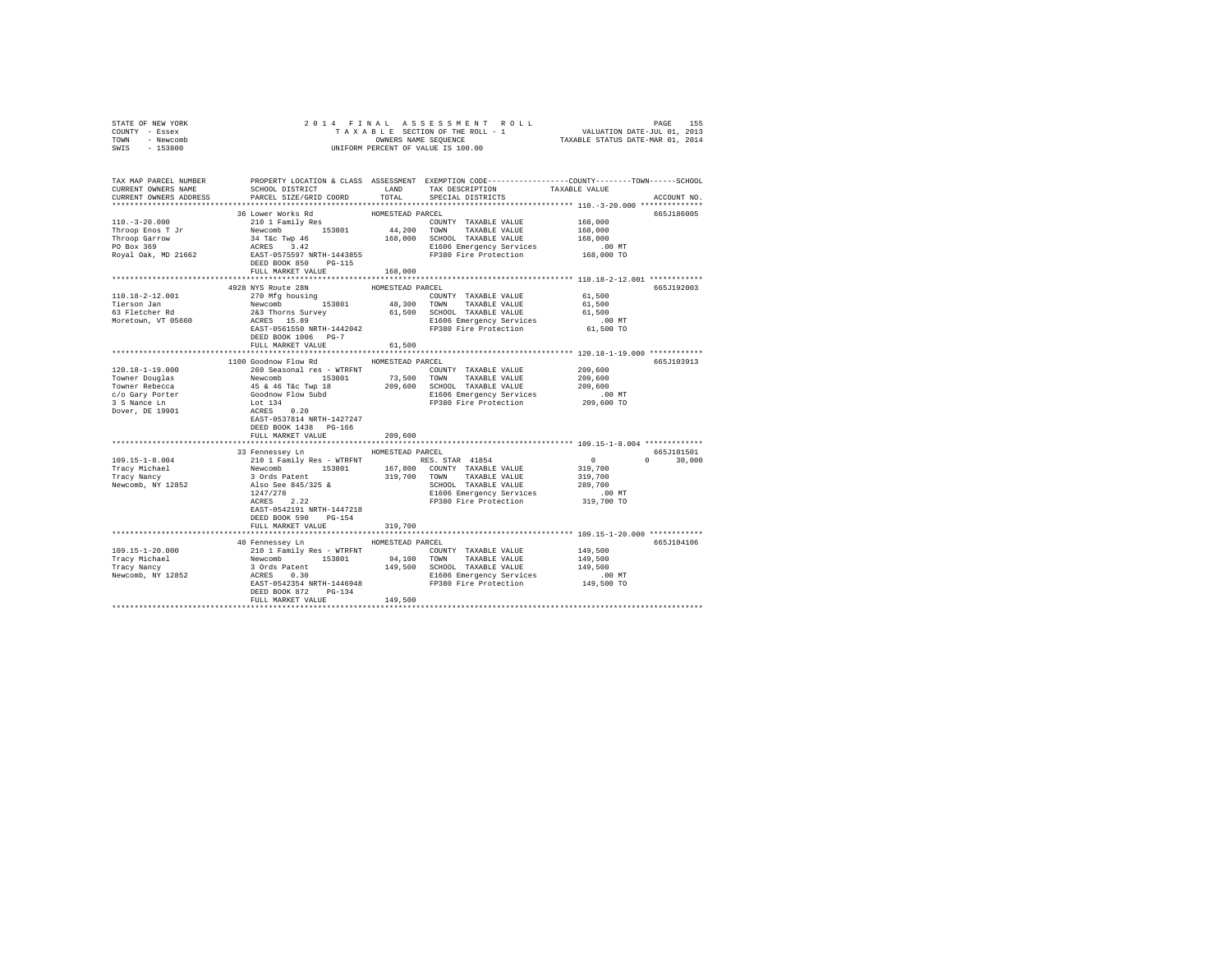STATE OF NEW YORK — 2014 FINAL ASSESSMENT ROLL
COUNTY - Essex — TAXABLE SECTION OF THE ROLL - 1 — VALUATION DATE-JUL 01, 2013
TOWN - Newcomb — OWNERS NAME SEQUENCE — TAXABLE STATUS DATE-MAR 01, 2014
SWIS - 153800 — UNIFORM PERCENT OF VALUE IS 100.00

```
TAX MAP PARCEL NUMBER          PROPERTY LOCATION & CLASS  ASSESSMENT  EXEMPTION CODE-----------------COUNTY--------TOWN------SCHOOL
CURRENT OWNERS NAME            SCHOOL DISTRICT               LAND     TAX DESCRIPTION            TAXABLE VALUE
CURRENT OWNERS ADDRESS         PARCEL SIZE/GRID COORD        TOTAL    SPECIAL DISTRICTS                                     ACCOUNT NO.
******************************************************************************************************* 110.-3-20.000 **************
                               36 Lower Works Rd            HOMESTEAD PARCEL                                                 665J186005
110.-3-20.000                  210 1 Family Res                       COUNTY  TAXABLE VALUE            168,000
Throop Enos T Jr               Newcomb        153801        44,200    TOWN    TAXABLE VALUE            168,000
Throop Garrow                  34 T&c Twp 46                168,000   SCHOOL  TAXABLE VALUE            168,000
PO Box 369                     ACRES    3.42                          E1606 Emergency Services             .00 MT
Royal Oak, MD 21662            EAST-0575597 NRTH-1443855              FP380 Fire Protection            168,000 TO
                               DEED BOOK 850    PG-115
                               FULL MARKET VALUE            168,000
******************************************************************************************************* 110.18-2-12.001 ************
                               4928 NYS Route 28N           HOMESTEAD PARCEL                                                 665J192003
110.18-2-12.001                270 Mfg housing                        COUNTY  TAXABLE VALUE             61,500
Tierson Jan                    Newcomb        153801        48,300    TOWN    TAXABLE VALUE             61,500
63 Fletcher Rd                 2&3 Thorns Survey            61,500    SCHOOL  TAXABLE VALUE             61,500
Moretown, VT 05660             ACRES   15.89                          E1606 Emergency Services             .00 MT
                               EAST-0561550 NRTH-1442042              FP380 Fire Protection             61,500 TO
                               DEED BOOK 1006   PG-7
                               FULL MARKET VALUE             61,500
******************************************************************************************************* 120.18-1-19.000 ************
                               1100 Goodnow Flow Rd         HOMESTEAD PARCEL                                                 665J103913
120.18-1-19.000                260 Seasonal res - WTRFNT              COUNTY  TAXABLE VALUE            209,600
Towner Douglas                 Newcomb        153801        73,500    TOWN    TAXABLE VALUE            209,600
Towner Rebecca                 45 & 46 T&c Twp 18           209,600   SCHOOL  TAXABLE VALUE            209,600
c/o Gary Porter                Goodnow Flow Subd                      E1606 Emergency Services             .00 MT
3 S Nance Ln                   Lot 134                                FP380 Fire Protection            209,600 TO
Dover, DE 19901                ACRES    0.20
                               EAST-0537814 NRTH-1427247
                               DEED BOOK 1438   PG-166
                               FULL MARKET VALUE            209,600
******************************************************************************************************* 109.15-1-8.004 *************
                               33 Fennessey Ln              HOMESTEAD PARCEL                                                 665J101501
109.15-1-8.004                 210 1 Family Res - WTRFNT              RES. STAR  41854                     0           0      30,000
Tracy Michael                  Newcomb        153801        167,800   COUNTY  TAXABLE VALUE            319,700
Tracy Nancy                    3 Ords Patent                319,700   TOWN    TAXABLE VALUE            319,700
Newcomb, NY 12852              Also See 845/325 &                     SCHOOL  TAXABLE VALUE            289,700
                               1247/278                               E1606 Emergency Services             .00 MT
                               ACRES    2.22                          FP380 Fire Protection            319,700 TO
                               EAST-0542191 NRTH-1447218
                               DEED BOOK 590    PG-154
                               FULL MARKET VALUE            319,700
******************************************************************************************************* 109.15-1-20.000 ************
                               40 Fennessey Ln              HOMESTEAD PARCEL                                                 665J104106
109.15-1-20.000                210 1 Family Res - WTRFNT              COUNTY  TAXABLE VALUE            149,500
Tracy Michael                  Newcomb        153801        94,100    TOWN    TAXABLE VALUE            149,500
Tracy Nancy                    3 Ords Patent                149,500   SCHOOL  TAXABLE VALUE            149,500
Newcomb, NY 12852              ACRES    0.30                          E1606 Emergency Services             .00 MT
                               EAST-0542354 NRTH-1446948              FP380 Fire Protection            149,500 TO
                               DEED BOOK 872    PG-134
                               FULL MARKET VALUE            149,500
************************************************************************************************************************************
```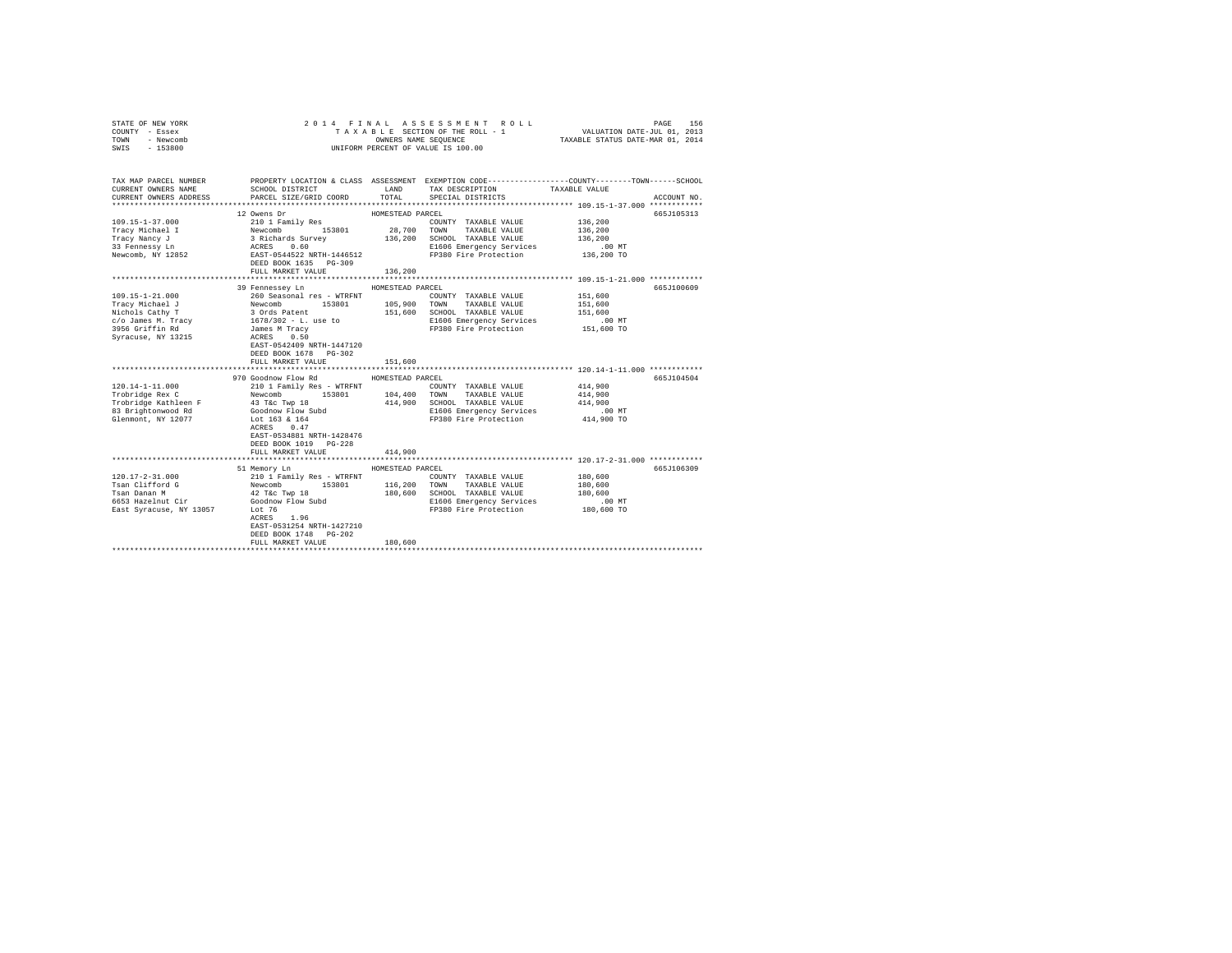STATE OF NEW YORK COUNTY - Essex TOWN - Newcomb SWIS - 153800

2014 FINAL ASSESSMENT ROLL
TAXABLE SECTION OF THE ROLL - 1
OWNERS NAME SEQUENCE
UNIFORM PERCENT OF VALUE IS 100.00

VALUATION DATE-JUL 01, 2013
TAXABLE STATUS DATE-MAR 01, 2014

| TAX MAP PARCEL NUMBER / CURRENT OWNERS NAME / CURRENT OWNERS ADDRESS | PROPERTY LOCATION & CLASS / SCHOOL DISTRICT / PARCEL SIZE/GRID COORD | ASSESSMENT LAND / TOTAL | EXEMPTION CODE / TAX DESCRIPTION / SPECIAL DISTRICTS | COUNTY--------TOWN------SCHOOL TAXABLE VALUE | ACCOUNT NO. |
|---|---|---|---|---|---|
| **109.15-1-37.000** | 12 Owens Dr | HOMESTEAD PARCEL | | | 665J105313 |
| 109.15-1-37.000 | 210 1 Family Res | | COUNTY TAXABLE VALUE | 136,200 | |
| Tracy Michael I | Newcomb 153801 | 28,700 | TOWN TAXABLE VALUE | 136,200 | |
| Tracy Nancy J | 3 Richards Survey | 136,200 | SCHOOL TAXABLE VALUE | 136,200 | |
| 33 Fennessy Ln | ACRES 0.60 | | E1606 Emergency Services | .00 MT | |
| Newcomb, NY 12852 | EAST-0544522 NRTH-1446512 | | FP380 Fire Protection | 136,200 TO | |
| | DEED BOOK 1635 PG-309 | | | | |
| | FULL MARKET VALUE | 136,200 | | | |
| **109.15-1-21.000** | 39 Fennessey Ln | HOMESTEAD PARCEL | | | 665J100609 |
| 109.15-1-21.000 | 260 Seasonal res - WTRFNT | | COUNTY TAXABLE VALUE | 151,600 | |
| Tracy Michael J | Newcomb 153801 | 105,900 | TOWN TAXABLE VALUE | 151,600 | |
| Nichols Cathy T | 3 Ords Patent | 151,600 | SCHOOL TAXABLE VALUE | 151,600 | |
| c/o James M. Tracy | 1678/302 - L. use to | | E1606 Emergency Services | .00 MT | |
| 3956 Griffin Rd | James M Tracy | | FP380 Fire Protection | 151,600 TO | |
| Syracuse, NY 13215 | ACRES 0.50 | | | | |
| | EAST-0542409 NRTH-1447120 | | | | |
| | DEED BOOK 1678 PG-302 | | | | |
| | FULL MARKET VALUE | 151,600 | | | |
| **120.14-1-11.000** | 970 Goodnow Flow Rd | HOMESTEAD PARCEL | | | 665J104504 |
| 120.14-1-11.000 | 210 1 Family Res - WTRFNT | | COUNTY TAXABLE VALUE | 414,900 | |
| Trobridge Rex C | Newcomb 153801 | 104,400 | TOWN TAXABLE VALUE | 414,900 | |
| Trobridge Kathleen F | 43 T&c Twp 18 | 414,900 | SCHOOL TAXABLE VALUE | 414,900 | |
| 83 Brightonwood Rd | Goodnow Flow Subd | | E1606 Emergency Services | .00 MT | |
| Glenmont, NY 12077 | Lot 163 & 164 | | FP380 Fire Protection | 414,900 TO | |
| | ACRES 0.47 | | | | |
| | EAST-0534881 NRTH-1428476 | | | | |
| | DEED BOOK 1019 PG-228 | | | | |
| | FULL MARKET VALUE | 414,900 | | | |
| **120.17-2-31.000** | 51 Memory Ln | HOMESTEAD PARCEL | | | 665J106309 |
| 120.17-2-31.000 | 210 1 Family Res - WTRFNT | | COUNTY TAXABLE VALUE | 180,600 | |
| Tsan Clifford G | Newcomb 153801 | 116,200 | TOWN TAXABLE VALUE | 180,600 | |
| Tsan Danan M | 42 T&c Twp 18 | 180,600 | SCHOOL TAXABLE VALUE | 180,600 | |
| 6653 Hazelnut Cir | Goodnow Flow Subd | | E1606 Emergency Services | .00 MT | |
| East Syracuse, NY 13057 | Lot 76 | | FP380 Fire Protection | 180,600 TO | |
| | ACRES 1.96 | | | | |
| | EAST-0531254 NRTH-1427210 | | | | |
| | DEED BOOK 1748 PG-202 | | | | |
| | FULL MARKET VALUE | 180,600 | | | |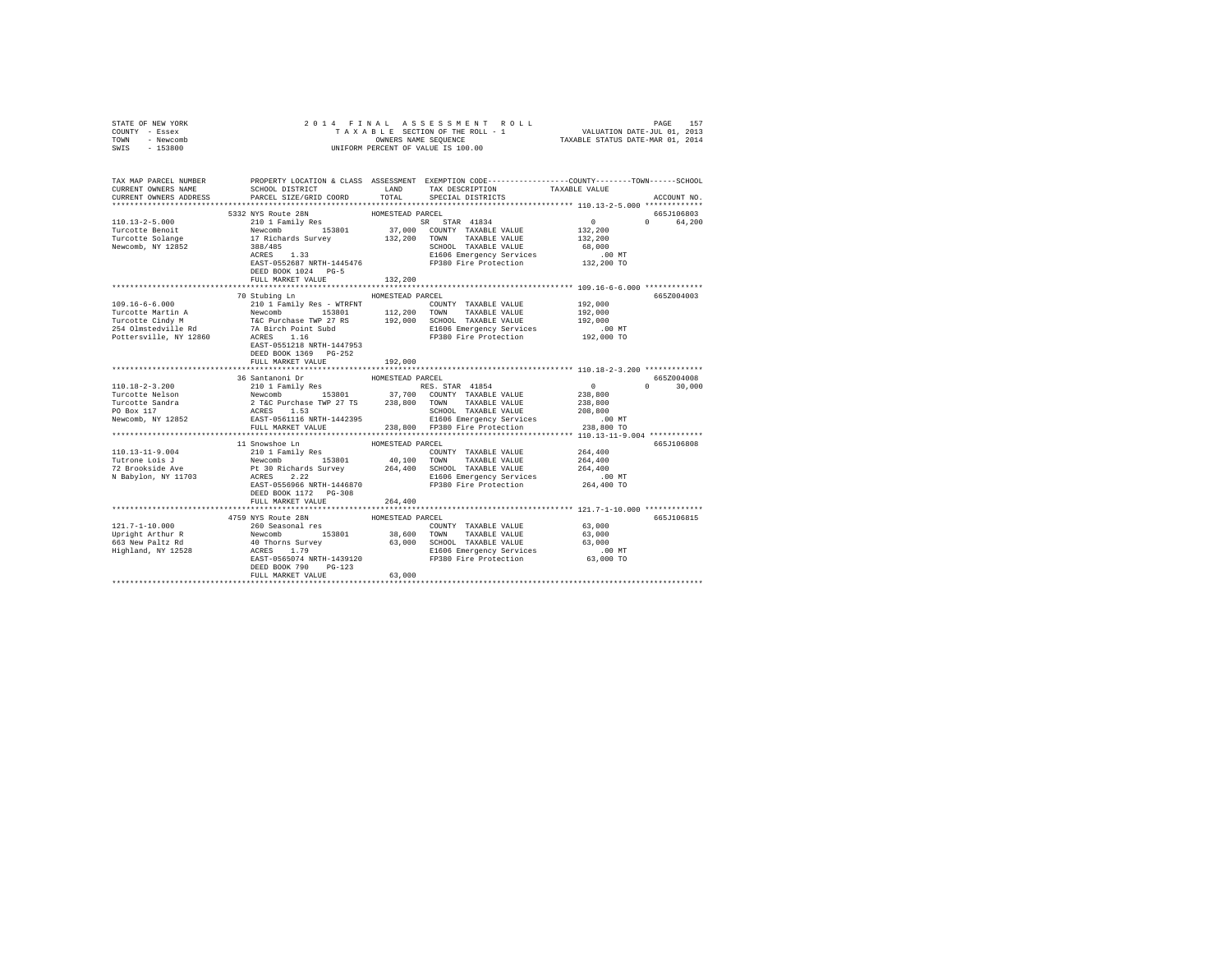STATE OF NEW YORK
COUNTY - Essex
TOWN - Newcomb
SWIS - 153800

2 0 1 4 F I N A L A S S E S S M E N T R O L L
T A X A B L E SECTION OF THE ROLL - 1
OWNERS NAME SEQUENCE
UNIFORM PERCENT OF VALUE IS 100.00

VALUATION DATE-JUL 01, 2013
TAXABLE STATUS DATE-MAR 01, 2014

```
TAX MAP PARCEL NUMBER          PROPERTY LOCATION & CLASS  ASSESSMENT  EXEMPTION CODE-----------------COUNTY--------TOWN------SCHOOL
CURRENT OWNERS NAME            SCHOOL DISTRICT              LAND      TAX DESCRIPTION            TAXABLE VALUE
CURRENT OWNERS ADDRESS         PARCEL SIZE/GRID COORD       TOTAL     SPECIAL DISTRICTS                                  ACCOUNT NO.
************************************************************************************************* 110.13-2-5.000 *************
                     5332 NYS Route 28N            HOMESTEAD PARCEL                                                   665J106803
110.13-2-5.000            210 1 Family Res                   SR  STAR 41834                    0           0      64,200
Turcotte Benoit           Newcomb      153801       37,000   COUNTY  TAXABLE VALUE       132,200
Turcotte Solange          17 Richards Survey       132,200   TOWN    TAXABLE VALUE       132,200
Newcomb, NY 12852         388/485                            SCHOOL  TAXABLE VALUE        68,000
                          ACRES    1.33                      E1606 Emergency Services        .00 MT
                          EAST-0552687 NRTH-1445476          FP380 Fire Protection       132,200 TO
                          DEED BOOK 1024   PG-5
                          FULL MARKET VALUE        132,200
************************************************************************************************* 109.16-6-6.000 *************
                     70 Stubing Ln                 HOMESTEAD PARCEL                                                   665Z004003
109.16-6-6.000            210 1 Family Res - WTRFNT          COUNTY  TAXABLE VALUE       192,000
Turcotte Martin A         Newcomb      153801      112,200   TOWN    TAXABLE VALUE       192,000
Turcotte Cindy M          T&C Purchase TWP 27 RS   192,000   SCHOOL  TAXABLE VALUE       192,000
254 Olmstedville Rd       7A Birch Point Subd                E1606 Emergency Services        .00 MT
Pottersville, NY 12860    ACRES    1.16                      FP380 Fire Protection       192,000 TO
                          EAST-0551218 NRTH-1447953
                          DEED BOOK 1369   PG-252
                          FULL MARKET VALUE        192,000
************************************************************************************************* 110.18-2-3.200 *************
                     36 Santanoni Dr               HOMESTEAD PARCEL                                                   665Z004008
110.18-2-3.200            210 1 Family Res                   RES. STAR 41854                   0           0      30,000
Turcotte Nelson           Newcomb      153801       37,700   COUNTY  TAXABLE VALUE       238,800
Turcotte Sandra           2 T&C Purchase TWP 27 TS 238,800   TOWN    TAXABLE VALUE       238,800
PO Box 117                ACRES    1.53                      SCHOOL  TAXABLE VALUE       208,800
Newcomb, NY 12852         EAST-0561116 NRTH-1442395          E1606 Emergency Services        .00 MT
                          FULL MARKET VALUE        238,800   FP380 Fire Protection       238,800 TO
************************************************************************************************* 110.13-11-9.004 ************
                     11 Snowshoe Ln                HOMESTEAD PARCEL                                                   665J106808
110.13-11-9.004           210 1 Family Res                   COUNTY  TAXABLE VALUE       264,400
Tutrone Lois J            Newcomb      153801       40,100   TOWN    TAXABLE VALUE       264,400
72 Brookside Ave          Pt 30 Richards Survey    264,400   SCHOOL  TAXABLE VALUE       264,400
N Babylon, NY 11703       ACRES    2.22                      E1606 Emergency Services        .00 MT
                          EAST-0556966 NRTH-1446870          FP380 Fire Protection       264,400 TO
                          DEED BOOK 1172   PG-308
                          FULL MARKET VALUE        264,400
************************************************************************************************* 121.7-1-10.000 *************
                     4759 NYS Route 28N            HOMESTEAD PARCEL                                                   665J106815
121.7-1-10.000            260 Seasonal res                   COUNTY  TAXABLE VALUE        63,000
Upright Arthur R          Newcomb      153801       38,600   TOWN    TAXABLE VALUE        63,000
663 New Paltz Rd          40 Thorns Survey          63,000   SCHOOL  TAXABLE VALUE        63,000
Highland, NY 12528        ACRES    1.79                      E1606 Emergency Services        .00 MT
                          EAST-0565074 NRTH-1439120          FP380 Fire Protection        63,000 TO
                          DEED BOOK 790    PG-123
                          FULL MARKET VALUE         63,000
********************************************************************************************************************************
```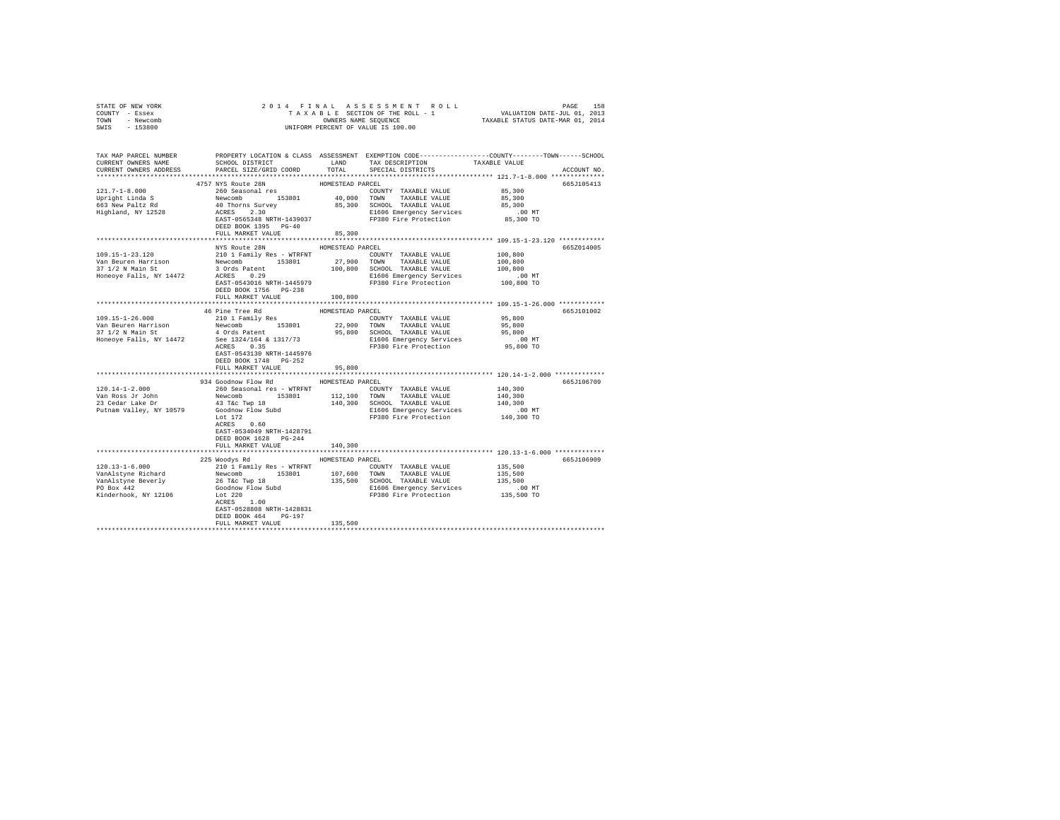STATE OF NEW YORK — 2014 FINAL ASSESSMENT ROLL — PAGE 158
COUNTY - Essex — TAXABLE SECTION OF THE ROLL - 1 — VALUATION DATE-JUL 01, 2013
TOWN - Newcomb — OWNERS NAME SEQUENCE — TAXABLE STATUS DATE-MAR 01, 2014
SWIS - 153800 — UNIFORM PERCENT OF VALUE IS 100.00

| TAX MAP PARCEL NUMBER / CURRENT OWNERS NAME / CURRENT OWNERS ADDRESS | PROPERTY LOCATION & CLASS / SCHOOL DISTRICT / PARCEL SIZE/GRID COORD | ASSESSMENT LAND / TOTAL | EXEMPTION CODE / TAX DESCRIPTION / SPECIAL DISTRICTS | TAXABLE VALUE (COUNTY / TOWN / SCHOOL) | ACCOUNT NO. |
|---|---|---|---|---|---|
| 121.7-1-8.000 | 4757 NYS Route 28N — HOMESTEAD PARCEL | | | | 665J105413 |
| Upright Linda S | 260 Seasonal res | | COUNTY TAXABLE VALUE | 85,300 | |
| 663 New Paltz Rd | Newcomb 153801 | 40,000 | TOWN TAXABLE VALUE | 85,300 | |
| Highland, NY 12528 | 40 Thorns Survey | 85,300 | SCHOOL TAXABLE VALUE | 85,300 | |
| | ACRES 2.30 | | E1606 Emergency Services | .00 MT | |
| | EAST-0565348 NRTH-1439037 | | FP380 Fire Protection | 85,300 TO | |
| | DEED BOOK 1395 PG-40 | | | | |
| | FULL MARKET VALUE | 85,300 | | | |
| 109.15-1-23.120 | NYS Route 28N — HOMESTEAD PARCEL | | | | 665Z014005 |
| Van Beuren Harrison | 210 1 Family Res - WTRFNT | | COUNTY TAXABLE VALUE | 100,800 | |
| 37 1/2 N Main St | Newcomb 153801 | 27,900 | TOWN TAXABLE VALUE | 100,800 | |
| Honeoye Falls, NY 14472 | 3 Ords Patent | 100,800 | SCHOOL TAXABLE VALUE | 100,800 | |
| | ACRES 0.29 | | E1606 Emergency Services | .00 MT | |
| | EAST-0543016 NRTH-1445979 | | FP380 Fire Protection | 100,800 TO | |
| | DEED BOOK 1756 PG-238 | | | | |
| | FULL MARKET VALUE | 100,800 | | | |
| 109.15-1-26.000 | 46 Pine Tree Rd — HOMESTEAD PARCEL | | | | 665J101002 |
| Van Beuren Harrison | 210 1 Family Res | | COUNTY TAXABLE VALUE | 95,800 | |
| 37 1/2 N Main St | Newcomb 153801 | 22,900 | TOWN TAXABLE VALUE | 95,800 | |
| Honeoye Falls, NY 14472 | 4 Ords Patent | 95,800 | SCHOOL TAXABLE VALUE | 95,800 | |
| | See 1324/164 & 1317/73 | | E1606 Emergency Services | .00 MT | |
| | ACRES 0.35 | | FP380 Fire Protection | 95,800 TO | |
| | EAST-0543130 NRTH-1445976 | | | | |
| | DEED BOOK 1748 PG-252 | | | | |
| | FULL MARKET VALUE | 95,800 | | | |
| 120.14-1-2.000 | 934 Goodnow Flow Rd — HOMESTEAD PARCEL | | | | 665J106709 |
| Van Ross Jr John | 260 Seasonal res - WTRFNT | | COUNTY TAXABLE VALUE | 140,300 | |
| 23 Cedar Lake Dr | Newcomb 153801 | 112,100 | TOWN TAXABLE VALUE | 140,300 | |
| Putnam Valley, NY 10579 | 43 T&c Twp 18 | 140,300 | SCHOOL TAXABLE VALUE | 140,300 | |
| | Goodnow Flow Subd | | E1606 Emergency Services | .00 MT | |
| | Lot 172 | | FP380 Fire Protection | 140,300 TO | |
| | ACRES 0.60 | | | | |
| | EAST-0534049 NRTH-1428791 | | | | |
| | DEED BOOK 1628 PG-244 | | | | |
| | FULL MARKET VALUE | 140,300 | | | |
| 120.13-1-6.000 | 225 Woodys Rd — HOMESTEAD PARCEL | | | | 665J106909 |
| VanAlstyne Richard | 210 1 Family Res - WTRFNT | | COUNTY TAXABLE VALUE | 135,500 | |
| VanAlstyne Beverly | Newcomb 153801 | 107,600 | TOWN TAXABLE VALUE | 135,500 | |
| PO Box 442 | 26 T&c Twp 18 | 135,500 | SCHOOL TAXABLE VALUE | 135,500 | |
| Kinderhook, NY 12106 | Goodnow Flow Subd | | E1606 Emergency Services | .00 MT | |
| | Lot 220 | | FP380 Fire Protection | 135,500 TO | |
| | ACRES 1.00 | | | | |
| | EAST-0528808 NRTH-1428831 | | | | |
| | DEED BOOK 464 PG-197 | | | | |
| | FULL MARKET VALUE | 135,500 | | | |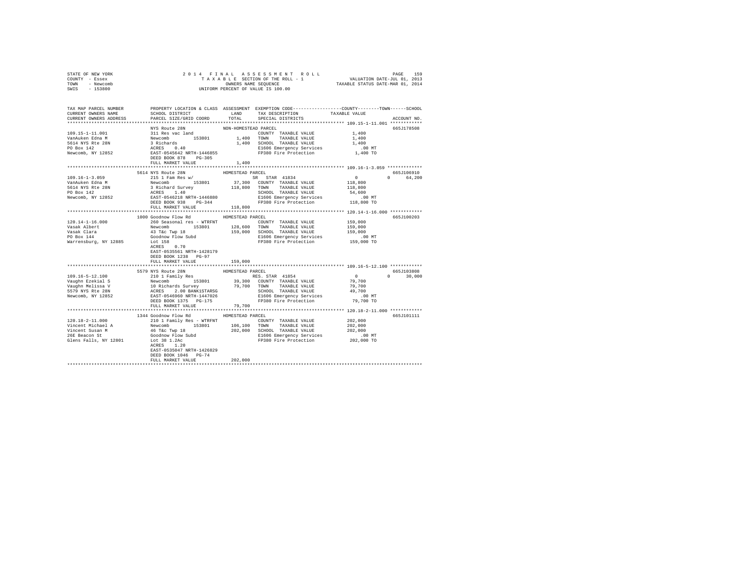STATE OF NEW YORK
COUNTY - Essex
TOWN - Newcomb
SWIS - 153800

2014 FINAL ASSESSMENT ROLL
TAXABLE SECTION OF THE ROLL - 1
OWNERS NAME SEQUENCE
UNIFORM PERCENT OF VALUE IS 100.00

VALUATION DATE-JUL 01, 2013
TAXABLE STATUS DATE-MAR 01, 2014

```
TAX MAP PARCEL NUMBER          PROPERTY LOCATION & CLASS  ASSESSMENT  EXEMPTION CODE-----------------COUNTY--------TOWN------SCHOOL
CURRENT OWNERS NAME            SCHOOL DISTRICT              LAND      TAX DESCRIPTION           TAXABLE VALUE
CURRENT OWNERS ADDRESS         PARCEL SIZE/GRID COORD      TOTAL      SPECIAL DISTRICTS                                    ACCOUNT NO.
******************************************************************************************************* 109.15-1-11.001 ************
                               NYS Route 28N              NON-HOMESTEAD PARCEL                                             665J178508
109.15-1-11.001                311 Res vac land                        COUNTY  TAXABLE VALUE             1,400
VanAuken Edna M                Newcomb        153801        1,400      TOWN    TAXABLE VALUE             1,400
5614 NYS Rte 28N               3 Richards                   1,400      SCHOOL  TAXABLE VALUE             1,400
PO Box 142                     ACRES    0.40                           E1606 Emergency Services            .00 MT
Newcomb, NY 12852              EAST-0545642 NRTH-1446855               FP380 Fire Protection             1,400 TO
                               DEED BOOK 878    PG-305
                               FULL MARKET VALUE             1,400
******************************************************************************************************* 109.16-1-3.059 *************
                          5614 NYS Route 28N              HOMESTEAD PARCEL                                                 665J106910
109.16-1-3.059                 215 1 Fam Res w/                       SR  STAR  41834                  0             0     64,200
VanAuken Edna M                Newcomb        153801       37,300      COUNTY  TAXABLE VALUE           118,800
5614 NYS Rte 28N               3 Richard Survey           118,800      TOWN    TAXABLE VALUE           118,800
PO Box 142                     ACRES    1.40                           SCHOOL  TAXABLE VALUE            54,600
Newcomb, NY 12852              EAST-0546218 NRTH-1446880               E1606 Emergency Services            .00 MT
                               DEED BOOK 938    PG-344                 FP380 Fire Protection           118,800 TO
                               FULL MARKET VALUE           118,800
******************************************************************************************************* 120.14-1-16.000 ************
                          1000 Goodnow Flow Rd            HOMESTEAD PARCEL                                                 665J100203
120.14-1-16.000                260 Seasonal res - WTRFNT               COUNTY  TAXABLE VALUE           159,000
Vasak Albert                   Newcomb        153801      128,600      TOWN    TAXABLE VALUE           159,000
Vasak Clara                    43 T&c Twp 18              159,000      SCHOOL  TAXABLE VALUE           159,000
PO Box 144                     Goodnow Flow Subd                       E1606 Emergency Services            .00 MT
Warrensburg, NY 12885          Lot 158                                 FP380 Fire Protection           159,000 TO
                               ACRES    0.70
                               EAST-0535561 NRTH-1428179
                               DEED BOOK 1238   PG-97
                               FULL MARKET VALUE           159,000
******************************************************************************************************* 109.16-5-12.100 ************
                          5579 NYS Route 28N              HOMESTEAD PARCEL                                                 665J103808
109.16-5-12.100                210 1 Family Res                       RES. STAR  41854                 0             0     30,000
Vaughn Ezekial S               Newcomb        153801       39,300      COUNTY  TAXABLE VALUE            79,700
Vaughn Melissa V               10 Richards Survey          79,700      TOWN    TAXABLE VALUE            79,700
5579 NYS Rte 28N               ACRES    2.00 BANK1STARSG               SCHOOL  TAXABLE VALUE            49,700
Newcomb, NY 12852              EAST-0546960 NRTH-1447026               E1606 Emergency Services            .00 MT
                               DEED BOOK 1375   PG-175                 FP380 Fire Protection            79,700 TO
                               FULL MARKET VALUE            79,700
******************************************************************************************************* 120.18-2-11.000 ************
                          1344 Goodnow Flow Rd            HOMESTEAD PARCEL                                                 665J101111
120.18-2-11.000                210 1 Family Res - WTRFNT               COUNTY  TAXABLE VALUE           202,000
Vincent Michael A              Newcomb        153801      106,100      TOWN    TAXABLE VALUE           202,000
Vincent Susan M                46 T&c Twp 18              202,000      SCHOOL  TAXABLE VALUE           202,000
26E Beacon St                  Goodnow Flow Subd                       E1606 Emergency Services            .00 MT
Glens Falls, NY 12801          Lot 38 1.2Ac                            FP380 Fire Protection           202,000 TO
                               ACRES    1.20
                               EAST-0535047 NRTH-1426829
                               DEED BOOK 1046   PG-74
                               FULL MARKET VALUE           202,000
************************************************************************************************************************************
```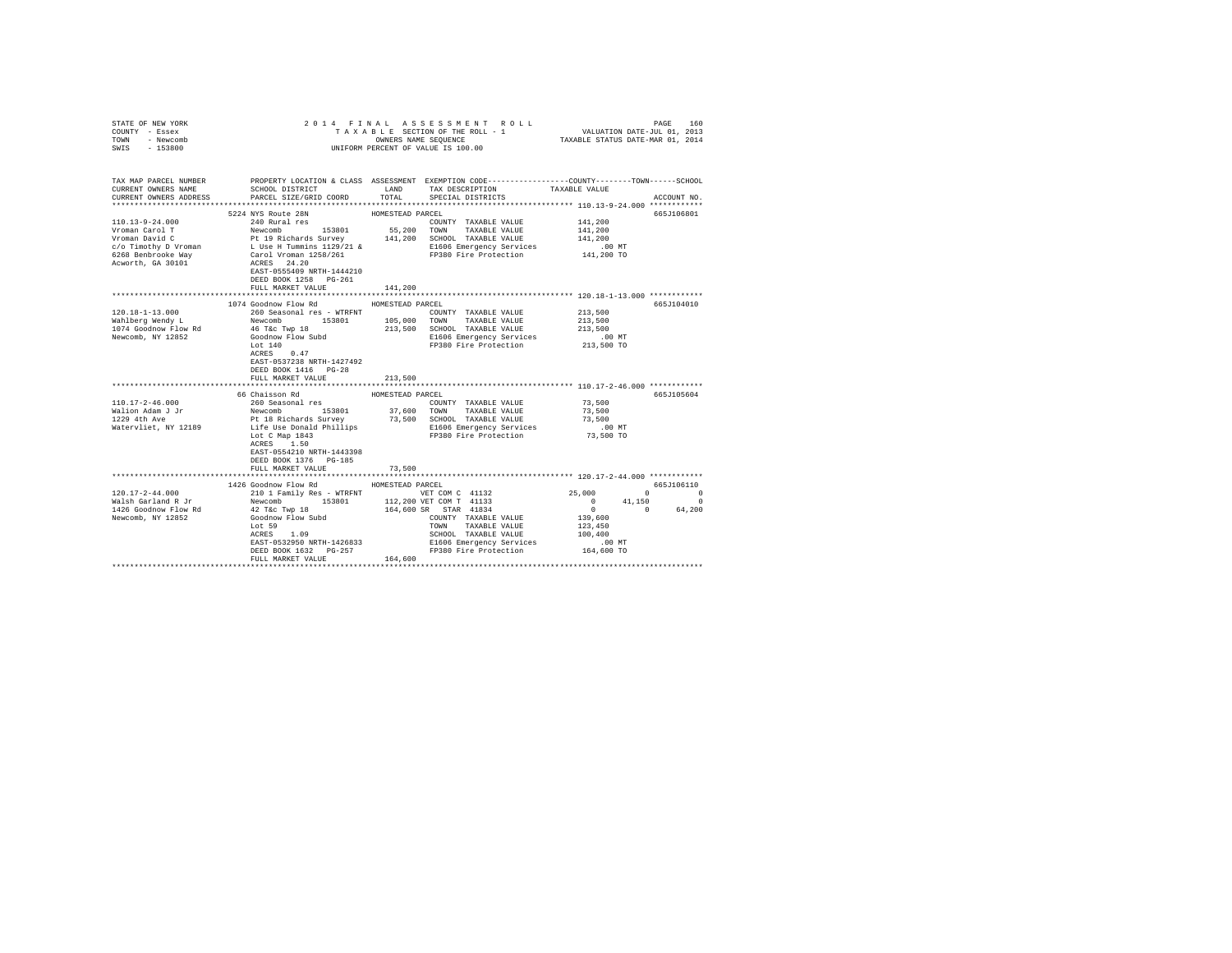STATE OF NEW YORK  
COUNTY - Essex  
TOWN - Newcomb  
SWIS - 153800

2014 FINAL ASSESSMENT ROLL  
TAXABLE SECTION OF THE ROLL - 1  
OWNERS NAME SEQUENCE  
UNIFORM PERCENT OF VALUE IS 100.00

VALUATION DATE-JUL 01, 2013  
TAXABLE STATUS DATE-MAR 01, 2014

```
TAX MAP PARCEL NUMBER     PROPERTY LOCATION & CLASS  ASSESSMENT  EXEMPTION CODE-----------------COUNTY--------TOWN------SCHOOL
CURRENT OWNERS NAME       SCHOOL DISTRICT             LAND       TAX DESCRIPTION            TAXABLE VALUE
CURRENT OWNERS ADDRESS    PARCEL SIZE/GRID COORD      TOTAL      SPECIAL DISTRICTS                                    ACCOUNT NO.
******************************************************************************************************* 110.13-9-24.000 ************
                          5224 NYS Route 28N               HOMESTEAD PARCEL                                           665J106801
110.13-9-24.000           240 Rural res                           COUNTY  TAXABLE VALUE          141,200
Vroman Carol T            Newcomb          153801      55,200     TOWN    TAXABLE VALUE          141,200
Vroman David C            Pt 19 Richards Survey       141,200     SCHOOL  TAXABLE VALUE          141,200
c/o Timothy D Vroman      L Use H Tummins 1129/21 &               E1606 Emergency Services           .00 MT
6268 Benbrooke Way        Carol Vroman 1258/261                   FP380 Fire Protection          141,200 TO
Acworth, GA 30101         ACRES   24.20
                          EAST-0555409 NRTH-1444210
                          DEED BOOK 1258   PG-261
                          FULL MARKET VALUE           141,200
******************************************************************************************************* 120.18-1-13.000 ************
                          1074 Goodnow Flow Rd             HOMESTEAD PARCEL                                           665J104010
120.18-1-13.000           260 Seasonal res - WTRFNT               COUNTY  TAXABLE VALUE          213,500
Wahlberg Wendy L          Newcomb          153801     105,000     TOWN    TAXABLE VALUE          213,500
1074 Goodnow Flow Rd      46 T&c Twp 18               213,500     SCHOOL  TAXABLE VALUE          213,500
Newcomb, NY 12852         Goodnow Flow Subd                       E1606 Emergency Services           .00 MT
                          Lot 140                                 FP380 Fire Protection          213,500 TO
                          ACRES    0.47
                          EAST-0537238 NRTH-1427492
                          DEED BOOK 1416   PG-28
                          FULL MARKET VALUE           213,500
******************************************************************************************************* 110.17-2-46.000 ************
                          66 Chaisson Rd                   HOMESTEAD PARCEL                                           665J105604
110.17-2-46.000           260 Seasonal res                        COUNTY  TAXABLE VALUE           73,500
Walion Adam J Jr          Newcomb          153801      37,600     TOWN    TAXABLE VALUE           73,500
1229 4th Ave              Pt 18 Richards Survey        73,500     SCHOOL  TAXABLE VALUE           73,500
Watervliet, NY 12189      Life Use Donald Phillips                E1606 Emergency Services           .00 MT
                          Lot C Map 1843                          FP380 Fire Protection           73,500 TO
                          ACRES    1.50
                          EAST-0554210 NRTH-1443398
                          DEED BOOK 1376   PG-185
                          FULL MARKET VALUE            73,500
******************************************************************************************************* 120.17-2-44.000 ************
                          1426 Goodnow Flow Rd             HOMESTEAD PARCEL                                           665J106110
120.17-2-44.000           210 1 Family Res - WTRFNT               VET COM C 41132           25,000          0           0
Walsh Garland R Jr        Newcomb          153801     112,200 VET COM T 41133                0     41,150           0
1426 Goodnow Flow Rd      42 T&c Twp 18               164,600 SR  STAR  41834                0          0      64,200
Newcomb, NY 12852         Goodnow Flow Subd                       COUNTY  TAXABLE VALUE          139,600
                          Lot 59                                  TOWN    TAXABLE VALUE          123,450
                          ACRES    1.09                           SCHOOL  TAXABLE VALUE          100,400
                          EAST-0532950 NRTH-1426833               E1606 Emergency Services           .00 MT
                          DEED BOOK 1632   PG-257                 FP380 Fire Protection          164,600 TO
                          FULL MARKET VALUE           164,600
************************************************************************************************************************************
```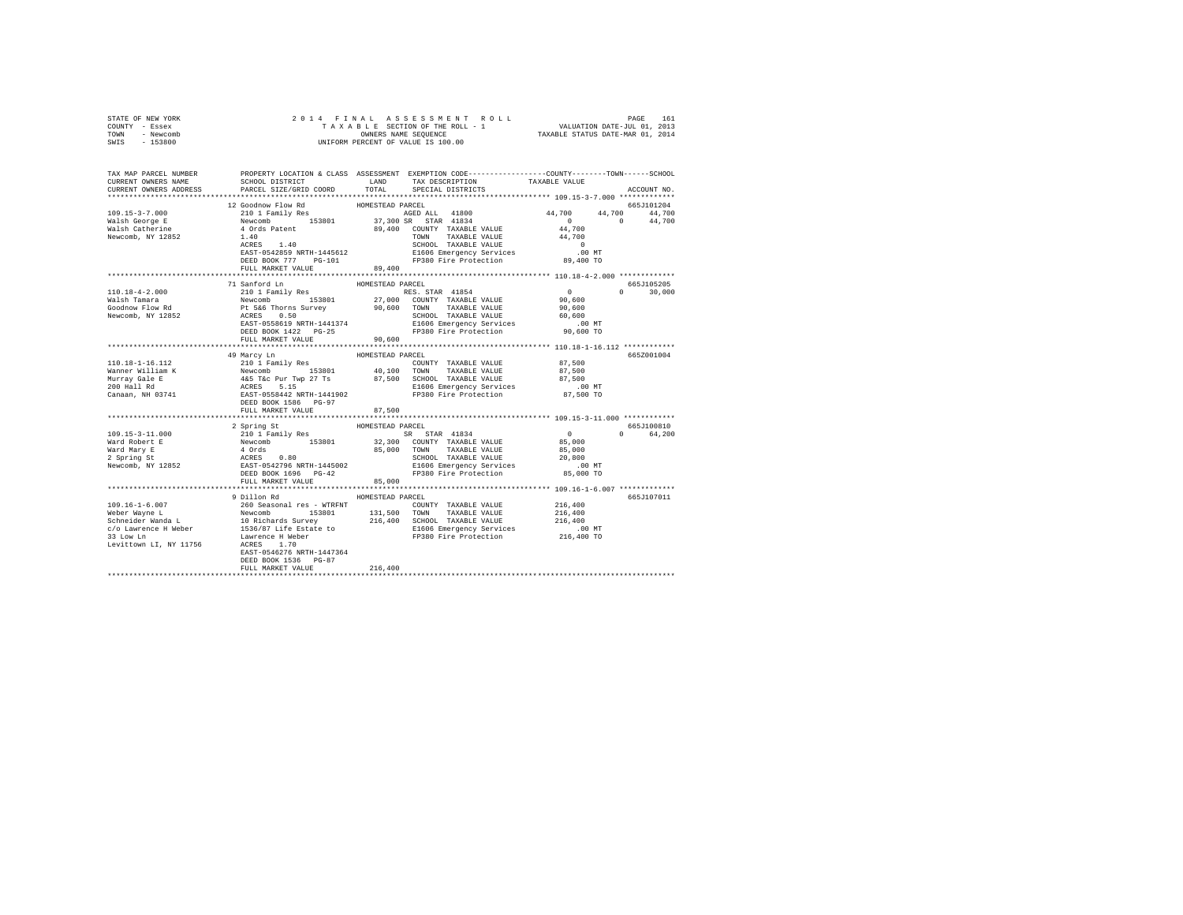STATE OF NEW YORK
COUNTY - Essex
TOWN - Newcomb
SWIS - 153800

2 0 1 4 F I N A L A S S E S S M E N T R O L L
T A X A B L E SECTION OF THE ROLL - 1
OWNERS NAME SEQUENCE
UNIFORM PERCENT OF VALUE IS 100.00

VALUATION DATE-JUL 01, 2013
TAXABLE STATUS DATE-MAR 01, 2014

```
TAX MAP PARCEL NUMBER          PROPERTY LOCATION & CLASS  ASSESSMENT  EXEMPTION CODE-----------------COUNTY--------TOWN------SCHOOL
CURRENT OWNERS NAME            SCHOOL DISTRICT            LAND        TAX DESCRIPTION            TAXABLE VALUE
CURRENT OWNERS ADDRESS         PARCEL SIZE/GRID COORD     TOTAL       SPECIAL DISTRICTS                                    ACCOUNT NO.
******************************************************************************************* 109.15-3-7.000 *************
                               12 Goodnow Flow Rd            HOMESTEAD PARCEL                                              665J101204
109.15-3-7.000                 210 1 Family Res               AGED ALL  41800             44,700     44,700     44,700
Walsh George E                 Newcomb       153801      37,300 SR  STAR  41834                 0          0     44,700
Walsh Catherine                4 Ords Patent              89,400   COUNTY  TAXABLE VALUE         44,700
Newcomb, NY 12852              1.40                                TOWN    TAXABLE VALUE         44,700
                               ACRES    1.40                       SCHOOL  TAXABLE VALUE              0
                               EAST-0542859 NRTH-1445612           E1606 Emergency Services          .00 MT
                               DEED BOOK 777    PG-101             FP380 Fire Protection          89,400 TO
                               FULL MARKET VALUE          89,400
******************************************************************************************* 110.18-4-2.000 *************
                               71 Sanford Ln                 HOMESTEAD PARCEL                                              665J105205
110.18-4-2.000                 210 1 Family Res               RES. STAR 41854                    0          0     30,000
Walsh Tamara                   Newcomb       153801      27,000   COUNTY  TAXABLE VALUE         90,600
Goodnow Flow Rd                Pt 5&6 Thorns Survey       90,600   TOWN    TAXABLE VALUE         90,600
Newcomb, NY 12852              ACRES    0.50                       SCHOOL  TAXABLE VALUE         60,600
                               EAST-0558619 NRTH-1441374           E1606 Emergency Services          .00 MT
                               DEED BOOK 1422   PG-25              FP380 Fire Protection          90,600 TO
                               FULL MARKET VALUE          90,600
******************************************************************************************* 110.18-1-16.112 ************
                               49 Marcy Ln                   HOMESTEAD PARCEL                                              665Z001004
110.18-1-16.112                210 1 Family Res                    COUNTY  TAXABLE VALUE         87,500
Wanner William K               Newcomb       153801      40,100   TOWN    TAXABLE VALUE         87,500
Murray Gale E                  4&5 T&c Pur Twp 27 Ts      87,500   SCHOOL  TAXABLE VALUE         87,500
200 Hall Rd                    ACRES    5.15                       E1606 Emergency Services          .00 MT
Canaan, NH 03741               EAST-0558442 NRTH-1441902           FP380 Fire Protection          87,500 TO
                               DEED BOOK 1586   PG-97
                               FULL MARKET VALUE          87,500
******************************************************************************************* 109.15-3-11.000 ************
                               2 Spring St                   HOMESTEAD PARCEL                                              665J100810
109.15-3-11.000                210 1 Family Res               SR  STAR  41834                    0          0     64,200
Ward Robert E                  Newcomb       153801      32,300   COUNTY  TAXABLE VALUE         85,000
Ward Mary E                    4 Ords                     85,000   TOWN    TAXABLE VALUE         85,000
2 Spring St                    ACRES    0.80                       SCHOOL  TAXABLE VALUE         20,800
Newcomb, NY 12852              EAST-0542796 NRTH-1445002           E1606 Emergency Services          .00 MT
                               DEED BOOK 1696   PG-42              FP380 Fire Protection          85,000 TO
                               FULL MARKET VALUE          85,000
******************************************************************************************* 109.16-1-6.007 *************
                               9 Dillon Rd                   HOMESTEAD PARCEL                                              665J107011
109.16-1-6.007                 260 Seasonal res - WTRFNT           COUNTY  TAXABLE VALUE        216,400
Weber Wayne L                  Newcomb       153801     131,500   TOWN    TAXABLE VALUE        216,400
Schneider Wanda L              10 Richards Survey        216,400   SCHOOL  TAXABLE VALUE        216,400
c/o Lawrence H Weber           1536/87 Life Estate to              E1606 Emergency Services          .00 MT
33 Low Ln                      Lawrence H Weber                    FP380 Fire Protection         216,400 TO
Levittown LI, NY 11756         ACRES    1.70
                               EAST-0546276 NRTH-1447364
                               DEED BOOK 1536   PG-87
                               FULL MARKET VALUE         216,400
************************************************************************************************************************
```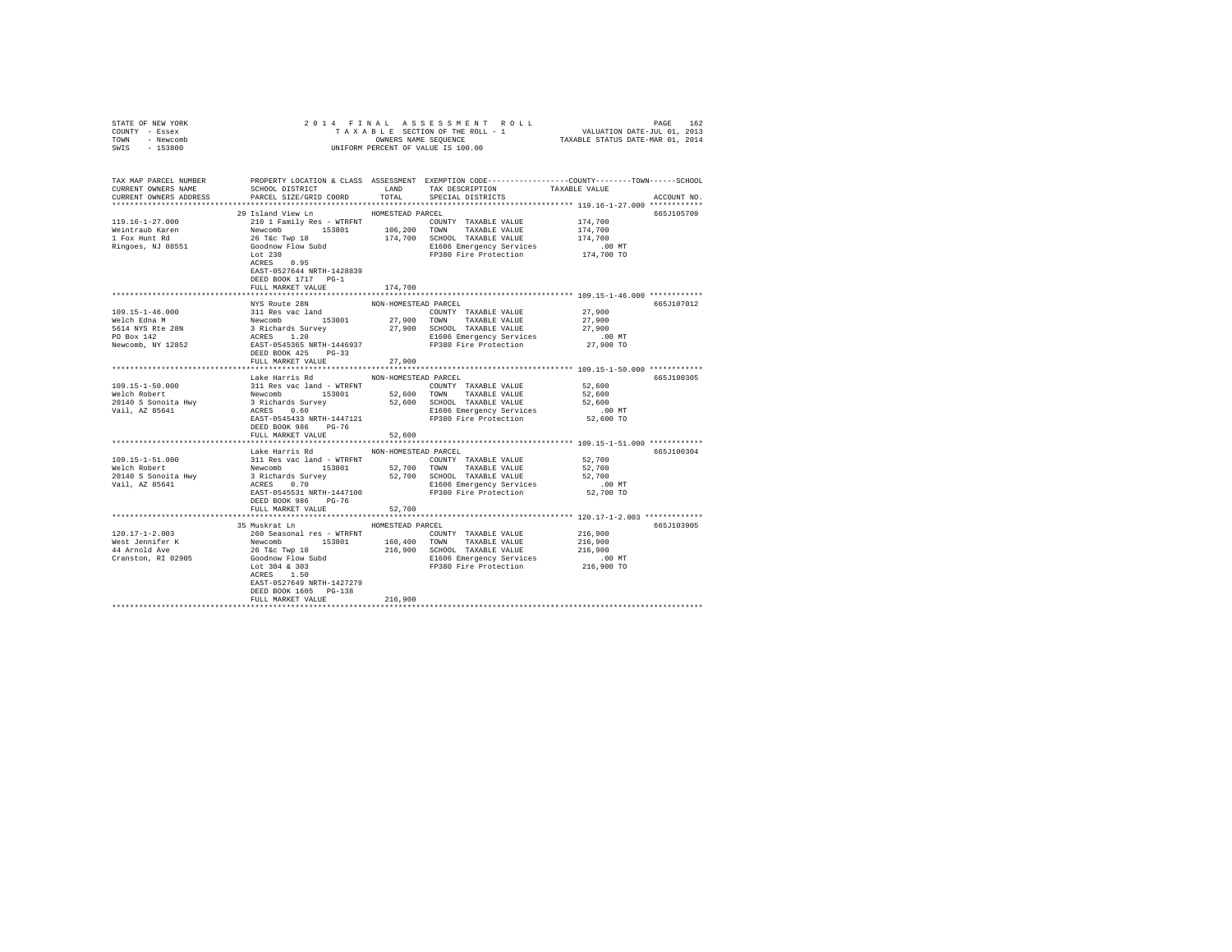STATE OF NEW YORK
COUNTY - Essex
TOWN - Newcomb
SWIS - 153800

2 0 1 4 F I N A L A S S E S S M E N T R O L L
T A X A B L E SECTION OF THE ROLL - 1
OWNERS NAME SEQUENCE
UNIFORM PERCENT OF VALUE IS 100.00

VALUATION DATE-JUL 01, 2013
TAXABLE STATUS DATE-MAR 01, 2014

```
TAX MAP PARCEL NUMBER      PROPERTY LOCATION & CLASS  ASSESSMENT  EXEMPTION CODE-----------------COUNTY--------TOWN------SCHOOL
CURRENT OWNERS NAME        SCHOOL DISTRICT              LAND      TAX DESCRIPTION            TAXABLE VALUE
CURRENT OWNERS ADDRESS     PARCEL SIZE/GRID COORD       TOTAL     SPECIAL DISTRICTS                                  ACCOUNT NO.
******************************************************************************************** 119.16-1-27.000 ************
                           29 Island View Ln            HOMESTEAD PARCEL                                              665J105709
119.16-1-27.000            210 1 Family Res - WTRFNT              COUNTY  TAXABLE VALUE            174,700
Weintraub Karen            Newcomb         153801      106,200    TOWN    TAXABLE VALUE            174,700
1 Fox Hunt Rd              26 T&c Twp 18               174,700    SCHOOL  TAXABLE VALUE            174,700
Ringoes, NJ 08551          Goodnow Flow Subd                      E1606 Emergency Services             .00 MT
                           Lot 230                                FP380 Fire Protection            174,700 TO
                           ACRES    0.95
                           EAST-0527644 NRTH-1428839
                           DEED BOOK 1717   PG-1
                           FULL MARKET VALUE           174,700
******************************************************************************************** 109.15-1-46.000 ************
                           NYS Route 28N                NON-HOMESTEAD PARCEL                                          665J107012
109.15-1-46.000            311 Res vac land                       COUNTY  TAXABLE VALUE             27,900
Welch Edna M               Newcomb         153801       27,900    TOWN    TAXABLE VALUE             27,900
5614 NYS Rte 28N           3 Richards Survey            27,900    SCHOOL  TAXABLE VALUE             27,900
PO Box 142                 ACRES    1.20                          E1606 Emergency Services             .00 MT
Newcomb, NY 12852          EAST-0545365 NRTH-1446937              FP380 Fire Protection             27,900 TO
                           DEED BOOK 425    PG-33
                           FULL MARKET VALUE            27,900
******************************************************************************************** 109.15-1-50.000 ************
                           Lake Harris Rd               NON-HOMESTEAD PARCEL                                          665J100305
109.15-1-50.000            311 Res vac land - WTRFNT              COUNTY  TAXABLE VALUE             52,600
Welch Robert               Newcomb         153801       52,600    TOWN    TAXABLE VALUE             52,600
20140 S Sonoita Hwy        3 Richards Survey            52,600    SCHOOL  TAXABLE VALUE             52,600
Vail, AZ 85641             ACRES    0.60                          E1606 Emergency Services             .00 MT
                           EAST-0545433 NRTH-1447121              FP380 Fire Protection             52,600 TO
                           DEED BOOK 986    PG-76
                           FULL MARKET VALUE            52,600
******************************************************************************************** 109.15-1-51.000 ************
                           Lake Harris Rd               NON-HOMESTEAD PARCEL                                          665J100304
109.15-1-51.000            311 Res vac land - WTRFNT              COUNTY  TAXABLE VALUE             52,700
Welch Robert               Newcomb         153801       52,700    TOWN    TAXABLE VALUE             52,700
20140 S Sonoita Hwy        3 Richards Survey            52,700    SCHOOL  TAXABLE VALUE             52,700
Vail, AZ 85641             ACRES    0.70                          E1606 Emergency Services             .00 MT
                           EAST-0545531 NRTH-1447100              FP380 Fire Protection             52,700 TO
                           DEED BOOK 986    PG-76
                           FULL MARKET VALUE            52,700
******************************************************************************************** 120.17-1-2.003 *************
                           35 Muskrat Ln                HOMESTEAD PARCEL                                              665J103905
120.17-1-2.003             260 Seasonal res - WTRFNT              COUNTY  TAXABLE VALUE            216,900
West Jennifer K            Newcomb         153801      160,400    TOWN    TAXABLE VALUE            216,900
44 Arnold Ave              26 T&c Twp 18               216,900    SCHOOL  TAXABLE VALUE            216,900
Cranston, RI 02905         Goodnow Flow Subd                      E1606 Emergency Services             .00 MT
                           Lot 304 & 303                          FP380 Fire Protection            216,900 TO
                           ACRES    1.50
                           EAST-0527649 NRTH-1427279
                           DEED BOOK 1605   PG-138
                           FULL MARKET VALUE           216,900
************************************************************************************************************************
```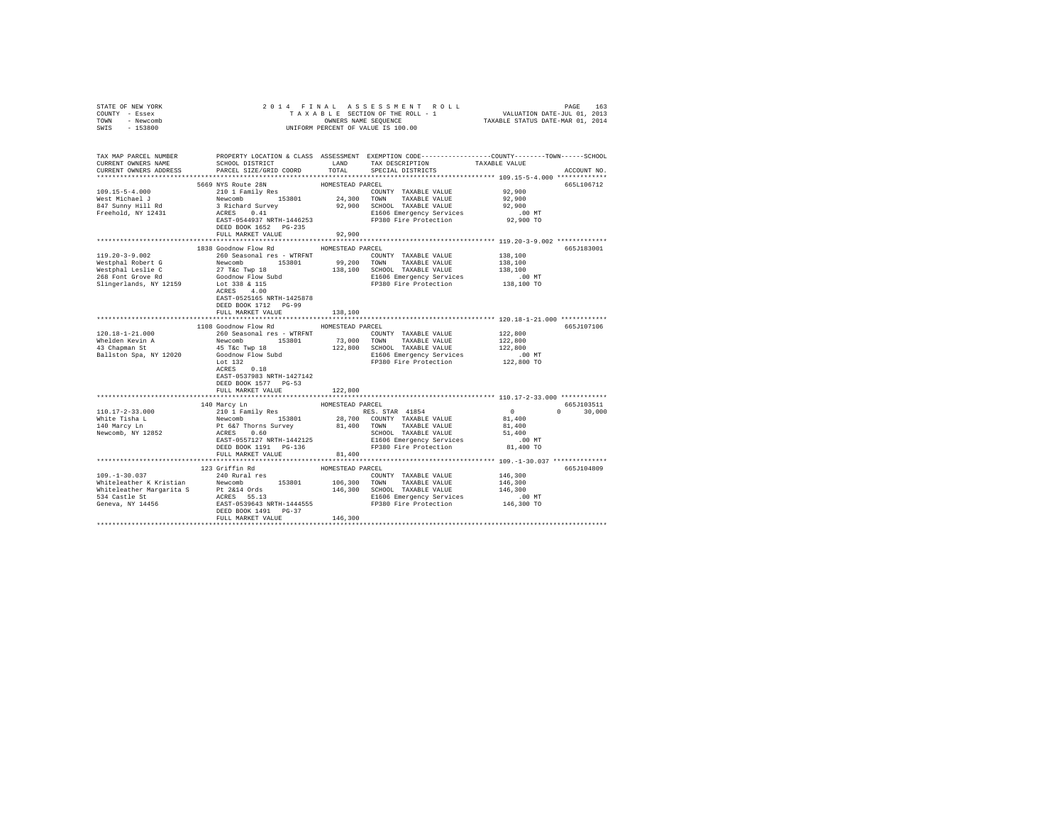STATE OF NEW YORK
COUNTY - Essex
TOWN - Newcomb
SWIS - 153800

2014 FINAL ASSESSMENT ROLL
TAXABLE SECTION OF THE ROLL - 1
OWNERS NAME SEQUENCE
UNIFORM PERCENT OF VALUE IS 100.00

VALUATION DATE-JUL 01, 2013
TAXABLE STATUS DATE-MAR 01, 2014

| TAX MAP PARCEL NUMBER / CURRENT OWNERS NAME / CURRENT OWNERS ADDRESS | PROPERTY LOCATION & CLASS / SCHOOL DISTRICT / PARCEL SIZE/GRID COORD | ASSESSMENT LAND | TOTAL | EXEMPTION CODE / TAX DESCRIPTION / SPECIAL DISTRICTS | COUNTY / TOWN / SCHOOL TAXABLE VALUE | ACCOUNT NO. |
|---|---|---|---|---|---|---|
| 109.15-5-4.000 | 5669 NYS Route 28N | | | HOMESTEAD PARCEL | | 665L106712 |
| West Michael J | 210 1 Family Res | | | COUNTY TAXABLE VALUE | 92,900 | |
| 847 Sunny Hill Rd | Newcomb 153801 | 24,300 | | TOWN TAXABLE VALUE | 92,900 | |
| Freehold, NY 12431 | 3 Richard Survey | | 92,900 | SCHOOL TAXABLE VALUE | 92,900 | |
| | ACRES 0.41 | | | E1606 Emergency Services | .00 MT | |
| | EAST-0544937 NRTH-1446253 | | | FP380 Fire Protection | 92,900 TO | |
| | DEED BOOK 1652 PG-235 | | | | | |
| | FULL MARKET VALUE | | 92,900 | | | |
| 119.20-3-9.002 | 1838 Goodnow Flow Rd | | | HOMESTEAD PARCEL | | 665J183001 |
| Westphal Robert G | 260 Seasonal res - WTRFNT | | | COUNTY TAXABLE VALUE | 138,100 | |
| Westphal Leslie C | Newcomb 153801 | 99,200 | | TOWN TAXABLE VALUE | 138,100 | |
| 268 Font Grove Rd | 27 T&c Twp 18 | | 138,100 | SCHOOL TAXABLE VALUE | 138,100 | |
| Slingerlands, NY 12159 | Goodnow Flow Subd | | | E1606 Emergency Services | .00 MT | |
| | Lot 338 & 115 | | | FP380 Fire Protection | 138,100 TO | |
| | ACRES 4.00 | | | | | |
| | EAST-0525165 NRTH-1425878 | | | | | |
| | DEED BOOK 1712 PG-99 | | | | | |
| | FULL MARKET VALUE | | 138,100 | | | |
| 120.18-1-21.000 | 1108 Goodnow Flow Rd | | | HOMESTEAD PARCEL | | 665J107106 |
| Whelden Kevin A | 260 Seasonal res - WTRFNT | | | COUNTY TAXABLE VALUE | 122,800 | |
| 43 Chapman St | Newcomb 153801 | 73,000 | | TOWN TAXABLE VALUE | 122,800 | |
| Ballston Spa, NY 12020 | 45 T&c Twp 18 | | 122,800 | SCHOOL TAXABLE VALUE | 122,800 | |
| | Goodnow Flow Subd | | | E1606 Emergency Services | .00 MT | |
| | Lot 132 | | | FP380 Fire Protection | 122,800 TO | |
| | ACRES 0.18 | | | | | |
| | EAST-0537983 NRTH-1427142 | | | | | |
| | DEED BOOK 1577 PG-53 | | | | | |
| | FULL MARKET VALUE | | 122,800 | | | |
| 110.17-2-33.000 | 140 Marcy Ln | | | HOMESTEAD PARCEL | | 665J103511 |
| White Tisha L | 210 1 Family Res | | | RES. STAR 41854 | 0 0 30,000 | |
| 140 Marcy Ln | Newcomb 153801 | 28,700 | | COUNTY TAXABLE VALUE | 81,400 | |
| Newcomb, NY 12852 | Pt 6&7 Thorns Survey | | 81,400 | TOWN TAXABLE VALUE | 81,400 | |
| | ACRES 0.60 | | | SCHOOL TAXABLE VALUE | 51,400 | |
| | EAST-0557127 NRTH-1442125 | | | E1606 Emergency Services | .00 MT | |
| | DEED BOOK 1191 PG-136 | | | FP380 Fire Protection | 81,400 TO | |
| | FULL MARKET VALUE | | 81,400 | | | |
| 109.-1-30.037 | 123 Griffin Rd | | | HOMESTEAD PARCEL | | 665J104809 |
| Whiteleather K Kristian | 240 Rural res | | | COUNTY TAXABLE VALUE | 146,300 | |
| Whiteleather Margarita S | Newcomb 153801 | 106,300 | | TOWN TAXABLE VALUE | 146,300 | |
| 534 Castle St | Pt 2&14 Ords | | 146,300 | SCHOOL TAXABLE VALUE | 146,300 | |
| Geneva, NY 14456 | ACRES 55.13 | | | E1606 Emergency Services | .00 MT | |
| | EAST-0539643 NRTH-1444555 | | | FP380 Fire Protection | 146,300 TO | |
| | DEED BOOK 1491 PG-37 | | | | | |
| | FULL MARKET VALUE | | 146,300 | | | |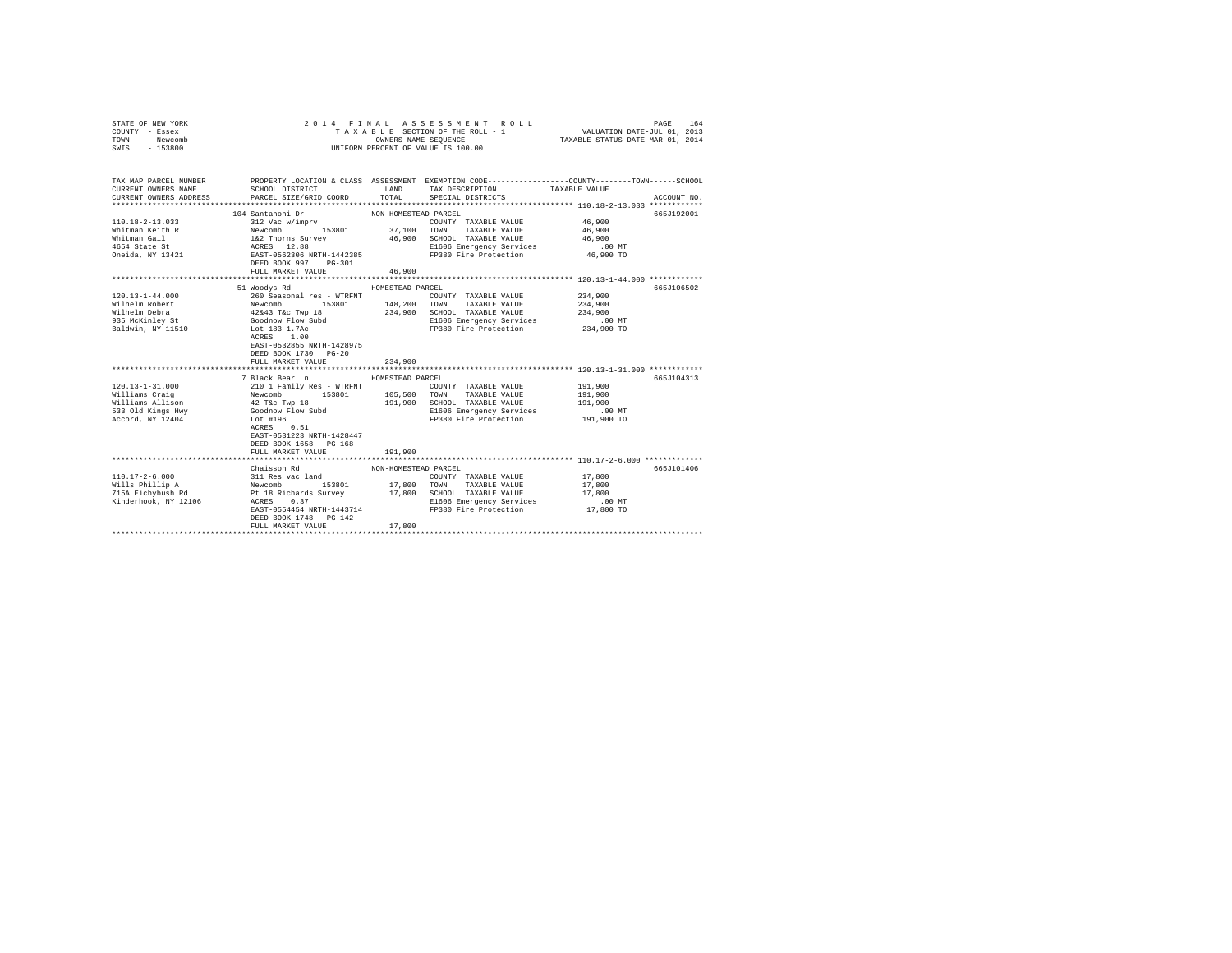STATE OF NEW YORK — 2014 FINAL ASSESSMENT ROLL — PAGE 164
COUNTY - Essex — TAXABLE SECTION OF THE ROLL - 1 — VALUATION DATE-JUL 01, 2013
TOWN - Newcomb — OWNERS NAME SEQUENCE — TAXABLE STATUS DATE-MAR 01, 2014
SWIS - 153800 — UNIFORM PERCENT OF VALUE IS 100.00

| TAX MAP PARCEL NUMBER / CURRENT OWNERS NAME / CURRENT OWNERS ADDRESS | PROPERTY LOCATION & CLASS / SCHOOL DISTRICT / PARCEL SIZE/GRID COORD | ASSESSMENT LAND / TOTAL | EXEMPTION CODE / TAX DESCRIPTION / SPECIAL DISTRICTS | TAXABLE VALUE (COUNTY / TOWN / SCHOOL) | ACCOUNT NO. |
|---|---|---|---|---|---|
| 110.18-2-13.033 | 104 Santanoni Dr — NON-HOMESTEAD PARCEL | | | | 665J192001 |
| Whitman Keith R | 312 Vac w/imprv | | COUNTY TAXABLE VALUE | 46,900 | |
| Whitman Gail | Newcomb 153801 | 37,100 | TOWN TAXABLE VALUE | 46,900 | |
| 4654 State St | 1&2 Thorns Survey | 46,900 | SCHOOL TAXABLE VALUE | 46,900 | |
| Oneida, NY 13421 | ACRES 12.88 | | E1606 Emergency Services | .00 MT | |
| | EAST-0562306 NRTH-1442385 | | FP380 Fire Protection | 46,900 TO | |
| | DEED BOOK 997 PG-301 | | | | |
| | FULL MARKET VALUE | 46,900 | | | |
| 120.13-1-44.000 | 51 Woodys Rd — HOMESTEAD PARCEL | | | | 665J106502 |
| Wilhelm Robert | 260 Seasonal res - WTRFNT | | COUNTY TAXABLE VALUE | 234,900 | |
| Wilhelm Debra | Newcomb 153801 | 148,200 | TOWN TAXABLE VALUE | 234,900 | |
| 935 McKinley St | 42&43 T&c Twp 18 | 234,900 | SCHOOL TAXABLE VALUE | 234,900 | |
| Baldwin, NY 11510 | Goodnow Flow Subd | | E1606 Emergency Services | .00 MT | |
| | Lot 183 1.7Ac | | FP380 Fire Protection | 234,900 TO | |
| | ACRES 1.00 | | | | |
| | EAST-0532855 NRTH-1428975 | | | | |
| | DEED BOOK 1730 PG-20 | | | | |
| | FULL MARKET VALUE | 234,900 | | | |
| 120.13-1-31.000 | 7 Black Bear Ln — HOMESTEAD PARCEL | | | | 665J104313 |
| Williams Craig | 210 1 Family Res - WTRFNT | | COUNTY TAXABLE VALUE | 191,900 | |
| Williams Allison | Newcomb 153801 | 105,500 | TOWN TAXABLE VALUE | 191,900 | |
| 533 Old Kings Hwy | 42 T&c Twp 18 | 191,900 | SCHOOL TAXABLE VALUE | 191,900 | |
| Accord, NY 12404 | Goodnow Flow Subd | | E1606 Emergency Services | .00 MT | |
| | Lot #196 | | FP380 Fire Protection | 191,900 TO | |
| | ACRES 0.51 | | | | |
| | EAST-0531223 NRTH-1428447 | | | | |
| | DEED BOOK 1658 PG-168 | | | | |
| | FULL MARKET VALUE | 191,900 | | | |
| 110.17-2-6.000 | Chaisson Rd — NON-HOMESTEAD PARCEL | | | | 665J101406 |
| Wills Phillip A | 311 Res vac land | | COUNTY TAXABLE VALUE | 17,800 | |
| 715A Eichybush Rd | Newcomb 153801 | 17,800 | TOWN TAXABLE VALUE | 17,800 | |
| Kinderhook, NY 12106 | Pt 18 Richards Survey | 17,800 | SCHOOL TAXABLE VALUE | 17,800 | |
| | ACRES 0.37 | | E1606 Emergency Services | .00 MT | |
| | EAST-0554454 NRTH-1443714 | | FP380 Fire Protection | 17,800 TO | |
| | DEED BOOK 1748 PG-142 | | | | |
| | FULL MARKET VALUE | 17,800 | | | |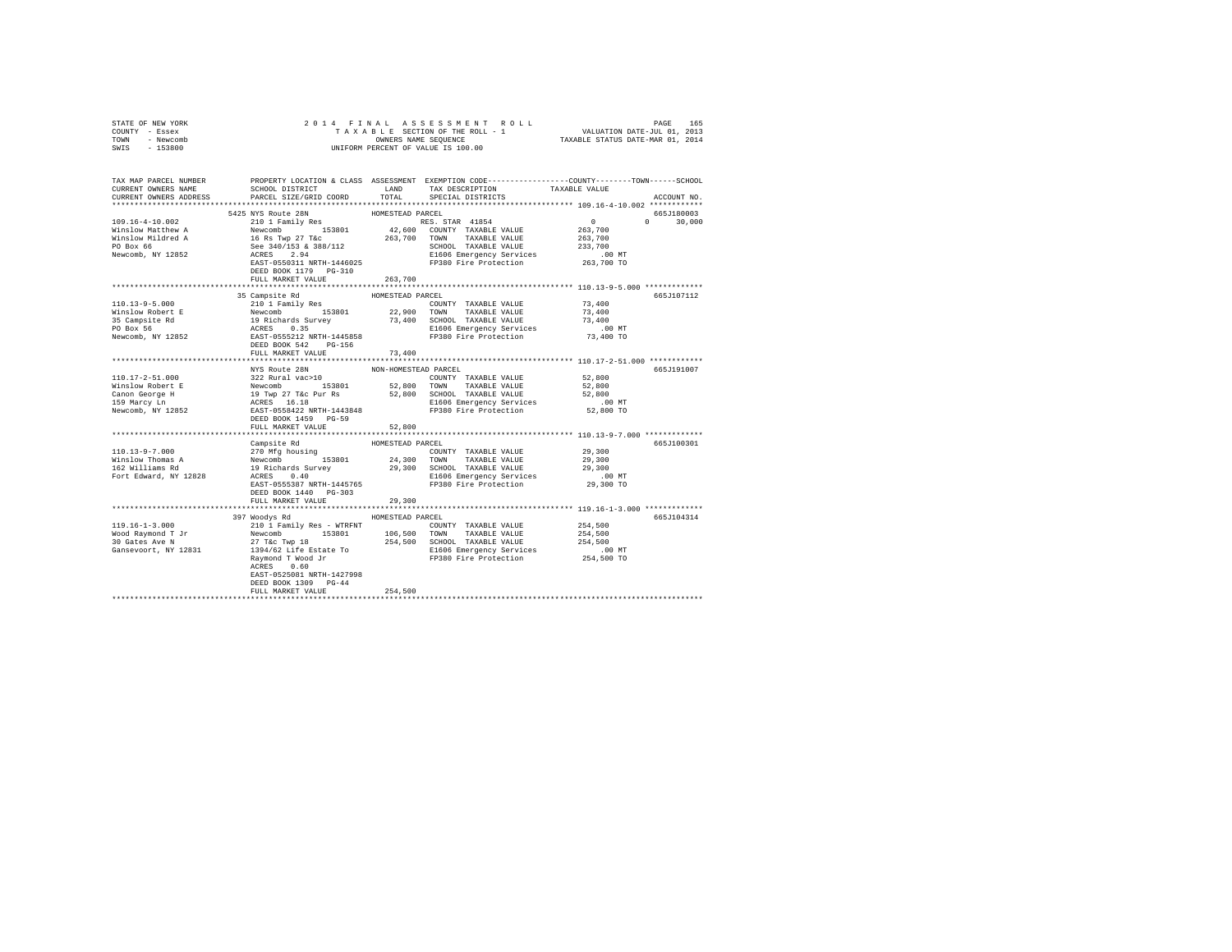STATE OF NEW YORK — 2014 FINAL ASSESSMENT ROLL
COUNTY - Essex — TAXABLE SECTION OF THE ROLL - 1 — VALUATION DATE-JUL 01, 2013
TOWN - Newcomb — OWNERS NAME SEQUENCE — TAXABLE STATUS DATE-MAR 01, 2014
SWIS - 153800 — UNIFORM PERCENT OF VALUE IS 100.00

| TAX MAP PARCEL NUMBER / CURRENT OWNERS NAME / CURRENT OWNERS ADDRESS | PROPERTY LOCATION & CLASS / SCHOOL DISTRICT / PARCEL SIZE/GRID COORD | ASSESSMENT LAND / TOTAL | EXEMPTION CODE / TAX DESCRIPTION / SPECIAL DISTRICTS | COUNTY / TOWN / SCHOOL TAXABLE VALUE | ACCOUNT NO. |
|---|---|---|---|---|---|
| **109.16-4-10.002** | 5425 NYS Route 28N — HOMESTEAD PARCEL | | | | 665J180003 |
| Winslow Matthew A | 210 1 Family Res | | RES. STAR 41854 | 0 0 30,000 | |
| Winslow Mildred A | Newcomb 153801 | 42,600 | COUNTY TAXABLE VALUE | 263,700 | |
| PO Box 66 | 16 Rs Twp 27 T&c | 263,700 | TOWN TAXABLE VALUE | 263,700 | |
| Newcomb, NY 12852 | See 340/153 & 388/112 | | SCHOOL TAXABLE VALUE | 233,700 | |
| | ACRES 2.94 | | E1606 Emergency Services | .00 MT | |
| | EAST-0550311 NRTH-1446025 | | FP380 Fire Protection | 263,700 TO | |
| | DEED BOOK 1179 PG-310 | | | | |
| | FULL MARKET VALUE | 263,700 | | | |
| **110.13-9-5.000** | 35 Campsite Rd — HOMESTEAD PARCEL | | | | 665J107112 |
| Winslow Robert E | 210 1 Family Res | | COUNTY TAXABLE VALUE | 73,400 | |
| 35 Campsite Rd | Newcomb 153801 | 22,900 | TOWN TAXABLE VALUE | 73,400 | |
| PO Box 56 | 19 Richards Survey | 73,400 | SCHOOL TAXABLE VALUE | 73,400 | |
| Newcomb, NY 12852 | ACRES 0.35 | | E1606 Emergency Services | .00 MT | |
| | EAST-0555212 NRTH-1445858 | | FP380 Fire Protection | 73,400 TO | |
| | DEED BOOK 542 PG-156 | | | | |
| | FULL MARKET VALUE | 73,400 | | | |
| **110.17-2-51.000** | NYS Route 28N — NON-HOMESTEAD PARCEL | | | | 665J191007 |
| Winslow Robert E | 322 Rural vac>10 | | COUNTY TAXABLE VALUE | 52,800 | |
| Canon George H | Newcomb 153801 | 52,800 | TOWN TAXABLE VALUE | 52,800 | |
| 159 Marcy Ln | 19 Twp 27 T&c Pur Rs | 52,800 | SCHOOL TAXABLE VALUE | 52,800 | |
| Newcomb, NY 12852 | ACRES 16.18 | | E1606 Emergency Services | .00 MT | |
| | EAST-0558422 NRTH-1443848 | | FP380 Fire Protection | 52,800 TO | |
| | DEED BOOK 1459 PG-59 | | | | |
| | FULL MARKET VALUE | 52,800 | | | |
| **110.13-9-7.000** | Campsite Rd — HOMESTEAD PARCEL | | | | 665J100301 |
| Winslow Thomas A | 270 Mfg housing | | COUNTY TAXABLE VALUE | 29,300 | |
| 162 Williams Rd | Newcomb 153801 | 24,300 | TOWN TAXABLE VALUE | 29,300 | |
| Fort Edward, NY 12828 | 19 Richards Survey | 29,300 | SCHOOL TAXABLE VALUE | 29,300 | |
| | ACRES 0.40 | | E1606 Emergency Services | .00 MT | |
| | EAST-0555387 NRTH-1445765 | | FP380 Fire Protection | 29,300 TO | |
| | DEED BOOK 1440 PG-303 | | | | |
| | FULL MARKET VALUE | 29,300 | | | |
| **119.16-1-3.000** | 397 Woodys Rd — HOMESTEAD PARCEL | | | | 665J104314 |
| Wood Raymond T Jr | 210 1 Family Res - WTRFNT | | COUNTY TAXABLE VALUE | 254,500 | |
| 30 Gates Ave N | Newcomb 153801 | 106,500 | TOWN TAXABLE VALUE | 254,500 | |
| Gansevoort, NY 12831 | 27 T&c Twp 18 | 254,500 | SCHOOL TAXABLE VALUE | 254,500 | |
| | 1394/62 Life Estate To | | E1606 Emergency Services | .00 MT | |
| | Raymond T Wood Jr | | FP380 Fire Protection | 254,500 TO | |
| | ACRES 0.60 | | | | |
| | EAST-0525081 NRTH-1427998 | | | | |
| | DEED BOOK 1309 PG-44 | | | | |
| | FULL MARKET VALUE | 254,500 | | | |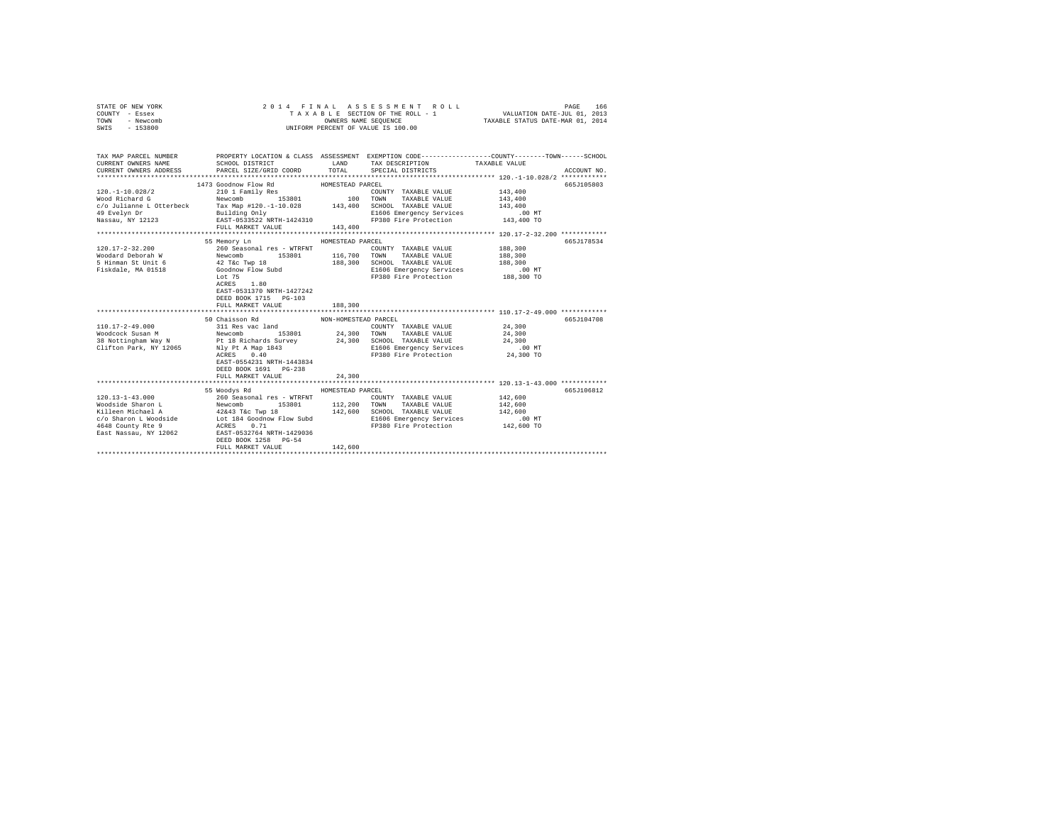STATE OF NEW YORK
COUNTY - Essex
TOWN - Newcomb
SWIS - 153800

2014 FINAL ASSESSMENT ROLL
TAXABLE SECTION OF THE ROLL - 1
OWNERS NAME SEQUENCE
UNIFORM PERCENT OF VALUE IS 100.00

VALUATION DATE-JUL 01, 2013
TAXABLE STATUS DATE-MAR 01, 2014

```
TAX MAP PARCEL NUMBER          PROPERTY LOCATION & CLASS  ASSESSMENT  EXEMPTION CODE-----------------COUNTY--------TOWN------SCHOOL
CURRENT OWNERS NAME            SCHOOL DISTRICT            LAND        TAX DESCRIPTION            TAXABLE VALUE
CURRENT OWNERS ADDRESS         PARCEL SIZE/GRID COORD     TOTAL       SPECIAL DISTRICTS                                    ACCOUNT NO.
******************************************************************************************************* 120.-1-10.028/2 ************
                         1473 Goodnow Flow Rd           HOMESTEAD PARCEL                                                  665J105803
120.-1-10.028/2                210 1 Family Res                       COUNTY  TAXABLE VALUE          143,400
Wood Richard G                 Newcomb       153801          100      TOWN    TAXABLE VALUE          143,400
c/o Julianne L Otterbeck       Tax Map #120.-1-10.028     143,400     SCHOOL  TAXABLE VALUE          143,400
49 Evelyn Dr                   Building Only                          E1606 Emergency Services           .00 MT
Nassau, NY 12123               EAST-0533522 NRTH-1424310              FP380 Fire Protection          143,400 TO
                               FULL MARKET VALUE          143,400
******************************************************************************************************* 120.17-2-32.200 ************
                         55 Memory Ln                   HOMESTEAD PARCEL                                                  665J178534
120.17-2-32.200                260 Seasonal res - WTRFNT              COUNTY  TAXABLE VALUE          188,300
Woodard Deborah W              Newcomb       153801      116,700      TOWN    TAXABLE VALUE          188,300
5 Hinman St Unit 6             42 T&c Twp 18              188,300     SCHOOL  TAXABLE VALUE          188,300
Fiskdale, MA 01518             Goodnow Flow Subd                      E1606 Emergency Services           .00 MT
                               Lot 75                                 FP380 Fire Protection          188,300 TO
                               ACRES    1.80
                               EAST-0531370 NRTH-1427242
                               DEED BOOK 1715   PG-103
                               FULL MARKET VALUE          188,300
******************************************************************************************************* 110.17-2-49.000 ************
                         50 Chaisson Rd                 NON-HOMESTEAD PARCEL                                              665J104708
110.17-2-49.000                311 Res vac land                       COUNTY  TAXABLE VALUE           24,300
Woodcock Susan M               Newcomb       153801       24,300      TOWN    TAXABLE VALUE           24,300
38 Nottingham Way N            Pt 18 Richards Survey       24,300     SCHOOL  TAXABLE VALUE           24,300
Clifton Park, NY 12065         Nly Pt A Map 1843                      E1606 Emergency Services           .00 MT
                               ACRES    0.40                          FP380 Fire Protection           24,300 TO
                               EAST-0554231 NRTH-1443834
                               DEED BOOK 1691   PG-238
                               FULL MARKET VALUE           24,300
******************************************************************************************************* 120.13-1-43.000 ************
                         55 Woodys Rd                   HOMESTEAD PARCEL                                                  665J106812
120.13-1-43.000                260 Seasonal res - WTRFNT              COUNTY  TAXABLE VALUE          142,600
Woodside Sharon L              Newcomb       153801      112,200      TOWN    TAXABLE VALUE          142,600
Killeen Michael A              42&43 T&c Twp 18           142,600     SCHOOL  TAXABLE VALUE          142,600
c/o Sharon L Woodside          Lot 184 Goodnow Flow Subd              E1606 Emergency Services           .00 MT
4648 County Rte 9              ACRES    0.71                          FP380 Fire Protection          142,600 TO
East Nassau, NY 12062          EAST-0532764 NRTH-1429036
                               DEED BOOK 1258   PG-54
                               FULL MARKET VALUE          142,600
************************************************************************************************************************************
```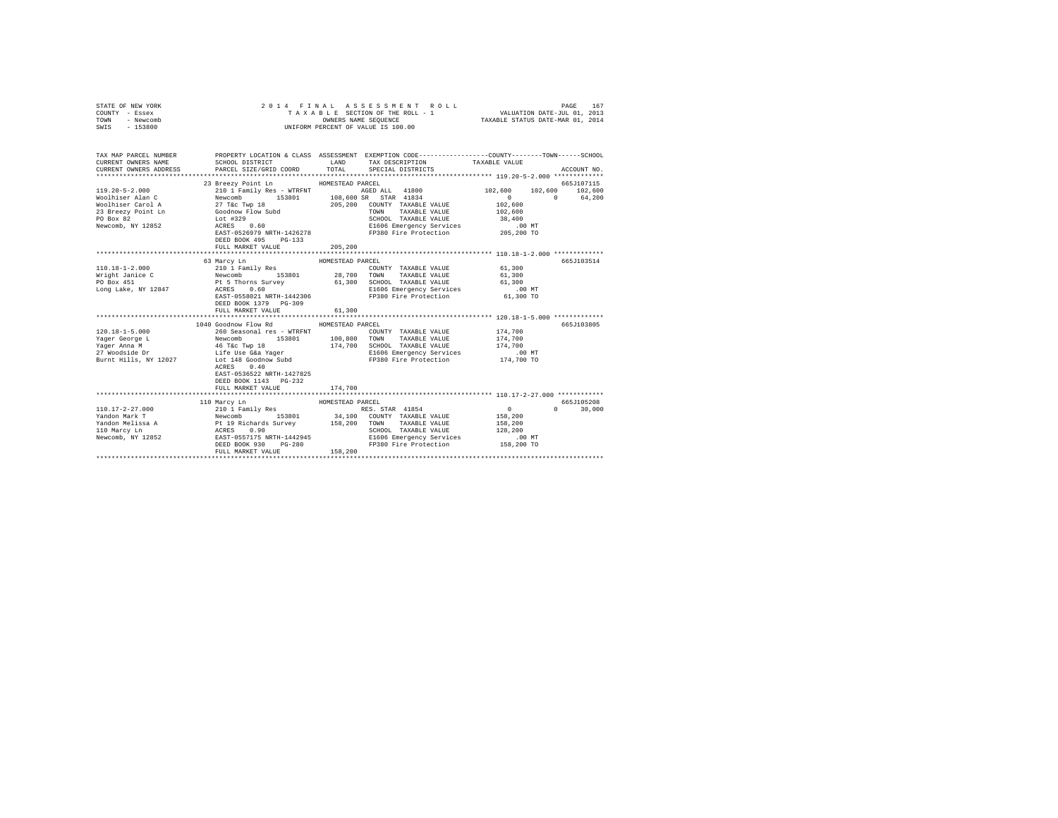STATE OF NEW YORK
COUNTY - Essex
TOWN - Newcomb
SWIS - 153800

2014 FINAL ASSESSMENT ROLL
TAXABLE SECTION OF THE ROLL - 1
OWNERS NAME SEQUENCE
UNIFORM PERCENT OF VALUE IS 100.00

VALUATION DATE-JUL 01, 2013
TAXABLE STATUS DATE-MAR 01, 2014

| TAX MAP PARCEL NUMBER / CURRENT OWNERS NAME / CURRENT OWNERS ADDRESS | PROPERTY LOCATION & CLASS / SCHOOL DISTRICT / PARCEL SIZE/GRID COORD | ASSESSMENT LAND / TOTAL | EXEMPTION CODE / TAX DESCRIPTION / SPECIAL DISTRICTS | COUNTY | TOWN | SCHOOL / ACCOUNT NO. |
|---|---|---|---|---|---|---|
| **119.20-5-2.000** | 23 Breezy Point Ln / HOMESTEAD PARCEL | | | | | 665J107115 |
| 119.20-5-2.000 | 210 1 Family Res - WTRFNT | | AGED ALL 41800 | 102,600 | 102,600 | 102,600 |
| Woolhiser Alan C | Newcomb 153801 | 108,600 | SR STAR 41834 | 0 | 0 | 64,200 |
| Woolhiser Carol A | 27 T&c Twp 18 | 205,200 | COUNTY TAXABLE VALUE | 102,600 | | |
| 23 Breezy Point Ln | Goodnow Flow Subd | | TOWN TAXABLE VALUE | 102,600 | | |
| PO Box 82 | Lot #329 | | SCHOOL TAXABLE VALUE | 38,400 | | |
| Newcomb, NY 12852 | ACRES 0.60 | | E1606 Emergency Services | .00 MT | | |
| | EAST-0526979 NRTH-1426278 | | FP380 Fire Protection | 205,200 TO | | |
| | DEED BOOK 495 PG-133 | | | | | |
| | FULL MARKET VALUE | 205,200 | | | | |
| **110.18-1-2.000** | 63 Marcy Ln / HOMESTEAD PARCEL | | | | | 665J103514 |
| 110.18-1-2.000 | 210 1 Family Res | | COUNTY TAXABLE VALUE | 61,300 | | |
| Wright Janice C | Newcomb 153801 | 28,700 | TOWN TAXABLE VALUE | 61,300 | | |
| PO Box 451 | Pt 5 Thorns Survey | 61,300 | SCHOOL TAXABLE VALUE | 61,300 | | |
| Long Lake, NY 12847 | ACRES 0.60 | | E1606 Emergency Services | .00 MT | | |
| | EAST-0558021 NRTH-1442306 | | FP380 Fire Protection | 61,300 TO | | |
| | DEED BOOK 1379 PG-309 | | | | | |
| | FULL MARKET VALUE | 61,300 | | | | |
| **120.18-1-5.000** | 1040 Goodnow Flow Rd / HOMESTEAD PARCEL | | | | | 665J103805 |
| 120.18-1-5.000 | 260 Seasonal res - WTRFNT | | COUNTY TAXABLE VALUE | 174,700 | | |
| Yager George L | Newcomb 153801 | 100,800 | TOWN TAXABLE VALUE | 174,700 | | |
| Yager Anna M | 46 T&c Twp 18 | 174,700 | SCHOOL TAXABLE VALUE | 174,700 | | |
| 27 Woodside Dr | Life Use G&a Yager | | E1606 Emergency Services | .00 MT | | |
| Burnt Hills, NY 12027 | Lot 148 Goodnow Subd | | FP380 Fire Protection | 174,700 TO | | |
| | ACRES 0.40 | | | | | |
| | EAST-0536522 NRTH-1427825 | | | | | |
| | DEED BOOK 1143 PG-232 | | | | | |
| | FULL MARKET VALUE | 174,700 | | | | |
| **110.17-2-27.000** | 110 Marcy Ln / HOMESTEAD PARCEL | | | | | 665J105208 |
| 110.17-2-27.000 | 210 1 Family Res | | RES. STAR 41854 | 0 | 0 | 30,000 |
| Yandon Mark T | Newcomb 153801 | 34,100 | COUNTY TAXABLE VALUE | 158,200 | | |
| Yandon Melissa A | Pt 19 Richards Survey | 158,200 | TOWN TAXABLE VALUE | 158,200 | | |
| 110 Marcy Ln | ACRES 0.90 | | SCHOOL TAXABLE VALUE | 128,200 | | |
| Newcomb, NY 12852 | EAST-0557175 NRTH-1442945 | | E1606 Emergency Services | .00 MT | | |
| | DEED BOOK 930 PG-280 | | FP380 Fire Protection | 158,200 TO | | |
| | FULL MARKET VALUE | 158,200 | | | | |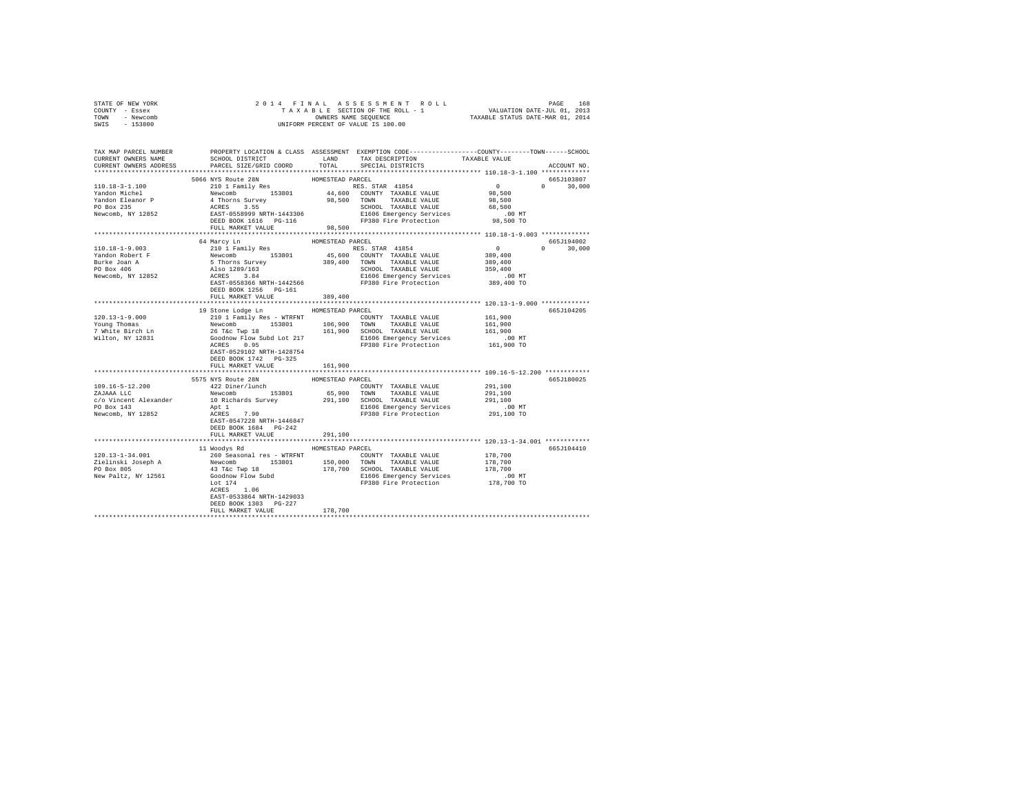STATE OF NEW YORK 2014 FINAL ASSESSMENT ROLL
COUNTY - Essex TAXABLE SECTION OF THE ROLL - 1 VALUATION DATE-JUL 01, 2013
TOWN - Newcomb OWNERS NAME SEQUENCE TAXABLE STATUS DATE-MAR 01, 2014
SWIS - 153800 UNIFORM PERCENT OF VALUE IS 100.00

```
TAX MAP PARCEL NUMBER         PROPERTY LOCATION & CLASS  ASSESSMENT  EXEMPTION CODE-----------------COUNTY--------TOWN------SCHOOL
CURRENT OWNERS NAME           SCHOOL DISTRICT              LAND       TAX DESCRIPTION           TAXABLE VALUE
CURRENT OWNERS ADDRESS        PARCEL SIZE/GRID COORD       TOTAL      SPECIAL DISTRICTS                                   ACCOUNT NO.
******************************************************************************************************* 110.18-3-1.100 *************
                       5066 NYS Route 28N              HOMESTEAD PARCEL                                                   665J103807
110.18-3-1.100              210 1 Family Res                          RES. STAR  41854              0            0      30,000
Yandon Michel               Newcomb         153801        44,600   COUNTY  TAXABLE VALUE          98,500
Yandon Eleanor P            4 Thorns Survey               98,500   TOWN    TAXABLE VALUE          98,500
PO Box 235                  ACRES    3.55                          SCHOOL  TAXABLE VALUE          68,500
Newcomb, NY 12852           EAST-0558999 NRTH-1443306              E1606 Emergency Services          .00 MT
                            DEED BOOK 1616   PG-116                FP380 Fire Protection          98,500 TO
                            FULL MARKET VALUE             98,500
******************************************************************************************************* 110.18-1-9.003 *************
                       64 Marcy Ln                     HOMESTEAD PARCEL                                                   665J194002
110.18-1-9.003              210 1 Family Res                          RES. STAR  41854              0            0      30,000
Yandon Robert F             Newcomb         153801        45,600   COUNTY  TAXABLE VALUE         389,400
Burke Joan A                5 Thorns Survey              389,400   TOWN    TAXABLE VALUE         389,400
PO Box 406                  Also 1289/163                          SCHOOL  TAXABLE VALUE         359,400
Newcomb, NY 12852           ACRES    3.84                          E1606 Emergency Services          .00 MT
                            EAST-0558366 NRTH-1442566              FP380 Fire Protection         389,400 TO
                            DEED BOOK 1256   PG-161
                            FULL MARKET VALUE            389,400
******************************************************************************************************* 120.13-1-9.000 *************
                       19 Stone Lodge Ln               HOMESTEAD PARCEL                                                   665J104205
120.13-1-9.000              210 1 Family Res - WTRFNT              COUNTY  TAXABLE VALUE         161,900
Young Thomas                Newcomb         153801       106,900   TOWN    TAXABLE VALUE         161,900
7 White Birch Ln            26 T&c Twp 18                161,900   SCHOOL  TAXABLE VALUE         161,900
Wilton, NY 12831            Goodnow Flow Subd Lot 217              E1606 Emergency Services          .00 MT
                            ACRES    0.95                          FP380 Fire Protection         161,900 TO
                            EAST-0529102 NRTH-1428754
                            DEED BOOK 1742   PG-325
                            FULL MARKET VALUE            161,900
******************************************************************************************************* 109.16-5-12.200 ************
                       5575 NYS Route 28N              HOMESTEAD PARCEL                                                   665J180025
109.16-5-12.200             422 Diner/lunch                        COUNTY  TAXABLE VALUE         291,100
ZAJAAA LLC                  Newcomb         153801        65,900   TOWN    TAXABLE VALUE         291,100
c/o Vincent Alexander       10 Richards Survey           291,100   SCHOOL  TAXABLE VALUE         291,100
PO Box 143                  Apt 1                                  E1606 Emergency Services          .00 MT
Newcomb, NY 12852           ACRES    7.90                          FP380 Fire Protection         291,100 TO
                            EAST-0547228 NRTH-1446847
                            DEED BOOK 1684   PG-242
                            FULL MARKET VALUE            291,100
******************************************************************************************************* 120.13-1-34.001 ************
                       11 Woodys Rd                    HOMESTEAD PARCEL                                                   665J104410
120.13-1-34.001             260 Seasonal res - WTRFNT              COUNTY  TAXABLE VALUE         178,700
Zielinski Joseph A          Newcomb         153801       150,000   TOWN    TAXABLE VALUE         178,700
PO Box 805                  43 T&c Twp 18                178,700   SCHOOL  TAXABLE VALUE         178,700
New Paltz, NY 12561         Goodnow Flow Subd                      E1606 Emergency Services          .00 MT
                            Lot 174                                FP380 Fire Protection         178,700 TO
                            ACRES    1.06
                            EAST-0533864 NRTH-1429033
                            DEED BOOK 1303   PG-227
                            FULL MARKET VALUE            178,700
************************************************************************************************************************************
```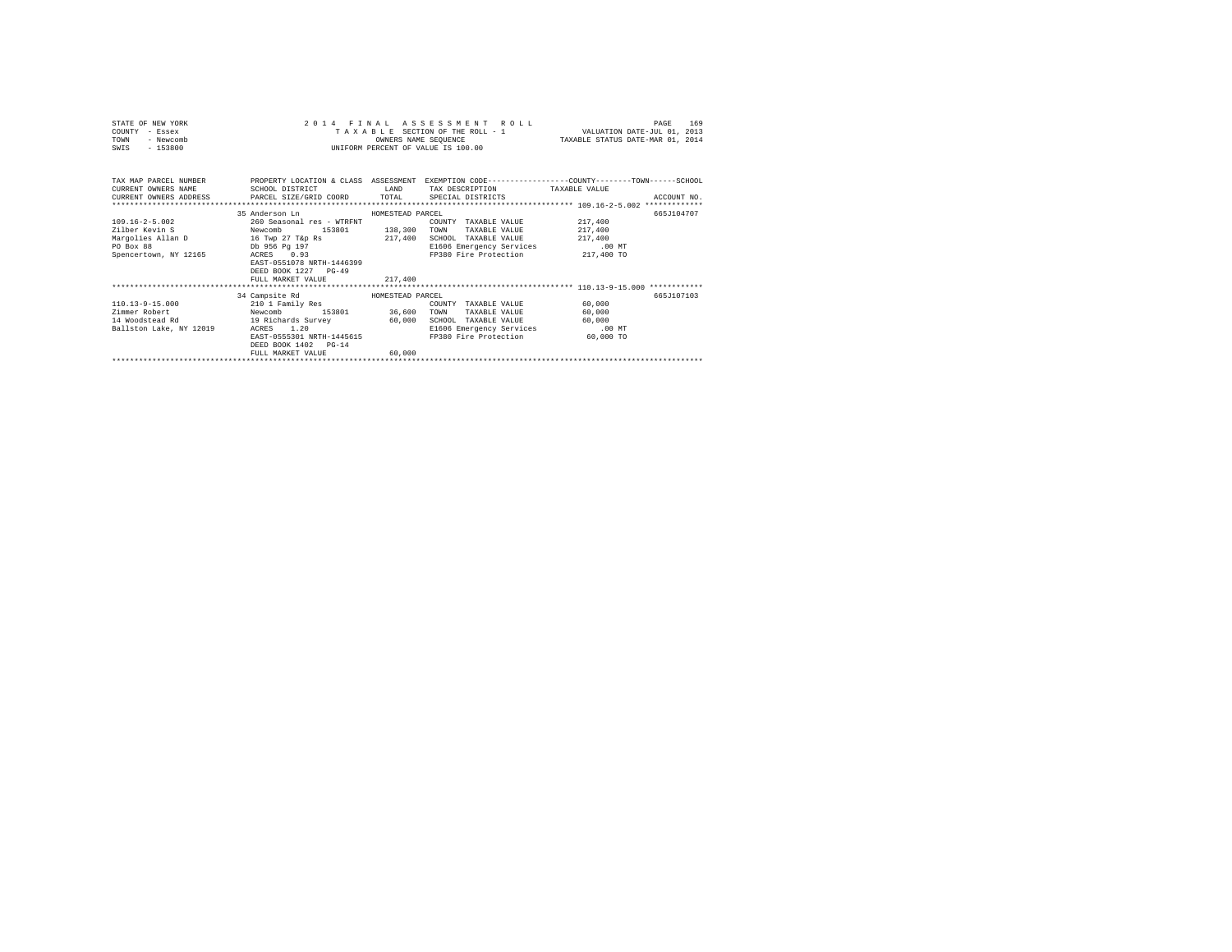STATE OF NEW YORK
COUNTY - Essex
TOWN - Newcomb
SWIS - 153800

2014 FINAL ASSESSMENT ROLL
TAXABLE SECTION OF THE ROLL - 1
OWNERS NAME SEQUENCE
UNIFORM PERCENT OF VALUE IS 100.00

VALUATION DATE-JUL 01, 2013
TAXABLE STATUS DATE-MAR 01, 2014

| TAX MAP PARCEL NUMBER / CURRENT OWNERS NAME / CURRENT OWNERS ADDRESS | PROPERTY LOCATION & CLASS / SCHOOL DISTRICT / PARCEL SIZE/GRID COORD | ASSESSMENT LAND / TOTAL | EXEMPTION CODE / TAX DESCRIPTION / SPECIAL DISTRICTS | COUNTY / TOWN / SCHOOL TAXABLE VALUE | ACCOUNT NO. |
|---|---|---|---|---|---|
| 109.16-2-5.002 | 35 Anderson Ln | HOMESTEAD PARCEL | | | 665J104707 |
| | 260 Seasonal res - WTRFNT | | COUNTY TAXABLE VALUE | 217,400 | |
| Zilber Kevin S | Newcomb 153801 | 138,300 | TOWN TAXABLE VALUE | 217,400 | |
| Margolies Allan D | 16 Twp 27 T&p Rs | 217,400 | SCHOOL TAXABLE VALUE | 217,400 | |
| PO Box 88 | Db 956 Pg 197 | | E1606 Emergency Services | .00 MT | |
| Spencertown, NY 12165 | ACRES 0.93 | | FP380 Fire Protection | 217,400 TO | |
| | EAST-0551078 NRTH-1446399 | | | | |
| | DEED BOOK 1227 PG-49 | | | | |
| | FULL MARKET VALUE | 217,400 | | | |
| 110.13-9-15.000 | 34 Campsite Rd | HOMESTEAD PARCEL | | | 665J107103 |
| | 210 1 Family Res | | COUNTY TAXABLE VALUE | 60,000 | |
| Zimmer Robert | Newcomb 153801 | 36,600 | TOWN TAXABLE VALUE | 60,000 | |
| 14 Woodstead Rd | 19 Richards Survey | 60,000 | SCHOOL TAXABLE VALUE | 60,000 | |
| Ballston Lake, NY 12019 | ACRES 1.20 | | E1606 Emergency Services | .00 MT | |
| | EAST-0555301 NRTH-1445615 | | FP380 Fire Protection | 60,000 TO | |
| | DEED BOOK 1402 PG-14 | | | | |
| | FULL MARKET VALUE | 60,000 | | | |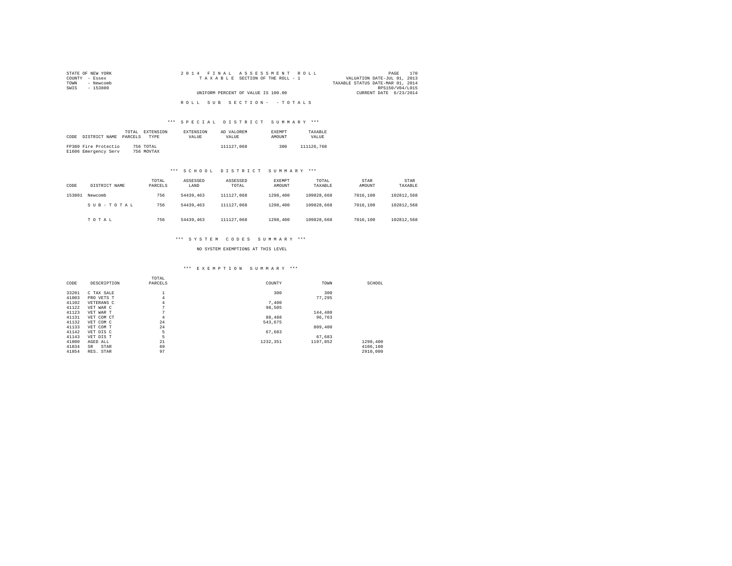STATE OF NEW YORK
COUNTY - Essex
TOWN - Newcomb
SWIS - 153800

2014 FINAL ASSESSMENT ROLL
TAXABLE SECTION OF THE ROLL - 1
UNIFORM PERCENT OF VALUE IS 100.00

VALUATION DATE-JUL 01, 2013
TAXABLE STATUS DATE-MAR 01, 2014
RPS150/V04/L015
CURRENT DATE 6/23/2014

ROLL SUB SECTION- - TOTALS

### *** SPECIAL DISTRICT SUMMARY ***

| CODE | DISTRICT NAME | TOTAL PARCELS | EXTENSION TYPE | EXTENSION VALUE | AD VALOREM VALUE | EXEMPT AMOUNT | TAXABLE VALUE |
|---|---|---|---|---|---|---|---|
| FP380 | Fire Protectio | 756 | TOTAL | | 111127,068 | 300 | 111126,768 |
| E1606 | Emergency Serv | 756 | MOVTAX | | | | |

### *** SCHOOL DISTRICT SUMMARY ***

| CODE | DISTRICT NAME | TOTAL PARCELS | ASSESSED LAND | ASSESSED TOTAL | EXEMPT AMOUNT | TOTAL TAXABLE | STAR AMOUNT | STAR TAXABLE |
|---|---|---|---|---|---|---|---|---|
| 153801 | Newcomb | 756 | 54439,463 | 111127,068 | 1298,400 | 109828,668 | 7016,100 | 102812,568 |
| | SUB-TOTAL | 756 | 54439,463 | 111127,068 | 1298,400 | 109828,668 | 7016,100 | 102812,568 |
| | TOTAL | 756 | 54439,463 | 111127,068 | 1298,400 | 109828,668 | 7016,100 | 102812,568 |

### *** SYSTEM CODES SUMMARY ***

NO SYSTEM EXEMPTIONS AT THIS LEVEL

### *** EXEMPTION SUMMARY ***

| CODE | DESCRIPTION | TOTAL PARCELS | COUNTY | TOWN | SCHOOL |
|---|---|---|---|---|---|
| 33201 | C TAX SALE | 1 | 300 | 300 | |
| 41003 | PRO VETS T | 4 | | 77,295 | |
| 41102 | VETERANS C | 4 | 7,400 | | |
| 41122 | VET WAR C | 7 | 98,505 | | |
| 41123 | VET WAR T | 7 | | 144,480 | |
| 41131 | VET COM CT | 4 | 88,488 | 96,763 | |
| 41132 | VET COM C | 24 | 543,675 | | |
| 41133 | VET COM T | 24 | | 809,400 | |
| 41142 | VET DIS C | 5 | 67,683 | | |
| 41143 | VET DIS T | 5 | | 67,683 | |
| 41800 | AGED ALL | 21 | 1232,351 | 1197,852 | 1298,400 |
| 41834 | SR STAR | 69 | | | 4106,100 |
| 41854 | RES. STAR | 97 | | | 2910,000 |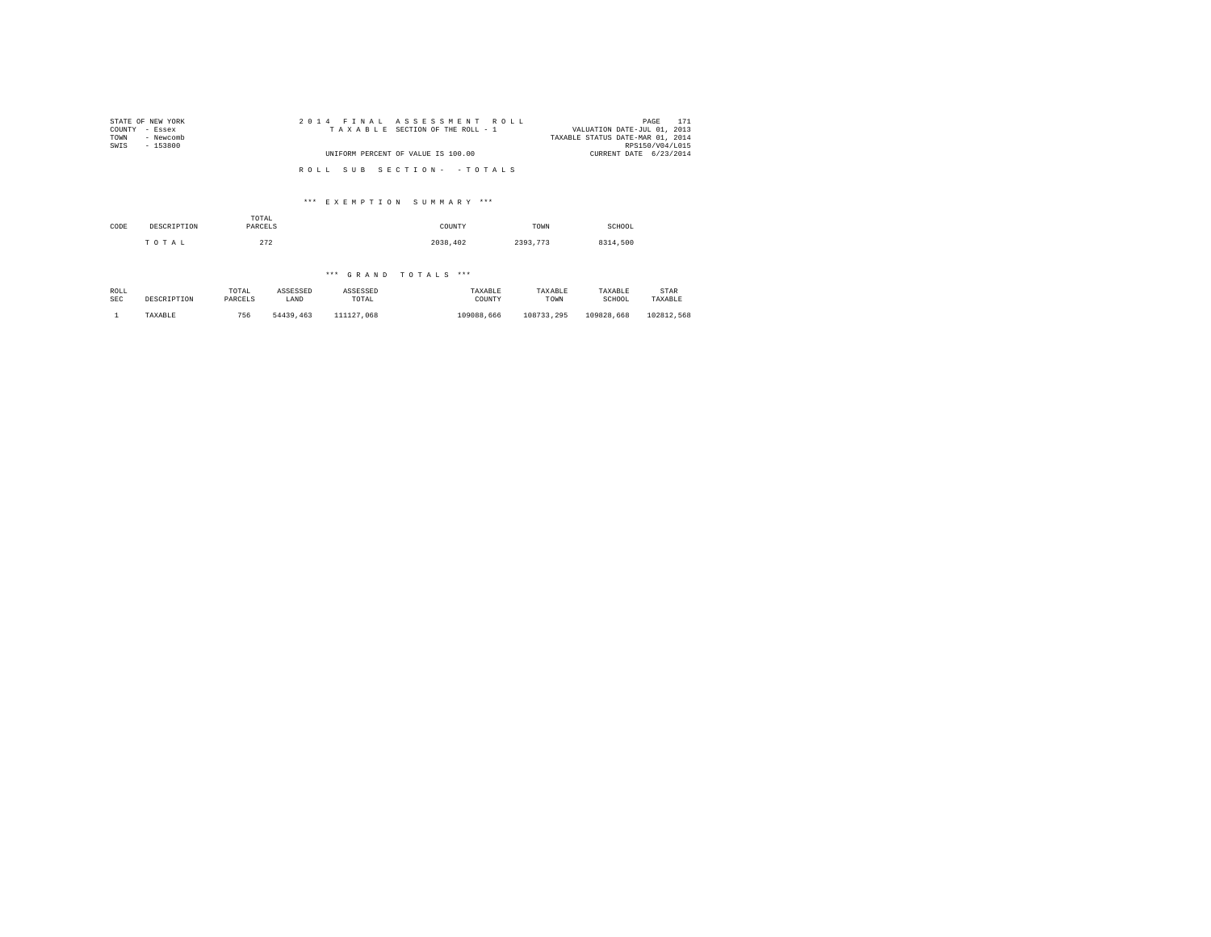STATE OF NEW YORK
COUNTY - Essex
TOWN - Newcomb
SWIS - 153800

2014 FINAL ASSESSMENT ROLL
TAXABLE SECTION OF THE ROLL - 1

UNIFORM PERCENT OF VALUE IS 100.00

VALUATION DATE-JUL 01, 2013
TAXABLE STATUS DATE-MAR 01, 2014
RPS150/V04/L015
CURRENT DATE 6/23/2014

ROLL SUB SECTION- - TOTALS

*** EXEMPTION SUMMARY ***

| CODE | DESCRIPTION | TOTAL PARCELS | COUNTY | TOWN | SCHOOL |
|---|---|---|---|---|---|
| | T O T A L | 272 | 2038,402 | 2393,773 | 8314,500 |

*** GRAND TOTALS ***

| ROLL SEC | DESCRIPTION | TOTAL PARCELS | ASSESSED LAND | ASSESSED TOTAL | TAXABLE COUNTY | TAXABLE TOWN | TAXABLE SCHOOL | STAR TAXABLE |
|---|---|---|---|---|---|---|---|---|
| 1 | TAXABLE | 756 | 54439,463 | 111127,068 | 109088,666 | 108733,295 | 109828,668 | 102812,568 |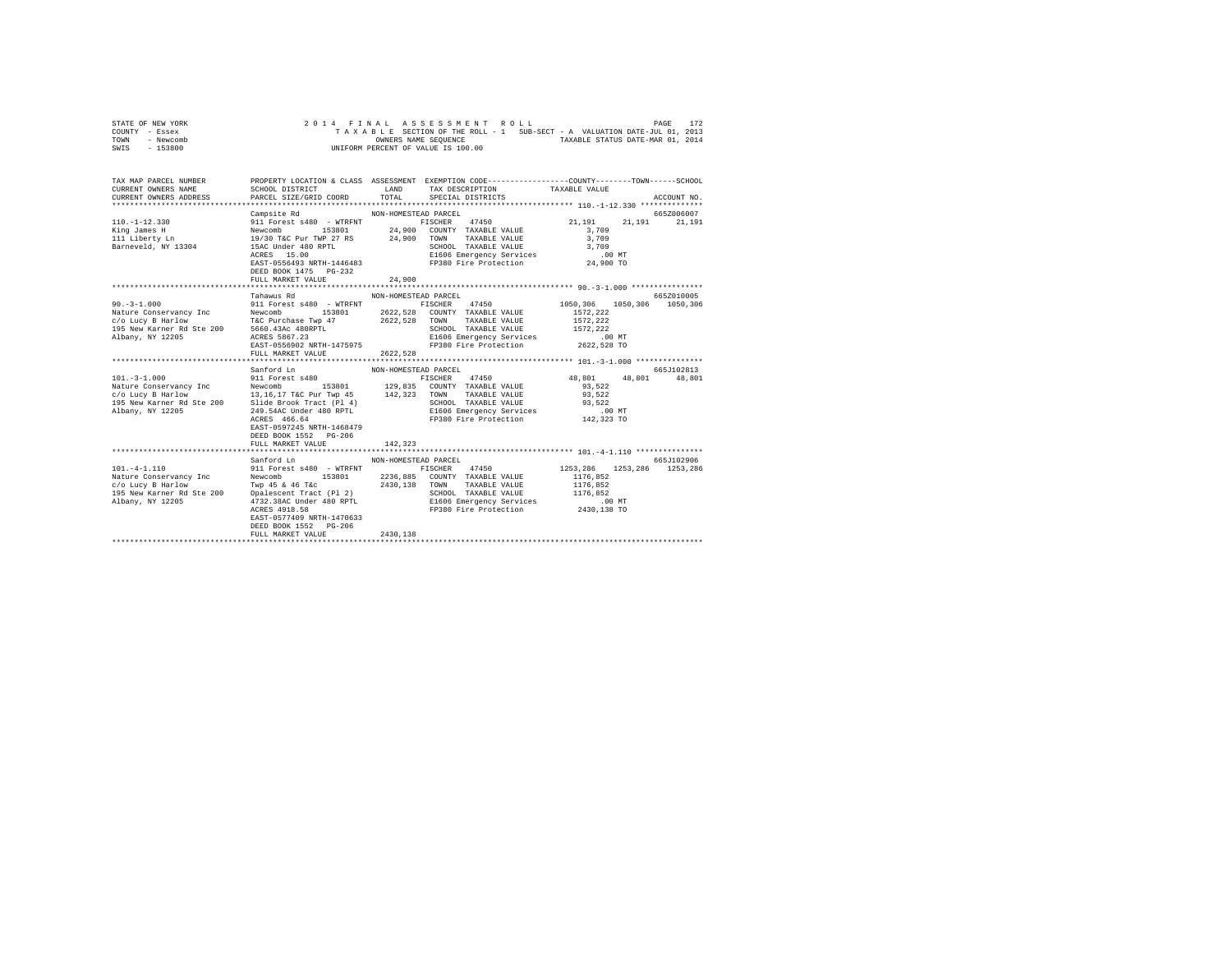STATE OF NEW YORK
COUNTY - Essex
TOWN - Newcomb
SWIS - 153800

2014 FINAL ASSESSMENT ROLL
TAXABLE SECTION OF THE ROLL - 1 SUB-SECT - A VALUATION DATE-JUL 01, 2013
OWNERS NAME SEQUENCE TAXABLE STATUS DATE-MAR 01, 2014
UNIFORM PERCENT OF VALUE IS 100.00

```
TAX MAP PARCEL NUMBER      PROPERTY LOCATION & CLASS  ASSESSMENT  EXEMPTION CODE-----------------COUNTY--------TOWN------SCHOOL
CURRENT OWNERS NAME        SCHOOL DISTRICT             LAND       TAX DESCRIPTION            TAXABLE VALUE
CURRENT OWNERS ADDRESS     PARCEL SIZE/GRID COORD      TOTAL      SPECIAL DISTRICTS                                   ACCOUNT NO.
******************************************************************************************************* 110.-1-12.330 **************
                           Campsite Rd                 NON-HOMESTEAD PARCEL                                           665Z006007
110.-1-12.330              911 Forest s480 - WTRFNT         FISCHER    47450              21,191      21,191     21,191
King James H               Newcomb        153801       24,900  COUNTY  TAXABLE VALUE          3,709
111 Liberty Ln             19/30 T&C Pur TWP 27 RS     24,900  TOWN    TAXABLE VALUE          3,709
Barneveld, NY 13304        15AC Under 480 RPTL                 SCHOOL  TAXABLE VALUE          3,709
                           ACRES   15.00                       E1606 Emergency Services         .00 MT
                           EAST-0556493 NRTH-1446483           FP380 Fire Protection         24,900 TO
                           DEED BOOK 1475   PG-232
                           FULL MARKET VALUE           24,900
******************************************************************************************************* 90.-3-1.000 ****************
                           Tahawus Rd                  NON-HOMESTEAD PARCEL                                           665Z010005
90.-3-1.000                911 Forest s480 - WTRFNT         FISCHER    47450            1050,306    1050,306   1050,306
Nature Conservancy Inc     Newcomb        153801     2622,528  COUNTY  TAXABLE VALUE       1572,222
c/o Lucy B Harlow          T&C Purchase Twp 47       2622,528  TOWN    TAXABLE VALUE       1572,222
195 New Karner Rd Ste 200  5660.43Ac 480RPTL                   SCHOOL  TAXABLE VALUE       1572,222
Albany, NY 12205           ACRES 5867.23                       E1606 Emergency Services         .00 MT
                           EAST-0556902 NRTH-1475975           FP380 Fire Protection       2622,528 TO
                           FULL MARKET VALUE         2622,528
******************************************************************************************************* 101.-3-1.000 ***************
                           Sanford Ln                  NON-HOMESTEAD PARCEL                                           665J102813
101.-3-1.000               911 Forest s480                  FISCHER    47450              48,801      48,801     48,801
Nature Conservancy Inc     Newcomb        153801      129,835  COUNTY  TAXABLE VALUE         93,522
c/o Lucy B Harlow          13,16,17 T&C Pur Twp 45    142,323  TOWN    TAXABLE VALUE         93,522
195 New Karner Rd Ste 200  Slide Brook Tract (Pl 4)            SCHOOL  TAXABLE VALUE         93,522
Albany, NY 12205           249.54AC Under 480 RPTL             E1606 Emergency Services         .00 MT
                           ACRES  466.64                       FP380 Fire Protection        142,323 TO
                           EAST-0597245 NRTH-1468479
                           DEED BOOK 1552   PG-206
                           FULL MARKET VALUE          142,323
******************************************************************************************************* 101.-4-1.110 ***************
                           Sanford Ln                  NON-HOMESTEAD PARCEL                                           665J102906
101.-4-1.110               911 Forest s480 - WTRFNT         FISCHER    47450            1253,286    1253,286   1253,286
Nature Conservancy Inc     Newcomb        153801     2236,885  COUNTY  TAXABLE VALUE       1176,852
c/o Lucy B Harlow          Twp 45 & 46 T&c           2430,138  TOWN    TAXABLE VALUE       1176,852
195 New Karner Rd Ste 200  Opalescent Tract (Pl 2)             SCHOOL  TAXABLE VALUE       1176,852
Albany, NY 12205           4732.38AC Under 480 RPTL            E1606 Emergency Services         .00 MT
                           ACRES 4918.58                       FP380 Fire Protection       2430,138 TO
                           EAST-0577409 NRTH-1470633
                           DEED BOOK 1552   PG-206
                           FULL MARKET VALUE         2430,138
************************************************************************************************************************************
```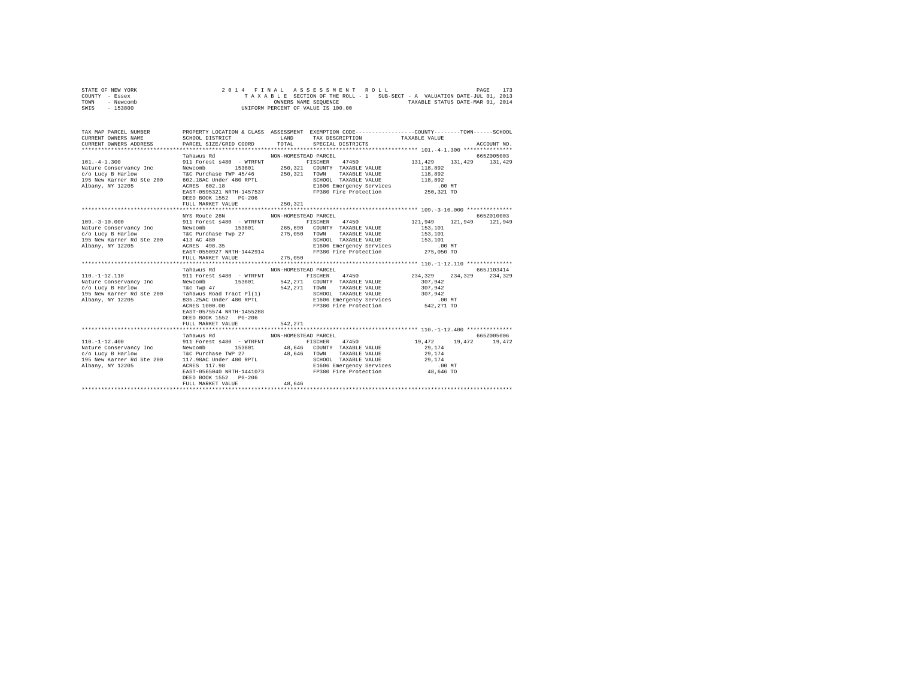STATE OF NEW YORK
COUNTY - Essex
TOWN - Newcomb
SWIS - 153800

2 0 1 4 F I N A L A S S E S S M E N T R O L L
T A X A B L E SECTION OF THE ROLL - 1 SUB-SECT - A VALUATION DATE-JUL 01, 2013
OWNERS NAME SEQUENCE TAXABLE STATUS DATE-MAR 01, 2014
UNIFORM PERCENT OF VALUE IS 100.00

```
TAX MAP PARCEL NUMBER     PROPERTY LOCATION & CLASS  ASSESSMENT  EXEMPTION CODE-----------------COUNTY--------TOWN------SCHOOL
CURRENT OWNERS NAME       SCHOOL DISTRICT              LAND      TAX DESCRIPTION            TAXABLE VALUE
CURRENT OWNERS ADDRESS    PARCEL SIZE/GRID COORD       TOTAL     SPECIAL DISTRICTS                                    ACCOUNT NO.
******************************************************************************************** 101.-4-1.300 ***************
                          Tahawus Rd                 NON-HOMESTEAD PARCEL                                               665Z005003
101.-4-1.300              911 Forest s480 - WTRFNT          FISCHER    47450             131,429    131,429    131,429
Nature Conservancy Inc    Newcomb      153801        250,321   COUNTY  TAXABLE VALUE        118,892
c/o Lucy B Harlow         T&C Purchase TWP 45/46     250,321   TOWN    TAXABLE VALUE        118,892
195 New Karner Rd Ste 200 602.18AC Under 480 RPTL              SCHOOL  TAXABLE VALUE        118,892
Albany, NY 12205          ACRES  602.18                         E1606 Emergency Services          .00 MT
                          EAST-0595321 NRTH-1457537             FP380 Fire Protection         250,321 TO
                          DEED BOOK 1552   PG-206
                          FULL MARKET VALUE          250,321
******************************************************************************************** 109.-3-10.000 **************
                          NYS Route 28N              NON-HOMESTEAD PARCEL                                               665Z010003
109.-3-10.000             911 Forest s480 - WTRFNT          FISCHER    47450             121,949    121,949    121,949
Nature Conservancy Inc    Newcomb      153801        265,690   COUNTY  TAXABLE VALUE        153,101
c/o Lucy B Harlow         T&C Purchase Twp 27        275,050   TOWN    TAXABLE VALUE        153,101
195 New Karner Rd Ste 200 413 AC 480                           SCHOOL  TAXABLE VALUE        153,101
Albany, NY 12205          ACRES  498.35                         E1606 Emergency Services          .00 MT
                          EAST-0550927 NRTH-1442914             FP380 Fire Protection         275,050 TO
                          FULL MARKET VALUE          275,050
******************************************************************************************** 110.-1-12.110 **************
                          Tahawus Rd                 NON-HOMESTEAD PARCEL                                               665J103414
110.-1-12.110             911 Forest s480 - WTRFNT          FISCHER    47450             234,329    234,329    234,329
Nature Conservancy Inc    Newcomb      153801        542,271   COUNTY  TAXABLE VALUE        307,942
c/o Lucy B Harlow         T&c Twp 47                 542,271   TOWN    TAXABLE VALUE        307,942
195 New Karner Rd Ste 200 Tahawus Road Tract Pl(1)             SCHOOL  TAXABLE VALUE        307,942
Albany, NY 12205          835.25AC Under 480 RPTL               E1606 Emergency Services          .00 MT
                          ACRES 1000.00                         FP380 Fire Protection         542,271 TO
                          EAST-0575574 NRTH-1455288
                          DEED BOOK 1552   PG-206
                          FULL MARKET VALUE          542,271
******************************************************************************************** 110.-1-12.400 **************
                          Tahawus Rd                 NON-HOMESTEAD PARCEL                                               665Z005006
110.-1-12.400             911 Forest s480 - WTRFNT          FISCHER    47450              19,472     19,472     19,472
Nature Conservancy Inc    Newcomb      153801         48,646   COUNTY  TAXABLE VALUE         29,174
c/o Lucy B Harlow         T&C Purchase TWP 27         48,646   TOWN    TAXABLE VALUE         29,174
195 New Karner Rd Ste 200 117.98AC Under 480 RPTL              SCHOOL  TAXABLE VALUE         29,174
Albany, NY 12205          ACRES  117.98                         E1606 Emergency Services          .00 MT
                          EAST-0565040 NRTH-1441073             FP380 Fire Protection          48,646 TO
                          DEED BOOK 1552   PG-206
                          FULL MARKET VALUE           48,646
****************************************************************************************************************************
```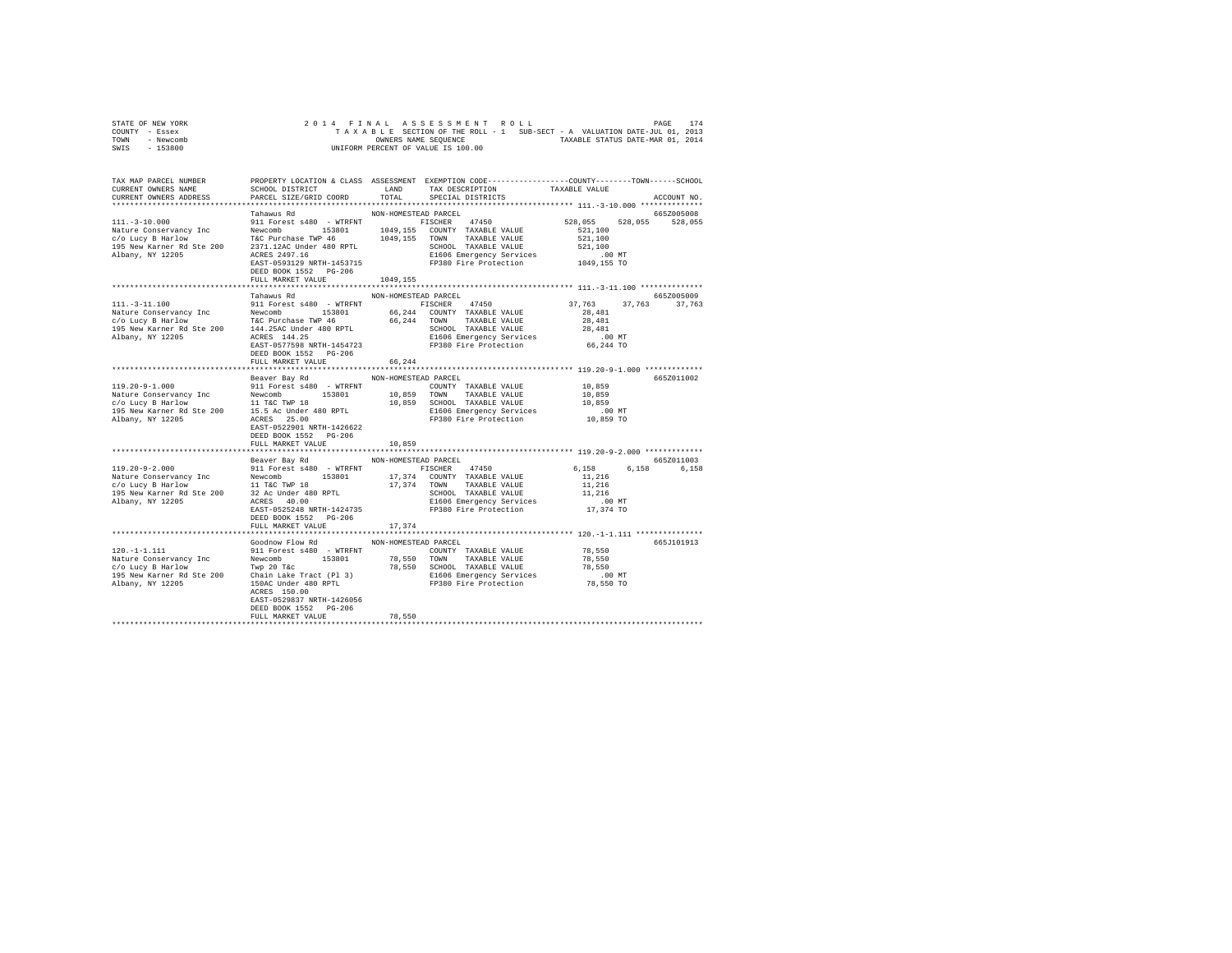STATE OF NEW YORK
COUNTY - Essex
TOWN - Newcomb
SWIS - 153800

2014 FINAL ASSESSMENT ROLL
TAXABLE SECTION OF THE ROLL - 1 SUB-SECT - A VALUATION DATE-JUL 01, 2013
OWNERS NAME SEQUENCE TAXABLE STATUS DATE-MAR 01, 2014
UNIFORM PERCENT OF VALUE IS 100.00

```
TAX MAP PARCEL NUMBER     PROPERTY LOCATION & CLASS  ASSESSMENT  EXEMPTION CODE-----------------COUNTY--------TOWN------SCHOOL
CURRENT OWNERS NAME       SCHOOL DISTRICT             LAND       TAX DESCRIPTION            TAXABLE VALUE
CURRENT OWNERS ADDRESS    PARCEL SIZE/GRID COORD      TOTAL      SPECIAL DISTRICTS                                  ACCOUNT NO.
****************************************************************************************** 111.-3-10.000 **************
                          Tahawus Rd                  NON-HOMESTEAD PARCEL                                          665Z005008
111.-3-10.000             911 Forest s480 - WTRFNT         FISCHER    47450         528,055    528,055    528,055
Nature Conservancy Inc    Newcomb      153801     1049,155  COUNTY  TAXABLE VALUE       521,100
c/o Lucy B Harlow         T&C Purchase TWP 46     1049,155  TOWN    TAXABLE VALUE       521,100
195 New Karner Rd Ste 200 2371.12AC Under 480 RPTL          SCHOOL  TAXABLE VALUE       521,100
Albany, NY 12205          ACRES 2497.16                     E1606 Emergency Services       .00 MT
                          EAST-0593129 NRTH-1453715         FP380 Fire Protection      1049,155 TO
                          DEED BOOK 1552   PG-206
                          FULL MARKET VALUE       1049,155
****************************************************************************************** 111.-3-11.100 **************
                          Tahawus Rd                  NON-HOMESTEAD PARCEL                                          665Z005009
111.-3-11.100             911 Forest s480 - WTRFNT         FISCHER    47450          37,763     37,763     37,763
Nature Conservancy Inc    Newcomb      153801       66,244  COUNTY  TAXABLE VALUE        28,481
c/o Lucy B Harlow         T&C Purchase TWP 46       66,244  TOWN    TAXABLE VALUE        28,481
195 New Karner Rd Ste 200 144.25AC Under 480 RPTL           SCHOOL  TAXABLE VALUE        28,481
Albany, NY 12205          ACRES 144.25                      E1606 Emergency Services       .00 MT
                          EAST-0577598 NRTH-1454723         FP380 Fire Protection        66,244 TO
                          DEED BOOK 1552   PG-206
                          FULL MARKET VALUE         66,244
****************************************************************************************** 119.20-9-1.000 *************
                          Beaver Bay Rd               NON-HOMESTEAD PARCEL                                          665Z011002
119.20-9-1.000            911 Forest s480 - WTRFNT          COUNTY  TAXABLE VALUE        10,859
Nature Conservancy Inc    Newcomb      153801       10,859  TOWN    TAXABLE VALUE        10,859
c/o Lucy B Harlow         11 T&C TWP 18             10,859  SCHOOL  TAXABLE VALUE        10,859
195 New Karner Rd Ste 200 15.5 Ac Under 480 RPTL            E1606 Emergency Services       .00 MT
Albany, NY 12205          ACRES  25.00                      FP380 Fire Protection        10,859 TO
                          EAST-0522901 NRTH-1426622
                          DEED BOOK 1552   PG-206
                          FULL MARKET VALUE         10,859
****************************************************************************************** 119.20-9-2.000 *************
                          Beaver Bay Rd               NON-HOMESTEAD PARCEL                                          665Z011003
119.20-9-2.000            911 Forest s480 - WTRFNT         FISCHER    47450           6,158      6,158      6,158
Nature Conservancy Inc    Newcomb      153801       17,374  COUNTY  TAXABLE VALUE        11,216
c/o Lucy B Harlow         11 T&C TWP 18             17,374  TOWN    TAXABLE VALUE        11,216
195 New Karner Rd Ste 200 32 Ac Under 480 RPTL              SCHOOL  TAXABLE VALUE        11,216
Albany, NY 12205          ACRES  40.00                      E1606 Emergency Services       .00 MT
                          EAST-0525248 NRTH-1424735         FP380 Fire Protection        17,374 TO
                          DEED BOOK 1552   PG-206
                          FULL MARKET VALUE         17,374
****************************************************************************************** 120.-1-1.111 ***************
                          Goodnow Flow Rd             NON-HOMESTEAD PARCEL                                          665J101913
120.-1-1.111              911 Forest s480 - WTRFNT          COUNTY  TAXABLE VALUE        78,550
Nature Conservancy Inc    Newcomb      153801       78,550  TOWN    TAXABLE VALUE        78,550
c/o Lucy B Harlow         Twp 20 T&c                78,550  SCHOOL  TAXABLE VALUE        78,550
195 New Karner Rd Ste 200 Chain Lake Tract (Pl 3)           E1606 Emergency Services       .00 MT
Albany, NY 12205          150AC Under 480 RPTL              FP380 Fire Protection        78,550 TO
                          ACRES 150.00
                          EAST-0529837 NRTH-1426056
                          DEED BOOK 1552   PG-206
                          FULL MARKET VALUE         78,550
************************************************************************************************************************
```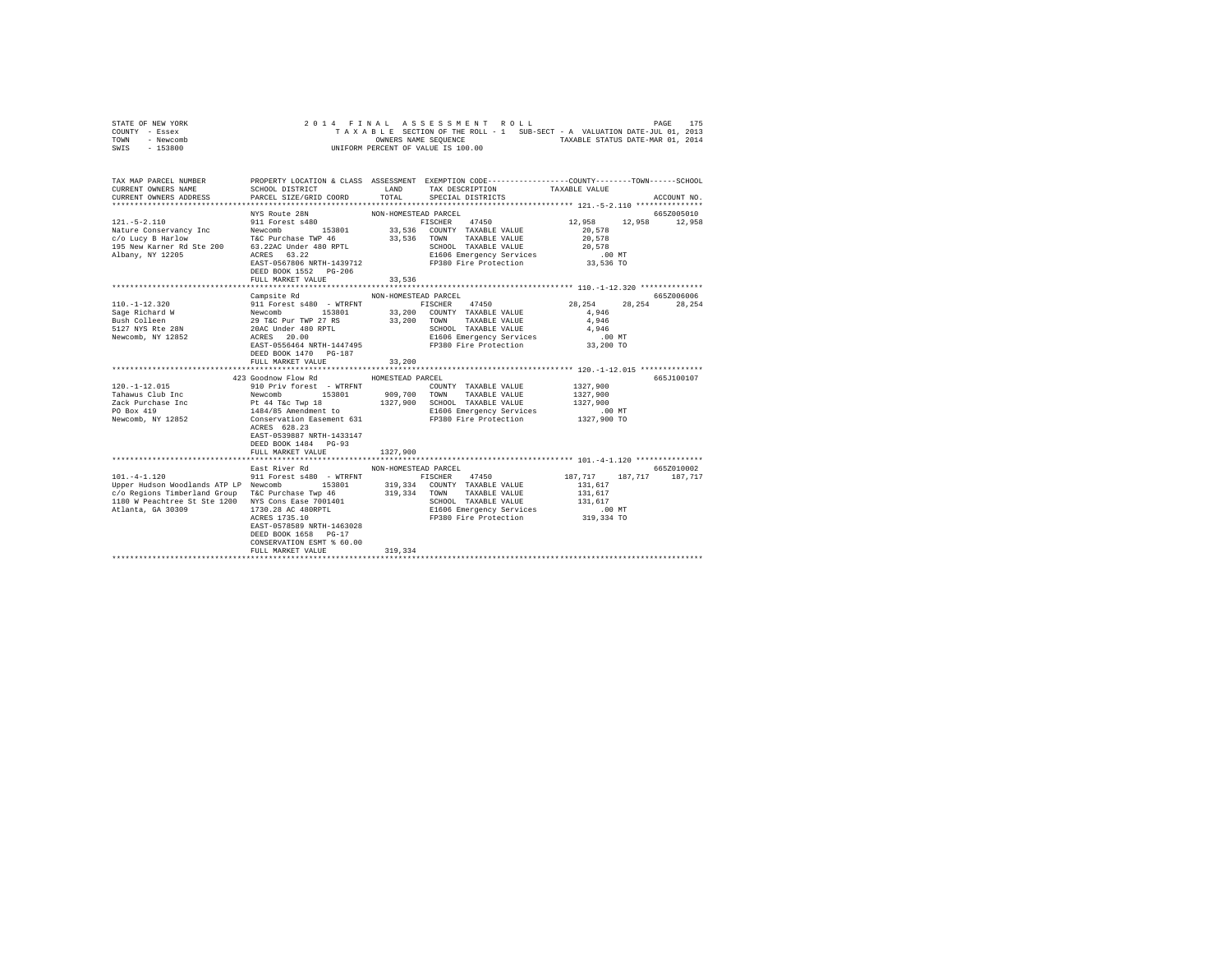```
STATE OF NEW YORK                  2 0 1 4   F I N A L   A S S E S S M E N T   R O L L                  PAGE  175
COUNTY  - Essex                    T A X A B L E  SECTION OF THE ROLL - 1   SUB-SECT - A  VALUATION DATE-JUL 01, 2013
TOWN    - Newcomb                              OWNERS NAME SEQUENCE                  TAXABLE STATUS DATE-MAR 01, 2014
SWIS    - 153800                           UNIFORM PERCENT OF VALUE IS 100.00

TAX MAP PARCEL NUMBER         PROPERTY LOCATION & CLASS  ASSESSMENT  EXEMPTION CODE-----------------COUNTY--------TOWN------SCHOOL
CURRENT OWNERS NAME           SCHOOL DISTRICT             LAND       TAX DESCRIPTION             TAXABLE VALUE
CURRENT OWNERS ADDRESS        PARCEL SIZE/GRID COORD      TOTAL      SPECIAL DISTRICTS                                 ACCOUNT NO.
****************************************************************************************************** 121.-5-2.110 ***************
                              NYS Route 28N               NON-HOMESTEAD PARCEL                                          665Z005010
121.-5-2.110                  911 Forest s480                         FISCHER    47450              12,958     12,958     12,958
Nature Conservancy Inc        Newcomb       153801          33,536   COUNTY  TAXABLE VALUE            20,578
c/o Lucy B Harlow             T&C Purchase TWP 46           33,536   TOWN    TAXABLE VALUE            20,578
195 New Karner Rd Ste 200     63.22AC Under 480 RPTL                 SCHOOL  TAXABLE VALUE            20,578
Albany, NY 12205              ACRES   63.22                          E1606 Emergency Services            .00 MT
                              EAST-0567806 NRTH-1439712              FP380 Fire Protection            33,536 TO
                              DEED BOOK 1552   PG-206
                              FULL MARKET VALUE             33,536
****************************************************************************************************** 110.-1-12.320 **************
                              Campsite Rd                 NON-HOMESTEAD PARCEL                                          665Z006006
110.-1-12.320                 911 Forest s480  - WTRFNT               FISCHER    47450              28,254     28,254     28,254
Sage Richard W                Newcomb       153801          33,200   COUNTY  TAXABLE VALUE             4,946
Bush Colleen                  29 T&C Pur TWP 27 RS          33,200   TOWN    TAXABLE VALUE             4,946
5127 NYS Rte 28N              20AC Under 480 RPTL                    SCHOOL  TAXABLE VALUE             4,946
Newcomb, NY 12852             ACRES   20.00                          E1606 Emergency Services            .00 MT
                              EAST-0556464 NRTH-1447495              FP380 Fire Protection            33,200 TO
                              DEED BOOK 1470   PG-187
                              FULL MARKET VALUE             33,200
****************************************************************************************************** 120.-1-12.015 **************
                        423 Goodnow Flow Rd               HOMESTEAD PARCEL                                              665J100107
120.-1-12.015                 910 Priv forest  - WTRFNT              COUNTY  TAXABLE VALUE          1327,900
Tahawus Club Inc              Newcomb       153801         909,700   TOWN    TAXABLE VALUE          1327,900
Zack Purchase Inc             Pt 44 T&c Twp 18            1327,900   SCHOOL  TAXABLE VALUE          1327,900
PO Box 419                    1484/85 Amendment to                   E1606 Emergency Services            .00 MT
Newcomb, NY 12852             Conservation Easement 631              FP380 Fire Protection          1327,900 TO
                              ACRES  628.23
                              EAST-0539887 NRTH-1433147
                              DEED BOOK 1484   PG-93
                              FULL MARKET VALUE           1327,900
****************************************************************************************************** 101.-4-1.120 ***************
                              East River Rd               NON-HOMESTEAD PARCEL                                          665Z010002
101.-4-1.120                  911 Forest s480  - WTRFNT               FISCHER    47450             187,717    187,717    187,717
Upper Hudson Woodlands ATP LP Newcomb       153801         319,334   COUNTY  TAXABLE VALUE           131,617
c/o Regions Timberland Group  T&C Purchase Twp 46          319,334   TOWN    TAXABLE VALUE           131,617
1180 W Peachtree St Ste 1200  NYS Cons Ease 7001401                  SCHOOL  TAXABLE VALUE           131,617
Atlanta, GA 30309             1730.28 AC 480RPTL                     E1606 Emergency Services            .00 MT
                              ACRES 1735.10                          FP380 Fire Protection           319,334 TO
                              EAST-0578589 NRTH-1463028
                              DEED BOOK 1658   PG-17
                              CONSERVATION ESMT % 60.00
                              FULL MARKET VALUE            319,334
************************************************************************************************************************************
```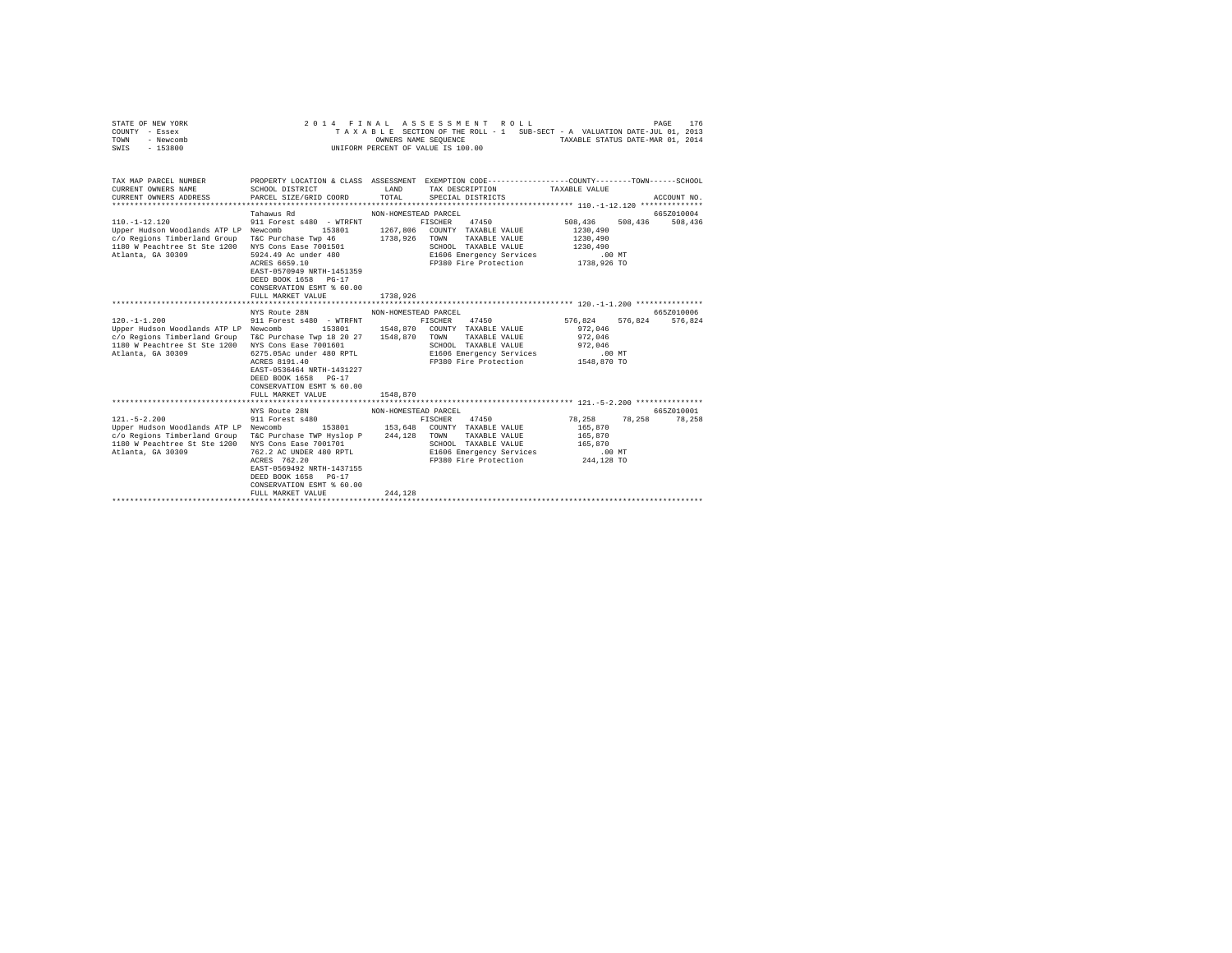STATE OF NEW YORK
COUNTY - Essex
TOWN - Newcomb
SWIS - 153800

2014 FINAL ASSESSMENT ROLL
TAXABLE SECTION OF THE ROLL - 1   SUB-SECT - A   VALUATION DATE-JUL 01, 2013
OWNERS NAME SEQUENCE   TAXABLE STATUS DATE-MAR 01, 2014
UNIFORM PERCENT OF VALUE IS 100.00

```
TAX MAP PARCEL NUMBER          PROPERTY LOCATION & CLASS  ASSESSMENT  EXEMPTION CODE-----------------COUNTY--------TOWN------SCHOOL
CURRENT OWNERS NAME            SCHOOL DISTRICT              LAND      TAX DESCRIPTION            TAXABLE VALUE
CURRENT OWNERS ADDRESS         PARCEL SIZE/GRID COORD       TOTAL     SPECIAL DISTRICTS                                   ACCOUNT NO.
************************************************************************************************ 110.-1-12.120 **************
                               Tahawus Rd                 NON-HOMESTEAD PARCEL                                             665Z010004
110.-1-12.120                  911 Forest s480  - WTRFNT         FISCHER    47450            508,436    508,436    508,436
Upper Hudson Woodlands ATP LP  Newcomb        153801     1267,806  COUNTY  TAXABLE VALUE      1230,490
c/o Regions Timberland Group   T&C Purchase Twp 46       1738,926  TOWN    TAXABLE VALUE      1230,490
1180 W Peachtree St Ste 1200   NYS Cons Ease 7001501               SCHOOL  TAXABLE VALUE      1230,490
Atlanta, GA 30309              5924.49 Ac under 480                E1606 Emergency Services         .00 MT
                               ACRES 6659.10                       FP380 Fire Protection       1738,926 TO
                               EAST-0570949 NRTH-1451359
                               DEED BOOK 1658   PG-17
                               CONSERVATION ESMT % 60.00
                               FULL MARKET VALUE         1738,926
************************************************************************************************ 120.-1-1.200 ***************
                               NYS Route 28N              NON-HOMESTEAD PARCEL                                             665Z010006
120.-1-1.200                   911 Forest s480  - WTRFNT         FISCHER    47450            576,824    576,824    576,824
Upper Hudson Woodlands ATP LP  Newcomb        153801     1548,870  COUNTY  TAXABLE VALUE       972,046
c/o Regions Timberland Group   T&C Purchase Twp 18 20 27 1548,870  TOWN    TAXABLE VALUE       972,046
1180 W Peachtree St Ste 1200   NYS Cons Ease 7001601               SCHOOL  TAXABLE VALUE       972,046
Atlanta, GA 30309              6275.05Ac under 480 RPTL            E1606 Emergency Services         .00 MT
                               ACRES 8191.40                       FP380 Fire Protection       1548,870 TO
                               EAST-0536464 NRTH-1431227
                               DEED BOOK 1658   PG-17
                               CONSERVATION ESMT % 60.00
                               FULL MARKET VALUE         1548,870
************************************************************************************************ 121.-5-2.200 ***************
                               NYS Route 28N              NON-HOMESTEAD PARCEL                                             665Z010001
121.-5-2.200                   911 Forest s480                   FISCHER    47450             78,258     78,258     78,258
Upper Hudson Woodlands ATP LP  Newcomb        153801      153,648  COUNTY  TAXABLE VALUE       165,870
c/o Regions Timberland Group   T&C Purchase TWP Hyslop P  244,128  TOWN    TAXABLE VALUE       165,870
1180 W Peachtree St Ste 1200   NYS Cons Ease 7001701               SCHOOL  TAXABLE VALUE       165,870
Atlanta, GA 30309              762.2 AC UNDER 480 RPTL             E1606 Emergency Services         .00 MT
                               ACRES 762.20                        FP380 Fire Protection        244,128 TO
                               EAST-0569492 NRTH-1437155
                               DEED BOOK 1658   PG-17
                               CONSERVATION ESMT % 60.00
                               FULL MARKET VALUE          244,128
******************************************************************************************************************************
```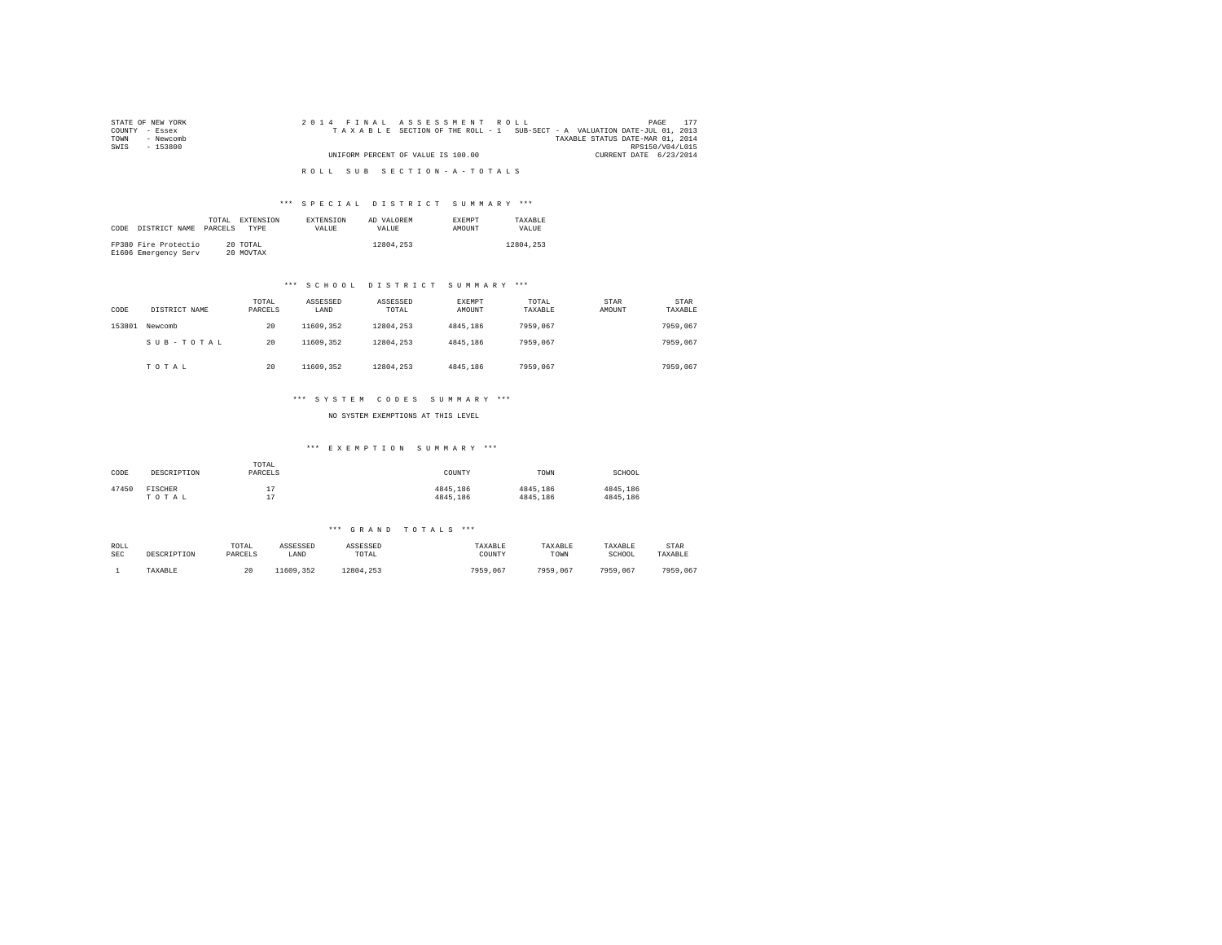STATE OF NEW YORK
COUNTY - Essex
TOWN - Newcomb
SWIS - 153800

2014 FINAL ASSESSMENT ROLL
TAXABLE SECTION OF THE ROLL - 1 SUB-SECT - A VALUATION DATE-JUL 01, 2013
TAXABLE STATUS DATE-MAR 01, 2014
RPS150/V04/L015
UNIFORM PERCENT OF VALUE IS 100.00
CURRENT DATE 6/23/2014

ROLL SUB SECTION-A-TOTALS

### *** SPECIAL DISTRICT SUMMARY ***

| CODE | DISTRICT NAME | TOTAL PARCELS | EXTENSION TYPE | EXTENSION VALUE | AD VALOREM VALUE | EXEMPT AMOUNT | TAXABLE VALUE |
|---|---|---|---|---|---|---|---|
| FP380 | Fire Protectio | 20 | TOTAL | | 12804,253 | | 12804,253 |
| E1606 | Emergency Serv | 20 | MOVTAX | | | | |

### *** SCHOOL DISTRICT SUMMARY ***

| CODE | DISTRICT NAME | TOTAL PARCELS | ASSESSED LAND | ASSESSED TOTAL | EXEMPT AMOUNT | TOTAL TAXABLE | STAR AMOUNT | STAR TAXABLE |
|---|---|---|---|---|---|---|---|---|
| 153801 | Newcomb | 20 | 11609,352 | 12804,253 | 4845,186 | 7959,067 | | 7959,067 |
| | SUB-TOTAL | 20 | 11609,352 | 12804,253 | 4845,186 | 7959,067 | | 7959,067 |
| | TOTAL | 20 | 11609,352 | 12804,253 | 4845,186 | 7959,067 | | 7959,067 |

### *** SYSTEM CODES SUMMARY ***

NO SYSTEM EXEMPTIONS AT THIS LEVEL

### *** EXEMPTION SUMMARY ***

| CODE | DESCRIPTION | TOTAL PARCELS | COUNTY | TOWN | SCHOOL |
|---|---|---|---|---|---|
| 47450 | FISCHER | 17 | 4845,186 | 4845,186 | 4845,186 |
| | TOTAL | 17 | 4845,186 | 4845,186 | 4845,186 |

### *** GRAND TOTALS ***

| ROLL SEC | DESCRIPTION | TOTAL PARCELS | ASSESSED LAND | ASSESSED TOTAL | TAXABLE COUNTY | TAXABLE TOWN | TAXABLE SCHOOL | STAR TAXABLE |
|---|---|---|---|---|---|---|---|---|
| 1 | TAXABLE | 20 | 11609,352 | 12804,253 | 7959,067 | 7959,067 | 7959,067 | 7959,067 |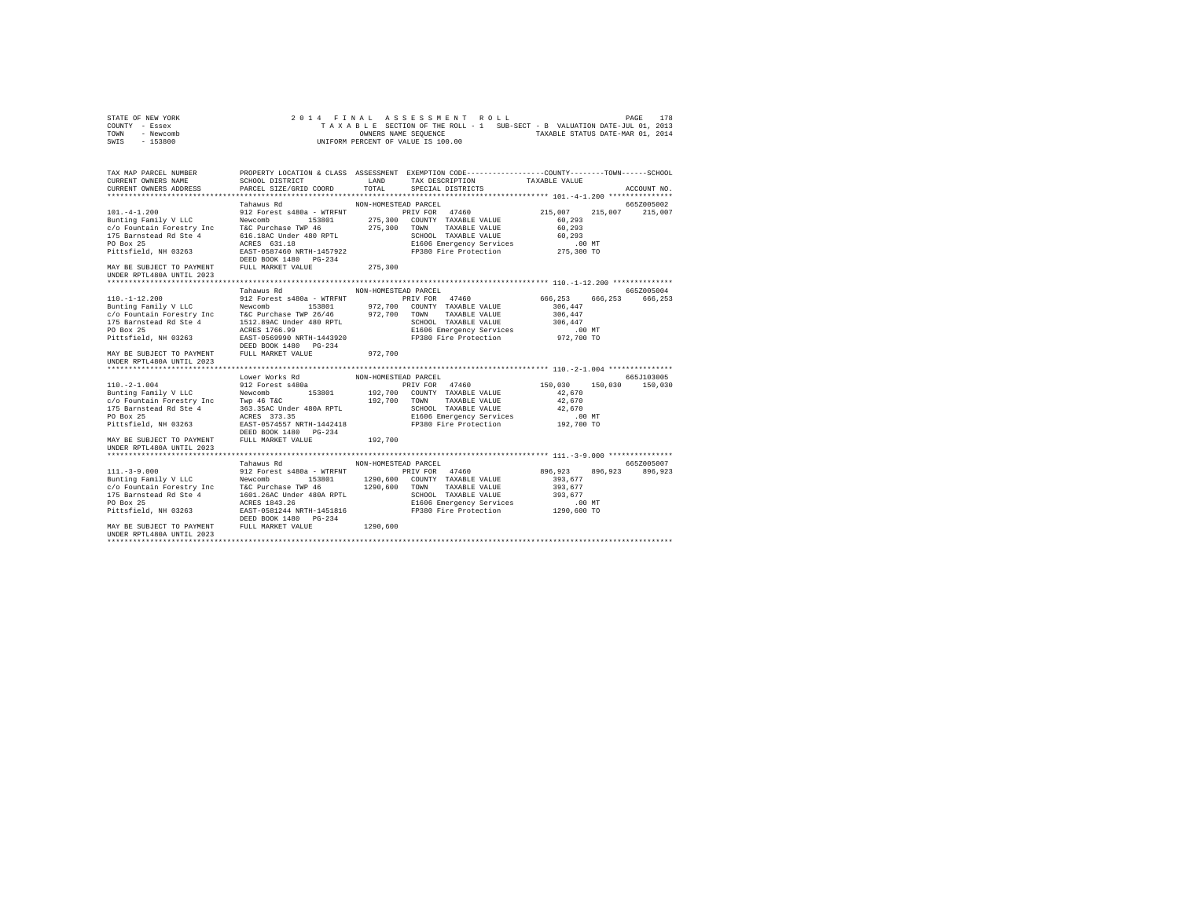STATE OF NEW YORK
COUNTY - Essex
TOWN - Newcomb
SWIS - 153800

2014 FINAL ASSESSMENT ROLL
TAXABLE SECTION OF THE ROLL - 1 SUB-SECT - B VALUATION DATE-JUL 01, 2013
OWNERS NAME SEQUENCE TAXABLE STATUS DATE-MAR 01, 2014
UNIFORM PERCENT OF VALUE IS 100.00

```
TAX MAP PARCEL NUMBER      PROPERTY LOCATION & CLASS  ASSESSMENT  EXEMPTION CODE-----------------COUNTY--------TOWN------SCHOOL
CURRENT OWNERS NAME        SCHOOL DISTRICT              LAND      TAX DESCRIPTION           TAXABLE VALUE
CURRENT OWNERS ADDRESS     PARCEL SIZE/GRID COORD       TOTAL     SPECIAL DISTRICTS                                  ACCOUNT NO.
******************************************************************************************** 101.-4-1.200 ***************
                           Tahawus Rd                 NON-HOMESTEAD PARCEL                                             665Z005002
101.-4-1.200               912 Forest s480a - WTRFNT          PRIV FOR   47460           215,007     215,007     215,007
Bunting Family V LLC       Newcomb        153801      275,300   COUNTY  TAXABLE VALUE            60,293
c/o Fountain Forestry Inc  T&C Purchase TWP 46         275,300   TOWN    TAXABLE VALUE            60,293
175 Barnstead Rd Ste 4     616.18AC Under 480 RPTL               SCHOOL  TAXABLE VALUE            60,293
PO Box 25                  ACRES  631.18                         E1606 Emergency Services            .00 MT
Pittsfield, NH 03263       EAST-0587460 NRTH-1457922             FP380 Fire Protection          275,300 TO
                           DEED BOOK 1480   PG-234
MAY BE SUBJECT TO PAYMENT  FULL MARKET VALUE            275,300
UNDER RPTL480A UNTIL 2023
******************************************************************************************** 110.-1-12.200 **************
                           Tahawus Rd                 NON-HOMESTEAD PARCEL                                             665Z005004
110.-1-12.200              912 Forest s480a - WTRFNT          PRIV FOR   47460           666,253     666,253     666,253
Bunting Family V LLC       Newcomb        153801      972,700   COUNTY  TAXABLE VALUE           306,447
c/o Fountain Forestry Inc  T&C Purchase TWP 26/46      972,700   TOWN    TAXABLE VALUE           306,447
175 Barnstead Rd Ste 4     1512.89AC Under 480 RPTL              SCHOOL  TAXABLE VALUE           306,447
PO Box 25                  ACRES 1766.99                         E1606 Emergency Services            .00 MT
Pittsfield, NH 03263       EAST-0569990 NRTH-1443920             FP380 Fire Protection          972,700 TO
                           DEED BOOK 1480   PG-234
MAY BE SUBJECT TO PAYMENT  FULL MARKET VALUE            972,700
UNDER RPTL480A UNTIL 2023
******************************************************************************************** 110.-2-1.004 ***************
                           Lower Works Rd             NON-HOMESTEAD PARCEL                                             665J103005
110.-2-1.004               912 Forest s480a                   PRIV FOR   47460           150,030     150,030     150,030
Bunting Family V LLC       Newcomb        153801      192,700   COUNTY  TAXABLE VALUE            42,670
c/o Fountain Forestry Inc  Twp 46 T&C                  192,700   TOWN    TAXABLE VALUE            42,670
175 Barnstead Rd Ste 4     363.35AC Under 480A RPTL              SCHOOL  TAXABLE VALUE            42,670
PO Box 25                  ACRES  373.35                         E1606 Emergency Services            .00 MT
Pittsfield, NH 03263       EAST-0574557 NRTH-1442418             FP380 Fire Protection          192,700 TO
                           DEED BOOK 1480   PG-234
MAY BE SUBJECT TO PAYMENT  FULL MARKET VALUE            192,700
UNDER RPTL480A UNTIL 2023
******************************************************************************************** 111.-3-9.000 ***************
                           Tahawus Rd                 NON-HOMESTEAD PARCEL                                             665Z005007
111.-3-9.000               912 Forest s480a - WTRFNT          PRIV FOR   47460           896,923     896,923     896,923
Bunting Family V LLC       Newcomb        153801     1290,600   COUNTY  TAXABLE VALUE           393,677
c/o Fountain Forestry Inc  T&C Purchase TWP 46        1290,600   TOWN    TAXABLE VALUE           393,677
175 Barnstead Rd Ste 4     1601.26AC Under 480A RPTL             SCHOOL  TAXABLE VALUE           393,677
PO Box 25                  ACRES 1843.26                         E1606 Emergency Services            .00 MT
Pittsfield, NH 03263       EAST-0581244 NRTH-1451816             FP380 Fire Protection         1290,600 TO
                           DEED BOOK 1480   PG-234
MAY BE SUBJECT TO PAYMENT  FULL MARKET VALUE           1290,600
UNDER RPTL480A UNTIL 2023
****************************************************************************************************************************
```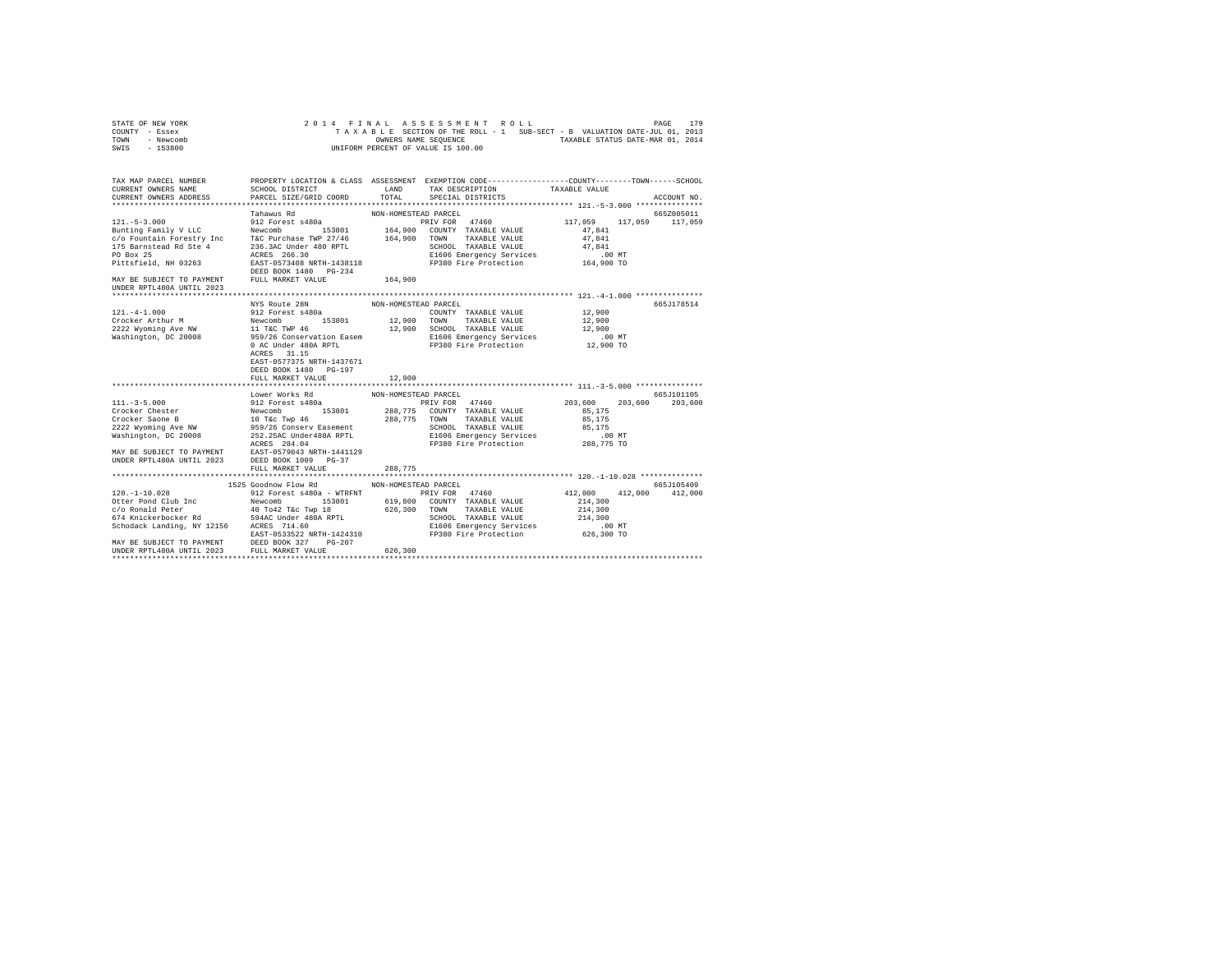STATE OF NEW YORK — 2014 FINAL ASSESSMENT ROLL
COUNTY - Essex — TAXABLE SECTION OF THE ROLL - 1 SUB-SECT - B VALUATION DATE-JUL 01, 2013
TOWN - Newcomb — OWNERS NAME SEQUENCE — TAXABLE STATUS DATE-MAR 01, 2014
SWIS - 153800 — UNIFORM PERCENT OF VALUE IS 100.00

```
TAX MAP PARCEL NUMBER      PROPERTY LOCATION & CLASS  ASSESSMENT  EXEMPTION CODE-----------------COUNTY--------TOWN------SCHOOL
CURRENT OWNERS NAME        SCHOOL DISTRICT             LAND      TAX DESCRIPTION            TAXABLE VALUE
CURRENT OWNERS ADDRESS     PARCEL SIZE/GRID COORD      TOTAL     SPECIAL DISTRICTS                                        ACCOUNT NO.
*************************************************************************************************** 121.-5-3.000 ***************
                           Tahawus Rd                 NON-HOMESTEAD PARCEL                                                665Z005011
121.-5-3.000               912 Forest s480a                     PRIV FOR  47460             117,059    117,059    117,059
Bunting Family V LLC       Newcomb        153801      164,900   COUNTY  TAXABLE VALUE        47,841
c/o Fountain Forestry Inc  T&C Purchase TWP 27/46     164,900   TOWN    TAXABLE VALUE        47,841
175 Barnstead Rd Ste 4     236.3AC Under 480 RPTL               SCHOOL  TAXABLE VALUE        47,841
PO Box 25                  ACRES  266.30                        E1606 Emergency Services        .00 MT
Pittsfield, NH 03263       EAST-0573408 NRTH-1438118            FP380 Fire Protection        164,900 TO
                           DEED BOOK 1480   PG-234
MAY BE SUBJECT TO PAYMENT  FULL MARKET VALUE          164,900
UNDER RPTL480A UNTIL 2023
*************************************************************************************************** 121.-4-1.000 ***************
                           NYS Route 28N              NON-HOMESTEAD PARCEL                                                665J178514
121.-4-1.000               912 Forest s480a                     COUNTY  TAXABLE VALUE        12,900
Crocker Arthur M           Newcomb        153801       12,900   TOWN    TAXABLE VALUE        12,900
2222 Wyoming Ave NW        11 T&C TWP 46               12,900   SCHOOL  TAXABLE VALUE        12,900
Washington, DC 20008       959/26 Conservation Easem            E1606 Emergency Services        .00 MT
                           0 AC Under 480A RPTL                 FP380 Fire Protection         12,900 TO
                           ACRES   31.15
                           EAST-0577375 NRTH-1437671
                           DEED BOOK 1480   PG-197
                           FULL MARKET VALUE           12,900
*************************************************************************************************** 111.-3-5.000 ***************
                           Lower Works Rd             NON-HOMESTEAD PARCEL                                                665J101105
111.-3-5.000               912 Forest s480a                     PRIV FOR  47460             203,600    203,600    203,600
Crocker Chester            Newcomb        153801      288,775   COUNTY  TAXABLE VALUE        85,175
Crocker Saone B            10 T&c Twp 46              288,775   TOWN    TAXABLE VALUE        85,175
2222 Wyoming Ave NW        959/26 Conserv Easement              SCHOOL  TAXABLE VALUE        85,175
Washington, DC 20008       252.25AC Under480A RPTL              E1606 Emergency Services        .00 MT
                           ACRES  284.04                        FP380 Fire Protection        288,775 TO
MAY BE SUBJECT TO PAYMENT  EAST-0579043 NRTH-1441129
UNDER RPTL480A UNTIL 2023  DEED BOOK 1009   PG-37
                           FULL MARKET VALUE          288,775
*************************************************************************************************** 120.-1-10.028 **************
                      1525 Goodnow Flow Rd            NON-HOMESTEAD PARCEL                                                665J105409
120.-1-10.028              912 Forest s480a - WTRFNT            PRIV FOR  47460             412,000    412,000    412,000
Otter Pond Club Inc        Newcomb        153801      619,800   COUNTY  TAXABLE VALUE       214,300
c/o Ronald Peter           40 To42 T&c Twp 18         626,300   TOWN    TAXABLE VALUE       214,300
674 Knickerbocker Rd       594AC Under 480A RPTL                SCHOOL  TAXABLE VALUE       214,300
Schodack Landing, NY 12156 ACRES  714.60                        E1606 Emergency Services        .00 MT
                           EAST-0533522 NRTH-1424310            FP380 Fire Protection        626,300 TO
MAY BE SUBJECT TO PAYMENT  DEED BOOK 327    PG-207
UNDER RPTL480A UNTIL 2023  FULL MARKET VALUE          626,300
********************************************************************************************************************************
```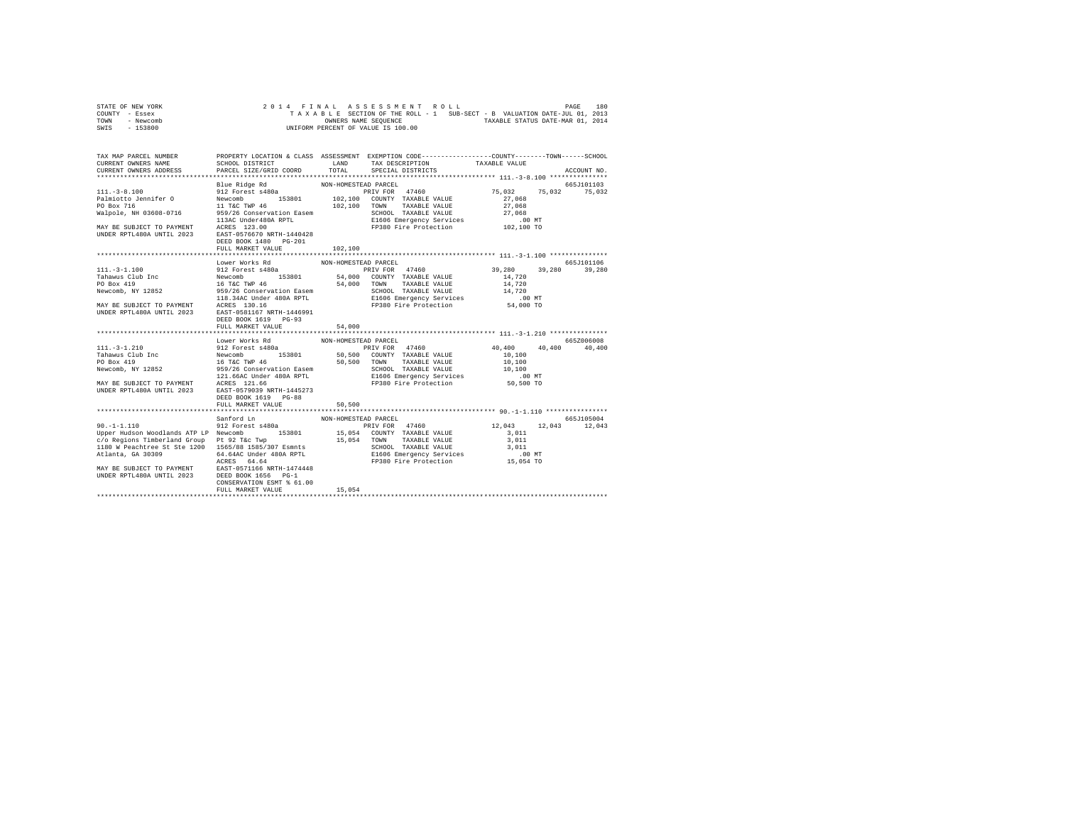STATE OF NEW YORK
COUNTY - Essex
TOWN - Newcomb
SWIS - 153800

2014 FINAL ASSESSMENT ROLL
TAXABLE SECTION OF THE ROLL - 1 SUB-SECT - B VALUATION DATE-JUL 01, 2013
OWNERS NAME SEQUENCE TAXABLE STATUS DATE-MAR 01, 2014
UNIFORM PERCENT OF VALUE IS 100.00

```
TAX MAP PARCEL NUMBER          PROPERTY LOCATION & CLASS  ASSESSMENT  EXEMPTION CODE-----------------COUNTY--------TOWN------SCHOOL
CURRENT OWNERS NAME            SCHOOL DISTRICT              LAND      TAX DESCRIPTION            TAXABLE VALUE
CURRENT OWNERS ADDRESS         PARCEL SIZE/GRID COORD       TOTAL     SPECIAL DISTRICTS                                  ACCOUNT NO.
******************************************************************************************************* 111.-3-8.100 ***************
                               Blue Ridge Rd               NON-HOMESTEAD PARCEL                                          665J101103
111.-3-8.100                   912 Forest s480a                         PRIV FOR  47460              75,032     75,032     75,032
Palmiotto Jennifer O           Newcomb       153801        102,100   COUNTY  TAXABLE VALUE            27,068
PO Box 716                     11 T&C TWP 46               102,100   TOWN    TAXABLE VALUE            27,068
Walpole, NH 03608-0716         959/26 Conservation Easem             SCHOOL  TAXABLE VALUE            27,068
                               113AC Under480A RPTL                  E1606 Emergency Services            .00 MT
MAY BE SUBJECT TO PAYMENT      ACRES 123.00                          FP380 Fire Protection           102,100 TO
UNDER RPTL480A UNTIL 2023      EAST-0576670 NRTH-1440428
                               DEED BOOK 1480   PG-201
                               FULL MARKET VALUE           102,100
******************************************************************************************************* 111.-3-1.100 ***************
                               Lower Works Rd              NON-HOMESTEAD PARCEL                                          665J101106
111.-3-1.100                   912 Forest s480a                         PRIV FOR  47460              39,280     39,280     39,280
Tahawus Club Inc               Newcomb       153801         54,000   COUNTY  TAXABLE VALUE            14,720
PO Box 419                     16 T&C TWP 46                54,000   TOWN    TAXABLE VALUE            14,720
Newcomb, NY 12852              959/26 Conservation Easem             SCHOOL  TAXABLE VALUE            14,720
                               118.34AC Under 480A RPTL              E1606 Emergency Services            .00 MT
MAY BE SUBJECT TO PAYMENT      ACRES 130.16                          FP380 Fire Protection            54,000 TO
UNDER RPTL480A UNTIL 2023      EAST-0581167 NRTH-1446991
                               DEED BOOK 1619   PG-93
                               FULL MARKET VALUE            54,000
******************************************************************************************************* 111.-3-1.210 ***************
                               Lower Works Rd              NON-HOMESTEAD PARCEL                                          665Z006008
111.-3-1.210                   912 Forest s480a                         PRIV FOR  47460              40,400     40,400     40,400
Tahawus Club Inc               Newcomb       153801         50,500   COUNTY  TAXABLE VALUE            10,100
PO Box 419                     16 T&C TWP 46                50,500   TOWN    TAXABLE VALUE            10,100
Newcomb, NY 12852              959/26 Conservation Easem             SCHOOL  TAXABLE VALUE            10,100
                               121.66AC Under 480A RPTL              E1606 Emergency Services            .00 MT
MAY BE SUBJECT TO PAYMENT      ACRES 121.66                          FP380 Fire Protection            50,500 TO
UNDER RPTL480A UNTIL 2023      EAST-0579039 NRTH-1445273
                               DEED BOOK 1619   PG-88
                               FULL MARKET VALUE            50,500
******************************************************************************************************* 90.-1-1.110 ****************
                               Sanford Ln                  NON-HOMESTEAD PARCEL                                          665J105004
90.-1-1.110                    912 Forest s480a                         PRIV FOR  47460              12,043     12,043     12,043
Upper Hudson Woodlands ATP LP  Newcomb       153801         15,054   COUNTY  TAXABLE VALUE             3,011
c/o Regions Timberland Group   Pt 92 T&c Twp                15,054   TOWN    TAXABLE VALUE             3,011
1180 W Peachtree St Ste 1200   1565/88 1585/307 Esmnts               SCHOOL  TAXABLE VALUE             3,011
Atlanta, GA 30309              64.64AC Under 480A RPTL               E1606 Emergency Services            .00 MT
                               ACRES  64.64                          FP380 Fire Protection            15,054 TO
MAY BE SUBJECT TO PAYMENT      EAST-0571166 NRTH-1474448
UNDER RPTL480A UNTIL 2023      DEED BOOK 1656   PG-1
                               CONSERVATION ESMT % 61.00
                               FULL MARKET VALUE            15,054
************************************************************************************************************************************
```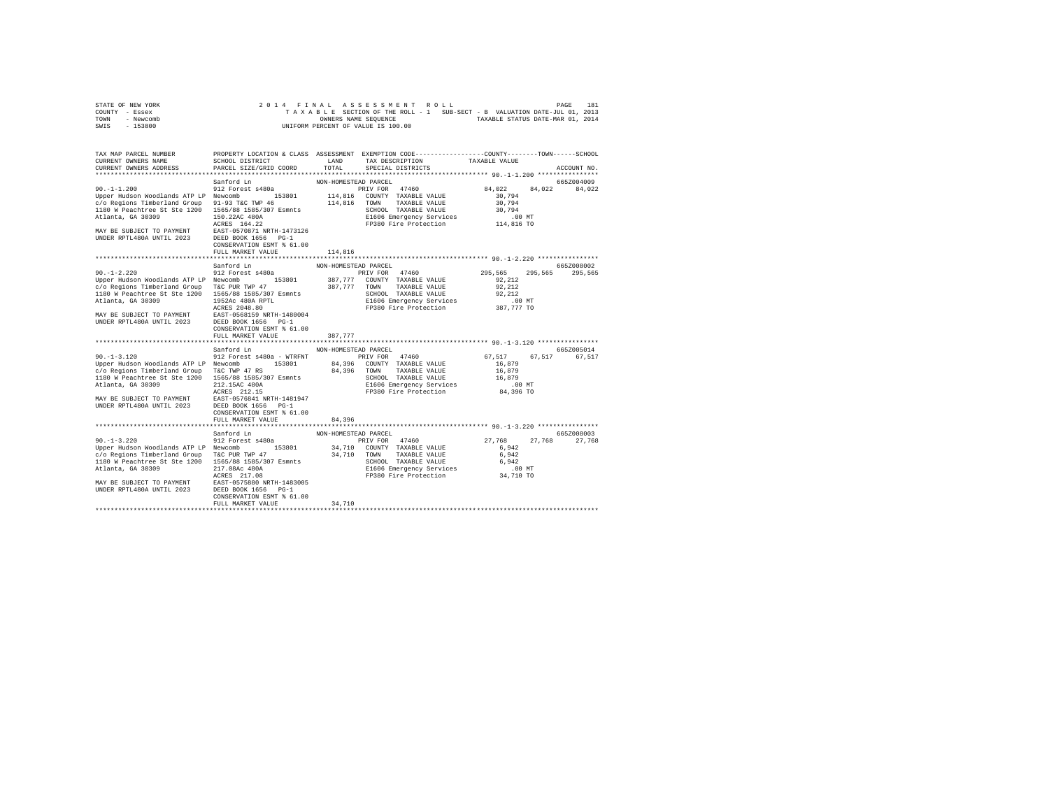STATE OF NEW YORK
COUNTY - Essex
TOWN - Newcomb
SWIS - 153800

2014 FINAL ASSESSMENT ROLL
TAXABLE SECTION OF THE ROLL - 1 SUB-SECT - B VALUATION DATE-JUL 01, 2013
OWNERS NAME SEQUENCE TAXABLE STATUS DATE-MAR 01, 2014
UNIFORM PERCENT OF VALUE IS 100.00

```
TAX MAP PARCEL NUMBER          PROPERTY LOCATION & CLASS  ASSESSMENT  EXEMPTION CODE-----------------COUNTY--------TOWN------SCHOOL
CURRENT OWNERS NAME            SCHOOL DISTRICT             LAND       TAX DESCRIPTION            TAXABLE VALUE
CURRENT OWNERS ADDRESS         PARCEL SIZE/GRID COORD      TOTAL      SPECIAL DISTRICTS                                    ACCOUNT NO.
************************************************************************************************** 90.-1-1.200 ****************
                               Sanford Ln                  NON-HOMESTEAD PARCEL                                             665Z004009
90.-1-1.200                    912 Forest s480a                 PRIV FOR  47460              84,022     84,022     84,022
Upper Hudson Woodlands ATP LP  Newcomb       153801       114,816  COUNTY  TAXABLE VALUE          30,794
c/o Regions Timberland Group   91-93 T&C TWP 46           114,816  TOWN    TAXABLE VALUE          30,794
1180 W Peachtree St Ste 1200   1565/88 1585/307 Esmnts             SCHOOL  TAXABLE VALUE          30,794
Atlanta, GA 30309              150.22AC 480A                       E1606 Emergency Services          .00 MT
                               ACRES  164.22                       FP380 Fire Protection          114,816 TO
MAY BE SUBJECT TO PAYMENT      EAST-0570871 NRTH-1473126
UNDER RPTL480A UNTIL 2023      DEED BOOK 1656   PG-1
                               CONSERVATION ESMT % 61.00
                               FULL MARKET VALUE          114,816
************************************************************************************************** 90.-1-2.220 ****************
                               Sanford Ln                  NON-HOMESTEAD PARCEL                                             665Z008002
90.-1-2.220                    912 Forest s480a                 PRIV FOR  47460             295,565    295,565    295,565
Upper Hudson Woodlands ATP LP  Newcomb       153801       387,777  COUNTY  TAXABLE VALUE          92,212
c/o Regions Timberland Group   T&C PUR TWP 47             387,777  TOWN    TAXABLE VALUE          92,212
1180 W Peachtree St Ste 1200   1565/88 1585/307 Esmnts             SCHOOL  TAXABLE VALUE          92,212
Atlanta, GA 30309              1952Ac 480A RPTL                    E1606 Emergency Services          .00 MT
                               ACRES 2048.80                       FP380 Fire Protection          387,777 TO
MAY BE SUBJECT TO PAYMENT      EAST-0568159 NRTH-1480004
UNDER RPTL480A UNTIL 2023      DEED BOOK 1656   PG-1
                               CONSERVATION ESMT % 61.00
                               FULL MARKET VALUE          387,777
************************************************************************************************** 90.-1-3.120 ****************
                               Sanford Ln                  NON-HOMESTEAD PARCEL                                             665Z005014
90.-1-3.120                    912 Forest s480a - WTRFNT        PRIV FOR  47460              67,517     67,517     67,517
Upper Hudson Woodlands ATP LP  Newcomb       153801        84,396  COUNTY  TAXABLE VALUE          16,879
c/o Regions Timberland Group   T&C TWP 47 RS               84,396  TOWN    TAXABLE VALUE          16,879
1180 W Peachtree St Ste 1200   1565/88 1585/307 Esmnts             SCHOOL  TAXABLE VALUE          16,879
Atlanta, GA 30309              212.15AC 480A                       E1606 Emergency Services          .00 MT
                               ACRES  212.15                       FP380 Fire Protection           84,396 TO
MAY BE SUBJECT TO PAYMENT      EAST-0576841 NRTH-1481947
UNDER RPTL480A UNTIL 2023      DEED BOOK 1656   PG-1
                               CONSERVATION ESMT % 61.00
                               FULL MARKET VALUE           84,396
************************************************************************************************** 90.-1-3.220 ****************
                               Sanford Ln                  NON-HOMESTEAD PARCEL                                             665Z008003
90.-1-3.220                    912 Forest s480a                 PRIV FOR  47460              27,768     27,768     27,768
Upper Hudson Woodlands ATP LP  Newcomb       153801        34,710  COUNTY  TAXABLE VALUE           6,942
c/o Regions Timberland Group   T&C PUR TWP 47              34,710  TOWN    TAXABLE VALUE           6,942
1180 W Peachtree St Ste 1200   1565/88 1585/307 Esmnts             SCHOOL  TAXABLE VALUE           6,942
Atlanta, GA 30309              217.08Ac 480A                       E1606 Emergency Services          .00 MT
                               ACRES  217.08                       FP380 Fire Protection           34,710 TO
MAY BE SUBJECT TO PAYMENT      EAST-0575880 NRTH-1483005
UNDER RPTL480A UNTIL 2023      DEED BOOK 1656   PG-1
                               CONSERVATION ESMT % 61.00
                               FULL MARKET VALUE           34,710
*******************************************************************************************************************************
```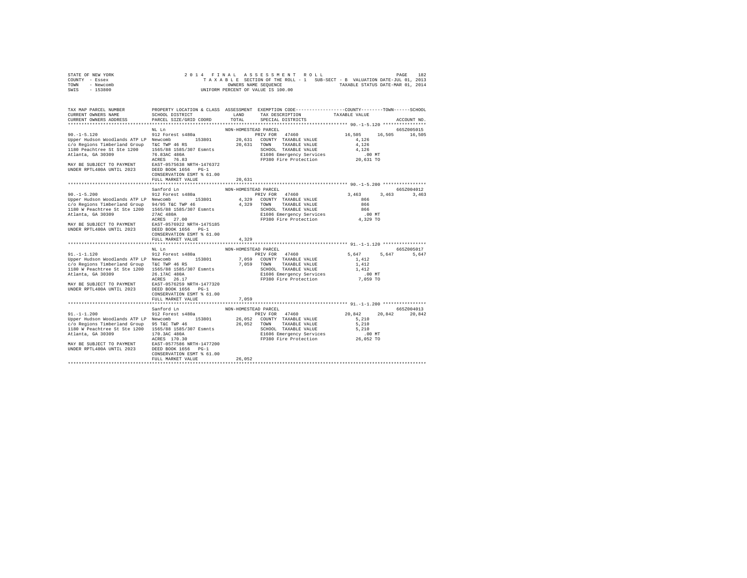STATE OF NEW YORK                    2 0 1 4   F I N A L   A S S E S S M E N T   R O L L
COUNTY - Essex                       T A X A B L E  SECTION OF THE ROLL - 1   SUB-SECT - B  VALUATION DATE-JUL 01, 2013
TOWN   - Newcomb                     OWNERS NAME SEQUENCE                     TAXABLE STATUS DATE-MAR 01, 2014
SWIS   - 153800                      UNIFORM PERCENT OF VALUE IS 100.00

```
TAX MAP PARCEL NUMBER          PROPERTY LOCATION & CLASS  ASSESSMENT  EXEMPTION CODE-----------------COUNTY--------TOWN------SCHOOL
CURRENT OWNERS NAME            SCHOOL DISTRICT             LAND       TAX DESCRIPTION            TAXABLE VALUE
CURRENT OWNERS ADDRESS         PARCEL SIZE/GRID COORD      TOTAL      SPECIAL DISTRICTS                                  ACCOUNT NO.
******************************************************************************************************* 90.-1-5.120 ****************
                               NL Ln                       NON-HOMESTEAD PARCEL                                         665Z005015
90.-1-5.120                    912 Forest s480a                  PRIV FOR  47460              16,505     16,505     16,505
Upper Hudson Woodlands ATP LP  Newcomb        153801       20,631  COUNTY  TAXABLE VALUE          4,126
c/o Regions Timberland Group   T&C TWP 46 RS               20,631  TOWN    TAXABLE VALUE          4,126
1180 Peachtree St Ste 1200     1565/88 1585/307 Esmnts             SCHOOL  TAXABLE VALUE          4,126
Atlanta, GA 30309              76.83AC 480A                        E1606 Emergency Services         .00 MT
                               ACRES  76.83                        FP380 Fire Protection         20,631 TO
MAY BE SUBJECT TO PAYMENT      EAST-0575638 NRTH-1476372
UNDER RPTL480A UNTIL 2023      DEED BOOK 1656   PG-1
                               CONSERVATION ESMT % 61.00
                               FULL MARKET VALUE            20,631
******************************************************************************************************* 90.-1-5.200 ****************
                               Sanford Ln                  NON-HOMESTEAD PARCEL                                         665Z004012
90.-1-5.200                    912 Forest s480a                  PRIV FOR  47460               3,463      3,463      3,463
Upper Hudson Woodlands ATP LP  Newcomb        153801        4,329  COUNTY  TAXABLE VALUE            866
c/o Regions Timberland Group   94/95 T&C TWP 46             4,329  TOWN    TAXABLE VALUE            866
1180 W Peachtree St Ste 1200   1565/88 1585/307 Esmnts             SCHOOL  TAXABLE VALUE            866
Atlanta, GA 30309              27AC 480A                           E1606 Emergency Services         .00 MT
                               ACRES  27.00                        FP380 Fire Protection          4,329 TO
MAY BE SUBJECT TO PAYMENT      EAST-0576922 NRTH-1475185
UNDER RPTL480A UNTIL 2023      DEED BOOK 1656   PG-1
                               CONSERVATION ESMT % 61.00
                               FULL MARKET VALUE             4,329
******************************************************************************************************* 91.-1-1.120 ****************
                               NL Ln                       NON-HOMESTEAD PARCEL                                         665Z005017
91.-1-1.120                    912 Forest s480a                  PRIV FOR  47460               5,647      5,647      5,647
Upper Hudson Woodlands ATP LP  Newcomb        153801        7,059  COUNTY  TAXABLE VALUE          1,412
c/o Regions Timberland Group   T&C TWP 46 RS                7,059  TOWN    TAXABLE VALUE          1,412
1180 W Peachtree St Ste 1200   1565/88 1585/307 Esmnts             SCHOOL  TAXABLE VALUE          1,412
Atlanta, GA 30309              26.17AC 480A                        E1606 Emergency Services         .00 MT
                               ACRES  26.17                        FP380 Fire Protection          7,059 TO
MAY BE SUBJECT TO PAYMENT      EAST-0576259 NRTH-1477320
UNDER RPTL480A UNTIL 2023      DEED BOOK 1656   PG-1
                               CONSERVATION ESMT % 61.00
                               FULL MARKET VALUE             7,059
******************************************************************************************************* 91.-1-1.200 ****************
                               Sanford Ln                  NON-HOMESTEAD PARCEL                                         665Z004013
91.-1-1.200                    912 Forest s480a                  PRIV FOR  47460              20,842     20,842     20,842
Upper Hudson Woodlands ATP LP  Newcomb        153801       26,052  COUNTY  TAXABLE VALUE          5,210
c/o Regions Timberland Group   95 T&C TWP 46               26,052  TOWN    TAXABLE VALUE          5,210
1180 W Peachtree St Ste 1200   1565/88 1585/307 Esmnts             SCHOOL  TAXABLE VALUE          5,210
Atlanta, GA 30309              170.3AC 480A                        E1606 Emergency Services         .00 MT
                               ACRES 170.30                        FP380 Fire Protection         26,052 TO
MAY BE SUBJECT TO PAYMENT      EAST-0577586 NRTH-1477200
UNDER RPTL480A UNTIL 2023      DEED BOOK 1656   PG-1
                               CONSERVATION ESMT % 61.00
                               FULL MARKET VALUE            26,052
************************************************************************************************************************************
```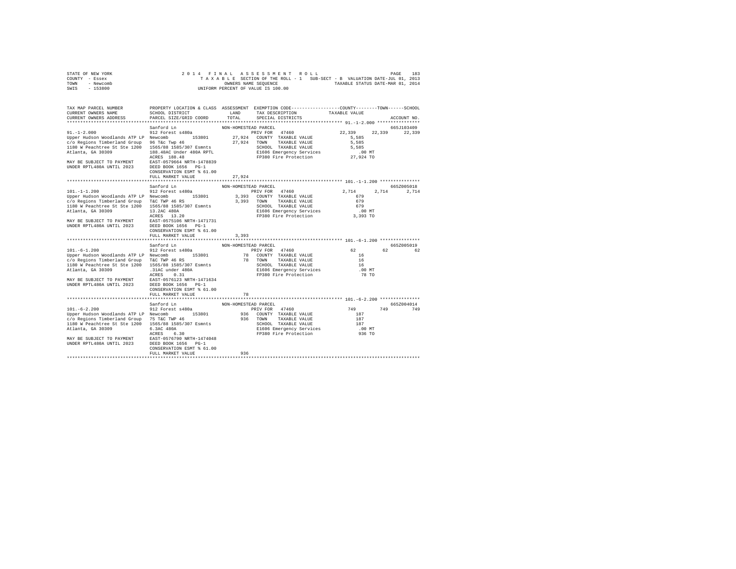STATE OF NEW YORK
COUNTY - Essex
TOWN - Newcomb
SWIS - 153800

2014 FINAL ASSESSMENT ROLL
TAXABLE SECTION OF THE ROLL - 1 SUB-SECT - B VALUATION DATE-JUL 01, 2013
OWNERS NAME SEQUENCE TAXABLE STATUS DATE-MAR 01, 2014
UNIFORM PERCENT OF VALUE IS 100.00

```
TAX MAP PARCEL NUMBER          PROPERTY LOCATION & CLASS  ASSESSMENT  EXEMPTION CODE-----------------COUNTY--------TOWN------SCHOOL
CURRENT OWNERS NAME            SCHOOL DISTRICT               LAND      TAX DESCRIPTION            TAXABLE VALUE
CURRENT OWNERS ADDRESS         PARCEL SIZE/GRID COORD        TOTAL     SPECIAL DISTRICTS                                  ACCOUNT NO.
******************************************************************************************************* 91.-1-2.000 ****************
                               Sanford Ln                  NON-HOMESTEAD PARCEL                                           665J103409
91.-1-2.000                    912 Forest s480a                  PRIV FOR   47460               22,339     22,339     22,339
Upper Hudson Woodlands ATP LP  Newcomb       153801         27,924   COUNTY  TAXABLE VALUE           5,585
c/o Regions Timberland Group   96 T&c Twp 46                27,924   TOWN    TAXABLE VALUE           5,585
1180 W Peachtree St Ste 1200   1565/88 1585/307 Esmnts               SCHOOL  TAXABLE VALUE           5,585
Atlanta, GA 30309              188.48AC Under 480A RPTL              E1606 Emergency Services          .00 MT
                               ACRES  188.48                         FP380 Fire Protection          27,924 TO
MAY BE SUBJECT TO PAYMENT      EAST-0579664 NRTH-1478839
UNDER RPTL480A UNTIL 2023      DEED BOOK 1656   PG-1
                               CONSERVATION ESMT % 61.00
                               FULL MARKET VALUE            27,924
******************************************************************************************************* 101.-1-1.200 ***************
                               Sanford Ln                  NON-HOMESTEAD PARCEL                                           665Z005018
101.-1-1.200                   912 Forest s480a                  PRIV FOR   47460                2,714      2,714      2,714
Upper Hudson Woodlands ATP LP  Newcomb       153801          3,393   COUNTY  TAXABLE VALUE             679
c/o Regions Timberland Group   T&C TWP 46 RS                 3,393   TOWN    TAXABLE VALUE             679
1180 W Peachtree St Ste 1200   1565/88 1585/307 Esmnts               SCHOOL  TAXABLE VALUE             679
Atlanta, GA 30309              13.2AC 480A                           E1606 Emergency Services          .00 MT
                               ACRES   13.20                         FP380 Fire Protection           3,393 TO
MAY BE SUBJECT TO PAYMENT      EAST-0575106 NRTH-1471731
UNDER RPTL480A UNTIL 2023      DEED BOOK 1656   PG-1
                               CONSERVATION ESMT % 61.00
                               FULL MARKET VALUE             3,393
******************************************************************************************************* 101.-6-1.200 ***************
                               Sanford Ln                  NON-HOMESTEAD PARCEL                                           665Z005019
101.-6-1.200                   912 Forest s480a                  PRIV FOR   47460                   62         62         62
Upper Hudson Woodlands ATP LP  Newcomb       153801             78   COUNTY  TAXABLE VALUE              16
c/o Regions Timberland Group   T&C TWP 46 RS                    78   TOWN    TAXABLE VALUE              16
1180 W Peachtree St Ste 1200   1565/88 1585/307 Esmnts               SCHOOL  TAXABLE VALUE              16
Atlanta, GA 30309              .31AC under 480A                      E1606 Emergency Services          .00 MT
                               ACRES    0.31                         FP380 Fire Protection              78 TO
MAY BE SUBJECT TO PAYMENT      EAST-0576123 NRTH-1471634
UNDER RPTL480A UNTIL 2023      DEED BOOK 1656   PG-1
                               CONSERVATION ESMT % 61.00
                               FULL MARKET VALUE                78
******************************************************************************************************* 101.-6-2.200 ***************
                               Sanford Ln                  NON-HOMESTEAD PARCEL                                           665Z004014
101.-6-2.200                   912 Forest s480a                  PRIV FOR   47460                  749        749        749
Upper Hudson Woodlands ATP LP  Newcomb       153801            936   COUNTY  TAXABLE VALUE             187
c/o Regions Timberland Group   75 T&C TWP 46                   936   TOWN    TAXABLE VALUE             187
1180 W Peachtree St Ste 1200   1565/88 1585/307 Esmnts               SCHOOL  TAXABLE VALUE             187
Atlanta, GA 30309              6.3AC 480A                            E1606 Emergency Services          .00 MT
                               ACRES    6.30                         FP380 Fire Protection             936 TO
MAY BE SUBJECT TO PAYMENT      EAST-0576790 NRTH-1474048
UNDER RPTL480A UNTIL 2023      DEED BOOK 1656   PG-1
                               CONSERVATION ESMT % 61.00
                               FULL MARKET VALUE               936
************************************************************************************************************************************
```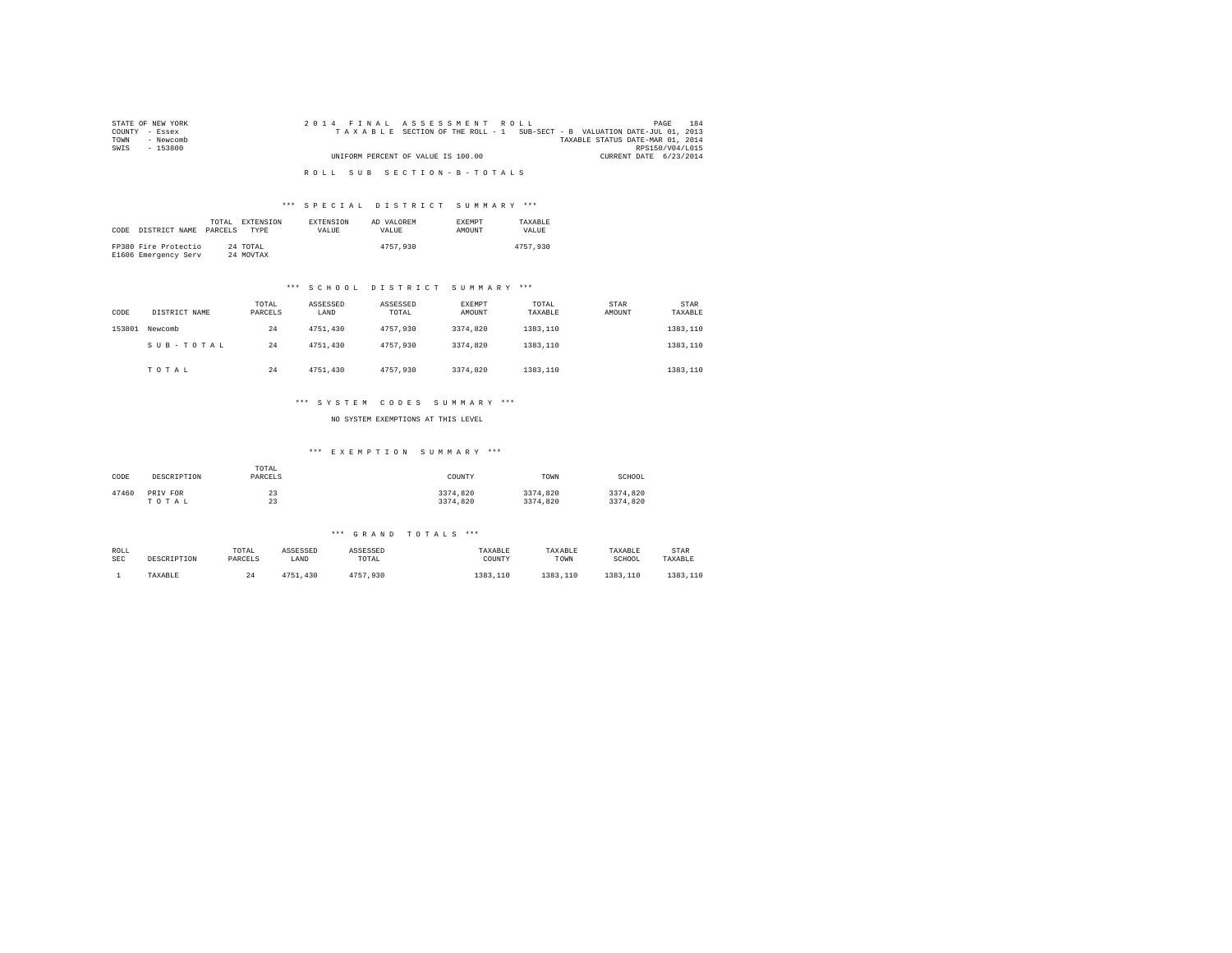STATE OF NEW YORK
COUNTY - Essex
TOWN - Newcomb
SWIS - 153800

2014 FINAL ASSESSMENT ROLL
TAXABLE SECTION OF THE ROLL - 1 SUB-SECT - B VALUATION DATE-JUL 01, 2013
TAXABLE STATUS DATE-MAR 01, 2014
RPS150/V04/L015
UNIFORM PERCENT OF VALUE IS 100.00 CURRENT DATE 6/23/2014

ROLL SUB SECTION - B - TOTALS

## *** SPECIAL DISTRICT SUMMARY ***

| CODE | DISTRICT NAME | TOTAL PARCELS | EXTENSION TYPE | EXTENSION VALUE | AD VALOREM VALUE | EXEMPT AMOUNT | TAXABLE VALUE |
|---|---|---|---|---|---|---|---|
| FP380 | Fire Protectio | 24 | TOTAL | | 4757,930 | | 4757,930 |
| E1606 | Emergency Serv | 24 | MOVTAX | | | | |

## *** SCHOOL DISTRICT SUMMARY ***

| CODE | DISTRICT NAME | TOTAL PARCELS | ASSESSED LAND | ASSESSED TOTAL | EXEMPT AMOUNT | TOTAL TAXABLE | STAR AMOUNT | STAR TAXABLE |
|---|---|---|---|---|---|---|---|---|
| 153801 | Newcomb | 24 | 4751,430 | 4757,930 | 3374,820 | 1383,110 | | 1383,110 |
| | SUB-TOTAL | 24 | 4751,430 | 4757,930 | 3374,820 | 1383,110 | | 1383,110 |
| | TOTAL | 24 | 4751,430 | 4757,930 | 3374,820 | 1383,110 | | 1383,110 |

## *** SYSTEM CODES SUMMARY ***

NO SYSTEM EXEMPTIONS AT THIS LEVEL

## *** EXEMPTION SUMMARY ***

| CODE | DESCRIPTION | TOTAL PARCELS | COUNTY | TOWN | SCHOOL |
|---|---|---|---|---|---|
| 47460 | PRIV FOR | 23 | 3374,820 | 3374,820 | 3374,820 |
| | TOTAL | 23 | 3374,820 | 3374,820 | 3374,820 |

## *** GRAND TOTALS ***

| ROLL SEC | DESCRIPTION | TOTAL PARCELS | ASSESSED LAND | ASSESSED TOTAL | TAXABLE COUNTY | TAXABLE TOWN | TAXABLE SCHOOL | STAR TAXABLE |
|---|---|---|---|---|---|---|---|---|
| 1 | TAXABLE | 24 | 4751,430 | 4757,930 | 1383,110 | 1383,110 | 1383,110 | 1383,110 |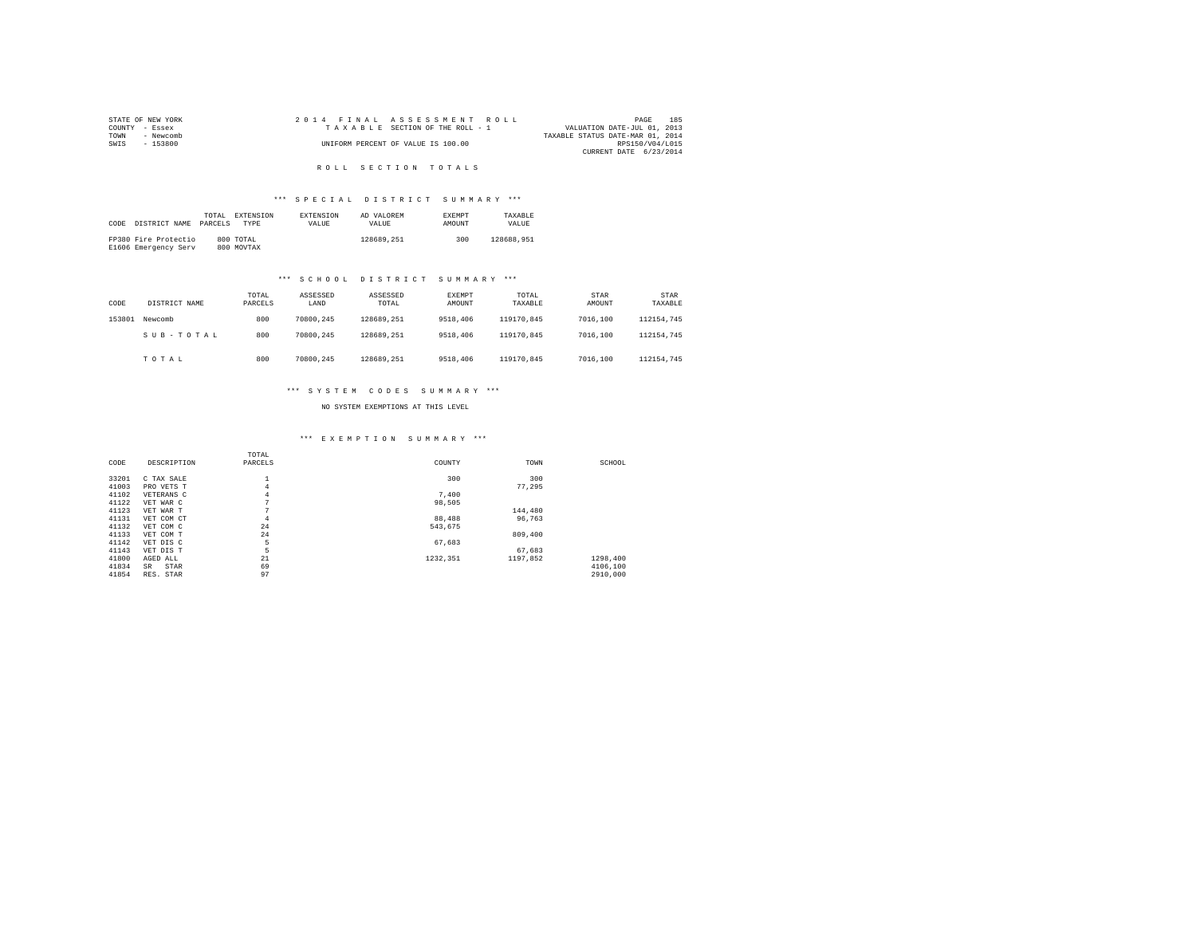STATE OF NEW YORK | 2014 FINAL ASSESSMENT ROLL | VALUATION DATE-JUL 01, 2013
COUNTY - Essex | TAXABLE SECTION OF THE ROLL - 1 | TAXABLE STATUS DATE-MAR 01, 2014
TOWN - Newcomb | | RPS150/V04/L015
SWIS - 153800 | UNIFORM PERCENT OF VALUE IS 100.00 | CURRENT DATE 6/23/2014

## ROLL SECTION TOTALS

### *** SPECIAL DISTRICT SUMMARY ***

| CODE | DISTRICT NAME | TOTAL PARCELS | EXTENSION TYPE | EXTENSION VALUE | AD VALOREM VALUE | EXEMPT AMOUNT | TAXABLE VALUE |
|---|---|---|---|---|---|---|---|
| FP380 | Fire Protectio | 800 | TOTAL | | 128689,251 | 300 | 128688,951 |
| E1606 | Emergency Serv | 800 | MOVTAX | | | | |

### *** SCHOOL DISTRICT SUMMARY ***

| CODE | DISTRICT NAME | TOTAL PARCELS | ASSESSED LAND | ASSESSED TOTAL | EXEMPT AMOUNT | TOTAL TAXABLE | STAR AMOUNT | STAR TAXABLE |
|---|---|---|---|---|---|---|---|---|
| 153801 | Newcomb | 800 | 70800,245 | 128689,251 | 9518,406 | 119170,845 | 7016,100 | 112154,745 |
| | SUB-TOTAL | 800 | 70800,245 | 128689,251 | 9518,406 | 119170,845 | 7016,100 | 112154,745 |
| | TOTAL | 800 | 70800,245 | 128689,251 | 9518,406 | 119170,845 | 7016,100 | 112154,745 |

### *** SYSTEM CODES SUMMARY ***

NO SYSTEM EXEMPTIONS AT THIS LEVEL

### *** EXEMPTION SUMMARY ***

| CODE | DESCRIPTION | TOTAL PARCELS | COUNTY | TOWN | SCHOOL |
|---|---|---|---|---|---|
| 33201 | C TAX SALE | 1 | 300 | 300 | |
| 41003 | PRO VETS T | 4 | | 77,295 | |
| 41102 | VETERANS C | 4 | 7,400 | | |
| 41122 | VET WAR C | 7 | 98,505 | | |
| 41123 | VET WAR T | 7 | | 144,480 | |
| 41131 | VET COM CT | 4 | 88,488 | 96,763 | |
| 41132 | VET COM C | 24 | 543,675 | | |
| 41133 | VET COM T | 24 | | 809,400 | |
| 41142 | VET DIS C | 5 | 67,683 | | |
| 41143 | VET DIS T | 5 | | 67,683 | |
| 41800 | AGED ALL | 21 | 1232,351 | 1197,852 | 1298,400 |
| 41834 | SR STAR | 69 | | | 4106,100 |
| 41854 | RES. STAR | 97 | | | 2910,000 |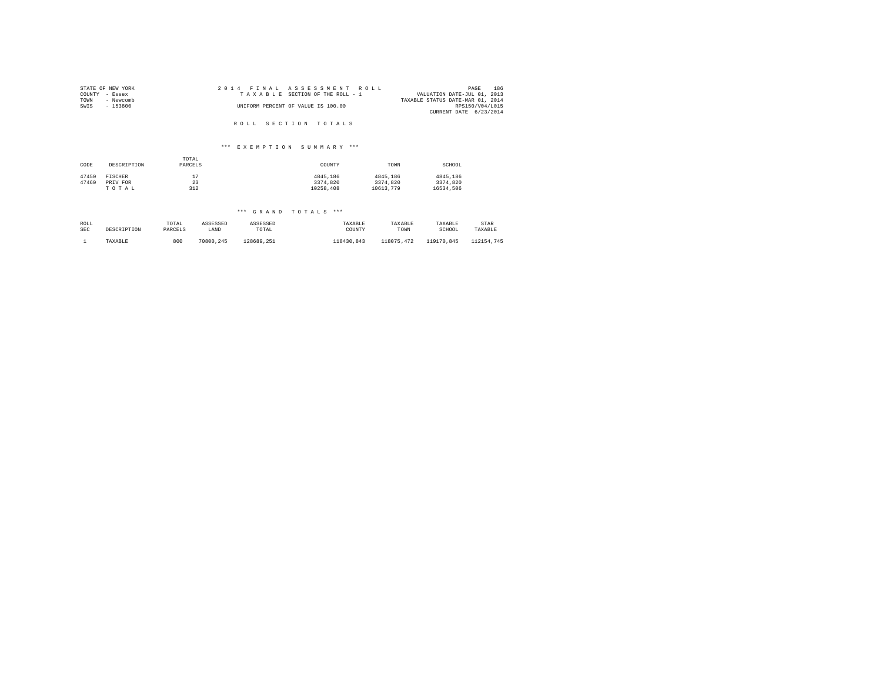STATE OF NEW YORK
COUNTY - Essex
TOWN - Newcomb
SWIS - 153800

2 0 1 4 F I N A L A S S E S S M E N T R O L L
T A X A B L E SECTION OF THE ROLL - 1
UNIFORM PERCENT OF VALUE IS 100.00

PAGE 186
VALUATION DATE-JUL 01, 2013
TAXABLE STATUS DATE-MAR 01, 2014
RPS150/V04/L015
CURRENT DATE 6/23/2014

R O L L S E C T I O N T O T A L S

*** E X E M P T I O N S U M M A R Y ***

| CODE | DESCRIPTION | TOTAL PARCELS | COUNTY | TOWN | SCHOOL |
|---|---|---|---|---|---|
| 47450 | FISCHER | 17 | 4845,186 | 4845,186 | 4845,186 |
| 47460 | PRIV FOR | 23 | 3374,820 | 3374,820 | 3374,820 |
| | T O T A L | 312 | 10258,408 | 10613,779 | 16534,506 |

*** G R A N D T O T A L S ***

| ROLL SEC | DESCRIPTION | TOTAL PARCELS | ASSESSED LAND | ASSESSED TOTAL | TAXABLE COUNTY | TAXABLE TOWN | TAXABLE SCHOOL | STAR TAXABLE |
|---|---|---|---|---|---|---|---|---|
| 1 | TAXABLE | 800 | 70800,245 | 128689,251 | 118430,843 | 118075,472 | 119170,845 | 112154,745 |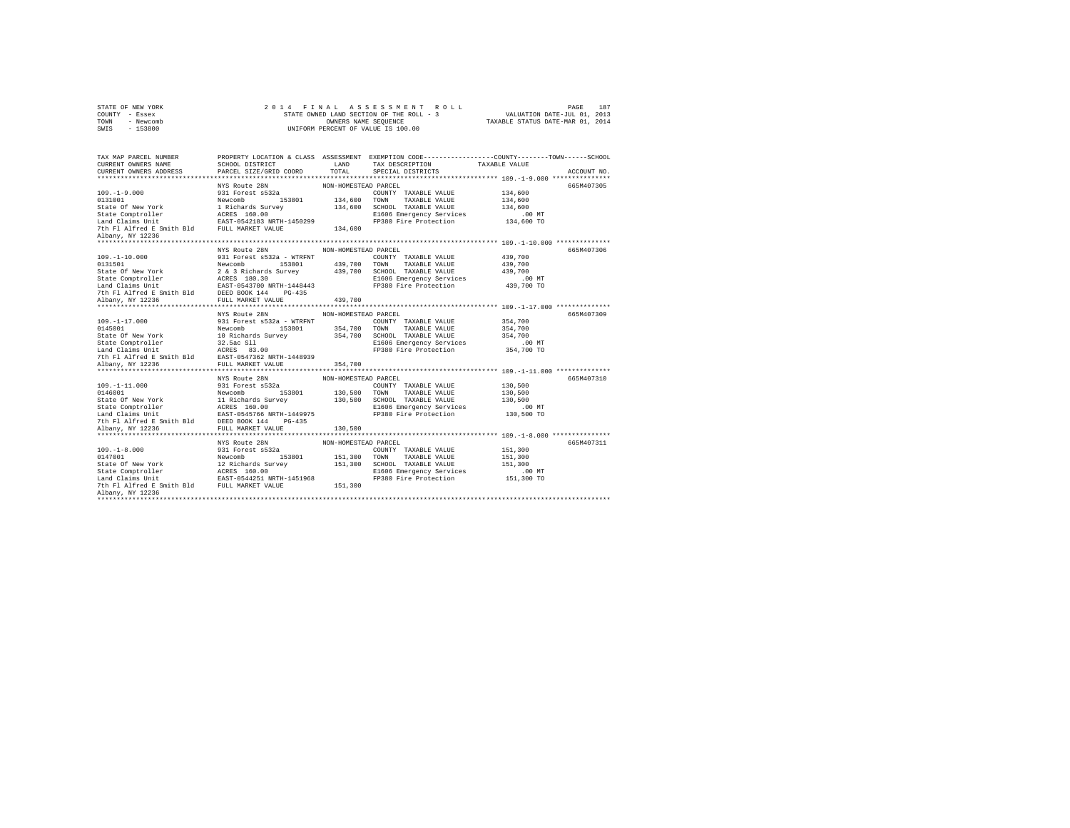STATE OF NEW YORK
COUNTY - Essex
TOWN - Newcomb
SWIS - 153800

2014 FINAL ASSESSMENT ROLL
STATE OWNED LAND SECTION OF THE ROLL - 3
OWNERS NAME SEQUENCE
UNIFORM PERCENT OF VALUE IS 100.00

VALUATION DATE-JUL 01, 2013
TAXABLE STATUS DATE-MAR 01, 2014

| TAX MAP PARCEL NUMBER / CURRENT OWNERS NAME / CURRENT OWNERS ADDRESS | PROPERTY LOCATION & CLASS / SCHOOL DISTRICT / PARCEL SIZE/GRID COORD | ASSESSMENT LAND / TOTAL | EXEMPTION CODE / TAX DESCRIPTION / SPECIAL DISTRICTS | COUNTY / TOWN / SCHOOL TAXABLE VALUE | ACCOUNT NO. |
|---|---|---|---|---|---|
| **109.-1-9.000** | NYS Route 28N | NON-HOMESTEAD PARCEL | | | 665M407305 |
| 109.-1-9.000 | 931 Forest s532a | | COUNTY TAXABLE VALUE | 134,600 | |
| 0131001 | Newcomb 153801 | 134,600 | TOWN TAXABLE VALUE | 134,600 | |
| State Of New York | 1 Richards Survey | 134,600 | SCHOOL TAXABLE VALUE | 134,600 | |
| State Comptroller | ACRES 160.00 | | E1606 Emergency Services | .00 MT | |
| Land Claims Unit | EAST-0542183 NRTH-1450299 | | FP380 Fire Protection | 134,600 TO | |
| 7th Fl Alfred E Smith Bld | FULL MARKET VALUE | 134,600 | | | |
| Albany, NY 12236 | | | | | |
| **109.-1-10.000** | NYS Route 28N | NON-HOMESTEAD PARCEL | | | 665M407306 |
| 109.-1-10.000 | 931 Forest s532a - WTRFNT | | COUNTY TAXABLE VALUE | 439,700 | |
| 0131501 | Newcomb 153801 | 439,700 | TOWN TAXABLE VALUE | 439,700 | |
| State Of New York | 2 & 3 Richards Survey | 439,700 | SCHOOL TAXABLE VALUE | 439,700 | |
| State Comptroller | ACRES 180.30 | | E1606 Emergency Services | .00 MT | |
| Land Claims Unit | EAST-0543700 NRTH-1448443 | | FP380 Fire Protection | 439,700 TO | |
| 7th Fl Alfred E Smith Bld | DEED BOOK 144 PG-435 | | | | |
| Albany, NY 12236 | FULL MARKET VALUE | 439,700 | | | |
| **109.-1-17.000** | NYS Route 28N | NON-HOMESTEAD PARCEL | | | 665M407309 |
| 109.-1-17.000 | 931 Forest s532a - WTRFNT | | COUNTY TAXABLE VALUE | 354,700 | |
| 0145001 | Newcomb 153801 | 354,700 | TOWN TAXABLE VALUE | 354,700 | |
| State Of New York | 10 Richards Survey | 354,700 | SCHOOL TAXABLE VALUE | 354,700 | |
| State Comptroller | 32.5ac Sll | | E1606 Emergency Services | .00 MT | |
| Land Claims Unit | ACRES 83.00 | | FP380 Fire Protection | 354,700 TO | |
| 7th Fl Alfred E Smith Bld | EAST-0547362 NRTH-1448939 | | | | |
| Albany, NY 12236 | FULL MARKET VALUE | 354,700 | | | |
| **109.-1-11.000** | NYS Route 28N | NON-HOMESTEAD PARCEL | | | 665M407310 |
| 109.-1-11.000 | 931 Forest s532a | | COUNTY TAXABLE VALUE | 130,500 | |
| 0146001 | Newcomb 153801 | 130,500 | TOWN TAXABLE VALUE | 130,500 | |
| State Of New York | 11 Richards Survey | 130,500 | SCHOOL TAXABLE VALUE | 130,500 | |
| State Comptroller | ACRES 160.00 | | E1606 Emergency Services | .00 MT | |
| Land Claims Unit | EAST-0545766 NRTH-1449975 | | FP380 Fire Protection | 130,500 TO | |
| 7th Fl Alfred E Smith Bld | DEED BOOK 144 PG-435 | | | | |
| Albany, NY 12236 | FULL MARKET VALUE | 130,500 | | | |
| **109.-1-8.000** | NYS Route 28N | NON-HOMESTEAD PARCEL | | | 665M407311 |
| 109.-1-8.000 | 931 Forest s532a | | COUNTY TAXABLE VALUE | 151,300 | |
| 0147001 | Newcomb 153801 | 151,300 | TOWN TAXABLE VALUE | 151,300 | |
| State Of New York | 12 Richards Survey | 151,300 | SCHOOL TAXABLE VALUE | 151,300 | |
| State Comptroller | ACRES 160.00 | | E1606 Emergency Services | .00 MT | |
| Land Claims Unit | EAST-0544251 NRTH-1451968 | | FP380 Fire Protection | 151,300 TO | |
| 7th Fl Alfred E Smith Bld | FULL MARKET VALUE | 151,300 | | | |
| Albany, NY 12236 | | | | | |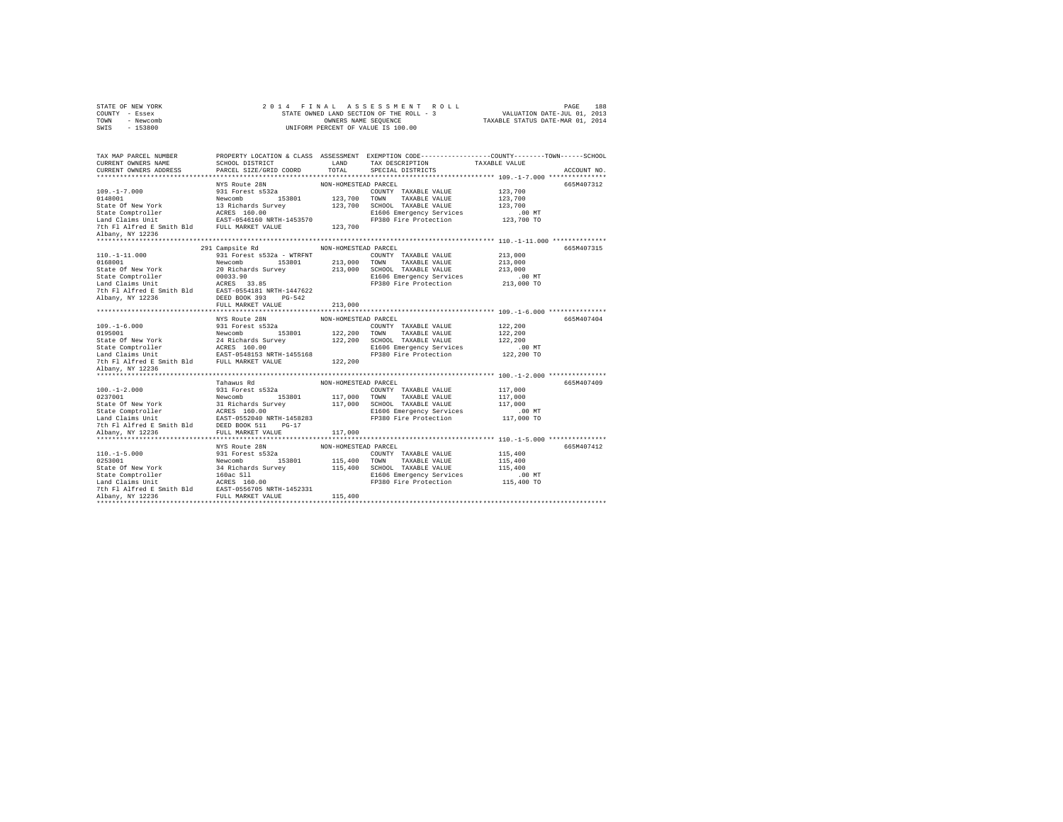STATE OF NEW YORK
COUNTY - Essex
TOWN - Newcomb
SWIS - 153800

2014 FINAL ASSESSMENT ROLL
STATE OWNED LAND SECTION OF THE ROLL - 3
OWNERS NAME SEQUENCE
UNIFORM PERCENT OF VALUE IS 100.00

VALUATION DATE-JUL 01, 2013
TAXABLE STATUS DATE-MAR 01, 2014

```
TAX MAP PARCEL NUMBER      PROPERTY LOCATION & CLASS  ASSESSMENT  EXEMPTION CODE-----------------COUNTY--------TOWN------SCHOOL
CURRENT OWNERS NAME        SCHOOL DISTRICT             LAND       TAX DESCRIPTION            TAXABLE VALUE
CURRENT OWNERS ADDRESS     PARCEL SIZE/GRID COORD      TOTAL      SPECIAL DISTRICTS                                      ACCOUNT NO.
******************************************************************************************************* 109.-1-7.000 ***************
                           NYS Route 28N               NON-HOMESTEAD PARCEL                                              665M407312
109.-1-7.000               931 Forest s532a                       COUNTY  TAXABLE VALUE          123,700
0148001                    Newcomb       153801       123,700     TOWN    TAXABLE VALUE          123,700
State Of New York          13 Richards Survey         123,700     SCHOOL  TAXABLE VALUE          123,700
State Comptroller          ACRES 160.00                           E1606 Emergency Services           .00 MT
Land Claims Unit           EAST-0546160 NRTH-1453570              FP380 Fire Protection          123,700 TO
7th Fl Alfred E Smith Bld  FULL MARKET VALUE          123,700
Albany, NY 12236
******************************************************************************************************* 110.-1-11.000 **************
                           291 Campsite Rd             NON-HOMESTEAD PARCEL                                              665M407315
110.-1-11.000              931 Forest s532a - WTRFNT              COUNTY  TAXABLE VALUE          213,000
0168001                    Newcomb       153801       213,000     TOWN    TAXABLE VALUE          213,000
State Of New York          20 Richards Survey         213,000     SCHOOL  TAXABLE VALUE          213,000
State Comptroller          00033.90                               E1606 Emergency Services           .00 MT
Land Claims Unit           ACRES  33.85                           FP380 Fire Protection          213,000 TO
7th Fl Alfred E Smith Bld  EAST-0554181 NRTH-1447622
Albany, NY 12236           DEED BOOK 393   PG-542
                           FULL MARKET VALUE          213,000
******************************************************************************************************* 109.-1-6.000 ***************
                           NYS Route 28N               NON-HOMESTEAD PARCEL                                              665M407404
109.-1-6.000               931 Forest s532a                       COUNTY  TAXABLE VALUE          122,200
0195001                    Newcomb       153801       122,200     TOWN    TAXABLE VALUE          122,200
State Of New York          24 Richards Survey         122,200     SCHOOL  TAXABLE VALUE          122,200
State Comptroller          ACRES 160.00                           E1606 Emergency Services           .00 MT
Land Claims Unit           EAST-0548153 NRTH-1455168              FP380 Fire Protection          122,200 TO
7th Fl Alfred E Smith Bld  FULL MARKET VALUE          122,200
Albany, NY 12236
******************************************************************************************************* 100.-1-2.000 ***************
                           Tahawus Rd                  NON-HOMESTEAD PARCEL                                              665M407409
100.-1-2.000               931 Forest s532a                       COUNTY  TAXABLE VALUE          117,000
0237001                    Newcomb       153801       117,000     TOWN    TAXABLE VALUE          117,000
State Of New York          31 Richards Survey         117,000     SCHOOL  TAXABLE VALUE          117,000
State Comptroller          ACRES 160.00                           E1606 Emergency Services           .00 MT
Land Claims Unit           EAST-0552040 NRTH-1458283              FP380 Fire Protection          117,000 TO
7th Fl Alfred E Smith Bld  DEED BOOK 511   PG-17
Albany, NY 12236           FULL MARKET VALUE          117,000
******************************************************************************************************* 110.-1-5.000 ***************
                           NYS Route 28N               NON-HOMESTEAD PARCEL                                              665M407412
110.-1-5.000               931 Forest s532a                       COUNTY  TAXABLE VALUE          115,400
0253001                    Newcomb       153801       115,400     TOWN    TAXABLE VALUE          115,400
State Of New York          34 Richards Survey         115,400     SCHOOL  TAXABLE VALUE          115,400
State Comptroller          160ac Sll                              E1606 Emergency Services           .00 MT
Land Claims Unit           ACRES 160.00                           FP380 Fire Protection          115,400 TO
7th Fl Alfred E Smith Bld  EAST-0556705 NRTH-1452331
Albany, NY 12236           FULL MARKET VALUE          115,400
************************************************************************************************************************************
```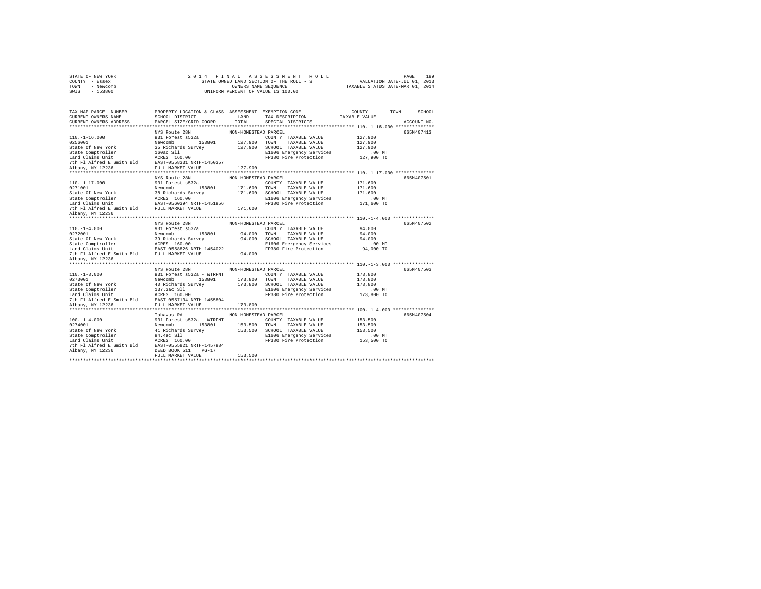STATE OF NEW YORK
COUNTY - Essex
TOWN - Newcomb
SWIS - 153800

2 0 1 4 F I N A L A S S E S S M E N T R O L L
STATE OWNED LAND SECTION OF THE ROLL - 3
OWNERS NAME SEQUENCE
UNIFORM PERCENT OF VALUE IS 100.00

VALUATION DATE-JUL 01, 2013
TAXABLE STATUS DATE-MAR 01, 2014

| TAX MAP PARCEL NUMBER / CURRENT OWNERS NAME / CURRENT OWNERS ADDRESS | PROPERTY LOCATION & CLASS / SCHOOL DISTRICT / PARCEL SIZE/GRID COORD | ASSESSMENT LAND / TOTAL | EXEMPTION CODE / TAX DESCRIPTION / SPECIAL DISTRICTS | COUNTY / TOWN / SCHOOL TAXABLE VALUE | ACCOUNT NO. |
|---|---|---|---|---|---|
| **110.-1-16.000** | NYS Route 28N | NON-HOMESTEAD PARCEL | | | 665M407413 |
| 110.-1-16.000 | 931 Forest s532a | | COUNTY TAXABLE VALUE | 127,900 | |
| 0256001 | Newcomb 153801 | 127,900 | TOWN TAXABLE VALUE | 127,900 | |
| State Of New York | 35 Richards Survey | 127,900 | SCHOOL TAXABLE VALUE | 127,900 | |
| State Comptroller | 160ac Sll | | E1606 Emergency Services | .00 MT | |
| Land Claims Unit | ACRES 160.00 | | FP380 Fire Protection | 127,900 TO | |
| 7th Fl Alfred E Smith Bld | EAST-0558331 NRTH-1450357 | | | | |
| Albany, NY 12236 | FULL MARKET VALUE | 127,900 | | | |
| **110.-1-17.000** | NYS Route 28N | NON-HOMESTEAD PARCEL | | | 665M407501 |
| 110.-1-17.000 | 931 Forest s532a | | COUNTY TAXABLE VALUE | 171,600 | |
| 0271001 | Newcomb 153801 | 171,600 | TOWN TAXABLE VALUE | 171,600 | |
| State Of New York | 38 Richards Survey | 171,600 | SCHOOL TAXABLE VALUE | 171,600 | |
| State Comptroller | ACRES 160.00 | | E1606 Emergency Services | .00 MT | |
| Land Claims Unit | EAST-0560394 NRTH-1451956 | | FP380 Fire Protection | 171,600 TO | |
| 7th Fl Alfred E Smith Bld | FULL MARKET VALUE | 171,600 | | | |
| Albany, NY 12236 | | | | | |
| **110.-1-4.000** | NYS Route 28N | NON-HOMESTEAD PARCEL | | | 665M407502 |
| 110.-1-4.000 | 931 Forest s532a | | COUNTY TAXABLE VALUE | 94,000 | |
| 0272001 | Newcomb 153801 | 94,000 | TOWN TAXABLE VALUE | 94,000 | |
| State Of New York | 39 Richards Survey | 94,000 | SCHOOL TAXABLE VALUE | 94,000 | |
| State Comptroller | ACRES 160.00 | | E1606 Emergency Services | .00 MT | |
| Land Claims Unit | EAST-0558826 NRTH-1454022 | | FP380 Fire Protection | 94,000 TO | |
| 7th Fl Alfred E Smith Bld | FULL MARKET VALUE | 94,000 | | | |
| Albany, NY 12236 | | | | | |
| **110.-1-3.000** | NYS Route 28N | NON-HOMESTEAD PARCEL | | | 665M407503 |
| 110.-1-3.000 | 931 Forest s532a - WTRFNT | | COUNTY TAXABLE VALUE | 173,800 | |
| 0273001 | Newcomb 153801 | 173,800 | TOWN TAXABLE VALUE | 173,800 | |
| State Of New York | 40 Richards Survey | 173,800 | SCHOOL TAXABLE VALUE | 173,800 | |
| State Comptroller | 137.3ac Sll | | E1606 Emergency Services | .00 MT | |
| Land Claims Unit | ACRES 160.00 | | FP380 Fire Protection | 173,800 TO | |
| 7th Fl Alfred E Smith Bld | EAST-0557134 NRTH-1455804 | | | | |
| Albany, NY 12236 | FULL MARKET VALUE | 173,800 | | | |
| **100.-1-4.000** | Tahawus Rd | NON-HOMESTEAD PARCEL | | | 665M407504 |
| 100.-1-4.000 | 931 Forest s532a - WTRFNT | | COUNTY TAXABLE VALUE | 153,500 | |
| 0274001 | Newcomb 153801 | 153,500 | TOWN TAXABLE VALUE | 153,500 | |
| State Of New York | 41 Richards Survey | 153,500 | SCHOOL TAXABLE VALUE | 153,500 | |
| State Comptroller | 94.4ac Sll | | E1606 Emergency Services | .00 MT | |
| Land Claims Unit | ACRES 160.00 | | FP380 Fire Protection | 153,500 TO | |
| 7th Fl Alfred E Smith Bld | EAST-0555821 NRTH-1457984 | | | | |
| Albany, NY 12236 | DEED BOOK 511 PG-17 | | | | |
| | FULL MARKET VALUE | 153,500 | | | |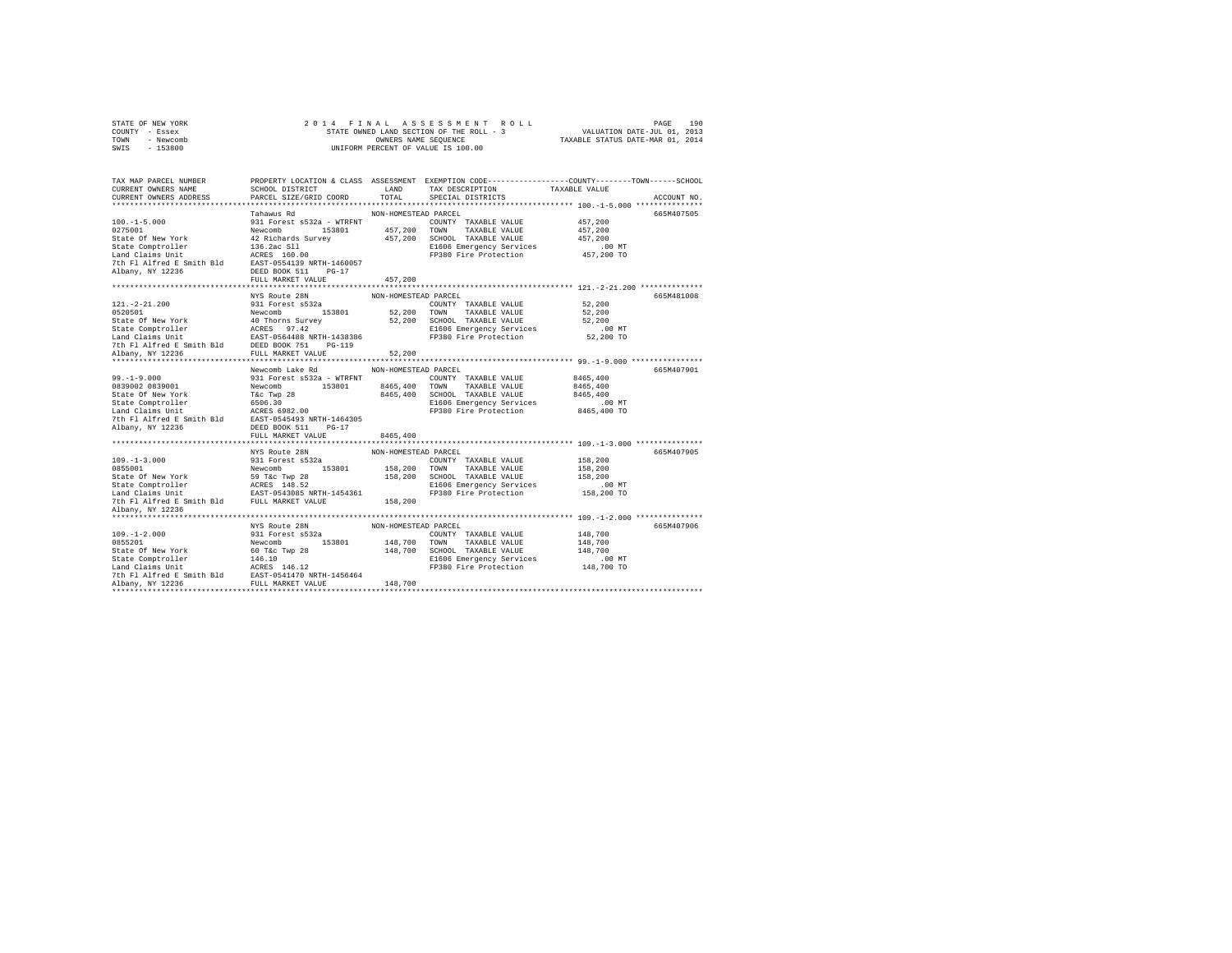STATE OF NEW YORK
COUNTY - Essex
TOWN - Newcomb
SWIS - 153800

2 0 1 4 F I N A L A S S E S S M E N T R O L L
STATE OWNED LAND SECTION OF THE ROLL - 3
OWNERS NAME SEQUENCE
UNIFORM PERCENT OF VALUE IS 100.00

VALUATION DATE-JUL 01, 2013
TAXABLE STATUS DATE-MAR 01, 2014

| TAX MAP PARCEL NUMBER<br>CURRENT OWNERS NAME<br>CURRENT OWNERS ADDRESS | PROPERTY LOCATION & CLASS<br>SCHOOL DISTRICT<br>PARCEL SIZE/GRID COORD | ASSESSMENT<br>LAND<br>TOTAL | EXEMPTION CODE / TAX DESCRIPTION / SPECIAL DISTRICTS | COUNTY--------TOWN------SCHOOL<br>TAXABLE VALUE | ACCOUNT NO. |
|---|---|---|---|---|---|
| **100.-1-5.000** | Tahawus Rd | NON-HOMESTEAD PARCEL | | | 665M407505 |
| 100.-1-5.000 | 931 Forest s532a - WTRFNT | | COUNTY TAXABLE VALUE | 457,200 | |
| 0275001 | Newcomb 153801 | 457,200 | TOWN TAXABLE VALUE | 457,200 | |
| State Of New York | 42 Richards Survey | 457,200 | SCHOOL TAXABLE VALUE | 457,200 | |
| State Comptroller | 136.2ac Sll | | E1606 Emergency Services | .00 MT | |
| Land Claims Unit | ACRES 160.00 | | FP380 Fire Protection | 457,200 TO | |
| 7th Fl Alfred E Smith Bld | EAST-0554139 NRTH-1460057 | | | | |
| Albany, NY 12236 | DEED BOOK 511 PG-17 | | | | |
| | FULL MARKET VALUE | 457,200 | | | |
| **121.-2-21.200** | NYS Route 28N | NON-HOMESTEAD PARCEL | | | 665M481008 |
| 121.-2-21.200 | 931 Forest s532a | | COUNTY TAXABLE VALUE | 52,200 | |
| 0520501 | Newcomb 153801 | 52,200 | TOWN TAXABLE VALUE | 52,200 | |
| State Of New York | 40 Thorns Survey | 52,200 | SCHOOL TAXABLE VALUE | 52,200 | |
| State Comptroller | ACRES 97.42 | | E1606 Emergency Services | .00 MT | |
| Land Claims Unit | EAST-0564488 NRTH-1438386 | | FP380 Fire Protection | 52,200 TO | |
| 7th Fl Alfred E Smith Bld | DEED BOOK 751 PG-119 | | | | |
| Albany, NY 12236 | FULL MARKET VALUE | 52,200 | | | |
| **99.-1-9.000** | Newcomb Lake Rd | NON-HOMESTEAD PARCEL | | | 665M407901 |
| 99.-1-9.000 | 931 Forest s532a - WTRFNT | | COUNTY TAXABLE VALUE | 8465,400 | |
| 0839002 0839001 | Newcomb 153801 | 8465,400 | TOWN TAXABLE VALUE | 8465,400 | |
| State Of New York | T&c Twp 28 | 8465,400 | SCHOOL TAXABLE VALUE | 8465,400 | |
| State Comptroller | 6506.30 | | E1606 Emergency Services | .00 MT | |
| Land Claims Unit | ACRES 6982.00 | | FP380 Fire Protection | 8465,400 TO | |
| 7th Fl Alfred E Smith Bld | EAST-0545493 NRTH-1464305 | | | | |
| Albany, NY 12236 | DEED BOOK 511 PG-17 | | | | |
| | FULL MARKET VALUE | 8465,400 | | | |
| **109.-1-3.000** | NYS Route 28N | NON-HOMESTEAD PARCEL | | | 665M407905 |
| 109.-1-3.000 | 931 Forest s532a | | COUNTY TAXABLE VALUE | 158,200 | |
| 0855001 | Newcomb 153801 | 158,200 | TOWN TAXABLE VALUE | 158,200 | |
| State Of New York | 59 T&c Twp 28 | 158,200 | SCHOOL TAXABLE VALUE | 158,200 | |
| State Comptroller | ACRES 148.52 | | E1606 Emergency Services | .00 MT | |
| Land Claims Unit | EAST-0543085 NRTH-1454361 | | FP380 Fire Protection | 158,200 TO | |
| 7th Fl Alfred E Smith Bld | FULL MARKET VALUE | 158,200 | | | |
| Albany, NY 12236 | | | | | |
| **109.-1-2.000** | NYS Route 28N | NON-HOMESTEAD PARCEL | | | 665M407906 |
| 109.-1-2.000 | 931 Forest s532a | | COUNTY TAXABLE VALUE | 148,700 | |
| 0855201 | Newcomb 153801 | 148,700 | TOWN TAXABLE VALUE | 148,700 | |
| State Of New York | 60 T&c Twp 28 | 148,700 | SCHOOL TAXABLE VALUE | 148,700 | |
| State Comptroller | 146.10 | | E1606 Emergency Services | .00 MT | |
| Land Claims Unit | ACRES 146.12 | | FP380 Fire Protection | 148,700 TO | |
| 7th Fl Alfred E Smith Bld | EAST-0541470 NRTH-1456464 | | | | |
| Albany, NY 12236 | FULL MARKET VALUE | 148,700 | | | |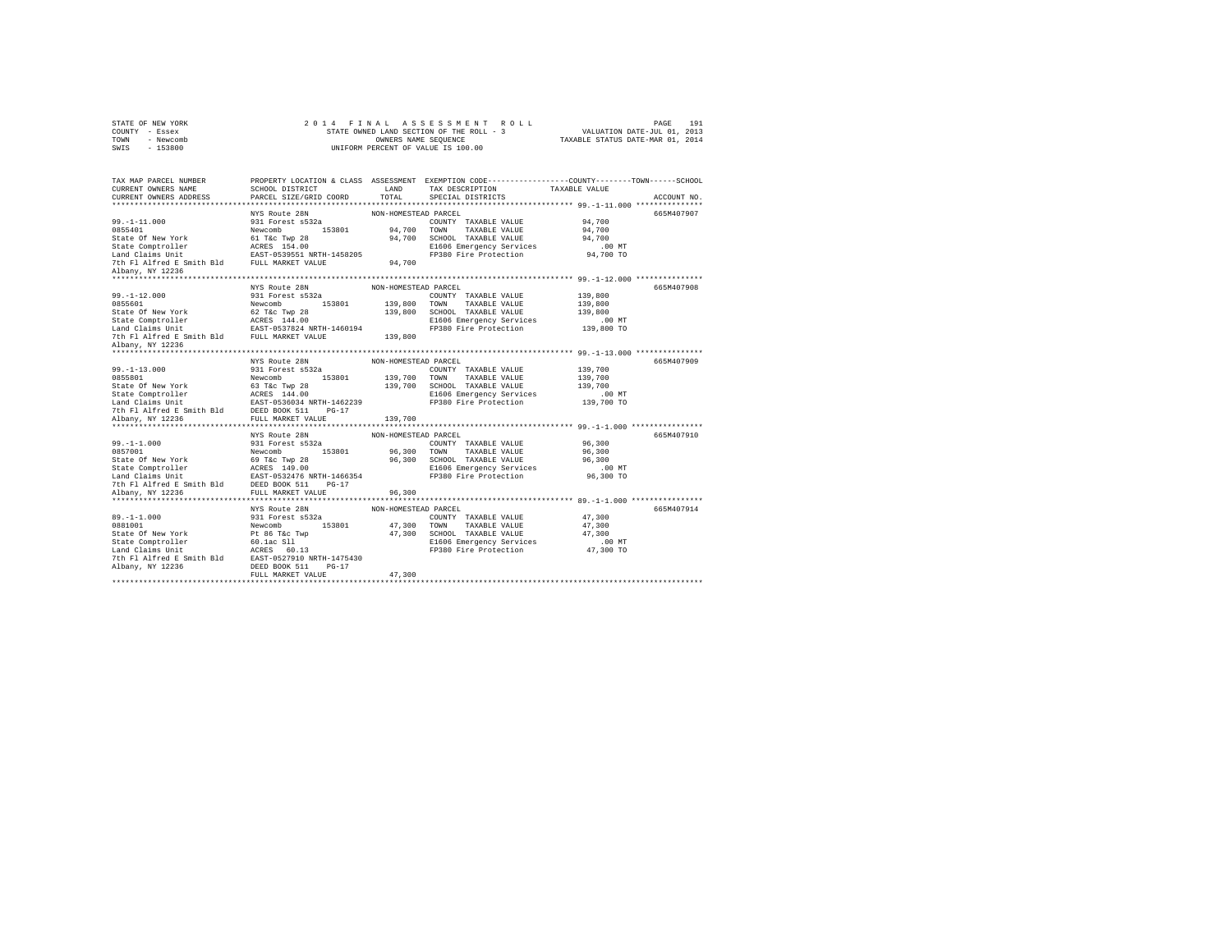STATE OF NEW YORK                2014 FINAL ASSESSMENT ROLL
COUNTY - Essex                   STATE OWNED LAND SECTION OF THE ROLL - 3          VALUATION DATE-JUL 01, 2013
TOWN - Newcomb                   OWNERS NAME SEQUENCE                               TAXABLE STATUS DATE-MAR 01, 2014
SWIS - 153800                    UNIFORM PERCENT OF VALUE IS 100.00

| TAX MAP PARCEL NUMBER / CURRENT OWNERS NAME / CURRENT OWNERS ADDRESS | PROPERTY LOCATION & CLASS / SCHOOL DISTRICT / PARCEL SIZE/GRID COORD | ASSESSMENT LAND / TOTAL | EXEMPTION CODE / TAX DESCRIPTION / SPECIAL DISTRICTS | TAXABLE VALUE (COUNTY / TOWN / SCHOOL) | ACCOUNT NO. |
|---|---|---|---|---|---|
| **99.-1-11.000** | NYS Route 28N | NON-HOMESTEAD PARCEL | | | 665M407907 |
| 0855401 | 931 Forest s532a | | COUNTY TAXABLE VALUE | 94,700 | |
| State Of New York | Newcomb 153801 | 94,700 | TOWN TAXABLE VALUE | 94,700 | |
| State Comptroller | 61 T&c Twp 28 | 94,700 | SCHOOL TAXABLE VALUE | 94,700 | |
| Land Claims Unit | ACRES 154.00 | | E1606 Emergency Services | .00 MT | |
| 7th Fl Alfred E Smith Bld | EAST-0539551 NRTH-1458205 | | FP380 Fire Protection | 94,700 TO | |
| Albany, NY 12236 | FULL MARKET VALUE | 94,700 | | | |
| **99.-1-12.000** | NYS Route 28N | NON-HOMESTEAD PARCEL | | | 665M407908 |
| 0855601 | 931 Forest s532a | | COUNTY TAXABLE VALUE | 139,800 | |
| State Of New York | Newcomb 153801 | 139,800 | TOWN TAXABLE VALUE | 139,800 | |
| State Comptroller | 62 T&c Twp 28 | 139,800 | SCHOOL TAXABLE VALUE | 139,800 | |
| Land Claims Unit | ACRES 144.00 | | E1606 Emergency Services | .00 MT | |
| 7th Fl Alfred E Smith Bld | EAST-0537824 NRTH-1460194 | | FP380 Fire Protection | 139,800 TO | |
| Albany, NY 12236 | FULL MARKET VALUE | 139,800 | | | |
| **99.-1-13.000** | NYS Route 28N | NON-HOMESTEAD PARCEL | | | 665M407909 |
| 0855801 | 931 Forest s532a | | COUNTY TAXABLE VALUE | 139,700 | |
| State Of New York | Newcomb 153801 | 139,700 | TOWN TAXABLE VALUE | 139,700 | |
| State Comptroller | 63 T&c Twp 28 | 139,700 | SCHOOL TAXABLE VALUE | 139,700 | |
| Land Claims Unit | ACRES 144.00 | | E1606 Emergency Services | .00 MT | |
| 7th Fl Alfred E Smith Bld | EAST-0536034 NRTH-1462239 | | FP380 Fire Protection | 139,700 TO | |
| Albany, NY 12236 | DEED BOOK 511 PG-17 | | | | |
| | FULL MARKET VALUE | 139,700 | | | |
| **99.-1-1.000** | NYS Route 28N | NON-HOMESTEAD PARCEL | | | 665M407910 |
| 0857001 | 931 Forest s532a | | COUNTY TAXABLE VALUE | 96,300 | |
| State Of New York | Newcomb 153801 | 96,300 | TOWN TAXABLE VALUE | 96,300 | |
| State Comptroller | 69 T&c Twp 28 | 96,300 | SCHOOL TAXABLE VALUE | 96,300 | |
| Land Claims Unit | ACRES 149.00 | | E1606 Emergency Services | .00 MT | |
| 7th Fl Alfred E Smith Bld | EAST-0532476 NRTH-1466354 | | FP380 Fire Protection | 96,300 TO | |
| Albany, NY 12236 | DEED BOOK 511 PG-17 | | | | |
| | FULL MARKET VALUE | 96,300 | | | |
| **89.-1-1.000** | NYS Route 28N | NON-HOMESTEAD PARCEL | | | 665M407914 |
| 0881001 | 931 Forest s532a | | COUNTY TAXABLE VALUE | 47,300 | |
| State Of New York | Newcomb 153801 | 47,300 | TOWN TAXABLE VALUE | 47,300 | |
| State Comptroller | Pt 86 T&c Twp | 47,300 | SCHOOL TAXABLE VALUE | 47,300 | |
| Land Claims Unit | 60.1ac Sll | | E1606 Emergency Services | .00 MT | |
| 7th Fl Alfred E Smith Bld | ACRES 60.13 | | FP380 Fire Protection | 47,300 TO | |
| Albany, NY 12236 | EAST-0527910 NRTH-1475430 | | | | |
| | DEED BOOK 511 PG-17 | | | | |
| | FULL MARKET VALUE | 47,300 | | | |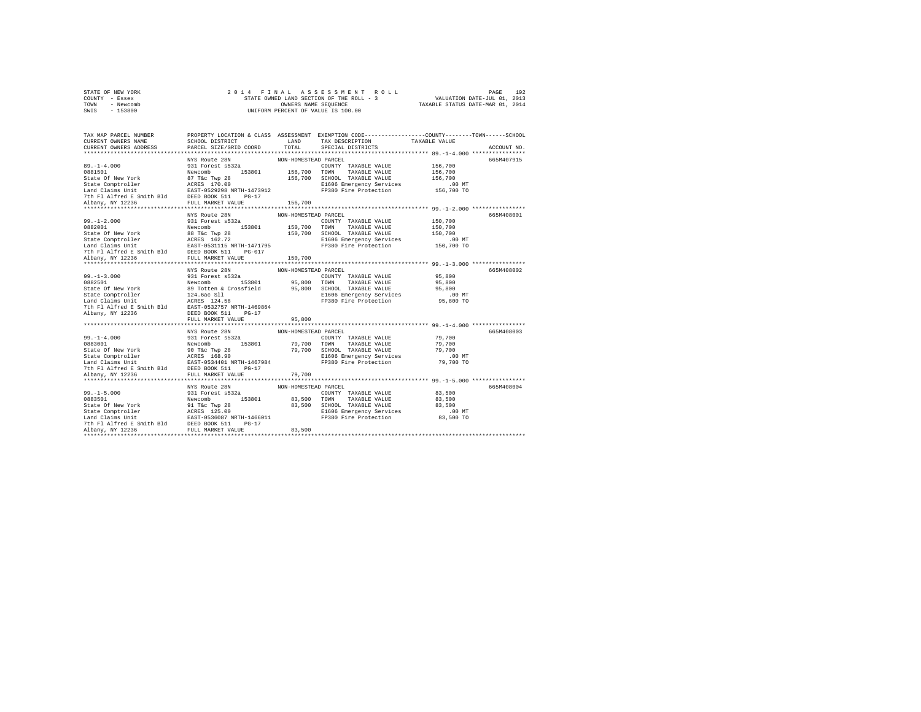STATE OF NEW YORK
COUNTY - Essex
TOWN - Newcomb
SWIS - 153800

2014 FINAL ASSESSMENT ROLL
STATE OWNED LAND SECTION OF THE ROLL - 3
OWNERS NAME SEQUENCE
UNIFORM PERCENT OF VALUE IS 100.00

VALUATION DATE-JUL 01, 2013
TAXABLE STATUS DATE-MAR 01, 2014

| TAX MAP PARCEL NUMBER / CURRENT OWNERS NAME / CURRENT OWNERS ADDRESS | PROPERTY LOCATION & CLASS / SCHOOL DISTRICT / PARCEL SIZE/GRID COORD | ASSESSMENT LAND | TOTAL | EXEMPTION CODE / TAX DESCRIPTION / SPECIAL DISTRICTS | TAXABLE VALUE (COUNTY / TOWN / SCHOOL) | ACCOUNT NO. |
|---|---|---|---|---|---|---|
| **89.-1-4.000** | NYS Route 28N | NON-HOMESTEAD PARCEL | | | | 665M407915 |
| 0881501 | 931 Forest s532a | | | COUNTY TAXABLE VALUE | 156,700 | |
| State Of New York | Newcomb 153801 | 156,700 | | TOWN TAXABLE VALUE | 156,700 | |
| State Comptroller | 87 T&c Twp 28 | | 156,700 | SCHOOL TAXABLE VALUE | 156,700 | |
| Land Claims Unit | ACRES 170.00 | | | E1606 Emergency Services | .00 MT | |
| 7th Fl Alfred E Smith Bld | EAST-0529298 NRTH-1473912 | | | FP380 Fire Protection | 156,700 TO | |
| Albany, NY 12236 | DEED BOOK 511 PG-17 | | | | | |
| | FULL MARKET VALUE | | 156,700 | | | |
| **99.-1-2.000** | NYS Route 28N | NON-HOMESTEAD PARCEL | | | | 665M408001 |
| 0882001 | 931 Forest s532a | | | COUNTY TAXABLE VALUE | 150,700 | |
| State Of New York | Newcomb 153801 | 150,700 | | TOWN TAXABLE VALUE | 150,700 | |
| State Comptroller | 88 T&c Twp 28 | | 150,700 | SCHOOL TAXABLE VALUE | 150,700 | |
| Land Claims Unit | ACRES 162.72 | | | E1606 Emergency Services | .00 MT | |
| 7th Fl Alfred E Smith Bld | EAST-0531115 NRTH-1471795 | | | FP380 Fire Protection | 150,700 TO | |
| Albany, NY 12236 | DEED BOOK 511 PG-017 | | | | | |
| | FULL MARKET VALUE | | 150,700 | | | |
| **99.-1-3.000** | NYS Route 28N | NON-HOMESTEAD PARCEL | | | | 665M408002 |
| 0882501 | 931 Forest s532a | | | COUNTY TAXABLE VALUE | 95,800 | |
| State Of New York | Newcomb 153801 | 95,800 | | TOWN TAXABLE VALUE | 95,800 | |
| State Comptroller | 89 Totten & Crossfield | | 95,800 | SCHOOL TAXABLE VALUE | 95,800 | |
| Land Claims Unit | 124.6ac Sll | | | E1606 Emergency Services | .00 MT | |
| 7th Fl Alfred E Smith Bld | ACRES 124.50 | | | FP380 Fire Protection | 95,800 TO | |
| Albany, NY 12236 | EAST-0532757 NRTH-1469864 | | | | | |
| | DEED BOOK 511 PG-17 | | | | | |
| | FULL MARKET VALUE | | 95,800 | | | |
| **99.-1-4.000** | NYS Route 28N | NON-HOMESTEAD PARCEL | | | | 665M408003 |
| 0883001 | 931 Forest s532a | | | COUNTY TAXABLE VALUE | 79,700 | |
| State Of New York | Newcomb 153801 | 79,700 | | TOWN TAXABLE VALUE | 79,700 | |
| State Comptroller | 90 T&c Twp 28 | | 79,700 | SCHOOL TAXABLE VALUE | 79,700 | |
| Land Claims Unit | ACRES 168.90 | | | E1606 Emergency Services | .00 MT | |
| 7th Fl Alfred E Smith Bld | EAST-0534401 NRTH-1467984 | | | FP380 Fire Protection | 79,700 TO | |
| Albany, NY 12236 | DEED BOOK 511 PG-17 | | | | | |
| | FULL MARKET VALUE | | 79,700 | | | |
| **99.-1-5.000** | NYS Route 28N | NON-HOMESTEAD PARCEL | | | | 665M408004 |
| 0883501 | 931 Forest s532a | | | COUNTY TAXABLE VALUE | 83,500 | |
| State Of New York | Newcomb 153801 | 83,500 | | TOWN TAXABLE VALUE | 83,500 | |
| State Comptroller | 91 T&c Twp 28 | | 83,500 | SCHOOL TAXABLE VALUE | 83,500 | |
| Land Claims Unit | ACRES 125.00 | | | E1606 Emergency Services | .00 MT | |
| 7th Fl Alfred E Smith Bld | EAST-0536087 NRTH-1466011 | | | FP380 Fire Protection | 83,500 TO | |
| Albany, NY 12236 | DEED BOOK 511 PG-17 | | | | | |
| | FULL MARKET VALUE | | 83,500 | | | |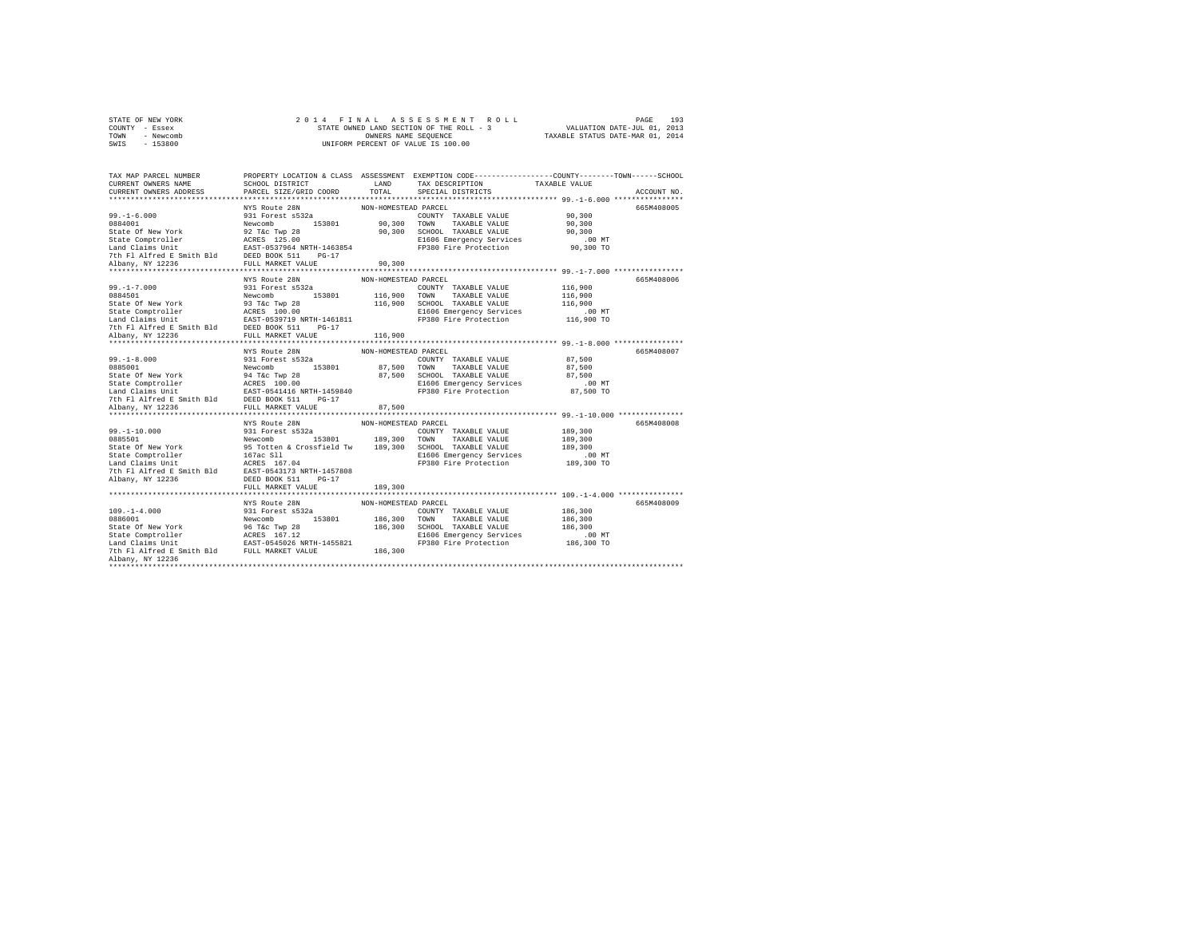STATE OF NEW YORK
COUNTY - Essex
TOWN - Newcomb
SWIS - 153800

2 0 1 4 F I N A L A S S E S S M E N T R O L L
STATE OWNED LAND SECTION OF THE ROLL - 3
OWNERS NAME SEQUENCE
UNIFORM PERCENT OF VALUE IS 100.00

VALUATION DATE-JUL 01, 2013
TAXABLE STATUS DATE-MAR 01, 2014

```
TAX MAP PARCEL NUMBER      PROPERTY LOCATION & CLASS  ASSESSMENT  EXEMPTION CODE-----------------COUNTY--------TOWN------SCHOOL
CURRENT OWNERS NAME        SCHOOL DISTRICT              LAND      TAX DESCRIPTION            TAXABLE VALUE
CURRENT OWNERS ADDRESS     PARCEL SIZE/GRID COORD       TOTAL     SPECIAL DISTRICTS                                   ACCOUNT NO.
************************************************************************************************** 99.-1-6.000 ****************
                           NYS Route 28N              NON-HOMESTEAD PARCEL                                            665M408005
99.-1-6.000                931 Forest s532a                       COUNTY  TAXABLE VALUE            90,300
0884001                    Newcomb      153801        90,300      TOWN    TAXABLE VALUE            90,300
State Of New York          92 T&c Twp 28              90,300      SCHOOL  TAXABLE VALUE            90,300
State Comptroller          ACRES  125.00                          E1606 Emergency Services            .00 MT
Land Claims Unit           EAST-0537964 NRTH-1463854              FP380 Fire Protection            90,300 TO
7th Fl Alfred E Smith Bld  DEED BOOK 511    PG-17
Albany, NY 12236           FULL MARKET VALUE          90,300
************************************************************************************************** 99.-1-7.000 ****************
                           NYS Route 28N              NON-HOMESTEAD PARCEL                                            665M408006
99.-1-7.000                931 Forest s532a                       COUNTY  TAXABLE VALUE           116,900
0884501                    Newcomb      153801       116,900      TOWN    TAXABLE VALUE           116,900
State Of New York          93 T&c Twp 28             116,900      SCHOOL  TAXABLE VALUE           116,900
State Comptroller          ACRES  100.00                          E1606 Emergency Services            .00 MT
Land Claims Unit           EAST-0539719 NRTH-1461811              FP380 Fire Protection           116,900 TO
7th Fl Alfred E Smith Bld  DEED BOOK 511    PG-17
Albany, NY 12236           FULL MARKET VALUE         116,900
************************************************************************************************** 99.-1-8.000 ****************
                           NYS Route 28N              NON-HOMESTEAD PARCEL                                            665M408007
99.-1-8.000                931 Forest s532a                       COUNTY  TAXABLE VALUE            87,500
0885001                    Newcomb      153801        87,500      TOWN    TAXABLE VALUE            87,500
State Of New York          94 T&c Twp 28              87,500      SCHOOL  TAXABLE VALUE            87,500
State Comptroller          ACRES  100.00                          E1606 Emergency Services            .00 MT
Land Claims Unit           EAST-0541416 NRTH-1459840              FP380 Fire Protection            87,500 TO
7th Fl Alfred E Smith Bld  DEED BOOK 511    PG-17
Albany, NY 12236           FULL MARKET VALUE          87,500
************************************************************************************************** 99.-1-10.000 ***************
                           NYS Route 28N              NON-HOMESTEAD PARCEL                                            665M408008
99.-1-10.000               931 Forest s532a                       COUNTY  TAXABLE VALUE           189,300
0885501                    Newcomb      153801       189,300      TOWN    TAXABLE VALUE           189,300
State Of New York          95 Totten & Crossfield Tw 189,300      SCHOOL  TAXABLE VALUE           189,300
State Comptroller          167ac Sll                              E1606 Emergency Services            .00 MT
Land Claims Unit           ACRES  167.04                          FP380 Fire Protection           189,300 TO
7th Fl Alfred E Smith Bld  EAST-0543173 NRTH-1457808
Albany, NY 12236           DEED BOOK 511    PG-17
                           FULL MARKET VALUE         189,300
************************************************************************************************** 109.-1-4.000 ***************
                           NYS Route 28N              NON-HOMESTEAD PARCEL                                            665M408009
109.-1-4.000               931 Forest s532a                       COUNTY  TAXABLE VALUE           186,300
0886001                    Newcomb      153801       186,300      TOWN    TAXABLE VALUE           186,300
State Of New York          96 T&c Twp 28             186,300      SCHOOL  TAXABLE VALUE           186,300
State Comptroller          ACRES  167.12                          E1606 Emergency Services            .00 MT
Land Claims Unit           EAST-0545026 NRTH-1455821              FP380 Fire Protection           186,300 TO
7th Fl Alfred E Smith Bld  FULL MARKET VALUE         186,300
Albany, NY 12236
********************************************************************************************************************************
```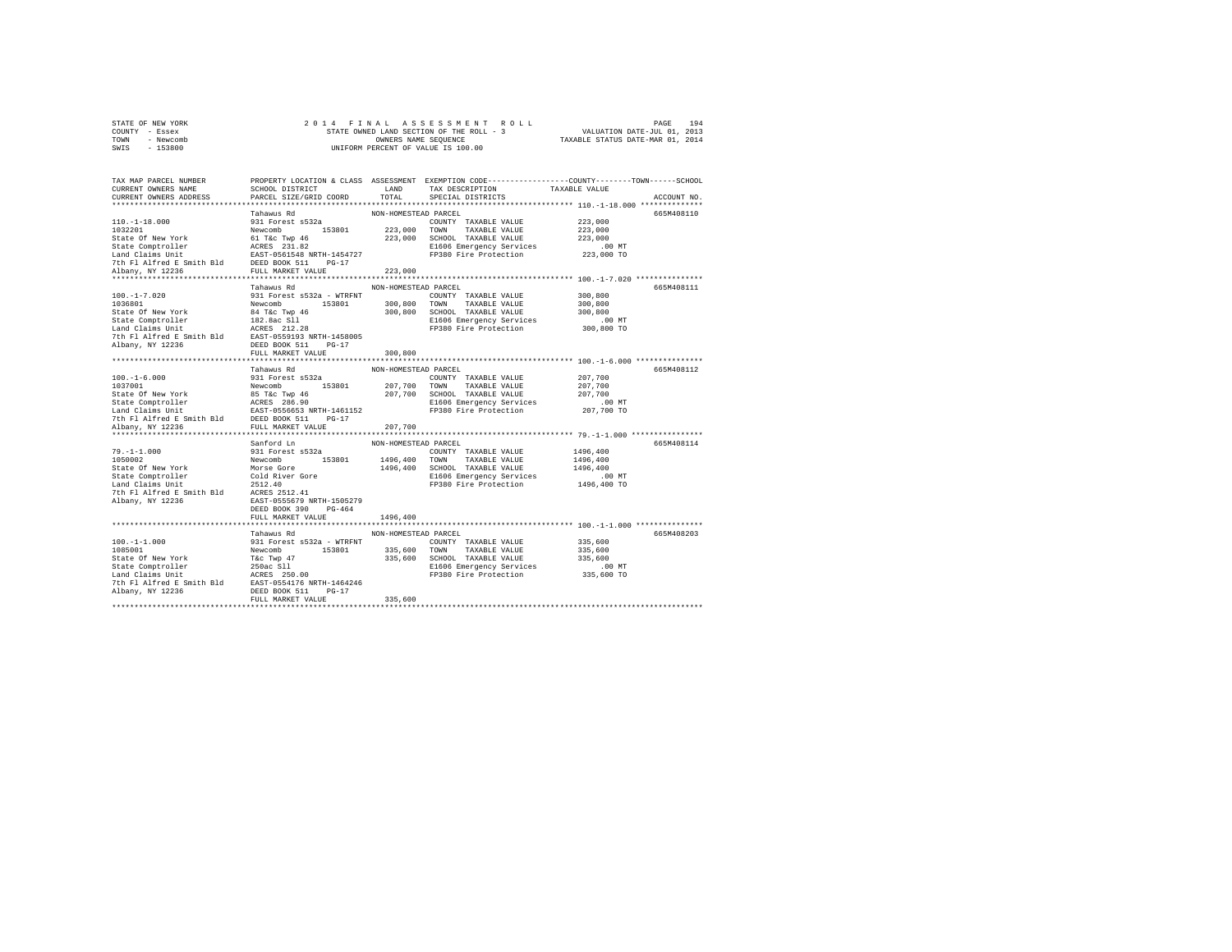STATE OF NEW YORK
COUNTY - Essex
TOWN - Newcomb
SWIS - 153800

2014 FINAL ASSESSMENT ROLL
STATE OWNED LAND SECTION OF THE ROLL - 3
OWNERS NAME SEQUENCE
UNIFORM PERCENT OF VALUE IS 100.00

VALUATION DATE-JUL 01, 2013
TAXABLE STATUS DATE-MAR 01, 2014

```
TAX MAP PARCEL NUMBER         PROPERTY LOCATION & CLASS  ASSESSMENT  EXEMPTION CODE-----------------COUNTY--------TOWN------SCHOOL
CURRENT OWNERS NAME           SCHOOL DISTRICT              LAND      TAX DESCRIPTION            TAXABLE VALUE
CURRENT OWNERS ADDRESS        PARCEL SIZE/GRID COORD       TOTAL     SPECIAL DISTRICTS                                    ACCOUNT NO.
******************************************************************************************************* 110.-1-18.000 **************
                              Tahawus Rd                   NON-HOMESTEAD PARCEL                                           665M408110
110.-1-18.000                 931 Forest s532a                        COUNTY  TAXABLE VALUE          223,000
1032201                       Newcomb        153801        223,000    TOWN    TAXABLE VALUE          223,000
State Of New York             61 T&c Twp 46                223,000    SCHOOL  TAXABLE VALUE          223,000
State Comptroller             ACRES  231.82                           E1606 Emergency Services            .00 MT
Land Claims Unit              EAST-0561548 NRTH-1454727               FP380 Fire Protection          223,000 TO
7th Fl Alfred E Smith Bld     DEED BOOK 511    PG-17
Albany, NY 12236              FULL MARKET VALUE            223,000
******************************************************************************************************* 100.-1-7.020 ***************
                              Tahawus Rd                   NON-HOMESTEAD PARCEL                                           665M408111
100.-1-7.020                  931 Forest s532a - WTRFNT               COUNTY  TAXABLE VALUE          300,800
1036801                       Newcomb        153801        300,800    TOWN    TAXABLE VALUE          300,800
State Of New York             84 T&c Twp 46                300,800    SCHOOL  TAXABLE VALUE          300,800
State Comptroller             182.8ac Sll                             E1606 Emergency Services            .00 MT
Land Claims Unit              ACRES  212.28                           FP380 Fire Protection          300,800 TO
7th Fl Alfred E Smith Bld     EAST-0559193 NRTH-1458005
Albany, NY 12236              DEED BOOK 511    PG-17
                              FULL MARKET VALUE            300,800
******************************************************************************************************* 100.-1-6.000 ***************
                              Tahawus Rd                   NON-HOMESTEAD PARCEL                                           665M408112
100.-1-6.000                  931 Forest s532a                        COUNTY  TAXABLE VALUE          207,700
1037001                       Newcomb        153801        207,700    TOWN    TAXABLE VALUE          207,700
State Of New York             85 T&c Twp 46                207,700    SCHOOL  TAXABLE VALUE          207,700
State Comptroller             ACRES  286.90                           E1606 Emergency Services            .00 MT
Land Claims Unit              EAST-0556653 NRTH-1461152               FP380 Fire Protection          207,700 TO
7th Fl Alfred E Smith Bld     DEED BOOK 511    PG-17
Albany, NY 12236              FULL MARKET VALUE            207,700
******************************************************************************************************* 79.-1-1.000 ****************
                              Sanford Ln                   NON-HOMESTEAD PARCEL                                           665M408114
79.-1-1.000                   931 Forest s532a                        COUNTY  TAXABLE VALUE         1496,400
1050002                       Newcomb        153801       1496,400    TOWN    TAXABLE VALUE         1496,400
State Of New York             Morse Gore                  1496,400    SCHOOL  TAXABLE VALUE         1496,400
State Comptroller             Cold River Gore                         E1606 Emergency Services            .00 MT
Land Claims Unit              2512.40                                 FP380 Fire Protection         1496,400 TO
7th Fl Alfred E Smith Bld     ACRES 2512.41
Albany, NY 12236              EAST-0555679 NRTH-1505279
                              DEED BOOK 390    PG-464
                              FULL MARKET VALUE           1496,400
******************************************************************************************************* 100.-1-1.000 ***************
                              Tahawus Rd                   NON-HOMESTEAD PARCEL                                           665M408203
100.-1-1.000                  931 Forest s532a - WTRFNT               COUNTY  TAXABLE VALUE          335,600
1085001                       Newcomb        153801        335,600    TOWN    TAXABLE VALUE          335,600
State Of New York             T&c Twp 47                   335,600    SCHOOL  TAXABLE VALUE          335,600
State Comptroller             250ac Sll                               E1606 Emergency Services            .00 MT
Land Claims Unit              ACRES  250.00                           FP380 Fire Protection          335,600 TO
7th Fl Alfred E Smith Bld     EAST-0554176 NRTH-1464246
Albany, NY 12236              DEED BOOK 511    PG-17
                              FULL MARKET VALUE            335,600
************************************************************************************************************************************
```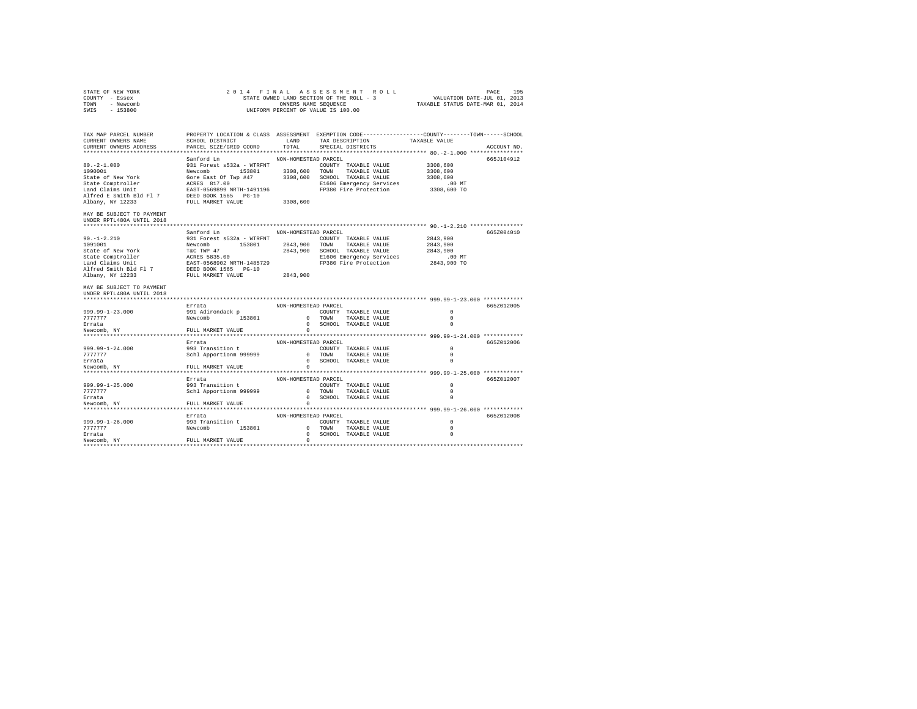STATE OF NEW YORK
COUNTY - Essex
TOWN - Newcomb
SWIS - 153800

2 0 1 4 F I N A L A S S E S S M E N T R O L L
STATE OWNED LAND SECTION OF THE ROLL - 3
OWNERS NAME SEQUENCE
UNIFORM PERCENT OF VALUE IS 100.00

VALUATION DATE-JUL 01, 2013
TAXABLE STATUS DATE-MAR 01, 2014

```
TAX MAP PARCEL NUMBER          PROPERTY LOCATION & CLASS  ASSESSMENT  EXEMPTION CODE-----------------COUNTY--------TOWN------SCHOOL
CURRENT OWNERS NAME            SCHOOL DISTRICT              LAND      TAX DESCRIPTION            TAXABLE VALUE
CURRENT OWNERS ADDRESS         PARCEL SIZE/GRID COORD       TOTAL     SPECIAL DISTRICTS                                    ACCOUNT NO.
******************************************************************************************************* 80.-2-1.000 ****************
                               Sanford Ln                  NON-HOMESTEAD PARCEL                                            665J104912
80.-2-1.000                    931 Forest s532a - WTRFNT            COUNTY  TAXABLE VALUE          3308,600
1090001                        Newcomb        153801      3308,600  TOWN    TAXABLE VALUE          3308,600
State of New York              Gore East Of Twp #47       3308,600  SCHOOL  TAXABLE VALUE          3308,600
State Comptroller              ACRES  817.00                        E1606 Emergency Services            .00 MT
Land Claims Unit               EAST-0569899 NRTH-1491196            FP380 Fire Protection          3308,600 TO
Alfred E Smith Bld Fl 7        DEED BOOK 1565   PG-10
Albany, NY 12233               FULL MARKET VALUE          3308,600

MAY BE SUBJECT TO PAYMENT
UNDER RPTL480A UNTIL 2018
******************************************************************************************************* 90.-1-2.210 ****************
                               Sanford Ln                  NON-HOMESTEAD PARCEL                                            665Z004010
90.-1-2.210                    931 Forest s532a - WTRFNT            COUNTY  TAXABLE VALUE          2843,900
1091001                        Newcomb        153801      2843,900  TOWN    TAXABLE VALUE          2843,900
State of New York              T&C TWP 47                 2843,900  SCHOOL  TAXABLE VALUE          2843,900
State Comptroller              ACRES 5835.00                        E1606 Emergency Services            .00 MT
Land Claims Unit               EAST-0568902 NRTH-1485729            FP380 Fire Protection          2843,900 TO
Alfred Smith Bld Fl 7          DEED BOOK 1565   PG-10
Albany, NY 12233               FULL MARKET VALUE          2843,900

MAY BE SUBJECT TO PAYMENT
UNDER RPTL480A UNTIL 2018
******************************************************************************************************* 999.99-1-23.000 ************
                               Errata                      NON-HOMESTEAD PARCEL                                            665Z012005
999.99-1-23.000                991 Adirondack p                     COUNTY  TAXABLE VALUE                 0
7777777                        Newcomb        153801             0  TOWN    TAXABLE VALUE                 0
Errata                                                           0  SCHOOL  TAXABLE VALUE                 0
Newcomb, NY                    FULL MARKET VALUE                 0
******************************************************************************************************* 999.99-1-24.000 ************
                               Errata                      NON-HOMESTEAD PARCEL                                            665Z012006
999.99-1-24.000                993 Transition t                     COUNTY  TAXABLE VALUE                 0
7777777                        Schl Apportionm 999999            0  TOWN    TAXABLE VALUE                 0
Errata                                                           0  SCHOOL  TAXABLE VALUE                 0
Newcomb, NY                    FULL MARKET VALUE                 0
******************************************************************************************************* 999.99-1-25.000 ************
                               Errata                      NON-HOMESTEAD PARCEL                                            665Z012007
999.99-1-25.000                993 Transition t                     COUNTY  TAXABLE VALUE                 0
7777777                        Schl Apportionm 999999            0  TOWN    TAXABLE VALUE                 0
Errata                                                           0  SCHOOL  TAXABLE VALUE                 0
Newcomb, NY                    FULL MARKET VALUE                 0
******************************************************************************************************* 999.99-1-26.000 ************
                               Errata                      NON-HOMESTEAD PARCEL                                            665Z012008
999.99-1-26.000                993 Transition t                     COUNTY  TAXABLE VALUE                 0
7777777                        Newcomb        153801             0  TOWN    TAXABLE VALUE                 0
Errata                                                           0  SCHOOL  TAXABLE VALUE                 0
Newcomb, NY                    FULL MARKET VALUE                 0
************************************************************************************************************************************
```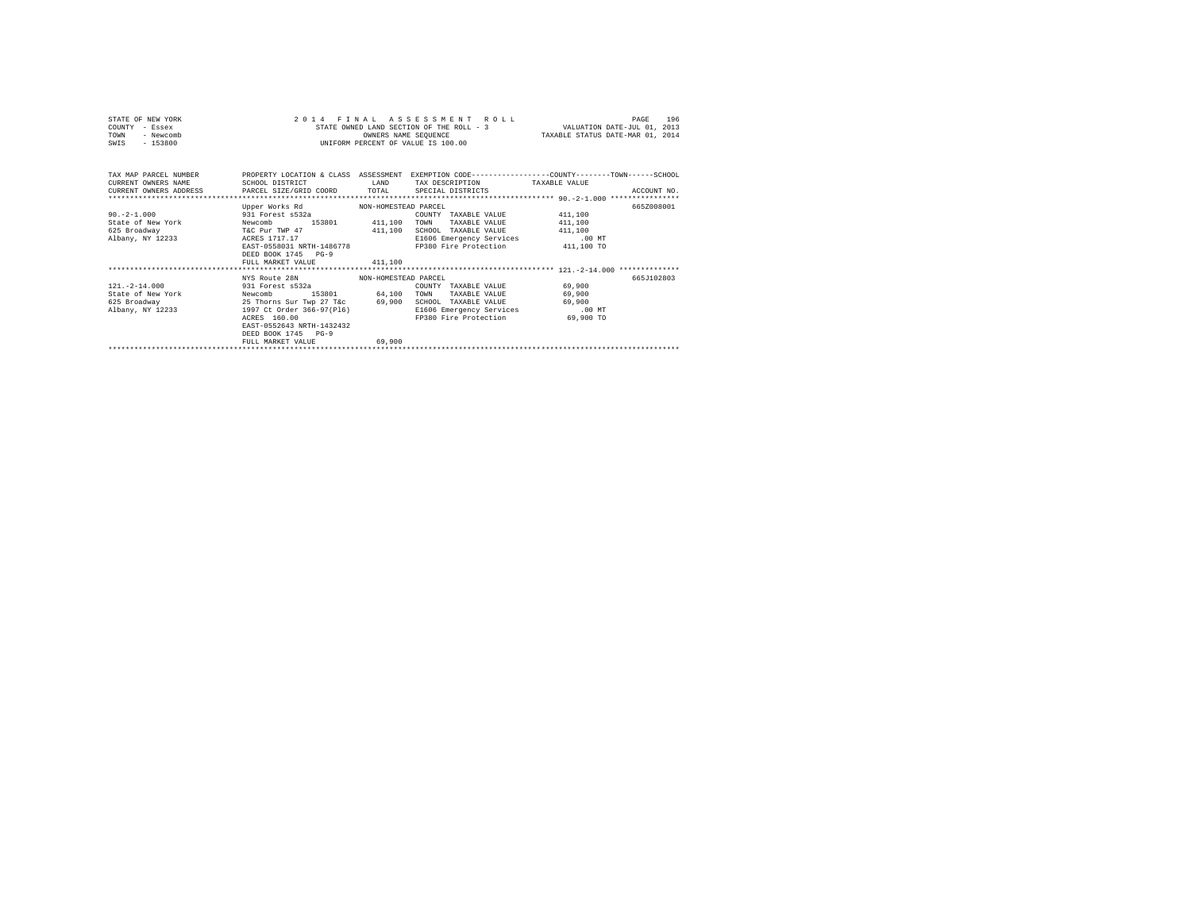STATE OF NEW YORK
COUNTY - Essex
TOWN - Newcomb
SWIS - 153800

2014 FINAL ASSESSMENT ROLL
STATE OWNED LAND SECTION OF THE ROLL - 3
OWNERS NAME SEQUENCE
UNIFORM PERCENT OF VALUE IS 100.00

VALUATION DATE-JUL 01, 2013
TAXABLE STATUS DATE-MAR 01, 2014

| TAX MAP PARCEL NUMBER / CURRENT OWNERS NAME / CURRENT OWNERS ADDRESS | PROPERTY LOCATION & CLASS / SCHOOL DISTRICT / PARCEL SIZE/GRID COORD | ASSESSMENT LAND / TOTAL | EXEMPTION CODE / TAX DESCRIPTION / SPECIAL DISTRICTS | COUNTY--------TOWN------SCHOOL TAXABLE VALUE | ACCOUNT NO. |
|---|---|---|---|---|---|
| 90.-2-1.000 | Upper Works Rd | NON-HOMESTEAD PARCEL | | | 665Z008001 |
| 90.-2-1.000 | 931 Forest s532a | | COUNTY TAXABLE VALUE | 411,100 | |
| State of New York | Newcomb 153801 | 411,100 | TOWN TAXABLE VALUE | 411,100 | |
| 625 Broadway | T&C Pur TWP 47 | 411,100 | SCHOOL TAXABLE VALUE | 411,100 | |
| Albany, NY 12233 | ACRES 1717.17 | | E1606 Emergency Services | .00 MT | |
| | EAST-0558031 NRTH-1486778 | | FP380 Fire Protection | 411,100 TO | |
| | DEED BOOK 1745 PG-9 | | | | |
| | FULL MARKET VALUE | 411,100 | | | |
| 121.-2-14.000 | NYS Route 28N | NON-HOMESTEAD PARCEL | | | 665J102803 |
| 121.-2-14.000 | 931 Forest s532a | | COUNTY TAXABLE VALUE | 69,900 | |
| State of New York | Newcomb 153801 | 64,100 | TOWN TAXABLE VALUE | 69,900 | |
| 625 Broadway | 25 Thorns Sur Twp 27 T&c | 69,900 | SCHOOL TAXABLE VALUE | 69,900 | |
| Albany, NY 12233 | 1997 Ct Order 366-97(Pl6) | | E1606 Emergency Services | .00 MT | |
| | ACRES 160.00 | | FP380 Fire Protection | 69,900 TO | |
| | EAST-0552643 NRTH-1432432 | | | | |
| | DEED BOOK 1745 PG-9 | | | | |
| | FULL MARKET VALUE | 69,900 | | | |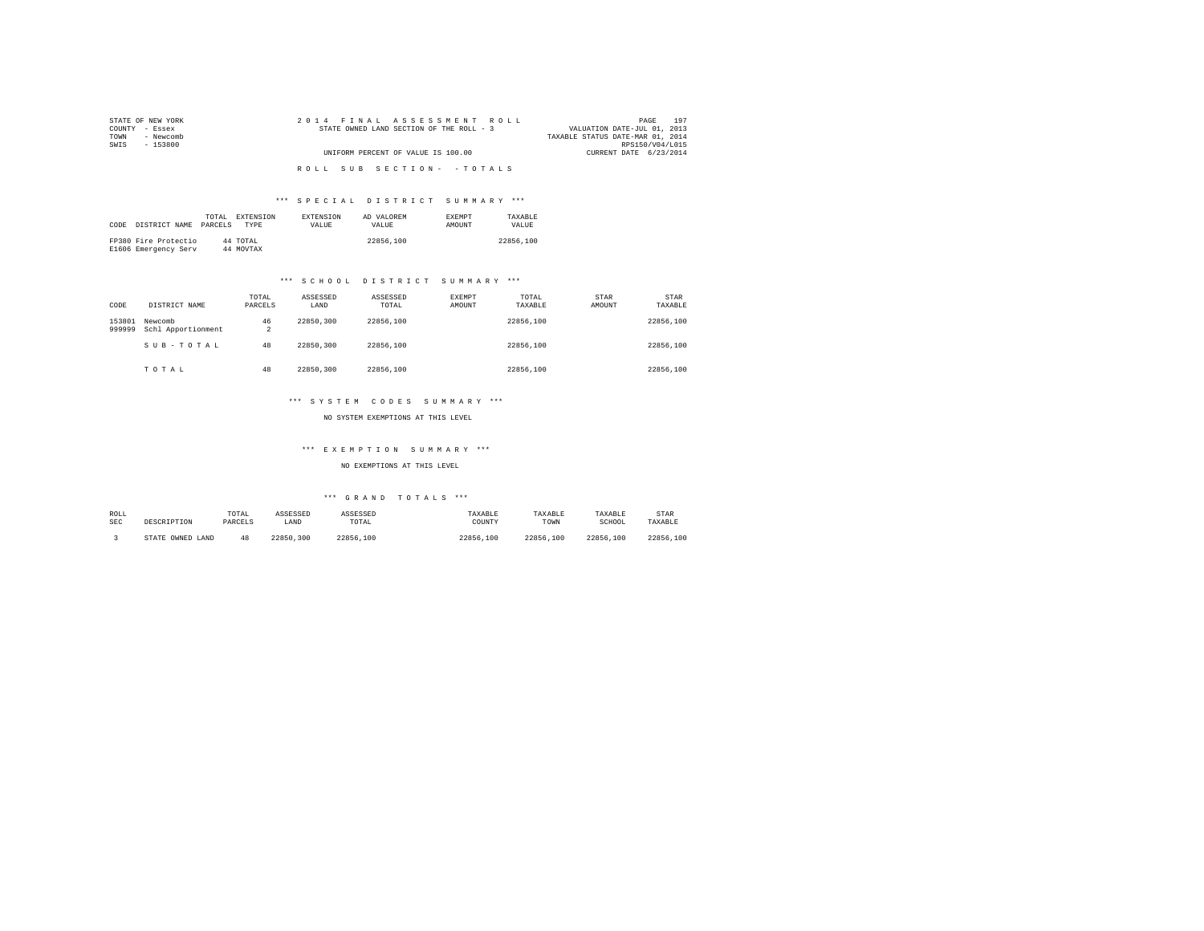STATE OF NEW YORK
COUNTY - Essex
TOWN - Newcomb
SWIS - 153800

2014 FINAL ASSESSMENT ROLL
STATE OWNED LAND SECTION OF THE ROLL - 3
UNIFORM PERCENT OF VALUE IS 100.00

VALUATION DATE-JUL 01, 2013
TAXABLE STATUS DATE-MAR 01, 2014
RPS150/V04/L015
CURRENT DATE 6/23/2014

ROLL SUB SECTION- - TOTALS

*** SPECIAL DISTRICT SUMMARY ***

| CODE | DISTRICT NAME | TOTAL PARCELS | EXTENSION TYPE | EXTENSION VALUE | AD VALOREM VALUE | EXEMPT AMOUNT | TAXABLE VALUE |
|---|---|---|---|---|---|---|---|
| FP380 | Fire Protectio | 44 | TOTAL | | 22856,100 | | 22856,100 |
| E1606 | Emergency Serv | 44 | MOVTAX | | | | |

*** SCHOOL DISTRICT SUMMARY ***

| CODE | DISTRICT NAME | TOTAL PARCELS | ASSESSED LAND | ASSESSED TOTAL | EXEMPT AMOUNT | TOTAL TAXABLE | STAR AMOUNT | STAR TAXABLE |
|---|---|---|---|---|---|---|---|---|
| 153801 | Newcomb | 46 | 22850,300 | 22856,100 | | 22856,100 | | 22856,100 |
| 999999 | Schl Apportionment | 2 | | | | | | |
| | SUB-TOTAL | 48 | 22850,300 | 22856,100 | | 22856,100 | | 22856,100 |
| | TOTAL | 48 | 22850,300 | 22856,100 | | 22856,100 | | 22856,100 |

*** SYSTEM CODES SUMMARY ***

NO SYSTEM EXEMPTIONS AT THIS LEVEL

*** EXEMPTION SUMMARY ***

NO EXEMPTIONS AT THIS LEVEL

*** GRAND TOTALS ***

| ROLL SEC | DESCRIPTION | TOTAL PARCELS | ASSESSED LAND | ASSESSED TOTAL | TAXABLE COUNTY | TAXABLE TOWN | TAXABLE SCHOOL | STAR TAXABLE |
|---|---|---|---|---|---|---|---|---|
| 3 | STATE OWNED LAND | 48 | 22850,300 | 22856,100 | 22856,100 | 22856,100 | 22856,100 | 22856,100 |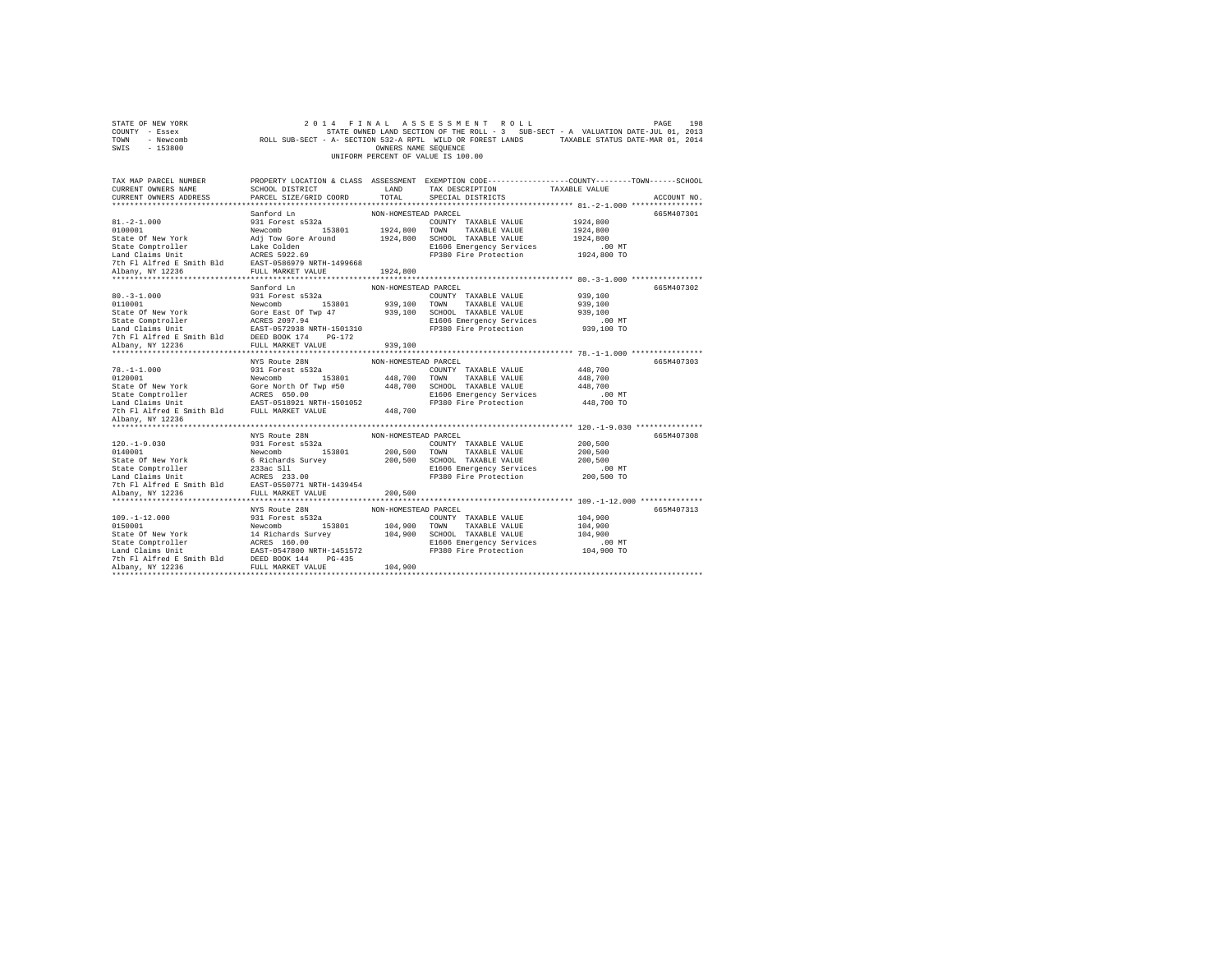STATE OF NEW YORK
COUNTY - Essex
TOWN - Newcomb
SWIS - 153800

2014 FINAL ASSESSMENT ROLL
STATE OWNED LAND SECTION OF THE ROLL - 3 SUB-SECT - A VALUATION DATE-JUL 01, 2013
ROLL SUB-SECT - A- SECTION 532-A RPTL WILD OR FOREST LANDS TAXABLE STATUS DATE-MAR 01, 2014
OWNERS NAME SEQUENCE
UNIFORM PERCENT OF VALUE IS 100.00

| TAX MAP PARCEL NUMBER / CURRENT OWNERS NAME / CURRENT OWNERS ADDRESS | PROPERTY LOCATION & CLASS / SCHOOL DISTRICT / PARCEL SIZE/GRID COORD | ASSESSMENT LAND / TOTAL | EXEMPTION CODE / TAX DESCRIPTION / SPECIAL DISTRICTS | COUNTY--------TOWN------SCHOOL TAXABLE VALUE | ACCOUNT NO. |
|---|---|---|---|---|---|
| **81.-2-1.000** | Sanford Ln | NON-HOMESTEAD PARCEL | | | 665M407301 |
| 81.-2-1.000 | 931 Forest s532a | | COUNTY TAXABLE VALUE | 1924,800 | |
| 0100001 | Newcomb 153801 | 1924,800 | TOWN TAXABLE VALUE | 1924,800 | |
| State Of New York | Adj Tow Gore Around | 1924,800 | SCHOOL TAXABLE VALUE | 1924,800 | |
| State Comptroller | Lake Colden | | E1606 Emergency Services | .00 MT | |
| Land Claims Unit | ACRES 5922.69 | | FP380 Fire Protection | 1924,800 TO | |
| 7th Fl Alfred E Smith Bld | EAST-0586979 NRTH-1499668 | | | | |
| Albany, NY 12236 | FULL MARKET VALUE | 1924,800 | | | |
| **80.-3-1.000** | Sanford Ln | NON-HOMESTEAD PARCEL | | | 665M407302 |
| 80.-3-1.000 | 931 Forest s532a | | COUNTY TAXABLE VALUE | 939,100 | |
| 0110001 | Newcomb 153801 | 939,100 | TOWN TAXABLE VALUE | 939,100 | |
| State Of New York | Gore East Of Twp 47 | 939,100 | SCHOOL TAXABLE VALUE | 939,100 | |
| State Comptroller | ACRES 2097.94 | | E1606 Emergency Services | .00 MT | |
| Land Claims Unit | EAST-0572938 NRTH-1501310 | | FP380 Fire Protection | 939,100 TO | |
| 7th Fl Alfred E Smith Bld | DEED BOOK 174 PG-172 | | | | |
| Albany, NY 12236 | FULL MARKET VALUE | 939,100 | | | |
| **78.-1-1.000** | NYS Route 28N | NON-HOMESTEAD PARCEL | | | 665M407303 |
| 78.-1-1.000 | 931 Forest s532a | | COUNTY TAXABLE VALUE | 448,700 | |
| 0120001 | Newcomb 153801 | 448,700 | TOWN TAXABLE VALUE | 448,700 | |
| State Of New York | Gore North Of Twp #50 | 448,700 | SCHOOL TAXABLE VALUE | 448,700 | |
| State Comptroller | ACRES 650.00 | | E1606 Emergency Services | .00 MT | |
| Land Claims Unit | EAST-0518921 NRTH-1501052 | | FP380 Fire Protection | 448,700 TO | |
| 7th Fl Alfred E Smith Bld | FULL MARKET VALUE | 448,700 | | | |
| Albany, NY 12236 | | | | | |
| **120.-1-9.030** | NYS Route 28N | NON-HOMESTEAD PARCEL | | | 665M407308 |
| 120.-1-9.030 | 931 Forest s532a | | COUNTY TAXABLE VALUE | 200,500 | |
| 0140001 | Newcomb 153801 | 200,500 | TOWN TAXABLE VALUE | 200,500 | |
| State Of New York | 6 Richards Survey | 200,500 | SCHOOL TAXABLE VALUE | 200,500 | |
| State Comptroller | 233ac Sll | | E1606 Emergency Services | .00 MT | |
| Land Claims Unit | ACRES 233.00 | | FP380 Fire Protection | 200,500 TO | |
| 7th Fl Alfred E Smith Bld | EAST-0550771 NRTH-1439454 | | | | |
| Albany, NY 12236 | FULL MARKET VALUE | 200,500 | | | |
| **109.-1-12.000** | NYS Route 28N | NON-HOMESTEAD PARCEL | | | 665M407313 |
| 109.-1-12.000 | 931 Forest s532a | | COUNTY TAXABLE VALUE | 104,900 | |
| 0150001 | Newcomb 153801 | 104,900 | TOWN TAXABLE VALUE | 104,900 | |
| State Of New York | 14 Richards Survey | 104,900 | SCHOOL TAXABLE VALUE | 104,900 | |
| State Comptroller | ACRES 160.00 | | E1606 Emergency Services | .00 MT | |
| Land Claims Unit | EAST-0547800 NRTH-1451572 | | FP380 Fire Protection | 104,900 TO | |
| 7th Fl Alfred E Smith Bld | DEED BOOK 144 PG-435 | | | | |
| Albany, NY 12236 | FULL MARKET VALUE | 104,900 | | | |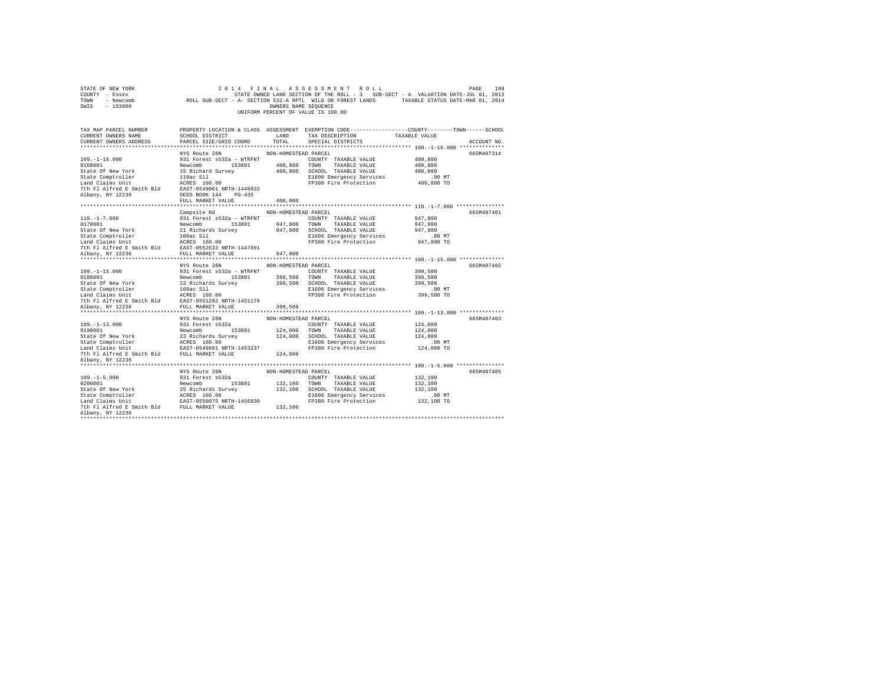STATE OF NEW YORK
COUNTY - Essex
TOWN - Newcomb
SWIS - 153800

2014 FINAL ASSESSMENT ROLL
STATE OWNED LAND SECTION OF THE ROLL - 3 SUB-SECT - A VALUATION DATE-JUL 01, 2013
ROLL SUB-SECT - A- SECTION 532-A RPTL WILD OR FOREST LANDS TAXABLE STATUS DATE-MAR 01, 2014
OWNERS NAME SEQUENCE
UNIFORM PERCENT OF VALUE IS 100.00

```
TAX MAP PARCEL NUMBER       PROPERTY LOCATION & CLASS  ASSESSMENT  EXEMPTION CODE-----------------COUNTY--------TOWN------SCHOOL
CURRENT OWNERS NAME         SCHOOL DISTRICT             LAND       TAX DESCRIPTION             TAXABLE VALUE
CURRENT OWNERS ADDRESS      PARCEL SIZE/GRID COORD      TOTAL      SPECIAL DISTRICTS                                    ACCOUNT NO.
******************************************************************************************** 109.-1-16.000 **************
                            NYS Route 28N               NON-HOMESTEAD PARCEL                                            665M407314
109.-1-16.000               931 Forest s532a - WTRFNT            COUNTY  TAXABLE VALUE          400,800
0160001                     Newcomb       153801        400,800  TOWN    TAXABLE VALUE          400,800
State Of New York           15 Richard Survey           400,800  SCHOOL  TAXABLE VALUE          400,800
State Comptroller           110ac Sll                            E1606 Emergency Services           .00 MT
Land Claims Unit            ACRES 160.00                         FP380 Fire Protection          400,800 TO
7th Fl Alfred E Smith Bld   EAST-0549061 NRTH-1449832
Albany, NY 12236            DEED BOOK 144    PG-435
                            FULL MARKET VALUE           400,800
******************************************************************************************** 110.-1-7.000 ***************
                            Campsite Rd                 NON-HOMESTEAD PARCEL                                            665M407401
110.-1-7.000                931 Forest s532a - WTRFNT            COUNTY  TAXABLE VALUE          947,800
0170001                     Newcomb       153801        947,800  TOWN    TAXABLE VALUE          947,800
State Of New York           21 Richards Survey          947,800  SCHOOL  TAXABLE VALUE          947,800
State Comptroller           100ac Sll                            E1606 Emergency Services           .00 MT
Land Claims Unit            ACRES 160.00                         FP380 Fire Protection          947,800 TO
7th Fl Alfred E Smith Bld   EAST-0552633 NRTH-1447691
Albany, NY 12236            FULL MARKET VALUE           947,800
******************************************************************************************** 109.-1-15.000 **************
                            NYS Route 28N               NON-HOMESTEAD PARCEL                                            665M407402
109.-1-15.000               931 Forest s532a - WTRFNT            COUNTY  TAXABLE VALUE          399,500
0180001                     Newcomb       153801        399,500  TOWN    TAXABLE VALUE          399,500
State Of New York           22 Richards Survey          399,500  SCHOOL  TAXABLE VALUE          399,500
State Comptroller           160ac Sll                            E1606 Emergency Services           .00 MT
Land Claims Unit            ACRES 160.00                         FP380 Fire Protection          399,500 TO
7th Fl Alfred E Smith Bld   EAST-0551282 NRTH-1451176
Albany, NY 12236            FULL MARKET VALUE           399,500
******************************************************************************************** 109.-1-13.000 **************
                            NYS Route 28N               NON-HOMESTEAD PARCEL                                            665M407403
109.-1-13.000               931 Forest s532a                     COUNTY  TAXABLE VALUE          124,000
0190001                     Newcomb       153801        124,000  TOWN    TAXABLE VALUE          124,000
State Of New York           23 Richards Survey          124,000  SCHOOL  TAXABLE VALUE          124,000
State Comptroller           ACRES 160.00                         E1606 Emergency Services           .00 MT
Land Claims Unit            EAST-0549681 NRTH-1453237            FP380 Fire Protection          124,000 TO
7th Fl Alfred E Smith Bld   FULL MARKET VALUE           124,000
Albany, NY 12236
******************************************************************************************** 109.-1-5.000 ***************
                            NYS Route 28N               NON-HOMESTEAD PARCEL                                            665M407405
109.-1-5.000                931 Forest s532a                     COUNTY  TAXABLE VALUE          132,100
0200001                     Newcomb       153801        132,100  TOWN    TAXABLE VALUE          132,100
State Of New York           25 Richards Survey          132,100  SCHOOL  TAXABLE VALUE          132,100
State Comptroller           ACRES 160.00                         E1606 Emergency Services           .00 MT
Land Claims Unit            EAST-0550075 NRTH-1456830            FP380 Fire Protection          132,100 TO
7th Fl Alfred E Smith Bld   FULL MARKET VALUE           132,100
Albany, NY 12236
**************************************************************************************************************************
```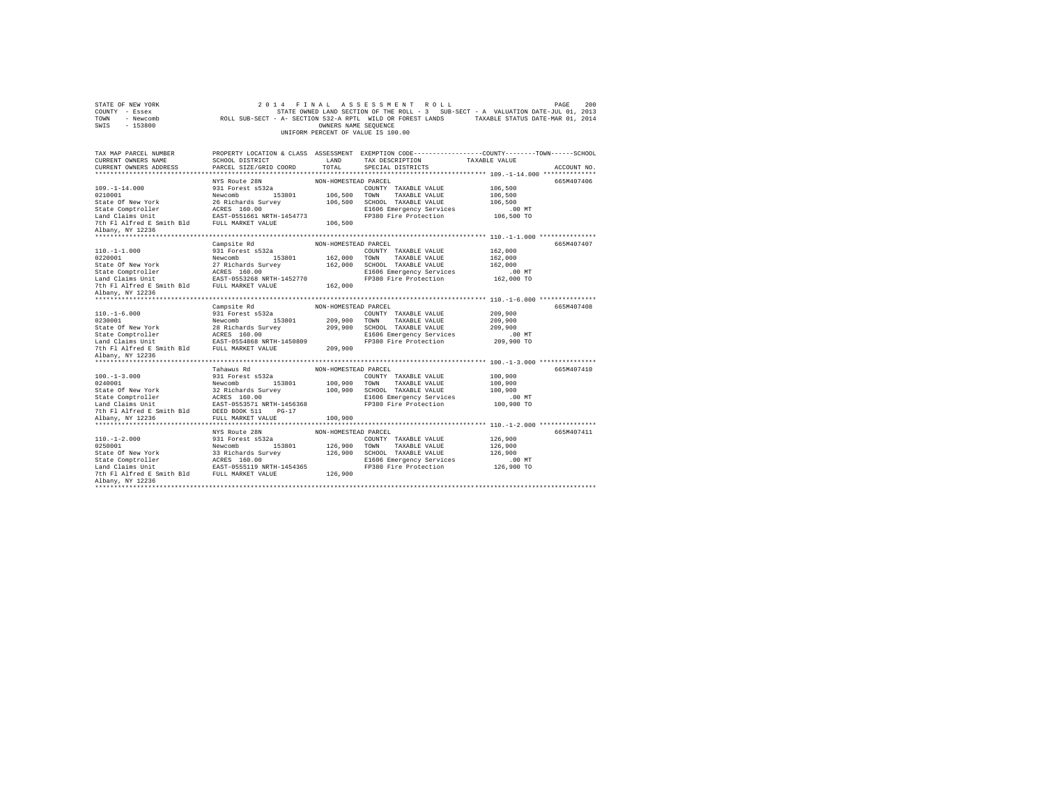STATE OF NEW YORK
COUNTY - Essex
TOWN - Newcomb
SWIS - 153800

2014 FINAL ASSESSMENT ROLL
STATE OWNED LAND SECTION OF THE ROLL - 3 SUB-SECT - A VALUATION DATE-JUL 01, 2013
ROLL SUB-SECT - A- SECTION 532-A RPTL WILD OR FOREST LANDS TAXABLE STATUS DATE-MAR 01, 2014
OWNERS NAME SEQUENCE
UNIFORM PERCENT OF VALUE IS 100.00

| TAX MAP PARCEL NUMBER / CURRENT OWNERS NAME / CURRENT OWNERS ADDRESS | PROPERTY LOCATION & CLASS / SCHOOL DISTRICT / PARCEL SIZE/GRID COORD | ASSESSMENT LAND / TOTAL | EXEMPTION CODE / TAX DESCRIPTION / SPECIAL DISTRICTS | TAXABLE VALUE (COUNTY / TOWN / SCHOOL) | ACCOUNT NO. |
|---|---|---|---|---|---|
| **109.-1-14.000** | NYS Route 28N | NON-HOMESTEAD PARCEL | | | 665M407406 |
| 109.-1-14.000 | 931 Forest s532a | | COUNTY TAXABLE VALUE | 106,500 | |
| 0210001 | Newcomb 153801 | 106,500 | TOWN TAXABLE VALUE | 106,500 | |
| State Of New York | 26 Richards Survey | 106,500 | SCHOOL TAXABLE VALUE | 106,500 | |
| State Comptroller | ACRES 160.00 | | E1606 Emergency Services | .00 MT | |
| Land Claims Unit | EAST-0551661 NRTH-1454773 | | FP380 Fire Protection | 106,500 TO | |
| 7th Fl Alfred E Smith Bld | FULL MARKET VALUE | 106,500 | | | |
| Albany, NY 12236 | | | | | |
| **110.-1-1.000** | Campsite Rd | NON-HOMESTEAD PARCEL | | | 665M407407 |
| 110.-1-1.000 | 931 Forest s532a | | COUNTY TAXABLE VALUE | 162,000 | |
| 0220001 | Newcomb 153801 | 162,000 | TOWN TAXABLE VALUE | 162,000 | |
| State Of New York | 27 Richards Survey | 162,000 | SCHOOL TAXABLE VALUE | 162,000 | |
| State Comptroller | ACRES 160.00 | | E1606 Emergency Services | .00 MT | |
| Land Claims Unit | EAST-0553268 NRTH-1452770 | | FP380 Fire Protection | 162,000 TO | |
| 7th Fl Alfred E Smith Bld | FULL MARKET VALUE | 162,000 | | | |
| Albany, NY 12236 | | | | | |
| **110.-1-6.000** | Campsite Rd | NON-HOMESTEAD PARCEL | | | 665M407408 |
| 110.-1-6.000 | 931 Forest s532a | | COUNTY TAXABLE VALUE | 209,900 | |
| 0230001 | Newcomb 153801 | 209,900 | TOWN TAXABLE VALUE | 209,900 | |
| State Of New York | 28 Richards Survey | 209,900 | SCHOOL TAXABLE VALUE | 209,900 | |
| State Comptroller | ACRES 160.00 | | E1606 Emergency Services | .00 MT | |
| Land Claims Unit | EAST-0554868 NRTH-1450809 | | FP380 Fire Protection | 209,900 TO | |
| 7th Fl Alfred E Smith Bld | FULL MARKET VALUE | 209,900 | | | |
| Albany, NY 12236 | | | | | |
| **100.-1-3.000** | Tahawus Rd | NON-HOMESTEAD PARCEL | | | 665M407410 |
| 100.-1-3.000 | 931 Forest s532a | | COUNTY TAXABLE VALUE | 100,900 | |
| 0240001 | Newcomb 153801 | 100,900 | TOWN TAXABLE VALUE | 100,900 | |
| State Of New York | 32 Richards Survey | 100,900 | SCHOOL TAXABLE VALUE | 100,900 | |
| State Comptroller | ACRES 160.00 | | E1606 Emergency Services | .00 MT | |
| Land Claims Unit | EAST-0553571 NRTH-1456368 | | FP380 Fire Protection | 100,900 TO | |
| 7th Fl Alfred E Smith Bld | DEED BOOK 511 PG-17 | | | | |
| Albany, NY 12236 | FULL MARKET VALUE | 100,900 | | | |
| **110.-1-2.000** | NYS Route 28N | NON-HOMESTEAD PARCEL | | | 665M407411 |
| 110.-1-2.000 | 931 Forest s532a | | COUNTY TAXABLE VALUE | 126,900 | |
| 0250001 | Newcomb 153801 | 126,900 | TOWN TAXABLE VALUE | 126,900 | |
| State Of New York | 33 Richards Survey | 126,900 | SCHOOL TAXABLE VALUE | 126,900 | |
| State Comptroller | ACRES 160.00 | | E1606 Emergency Services | .00 MT | |
| Land Claims Unit | EAST-0555119 NRTH-1454365 | | FP380 Fire Protection | 126,900 TO | |
| 7th Fl Alfred E Smith Bld | FULL MARKET VALUE | 126,900 | | | |
| Albany, NY 12236 | | | | | |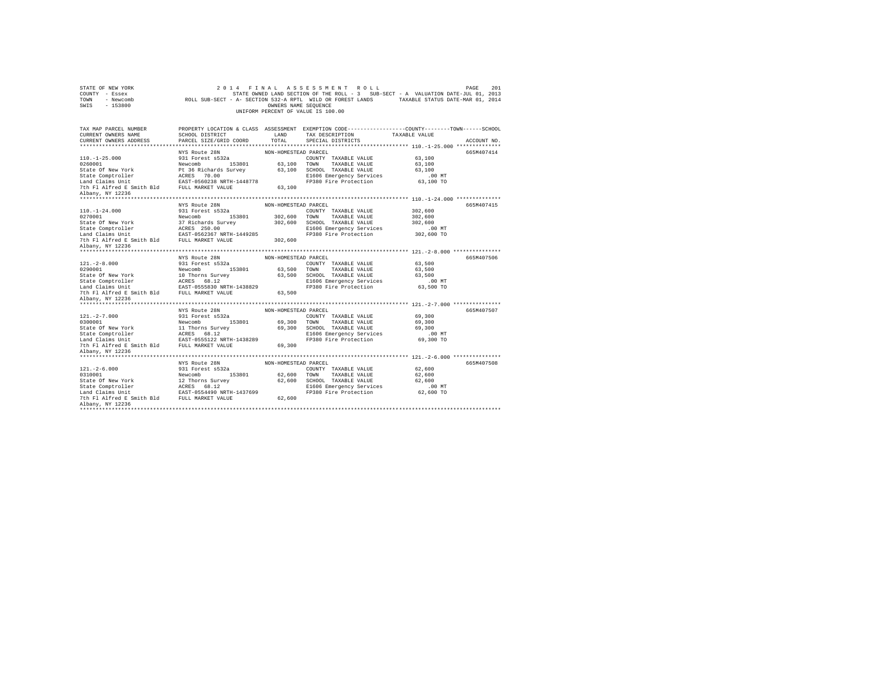STATE OF NEW YORK — 2014 FINAL ASSESSMENT ROLL
COUNTY - Essex — STATE OWNED LAND SECTION OF THE ROLL - 3 SUB-SECT - A VALUATION DATE-JUL 01, 2013
TOWN - Newcomb — ROLL SUB-SECT - A- SECTION 532-A RPTL WILD OR FOREST LANDS — TAXABLE STATUS DATE-MAR 01, 2014
SWIS - 153800 — OWNERS NAME SEQUENCE
UNIFORM PERCENT OF VALUE IS 100.00

| TAX MAP PARCEL NUMBER / CURRENT OWNERS NAME / CURRENT OWNERS ADDRESS | PROPERTY LOCATION & CLASS / SCHOOL DISTRICT / PARCEL SIZE/GRID COORD | ASSESSMENT LAND / TOTAL | EXEMPTION CODE / TAX DESCRIPTION / SPECIAL DISTRICTS | COUNTY--------TOWN------SCHOOL TAXABLE VALUE | ACCOUNT NO. |
|---|---|---|---|---|---|
| 110.-1-25.000 | NYS Route 28N | NON-HOMESTEAD PARCEL | | | 665M407414 |
| 0260001 | 931 Forest s532a | | COUNTY TAXABLE VALUE | 63,100 | |
| State Of New York | Newcomb 153801 | 63,100 | TOWN TAXABLE VALUE | 63,100 | |
| State Comptroller | Pt 36 Richards Survey | 63,100 | SCHOOL TAXABLE VALUE | 63,100 | |
| Land Claims Unit | ACRES 70.00 | | E1606 Emergency Services | .00 MT | |
| 7th Fl Alfred E Smith Bld | EAST-0560238 NRTH-1448778 | | FP380 Fire Protection | 63,100 TO | |
| Albany, NY 12236 | FULL MARKET VALUE | 63,100 | | | |
| 110.-1-24.000 | NYS Route 28N | NON-HOMESTEAD PARCEL | | | 665M407415 |
| 0270001 | 931 Forest s532a | | COUNTY TAXABLE VALUE | 302,600 | |
| State Of New York | Newcomb 153801 | 302,600 | TOWN TAXABLE VALUE | 302,600 | |
| State Comptroller | 37 Richards Survey | 302,600 | SCHOOL TAXABLE VALUE | 302,600 | |
| Land Claims Unit | ACRES 250.00 | | E1606 Emergency Services | .00 MT | |
| 7th Fl Alfred E Smith Bld | EAST-0562367 NRTH-1449285 | | FP380 Fire Protection | 302,600 TO | |
| Albany, NY 12236 | FULL MARKET VALUE | 302,600 | | | |
| 121.-2-8.000 | NYS Route 28N | NON-HOMESTEAD PARCEL | | | 665M407506 |
| 0290001 | 931 Forest s532a | | COUNTY TAXABLE VALUE | 63,500 | |
| State Of New York | Newcomb 153801 | 63,500 | TOWN TAXABLE VALUE | 63,500 | |
| State Comptroller | 10 Thorns Survey | 63,500 | SCHOOL TAXABLE VALUE | 63,500 | |
| Land Claims Unit | ACRES 68.12 | | E1606 Emergency Services | .00 MT | |
| 7th Fl Alfred E Smith Bld | EAST-0555830 NRTH-1438829 | | FP380 Fire Protection | 63,500 TO | |
| Albany, NY 12236 | FULL MARKET VALUE | 63,500 | | | |
| 121.-2-7.000 | NYS Route 28N | NON-HOMESTEAD PARCEL | | | 665M407507 |
| 0300001 | 931 Forest s532a | | COUNTY TAXABLE VALUE | 69,300 | |
| State Of New York | Newcomb 153801 | 69,300 | TOWN TAXABLE VALUE | 69,300 | |
| State Comptroller | 11 Thorns Survey | 69,300 | SCHOOL TAXABLE VALUE | 69,300 | |
| Land Claims Unit | ACRES 68.12 | | E1606 Emergency Services | .00 MT | |
| 7th Fl Alfred E Smith Bld | EAST-0555122 NRTH-1438289 | | FP380 Fire Protection | 69,300 TO | |
| Albany, NY 12236 | FULL MARKET VALUE | 69,300 | | | |
| 121.-2-6.000 | NYS Route 28N | NON-HOMESTEAD PARCEL | | | 665M407508 |
| 0310001 | 931 Forest s532a | | COUNTY TAXABLE VALUE | 62,600 | |
| State Of New York | Newcomb 153801 | 62,600 | TOWN TAXABLE VALUE | 62,600 | |
| State Comptroller | 12 Thorns Survey | 62,600 | SCHOOL TAXABLE VALUE | 62,600 | |
| Land Claims Unit | ACRES 68.12 | | E1606 Emergency Services | .00 MT | |
| 7th Fl Alfred E Smith Bld | EAST-0554490 NRTH-1437699 | | FP380 Fire Protection | 62,600 TO | |
| Albany, NY 12236 | FULL MARKET VALUE | 62,600 | | | |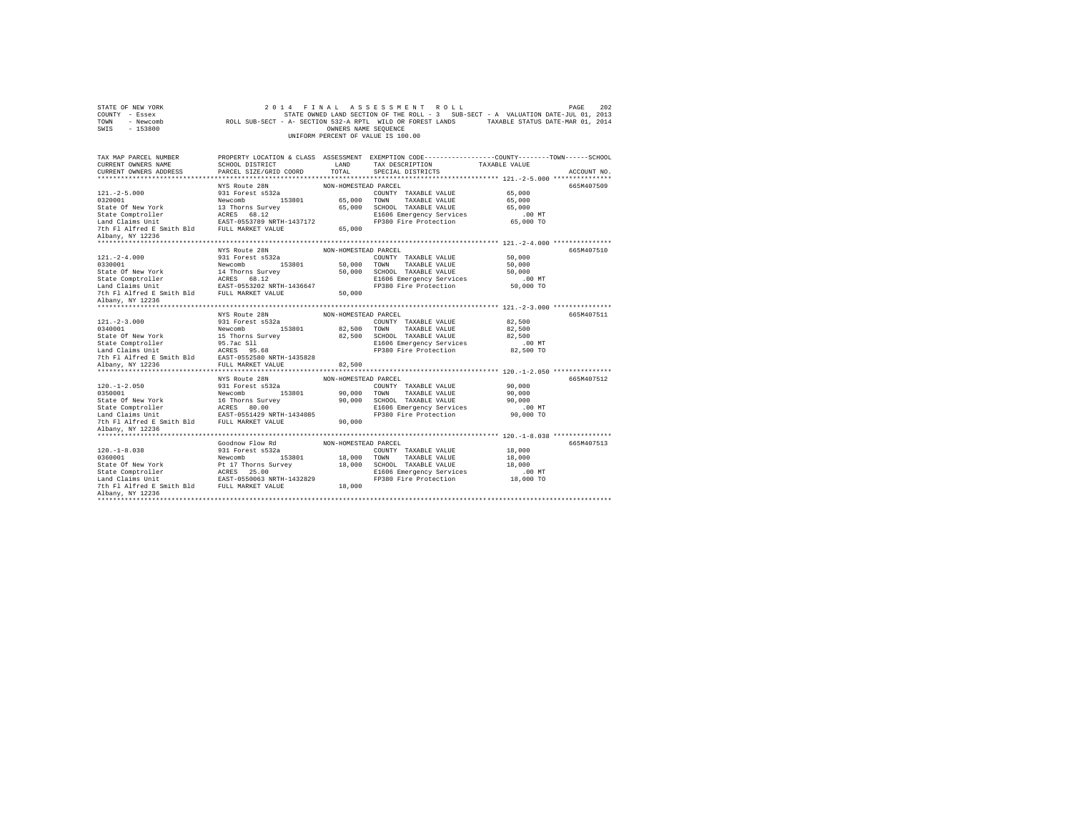STATE OF NEW YORK
COUNTY - Essex
TOWN - Newcomb
SWIS - 153800

2014 FINAL ASSESSMENT ROLL
STATE OWNED LAND SECTION OF THE ROLL - 3 SUB-SECT - A VALUATION DATE-JUL 01, 2013
ROLL SUB-SECT - A- SECTION 532-A RPTL WILD OR FOREST LANDS TAXABLE STATUS DATE-MAR 01, 2014
OWNERS NAME SEQUENCE
UNIFORM PERCENT OF VALUE IS 100.00

| TAX MAP PARCEL NUMBER / CURRENT OWNERS NAME / CURRENT OWNERS ADDRESS | PROPERTY LOCATION & CLASS / SCHOOL DISTRICT / PARCEL SIZE/GRID COORD | ASSESSMENT LAND / TOTAL | EXEMPTION CODE / TAX DESCRIPTION / SPECIAL DISTRICTS | TAXABLE VALUE (COUNTY / TOWN / SCHOOL) | ACCOUNT NO. |
|---|---|---|---|---|---|
| **121.-2-5.000** | NYS Route 28N | NON-HOMESTEAD PARCEL | | | 665M407509 |
| 0320001 | 931 Forest s532a | | COUNTY TAXABLE VALUE | 65,000 | |
| State Of New York | Newcomb 153801 | 65,000 | TOWN TAXABLE VALUE | 65,000 | |
| State Comptroller | 13 Thorns Survey | 65,000 | SCHOOL TAXABLE VALUE | 65,000 | |
| Land Claims Unit | ACRES 68.12 | | E1606 Emergency Services | .00 MT | |
| 7th Fl Alfred E Smith Bld | EAST-0553789 NRTH-1437172 | | FP380 Fire Protection | 65,000 TO | |
| Albany, NY 12236 | FULL MARKET VALUE | 65,000 | | | |
| **121.-2-4.000** | NYS Route 28N | NON-HOMESTEAD PARCEL | | | 665M407510 |
| 0330001 | 931 Forest s532a | | COUNTY TAXABLE VALUE | 50,000 | |
| State Of New York | Newcomb 153801 | 50,000 | TOWN TAXABLE VALUE | 50,000 | |
| State Comptroller | 14 Thorns Survey | 50,000 | SCHOOL TAXABLE VALUE | 50,000 | |
| Land Claims Unit | ACRES 68.12 | | E1606 Emergency Services | .00 MT | |
| 7th Fl Alfred E Smith Bld | EAST-0553202 NRTH-1436647 | | FP380 Fire Protection | 50,000 TO | |
| Albany, NY 12236 | FULL MARKET VALUE | 50,000 | | | |
| **121.-2-3.000** | NYS Route 28N | NON-HOMESTEAD PARCEL | | | 665M407511 |
| 0340001 | 931 Forest s532a | | COUNTY TAXABLE VALUE | 82,500 | |
| State Of New York | Newcomb 153801 | 82,500 | TOWN TAXABLE VALUE | 82,500 | |
| State Comptroller | 15 Thorns Survey | 82,500 | SCHOOL TAXABLE VALUE | 82,500 | |
| Land Claims Unit | 95.7ac Sll | | E1606 Emergency Services | .00 MT | |
| 7th Fl Alfred E Smith Bld | ACRES 95.68 | | FP380 Fire Protection | 82,500 TO | |
| Albany, NY 12236 | EAST-0552580 NRTH-1435828 | | | | |
| | FULL MARKET VALUE | 82,500 | | | |
| **120.-1-2.050** | NYS Route 28N | NON-HOMESTEAD PARCEL | | | 665M407512 |
| 0350001 | 931 Forest s532a | | COUNTY TAXABLE VALUE | 90,000 | |
| State Of New York | Newcomb 153801 | 90,000 | TOWN TAXABLE VALUE | 90,000 | |
| State Comptroller | 16 Thorns Survey | 90,000 | SCHOOL TAXABLE VALUE | 90,000 | |
| Land Claims Unit | ACRES 80.00 | | E1606 Emergency Services | .00 MT | |
| 7th Fl Alfred E Smith Bld | EAST-0551429 NRTH-1434085 | | FP380 Fire Protection | 90,000 TO | |
| Albany, NY 12236 | FULL MARKET VALUE | 90,000 | | | |
| **120.-1-8.038** | Goodnow Flow Rd | NON-HOMESTEAD PARCEL | | | 665M407513 |
| 0360001 | 931 Forest s532a | | COUNTY TAXABLE VALUE | 18,000 | |
| State Of New York | Newcomb 153801 | 18,000 | TOWN TAXABLE VALUE | 18,000 | |
| State Comptroller | Pt 17 Thorns Survey | 18,000 | SCHOOL TAXABLE VALUE | 18,000 | |
| Land Claims Unit | ACRES 25.00 | | E1606 Emergency Services | .00 MT | |
| 7th Fl Alfred E Smith Bld | EAST-0550063 NRTH-1432829 | | FP380 Fire Protection | 18,000 TO | |
| Albany, NY 12236 | FULL MARKET VALUE | 18,000 | | | |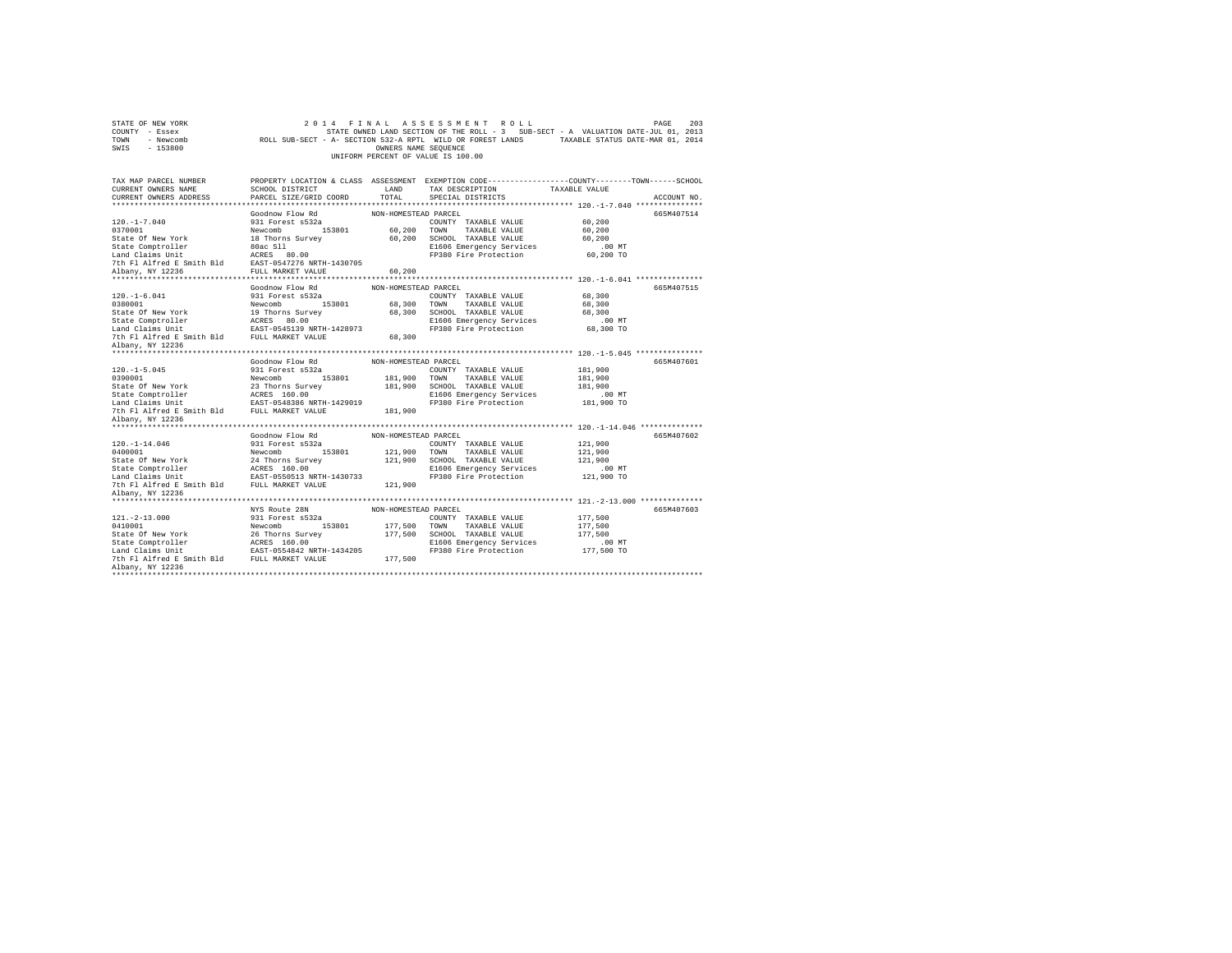STATE OF NEW YORK
COUNTY - Essex
TOWN - Newcomb
SWIS - 153800

2014 FINAL ASSESSMENT ROLL
STATE OWNED LAND SECTION OF THE ROLL - 3 SUB-SECT - A VALUATION DATE-JUL 01, 2013
ROLL SUB-SECT - A- SECTION 532-A RPTL WILD OR FOREST LANDS TAXABLE STATUS DATE-MAR 01, 2014
OWNERS NAME SEQUENCE
UNIFORM PERCENT OF VALUE IS 100.00

| TAX MAP PARCEL NUMBER / CURRENT OWNERS NAME / CURRENT OWNERS ADDRESS | PROPERTY LOCATION & CLASS / SCHOOL DISTRICT / PARCEL SIZE/GRID COORD | ASSESSMENT LAND | TOTAL | EXEMPTION CODE / TAX DESCRIPTION / SPECIAL DISTRICTS | TAXABLE VALUE (COUNTY / TOWN / SCHOOL) | ACCOUNT NO. |
|---|---|---|---|---|---|---|
| 120.-1-7.040 | Goodnow Flow Rd | NON-HOMESTEAD PARCEL | | | | 665M407514 |
| 120.-1-7.040 | 931 Forest s532a | | | COUNTY TAXABLE VALUE | 60,200 | |
| 0370001 | Newcomb 153801 | 60,200 | | TOWN TAXABLE VALUE | 60,200 | |
| State Of New York | 18 Thorns Survey | | 60,200 | SCHOOL TAXABLE VALUE | 60,200 | |
| State Comptroller | 80ac Sll | | | E1606 Emergency Services | .00 MT | |
| Land Claims Unit | ACRES 80.00 | | | FP380 Fire Protection | 60,200 TO | |
| 7th Fl Alfred E Smith Bld | EAST-0547276 NRTH-1430705 | | | | | |
| Albany, NY 12236 | FULL MARKET VALUE | | 60,200 | | | |
| 120.-1-6.041 | Goodnow Flow Rd | NON-HOMESTEAD PARCEL | | | | 665M407515 |
| 120.-1-6.041 | 931 Forest s532a | | | COUNTY TAXABLE VALUE | 68,300 | |
| 0380001 | Newcomb 153801 | 68,300 | | TOWN TAXABLE VALUE | 68,300 | |
| State Of New York | 19 Thorns Survey | | 68,300 | SCHOOL TAXABLE VALUE | 68,300 | |
| State Comptroller | ACRES 80.00 | | | E1606 Emergency Services | .00 MT | |
| Land Claims Unit | EAST-0545139 NRTH-1428973 | | | FP380 Fire Protection | 68,300 TO | |
| 7th Fl Alfred E Smith Bld | FULL MARKET VALUE | | 68,300 | | | |
| Albany, NY 12236 | | | | | | |
| 120.-1-5.045 | Goodnow Flow Rd | NON-HOMESTEAD PARCEL | | | | 665M407601 |
| 120.-1-5.045 | 931 Forest s532a | | | COUNTY TAXABLE VALUE | 181,900 | |
| 0390001 | Newcomb 153801 | 181,900 | | TOWN TAXABLE VALUE | 181,900 | |
| State Of New York | 23 Thorns Survey | | 181,900 | SCHOOL TAXABLE VALUE | 181,900 | |
| State Comptroller | ACRES 160.00 | | | E1606 Emergency Services | .00 MT | |
| Land Claims Unit | EAST-0548306 NRTH-1429019 | | | FP380 Fire Protection | 181,900 TO | |
| 7th Fl Alfred E Smith Bld | FULL MARKET VALUE | | 181,900 | | | |
| Albany, NY 12236 | | | | | | |
| 120.-1-14.046 | Goodnow Flow Rd | NON-HOMESTEAD PARCEL | | | | 665M407602 |
| 120.-1-14.046 | 931 Forest s532a | | | COUNTY TAXABLE VALUE | 121,900 | |
| 0400001 | Newcomb 153801 | 121,900 | | TOWN TAXABLE VALUE | 121,900 | |
| State Of New York | 24 Thorns Survey | | 121,900 | SCHOOL TAXABLE VALUE | 121,900 | |
| State Comptroller | ACRES 160.00 | | | E1606 Emergency Services | .00 MT | |
| Land Claims Unit | EAST-0550513 NRTH-1430733 | | | FP380 Fire Protection | 121,900 TO | |
| 7th Fl Alfred E Smith Bld | FULL MARKET VALUE | | 121,900 | | | |
| Albany, NY 12236 | | | | | | |
| 121.-2-13.000 | NYS Route 28N | NON-HOMESTEAD PARCEL | | | | 665M407603 |
| 121.-2-13.000 | 931 Forest s532a | | | COUNTY TAXABLE VALUE | 177,500 | |
| 0410001 | Newcomb 153801 | 177,500 | | TOWN TAXABLE VALUE | 177,500 | |
| State Of New York | 26 Thorns Survey | | 177,500 | SCHOOL TAXABLE VALUE | 177,500 | |
| State Comptroller | ACRES 160.00 | | | E1606 Emergency Services | .00 MT | |
| Land Claims Unit | EAST-0554842 NRTH-1434205 | | | FP380 Fire Protection | 177,500 TO | |
| 7th Fl Alfred E Smith Bld | FULL MARKET VALUE | | 177,500 | | | |
| Albany, NY 12236 | | | | | | |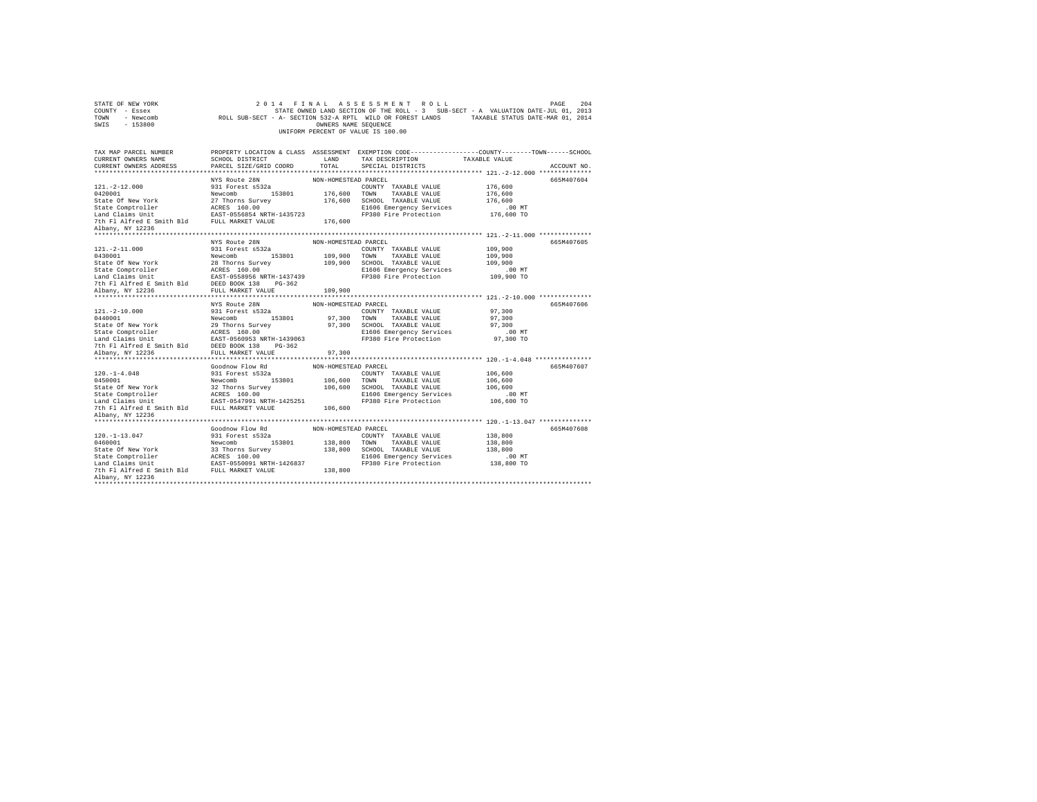STATE OF NEW YORK — 2014 FINAL ASSESSMENT ROLL
COUNTY - Essex — STATE OWNED LAND SECTION OF THE ROLL - 3 SUB-SECT - A VALUATION DATE-JUL 01, 2013
TOWN - Newcomb — ROLL SUB-SECT - A- SECTION 532-A RPTL WILD OR FOREST LANDS — TAXABLE STATUS DATE-MAR 01, 2014
SWIS - 153800 — OWNERS NAME SEQUENCE
UNIFORM PERCENT OF VALUE IS 100.00

| TAX MAP PARCEL NUMBER / CURRENT OWNERS NAME / CURRENT OWNERS ADDRESS | PROPERTY LOCATION & CLASS / SCHOOL DISTRICT / PARCEL SIZE/GRID COORD | ASSESSMENT LAND / TOTAL | EXEMPTION CODE / TAX DESCRIPTION / SPECIAL DISTRICTS | COUNTY / TOWN / SCHOOL TAXABLE VALUE | ACCOUNT NO. |
|---|---|---|---|---|---|
| 121.-2-12.000 | NYS Route 28N | NON-HOMESTEAD PARCEL | | | 665M407604 |
| 0420001 | 931 Forest s532a | | COUNTY TAXABLE VALUE | 176,600 | |
| State Of New York | Newcomb 153801 | 176,600 | TOWN TAXABLE VALUE | 176,600 | |
| State Comptroller | 27 Thorns Survey | 176,600 | SCHOOL TAXABLE VALUE | 176,600 | |
| Land Claims Unit | ACRES 160.00 | | E1606 Emergency Services | .00 MT | |
| 7th Fl Alfred E Smith Bld | EAST-0556854 NRTH-1435723 | | FP380 Fire Protection | 176,600 TO | |
| Albany, NY 12236 | FULL MARKET VALUE | 176,600 | | | |
| 121.-2-11.000 | NYS Route 28N | NON-HOMESTEAD PARCEL | | | 665M407605 |
| 0430001 | 931 Forest s532a | | COUNTY TAXABLE VALUE | 109,900 | |
| State Of New York | Newcomb 153801 | 109,900 | TOWN TAXABLE VALUE | 109,900 | |
| State Comptroller | 28 Thorns Survey | 109,900 | SCHOOL TAXABLE VALUE | 109,900 | |
| Land Claims Unit | ACRES 160.00 | | E1606 Emergency Services | .00 MT | |
| 7th Fl Alfred E Smith Bld | EAST-0558956 NRTH-1437439 | | FP380 Fire Protection | 109,900 TO | |
| Albany, NY 12236 | DEED BOOK 138 PG-362 | | | | |
| | FULL MARKET VALUE | 109,900 | | | |
| 121.-2-10.000 | NYS Route 28N | NON-HOMESTEAD PARCEL | | | 665M407606 |
| 0440001 | 931 Forest s532a | | COUNTY TAXABLE VALUE | 97,300 | |
| State Of New York | Newcomb 153801 | 97,300 | TOWN TAXABLE VALUE | 97,300 | |
| State Comptroller | 29 Thorns Survey | 97,300 | SCHOOL TAXABLE VALUE | 97,300 | |
| Land Claims Unit | ACRES 160.00 | | E1606 Emergency Services | .00 MT | |
| 7th Fl Alfred E Smith Bld | EAST-0560953 NRTH-1439063 | | FP380 Fire Protection | 97,300 TO | |
| Albany, NY 12236 | DEED BOOK 138 PG-362 | | | | |
| | FULL MARKET VALUE | 97,300 | | | |
| 120.-1-4.048 | Goodnow Flow Rd | NON-HOMESTEAD PARCEL | | | 665M407607 |
| 0450001 | 931 Forest s532a | | COUNTY TAXABLE VALUE | 106,600 | |
| State Of New York | Newcomb 153801 | 106,600 | TOWN TAXABLE VALUE | 106,600 | |
| State Comptroller | 32 Thorns Survey | 106,600 | SCHOOL TAXABLE VALUE | 106,600 | |
| Land Claims Unit | ACRES 160.00 | | E1606 Emergency Services | .00 MT | |
| 7th Fl Alfred E Smith Bld | EAST-0547991 NRTH-1425251 | | FP380 Fire Protection | 106,600 TO | |
| Albany, NY 12236 | FULL MARKET VALUE | 106,600 | | | |
| 120.-1-13.047 | Goodnow Flow Rd | NON-HOMESTEAD PARCEL | | | 665M407608 |
| 0460001 | 931 Forest s532a | | COUNTY TAXABLE VALUE | 138,800 | |
| State Of New York | Newcomb 153801 | 138,800 | TOWN TAXABLE VALUE | 138,800 | |
| State Comptroller | 33 Thorns Survey | 138,800 | SCHOOL TAXABLE VALUE | 138,800 | |
| Land Claims Unit | ACRES 160.00 | | E1606 Emergency Services | .00 MT | |
| 7th Fl Alfred E Smith Bld | EAST-0550091 NRTH-1426837 | | FP380 Fire Protection | 138,800 TO | |
| Albany, NY 12236 | FULL MARKET VALUE | 138,800 | | | |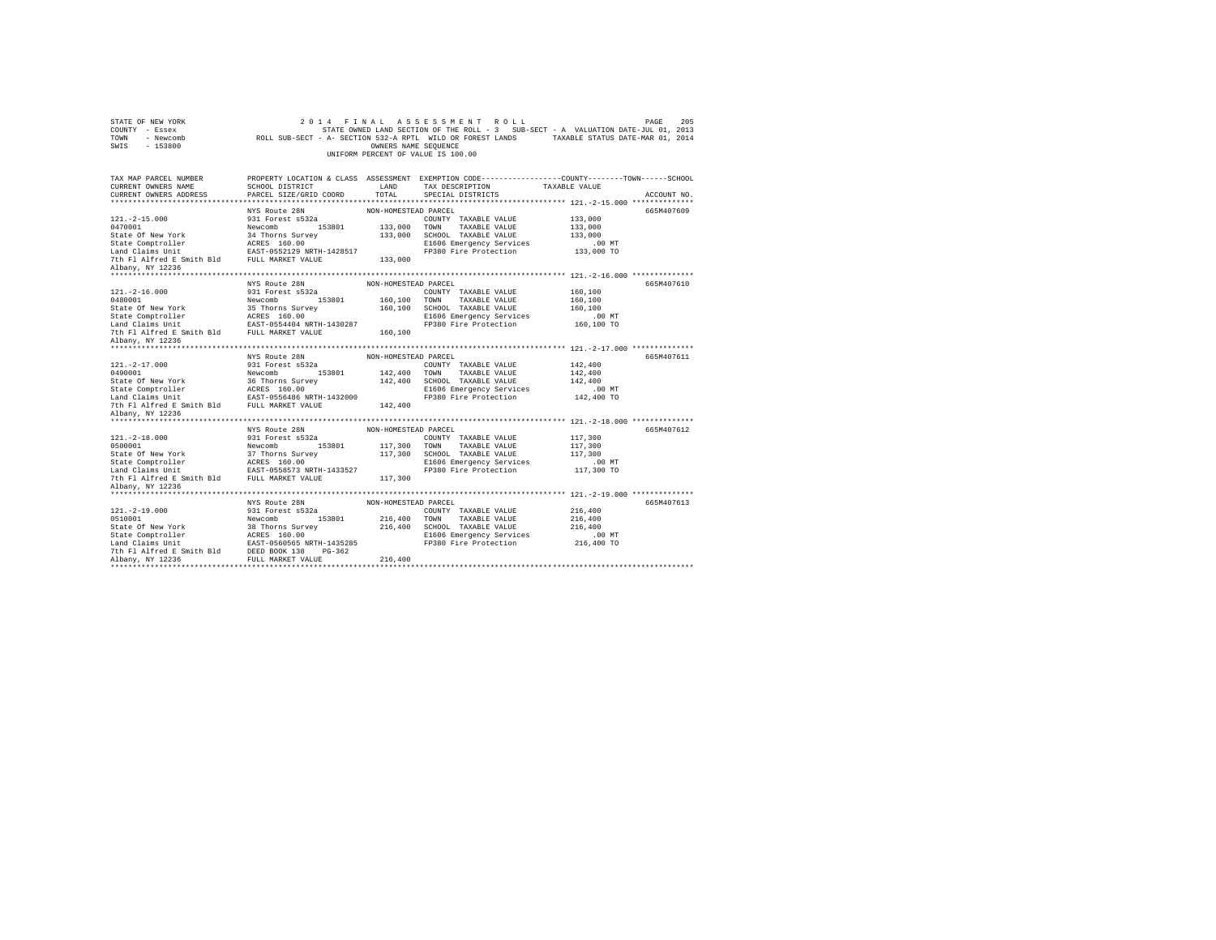```
STATE OF NEW YORK                    2 0 1 4   F I N A L   A S S E S S M E N T   R O L L                           PAGE   205
COUNTY  - Essex                          STATE OWNED LAND SECTION OF THE ROLL - 3   SUB-SECT - A  VALUATION DATE-JUL 01, 2013
TOWN    - Newcomb             ROLL SUB-SECT - A- SECTION 532-A RPTL  WILD OR FOREST LANDS        TAXABLE STATUS DATE-MAR 01, 2014
SWIS    - 153800                                          OWNERS NAME SEQUENCE
                                                   UNIFORM PERCENT OF VALUE IS 100.00


TAX MAP PARCEL NUMBER          PROPERTY LOCATION & CLASS  ASSESSMENT  EXEMPTION CODE-----------------COUNTY--------TOWN------SCHOOL
CURRENT OWNERS NAME            SCHOOL DISTRICT              LAND      TAX DESCRIPTION            TAXABLE VALUE
CURRENT OWNERS ADDRESS         PARCEL SIZE/GRID COORD      TOTAL      SPECIAL DISTRICTS                                  ACCOUNT NO.
******************************************************************************************************* 121.-2-15.000 **************
                               NYS Route 28N               NON-HOMESTEAD PARCEL                                          665M407609
121.-2-15.000                  931 Forest s532a                        COUNTY  TAXABLE VALUE          133,000
0470001                        Newcomb       153801       133,000    TOWN    TAXABLE VALUE          133,000
State Of New York              34 Thorns Survey           133,000    SCHOOL  TAXABLE VALUE          133,000
State Comptroller              ACRES  160.00                          E1606 Emergency Services          .00 MT
Land Claims Unit               EAST-0552129 NRTH-1428517              FP380 Fire Protection          133,000 TO
7th Fl Alfred E Smith Bld      FULL MARKET VALUE          133,000
Albany, NY 12236
******************************************************************************************************* 121.-2-16.000 **************
                               NYS Route 28N               NON-HOMESTEAD PARCEL                                          665M407610
121.-2-16.000                  931 Forest s532a                        COUNTY  TAXABLE VALUE          160,100
0480001                        Newcomb       153801       160,100    TOWN    TAXABLE VALUE          160,100
State Of New York              35 Thorns Survey           160,100    SCHOOL  TAXABLE VALUE          160,100
State Comptroller              ACRES  160.00                          E1606 Emergency Services          .00 MT
Land Claims Unit               EAST-0554404 NRTH-1430287              FP380 Fire Protection          160,100 TO
7th Fl Alfred E Smith Bld      FULL MARKET VALUE          160,100
Albany, NY 12236
******************************************************************************************************* 121.-2-17.000 **************
                               NYS Route 28N               NON-HOMESTEAD PARCEL                                          665M407611
121.-2-17.000                  931 Forest s532a                        COUNTY  TAXABLE VALUE          142,400
0490001                        Newcomb       153801       142,400    TOWN    TAXABLE VALUE          142,400
State Of New York              36 Thorns Survey           142,400    SCHOOL  TAXABLE VALUE          142,400
State Comptroller              ACRES  160.00                          E1606 Emergency Services          .00 MT
Land Claims Unit               EAST-0556486 NRTH-1432000              FP380 Fire Protection          142,400 TO
7th Fl Alfred E Smith Bld      FULL MARKET VALUE          142,400
Albany, NY 12236
******************************************************************************************************* 121.-2-18.000 **************
                               NYS Route 28N               NON-HOMESTEAD PARCEL                                          665M407612
121.-2-18.000                  931 Forest s532a                        COUNTY  TAXABLE VALUE          117,300
0500001                        Newcomb       153801       117,300    TOWN    TAXABLE VALUE          117,300
State Of New York              37 Thorns Survey           117,300    SCHOOL  TAXABLE VALUE          117,300
State Comptroller              ACRES  160.00                          E1606 Emergency Services          .00 MT
Land Claims Unit               EAST-0558573 NRTH-1433527              FP380 Fire Protection          117,300 TO
7th Fl Alfred E Smith Bld      FULL MARKET VALUE          117,300
Albany, NY 12236
******************************************************************************************************* 121.-2-19.000 **************
                               NYS Route 28N               NON-HOMESTEAD PARCEL                                          665M407613
121.-2-19.000                  931 Forest s532a                        COUNTY  TAXABLE VALUE          216,400
0510001                        Newcomb       153801       216,400    TOWN    TAXABLE VALUE          216,400
State Of New York              38 Thorns Survey           216,400    SCHOOL  TAXABLE VALUE          216,400
State Comptroller              ACRES  160.00                          E1606 Emergency Services          .00 MT
Land Claims Unit               EAST-0560565 NRTH-1435285              FP380 Fire Protection          216,400 TO
7th Fl Alfred E Smith Bld      DEED BOOK 138    PG-362
Albany, NY 12236               FULL MARKET VALUE          216,400
************************************************************************************************************************************
```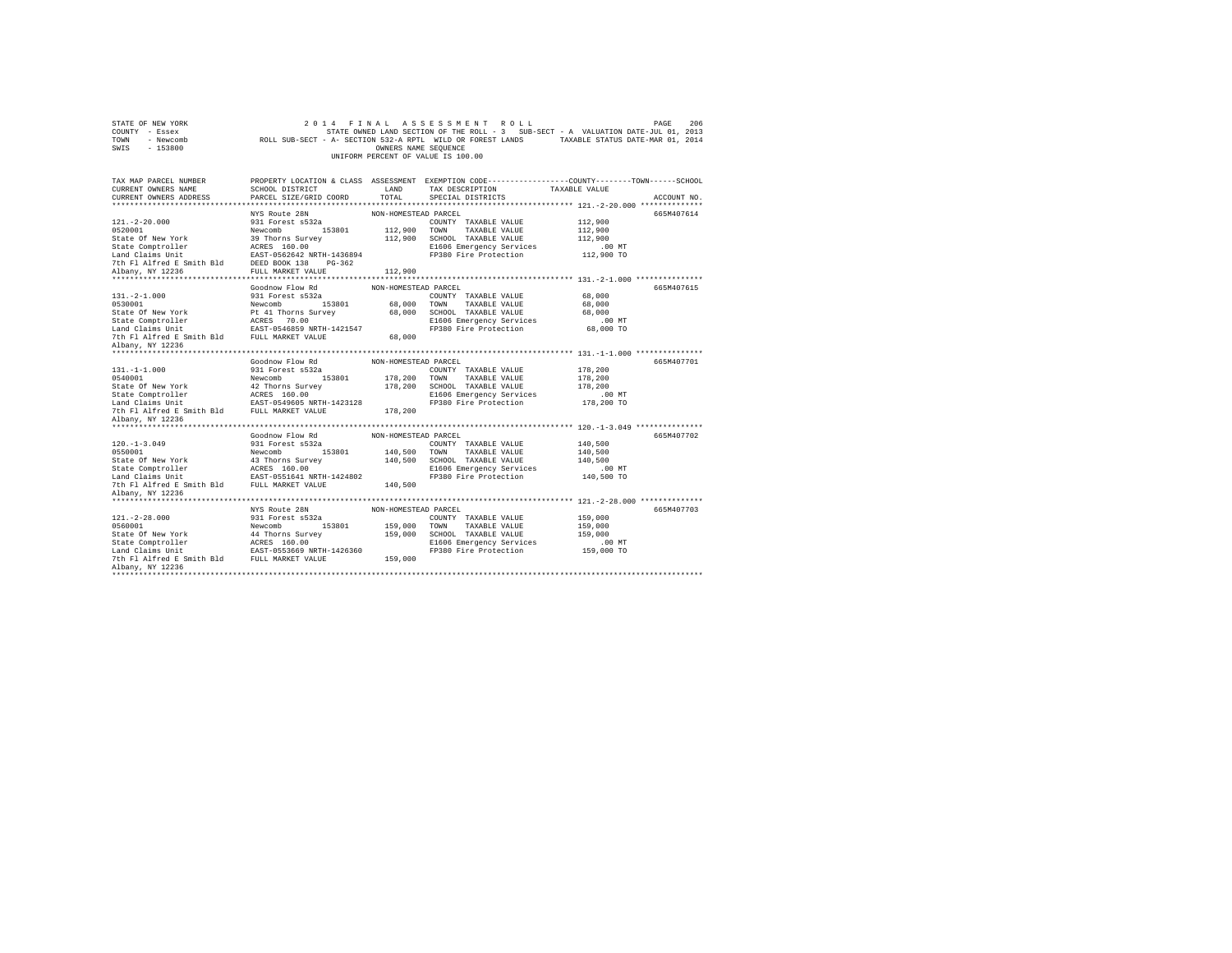STATE OF NEW YORK
COUNTY - Essex
TOWN - Newcomb
SWIS - 153800

2014 FINAL ASSESSMENT ROLL
STATE OWNED LAND SECTION OF THE ROLL - 3 SUB-SECT - A VALUATION DATE-JUL 01, 2013
ROLL SUB-SECT - A- SECTION 532-A RPTL WILD OR FOREST LANDS TAXABLE STATUS DATE-MAR 01, 2014
OWNERS NAME SEQUENCE
UNIFORM PERCENT OF VALUE IS 100.00

| TAX MAP PARCEL NUMBER / CURRENT OWNERS NAME / CURRENT OWNERS ADDRESS | PROPERTY LOCATION & CLASS / SCHOOL DISTRICT / PARCEL SIZE/GRID COORD | ASSESSMENT LAND / TOTAL | EXEMPTION CODE / TAX DESCRIPTION / SPECIAL DISTRICTS | COUNTY / TOWN / SCHOOL TAXABLE VALUE | ACCOUNT NO. |
|---|---|---|---|---|---|
| **121.-2-20.000** | NYS Route 28N | NON-HOMESTEAD PARCEL | | | 665M407614 |
| 121.-2-20.000 | 931 Forest s532a | | COUNTY TAXABLE VALUE | 112,900 | |
| 0520001 | Newcomb 153801 | 112,900 | TOWN TAXABLE VALUE | 112,900 | |
| State Of New York | 39 Thorns Survey | 112,900 | SCHOOL TAXABLE VALUE | 112,900 | |
| State Comptroller | ACRES 160.00 | | E1606 Emergency Services | .00 MT | |
| Land Claims Unit | EAST-0562642 NRTH-1436894 | | FP380 Fire Protection | 112,900 TO | |
| 7th Fl Alfred E Smith Bld | DEED BOOK 138 PG-362 | | | | |
| Albany, NY 12236 | FULL MARKET VALUE | 112,900 | | | |
| **131.-2-1.000** | Goodnow Flow Rd | NON-HOMESTEAD PARCEL | | | 665M407615 |
| 131.-2-1.000 | 931 Forest s532a | | COUNTY TAXABLE VALUE | 68,000 | |
| 0530001 | Newcomb 153801 | 68,000 | TOWN TAXABLE VALUE | 68,000 | |
| State Of New York | Pt 41 Thorns Survey | 68,000 | SCHOOL TAXABLE VALUE | 68,000 | |
| State Comptroller | ACRES 70.00 | | E1606 Emergency Services | .00 MT | |
| Land Claims Unit | EAST-0546859 NRTH-1421547 | | FP380 Fire Protection | 68,000 TO | |
| 7th Fl Alfred E Smith Bld | FULL MARKET VALUE | 68,000 | | | |
| Albany, NY 12236 | | | | | |
| **131.-1-1.000** | Goodnow Flow Rd | NON-HOMESTEAD PARCEL | | | 665M407701 |
| 131.-1-1.000 | 931 Forest s532a | | COUNTY TAXABLE VALUE | 178,200 | |
| 0540001 | Newcomb 153801 | 178,200 | TOWN TAXABLE VALUE | 178,200 | |
| State Of New York | 42 Thorns Survey | 178,200 | SCHOOL TAXABLE VALUE | 178,200 | |
| State Comptroller | ACRES 160.00 | | E1606 Emergency Services | .00 MT | |
| Land Claims Unit | EAST-0549605 NRTH-1423128 | | FP380 Fire Protection | 178,200 TO | |
| 7th Fl Alfred E Smith Bld | FULL MARKET VALUE | 178,200 | | | |
| Albany, NY 12236 | | | | | |
| **120.-1-3.049** | Goodnow Flow Rd | NON-HOMESTEAD PARCEL | | | 665M407702 |
| 120.-1-3.049 | 931 Forest s532a | | COUNTY TAXABLE VALUE | 140,500 | |
| 0550001 | Newcomb 153801 | 140,500 | TOWN TAXABLE VALUE | 140,500 | |
| State Of New York | 43 Thorns Survey | 140,500 | SCHOOL TAXABLE VALUE | 140,500 | |
| State Comptroller | ACRES 160.00 | | E1606 Emergency Services | .00 MT | |
| Land Claims Unit | EAST-0551641 NRTH-1424802 | | FP380 Fire Protection | 140,500 TO | |
| 7th Fl Alfred E Smith Bld | FULL MARKET VALUE | 140,500 | | | |
| Albany, NY 12236 | | | | | |
| **121.-2-28.000** | NYS Route 28N | NON-HOMESTEAD PARCEL | | | 665M407703 |
| 121.-2-28.000 | 931 Forest s532a | | COUNTY TAXABLE VALUE | 159,000 | |
| 0560001 | Newcomb 153801 | 159,000 | TOWN TAXABLE VALUE | 159,000 | |
| State Of New York | 44 Thorns Survey | 159,000 | SCHOOL TAXABLE VALUE | 159,000 | |
| State Comptroller | ACRES 160.00 | | E1606 Emergency Services | .00 MT | |
| Land Claims Unit | EAST-0553669 NRTH-1426360 | | FP380 Fire Protection | 159,000 TO | |
| 7th Fl Alfred E Smith Bld | FULL MARKET VALUE | 159,000 | | | |
| Albany, NY 12236 | | | | | |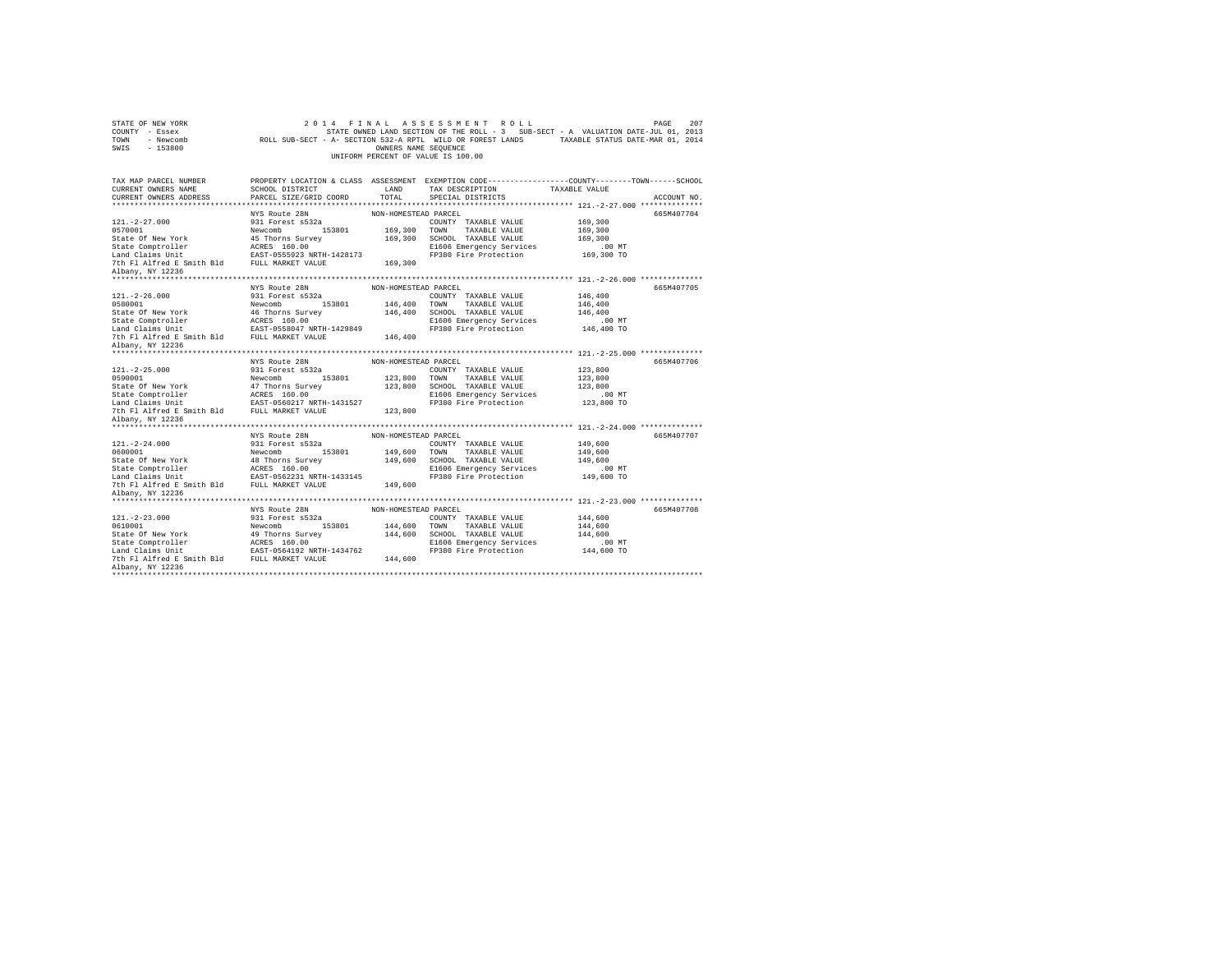```
STATE OF NEW YORK                  2 0 1 4   F I N A L   A S S E S S M E N T   R O L L                   PAGE  207
COUNTY  - Essex                     STATE OWNED LAND SECTION OF THE ROLL - 3   SUB-SECT - A  VALUATION DATE-JUL 01, 2013
TOWN    - Newcomb           ROLL SUB-SECT - A- SECTION 532-A RPTL  WILD OR FOREST LANDS     TAXABLE STATUS DATE-MAR 01, 2014
SWIS    - 153800                                      OWNERS NAME SEQUENCE
                                                UNIFORM PERCENT OF VALUE IS 100.00

TAX MAP PARCEL NUMBER          PROPERTY LOCATION & CLASS  ASSESSMENT  EXEMPTION CODE-----------------COUNTY--------TOWN------SCHOOL
CURRENT OWNERS NAME            SCHOOL DISTRICT               LAND      TAX DESCRIPTION            TAXABLE VALUE
CURRENT OWNERS ADDRESS         PARCEL SIZE/GRID COORD        TOTAL     SPECIAL DISTRICTS                                    ACCOUNT NO.
******************************************************************************************************* 121.-2-27.000 **************
                               NYS Route 28N               NON-HOMESTEAD PARCEL                                              665M407704
121.-2-27.000                  931 Forest s532a                        COUNTY  TAXABLE VALUE            169,300
0570001                        Newcomb      153801       169,300   TOWN    TAXABLE VALUE            169,300
State Of New York              45 Thorns Survey          169,300   SCHOOL  TAXABLE VALUE            169,300
State Comptroller              ACRES  160.00                        E1606 Emergency Services              .00 MT
Land Claims Unit               EAST-0555923 NRTH-1428173            FP380 Fire Protection            169,300 TO
7th Fl Alfred E Smith Bld      FULL MARKET VALUE         169,300
Albany, NY 12236
******************************************************************************************************* 121.-2-26.000 **************
                               NYS Route 28N               NON-HOMESTEAD PARCEL                                              665M407705
121.-2-26.000                  931 Forest s532a                        COUNTY  TAXABLE VALUE            146,400
0580001                        Newcomb      153801       146,400   TOWN    TAXABLE VALUE            146,400
State Of New York              46 Thorns Survey          146,400   SCHOOL  TAXABLE VALUE            146,400
State Comptroller              ACRES  160.00                        E1606 Emergency Services              .00 MT
Land Claims Unit               EAST-0558047 NRTH-1429849            FP380 Fire Protection            146,400 TO
7th Fl Alfred E Smith Bld      FULL MARKET VALUE         146,400
Albany, NY 12236
******************************************************************************************************* 121.-2-25.000 **************
                               NYS Route 28N               NON-HOMESTEAD PARCEL                                              665M407706
121.-2-25.000                  931 Forest s532a                        COUNTY  TAXABLE VALUE            123,800
0590001                        Newcomb      153801       123,800   TOWN    TAXABLE VALUE            123,800
State Of New York              47 Thorns Survey          123,800   SCHOOL  TAXABLE VALUE            123,800
State Comptroller              ACRES  160.00                        E1606 Emergency Services              .00 MT
Land Claims Unit               EAST-0560217 NRTH-1431527            FP380 Fire Protection            123,800 TO
7th Fl Alfred E Smith Bld      FULL MARKET VALUE         123,800
Albany, NY 12236
******************************************************************************************************* 121.-2-24.000 **************
                               NYS Route 28N               NON-HOMESTEAD PARCEL                                              665M407707
121.-2-24.000                  931 Forest s532a                        COUNTY  TAXABLE VALUE            149,600
0600001                        Newcomb      153801       149,600   TOWN    TAXABLE VALUE            149,600
State Of New York              48 Thorns Survey          149,600   SCHOOL  TAXABLE VALUE            149,600
State Comptroller              ACRES  160.00                        E1606 Emergency Services              .00 MT
Land Claims Unit               EAST-0562231 NRTH-1433145            FP380 Fire Protection            149,600 TO
7th Fl Alfred E Smith Bld      FULL MARKET VALUE         149,600
Albany, NY 12236
******************************************************************************************************* 121.-2-23.000 **************
                               NYS Route 28N               NON-HOMESTEAD PARCEL                                              665M407708
121.-2-23.000                  931 Forest s532a                        COUNTY  TAXABLE VALUE            144,600
0610001                        Newcomb      153801       144,600   TOWN    TAXABLE VALUE            144,600
State Of New York              49 Thorns Survey          144,600   SCHOOL  TAXABLE VALUE            144,600
State Comptroller              ACRES  160.00                        E1606 Emergency Services              .00 MT
Land Claims Unit               EAST-0564192 NRTH-1434762            FP380 Fire Protection            144,600 TO
7th Fl Alfred E Smith Bld      FULL MARKET VALUE         144,600
Albany, NY 12236
************************************************************************************************************************************
```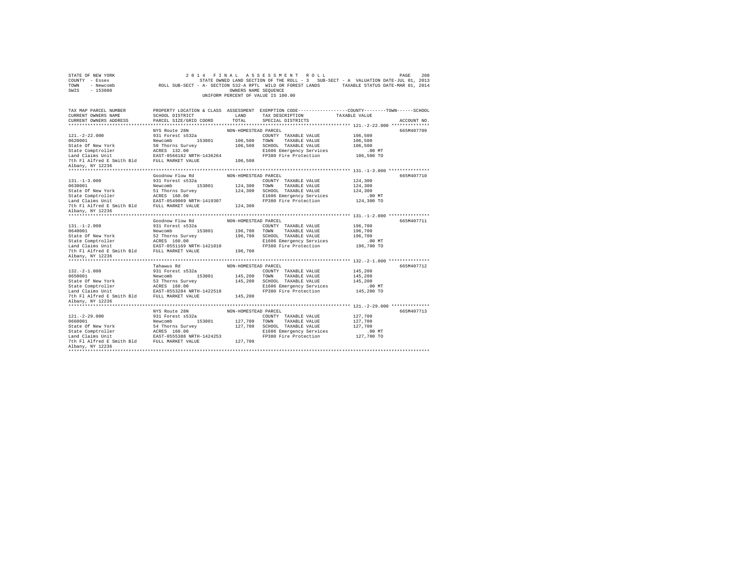STATE OF NEW YORK
COUNTY - Essex
TOWN - Newcomb
SWIS - 153800

2 0 1 4 F I N A L A S S E S S M E N T R O L L
STATE OWNED LAND SECTION OF THE ROLL - 3 SUB-SECT - A VALUATION DATE-JUL 01, 2013
ROLL SUB-SECT - A- SECTION 532-A RPTL WILD OR FOREST LANDS TAXABLE STATUS DATE-MAR 01, 2014
OWNERS NAME SEQUENCE
UNIFORM PERCENT OF VALUE IS 100.00

| TAX MAP PARCEL NUMBER / CURRENT OWNERS NAME / CURRENT OWNERS ADDRESS | PROPERTY LOCATION & CLASS / SCHOOL DISTRICT / PARCEL SIZE/GRID COORD | ASSESSMENT LAND | TOTAL | EXEMPTION CODE / TAX DESCRIPTION / SPECIAL DISTRICTS | COUNTY / TOWN / SCHOOL TAXABLE VALUE | ACCOUNT NO. |
|---|---|---|---|---|---|---|
| 121.-2-22.000 | NYS Route 28N | NON-HOMESTEAD PARCEL | | | | 665M407709 |
| 0620001 | 931 Forest s532a | | | COUNTY TAXABLE VALUE | 106,500 | |
| State Of New York | Newcomb 153801 | 106,500 | | TOWN TAXABLE VALUE | 106,500 | |
| State Comptroller | 50 Thorns Survey | | 106,500 | SCHOOL TAXABLE VALUE | 106,500 | |
| Land Claims Unit | ACRES 132.00 | | | E1606 Emergency Services | .00 MT | |
| 7th Fl Alfred E Smith Bld | EAST-0566182 NRTH-1436264 | | | FP380 Fire Protection | 106,500 TO | |
| Albany, NY 12236 | FULL MARKET VALUE | | 106,500 | | | |
| 131.-1-3.000 | Goodnow Flow Rd | NON-HOMESTEAD PARCEL | | | | 665M407710 |
| 0630001 | 931 Forest s532a | | | COUNTY TAXABLE VALUE | 124,300 | |
| State Of New York | Newcomb 153801 | 124,300 | | TOWN TAXABLE VALUE | 124,300 | |
| State Comptroller | 51 Thorns Survey | | 124,300 | SCHOOL TAXABLE VALUE | 124,300 | |
| Land Claims Unit | ACRES 160.00 | | | E1606 Emergency Services | .00 MT | |
| 7th Fl Alfred E Smith Bld | EAST-0549069 NRTH-1419307 | | | FP380 Fire Protection | 124,300 TO | |
| Albany, NY 12236 | FULL MARKET VALUE | | 124,300 | | | |
| 131.-1-2.000 | Goodnow Flow Rd | NON-HOMESTEAD PARCEL | | | | 665M407711 |
| 0640001 | 931 Forest s532a | | | COUNTY TAXABLE VALUE | 196,700 | |
| State Of New York | Newcomb 153801 | 196,700 | | TOWN TAXABLE VALUE | 196,700 | |
| State Comptroller | 52 Thorns Survey | | 196,700 | SCHOOL TAXABLE VALUE | 196,700 | |
| Land Claims Unit | ACRES 160.00 | | | E1606 Emergency Services | .00 MT | |
| 7th Fl Alfred E Smith Bld | EAST-0551169 NRTH-1421010 | | | FP380 Fire Protection | 196,700 TO | |
| Albany, NY 12236 | FULL MARKET VALUE | | 196,700 | | | |
| 132.-2-1.000 | Tahawus Rd | NON-HOMESTEAD PARCEL | | | | 665M407712 |
| 0650001 | 931 Forest s532a | | | COUNTY TAXABLE VALUE | 145,200 | |
| State Of New York | Newcomb 153801 | 145,200 | | TOWN TAXABLE VALUE | 145,200 | |
| State Comptroller | 53 Thorns Survey | | 145,200 | SCHOOL TAXABLE VALUE | 145,200 | |
| Land Claims Unit | ACRES 160.00 | | | E1606 Emergency Services | .00 MT | |
| 7th Fl Alfred E Smith Bld | EAST-0553284 NRTH-1422518 | | | FP380 Fire Protection | 145,200 TO | |
| Albany, NY 12236 | FULL MARKET VALUE | | 145,200 | | | |
| 121.-2-29.000 | NYS Route 28N | NON-HOMESTEAD PARCEL | | | | 665M407713 |
| 0660001 | 931 Forest s532a | | | COUNTY TAXABLE VALUE | 127,700 | |
| State Of New York | Newcomb 153801 | 127,700 | | TOWN TAXABLE VALUE | 127,700 | |
| State Comptroller | 54 Thorns Survey | | 127,700 | SCHOOL TAXABLE VALUE | 127,700 | |
| Land Claims Unit | ACRES 160.00 | | | E1606 Emergency Services | .00 MT | |
| 7th Fl Alfred E Smith Bld | EAST-0555388 NRTH-1424253 | | | FP380 Fire Protection | 127,700 TO | |
| Albany, NY 12236 | FULL MARKET VALUE | | 127,700 | | | |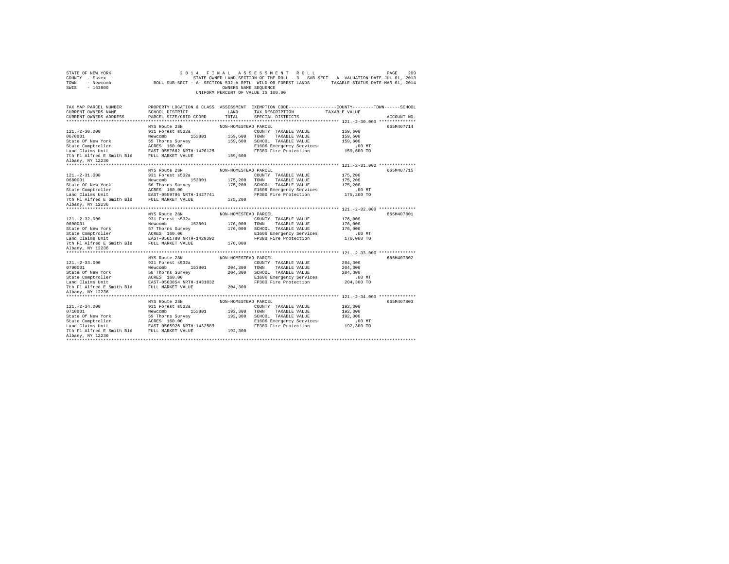STATE OF NEW YORK
COUNTY - Essex
TOWN - Newcomb
SWIS - 153800

2014 FINAL ASSESSMENT ROLL
STATE OWNED LAND SECTION OF THE ROLL - 3 SUB-SECT - A VALUATION DATE-JUL 01, 2013
ROLL SUB-SECT - A- SECTION 532-A RPTL WILD OR FOREST LANDS TAXABLE STATUS DATE-MAR 01, 2014
OWNERS NAME SEQUENCE
UNIFORM PERCENT OF VALUE IS 100.00

| TAX MAP PARCEL NUMBER / CURRENT OWNERS NAME / CURRENT OWNERS ADDRESS | PROPERTY LOCATION & CLASS / SCHOOL DISTRICT / PARCEL SIZE/GRID COORD | ASSESSMENT LAND / TOTAL | EXEMPTION CODE / TAX DESCRIPTION / SPECIAL DISTRICTS | TAXABLE VALUE (COUNTY / TOWN / SCHOOL) | ACCOUNT NO. |
|---|---|---|---|---|---|
| 121.-2-30.000 | NYS Route 28N | NON-HOMESTEAD PARCEL | | | 665M407714 |
| 0670001 | 931 Forest s532a | | COUNTY TAXABLE VALUE | 159,600 | |
| State Of New York | Newcomb 153801 | 159,600 | TOWN TAXABLE VALUE | 159,600 | |
| State Comptroller | 55 Thorns Survey | 159,600 | SCHOOL TAXABLE VALUE | 159,600 | |
| Land Claims Unit | ACRES 160.00 | | E1606 Emergency Services | .00 MT | |
| 7th Fl Alfred E Smith Bld | EAST-0557662 NRTH-1426125 | | FP380 Fire Protection | 159,600 TO | |
| Albany, NY 12236 | FULL MARKET VALUE | 159,600 | | | |
| 121.-2-31.000 | NYS Route 28N | NON-HOMESTEAD PARCEL | | | 665M407715 |
| 0680001 | 931 Forest s532a | | COUNTY TAXABLE VALUE | 175,200 | |
| State Of New York | Newcomb 153801 | 175,200 | TOWN TAXABLE VALUE | 175,200 | |
| State Comptroller | 56 Thorns Survey | 175,200 | SCHOOL TAXABLE VALUE | 175,200 | |
| Land Claims Unit | ACRES 160.00 | | E1606 Emergency Services | .00 MT | |
| 7th Fl Alfred E Smith Bld | EAST-0559706 NRTH-1427741 | | FP380 Fire Protection | 175,200 TO | |
| Albany, NY 12236 | FULL MARKET VALUE | 175,200 | | | |
| 121.-2-32.000 | NYS Route 28N | NON-HOMESTEAD PARCEL | | | 665M407801 |
| 0690001 | 931 Forest s532a | | COUNTY TAXABLE VALUE | 176,000 | |
| State Of New York | Newcomb 153801 | 176,000 | TOWN TAXABLE VALUE | 176,000 | |
| State Comptroller | 57 Thorns Survey | 176,000 | SCHOOL TAXABLE VALUE | 176,000 | |
| Land Claims Unit | ACRES 160.00 | | E1606 Emergency Services | .00 MT | |
| 7th Fl Alfred E Smith Bld | EAST-0561780 NRTH-1429392 | | FP380 Fire Protection | 176,000 TO | |
| Albany, NY 12236 | FULL MARKET VALUE | 176,000 | | | |
| 121.-2-33.000 | NYS Route 28N | NON-HOMESTEAD PARCEL | | | 665M407802 |
| 0700001 | 931 Forest s532a | | COUNTY TAXABLE VALUE | 204,300 | |
| State Of New York | Newcomb 153801 | 204,300 | TOWN TAXABLE VALUE | 204,300 | |
| State Comptroller | 58 Thorns Survey | 204,300 | SCHOOL TAXABLE VALUE | 204,300 | |
| Land Claims Unit | ACRES 160.00 | | E1606 Emergency Services | .00 MT | |
| 7th Fl Alfred E Smith Bld | EAST-0563854 NRTH-1431032 | | FP380 Fire Protection | 204,300 TO | |
| Albany, NY 12236 | FULL MARKET VALUE | 204,300 | | | |
| 121.-2-34.000 | NYS Route 28N | NON-HOMESTEAD PARCEL | | | 665M407803 |
| 0710001 | 931 Forest s532a | | COUNTY TAXABLE VALUE | 192,300 | |
| State Of New York | Newcomb 153801 | 192,300 | TOWN TAXABLE VALUE | 192,300 | |
| State Comptroller | 59 Thorns Survey | 192,300 | SCHOOL TAXABLE VALUE | 192,300 | |
| Land Claims Unit | ACRES 160.00 | | E1606 Emergency Services | .00 MT | |
| 7th Fl Alfred E Smith Bld | EAST-0565925 NRTH-1432589 | | FP380 Fire Protection | 192,300 TO | |
| Albany, NY 12236 | FULL MARKET VALUE | 192,300 | | | |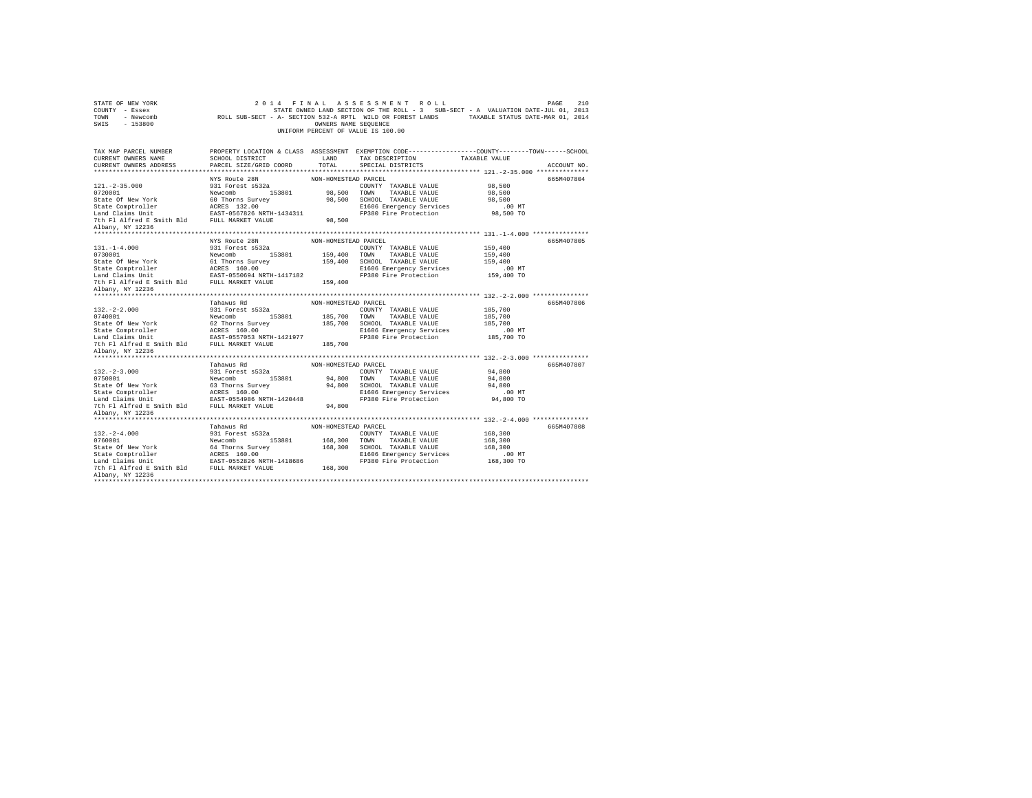STATE OF NEW YORK
COUNTY - Essex
TOWN - Newcomb
SWIS - 153800

2014 FINAL ASSESSMENT ROLL
STATE OWNED LAND SECTION OF THE ROLL - 3 SUB-SECT - A VALUATION DATE-JUL 01, 2013
ROLL SUB-SECT - A- SECTION 532-A RPTL WILD OR FOREST LANDS TAXABLE STATUS DATE-MAR 01, 2014
OWNERS NAME SEQUENCE
UNIFORM PERCENT OF VALUE IS 100.00

```
TAX MAP PARCEL NUMBER          PROPERTY LOCATION & CLASS  ASSESSMENT  EXEMPTION CODE-----------------COUNTY--------TOWN------SCHOOL
CURRENT OWNERS NAME            SCHOOL DISTRICT             LAND       TAX DESCRIPTION            TAXABLE VALUE
CURRENT OWNERS ADDRESS         PARCEL SIZE/GRID COORD      TOTAL      SPECIAL DISTRICTS                                   ACCOUNT NO.
******************************************************************************************************* 121.-2-35.000 **************
                               NYS Route 28N              NON-HOMESTEAD PARCEL                                            665M407804
121.-2-35.000                  931 Forest s532a                       COUNTY  TAXABLE VALUE           98,500
0720001                        Newcomb      153801        98,500      TOWN    TAXABLE VALUE           98,500
State Of New York              60 Thorns Survey           98,500      SCHOOL  TAXABLE VALUE           98,500
State Comptroller              ACRES 132.00                           E1606 Emergency Services           .00 MT
Land Claims Unit               EAST-0567826 NRTH-1434311              FP380 Fire Protection           98,500 TO
7th Fl Alfred E Smith Bld      FULL MARKET VALUE          98,500
Albany, NY 12236
******************************************************************************************************* 131.-1-4.000 ***************
                               NYS Route 28N              NON-HOMESTEAD PARCEL                                            665M407805
131.-1-4.000                   931 Forest s532a                       COUNTY  TAXABLE VALUE          159,400
0730001                        Newcomb      153801       159,400      TOWN    TAXABLE VALUE          159,400
State Of New York              61 Thorns Survey          159,400      SCHOOL  TAXABLE VALUE          159,400
State Comptroller              ACRES 160.00                           E1606 Emergency Services           .00 MT
Land Claims Unit               EAST-0550694 NRTH-1417182              FP380 Fire Protection          159,400 TO
7th Fl Alfred E Smith Bld      FULL MARKET VALUE         159,400
Albany, NY 12236
******************************************************************************************************* 132.-2-2.000 ***************
                               Tahawus Rd                 NON-HOMESTEAD PARCEL                                            665M407806
132.-2-2.000                   931 Forest s532a                       COUNTY  TAXABLE VALUE          185,700
0740001                        Newcomb      153801       185,700      TOWN    TAXABLE VALUE          185,700
State Of New York              62 Thorns Survey          185,700      SCHOOL  TAXABLE VALUE          185,700
State Comptroller              ACRES 160.00                           E1606 Emergency Services           .00 MT
Land Claims Unit               EAST-0557053 NRTH-1421977              FP380 Fire Protection          185,700 TO
7th Fl Alfred E Smith Bld      FULL MARKET VALUE         185,700
Albany, NY 12236
******************************************************************************************************* 132.-2-3.000 ***************
                               Tahawus Rd                 NON-HOMESTEAD PARCEL                                            665M407807
132.-2-3.000                   931 Forest s532a                       COUNTY  TAXABLE VALUE           94,800
0750001                        Newcomb      153801        94,800      TOWN    TAXABLE VALUE           94,800
State Of New York              63 Thorns Survey           94,800      SCHOOL  TAXABLE VALUE           94,800
State Comptroller              ACRES 160.00                           E1606 Emergency Services           .00 MT
Land Claims Unit               EAST-0554986 NRTH-1420448              FP380 Fire Protection           94,800 TO
7th Fl Alfred E Smith Bld      FULL MARKET VALUE          94,800
Albany, NY 12236
******************************************************************************************************* 132.-2-4.000 ***************
                               Tahawus Rd                 NON-HOMESTEAD PARCEL                                            665M407808
132.-2-4.000                   931 Forest s532a                       COUNTY  TAXABLE VALUE          168,300
0760001                        Newcomb      153801       168,300      TOWN    TAXABLE VALUE          168,300
State Of New York              64 Thorns Survey          168,300      SCHOOL  TAXABLE VALUE          168,300
State Comptroller              ACRES 160.00                           E1606 Emergency Services           .00 MT
Land Claims Unit               EAST-0552826 NRTH-1418686              FP380 Fire Protection          168,300 TO
7th Fl Alfred E Smith Bld      FULL MARKET VALUE         168,300
Albany, NY 12236
************************************************************************************************************************************
```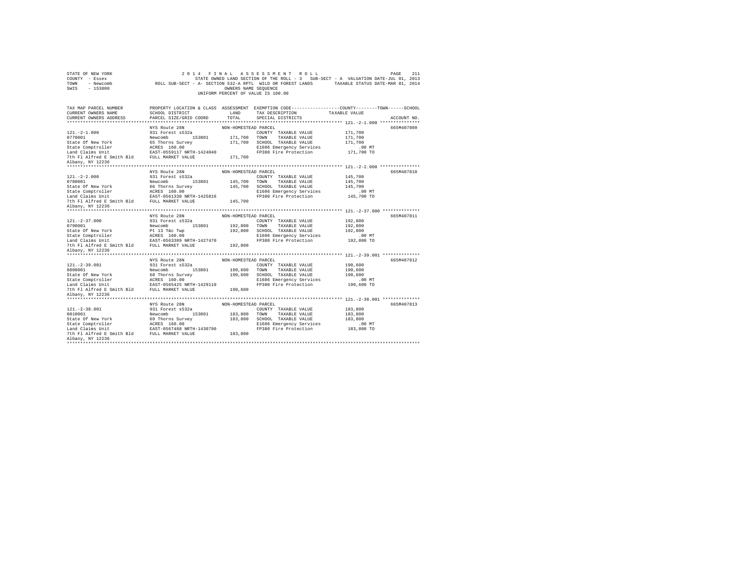STATE OF NEW YORK  
COUNTY - Essex  
TOWN - Newcomb  
SWIS - 153800

2014 FINAL ASSESSMENT ROLL  
STATE OWNED LAND SECTION OF THE ROLL - 3 SUB-SECT - A VALUATION DATE-JUL 01, 2013  
ROLL SUB-SECT - A- SECTION 532-A RPTL WILD OR FOREST LANDS TAXABLE STATUS DATE-MAR 01, 2014  
OWNERS NAME SEQUENCE  
UNIFORM PERCENT OF VALUE IS 100.00

| TAX MAP PARCEL NUMBER / CURRENT OWNERS NAME / CURRENT OWNERS ADDRESS | PROPERTY LOCATION & CLASS / SCHOOL DISTRICT / PARCEL SIZE/GRID COORD | ASSESSMENT LAND / TOTAL | EXEMPTION CODE / TAX DESCRIPTION / SPECIAL DISTRICTS | TAXABLE VALUE (COUNTY / TOWN / SCHOOL) | ACCOUNT NO. |
|---|---|---|---|---|---|
| **121.-2-1.000** | NYS Route 28N | NON-HOMESTEAD PARCEL | | | 665M407809 |
| 121.-2-1.000 | 931 Forest s532a | | COUNTY TAXABLE VALUE | 171,700 | |
| 0770001 | Newcomb 153801 | 171,700 | TOWN TAXABLE VALUE | 171,700 | |
| State Of New York | 65 Thorns Survey | 171,700 | SCHOOL TAXABLE VALUE | 171,700 | |
| State Comptroller | ACRES 160.00 | | E1606 Emergency Services | .00 MT | |
| Land Claims Unit | EAST-0559117 NRTH-1424040 | | FP380 Fire Protection | 171,700 TO | |
| 7th Fl Alfred E Smith Bld | FULL MARKET VALUE | 171,700 | | | |
| Albany, NY 12236 | | | | | |
| **121.-2-2.000** | NYS Route 28N | NON-HOMESTEAD PARCEL | | | 665M407810 |
| 121.-2-2.000 | 931 Forest s532a | | COUNTY TAXABLE VALUE | 145,700 | |
| 0780001 | Newcomb 153801 | 145,700 | TOWN TAXABLE VALUE | 145,700 | |
| State Of New York | 66 Thorns Survey | 145,700 | SCHOOL TAXABLE VALUE | 145,700 | |
| State Comptroller | ACRES 160.00 | | E1606 Emergency Services | .00 MT | |
| Land Claims Unit | EAST-0561330 NRTH-1425816 | | FP380 Fire Protection | 145,700 TO | |
| 7th Fl Alfred E Smith Bld | FULL MARKET VALUE | 145,700 | | | |
| Albany, NY 12236 | | | | | |
| **121.-2-37.000** | NYS Route 28N | NON-HOMESTEAD PARCEL | | | 665M407811 |
| 121.-2-37.000 | 931 Forest s532a | | COUNTY TAXABLE VALUE | 192,800 | |
| 0790001 | Newcomb 153801 | 192,800 | TOWN TAXABLE VALUE | 192,800 | |
| State Of New York | Pt 13 T&c Twp | 192,800 | SCHOOL TAXABLE VALUE | 192,800 | |
| State Comptroller | ACRES 160.00 | | E1606 Emergency Services | .00 MT | |
| Land Claims Unit | EAST-0563309 NRTH-1427470 | | FP380 Fire Protection | 192,800 TO | |
| 7th Fl Alfred E Smith Bld | FULL MARKET VALUE | 192,800 | | | |
| Albany, NY 12236 | | | | | |
| **121.-2-39.001** | NYS Route 28N | NON-HOMESTEAD PARCEL | | | 665M407812 |
| 121.-2-39.001 | 931 Forest s532a | | COUNTY TAXABLE VALUE | 190,600 | |
| 0800001 | Newcomb 153801 | 190,600 | TOWN TAXABLE VALUE | 190,600 | |
| State Of New York | 68 Thorns Survey | 190,600 | SCHOOL TAXABLE VALUE | 190,600 | |
| State Comptroller | ACRES 160.00 | | E1606 Emergency Services | .00 MT | |
| Land Claims Unit | EAST-0565425 NRTH-1429110 | | FP380 Fire Protection | 190,600 TO | |
| 7th Fl Alfred E Smith Bld | FULL MARKET VALUE | 190,600 | | | |
| Albany, NY 12236 | | | | | |
| **121.-2-38.001** | NYS Route 28N | NON-HOMESTEAD PARCEL | | | 665M407813 |
| 121.-2-38.001 | 931 Forest s532a | | COUNTY TAXABLE VALUE | 183,800 | |
| 0810001 | Newcomb 153801 | 183,800 | TOWN TAXABLE VALUE | 183,800 | |
| State Of New York | 69 Thorns Survey | 183,800 | SCHOOL TAXABLE VALUE | 183,800 | |
| State Comptroller | ACRES 160.00 | | E1606 Emergency Services | .00 MT | |
| Land Claims Unit | EAST-0567488 NRTH-1430790 | | FP380 Fire Protection | 183,800 TO | |
| 7th Fl Alfred E Smith Bld | FULL MARKET VALUE | 183,800 | | | |
| Albany, NY 12236 | | | | | |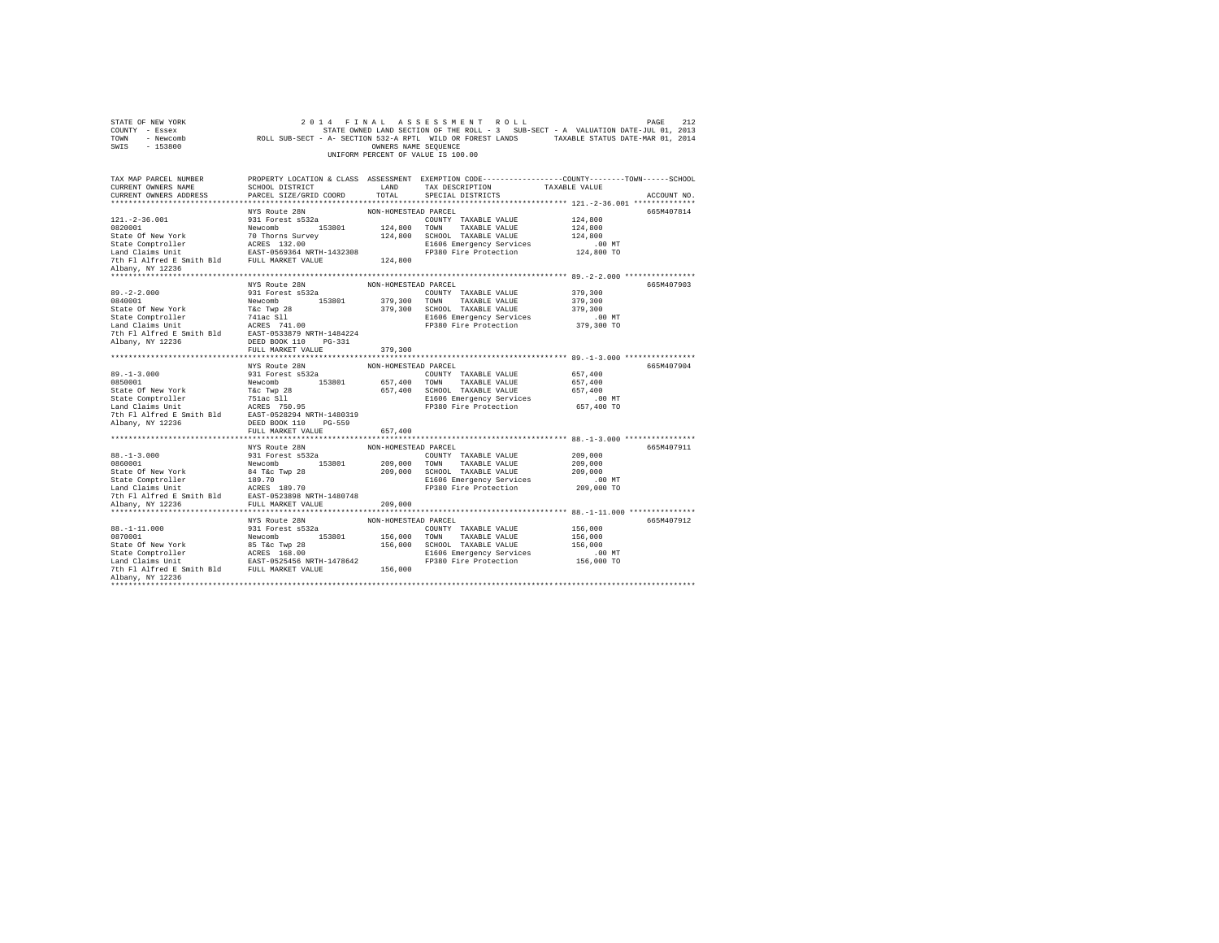STATE OF NEW YORK — 2014 FINAL ASSESSMENT ROLL
COUNTY - Essex — STATE OWNED LAND SECTION OF THE ROLL - 3 SUB-SECT - A VALUATION DATE-JUL 01, 2013
TOWN - Newcomb — ROLL SUB-SECT - A- SECTION 532-A RPTL WILD OR FOREST LANDS — TAXABLE STATUS DATE-MAR 01, 2014
SWIS - 153800 — OWNERS NAME SEQUENCE
UNIFORM PERCENT OF VALUE IS 100.00

| TAX MAP PARCEL NUMBER / CURRENT OWNERS NAME / CURRENT OWNERS ADDRESS | PROPERTY LOCATION & CLASS / SCHOOL DISTRICT / PARCEL SIZE/GRID COORD | ASSESSMENT LAND / TOTAL | EXEMPTION CODE / TAX DESCRIPTION / SPECIAL DISTRICTS | COUNTY / TOWN / SCHOOL TAXABLE VALUE | ACCOUNT NO. |
|---|---|---|---|---|---|
| **121.-2-36.001** | NYS Route 28N | NON-HOMESTEAD PARCEL | | | 665M407814 |
| 121.-2-36.001 | 931 Forest s532a | | COUNTY TAXABLE VALUE | 124,800 | |
| 0820001 | Newcomb 153801 | 124,800 | TOWN TAXABLE VALUE | 124,800 | |
| State Of New York | 70 Thorns Survey | 124,800 | SCHOOL TAXABLE VALUE | 124,800 | |
| State Comptroller | ACRES 132.00 | | E1606 Emergency Services | .00 MT | |
| Land Claims Unit | EAST-0569364 NRTH-1432308 | | FP380 Fire Protection | 124,800 TO | |
| 7th Fl Alfred E Smith Bld | FULL MARKET VALUE | 124,800 | | | |
| Albany, NY 12236 | | | | | |
| **89.-2-2.000** | NYS Route 28N | NON-HOMESTEAD PARCEL | | | 665M407903 |
| 89.-2-2.000 | 931 Forest s532a | | COUNTY TAXABLE VALUE | 379,300 | |
| 0840001 | Newcomb 153801 | 379,300 | TOWN TAXABLE VALUE | 379,300 | |
| State Of New York | T&c Twp 28 | 379,300 | SCHOOL TAXABLE VALUE | 379,300 | |
| State Comptroller | 741ac Sll | | E1606 Emergency Services | .00 MT | |
| Land Claims Unit | ACRES 741.00 | | FP380 Fire Protection | 379,300 TO | |
| 7th Fl Alfred E Smith Bld | EAST-0533879 NRTH-1484224 | | | | |
| Albany, NY 12236 | DEED BOOK 110 PG-331 | | | | |
| | FULL MARKET VALUE | 379,300 | | | |
| **89.-1-3.000** | NYS Route 28N | NON-HOMESTEAD PARCEL | | | 665M407904 |
| 89.-1-3.000 | 931 Forest s532a | | COUNTY TAXABLE VALUE | 657,400 | |
| 0850001 | Newcomb 153801 | 657,400 | TOWN TAXABLE VALUE | 657,400 | |
| State Of New York | T&c Twp 28 | 657,400 | SCHOOL TAXABLE VALUE | 657,400 | |
| State Comptroller | 751ac Sll | | E1606 Emergency Services | .00 MT | |
| Land Claims Unit | ACRES 750.95 | | FP380 Fire Protection | 657,400 TO | |
| 7th Fl Alfred E Smith Bld | EAST-0528294 NRTH-1480319 | | | | |
| Albany, NY 12236 | DEED BOOK 110 PG-559 | | | | |
| | FULL MARKET VALUE | 657,400 | | | |
| **88.-1-3.000** | NYS Route 28N | NON-HOMESTEAD PARCEL | | | 665M407911 |
| 88.-1-3.000 | 931 Forest s532a | | COUNTY TAXABLE VALUE | 209,000 | |
| 0860001 | Newcomb 153801 | 209,000 | TOWN TAXABLE VALUE | 209,000 | |
| State Of New York | 84 T&c Twp 28 | 209,000 | SCHOOL TAXABLE VALUE | 209,000 | |
| State Comptroller | 189.70 | | E1606 Emergency Services | .00 MT | |
| Land Claims Unit | ACRES 189.70 | | FP380 Fire Protection | 209,000 TO | |
| 7th Fl Alfred E Smith Bld | EAST-0523898 NRTH-1480748 | | | | |
| Albany, NY 12236 | FULL MARKET VALUE | 209,000 | | | |
| **88.-1-11.000** | NYS Route 28N | NON-HOMESTEAD PARCEL | | | 665M407912 |
| 88.-1-11.000 | 931 Forest s532a | | COUNTY TAXABLE VALUE | 156,000 | |
| 0870001 | Newcomb 153801 | 156,000 | TOWN TAXABLE VALUE | 156,000 | |
| State Of New York | 85 T&c Twp 28 | 156,000 | SCHOOL TAXABLE VALUE | 156,000 | |
| State Comptroller | ACRES 168.00 | | E1606 Emergency Services | .00 MT | |
| Land Claims Unit | EAST-0525456 NRTH-1478642 | | FP380 Fire Protection | 156,000 TO | |
| 7th Fl Alfred E Smith Bld | FULL MARKET VALUE | 156,000 | | | |
| Albany, NY 12236 | | | | | |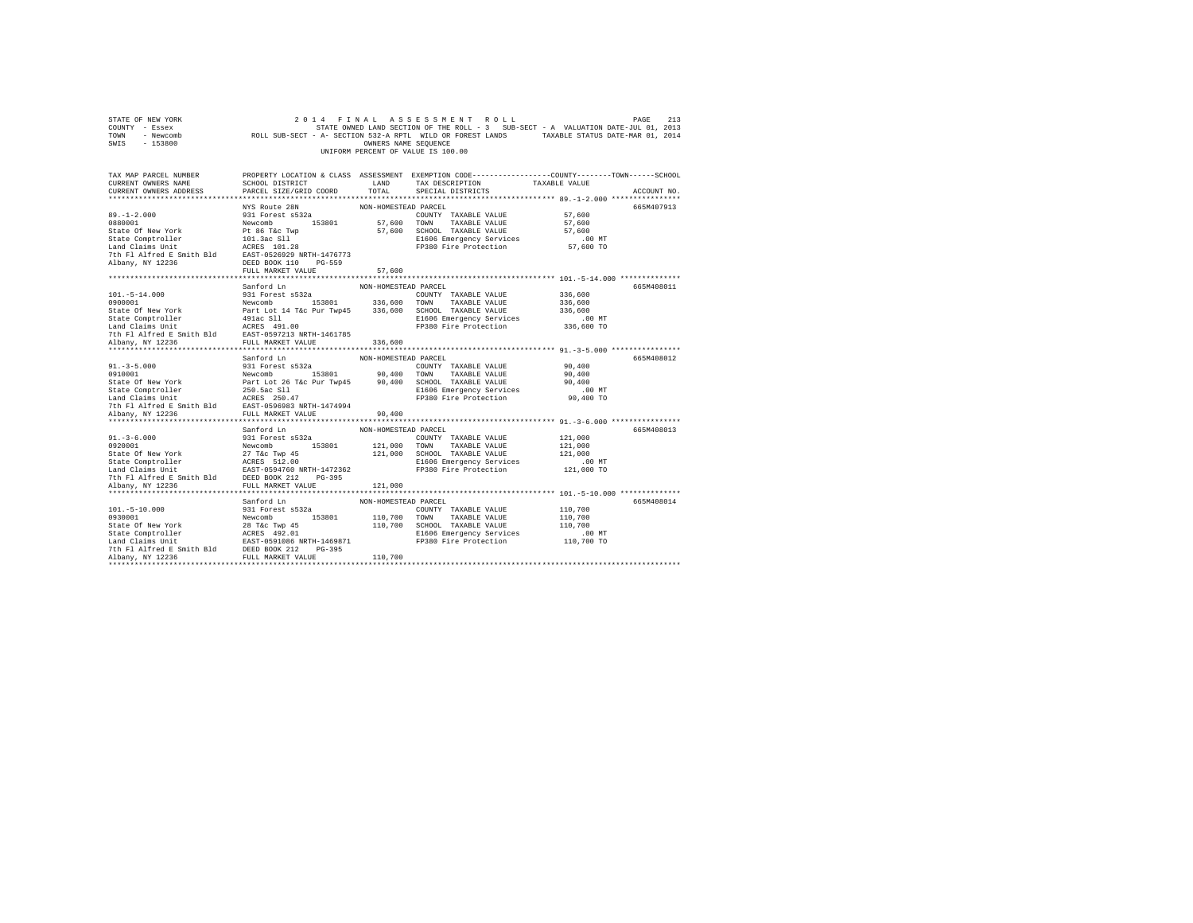STATE OF NEW YORK
COUNTY - Essex
TOWN - Newcomb
SWIS - 153800

2 0 1 4 F I N A L A S S E S S M E N T R O L L
STATE OWNED LAND SECTION OF THE ROLL - 3 SUB-SECT - A VALUATION DATE-JUL 01, 2013
ROLL SUB-SECT - A- SECTION 532-A RPTL WILD OR FOREST LANDS TAXABLE STATUS DATE-MAR 01, 2014
OWNERS NAME SEQUENCE
UNIFORM PERCENT OF VALUE IS 100.00

| TAX MAP PARCEL NUMBER / CURRENT OWNERS NAME / CURRENT OWNERS ADDRESS | PROPERTY LOCATION & CLASS / SCHOOL DISTRICT / PARCEL SIZE/GRID COORD | ASSESSMENT LAND / TOTAL | EXEMPTION CODE / TAX DESCRIPTION / SPECIAL DISTRICTS | TAXABLE VALUE (COUNTY / TOWN / SCHOOL) | ACCOUNT NO. |
|---|---|---|---|---|---|
| 89.-1-2.000 | NYS Route 28N — NON-HOMESTEAD PARCEL | | | | 665M407913 |
| 0880001 | 931 Forest s532a | | COUNTY TAXABLE VALUE | 57,600 | |
| State Of New York | Newcomb 153801 | 57,600 | TOWN TAXABLE VALUE | 57,600 | |
| State Comptroller | Pt 86 T&c Twp | 57,600 | SCHOOL TAXABLE VALUE | 57,600 | |
| Land Claims Unit | 101.3ac Sll | | E1606 Emergency Services | .00 MT | |
| 7th Fl Alfred E Smith Bld | ACRES 101.28 | | FP380 Fire Protection | 57,600 TO | |
| Albany, NY 12236 | EAST-0526929 NRTH-1476773 | | | | |
| | DEED BOOK 110 PG-559 | | | | |
| | FULL MARKET VALUE | 57,600 | | | |
| 101.-5-14.000 | Sanford Ln — NON-HOMESTEAD PARCEL | | | | 665M408011 |
| 0900001 | 931 Forest s532a | | COUNTY TAXABLE VALUE | 336,600 | |
| State Of New York | Newcomb 153801 | 336,600 | TOWN TAXABLE VALUE | 336,600 | |
| State Comptroller | Part Lot 14 T&c Pur Twp45 | 336,600 | SCHOOL TAXABLE VALUE | 336,600 | |
| Land Claims Unit | 491ac Sll | | E1606 Emergency Services | .00 MT | |
| 7th Fl Alfred E Smith Bld | ACRES 491.00 | | FP380 Fire Protection | 336,600 TO | |
| Albany, NY 12236 | EAST-0597213 NRTH-1461785 | | | | |
| | FULL MARKET VALUE | 336,600 | | | |
| 91.-3-5.000 | Sanford Ln — NON-HOMESTEAD PARCEL | | | | 665M408012 |
| 0910001 | 931 Forest s532a | | COUNTY TAXABLE VALUE | 90,400 | |
| State Of New York | Newcomb 153801 | 90,400 | TOWN TAXABLE VALUE | 90,400 | |
| State Comptroller | Part Lot 26 T&c Pur Twp45 | 90,400 | SCHOOL TAXABLE VALUE | 90,400 | |
| Land Claims Unit | 250.5ac Sll | | E1606 Emergency Services | .00 MT | |
| 7th Fl Alfred E Smith Bld | ACRES 250.47 | | FP380 Fire Protection | 90,400 TO | |
| Albany, NY 12236 | EAST-0596983 NRTH-1474994 | | | | |
| | FULL MARKET VALUE | 90,400 | | | |
| 91.-3-6.000 | Sanford Ln — NON-HOMESTEAD PARCEL | | | | 665M408013 |
| 0920001 | 931 Forest s532a | | COUNTY TAXABLE VALUE | 121,000 | |
| State Of New York | Newcomb 153801 | 121,000 | TOWN TAXABLE VALUE | 121,000 | |
| State Comptroller | 27 T&c Twp 45 | 121,000 | SCHOOL TAXABLE VALUE | 121,000 | |
| Land Claims Unit | ACRES 512.00 | | E1606 Emergency Services | .00 MT | |
| 7th Fl Alfred E Smith Bld | EAST-0594760 NRTH-1472362 | | FP380 Fire Protection | 121,000 TO | |
| Albany, NY 12236 | DEED BOOK 212 PG-395 | | | | |
| | FULL MARKET VALUE | 121,000 | | | |
| 101.-5-10.000 | Sanford Ln — NON-HOMESTEAD PARCEL | | | | 665M408014 |
| 0930001 | 931 Forest s532a | | COUNTY TAXABLE VALUE | 110,700 | |
| State Of New York | Newcomb 153801 | 110,700 | TOWN TAXABLE VALUE | 110,700 | |
| State Comptroller | 28 T&c Twp 45 | 110,700 | SCHOOL TAXABLE VALUE | 110,700 | |
| Land Claims Unit | ACRES 492.01 | | E1606 Emergency Services | .00 MT | |
| 7th Fl Alfred E Smith Bld | EAST-0591086 NRTH-1469871 | | FP380 Fire Protection | 110,700 TO | |
| Albany, NY 12236 | DEED BOOK 212 PG-395 | | | | |
| | FULL MARKET VALUE | 110,700 | | | |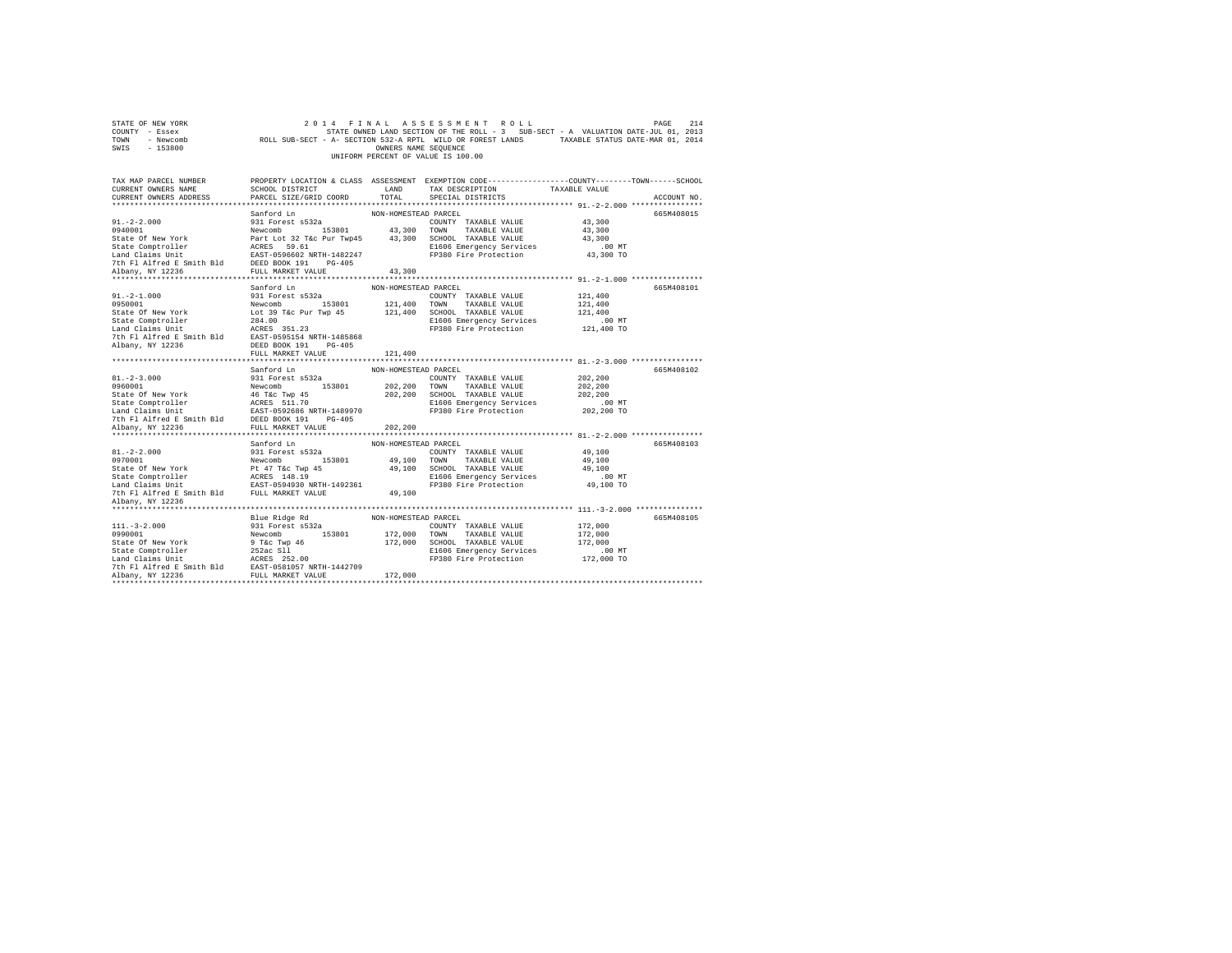STATE OF NEW YORK
COUNTY - Essex
TOWN - Newcomb
SWIS - 153800

2 0 1 4 F I N A L A S S E S S M E N T R O L L
STATE OWNED LAND SECTION OF THE ROLL - 3 SUB-SECT - A VALUATION DATE-JUL 01, 2013
ROLL SUB-SECT - A- SECTION 532-A RPTL WILD OR FOREST LANDS TAXABLE STATUS DATE-MAR 01, 2014
OWNERS NAME SEQUENCE
UNIFORM PERCENT OF VALUE IS 100.00

| TAX MAP PARCEL NUMBER / CURRENT OWNERS NAME / CURRENT OWNERS ADDRESS | PROPERTY LOCATION & CLASS / SCHOOL DISTRICT / PARCEL SIZE/GRID COORD | ASSESSMENT LAND | TOTAL | EXEMPTION CODE / TAX DESCRIPTION / SPECIAL DISTRICTS | COUNTY / TOWN / SCHOOL TAXABLE VALUE | ACCOUNT NO. |
|---|---|---|---|---|---|---|
| 91.-2-2.000 | Sanford Ln | NON-HOMESTEAD PARCEL | | | | 665M408015 |
| 0940001 | 931 Forest s532a | | | COUNTY TAXABLE VALUE | 43,300 | |
| State Of New York | Newcomb 153801 | 43,300 | | TOWN TAXABLE VALUE | 43,300 | |
| State Comptroller | Part Lot 32 T&c Pur Twp45 | | 43,300 | SCHOOL TAXABLE VALUE | 43,300 | |
| Land Claims Unit | ACRES 59.61 | | | E1606 Emergency Services | .00 MT | |
| 7th Fl Alfred E Smith Bld | EAST-0596602 NRTH-1482247 | | | FP380 Fire Protection | 43,300 TO | |
| Albany, NY 12236 | DEED BOOK 191 PG-405 | | | | | |
| | FULL MARKET VALUE | | 43,300 | | | |
| 91.-2-1.000 | Sanford Ln | NON-HOMESTEAD PARCEL | | | | 665M408101 |
| 0950001 | 931 Forest s532a | | | COUNTY TAXABLE VALUE | 121,400 | |
| State Of New York | Newcomb 153801 | 121,400 | | TOWN TAXABLE VALUE | 121,400 | |
| State Comptroller | Lot 39 T&c Pur Twp 45 | | 121,400 | SCHOOL TAXABLE VALUE | 121,400 | |
| Land Claims Unit | 284.00 | | | E1606 Emergency Services | .00 MT | |
| 7th Fl Alfred E Smith Bld | ACRES 351.23 | | | FP380 Fire Protection | 121,400 TO | |
| Albany, NY 12236 | EAST-0595154 NRTH-1485868 | | | | | |
| | DEED BOOK 191 PG-405 | | | | | |
| | FULL MARKET VALUE | | 121,400 | | | |
| 81.-2-3.000 | Sanford Ln | NON-HOMESTEAD PARCEL | | | | 665M408102 |
| 0960001 | 931 Forest s532a | | | COUNTY TAXABLE VALUE | 202,200 | |
| State Of New York | Newcomb 153801 | 202,200 | | TOWN TAXABLE VALUE | 202,200 | |
| State Comptroller | 46 T&c Twp 45 | | 202,200 | SCHOOL TAXABLE VALUE | 202,200 | |
| Land Claims Unit | ACRES 511.70 | | | E1606 Emergency Services | .00 MT | |
| 7th Fl Alfred E Smith Bld | EAST-0592686 NRTH-1489970 | | | FP380 Fire Protection | 202,200 TO | |
| Albany, NY 12236 | DEED BOOK 191 PG-405 | | | | | |
| | FULL MARKET VALUE | | 202,200 | | | |
| 81.-2-2.000 | Sanford Ln | NON-HOMESTEAD PARCEL | | | | 665M408103 |
| 0970001 | 931 Forest s532a | | | COUNTY TAXABLE VALUE | 49,100 | |
| State Of New York | Newcomb 153801 | 49,100 | | TOWN TAXABLE VALUE | 49,100 | |
| State Comptroller | Pt 47 T&c Twp 45 | | 49,100 | SCHOOL TAXABLE VALUE | 49,100 | |
| Land Claims Unit | ACRES 148.19 | | | E1606 Emergency Services | .00 MT | |
| 7th Fl Alfred E Smith Bld | EAST-0594930 NRTH-1492361 | | | FP380 Fire Protection | 49,100 TO | |
| Albany, NY 12236 | FULL MARKET VALUE | | 49,100 | | | |
| 111.-3-2.000 | Blue Ridge Rd | NON-HOMESTEAD PARCEL | | | | 665M408105 |
| 0990001 | 931 Forest s532a | | | COUNTY TAXABLE VALUE | 172,000 | |
| State Of New York | Newcomb 153801 | 172,000 | | TOWN TAXABLE VALUE | 172,000 | |
| State Comptroller | 9 T&c Twp 46 | | 172,000 | SCHOOL TAXABLE VALUE | 172,000 | |
| Land Claims Unit | 252ac Sll | | | E1606 Emergency Services | .00 MT | |
| 7th Fl Alfred E Smith Bld | ACRES 252.00 | | | FP380 Fire Protection | 172,000 TO | |
| Albany, NY 12236 | EAST-0581057 NRTH-1442709 | | | | | |
| | FULL MARKET VALUE | | 172,000 | | | |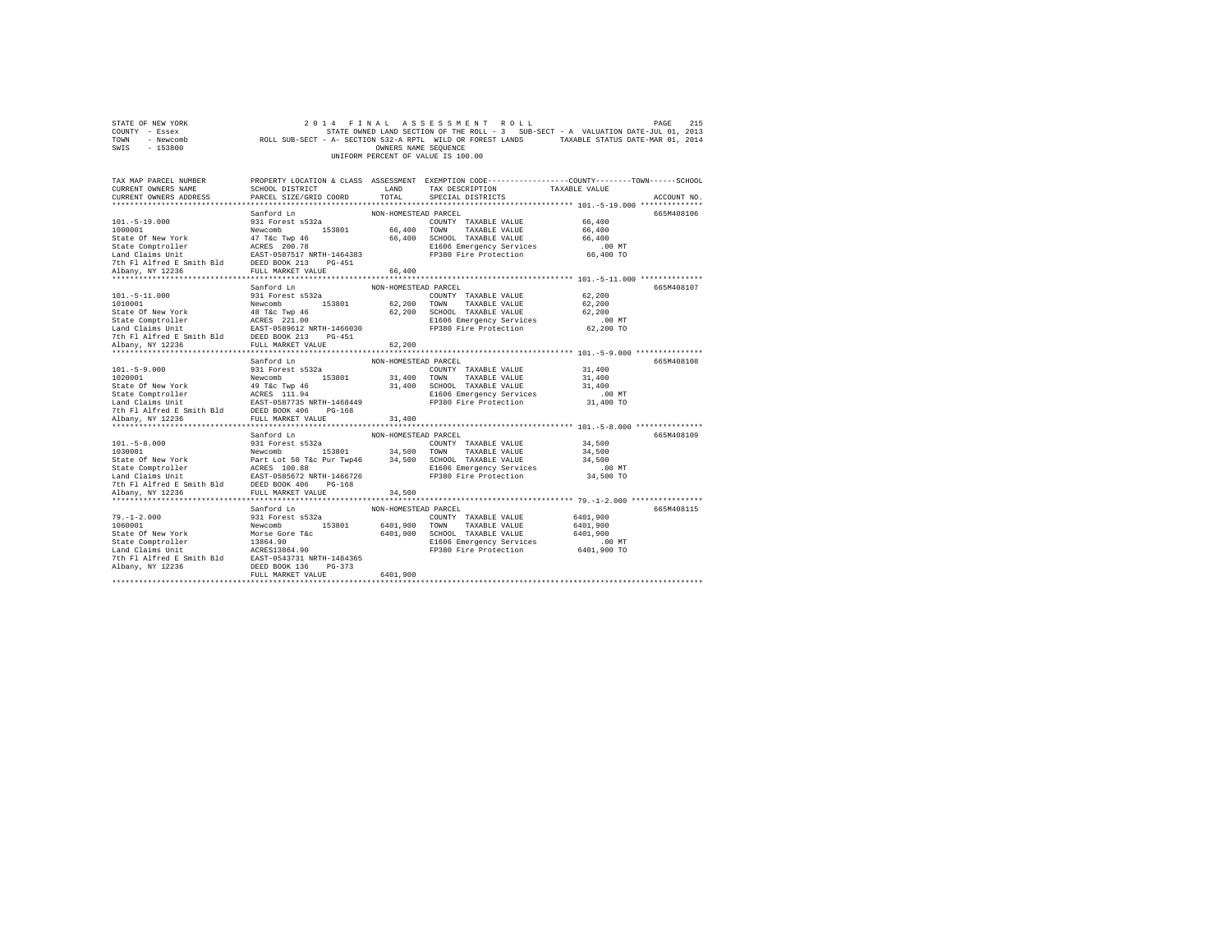```
STATE OF NEW YORK                 2 0 1 4   F I N A L   A S S E S S M E N T   R O L L                    PAGE  215
COUNTY  - Essex                       STATE OWNED LAND SECTION OF THE ROLL - 3   SUB-SECT - A  VALUATION DATE-JUL 01, 2013
TOWN    - Newcomb          ROLL SUB-SECT - A- SECTION 532-A RPTL  WILD OR FOREST LANDS      TAXABLE STATUS DATE-MAR 01, 2014
SWIS    - 153800                                       OWNERS NAME SEQUENCE
                                                  UNIFORM PERCENT OF VALUE IS 100.00

TAX MAP PARCEL NUMBER       PROPERTY LOCATION & CLASS  ASSESSMENT  EXEMPTION CODE------------------COUNTY--------TOWN------SCHOOL
CURRENT OWNERS NAME         SCHOOL DISTRICT              LAND      TAX DESCRIPTION            TAXABLE VALUE
CURRENT OWNERS ADDRESS      PARCEL SIZE/GRID COORD       TOTAL     SPECIAL DISTRICTS                                   ACCOUNT NO.
******************************************************************************************************* 101.-5-19.000 **************
                            Sanford Ln                 NON-HOMESTEAD PARCEL                                             665M408106
101.-5-19.000               931 Forest s532a                        COUNTY  TAXABLE VALUE            66,400
1000001                     Newcomb        153801       66,400      TOWN    TAXABLE VALUE            66,400
State Of New York           47 T&c Twp 46               66,400      SCHOOL  TAXABLE VALUE            66,400
State Comptroller           ACRES  200.78                           E1606 Emergency Services            .00 MT
Land Claims Unit            EAST-0587517 NRTH-1464383               FP380 Fire Protection            66,400 TO
7th Fl Alfred E Smith Bld   DEED BOOK 213    PG-451
Albany, NY 12236            FULL MARKET VALUE           66,400
******************************************************************************************************* 101.-5-11.000 **************
                            Sanford Ln                 NON-HOMESTEAD PARCEL                                             665M408107
101.-5-11.000               931 Forest s532a                        COUNTY  TAXABLE VALUE            62,200
1010001                     Newcomb        153801       62,200      TOWN    TAXABLE VALUE            62,200
State Of New York           48 T&c Twp 46               62,200      SCHOOL  TAXABLE VALUE            62,200
State Comptroller           ACRES  221.00                           E1606 Emergency Services            .00 MT
Land Claims Unit            EAST-0589612 NRTH-1466030               FP380 Fire Protection            62,200 TO
7th Fl Alfred E Smith Bld   DEED BOOK 213    PG-451
Albany, NY 12236            FULL MARKET VALUE           62,200
******************************************************************************************************* 101.-5-9.000 ***************
                            Sanford Ln                 NON-HOMESTEAD PARCEL                                             665M408108
101.-5-9.000                931 Forest s532a                        COUNTY  TAXABLE VALUE            31,400
1020001                     Newcomb        153801       31,400      TOWN    TAXABLE VALUE            31,400
State Of New York           49 T&c Twp 46               31,400      SCHOOL  TAXABLE VALUE            31,400
State Comptroller           ACRES  111.94                           E1606 Emergency Services            .00 MT
Land Claims Unit            EAST-0587735 NRTH-1468449               FP380 Fire Protection            31,400 TO
7th Fl Alfred E Smith Bld   DEED BOOK 406    PG-168
Albany, NY 12236            FULL MARKET VALUE           31,400
******************************************************************************************************* 101.-5-8.000 ***************
                            Sanford Ln                 NON-HOMESTEAD PARCEL                                             665M408109
101.-5-8.000                931 Forest s532a                        COUNTY  TAXABLE VALUE            34,500
1030001                     Newcomb        153801       34,500      TOWN    TAXABLE VALUE            34,500
State Of New York           Part Lot 50 T&c Pur Twp46   34,500      SCHOOL  TAXABLE VALUE            34,500
State Comptroller           ACRES  100.88                           E1606 Emergency Services            .00 MT
Land Claims Unit            EAST-0585672 NRTH-1466726               FP380 Fire Protection            34,500 TO
7th Fl Alfred E Smith Bld   DEED BOOK 406    PG-168
Albany, NY 12236            FULL MARKET VALUE           34,500
******************************************************************************************************* 79.-1-2.000 ****************
                            Sanford Ln                 NON-HOMESTEAD PARCEL                                             665M408115
79.-1-2.000                 931 Forest s532a                        COUNTY  TAXABLE VALUE          6401,900
1060001                     Newcomb        153801     6401,900      TOWN    TAXABLE VALUE          6401,900
State Of New York           Morse Gore T&c            6401,900      SCHOOL  TAXABLE VALUE          6401,900
State Comptroller           13864.90                                E1606 Emergency Services            .00 MT
Land Claims Unit            ACRES13864.90                           FP380 Fire Protection          6401,900 TO
7th Fl Alfred E Smith Bld   EAST-0543731 NRTH-1484365
Albany, NY 12236            DEED BOOK 136    PG-373
                            FULL MARKET VALUE         6401,900
************************************************************************************************************************************
```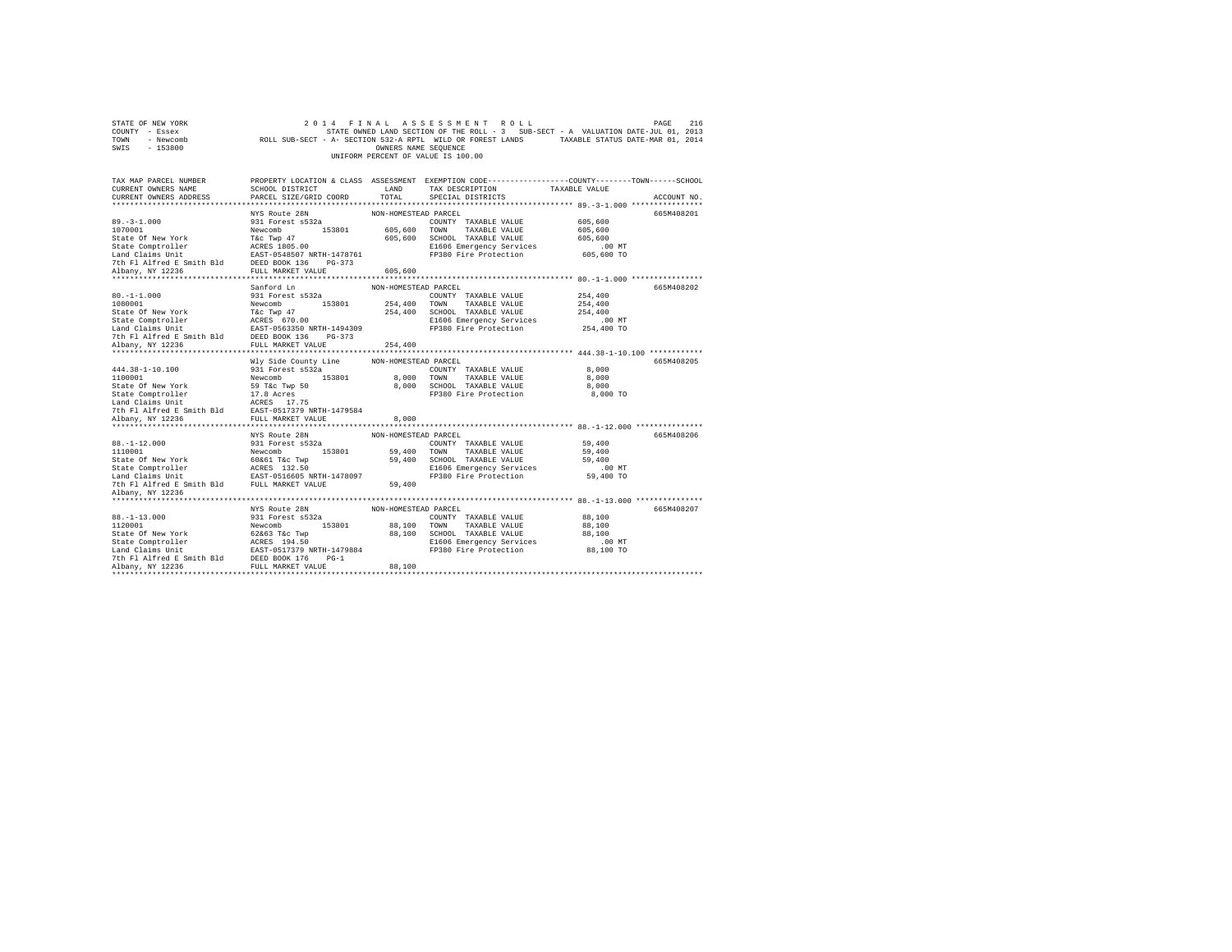```
STATE OF NEW YORK                    2 0 1 4   F I N A L   A S S E S S M E N T   R O L L                    PAGE  216
COUNTY  - Essex                         STATE OWNED LAND SECTION OF THE ROLL - 3   SUB-SECT - A  VALUATION DATE-JUL 01, 2013
TOWN    - Newcomb            ROLL SUB-SECT - A- SECTION 532-A RPTL  WILD OR FOREST LANDS       TAXABLE STATUS DATE-MAR 01, 2014
SWIS    - 153800                                        OWNERS NAME SEQUENCE
                                                  UNIFORM PERCENT OF VALUE IS 100.00


TAX MAP PARCEL NUMBER          PROPERTY LOCATION & CLASS  ASSESSMENT  EXEMPTION CODE-----------------COUNTY--------TOWN------SCHOOL
CURRENT OWNERS NAME            SCHOOL DISTRICT              LAND      TAX DESCRIPTION            TAXABLE VALUE
CURRENT OWNERS ADDRESS         PARCEL SIZE/GRID COORD       TOTAL     SPECIAL DISTRICTS                                  ACCOUNT NO.
*********************************************************************************************** 89.-3-1.000 ****************
                               NYS Route 28N               NON-HOMESTEAD PARCEL                                          665M408201
89.-3-1.000                    931 Forest s532a                        COUNTY  TAXABLE VALUE          605,600
1070001                        Newcomb        153801       605,600    TOWN    TAXABLE VALUE          605,600
State Of New York              T&c Twp 47                   605,600    SCHOOL  TAXABLE VALUE          605,600
State Comptroller              ACRES 1805.00                           E1606 Emergency Services           .00 MT
Land Claims Unit               EAST-0548507 NRTH-1478761               FP380 Fire Protection          605,600 TO
7th Fl Alfred E Smith Bld      DEED BOOK 136    PG-373
Albany, NY 12236               FULL MARKET VALUE            605,600
*********************************************************************************************** 80.-1-1.000 ****************
                               Sanford Ln                  NON-HOMESTEAD PARCEL                                          665M408202
80.-1-1.000                    931 Forest s532a                        COUNTY  TAXABLE VALUE          254,400
1080001                        Newcomb        153801       254,400    TOWN    TAXABLE VALUE          254,400
State Of New York              T&c Twp 47                   254,400    SCHOOL  TAXABLE VALUE          254,400
State Comptroller              ACRES  670.00                           E1606 Emergency Services           .00 MT
Land Claims Unit               EAST-0563350 NRTH-1494309               FP380 Fire Protection          254,400 TO
7th Fl Alfred E Smith Bld      DEED BOOK 136    PG-373
Albany, NY 12236               FULL MARKET VALUE            254,400
*********************************************************************************************** 444.38-1-10.100 ************
                               Wly Side County Line        NON-HOMESTEAD PARCEL                                          665M408205
444.38-1-10.100                931 Forest s532a                        COUNTY  TAXABLE VALUE            8,000
1100001                        Newcomb        153801         8,000    TOWN    TAXABLE VALUE            8,000
State Of New York              59 T&c Twp 50                  8,000    SCHOOL  TAXABLE VALUE            8,000
State Comptroller              17.8 Acres                              FP380 Fire Protection            8,000 TO
Land Claims Unit               ACRES   17.75
7th Fl Alfred E Smith Bld      EAST-0517379 NRTH-1479584
Albany, NY 12236               FULL MARKET VALUE              8,000
*********************************************************************************************** 88.-1-12.000 ***************
                               NYS Route 28N               NON-HOMESTEAD PARCEL                                          665M408206
88.-1-12.000                   931 Forest s532a                        COUNTY  TAXABLE VALUE           59,400
1110001                        Newcomb        153801        59,400    TOWN    TAXABLE VALUE           59,400
State Of New York              60&61 T&c Twp                 59,400    SCHOOL  TAXABLE VALUE           59,400
State Comptroller              ACRES  132.50                           E1606 Emergency Services           .00 MT
Land Claims Unit               EAST-0516605 NRTH-1478097               FP380 Fire Protection           59,400 TO
7th Fl Alfred E Smith Bld      FULL MARKET VALUE             59,400
Albany, NY 12236
*********************************************************************************************** 88.-1-13.000 ***************
                               NYS Route 28N               NON-HOMESTEAD PARCEL                                          665M408207
88.-1-13.000                   931 Forest s532a                        COUNTY  TAXABLE VALUE           88,100
1120001                        Newcomb        153801        88,100    TOWN    TAXABLE VALUE           88,100
State Of New York              62&63 T&c Twp                 88,100    SCHOOL  TAXABLE VALUE           88,100
State Comptroller              ACRES  194.50                           E1606 Emergency Services           .00 MT
Land Claims Unit               EAST-0517379 NRTH-1479884               FP380 Fire Protection           88,100 TO
7th Fl Alfred E Smith Bld      DEED BOOK 176    PG-1
Albany, NY 12236               FULL MARKET VALUE             88,100
****************************************************************************************************************************
```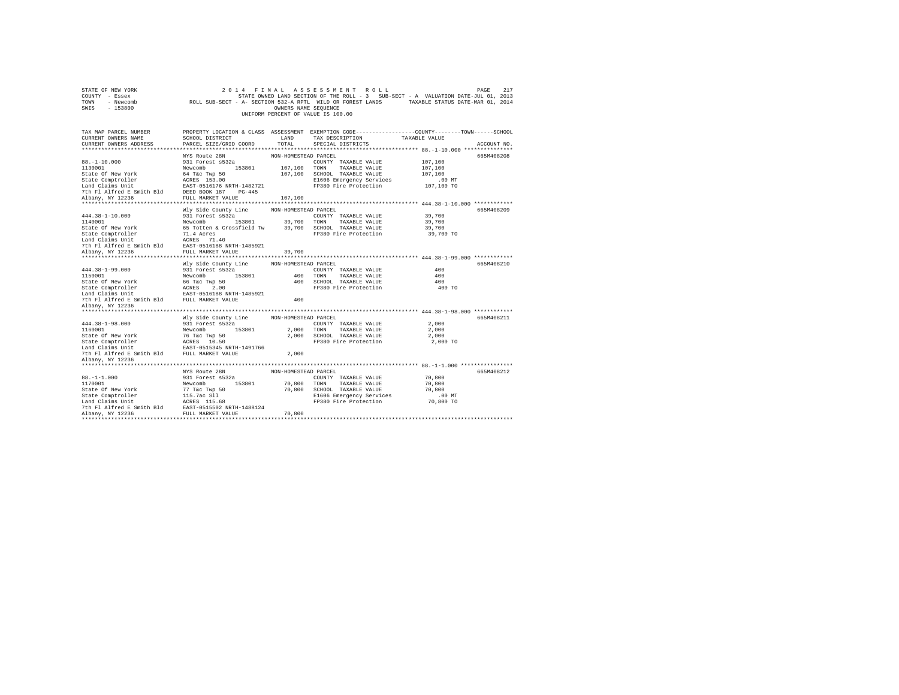STATE OF NEW YORK — 2014 FINAL ASSESSMENT ROLL
COUNTY - Essex — STATE OWNED LAND SECTION OF THE ROLL - 3 SUB-SECT - A VALUATION DATE-JUL 01, 2013
TOWN - Newcomb — ROLL SUB-SECT - A- SECTION 532-A RPTL WILD OR FOREST LANDS — TAXABLE STATUS DATE-MAR 01, 2014
SWIS - 153800 — OWNERS NAME SEQUENCE
UNIFORM PERCENT OF VALUE IS 100.00

| TAX MAP PARCEL NUMBER / CURRENT OWNERS NAME / CURRENT OWNERS ADDRESS | PROPERTY LOCATION & CLASS / SCHOOL DISTRICT / PARCEL SIZE/GRID COORD | ASSESSMENT LAND / TOTAL | EXEMPTION CODE / TAX DESCRIPTION / SPECIAL DISTRICTS | TAXABLE VALUE (COUNTY / TOWN / SCHOOL) | ACCOUNT NO. |
|---|---|---|---|---|---|
| **88.-1-10.000** | NYS Route 28N — NON-HOMESTEAD PARCEL | | | | 665M408208 |
| 88.-1-10.000 | 931 Forest s532a | | COUNTY TAXABLE VALUE | 107,100 | |
| 1130001 | Newcomb 153801 | 107,100 | TOWN TAXABLE VALUE | 107,100 | |
| State Of New York | 64 T&c Twp 50 | 107,100 | SCHOOL TAXABLE VALUE | 107,100 | |
| State Comptroller | ACRES 153.00 | | E1606 Emergency Services | .00 MT | |
| Land Claims Unit | EAST-0516176 NRTH-1482721 | | FP380 Fire Protection | 107,100 TO | |
| 7th Fl Alfred E Smith Bld | DEED BOOK 187 PG-445 | | | | |
| Albany, NY 12236 | FULL MARKET VALUE | 107,100 | | | |
| **444.38-1-10.000** | Wly Side County Line — NON-HOMESTEAD PARCEL | | | | 665M408209 |
| 444.38-1-10.000 | 931 Forest s532a | | COUNTY TAXABLE VALUE | 39,700 | |
| 1140001 | Newcomb 153801 | 39,700 | TOWN TAXABLE VALUE | 39,700 | |
| State Of New York | 65 Totten & Crossfield Tw | 39,700 | SCHOOL TAXABLE VALUE | 39,700 | |
| State Comptroller | 71.4 Acres | | FP380 Fire Protection | 39,700 TO | |
| Land Claims Unit | ACRES 71.40 | | | | |
| 7th Fl Alfred E Smith Bld | EAST-0516188 NRTH-1485921 | | | | |
| Albany, NY 12236 | FULL MARKET VALUE | 39,700 | | | |
| **444.38-1-99.000** | Wly Side County Line — NON-HOMESTEAD PARCEL | | | | 665M408210 |
| 444.38-1-99.000 | 931 Forest s532a | | COUNTY TAXABLE VALUE | 400 | |
| 1150001 | Newcomb 153801 | 400 | TOWN TAXABLE VALUE | 400 | |
| State Of New York | 66 T&c Twp 50 | 400 | SCHOOL TAXABLE VALUE | 400 | |
| State Comptroller | ACRES 2.00 | | FP380 Fire Protection | 400 TO | |
| Land Claims Unit | EAST-0516188 NRTH-1485921 | | | | |
| 7th Fl Alfred E Smith Bld | FULL MARKET VALUE | 400 | | | |
| Albany, NY 12236 | | | | | |
| **444.38-1-98.000** | Wly Side County Line — NON-HOMESTEAD PARCEL | | | | 665M408211 |
| 444.38-1-98.000 | 931 Forest s532a | | COUNTY TAXABLE VALUE | 2,000 | |
| 1160001 | Newcomb 153801 | 2,000 | TOWN TAXABLE VALUE | 2,000 | |
| State Of New York | 76 T&c Twp 50 | 2,000 | SCHOOL TAXABLE VALUE | 2,000 | |
| State Comptroller | ACRES 10.50 | | FP380 Fire Protection | 2,000 TO | |
| Land Claims Unit | EAST-0515345 NRTH-1491766 | | | | |
| 7th Fl Alfred E Smith Bld | FULL MARKET VALUE | 2,000 | | | |
| Albany, NY 12236 | | | | | |
| **88.-1-1.000** | NYS Route 28N — NON-HOMESTEAD PARCEL | | | | 665M408212 |
| 88.-1-1.000 | 931 Forest s532a | | COUNTY TAXABLE VALUE | 70,800 | |
| 1170001 | Newcomb 153801 | 70,800 | TOWN TAXABLE VALUE | 70,800 | |
| State Of New York | 77 T&c Twp 50 | 70,800 | SCHOOL TAXABLE VALUE | 70,800 | |
| State Comptroller | 115.7ac Sll | | E1606 Emergency Services | .00 MT | |
| Land Claims Unit | ACRES 115.68 | | FP380 Fire Protection | 70,800 TO | |
| 7th Fl Alfred E Smith Bld | EAST-0515502 NRTH-1488124 | | | | |
| Albany, NY 12236 | FULL MARKET VALUE | 70,800 | | | |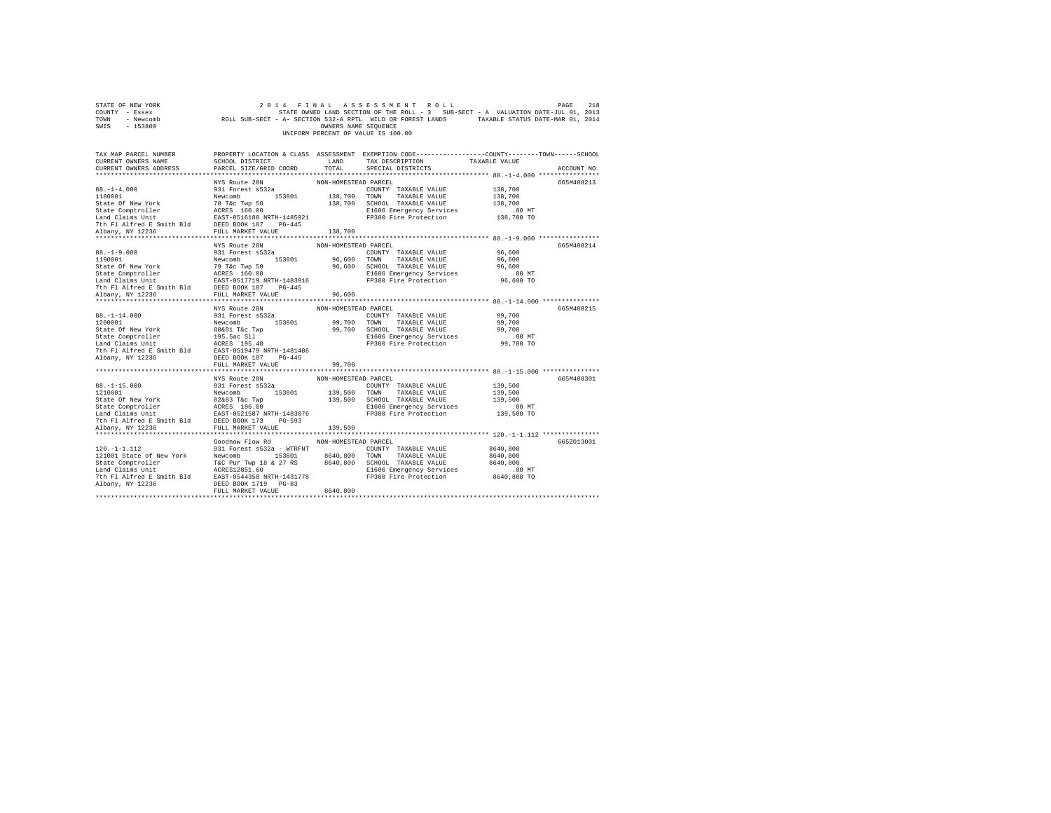STATE OF NEW YORK                2 0 1 4   F I N A L   A S S E S S M E N T   R O L L
COUNTY - Essex                   STATE OWNED LAND SECTION OF THE ROLL - 3   SUB-SECT - A  VALUATION DATE-JUL 01, 2013
TOWN - Newcomb                   ROLL SUB-SECT - A- SECTION 532-A RPTL WILD OR FOREST LANDS     TAXABLE STATUS DATE-MAR 01, 2014
SWIS - 153800                    OWNERS NAME SEQUENCE
UNIFORM PERCENT OF VALUE IS 100.00

| TAX MAP PARCEL NUMBER / CURRENT OWNERS NAME / CURRENT OWNERS ADDRESS | PROPERTY LOCATION & CLASS / SCHOOL DISTRICT / PARCEL SIZE/GRID COORD | ASSESSMENT LAND / TOTAL | EXEMPTION CODE / TAX DESCRIPTION / SPECIAL DISTRICTS | TAXABLE VALUE (COUNTY--TOWN--SCHOOL) | ACCOUNT NO. |
|---|---|---|---|---|---|
| 88.-1-4.000 | NYS Route 28N | NON-HOMESTEAD PARCEL | | | 665M408213 |
| 1180001 | 931 Forest s532a | | COUNTY TAXABLE VALUE | 138,700 | |
| State Of New York | Newcomb 153801 | 138,700 | TOWN TAXABLE VALUE | 138,700 | |
| State Comptroller | 78 T&c Twp 50 | 138,700 | SCHOOL TAXABLE VALUE | 138,700 | |
| Land Claims Unit | ACRES 160.00 | | E1606 Emergency Services | .00 MT | |
| 7th Fl Alfred E Smith Bld | EAST-0516188 NRTH-1485921 | | FP380 Fire Protection | 138,700 TO | |
| Albany, NY 12236 | DEED BOOK 187 PG-445 | | | | |
| | FULL MARKET VALUE | 138,700 | | | |
| 88.-1-9.000 | NYS Route 28N | NON-HOMESTEAD PARCEL | | | 665M408214 |
| 1190001 | 931 Forest s532a | | COUNTY TAXABLE VALUE | 96,600 | |
| State Of New York | Newcomb 153801 | 96,600 | TOWN TAXABLE VALUE | 96,600 | |
| State Comptroller | 79 T&c Twp 50 | 96,600 | SCHOOL TAXABLE VALUE | 96,600 | |
| Land Claims Unit | ACRES 160.00 | | E1606 Emergency Services | .00 MT | |
| 7th Fl Alfred E Smith Bld | EAST-0517719 NRTH-1483916 | | FP380 Fire Protection | 96,600 TO | |
| Albany, NY 12236 | DEED BOOK 187 PG-445 | | | | |
| | FULL MARKET VALUE | 96,600 | | | |
| 88.-1-14.000 | NYS Route 28N | NON-HOMESTEAD PARCEL | | | 665M408215 |
| 1200001 | 931 Forest s532a | | COUNTY TAXABLE VALUE | 99,700 | |
| State Of New York | Newcomb 153801 | 99,700 | TOWN TAXABLE VALUE | 99,700 | |
| State Comptroller | 80&81 T&c Twp | 99,700 | SCHOOL TAXABLE VALUE | 99,700 | |
| Land Claims Unit | 195.5ac Sll | | E1606 Emergency Services | .00 MT | |
| 7th Fl Alfred E Smith Bld | ACRES 195.48 | | FP380 Fire Protection | 99,700 TO | |
| Albany, NY 12236 | EAST-0519479 NRTH-1481486 | | | | |
| | DEED BOOK 187 PG-445 | | | | |
| | FULL MARKET VALUE | 99,700 | | | |
| 88.-1-15.000 | NYS Route 28N | NON-HOMESTEAD PARCEL | | | 665M408301 |
| 1210001 | 931 Forest s532a | | COUNTY TAXABLE VALUE | 139,500 | |
| State Of New York | Newcomb 153801 | 139,500 | TOWN TAXABLE VALUE | 139,500 | |
| State Comptroller | 82&83 T&c Twp | 139,500 | SCHOOL TAXABLE VALUE | 139,500 | |
| Land Claims Unit | ACRES 196.00 | | E1606 Emergency Services | .00 MT | |
| 7th Fl Alfred E Smith Bld | EAST-0521587 NRTH-1483076 | | FP380 Fire Protection | 139,500 TO | |
| Albany, NY 12236 | DEED BOOK 173 PG-593 | | | | |
| | FULL MARKET VALUE | 139,500 | | | |
| 120.-1-1.112 | Goodnow Flow Rd | NON-HOMESTEAD PARCEL | | | 665Z013001 |
| 121001 State of New York | 931 Forest s532a - WTRFNT | | COUNTY TAXABLE VALUE | 8640,800 | |
| State Comptroller | Newcomb 153801 | 8640,800 | TOWN TAXABLE VALUE | 8640,800 | |
| Land Claims Unit | T&C Pur Twp 18 & 27 RS | 8640,800 | SCHOOL TAXABLE VALUE | 8640,800 | |
| 7th Fl Alfred E Smith Bld | ACRES12851.60 | | E1606 Emergency Services | .00 MT | |
| Albany, NY 12236 | EAST-0544358 NRTH-1431778 | | FP380 Fire Protection | 8640,800 TO | |
| | DEED BOOK 1719 PG-83 | | | | |
| | FULL MARKET VALUE | 8640,800 | | | |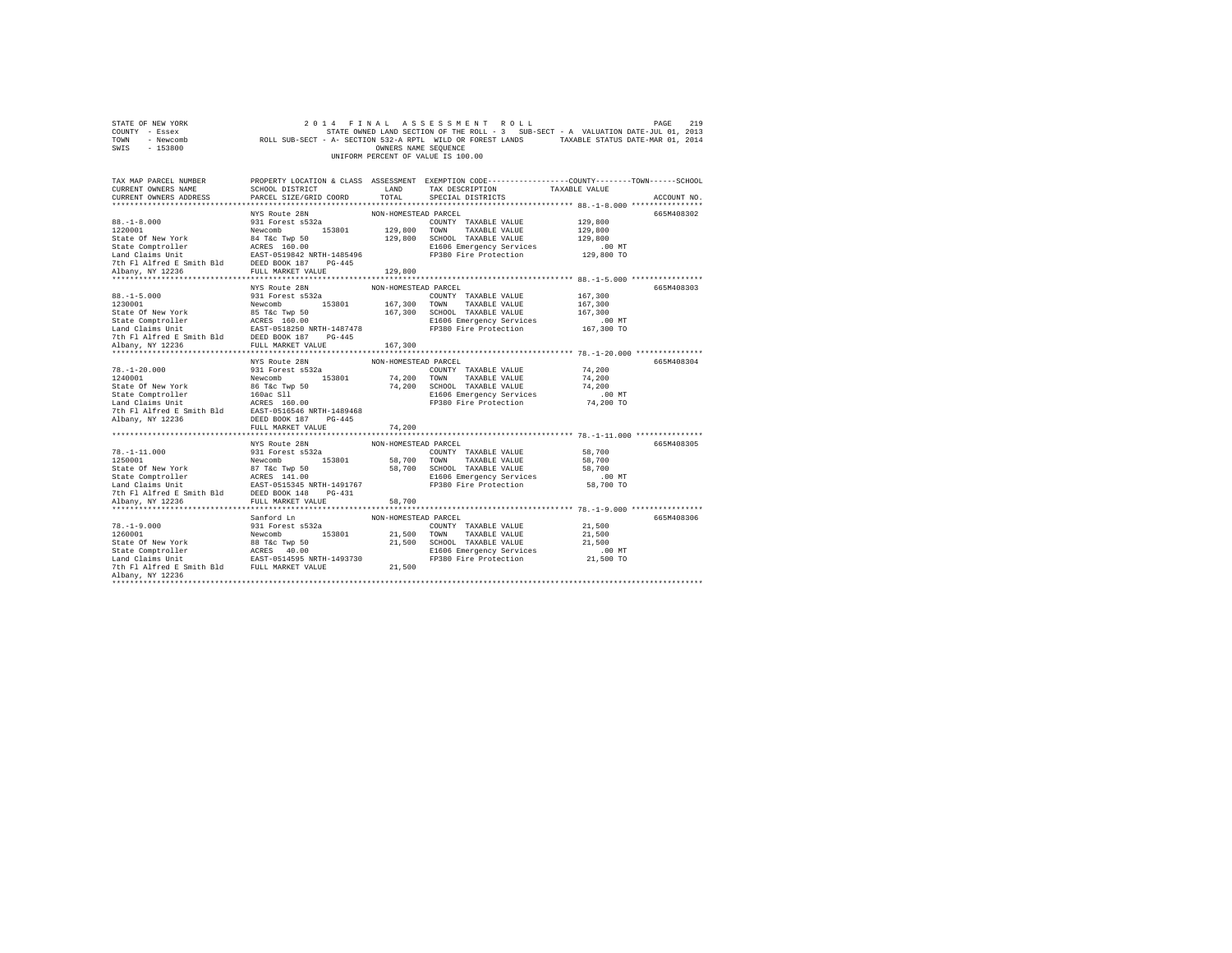STATE OF NEW YORK
COUNTY - Essex
TOWN - Newcomb
SWIS - 153800

2014 FINAL ASSESSMENT ROLL
STATE OWNED LAND SECTION OF THE ROLL - 3 SUB-SECT - A VALUATION DATE-JUL 01, 2013
ROLL SUB-SECT - A- SECTION 532-A RPTL WILD OR FOREST LANDS TAXABLE STATUS DATE-MAR 01, 2014
OWNERS NAME SEQUENCE
UNIFORM PERCENT OF VALUE IS 100.00

| TAX MAP PARCEL NUMBER / CURRENT OWNERS NAME / CURRENT OWNERS ADDRESS | PROPERTY LOCATION & CLASS / SCHOOL DISTRICT / PARCEL SIZE/GRID COORD | ASSESSMENT LAND | TOTAL | EXEMPTION CODE / TAX DESCRIPTION / SPECIAL DISTRICTS | COUNTY--------TOWN------SCHOOL TAXABLE VALUE | ACCOUNT NO. |
|---|---|---|---|---|---|---|
| 88.-1-8.000 | NYS Route 28N | | | NON-HOMESTEAD PARCEL | | 665M408302 |
| 1220001 | 931 Forest s532a | | | COUNTY TAXABLE VALUE | 129,800 | |
| State Of New York | Newcomb 153801 | 129,800 | | TOWN TAXABLE VALUE | 129,800 | |
| State Comptroller | 84 T&c Twp 50 | | 129,800 | SCHOOL TAXABLE VALUE | 129,800 | |
| Land Claims Unit | ACRES 160.00 | | | E1606 Emergency Services | .00 MT | |
| 7th Fl Alfred E Smith Bld | EAST-0519842 NRTH-1485496 | | | FP380 Fire Protection | 129,800 TO | |
| Albany, NY 12236 | DEED BOOK 187 PG-445 | | | | | |
| | FULL MARKET VALUE | | 129,800 | | | |
| 88.-1-5.000 | NYS Route 28N | | | NON-HOMESTEAD PARCEL | | 665M408303 |
| 1230001 | 931 Forest s532a | | | COUNTY TAXABLE VALUE | 167,300 | |
| State Of New York | Newcomb 153801 | 167,300 | | TOWN TAXABLE VALUE | 167,300 | |
| State Comptroller | 85 T&c Twp 50 | | 167,300 | SCHOOL TAXABLE VALUE | 167,300 | |
| Land Claims Unit | ACRES 160.00 | | | E1606 Emergency Services | .00 MT | |
| 7th Fl Alfred E Smith Bld | EAST-0518250 NRTH-1487478 | | | FP380 Fire Protection | 167,300 TO | |
| Albany, NY 12236 | DEED BOOK 187 PG-445 | | | | | |
| | FULL MARKET VALUE | | 167,300 | | | |
| 78.-1-20.000 | NYS Route 28N | | | NON-HOMESTEAD PARCEL | | 665M408304 |
| 1240001 | 931 Forest s532a | | | COUNTY TAXABLE VALUE | 74,200 | |
| State Of New York | Newcomb 153801 | 74,200 | | TOWN TAXABLE VALUE | 74,200 | |
| State Comptroller | 86 T&c Twp 50 | | 74,200 | SCHOOL TAXABLE VALUE | 74,200 | |
| Land Claims Unit | 160ac Sll | | | E1606 Emergency Services | .00 MT | |
| 7th Fl Alfred E Smith Bld | ACRES 160.00 | | | FP380 Fire Protection | 74,200 TO | |
| Albany, NY 12236 | EAST-0516546 NRTH-1489468 | | | | | |
| | DEED BOOK 187 PG-445 | | | | | |
| | FULL MARKET VALUE | | 74,200 | | | |
| 78.-1-11.000 | NYS Route 28N | | | NON-HOMESTEAD PARCEL | | 665M408305 |
| 1250001 | 931 Forest s532a | | | COUNTY TAXABLE VALUE | 58,700 | |
| State Of New York | Newcomb 153801 | 58,700 | | TOWN TAXABLE VALUE | 58,700 | |
| State Comptroller | 87 T&c Twp 50 | | 58,700 | SCHOOL TAXABLE VALUE | 58,700 | |
| Land Claims Unit | ACRES 141.00 | | | E1606 Emergency Services | .00 MT | |
| 7th Fl Alfred E Smith Bld | EAST-0515345 NRTH-1491767 | | | FP380 Fire Protection | 58,700 TO | |
| Albany, NY 12236 | DEED BOOK 148 PG-431 | | | | | |
| | FULL MARKET VALUE | | 58,700 | | | |
| 78.-1-9.000 | Sanford Ln | | | NON-HOMESTEAD PARCEL | | 665M408306 |
| 1260001 | 931 Forest s532a | | | COUNTY TAXABLE VALUE | 21,500 | |
| State Of New York | Newcomb 153801 | 21,500 | | TOWN TAXABLE VALUE | 21,500 | |
| State Comptroller | 88 T&c Twp 50 | | 21,500 | SCHOOL TAXABLE VALUE | 21,500 | |
| Land Claims Unit | ACRES 40.00 | | | E1606 Emergency Services | .00 MT | |
| 7th Fl Alfred E Smith Bld | EAST-0514595 NRTH-1493730 | | | FP380 Fire Protection | 21,500 TO | |
| Albany, NY 12236 | FULL MARKET VALUE | | 21,500 | | | |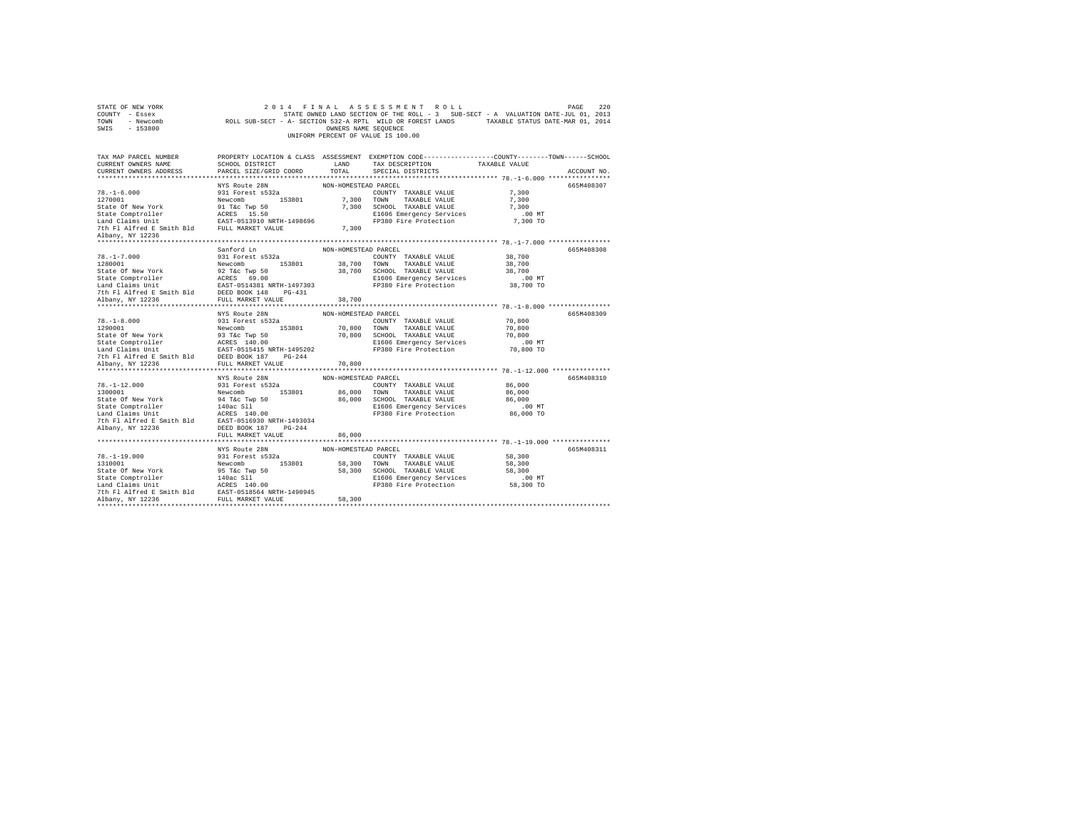STATE OF NEW YORK — 2014 FINAL ASSESSMENT ROLL
COUNTY - Essex — STATE OWNED LAND SECTION OF THE ROLL - 3 SUB-SECT - A VALUATION DATE-JUL 01, 2013
TOWN - Newcomb — ROLL SUB-SECT - A- SECTION 532-A RPTL WILD OR FOREST LANDS — TAXABLE STATUS DATE-MAR 01, 2014
SWIS - 153800 — OWNERS NAME SEQUENCE
UNIFORM PERCENT OF VALUE IS 100.00

| TAX MAP PARCEL NUMBER / CURRENT OWNERS NAME / CURRENT OWNERS ADDRESS | PROPERTY LOCATION & CLASS / SCHOOL DISTRICT / PARCEL SIZE/GRID COORD | ASSESSMENT LAND / TOTAL | EXEMPTION CODE / TAX DESCRIPTION / SPECIAL DISTRICTS | COUNTY / TOWN / SCHOOL TAXABLE VALUE | ACCOUNT NO. |
|---|---|---|---|---|---|
| 78.-1-6.000 | NYS Route 28N | NON-HOMESTEAD PARCEL | | | 665M408307 |
| 1270001 | 931 Forest s532a | | COUNTY TAXABLE VALUE | 7,300 | |
| State Of New York | Newcomb 153801 | 7,300 | TOWN TAXABLE VALUE | 7,300 | |
| State Comptroller | 91 T&c Twp 50 | 7,300 | SCHOOL TAXABLE VALUE | 7,300 | |
| Land Claims Unit | ACRES 15.50 | | E1606 Emergency Services | .00 MT | |
| 7th Fl Alfred E Smith Bld | EAST-0513910 NRTH-1498696 | | FP380 Fire Protection | 7,300 TO | |
| Albany, NY 12236 | FULL MARKET VALUE | 7,300 | | | |
| 78.-1-7.000 | Sanford Ln | NON-HOMESTEAD PARCEL | | | 665M408308 |
| 1280001 | 931 Forest s532a | | COUNTY TAXABLE VALUE | 38,700 | |
| State Of New York | Newcomb 153801 | 38,700 | TOWN TAXABLE VALUE | 38,700 | |
| State Comptroller | 92 T&c Twp 50 | 38,700 | SCHOOL TAXABLE VALUE | 38,700 | |
| Land Claims Unit | ACRES 69.00 | | E1606 Emergency Services | .00 MT | |
| 7th Fl Alfred E Smith Bld | EAST-0514381 NRTH-1497303 | | FP380 Fire Protection | 38,700 TO | |
| Albany, NY 12236 | DEED BOOK 148 PG-431 | | | | |
| | FULL MARKET VALUE | 38,700 | | | |
| 78.-1-8.000 | NYS Route 28N | NON-HOMESTEAD PARCEL | | | 665M408309 |
| 1290001 | 931 Forest s532a | | COUNTY TAXABLE VALUE | 70,800 | |
| State Of New York | Newcomb 153801 | 70,800 | TOWN TAXABLE VALUE | 70,800 | |
| State Comptroller | 93 T&c Twp 50 | 70,800 | SCHOOL TAXABLE VALUE | 70,800 | |
| Land Claims Unit | ACRES 140.00 | | E1606 Emergency Services | .00 MT | |
| 7th Fl Alfred E Smith Bld | EAST-0515415 NRTH-1495202 | | FP380 Fire Protection | 70,800 TO | |
| Albany, NY 12236 | DEED BOOK 187 PG-244 | | | | |
| | FULL MARKET VALUE | 70,800 | | | |
| 78.-1-12.000 | NYS Route 28N | NON-HOMESTEAD PARCEL | | | 665M408310 |
| 1300001 | 931 Forest s532a | | COUNTY TAXABLE VALUE | 86,000 | |
| State Of New York | Newcomb 153801 | 86,000 | TOWN TAXABLE VALUE | 86,000 | |
| State Comptroller | 94 T&c Twp 50 | 86,000 | SCHOOL TAXABLE VALUE | 86,000 | |
| Land Claims Unit | 140ac Sll | | E1606 Emergency Services | .00 MT | |
| 7th Fl Alfred E Smith Bld | ACRES 140.00 | | FP380 Fire Protection | 86,000 TO | |
| Albany, NY 12236 | EAST-0516930 NRTH-1493034 | | | | |
| | DEED BOOK 187 PG-244 | | | | |
| | FULL MARKET VALUE | 86,000 | | | |
| 78.-1-19.000 | NYS Route 28N | NON-HOMESTEAD PARCEL | | | 665M408311 |
| 1310001 | 931 Forest s532a | | COUNTY TAXABLE VALUE | 58,300 | |
| State Of New York | Newcomb 153801 | 58,300 | TOWN TAXABLE VALUE | 58,300 | |
| State Comptroller | 95 T&c Twp 50 | 58,300 | SCHOOL TAXABLE VALUE | 58,300 | |
| Land Claims Unit | 140ac Sll | | E1606 Emergency Services | .00 MT | |
| 7th Fl Alfred E Smith Bld | ACRES 140.00 | | FP380 Fire Protection | 58,300 TO | |
| Albany, NY 12236 | EAST-0518564 NRTH-1490945 | | | | |
| | FULL MARKET VALUE | 58,300 | | | |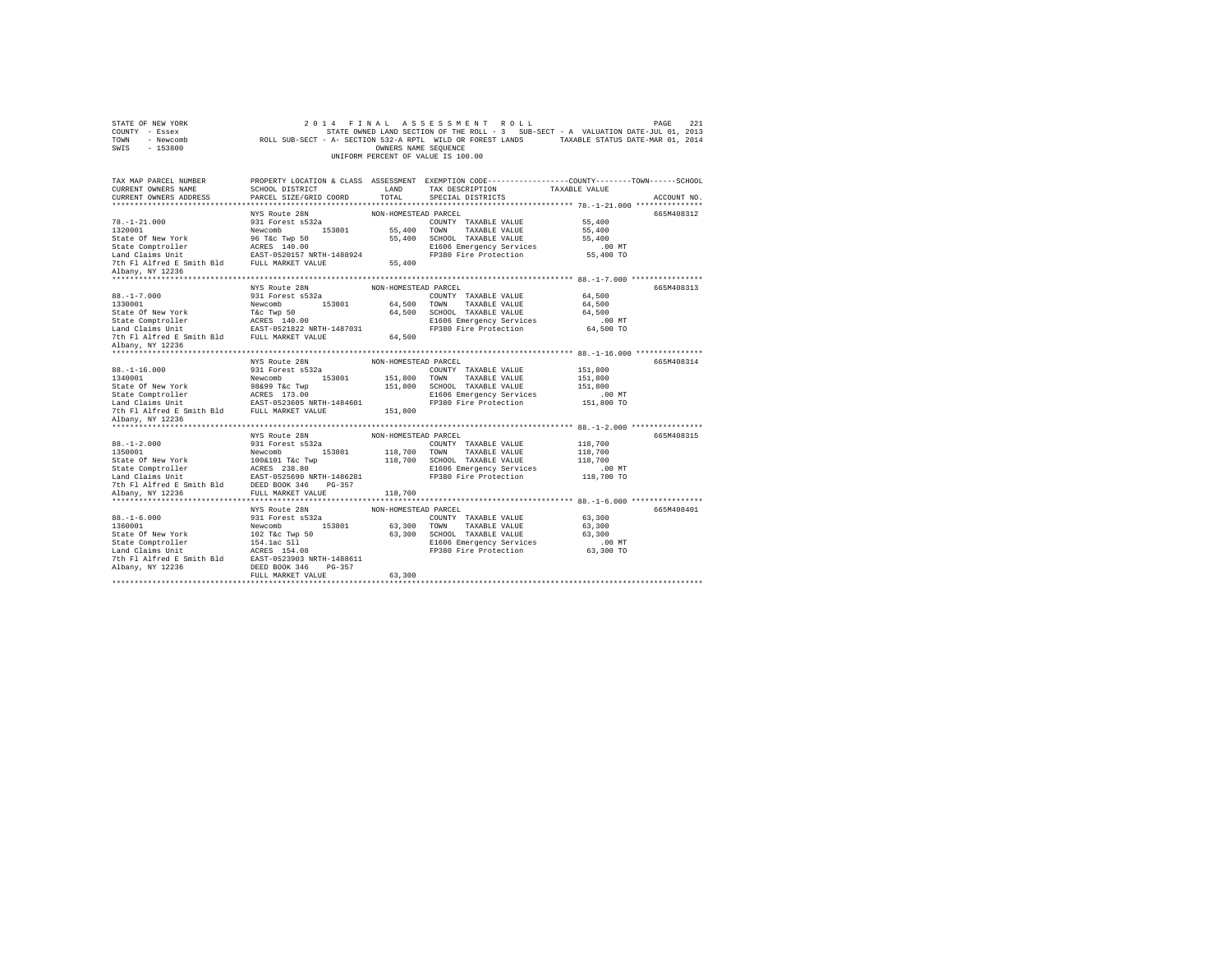```
STATE OF NEW YORK                2 0 1 4   F I N A L   A S S E S S M E N T   R O L L                         PAGE   221
COUNTY  - Essex                   STATE OWNED LAND SECTION OF THE ROLL - 3   SUB-SECT - A  VALUATION DATE-JUL 01, 2013
TOWN    - Newcomb          ROLL SUB-SECT - A- SECTION 532-A RPTL  WILD OR FOREST LANDS     TAXABLE STATUS DATE-MAR 01, 2014
SWIS    - 153800                                     OWNERS NAME SEQUENCE
                                              UNIFORM PERCENT OF VALUE IS 100.00

TAX MAP PARCEL NUMBER          PROPERTY LOCATION & CLASS  ASSESSMENT  EXEMPTION CODE-----------------COUNTY--------TOWN------SCHOOL
CURRENT OWNERS NAME            SCHOOL DISTRICT              LAND      TAX DESCRIPTION            TAXABLE VALUE
CURRENT OWNERS ADDRESS         PARCEL SIZE/GRID COORD       TOTAL     SPECIAL DISTRICTS                                  ACCOUNT NO.
******************************************************************************************************* 78.-1-21.000 ***************
                               NYS Route 28N                NON-HOMESTEAD PARCEL                                            665M408312
78.-1-21.000                   931 Forest s532a                          COUNTY  TAXABLE VALUE           55,400
1320001                        Newcomb        153801        55,400    TOWN    TAXABLE VALUE           55,400
State Of New York              96 T&c Twp 50                55,400    SCHOOL  TAXABLE VALUE           55,400
State Comptroller              ACRES  140.00                          E1606 Emergency Services              .00 MT
Land Claims Unit               EAST-0520157 NRTH-1488924              FP380 Fire Protection             55,400 TO
7th Fl Alfred E Smith Bld      FULL MARKET VALUE            55,400
Albany, NY 12236
******************************************************************************************************* 88.-1-7.000 ****************
                               NYS Route 28N                NON-HOMESTEAD PARCEL                                            665M408313
88.-1-7.000                    931 Forest s532a                          COUNTY  TAXABLE VALUE           64,500
1330001                        Newcomb        153801        64,500    TOWN    TAXABLE VALUE           64,500
State Of New York              T&c Twp 50                   64,500    SCHOOL  TAXABLE VALUE           64,500
State Comptroller              ACRES  140.00                          E1606 Emergency Services              .00 MT
Land Claims Unit               EAST-0521822 NRTH-1487031              FP380 Fire Protection             64,500 TO
7th Fl Alfred E Smith Bld      FULL MARKET VALUE            64,500
Albany, NY 12236
******************************************************************************************************* 88.-1-16.000 ***************
                               NYS Route 28N                NON-HOMESTEAD PARCEL                                            665M408314
88.-1-16.000                   931 Forest s532a                          COUNTY  TAXABLE VALUE          151,800
1340001                        Newcomb        153801       151,800    TOWN    TAXABLE VALUE          151,800
State Of New York              98&99 T&c Twp               151,800    SCHOOL  TAXABLE VALUE          151,800
State Comptroller              ACRES  173.00                          E1606 Emergency Services              .00 MT
Land Claims Unit               EAST-0523605 NRTH-1484601              FP380 Fire Protection            151,800 TO
7th Fl Alfred E Smith Bld      FULL MARKET VALUE           151,800
Albany, NY 12236
******************************************************************************************************* 88.-1-2.000 ****************
                               NYS Route 28N                NON-HOMESTEAD PARCEL                                            665M408315
88.-1-2.000                    931 Forest s532a                          COUNTY  TAXABLE VALUE          118,700
1350001                        Newcomb        153801       118,700    TOWN    TAXABLE VALUE          118,700
State Of New York              100&101 T&c Twp             118,700    SCHOOL  TAXABLE VALUE          118,700
State Comptroller              ACRES  238.80                          E1606 Emergency Services              .00 MT
Land Claims Unit               EAST-0525690 NRTH-1486281              FP380 Fire Protection            118,700 TO
7th Fl Alfred E Smith Bld      DEED BOOK 346    PG-357
Albany, NY 12236               FULL MARKET VALUE           118,700
******************************************************************************************************* 88.-1-6.000 ****************
                               NYS Route 28N                NON-HOMESTEAD PARCEL                                            665M408401
88.-1-6.000                    931 Forest s532a                          COUNTY  TAXABLE VALUE           63,300
1360001                        Newcomb        153801        63,300    TOWN    TAXABLE VALUE           63,300
State Of New York              102 T&c Twp 50               63,300    SCHOOL  TAXABLE VALUE           63,300
State Comptroller              154.1ac Sll                            E1606 Emergency Services              .00 MT
Land Claims Unit               ACRES  154.08                          FP380 Fire Protection             63,300 TO
7th Fl Alfred E Smith Bld      EAST-0523903 NRTH-1488611
Albany, NY 12236               DEED BOOK 346    PG-357
                               FULL MARKET VALUE            63,300
************************************************************************************************************************************
```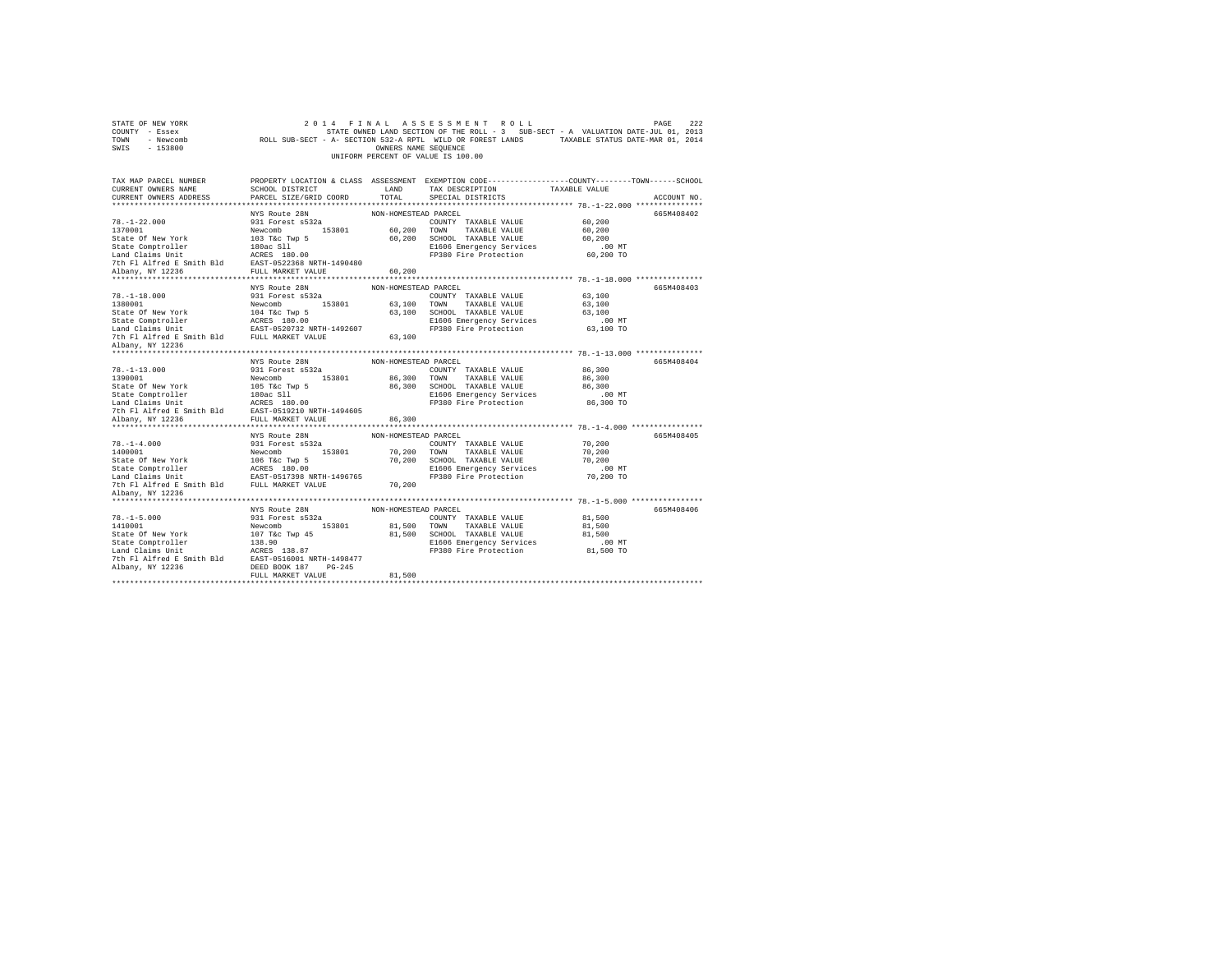STATE OF NEW YORK
COUNTY - Essex
TOWN - Newcomb
SWIS - 153800

2014 FINAL ASSESSMENT ROLL
STATE OWNED LAND SECTION OF THE ROLL - 3 SUB-SECT - A VALUATION DATE-JUL 01, 2013
ROLL SUB-SECT - A- SECTION 532-A RPTL WILD OR FOREST LANDS TAXABLE STATUS DATE-MAR 01, 2014
OWNERS NAME SEQUENCE
UNIFORM PERCENT OF VALUE IS 100.00

| TAX MAP PARCEL NUMBER / CURRENT OWNERS NAME / CURRENT OWNERS ADDRESS | PROPERTY LOCATION & CLASS / SCHOOL DISTRICT / PARCEL SIZE/GRID COORD | ASSESSMENT LAND / TOTAL | EXEMPTION CODE / TAX DESCRIPTION / SPECIAL DISTRICTS | TAXABLE VALUE (COUNTY / TOWN / SCHOOL) | ACCOUNT NO. |
|---|---|---|---|---|---|
| **78.-1-22.000** | NYS Route 28N | NON-HOMESTEAD PARCEL | | | 665M408402 |
| 1370001 | 931 Forest s532a | | COUNTY TAXABLE VALUE | 60,200 | |
| State Of New York | Newcomb 153801 | 60,200 | TOWN TAXABLE VALUE | 60,200 | |
| State Comptroller | 103 T&c Twp 5 | 60,200 | SCHOOL TAXABLE VALUE | 60,200 | |
| Land Claims Unit | 180ac Sll | | E1606 Emergency Services | .00 MT | |
| 7th Fl Alfred E Smith Bld | ACRES 180.00 | | FP380 Fire Protection | 60,200 TO | |
| Albany, NY 12236 | EAST-0522368 NRTH-1490480 | | | | |
| | FULL MARKET VALUE | 60,200 | | | |
| **78.-1-18.000** | NYS Route 28N | NON-HOMESTEAD PARCEL | | | 665M408403 |
| 1380001 | 931 Forest s532a | | COUNTY TAXABLE VALUE | 63,100 | |
| State Of New York | Newcomb 153801 | 63,100 | TOWN TAXABLE VALUE | 63,100 | |
| State Comptroller | 104 T&c Twp 5 | 63,100 | SCHOOL TAXABLE VALUE | 63,100 | |
| Land Claims Unit | ACRES 180.00 | | E1606 Emergency Services | .00 MT | |
| 7th Fl Alfred E Smith Bld | EAST-0520732 NRTH-1492607 | | FP380 Fire Protection | 63,100 TO | |
| Albany, NY 12236 | FULL MARKET VALUE | 63,100 | | | |
| **78.-1-13.000** | NYS Route 28N | NON-HOMESTEAD PARCEL | | | 665M408404 |
| 1390001 | 931 Forest s532a | | COUNTY TAXABLE VALUE | 86,300 | |
| State Of New York | Newcomb 153801 | 86,300 | TOWN TAXABLE VALUE | 86,300 | |
| State Comptroller | 105 T&c Twp 5 | 86,300 | SCHOOL TAXABLE VALUE | 86,300 | |
| Land Claims Unit | 180ac Sll | | E1606 Emergency Services | .00 MT | |
| 7th Fl Alfred E Smith Bld | ACRES 180.00 | | FP380 Fire Protection | 86,300 TO | |
| Albany, NY 12236 | EAST-0519210 NRTH-1494605 | | | | |
| | FULL MARKET VALUE | 86,300 | | | |
| **78.-1-4.000** | NYS Route 28N | NON-HOMESTEAD PARCEL | | | 665M408405 |
| 1400001 | 931 Forest s532a | | COUNTY TAXABLE VALUE | 70,200 | |
| State Of New York | Newcomb 153801 | 70,200 | TOWN TAXABLE VALUE | 70,200 | |
| State Comptroller | 106 T&c Twp 5 | 70,200 | SCHOOL TAXABLE VALUE | 70,200 | |
| Land Claims Unit | ACRES 180.00 | | E1606 Emergency Services | .00 MT | |
| 7th Fl Alfred E Smith Bld | EAST-0517398 NRTH-1496765 | | FP380 Fire Protection | 70,200 TO | |
| Albany, NY 12236 | FULL MARKET VALUE | 70,200 | | | |
| **78.-1-5.000** | NYS Route 28N | NON-HOMESTEAD PARCEL | | | 665M408406 |
| 1410001 | 931 Forest s532a | | COUNTY TAXABLE VALUE | 81,500 | |
| State Of New York | Newcomb 153801 | 81,500 | TOWN TAXABLE VALUE | 81,500 | |
| State Comptroller | 107 T&c Twp 45 | 81,500 | SCHOOL TAXABLE VALUE | 81,500 | |
| Land Claims Unit | 138.90 | | E1606 Emergency Services | .00 MT | |
| 7th Fl Alfred E Smith Bld | ACRES 138.87 | | FP380 Fire Protection | 81,500 TO | |
| Albany, NY 12236 | EAST-0516001 NRTH-1498477 | | | | |
| | DEED BOOK 187 PG-245 | | | | |
| | FULL MARKET VALUE | 81,500 | | | |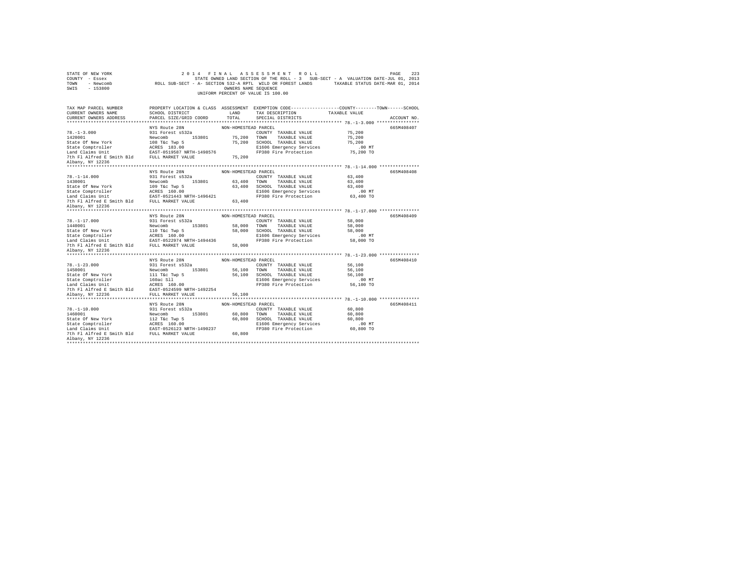STATE OF NEW YORK
COUNTY - Essex
TOWN - Newcomb
SWIS - 153800

2014 FINAL ASSESSMENT ROLL
STATE OWNED LAND SECTION OF THE ROLL - 3 SUB-SECT - A VALUATION DATE-JUL 01, 2013
ROLL SUB-SECT - A- SECTION 532-A RPTL WILD OR FOREST LANDS TAXABLE STATUS DATE-MAR 01, 2014
OWNERS NAME SEQUENCE
UNIFORM PERCENT OF VALUE IS 100.00

| TAX MAP PARCEL NUMBER / CURRENT OWNERS NAME / CURRENT OWNERS ADDRESS | PROPERTY LOCATION & CLASS / SCHOOL DISTRICT / PARCEL SIZE/GRID COORD | ASSESSMENT LAND | TOTAL | EXEMPTION CODE / TAX DESCRIPTION / SPECIAL DISTRICTS | TAXABLE VALUE (COUNTY / TOWN / SCHOOL) | ACCOUNT NO. |
|---|---|---|---|---|---|---|
| 78.-1-3.000 | NYS Route 28N | NON-HOMESTEAD PARCEL | | | | 665M408407 |
| 1420001 | 931 Forest s532a | | | COUNTY TAXABLE VALUE | 75,200 | |
| State Of New York | Newcomb 153801 | 75,200 | | TOWN TAXABLE VALUE | 75,200 | |
| State Comptroller | 108 T&c Twp 5 | | 75,200 | SCHOOL TAXABLE VALUE | 75,200 | |
| Land Claims Unit | ACRES 183.00 | | | E1606 Emergency Services | .00 MT | |
| 7th Fl Alfred E Smith Bld | EAST-0519587 NRTH-1498576 | | | FP380 Fire Protection | 75,200 TO | |
| Albany, NY 12236 | FULL MARKET VALUE | | 75,200 | | | |
| 78.-1-14.000 | NYS Route 28N | NON-HOMESTEAD PARCEL | | | | 665M408408 |
| 1430001 | 931 Forest s532a | | | COUNTY TAXABLE VALUE | 63,400 | |
| State Of New York | Newcomb 153801 | 63,400 | | TOWN TAXABLE VALUE | 63,400 | |
| State Comptroller | 109 T&c Twp 5 | | 63,400 | SCHOOL TAXABLE VALUE | 63,400 | |
| Land Claims Unit | ACRES 160.00 | | | E1606 Emergency Services | .00 MT | |
| 7th Fl Alfred E Smith Bld | EAST-0521443 NRTH-1496421 | | | FP380 Fire Protection | 63,400 TO | |
| Albany, NY 12236 | FULL MARKET VALUE | | 63,400 | | | |
| 78.-1-17.000 | NYS Route 28N | NON-HOMESTEAD PARCEL | | | | 665M408409 |
| 1440001 | 931 Forest s532a | | | COUNTY TAXABLE VALUE | 58,000 | |
| State Of New York | Newcomb 153801 | 58,000 | | TOWN TAXABLE VALUE | 58,000 | |
| State Comptroller | 110 T&c Twp 5 | | 58,000 | SCHOOL TAXABLE VALUE | 58,000 | |
| Land Claims Unit | ACRES 160.00 | | | E1606 Emergency Services | .00 MT | |
| 7th Fl Alfred E Smith Bld | EAST-0522974 NRTH-1494436 | | | FP380 Fire Protection | 58,000 TO | |
| Albany, NY 12236 | FULL MARKET VALUE | | 58,000 | | | |
| 78.-1-23.000 | NYS Route 28N | NON-HOMESTEAD PARCEL | | | | 665M408410 |
| 1450001 | 931 Forest s532a | | | COUNTY TAXABLE VALUE | 56,100 | |
| State Of New York | Newcomb 153801 | 56,100 | | TOWN TAXABLE VALUE | 56,100 | |
| State Comptroller | 111 T&c Twp 5 | | 56,100 | SCHOOL TAXABLE VALUE | 56,100 | |
| Land Claims Unit | 160ac Sll | | | E1606 Emergency Services | .00 MT | |
| 7th Fl Alfred E Smith Bld | ACRES 160.00 | | | FP380 Fire Protection | 56,100 TO | |
| Albany, NY 12236 | EAST-0524599 NRTH-1492254 | | | | | |
| | FULL MARKET VALUE | | 56,100 | | | |
| 78.-1-10.000 | NYS Route 28N | NON-HOMESTEAD PARCEL | | | | 665M408411 |
| 1460001 | 931 Forest s532a | | | COUNTY TAXABLE VALUE | 60,800 | |
| State Of New York | Newcomb 153801 | 60,800 | | TOWN TAXABLE VALUE | 60,800 | |
| State Comptroller | 112 T&c Twp 5 | | 60,800 | SCHOOL TAXABLE VALUE | 60,800 | |
| Land Claims Unit | ACRES 160.00 | | | E1606 Emergency Services | .00 MT | |
| 7th Fl Alfred E Smith Bld | EAST-0526123 NRTH-1490237 | | | FP380 Fire Protection | 60,800 TO | |
| Albany, NY 12236 | FULL MARKET VALUE | | 60,800 | | | |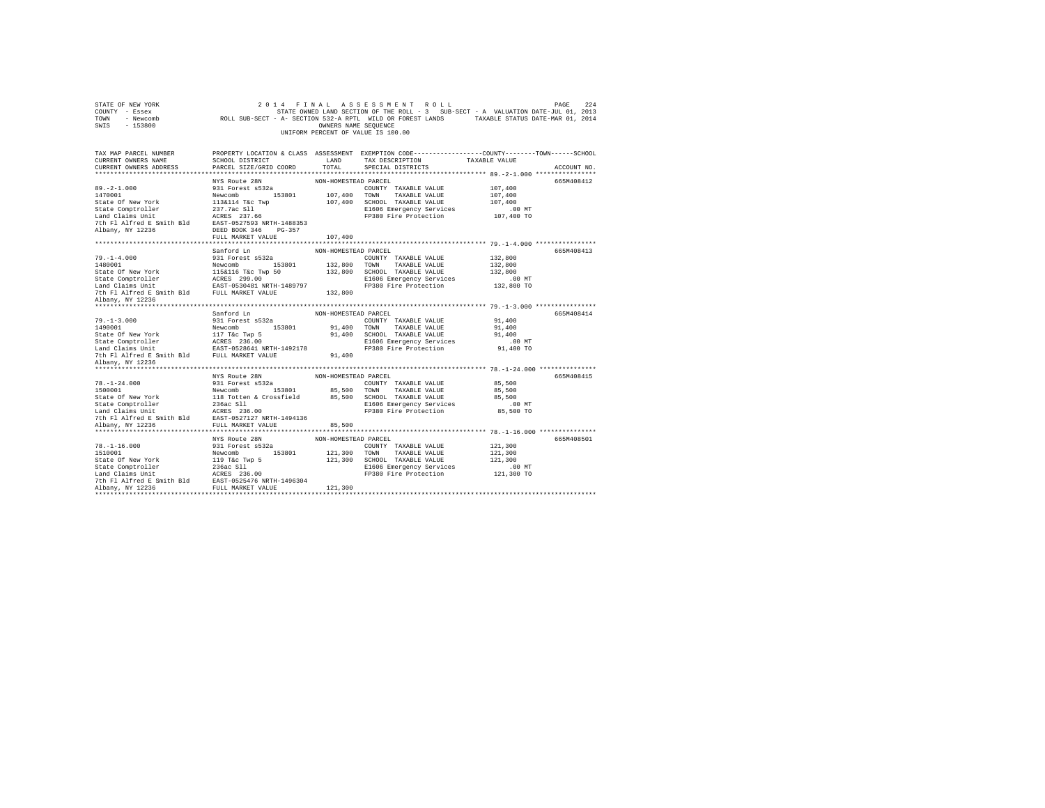STATE OF NEW YORK — 2014 FINAL ASSESSMENT ROLL
COUNTY - Essex — STATE OWNED LAND SECTION OF THE ROLL - 3 SUB-SECT - A VALUATION DATE-JUL 01, 2013
TOWN - Newcomb — ROLL SUB-SECT - A- SECTION 532-A RPTL WILD OR FOREST LANDS — TAXABLE STATUS DATE-MAR 01, 2014
SWIS - 153800 — OWNERS NAME SEQUENCE
UNIFORM PERCENT OF VALUE IS 100.00

| TAX MAP PARCEL NUMBER / CURRENT OWNERS NAME / CURRENT OWNERS ADDRESS | PROPERTY LOCATION & CLASS / SCHOOL DISTRICT / PARCEL SIZE/GRID COORD | ASSESSMENT LAND / TOTAL | EXEMPTION CODE / TAX DESCRIPTION / SPECIAL DISTRICTS | COUNTY / TOWN / SCHOOL TAXABLE VALUE | ACCOUNT NO. |
|---|---|---|---|---|---|
| 89.-2-1.000 | NYS Route 28N | NON-HOMESTEAD PARCEL | | | 665M408412 |
| 1470001 | 931 Forest s532a | | COUNTY TAXABLE VALUE | 107,400 | |
| State Of New York | Newcomb 153801 | 107,400 | TOWN TAXABLE VALUE | 107,400 | |
| State Comptroller | 113&114 T&c Twp | 107,400 | SCHOOL TAXABLE VALUE | 107,400 | |
| Land Claims Unit | 237.7ac Sll | | E1606 Emergency Services | .00 MT | |
| 7th Fl Alfred E Smith Bld | ACRES 237.66 | | FP380 Fire Protection | 107,400 TO | |
| Albany, NY 12236 | EAST-0527593 NRTH-1488353 | | | | |
| | DEED BOOK 346 PG-357 | | | | |
| | FULL MARKET VALUE | 107,400 | | | |
| 79.-1-4.000 | Sanford Ln | NON-HOMESTEAD PARCEL | | | 665M408413 |
| 1480001 | 931 Forest s532a | | COUNTY TAXABLE VALUE | 132,800 | |
| State Of New York | Newcomb 153801 | 132,800 | TOWN TAXABLE VALUE | 132,800 | |
| State Comptroller | 115&116 T&c Twp 50 | 132,800 | SCHOOL TAXABLE VALUE | 132,800 | |
| Land Claims Unit | ACRES 299.00 | | E1606 Emergency Services | .00 MT | |
| 7th Fl Alfred E Smith Bld | EAST-0530481 NRTH-1489797 | | FP380 Fire Protection | 132,800 TO | |
| Albany, NY 12236 | FULL MARKET VALUE | 132,800 | | | |
| 79.-1-3.000 | Sanford Ln | NON-HOMESTEAD PARCEL | | | 665M408414 |
| 1490001 | 931 Forest s532a | | COUNTY TAXABLE VALUE | 91,400 | |
| State Of New York | Newcomb 153801 | 91,400 | TOWN TAXABLE VALUE | 91,400 | |
| State Comptroller | 117 T&c Twp 5 | 91,400 | SCHOOL TAXABLE VALUE | 91,400 | |
| Land Claims Unit | ACRES 236.00 | | E1606 Emergency Services | .00 MT | |
| 7th Fl Alfred E Smith Bld | EAST-0528641 NRTH-1492178 | | FP380 Fire Protection | 91,400 TO | |
| Albany, NY 12236 | FULL MARKET VALUE | 91,400 | | | |
| 78.-1-24.000 | NYS Route 28N | NON-HOMESTEAD PARCEL | | | 665M408415 |
| 1500001 | 931 Forest s532a | | COUNTY TAXABLE VALUE | 85,500 | |
| State Of New York | Newcomb 153801 | 85,500 | TOWN TAXABLE VALUE | 85,500 | |
| State Comptroller | 118 Totten & Crossfield | 85,500 | SCHOOL TAXABLE VALUE | 85,500 | |
| Land Claims Unit | 236ac Sll | | E1606 Emergency Services | .00 MT | |
| 7th Fl Alfred E Smith Bld | ACRES 236.00 | | FP380 Fire Protection | 85,500 TO | |
| Albany, NY 12236 | EAST-0527127 NRTH-1494136 | | | | |
| | FULL MARKET VALUE | 85,500 | | | |
| 78.-1-16.000 | NYS Route 28N | NON-HOMESTEAD PARCEL | | | 665M408501 |
| 1510001 | 931 Forest s532a | | COUNTY TAXABLE VALUE | 121,300 | |
| State Of New York | Newcomb 153801 | 121,300 | TOWN TAXABLE VALUE | 121,300 | |
| State Comptroller | 119 T&c Twp 5 | 121,300 | SCHOOL TAXABLE VALUE | 121,300 | |
| Land Claims Unit | 236ac Sll | | E1606 Emergency Services | .00 MT | |
| 7th Fl Alfred E Smith Bld | ACRES 236.00 | | FP380 Fire Protection | 121,300 TO | |
| Albany, NY 12236 | EAST-0525476 NRTH-1496304 | | | | |
| | FULL MARKET VALUE | 121,300 | | | |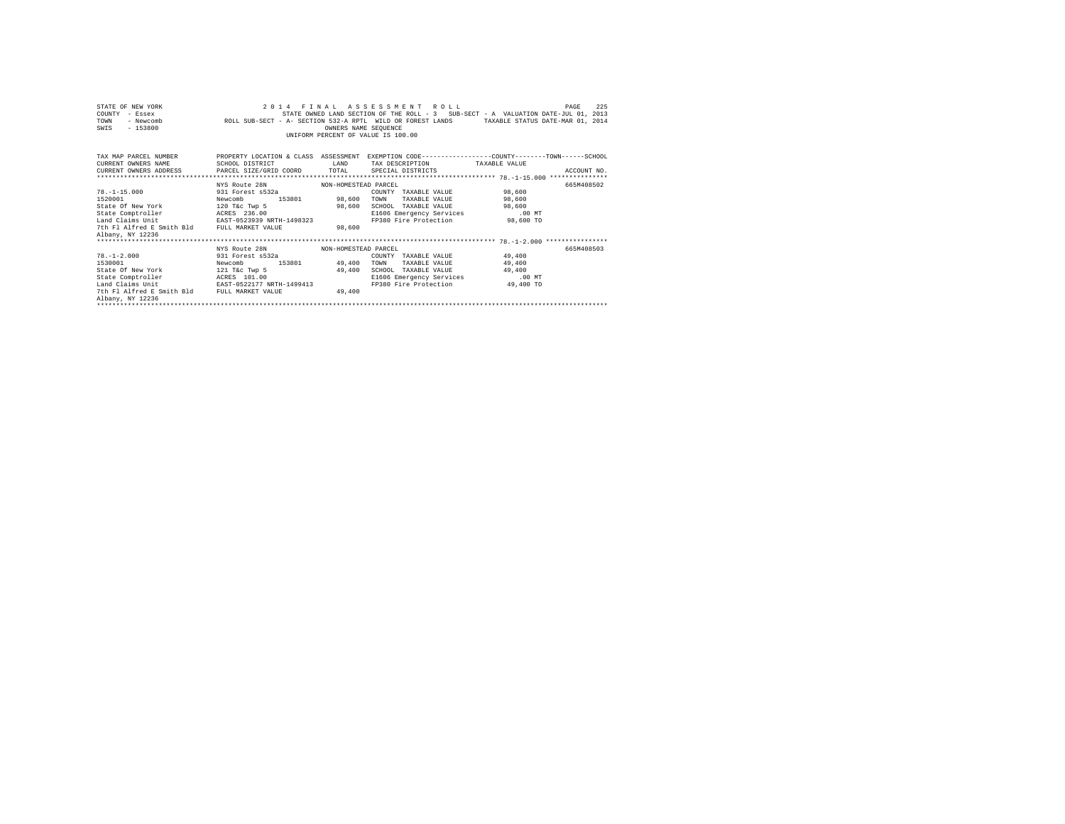STATE OF NEW YORK 2014 FINAL ASSESSMENT ROLL
COUNTY - Essex STATE OWNED LAND SECTION OF THE ROLL - 3 SUB-SECT - A VALUATION DATE-JUL 01, 2013
TOWN - Newcomb ROLL SUB-SECT - A- SECTION 532-A RPTL WILD OR FOREST LANDS TAXABLE STATUS DATE-MAR 01, 2014
SWIS - 153800 OWNERS NAME SEQUENCE
UNIFORM PERCENT OF VALUE IS 100.00

| TAX MAP PARCEL NUMBER / CURRENT OWNERS NAME / CURRENT OWNERS ADDRESS | PROPERTY LOCATION & CLASS / SCHOOL DISTRICT / PARCEL SIZE/GRID COORD | ASSESSMENT LAND / TOTAL | EXEMPTION CODE / TAX DESCRIPTION / SPECIAL DISTRICTS | COUNTY / TOWN / SCHOOL TAXABLE VALUE | ACCOUNT NO. |
|---|---|---|---|---|---|
| 78.-1-15.000 | NYS Route 28N | NON-HOMESTEAD PARCEL | | | 665M408502 |
| | 931 Forest s532a | | COUNTY TAXABLE VALUE | 98,600 | |
| 1520001 | Newcomb 153801 | 98,600 | TOWN TAXABLE VALUE | 98,600 | |
| State Of New York | 120 T&c Twp 5 | 98,600 | SCHOOL TAXABLE VALUE | 98,600 | |
| State Comptroller | ACRES 236.00 | | E1606 Emergency Services | .00 MT | |
| Land Claims Unit | EAST-0523939 NRTH-1498323 | | FP380 Fire Protection | 98,600 TO | |
| 7th Fl Alfred E Smith Bld | FULL MARKET VALUE | 98,600 | | | |
| Albany, NY 12236 | | | | | |
| 78.-1-2.000 | NYS Route 28N | NON-HOMESTEAD PARCEL | | | 665M408503 |
| | 931 Forest s532a | | COUNTY TAXABLE VALUE | 49,400 | |
| 1530001 | Newcomb 153801 | 49,400 | TOWN TAXABLE VALUE | 49,400 | |
| State Of New York | 121 T&c Twp 5 | 49,400 | SCHOOL TAXABLE VALUE | 49,400 | |
| State Comptroller | ACRES 101.00 | | E1606 Emergency Services | .00 MT | |
| Land Claims Unit | EAST-0522177 NRTH-1499413 | | FP380 Fire Protection | 49,400 TO | |
| 7th Fl Alfred E Smith Bld | FULL MARKET VALUE | 49,400 | | | |
| Albany, NY 12236 | | | | | |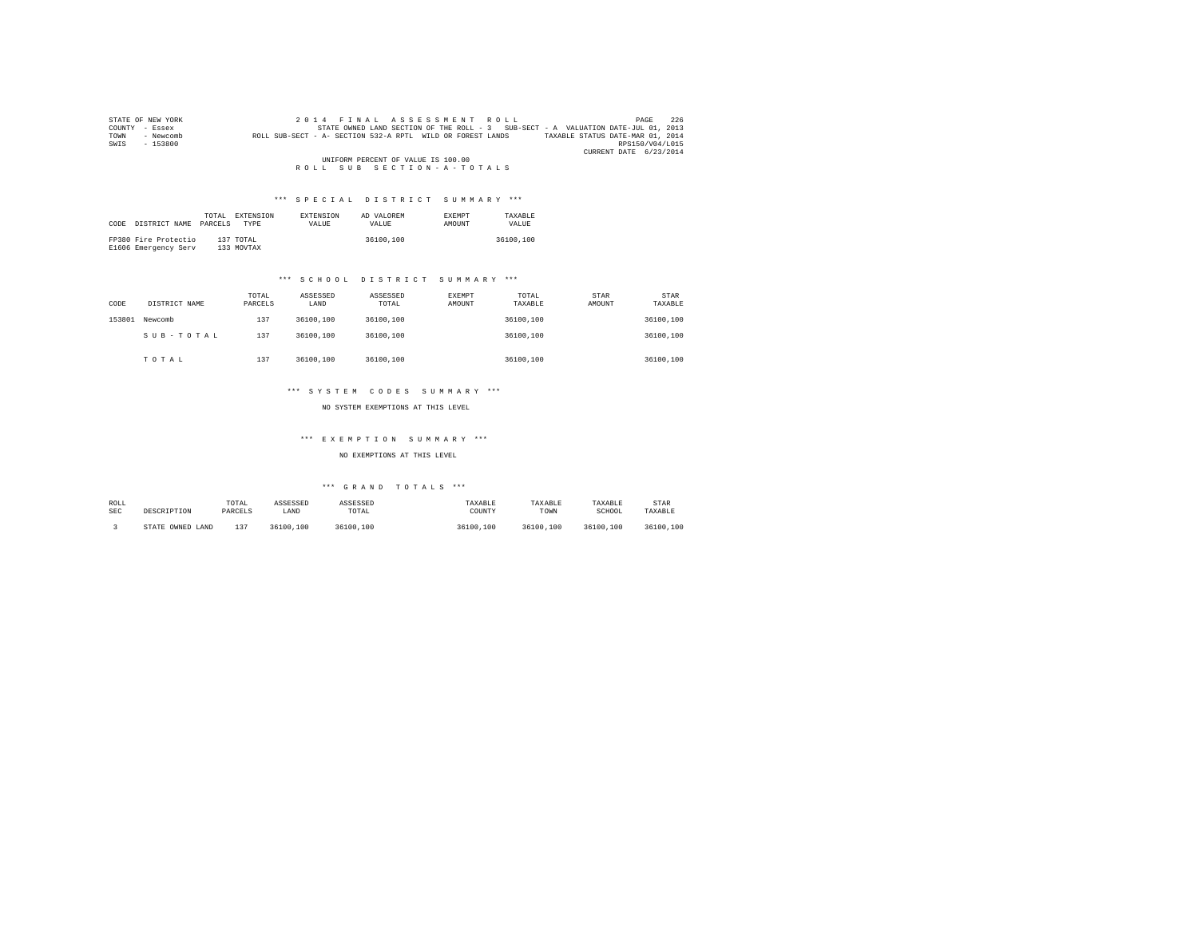STATE OF NEW YORK
COUNTY - Essex
TOWN - Newcomb
SWIS - 153800

2014 FINAL ASSESSMENT ROLL
STATE OWNED LAND SECTION OF THE ROLL - 3 SUB-SECT - A VALUATION DATE-JUL 01, 2013
ROLL SUB-SECT - A- SECTION 532-A RPTL WILD OR FOREST LANDS TAXABLE STATUS DATE-MAR 01, 2014
RPS150/V04/L015
CURRENT DATE 6/23/2014

UNIFORM PERCENT OF VALUE IS 100.00

R O L L S U B S E C T I O N - A - T O T A L S

*** S P E C I A L D I S T R I C T S U M M A R Y ***

| CODE | DISTRICT NAME | TOTAL PARCELS | EXTENSION TYPE | EXTENSION VALUE | AD VALOREM VALUE | EXEMPT AMOUNT | TAXABLE VALUE |
|---|---|---|---|---|---|---|---|
| FP380 | Fire Protectio | 137 | TOTAL | | 36100,100 | | 36100,100 |
| E1606 | Emergency Serv | 133 | MOVTAX | | | | |

*** S C H O O L D I S T R I C T S U M M A R Y ***

| CODE | DISTRICT NAME | TOTAL PARCELS | ASSESSED LAND | ASSESSED TOTAL | EXEMPT AMOUNT | TOTAL TAXABLE | STAR AMOUNT | STAR TAXABLE |
|---|---|---|---|---|---|---|---|---|
| 153801 | Newcomb | 137 | 36100,100 | 36100,100 | | 36100,100 | | 36100,100 |
| | S U B - T O T A L | 137 | 36100,100 | 36100,100 | | 36100,100 | | 36100,100 |
| | T O T A L | 137 | 36100,100 | 36100,100 | | 36100,100 | | 36100,100 |

*** S Y S T E M C O D E S S U M M A R Y ***

NO SYSTEM EXEMPTIONS AT THIS LEVEL

*** E X E M P T I O N S U M M A R Y ***

NO EXEMPTIONS AT THIS LEVEL

*** G R A N D T O T A L S ***

| ROLL SEC | DESCRIPTION | TOTAL PARCELS | ASSESSED LAND | ASSESSED TOTAL | TAXABLE COUNTY | TAXABLE TOWN | TAXABLE SCHOOL | STAR TAXABLE |
|---|---|---|---|---|---|---|---|---|
| 3 | STATE OWNED LAND | 137 | 36100,100 | 36100,100 | 36100,100 | 36100,100 | 36100,100 | 36100,100 |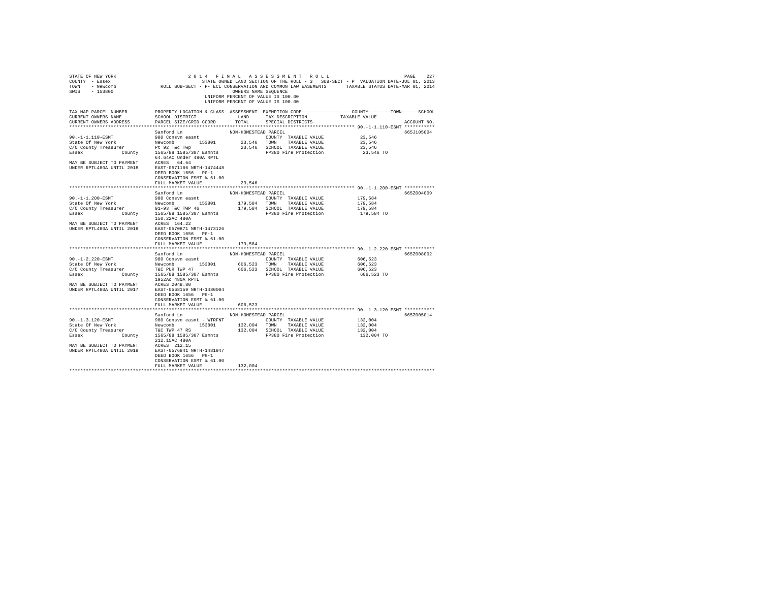STATE OF NEW YORK
COUNTY - Essex
TOWN - Newcomb
SWIS - 153800

2014 FINAL ASSESSMENT ROLL
STATE OWNED LAND SECTION OF THE ROLL - 3 SUB-SECT - P VALUATION DATE-JUL 01, 2013
ROLL SUB-SECT - P- ECL CONSERVATION AND COMMON LAW EASEMENTS TAXABLE STATUS DATE-MAR 01, 2014
OWNERS NAME SEQUENCE
UNIFORM PERCENT OF VALUE IS 100.00
UNIFORM PERCENT OF VALUE IS 100.00

| TAX MAP PARCEL NUMBER / CURRENT OWNERS NAME / CURRENT OWNERS ADDRESS | PROPERTY LOCATION & CLASS / SCHOOL DISTRICT / PARCEL SIZE/GRID COORD | ASSESSMENT LAND / TOTAL | EXEMPTION CODE / TAX DESCRIPTION / SPECIAL DISTRICTS | COUNTY--------TOWN------SCHOOL TAXABLE VALUE | ACCOUNT NO. |
|---|---|---|---|---|---|
| **90.-1-1.110-ESMT** | Sanford Ln | NON-HOMESTEAD PARCEL | | | 665J105004 |
| 90.-1-1.110-ESMT | 980 Consvn easmt | | COUNTY TAXABLE VALUE | 23,546 | |
| State Of New York | Newcomb 153801 | 23,546 | TOWN TAXABLE VALUE | 23,546 | |
| C/O County Treasurer | Pt 92 T&c Twp | 23,546 | SCHOOL TAXABLE VALUE | 23,546 | |
| Essex County | 1565/88 1585/307 Esmnts | | FP380 Fire Protection | 23,546 TO | |
| | 64.64AC Under 480A RPTL | | | | |
| MAY BE SUBJECT TO PAYMENT | ACRES 64.64 | | | | |
| UNDER RPTL480A UNTIL 2018 | EAST-0571166 NRTH-1474448 | | | | |
| | DEED BOOK 1656 PG-1 | | | | |
| | CONSERVATION ESMT % 61.00 | | | | |
| | FULL MARKET VALUE | 23,546 | | | |
| **90.-1-1.200-ESMT** | Sanford Ln | NON-HOMESTEAD PARCEL | | | 665Z004009 |
| 90.-1-1.200-ESMT | 980 Consvn easmt | | COUNTY TAXABLE VALUE | 179,584 | |
| State Of New York | Newcomb 153801 | 179,584 | TOWN TAXABLE VALUE | 179,584 | |
| C/O County Treasurer | 91-93 T&C TWP 46 | 179,584 | SCHOOL TAXABLE VALUE | 179,584 | |
| Essex County | 1565/88 1585/307 Esmnts | | FP380 Fire Protection | 179,584 TO | |
| | 150.22AC 480A | | | | |
| MAY BE SUBJECT TO PAYMENT | ACRES 164.22 | | | | |
| UNDER RPTL480A UNTIL 2018 | EAST-0570871 NRTH-1473126 | | | | |
| | DEED BOOK 1656 PG-1 | | | | |
| | CONSERVATION ESMT % 61.00 | | | | |
| | FULL MARKET VALUE | 179,584 | | | |
| **90.-1-2.220-ESMT** | Sanford Ln | NON-HOMESTEAD PARCEL | | | 665Z008002 |
| 90.-1-2.220-ESMT | 980 Consvn easmt | | COUNTY TAXABLE VALUE | 606,523 | |
| State Of New York | Newcomb 153801 | 606,523 | TOWN TAXABLE VALUE | 606,523 | |
| C/O County Treasurer | T&C PUR TWP 47 | 606,523 | SCHOOL TAXABLE VALUE | 606,523 | |
| Essex County | 1565/88 1585/307 Esmnts | | FP380 Fire Protection | 606,523 TO | |
| | 1952Ac 480A RPTL | | | | |
| MAY BE SUBJECT TO PAYMENT | ACRES 2048.80 | | | | |
| UNDER RPTL480A UNTIL 2017 | EAST-0568159 NRTH-1480004 | | | | |
| | DEED BOOK 1656 PG-1 | | | | |
| | CONSERVATION ESMT % 61.00 | | | | |
| | FULL MARKET VALUE | 606,523 | | | |
| **90.-1-3.120-ESMT** | Sanford Ln | NON-HOMESTEAD PARCEL | | | 665Z005014 |
| 90.-1-3.120-ESMT | 980 Consvn easmt - WTRFNT | | COUNTY TAXABLE VALUE | 132,004 | |
| State Of New York | Newcomb 153801 | 132,004 | TOWN TAXABLE VALUE | 132,004 | |
| C/O County Treasurer | T&C TWP 47 RS | 132,004 | SCHOOL TAXABLE VALUE | 132,004 | |
| Essex County | 1565/88 1585/307 Esmnts | | FP380 Fire Protection | 132,004 TO | |
| | 212.15AC 480A | | | | |
| MAY BE SUBJECT TO PAYMENT | ACRES 212.15 | | | | |
| UNDER RPTL480A UNTIL 2018 | EAST-0576841 NRTH-1481947 | | | | |
| | DEED BOOK 1656 PG-1 | | | | |
| | CONSERVATION ESMT % 61.00 | | | | |
| | FULL MARKET VALUE | 132,004 | | | |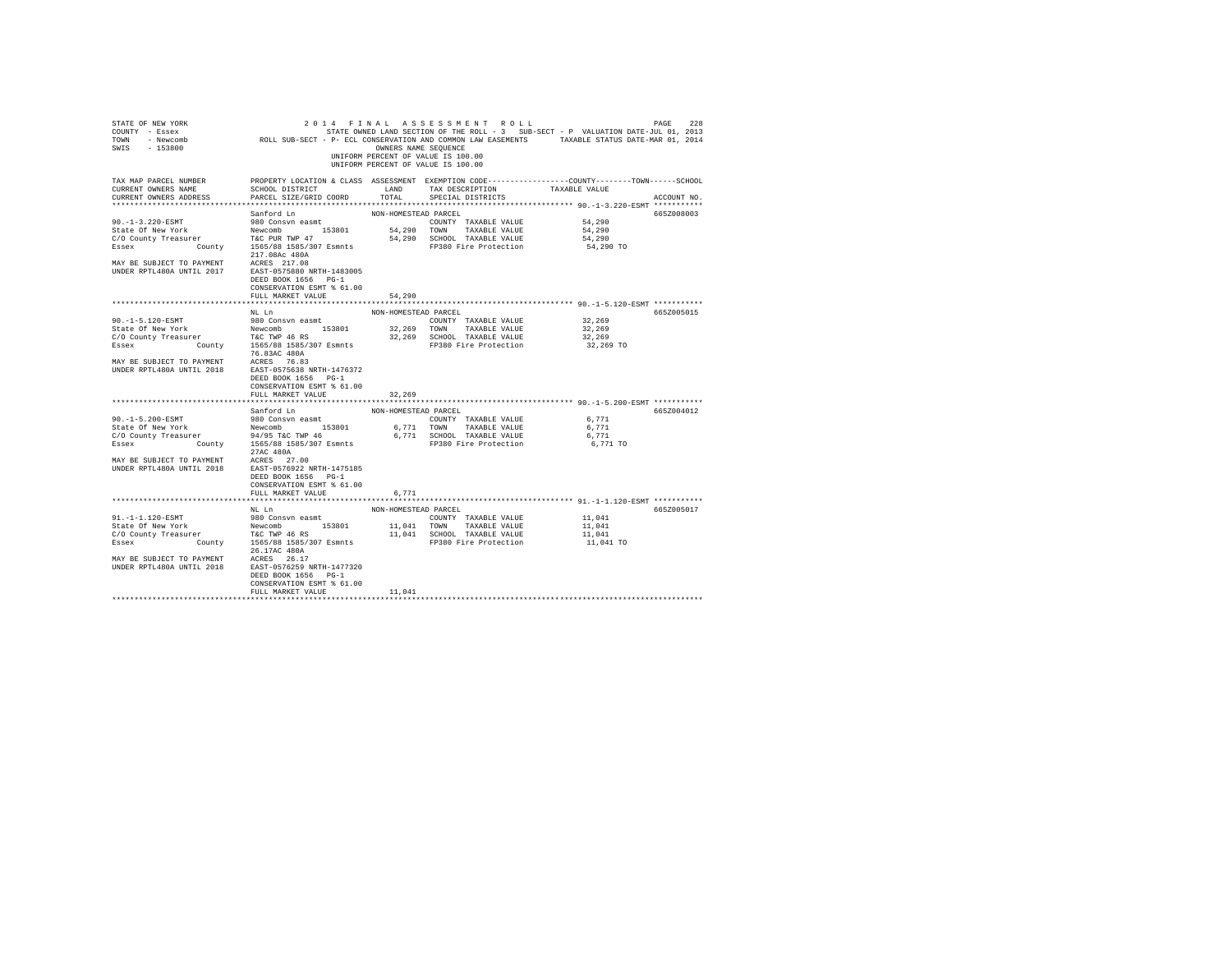STATE OF NEW YORK 2014 FINAL ASSESSMENT ROLL
COUNTY - Essex STATE OWNED LAND SECTION OF THE ROLL - 3 SUB-SECT - P VALUATION DATE-JUL 01, 2013
TOWN - Newcomb ROLL SUB-SECT - P- ECL CONSERVATION AND COMMON LAW EASEMENTS TAXABLE STATUS DATE-MAR 01, 2014
SWIS - 153800 OWNERS NAME SEQUENCE
UNIFORM PERCENT OF VALUE IS 100.00
UNIFORM PERCENT OF VALUE IS 100.00

| TAX MAP PARCEL NUMBER / CURRENT OWNERS NAME / CURRENT OWNERS ADDRESS | PROPERTY LOCATION & CLASS / SCHOOL DISTRICT / PARCEL SIZE/GRID COORD | ASSESSMENT LAND / TOTAL | EXEMPTION CODE / TAX DESCRIPTION / SPECIAL DISTRICTS | TAXABLE VALUE (COUNTY / TOWN / SCHOOL) | ACCOUNT NO. |
|---|---|---|---|---|---|
| 90.-1-3.220-ESMT | Sanford Ln | NON-HOMESTEAD PARCEL | | | 665Z008003 |
| | 980 Consvn easmt | | COUNTY TAXABLE VALUE | 54,290 | |
| State Of New York | Newcomb 153801 | 54,290 | TOWN TAXABLE VALUE | 54,290 | |
| C/O County Treasurer | T&C PUR TWP 47 | 54,290 | SCHOOL TAXABLE VALUE | 54,290 | |
| Essex County | 1565/88 1585/307 Esmnts | | FP380 Fire Protection | 54,290 TO | |
| | 217.08Ac 480A | | | | |
| MAY BE SUBJECT TO PAYMENT | ACRES 217.08 | | | | |
| UNDER RPTL480A UNTIL 2017 | EAST-0575880 NRTH-1483005 | | | | |
| | DEED BOOK 1656 PG-1 | | | | |
| | CONSERVATION ESMT % 61.00 | | | | |
| | FULL MARKET VALUE | 54,290 | | | |
| 90.-1-5.120-ESMT | NL Ln | NON-HOMESTEAD PARCEL | | | 665Z005015 |
| | 980 Consvn easmt | | COUNTY TAXABLE VALUE | 32,269 | |
| State Of New York | Newcomb 153801 | 32,269 | TOWN TAXABLE VALUE | 32,269 | |
| C/O County Treasurer | T&C TWP 46 RS | 32,269 | SCHOOL TAXABLE VALUE | 32,269 | |
| Essex County | 1565/88 1585/307 Esmnts | | FP380 Fire Protection | 32,269 TO | |
| | 76.83AC 480A | | | | |
| MAY BE SUBJECT TO PAYMENT | ACRES 76.83 | | | | |
| UNDER RPTL480A UNTIL 2018 | EAST-0575638 NRTH-1476372 | | | | |
| | DEED BOOK 1656 PG-1 | | | | |
| | CONSERVATION ESMT % 61.00 | | | | |
| | FULL MARKET VALUE | 32,269 | | | |
| 90.-1-5.200-ESMT | Sanford Ln | NON-HOMESTEAD PARCEL | | | 665Z004012 |
| | 980 Consvn easmt | | COUNTY TAXABLE VALUE | 6,771 | |
| State Of New York | Newcomb 153801 | 6,771 | TOWN TAXABLE VALUE | 6,771 | |
| C/O County Treasurer | 94/95 T&C TWP 46 | 6,771 | SCHOOL TAXABLE VALUE | 6,771 | |
| Essex County | 1565/88 1585/307 Esmnts | | FP380 Fire Protection | 6,771 TO | |
| | 27AC 480A | | | | |
| MAY BE SUBJECT TO PAYMENT | ACRES 27.00 | | | | |
| UNDER RPTL480A UNTIL 2018 | EAST-0576922 NRTH-1475185 | | | | |
| | DEED BOOK 1656 PG-1 | | | | |
| | CONSERVATION ESMT % 61.00 | | | | |
| | FULL MARKET VALUE | 6,771 | | | |
| 91.-1-1.120-ESMT | NL Ln | NON-HOMESTEAD PARCEL | | | 665Z005017 |
| | 980 Consvn easmt | | COUNTY TAXABLE VALUE | 11,041 | |
| State Of New York | Newcomb 153801 | 11,041 | TOWN TAXABLE VALUE | 11,041 | |
| C/O County Treasurer | T&C TWP 46 RS | 11,041 | SCHOOL TAXABLE VALUE | 11,041 | |
| Essex County | 1565/88 1585/307 Esmnts | | FP380 Fire Protection | 11,041 TO | |
| | 26.17AC 480A | | | | |
| MAY BE SUBJECT TO PAYMENT | ACRES 26.17 | | | | |
| UNDER RPTL480A UNTIL 2018 | EAST-0576259 NRTH-1477320 | | | | |
| | DEED BOOK 1656 PG-1 | | | | |
| | CONSERVATION ESMT % 61.00 | | | | |
| | FULL MARKET VALUE | 11,041 | | | |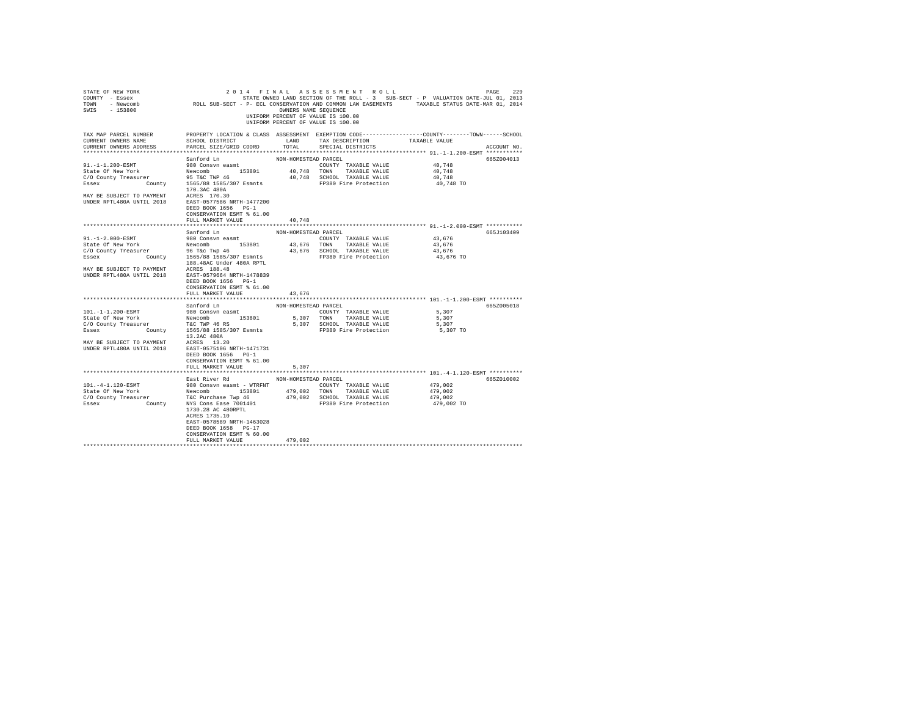STATE OF NEW YORK 2014 FINAL ASSESSMENT ROLL
COUNTY - Essex STATE OWNED LAND SECTION OF THE ROLL - 3 SUB-SECT - P VALUATION DATE-JUL 01, 2013
TOWN - Newcomb ROLL SUB-SECT - P- ECL CONSERVATION AND COMMON LAW EASEMENTS TAXABLE STATUS DATE-MAR 01, 2014
SWIS - 153800 OWNERS NAME SEQUENCE
UNIFORM PERCENT OF VALUE IS 100.00
UNIFORM PERCENT OF VALUE IS 100.00

| TAX MAP PARCEL NUMBER / CURRENT OWNERS NAME / CURRENT OWNERS ADDRESS | PROPERTY LOCATION & CLASS / SCHOOL DISTRICT / PARCEL SIZE/GRID COORD | ASSESSMENT LAND / TOTAL | EXEMPTION CODE / TAX DESCRIPTION / SPECIAL DISTRICTS | COUNTY / TOWN / SCHOOL TAXABLE VALUE | ACCOUNT NO. |
|---|---|---|---|---|---|
| **91.-1-1.200-ESMT** | Sanford Ln | NON-HOMESTEAD PARCEL | | | 665Z004013 |
| 91.-1-1.200-ESMT | 980 Consvn easmt | | COUNTY TAXABLE VALUE | 40,748 | |
| State Of New York | Newcomb 153801 | 40,748 | TOWN TAXABLE VALUE | 40,748 | |
| C/O County Treasurer | 95 T&C TWP 46 | 40,748 | SCHOOL TAXABLE VALUE | 40,748 | |
| Essex County | 1565/88 1585/307 Esmnts | | FP380 Fire Protection | 40,748 TO | |
| | 170.3AC 480A | | | | |
| MAY BE SUBJECT TO PAYMENT | ACRES 170.30 | | | | |
| UNDER RPTL480A UNTIL 2018 | EAST-0577586 NRTH-1477200 | | | | |
| | DEED BOOK 1656 PG-1 | | | | |
| | CONSERVATION ESMT % 61.00 | | | | |
| | FULL MARKET VALUE | 40,748 | | | |
| **91.-1-2.000-ESMT** | Sanford Ln | NON-HOMESTEAD PARCEL | | | 665J103409 |
| 91.-1-2.000-ESMT | 980 Consvn easmt | | COUNTY TAXABLE VALUE | 43,676 | |
| State Of New York | Newcomb 153801 | 43,676 | TOWN TAXABLE VALUE | 43,676 | |
| C/O County Treasurer | 96 T&c Twp 46 | 43,676 | SCHOOL TAXABLE VALUE | 43,676 | |
| Essex County | 1565/88 1585/307 Esmnts | | FP380 Fire Protection | 43,676 TO | |
| | 188.48AC Under 480A RPTL | | | | |
| MAY BE SUBJECT TO PAYMENT | ACRES 188.48 | | | | |
| UNDER RPTL480A UNTIL 2018 | EAST-0579664 NRTH-1478839 | | | | |
| | DEED BOOK 1656 PG-1 | | | | |
| | CONSERVATION ESMT % 61.00 | | | | |
| | FULL MARKET VALUE | 43,676 | | | |
| **101.-1-1.200-ESMT** | Sanford Ln | NON-HOMESTEAD PARCEL | | | 665Z005018 |
| 101.-1-1.200-ESMT | 980 Consvn easmt | | COUNTY TAXABLE VALUE | 5,307 | |
| State Of New York | Newcomb 153801 | 5,307 | TOWN TAXABLE VALUE | 5,307 | |
| C/O County Treasurer | T&C TWP 46 RS | 5,307 | SCHOOL TAXABLE VALUE | 5,307 | |
| Essex County | 1565/88 1585/307 Esmnts | | FP380 Fire Protection | 5,307 TO | |
| | 13.2AC 480A | | | | |
| MAY BE SUBJECT TO PAYMENT | ACRES 13.20 | | | | |
| UNDER RPTL480A UNTIL 2018 | EAST-0575106 NRTH-1471731 | | | | |
| | DEED BOOK 1656 PG-1 | | | | |
| | CONSERVATION ESMT % 61.00 | | | | |
| | FULL MARKET VALUE | 5,307 | | | |
| **101.-4-1.120-ESMT** | East River Rd | NON-HOMESTEAD PARCEL | | | 665Z010002 |
| 101.-4-1.120-ESMT | 980 Consvn easmt - WTRFNT | | COUNTY TAXABLE VALUE | 479,002 | |
| State Of New York | Newcomb 153801 | 479,002 | TOWN TAXABLE VALUE | 479,002 | |
| C/O County Treasurer | T&C Purchase Twp 46 | 479,002 | SCHOOL TAXABLE VALUE | 479,002 | |
| Essex County | NYS Cons Ease 7001401 | | FP380 Fire Protection | 479,002 TO | |
| | 1730.28 AC 480RPTL | | | | |
| | ACRES 1735.10 | | | | |
| | EAST-0578589 NRTH-1463028 | | | | |
| | DEED BOOK 1658 PG-17 | | | | |
| | CONSERVATION ESMT % 60.00 | | | | |
| | FULL MARKET VALUE | 479,002 | | | |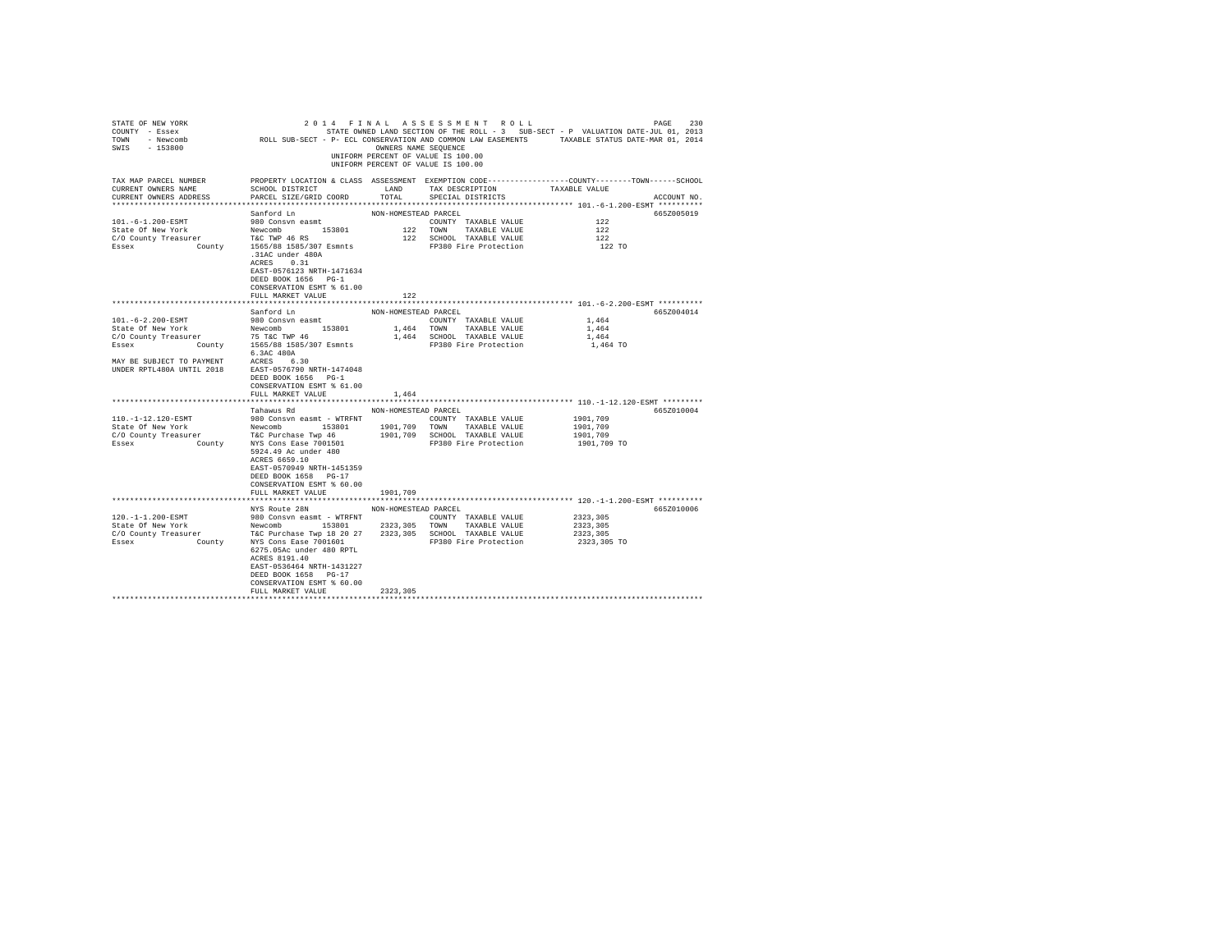STATE OF NEW YORK
COUNTY - Essex
TOWN - Newcomb
SWIS - 153800

2014 FINAL ASSESSMENT ROLL
STATE OWNED LAND SECTION OF THE ROLL - 3 SUB-SECT - P VALUATION DATE-JUL 01, 2013
ROLL SUB-SECT - P- ECL CONSERVATION AND COMMON LAW EASEMENTS TAXABLE STATUS DATE-MAR 01, 2014
OWNERS NAME SEQUENCE
UNIFORM PERCENT OF VALUE IS 100.00
UNIFORM PERCENT OF VALUE IS 100.00

| TAX MAP PARCEL NUMBER / CURRENT OWNERS NAME / CURRENT OWNERS ADDRESS | PROPERTY LOCATION & CLASS / SCHOOL DISTRICT / PARCEL SIZE/GRID COORD | ASSESSMENT LAND / TOTAL | EXEMPTION CODE / TAX DESCRIPTION / SPECIAL DISTRICTS | COUNTY / TOWN / SCHOOL TAXABLE VALUE | ACCOUNT NO. |
|---|---|---|---|---|---|
| **101.-6-1.200-ESMT** | Sanford Ln | NON-HOMESTEAD PARCEL | | | 665Z005019 |
| 101.-6-1.200-ESMT | 980 Consvn easmt | | COUNTY TAXABLE VALUE | 122 | |
| State Of New York | Newcomb 153801 | 122 | TOWN TAXABLE VALUE | 122 | |
| C/O County Treasurer | T&C TWP 46 RS | 122 | SCHOOL TAXABLE VALUE | 122 | |
| Essex County | 1565/88 1585/307 Esmnts | | FP380 Fire Protection | 122 TO | |
| | .31AC under 480A | | | | |
| | ACRES 0.31 | | | | |
| | EAST-0576123 NRTH-1471634 | | | | |
| | DEED BOOK 1656 PG-1 | | | | |
| | CONSERVATION ESMT % 61.00 | | | | |
| | FULL MARKET VALUE | 122 | | | |
| **101.-6-2.200-ESMT** | Sanford Ln | NON-HOMESTEAD PARCEL | | | 665Z004014 |
| 101.-6-2.200-ESMT | 980 Consvn easmt | | COUNTY TAXABLE VALUE | 1,464 | |
| State Of New York | Newcomb 153801 | 1,464 | TOWN TAXABLE VALUE | 1,464 | |
| C/O County Treasurer | 75 T&C TWP 46 | 1,464 | SCHOOL TAXABLE VALUE | 1,464 | |
| Essex County | 1565/88 1585/307 Esmnts | | FP380 Fire Protection | 1,464 TO | |
| | 6.3AC 480A | | | | |
| MAY BE SUBJECT TO PAYMENT | ACRES 6.30 | | | | |
| UNDER RPTL480A UNTIL 2018 | EAST-0576790 NRTH-1474048 | | | | |
| | DEED BOOK 1656 PG-1 | | | | |
| | CONSERVATION ESMT % 61.00 | | | | |
| | FULL MARKET VALUE | 1,464 | | | |
| **110.-1-12.120-ESMT** | Tahawus Rd | NON-HOMESTEAD PARCEL | | | 665Z010004 |
| 110.-1-12.120-ESMT | 980 Consvn easmt - WTRFNT | | COUNTY TAXABLE VALUE | 1901,709 | |
| State Of New York | Newcomb 153801 | 1901,709 | TOWN TAXABLE VALUE | 1901,709 | |
| C/O County Treasurer | T&C Purchase Twp 46 | 1901,709 | SCHOOL TAXABLE VALUE | 1901,709 | |
| Essex County | NYS Cons Ease 7001501 | | FP380 Fire Protection | 1901,709 TO | |
| | 5924.49 Ac under 480 | | | | |
| | ACRES 6659.10 | | | | |
| | EAST-0570949 NRTH-1451359 | | | | |
| | DEED BOOK 1658 PG-17 | | | | |
| | CONSERVATION ESMT % 60.00 | | | | |
| | FULL MARKET VALUE | 1901,709 | | | |
| **120.-1-1.200-ESMT** | NYS Route 28N | NON-HOMESTEAD PARCEL | | | 665Z010006 |
| 120.-1-1.200-ESMT | 980 Consvn easmt - WTRFNT | | COUNTY TAXABLE VALUE | 2323,305 | |
| State Of New York | Newcomb 153801 | 2323,305 | TOWN TAXABLE VALUE | 2323,305 | |
| C/O County Treasurer | T&C Purchase Twp 18 20 27 | 2323,305 | SCHOOL TAXABLE VALUE | 2323,305 | |
| Essex County | NYS Cons Ease 7001601 | | FP380 Fire Protection | 2323,305 TO | |
| | 6275.05Ac under 480 RPTL | | | | |
| | ACRES 8191.40 | | | | |
| | EAST-0536464 NRTH-1431227 | | | | |
| | DEED BOOK 1658 PG-17 | | | | |
| | CONSERVATION ESMT % 60.00 | | | | |
| | FULL MARKET VALUE | 2323,305 | | | |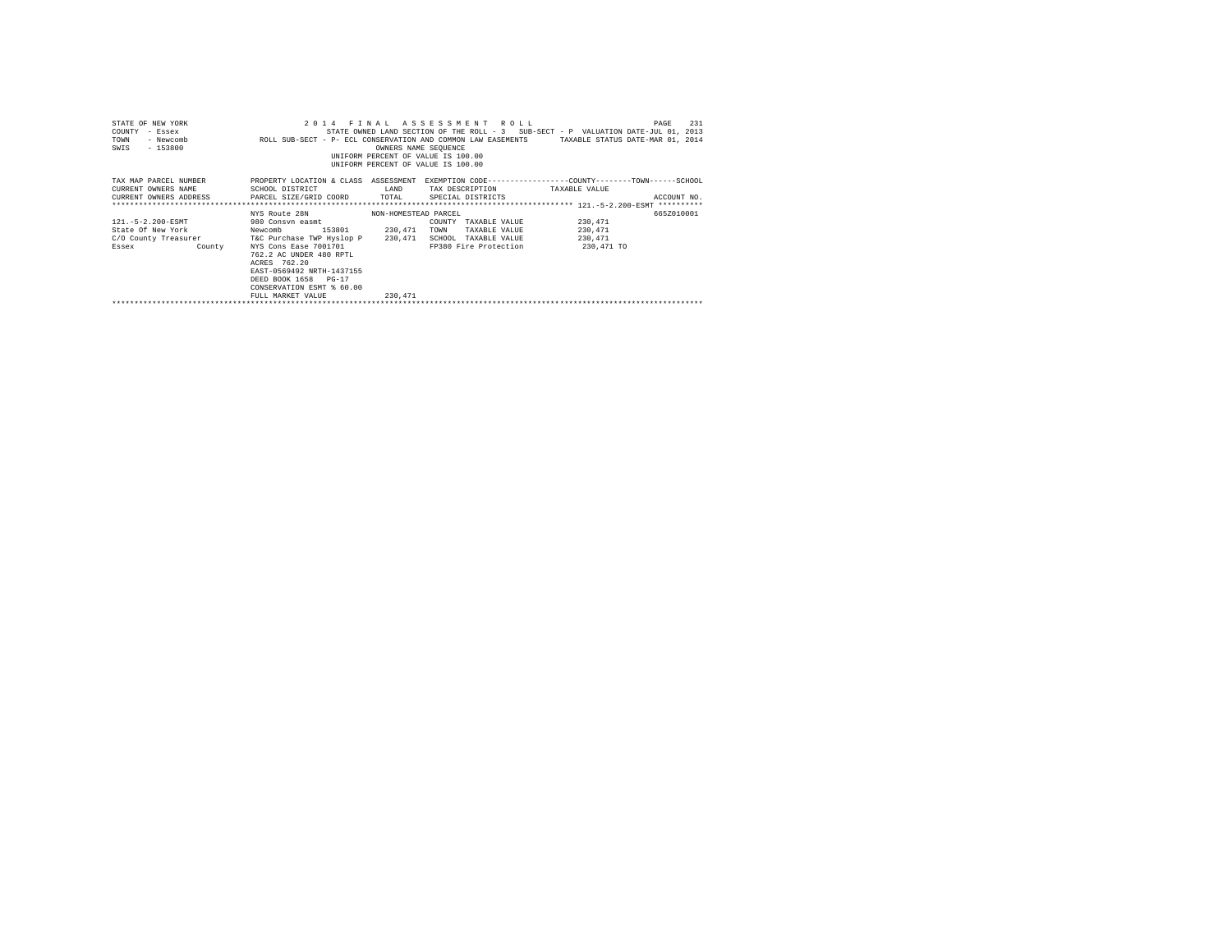STATE OF NEW YORK
COUNTY - Essex
TOWN - Newcomb
SWIS - 153800

2 0 1 4 F I N A L A S S E S S M E N T R O L L

STATE OWNED LAND SECTION OF THE ROLL - 3 SUB-SECT - P VALUATION DATE-JUL 01, 2013

ROLL SUB-SECT - P- ECL CONSERVATION AND COMMON LAW EASEMENTS TAXABLE STATUS DATE-MAR 01, 2014

OWNERS NAME SEQUENCE

UNIFORM PERCENT OF VALUE IS 100.00

UNIFORM PERCENT OF VALUE IS 100.00

| TAX MAP PARCEL NUMBER / CURRENT OWNERS NAME / CURRENT OWNERS ADDRESS | PROPERTY LOCATION & CLASS / SCHOOL DISTRICT / PARCEL SIZE/GRID COORD | ASSESSMENT LAND / TOTAL | EXEMPTION CODE / TAX DESCRIPTION / SPECIAL DISTRICTS | COUNTY / TOWN / SCHOOL TAXABLE VALUE | ACCOUNT NO. |
|---|---|---|---|---|---|
| 121.-5-2.200-ESMT | | | | | |
| | NYS Route 28N | NON-HOMESTEAD PARCEL | | | 665Z010001 |
| 121.-5-2.200-ESMT | 980 Consvn easmt | | COUNTY TAXABLE VALUE | 230,471 | |
| State Of New York | Newcomb 153801 | 230,471 | TOWN TAXABLE VALUE | 230,471 | |
| C/O County Treasurer | T&C Purchase TWP Hyslop P | 230,471 | SCHOOL TAXABLE VALUE | 230,471 | |
| Essex County | NYS Cons Ease 7001701 | | FP380 Fire Protection | 230,471 TO | |
| | 762.2 AC UNDER 480 RPTL | | | | |
| | ACRES 762.20 | | | | |
| | EAST-0569492 NRTH-1437155 | | | | |
| | DEED BOOK 1658 PG-17 | | | | |
| | CONSERVATION ESMT % 60.00 | | | | |
| | FULL MARKET VALUE | 230,471 | | | |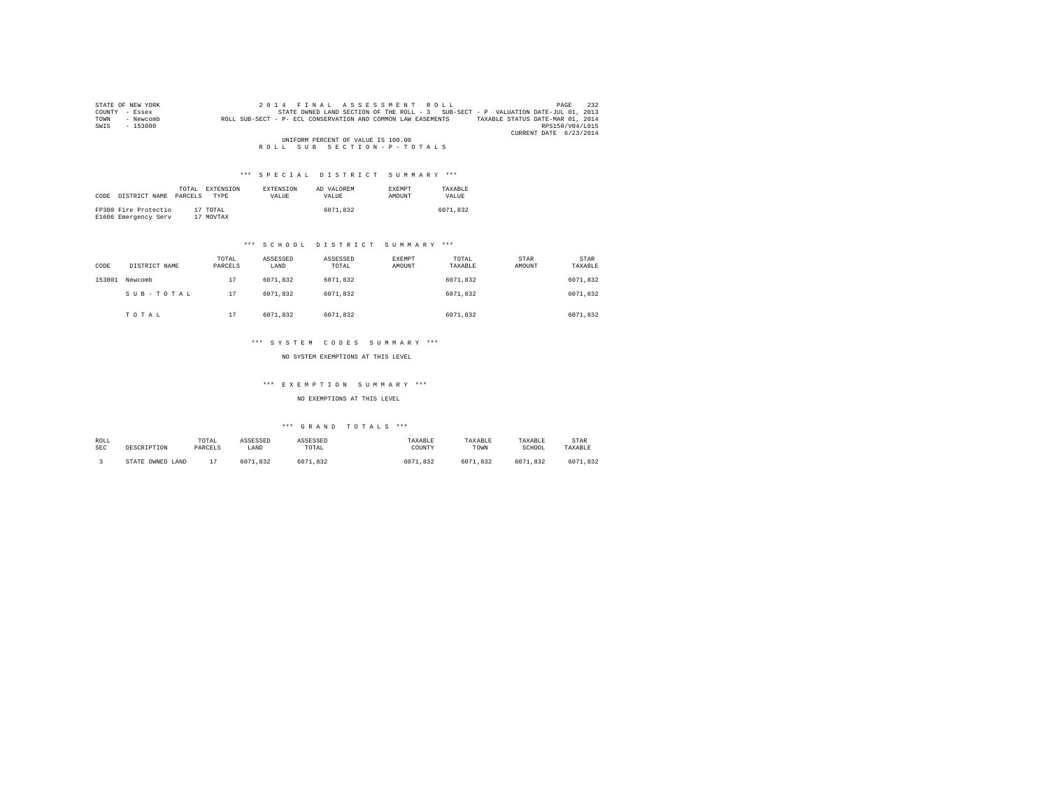STATE OF NEW YORK
COUNTY - Essex
TOWN - Newcomb
SWIS - 153800

2014 FINAL ASSESSMENT ROLL
STATE OWNED LAND SECTION OF THE ROLL - 3 SUB-SECT - P VALUATION DATE-JUL 01, 2013
ROLL SUB-SECT - P- ECL CONSERVATION AND COMMON LAW EASEMENTS TAXABLE STATUS DATE-MAR 01, 2014
RPS150/V04/L015
CURRENT DATE 6/23/2014

UNIFORM PERCENT OF VALUE IS 100.00

ROLL SUB SECTION-P-TOTALS

*** SPECIAL DISTRICT SUMMARY ***

| CODE | DISTRICT NAME | TOTAL PARCELS | EXTENSION TYPE | EXTENSION VALUE | AD VALOREM VALUE | EXEMPT AMOUNT | TAXABLE VALUE |
|---|---|---|---|---|---|---|---|
| FP380 | Fire Protectio | 17 | TOTAL | | 6071,832 | | 6071,832 |
| E1606 | Emergency Serv | 17 | MOVTAX | | | | |

*** SCHOOL DISTRICT SUMMARY ***

| CODE | DISTRICT NAME | TOTAL PARCELS | ASSESSED LAND | ASSESSED TOTAL | EXEMPT AMOUNT | TOTAL TAXABLE | STAR AMOUNT | STAR TAXABLE |
|---|---|---|---|---|---|---|---|---|
| 153801 | Newcomb | 17 | 6071,832 | 6071,832 | | 6071,832 | | 6071,832 |
| | SUB-TOTAL | 17 | 6071,832 | 6071,832 | | 6071,832 | | 6071,832 |
| | TOTAL | 17 | 6071,832 | 6071,832 | | 6071,832 | | 6071,832 |

*** SYSTEM CODES SUMMARY ***

NO SYSTEM EXEMPTIONS AT THIS LEVEL

*** EXEMPTION SUMMARY ***

NO EXEMPTIONS AT THIS LEVEL

*** GRAND TOTALS ***

| ROLL SEC | DESCRIPTION | TOTAL PARCELS | ASSESSED LAND | ASSESSED TOTAL | TAXABLE COUNTY | TAXABLE TOWN | TAXABLE SCHOOL | STAR TAXABLE |
|---|---|---|---|---|---|---|---|---|
| 3 | STATE OWNED LAND | 17 | 6071,832 | 6071,832 | 6071,832 | 6071,832 | 6071,832 | 6071,832 |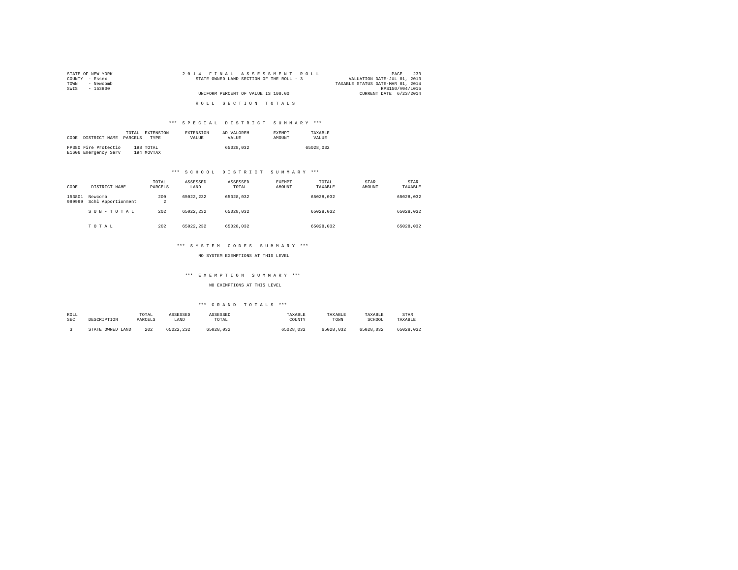STATE OF NEW YORK
COUNTY - Essex
TOWN - Newcomb
SWIS - 153800

2014 FINAL ASSESSMENT ROLL
STATE OWNED LAND SECTION OF THE ROLL - 3
UNIFORM PERCENT OF VALUE IS 100.00

VALUATION DATE-JUL 01, 2013
TAXABLE STATUS DATE-MAR 01, 2014
RPS150/V04/L015
CURRENT DATE 6/23/2014

ROLL SECTION TOTALS

*** SPECIAL DISTRICT SUMMARY ***

| CODE | DISTRICT NAME | TOTAL PARCELS | EXTENSION TYPE | EXTENSION VALUE | AD VALOREM VALUE | EXEMPT AMOUNT | TAXABLE VALUE |
|---|---|---|---|---|---|---|---|
| FP380 | Fire Protectio | 198 | TOTAL | | 65028,032 | | 65028,032 |
| E1606 | Emergency Serv | 194 | MOVTAX | | | | |

*** SCHOOL DISTRICT SUMMARY ***

| CODE | DISTRICT NAME | TOTAL PARCELS | ASSESSED LAND | ASSESSED TOTAL | EXEMPT AMOUNT | TOTAL TAXABLE | STAR AMOUNT | STAR TAXABLE |
|---|---|---|---|---|---|---|---|---|
| 153801 | Newcomb | 200 | 65022,232 | 65028,032 | | 65028,032 | | 65028,032 |
| 999999 | Schl Apportionment | 2 | | | | | | |
| | SUB-TOTAL | 202 | 65022,232 | 65028,032 | | 65028,032 | | 65028,032 |
| | TOTAL | 202 | 65022,232 | 65028,032 | | 65028,032 | | 65028,032 |

*** SYSTEM CODES SUMMARY ***

NO SYSTEM EXEMPTIONS AT THIS LEVEL

*** EXEMPTION SUMMARY ***

NO EXEMPTIONS AT THIS LEVEL

*** GRAND TOTALS ***

| ROLL SEC | DESCRIPTION | TOTAL PARCELS | ASSESSED LAND | ASSESSED TOTAL | TAXABLE COUNTY | TAXABLE TOWN | TAXABLE SCHOOL | STAR TAXABLE |
|---|---|---|---|---|---|---|---|---|
| 3 | STATE OWNED LAND | 202 | 65022,232 | 65028,032 | 65028,032 | 65028,032 | 65028,032 | 65028,032 |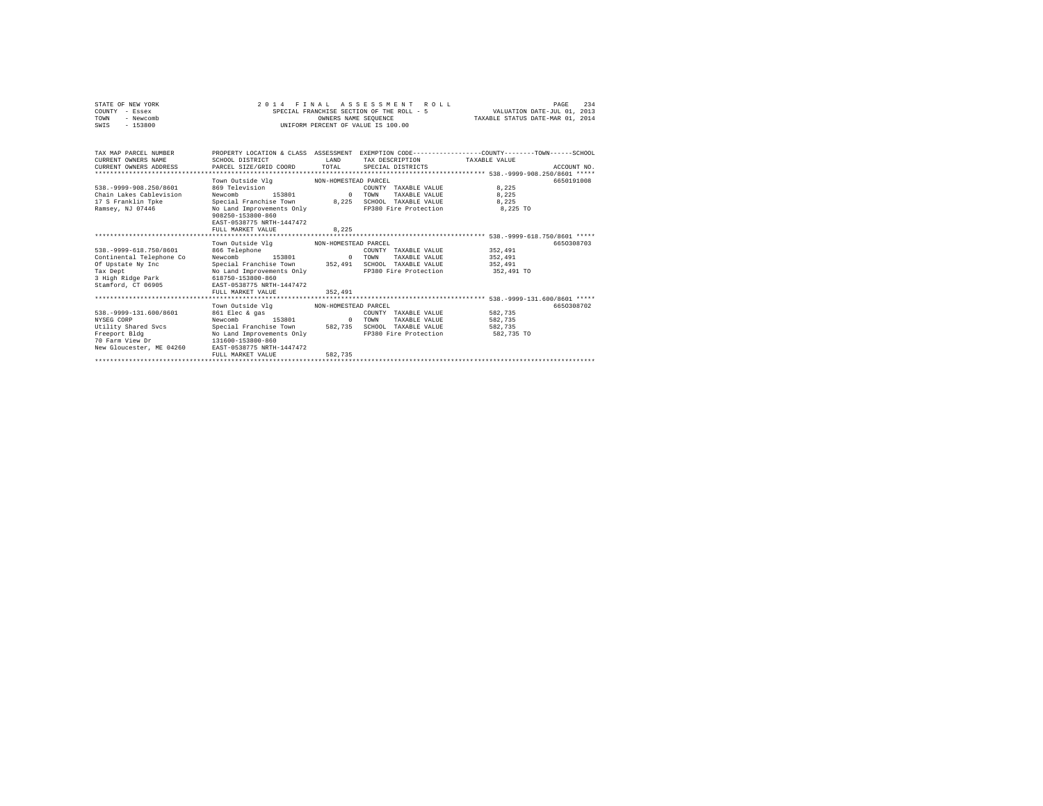```
STATE OF NEW YORK                    2 0 1 4   F I N A L   A S S E S S M E N T   R O L L                    PAGE   234
COUNTY  - Essex                      SPECIAL FRANCHISE SECTION OF THE ROLL - 5              VALUATION DATE-JUL 01, 2013
TOWN    - Newcomb                              OWNERS NAME SEQUENCE                      TAXABLE STATUS DATE-MAR 01, 2014
SWIS    - 153800                          UNIFORM PERCENT OF VALUE IS 100.00


TAX MAP PARCEL NUMBER          PROPERTY LOCATION & CLASS  ASSESSMENT  EXEMPTION CODE-----------------COUNTY--------TOWN------SCHOOL
CURRENT OWNERS NAME            SCHOOL DISTRICT               LAND      TAX DESCRIPTION            TAXABLE VALUE
CURRENT OWNERS ADDRESS         PARCEL SIZE/GRID COORD       TOTAL      SPECIAL DISTRICTS                                  ACCOUNT NO.
*********************************************************************************************** 538.-9999-908.250/8601 *****
                               Town Outside Vlg          NON-HOMESTEAD PARCEL                                          6650191008
538.-9999-908.250/8601         869 Television                          COUNTY  TAXABLE VALUE              8,225
Chain Lakes Cablevision        Newcomb        153801            0      TOWN    TAXABLE VALUE              8,225
17 S Franklin Tpke             Special Franchise Town       8,225      SCHOOL  TAXABLE VALUE              8,225
Ramsey, NJ 07446               No Land Improvements Only               FP380 Fire Protection               8,225 TO
                               908250-153800-860
                               EAST-0538775 NRTH-1447472
                               FULL MARKET VALUE            8,225
*********************************************************************************************** 538.-9999-618.750/8601 *****
                               Town Outside Vlg          NON-HOMESTEAD PARCEL                                          6650308703
538.-9999-618.750/8601         866 Telephone                           COUNTY  TAXABLE VALUE            352,491
Continental Telephone Co       Newcomb        153801            0      TOWN    TAXABLE VALUE            352,491
Of Upstate Ny Inc              Special Franchise Town     352,491      SCHOOL  TAXABLE VALUE            352,491
Tax Dept                       No Land Improvements Only               FP380 Fire Protection             352,491 TO
3 High Ridge Park              618750-153800-860
Stamford, CT 06905             EAST-0538775 NRTH-1447472
                               FULL MARKET VALUE          352,491
*********************************************************************************************** 538.-9999-131.600/8601 *****
                               Town Outside Vlg          NON-HOMESTEAD PARCEL                                          6650308702
538.-9999-131.600/8601         861 Elec & gas                          COUNTY  TAXABLE VALUE            582,735
NYSEG CORP                     Newcomb        153801            0      TOWN    TAXABLE VALUE            582,735
Utility Shared Svcs            Special Franchise Town     582,735      SCHOOL  TAXABLE VALUE            582,735
Freeport Bldg                  No Land Improvements Only               FP380 Fire Protection             582,735 TO
70 Farm View Dr                131600-153800-860
New Gloucester, ME 04260       EAST-0538775 NRTH-1447472
                               FULL MARKET VALUE          582,735
********************************************************************************************************************************
```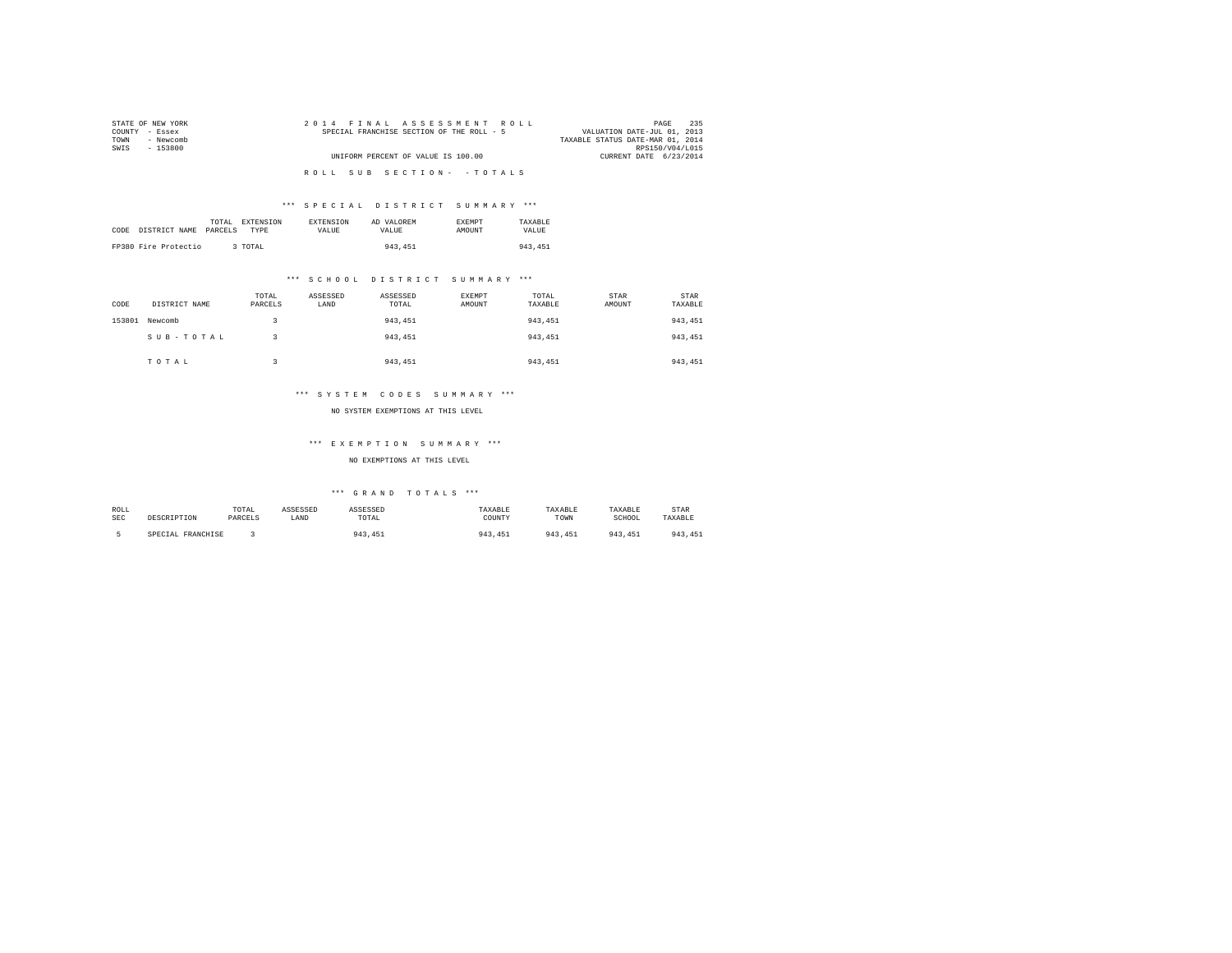STATE OF NEW YORK
COUNTY - Essex
TOWN - Newcomb
SWIS - 153800

2014 FINAL ASSESSMENT ROLL
SPECIAL FRANCHISE SECTION OF THE ROLL - 5

UNIFORM PERCENT OF VALUE IS 100.00

VALUATION DATE-JUL 01, 2013
TAXABLE STATUS DATE-MAR 01, 2014
RPS150/V04/L015
CURRENT DATE 6/23/2014

ROLL SUB SECTION- - TOTALS

*** SPECIAL DISTRICT SUMMARY ***

| CODE | DISTRICT NAME | TOTAL PARCELS | EXTENSION TYPE | EXTENSION VALUE | AD VALOREM VALUE | EXEMPT AMOUNT | TAXABLE VALUE |
|---|---|---|---|---|---|---|---|
| FP380 | Fire Protectio | 3 | TOTAL | | 943,451 | | 943,451 |

*** SCHOOL DISTRICT SUMMARY ***

| CODE | DISTRICT NAME | TOTAL PARCELS | ASSESSED LAND | ASSESSED TOTAL | EXEMPT AMOUNT | TOTAL TAXABLE | STAR AMOUNT | STAR TAXABLE |
|---|---|---|---|---|---|---|---|---|
| 153801 | Newcomb | 3 | | 943,451 | | 943,451 | | 943,451 |
| | SUB-TOTAL | 3 | | 943,451 | | 943,451 | | 943,451 |
| | TOTAL | 3 | | 943,451 | | 943,451 | | 943,451 |

*** SYSTEM CODES SUMMARY ***

NO SYSTEM EXEMPTIONS AT THIS LEVEL

*** EXEMPTION SUMMARY ***

NO EXEMPTIONS AT THIS LEVEL

*** GRAND TOTALS ***

| ROLL SEC | DESCRIPTION | TOTAL PARCELS | ASSESSED LAND | ASSESSED TOTAL | TAXABLE COUNTY | TAXABLE TOWN | TAXABLE SCHOOL | STAR TAXABLE |
|---|---|---|---|---|---|---|---|---|
| 5 | SPECIAL FRANCHISE | 3 | | 943,451 | 943,451 | 943,451 | 943,451 | 943,451 |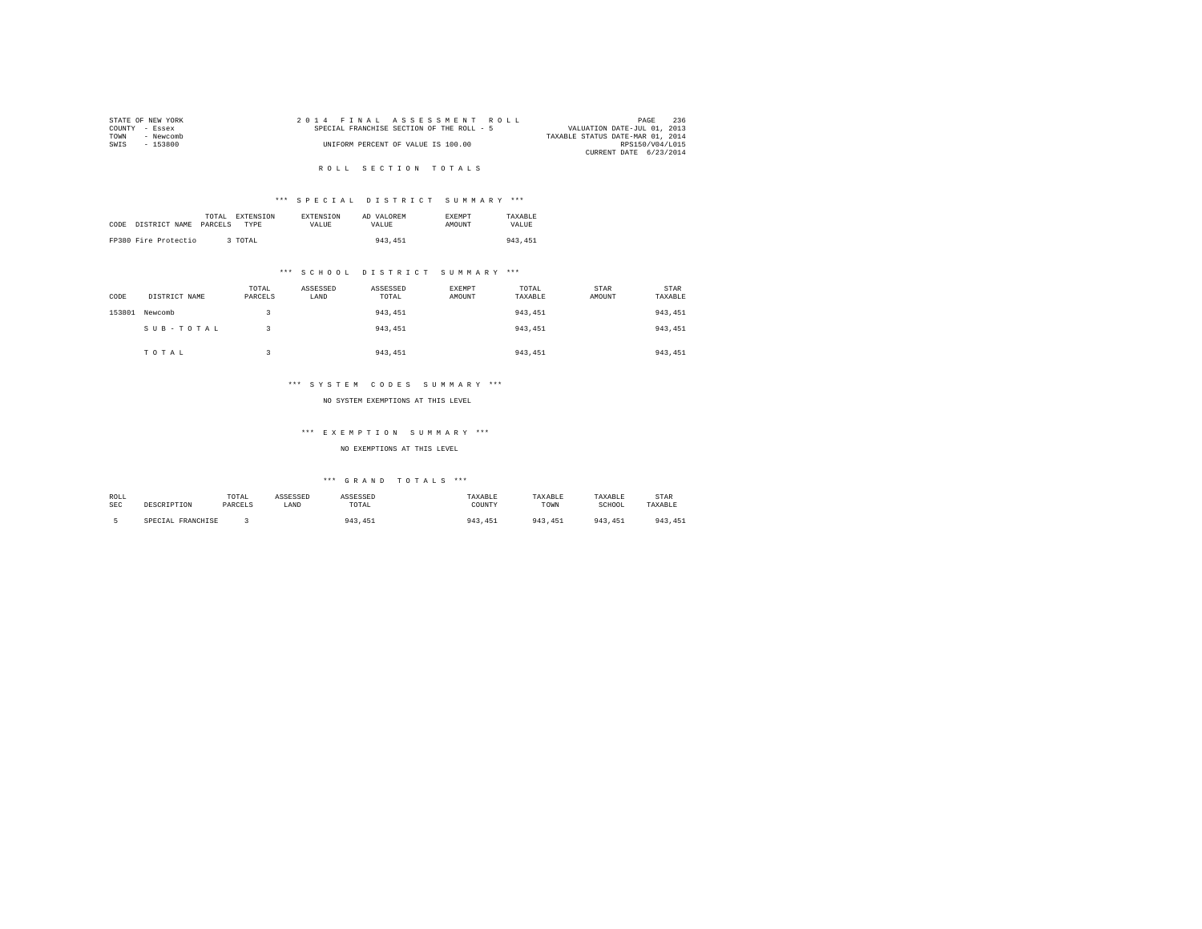STATE OF NEW YORK
COUNTY - Essex
TOWN - Newcomb
SWIS - 153800

2014 FINAL ASSESSMENT ROLL
SPECIAL FRANCHISE SECTION OF THE ROLL - 5
UNIFORM PERCENT OF VALUE IS 100.00

VALUATION DATE-JUL 01, 2013
TAXABLE STATUS DATE-MAR 01, 2014
RPS150/V04/L015
CURRENT DATE 6/23/2014

# ROLL SECTION TOTALS

## *** SPECIAL DISTRICT SUMMARY ***

| CODE | DISTRICT NAME | TOTAL PARCELS | EXTENSION TYPE | EXTENSION VALUE | AD VALOREM VALUE | EXEMPT AMOUNT | TAXABLE VALUE |
|---|---|---|---|---|---|---|---|
| FP380 | Fire Protectio | 3 | TOTAL | | 943,451 | | 943,451 |

## *** SCHOOL DISTRICT SUMMARY ***

| CODE | DISTRICT NAME | TOTAL PARCELS | ASSESSED LAND | ASSESSED TOTAL | EXEMPT AMOUNT | TOTAL TAXABLE | STAR AMOUNT | STAR TAXABLE |
|---|---|---|---|---|---|---|---|---|
| 153801 | Newcomb | 3 | | 943,451 | | 943,451 | | 943,451 |
| | SUB-TOTAL | 3 | | 943,451 | | 943,451 | | 943,451 |
| | TOTAL | 3 | | 943,451 | | 943,451 | | 943,451 |

## *** SYSTEM CODES SUMMARY ***

NO SYSTEM EXEMPTIONS AT THIS LEVEL

## *** EXEMPTION SUMMARY ***

NO EXEMPTIONS AT THIS LEVEL

## *** GRAND TOTALS ***

| ROLL SEC | DESCRIPTION | TOTAL PARCELS | ASSESSED LAND | ASSESSED TOTAL | TAXABLE COUNTY | TAXABLE TOWN | TAXABLE SCHOOL | STAR TAXABLE |
|---|---|---|---|---|---|---|---|---|
| 5 | SPECIAL FRANCHISE | 3 | | 943,451 | 943,451 | 943,451 | 943,451 | 943,451 |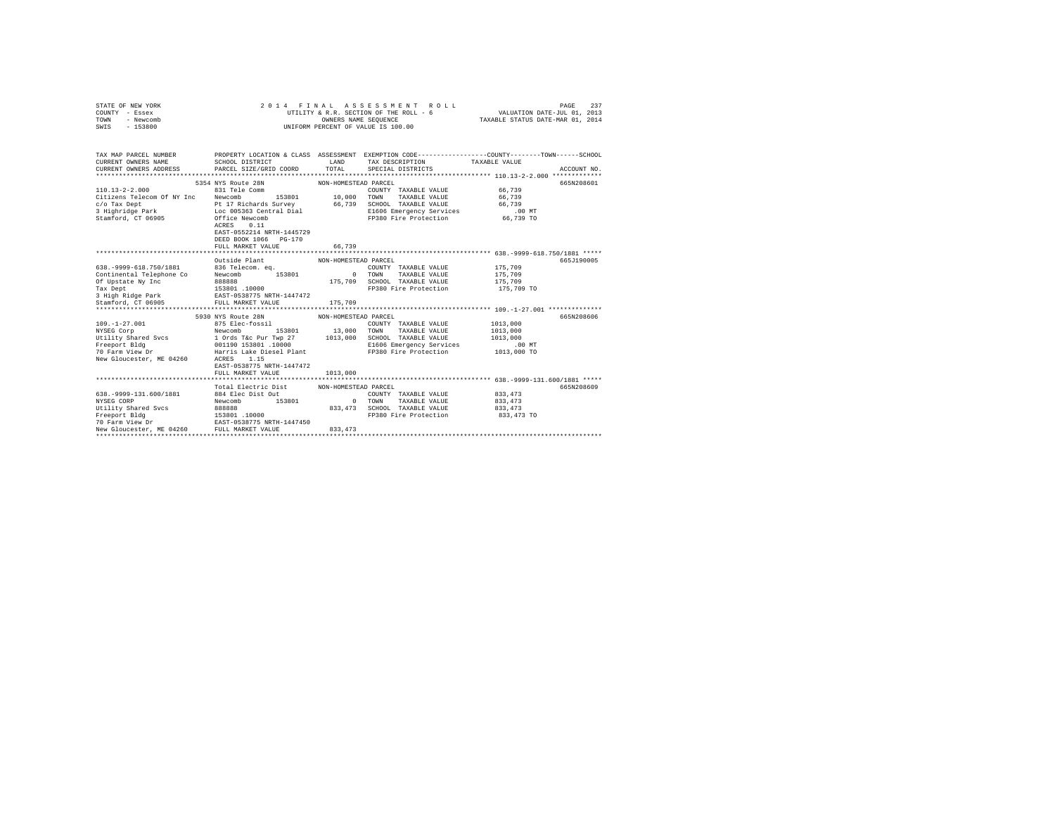STATE OF NEW YORK
COUNTY - Essex
TOWN - Newcomb
SWIS - 153800

2014 FINAL ASSESSMENT ROLL
UTILITY & R.R. SECTION OF THE ROLL - 6
OWNERS NAME SEQUENCE
UNIFORM PERCENT OF VALUE IS 100.00

VALUATION DATE-JUL 01, 2013
TAXABLE STATUS DATE-MAR 01, 2014

```
TAX MAP PARCEL NUMBER          PROPERTY LOCATION & CLASS  ASSESSMENT  EXEMPTION CODE-----------------COUNTY--------TOWN------SCHOOL
CURRENT OWNERS NAME            SCHOOL DISTRICT               LAND      TAX DESCRIPTION            TAXABLE VALUE
CURRENT OWNERS ADDRESS         PARCEL SIZE/GRID COORD        TOTAL     SPECIAL DISTRICTS                                    ACCOUNT NO.
******************************************************************************************************* 110.13-2-2.000 *************
                           5354 NYS Route 28N             NON-HOMESTEAD PARCEL                                              665N208601
110.13-2-2.000                 831 Tele Comm                           COUNTY  TAXABLE VALUE          66,739
Citizens Telecom Of NY Inc     Newcomb        153801        10,000     TOWN    TAXABLE VALUE          66,739
c/o Tax Dept                   Pt 17 Richards Survey        66,739     SCHOOL  TAXABLE VALUE          66,739
3 Highridge Park               Loc 005363 Central Dial                 E1606 Emergency Services            .00 MT
Stamford, CT 06905             Office Newcomb                          FP380 Fire Protection           66,739 TO
                               ACRES     0.11
                               EAST-0552214 NRTH-1445729
                               DEED BOOK 1066   PG-170
                               FULL MARKET VALUE            66,739
******************************************************************************************************* 638.-9999-618.750/1881 *****
                               Outside Plant              NON-HOMESTEAD PARCEL                                              665J190005
638.-9999-618.750/1881         836 Telecom. eq.                        COUNTY  TAXABLE VALUE         175,709
Continental Telephone Co       Newcomb        153801             0     TOWN    TAXABLE VALUE         175,709
Of Upstate Ny Inc              888888                      175,709     SCHOOL  TAXABLE VALUE         175,709
Tax Dept                       153801 .10000                           FP380 Fire Protection          175,709 TO
3 High Ridge Park              EAST-0538775 NRTH-1447472
Stamford, CT 06905             FULL MARKET VALUE           175,709
******************************************************************************************************* 109.-1-27.001 **************
                           5930 NYS Route 28N             NON-HOMESTEAD PARCEL                                              665N208606
109.-1-27.001                  875 Elec-fossil                         COUNTY  TAXABLE VALUE        1013,000
NYSEG Corp                     Newcomb        153801        13,000     TOWN    TAXABLE VALUE        1013,000
Utility Shared Svcs            1 Ords T&c Pur Twp 27      1013,000     SCHOOL  TAXABLE VALUE        1013,000
Freeport Bldg                  001190 153801 .10000                    E1606 Emergency Services            .00 MT
70 Farm View Dr                Harris Lake Diesel Plant                FP380 Fire Protection         1013,000 TO
New Gloucester, ME 04260       ACRES     1.15
                               EAST-0538775 NRTH-1447472
                               FULL MARKET VALUE          1013,000
******************************************************************************************************* 638.-9999-131.600/1881 *****
                               Total Electric Dist        NON-HOMESTEAD PARCEL                                              665N208609
638.-9999-131.600/1881         884 Elec Dist Out                       COUNTY  TAXABLE VALUE         833,473
NYSEG CORP                     Newcomb        153801             0     TOWN    TAXABLE VALUE         833,473
Utility Shared Svcs            888888                      833,473     SCHOOL  TAXABLE VALUE         833,473
Freeport Bldg                  153801 .10000                           FP380 Fire Protection          833,473 TO
70 Farm View Dr                EAST-0538775 NRTH-1447450
New Gloucester, ME 04260       FULL MARKET VALUE           833,473
************************************************************************************************************************************
```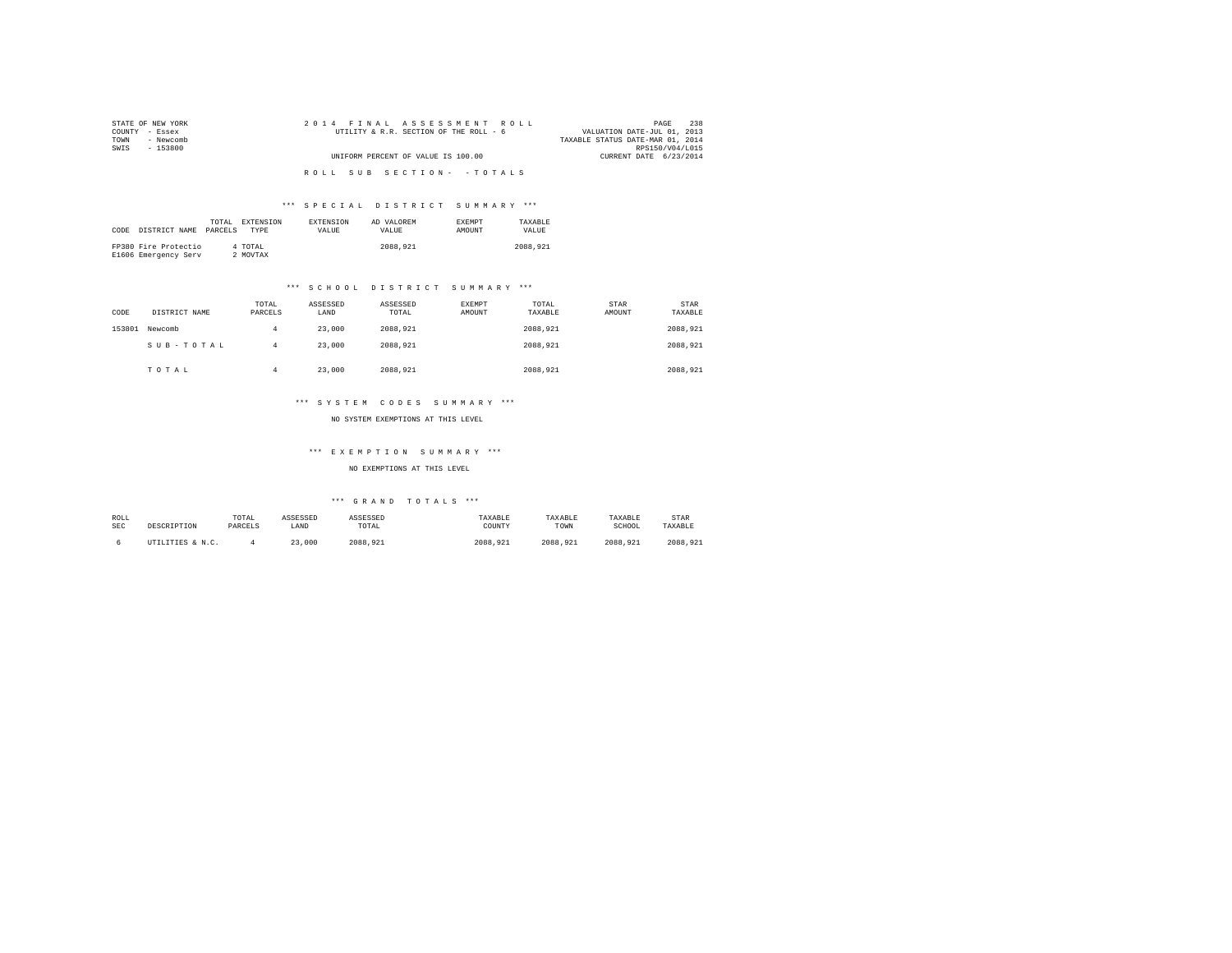STATE OF NEW YORK
COUNTY - Essex
TOWN - Newcomb
SWIS - 153800

2014 FINAL ASSESSMENT ROLL
UTILITY & R.R. SECTION OF THE ROLL - 6
UNIFORM PERCENT OF VALUE IS 100.00

VALUATION DATE-JUL 01, 2013
TAXABLE STATUS DATE-MAR 01, 2014
RPS150/V04/L015
CURRENT DATE 6/23/2014

ROLL SUB SECTION- - TOTALS

*** SPECIAL DISTRICT SUMMARY ***

| CODE | DISTRICT NAME | TOTAL PARCELS | EXTENSION TYPE | EXTENSION VALUE | AD VALOREM VALUE | EXEMPT AMOUNT | TAXABLE VALUE |
|---|---|---|---|---|---|---|---|
| FP380 | Fire Protectio | 4 | TOTAL | | 2088,921 | | 2088,921 |
| E1606 | Emergency Serv | 2 | MOVTAX | | | | |

*** SCHOOL DISTRICT SUMMARY ***

| CODE | DISTRICT NAME | TOTAL PARCELS | ASSESSED LAND | ASSESSED TOTAL | EXEMPT AMOUNT | TOTAL TAXABLE | STAR AMOUNT | STAR TAXABLE |
|---|---|---|---|---|---|---|---|---|
| 153801 | Newcomb | 4 | 23,000 | 2088,921 | | 2088,921 | | 2088,921 |
| | SUB-TOTAL | 4 | 23,000 | 2088,921 | | 2088,921 | | 2088,921 |
| | TOTAL | 4 | 23,000 | 2088,921 | | 2088,921 | | 2088,921 |

*** SYSTEM CODES SUMMARY ***

NO SYSTEM EXEMPTIONS AT THIS LEVEL

*** EXEMPTION SUMMARY ***

NO EXEMPTIONS AT THIS LEVEL

*** GRAND TOTALS ***

| ROLL SEC | DESCRIPTION | TOTAL PARCELS | ASSESSED LAND | ASSESSED TOTAL | TAXABLE COUNTY | TAXABLE TOWN | TAXABLE SCHOOL | STAR TAXABLE |
|---|---|---|---|---|---|---|---|---|
| 6 | UTILITIES & N.C. | 4 | 23,000 | 2088,921 | 2088,921 | 2088,921 | 2088,921 | 2088,921 |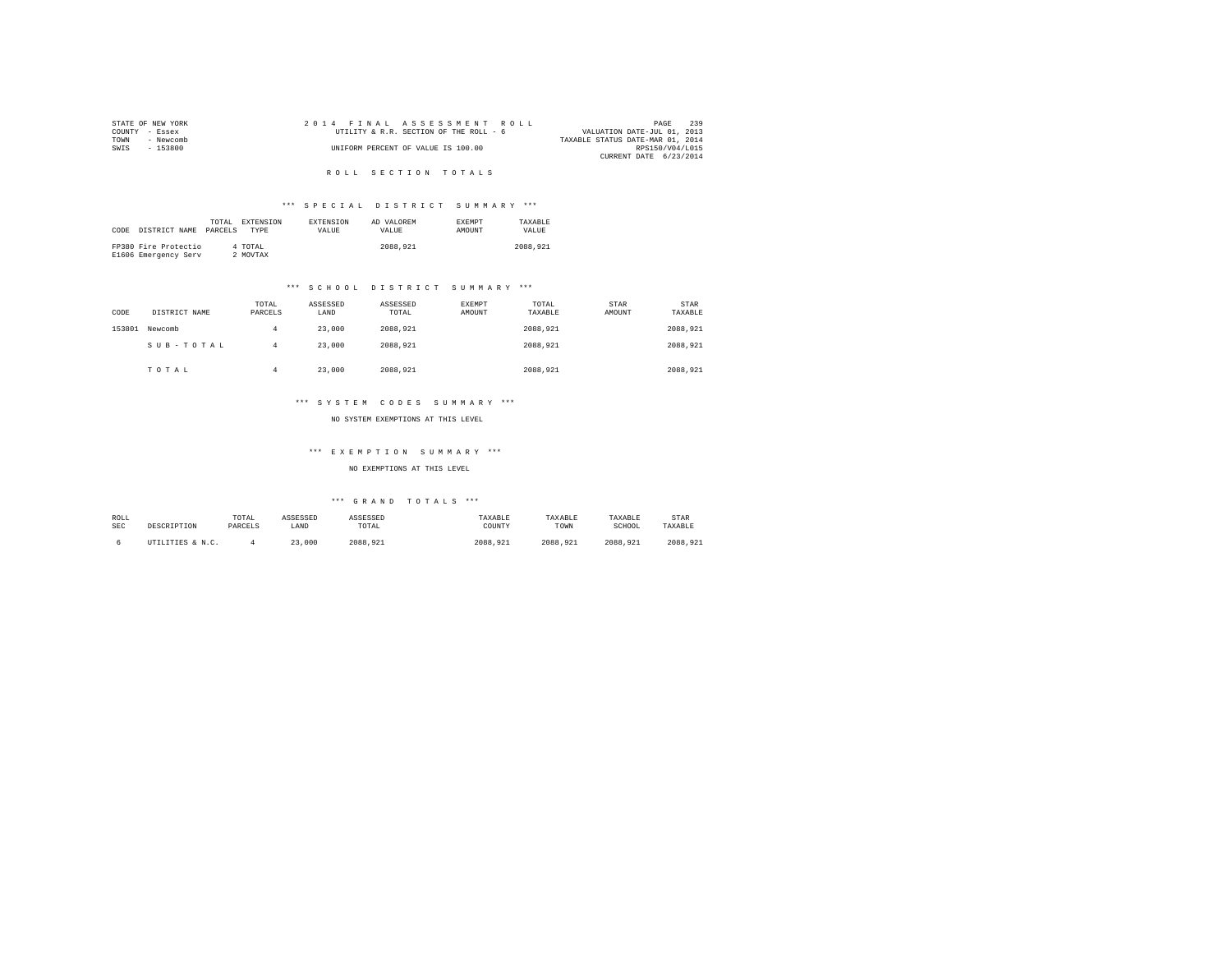STATE OF NEW YORK  
COUNTY - Essex  
TOWN - Newcomb  
SWIS - 153800

2014 FINAL ASSESSMENT ROLL  
UTILITY & R.R. SECTION OF THE ROLL - 6  
UNIFORM PERCENT OF VALUE IS 100.00

VALUATION DATE-JUL 01, 2013  
TAXABLE STATUS DATE-MAR 01, 2014  
RPS150/V04/L015  
CURRENT DATE 6/23/2014

## ROLL SECTION TOTALS

### *** SPECIAL DISTRICT SUMMARY ***

| CODE | DISTRICT NAME | TOTAL PARCELS | EXTENSION TYPE | EXTENSION VALUE | AD VALOREM VALUE | EXEMPT AMOUNT | TAXABLE VALUE |
|---|---|---|---|---|---|---|---|
| FP380 | Fire Protectio | 4 | TOTAL | | 2088,921 | | 2088,921 |
| E1606 | Emergency Serv | 2 | MOVTAX | | | | |

### *** SCHOOL DISTRICT SUMMARY ***

| CODE | DISTRICT NAME | TOTAL PARCELS | ASSESSED LAND | ASSESSED TOTAL | EXEMPT AMOUNT | TOTAL TAXABLE | STAR AMOUNT | STAR TAXABLE |
|---|---|---|---|---|---|---|---|---|
| 153801 | Newcomb | 4 | 23,000 | 2088,921 | | 2088,921 | | 2088,921 |
| | SUB-TOTAL | 4 | 23,000 | 2088,921 | | 2088,921 | | 2088,921 |
| | TOTAL | 4 | 23,000 | 2088,921 | | 2088,921 | | 2088,921 |

### *** SYSTEM CODES SUMMARY ***

NO SYSTEM EXEMPTIONS AT THIS LEVEL

### *** EXEMPTION SUMMARY ***

NO EXEMPTIONS AT THIS LEVEL

### *** GRAND TOTALS ***

| ROLL SEC | DESCRIPTION | TOTAL PARCELS | ASSESSED LAND | ASSESSED TOTAL | TAXABLE COUNTY | TAXABLE TOWN | TAXABLE SCHOOL | STAR TAXABLE |
|---|---|---|---|---|---|---|---|---|
| 6 | UTILITIES & N.C. | 4 | 23,000 | 2088,921 | 2088,921 | 2088,921 | 2088,921 | 2088,921 |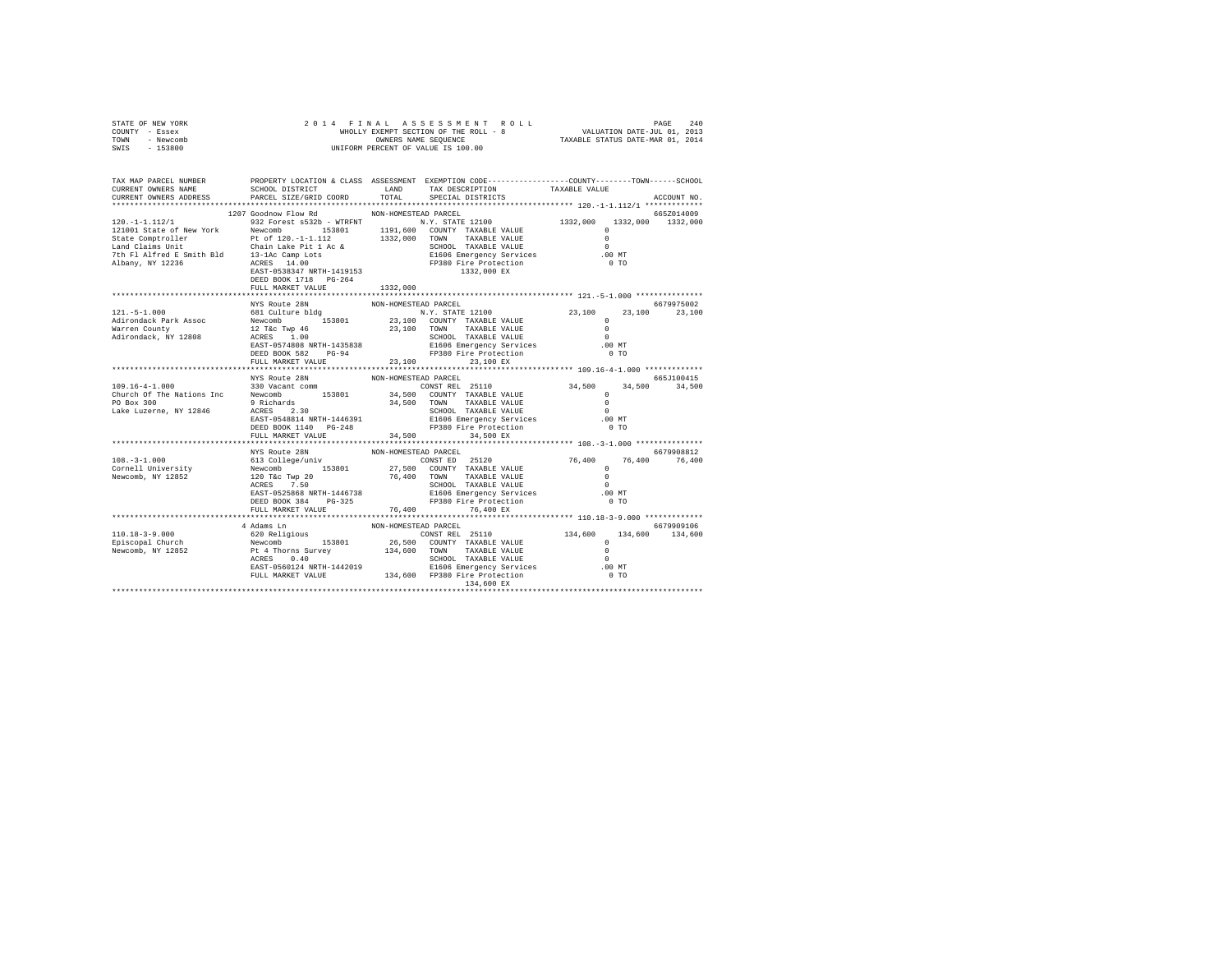STATE OF NEW YORK
COUNTY - Essex
TOWN - Newcomb
SWIS - 153800

2014 FINAL ASSESSMENT ROLL
WHOLLY EXEMPT SECTION OF THE ROLL - 8
OWNERS NAME SEQUENCE
UNIFORM PERCENT OF VALUE IS 100.00

VALUATION DATE-JUL 01, 2013
TAXABLE STATUS DATE-MAR 01, 2014

| TAX MAP PARCEL NUMBER / CURRENT OWNERS NAME / CURRENT OWNERS ADDRESS | PROPERTY LOCATION & CLASS / SCHOOL DISTRICT / PARCEL SIZE/GRID COORD | ASSESSMENT LAND / TOTAL | EXEMPTION CODE / TAX DESCRIPTION / SPECIAL DISTRICTS | COUNTY | TOWN | SCHOOL | ACCOUNT NO. |
|---|---|---|---|---|---|---|---|
| **120.-1-1.112/1** | 1207 Goodnow Flow Rd | NON-HOMESTEAD PARCEL | | | | | 665Z014009 |
| 120.-1-1.112/1 | 932 Forest s532b - WTRFNT | | N.Y. STATE 12100 | 1332,000 | 1332,000 | 1332,000 | |
| 121001 State of New York | Newcomb 153801 | 1191,600 | COUNTY TAXABLE VALUE | 0 | | | |
| State Comptroller | Pt of 120.-1-1.112 | 1332,000 | TOWN TAXABLE VALUE | 0 | | | |
| Land Claims Unit | Chain Lake Pit 1 Ac & | | SCHOOL TAXABLE VALUE | 0 | | | |
| 7th Fl Alfred E Smith Bld | 13-1Ac Camp Lots | | E1606 Emergency Services | .00 MT | | | |
| Albany, NY 12236 | ACRES 14.00 | | FP380 Fire Protection | 0 TO | | | |
| | EAST-0538347 NRTH-1419153 | | 1332,000 EX | | | | |
| | DEED BOOK 1718 PG-264 | | | | | | |
| | FULL MARKET VALUE | 1332,000 | | | | | |
| **121.-5-1.000** | NYS Route 28N | NON-HOMESTEAD PARCEL | | | | | 6679975002 |
| 121.-5-1.000 | 681 Culture bldg | | N.Y. STATE 12100 | 23,100 | 23,100 | 23,100 | |
| Adirondack Park Assoc | Newcomb 153801 | 23,100 | COUNTY TAXABLE VALUE | 0 | | | |
| Warren County | 12 T&c Twp 46 | 23,100 | TOWN TAXABLE VALUE | 0 | | | |
| Adirondack, NY 12808 | ACRES 1.00 | | SCHOOL TAXABLE VALUE | 0 | | | |
| | EAST-0574808 NRTH-1435838 | | E1606 Emergency Services | .00 MT | | | |
| | DEED BOOK 582 PG-94 | | FP380 Fire Protection | 0 TO | | | |
| | FULL MARKET VALUE | 23,100 | 23,100 EX | | | | |
| **109.16-4-1.000** | NYS Route 28N | NON-HOMESTEAD PARCEL | | | | | 665J100415 |
| 109.16-4-1.000 | 330 Vacant comm | | CONST REL 25110 | 34,500 | 34,500 | 34,500 | |
| Church Of The Nations Inc | Newcomb 153801 | 34,500 | COUNTY TAXABLE VALUE | 0 | | | |
| PO Box 300 | 9 Richards | 34,500 | TOWN TAXABLE VALUE | 0 | | | |
| Lake Luzerne, NY 12846 | ACRES 2.30 | | SCHOOL TAXABLE VALUE | 0 | | | |
| | EAST-0548814 NRTH-1446391 | | E1606 Emergency Services | .00 MT | | | |
| | DEED BOOK 1140 PG-248 | | FP380 Fire Protection | 0 TO | | | |
| | FULL MARKET VALUE | 34,500 | 34,500 EX | | | | |
| **108.-3-1.000** | NYS Route 28N | NON-HOMESTEAD PARCEL | | | | | 6679908812 |
| 108.-3-1.000 | 613 College/univ | | CONST ED 25120 | 76,400 | 76,400 | 76,400 | |
| Cornell University | Newcomb 153801 | 27,500 | COUNTY TAXABLE VALUE | 0 | | | |
| Newcomb, NY 12852 | 120 T&c Twp 20 | 76,400 | TOWN TAXABLE VALUE | 0 | | | |
| | ACRES 7.50 | | SCHOOL TAXABLE VALUE | 0 | | | |
| | EAST-0525868 NRTH-1446738 | | E1606 Emergency Services | .00 MT | | | |
| | DEED BOOK 384 PG-325 | | FP380 Fire Protection | 0 TO | | | |
| | FULL MARKET VALUE | 76,400 | 76,400 EX | | | | |
| **110.18-3-9.000** | 4 Adams Ln | NON-HOMESTEAD PARCEL | | | | | 6679909106 |
| 110.18-3-9.000 | 620 Religious | | CONST REL 25110 | 134,600 | 134,600 | 134,600 | |
| Episcopal Church | Newcomb 153801 | 26,500 | COUNTY TAXABLE VALUE | 0 | | | |
| Newcomb, NY 12852 | Pt 4 Thorns Survey | 134,600 | TOWN TAXABLE VALUE | 0 | | | |
| | ACRES 0.40 | | SCHOOL TAXABLE VALUE | 0 | | | |
| | EAST-0560124 NRTH-1442019 | | E1606 Emergency Services | .00 MT | | | |
| | FULL MARKET VALUE | 134,600 | FP380 Fire Protection | 0 TO | | | |
| | | | 134,600 EX | | | | |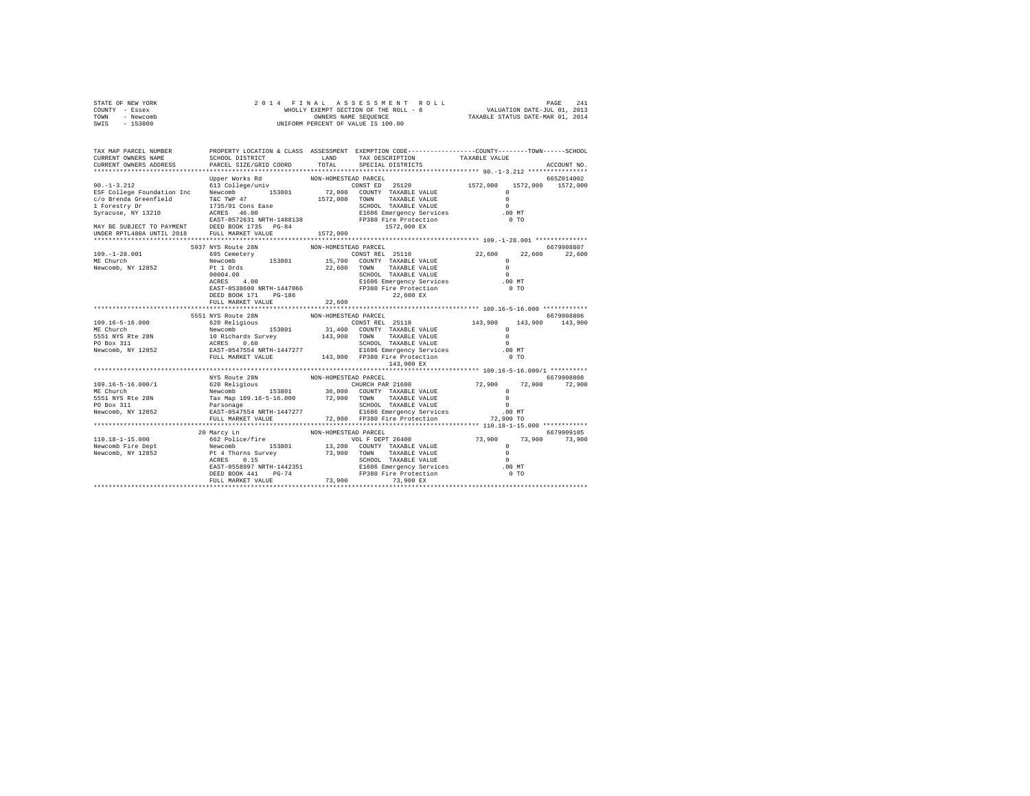STATE OF NEW YORK | 2014 FINAL ASSESSMENT ROLL | PAGE 241
COUNTY - Essex | WHOLLY EXEMPT SECTION OF THE ROLL - 8 | VALUATION DATE-JUL 01, 2013
TOWN - Newcomb | OWNERS NAME SEQUENCE | TAXABLE STATUS DATE-MAR 01, 2014
SWIS - 153800 | UNIFORM PERCENT OF VALUE IS 100.00

```
TAX MAP PARCEL NUMBER          PROPERTY LOCATION & CLASS  ASSESSMENT  EXEMPTION CODE-----------------COUNTY--------TOWN------SCHOOL
CURRENT OWNERS NAME            SCHOOL DISTRICT              LAND      TAX DESCRIPTION            TAXABLE VALUE
CURRENT OWNERS ADDRESS         PARCEL SIZE/GRID COORD       TOTAL     SPECIAL DISTRICTS                                    ACCOUNT NO.
******************************************************************************************************* 90.-1-3.212 ****************
                               Upper Works Rd             NON-HOMESTEAD PARCEL                                              665Z014002
90.-1-3.212                    613 College/univ                  CONST ED  25120              1572,000   1572,000   1572,000
ESF College Foundation Inc     Newcomb      153801     72,000   COUNTY  TAXABLE VALUE               0
c/o Brenda Greenfield          T&C TWP 47                1572,000  TOWN    TAXABLE VALUE               0
1 Forestry Dr                  1735/91 Cons Ease                 SCHOOL  TAXABLE VALUE               0
Syracuse, NY 13210             ACRES   46.00                     E1606 Emergency Services           .00 MT
                               EAST-0572631 NRTH-1488138         FP380 Fire Protection               0 TO
MAY BE SUBJECT TO PAYMENT      DEED BOOK 1735   PG-84                 1572,000 EX
UNDER RPTL480A UNTIL 2018      FULL MARKET VALUE        1572,000
******************************************************************************************************* 109.-1-28.001 **************
                               5937 NYS Route 28N         NON-HOMESTEAD PARCEL                                              6679908807
109.-1-28.001                  695 Cemetery                      CONST REL  25110               22,600     22,600     22,600
ME Church                      Newcomb      153801     15,700   COUNTY  TAXABLE VALUE               0
Newcomb, NY 12852              Pt 1 Ords                   22,600  TOWN    TAXABLE VALUE               0
                               00004.00                          SCHOOL  TAXABLE VALUE               0
                               ACRES    4.00                     E1606 Emergency Services           .00 MT
                               EAST-0538600 NRTH-1447066         FP380 Fire Protection               0 TO
                               DEED BOOK 171    PG-186                  22,600 EX
                               FULL MARKET VALUE          22,600
******************************************************************************************************* 109.16-5-16.000 ************
                               5551 NYS Route 28N         NON-HOMESTEAD PARCEL                                              6679908806
109.16-5-16.000                620 Religious                     CONST REL  25110              143,900    143,900    143,900
ME Church                      Newcomb      153801     31,400   COUNTY  TAXABLE VALUE               0
5551 NYS Rte 28N               10 Richards Survey         143,900  TOWN    TAXABLE VALUE               0
PO Box 311                     ACRES    0.60                     SCHOOL  TAXABLE VALUE               0
Newcomb, NY 12852              EAST-0547554 NRTH-1447277         E1606 Emergency Services           .00 MT
                               FULL MARKET VALUE         143,900 FP380 Fire Protection               0 TO
                                                                       143,900 EX
******************************************************************************************************* 109.16-5-16.000/1 **********
                               NYS Route 28N              NON-HOMESTEAD PARCEL                                              6679908808
109.16-5-16.000/1              620 Religious                     CHURCH PAR 21600               72,900     72,900     72,900
ME Church                      Newcomb      153801     36,000   COUNTY  TAXABLE VALUE               0
5551 NYS Rte 28N               Tax Map 109.16-5-16.000     72,900  TOWN    TAXABLE VALUE               0
PO Box 311                     Parsonage                         SCHOOL  TAXABLE VALUE               0
Newcomb, NY 12852              EAST-0547554 NRTH-1447277         E1606 Emergency Services           .00 MT
                               FULL MARKET VALUE          72,900 FP380 Fire Protection          72,900 TO
******************************************************************************************************* 110.18-1-15.000 ************
                               20 Marcy Ln                NON-HOMESTEAD PARCEL                                              6679909105
110.18-1-15.000                662 Police/fire                   VOL F DEPT 26400               73,900     73,900     73,900
Newcomb Fire Dept              Newcomb      153801     13,200   COUNTY  TAXABLE VALUE               0
Newcomb, NY 12852              Pt 4 Thorns Survey          73,900  TOWN    TAXABLE VALUE               0
                               ACRES    0.15                     SCHOOL  TAXABLE VALUE               0
                               EAST-0558997 NRTH-1442351         E1606 Emergency Services           .00 MT
                               DEED BOOK 441    PG-74            FP380 Fire Protection               0 TO
                               FULL MARKET VALUE          73,900       73,900 EX
************************************************************************************************************************************
```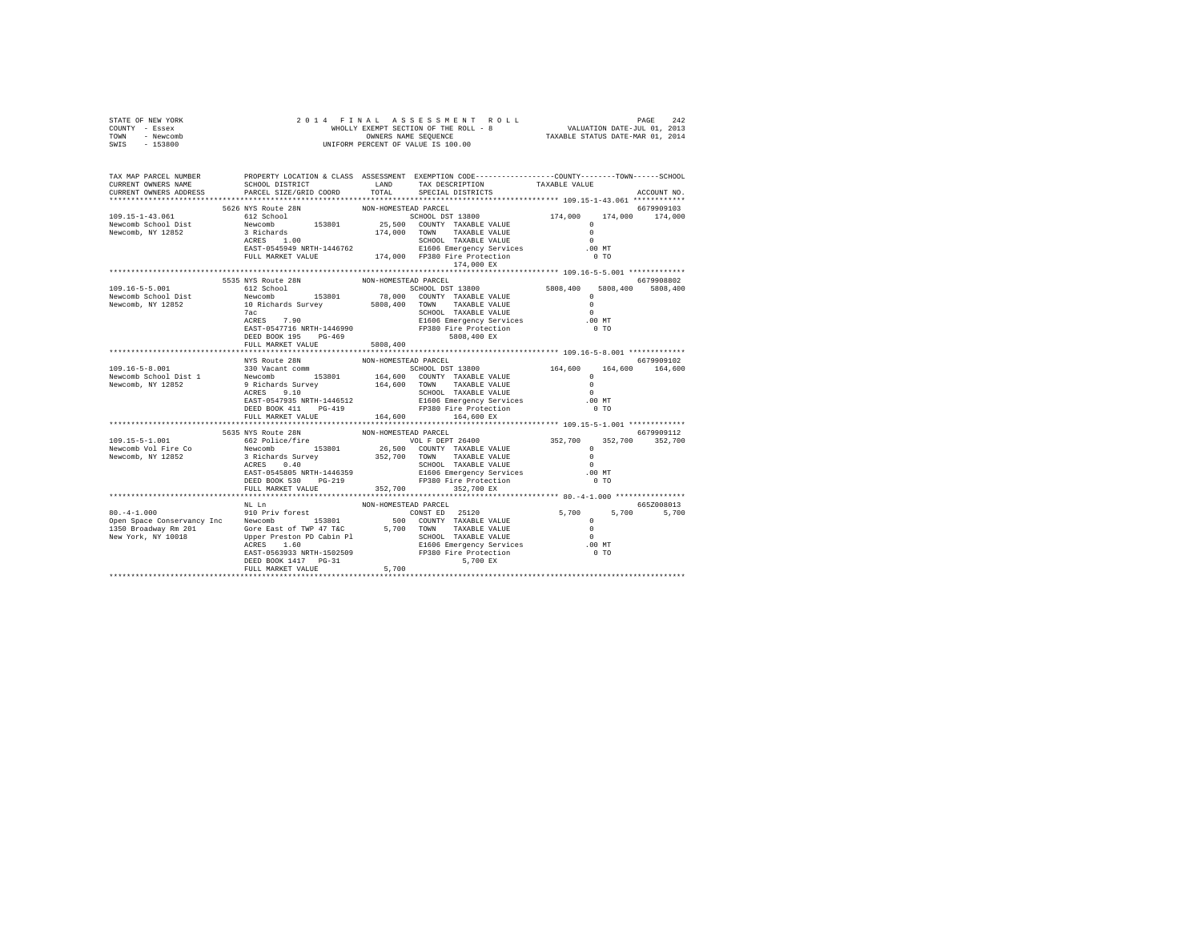STATE OF NEW YORK
COUNTY - Essex
TOWN - Newcomb
SWIS - 153800

2014 FINAL ASSESSMENT ROLL
WHOLLY EXEMPT SECTION OF THE ROLL - 8
OWNERS NAME SEQUENCE
UNIFORM PERCENT OF VALUE IS 100.00

VALUATION DATE-JUL 01, 2013
TAXABLE STATUS DATE-MAR 01, 2014

```
TAX MAP PARCEL NUMBER     PROPERTY LOCATION & CLASS  ASSESSMENT  EXEMPTION CODE-----------------COUNTY--------TOWN------SCHOOL
CURRENT OWNERS NAME       SCHOOL DISTRICT             LAND       TAX DESCRIPTION            TAXABLE VALUE
CURRENT OWNERS ADDRESS    PARCEL SIZE/GRID COORD      TOTAL      SPECIAL DISTRICTS                                   ACCOUNT NO.
******************************************************************************************* 109.15-1-43.061 ************
                          5626 NYS Route 28N           NON-HOMESTEAD PARCEL                                           6679909103
109.15-1-43.061           612 School                          SCHOOL DST 13800            174,000    174,000    174,000
Newcomb School Dist       Newcomb       153801        25,500  COUNTY  TAXABLE VALUE             0
Newcomb, NY 12852         3 Richards                 174,000  TOWN    TAXABLE VALUE             0
                          ACRES    1.00                       SCHOOL  TAXABLE VALUE             0
                          EAST-0545949 NRTH-1446762           E1606 Emergency Services        .00 MT
                          FULL MARKET VALUE          174,000  FP380 Fire Protection             0 TO
                                                                    174,000 EX
******************************************************************************************* 109.16-5-5.001 *************
                          5535 NYS Route 28N           NON-HOMESTEAD PARCEL                                           6679908802
109.16-5-5.001            612 School                          SCHOOL DST 13800           5808,400   5808,400   5808,400
Newcomb School Dist       Newcomb       153801        78,000  COUNTY  TAXABLE VALUE             0
Newcomb, NY 12852         10 Richards Survey        5808,400  TOWN    TAXABLE VALUE             0
                          7ac                                 SCHOOL  TAXABLE VALUE             0
                          ACRES    7.90                       E1606 Emergency Services        .00 MT
                          EAST-0547716 NRTH-1446990           FP380 Fire Protection             0 TO
                          DEED BOOK 195    PG-469                  5808,400 EX
                          FULL MARKET VALUE         5808,400
******************************************************************************************* 109.16-5-8.001 *************
                          NYS Route 28N                NON-HOMESTEAD PARCEL                                           6679909102
109.16-5-8.001            330 Vacant comm                     SCHOOL DST 13800            164,600    164,600    164,600
Newcomb School Dist 1     Newcomb       153801       164,600  COUNTY  TAXABLE VALUE             0
Newcomb, NY 12852         9 Richards Survey          164,600  TOWN    TAXABLE VALUE             0
                          ACRES    9.10                       SCHOOL  TAXABLE VALUE             0
                          EAST-0547935 NRTH-1446512           E1606 Emergency Services        .00 MT
                          DEED BOOK 411    PG-419             FP380 Fire Protection             0 TO
                          FULL MARKET VALUE          164,600       164,600 EX
******************************************************************************************* 109.15-5-1.001 *************
                          5635 NYS Route 28N           NON-HOMESTEAD PARCEL                                           6679909112
109.15-5-1.001            662 Police/fire                     VOL F DEPT 26400            352,700    352,700    352,700
Newcomb Vol Fire Co       Newcomb       153801        26,500  COUNTY  TAXABLE VALUE             0
Newcomb, NY 12852         3 Richards Survey          352,700  TOWN    TAXABLE VALUE             0
                          ACRES    0.40                       SCHOOL  TAXABLE VALUE             0
                          EAST-0545805 NRTH-1446359           E1606 Emergency Services        .00 MT
                          DEED BOOK 530    PG-219             FP380 Fire Protection             0 TO
                          FULL MARKET VALUE          352,700       352,700 EX
******************************************************************************************* 80.-4-1.000 ****************
                          NL Ln                        NON-HOMESTEAD PARCEL                                           665Z008013
80.-4-1.000               910 Priv forest                     CONST ED  25120               5,700      5,700      5,700
Open Space Conservancy Inc  Newcomb     153801           500  COUNTY  TAXABLE VALUE             0
1350 Broadway Rm 201      Gore East of TWP 47 T&C      5,700  TOWN    TAXABLE VALUE             0
New York, NY 10018        Upper Preston PD Cabin Pl           SCHOOL  TAXABLE VALUE             0
                          ACRES    1.60                       E1606 Emergency Services        .00 MT
                          EAST-0563933 NRTH-1502509           FP380 Fire Protection             0 TO
                          DEED BOOK 1417   PG-31                     5,700 EX
                          FULL MARKET VALUE            5,700
************************************************************************************************************************
```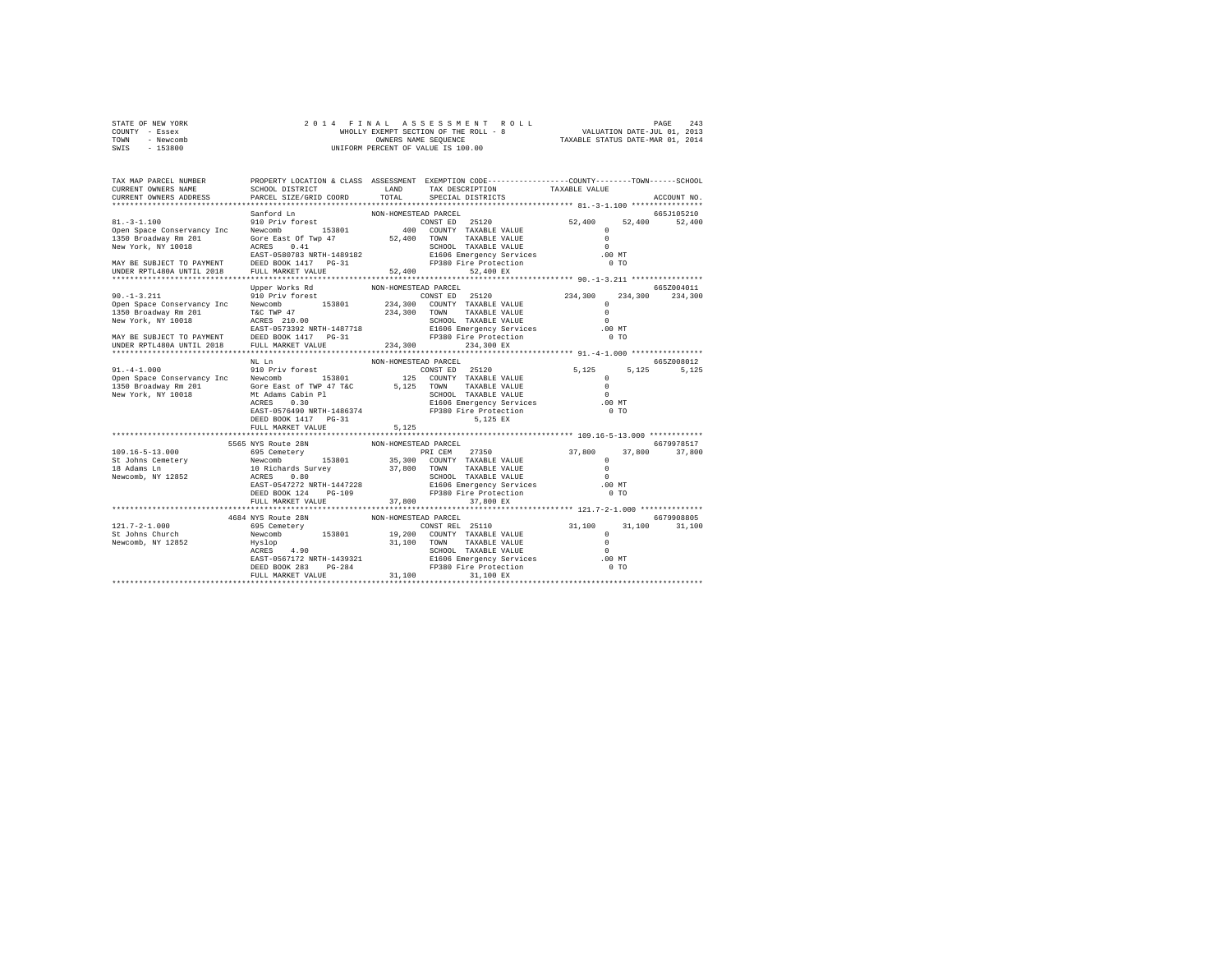STATE OF NEW YORK | 2014 FINAL ASSESSMENT ROLL | VALUATION DATE-JUL 01, 2013
COUNTY - Essex | WHOLLY EXEMPT SECTION OF THE ROLL - 8 | TAXABLE STATUS DATE-MAR 01, 2014
TOWN - Newcomb | OWNERS NAME SEQUENCE
SWIS - 153800 | UNIFORM PERCENT OF VALUE IS 100.00

```
TAX MAP PARCEL NUMBER        PROPERTY LOCATION & CLASS  ASSESSMENT  EXEMPTION CODE------------------COUNTY--------TOWN------SCHOOL
CURRENT OWNERS NAME          SCHOOL DISTRICT               LAND      TAX DESCRIPTION             TAXABLE VALUE
CURRENT OWNERS ADDRESS       PARCEL SIZE/GRID COORD        TOTAL     SPECIAL DISTRICTS                                    ACCOUNT NO.
******************************************************************************************************* 81.-3-1.100 ****************
                             Sanford Ln                  NON-HOMESTEAD PARCEL                                               665J105210
81.-3-1.100                  910 Priv forest                        CONST ED   25120               52,400     52,400     52,400
Open Space Conservancy Inc   Newcomb        153801          400   COUNTY  TAXABLE VALUE                 0
1350 Broadway Rm 201         Gore East Of Twp 47         52,400   TOWN    TAXABLE VALUE                 0
New York, NY 10018           ACRES    0.41                        SCHOOL  TAXABLE VALUE                 0
                             EAST-0580783 NRTH-1489182            E1606 Emergency Services            .00 MT
MAY BE SUBJECT TO PAYMENT    DEED BOOK 1417   PG-31               FP380 Fire Protection                 0 TO
UNDER RPTL480A UNTIL 2018    FULL MARKET VALUE           52,400          52,400 EX
******************************************************************************************************* 90.-1-3.211 ****************
                             Upper Works Rd              NON-HOMESTEAD PARCEL                                               665Z004011
90.-1-3.211                  910 Priv forest                        CONST ED   25120              234,300    234,300    234,300
Open Space Conservancy Inc   Newcomb        153801      234,300   COUNTY  TAXABLE VALUE                 0
1350 Broadway Rm 201         T&C TWP 47                 234,300   TOWN    TAXABLE VALUE                 0
New York, NY 10018           ACRES  210.00                        SCHOOL  TAXABLE VALUE                 0
                             EAST-0573392 NRTH-1487718            E1606 Emergency Services            .00 MT
MAY BE SUBJECT TO PAYMENT    DEED BOOK 1417   PG-31               FP380 Fire Protection                 0 TO
UNDER RPTL480A UNTIL 2018    FULL MARKET VALUE          234,300         234,300 EX
******************************************************************************************************* 91.-4-1.000 ****************
                             NL Ln                       NON-HOMESTEAD PARCEL                                               665Z008012
91.-4-1.000                  910 Priv forest                        CONST ED   25120                5,125      5,125      5,125
Open Space Conservancy Inc   Newcomb        153801          125   COUNTY  TAXABLE VALUE                 0
1350 Broadway Rm 201         Gore East of TWP 47 T&C      5,125   TOWN    TAXABLE VALUE                 0
New York, NY 10018           Mt Adams Cabin Pl                    SCHOOL  TAXABLE VALUE                 0
                             ACRES    0.30                        E1606 Emergency Services            .00 MT
                             EAST-0576490 NRTH-1486374            FP380 Fire Protection                 0 TO
                             DEED BOOK 1417   PG-31                       5,125 EX
                             FULL MARKET VALUE            5,125
******************************************************************************************************* 109.16-5-13.000 ************
                        5565 NYS Route 28N               NON-HOMESTEAD PARCEL                                               6679978517
109.16-5-13.000              695 Cemetery                           PRI CEM    27350               37,800     37,800     37,800
St Johns Cemetery            Newcomb        153801       35,300   COUNTY  TAXABLE VALUE                 0
18 Adams Ln                  10 Richards Survey          37,800   TOWN    TAXABLE VALUE                 0
Newcomb, NY 12852            ACRES    0.80                        SCHOOL  TAXABLE VALUE                 0
                             EAST-0547272 NRTH-1447228            E1606 Emergency Services            .00 MT
                             DEED BOOK 124    PG-109              FP380 Fire Protection                 0 TO
                             FULL MARKET VALUE           37,800          37,800 EX
******************************************************************************************************* 121.7-2-1.000 **************
                        4684 NYS Route 28N               NON-HOMESTEAD PARCEL                                               6679908805
121.7-2-1.000                695 Cemetery                           CONST REL  25110               31,100     31,100     31,100
St Johns Church              Newcomb        153801       19,200   COUNTY  TAXABLE VALUE                 0
Newcomb, NY 12852            Hyslop                      31,100   TOWN    TAXABLE VALUE                 0
                             ACRES    4.90                        SCHOOL  TAXABLE VALUE                 0
                             EAST-0567172 NRTH-1439321            E1606 Emergency Services            .00 MT
                             DEED BOOK 283    PG-284              FP380 Fire Protection                 0 TO
                             FULL MARKET VALUE           31,100          31,100 EX
************************************************************************************************************************************
```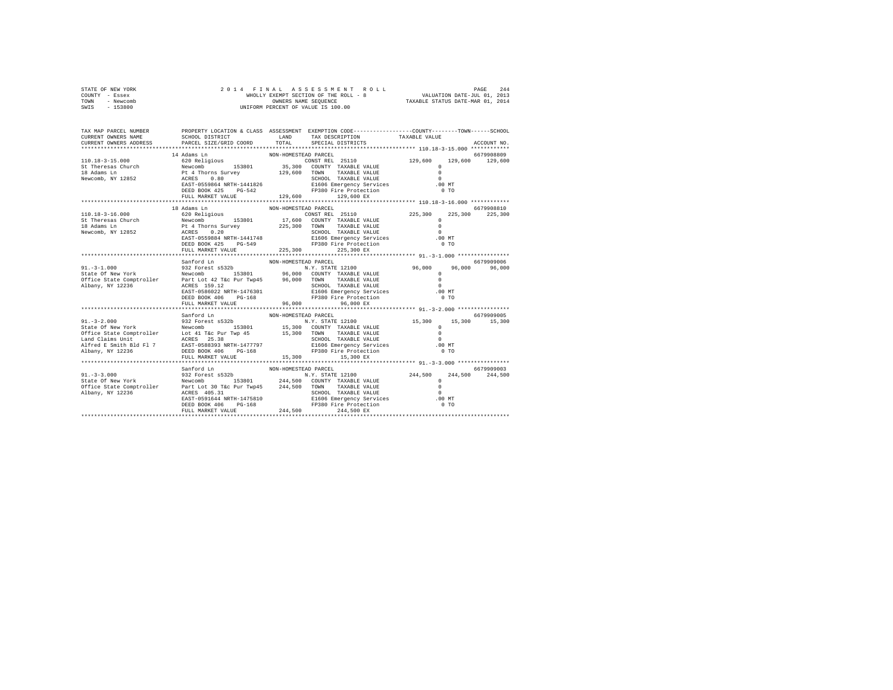STATE OF NEW YORK
COUNTY - Essex
TOWN - Newcomb
SWIS - 153800

2014 FINAL ASSESSMENT ROLL
WHOLLY EXEMPT SECTION OF THE ROLL - 8
OWNERS NAME SEQUENCE
UNIFORM PERCENT OF VALUE IS 100.00

VALUATION DATE-JUL 01, 2013
TAXABLE STATUS DATE-MAR 01, 2014

```
TAX MAP PARCEL NUMBER     PROPERTY LOCATION & CLASS  ASSESSMENT  EXEMPTION CODE-----------------COUNTY--------TOWN------SCHOOL
CURRENT OWNERS NAME       SCHOOL DISTRICT               LAND      TAX DESCRIPTION            TAXABLE VALUE
CURRENT OWNERS ADDRESS    PARCEL SIZE/GRID COORD        TOTAL     SPECIAL DISTRICTS                                  ACCOUNT NO.
******************************************************************************************** 110.18-3-15.000 ************
                          14 Adams Ln                  NON-HOMESTEAD PARCEL                                            6679908809
110.18-3-15.000           620 Religious                          CONST REL  25110          129,600    129,600    129,600
St Theresas Church        Newcomb         153801       35,300    COUNTY  TAXABLE VALUE            0
18 Adams Ln               Pt 4 Thorns Survey           129,600   TOWN    TAXABLE VALUE            0
Newcomb, NY 12852         ACRES    0.80                          SCHOOL  TAXABLE VALUE            0
                          EAST-0559864 NRTH-1441826              E1606 Emergency Services          .00 MT
                          DEED BOOK 425    PG-542                FP380 Fire Protection               0 TO
                          FULL MARKET VALUE            129,600         129,600 EX
******************************************************************************************** 110.18-3-16.000 ************
                          18 Adams Ln                  NON-HOMESTEAD PARCEL                                            6679908810
110.18-3-16.000           620 Religious                          CONST REL  25110          225,300    225,300    225,300
St Theresas Church        Newcomb         153801       17,600    COUNTY  TAXABLE VALUE            0
18 Adams Ln               Pt 4 Thorns Survey           225,300   TOWN    TAXABLE VALUE            0
Newcomb, NY 12852         ACRES    0.20                          SCHOOL  TAXABLE VALUE            0
                          EAST-0559884 NRTH-1441748              E1606 Emergency Services          .00 MT
                          DEED BOOK 425    PG-549                FP380 Fire Protection               0 TO
                          FULL MARKET VALUE            225,300         225,300 EX
******************************************************************************************** 91.-3-1.000 ****************
                          Sanford Ln                   NON-HOMESTEAD PARCEL                                            6679909006
91.-3-1.000               932 Forest s532b                       N.Y. STATE 12100            96,000     96,000     96,000
State Of New York         Newcomb         153801       96,000    COUNTY  TAXABLE VALUE            0
Office State Comptroller  Part Lot 42 T&c Pur Twp45    96,000    TOWN    TAXABLE VALUE            0
Albany, NY 12236          ACRES  159.12                          SCHOOL  TAXABLE VALUE            0
                          EAST-0586022 NRTH-1476301              E1606 Emergency Services          .00 MT
                          DEED BOOK 406    PG-168                FP380 Fire Protection               0 TO
                          FULL MARKET VALUE             96,000          96,000 EX
******************************************************************************************** 91.-3-2.000 ****************
                          Sanford Ln                   NON-HOMESTEAD PARCEL                                            6679909005
91.-3-2.000               932 Forest s532b                       N.Y. STATE 12100            15,300     15,300     15,300
State Of New York         Newcomb         153801       15,300    COUNTY  TAXABLE VALUE            0
Office State Comptroller  Lot 41 T&c Pur Twp 45        15,300    TOWN    TAXABLE VALUE            0
Land Claims Unit          ACRES   25.38                          SCHOOL  TAXABLE VALUE            0
Alfred E Smith Bld Fl 7   EAST-0588393 NRTH-1477797              E1606 Emergency Services          .00 MT
Albany, NY 12236          DEED BOOK 406    PG-168                FP380 Fire Protection               0 TO
                          FULL MARKET VALUE             15,300          15,300 EX
******************************************************************************************** 91.-3-3.000 ****************
                          Sanford Ln                   NON-HOMESTEAD PARCEL                                            6679909003
91.-3-3.000               932 Forest s532b                       N.Y. STATE 12100           244,500    244,500    244,500
State Of New York         Newcomb         153801      244,500    COUNTY  TAXABLE VALUE            0
Office State Comptroller  Part Lot 30 T&c Pur Twp45   244,500    TOWN    TAXABLE VALUE            0
Albany, NY 12236          ACRES  405.31                          SCHOOL  TAXABLE VALUE            0
                          EAST-0591644 NRTH-1475810              E1606 Emergency Services          .00 MT
                          DEED BOOK 406    PG-168                FP380 Fire Protection               0 TO
                          FULL MARKET VALUE            244,500         244,500 EX
**************************************************************************************************************************
```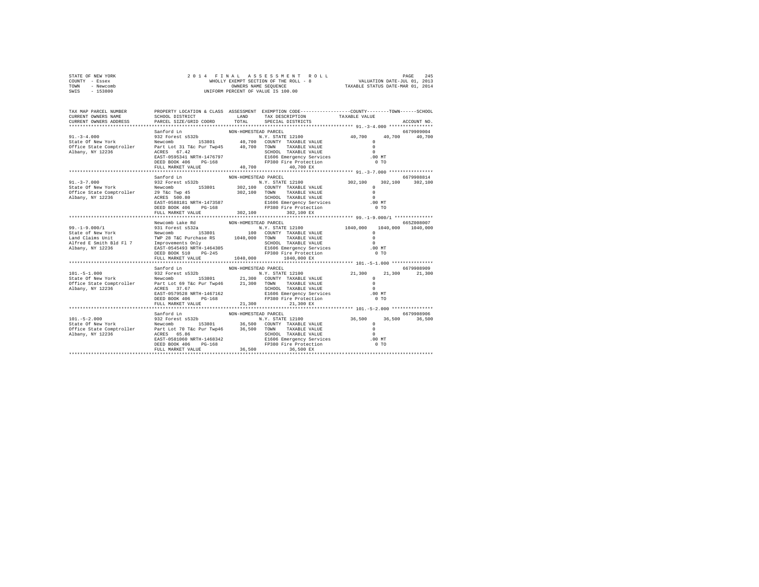```
STATE OF NEW YORK                2 0 1 4   F I N A L   A S S E S S M E N T   R O L L                                PAGE  245
COUNTY  - Essex                        WHOLLY EXEMPT SECTION OF THE ROLL - 8             VALUATION DATE-JUL 01, 2013
TOWN    - Newcomb                          OWNERS NAME SEQUENCE                         TAXABLE STATUS DATE-MAR 01, 2014
SWIS    - 153800                        UNIFORM PERCENT OF VALUE IS 100.00

TAX MAP PARCEL NUMBER      PROPERTY LOCATION & CLASS  ASSESSMENT  EXEMPTION CODE-----------------COUNTY--------TOWN------SCHOOL
CURRENT OWNERS NAME        SCHOOL DISTRICT             LAND       TAX DESCRIPTION            TAXABLE VALUE
CURRENT OWNERS ADDRESS     PARCEL SIZE/GRID COORD      TOTAL      SPECIAL DISTRICTS                                    ACCOUNT NO.
******************************************************************************************************* 91.-3-4.000 ****************
                           Sanford Ln                  NON-HOMESTEAD PARCEL                                             6679909004
91.-3-4.000                932 Forest s532b                         N.Y. STATE 12100          40,700     40,700     40,700
State Of New York          Newcomb          153801      40,700   COUNTY  TAXABLE VALUE              0
Office State Comptroller   Part Lot 31 T&c Pur Twp45    40,700   TOWN    TAXABLE VALUE              0
Albany, NY 12236           ACRES   67.42                         SCHOOL  TAXABLE VALUE              0
                           EAST-0595341 NRTH-1476797             E1606 Emergency Services          .00 MT
                           DEED BOOK 406    PG-168               FP380 Fire Protection               0 TO
                           FULL MARKET VALUE            40,700          40,700 EX
******************************************************************************************************* 91.-3-7.000 ****************
                           Sanford Ln                  NON-HOMESTEAD PARCEL                                             6679908814
91.-3-7.000                932 Forest s532b                         N.Y. STATE 12100         302,100    302,100    302,100
State Of New York          Newcomb          153801     302,100   COUNTY  TAXABLE VALUE              0
Office State Comptroller   29 T&c Twp 45               302,100   TOWN    TAXABLE VALUE              0
Albany, NY 12236           ACRES  500.80                         SCHOOL  TAXABLE VALUE              0
                           EAST-0588181 NRTH-1473587             E1606 Emergency Services          .00 MT
                           DEED BOOK 406    PG-168               FP380 Fire Protection               0 TO
                           FULL MARKET VALUE           302,100         302,100 EX
******************************************************************************************************* 99.-1-9.000/1 **************
                           Newcomb Lake Rd             NON-HOMESTEAD PARCEL                                             665Z008007
99.-1-9.000/1              931 Forest s532a                         N.Y. STATE 12100        1040,000   1040,000   1040,000
State of New York          Newcomb          153801         100   COUNTY  TAXABLE VALUE              0
Land Claims Unit           TWP 28 T&C Purchase RS     1040,000   TOWN    TAXABLE VALUE              0
Alfred E Smith Bld Fl 7    Improvements Only                     SCHOOL  TAXABLE VALUE              0
Albany, NY 12236           EAST-0545493 NRTH-1464305             E1606 Emergency Services          .00 MT
                           DEED BOOK 510    PG-245               FP380 Fire Protection               0 TO
                           FULL MARKET VALUE          1040,000        1040,000 EX
******************************************************************************************************* 101.-5-1.000 ***************
                           Sanford Ln                  NON-HOMESTEAD PARCEL                                             6679908909
101.-5-1.000               932 Forest s532b                         N.Y. STATE 12100          21,300     21,300     21,300
State Of New York          Newcomb          153801      21,300   COUNTY  TAXABLE VALUE              0
Office State Comptroller   Part Lot 69 T&c Pur Twp46    21,300   TOWN    TAXABLE VALUE              0
Albany, NY 12236           ACRES   37.67                         SCHOOL  TAXABLE VALUE              0
                           EAST-0579528 NRTH-1467162             E1606 Emergency Services          .00 MT
                           DEED BOOK 406    PG-168               FP380 Fire Protection               0 TO
                           FULL MARKET VALUE            21,300          21,300 EX
******************************************************************************************************* 101.-5-2.000 ***************
                           Sanford Ln                  NON-HOMESTEAD PARCEL                                             6679908906
101.-5-2.000               932 Forest s532b                         N.Y. STATE 12100          36,500     36,500     36,500
State Of New York          Newcomb          153801      36,500   COUNTY  TAXABLE VALUE              0
Office State Comptroller   Part Lot 70 T&c Pur Twp46    36,500   TOWN    TAXABLE VALUE              0
Albany, NY 12236           ACRES   65.86                         SCHOOL  TAXABLE VALUE              0
                           EAST-0581060 NRTH-1468342             E1606 Emergency Services          .00 MT
                           DEED BOOK 406    PG-168               FP380 Fire Protection               0 TO
                           FULL MARKET VALUE            36,500          36,500 EX
************************************************************************************************************************************
```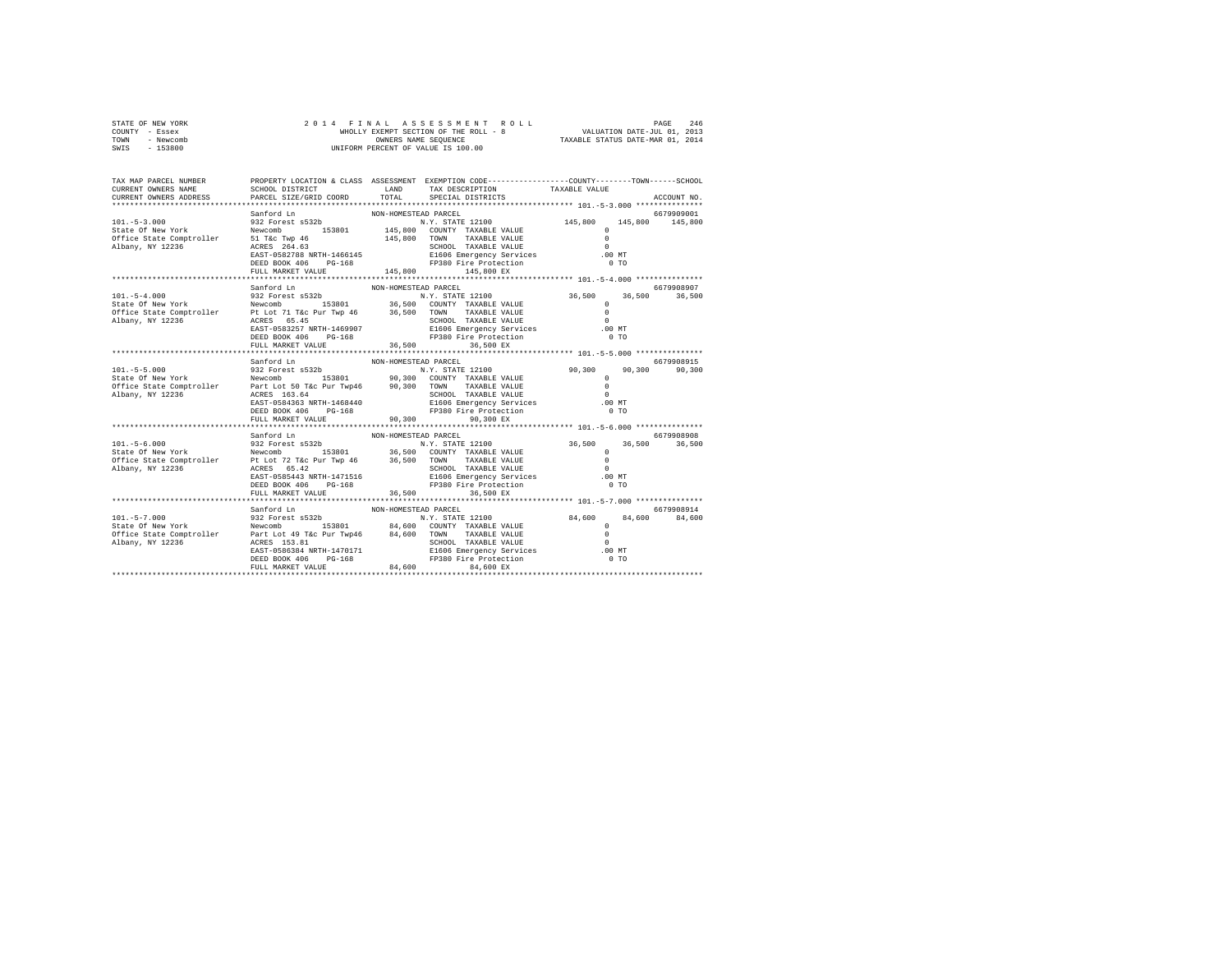```
STATE OF NEW YORK              2 0 1 4   F I N A L   A S S E S S M E N T   R O L L                      PAGE  246
COUNTY  - Essex                    WHOLLY EXEMPT SECTION OF THE ROLL - 8               VALUATION DATE-JUL 01, 2013
TOWN    - Newcomb                         OWNERS NAME SEQUENCE                        TAXABLE STATUS DATE-MAR 01, 2014
SWIS    - 153800                    UNIFORM PERCENT OF VALUE IS 100.00


TAX MAP PARCEL NUMBER       PROPERTY LOCATION & CLASS  ASSESSMENT  EXEMPTION CODE------------------COUNTY--------TOWN------SCHOOL
CURRENT OWNERS NAME         SCHOOL DISTRICT              LAND      TAX DESCRIPTION            TAXABLE VALUE
CURRENT OWNERS ADDRESS      PARCEL SIZE/GRID COORD       TOTAL     SPECIAL DISTRICTS                                    ACCOUNT NO.
*********************************************************************************************** 101.-5-3.000 ***************
                            Sanford Ln                 NON-HOMESTEAD PARCEL                                           6679909001
101.-5-3.000                932 Forest s532b                    N.Y. STATE 12100            145,800    145,800    145,800
State Of New York           Newcomb        153801       145,800  COUNTY  TAXABLE VALUE              0
Office State Comptroller    51 T&c Twp 46               145,800  TOWN    TAXABLE VALUE              0
Albany, NY 12236            ACRES  264.63                        SCHOOL  TAXABLE VALUE              0
                            EAST-0582788 NRTH-1466145            E1606 Emergency Services         .00 MT
                            DEED BOOK 406    PG-168              FP380 Fire Protection              0 TO
                            FULL MARKET VALUE           145,800        145,800 EX
*********************************************************************************************** 101.-5-4.000 ***************
                            Sanford Ln                 NON-HOMESTEAD PARCEL                                           6679908907
101.-5-4.000                932 Forest s532b                    N.Y. STATE 12100             36,500     36,500     36,500
State Of New York           Newcomb        153801        36,500  COUNTY  TAXABLE VALUE              0
Office State Comptroller    Pt Lot 71 T&c Pur Twp 46     36,500  TOWN    TAXABLE VALUE              0
Albany, NY 12236            ACRES   65.45                        SCHOOL  TAXABLE VALUE              0
                            EAST-0583257 NRTH-1469907            E1606 Emergency Services         .00 MT
                            DEED BOOK 406    PG-168              FP380 Fire Protection              0 TO
                            FULL MARKET VALUE            36,500         36,500 EX
*********************************************************************************************** 101.-5-5.000 ***************
                            Sanford Ln                 NON-HOMESTEAD PARCEL                                           6679908915
101.-5-5.000                932 Forest s532b                    N.Y. STATE 12100             90,300     90,300     90,300
State Of New York           Newcomb        153801        90,300  COUNTY  TAXABLE VALUE              0
Office State Comptroller    Part Lot 50 T&c Pur Twp46    90,300  TOWN    TAXABLE VALUE              0
Albany, NY 12236            ACRES  163.64                        SCHOOL  TAXABLE VALUE              0
                            EAST-0584363 NRTH-1468440            E1606 Emergency Services         .00 MT
                            DEED BOOK 406    PG-168              FP380 Fire Protection              0 TO
                            FULL MARKET VALUE            90,300         90,300 EX
*********************************************************************************************** 101.-5-6.000 ***************
                            Sanford Ln                 NON-HOMESTEAD PARCEL                                           6679908908
101.-5-6.000                932 Forest s532b                    N.Y. STATE 12100             36,500     36,500     36,500
State Of New York           Newcomb        153801        36,500  COUNTY  TAXABLE VALUE              0
Office State Comptroller    Pt Lot 72 T&c Pur Twp 46     36,500  TOWN    TAXABLE VALUE              0
Albany, NY 12236            ACRES   65.42                        SCHOOL  TAXABLE VALUE              0
                            EAST-0585443 NRTH-1471516            E1606 Emergency Services         .00 MT
                            DEED BOOK 406    PG-168              FP380 Fire Protection              0 TO
                            FULL MARKET VALUE            36,500         36,500 EX
*********************************************************************************************** 101.-5-7.000 ***************
                            Sanford Ln                 NON-HOMESTEAD PARCEL                                           6679908914
101.-5-7.000                932 Forest s532b                    N.Y. STATE 12100             84,600     84,600     84,600
State Of New York           Newcomb        153801        84,600  COUNTY  TAXABLE VALUE              0
Office State Comptroller    Part Lot 49 T&c Pur Twp46    84,600  TOWN    TAXABLE VALUE              0
Albany, NY 12236            ACRES  153.81                        SCHOOL  TAXABLE VALUE              0
                            EAST-0586384 NRTH-1470171            E1606 Emergency Services         .00 MT
                            DEED BOOK 406    PG-168              FP380 Fire Protection              0 TO
                            FULL MARKET VALUE            84,600         84,600 EX
****************************************************************************************************************************
```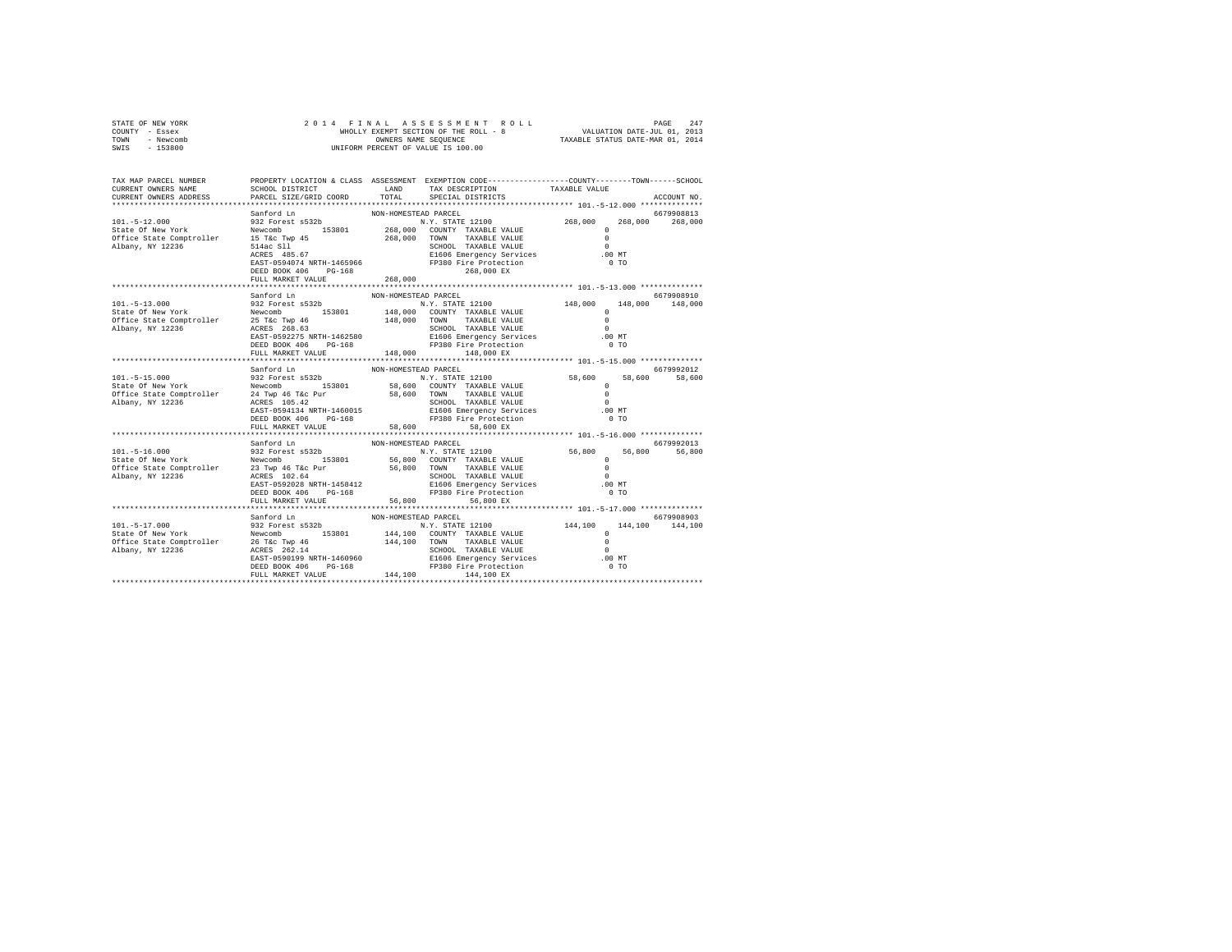STATE OF NEW YORK
COUNTY - Essex
TOWN - Newcomb
SWIS - 153800

2014 FINAL ASSESSMENT ROLL
WHOLLY EXEMPT SECTION OF THE ROLL - 8
OWNERS NAME SEQUENCE
UNIFORM PERCENT OF VALUE IS 100.00

VALUATION DATE-JUL 01, 2013
TAXABLE STATUS DATE-MAR 01, 2014

```
TAX MAP PARCEL NUMBER     PROPERTY LOCATION & CLASS  ASSESSMENT  EXEMPTION CODE-----------------COUNTY--------TOWN------SCHOOL
CURRENT OWNERS NAME       SCHOOL DISTRICT             LAND      TAX DESCRIPTION            TAXABLE VALUE
CURRENT OWNERS ADDRESS    PARCEL SIZE/GRID COORD      TOTAL     SPECIAL DISTRICTS                                       ACCOUNT NO.
******************************************************************************************** 101.-5-12.000 **************
                          Sanford Ln                 NON-HOMESTEAD PARCEL                                                6679908813
101.-5-12.000             932 Forest s532b                      N.Y. STATE 12100          268,000    268,000    268,000
State Of New York         Newcomb      153801       268,000   COUNTY  TAXABLE VALUE              0
Office State Comptroller  15 T&c Twp 45             268,000   TOWN    TAXABLE VALUE              0
Albany, NY 12236          514ac Sll                           SCHOOL  TAXABLE VALUE              0
                          ACRES  485.67                       E1606 Emergency Services          .00 MT
                          EAST-0594074 NRTH-1465966           FP380 Fire Protection              0 TO
                          DEED BOOK 406    PG-168                   268,000 EX
                          FULL MARKET VALUE         268,000
******************************************************************************************** 101.-5-13.000 **************
                          Sanford Ln                 NON-HOMESTEAD PARCEL                                                6679908910
101.-5-13.000             932 Forest s532b                      N.Y. STATE 12100          148,000    148,000    148,000
State Of New York         Newcomb      153801       148,000   COUNTY  TAXABLE VALUE              0
Office State Comptroller  25 T&c Twp 46             148,000   TOWN    TAXABLE VALUE              0
Albany, NY 12236          ACRES  268.63                       SCHOOL  TAXABLE VALUE              0
                          EAST-0592275 NRTH-1462580           E1606 Emergency Services          .00 MT
                          DEED BOOK 406    PG-168             FP380 Fire Protection              0 TO
                          FULL MARKET VALUE         148,000         148,000 EX
******************************************************************************************** 101.-5-15.000 **************
                          Sanford Ln                 NON-HOMESTEAD PARCEL                                                6679992012
101.-5-15.000             932 Forest s532b                      N.Y. STATE 12100           58,600     58,600     58,600
State Of New York         Newcomb      153801        58,600   COUNTY  TAXABLE VALUE              0
Office State Comptroller  24 Twp 46 T&c Pur          58,600   TOWN    TAXABLE VALUE              0
Albany, NY 12236          ACRES  105.42                       SCHOOL  TAXABLE VALUE              0
                          EAST-0594134 NRTH-1460015           E1606 Emergency Services          .00 MT
                          DEED BOOK 406    PG-168             FP380 Fire Protection              0 TO
                          FULL MARKET VALUE          58,600          58,600 EX
******************************************************************************************** 101.-5-16.000 **************
                          Sanford Ln                 NON-HOMESTEAD PARCEL                                                6679992013
101.-5-16.000             932 Forest s532b                      N.Y. STATE 12100           56,800     56,800     56,800
State Of New York         Newcomb      153801        56,800   COUNTY  TAXABLE VALUE              0
Office State Comptroller  23 Twp 46 T&c Pur          56,800   TOWN    TAXABLE VALUE              0
Albany, NY 12236          ACRES  102.64                       SCHOOL  TAXABLE VALUE              0
                          EAST-0592028 NRTH-1458412           E1606 Emergency Services          .00 MT
                          DEED BOOK 406    PG-168             FP380 Fire Protection              0 TO
                          FULL MARKET VALUE          56,800          56,800 EX
******************************************************************************************** 101.-5-17.000 **************
                          Sanford Ln                 NON-HOMESTEAD PARCEL                                                6679908903
101.-5-17.000             932 Forest s532b                      N.Y. STATE 12100          144,100    144,100    144,100
State Of New York         Newcomb      153801       144,100   COUNTY  TAXABLE VALUE              0
Office State Comptroller  26 T&c Twp 46             144,100   TOWN    TAXABLE VALUE              0
Albany, NY 12236          ACRES  262.14                       SCHOOL  TAXABLE VALUE              0
                          EAST-0590199 NRTH-1460960           E1606 Emergency Services          .00 MT
                          DEED BOOK 406    PG-168             FP380 Fire Protection              0 TO
                          FULL MARKET VALUE         144,100         144,100 EX
****************************************************************************************************************************
```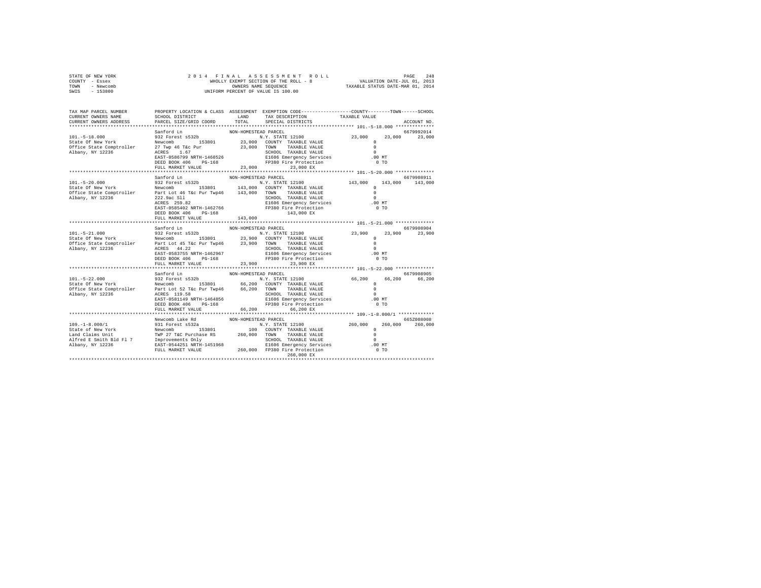STATE OF NEW YORK　　　2 0 1 4　F I N A L　A S S E S S M E N T　R O L L
COUNTY - Essex　　　WHOLLY EXEMPT SECTION OF THE ROLL - 8　　　VALUATION DATE-JUL 01, 2013
TOWN - Newcomb　　　OWNERS NAME SEQUENCE　　　TAXABLE STATUS DATE-MAR 01, 2014
SWIS - 153800　　　UNIFORM PERCENT OF VALUE IS 100.00

```
TAX MAP PARCEL NUMBER      PROPERTY LOCATION & CLASS  ASSESSMENT  EXEMPTION CODE-----------------COUNTY--------TOWN------SCHOOL
CURRENT OWNERS NAME        SCHOOL DISTRICT              LAND      TAX DESCRIPTION           TAXABLE VALUE
CURRENT OWNERS ADDRESS     PARCEL SIZE/GRID COORD      TOTAL      SPECIAL DISTRICTS                                    ACCOUNT NO.
*********************************************************************************************** 101.-5-18.000 **************
                           Sanford Ln                  NON-HOMESTEAD PARCEL                                            6679992014
101.-5-18.000              932 Forest s532b                        N.Y. STATE 12100            23,000     23,000     23,000
State Of New York          Newcomb        153801        23,000   COUNTY  TAXABLE VALUE               0
Office State Comptroller   27 Twp 46 T&c Pur            23,000   TOWN    TAXABLE VALUE               0
Albany, NY 12236           ACRES    1.67                         SCHOOL  TAXABLE VALUE               0
                           EAST-0586799 NRTH-1460526             E1606 Emergency Services          .00 MT
                           DEED BOOK 406    PG-168               FP380 Fire Protection               0 TO
                           FULL MARKET VALUE            23,000        23,000 EX
*********************************************************************************************** 101.-5-20.000 **************
                           Sanford Ln                  NON-HOMESTEAD PARCEL                                            6679908911
101.-5-20.000              932 Forest s532b                        N.Y. STATE 12100           143,000    143,000    143,000
State Of New York          Newcomb        153801       143,000   COUNTY  TAXABLE VALUE               0
Office State Comptroller   Part Lot 46 T&c Pur Twp46   143,000   TOWN    TAXABLE VALUE               0
Albany, NY 12236           222.9ac Sll                           SCHOOL  TAXABLE VALUE               0
                           ACRES  259.82                         E1606 Emergency Services          .00 MT
                           EAST-0585402 NRTH-1462766             FP380 Fire Protection               0 TO
                           DEED BOOK 406    PG-168                    143,000 EX
                           FULL MARKET VALUE           143,000
*********************************************************************************************** 101.-5-21.000 **************
                           Sanford Ln                  NON-HOMESTEAD PARCEL                                            6679908904
101.-5-21.000              932 Forest s532b                        N.Y. STATE 12100            23,900     23,900     23,900
State Of New York          Newcomb        153801        23,900   COUNTY  TAXABLE VALUE               0
Office State Comptroller   Part Lot 45 T&c Pur Twp46    23,900   TOWN    TAXABLE VALUE               0
Albany, NY 12236           ACRES   44.22                         SCHOOL  TAXABLE VALUE               0
                           EAST-0583755 NRTH-1462967             E1606 Emergency Services          .00 MT
                           DEED BOOK 406    PG-168               FP380 Fire Protection               0 TO
                           FULL MARKET VALUE            23,900        23,900 EX
*********************************************************************************************** 101.-5-22.000 **************
                           Sanford Ln                  NON-HOMESTEAD PARCEL                                            6679908905
101.-5-22.000              932 Forest s532b                        N.Y. STATE 12100            66,200     66,200     66,200
State Of New York          Newcomb        153801        66,200   COUNTY  TAXABLE VALUE               0
Office State Comptroller   Part Lot 52 T&c Pur Twp46    66,200   TOWN    TAXABLE VALUE               0
Albany, NY 12236           ACRES  119.58                         SCHOOL  TAXABLE VALUE               0
                           EAST-0581149 NRTH-1464856             E1606 Emergency Services          .00 MT
                           DEED BOOK 406    PG-168               FP380 Fire Protection               0 TO
                           FULL MARKET VALUE            66,200        66,200 EX
*********************************************************************************************** 109.-1-8.000/1 *************
                           Newcomb Lake Rd             NON-HOMESTEAD PARCEL                                            665Z008008
109.-1-8.000/1             931 Forest s532a                        N.Y. STATE 12100           260,000    260,000    260,000
State of New York          Newcomb        153801           100   COUNTY  TAXABLE VALUE               0
Land Claims Unit           TWP 27 T&C Purchase RS      260,000   TOWN    TAXABLE VALUE               0
Alfred E Smith Bld Fl 7    Improvements Only                     SCHOOL  TAXABLE VALUE               0
Albany, NY 12236           EAST-0544251 NRTH-1451968             E1606 Emergency Services          .00 MT
                           FULL MARKET VALUE           260,000   FP380 Fire Protection               0 TO
                                                                      260,000 EX
****************************************************************************************************************************
```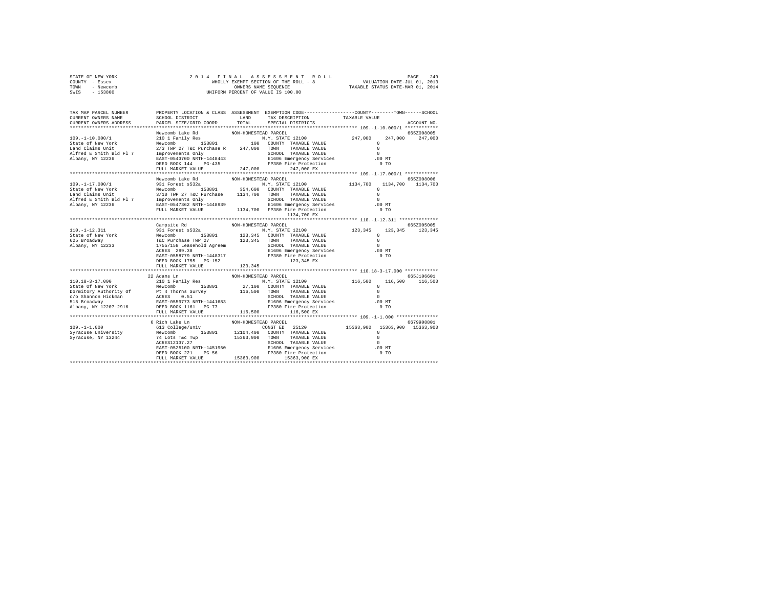STATE OF NEW YORK
COUNTY - Essex
TOWN - Newcomb
SWIS - 153800

2 0 1 4 F I N A L A S S E S S M E N T R O L L
WHOLLY EXEMPT SECTION OF THE ROLL - 8
OWNERS NAME SEQUENCE
UNIFORM PERCENT OF VALUE IS 100.00

VALUATION DATE-JUL 01, 2013
TAXABLE STATUS DATE-MAR 01, 2014

```
TAX MAP PARCEL NUMBER          PROPERTY LOCATION & CLASS  ASSESSMENT  EXEMPTION CODE------------------COUNTY--------TOWN------SCHOOL
CURRENT OWNERS NAME            SCHOOL DISTRICT              LAND      TAX DESCRIPTION             TAXABLE VALUE
CURRENT OWNERS ADDRESS         PARCEL SIZE/GRID COORD       TOTAL     SPECIAL DISTRICTS                                       ACCOUNT NO.
******************************************************************************************************* 109.-1-10.000/1 ************
                               Newcomb Lake Rd              NON-HOMESTEAD PARCEL                                              665Z008005
109.-1-10.000/1                210 1 Family Res                          N.Y. STATE 12100              247,000     247,000     247,000
State of New York              Newcomb         153801           100   COUNTY  TAXABLE VALUE                0
Land Claims Unit               2/3 TWP 27 T&C Purchase R    247,000   TOWN    TAXABLE VALUE                0
Alfred E Smith Bld Fl 7        Improvements Only                      SCHOOL  TAXABLE VALUE                0
Albany, NY 12236               EAST-0543700 NRTH-1448443              E1606 Emergency Services            .00 MT
                               DEED BOOK 144    PG-435                FP380 Fire Protection                 0 TO
                               FULL MARKET VALUE            247,000        247,000 EX
******************************************************************************************************* 109.-1-17.000/1 ************
                               Newcomb Lake Rd              NON-HOMESTEAD PARCEL                                              665Z008006
109.-1-17.000/1                931 Forest s532a                          N.Y. STATE 12100             1134,700    1134,700    1134,700
State of New York              Newcomb         153801       354,600   COUNTY  TAXABLE VALUE                0
Land Claims Unit               3/10 TWP 27 T&C Purchase    1134,700   TOWN    TAXABLE VALUE                0
Alfred E Smith Bld Fl 7        Improvements Only                      SCHOOL  TAXABLE VALUE                0
Albany, NY 12236               EAST-0547362 NRTH-1448939              E1606 Emergency Services            .00 MT
                               FULL MARKET VALUE           1134,700   FP380 Fire Protection                 0 TO
                                                                           1134,700 EX
******************************************************************************************************* 110.-1-12.311 **************
                               Campsite Rd                  NON-HOMESTEAD PARCEL                                              665Z005005
110.-1-12.311                  931 Forest s532a                          N.Y. STATE 12100              123,345     123,345     123,345
State of New York              Newcomb         153801       123,345   COUNTY  TAXABLE VALUE                0
625 Broadway                   T&C Purchase TWP 27          123,345   TOWN    TAXABLE VALUE                0
Albany, NY 12233               1755/158 Leasehold Agreem              SCHOOL  TAXABLE VALUE                0
                               ACRES 299.38                           E1606 Emergency Services            .00 MT
                               EAST-0558779 NRTH-1448317              FP380 Fire Protection                 0 TO
                               DEED BOOK 1755   PG-152                     123,345 EX
                               FULL MARKET VALUE            123,345
******************************************************************************************************* 110.18-3-17.000 ************
                               22 Adams Ln                  NON-HOMESTEAD PARCEL                                              665J106601
110.18-3-17.000                210 1 Family Res                          N.Y. STATE 12100              116,500     116,500     116,500
State Of New York              Newcomb         153801        27,100   COUNTY  TAXABLE VALUE                0
Dormitory Authority Of         Pt 4 Thorns Survey           116,500   TOWN    TAXABLE VALUE                0
c/o Shannon Hickman            ACRES    0.51                          SCHOOL  TAXABLE VALUE                0
515 Broadway                   EAST-0559773 NRTH-1441683              E1606 Emergency Services            .00 MT
Albany, NY 12207-2916          DEED BOOK 1161   PG-77                 FP380 Fire Protection                 0 TO
                               FULL MARKET VALUE            116,500        116,500 EX
******************************************************************************************************* 109.-1-1.000 ***************
                               6 Rich Lake Ln               NON-HOMESTEAD PARCEL                                              6679908801
109.-1-1.000                   613 College/univ                          CONST ED   25120           15363,900   15363,900   15363,900
Syracuse University            Newcomb         153801     12104,400   COUNTY  TAXABLE VALUE                0
Syracuse, NY 13244             74 Lots T&c Twp            15363,900   TOWN    TAXABLE VALUE                0
                               ACRES12137.27                          SCHOOL  TAXABLE VALUE                0
                               EAST-0525100 NRTH-1451960              E1606 Emergency Services            .00 MT
                               DEED BOOK 221    PG-56                 FP380 Fire Protection                 0 TO
                               FULL MARKET VALUE          15363,900      15363,900 EX
************************************************************************************************************************************
```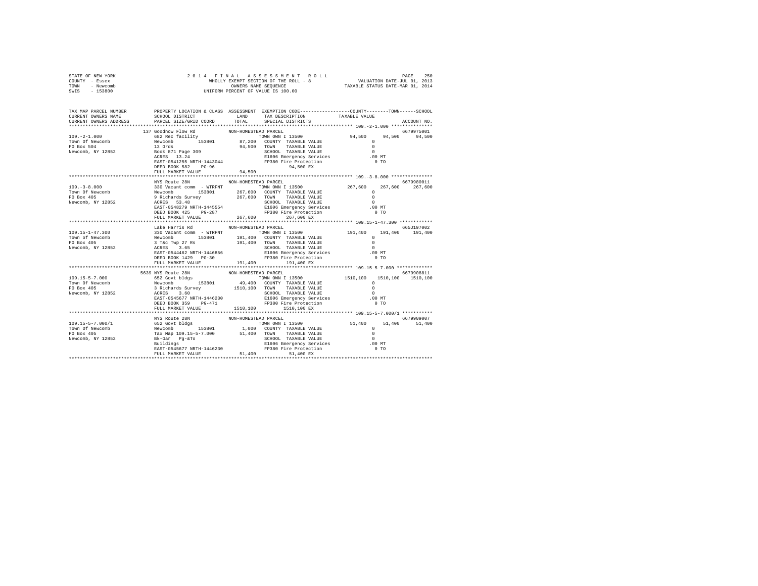STATE OF NEW YORK
COUNTY - Essex
TOWN - Newcomb
SWIS - 153800

2 0 1 4 F I N A L A S S E S S M E N T R O L L
WHOLLY EXEMPT SECTION OF THE ROLL - 8
OWNERS NAME SEQUENCE
UNIFORM PERCENT OF VALUE IS 100.00

VALUATION DATE-JUL 01, 2013
TAXABLE STATUS DATE-MAR 01, 2014

```
TAX MAP PARCEL NUMBER     PROPERTY LOCATION & CLASS  ASSESSMENT  EXEMPTION CODE-----------------COUNTY--------TOWN------SCHOOL
CURRENT OWNERS NAME       SCHOOL DISTRICT               LAND      TAX DESCRIPTION            TAXABLE VALUE
CURRENT OWNERS ADDRESS    PARCEL SIZE/GRID COORD        TOTAL     SPECIAL DISTRICTS                                    ACCOUNT NO.
******************************************************************************************************* 109.-2-1.000 ***************
                          137 Goodnow Flow Rd         NON-HOMESTEAD PARCEL                                              6679975001
109.-2-1.000              682 Rec facility                 TOWN OWN I 13500                94,500     94,500     94,500
Town Of Newcomb           Newcomb         153801      87,200   COUNTY  TAXABLE VALUE             0
PO Box 504                13 Ords                     94,500   TOWN    TAXABLE VALUE             0
Newcomb, NY 12852         Book 871 Page 309                    SCHOOL  TAXABLE VALUE             0
                          ACRES   13.24                        E1606 Emergency Services           .00 MT
                          EAST-0541255 NRTH-1443044            FP380 Fire Protection               0 TO
                          DEED BOOK 582   PG-96                         94,500 EX
                          FULL MARKET VALUE           94,500
******************************************************************************************************* 109.-3-8.000 ***************
                          NYS Route 28N               NON-HOMESTEAD PARCEL                                              6679980011
109.-3-8.000              330 Vacant comm  - WTRFNT        TOWN OWN I 13500               267,600    267,600    267,600
Town Of Newcomb           Newcomb         153801     267,600   COUNTY  TAXABLE VALUE             0
PO Box 405                9 Richards Survey          267,600   TOWN    TAXABLE VALUE             0
Newcomb, NY 12852         ACRES   53.48                        SCHOOL  TAXABLE VALUE             0
                          EAST-0548279 NRTH-1445554            E1606 Emergency Services           .00 MT
                          DEED BOOK 425   PG-287               FP380 Fire Protection               0 TO
                          FULL MARKET VALUE          267,600           267,600 EX
******************************************************************************************************* 109.15-1-47.300 ************
                          Lake Harris Rd              NON-HOMESTEAD PARCEL                                              665J197002
109.15-1-47.300           330 Vacant comm  - WTRFNT        TOWN OWN I 13500               191,400    191,400    191,400
Town of Newcomb           Newcomb         153801     191,400   COUNTY  TAXABLE VALUE             0
PO Box 405                3 T&c Twp 27 Rs            191,400   TOWN    TAXABLE VALUE             0
Newcomb, NY 12852         ACRES    3.65                        SCHOOL  TAXABLE VALUE             0
                          EAST-0544462 NRTH-1446856            E1606 Emergency Services           .00 MT
                          DEED BOOK 1429  PG-30                FP380 Fire Protection               0 TO
                          FULL MARKET VALUE          191,400           191,400 EX
******************************************************************************************************* 109.15-5-7.000 *************
                          5639 NYS Route 28N          NON-HOMESTEAD PARCEL                                              6679908811
109.15-5-7.000            652 Govt bldgs                   TOWN OWN I 13500              1510,100   1510,100   1510,100
Town Of Newcomb           Newcomb         153801      49,400   COUNTY  TAXABLE VALUE             0
PO Box 405                3 Richards Survey         1510,100   TOWN    TAXABLE VALUE             0
Newcomb, NY 12852         ACRES    3.60                        SCHOOL  TAXABLE VALUE             0
                          EAST-0545677 NRTH-1446230            E1606 Emergency Services           .00 MT
                          DEED BOOK 359   PG-471               FP380 Fire Protection               0 TO
                          FULL MARKET VALUE         1510,100          1510,100 EX
******************************************************************************************************* 109.15-5-7.000/1 ***********
                          NYS Route 28N               NON-HOMESTEAD PARCEL                                              6679909007
109.15-5-7.000/1          652 Govt bldgs                   TOWN OWN I 13500                51,400     51,400     51,400
Town Of Newcomb           Newcomb         153801       1,000   COUNTY  TAXABLE VALUE             0
PO Box 405                Tax Map 109.15-5-7.000      51,400   TOWN    TAXABLE VALUE             0
Newcomb, NY 12852         Bk-Gar  Pg-&To                       SCHOOL  TAXABLE VALUE             0
                          Buildings                            E1606 Emergency Services           .00 MT
                          EAST-0545677 NRTH-1446230            FP380 Fire Protection               0 TO
                          FULL MARKET VALUE           51,400            51,400 EX
************************************************************************************************************************************
```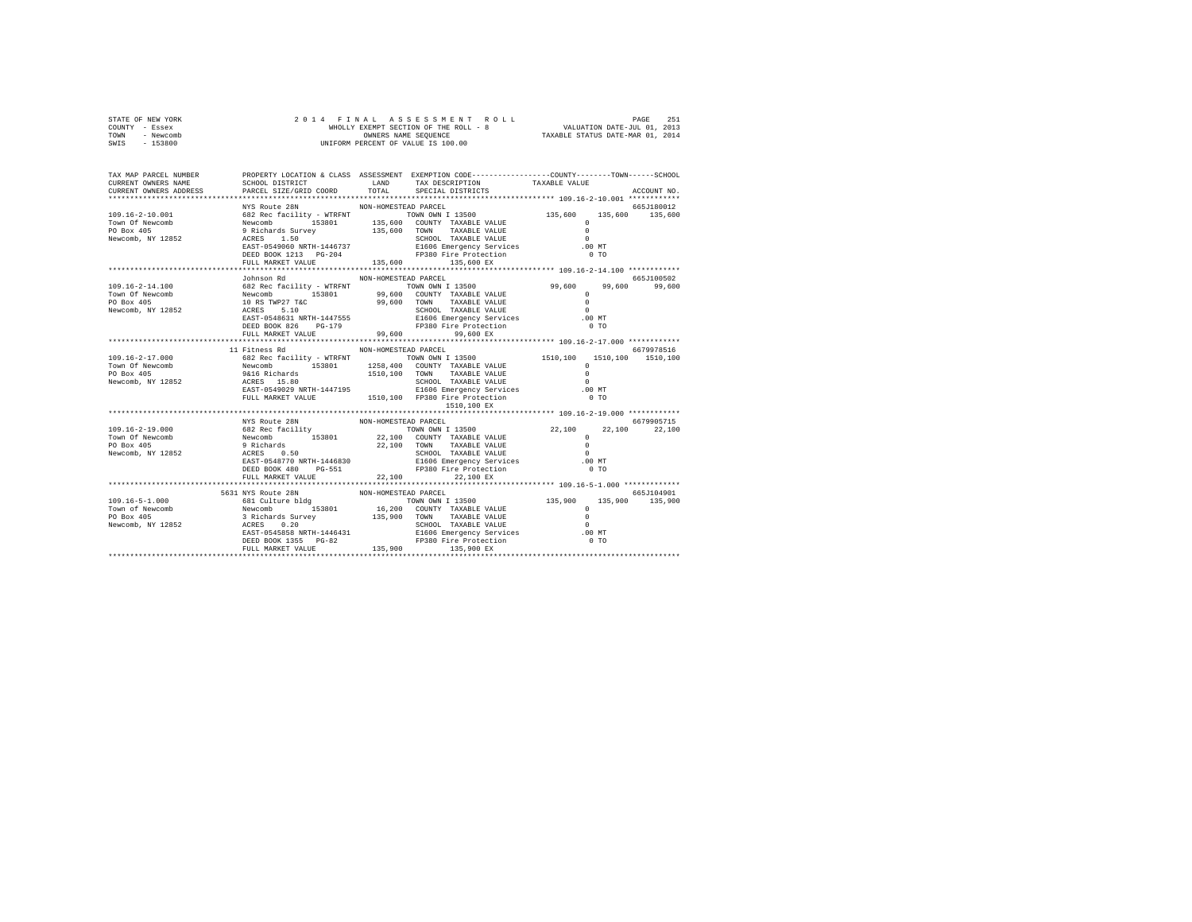STATE OF NEW YORK
COUNTY - Essex
TOWN - Newcomb
SWIS - 153800

2014 FINAL ASSESSMENT ROLL
WHOLLY EXEMPT SECTION OF THE ROLL - 8
OWNERS NAME SEQUENCE
UNIFORM PERCENT OF VALUE IS 100.00

VALUATION DATE-JUL 01, 2013
TAXABLE STATUS DATE-MAR 01, 2014

```
TAX MAP PARCEL NUMBER     PROPERTY LOCATION & CLASS  ASSESSMENT  EXEMPTION CODE-----------------COUNTY--------TOWN------SCHOOL
CURRENT OWNERS NAME       SCHOOL DISTRICT             LAND       TAX DESCRIPTION            TAXABLE VALUE
CURRENT OWNERS ADDRESS    PARCEL SIZE/GRID COORD      TOTAL      SPECIAL DISTRICTS                                     ACCOUNT NO.
******************************************************************************************** 109.16-2-10.001 ************
                          NYS Route 28N              NON-HOMESTEAD PARCEL                                              665J180012
109.16-2-10.001           682 Rec facility - WTRFNT        TOWN OWN I 13500              135,600    135,600    135,600
Town Of Newcomb           Newcomb      153801      135,600  COUNTY  TAXABLE VALUE            0
PO Box 405                9 Richards Survey        135,600  TOWN    TAXABLE VALUE            0
Newcomb, NY 12852         ACRES   1.50                      SCHOOL  TAXABLE VALUE            0
                          EAST-0549060 NRTH-1446737         E1606 Emergency Services       .00 MT
                          DEED BOOK 1213  PG-204            FP380 Fire Protection            0 TO
                          FULL MARKET VALUE        135,600       135,600 EX
******************************************************************************************** 109.16-2-14.100 ************
                          Johnson Rd                 NON-HOMESTEAD PARCEL                                              665J100502
109.16-2-14.100           682 Rec facility - WTRFNT        TOWN OWN I 13500               99,600     99,600     99,600
Town Of Newcomb           Newcomb      153801       99,600  COUNTY  TAXABLE VALUE            0
PO Box 405                10 RS TWP27 T&C           99,600  TOWN    TAXABLE VALUE            0
Newcomb, NY 12852         ACRES   5.10                      SCHOOL  TAXABLE VALUE            0
                          EAST-0548631 NRTH-1447555         E1606 Emergency Services       .00 MT
                          DEED BOOK 826   PG-179            FP380 Fire Protection            0 TO
                          FULL MARKET VALUE         99,600        99,600 EX
******************************************************************************************** 109.16-2-17.000 ************
                       11 Fitness Rd                 NON-HOMESTEAD PARCEL                                              6679978516
109.16-2-17.000           682 Rec facility - WTRFNT        TOWN OWN I 13500             1510,100   1510,100   1510,100
Town Of Newcomb           Newcomb      153801     1258,400  COUNTY  TAXABLE VALUE            0
PO Box 405                9&16 Richards           1510,100  TOWN    TAXABLE VALUE            0
Newcomb, NY 12852         ACRES  15.80                      SCHOOL  TAXABLE VALUE            0
                          EAST-0549029 NRTH-1447195         E1606 Emergency Services       .00 MT
                          FULL MARKET VALUE       1510,100  FP380 Fire Protection            0 TO
                                                                1510,100 EX
******************************************************************************************** 109.16-2-19.000 ************
                          NYS Route 28N              NON-HOMESTEAD PARCEL                                              6679905715
109.16-2-19.000           682 Rec facility                 TOWN OWN I 13500               22,100     22,100     22,100
Town Of Newcomb           Newcomb      153801       22,100  COUNTY  TAXABLE VALUE            0
PO Box 405                9 Richards                22,100  TOWN    TAXABLE VALUE            0
Newcomb, NY 12852         ACRES   0.50                      SCHOOL  TAXABLE VALUE            0
                          EAST-0548770 NRTH-1446830         E1606 Emergency Services       .00 MT
                          DEED BOOK 480   PG-551            FP380 Fire Protection            0 TO
                          FULL MARKET VALUE         22,100        22,100 EX
******************************************************************************************** 109.16-5-1.000 *************
                     5631 NYS Route 28N              NON-HOMESTEAD PARCEL                                              665J104901
109.16-5-1.000            681 Culture bldg                 TOWN OWN I 13500              135,900    135,900    135,900
Town of Newcomb           Newcomb      153801       16,200  COUNTY  TAXABLE VALUE            0
PO Box 405                3 Richards Survey        135,900  TOWN    TAXABLE VALUE            0
Newcomb, NY 12852         ACRES   0.20                      SCHOOL  TAXABLE VALUE            0
                          EAST-0545858 NRTH-1446431         E1606 Emergency Services       .00 MT
                          DEED BOOK 1355  PG-82             FP380 Fire Protection            0 TO
                          FULL MARKET VALUE        135,900       135,900 EX
****************************************************************************************************************************
```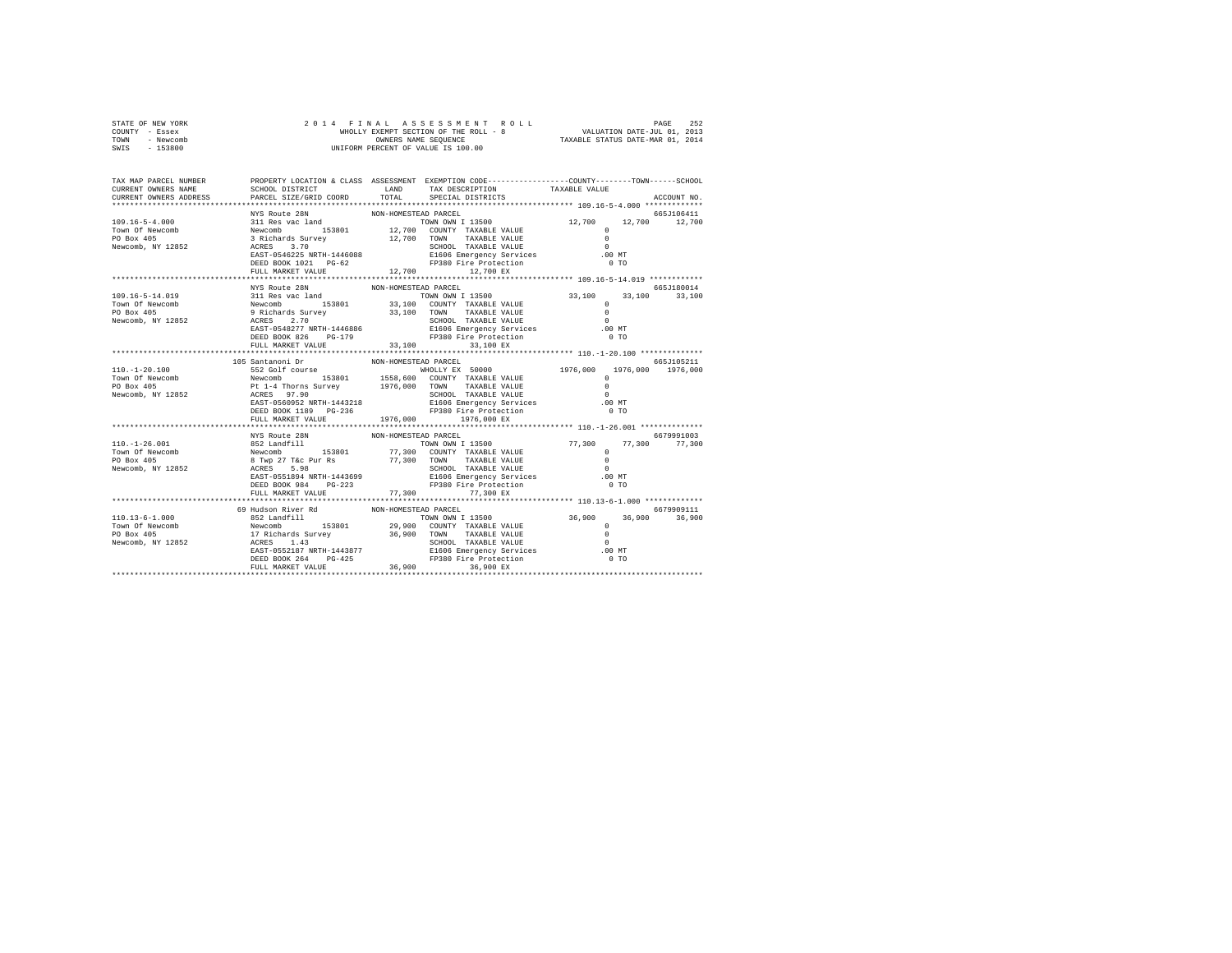STATE OF NEW YORK
COUNTY - Essex
TOWN - Newcomb
SWIS - 153800

2014 FINAL ASSESSMENT ROLL
WHOLLY EXEMPT SECTION OF THE ROLL - 8
OWNERS NAME SEQUENCE
UNIFORM PERCENT OF VALUE IS 100.00

VALUATION DATE-JUL 01, 2013
TAXABLE STATUS DATE-MAR 01, 2014

```
TAX MAP PARCEL NUMBER     PROPERTY LOCATION & CLASS  ASSESSMENT  EXEMPTION CODE-----------------COUNTY--------TOWN------SCHOOL
CURRENT OWNERS NAME       SCHOOL DISTRICT             LAND       TAX DESCRIPTION            TAXABLE VALUE
CURRENT OWNERS ADDRESS    PARCEL SIZE/GRID COORD      TOTAL      SPECIAL DISTRICTS                                   ACCOUNT NO.
******************************************************************************************* 109.16-5-4.000 *************
                          NYS Route 28N               NON-HOMESTEAD PARCEL                                            665J106411
109.16-5-4.000            311 Res vac land                       TOWN OWN I 13500              12,700      12,700      12,700
Town Of Newcomb           Newcomb        153801        12,700    COUNTY  TAXABLE VALUE              0
PO Box 405                3 Richards Survey            12,700    TOWN    TAXABLE VALUE              0
Newcomb, NY 12852         ACRES    3.70                          SCHOOL  TAXABLE VALUE              0
                          EAST-0546225 NRTH-1446088              E1606 Emergency Services          .00 MT
                          DEED BOOK 1021   PG-62                 FP380 Fire Protection               0 TO
                          FULL MARKET VALUE            12,700           12,700 EX
******************************************************************************************* 109.16-5-14.019 ************
                          NYS Route 28N               NON-HOMESTEAD PARCEL                                            665J180014
109.16-5-14.019           311 Res vac land                       TOWN OWN I 13500              33,100      33,100      33,100
Town Of Newcomb           Newcomb        153801        33,100    COUNTY  TAXABLE VALUE              0
PO Box 405                9 Richards Survey            33,100    TOWN    TAXABLE VALUE              0
Newcomb, NY 12852         ACRES    2.70                          SCHOOL  TAXABLE VALUE              0
                          EAST-0548277 NRTH-1446886              E1606 Emergency Services          .00 MT
                          DEED BOOK 826    PG-179                FP380 Fire Protection               0 TO
                          FULL MARKET VALUE            33,100           33,100 EX
******************************************************************************************* 110.-1-20.100 **************
                      105 Santanoni Dr                NON-HOMESTEAD PARCEL                                            665J105211
110.-1-20.100             552 Golf course                        WHOLLY EX 50000             1976,000    1976,000    1976,000
Town Of Newcomb           Newcomb        153801      1558,600    COUNTY  TAXABLE VALUE              0
PO Box 405                Pt 1-4 Thorns Survey       1976,000    TOWN    TAXABLE VALUE              0
Newcomb, NY 12852         ACRES   97.90                          SCHOOL  TAXABLE VALUE              0
                          EAST-0560952 NRTH-1443218              E1606 Emergency Services          .00 MT
                          DEED BOOK 1189   PG-236                FP380 Fire Protection               0 TO
                          FULL MARKET VALUE          1976,000         1976,000 EX
******************************************************************************************* 110.-1-26.001 **************
                          NYS Route 28N               NON-HOMESTEAD PARCEL                                            6679991003
110.-1-26.001             852 Landfill                           TOWN OWN I 13500              77,300      77,300      77,300
Town Of Newcomb           Newcomb        153801        77,300    COUNTY  TAXABLE VALUE              0
PO Box 405                8 Twp 27 T&c Pur Rs          77,300    TOWN    TAXABLE VALUE              0
Newcomb, NY 12852         ACRES    5.98                          SCHOOL  TAXABLE VALUE              0
                          EAST-0551894 NRTH-1443699              E1606 Emergency Services          .00 MT
                          DEED BOOK 984    PG-223                FP380 Fire Protection               0 TO
                          FULL MARKET VALUE            77,300           77,300 EX
******************************************************************************************* 110.13-6-1.000 *************
                       69 Hudson River Rd             NON-HOMESTEAD PARCEL                                            6679909111
110.13-6-1.000            852 Landfill                           TOWN OWN I 13500              36,900      36,900      36,900
Town Of Newcomb           Newcomb        153801        29,900    COUNTY  TAXABLE VALUE              0
PO Box 405                17 Richards Survey           36,900    TOWN    TAXABLE VALUE              0
Newcomb, NY 12852         ACRES    1.43                          SCHOOL  TAXABLE VALUE              0
                          EAST-0552187 NRTH-1443877              E1606 Emergency Services          .00 MT
                          DEED BOOK 264    PG-425                FP380 Fire Protection               0 TO
                          FULL MARKET VALUE            36,900           36,900 EX
************************************************************************************************************************
```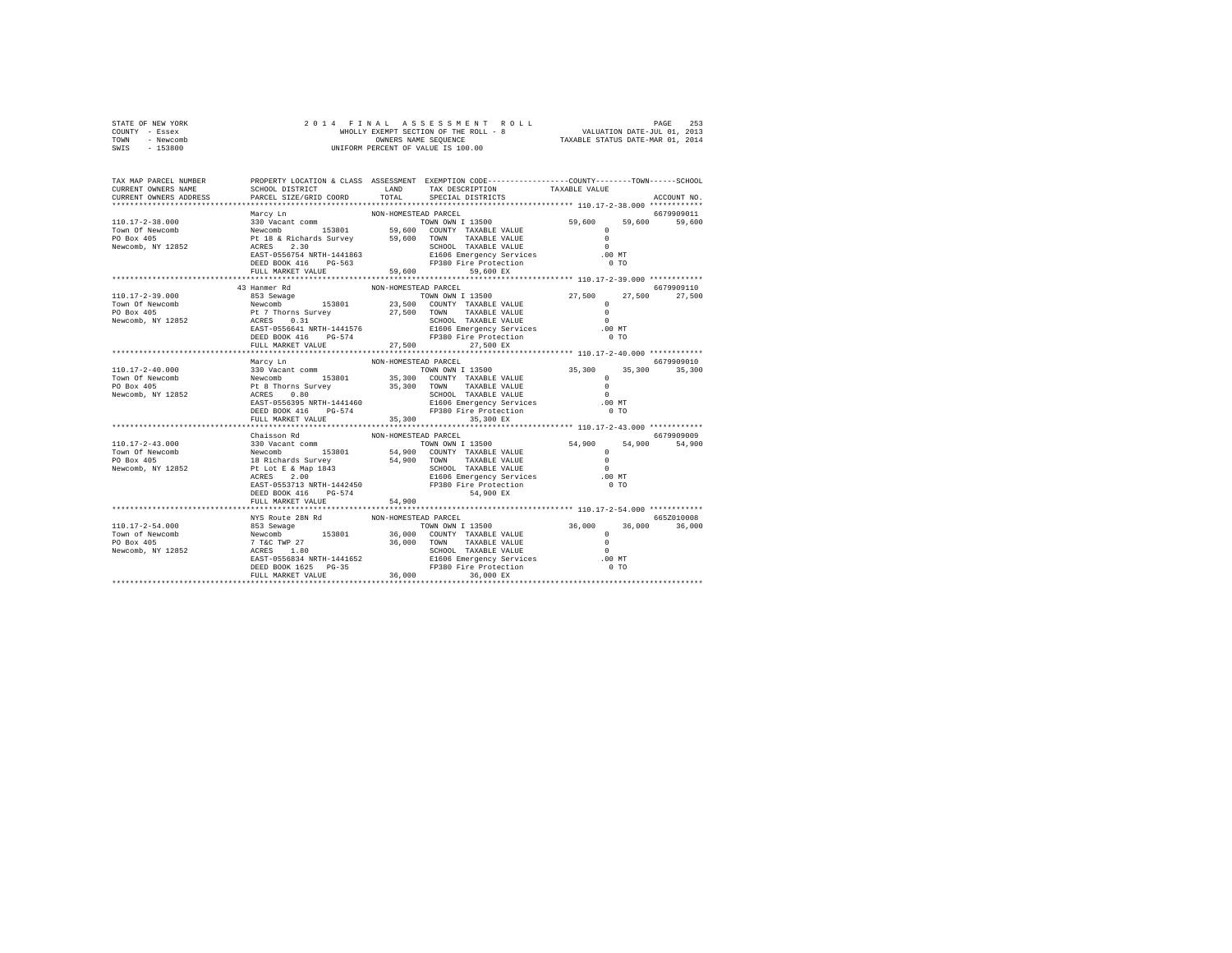STATE OF NEW YORK
COUNTY - Essex
TOWN - Newcomb
SWIS - 153800

2014 FINAL ASSESSMENT ROLL
WHOLLY EXEMPT SECTION OF THE ROLL - 8
OWNERS NAME SEQUENCE
UNIFORM PERCENT OF VALUE IS 100.00

VALUATION DATE-JUL 01, 2013
TAXABLE STATUS DATE-MAR 01, 2014

```
TAX MAP PARCEL NUMBER    PROPERTY LOCATION & CLASS  ASSESSMENT  EXEMPTION CODE-----------------COUNTY--------TOWN------SCHOOL
CURRENT OWNERS NAME      SCHOOL DISTRICT            LAND        TAX DESCRIPTION            TAXABLE VALUE
CURRENT OWNERS ADDRESS   PARCEL SIZE/GRID COORD     TOTAL       SPECIAL DISTRICTS                                    ACCOUNT NO.
******************************************************************************************* 110.17-2-38.000 ************
                         Marcy Ln                   NON-HOMESTEAD PARCEL                                             6679909011
110.17-2-38.000          330 Vacant comm                        TOWN OWN I 13500           59,600     59,600     59,600
Town Of Newcomb          Newcomb        153801       59,600     COUNTY  TAXABLE VALUE           0
PO Box 405               Pt 18 & Richards Survey     59,600     TOWN    TAXABLE VALUE           0
Newcomb, NY 12852        ACRES    2.30                          SCHOOL  TAXABLE VALUE           0
                         EAST-0556754 NRTH-1441863              E1606 Emergency Services      .00 MT
                         DEED BOOK 416    PG-563                FP380 Fire Protection           0 TO
                         FULL MARKET VALUE           59,600          59,600 EX
******************************************************************************************* 110.17-2-39.000 ************
                         43 Hanmer Rd               NON-HOMESTEAD PARCEL                                             6679909110
110.17-2-39.000          853 Sewage                             TOWN OWN I 13500           27,500     27,500     27,500
Town Of Newcomb          Newcomb        153801       23,500     COUNTY  TAXABLE VALUE           0
PO Box 405               Pt 7 Thorns Survey          27,500     TOWN    TAXABLE VALUE           0
Newcomb, NY 12852        ACRES    0.31                          SCHOOL  TAXABLE VALUE           0
                         EAST-0556641 NRTH-1441576              E1606 Emergency Services      .00 MT
                         DEED BOOK 416    PG-574                FP380 Fire Protection           0 TO
                         FULL MARKET VALUE           27,500          27,500 EX
******************************************************************************************* 110.17-2-40.000 ************
                         Marcy Ln                   NON-HOMESTEAD PARCEL                                             6679909010
110.17-2-40.000          330 Vacant comm                        TOWN OWN I 13500           35,300     35,300     35,300
Town Of Newcomb          Newcomb        153801       35,300     COUNTY  TAXABLE VALUE           0
PO Box 405               Pt 8 Thorns Survey          35,300     TOWN    TAXABLE VALUE           0
Newcomb, NY 12852        ACRES    0.80                          SCHOOL  TAXABLE VALUE           0
                         EAST-0556395 NRTH-1441460              E1606 Emergency Services      .00 MT
                         DEED BOOK 416    PG-574                FP380 Fire Protection           0 TO
                         FULL MARKET VALUE           35,300          35,300 EX
******************************************************************************************* 110.17-2-43.000 ************
                         Chaisson Rd                NON-HOMESTEAD PARCEL                                             6679909009
110.17-2-43.000          330 Vacant comm                        TOWN OWN I 13500           54,900     54,900     54,900
Town Of Newcomb          Newcomb        153801       54,900     COUNTY  TAXABLE VALUE           0
PO Box 405               18 Richards Survey          54,900     TOWN    TAXABLE VALUE           0
Newcomb, NY 12852        Pt Lot E & Map 1843                    SCHOOL  TAXABLE VALUE           0
                         ACRES    2.00                          E1606 Emergency Services      .00 MT
                         EAST-0553713 NRTH-1442450              FP380 Fire Protection           0 TO
                         DEED BOOK 416    PG-574                     54,900 EX
                         FULL MARKET VALUE           54,900
******************************************************************************************* 110.17-2-54.000 ************
                         NYS Route 28N Rd           NON-HOMESTEAD PARCEL                                             665Z010008
110.17-2-54.000          853 Sewage                             TOWN OWN I 13500           36,000     36,000     36,000
Town of Newcomb          Newcomb        153801       36,000     COUNTY  TAXABLE VALUE           0
PO Box 405               7 T&C TWP 27                36,000     TOWN    TAXABLE VALUE           0
Newcomb, NY 12852        ACRES    1.80                          SCHOOL  TAXABLE VALUE           0
                         EAST-0556834 NRTH-1441652              E1606 Emergency Services      .00 MT
                         DEED BOOK 1625   PG-35                 FP380 Fire Protection           0 TO
                         FULL MARKET VALUE           36,000          36,000 EX
************************************************************************************************************************
```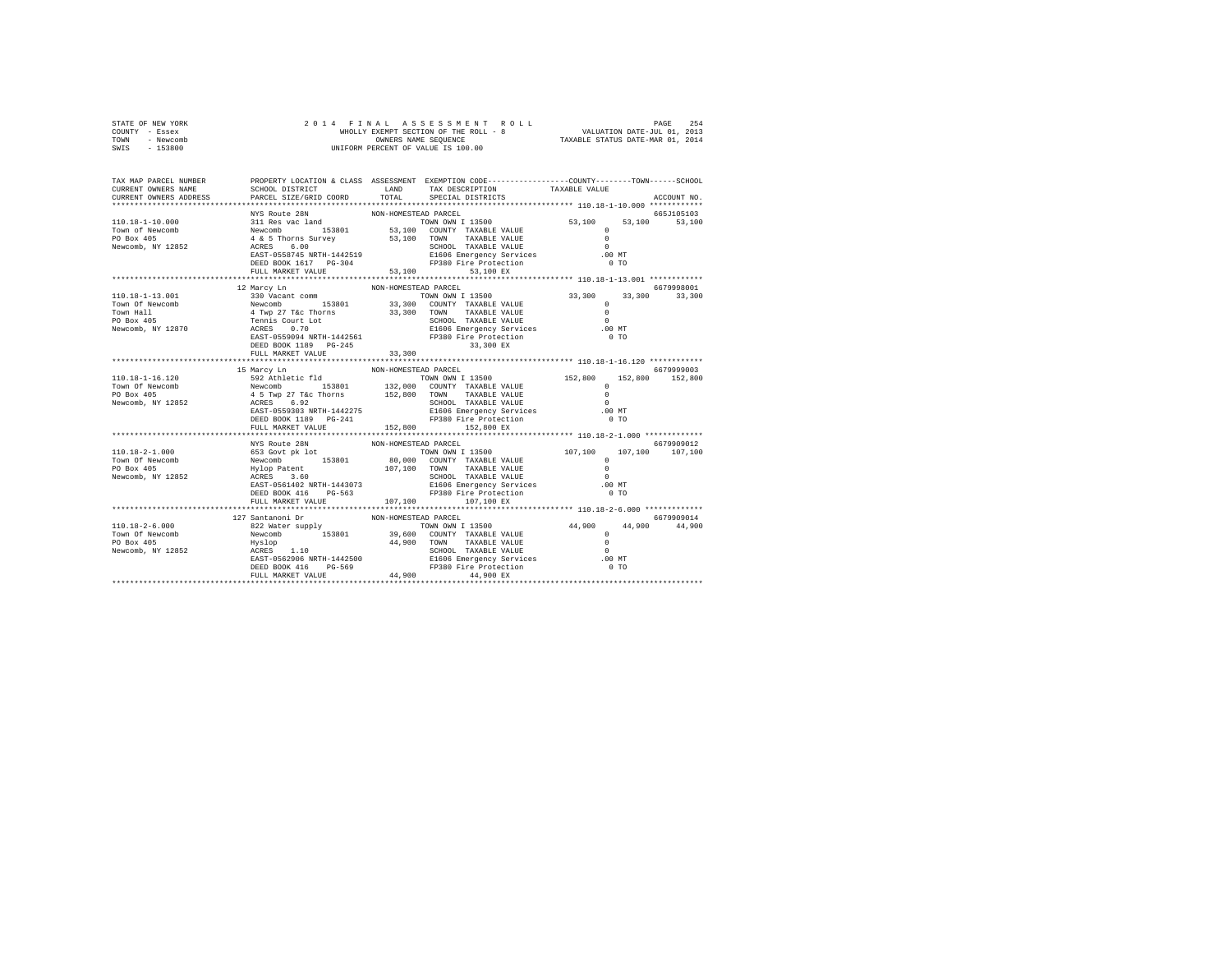STATE OF NEW YORK
COUNTY - Essex
TOWN - Newcomb
SWIS - 153800

2 0 1 4 F I N A L A S S E S S M E N T R O L L
WHOLLY EXEMPT SECTION OF THE ROLL - 8
OWNERS NAME SEQUENCE
UNIFORM PERCENT OF VALUE IS 100.00

VALUATION DATE-JUL 01, 2013
TAXABLE STATUS DATE-MAR 01, 2014

```
TAX MAP PARCEL NUMBER          PROPERTY LOCATION & CLASS  ASSESSMENT  EXEMPTION CODE-----------------COUNTY--------TOWN------SCHOOL
CURRENT OWNERS NAME            SCHOOL DISTRICT             LAND       TAX DESCRIPTION             TAXABLE VALUE
CURRENT OWNERS ADDRESS         PARCEL SIZE/GRID COORD      TOTAL      SPECIAL DISTRICTS                                      ACCOUNT NO.
*********************************************************************************************** 110.18-1-10.000 ************
                               NYS Route 28N              NON-HOMESTEAD PARCEL                                               665J105103
110.18-1-10.000                311 Res vac land                       TOWN OWN I 13500              53,100     53,100     53,100
Town of Newcomb                Newcomb        153801      53,100   COUNTY  TAXABLE VALUE               0
PO Box 405                     4 & 5 Thorns Survey        53,100   TOWN    TAXABLE VALUE               0
Newcomb, NY 12852              ACRES    6.00                       SCHOOL  TAXABLE VALUE               0
                               EAST-0558745 NRTH-1442519           E1606 Emergency Services          .00 MT
                               DEED BOOK 1617   PG-304             FP380 Fire Protection               0 TO
                               FULL MARKET VALUE          53,100            53,100 EX
*********************************************************************************************** 110.18-1-13.001 ************
                               12 Marcy Ln                NON-HOMESTEAD PARCEL                                               6679998001
110.18-1-13.001                330 Vacant comm                        TOWN OWN I 13500              33,300     33,300     33,300
Town Of Newcomb                Newcomb        153801      33,300   COUNTY  TAXABLE VALUE               0
Town Hall                      4 Twp 27 T&c Thorns        33,300   TOWN    TAXABLE VALUE               0
PO Box 405                     Tennis Court Lot                    SCHOOL  TAXABLE VALUE               0
Newcomb, NY 12870              ACRES    0.70                       E1606 Emergency Services          .00 MT
                               EAST-0559094 NRTH-1442561           FP380 Fire Protection               0 TO
                               DEED BOOK 1189   PG-245                      33,300 EX
                               FULL MARKET VALUE          33,300
*********************************************************************************************** 110.18-1-16.120 ************
                               15 Marcy Ln                NON-HOMESTEAD PARCEL                                               6679999003
110.18-1-16.120                592 Athletic fld                       TOWN OWN I 13500             152,800    152,800    152,800
Town Of Newcomb                Newcomb        153801     132,000   COUNTY  TAXABLE VALUE               0
PO Box 405                     4 5 Twp 27 T&c Thorns     152,800   TOWN    TAXABLE VALUE               0
Newcomb, NY 12852              ACRES    6.92                       SCHOOL  TAXABLE VALUE               0
                               EAST-0559303 NRTH-1442275           E1606 Emergency Services          .00 MT
                               DEED BOOK 1189   PG-241             FP380 Fire Protection               0 TO
                               FULL MARKET VALUE         152,800           152,800 EX
*********************************************************************************************** 110.18-2-1.000 *************
                               NYS Route 28N              NON-HOMESTEAD PARCEL                                               6679909012
110.18-2-1.000                 653 Govt pk lot                        TOWN OWN I 13500             107,100    107,100    107,100
Town Of Newcomb                Newcomb        153801      80,000   COUNTY  TAXABLE VALUE               0
PO Box 405                     Hylop Patent              107,100   TOWN    TAXABLE VALUE               0
Newcomb, NY 12852              ACRES    3.60                       SCHOOL  TAXABLE VALUE               0
                               EAST-0561402 NRTH-1443073           E1606 Emergency Services          .00 MT
                               DEED BOOK 416    PG-563             FP380 Fire Protection               0 TO
                               FULL MARKET VALUE         107,100           107,100 EX
*********************************************************************************************** 110.18-2-6.000 *************
                               127 Santanoni Dr           NON-HOMESTEAD PARCEL                                               6679909014
110.18-2-6.000                 822 Water supply                       TOWN OWN I 13500              44,900     44,900     44,900
Town Of Newcomb                Newcomb        153801      39,600   COUNTY  TAXABLE VALUE               0
PO Box 405                     Hyslop                     44,900   TOWN    TAXABLE VALUE               0
Newcomb, NY 12852              ACRES    1.10                       SCHOOL  TAXABLE VALUE               0
                               EAST-0562906 NRTH-1442500           E1606 Emergency Services          .00 MT
                               DEED BOOK 416    PG-569             FP380 Fire Protection               0 TO
                               FULL MARKET VALUE          44,900            44,900 EX
****************************************************************************************************************************
```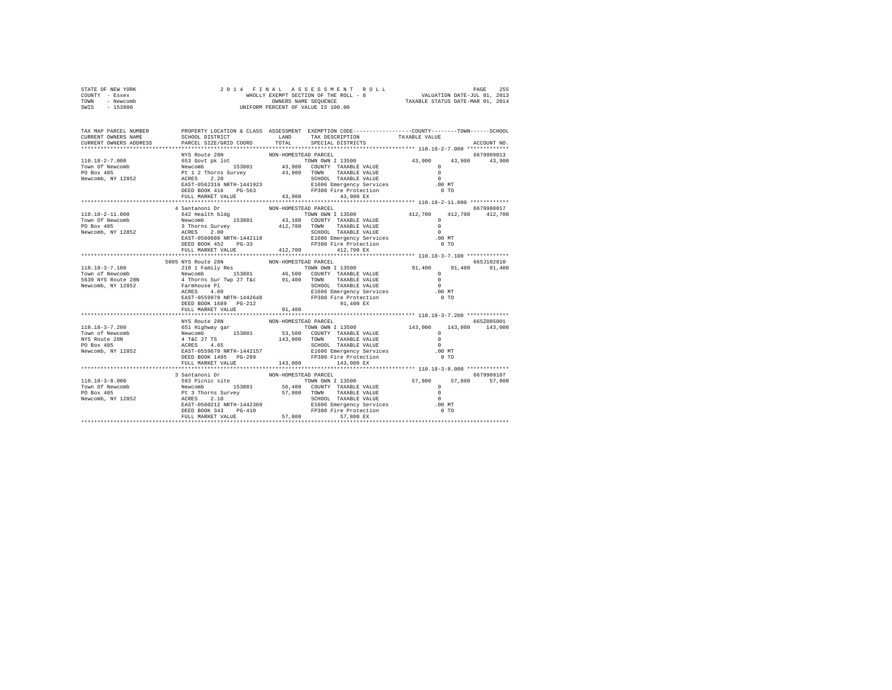STATE OF NEW YORK
COUNTY - Essex
TOWN - Newcomb
SWIS - 153800

2 0 1 4 F I N A L A S S E S S M E N T R O L L
WHOLLY EXEMPT SECTION OF THE ROLL - 8
OWNERS NAME SEQUENCE
UNIFORM PERCENT OF VALUE IS 100.00

VALUATION DATE-JUL 01, 2013
TAXABLE STATUS DATE-MAR 01, 2014

```
TAX MAP PARCEL NUMBER     PROPERTY LOCATION & CLASS  ASSESSMENT  EXEMPTION CODE------------------COUNTY--------TOWN------SCHOOL
CURRENT OWNERS NAME       SCHOOL DISTRICT             LAND       TAX DESCRIPTION            TAXABLE VALUE
CURRENT OWNERS ADDRESS    PARCEL SIZE/GRID COORD      TOTAL      SPECIAL DISTRICTS                                      ACCOUNT NO.
******************************************************************************************* 110.18-2-7.000 *************
                          NYS Route 28N              NON-HOMESTEAD PARCEL                                               6679909013
110.18-2-7.000            653 Govt pk lot                         TOWN OWN I 13500            43,900     43,900     43,900
Town Of Newcomb           Newcomb       153801        43,900     COUNTY  TAXABLE VALUE             0
PO Box 405                Pt 1 2 Thorns Survey        43,900     TOWN    TAXABLE VALUE             0
Newcomb, NY 12852         ACRES    2.20                          SCHOOL  TAXABLE VALUE             0
                          EAST-0562319 NRTH-1441923              E1606 Emergency Services          .00 MT
                          DEED BOOK 416    PG-563                FP380 Fire Protection               0 TO
                          FULL MARKET VALUE           43,900          43,900 EX
******************************************************************************************* 110.18-2-11.000 ************
                          4 Santanoni Dr             NON-HOMESTEAD PARCEL                                               6679980017
110.18-2-11.000           642 Health bldg                         TOWN OWN I 13500           412,700    412,700    412,700
Town Of Newcomb           Newcomb       153801        43,100     COUNTY  TAXABLE VALUE             0
PO Box 405                3 Thorns Survey            412,700     TOWN    TAXABLE VALUE             0
Newcomb, NY 12852         ACRES    2.00                          SCHOOL  TAXABLE VALUE             0
                          EAST-0560608 NRTH-1442118              E1606 Emergency Services          .00 MT
                          DEED BOOK 452    PG-33                 FP380 Fire Protection               0 TO
                          FULL MARKET VALUE          412,700         412,700 EX
******************************************************************************************* 110.18-3-7.100 *************
                          5005 NYS Route 28N         NON-HOMESTEAD PARCEL                                               665J102810
110.18-3-7.100            210 1 Family Res                        TOWN OWN I 13500            91,400     91,400     91,400
Town of Newcomb           Newcomb       153801        46,500     COUNTY  TAXABLE VALUE             0
5639 NYS Route 28N        4 Thorns Sur Twp 27 T&c     91,400     TOWN    TAXABLE VALUE             0
Newcomb, NY 12852         Farmhouse Pl                           SCHOOL  TAXABLE VALUE             0
                          ACRES    4.09                          E1606 Emergency Services          .00 MT
                          EAST-0559970 NRTH-1442648              FP380 Fire Protection               0 TO
                          DEED BOOK 1689   PG-212                     91,400 EX
                          FULL MARKET VALUE           91,400
******************************************************************************************* 110.18-3-7.200 *************
                          NYS Route 28N              NON-HOMESTEAD PARCEL                                               665Z005001
110.18-3-7.200            651 Highway gar                         TOWN OWN I 13500           143,000    143,000    143,000
Town of Newcomb           Newcomb       153801        53,500     COUNTY  TAXABLE VALUE             0
NYS Route 28N             4 T&C 27 TS                143,000     TOWN    TAXABLE VALUE             0
PO Box 405                ACRES    4.65                          SCHOOL  TAXABLE VALUE             0
Newcomb, NY 12852         EAST-0559670 NRTH-1442157              E1606 Emergency Services          .00 MT
                          DEED BOOK 1405   PG-289                FP380 Fire Protection               0 TO
                          FULL MARKET VALUE          143,000         143,000 EX
******************************************************************************************* 110.18-3-8.000 *************
                          3 Santanoni Dr             NON-HOMESTEAD PARCEL                                               6679909107
110.18-3-8.000            593 Picnic site                         TOWN OWN I 13500            57,800     57,800     57,800
Town Of Newcomb           Newcomb       153801        56,400     COUNTY  TAXABLE VALUE             0
PO Box 405                Pt 3 Thorns Survey          57,800     TOWN    TAXABLE VALUE             0
Newcomb, NY 12852         ACRES    2.10                          SCHOOL  TAXABLE VALUE             0
                          EAST-0560212 NRTH-1442369              E1606 Emergency Services          .00 MT
                          DEED BOOK 343    PG-410                FP380 Fire Protection               0 TO
                          FULL MARKET VALUE           57,800          57,800 EX
************************************************************************************************************************
```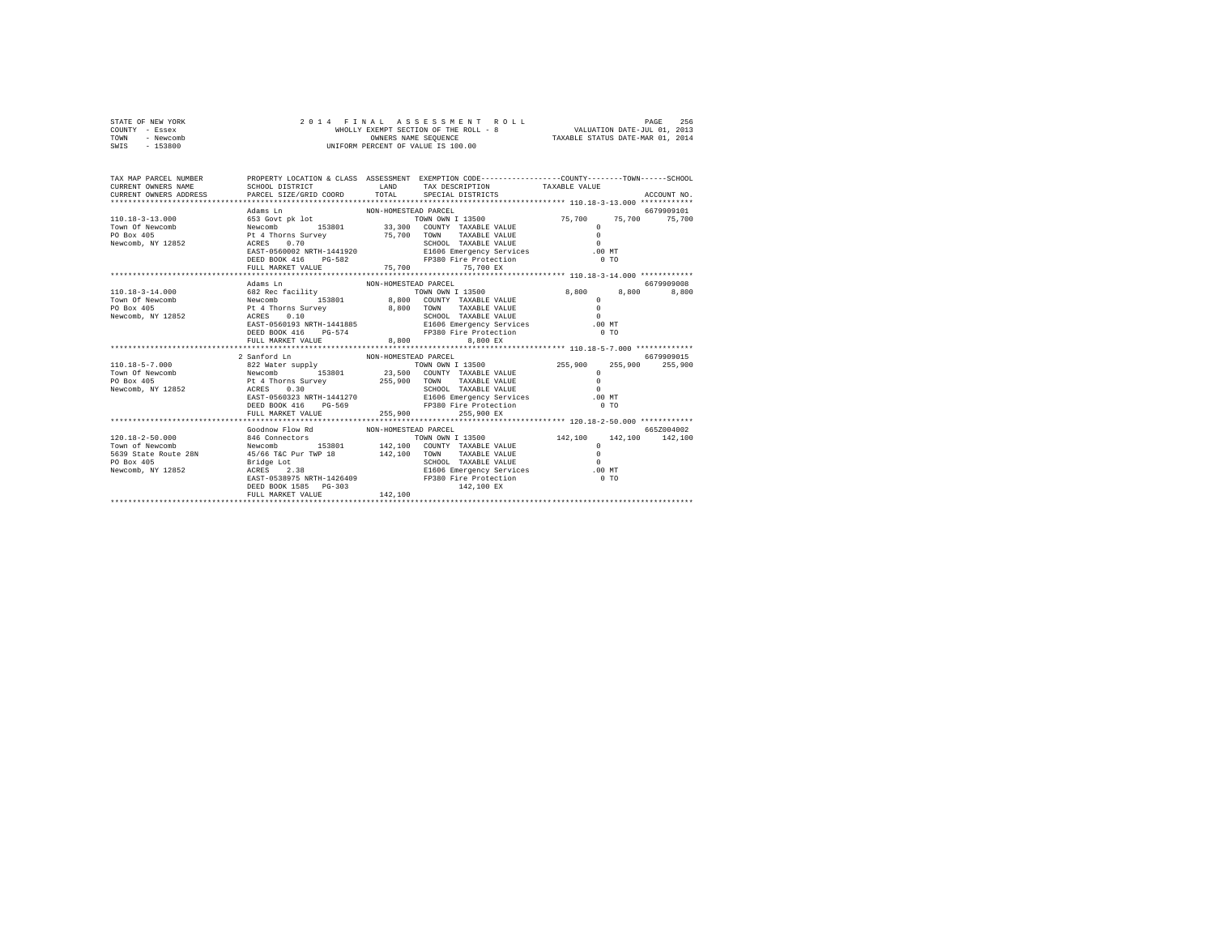STATE OF NEW YORK
COUNTY - Essex
TOWN - Newcomb
SWIS - 153800

2014 FINAL ASSESSMENT ROLL
WHOLLY EXEMPT SECTION OF THE ROLL - 8
OWNERS NAME SEQUENCE
UNIFORM PERCENT OF VALUE IS 100.00

VALUATION DATE-JUL 01, 2013
TAXABLE STATUS DATE-MAR 01, 2014

| TAX MAP PARCEL NUMBER / CURRENT OWNERS NAME / CURRENT OWNERS ADDRESS | PROPERTY LOCATION & CLASS / SCHOOL DISTRICT / PARCEL SIZE/GRID COORD | ASSESSMENT LAND / TOTAL | EXEMPTION CODE / TAX DESCRIPTION / SPECIAL DISTRICTS | COUNTY | TOWN | SCHOOL / ACCOUNT NO. |
|---|---|---|---|---|---|---|
| **110.18-3-13.000** | Adams Ln | NON-HOMESTEAD PARCEL | | | | 6679909101 |
| 110.18-3-13.000 | 653 Govt pk lot | | TOWN OWN I 13500 | 75,700 | 75,700 | 75,700 |
| Town Of Newcomb | Newcomb 153801 | 33,300 | COUNTY TAXABLE VALUE | 0 | | |
| PO Box 405 | Pt 4 Thorns Survey | 75,700 | TOWN TAXABLE VALUE | 0 | | |
| Newcomb, NY 12852 | ACRES 0.70 | | SCHOOL TAXABLE VALUE | 0 | | |
| | EAST-0560002 NRTH-1441920 | | E1606 Emergency Services | .00 MT | | |
| | DEED BOOK 416 PG-582 | | FP380 Fire Protection | 0 TO | | |
| | FULL MARKET VALUE | 75,700 | 75,700 EX | | | |
| **110.18-3-14.000** | Adams Ln | NON-HOMESTEAD PARCEL | | | | 6679909008 |
| 110.18-3-14.000 | 682 Rec facility | | TOWN OWN I 13500 | 8,800 | 8,800 | 8,800 |
| Town Of Newcomb | Newcomb 153801 | 8,800 | COUNTY TAXABLE VALUE | 0 | | |
| PO Box 405 | Pt 4 Thorns Survey | 8,800 | TOWN TAXABLE VALUE | 0 | | |
| Newcomb, NY 12852 | ACRES 0.10 | | SCHOOL TAXABLE VALUE | 0 | | |
| | EAST-0560193 NRTH-1441885 | | E1606 Emergency Services | .00 MT | | |
| | DEED BOOK 416 PG-574 | | FP380 Fire Protection | 0 TO | | |
| | FULL MARKET VALUE | 8,800 | 8,800 EX | | | |
| **110.18-5-7.000** | 2 Sanford Ln | NON-HOMESTEAD PARCEL | | | | 6679909015 |
| 110.18-5-7.000 | 822 Water supply | | TOWN OWN I 13500 | 255,900 | 255,900 | 255,900 |
| Town Of Newcomb | Newcomb 153801 | 23,500 | COUNTY TAXABLE VALUE | 0 | | |
| PO Box 405 | Pt 4 Thorns Survey | 255,900 | TOWN TAXABLE VALUE | 0 | | |
| Newcomb, NY 12852 | ACRES 0.30 | | SCHOOL TAXABLE VALUE | 0 | | |
| | EAST-0560323 NRTH-1441270 | | E1606 Emergency Services | .00 MT | | |
| | DEED BOOK 416 PG-569 | | FP380 Fire Protection | 0 TO | | |
| | FULL MARKET VALUE | 255,900 | 255,900 EX | | | |
| **120.18-2-50.000** | Goodnow Flow Rd | NON-HOMESTEAD PARCEL | | | | 665Z004002 |
| 120.18-2-50.000 | 846 Connectors | | TOWN OWN I 13500 | 142,100 | 142,100 | 142,100 |
| Town of Newcomb | Newcomb 153801 | 142,100 | COUNTY TAXABLE VALUE | 0 | | |
| 5639 State Route 28N | 45/66 T&C Pur TWP 18 | 142,100 | TOWN TAXABLE VALUE | 0 | | |
| PO Box 405 | Bridge Lot | | SCHOOL TAXABLE VALUE | 0 | | |
| Newcomb, NY 12852 | ACRES 2.38 | | E1606 Emergency Services | .00 MT | | |
| | EAST-0538975 NRTH-1426409 | | FP380 Fire Protection | 0 TO | | |
| | DEED BOOK 1585 PG-303 | | 142,100 EX | | | |
| | FULL MARKET VALUE | 142,100 | | | | |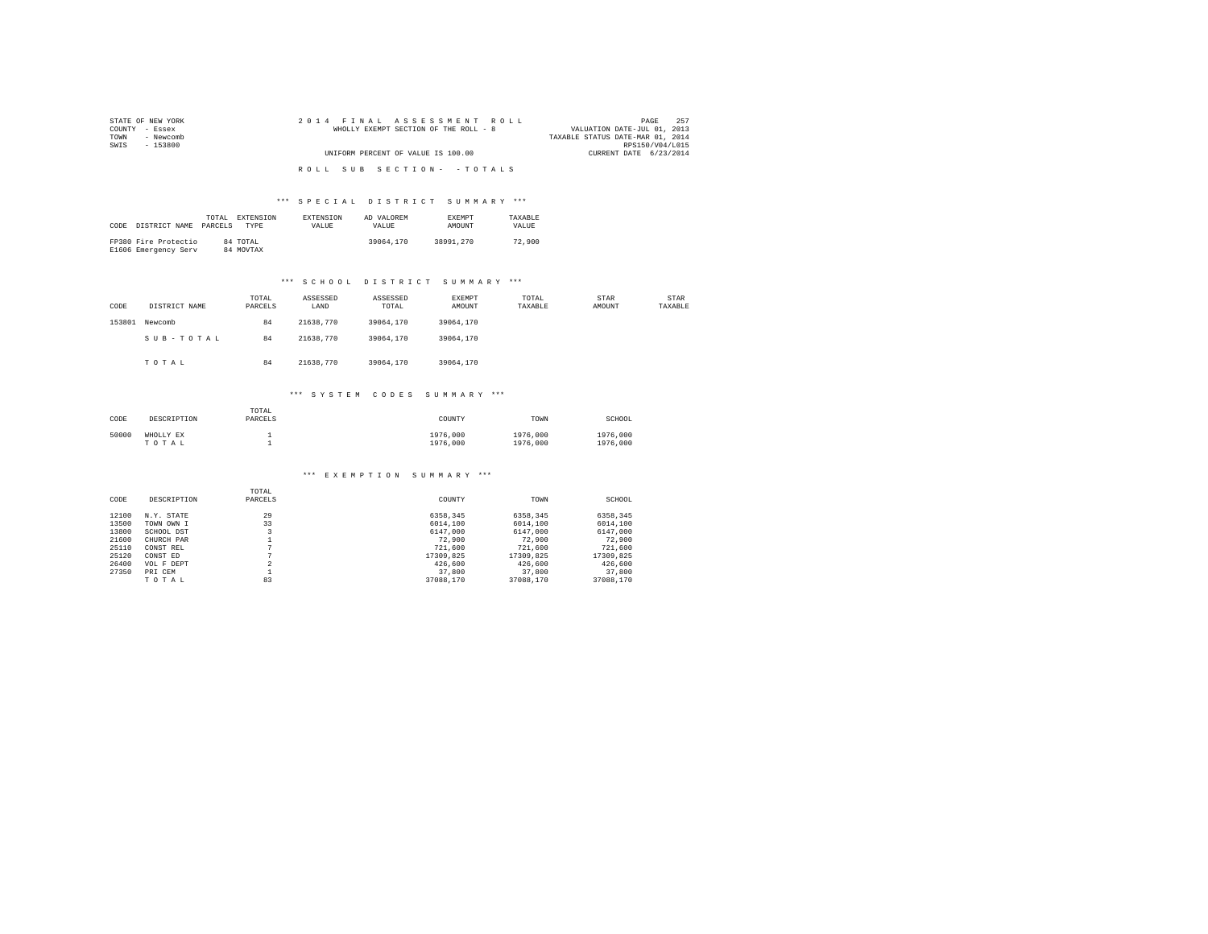STATE OF NEW YORK
COUNTY - Essex
TOWN - Newcomb
SWIS - 153800

2014 FINAL ASSESSMENT ROLL
WHOLLY EXEMPT SECTION OF THE ROLL - 8
UNIFORM PERCENT OF VALUE IS 100.00

VALUATION DATE-JUL 01, 2013
TAXABLE STATUS DATE-MAR 01, 2014
RPS150/V04/L015
CURRENT DATE 6/23/2014

ROLL SUB SECTION- - TOTALS

### *** SPECIAL DISTRICT SUMMARY ***

| CODE | DISTRICT NAME | TOTAL PARCELS | EXTENSION TYPE | EXTENSION VALUE | AD VALOREM VALUE | EXEMPT AMOUNT | TAXABLE VALUE |
|---|---|---|---|---|---|---|---|
| FP380 | Fire Protectio | 84 | TOTAL | | 39064,170 | 38991,270 | 72,900 |
| E1606 | Emergency Serv | 84 | MOVTAX | | | | |

### *** SCHOOL DISTRICT SUMMARY ***

| CODE | DISTRICT NAME | TOTAL PARCELS | ASSESSED LAND | ASSESSED TOTAL | EXEMPT AMOUNT | TOTAL TAXABLE | STAR AMOUNT | STAR TAXABLE |
|---|---|---|---|---|---|---|---|---|
| 153801 | Newcomb | 84 | 21638,770 | 39064,170 | 39064,170 | | | |
| | SUB-TOTAL | 84 | 21638,770 | 39064,170 | 39064,170 | | | |
| | TOTAL | 84 | 21638,770 | 39064,170 | 39064,170 | | | |

### *** SYSTEM CODES SUMMARY ***

| CODE | DESCRIPTION | TOTAL PARCELS | COUNTY | TOWN | SCHOOL |
|---|---|---|---|---|---|
| 50000 | WHOLLY EX | 1 | 1976,000 | 1976,000 | 1976,000 |
| | TOTAL | 1 | 1976,000 | 1976,000 | 1976,000 |

### *** EXEMPTION SUMMARY ***

| CODE | DESCRIPTION | TOTAL PARCELS | COUNTY | TOWN | SCHOOL |
|---|---|---|---|---|---|
| 12100 | N.Y. STATE | 29 | 6358,345 | 6358,345 | 6358,345 |
| 13500 | TOWN OWN I | 33 | 6014,100 | 6014,100 | 6014,100 |
| 13800 | SCHOOL DST | 3 | 6147,000 | 6147,000 | 6147,000 |
| 21600 | CHURCH PAR | 1 | 72,900 | 72,900 | 72,900 |
| 25110 | CONST REL | 7 | 721,600 | 721,600 | 721,600 |
| 25120 | CONST ED | 7 | 17309,825 | 17309,825 | 17309,825 |
| 26400 | VOL F DEPT | 2 | 426,600 | 426,600 | 426,600 |
| 27350 | PRI CEM | 1 | 37,800 | 37,800 | 37,800 |
| | TOTAL | 83 | 37088,170 | 37088,170 | 37088,170 |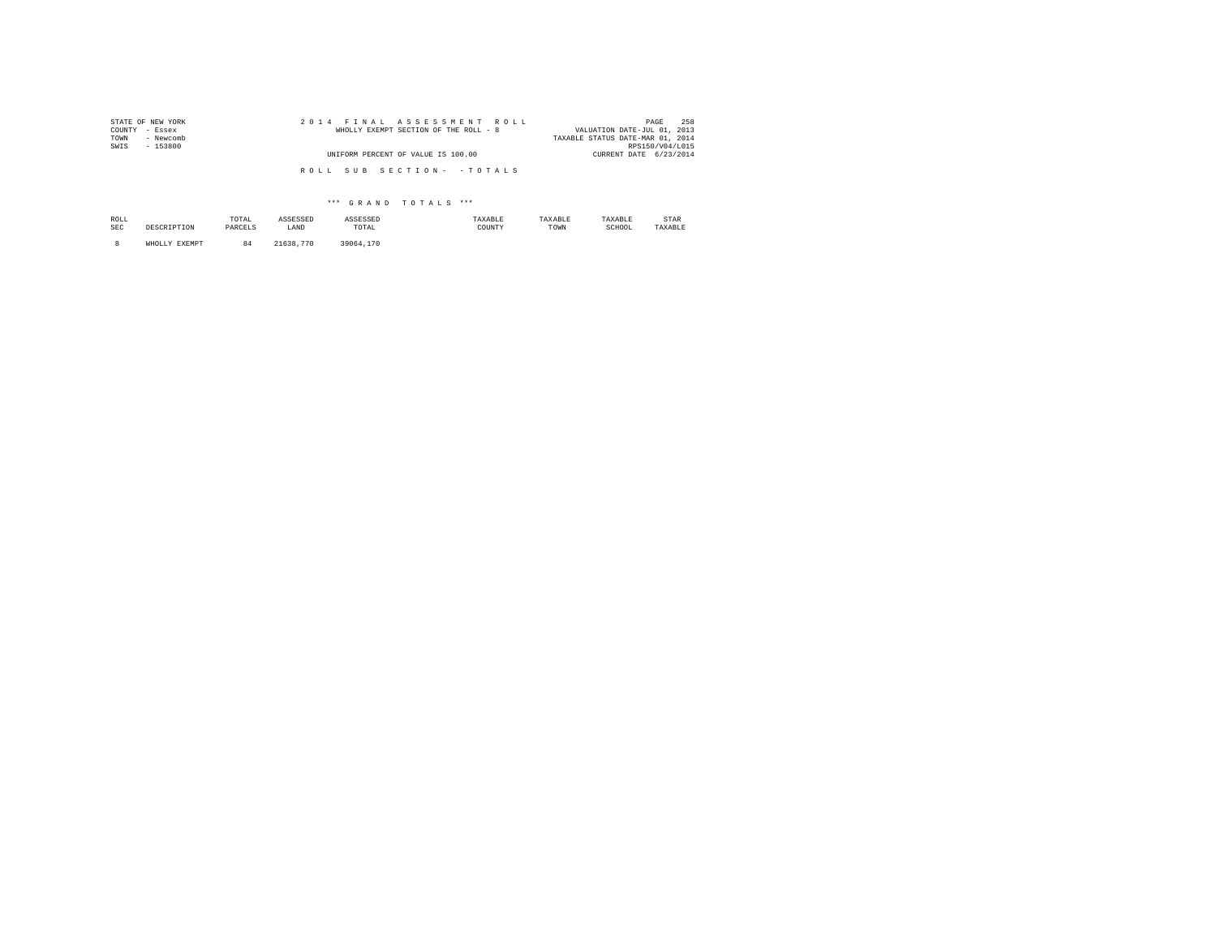STATE OF NEW YORK
COUNTY - Essex
TOWN - Newcomb
SWIS - 153800

# 2014 FINAL ASSESSMENT ROLL

WHOLLY EXEMPT SECTION OF THE ROLL - 8

UNIFORM PERCENT OF VALUE IS 100.00

VALUATION DATE-JUL 01, 2013
TAXABLE STATUS DATE-MAR 01, 2014
RPS150/V04/L015
CURRENT DATE 6/23/2014

## ROLL SUB SECTION- - TOTALS

### *** GRAND TOTALS ***

| ROLL SEC | DESCRIPTION | TOTAL PARCELS | ASSESSED LAND | ASSESSED TOTAL | TAXABLE COUNTY | TAXABLE TOWN | TAXABLE SCHOOL | STAR TAXABLE |
|---|---|---|---|---|---|---|---|---|
| 8 | WHOLLY EXEMPT | 84 | 21638,770 | 39064,170 | | | | |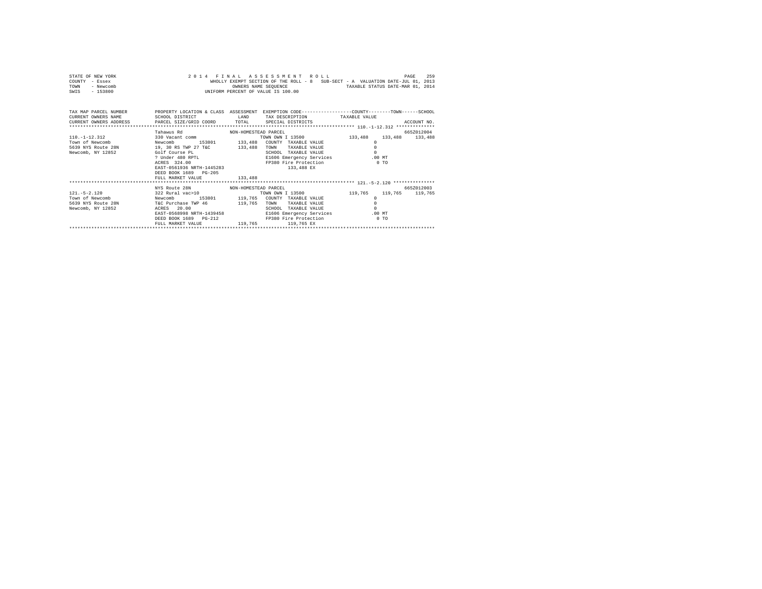STATE OF NEW YORK — 2014 FINAL ASSESSMENT ROLL
COUNTY - Essex — WHOLLY EXEMPT SECTION OF THE ROLL - 8 SUB-SECT - A VALUATION DATE-JUL 01, 2013
TOWN - Newcomb — OWNERS NAME SEQUENCE — TAXABLE STATUS DATE-MAR 01, 2014
SWIS - 153800 — UNIFORM PERCENT OF VALUE IS 100.00

```
TAX MAP PARCEL NUMBER         PROPERTY LOCATION & CLASS  ASSESSMENT  EXEMPTION CODE-----------------COUNTY--------TOWN------SCHOOL
CURRENT OWNERS NAME           SCHOOL DISTRICT               LAND      TAX DESCRIPTION            TAXABLE VALUE
CURRENT OWNERS ADDRESS        PARCEL SIZE/GRID COORD        TOTAL     SPECIAL DISTRICTS                                  ACCOUNT NO.
******************************************************************************************* 110.-1-12.312 **************
                              Tahawus Rd                 NON-HOMESTEAD PARCEL                                            665Z012004
110.-1-12.312                 330 Vacant comm                         TOWN OWN I 13500               133,488    133,488    133,488
Town of Newcomb               Newcomb          153801      133,488    COUNTY  TAXABLE VALUE              0
5639 NYS Route 28N            19, 30 RS TWP 27 T&C         133,488    TOWN    TAXABLE VALUE              0
Newcomb, NY 12852             Golf Course PL                          SCHOOL  TAXABLE VALUE              0
                              ? Under 480 RPTL                        E1606 Emergency Services            .00 MT
                              ACRES  324.00                           FP380 Fire Protection                0 TO
                              EAST-0561936 NRTH-1445283                    133,488 EX
                              DEED BOOK 1689   PG-205
                              FULL MARKET VALUE            133,488
******************************************************************************************* 121.-5-2.120 ***************
                              NYS Route 28N              NON-HOMESTEAD PARCEL                                            665Z012003
121.-5-2.120                  322 Rural vac>10                        TOWN OWN I 13500               119,765    119,765    119,765
Town of Newcomb               Newcomb          153801      119,765    COUNTY  TAXABLE VALUE              0
5639 NYS Route 28N            T&C Purchase TWP 46          119,765    TOWN    TAXABLE VALUE              0
Newcomb, NY 12852             ACRES   20.00                           SCHOOL  TAXABLE VALUE              0
                              EAST-0568998 NRTH-1439458               E1606 Emergency Services            .00 MT
                              DEED BOOK 1689   PG-212                 FP380 Fire Protection                0 TO
                              FULL MARKET VALUE            119,765         119,765 EX
************************************************************************************************************************
```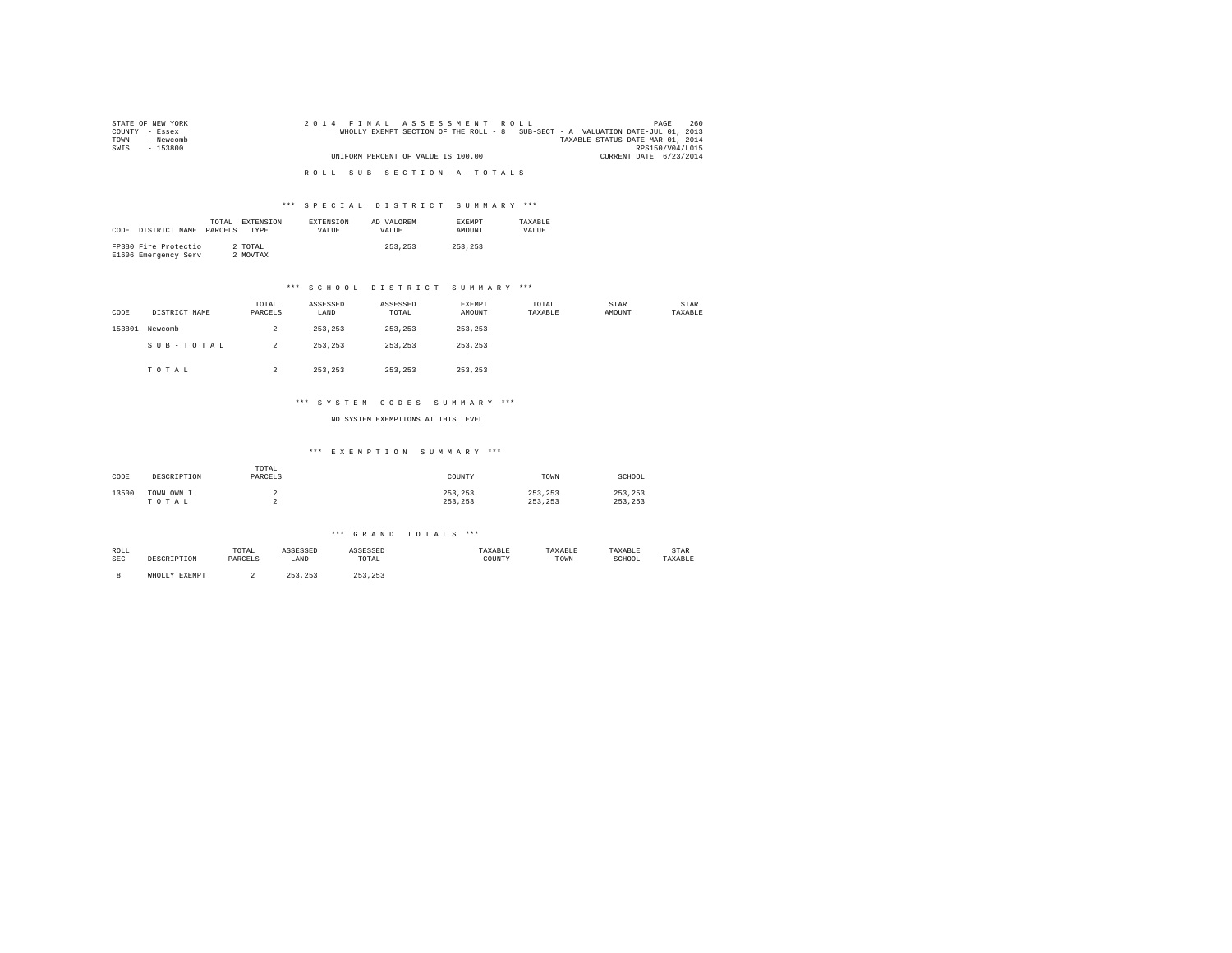STATE OF NEW YORK
COUNTY - Essex
TOWN - Newcomb
SWIS - 153800

2014 FINAL ASSESSMENT ROLL
WHOLLY EXEMPT SECTION OF THE ROLL - 8 SUB-SECT - A VALUATION DATE-JUL 01, 2013
TAXABLE STATUS DATE-MAR 01, 2014
RPS150/V04/L015
UNIFORM PERCENT OF VALUE IS 100.00
CURRENT DATE 6/23/2014

R O L L S U B S E C T I O N - A - T O T A L S

### *** S P E C I A L D I S T R I C T S U M M A R Y ***

| CODE | DISTRICT NAME | TOTAL PARCELS | EXTENSION TYPE | EXTENSION VALUE | AD VALOREM VALUE | EXEMPT AMOUNT | TAXABLE VALUE |
|---|---|---|---|---|---|---|---|
| FP380 | Fire Protectio | 2 | TOTAL | | 253,253 | 253,253 | |
| E1606 | Emergency Serv | 2 | MOVTAX | | | | |

### *** S C H O O L D I S T R I C T S U M M A R Y ***

| CODE | DISTRICT NAME | TOTAL PARCELS | ASSESSED LAND | ASSESSED TOTAL | EXEMPT AMOUNT | TOTAL TAXABLE | STAR AMOUNT | STAR TAXABLE |
|---|---|---|---|---|---|---|---|---|
| 153801 | Newcomb | 2 | 253,253 | 253,253 | 253,253 | | | |
| | S U B - T O T A L | 2 | 253,253 | 253,253 | 253,253 | | | |
| | T O T A L | 2 | 253,253 | 253,253 | 253,253 | | | |

### *** S Y S T E M C O D E S S U M M A R Y ***

NO SYSTEM EXEMPTIONS AT THIS LEVEL

### *** E X E M P T I O N S U M M A R Y ***

| CODE | DESCRIPTION | TOTAL PARCELS | COUNTY | TOWN | SCHOOL |
|---|---|---|---|---|---|
| 13500 | TOWN OWN I | 2 | 253,253 | 253,253 | 253,253 |
| | T O T A L | 2 | 253,253 | 253,253 | 253,253 |

### *** G R A N D T O T A L S ***

| ROLL SEC | DESCRIPTION | TOTAL PARCELS | ASSESSED LAND | ASSESSED TOTAL | TAXABLE COUNTY | TAXABLE TOWN | TAXABLE SCHOOL | STAR TAXABLE |
|---|---|---|---|---|---|---|---|---|
| 8 | WHOLLY EXEMPT | 2 | 253,253 | 253,253 | | | | |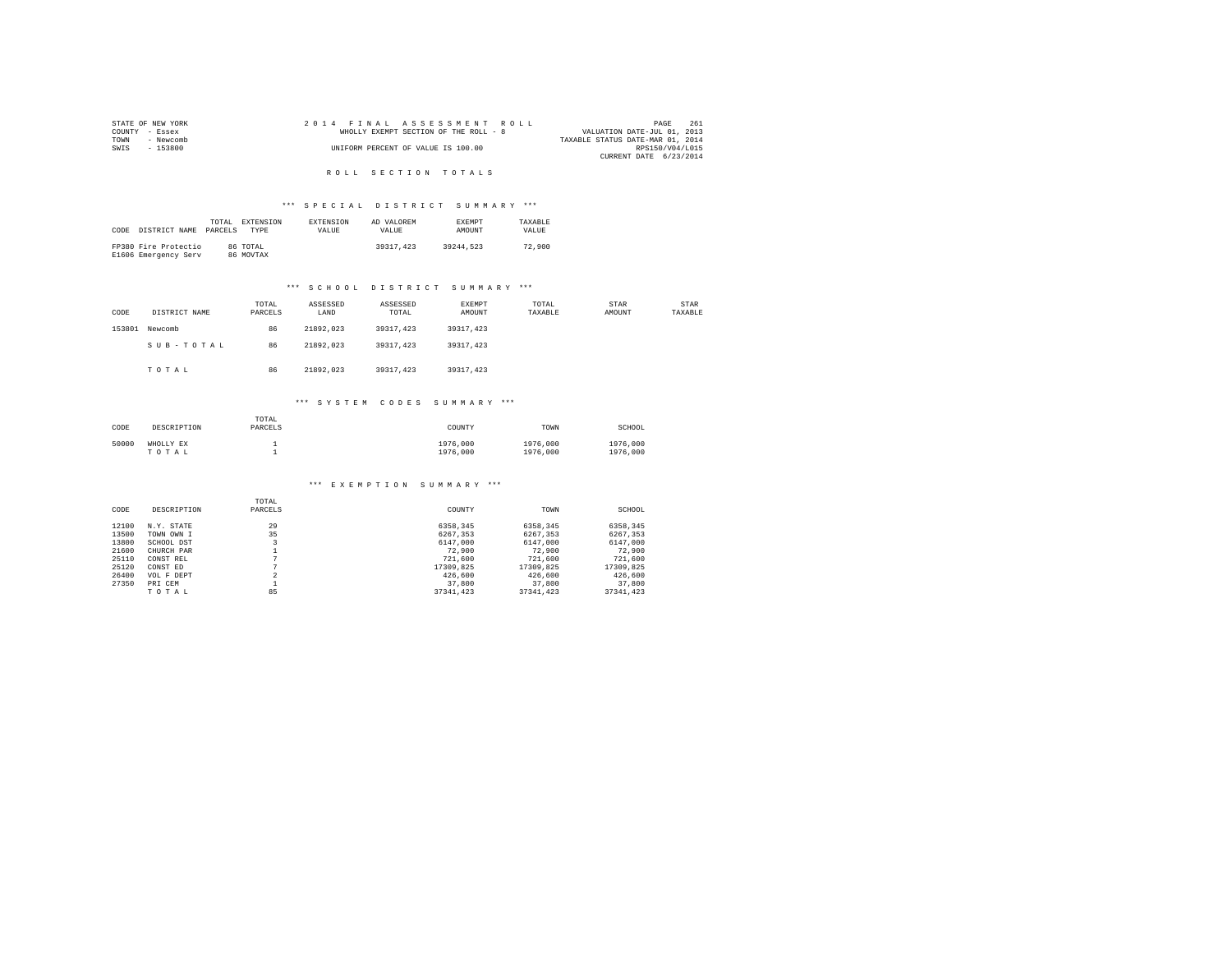STATE OF NEW YORK
COUNTY - Essex
TOWN - Newcomb
SWIS - 153800

2014 FINAL ASSESSMENT ROLL
WHOLLY EXEMPT SECTION OF THE ROLL - 8
UNIFORM PERCENT OF VALUE IS 100.00

VALUATION DATE-JUL 01, 2013
TAXABLE STATUS DATE-MAR 01, 2014
RPS150/V04/L015
CURRENT DATE 6/23/2014

## ROLL SECTION TOTALS

### *** SPECIAL DISTRICT SUMMARY ***

| CODE | DISTRICT NAME | TOTAL PARCELS | EXTENSION TYPE | EXTENSION VALUE | AD VALOREM VALUE | EXEMPT AMOUNT | TAXABLE VALUE |
|---|---|---|---|---|---|---|---|
| FP380 | Fire Protectio | 86 | TOTAL | | 39317,423 | 39244,523 | 72,900 |
| E1606 | Emergency Serv | 86 | MOVTAX | | | | |

### *** SCHOOL DISTRICT SUMMARY ***

| CODE | DISTRICT NAME | TOTAL PARCELS | ASSESSED LAND | ASSESSED TOTAL | EXEMPT AMOUNT | TOTAL TAXABLE | STAR AMOUNT | STAR TAXABLE |
|---|---|---|---|---|---|---|---|---|
| 153801 | Newcomb | 86 | 21892,023 | 39317,423 | 39317,423 | | | |
| | SUB-TOTAL | 86 | 21892,023 | 39317,423 | 39317,423 | | | |
| | TOTAL | 86 | 21892,023 | 39317,423 | 39317,423 | | | |

### *** SYSTEM CODES SUMMARY ***

| CODE | DESCRIPTION | TOTAL PARCELS | COUNTY | TOWN | SCHOOL |
|---|---|---|---|---|---|
| 50000 | WHOLLY EX | 1 | 1976,000 | 1976,000 | 1976,000 |
| | TOTAL | 1 | 1976,000 | 1976,000 | 1976,000 |

### *** EXEMPTION SUMMARY ***

| CODE | DESCRIPTION | TOTAL PARCELS | COUNTY | TOWN | SCHOOL |
|---|---|---|---|---|---|
| 12100 | N.Y. STATE | 29 | 6358,345 | 6358,345 | 6358,345 |
| 13500 | TOWN OWN I | 35 | 6267,353 | 6267,353 | 6267,353 |
| 13800 | SCHOOL DST | 3 | 6147,000 | 6147,000 | 6147,000 |
| 21600 | CHURCH PAR | 1 | 72,900 | 72,900 | 72,900 |
| 25110 | CONST REL | 7 | 721,600 | 721,600 | 721,600 |
| 25120 | CONST ED | 7 | 17309,825 | 17309,825 | 17309,825 |
| 26400 | VOL F DEPT | 2 | 426,600 | 426,600 | 426,600 |
| 27350 | PRI CEM | 1 | 37,800 | 37,800 | 37,800 |
| | TOTAL | 85 | 37341,423 | 37341,423 | 37341,423 |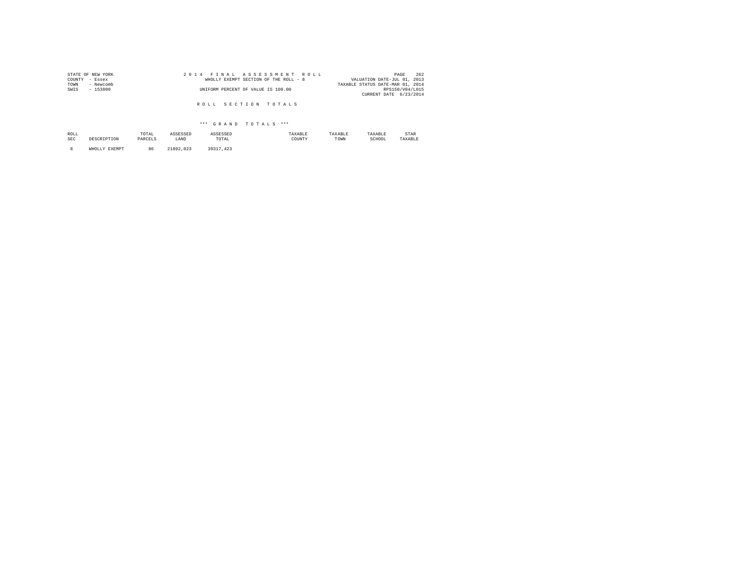STATE OF NEW YORK
COUNTY - Essex
TOWN - Newcomb
SWIS - 153800

2 0 1 4 F I N A L A S S E S S M E N T R O L L
WHOLLY EXEMPT SECTION OF THE ROLL - 8
UNIFORM PERCENT OF VALUE IS 100.00

VALUATION DATE-JUL 01, 2013
TAXABLE STATUS DATE-MAR 01, 2014
RPS150/V04/L015
CURRENT DATE 6/23/2014

R O L L S E C T I O N T O T A L S

\*\*\* G R A N D T O T A L S \*\*\*

| ROLL SEC | DESCRIPTION | TOTAL PARCELS | ASSESSED LAND | ASSESSED TOTAL | TAXABLE COUNTY | TAXABLE TOWN | TAXABLE SCHOOL | STAR TAXABLE |
|---|---|---|---|---|---|---|---|---|
| 8 | WHOLLY EXEMPT | 86 | 21892,023 | 39317,423 | | | | |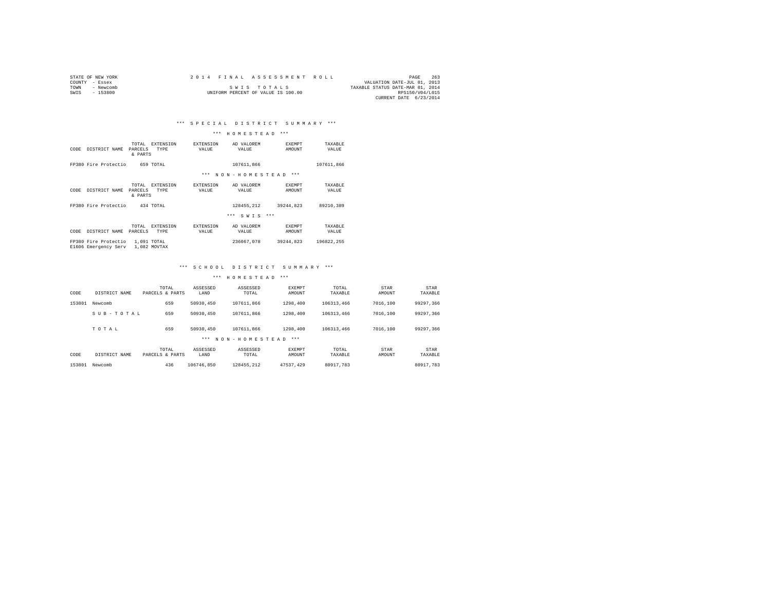STATE OF NEW YORK
COUNTY - Essex
TOWN - Newcomb
SWIS - 153800

2014 FINAL ASSESSMENT ROLL

SWIS TOTALS

UNIFORM PERCENT OF VALUE IS 100.00

VALUATION DATE-JUL 01, 2013
TAXABLE STATUS DATE-MAR 01, 2014
RPS150/V04/L015
CURRENT DATE 6/23/2014

## *** SPECIAL DISTRICT SUMMARY ***

### *** HOMESTEAD ***

| CODE | DISTRICT NAME | TOTAL PARCELS & PARTS | EXTENSION TYPE | EXTENSION VALUE | AD VALOREM VALUE | EXEMPT AMOUNT | TAXABLE VALUE |
|---|---|---|---|---|---|---|---|
| FP380 | Fire Protectio | 659 | TOTAL | | 107611,866 | | 107611,866 |

### *** NON-HOMESTEAD ***

| CODE | DISTRICT NAME | TOTAL PARCELS & PARTS | EXTENSION TYPE | EXTENSION VALUE | AD VALOREM VALUE | EXEMPT AMOUNT | TAXABLE VALUE |
|---|---|---|---|---|---|---|---|
| FP380 | Fire Protectio | 434 | TOTAL | | 128455,212 | 39244,823 | 89210,389 |

### *** SWIS ***

| CODE | DISTRICT NAME | TOTAL PARCELS | EXTENSION TYPE | EXTENSION VALUE | AD VALOREM VALUE | EXEMPT AMOUNT | TAXABLE VALUE |
|---|---|---|---|---|---|---|---|
| FP380 | Fire Protectio | 1,091 | TOTAL | | 236067,078 | 39244,823 | 196822,255 |
| E1606 | Emergency Serv | 1,082 | MOVTAX | | | | |

## *** SCHOOL DISTRICT SUMMARY ***

### *** HOMESTEAD ***

| CODE | DISTRICT NAME | TOTAL PARCELS & PARTS | ASSESSED LAND | ASSESSED TOTAL | EXEMPT AMOUNT | TOTAL TAXABLE | STAR AMOUNT | STAR TAXABLE |
|---|---|---|---|---|---|---|---|---|
| 153801 | Newcomb | 659 | 50930,450 | 107611,866 | 1298,400 | 106313,466 | 7016,100 | 99297,366 |
| | SUB-TOTAL | 659 | 50930,450 | 107611,866 | 1298,400 | 106313,466 | 7016,100 | 99297,366 |
| | TOTAL | 659 | 50930,450 | 107611,866 | 1298,400 | 106313,466 | 7016,100 | 99297,366 |

### *** NON-HOMESTEAD ***

| CODE | DISTRICT NAME | TOTAL PARCELS & PARTS | ASSESSED LAND | ASSESSED TOTAL | EXEMPT AMOUNT | TOTAL TAXABLE | STAR AMOUNT | STAR TAXABLE |
|---|---|---|---|---|---|---|---|---|
| 153801 | Newcomb | 436 | 106746,850 | 128455,212 | 47537,429 | 80917,783 | | 80917,783 |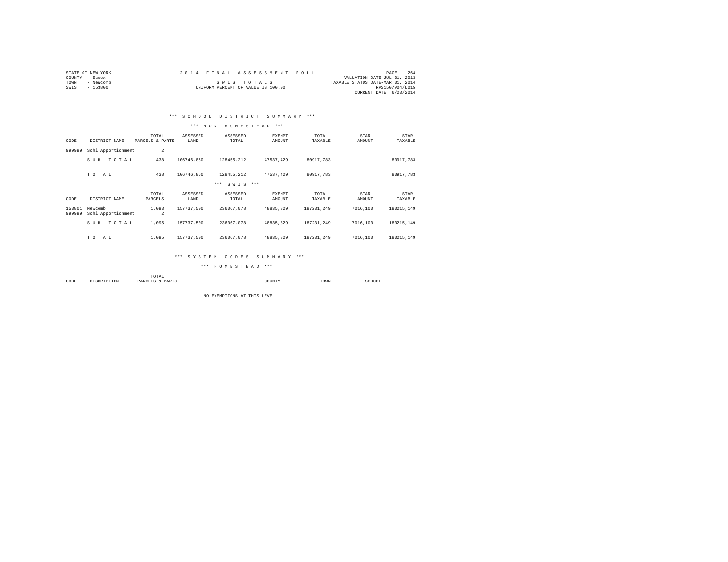STATE OF NEW YORK
COUNTY - Essex
TOWN - Newcomb
SWIS - 153800

2 0 1 4 F I N A L A S S E S S M E N T R O L L

S W I S T O T A L S

UNIFORM PERCENT OF VALUE IS 100.00

VALUATION DATE-JUL 01, 2013
TAXABLE STATUS DATE-MAR 01, 2014
RPS150/V04/L015
CURRENT DATE 6/23/2014

### *** S C H O O L D I S T R I C T S U M M A R Y ***

#### *** N O N - H O M E S T E A D ***

| CODE | DISTRICT NAME | TOTAL PARCELS & PARTS | ASSESSED LAND | ASSESSED TOTAL | EXEMPT AMOUNT | TOTAL TAXABLE | STAR AMOUNT | STAR TAXABLE |
|---|---|---|---|---|---|---|---|---|
| 999999 | Schl Apportionment | 2 | | | | | | |
| | S U B - T O T A L | 438 | 106746,850 | 128455,212 | 47537,429 | 80917,783 | | 80917,783 |
| | T O T A L | 438 | 106746,850 | 128455,212 | 47537,429 | 80917,783 | | 80917,783 |

#### *** S W I S ***

| CODE | DISTRICT NAME | TOTAL PARCELS | ASSESSED LAND | ASSESSED TOTAL | EXEMPT AMOUNT | TOTAL TAXABLE | STAR AMOUNT | STAR TAXABLE |
|---|---|---|---|---|---|---|---|---|
| 153801 | Newcomb | 1,093 | 157737,500 | 236067,078 | 48835,829 | 187231,249 | 7016,100 | 180215,149 |
| 999999 | Schl Apportionment | 2 | | | | | | |
| | S U B - T O T A L | 1,095 | 157737,500 | 236067,078 | 48835,829 | 187231,249 | 7016,100 | 180215,149 |
| | T O T A L | 1,095 | 157737,500 | 236067,078 | 48835,829 | 187231,249 | 7016,100 | 180215,149 |

### *** S Y S T E M C O D E S S U M M A R Y ***

#### *** H O M E S T E A D ***

| CODE | DESCRIPTION | TOTAL PARCELS & PARTS | COUNTY | TOWN | SCHOOL |
|---|---|---|---|---|---|

NO EXEMPTIONS AT THIS LEVEL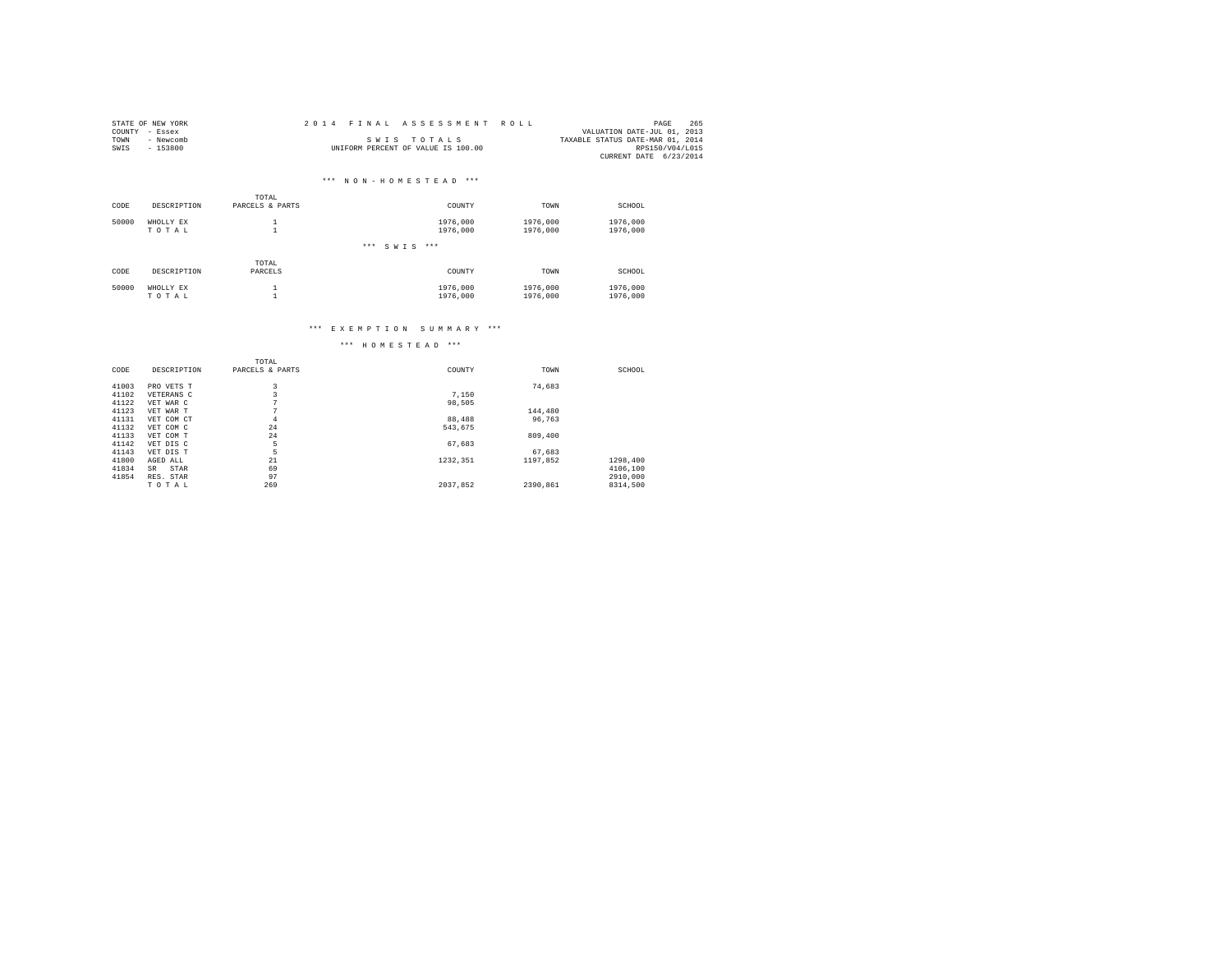STATE OF NEW YORK
COUNTY - Essex
TOWN - Newcomb
SWIS - 153800

2014 FINAL ASSESSMENT ROLL

SWIS TOTALS

UNIFORM PERCENT OF VALUE IS 100.00

VALUATION DATE-JUL 01, 2013
TAXABLE STATUS DATE-MAR 01, 2014
RPS150/V04/L015
CURRENT DATE 6/23/2014

*** NON-HOMESTEAD ***

| CODE | DESCRIPTION | TOTAL PARCELS & PARTS | COUNTY | TOWN | SCHOOL |
|---|---|---|---|---|---|
| 50000 | WHOLLY EX | 1 | 1976,000 | 1976,000 | 1976,000 |
| | T O T A L | 1 | 1976,000 | 1976,000 | 1976,000 |

*** SWIS ***

| CODE | DESCRIPTION | TOTAL PARCELS | COUNTY | TOWN | SCHOOL |
|---|---|---|---|---|---|
| 50000 | WHOLLY EX | 1 | 1976,000 | 1976,000 | 1976,000 |
| | T O T A L | 1 | 1976,000 | 1976,000 | 1976,000 |

*** EXEMPTION SUMMARY ***

*** HOMESTEAD ***

| CODE | DESCRIPTION | TOTAL PARCELS & PARTS | COUNTY | TOWN | SCHOOL |
|---|---|---|---|---|---|
| 41003 | PRO VETS T | 3 | | 74,683 | |
| 41102 | VETERANS C | 3 | 7,150 | | |
| 41122 | VET WAR C | 7 | 98,505 | | |
| 41123 | VET WAR T | 7 | | 144,480 | |
| 41131 | VET COM CT | 4 | 88,488 | 96,763 | |
| 41132 | VET COM C | 24 | 543,675 | | |
| 41133 | VET COM T | 24 | | 809,400 | |
| 41142 | VET DIS C | 5 | 67,683 | | |
| 41143 | VET DIS T | 5 | | 67,683 | |
| 41800 | AGED ALL | 21 | 1232,351 | 1197,852 | 1298,400 |
| 41834 | SR STAR | 69 | | | 4106,100 |
| 41854 | RES. STAR | 97 | | | 2910,000 |
| | T O T A L | 269 | 2037,852 | 2390,861 | 8314,500 |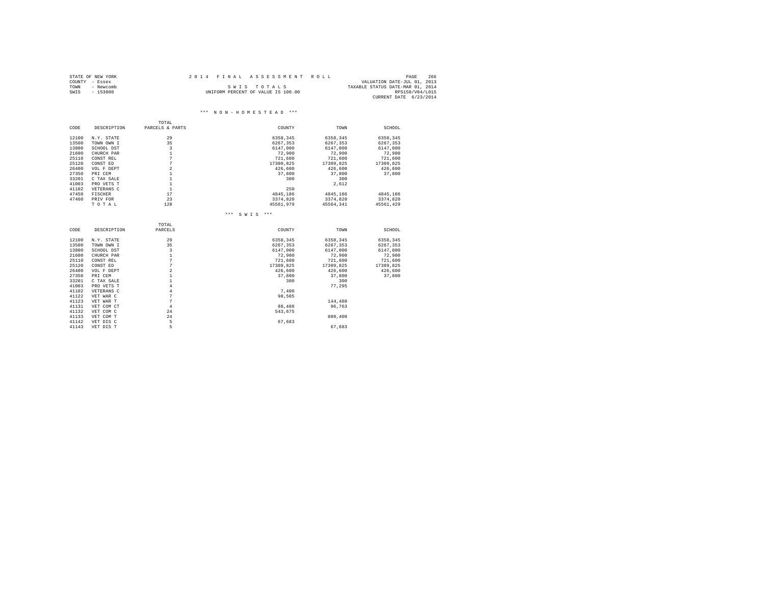STATE OF NEW YORK
COUNTY - Essex
TOWN - Newcomb
SWIS - 153800

2014 FINAL ASSESSMENT ROLL

SWIS TOTALS

UNIFORM PERCENT OF VALUE IS 100.00

VALUATION DATE-JUL 01, 2013
TAXABLE STATUS DATE-MAR 01, 2014
RPS150/V04/L015
CURRENT DATE 6/23/2014

### *** NON-HOMESTEAD ***

| CODE | DESCRIPTION | TOTAL PARCELS & PARTS | COUNTY | TOWN | SCHOOL |
|---|---|---|---|---|---|
| 12100 | N.Y. STATE | 29 | 6358,345 | 6358,345 | 6358,345 |
| 13500 | TOWN OWN I | 35 | 6267,353 | 6267,353 | 6267,353 |
| 13800 | SCHOOL DST | 3 | 6147,000 | 6147,000 | 6147,000 |
| 21600 | CHURCH PAR | 1 | 72,900 | 72,900 | 72,900 |
| 25110 | CONST REL | 7 | 721,600 | 721,600 | 721,600 |
| 25120 | CONST ED | 7 | 17309,825 | 17309,825 | 17309,825 |
| 26400 | VOL F DEPT | 2 | 426,600 | 426,600 | 426,600 |
| 27350 | PRI CEM | 1 | 37,800 | 37,800 | 37,800 |
| 33201 | C TAX SALE | 1 | 300 | 300 | |
| 41003 | PRO VETS T | 1 | | 2,612 | |
| 41102 | VETERANS C | 1 | 250 | | |
| 47450 | FISCHER | 17 | 4845,186 | 4845,186 | 4845,186 |
| 47460 | PRIV FOR | 23 | 3374,820 | 3374,820 | 3374,820 |
| | T O T A L | 128 | 45561,979 | 45564,341 | 45561,429 |

### *** SWIS ***

| CODE | DESCRIPTION | TOTAL PARCELS | COUNTY | TOWN | SCHOOL |
|---|---|---|---|---|---|
| 12100 | N.Y. STATE | 29 | 6358,345 | 6358,345 | 6358,345 |
| 13500 | TOWN OWN I | 35 | 6267,353 | 6267,353 | 6267,353 |
| 13800 | SCHOOL DST | 3 | 6147,000 | 6147,000 | 6147,000 |
| 21600 | CHURCH PAR | 1 | 72,900 | 72,900 | 72,900 |
| 25110 | CONST REL | 7 | 721,600 | 721,600 | 721,600 |
| 25120 | CONST ED | 7 | 17309,825 | 17309,825 | 17309,825 |
| 26400 | VOL F DEPT | 2 | 426,600 | 426,600 | 426,600 |
| 27350 | PRI CEM | 1 | 37,800 | 37,800 | 37,800 |
| 33201 | C TAX SALE | 1 | 300 | 300 | |
| 41003 | PRO VETS T | 4 | | 77,295 | |
| 41102 | VETERANS C | 4 | 7,400 | | |
| 41122 | VET WAR C | 7 | 98,505 | | |
| 41123 | VET WAR T | 7 | | 144,480 | |
| 41131 | VET COM CT | 4 | 88,488 | 96,763 | |
| 41132 | VET COM C | 24 | 543,675 | | |
| 41133 | VET COM T | 24 | | 809,400 | |
| 41142 | VET DIS C | 5 | 67,683 | | |
| 41143 | VET DIS T | 5 | | 67,683 | |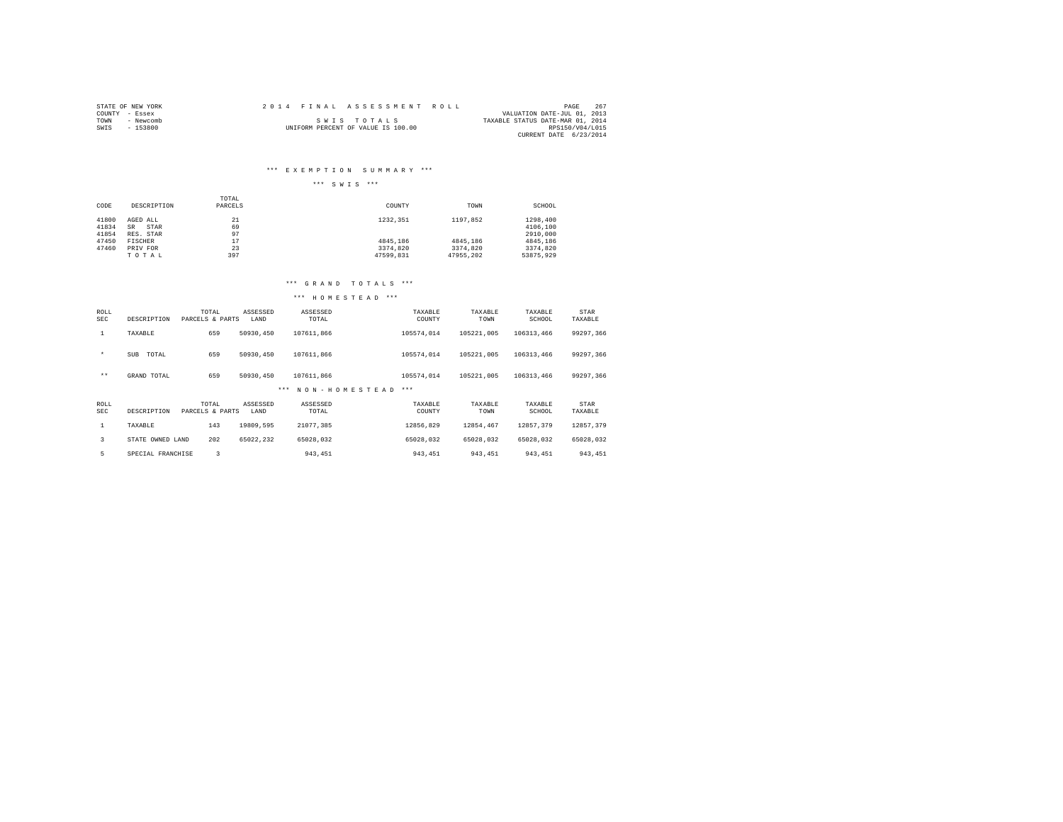STATE OF NEW YORK
COUNTY - Essex
TOWN - Newcomb
SWIS - 153800

2014 FINAL ASSESSMENT ROLL

SWIS TOTALS

UNIFORM PERCENT OF VALUE IS 100.00

VALUATION DATE-JUL 01, 2013
TAXABLE STATUS DATE-MAR 01, 2014
RPS150/V04/L015
CURRENT DATE 6/23/2014

### *** EXEMPTION SUMMARY ***

#### *** SWIS ***

| CODE | DESCRIPTION | TOTAL PARCELS | COUNTY | TOWN | SCHOOL |
|---|---|---|---|---|---|
| 41800 | AGED ALL | 21 | 1232,351 | 1197,852 | 1298,400 |
| 41834 | SR STAR | 69 | | | 4106,100 |
| 41854 | RES. STAR | 97 | | | 2910,000 |
| 47450 | FISCHER | 17 | 4845,186 | 4845,186 | 4845,186 |
| 47460 | PRIV FOR | 23 | 3374,820 | 3374,820 | 3374,820 |
| | T O T A L | 397 | 47599,831 | 47955,202 | 53875,929 |

### *** GRAND TOTALS ***

#### *** HOMESTEAD ***

| ROLL SEC | DESCRIPTION | TOTAL PARCELS & PARTS | ASSESSED LAND | ASSESSED TOTAL | TAXABLE COUNTY | TAXABLE TOWN | TAXABLE SCHOOL | STAR TAXABLE |
|---|---|---|---|---|---|---|---|---|
| 1 | TAXABLE | 659 | 50930,450 | 107611,866 | 105574,014 | 105221,005 | 106313,466 | 99297,366 |
| * | SUB TOTAL | 659 | 50930,450 | 107611,866 | 105574,014 | 105221,005 | 106313,466 | 99297,366 |
| ** | GRAND TOTAL | 659 | 50930,450 | 107611,866 | 105574,014 | 105221,005 | 106313,466 | 99297,366 |

#### *** NON-HOMESTEAD ***

| ROLL SEC | DESCRIPTION | TOTAL PARCELS & PARTS | ASSESSED LAND | ASSESSED TOTAL | TAXABLE COUNTY | TAXABLE TOWN | TAXABLE SCHOOL | STAR TAXABLE |
|---|---|---|---|---|---|---|---|---|
| 1 | TAXABLE | 143 | 19809,595 | 21077,385 | 12856,829 | 12854,467 | 12857,379 | 12857,379 |
| 3 | STATE OWNED LAND | 202 | 65022,232 | 65028,032 | 65028,032 | 65028,032 | 65028,032 | 65028,032 |
| 5 | SPECIAL FRANCHISE | 3 | | 943,451 | 943,451 | 943,451 | 943,451 | 943,451 |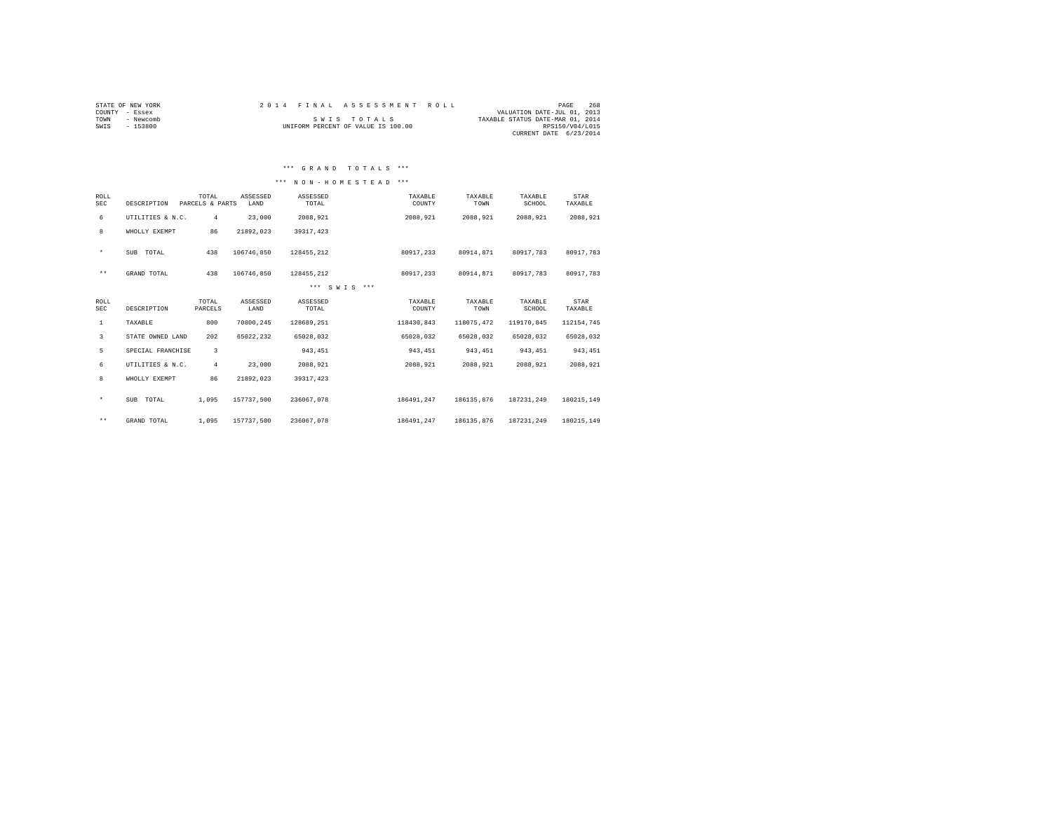STATE OF NEW YORK
COUNTY - Essex
TOWN - Newcomb
SWIS - 153800

2014 FINAL ASSESSMENT ROLL

SWIS TOTALS

UNIFORM PERCENT OF VALUE IS 100.00

VALUATION DATE-JUL 01, 2013
TAXABLE STATUS DATE-MAR 01, 2014
RPS150/V04/L015
CURRENT DATE 6/23/2014

### *** GRAND TOTALS ***

### *** NON-HOMESTEAD ***

| ROLL SEC | DESCRIPTION | TOTAL PARCELS & PARTS | ASSESSED LAND | ASSESSED TOTAL | TAXABLE COUNTY | TAXABLE TOWN | TAXABLE SCHOOL | STAR TAXABLE |
|---|---|---|---|---|---|---|---|---|
| 6 | UTILITIES & N.C. | 4 | 23,000 | 2088,921 | 2088,921 | 2088,921 | 2088,921 | 2088,921 |
| 8 | WHOLLY EXEMPT | 86 | 21892,023 | 39317,423 | | | | |
| * | SUB TOTAL | 438 | 106746,850 | 128455,212 | 80917,233 | 80914,871 | 80917,783 | 80917,783 |
| ** | GRAND TOTAL | 438 | 106746,850 | 128455,212 | 80917,233 | 80914,871 | 80917,783 | 80917,783 |

### *** SWIS ***

| ROLL SEC | DESCRIPTION | TOTAL PARCELS | ASSESSED LAND | ASSESSED TOTAL | TAXABLE COUNTY | TAXABLE TOWN | TAXABLE SCHOOL | STAR TAXABLE |
|---|---|---|---|---|---|---|---|---|
| 1 | TAXABLE | 800 | 70800,245 | 128689,251 | 118430,843 | 118075,472 | 119170,845 | 112154,745 |
| 3 | STATE OWNED LAND | 202 | 65022,232 | 65028,032 | 65028,032 | 65028,032 | 65028,032 | 65028,032 |
| 5 | SPECIAL FRANCHISE | 3 | | 943,451 | 943,451 | 943,451 | 943,451 | 943,451 |
| 6 | UTILITIES & N.C. | 4 | 23,000 | 2088,921 | 2088,921 | 2088,921 | 2088,921 | 2088,921 |
| 8 | WHOLLY EXEMPT | 86 | 21892,023 | 39317,423 | | | | |
| * | SUB TOTAL | 1,095 | 157737,500 | 236067,078 | 186491,247 | 186135,876 | 187231,249 | 180215,149 |
| ** | GRAND TOTAL | 1,095 | 157737,500 | 236067,078 | 186491,247 | 186135,876 | 187231,249 | 180215,149 |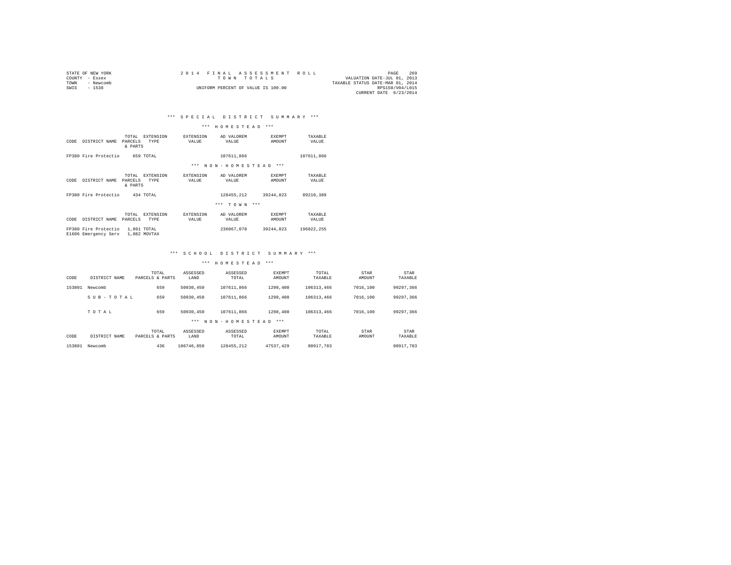STATE OF NEW YORK
COUNTY - Essex
TOWN - Newcomb
SWIS - 1538

2014 FINAL ASSESSMENT ROLL
TOWN TOTALS
UNIFORM PERCENT OF VALUE IS 100.00

VALUATION DATE-JUL 01, 2013
TAXABLE STATUS DATE-MAR 01, 2014
RPS150/V04/L015
CURRENT DATE 6/23/2014

### *** SPECIAL DISTRICT SUMMARY ***

#### *** HOMESTEAD ***

| CODE | DISTRICT NAME | TOTAL PARCELS & PARTS | EXTENSION TYPE | EXTENSION VALUE | AD VALOREM VALUE | EXEMPT AMOUNT | TAXABLE VALUE |
|---|---|---|---|---|---|---|---|
| FP380 | Fire Protectio | 659 | TOTAL | | 107611,866 | | 107611,866 |

#### *** NON-HOMESTEAD ***

| CODE | DISTRICT NAME | TOTAL PARCELS & PARTS | EXTENSION TYPE | EXTENSION VALUE | AD VALOREM VALUE | EXEMPT AMOUNT | TAXABLE VALUE |
|---|---|---|---|---|---|---|---|
| FP380 | Fire Protectio | 434 | TOTAL | | 128455,212 | 39244,823 | 89210,389 |

#### *** TOWN ***

| CODE | DISTRICT NAME | TOTAL PARCELS | EXTENSION TYPE | EXTENSION VALUE | AD VALOREM VALUE | EXEMPT AMOUNT | TAXABLE VALUE |
|---|---|---|---|---|---|---|---|
| FP380 | Fire Protectio | 1,091 | TOTAL | | 236067,078 | 39244,823 | 196822,255 |
| E1606 | Emergency Serv | 1,082 | MOVTAX | | | | |

### *** SCHOOL DISTRICT SUMMARY ***

#### *** HOMESTEAD ***

| CODE | DISTRICT NAME | TOTAL PARCELS & PARTS | ASSESSED LAND | ASSESSED TOTAL | EXEMPT AMOUNT | TOTAL TAXABLE | STAR AMOUNT | STAR TAXABLE |
|---|---|---|---|---|---|---|---|---|
| 153801 | Newcomb | 659 | 50930,450 | 107611,866 | 1298,400 | 106313,466 | 7016,100 | 99297,366 |
| | S U B - T O T A L | 659 | 50930,450 | 107611,866 | 1298,400 | 106313,466 | 7016,100 | 99297,366 |
| | T O T A L | 659 | 50930,450 | 107611,866 | 1298,400 | 106313,466 | 7016,100 | 99297,366 |

#### *** NON-HOMESTEAD ***

| CODE | DISTRICT NAME | TOTAL PARCELS & PARTS | ASSESSED LAND | ASSESSED TOTAL | EXEMPT AMOUNT | TOTAL TAXABLE | STAR AMOUNT | STAR TAXABLE |
|---|---|---|---|---|---|---|---|---|
| 153801 | Newcomb | 436 | 106746,850 | 128455,212 | 47537,429 | 80917,783 | | 80917,783 |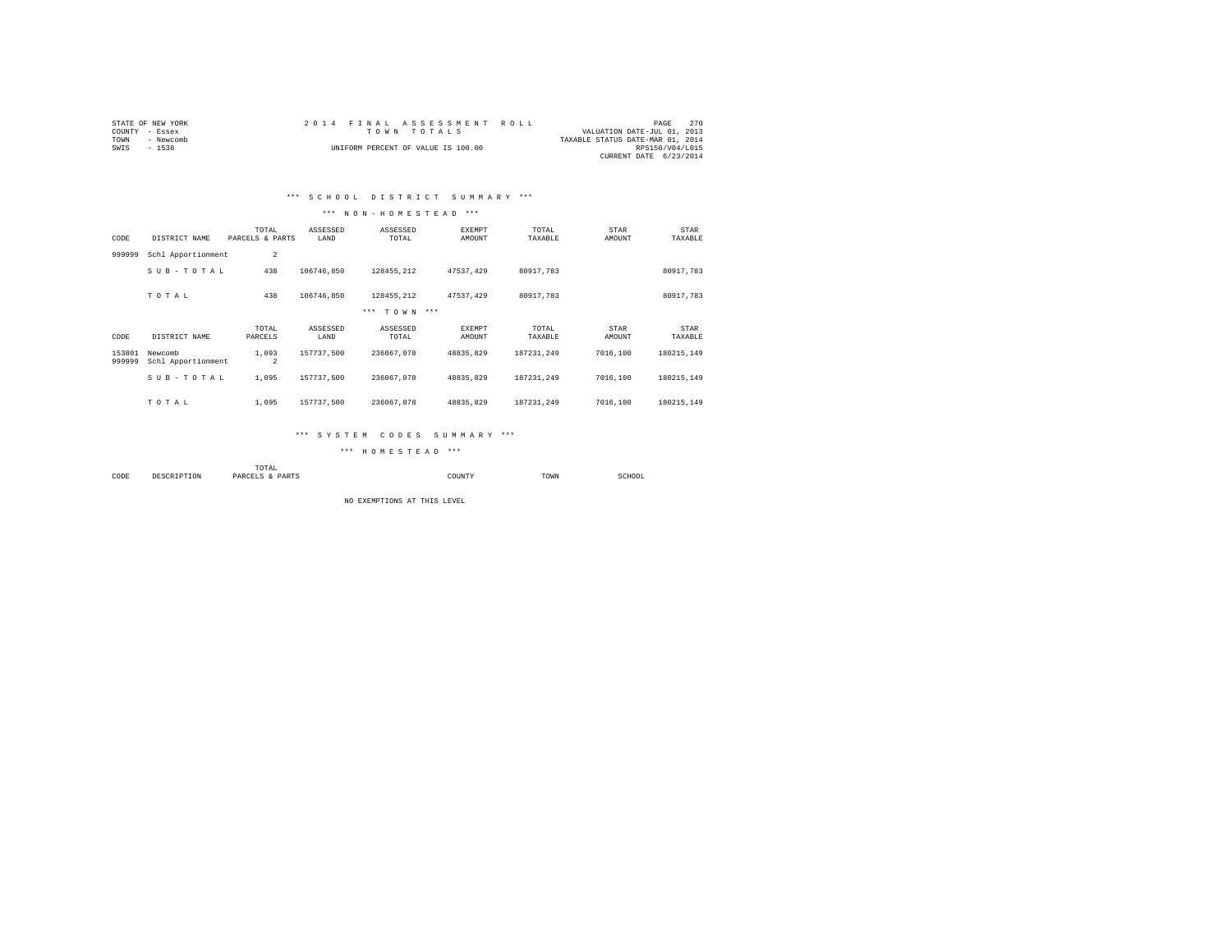STATE OF NEW YORK
COUNTY - Essex
TOWN - Newcomb
SWIS - 1538

2014 FINAL ASSESSMENT ROLL
TOWN TOTALS
UNIFORM PERCENT OF VALUE IS 100.00

VALUATION DATE-JUL 01, 2013
TAXABLE STATUS DATE-MAR 01, 2014
RPS150/V04/L015
CURRENT DATE 6/23/2014

### *** SCHOOL DISTRICT SUMMARY ***

#### *** NON-HOMESTEAD ***

| CODE | DISTRICT NAME | TOTAL PARCELS & PARTS | ASSESSED LAND | ASSESSED TOTAL | EXEMPT AMOUNT | TOTAL TAXABLE | STAR AMOUNT | STAR TAXABLE |
|---|---|---|---|---|---|---|---|---|
| 999999 | Schl Apportionment | 2 | | | | | | |
| | S U B - T O T A L | 438 | 106746,850 | 128455,212 | 47537,429 | 80917,783 | | 80917,783 |
| | T O T A L | 438 | 106746,850 | 128455,212 | 47537,429 | 80917,783 | | 80917,783 |

#### *** TOWN ***

| CODE | DISTRICT NAME | TOTAL PARCELS | ASSESSED LAND | ASSESSED TOTAL | EXEMPT AMOUNT | TOTAL TAXABLE | STAR AMOUNT | STAR TAXABLE |
|---|---|---|---|---|---|---|---|---|
| 153801 | Newcomb | 1,093 | 157737,500 | 236067,078 | 48835,829 | 187231,249 | 7016,100 | 180215,149 |
| 999999 | Schl Apportionment | 2 | | | | | | |
| | S U B - T O T A L | 1,095 | 157737,500 | 236067,078 | 48835,829 | 187231,249 | 7016,100 | 180215,149 |
| | T O T A L | 1,095 | 157737,500 | 236067,078 | 48835,829 | 187231,249 | 7016,100 | 180215,149 |

### *** SYSTEM CODES SUMMARY ***

#### *** HOMESTEAD ***

| CODE | DESCRIPTION | TOTAL PARCELS & PARTS | COUNTY | TOWN | SCHOOL |
|---|---|---|---|---|---|

NO EXEMPTIONS AT THIS LEVEL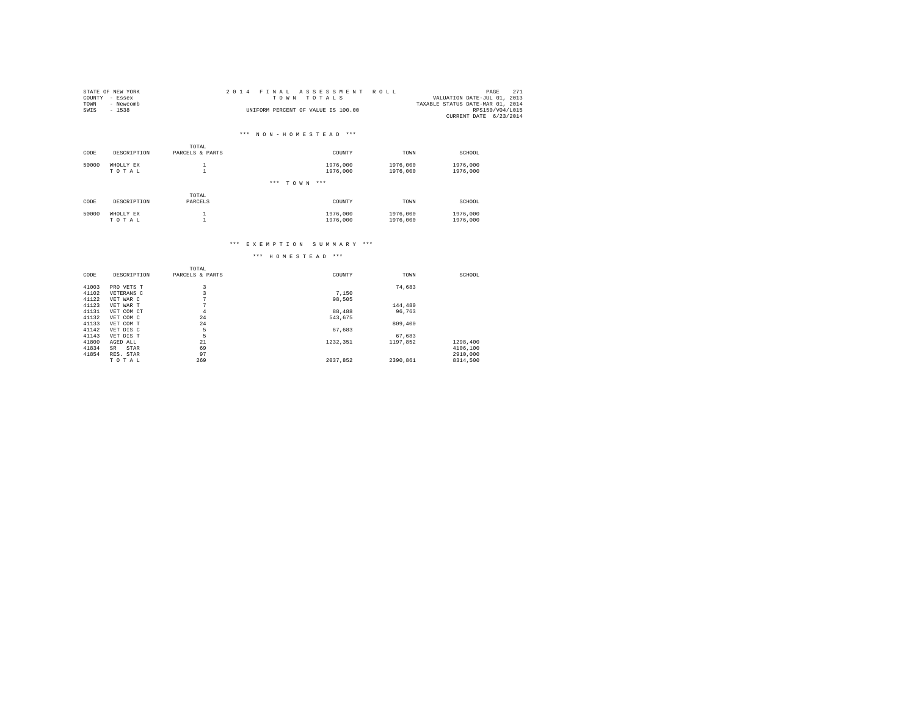STATE OF NEW YORK
COUNTY - Essex
TOWN - Newcomb
SWIS - 1538

2014 FINAL ASSESSMENT ROLL
TOWN TOTALS
UNIFORM PERCENT OF VALUE IS 100.00

VALUATION DATE-JUL 01, 2013
TAXABLE STATUS DATE-MAR 01, 2014
RPS150/V04/L015
CURRENT DATE 6/23/2014

### *** NON-HOMESTEAD ***

| CODE | DESCRIPTION | TOTAL PARCELS & PARTS | COUNTY | TOWN | SCHOOL |
|---|---|---|---|---|---|
| 50000 | WHOLLY EX | 1 | 1976,000 | 1976,000 | 1976,000 |
| | T O T A L | 1 | 1976,000 | 1976,000 | 1976,000 |

### *** TOWN ***

| CODE | DESCRIPTION | TOTAL PARCELS | COUNTY | TOWN | SCHOOL |
|---|---|---|---|---|---|
| 50000 | WHOLLY EX | 1 | 1976,000 | 1976,000 | 1976,000 |
| | T O T A L | 1 | 1976,000 | 1976,000 | 1976,000 |

## *** EXEMPTION SUMMARY ***

### *** HOMESTEAD ***

| CODE | DESCRIPTION | TOTAL PARCELS & PARTS | COUNTY | TOWN | SCHOOL |
|---|---|---|---|---|---|
| 41003 | PRO VETS T | 3 | | 74,683 | |
| 41102 | VETERANS C | 3 | 7,150 | | |
| 41122 | VET WAR C | 7 | 98,505 | | |
| 41123 | VET WAR T | 7 | | 144,480 | |
| 41131 | VET COM CT | 4 | 88,488 | 96,763 | |
| 41132 | VET COM C | 24 | 543,675 | | |
| 41133 | VET COM T | 24 | | 809,400 | |
| 41142 | VET DIS C | 5 | 67,683 | | |
| 41143 | VET DIS T | 5 | | 67,683 | |
| 41800 | AGED ALL | 21 | 1232,351 | 1197,852 | 1298,400 |
| 41834 | SR STAR | 69 | | | 4106,100 |
| 41854 | RES. STAR | 97 | | | 2910,000 |
| | T O T A L | 269 | 2037,852 | 2390,861 | 8314,500 |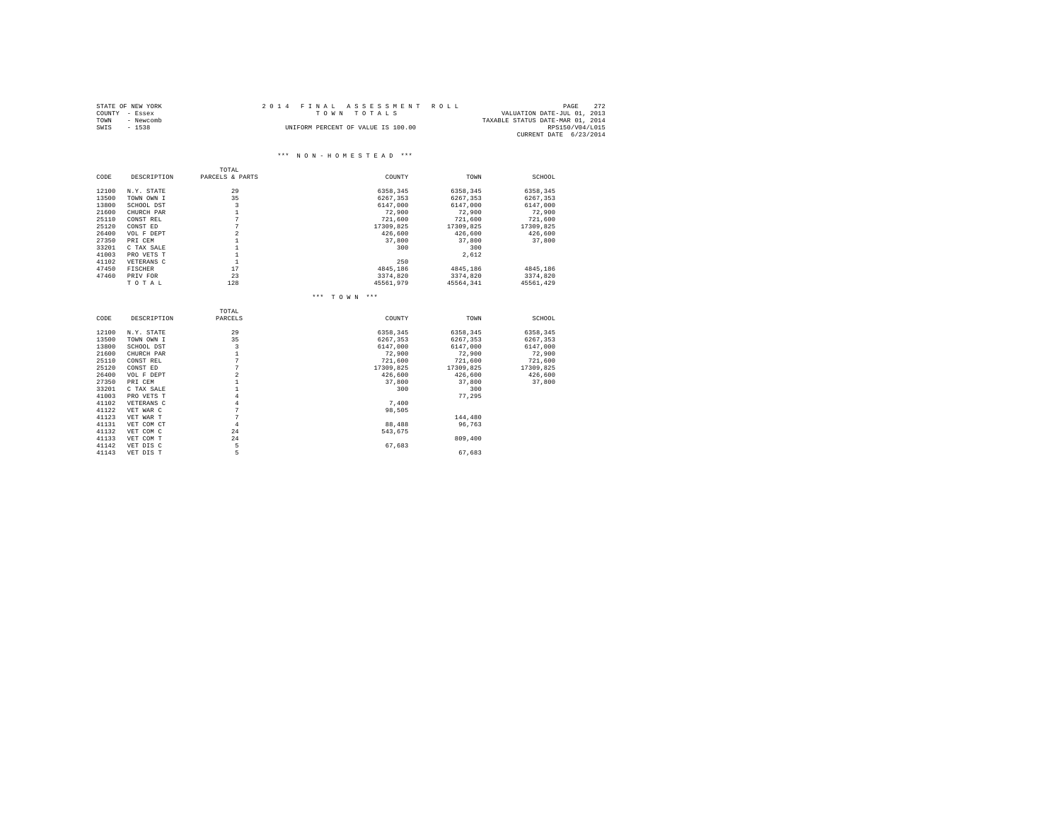STATE OF NEW YORK
COUNTY - Essex
TOWN - Newcomb
SWIS - 1538

2014 FINAL ASSESSMENT ROLL
TOWN TOTALS
UNIFORM PERCENT OF VALUE IS 100.00

VALUATION DATE-JUL 01, 2013
TAXABLE STATUS DATE-MAR 01, 2014
RPS150/V04/L015
CURRENT DATE 6/23/2014

### *** NON-HOMESTEAD ***

| CODE | DESCRIPTION | TOTAL PARCELS & PARTS | COUNTY | TOWN | SCHOOL |
|---|---|---|---|---|---|
| 12100 | N.Y. STATE | 29 | 6358,345 | 6358,345 | 6358,345 |
| 13500 | TOWN OWN I | 35 | 6267,353 | 6267,353 | 6267,353 |
| 13800 | SCHOOL DST | 3 | 6147,000 | 6147,000 | 6147,000 |
| 21600 | CHURCH PAR | 1 | 72,900 | 72,900 | 72,900 |
| 25110 | CONST REL | 7 | 721,600 | 721,600 | 721,600 |
| 25120 | CONST ED | 7 | 17309,825 | 17309,825 | 17309,825 |
| 26400 | VOL F DEPT | 2 | 426,600 | 426,600 | 426,600 |
| 27350 | PRI CEM | 1 | 37,800 | 37,800 | 37,800 |
| 33201 | C TAX SALE | 1 | 300 | 300 | |
| 41003 | PRO VETS T | 1 | | 2,612 | |
| 41102 | VETERANS C | 1 | 250 | | |
| 47450 | FISCHER | 17 | 4845,186 | 4845,186 | 4845,186 |
| 47460 | PRIV FOR | 23 | 3374,820 | 3374,820 | 3374,820 |
| | TOTAL | 128 | 45561,979 | 45564,341 | 45561,429 |

### *** TOWN ***

| CODE | DESCRIPTION | TOTAL PARCELS | COUNTY | TOWN | SCHOOL |
|---|---|---|---|---|---|
| 12100 | N.Y. STATE | 29 | 6358,345 | 6358,345 | 6358,345 |
| 13500 | TOWN OWN I | 35 | 6267,353 | 6267,353 | 6267,353 |
| 13800 | SCHOOL DST | 3 | 6147,000 | 6147,000 | 6147,000 |
| 21600 | CHURCH PAR | 1 | 72,900 | 72,900 | 72,900 |
| 25110 | CONST REL | 7 | 721,600 | 721,600 | 721,600 |
| 25120 | CONST ED | 7 | 17309,825 | 17309,825 | 17309,825 |
| 26400 | VOL F DEPT | 2 | 426,600 | 426,600 | 426,600 |
| 27350 | PRI CEM | 1 | 37,800 | 37,800 | 37,800 |
| 33201 | C TAX SALE | 1 | 300 | 300 | |
| 41003 | PRO VETS T | 4 | | 77,295 | |
| 41102 | VETERANS C | 4 | 7,400 | | |
| 41122 | VET WAR C | 7 | 98,505 | | |
| 41123 | VET WAR T | 7 | | 144,480 | |
| 41131 | VET COM CT | 4 | 88,488 | 96,763 | |
| 41132 | VET COM C | 24 | 543,675 | | |
| 41133 | VET COM T | 24 | | 809,400 | |
| 41142 | VET DIS C | 5 | 67,683 | | |
| 41143 | VET DIS T | 5 | | 67,683 | |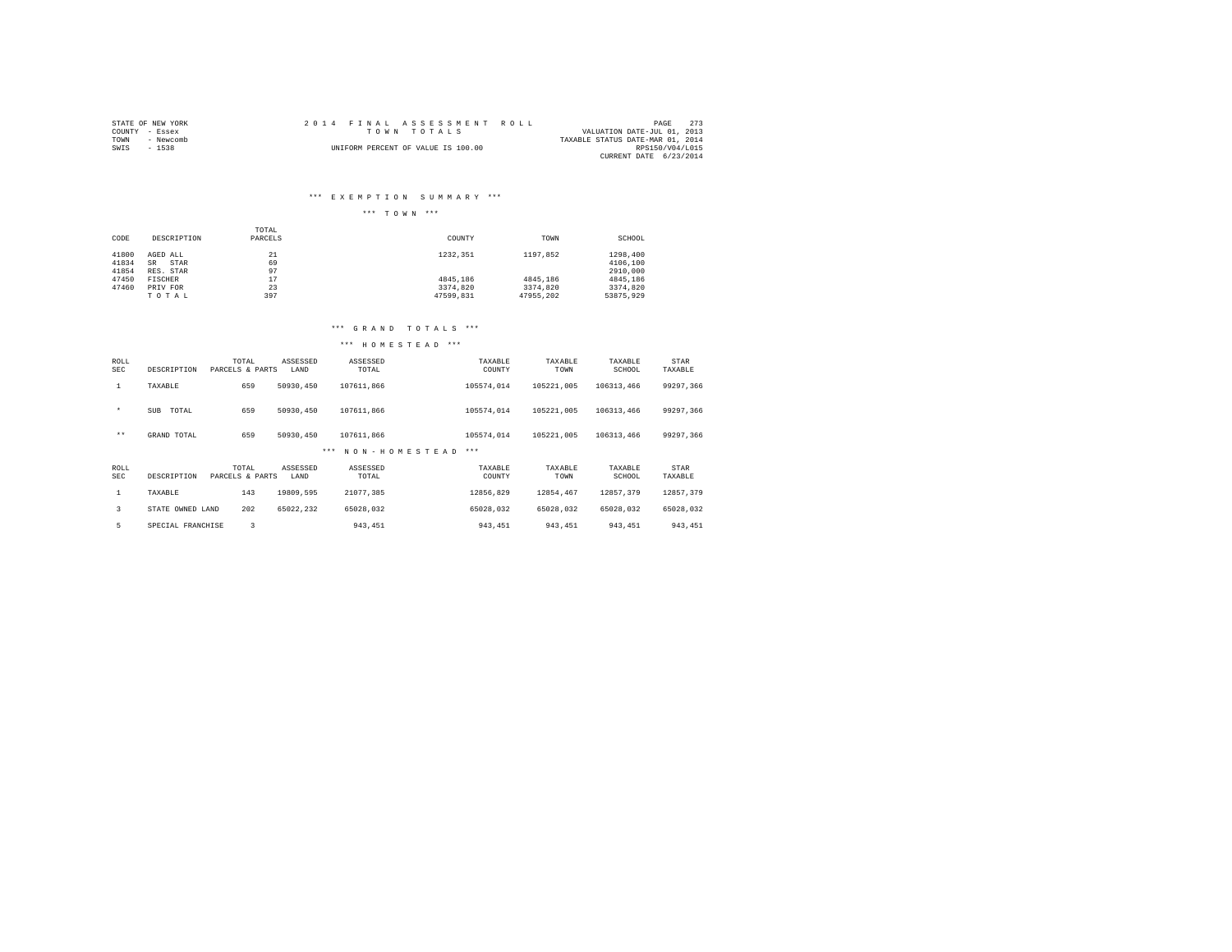STATE OF NEW YORK
COUNTY - Essex
TOWN - Newcomb
SWIS - 1538

# 2014 FINAL ASSESSMENT ROLL
## TOWN TOTALS

UNIFORM PERCENT OF VALUE IS 100.00

VALUATION DATE-JUL 01, 2013
TAXABLE STATUS DATE-MAR 01, 2014
RPS150/V04/L015
CURRENT DATE 6/23/2014

### *** EXEMPTION SUMMARY ***

*** TOWN ***

| CODE | DESCRIPTION | TOTAL PARCELS | COUNTY | TOWN | SCHOOL |
|---|---|---|---|---|---|
| 41800 | AGED ALL | 21 | 1232,351 | 1197,852 | 1298,400 |
| 41834 | SR STAR | 69 | | | 4106,100 |
| 41854 | RES. STAR | 97 | | | 2910,000 |
| 47450 | FISCHER | 17 | 4845,186 | 4845,186 | 4845,186 |
| 47460 | PRIV FOR | 23 | 3374,820 | 3374,820 | 3374,820 |
| | T O T A L | 397 | 47599,831 | 47955,202 | 53875,929 |

### *** GRAND TOTALS ***

*** HOMESTEAD ***

| ROLL SEC | DESCRIPTION | TOTAL PARCELS & PARTS | ASSESSED LAND | ASSESSED TOTAL | TAXABLE COUNTY | TAXABLE TOWN | TAXABLE SCHOOL | STAR TAXABLE |
|---|---|---|---|---|---|---|---|---|
| 1 | TAXABLE | 659 | 50930,450 | 107611,866 | 105574,014 | 105221,005 | 106313,466 | 99297,366 |
| * | SUB TOTAL | 659 | 50930,450 | 107611,866 | 105574,014 | 105221,005 | 106313,466 | 99297,366 |
| ** | GRAND TOTAL | 659 | 50930,450 | 107611,866 | 105574,014 | 105221,005 | 106313,466 | 99297,366 |

*** NON-HOMESTEAD ***

| ROLL SEC | DESCRIPTION | TOTAL PARCELS & PARTS | ASSESSED LAND | ASSESSED TOTAL | TAXABLE COUNTY | TAXABLE TOWN | TAXABLE SCHOOL | STAR TAXABLE |
|---|---|---|---|---|---|---|---|---|
| 1 | TAXABLE | 143 | 19809,595 | 21077,385 | 12856,829 | 12854,467 | 12857,379 | 12857,379 |
| 3 | STATE OWNED LAND | 202 | 65022,232 | 65028,032 | 65028,032 | 65028,032 | 65028,032 | 65028,032 |
| 5 | SPECIAL FRANCHISE | 3 | | 943,451 | 943,451 | 943,451 | 943,451 | 943,451 |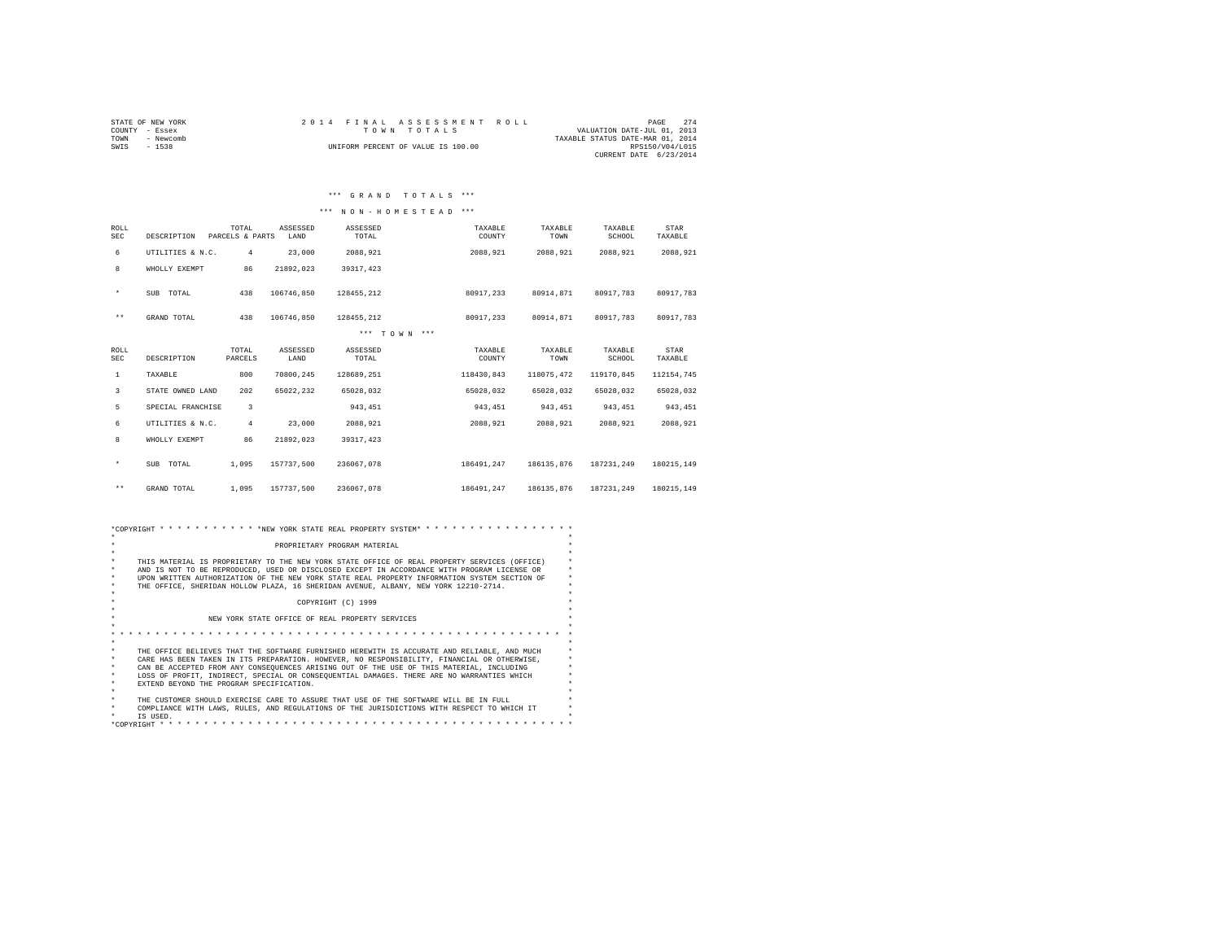STATE OF NEW YORK
COUNTY - Essex
TOWN - Newcomb
SWIS - 1538

2014 FINAL ASSESSMENT ROLL
TOWN TOTALS
UNIFORM PERCENT OF VALUE IS 100.00

VALUATION DATE-JUL 01, 2013
TAXABLE STATUS DATE-MAR 01, 2014
RPS150/V04/L015
CURRENT DATE 6/23/2014

*** GRAND TOTALS ***

*** NON-HOMESTEAD ***

| ROLL SEC | DESCRIPTION | TOTAL PARCELS & PARTS | ASSESSED LAND | ASSESSED TOTAL | TAXABLE COUNTY | TAXABLE TOWN | TAXABLE SCHOOL | STAR TAXABLE |
|---|---|---|---|---|---|---|---|---|
| 6 | UTILITIES & N.C. | 4 | 23,000 | 2088,921 | 2088,921 | 2088,921 | 2088,921 | 2088,921 |
| 8 | WHOLLY EXEMPT | 86 | 21892,023 | 39317,423 | | | | |
| * | SUB TOTAL | 438 | 106746,850 | 128455,212 | 80917,233 | 80914,871 | 80917,783 | 80917,783 |
| ** | GRAND TOTAL | 438 | 106746,850 | 128455,212 | 80917,233 | 80914,871 | 80917,783 | 80917,783 |

*** TOWN ***

| ROLL SEC | DESCRIPTION | TOTAL PARCELS | ASSESSED LAND | ASSESSED TOTAL | TAXABLE COUNTY | TAXABLE TOWN | TAXABLE SCHOOL | STAR TAXABLE |
|---|---|---|---|---|---|---|---|---|
| 1 | TAXABLE | 800 | 70800,245 | 128689,251 | 118430,843 | 118075,472 | 119170,845 | 112154,745 |
| 3 | STATE OWNED LAND | 202 | 65022,232 | 65028,032 | 65028,032 | 65028,032 | 65028,032 | 65028,032 |
| 5 | SPECIAL FRANCHISE | 3 | | 943,451 | 943,451 | 943,451 | 943,451 | 943,451 |
| 6 | UTILITIES & N.C. | 4 | 23,000 | 2088,921 | 2088,921 | 2088,921 | 2088,921 | 2088,921 |
| 8 | WHOLLY EXEMPT | 86 | 21892,023 | 39317,423 | | | | |
| * | SUB TOTAL | 1,095 | 157737,500 | 236067,078 | 186491,247 | 186135,876 | 187231,249 | 180215,149 |
| ** | GRAND TOTAL | 1,095 | 157737,500 | 236067,078 | 186491,247 | 186135,876 | 187231,249 | 180215,149 |

*COPYRIGHT * * * * * * * * * * * *NEW YORK STATE REAL PROPERTY SYSTEM* * * * * * * * * * * * * * * * * *

PROPRIETARY PROGRAM MATERIAL

THIS MATERIAL IS PROPRIETARY TO THE NEW YORK STATE OFFICE OF REAL PROPERTY SERVICES (OFFICE) AND IS NOT TO BE REPRODUCED, USED OR DISCLOSED EXCEPT IN ACCORDANCE WITH PROGRAM LICENSE OR UPON WRITTEN AUTHORIZATION OF THE NEW YORK STATE REAL PROPERTY INFORMATION SYSTEM SECTION OF THE OFFICE, SHERIDAN HOLLOW PLAZA, 16 SHERIDAN AVENUE, ALBANY, NEW YORK 12210-2714.

COPYRIGHT (C) 1999

NEW YORK STATE OFFICE OF REAL PROPERTY SERVICES

THE OFFICE BELIEVES THAT THE SOFTWARE FURNISHED HEREWITH IS ACCURATE AND RELIABLE, AND MUCH CARE HAS BEEN TAKEN IN ITS PREPARATION. HOWEVER, NO RESPONSIBILITY, FINANCIAL OR OTHERWISE, CAN BE ACCEPTED FROM ANY CONSEQUENCES ARISING OUT OF THE USE OF THIS MATERIAL, INCLUDING LOSS OF PROFIT, INDIRECT, SPECIAL OR CONSEQUENTIAL DAMAGES. THERE ARE NO WARRANTIES WHICH EXTEND BEYOND THE PROGRAM SPECIFICATION.

THE CUSTOMER SHOULD EXERCISE CARE TO ASSURE THAT USE OF THE SOFTWARE WILL BE IN FULL COMPLIANCE WITH LAWS, RULES, AND REGULATIONS OF THE JURISDICTIONS WITH RESPECT TO WHICH IT IS USED.

*COPYRIGHT * * * * * * * * * * * * * * * * * * * * * * * * * * * * * * * * * * * * * * * * * * * * * * * * *